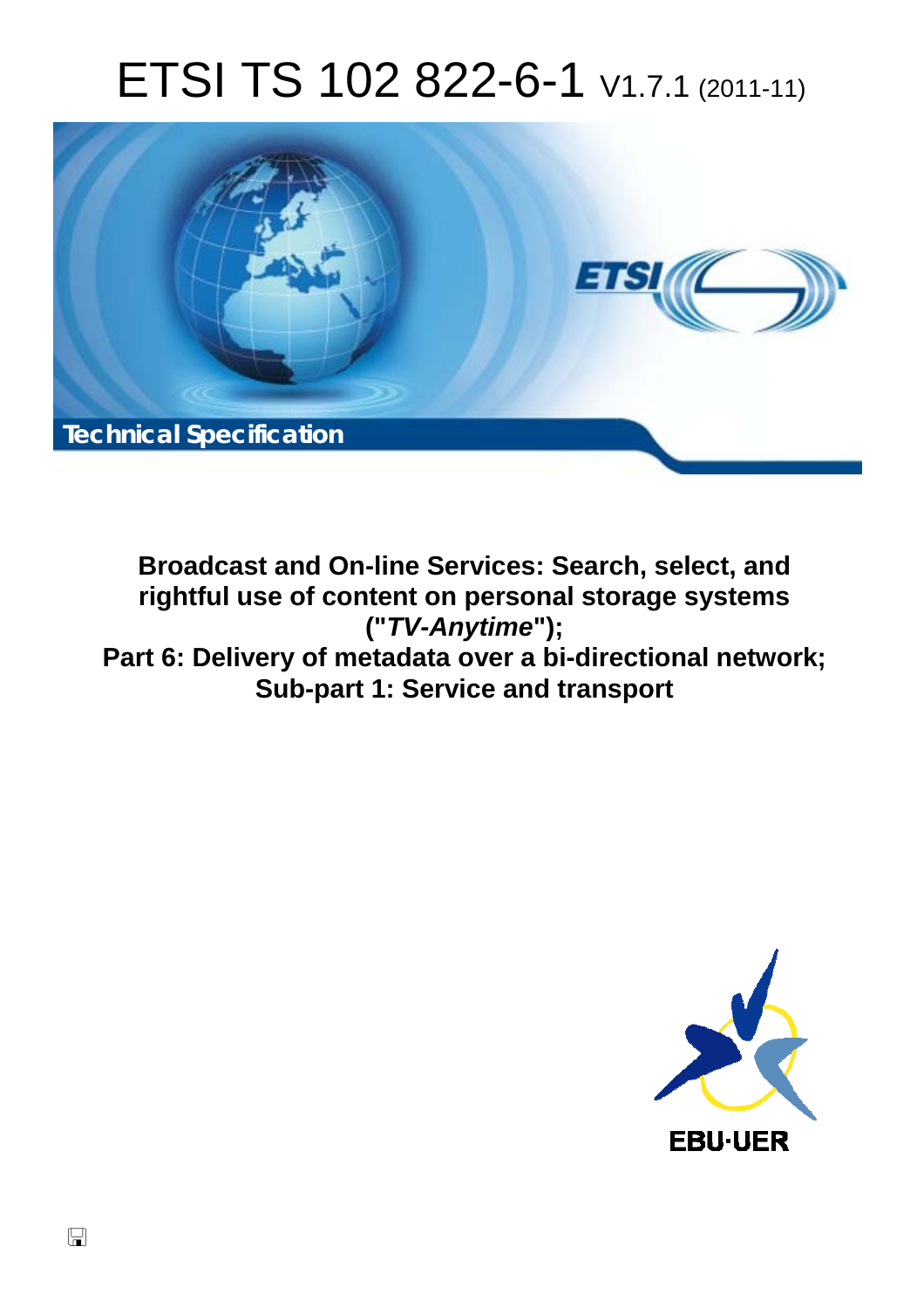# ETSI TS 102 822-6-1 V1.7.1 (2011-11)

*Technical Specification*

**Broadcast and On-line Services: Search, select, and rightful use of content on personal storage systems ("*TV-Anytime*"); Part 6: Delivery of metadata over a bi-directional network; Sub-part 1: Service and transport**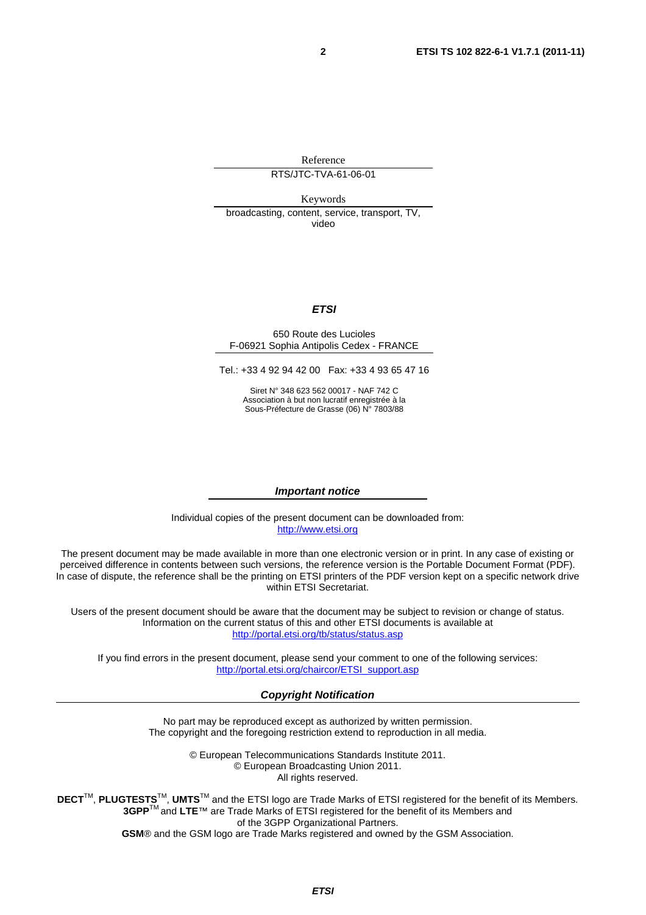Reference

RTS/JTC-TVA-61-06-01

Keywords

broadcasting, content, service, transport, TV, video

***ETSI***

650 Route des Lucioles
F-06921 Sophia Antipolis Cedex - FRANCE

Tel.: +33 4 92 94 42 00 Fax: +33 4 93 65 47 16

Siret N° 348 623 562 00017 - NAF 742 C
Association à but non lucratif enregistrée à la
Sous-Préfecture de Grasse (06) N° 7803/88

***Important notice***

Individual copies of the present document can be downloaded from:
http://www.etsi.org

The present document may be made available in more than one electronic version or in print. In any case of existing or perceived difference in contents between such versions, the reference version is the Portable Document Format (PDF). In case of dispute, the reference shall be the printing on ETSI printers of the PDF version kept on a specific network drive within ETSI Secretariat.

Users of the present document should be aware that the document may be subject to revision or change of status. Information on the current status of this and other ETSI documents is available at
http://portal.etsi.org/tb/status/status.asp

If you find errors in the present document, please send your comment to one of the following services:
http://portal.etsi.org/chaircor/ETSI_support.asp

***Copyright Notification***

No part may be reproduced except as authorized by written permission.
The copyright and the foregoing restriction extend to reproduction in all media.

© European Telecommunications Standards Institute 2011.
© European Broadcasting Union 2011.
All rights reserved.

**DECT**™, **PLUGTESTS**™, **UMTS**™ and the ETSI logo are Trade Marks of ETSI registered for the benefit of its Members.
**3GPP**™ and **LTE**™ are Trade Marks of ETSI registered for the benefit of its Members and of the 3GPP Organizational Partners.
**GSM**® and the GSM logo are Trade Marks registered and owned by the GSM Association.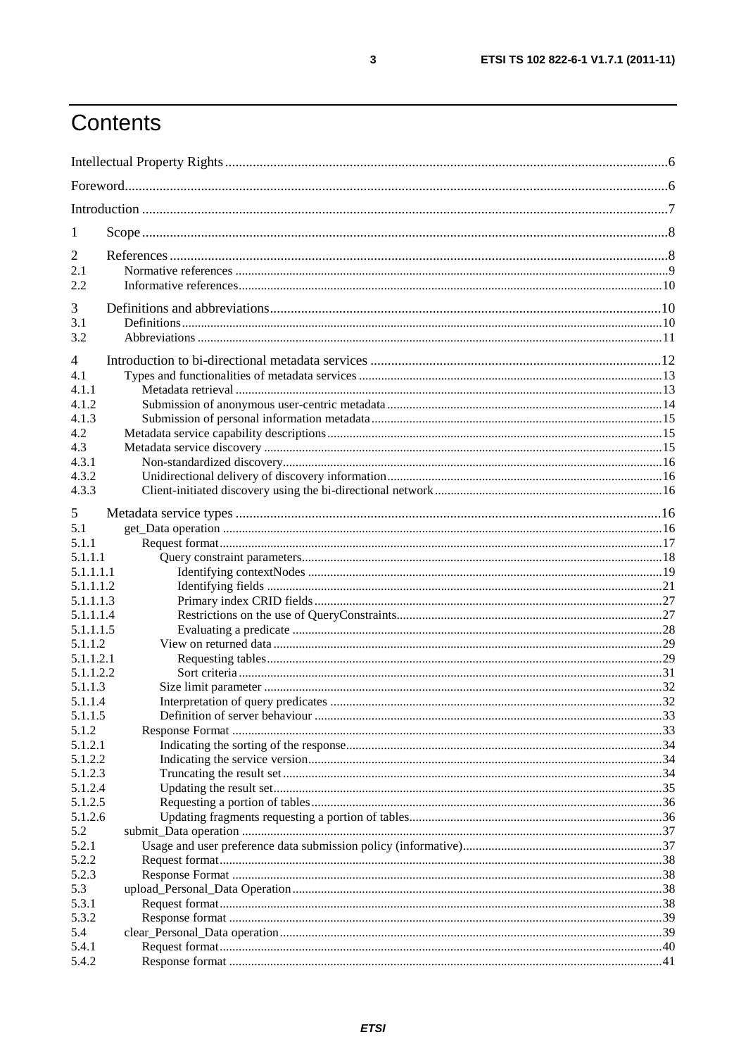# Contents

Intellectual Property Rights ......6

Foreword ......6

Introduction ......7

1 Scope ......8

2 References ......8
- 2.1 Normative references ......9
- 2.2 Informative references ......10

3 Definitions and abbreviations ......10
- 3.1 Definitions ......10
- 3.2 Abbreviations ......11

4 Introduction to bi-directional metadata services ......12
- 4.1 Types and functionalities of metadata services ......13
- 4.1.1 Metadata retrieval ......13
- 4.1.2 Submission of anonymous user-centric metadata ......14
- 4.1.3 Submission of personal information metadata ......15
- 4.2 Metadata service capability descriptions ......15
- 4.3 Metadata service discovery ......15
- 4.3.1 Non-standardized discovery ......16
- 4.3.2 Unidirectional delivery of discovery information ......16
- 4.3.3 Client-initiated discovery using the bi-directional network ......16

5 Metadata service types ......16
- 5.1 get_Data operation ......16
- 5.1.1 Request format ......17
- 5.1.1.1 Query constraint parameters ......18
- 5.1.1.1.1 Identifying contextNodes ......19
- 5.1.1.1.2 Identifying fields ......21
- 5.1.1.1.3 Primary index CRID fields ......27
- 5.1.1.1.4 Restrictions on the use of QueryConstraints ......27
- 5.1.1.1.5 Evaluating a predicate ......28
- 5.1.1.2 View on returned data ......29
- 5.1.1.2.1 Requesting tables ......29
- 5.1.1.2.2 Sort criteria ......31
- 5.1.1.3 Size limit parameter ......32
- 5.1.1.4 Interpretation of query predicates ......32
- 5.1.1.5 Definition of server behaviour ......33
- 5.1.2 Response Format ......33
- 5.1.2.1 Indicating the sorting of the response ......34
- 5.1.2.2 Indicating the service version ......34
- 5.1.2.3 Truncating the result set ......34
- 5.1.2.4 Updating the result set ......35
- 5.1.2.5 Requesting a portion of tables ......36
- 5.1.2.6 Updating fragments requesting a portion of tables ......36
- 5.2 submit_Data operation ......37
- 5.2.1 Usage and user preference data submission policy (informative) ......37
- 5.2.2 Request format ......38
- 5.2.3 Response Format ......38
- 5.3 upload_Personal_Data Operation ......38
- 5.3.1 Request format ......38
- 5.3.2 Response format ......39
- 5.4 clear_Personal_Data operation ......39
- 5.4.1 Request format ......40
- 5.4.2 Response format ......41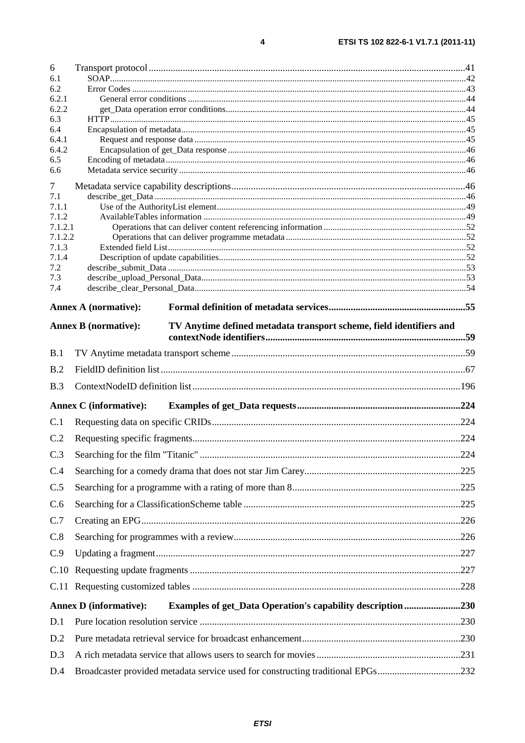6 Transport protocol .....41
6.1 SOAP .....42
6.2 Error Codes .....43
6.2.1 General error conditions .....44
6.2.2 get_Data operation error conditions .....44
6.3 HTTP .....45
6.4 Encapsulation of metadata .....45
6.4.1 Request and response data .....45
6.4.2 Encapsulation of get_Data response .....46
6.5 Encoding of metadata .....46
6.6 Metadata service security .....46

7 Metadata service capability descriptions .....46
7.1 describe_get_Data .....46
7.1.1 Use of the AuthorityList element .....49
7.1.2 AvailableTables information .....49
7.1.2.1 Operations that can deliver content referencing information .....52
7.1.2.2 Operations that can deliver programme metadata .....52
7.1.3 Extended field List .....52
7.1.4 Description of update capabilities .....52
7.2 describe_submit_Data .....53
7.3 describe_upload_Personal_Data .....53
7.4 describe_clear_Personal_Data .....54

**Annex A (normative): Formal definition of metadata services .....55**

**Annex B (normative): TV Anytime defined metadata transport scheme, field identifiers and contextNode identifiers .....59**

B.1 TV Anytime metadata transport scheme .....59

B.2 FieldID definition list .....67

B.3 ContextNodeID definition list .....196

**Annex C (informative): Examples of get_Data requests .....224**

C.1 Requesting data on specific CRIDs .....224

C.2 Requesting specific fragments .....224

C.3 Searching for the film "Titanic" .....224

C.4 Searching for a comedy drama that does not star Jim Carey .....225

C.5 Searching for a programme with a rating of more than 8 .....225

C.6 Searching for a ClassificationScheme table .....225

C.7 Creating an EPG .....226

C.8 Searching for programmes with a review .....226

C.9 Updating a fragment .....227

C.10 Requesting update fragments .....227

C.11 Requesting customized tables .....228

**Annex D (informative): Examples of get_Data Operation's capability description .....230**

D.1 Pure location resolution service .....230

D.2 Pure metadata retrieval service for broadcast enhancement .....230

D.3 A rich metadata service that allows users to search for movies .....231

D.4 Broadcaster provided metadata service used for constructing traditional EPGs .....232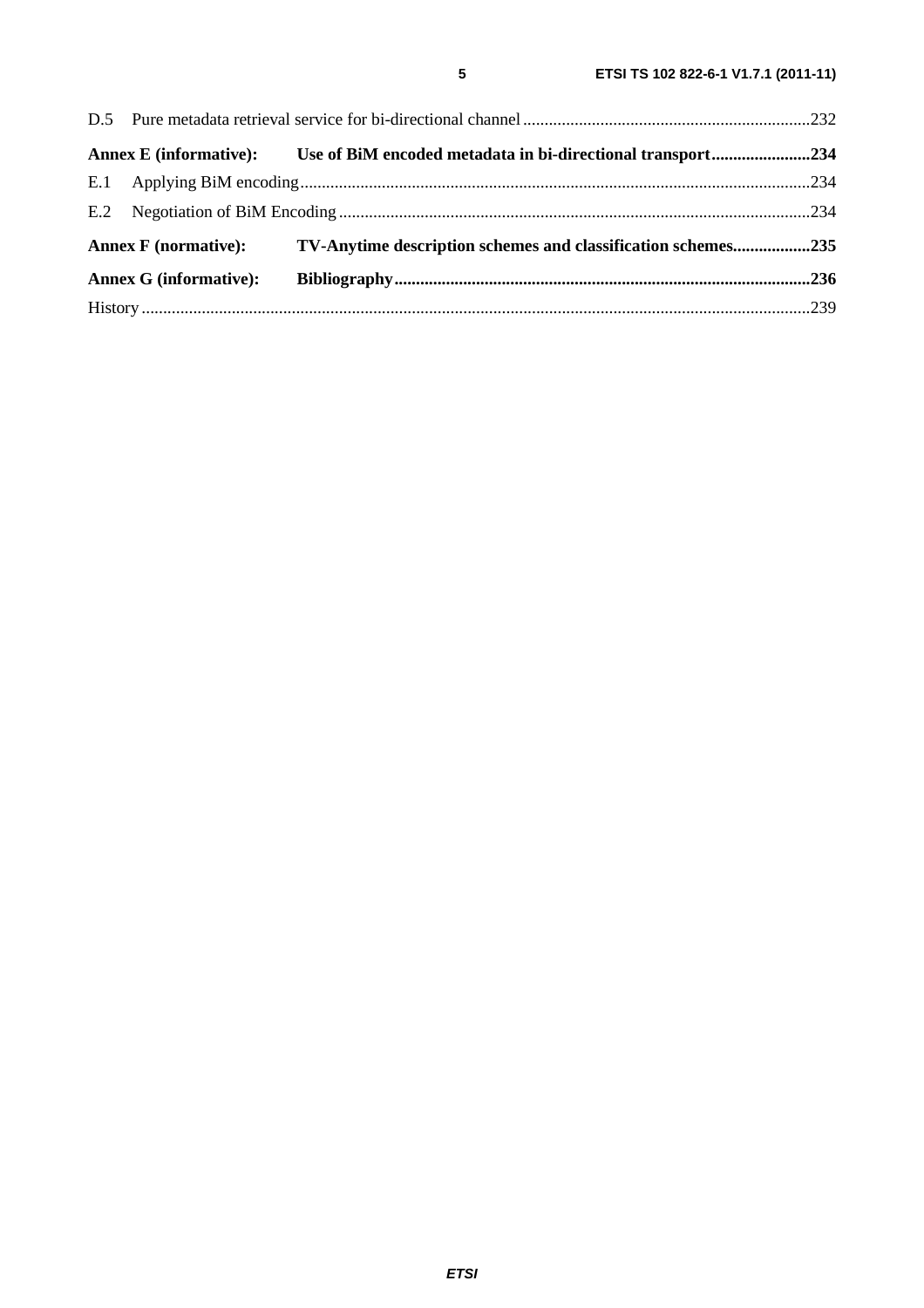D.5 Pure metadata retrieval service for bi-directional channel ..................................................................232

**Annex E (informative): Use of BiM encoded metadata in bi-directional transport.......................234**

E.1 Applying BiM encoding......................................................................................................................234

E.2 Negotiation of BiM Encoding .............................................................................................................234

**Annex F (normative): TV-Anytime description schemes and classification schemes..................235**

**Annex G (informative): Bibliography................................................................................................236**

History ..........................................................................................................................................................239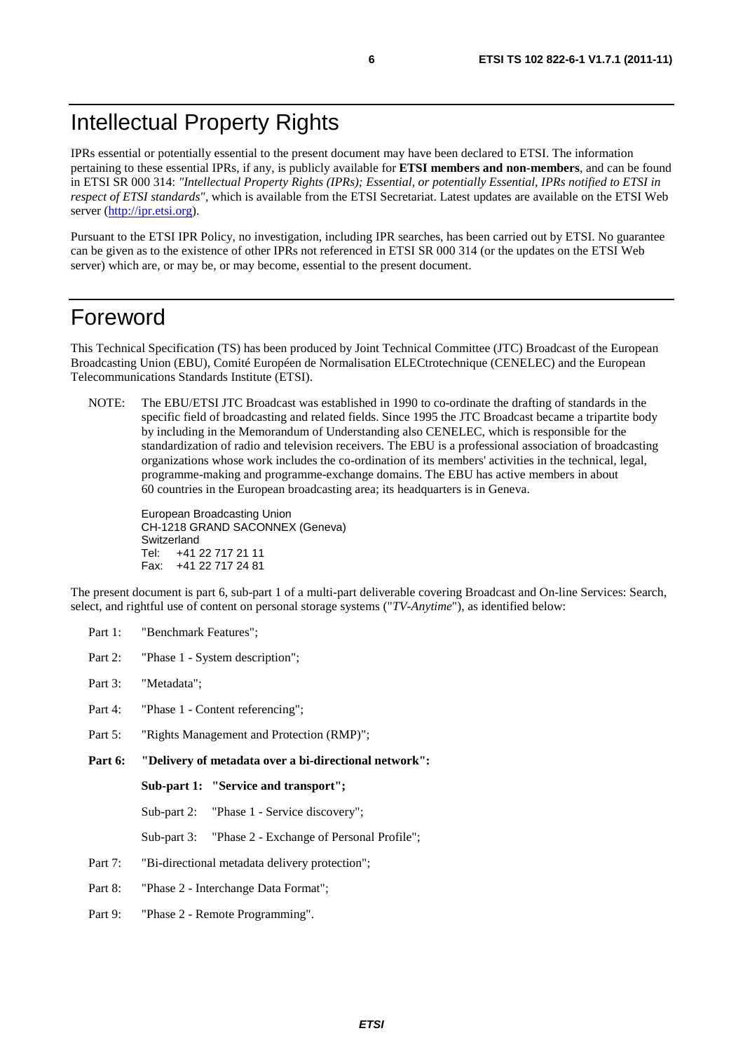# Intellectual Property Rights

IPRs essential or potentially essential to the present document may have been declared to ETSI. The information pertaining to these essential IPRs, if any, is publicly available for **ETSI members and non-members**, and can be found in ETSI SR 000 314: *"Intellectual Property Rights (IPRs); Essential, or potentially Essential, IPRs notified to ETSI in respect of ETSI standards"*, which is available from the ETSI Secretariat. Latest updates are available on the ETSI Web server (http://ipr.etsi.org).

Pursuant to the ETSI IPR Policy, no investigation, including IPR searches, has been carried out by ETSI. No guarantee can be given as to the existence of other IPRs not referenced in ETSI SR 000 314 (or the updates on the ETSI Web server) which are, or may be, or may become, essential to the present document.

# Foreword

This Technical Specification (TS) has been produced by Joint Technical Committee (JTC) Broadcast of the European Broadcasting Union (EBU), Comité Européen de Normalisation ELECtrotechnique (CENELEC) and the European Telecommunications Standards Institute (ETSI).

NOTE: The EBU/ETSI JTC Broadcast was established in 1990 to co-ordinate the drafting of standards in the specific field of broadcasting and related fields. Since 1995 the JTC Broadcast became a tripartite body by including in the Memorandum of Understanding also CENELEC, which is responsible for the standardization of radio and television receivers. The EBU is a professional association of broadcasting organizations whose work includes the co-ordination of its members' activities in the technical, legal, programme-making and programme-exchange domains. The EBU has active members in about 60 countries in the European broadcasting area; its headquarters is in Geneva.

European Broadcasting Union
CH-1218 GRAND SACONNEX (Geneva)
Switzerland
Tel: +41 22 717 21 11
Fax: +41 22 717 24 81

The present document is part 6, sub-part 1 of a multi-part deliverable covering Broadcast and On-line Services: Search, select, and rightful use of content on personal storage systems ("*TV-Anytime*"), as identified below:

Part 1: "Benchmark Features";

Part 2: "Phase 1 - System description";

Part 3: "Metadata";

Part 4: "Phase 1 - Content referencing";

Part 5: "Rights Management and Protection (RMP)";

**Part 6: "Delivery of metadata over a bi-directional network":**

**Sub-part 1: "Service and transport";**

Sub-part 2: "Phase 1 - Service discovery";

Sub-part 3: "Phase 2 - Exchange of Personal Profile";

Part 7: "Bi-directional metadata delivery protection";

Part 8: "Phase 2 - Interchange Data Format";

Part 9: "Phase 2 - Remote Programming".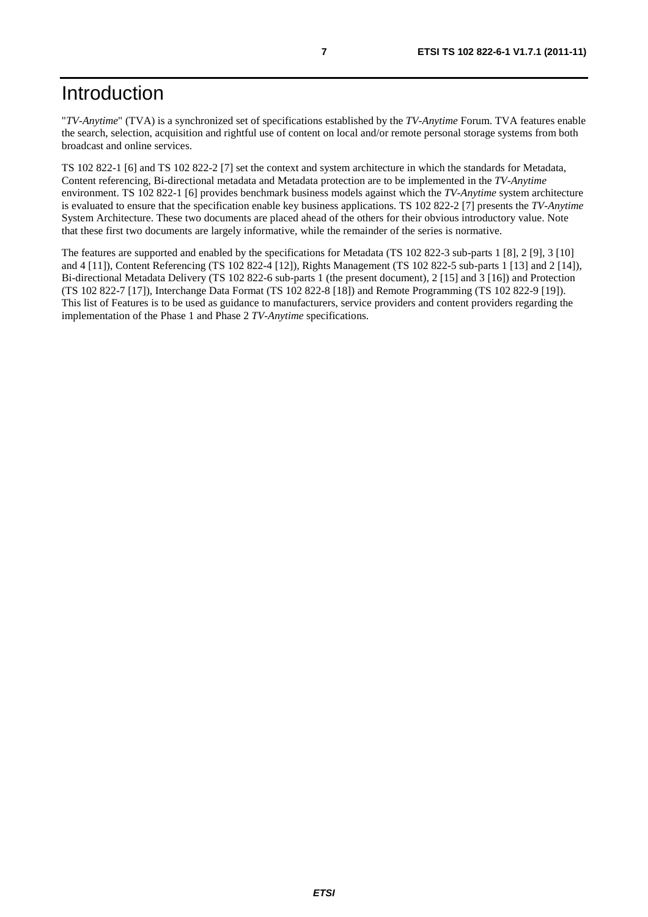# Introduction

"*TV-Anytime*" (TVA) is a synchronized set of specifications established by the *TV-Anytime* Forum. TVA features enable the search, selection, acquisition and rightful use of content on local and/or remote personal storage systems from both broadcast and online services.

TS 102 822-1 [6] and TS 102 822-2 [7] set the context and system architecture in which the standards for Metadata, Content referencing, Bi-directional metadata and Metadata protection are to be implemented in the *TV-Anytime* environment. TS 102 822-1 [6] provides benchmark business models against which the *TV-Anytime* system architecture is evaluated to ensure that the specification enable key business applications. TS 102 822-2 [7] presents the *TV-Anytime* System Architecture. These two documents are placed ahead of the others for their obvious introductory value. Note that these first two documents are largely informative, while the remainder of the series is normative.

The features are supported and enabled by the specifications for Metadata (TS 102 822-3 sub-parts 1 [8], 2 [9], 3 [10] and 4 [11]), Content Referencing (TS 102 822-4 [12]), Rights Management (TS 102 822-5 sub-parts 1 [13] and 2 [14]), Bi-directional Metadata Delivery (TS 102 822-6 sub-parts 1 (the present document), 2 [15] and 3 [16]) and Protection (TS 102 822-7 [17]), Interchange Data Format (TS 102 822-8 [18]) and Remote Programming (TS 102 822-9 [19]). This list of Features is to be used as guidance to manufacturers, service providers and content providers regarding the implementation of the Phase 1 and Phase 2 *TV-Anytime* specifications.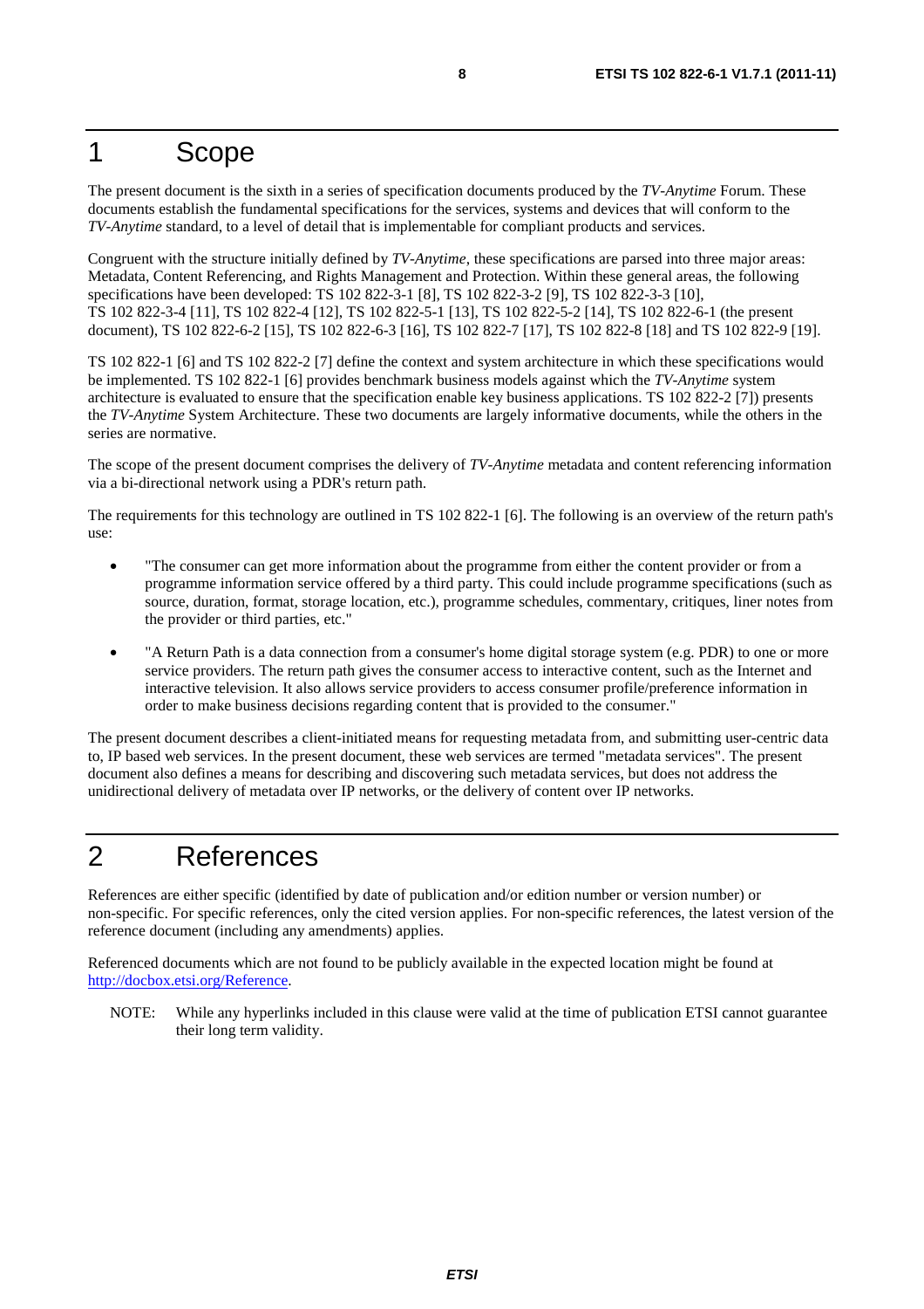# 1 Scope

The present document is the sixth in a series of specification documents produced by the *TV-Anytime* Forum. These documents establish the fundamental specifications for the services, systems and devices that will conform to the *TV-Anytime* standard, to a level of detail that is implementable for compliant products and services.

Congruent with the structure initially defined by *TV-Anytime*, these specifications are parsed into three major areas: Metadata, Content Referencing, and Rights Management and Protection. Within these general areas, the following specifications have been developed: TS 102 822-3-1 [8], TS 102 822-3-2 [9], TS 102 822-3-3 [10], TS 102 822-3-4 [11], TS 102 822-4 [12], TS 102 822-5-1 [13], TS 102 822-5-2 [14], TS 102 822-6-1 (the present document), TS 102 822-6-2 [15], TS 102 822-6-3 [16], TS 102 822-7 [17], TS 102 822-8 [18] and TS 102 822-9 [19].

TS 102 822-1 [6] and TS 102 822-2 [7] define the context and system architecture in which these specifications would be implemented. TS 102 822-1 [6] provides benchmark business models against which the *TV-Anytime* system architecture is evaluated to ensure that the specification enable key business applications. TS 102 822-2 [7]) presents the *TV-Anytime* System Architecture. These two documents are largely informative documents, while the others in the series are normative.

The scope of the present document comprises the delivery of *TV-Anytime* metadata and content referencing information via a bi-directional network using a PDR's return path.

The requirements for this technology are outlined in TS 102 822-1 [6]. The following is an overview of the return path's use:

- "The consumer can get more information about the programme from either the content provider or from a programme information service offered by a third party. This could include programme specifications (such as source, duration, format, storage location, etc.), programme schedules, commentary, critiques, liner notes from the provider or third parties, etc."
- "A Return Path is a data connection from a consumer's home digital storage system (e.g. PDR) to one or more service providers. The return path gives the consumer access to interactive content, such as the Internet and interactive television. It also allows service providers to access consumer profile/preference information in order to make business decisions regarding content that is provided to the consumer."

The present document describes a client-initiated means for requesting metadata from, and submitting user-centric data to, IP based web services. In the present document, these web services are termed "metadata services". The present document also defines a means for describing and discovering such metadata services, but does not address the unidirectional delivery of metadata over IP networks, or the delivery of content over IP networks.

# 2 References

References are either specific (identified by date of publication and/or edition number or version number) or non-specific. For specific references, only the cited version applies. For non-specific references, the latest version of the reference document (including any amendments) applies.

Referenced documents which are not found to be publicly available in the expected location might be found at http://docbox.etsi.org/Reference.

NOTE: While any hyperlinks included in this clause were valid at the time of publication ETSI cannot guarantee their long term validity.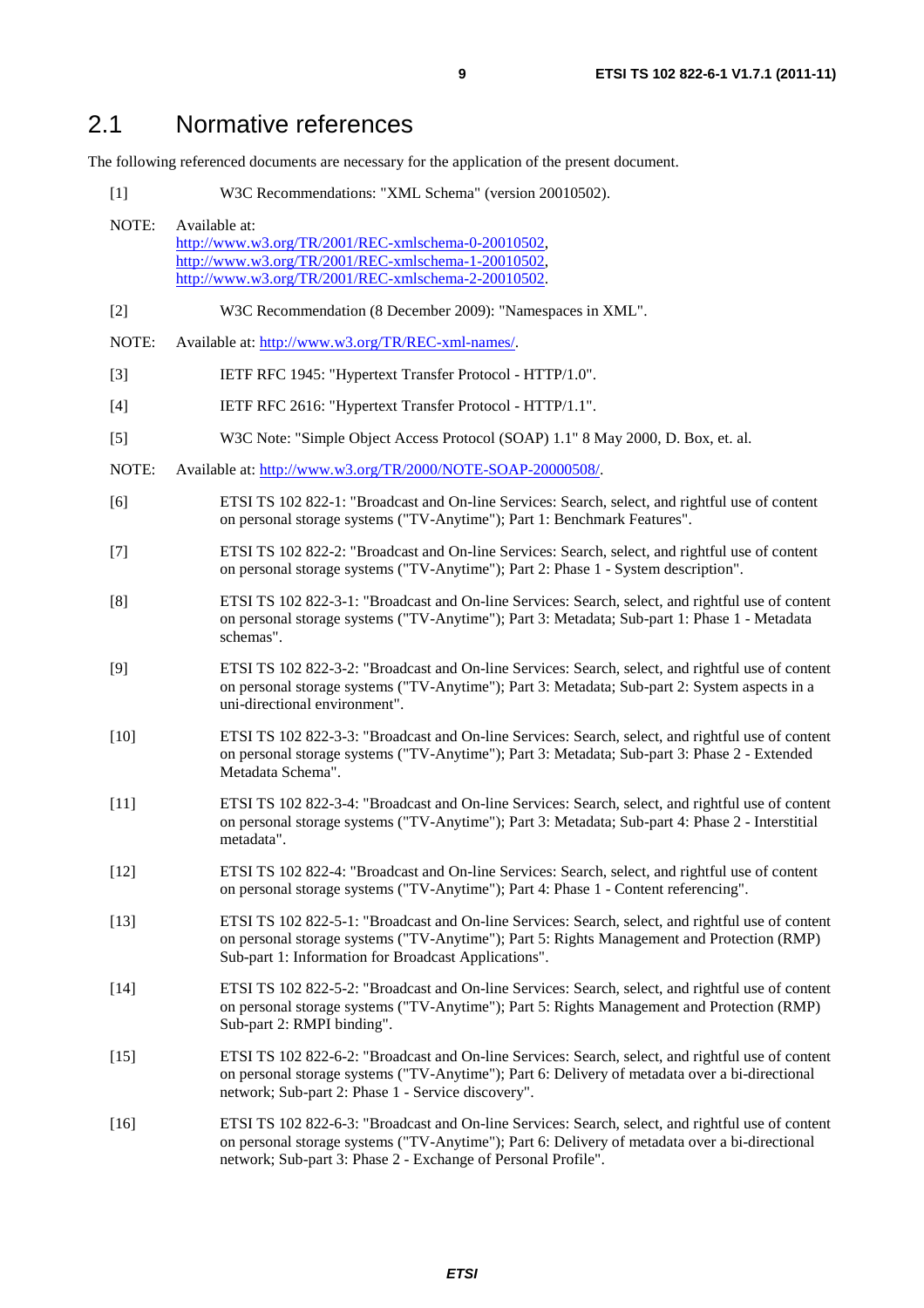## 2.1 Normative references

The following referenced documents are necessary for the application of the present document.

[1] W3C Recommendations: "XML Schema" (version 20010502).

NOTE: Available at:
http://www.w3.org/TR/2001/REC-xmlschema-0-20010502,
http://www.w3.org/TR/2001/REC-xmlschema-1-20010502,
http://www.w3.org/TR/2001/REC-xmlschema-2-20010502.

[2] W3C Recommendation (8 December 2009): "Namespaces in XML".

NOTE: Available at: http://www.w3.org/TR/REC-xml-names/.

[3] IETF RFC 1945: "Hypertext Transfer Protocol - HTTP/1.0".

[4] IETF RFC 2616: "Hypertext Transfer Protocol - HTTP/1.1".

[5] W3C Note: "Simple Object Access Protocol (SOAP) 1.1" 8 May 2000, D. Box, et. al.

NOTE: Available at: http://www.w3.org/TR/2000/NOTE-SOAP-20000508/.

[6] ETSI TS 102 822-1: "Broadcast and On-line Services: Search, select, and rightful use of content on personal storage systems ("TV-Anytime"); Part 1: Benchmark Features".

[7] ETSI TS 102 822-2: "Broadcast and On-line Services: Search, select, and rightful use of content on personal storage systems ("TV-Anytime"); Part 2: Phase 1 - System description".

[8] ETSI TS 102 822-3-1: "Broadcast and On-line Services: Search, select, and rightful use of content on personal storage systems ("TV-Anytime"); Part 3: Metadata; Sub-part 1: Phase 1 - Metadata schemas".

[9] ETSI TS 102 822-3-2: "Broadcast and On-line Services: Search, select, and rightful use of content on personal storage systems ("TV-Anytime"); Part 3: Metadata; Sub-part 2: System aspects in a uni-directional environment".

[10] ETSI TS 102 822-3-3: "Broadcast and On-line Services: Search, select, and rightful use of content on personal storage systems ("TV-Anytime"); Part 3: Metadata; Sub-part 3: Phase 2 - Extended Metadata Schema".

[11] ETSI TS 102 822-3-4: "Broadcast and On-line Services: Search, select, and rightful use of content on personal storage systems ("TV-Anytime"); Part 3: Metadata; Sub-part 4: Phase 2 - Interstitial metadata".

[12] ETSI TS 102 822-4: "Broadcast and On-line Services: Search, select, and rightful use of content on personal storage systems ("TV-Anytime"); Part 4: Phase 1 - Content referencing".

[13] ETSI TS 102 822-5-1: "Broadcast and On-line Services: Search, select, and rightful use of content on personal storage systems ("TV-Anytime"); Part 5: Rights Management and Protection (RMP) Sub-part 1: Information for Broadcast Applications".

[14] ETSI TS 102 822-5-2: "Broadcast and On-line Services: Search, select, and rightful use of content on personal storage systems ("TV-Anytime"); Part 5: Rights Management and Protection (RMP) Sub-part 2: RMPI binding".

[15] ETSI TS 102 822-6-2: "Broadcast and On-line Services: Search, select, and rightful use of content on personal storage systems ("TV-Anytime"); Part 6: Delivery of metadata over a bi-directional network; Sub-part 2: Phase 1 - Service discovery".

[16] ETSI TS 102 822-6-3: "Broadcast and On-line Services: Search, select, and rightful use of content on personal storage systems ("TV-Anytime"); Part 6: Delivery of metadata over a bi-directional network; Sub-part 3: Phase 2 - Exchange of Personal Profile".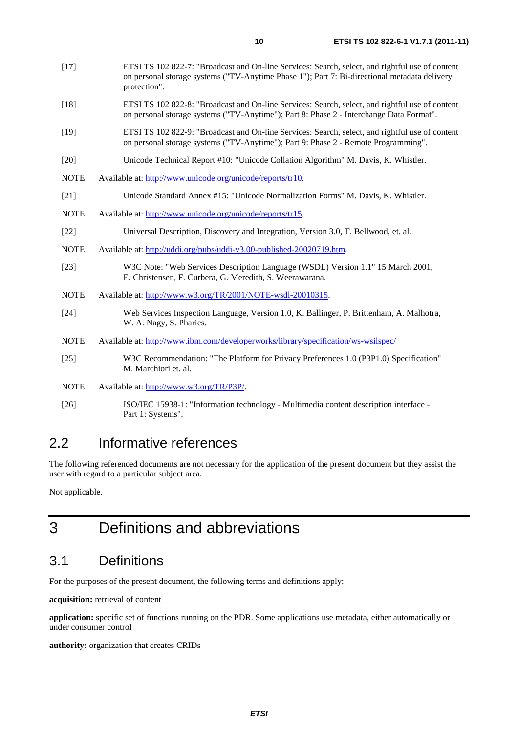[17] ETSI TS 102 822-7: "Broadcast and On-line Services: Search, select, and rightful use of content on personal storage systems ("TV-Anytime Phase 1"); Part 7: Bi-directional metadata delivery protection".

[18] ETSI TS 102 822-8: "Broadcast and On-line Services: Search, select, and rightful use of content on personal storage systems ("TV-Anytime"); Part 8: Phase 2 - Interchange Data Format".

[19] ETSI TS 102 822-9: "Broadcast and On-line Services: Search, select, and rightful use of content on personal storage systems ("TV-Anytime"); Part 9: Phase 2 - Remote Programming".

[20] Unicode Technical Report #10: "Unicode Collation Algorithm" M. Davis, K. Whistler.

NOTE: Available at: http://www.unicode.org/unicode/reports/tr10.

[21] Unicode Standard Annex #15: "Unicode Normalization Forms" M. Davis, K. Whistler.

NOTE: Available at: http://www.unicode.org/unicode/reports/tr15.

[22] Universal Description, Discovery and Integration, Version 3.0, T. Bellwood, et. al.

NOTE: Available at: http://uddi.org/pubs/uddi-v3.00-published-20020719.htm.

[23] W3C Note: "Web Services Description Language (WSDL) Version 1.1" 15 March 2001, E. Christensen, F. Curbera, G. Meredith, S. Weerawarana.

NOTE: Available at: http://www.w3.org/TR/2001/NOTE-wsdl-20010315.

[24] Web Services Inspection Language, Version 1.0, K. Ballinger, P. Brittenham, A. Malhotra, W. A. Nagy, S. Pharies.

NOTE: Available at: http://www.ibm.com/developerworks/library/specification/ws-wsilspec/

[25] W3C Recommendation: "The Platform for Privacy Preferences 1.0 (P3P1.0) Specification" M. Marchiori et. al.

NOTE: Available at: http://www.w3.org/TR/P3P/.

[26] ISO/IEC 15938-1: "Information technology - Multimedia content description interface - Part 1: Systems".

## 2.2 Informative references

The following referenced documents are not necessary for the application of the present document but they assist the user with regard to a particular subject area.

Not applicable.

# 3 Definitions and abbreviations

## 3.1 Definitions

For the purposes of the present document, the following terms and definitions apply:

**acquisition:** retrieval of content

**application:** specific set of functions running on the PDR. Some applications use metadata, either automatically or under consumer control

**authority:** organization that creates CRIDs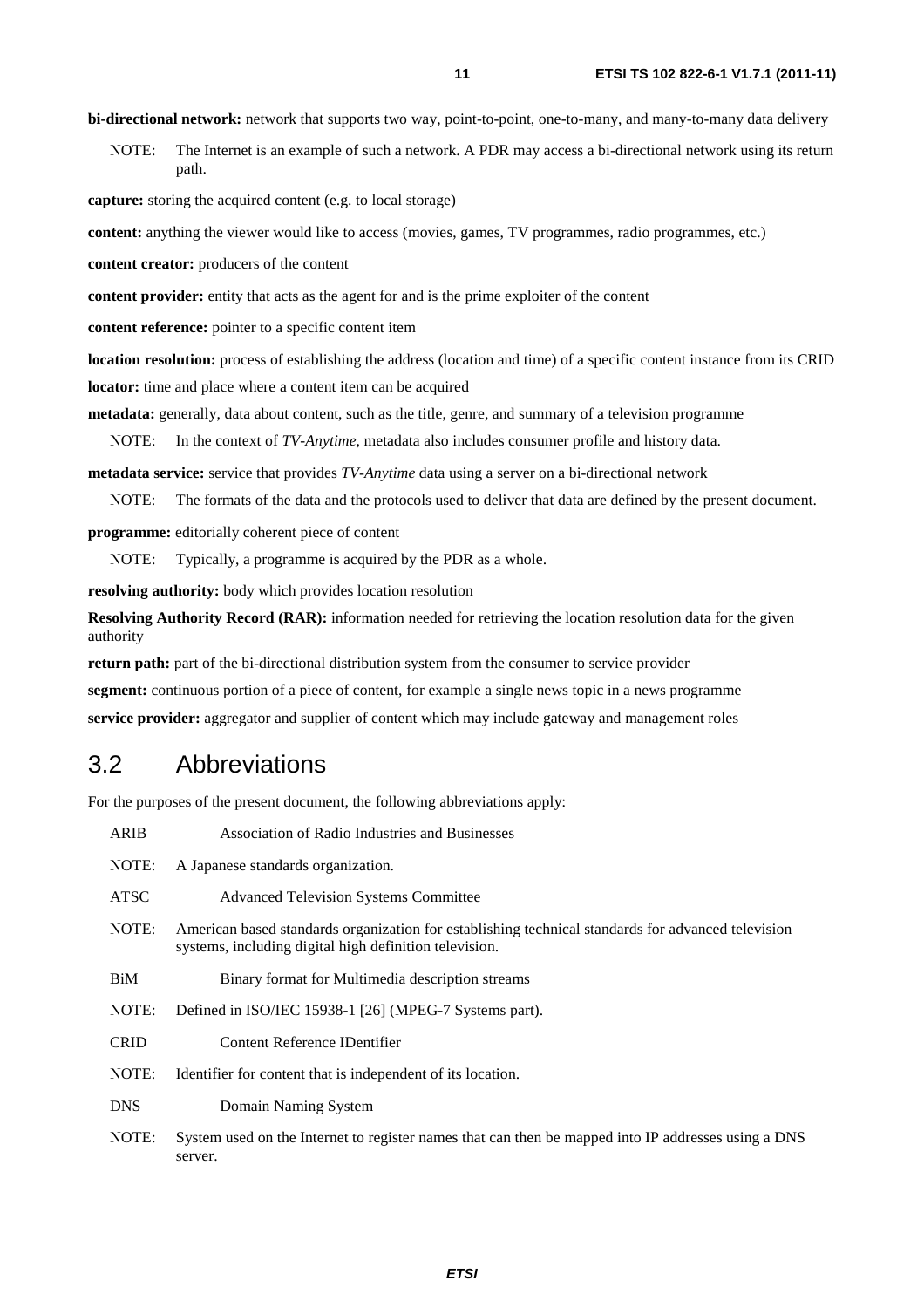**bi-directional network:** network that supports two way, point-to-point, one-to-many, and many-to-many data delivery

NOTE: The Internet is an example of such a network. A PDR may access a bi-directional network using its return path.

**capture:** storing the acquired content (e.g. to local storage)

**content:** anything the viewer would like to access (movies, games, TV programmes, radio programmes, etc.)

**content creator:** producers of the content

**content provider:** entity that acts as the agent for and is the prime exploiter of the content

**content reference:** pointer to a specific content item

**location resolution:** process of establishing the address (location and time) of a specific content instance from its CRID

**locator:** time and place where a content item can be acquired

**metadata:** generally, data about content, such as the title, genre, and summary of a television programme

NOTE: In the context of *TV-Anytime*, metadata also includes consumer profile and history data.

**metadata service:** service that provides *TV-Anytime* data using a server on a bi-directional network

NOTE: The formats of the data and the protocols used to deliver that data are defined by the present document.

**programme:** editorially coherent piece of content

NOTE: Typically, a programme is acquired by the PDR as a whole.

**resolving authority:** body which provides location resolution

**Resolving Authority Record (RAR):** information needed for retrieving the location resolution data for the given authority

**return path:** part of the bi-directional distribution system from the consumer to service provider

**segment:** continuous portion of a piece of content, for example a single news topic in a news programme

**service provider:** aggregator and supplier of content which may include gateway and management roles

## 3.2 Abbreviations

For the purposes of the present document, the following abbreviations apply:

ARIB Association of Radio Industries and Businesses

NOTE: A Japanese standards organization.

ATSC Advanced Television Systems Committee

NOTE: American based standards organization for establishing technical standards for advanced television systems, including digital high definition television.

BiM Binary format for Multimedia description streams

NOTE: Defined in ISO/IEC 15938-1 [26] (MPEG-7 Systems part).

CRID Content Reference IDentifier

NOTE: Identifier for content that is independent of its location.

DNS Domain Naming System

NOTE: System used on the Internet to register names that can then be mapped into IP addresses using a DNS server.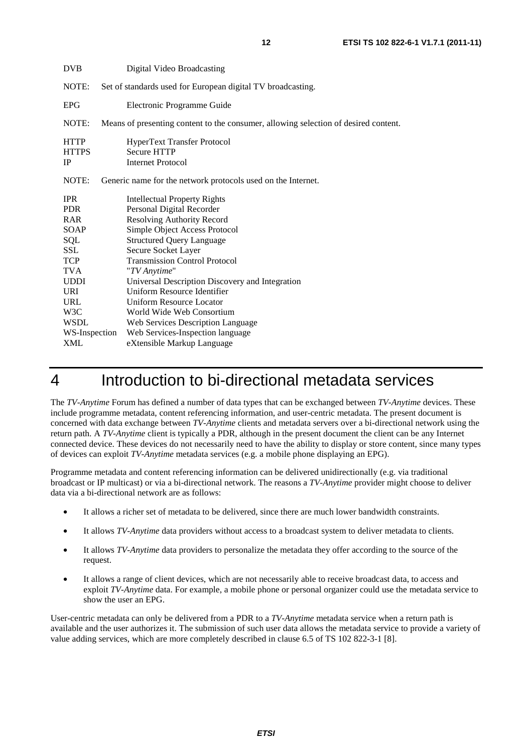DVB Digital Video Broadcasting

NOTE: Set of standards used for European digital TV broadcasting.

EPG Electronic Programme Guide

NOTE: Means of presenting content to the consumer, allowing selection of desired content.

HTTP HyperText Transfer Protocol
HTTPS Secure HTTP
IP Internet Protocol

NOTE: Generic name for the network protocols used on the Internet.

IPR Intellectual Property Rights
PDR Personal Digital Recorder
RAR Resolving Authority Record
SOAP Simple Object Access Protocol
SQL Structured Query Language
SSL Secure Socket Layer
TCP Transmission Control Protocol
TVA "*TV Anytime*"
UDDI Universal Description Discovery and Integration
URI Uniform Resource Identifier
URL Uniform Resource Locator
W3C World Wide Web Consortium
WSDL Web Services Description Language
WS-Inspection Web Services-Inspection language
XML eXtensible Markup Language

# 4 Introduction to bi-directional metadata services

The *TV-Anytime* Forum has defined a number of data types that can be exchanged between *TV-Anytime* devices. These include programme metadata, content referencing information, and user-centric metadata. The present document is concerned with data exchange between *TV-Anytime* clients and metadata servers over a bi-directional network using the return path. A *TV-Anytime* client is typically a PDR, although in the present document the client can be any Internet connected device. These devices do not necessarily need to have the ability to display or store content, since many types of devices can exploit *TV-Anytime* metadata services (e.g. a mobile phone displaying an EPG).

Programme metadata and content referencing information can be delivered unidirectionally (e.g. via traditional broadcast or IP multicast) or via a bi-directional network. The reasons a *TV-Anytime* provider might choose to deliver data via a bi-directional network are as follows:

- It allows a richer set of metadata to be delivered, since there are much lower bandwidth constraints.
- It allows *TV-Anytime* data providers without access to a broadcast system to deliver metadata to clients.
- It allows *TV-Anytime* data providers to personalize the metadata they offer according to the source of the request.
- It allows a range of client devices, which are not necessarily able to receive broadcast data, to access and exploit *TV-Anytime* data. For example, a mobile phone or personal organizer could use the metadata service to show the user an EPG.

User-centric metadata can only be delivered from a PDR to a *TV-Anytime* metadata service when a return path is available and the user authorizes it. The submission of such user data allows the metadata service to provide a variety of value adding services, which are more completely described in clause 6.5 of TS 102 822-3-1 [8].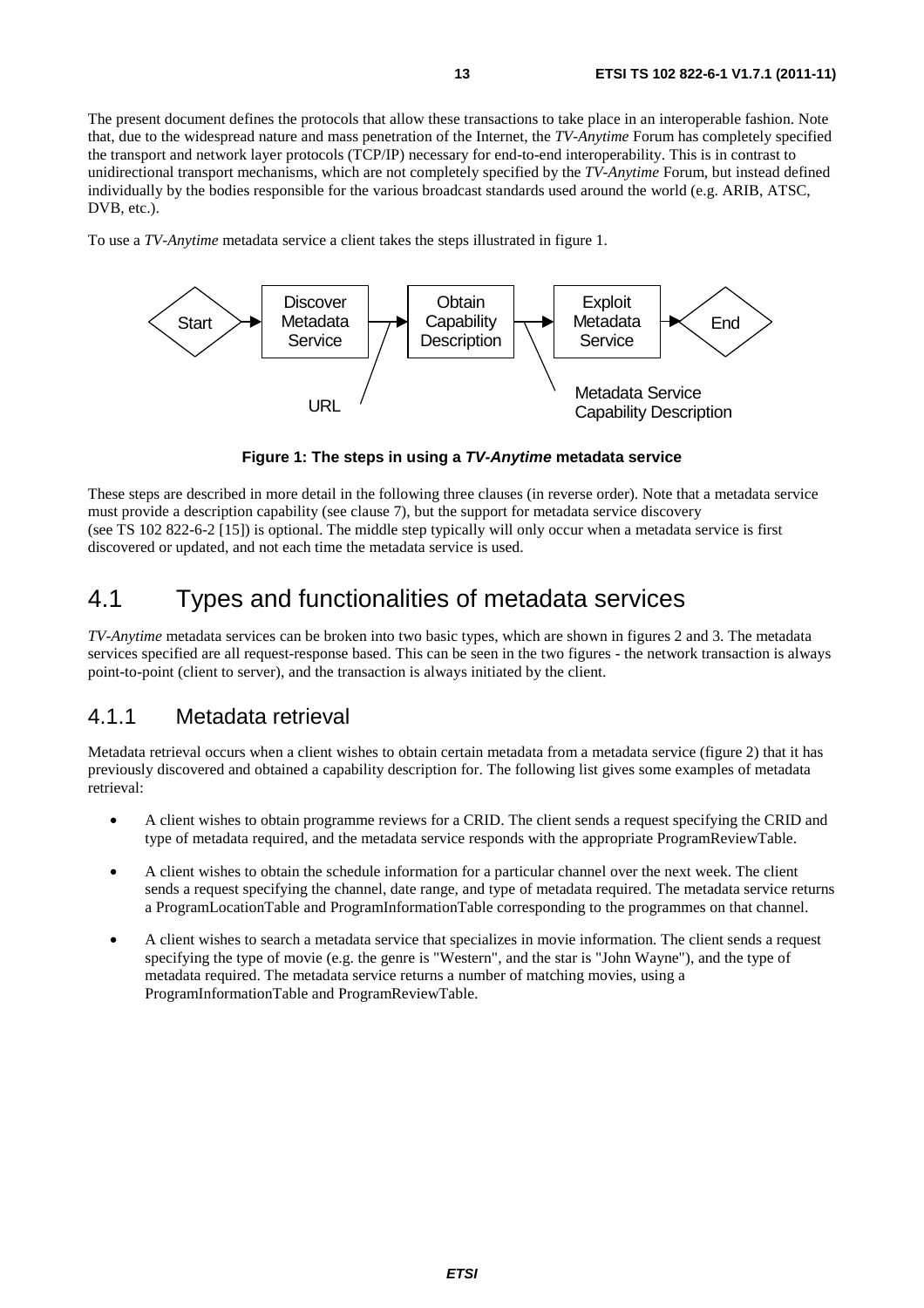The present document defines the protocols that allow these transactions to take place in an interoperable fashion. Note that, due to the widespread nature and mass penetration of the Internet, the *TV-Anytime* Forum has completely specified the transport and network layer protocols (TCP/IP) necessary for end-to-end interoperability. This is in contrast to unidirectional transport mechanisms, which are not completely specified by the *TV-Anytime* Forum, but instead defined individually by the bodies responsible for the various broadcast standards used around the world (e.g. ARIB, ATSC, DVB, etc.).

To use a *TV-Anytime* metadata service a client takes the steps illustrated in figure 1.

Start → Discover Metadata Service → Obtain Capability Description → Exploit Metadata Service → End

URL

Metadata Service Capability Description

**Figure 1: The steps in using a *TV-Anytime* metadata service**

These steps are described in more detail in the following three clauses (in reverse order). Note that a metadata service must provide a description capability (see clause 7), but the support for metadata service discovery (see TS 102 822-6-2 [15]) is optional. The middle step typically will only occur when a metadata service is first discovered or updated, and not each time the metadata service is used.

# 4.1 Types and functionalities of metadata services

*TV-Anytime* metadata services can be broken into two basic types, which are shown in figures 2 and 3. The metadata services specified are all request-response based. This can be seen in the two figures - the network transaction is always point-to-point (client to server), and the transaction is always initiated by the client.

## 4.1.1 Metadata retrieval

Metadata retrieval occurs when a client wishes to obtain certain metadata from a metadata service (figure 2) that it has previously discovered and obtained a capability description for. The following list gives some examples of metadata retrieval:

- A client wishes to obtain programme reviews for a CRID. The client sends a request specifying the CRID and type of metadata required, and the metadata service responds with the appropriate ProgramReviewTable.
- A client wishes to obtain the schedule information for a particular channel over the next week. The client sends a request specifying the channel, date range, and type of metadata required. The metadata service returns a ProgramLocationTable and ProgramInformationTable corresponding to the programmes on that channel.
- A client wishes to search a metadata service that specializes in movie information. The client sends a request specifying the type of movie (e.g. the genre is "Western", and the star is "John Wayne"), and the type of metadata required. The metadata service returns a number of matching movies, using a ProgramInformationTable and ProgramReviewTable.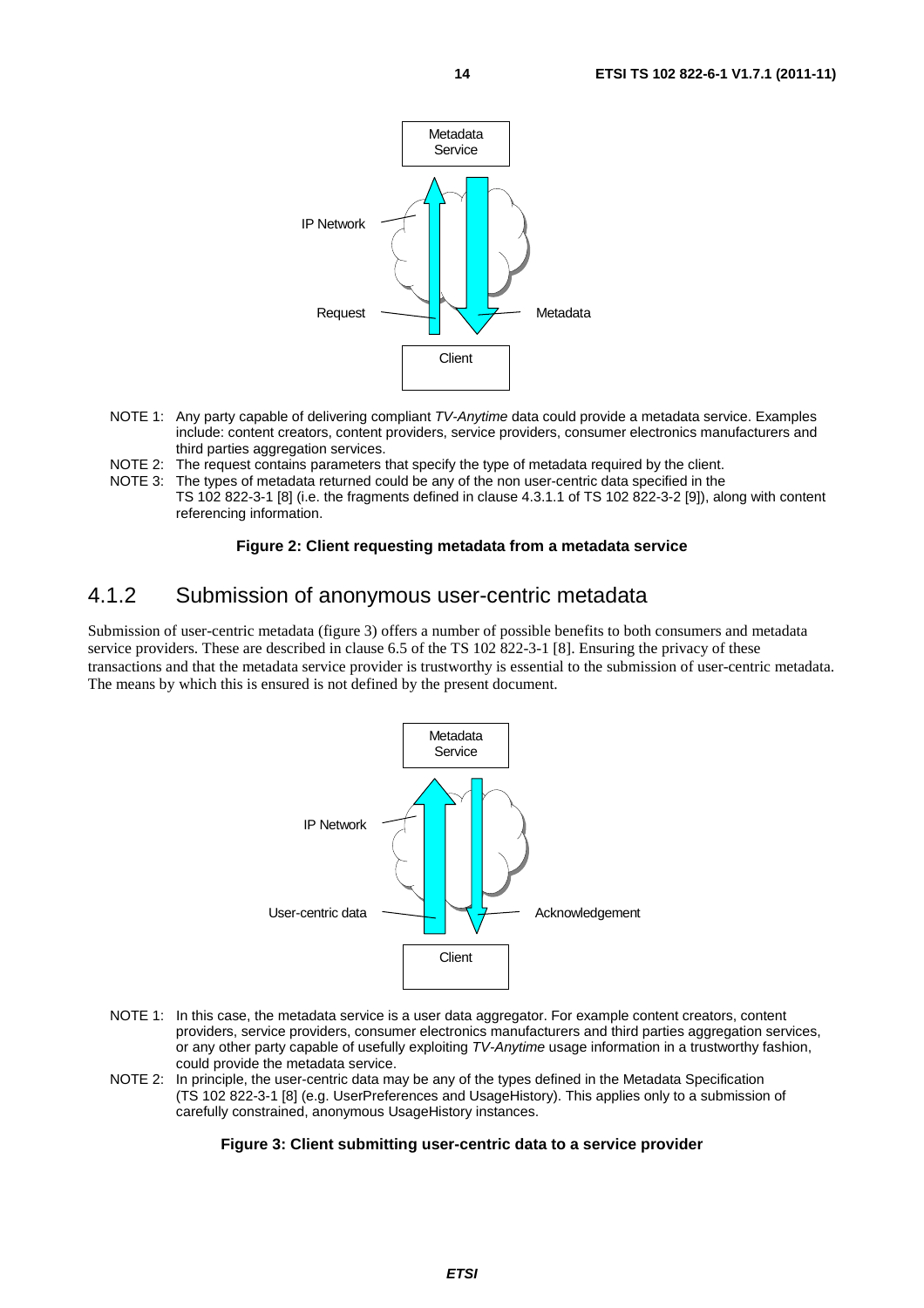NOTE 1: Any party capable of delivering compliant *TV-Anytime* data could provide a metadata service. Examples include: content creators, content providers, service providers, consumer electronics manufacturers and third parties aggregation services.

NOTE 2: The request contains parameters that specify the type of metadata required by the client.

NOTE 3: The types of metadata returned could be any of the non user-centric data specified in the TS 102 822-3-1 [8] (i.e. the fragments defined in clause 4.3.1.1 of TS 102 822-3-2 [9]), along with content referencing information.

**Figure 2: Client requesting metadata from a metadata service**

### 4.1.2 Submission of anonymous user-centric metadata

Submission of user-centric metadata (figure 3) offers a number of possible benefits to both consumers and metadata service providers. These are described in clause 6.5 of the TS 102 822-3-1 [8]. Ensuring the privacy of these transactions and that the metadata service provider is trustworthy is essential to the submission of user-centric metadata. The means by which this is ensured is not defined by the present document.

NOTE 1: In this case, the metadata service is a user data aggregator. For example content creators, content providers, service providers, consumer electronics manufacturers and third parties aggregation services, or any other party capable of usefully exploiting *TV-Anytime* usage information in a trustworthy fashion, could provide the metadata service.

NOTE 2: In principle, the user-centric data may be any of the types defined in the Metadata Specification (TS 102 822-3-1 [8] (e.g. UserPreferences and UsageHistory). This applies only to a submission of carefully constrained, anonymous UsageHistory instances.

**Figure 3: Client submitting user-centric data to a service provider**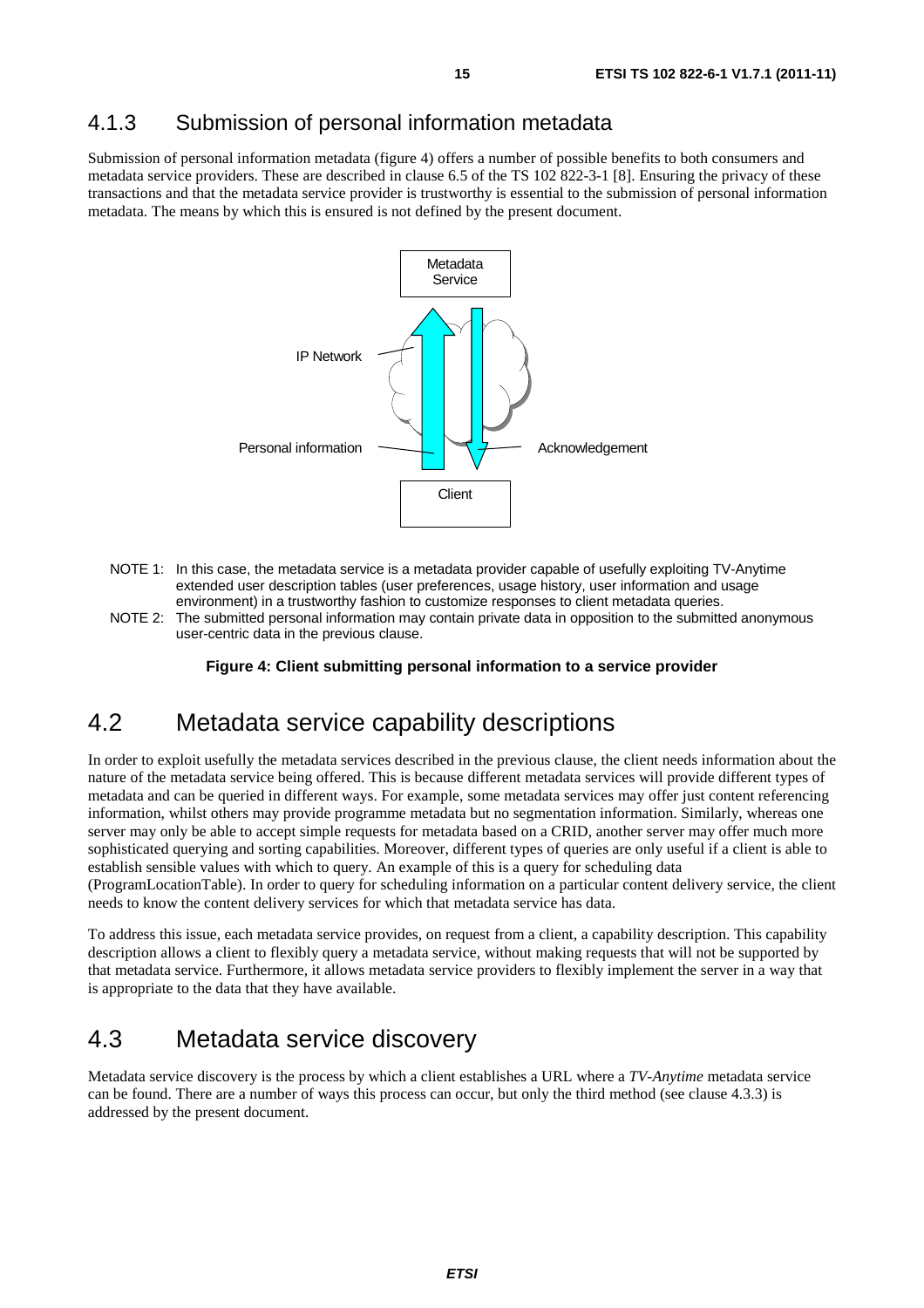### 4.1.3 Submission of personal information metadata

Submission of personal information metadata (figure 4) offers a number of possible benefits to both consumers and metadata service providers. These are described in clause 6.5 of the TS 102 822-3-1 [8]. Ensuring the privacy of these transactions and that the metadata service provider is trustworthy is essential to the submission of personal information metadata. The means by which this is ensured is not defined by the present document.

Metadata Service

IP Network

Personal information

Acknowledgement

Client

NOTE 1: In this case, the metadata service is a metadata provider capable of usefully exploiting TV-Anytime extended user description tables (user preferences, usage history, user information and usage environment) in a trustworthy fashion to customize responses to client metadata queries.

NOTE 2: The submitted personal information may contain private data in opposition to the submitted anonymous user-centric data in the previous clause.

**Figure 4: Client submitting personal information to a service provider**

## 4.2 Metadata service capability descriptions

In order to exploit usefully the metadata services described in the previous clause, the client needs information about the nature of the metadata service being offered. This is because different metadata services will provide different types of metadata and can be queried in different ways. For example, some metadata services may offer just content referencing information, whilst others may provide programme metadata but no segmentation information. Similarly, whereas one server may only be able to accept simple requests for metadata based on a CRID, another server may offer much more sophisticated querying and sorting capabilities. Moreover, different types of queries are only useful if a client is able to establish sensible values with which to query. An example of this is a query for scheduling data (ProgramLocationTable). In order to query for scheduling information on a particular content delivery service, the client needs to know the content delivery services for which that metadata service has data.

To address this issue, each metadata service provides, on request from a client, a capability description. This capability description allows a client to flexibly query a metadata service, without making requests that will not be supported by that metadata service. Furthermore, it allows metadata service providers to flexibly implement the server in a way that is appropriate to the data that they have available.

## 4.3 Metadata service discovery

Metadata service discovery is the process by which a client establishes a URL where a *TV-Anytime* metadata service can be found. There are a number of ways this process can occur, but only the third method (see clause 4.3.3) is addressed by the present document.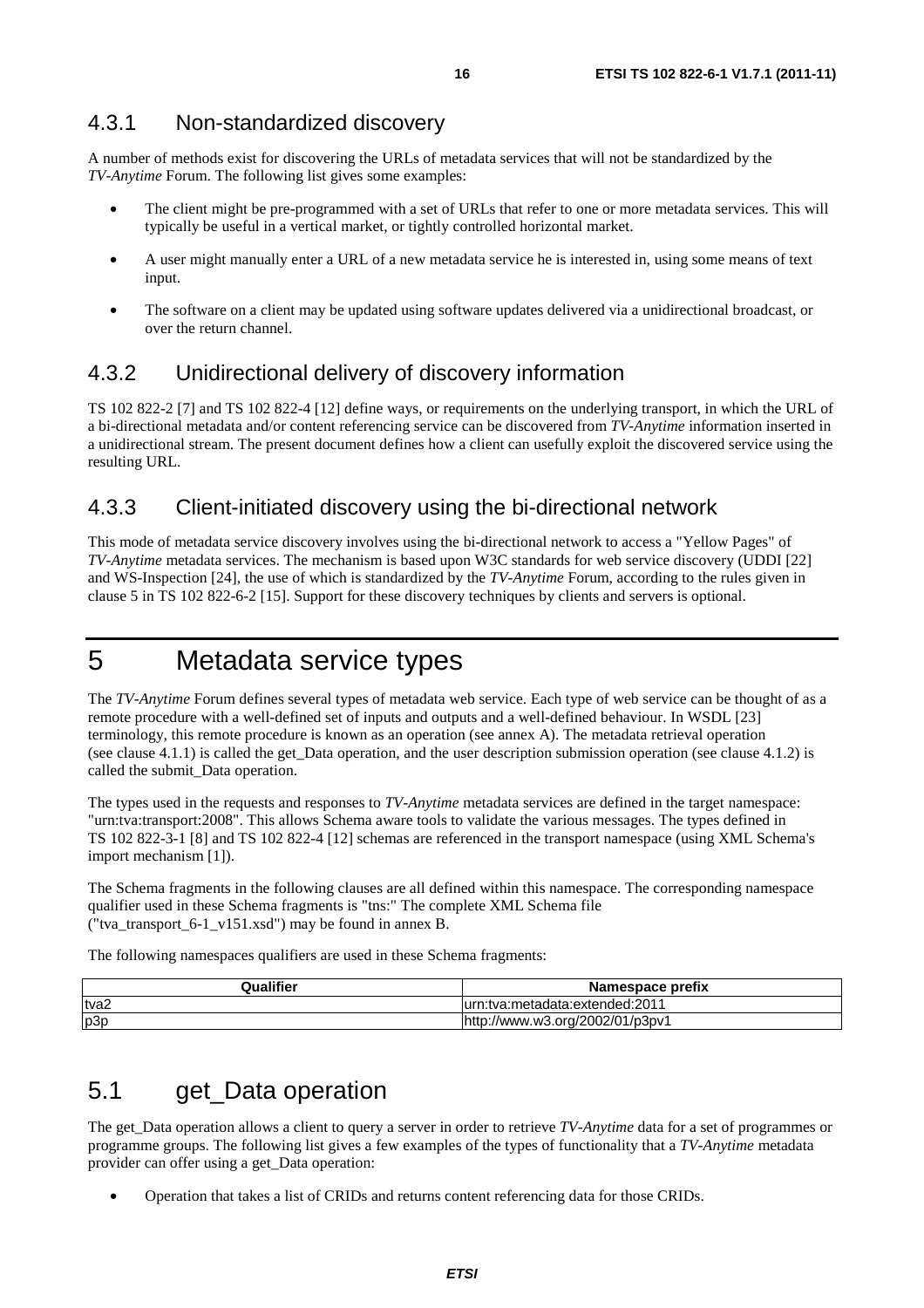### 4.3.1 Non-standardized discovery

A number of methods exist for discovering the URLs of metadata services that will not be standardized by the *TV-Anytime* Forum. The following list gives some examples:

- The client might be pre-programmed with a set of URLs that refer to one or more metadata services. This will typically be useful in a vertical market, or tightly controlled horizontal market.
- A user might manually enter a URL of a new metadata service he is interested in, using some means of text input.
- The software on a client may be updated using software updates delivered via a unidirectional broadcast, or over the return channel.

### 4.3.2 Unidirectional delivery of discovery information

TS 102 822-2 [7] and TS 102 822-4 [12] define ways, or requirements on the underlying transport, in which the URL of a bi-directional metadata and/or content referencing service can be discovered from *TV-Anytime* information inserted in a unidirectional stream. The present document defines how a client can usefully exploit the discovered service using the resulting URL.

### 4.3.3 Client-initiated discovery using the bi-directional network

This mode of metadata service discovery involves using the bi-directional network to access a "Yellow Pages" of *TV-Anytime* metadata services. The mechanism is based upon W3C standards for web service discovery (UDDI [22] and WS-Inspection [24], the use of which is standardized by the *TV-Anytime* Forum, according to the rules given in clause 5 in TS 102 822-6-2 [15]. Support for these discovery techniques by clients and servers is optional.

# 5 Metadata service types

The *TV-Anytime* Forum defines several types of metadata web service. Each type of web service can be thought of as a remote procedure with a well-defined set of inputs and outputs and a well-defined behaviour. In WSDL [23] terminology, this remote procedure is known as an operation (see annex A). The metadata retrieval operation (see clause 4.1.1) is called the get_Data operation, and the user description submission operation (see clause 4.1.2) is called the submit_Data operation.

The types used in the requests and responses to *TV-Anytime* metadata services are defined in the target namespace: "urn:tva:transport:2008". This allows Schema aware tools to validate the various messages. The types defined in TS 102 822-3-1 [8] and TS 102 822-4 [12] schemas are referenced in the transport namespace (using XML Schema's import mechanism [1]).

The Schema fragments in the following clauses are all defined within this namespace. The corresponding namespace qualifier used in these Schema fragments is "tns:" The complete XML Schema file ("tva_transport_6-1_v151.xsd") may be found in annex B.

The following namespaces qualifiers are used in these Schema fragments:

| Qualifier | Namespace prefix |
|---|---|
| tva2 | urn:tva:metadata:extended:2011 |
| p3p | http://www.w3.org/2002/01/p3pv1 |

## 5.1 get_Data operation

The get_Data operation allows a client to query a server in order to retrieve *TV-Anytime* data for a set of programmes or programme groups. The following list gives a few examples of the types of functionality that a *TV-Anytime* metadata provider can offer using a get_Data operation:

- Operation that takes a list of CRIDs and returns content referencing data for those CRIDs.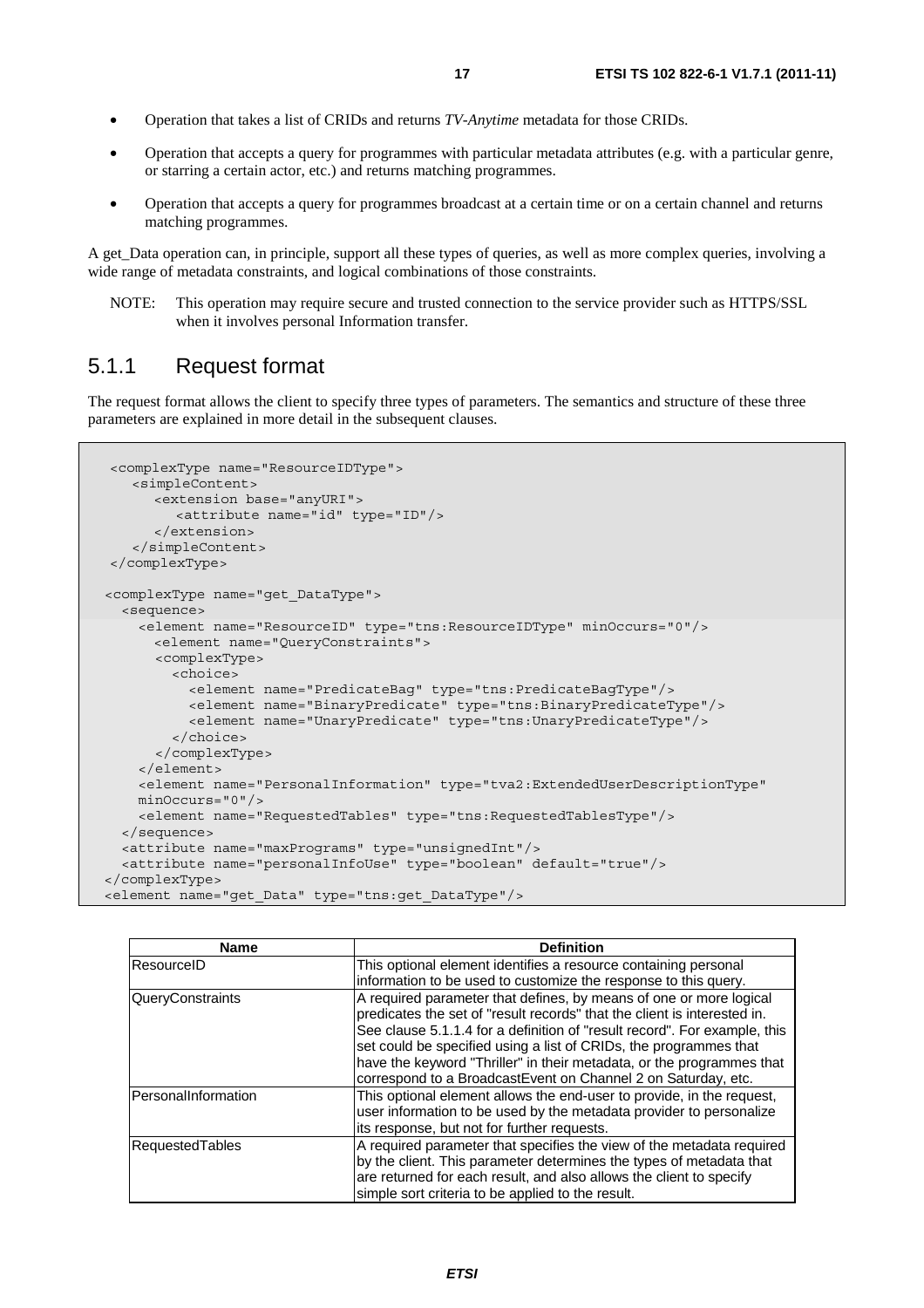- Operation that takes a list of CRIDs and returns *TV-Anytime* metadata for those CRIDs.
- Operation that accepts a query for programmes with particular metadata attributes (e.g. with a particular genre, or starring a certain actor, etc.) and returns matching programmes.
- Operation that accepts a query for programmes broadcast at a certain time or on a certain channel and returns matching programmes.

A get_Data operation can, in principle, support all these types of queries, as well as more complex queries, involving a wide range of metadata constraints, and logical combinations of those constraints.

NOTE: This operation may require secure and trusted connection to the service provider such as HTTPS/SSL when it involves personal Information transfer.

### 5.1.1 Request format

The request format allows the client to specify three types of parameters. The semantics and structure of these three parameters are explained in more detail in the subsequent clauses.

```
 <complexType name="ResourceIDType">
    <simpleContent>
       <extension base="anyURI">
          <attribute name="id" type="ID"/>
       </extension>
    </simpleContent>
 </complexType>

<complexType name="get_DataType">
  <sequence>
    <element name="ResourceID" type="tns:ResourceIDType" minOccurs="0"/>
      <element name="QueryConstraints">
      <complexType>
        <choice>
          <element name="PredicateBag" type="tns:PredicateBagType"/>
          <element name="BinaryPredicate" type="tns:BinaryPredicateType"/>
          <element name="UnaryPredicate" type="tns:UnaryPredicateType"/>
        </choice>
      </complexType>
    </element>
    <element name="PersonalInformation" type="tva2:ExtendedUserDescriptionType"
    minOccurs="0"/>
    <element name="RequestedTables" type="tns:RequestedTablesType"/>
  </sequence>
  <attribute name="maxPrograms" type="unsignedInt"/>
  <attribute name="personalInfoUse" type="boolean" default="true"/>
</complexType>
<element name="get_Data" type="tns:get_DataType"/>
```

| Name | Definition |
|---|---|
| ResourceID | This optional element identifies a resource containing personal information to be used to customize the response to this query. |
| QueryConstraints | A required parameter that defines, by means of one or more logical predicates the set of "result records" that the client is interested in. See clause 5.1.1.4 for a definition of "result record". For example, this set could be specified using a list of CRIDs, the programmes that have the keyword "Thriller" in their metadata, or the programmes that correspond to a BroadcastEvent on Channel 2 on Saturday, etc. |
| PersonalInformation | This optional element allows the end-user to provide, in the request, user information to be used by the metadata provider to personalize its response, but not for further requests. |
| RequestedTables | A required parameter that specifies the view of the metadata required by the client. This parameter determines the types of metadata that are returned for each result, and also allows the client to specify simple sort criteria to be applied to the result. |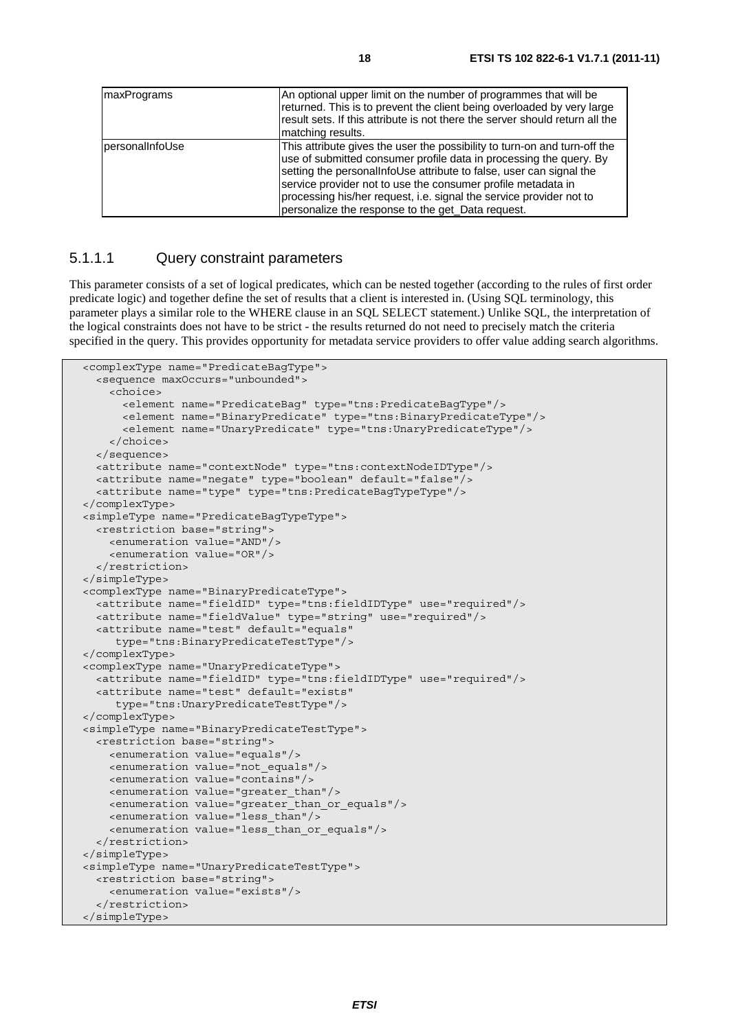| maxPrograms | An optional upper limit on the number of programmes that will be returned. This is to prevent the client being overloaded by very large result sets. If this attribute is not there the server should return all the matching results. |
|---|---|
| personalInfoUse | This attribute gives the user the possibility to turn-on and turn-off the use of submitted consumer profile data in processing the query. By setting the personalInfoUse attribute to false, user can signal the service provider not to use the consumer profile metadata in processing his/her request, i.e. signal the service provider not to personalize the response to the get_Data request. |

#### 5.1.1.1 Query constraint parameters

This parameter consists of a set of logical predicates, which can be nested together (according to the rules of first order predicate logic) and together define the set of results that a client is interested in. (Using SQL terminology, this parameter plays a similar role to the WHERE clause in an SQL SELECT statement.) Unlike SQL, the interpretation of the logical constraints does not have to be strict - the results returned do not need to precisely match the criteria specified in the query. This provides opportunity for metadata service providers to offer value adding search algorithms.

```
<complexType name="PredicateBagType">
  <sequence maxOccurs="unbounded">
    <choice>
      <element name="PredicateBag" type="tns:PredicateBagType"/>
      <element name="BinaryPredicate" type="tns:BinaryPredicateType"/>
      <element name="UnaryPredicate" type="tns:UnaryPredicateType"/>
    </choice>
  </sequence>
  <attribute name="contextNode" type="tns:contextNodeIDType"/>
  <attribute name="negate" type="boolean" default="false"/>
  <attribute name="type" type="tns:PredicateBagTypeType"/>
</complexType>
<simpleType name="PredicateBagTypeType">
  <restriction base="string">
    <enumeration value="AND"/>
    <enumeration value="OR"/>
  </restriction>
</simpleType>
<complexType name="BinaryPredicateType">
  <attribute name="fieldID" type="tns:fieldIDType" use="required"/>
  <attribute name="fieldValue" type="string" use="required"/>
  <attribute name="test" default="equals"
     type="tns:BinaryPredicateTestType"/>
</complexType>
<complexType name="UnaryPredicateType">
  <attribute name="fieldID" type="tns:fieldIDType" use="required"/>
  <attribute name="test" default="exists"
     type="tns:UnaryPredicateTestType"/>
</complexType>
<simpleType name="BinaryPredicateTestType">
  <restriction base="string">
    <enumeration value="equals"/>
    <enumeration value="not_equals"/>
    <enumeration value="contains"/>
    <enumeration value="greater_than"/>
    <enumeration value="greater_than_or_equals"/>
    <enumeration value="less_than"/>
    <enumeration value="less_than_or_equals"/>
  </restriction>
</simpleType>
<simpleType name="UnaryPredicateTestType">
  <restriction base="string">
    <enumeration value="exists"/>
  </restriction>
</simpleType>
```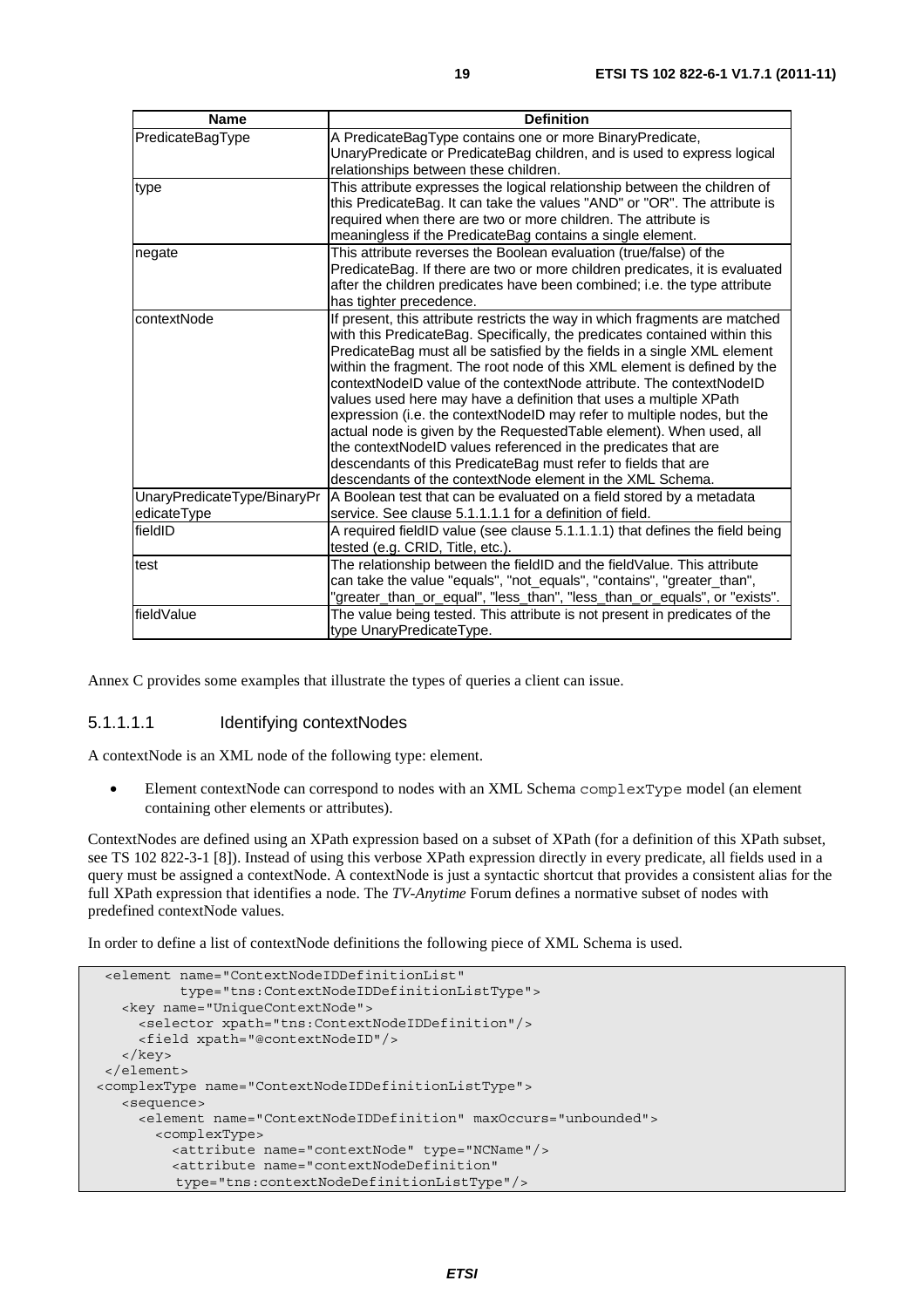| Name | Definition |
| --- | --- |
| PredicateBagType | A PredicateBagType contains one or more BinaryPredicate, UnaryPredicate or PredicateBag children, and is used to express logical relationships between these children. |
| type | This attribute expresses the logical relationship between the children of this PredicateBag. It can take the values "AND" or "OR". The attribute is required when there are two or more children. The attribute is meaningless if the PredicateBag contains a single element. |
| negate | This attribute reverses the Boolean evaluation (true/false) of the PredicateBag. If there are two or more children predicates, it is evaluated after the children predicates have been combined; i.e. the type attribute has tighter precedence. |
| contextNode | If present, this attribute restricts the way in which fragments are matched with this PredicateBag. Specifically, the predicates contained within this PredicateBag must all be satisfied by the fields in a single XML element within the fragment. The root node of this XML element is defined by the contextNodeID value of the contextNode attribute. The contextNodeID values used here may have a definition that uses a multiple XPath expression (i.e. the contextNodeID may refer to multiple nodes, but the actual node is given by the RequestedTable element). When used, all the contextNodeID values referenced in the predicates that are descendants of this PredicateBag must refer to fields that are descendants of the contextNode element in the XML Schema. |
| UnaryPredicateType/BinaryPredicateType | A Boolean test that can be evaluated on a field stored by a metadata service. See clause 5.1.1.1.1 for a definition of field. |
| fieldID | A required fieldID value (see clause 5.1.1.1.1) that defines the field being tested (e.g. CRID, Title, etc.). |
| test | The relationship between the fieldID and the fieldValue. This attribute can take the value "equals", "not_equals", "contains", "greater_than", "greater_than_or_equal", "less_than", "less_than_or_equals", or "exists". |
| fieldValue | The value being tested. This attribute is not present in predicates of the type UnaryPredicateType. |

Annex C provides some examples that illustrate the types of queries a client can issue.

#### 5.1.1.1.1 Identifying contextNodes

A contextNode is an XML node of the following type: element.

- Element contextNode can correspond to nodes with an XML Schema `complexType` model (an element containing other elements or attributes).

ContextNodes are defined using an XPath expression based on a subset of XPath (for a definition of this XPath subset, see TS 102 822-3-1 [8]). Instead of using this verbose XPath expression directly in every predicate, all fields used in a query must be assigned a contextNode. A contextNode is just a syntactic shortcut that provides a consistent alias for the full XPath expression that identifies a node. The *TV-Anytime* Forum defines a normative subset of nodes with predefined contextNode values.

In order to define a list of contextNode definitions the following piece of XML Schema is used.

```
  <element name="ContextNodeIDDefinitionList"
          type="tns:ContextNodeIDDefinitionListType">
    <key name="UniqueContextNode">
      <selector xpath="tns:ContextNodeIDDefinition"/>
      <field xpath="@contextNodeID"/>
    </key>
  </element>
 <complexType name="ContextNodeIDDefinitionListType">
    <sequence>
      <element name="ContextNodeIDDefinition" maxOccurs="unbounded">
        <complexType>
          <attribute name="contextNode" type="NCName"/>
          <attribute name="contextNodeDefinition"
           type="tns:contextNodeDefinitionListType"/>
```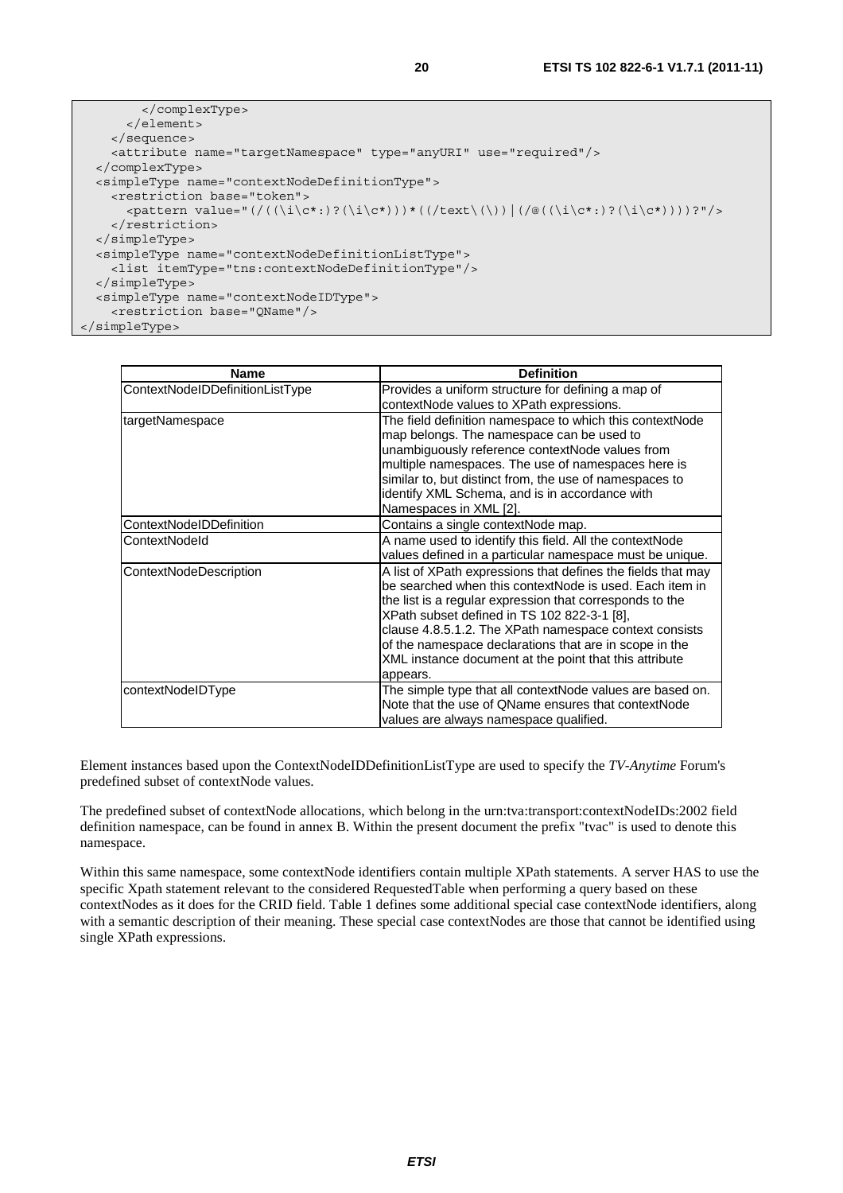```
        </complexType>
      </element>
    </sequence>
    <attribute name="targetNamespace" type="anyURI" use="required"/>
  </complexType>
  <simpleType name="contextNodeDefinitionType">
    <restriction base="token">
      <pattern value="(/((\i\c*:)?(\i\c*)))*((/text\(\))|(/@((\i\c*:)?(\i\c*))))?"/>
    </restriction>
  </simpleType>
  <simpleType name="contextNodeDefinitionListType">
    <list itemType="tns:contextNodeDefinitionType"/>
  </simpleType>
  <simpleType name="contextNodeIDType">
    <restriction base="QName"/>
</simpleType>
```

| Name | Definition |
|---|---|
| ContextNodeIDDefinitionListType | Provides a uniform structure for defining a map of contextNode values to XPath expressions. |
| targetNamespace | The field definition namespace to which this contextNode map belongs. The namespace can be used to unambiguously reference contextNode values from multiple namespaces. The use of namespaces here is similar to, but distinct from, the use of namespaces to identify XML Schema, and is in accordance with Namespaces in XML [2]. |
| ContextNodeIDDefinition | Contains a single contextNode map. |
| ContextNodeId | A name used to identify this field. All the contextNode values defined in a particular namespace must be unique. |
| ContextNodeDescription | A list of XPath expressions that defines the fields that may be searched when this contextNode is used. Each item in the list is a regular expression that corresponds to the XPath subset defined in TS 102 822-3-1 [8], clause 4.8.5.1.2. The XPath namespace context consists of the namespace declarations that are in scope in the XML instance document at the point that this attribute appears. |
| contextNodeIDType | The simple type that all contextNode values are based on. Note that the use of QName ensures that contextNode values are always namespace qualified. |

Element instances based upon the ContextNodeIDDefinitionListType are used to specify the *TV-Anytime* Forum's predefined subset of contextNode values.

The predefined subset of contextNode allocations, which belong in the urn:tva:transport:contextNodeIDs:2002 field definition namespace, can be found in annex B. Within the present document the prefix "tvac" is used to denote this namespace.

Within this same namespace, some contextNode identifiers contain multiple XPath statements. A server HAS to use the specific Xpath statement relevant to the considered RequestedTable when performing a query based on these contextNodes as it does for the CRID field. Table 1 defines some additional special case contextNode identifiers, along with a semantic description of their meaning. These special case contextNodes are those that cannot be identified using single XPath expressions.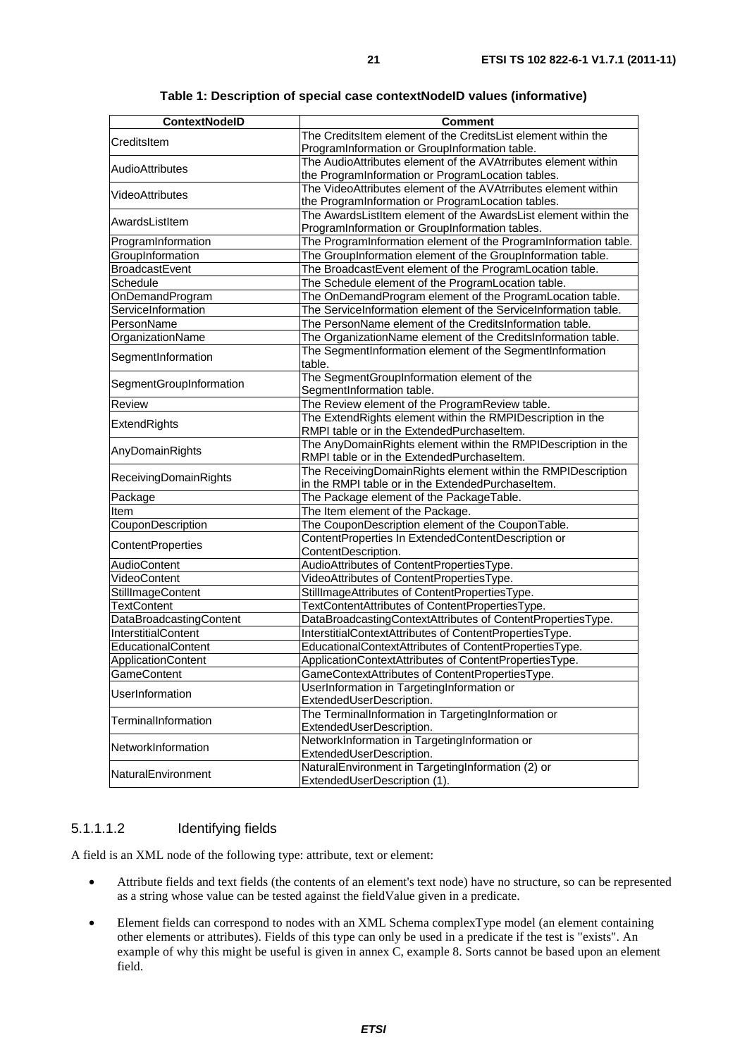**Table 1: Description of special case contextNodeID values (informative)**

| ContextNodeID | Comment |
|---|---|
| CreditsItem | The CreditsItem element of the CreditsList element within the ProgramInformation or GroupInformation table. |
| AudioAttributes | The AudioAttributes element of the AVAtrributes element within the ProgramInformation or ProgramLocation tables. |
| VideoAttributes | The VideoAttributes element of the AVAtrributes element within the ProgramInformation or ProgramLocation tables. |
| AwardsListItem | The AwardsListItem element of the AwardsList element within the ProgramInformation or GroupInformation tables. |
| ProgramInformation | The ProgramInformation element of the ProgramInformation table. |
| GroupInformation | The GroupInformation element of the GroupInformation table. |
| BroadcastEvent | The BroadcastEvent element of the ProgramLocation table. |
| Schedule | The Schedule element of the ProgramLocation table. |
| OnDemandProgram | The OnDemandProgram element of the ProgramLocation table. |
| ServiceInformation | The ServiceInformation element of the ServiceInformation table. |
| PersonName | The PersonName element of the CreditsInformation table. |
| OrganizationName | The OrganizationName element of the CreditsInformation table. |
| SegmentInformation | The SegmentInformation element of the SegmentInformation table. |
| SegmentGroupInformation | The SegmentGroupInformation element of the SegmentInformation table. |
| Review | The Review element of the ProgramReview table. |
| ExtendRights | The ExtendRights element within the RMPIDescription in the RMPI table or in the ExtendedPurchaseItem. |
| AnyDomainRights | The AnyDomainRights element within the RMPIDescription in the RMPI table or in the ExtendedPurchaseItem. |
| ReceivingDomainRights | The ReceivingDomainRights element within the RMPIDescription in the RMPI table or in the ExtendedPurchaseItem. |
| Package | The Package element of the PackageTable. |
| Item | The Item element of the Package. |
| CouponDescription | The CouponDescription element of the CouponTable. |
| ContentProperties | ContentProperties In ExtendedContentDescription or ContentDescription. |
| AudioContent | AudioAttributes of ContentPropertiesType. |
| VideoContent | VideoAttributes of ContentPropertiesType. |
| StillImageContent | StillImageAttributes of ContentPropertiesType. |
| TextContent | TextContentAttributes of ContentPropertiesType. |
| DataBroadcastingContent | DataBroadcastingContextAttributes of ContentPropertiesType. |
| InterstitialContent | InterstitialContextAttributes of ContentPropertiesType. |
| EducationalContent | EducationalContextAttributes of ContentPropertiesType. |
| ApplicationContent | ApplicationContextAttributes of ContentPropertiesType. |
| GameContent | GameContextAttributes of ContentPropertiesType. |
| UserInformation | UserInformation in TargetingInformation or ExtendedUserDescription. |
| TerminalInformation | The TerminalInformation in TargetingInformation or ExtendedUserDescription. |
| NetworkInformation | NetworkInformation in TargetingInformation or ExtendedUserDescription. |
| NaturalEnvironment | NaturalEnvironment in TargetingInformation (2) or ExtendedUserDescription (1). |

#### 5.1.1.1.2 Identifying fields

A field is an XML node of the following type: attribute, text or element:

- Attribute fields and text fields (the contents of an element's text node) have no structure, so can be represented as a string whose value can be tested against the fieldValue given in a predicate.
- Element fields can correspond to nodes with an XML Schema complexType model (an element containing other elements or attributes). Fields of this type can only be used in a predicate if the test is "exists". An example of why this might be useful is given in annex C, example 8. Sorts cannot be based upon an element field.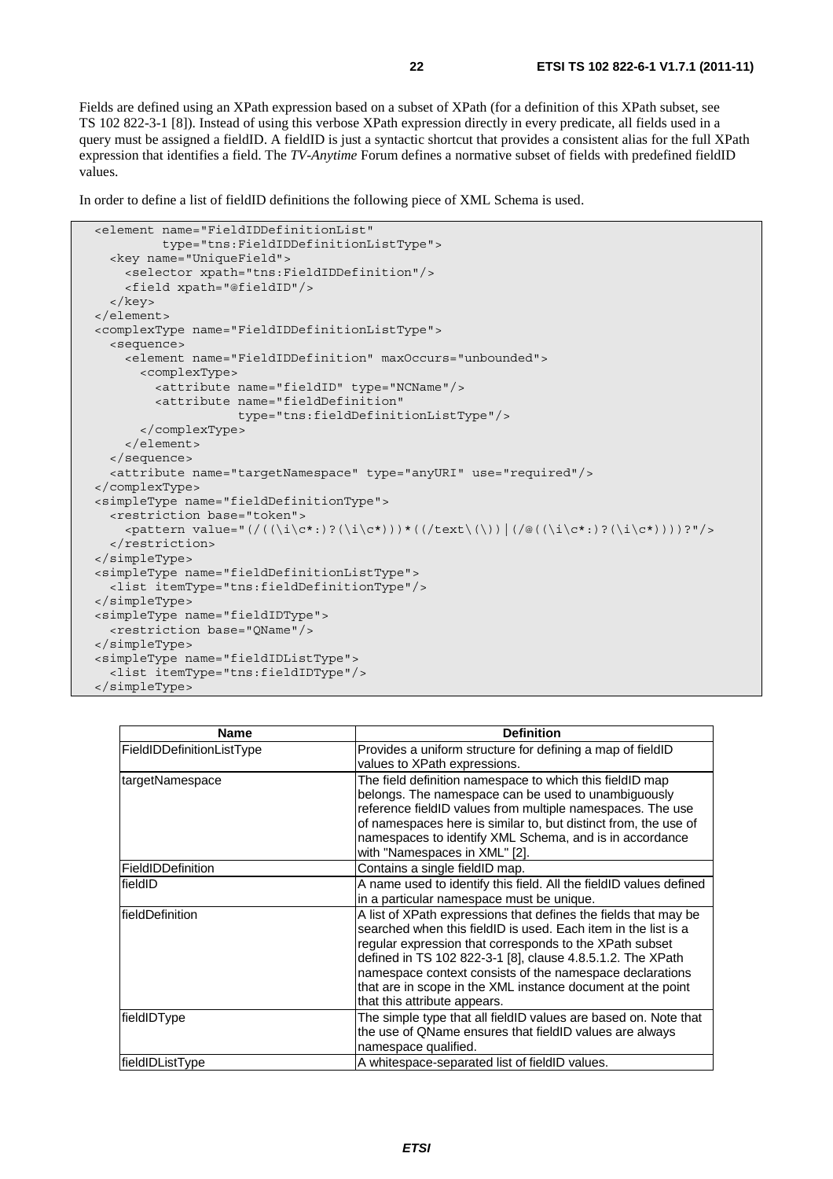Fields are defined using an XPath expression based on a subset of XPath (for a definition of this XPath subset, see TS 102 822-3-1 [8]). Instead of using this verbose XPath expression directly in every predicate, all fields used in a query must be assigned a fieldID. A fieldID is just a syntactic shortcut that provides a consistent alias for the full XPath expression that identifies a field. The *TV-Anytime* Forum defines a normative subset of fields with predefined fieldID values.

In order to define a list of fieldID definitions the following piece of XML Schema is used.

```
<element name="FieldIDDefinitionList"
         type="tns:FieldIDDefinitionListType">
  <key name="UniqueField">
    <selector xpath="tns:FieldIDDefinition"/>
    <field xpath="@fieldID"/>
  </key>
</element>
<complexType name="FieldIDDefinitionListType">
  <sequence>
    <element name="FieldIDDefinition" maxOccurs="unbounded">
      <complexType>
        <attribute name="fieldID" type="NCName"/>
        <attribute name="fieldDefinition"
                   type="tns:fieldDefinitionListType"/>
      </complexType>
    </element>
  </sequence>
  <attribute name="targetNamespace" type="anyURI" use="required"/>
</complexType>
<simpleType name="fieldDefinitionType">
  <restriction base="token">
    <pattern value="(/((\i\c*:)?(\i\c*)))*((/text\(\))|(/@((\i\c*:)?(\i\c*))))?"/>
  </restriction>
</simpleType>
<simpleType name="fieldDefinitionListType">
  <list itemType="tns:fieldDefinitionType"/>
</simpleType>
<simpleType name="fieldIDType">
  <restriction base="QName"/>
</simpleType>
<simpleType name="fieldIDListType">
  <list itemType="tns:fieldIDType"/>
</simpleType>
```

| Name | Definition |
| --- | --- |
| FieldIDDefinitionListType | Provides a uniform structure for defining a map of fieldID values to XPath expressions. |
| targetNamespace | The field definition namespace to which this fieldID map belongs. The namespace can be used to unambiguously reference fieldID values from multiple namespaces. The use of namespaces here is similar to, but distinct from, the use of namespaces to identify XML Schema, and is in accordance with "Namespaces in XML" [2]. |
| FieldIDDefinition | Contains a single fieldID map. |
| fieldID | A name used to identify this field. All the fieldID values defined in a particular namespace must be unique. |
| fieldDefinition | A list of XPath expressions that defines the fields that may be searched when this fieldID is used. Each item in the list is a regular expression that corresponds to the XPath subset defined in TS 102 822-3-1 [8], clause 4.8.5.1.2. The XPath namespace context consists of the namespace declarations that are in scope in the XML instance document at the point that this attribute appears. |
| fieldIDType | The simple type that all fieldID values are based on. Note that the use of QName ensures that fieldID values are always namespace qualified. |
| fieldIDListType | A whitespace-separated list of fieldID values. |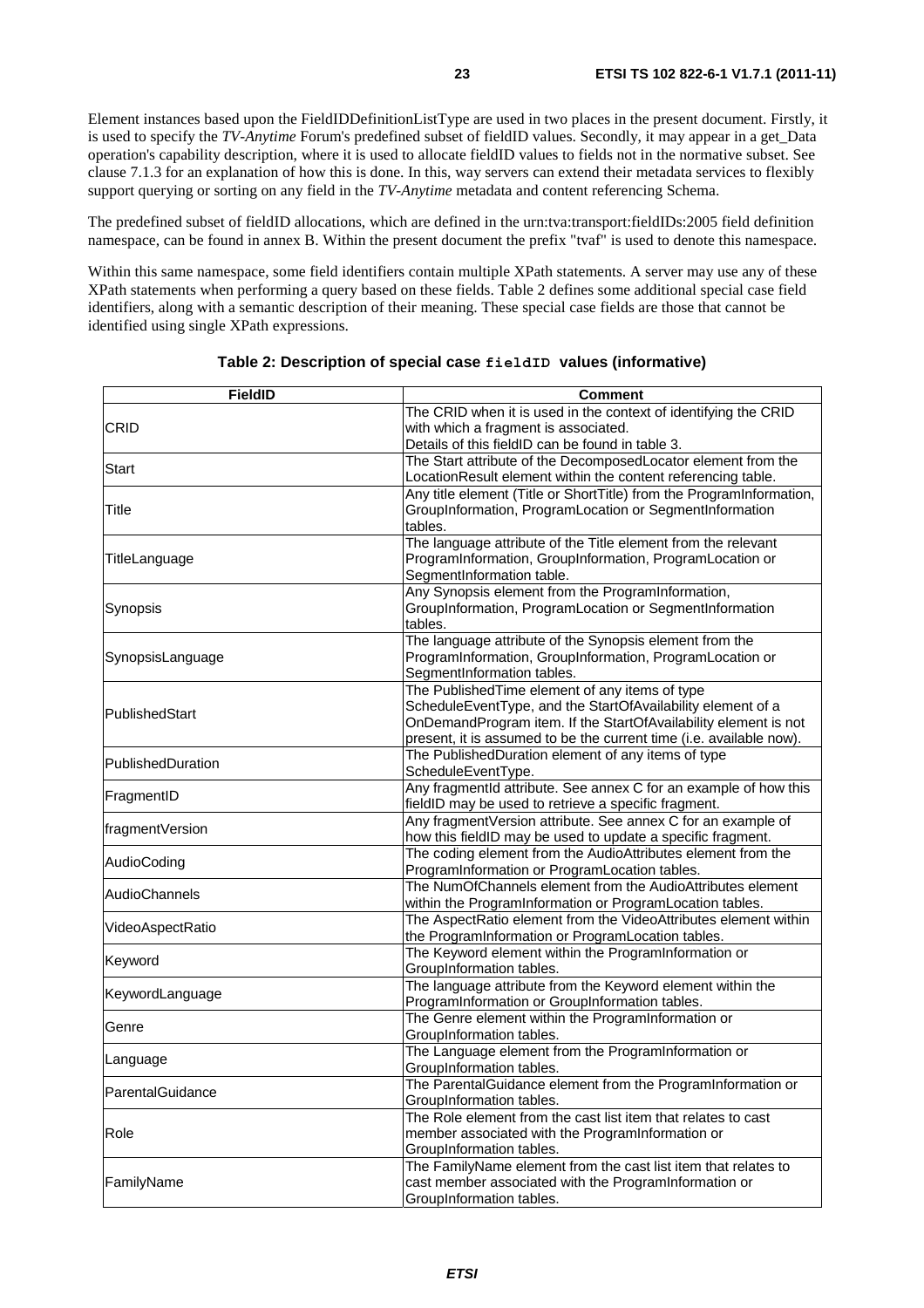Element instances based upon the FieldIDDefinitionListType are used in two places in the present document. Firstly, it is used to specify the *TV-Anytime* Forum's predefined subset of fieldID values. Secondly, it may appear in a get_Data operation's capability description, where it is used to allocate fieldID values to fields not in the normative subset. See clause 7.1.3 for an explanation of how this is done. In this, way servers can extend their metadata services to flexibly support querying or sorting on any field in the *TV-Anytime* metadata and content referencing Schema.

The predefined subset of fieldID allocations, which are defined in the urn:tva:transport:fieldIDs:2005 field definition namespace, can be found in annex B. Within the present document the prefix "tvaf" is used to denote this namespace.

Within this same namespace, some field identifiers contain multiple XPath statements. A server may use any of these XPath statements when performing a query based on these fields. Table 2 defines some additional special case field identifiers, along with a semantic description of their meaning. These special case fields are those that cannot be identified using single XPath expressions.

**Table 2: Description of special case `fieldID` values (informative)**

| FieldID | Comment |
|---|---|
| CRID | The CRID when it is used in the context of identifying the CRID with which a fragment is associated. Details of this fieldID can be found in table 3. |
| Start | The Start attribute of the DecomposedLocator element from the LocationResult element within the content referencing table. |
| Title | Any title element (Title or ShortTitle) from the ProgramInformation, GroupInformation, ProgramLocation or SegmentInformation tables. |
| TitleLanguage | The language attribute of the Title element from the relevant ProgramInformation, GroupInformation, ProgramLocation or SegmentInformation table. |
| Synopsis | Any Synopsis element from the ProgramInformation, GroupInformation, ProgramLocation or SegmentInformation tables. |
| SynopsisLanguage | The language attribute of the Synopsis element from the ProgramInformation, GroupInformation, ProgramLocation or SegmentInformation tables. |
| PublishedStart | The PublishedTime element of any items of type ScheduleEventType, and the StartOfAvailability element of a OnDemandProgram item. If the StartOfAvailability element is not present, it is assumed to be the current time (i.e. available now). |
| PublishedDuration | The PublishedDuration element of any items of type ScheduleEventType. |
| FragmentID | Any fragmentId attribute. See annex C for an example of how this fieldID may be used to retrieve a specific fragment. |
| fragmentVersion | Any fragmentVersion attribute. See annex C for an example of how this fieldID may be used to update a specific fragment. |
| AudioCoding | The coding element from the AudioAttributes element from the ProgramInformation or ProgramLocation tables. |
| AudioChannels | The NumOfChannels element from the AudioAttributes element within the ProgramInformation or ProgramLocation tables. |
| VideoAspectRatio | The AspectRatio element from the VideoAttributes element within the ProgramInformation or ProgramLocation tables. |
| Keyword | The Keyword element within the ProgramInformation or GroupInformation tables. |
| KeywordLanguage | The language attribute from the Keyword element within the ProgramInformation or GroupInformation tables. |
| Genre | The Genre element within the ProgramInformation or GroupInformation tables. |
| Language | The Language element from the ProgramInformation or GroupInformation tables. |
| ParentalGuidance | The ParentalGuidance element from the ProgramInformation or GroupInformation tables. |
| Role | The Role element from the cast list item that relates to cast member associated with the ProgramInformation or GroupInformation tables. |
| FamilyName | The FamilyName element from the cast list item that relates to cast member associated with the ProgramInformation or GroupInformation tables. |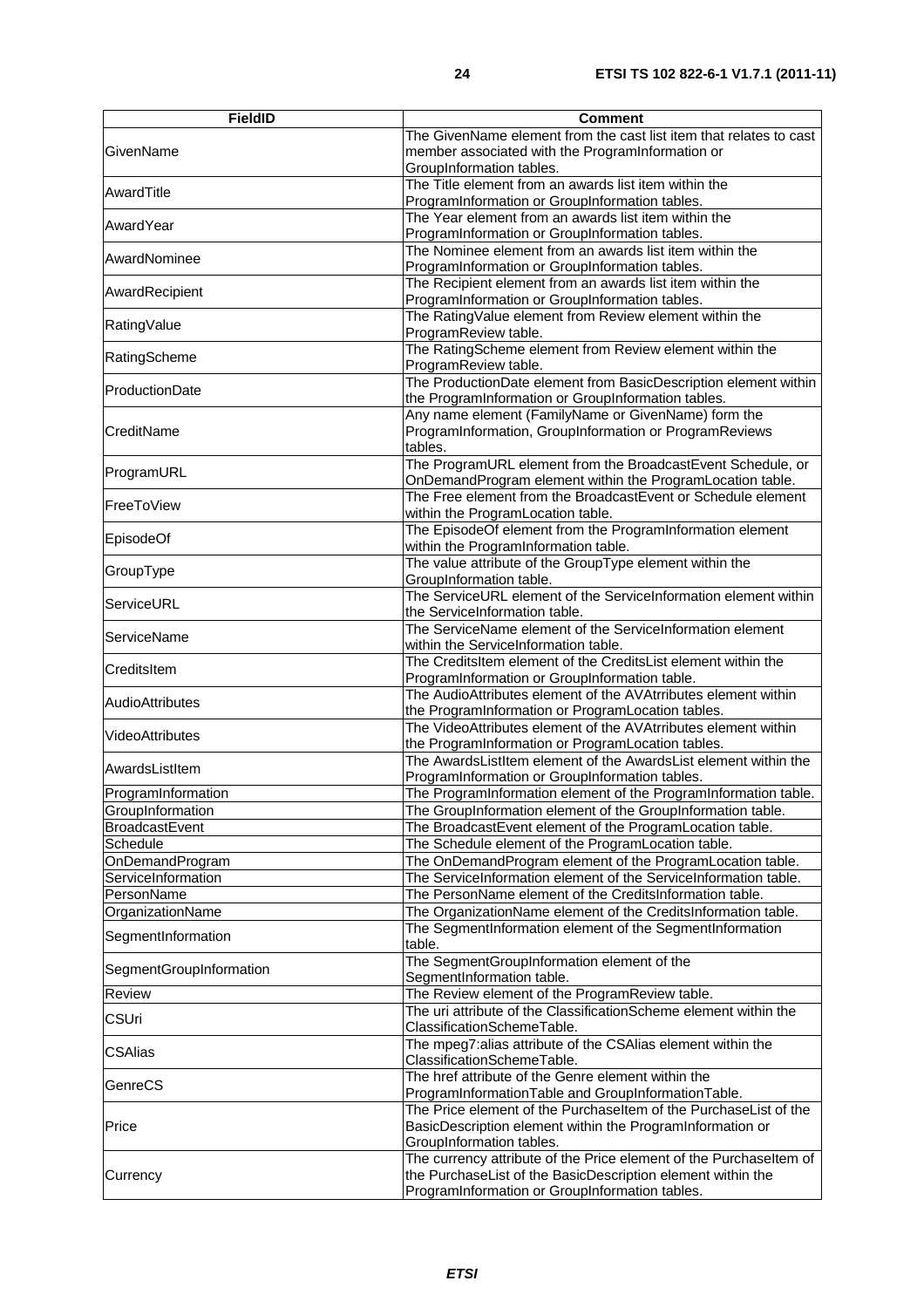| FieldID | Comment |
| --- | --- |
| GivenName | The GivenName element from the cast list item that relates to cast member associated with the ProgramInformation or GroupInformation tables. |
| AwardTitle | The Title element from an awards list item within the ProgramInformation or GroupInformation tables. |
| AwardYear | The Year element from an awards list item within the ProgramInformation or GroupInformation tables. |
| AwardNominee | The Nominee element from an awards list item within the ProgramInformation or GroupInformation tables. |
| AwardRecipient | The Recipient element from an awards list item within the ProgramInformation or GroupInformation tables. |
| RatingValue | The RatingValue element from Review element within the ProgramReview table. |
| RatingScheme | The RatingScheme element from Review element within the ProgramReview table. |
| ProductionDate | The ProductionDate element from BasicDescription element within the ProgramInformation or GroupInformation tables. |
| CreditName | Any name element (FamilyName or GivenName) form the ProgramInformation, GroupInformation or ProgramReviews tables. |
| ProgramURL | The ProgramURL element from the BroadcastEvent Schedule, or OnDemandProgram element within the ProgramLocation table. |
| FreeToView | The Free element from the BroadcastEvent or Schedule element within the ProgramLocation table. |
| EpisodeOf | The EpisodeOf element from the ProgramInformation element within the ProgramInformation table. |
| GroupType | The value attribute of the GroupType element within the GroupInformation table. |
| ServiceURL | The ServiceURL element of the ServiceInformation element within the ServiceInformation table. |
| ServiceName | The ServiceName element of the ServiceInformation element within the ServiceInformation table. |
| CreditsItem | The CreditsItem element of the CreditsList element within the ProgramInformation or GroupInformation table. |
| AudioAttributes | The AudioAttributes element of the AVAtrributes element within the ProgramInformation or ProgramLocation tables. |
| VideoAttributes | The VideoAttributes element of the AVAtrributes element within the ProgramInformation or ProgramLocation tables. |
| AwardsListItem | The AwardsListItem element of the AwardsList element within the ProgramInformation or GroupInformation tables. |
| ProgramInformation | The ProgramInformation element of the ProgramInformation table. |
| GroupInformation | The GroupInformation element of the GroupInformation table. |
| BroadcastEvent | The BroadcastEvent element of the ProgramLocation table. |
| Schedule | The Schedule element of the ProgramLocation table. |
| OnDemandProgram | The OnDemandProgram element of the ProgramLocation table. |
| ServiceInformation | The ServiceInformation element of the ServiceInformation table. |
| PersonName | The PersonName element of the CreditsInformation table. |
| OrganizationName | The OrganizationName element of the CreditsInformation table. |
| SegmentInformation | The SegmentInformation element of the SegmentInformation table. |
| SegmentGroupInformation | The SegmentGroupInformation element of the SegmentInformation table. |
| Review | The Review element of the ProgramReview table. |
| CSUri | The uri attribute of the ClassificationScheme element within the ClassificationSchemeTable. |
| CSAlias | The mpeg7:alias attribute of the CSAlias element within the ClassificationSchemeTable. |
| GenreCS | The href attribute of the Genre element within the ProgramInformationTable and GroupInformationTable. |
| Price | The Price element of the PurchaseItem of the PurchaseList of the BasicDescription element within the ProgramInformation or GroupInformation tables. |
| Currency | The currency attribute of the Price element of the PurchaseItem of the PurchaseList of the BasicDescription element within the ProgramInformation or GroupInformation tables. |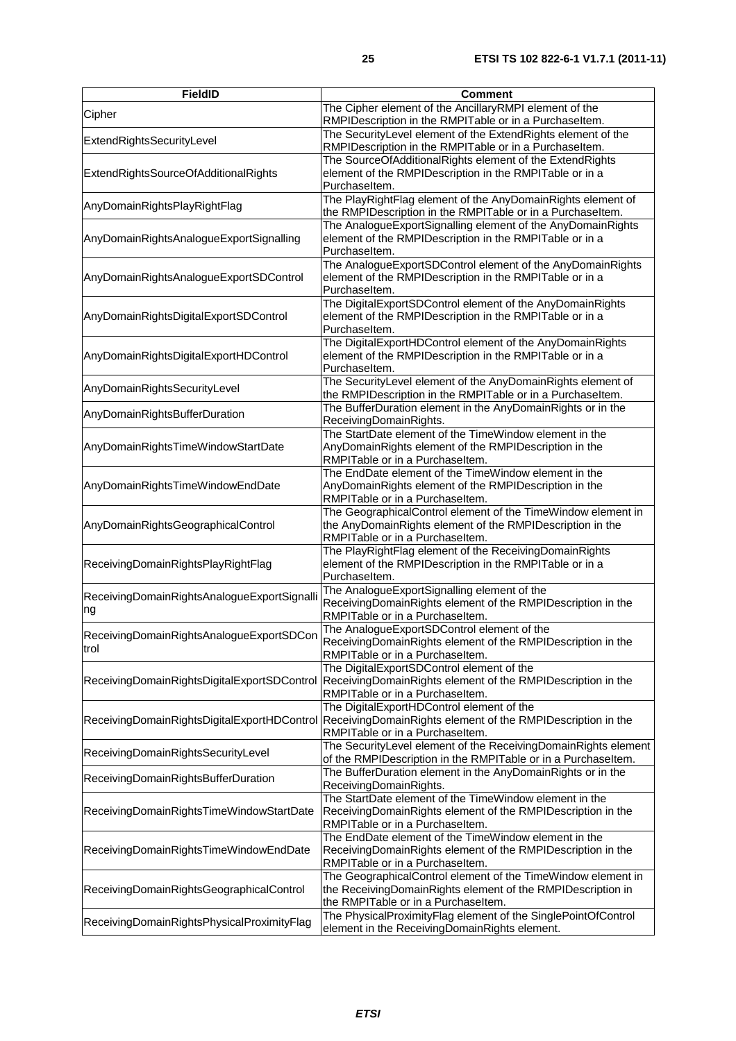| FieldID | Comment |
| --- | --- |
| Cipher | The Cipher element of the AncillaryRMPI element of the RMPIDescription in the RMPITable or in a PurchaseItem. |
| ExtendRightsSecurityLevel | The SecurityLevel element of the ExtendRights element of the RMPIDescription in the RMPITable or in a PurchaseItem. |
| ExtendRightsSourceOfAdditionalRights | The SourceOfAdditionalRights element of the ExtendRights element of the RMPIDescription in the RMPITable or in a PurchaseItem. |
| AnyDomainRightsPlayRightFlag | The PlayRightFlag element of the AnyDomainRights element of the RMPIDescription in the RMPITable or in a PurchaseItem. |
| AnyDomainRightsAnalogueExportSignalling | The AnalogueExportSignalling element of the AnyDomainRights element of the RMPIDescription in the RMPITable or in a PurchaseItem. |
| AnyDomainRightsAnalogueExportSDControl | The AnalogueExportSDControl element of the AnyDomainRights element of the RMPIDescription in the RMPITable or in a PurchaseItem. |
| AnyDomainRightsDigitalExportSDControl | The DigitalExportSDControl element of the AnyDomainRights element of the RMPIDescription in the RMPITable or in a PurchaseItem. |
| AnyDomainRightsDigitalExportHDControl | The DigitalExportHDControl element of the AnyDomainRights element of the RMPIDescription in the RMPITable or in a PurchaseItem. |
| AnyDomainRightsSecurityLevel | The SecurityLevel element of the AnyDomainRights element of the RMPIDescription in the RMPITable or in a PurchaseItem. |
| AnyDomainRightsBufferDuration | The BufferDuration element in the AnyDomainRights or in the ReceivingDomainRights. |
| AnyDomainRightsTimeWindowStartDate | The StartDate element of the TimeWindow element in the AnyDomainRights element of the RMPIDescription in the RMPITable or in a PurchaseItem. |
| AnyDomainRightsTimeWindowEndDate | The EndDate element of the TimeWindow element in the AnyDomainRights element of the RMPIDescription in the RMPITable or in a PurchaseItem. |
| AnyDomainRightsGeographicalControl | The GeographicalControl element of the TimeWindow element in the AnyDomainRights element of the RMPIDescription in the RMPITable or in a PurchaseItem. |
| ReceivingDomainRightsPlayRightFlag | The PlayRightFlag element of the ReceivingDomainRights element of the RMPIDescription in the RMPITable or in a PurchaseItem. |
| ReceivingDomainRightsAnalogueExportSignalling | The AnalogueExportSignalling element of the ReceivingDomainRights element of the RMPIDescription in the RMPITable or in a PurchaseItem. |
| ReceivingDomainRightsAnalogueExportSDControl | The AnalogueExportSDControl element of the ReceivingDomainRights element of the RMPIDescription in the RMPITable or in a PurchaseItem. |
| ReceivingDomainRightsDigitalExportSDControl | The DigitalExportSDControl element of the ReceivingDomainRights element of the RMPIDescription in the RMPITable or in a PurchaseItem. |
| ReceivingDomainRightsDigitalExportHDControl | The DigitalExportHDControl element of the ReceivingDomainRights element of the RMPIDescription in the RMPITable or in a PurchaseItem. |
| ReceivingDomainRightsSecurityLevel | The SecurityLevel element of the ReceivingDomainRights element of the RMPIDescription in the RMPITable or in a PurchaseItem. |
| ReceivingDomainRightsBufferDuration | The BufferDuration element in the AnyDomainRights or in the ReceivingDomainRights. |
| ReceivingDomainRightsTimeWindowStartDate | The StartDate element of the TimeWindow element in the ReceivingDomainRights element of the RMPIDescription in the RMPITable or in a PurchaseItem. |
| ReceivingDomainRightsTimeWindowEndDate | The EndDate element of the TimeWindow element in the ReceivingDomainRights element of the RMPIDescription in the RMPITable or in a PurchaseItem. |
| ReceivingDomainRightsGeographicalControl | The GeographicalControl element of the TimeWindow element in the ReceivingDomainRights element of the RMPIDescription in the RMPITable or in a PurchaseItem. |
| ReceivingDomainRightsPhysicalProximityFlag | The PhysicalProximityFlag element of the SinglePointOfControl element in the ReceivingDomainRights element. |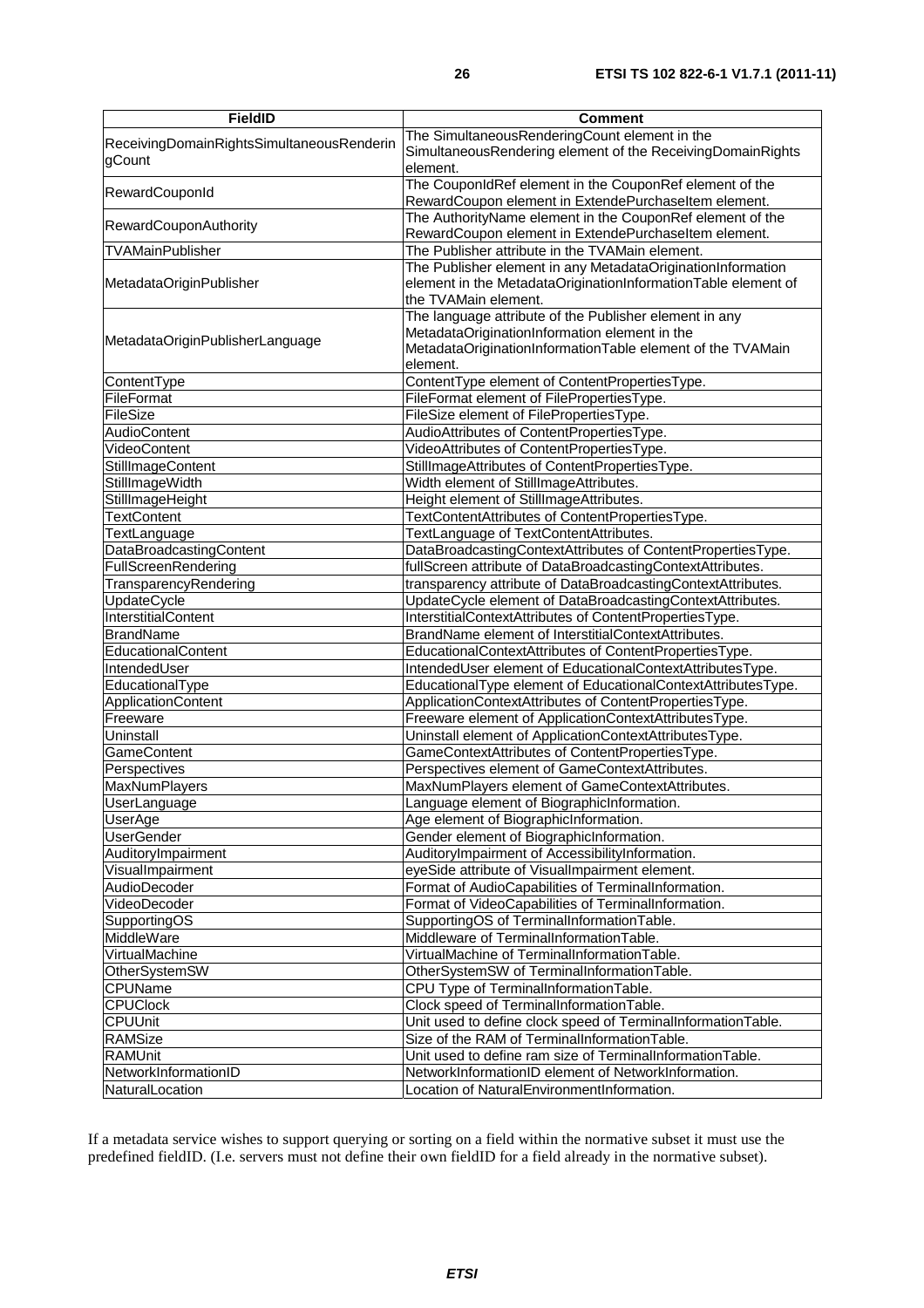| FieldID | Comment |
| --- | --- |
| ReceivingDomainRightsSimultaneousRenderingCount | The SimultaneousRenderingCount element in the SimultaneousRendering element of the ReceivingDomainRights element. |
| RewardCouponId | The CouponIdRef element in the CouponRef element of the RewardCoupon element in ExtendePurchaseItem element. |
| RewardCouponAuthority | The AuthorityName element in the CouponRef element of the RewardCoupon element in ExtendePurchaseItem element. |
| TVAMainPublisher | The Publisher attribute in the TVAMain element. |
| MetadataOriginPublisher | The Publisher element in any MetadataOriginationInformation element in the MetadataOriginationInformationTable element of the TVAMain element. |
| MetadataOriginPublisherLanguage | The language attribute of the Publisher element in any MetadataOriginationInformation element in the MetadataOriginationInformationTable element of the TVAMain element. |
| ContentType | ContentType element of ContentPropertiesType. |
| FileFormat | FileFormat element of FilePropertiesType. |
| FileSize | FileSize element of FilePropertiesType. |
| AudioContent | AudioAttributes of ContentPropertiesType. |
| VideoContent | VideoAttributes of ContentPropertiesType. |
| StillImageContent | StillImageAttributes of ContentPropertiesType. |
| StillImageWidth | Width element of StillImageAttributes. |
| StillImageHeight | Height element of StillImageAttributes. |
| TextContent | TextContentAttributes of ContentPropertiesType. |
| TextLanguage | TextLanguage of TextContentAttributes. |
| DataBroadcastingContent | DataBroadcastingContextAttributes of ContentPropertiesType. |
| FullScreenRendering | fullScreen attribute of DataBroadcastingContextAttributes. |
| TransparencyRendering | transparency attribute of DataBroadcastingContextAttributes. |
| UpdateCycle | UpdateCycle element of DataBroadcastingContextAttributes. |
| InterstitialContent | InterstitialContextAttributes of ContentPropertiesType. |
| BrandName | BrandName element of InterstitialContextAttributes. |
| EducationalContent | EducationalContextAttributes of ContentPropertiesType. |
| IntendedUser | IntendedUser element of EducationalContextAttributesType. |
| EducationalType | EducationalType element of EducationalContextAttributesType. |
| ApplicationContent | ApplicationContextAttributes of ContentPropertiesType. |
| Freeware | Freeware element of ApplicationContextAttributesType. |
| Uninstall | Uninstall element of ApplicationContextAttributesType. |
| GameContent | GameContextAttributes of ContentPropertiesType. |
| Perspectives | Perspectives element of GameContextAttributes. |
| MaxNumPlayers | MaxNumPlayers element of GameContextAttributes. |
| UserLanguage | Language element of BiographicInformation. |
| UserAge | Age element of BiographicInformation. |
| UserGender | Gender element of BiographicInformation. |
| AuditoryImpairment | AuditoryImpairment of AccessibilityInformation. |
| VisualImpairment | eyeSide attribute of VisualImpairment element. |
| AudioDecoder | Format of AudioCapabilities of TerminalInformation. |
| VideoDecoder | Format of VideoCapabilities of TerminalInformation. |
| SupportingOS | SupportingOS of TerminalInformationTable. |
| MiddleWare | Middleware of TerminalInformationTable. |
| VirtualMachine | VirtualMachine of TerminalInformationTable. |
| OtherSystemSW | OtherSystemSW of TerminalInformationTable. |
| CPUName | CPU Type of TerminalInformationTable. |
| CPUClock | Clock speed of TerminalInformationTable. |
| CPUUnit | Unit used to define clock speed of TerminalInformationTable. |
| RAMSize | Size of the RAM of TerminalInformationTable. |
| RAMUnit | Unit used to define ram size of TerminalInformationTable. |
| NetworkInformationID | NetworkInformationID element of NetworkInformation. |
| NaturalLocation | Location of NaturalEnvironmentInformation. |

If a metadata service wishes to support querying or sorting on a field within the normative subset it must use the predefined fieldID. (I.e. servers must not define their own fieldID for a field already in the normative subset).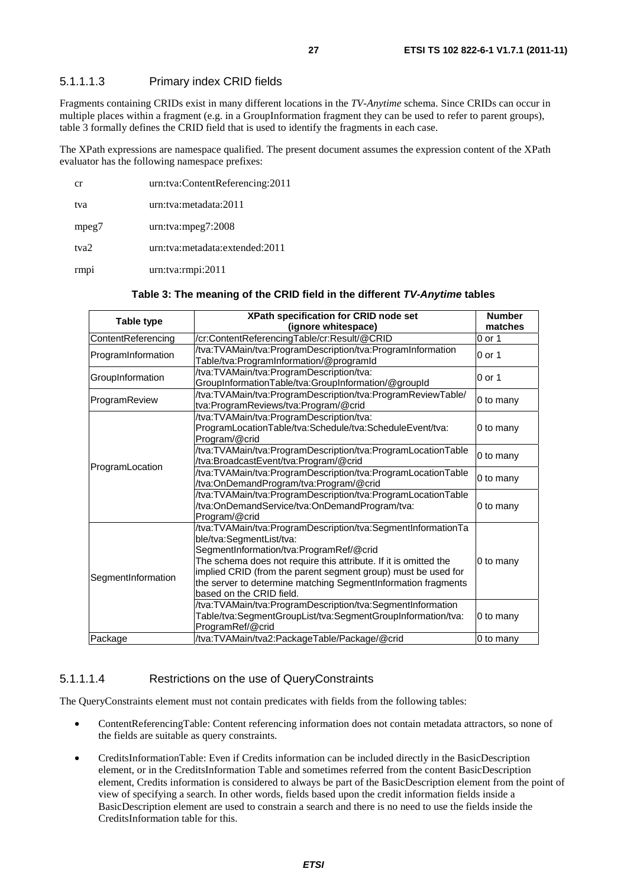#### 5.1.1.1.3 Primary index CRID fields

Fragments containing CRIDs exist in many different locations in the *TV-Anytime* schema. Since CRIDs can occur in multiple places within a fragment (e.g. in a GroupInformation fragment they can be used to refer to parent groups), table 3 formally defines the CRID field that is used to identify the fragments in each case.

The XPath expressions are namespace qualified. The present document assumes the expression content of the XPath evaluator has the following namespace prefixes:

| | |
|---|---|
| cr | urn:tva:ContentReferencing:2011 |
| tva | urn:tva:metadata:2011 |
| mpeg7 | urn:tva:mpeg7:2008 |
| tva2 | urn:tva:metadata:extended:2011 |
| rmpi | urn:tva:rmpi:2011 |

**Table 3: The meaning of the CRID field in the different *TV-Anytime* tables**

| Table type | XPath specification for CRID node set (ignore whitespace) | Number matches |
|---|---|---|
| ContentReferencing | /cr:ContentReferencingTable/cr:Result/@CRID | 0 or 1 |
| ProgramInformation | /tva:TVAMain/tva:ProgramDescription/tva:ProgramInformation Table/tva:ProgramInformation/@programId | 0 or 1 |
| GroupInformation | /tva:TVAMain/tva:ProgramDescription/tva: GroupInformationTable/tva:GroupInformation/@groupId | 0 or 1 |
| ProgramReview | /tva:TVAMain/tva:ProgramDescription/tva:ProgramReviewTable/ tva:ProgramReviews/tva:Program/@crid | 0 to many |
| ProgramLocation | /tva:TVAMain/tva:ProgramDescription/tva: ProgramLocationTable/tva:Schedule/tva:ScheduleEvent/tva: Program/@crid | 0 to many |
| | /tva:TVAMain/tva:ProgramDescription/tva:ProgramLocationTable /tva:BroadcastEvent/tva:Program/@crid | 0 to many |
| | /tva:TVAMain/tva:ProgramDescription/tva:ProgramLocationTable /tva:OnDemandProgram/tva:Program/@crid | 0 to many |
| | /tva:TVAMain/tva:ProgramDescription/tva:ProgramLocationTable /tva:OnDemandService/tva:OnDemandProgram/tva: Program/@crid | 0 to many |
| SegmentInformation | /tva:TVAMain/tva:ProgramDescription/tva:SegmentInformationTa ble/tva:SegmentList/tva: SegmentInformation/tva:ProgramRef/@crid The schema does not require this attribute. If it is omitted the implied CRID (from the parent segment group) must be used for the server to determine matching SegmentInformation fragments based on the CRID field. | 0 to many |
| | /tva:TVAMain/tva:ProgramDescription/tva:SegmentInformation Table/tva:SegmentGroupList/tva:SegmentGroupInformation/tva: ProgramRef/@crid | 0 to many |
| Package | /tva:TVAMain/tva2:PackageTable/Package/@crid | 0 to many |

#### 5.1.1.1.4 Restrictions on the use of QueryConstraints

The QueryConstraints element must not contain predicates with fields from the following tables:

- ContentReferencingTable: Content referencing information does not contain metadata attractors, so none of the fields are suitable as query constraints.
- CreditsInformationTable: Even if Credits information can be included directly in the BasicDescription element, or in the CreditsInformation Table and sometimes referred from the content BasicDescription element, Credits information is considered to always be part of the BasicDescription element from the point of view of specifying a search. In other words, fields based upon the credit information fields inside a BasicDescription element are used to constrain a search and there is no need to use the fields inside the CreditsInformation table for this.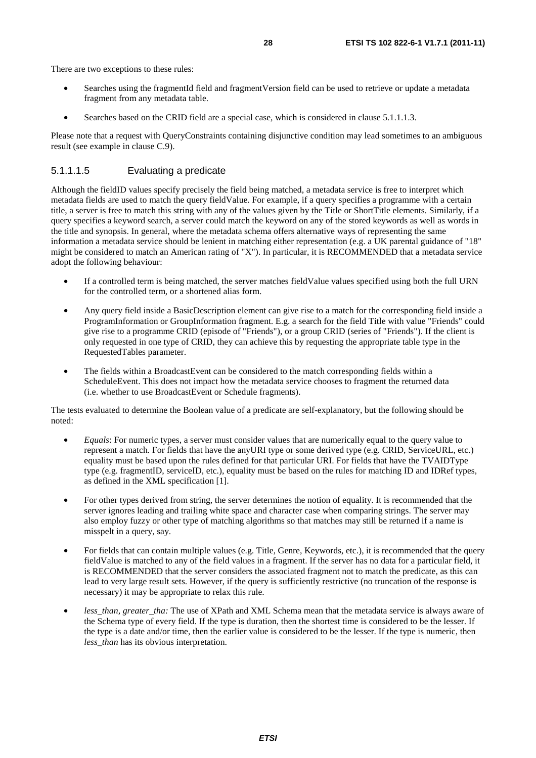There are two exceptions to these rules:

- Searches using the fragmentId field and fragmentVersion field can be used to retrieve or update a metadata fragment from any metadata table.
- Searches based on the CRID field are a special case, which is considered in clause 5.1.1.1.3.

Please note that a request with QueryConstraints containing disjunctive condition may lead sometimes to an ambiguous result (see example in clause C.9).

#### 5.1.1.1.5 Evaluating a predicate

Although the fieldID values specify precisely the field being matched, a metadata service is free to interpret which metadata fields are used to match the query fieldValue. For example, if a query specifies a programme with a certain title, a server is free to match this string with any of the values given by the Title or ShortTitle elements. Similarly, if a query specifies a keyword search, a server could match the keyword on any of the stored keywords as well as words in the title and synopsis. In general, where the metadata schema offers alternative ways of representing the same information a metadata service should be lenient in matching either representation (e.g. a UK parental guidance of "18" might be considered to match an American rating of "X"). In particular, it is RECOMMENDED that a metadata service adopt the following behaviour:

- If a controlled term is being matched, the server matches fieldValue values specified using both the full URN for the controlled term, or a shortened alias form.
- Any query field inside a BasicDescription element can give rise to a match for the corresponding field inside a ProgramInformation or GroupInformation fragment. E.g. a search for the field Title with value "Friends" could give rise to a programme CRID (episode of "Friends"), or a group CRID (series of "Friends"). If the client is only requested in one type of CRID, they can achieve this by requesting the appropriate table type in the RequestedTables parameter.
- The fields within a BroadcastEvent can be considered to the match corresponding fields within a ScheduleEvent. This does not impact how the metadata service chooses to fragment the returned data (i.e. whether to use BroadcastEvent or Schedule fragments).

The tests evaluated to determine the Boolean value of a predicate are self-explanatory, but the following should be noted:

- *Equals*: For numeric types, a server must consider values that are numerically equal to the query value to represent a match. For fields that have the anyURI type or some derived type (e.g. CRID, ServiceURL, etc.) equality must be based upon the rules defined for that particular URI. For fields that have the TVAIDType type (e.g. fragmentID, serviceID, etc.), equality must be based on the rules for matching ID and IDRef types, as defined in the XML specification [1].
- For other types derived from string, the server determines the notion of equality. It is recommended that the server ignores leading and trailing white space and character case when comparing strings. The server may also employ fuzzy or other type of matching algorithms so that matches may still be returned if a name is misspelt in a query, say.
- For fields that can contain multiple values (e.g. Title, Genre, Keywords, etc.), it is recommended that the query fieldValue is matched to any of the field values in a fragment. If the server has no data for a particular field, it is RECOMMENDED that the server considers the associated fragment not to match the predicate, as this can lead to very large result sets. However, if the query is sufficiently restrictive (no truncation of the response is necessary) it may be appropriate to relax this rule.
- *less_than, greater_tha:* The use of XPath and XML Schema mean that the metadata service is always aware of the Schema type of every field. If the type is duration, then the shortest time is considered to be the lesser. If the type is a date and/or time, then the earlier value is considered to be the lesser. If the type is numeric, then *less_than* has its obvious interpretation.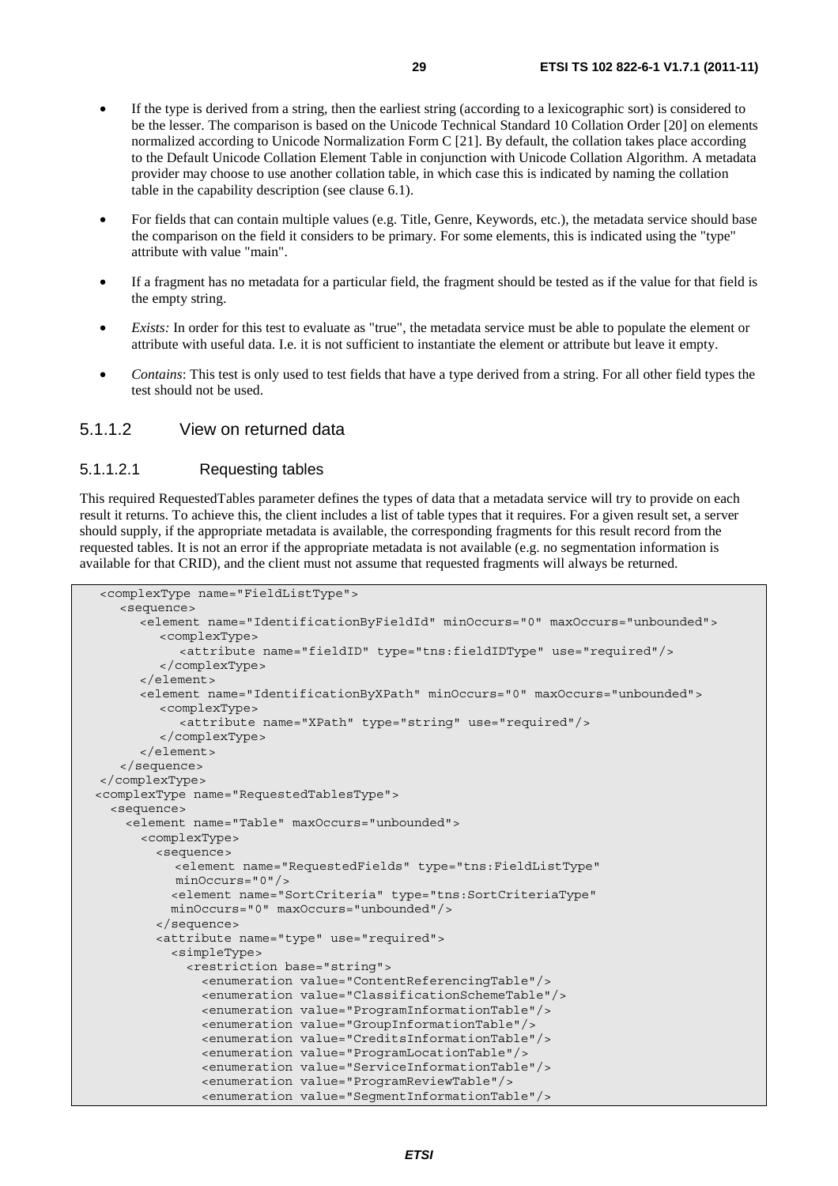- If the type is derived from a string, then the earliest string (according to a lexicographic sort) is considered to be the lesser. The comparison is based on the Unicode Technical Standard 10 Collation Order [20] on elements normalized according to Unicode Normalization Form C [21]. By default, the collation takes place according to the Default Unicode Collation Element Table in conjunction with Unicode Collation Algorithm. A metadata provider may choose to use another collation table, in which case this is indicated by naming the collation table in the capability description (see clause 6.1).
- For fields that can contain multiple values (e.g. Title, Genre, Keywords, etc.), the metadata service should base the comparison on the field it considers to be primary. For some elements, this is indicated using the "type" attribute with value "main".
- If a fragment has no metadata for a particular field, the fragment should be tested as if the value for that field is the empty string.
- *Exists:* In order for this test to evaluate as "true", the metadata service must be able to populate the element or attribute with useful data. I.e. it is not sufficient to instantiate the element or attribute but leave it empty.
- *Contains*: This test is only used to test fields that have a type derived from a string. For all other field types the test should not be used.

### 5.1.1.2 View on returned data

#### 5.1.1.2.1 Requesting tables

This required RequestedTables parameter defines the types of data that a metadata service will try to provide on each result it returns. To achieve this, the client includes a list of table types that it requires. For a given result set, a server should supply, if the appropriate metadata is available, the corresponding fragments for this result record from the requested tables. It is not an error if the appropriate metadata is not available (e.g. no segmentation information is available for that CRID), and the client must not assume that requested fragments will always be returned.

```
   <complexType name="FieldListType">
      <sequence>
         <element name="IdentificationByFieldId" minOccurs="0" maxOccurs="unbounded">
            <complexType>
               <attribute name="fieldID" type="tns:fieldIDType" use="required"/>
            </complexType>
         </element>
         <element name="IdentificationByXPath" minOccurs="0" maxOccurs="unbounded">
            <complexType>
               <attribute name="XPath" type="string" use="required"/>
            </complexType>
         </element>
      </sequence>
   </complexType>
  <complexType name="RequestedTablesType">
    <sequence>
      <element name="Table" maxOccurs="unbounded">
        <complexType>
          <sequence>
             <element name="RequestedFields" type="tns:FieldListType"
             minOccurs="0"/>
            <element name="SortCriteria" type="tns:SortCriteriaType"
            minOccurs="0" maxOccurs="unbounded"/>
          </sequence>
          <attribute name="type" use="required">
            <simpleType>
              <restriction base="string">
                <enumeration value="ContentReferencingTable"/>
                <enumeration value="ClassificationSchemeTable"/>
                <enumeration value="ProgramInformationTable"/>
                <enumeration value="GroupInformationTable"/>
                <enumeration value="CreditsInformationTable"/>
                <enumeration value="ProgramLocationTable"/>
                <enumeration value="ServiceInformationTable"/>
                <enumeration value="ProgramReviewTable"/>
                <enumeration value="SegmentInformationTable"/>
```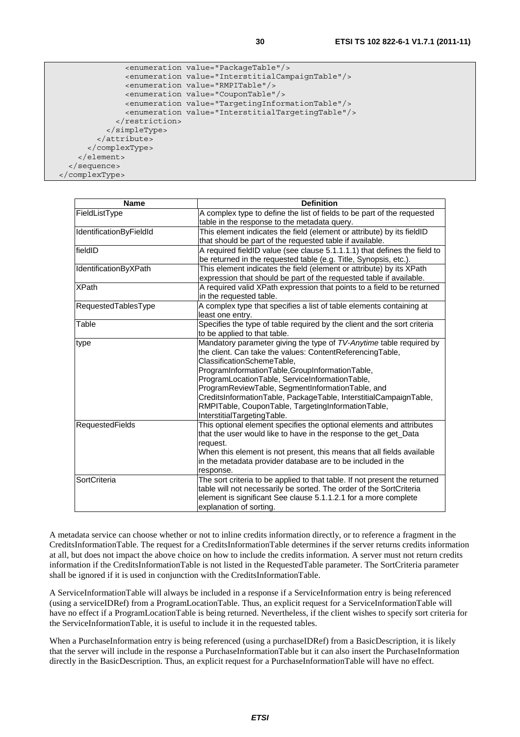```
                <enumeration value="PackageTable"/>
                <enumeration value="InterstitialCampaignTable"/>
                <enumeration value="RMPITable"/>
                <enumeration value="CouponTable"/>
                <enumeration value="TargetingInformationTable"/>
                <enumeration value="InterstitialTargetingTable"/>
              </restriction>
            </simpleType>
          </attribute>
        </complexType>
      </element>
    </sequence>
  </complexType>
```

| Name | Definition |
|---|---|
| FieldListType | A complex type to define the list of fields to be part of the requested table in the response to the metadata query. |
| IdentificationByFieldId | This element indicates the field (element or attribute) by its fieldID that should be part of the requested table if available. |
| fieldID | A required fieldID value (see clause 5.1.1.1.1) that defines the field to be returned in the requested table (e.g. Title, Synopsis, etc.). |
| IdentificationByXPath | This element indicates the field (element or attribute) by its XPath expression that should be part of the requested table if available. |
| XPath | A required valid XPath expression that points to a field to be returned in the requested table. |
| RequestedTablesType | A complex type that specifies a list of table elements containing at least one entry. |
| Table | Specifies the type of table required by the client and the sort criteria to be applied to that table. |
| type | Mandatory parameter giving the type of *TV-Anytime* table required by the client. Can take the values: ContentReferencingTable, ClassificationSchemeTable, ProgramInformationTable,GroupInformationTable, ProgramLocationTable, ServiceInformationTable, ProgramReviewTable, SegmentInformationTable, and CreditsInformationTable, PackageTable, InterstitialCampaignTable, RMPITable, CouponTable, TargetingInformationTable, InterstitialTargetingTable. |
| RequestedFields | This optional element specifies the optional elements and attributes that the user would like to have in the response to the get_Data request.<br>When this element is not present, this means that all fields available in the metadata provider database are to be included in the response. |
| SortCriteria | The sort criteria to be applied to that table. If not present the returned table will not necessarily be sorted. The order of the SortCriteria element is significant See clause 5.1.1.2.1 for a more complete explanation of sorting. |

A metadata service can choose whether or not to inline credits information directly, or to reference a fragment in the CreditsInformationTable. The request for a CreditsInformationTable determines if the server returns credits information at all, but does not impact the above choice on how to include the credits information. A server must not return credits information if the CreditsInformationTable is not listed in the RequestedTable parameter. The SortCriteria parameter shall be ignored if it is used in conjunction with the CreditsInformationTable.

A ServiceInformationTable will always be included in a response if a ServiceInformation entry is being referenced (using a serviceIDRef) from a ProgramLocationTable. Thus, an explicit request for a ServiceInformationTable will have no effect if a ProgramLocationTable is being returned. Nevertheless, if the client wishes to specify sort criteria for the ServiceInformationTable, it is useful to include it in the requested tables.

When a PurchaseInformation entry is being referenced (using a purchaseIDRef) from a BasicDescription, it is likely that the server will include in the response a PurchaseInformationTable but it can also insert the PurchaseInformation directly in the BasicDescription. Thus, an explicit request for a PurchaseInformationTable will have no effect.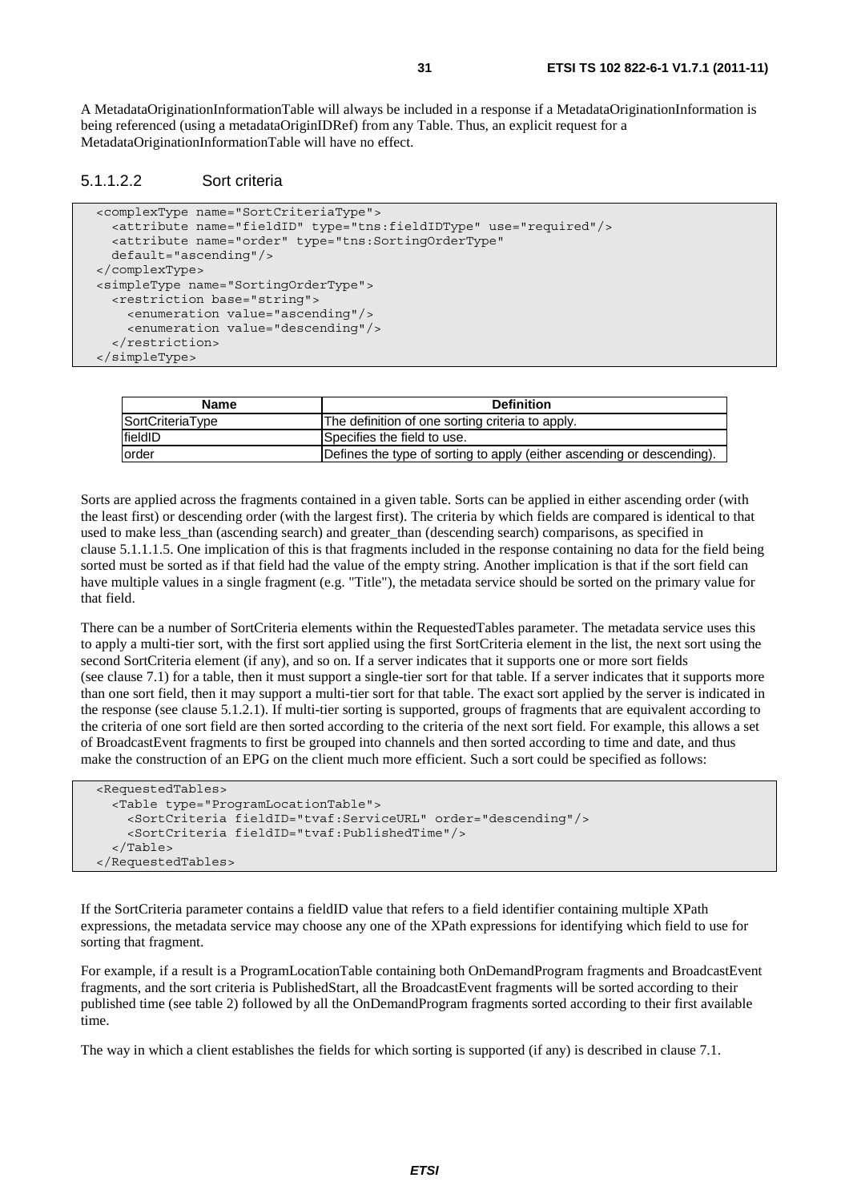A MetadataOriginationInformationTable will always be included in a response if a MetadataOriginationInformation is being referenced (using a metadataOriginIDRef) from any Table. Thus, an explicit request for a MetadataOriginationInformationTable will have no effect.

#### 5.1.1.2.2 Sort criteria

```
<complexType name="SortCriteriaType">
  <attribute name="fieldID" type="tns:fieldIDType" use="required"/>
  <attribute name="order" type="tns:SortingOrderType"
  default="ascending"/>
</complexType>
<simpleType name="SortingOrderType">
  <restriction base="string">
    <enumeration value="ascending"/>
    <enumeration value="descending"/>
  </restriction>
</simpleType>
```

| Name | Definition |
|---|---|
| SortCriteriaType | The definition of one sorting criteria to apply. |
| fieldID | Specifies the field to use. |
| order | Defines the type of sorting to apply (either ascending or descending). |

Sorts are applied across the fragments contained in a given table. Sorts can be applied in either ascending order (with the least first) or descending order (with the largest first). The criteria by which fields are compared is identical to that used to make less_than (ascending search) and greater_than (descending search) comparisons, as specified in clause 5.1.1.1.5. One implication of this is that fragments included in the response containing no data for the field being sorted must be sorted as if that field had the value of the empty string. Another implication is that if the sort field can have multiple values in a single fragment (e.g. "Title"), the metadata service should be sorted on the primary value for that field.

There can be a number of SortCriteria elements within the RequestedTables parameter. The metadata service uses this to apply a multi-tier sort, with the first sort applied using the first SortCriteria element in the list, the next sort using the second SortCriteria element (if any), and so on. If a server indicates that it supports one or more sort fields (see clause 7.1) for a table, then it must support a single-tier sort for that table. If a server indicates that it supports more than one sort field, then it may support a multi-tier sort for that table. The exact sort applied by the server is indicated in the response (see clause 5.1.2.1). If multi-tier sorting is supported, groups of fragments that are equivalent according to the criteria of one sort field are then sorted according to the criteria of the next sort field. For example, this allows a set of BroadcastEvent fragments to first be grouped into channels and then sorted according to time and date, and thus make the construction of an EPG on the client much more efficient. Such a sort could be specified as follows:

```
<RequestedTables>
  <Table type="ProgramLocationTable">
    <SortCriteria fieldID="tvaf:ServiceURL" order="descending"/>
    <SortCriteria fieldID="tvaf:PublishedTime"/>
  </Table>
</RequestedTables>
```

If the SortCriteria parameter contains a fieldID value that refers to a field identifier containing multiple XPath expressions, the metadata service may choose any one of the XPath expressions for identifying which field to use for sorting that fragment.

For example, if a result is a ProgramLocationTable containing both OnDemandProgram fragments and BroadcastEvent fragments, and the sort criteria is PublishedStart, all the BroadcastEvent fragments will be sorted according to their published time (see table 2) followed by all the OnDemandProgram fragments sorted according to their first available time.

The way in which a client establishes the fields for which sorting is supported (if any) is described in clause 7.1.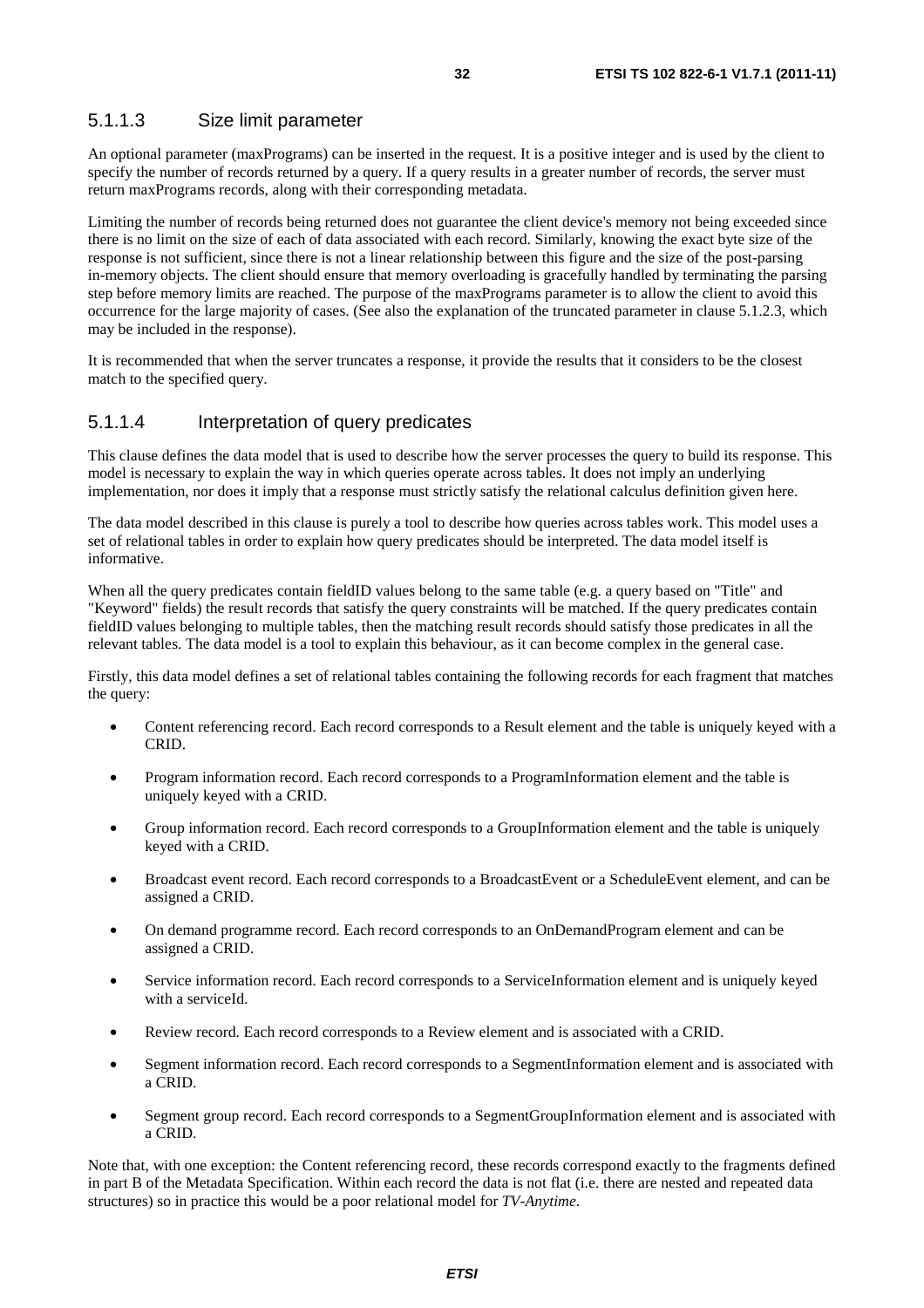#### 5.1.1.3 Size limit parameter

An optional parameter (maxPrograms) can be inserted in the request. It is a positive integer and is used by the client to specify the number of records returned by a query. If a query results in a greater number of records, the server must return maxPrograms records, along with their corresponding metadata.

Limiting the number of records being returned does not guarantee the client device's memory not being exceeded since there is no limit on the size of each of data associated with each record. Similarly, knowing the exact byte size of the response is not sufficient, since there is not a linear relationship between this figure and the size of the post-parsing in-memory objects. The client should ensure that memory overloading is gracefully handled by terminating the parsing step before memory limits are reached. The purpose of the maxPrograms parameter is to allow the client to avoid this occurrence for the large majority of cases. (See also the explanation of the truncated parameter in clause 5.1.2.3, which may be included in the response).

It is recommended that when the server truncates a response, it provide the results that it considers to be the closest match to the specified query.

#### 5.1.1.4 Interpretation of query predicates

This clause defines the data model that is used to describe how the server processes the query to build its response. This model is necessary to explain the way in which queries operate across tables. It does not imply an underlying implementation, nor does it imply that a response must strictly satisfy the relational calculus definition given here.

The data model described in this clause is purely a tool to describe how queries across tables work. This model uses a set of relational tables in order to explain how query predicates should be interpreted. The data model itself is informative.

When all the query predicates contain fieldID values belong to the same table (e.g. a query based on "Title" and "Keyword" fields) the result records that satisfy the query constraints will be matched. If the query predicates contain fieldID values belonging to multiple tables, then the matching result records should satisfy those predicates in all the relevant tables. The data model is a tool to explain this behaviour, as it can become complex in the general case.

Firstly, this data model defines a set of relational tables containing the following records for each fragment that matches the query:

- Content referencing record. Each record corresponds to a Result element and the table is uniquely keyed with a CRID.
- Program information record. Each record corresponds to a ProgramInformation element and the table is uniquely keyed with a CRID.
- Group information record. Each record corresponds to a GroupInformation element and the table is uniquely keyed with a CRID.
- Broadcast event record. Each record corresponds to a BroadcastEvent or a ScheduleEvent element, and can be assigned a CRID.
- On demand programme record. Each record corresponds to an OnDemandProgram element and can be assigned a CRID.
- Service information record. Each record corresponds to a ServiceInformation element and is uniquely keyed with a serviceId.
- Review record. Each record corresponds to a Review element and is associated with a CRID.
- Segment information record. Each record corresponds to a SegmentInformation element and is associated with a CRID.
- Segment group record. Each record corresponds to a SegmentGroupInformation element and is associated with a CRID.

Note that, with one exception: the Content referencing record, these records correspond exactly to the fragments defined in part B of the Metadata Specification. Within each record the data is not flat (i.e. there are nested and repeated data structures) so in practice this would be a poor relational model for *TV-Anytime*.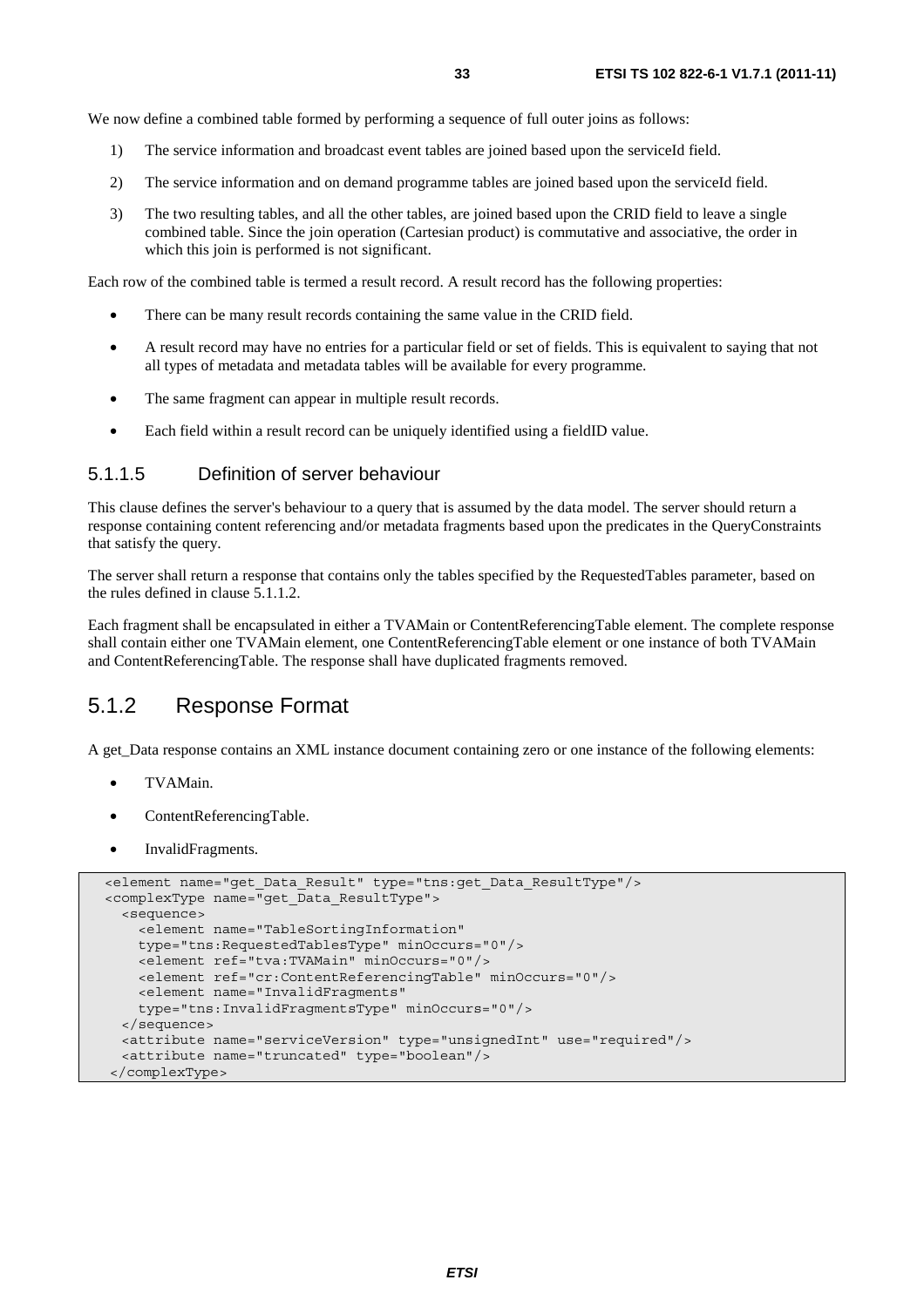We now define a combined table formed by performing a sequence of full outer joins as follows:

1) The service information and broadcast event tables are joined based upon the serviceId field.
2) The service information and on demand programme tables are joined based upon the serviceId field.
3) The two resulting tables, and all the other tables, are joined based upon the CRID field to leave a single combined table. Since the join operation (Cartesian product) is commutative and associative, the order in which this join is performed is not significant.

Each row of the combined table is termed a result record. A result record has the following properties:

- There can be many result records containing the same value in the CRID field.
- A result record may have no entries for a particular field or set of fields. This is equivalent to saying that not all types of metadata and metadata tables will be available for every programme.
- The same fragment can appear in multiple result records.
- Each field within a result record can be uniquely identified using a fieldID value.

#### 5.1.1.5 Definition of server behaviour

This clause defines the server's behaviour to a query that is assumed by the data model. The server should return a response containing content referencing and/or metadata fragments based upon the predicates in the QueryConstraints that satisfy the query.

The server shall return a response that contains only the tables specified by the RequestedTables parameter, based on the rules defined in clause 5.1.1.2.

Each fragment shall be encapsulated in either a TVAMain or ContentReferencingTable element. The complete response shall contain either one TVAMain element, one ContentReferencingTable element or one instance of both TVAMain and ContentReferencingTable. The response shall have duplicated fragments removed.

### 5.1.2 Response Format

A get_Data response contains an XML instance document containing zero or one instance of the following elements:

- TVAMain.
- ContentReferencingTable.
- InvalidFragments.

```
<element name="get_Data_Result" type="tns:get_Data_ResultType"/>
<complexType name="get_Data_ResultType">
  <sequence>
    <element name="TableSortingInformation"
    type="tns:RequestedTablesType" minOccurs="0"/>
    <element ref="tva:TVAMain" minOccurs="0"/>
    <element ref="cr:ContentReferencingTable" minOccurs="0"/>
    <element name="InvalidFragments"
    type="tns:InvalidFragmentsType" minOccurs="0"/>
  </sequence>
  <attribute name="serviceVersion" type="unsignedInt" use="required"/>
  <attribute name="truncated" type="boolean"/>
</complexType>
```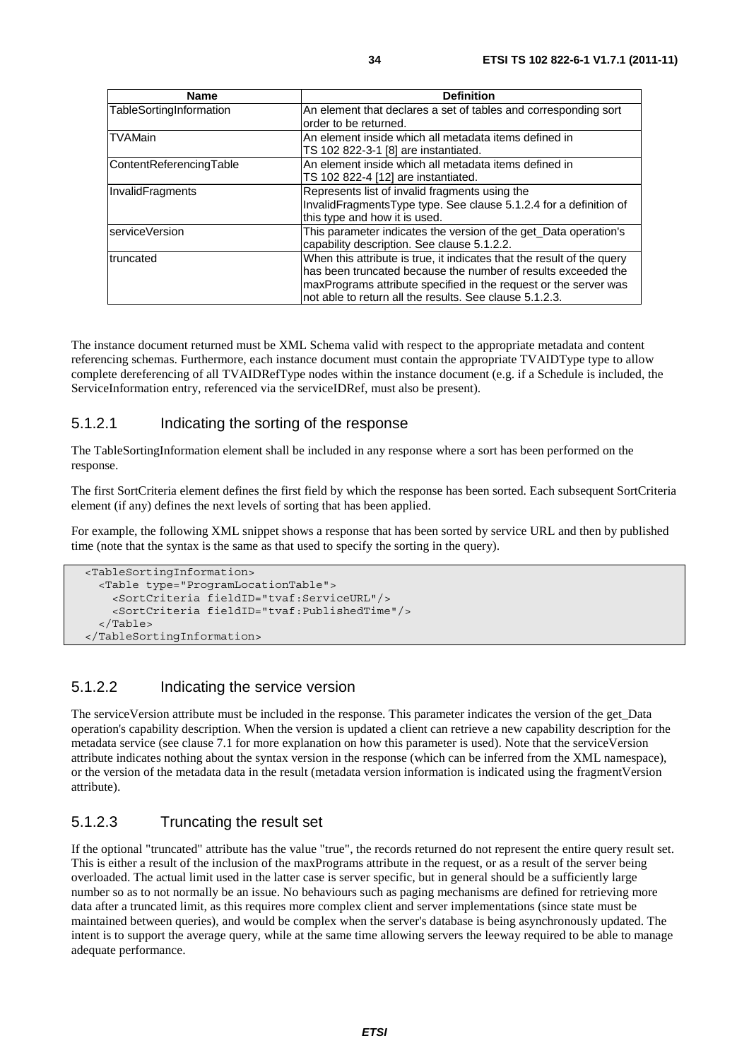| Name | Definition |
| --- | --- |
| TableSortingInformation | An element that declares a set of tables and corresponding sort order to be returned. |
| TVAMain | An element inside which all metadata items defined in TS 102 822-3-1 [8] are instantiated. |
| ContentReferencingTable | An element inside which all metadata items defined in TS 102 822-4 [12] are instantiated. |
| InvalidFragments | Represents list of invalid fragments using the InvalidFragmentsType type. See clause 5.1.2.4 for a definition of this type and how it is used. |
| serviceVersion | This parameter indicates the version of the get_Data operation's capability description. See clause 5.1.2.2. |
| truncated | When this attribute is true, it indicates that the result of the query has been truncated because the number of results exceeded the maxPrograms attribute specified in the request or the server was not able to return all the results. See clause 5.1.2.3. |

The instance document returned must be XML Schema valid with respect to the appropriate metadata and content referencing schemas. Furthermore, each instance document must contain the appropriate TVAIDType type to allow complete dereferencing of all TVAIDRefType nodes within the instance document (e.g. if a Schedule is included, the ServiceInformation entry, referenced via the serviceIDRef, must also be present).

### 5.1.2.1 Indicating the sorting of the response

The TableSortingInformation element shall be included in any response where a sort has been performed on the response.

The first SortCriteria element defines the first field by which the response has been sorted. Each subsequent SortCriteria element (if any) defines the next levels of sorting that has been applied.

For example, the following XML snippet shows a response that has been sorted by service URL and then by published time (note that the syntax is the same as that used to specify the sorting in the query).

```
<TableSortingInformation>
  <Table type="ProgramLocationTable">
    <SortCriteria fieldID="tvaf:ServiceURL"/>
    <SortCriteria fieldID="tvaf:PublishedTime"/>
  </Table>
</TableSortingInformation>
```

### 5.1.2.2 Indicating the service version

The serviceVersion attribute must be included in the response. This parameter indicates the version of the get_Data operation's capability description. When the version is updated a client can retrieve a new capability description for the metadata service (see clause 7.1 for more explanation on how this parameter is used). Note that the serviceVersion attribute indicates nothing about the syntax version in the response (which can be inferred from the XML namespace), or the version of the metadata data in the result (metadata version information is indicated using the fragmentVersion attribute).

### 5.1.2.3 Truncating the result set

If the optional "truncated" attribute has the value "true", the records returned do not represent the entire query result set. This is either a result of the inclusion of the maxPrograms attribute in the request, or as a result of the server being overloaded. The actual limit used in the latter case is server specific, but in general should be a sufficiently large number so as to not normally be an issue. No behaviours such as paging mechanisms are defined for retrieving more data after a truncated limit, as this requires more complex client and server implementations (since state must be maintained between queries), and would be complex when the server's database is being asynchronously updated. The intent is to support the average query, while at the same time allowing servers the leeway required to be able to manage adequate performance.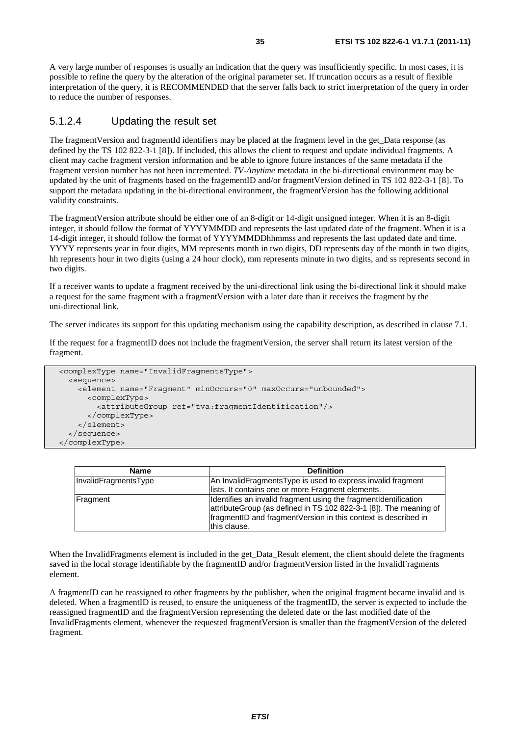A very large number of responses is usually an indication that the query was insufficiently specific. In most cases, it is possible to refine the query by the alteration of the original parameter set. If truncation occurs as a result of flexible interpretation of the query, it is RECOMMENDED that the server falls back to strict interpretation of the query in order to reduce the number of responses.

#### 5.1.2.4 Updating the result set

The fragmentVersion and fragmentId identifiers may be placed at the fragment level in the get_Data response (as defined by the TS 102 822-3-1 [8]). If included, this allows the client to request and update individual fragments. A client may cache fragment version information and be able to ignore future instances of the same metadata if the fragment version number has not been incremented. *TV-Anytime* metadata in the bi-directional environment may be updated by the unit of fragments based on the fragementID and/or fragmentVersion defined in TS 102 822-3-1 [8]. To support the metadata updating in the bi-directional environment, the fragmentVersion has the following additional validity constraints.

The fragmentVersion attribute should be either one of an 8-digit or 14-digit unsigned integer. When it is an 8-digit integer, it should follow the format of YYYYMMDD and represents the last updated date of the fragment. When it is a 14-digit integer, it should follow the format of YYYYMMDDhhmmss and represents the last updated date and time. YYYY represents year in four digits, MM represents month in two digits, DD represents day of the month in two digits, hh represents hour in two digits (using a 24 hour clock), mm represents minute in two digits, and ss represents second in two digits.

If a receiver wants to update a fragment received by the uni-directional link using the bi-directional link it should make a request for the same fragment with a fragmentVersion with a later date than it receives the fragment by the uni-directional link.

The server indicates its support for this updating mechanism using the capability description, as described in clause 7.1.

If the request for a fragmentID does not include the fragmentVersion, the server shall return its latest version of the fragment.

```
<complexType name="InvalidFragmentsType">
  <sequence>
    <element name="Fragment" minOccurs="0" maxOccurs="unbounded">
      <complexType>
        <attributeGroup ref="tva:fragmentIdentification"/>
      </complexType>
    </element>
  </sequence>
</complexType>
```

| Name | Definition |
|---|---|
| InvalidFragmentsType | An InvalidFragmentsType is used to express invalid fragment lists. It contains one or more Fragment elements. |
| Fragment | Identifies an invalid fragment using the fragmentIdentification attributeGroup (as defined in TS 102 822-3-1 [8]). The meaning of fragmentID and fragmentVersion in this context is described in this clause. |

When the InvalidFragments element is included in the get_Data_Result element, the client should delete the fragments saved in the local storage identifiable by the fragmentID and/or fragmentVersion listed in the InvalidFragments element.

A fragmentID can be reassigned to other fragments by the publisher, when the original fragment became invalid and is deleted. When a fragmentID is reused, to ensure the uniqueness of the fragmentID, the server is expected to include the reassigned fragmentID and the fragmentVersion representing the deleted date or the last modified date of the InvalidFragments element, whenever the requested fragmentVersion is smaller than the fragmentVersion of the deleted fragment.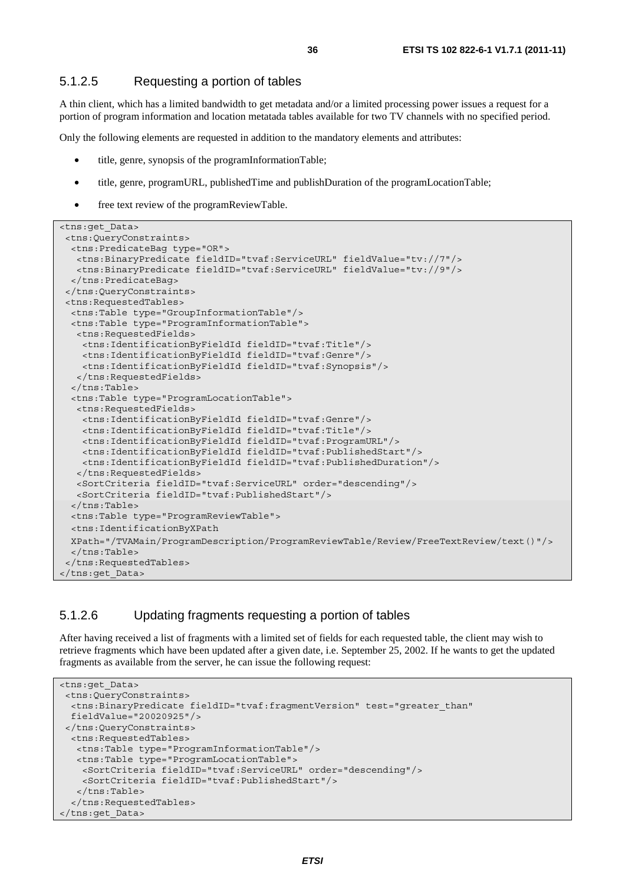### 5.1.2.5 Requesting a portion of tables

A thin client, which has a limited bandwidth to get metadata and/or a limited processing power issues a request for a portion of program information and location metatada tables available for two TV channels with no specified period.

Only the following elements are requested in addition to the mandatory elements and attributes:

- title, genre, synopsis of the programInformationTable;
- title, genre, programURL, publishedTime and publishDuration of the programLocationTable;
- free text review of the programReviewTable.

```
<tns:get_Data>
 <tns:QueryConstraints>
  <tns:PredicateBag type="OR">
   <tns:BinaryPredicate fieldID="tvaf:ServiceURL" fieldValue="tv://7"/>
   <tns:BinaryPredicate fieldID="tvaf:ServiceURL" fieldValue="tv://9"/>
  </tns:PredicateBag>
 </tns:QueryConstraints>
 <tns:RequestedTables>
  <tns:Table type="GroupInformationTable"/>
  <tns:Table type="ProgramInformationTable">
   <tns:RequestedFields>
    <tns:IdentificationByFieldId fieldID="tvaf:Title"/>
    <tns:IdentificationByFieldId fieldID="tvaf:Genre"/>
    <tns:IdentificationByFieldId fieldID="tvaf:Synopsis"/>
   </tns:RequestedFields>
  </tns:Table>
  <tns:Table type="ProgramLocationTable">
   <tns:RequestedFields>
    <tns:IdentificationByFieldId fieldID="tvaf:Genre"/>
    <tns:IdentificationByFieldId fieldID="tvaf:Title"/>
    <tns:IdentificationByFieldId fieldID="tvaf:ProgramURL"/>
    <tns:IdentificationByFieldId fieldID="tvaf:PublishedStart"/>
    <tns:IdentificationByFieldId fieldID="tvaf:PublishedDuration"/>
   </tns:RequestedFields>
   <SortCriteria fieldID="tvaf:ServiceURL" order="descending"/>
   <SortCriteria fieldID="tvaf:PublishedStart"/>
  </tns:Table>
  <tns:Table type="ProgramReviewTable">
  <tns:IdentificationByXPath
  XPath="/TVAMain/ProgramDescription/ProgramReviewTable/Review/FreeTextReview/text()"/>
  </tns:Table>
 </tns:RequestedTables>
</tns:get_Data>
```

### 5.1.2.6 Updating fragments requesting a portion of tables

After having received a list of fragments with a limited set of fields for each requested table, the client may wish to retrieve fragments which have been updated after a given date, i.e. September 25, 2002. If he wants to get the updated fragments as available from the server, he can issue the following request:

```
<tns:get_Data>
 <tns:QueryConstraints>
  <tns:BinaryPredicate fieldID="tvaf:fragmentVersion" test="greater_than"
  fieldValue="20020925"/>
 </tns:QueryConstraints>
  <tns:RequestedTables>
   <tns:Table type="ProgramInformationTable"/>
   <tns:Table type="ProgramLocationTable">
    <SortCriteria fieldID="tvaf:ServiceURL" order="descending"/>
    <SortCriteria fieldID="tvaf:PublishedStart"/>
   </tns:Table>
  </tns:RequestedTables>
</tns:get_Data>
```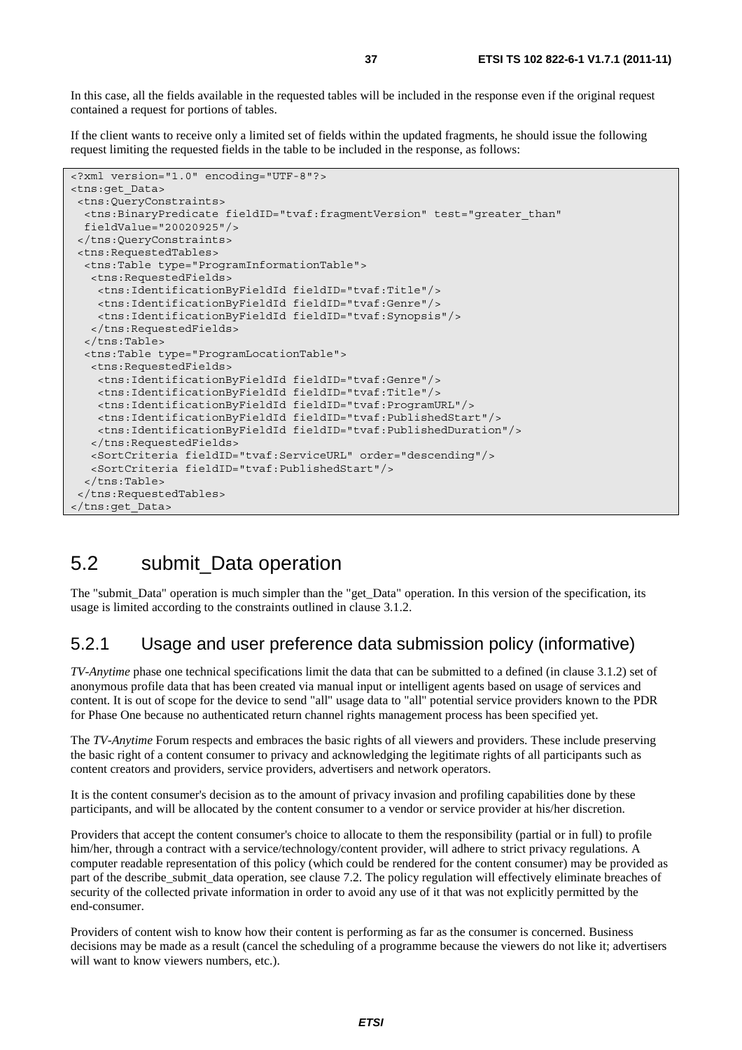In this case, all the fields available in the requested tables will be included in the response even if the original request contained a request for portions of tables.

If the client wants to receive only a limited set of fields within the updated fragments, he should issue the following request limiting the requested fields in the table to be included in the response, as follows:

```
<?xml version="1.0" encoding="UTF-8"?>
<tns:get_Data>
 <tns:QueryConstraints>
  <tns:BinaryPredicate fieldID="tvaf:fragmentVersion" test="greater_than"
  fieldValue="20020925"/>
 </tns:QueryConstraints>
 <tns:RequestedTables>
  <tns:Table type="ProgramInformationTable">
   <tns:RequestedFields>
    <tns:IdentificationByFieldId fieldID="tvaf:Title"/>
    <tns:IdentificationByFieldId fieldID="tvaf:Genre"/>
    <tns:IdentificationByFieldId fieldID="tvaf:Synopsis"/>
   </tns:RequestedFields>
  </tns:Table>
  <tns:Table type="ProgramLocationTable">
   <tns:RequestedFields>
    <tns:IdentificationByFieldId fieldID="tvaf:Genre"/>
    <tns:IdentificationByFieldId fieldID="tvaf:Title"/>
    <tns:IdentificationByFieldId fieldID="tvaf:ProgramURL"/>
    <tns:IdentificationByFieldId fieldID="tvaf:PublishedStart"/>
    <tns:IdentificationByFieldId fieldID="tvaf:PublishedDuration"/>
   </tns:RequestedFields>
   <SortCriteria fieldID="tvaf:ServiceURL" order="descending"/>
   <SortCriteria fieldID="tvaf:PublishedStart"/>
  </tns:Table>
 </tns:RequestedTables>
</tns:get_Data>
```

## 5.2 submit_Data operation

The "submit_Data" operation is much simpler than the "get_Data" operation. In this version of the specification, its usage is limited according to the constraints outlined in clause 3.1.2.

### 5.2.1 Usage and user preference data submission policy (informative)

*TV-Anytime* phase one technical specifications limit the data that can be submitted to a defined (in clause 3.1.2) set of anonymous profile data that has been created via manual input or intelligent agents based on usage of services and content. It is out of scope for the device to send "all" usage data to "all" potential service providers known to the PDR for Phase One because no authenticated return channel rights management process has been specified yet.

The *TV-Anytime* Forum respects and embraces the basic rights of all viewers and providers. These include preserving the basic right of a content consumer to privacy and acknowledging the legitimate rights of all participants such as content creators and providers, service providers, advertisers and network operators.

It is the content consumer's decision as to the amount of privacy invasion and profiling capabilities done by these participants, and will be allocated by the content consumer to a vendor or service provider at his/her discretion.

Providers that accept the content consumer's choice to allocate to them the responsibility (partial or in full) to profile him/her, through a contract with a service/technology/content provider, will adhere to strict privacy regulations. A computer readable representation of this policy (which could be rendered for the content consumer) may be provided as part of the describe_submit_data operation, see clause 7.2. The policy regulation will effectively eliminate breaches of security of the collected private information in order to avoid any use of it that was not explicitly permitted by the end-consumer.

Providers of content wish to know how their content is performing as far as the consumer is concerned. Business decisions may be made as a result (cancel the scheduling of a programme because the viewers do not like it; advertisers will want to know viewers numbers, etc.).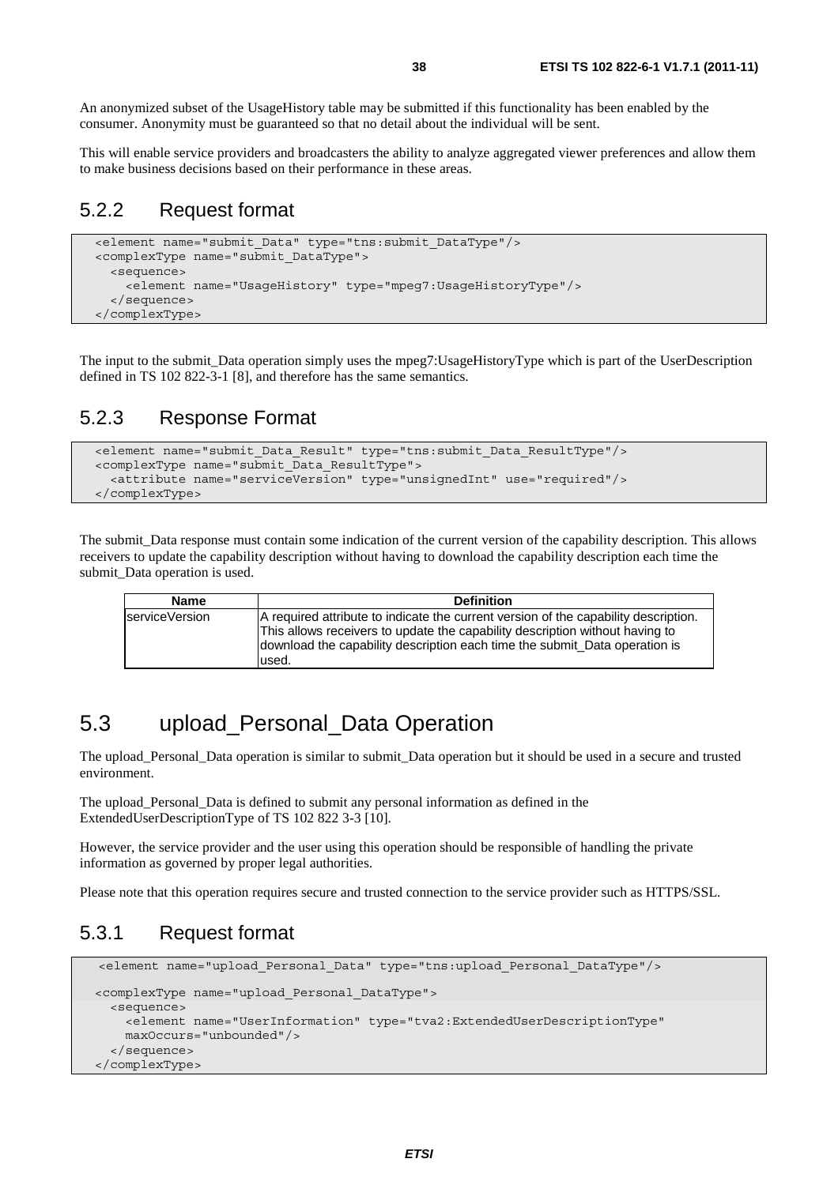An anonymized subset of the UsageHistory table may be submitted if this functionality has been enabled by the consumer. Anonymity must be guaranteed so that no detail about the individual will be sent.

This will enable service providers and broadcasters the ability to analyze aggregated viewer preferences and allow them to make business decisions based on their performance in these areas.

### 5.2.2 Request format

```
<element name="submit_Data" type="tns:submit_DataType"/>
<complexType name="submit_DataType">
  <sequence>
    <element name="UsageHistory" type="mpeg7:UsageHistoryType"/>
  </sequence>
</complexType>
```

The input to the submit_Data operation simply uses the mpeg7:UsageHistoryType which is part of the UserDescription defined in TS 102 822-3-1 [8], and therefore has the same semantics.

### 5.2.3 Response Format

```
<element name="submit_Data_Result" type="tns:submit_Data_ResultType"/>
<complexType name="submit_Data_ResultType">
  <attribute name="serviceVersion" type="unsignedInt" use="required"/>
</complexType>
```

The submit_Data response must contain some indication of the current version of the capability description. This allows receivers to update the capability description without having to download the capability description each time the submit_Data operation is used.

| Name | Definition |
| --- | --- |
| serviceVersion | A required attribute to indicate the current version of the capability description. This allows receivers to update the capability description without having to download the capability description each time the submit_Data operation is used. |

## 5.3 upload_Personal_Data Operation

The upload_Personal_Data operation is similar to submit_Data operation but it should be used in a secure and trusted environment.

The upload_Personal_Data is defined to submit any personal information as defined in the ExtendedUserDescriptionType of TS 102 822 3-3 [10].

However, the service provider and the user using this operation should be responsible of handling the private information as governed by proper legal authorities.

Please note that this operation requires secure and trusted connection to the service provider such as HTTPS/SSL.

### 5.3.1 Request format

```
<element name="upload_Personal_Data" type="tns:upload_Personal_DataType"/>

<complexType name="upload_Personal_DataType">
  <sequence>
    <element name="UserInformation" type="tva2:ExtendedUserDescriptionType"
    maxOccurs="unbounded"/>
  </sequence>
</complexType>
```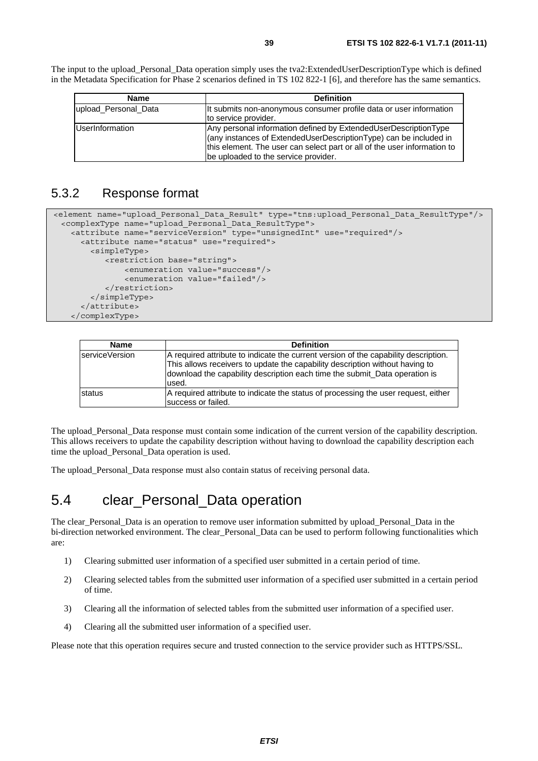The input to the upload_Personal_Data operation simply uses the tva2:ExtendedUserDescriptionType which is defined in the Metadata Specification for Phase 2 scenarios defined in TS 102 822-1 [6], and therefore has the same semantics.

| Name | Definition |
|---|---|
| upload_Personal_Data | It submits non-anonymous consumer profile data or user information to service provider. |
| UserInformation | Any personal information defined by ExtendedUserDescriptionType (any instances of ExtendedUserDescriptionType) can be included in this element. The user can select part or all of the user information to be uploaded to the service provider. |

### 5.3.2 Response format

```
<element name="upload_Personal_Data_Result" type="tns:upload_Personal_Data_ResultType"/>
  <complexType name="upload_Personal_Data_ResultType">
    <attribute name="serviceVersion" type="unsignedInt" use="required"/>
      <attribute name="status" use="required">
        <simpleType>
           <restriction base="string">
               <enumeration value="success"/>
               <enumeration value="failed"/>
           </restriction>
        </simpleType>
      </attribute>
    </complexType>
```

| Name | Definition |
|---|---|
| serviceVersion | A required attribute to indicate the current version of the capability description. This allows receivers to update the capability description without having to download the capability description each time the submit_Data operation is used. |
| status | A required attribute to indicate the status of processing the user request, either success or failed. |

The upload_Personal_Data response must contain some indication of the current version of the capability description. This allows receivers to update the capability description without having to download the capability description each time the upload_Personal_Data operation is used.

The upload_Personal_Data response must also contain status of receiving personal data.

## 5.4 clear_Personal_Data operation

The clear_Personal_Data is an operation to remove user information submitted by upload_Personal_Data in the bi-direction networked environment. The clear_Personal_Data can be used to perform following functionalities which are:

1) Clearing submitted user information of a specified user submitted in a certain period of time.
2) Clearing selected tables from the submitted user information of a specified user submitted in a certain period of time.
3) Clearing all the information of selected tables from the submitted user information of a specified user.
4) Clearing all the submitted user information of a specified user.

Please note that this operation requires secure and trusted connection to the service provider such as HTTPS/SSL.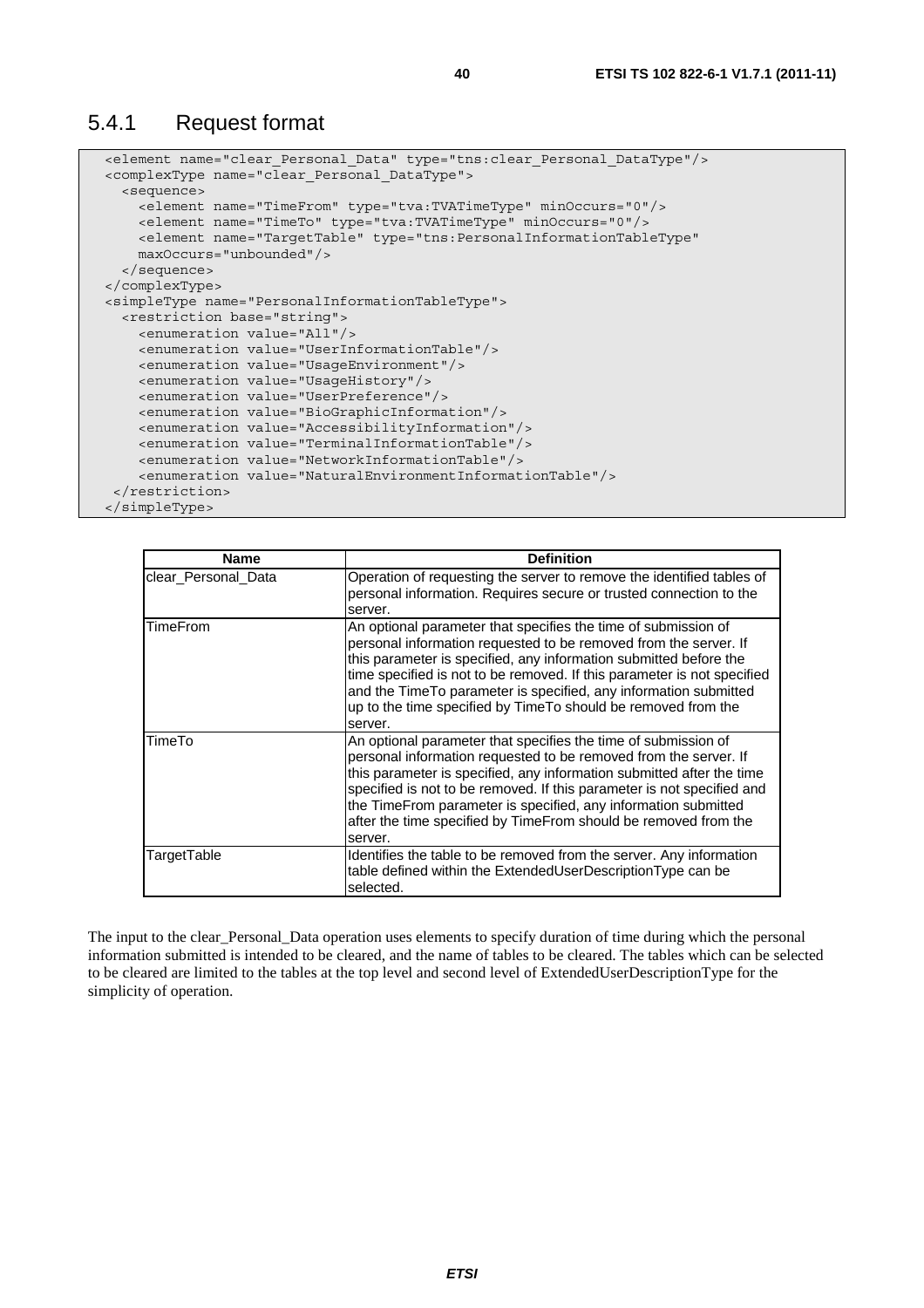### 5.4.1 Request format

```
<element name="clear_Personal_Data" type="tns:clear_Personal_DataType"/>
<complexType name="clear_Personal_DataType">
  <sequence>
    <element name="TimeFrom" type="tva:TVATimeType" minOccurs="0"/>
    <element name="TimeTo" type="tva:TVATimeType" minOccurs="0"/>
    <element name="TargetTable" type="tns:PersonalInformationTableType"
    maxOccurs="unbounded"/>
  </sequence>
</complexType>
<simpleType name="PersonalInformationTableType">
  <restriction base="string">
    <enumeration value="All"/>
    <enumeration value="UserInformationTable"/>
    <enumeration value="UsageEnvironment"/>
    <enumeration value="UsageHistory"/>
    <enumeration value="UserPreference"/>
    <enumeration value="BioGraphicInformation"/>
    <enumeration value="AccessibilityInformation"/>
    <enumeration value="TerminalInformationTable"/>
    <enumeration value="NetworkInformationTable"/>
    <enumeration value="NaturalEnvironmentInformationTable"/>
 </restriction>
</simpleType>
```

| Name | Definition |
|---|---|
| clear_Personal_Data | Operation of requesting the server to remove the identified tables of personal information. Requires secure or trusted connection to the server. |
| TimeFrom | An optional parameter that specifies the time of submission of personal information requested to be removed from the server. If this parameter is specified, any information submitted before the time specified is not to be removed. If this parameter is not specified and the TimeTo parameter is specified, any information submitted up to the time specified by TimeTo should be removed from the server. |
| TimeTo | An optional parameter that specifies the time of submission of personal information requested to be removed from the server. If this parameter is specified, any information submitted after the time specified is not to be removed. If this parameter is not specified and the TimeFrom parameter is specified, any information submitted after the time specified by TimeFrom should be removed from the server. |
| TargetTable | Identifies the table to be removed from the server. Any information table defined within the ExtendedUserDescriptionType can be selected. |

The input to the clear_Personal_Data operation uses elements to specify duration of time during which the personal information submitted is intended to be cleared, and the name of tables to be cleared. The tables which can be selected to be cleared are limited to the tables at the top level and second level of ExtendedUserDescriptionType for the simplicity of operation.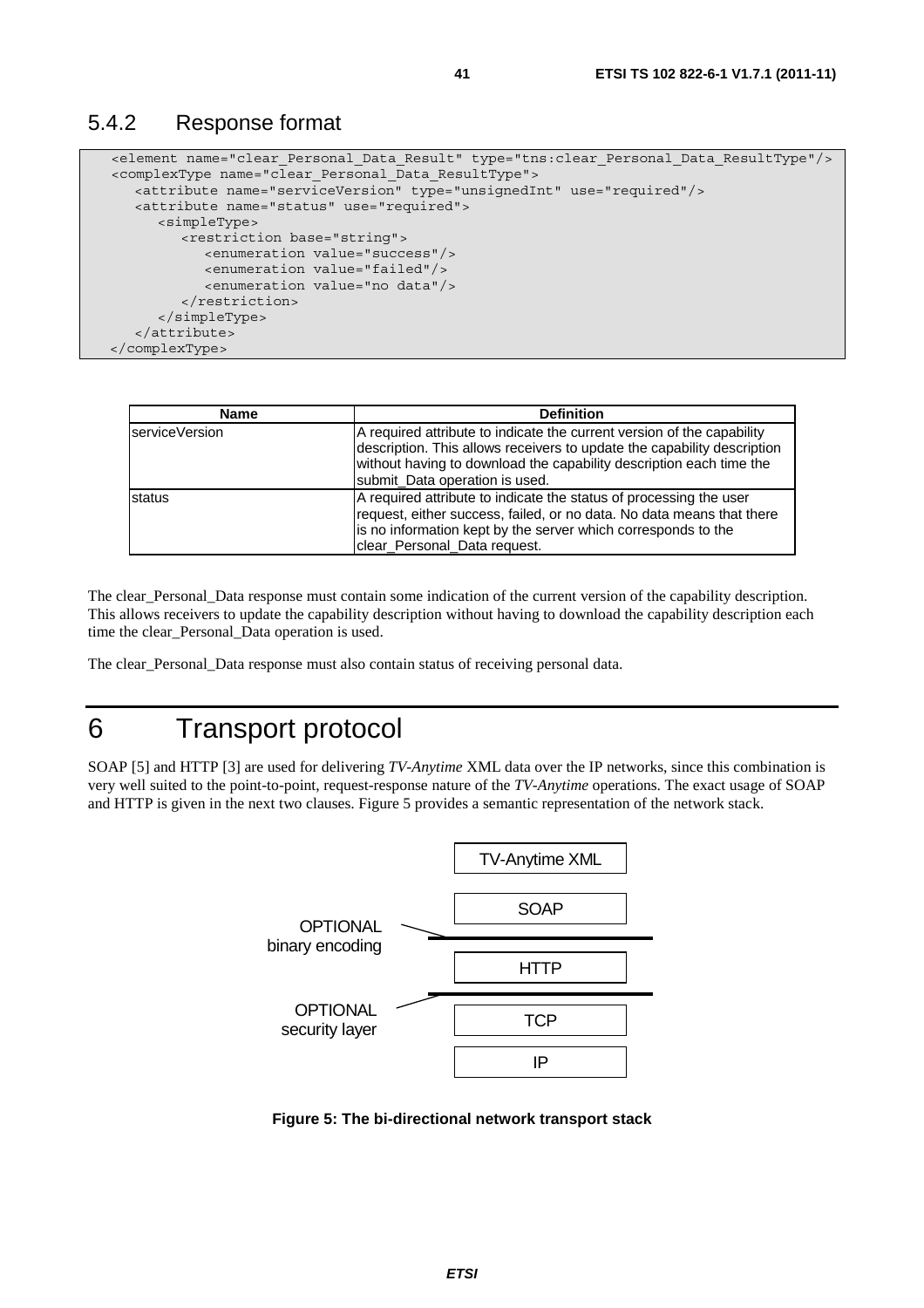### 5.4.2 Response format

```
<element name="clear_Personal_Data_Result" type="tns:clear_Personal_Data_ResultType"/>
<complexType name="clear_Personal_Data_ResultType">
   <attribute name="serviceVersion" type="unsignedInt" use="required"/>
   <attribute name="status" use="required">
      <simpleType>
         <restriction base="string">
            <enumeration value="success"/>
            <enumeration value="failed"/>
            <enumeration value="no data"/>
         </restriction>
      </simpleType>
   </attribute>
</complexType>
```

| Name | Definition |
|---|---|
| serviceVersion | A required attribute to indicate the current version of the capability description. This allows receivers to update the capability description without having to download the capability description each time the submit_Data operation is used. |
| status | A required attribute to indicate the status of processing the user request, either success, failed, or no data. No data means that there is no information kept by the server which corresponds to the clear_Personal_Data request. |

The clear_Personal_Data response must contain some indication of the current version of the capability description. This allows receivers to update the capability description without having to download the capability description each time the clear_Personal_Data operation is used.

The clear_Personal_Data response must also contain status of receiving personal data.

# 6 Transport protocol

SOAP [5] and HTTP [3] are used for delivering *TV-Anytime* XML data over the IP networks, since this combination is very well suited to the point-to-point, request-response nature of the *TV-Anytime* operations. The exact usage of SOAP and HTTP is given in the next two clauses. Figure 5 provides a semantic representation of the network stack.

TV-Anytime XML

SOAP

OPTIONAL binary encoding

HTTP

OPTIONAL security layer

TCP

IP

**Figure 5: The bi-directional network transport stack**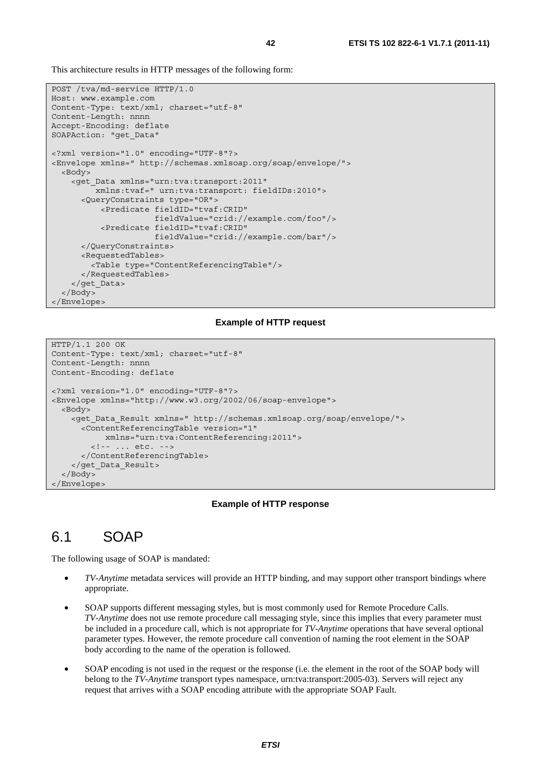This architecture results in HTTP messages of the following form:

```
POST /tva/md-service HTTP/1.0
Host: www.example.com
Content-Type: text/xml; charset="utf-8"
Content-Length: nnnn
Accept-Encoding: deflate
SOAPAction: "get_Data"

<?xml version="1.0" encoding="UTF-8"?>
<Envelope xmlns=" http://schemas.xmlsoap.org/soap/envelope/">
  <Body>
    <get_Data xmlns="urn:tva:transport:2011"
         xmlns:tvaf=" urn:tva:transport: fieldIDs:2010">
      <QueryConstraints type="OR">
          <Predicate fieldID="tvaf:CRID"
                     fieldValue="crid://example.com/foo"/>
          <Predicate fieldID="tvaf:CRID"
                     fieldValue="crid://example.com/bar"/>
      </QueryConstraints>
      <RequestedTables>
        <Table type="ContentReferencingTable"/>
      </RequestedTables>
    </get_Data>
  </Body>
</Envelope>
```

**Example of HTTP request**

```
HTTP/1.1 200 OK
Content-Type: text/xml; charset="utf-8"
Content-Length: nnnn
Content-Encoding: deflate

<?xml version="1.0" encoding="UTF-8"?>
<Envelope xmlns="http://www.w3.org/2002/06/soap-envelope">
  <Body>
    <get_Data_Result xmlns=" http://schemas.xmlsoap.org/soap/envelope/">
      <ContentReferencingTable version="1"
           xmlns="urn:tva:ContentReferencing:2011">
        <!-- ... etc. -->
      </ContentReferencingTable>
    </get_Data_Result>
  </Body>
</Envelope>
```

**Example of HTTP response**

## 6.1 SOAP

The following usage of SOAP is mandated:

- *TV-Anytime* metadata services will provide an HTTP binding, and may support other transport bindings where appropriate.
- SOAP supports different messaging styles, but is most commonly used for Remote Procedure Calls. *TV-Anytime* does not use remote procedure call messaging style, since this implies that every parameter must be included in a procedure call, which is not appropriate for *TV-Anytime* operations that have several optional parameter types. However, the remote procedure call convention of naming the root element in the SOAP body according to the name of the operation is followed.
- SOAP encoding is not used in the request or the response (i.e. the element in the root of the SOAP body will belong to the *TV-Anytime* transport types namespace, urn:tva:transport:2005-03). Servers will reject any request that arrives with a SOAP encoding attribute with the appropriate SOAP Fault.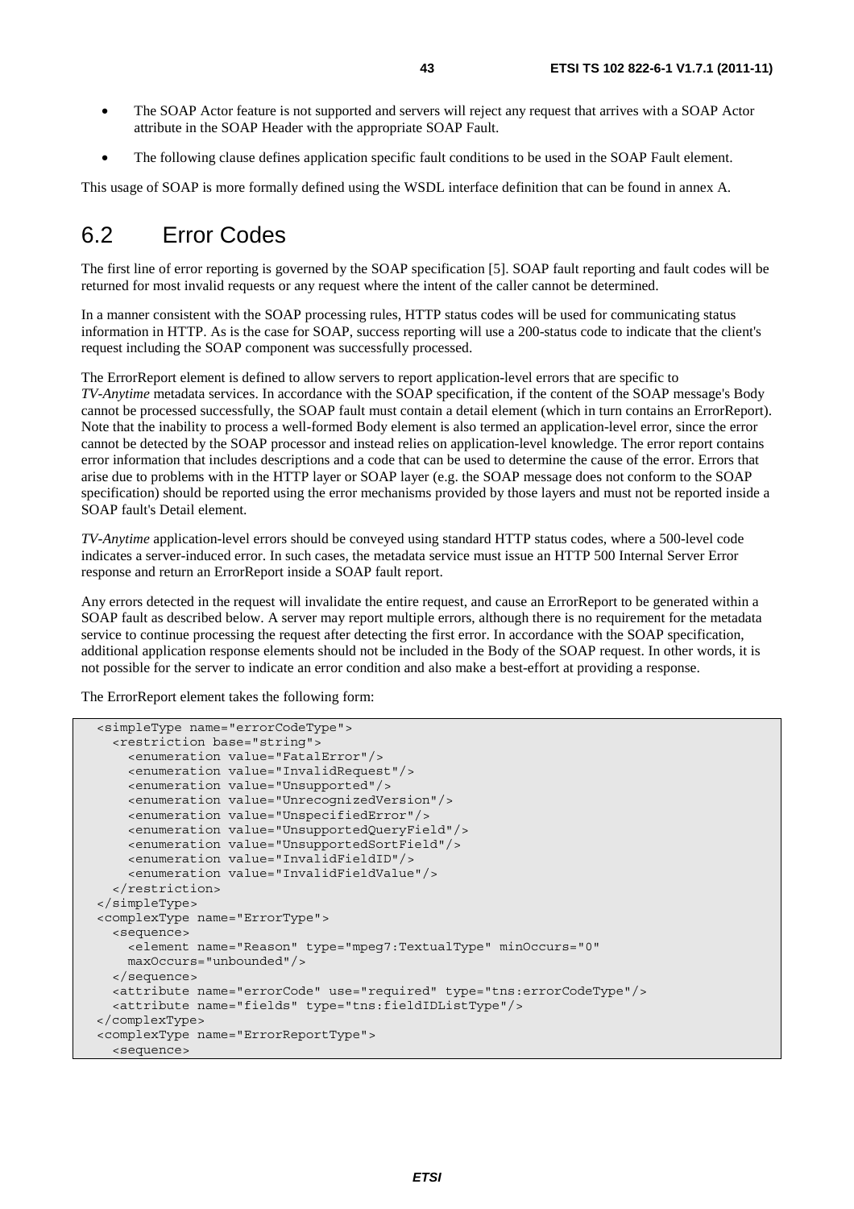- The SOAP Actor feature is not supported and servers will reject any request that arrives with a SOAP Actor attribute in the SOAP Header with the appropriate SOAP Fault.
- The following clause defines application specific fault conditions to be used in the SOAP Fault element.

This usage of SOAP is more formally defined using the WSDL interface definition that can be found in annex A.

## 6.2 Error Codes

The first line of error reporting is governed by the SOAP specification [5]. SOAP fault reporting and fault codes will be returned for most invalid requests or any request where the intent of the caller cannot be determined.

In a manner consistent with the SOAP processing rules, HTTP status codes will be used for communicating status information in HTTP. As is the case for SOAP, success reporting will use a 200-status code to indicate that the client's request including the SOAP component was successfully processed.

The ErrorReport element is defined to allow servers to report application-level errors that are specific to *TV-Anytime* metadata services. In accordance with the SOAP specification, if the content of the SOAP message's Body cannot be processed successfully, the SOAP fault must contain a detail element (which in turn contains an ErrorReport). Note that the inability to process a well-formed Body element is also termed an application-level error, since the error cannot be detected by the SOAP processor and instead relies on application-level knowledge. The error report contains error information that includes descriptions and a code that can be used to determine the cause of the error. Errors that arise due to problems with in the HTTP layer or SOAP layer (e.g. the SOAP message does not conform to the SOAP specification) should be reported using the error mechanisms provided by those layers and must not be reported inside a SOAP fault's Detail element.

*TV-Anytime* application-level errors should be conveyed using standard HTTP status codes, where a 500-level code indicates a server-induced error. In such cases, the metadata service must issue an HTTP 500 Internal Server Error response and return an ErrorReport inside a SOAP fault report.

Any errors detected in the request will invalidate the entire request, and cause an ErrorReport to be generated within a SOAP fault as described below. A server may report multiple errors, although there is no requirement for the metadata service to continue processing the request after detecting the first error. In accordance with the SOAP specification, additional application response elements should not be included in the Body of the SOAP request. In other words, it is not possible for the server to indicate an error condition and also make a best-effort at providing a response.

The ErrorReport element takes the following form:

```
<simpleType name="errorCodeType">
  <restriction base="string">
    <enumeration value="FatalError"/>
    <enumeration value="InvalidRequest"/>
    <enumeration value="Unsupported"/>
    <enumeration value="UnrecognizedVersion"/>
    <enumeration value="UnspecifiedError"/>
    <enumeration value="UnsupportedQueryField"/>
    <enumeration value="UnsupportedSortField"/>
    <enumeration value="InvalidFieldID"/>
    <enumeration value="InvalidFieldValue"/>
  </restriction>
</simpleType>
<complexType name="ErrorType">
  <sequence>
    <element name="Reason" type="mpeg7:TextualType" minOccurs="0"
    maxOccurs="unbounded"/>
  </sequence>
  <attribute name="errorCode" use="required" type="tns:errorCodeType"/>
  <attribute name="fields" type="tns:fieldIDListType"/>
</complexType>
<complexType name="ErrorReportType">
  <sequence>
```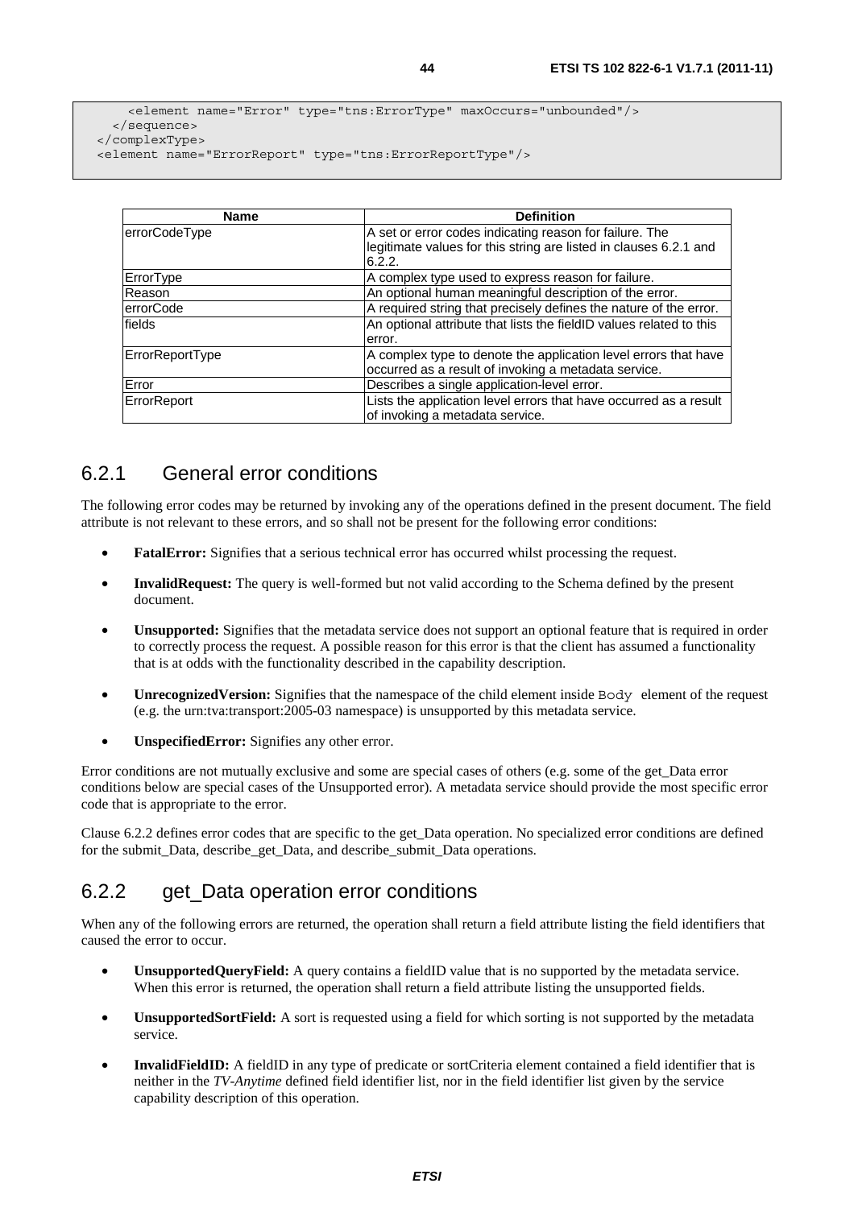```
      <element name="Error" type="tns:ErrorType" maxOccurs="unbounded"/>
    </sequence>
  </complexType>
  <element name="ErrorReport" type="tns:ErrorReportType"/>
```

| Name | Definition |
| --- | --- |
| errorCodeType | A set or error codes indicating reason for failure. The legitimate values for this string are listed in clauses 6.2.1 and 6.2.2. |
| ErrorType | A complex type used to express reason for failure. |
| Reason | An optional human meaningful description of the error. |
| errorCode | A required string that precisely defines the nature of the error. |
| fields | An optional attribute that lists the fieldID values related to this error. |
| ErrorReportType | A complex type to denote the application level errors that have occurred as a result of invoking a metadata service. |
| Error | Describes a single application-level error. |
| ErrorReport | Lists the application level errors that have occurred as a result of invoking a metadata service. |

## 6.2.1 General error conditions

The following error codes may be returned by invoking any of the operations defined in the present document. The field attribute is not relevant to these errors, and so shall not be present for the following error conditions:

- **FatalError:** Signifies that a serious technical error has occurred whilst processing the request.
- **InvalidRequest:** The query is well-formed but not valid according to the Schema defined by the present document.
- **Unsupported:** Signifies that the metadata service does not support an optional feature that is required in order to correctly process the request. A possible reason for this error is that the client has assumed a functionality that is at odds with the functionality described in the capability description.
- **UnrecognizedVersion:** Signifies that the namespace of the child element inside `Body` element of the request (e.g. the urn:tva:transport:2005-03 namespace) is unsupported by this metadata service.
- **UnspecifiedError:** Signifies any other error.

Error conditions are not mutually exclusive and some are special cases of others (e.g. some of the get_Data error conditions below are special cases of the Unsupported error). A metadata service should provide the most specific error code that is appropriate to the error.

Clause 6.2.2 defines error codes that are specific to the get_Data operation. No specialized error conditions are defined for the submit_Data, describe_get_Data, and describe_submit_Data operations.

## 6.2.2 get_Data operation error conditions

When any of the following errors are returned, the operation shall return a field attribute listing the field identifiers that caused the error to occur.

- **UnsupportedQueryField:** A query contains a fieldID value that is no supported by the metadata service. When this error is returned, the operation shall return a field attribute listing the unsupported fields.
- **UnsupportedSortField:** A sort is requested using a field for which sorting is not supported by the metadata service.
- **InvalidFieldID:** A fieldID in any type of predicate or sortCriteria element contained a field identifier that is neither in the *TV-Anytime* defined field identifier list, nor in the field identifier list given by the service capability description of this operation.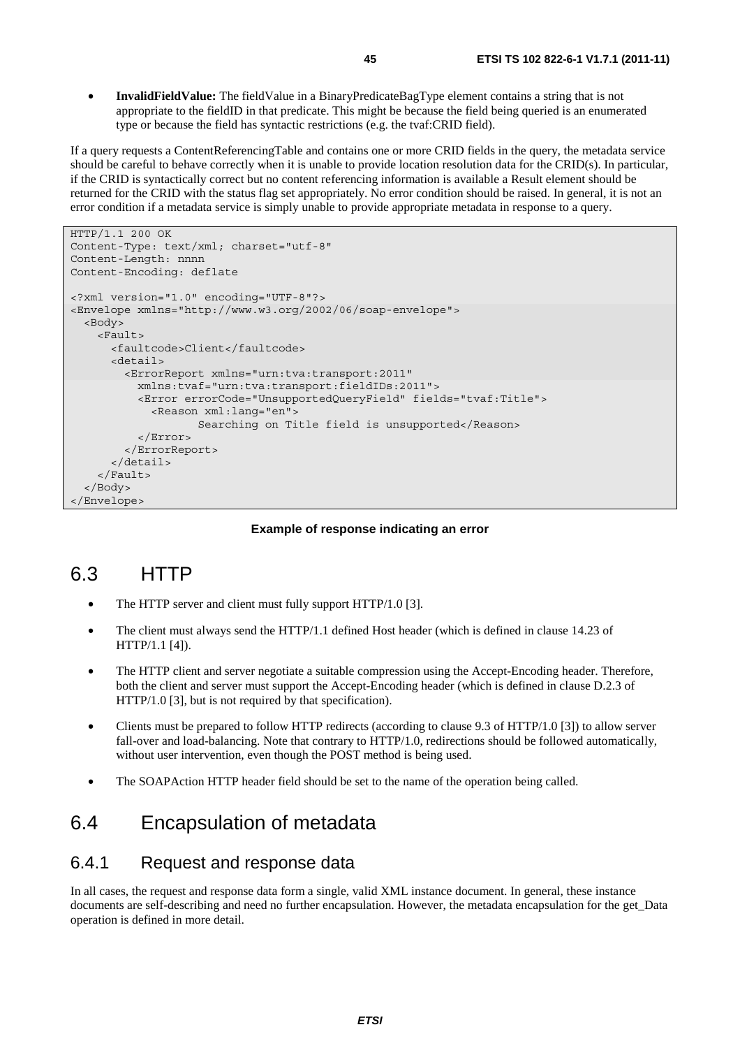- **InvalidFieldValue:** The fieldValue in a BinaryPredicateBagType element contains a string that is not appropriate to the fieldID in that predicate. This might be because the field being queried is an enumerated type or because the field has syntactic restrictions (e.g. the tvaf:CRID field).

If a query requests a ContentReferencingTable and contains one or more CRID fields in the query, the metadata service should be careful to behave correctly when it is unable to provide location resolution data for the CRID(s). In particular, if the CRID is syntactically correct but no content referencing information is available a Result element should be returned for the CRID with the status flag set appropriately. No error condition should be raised. In general, it is not an error condition if a metadata service is simply unable to provide appropriate metadata in response to a query.

```
HTTP/1.1 200 OK
Content-Type: text/xml; charset="utf-8"
Content-Length: nnnn
Content-Encoding: deflate

<?xml version="1.0" encoding="UTF-8"?>
<Envelope xmlns="http://www.w3.org/2002/06/soap-envelope">
  <Body>
    <Fault>
      <faultcode>Client</faultcode>
      <detail>
        <ErrorReport xmlns="urn:tva:transport:2011"
          xmlns:tvaf="urn:tva:transport:fieldIDs:2011">
          <Error errorCode="UnsupportedQueryField" fields="tvaf:Title">
            <Reason xml:lang="en">
                   Searching on Title field is unsupported</Reason>
          </Error>
        </ErrorReport>
      </detail>
    </Fault>
  </Body>
</Envelope>
```

**Example of response indicating an error**

## 6.3 HTTP

- The HTTP server and client must fully support HTTP/1.0 [3].
- The client must always send the HTTP/1.1 defined Host header (which is defined in clause 14.23 of HTTP/1.1 [4]).
- The HTTP client and server negotiate a suitable compression using the Accept-Encoding header. Therefore, both the client and server must support the Accept-Encoding header (which is defined in clause D.2.3 of HTTP/1.0 [3], but is not required by that specification).
- Clients must be prepared to follow HTTP redirects (according to clause 9.3 of HTTP/1.0 [3]) to allow server fall-over and load-balancing. Note that contrary to HTTP/1.0, redirections should be followed automatically, without user intervention, even though the POST method is being used.
- The SOAPAction HTTP header field should be set to the name of the operation being called.

## 6.4 Encapsulation of metadata

### 6.4.1 Request and response data

In all cases, the request and response data form a single, valid XML instance document. In general, these instance documents are self-describing and need no further encapsulation. However, the metadata encapsulation for the get_Data operation is defined in more detail.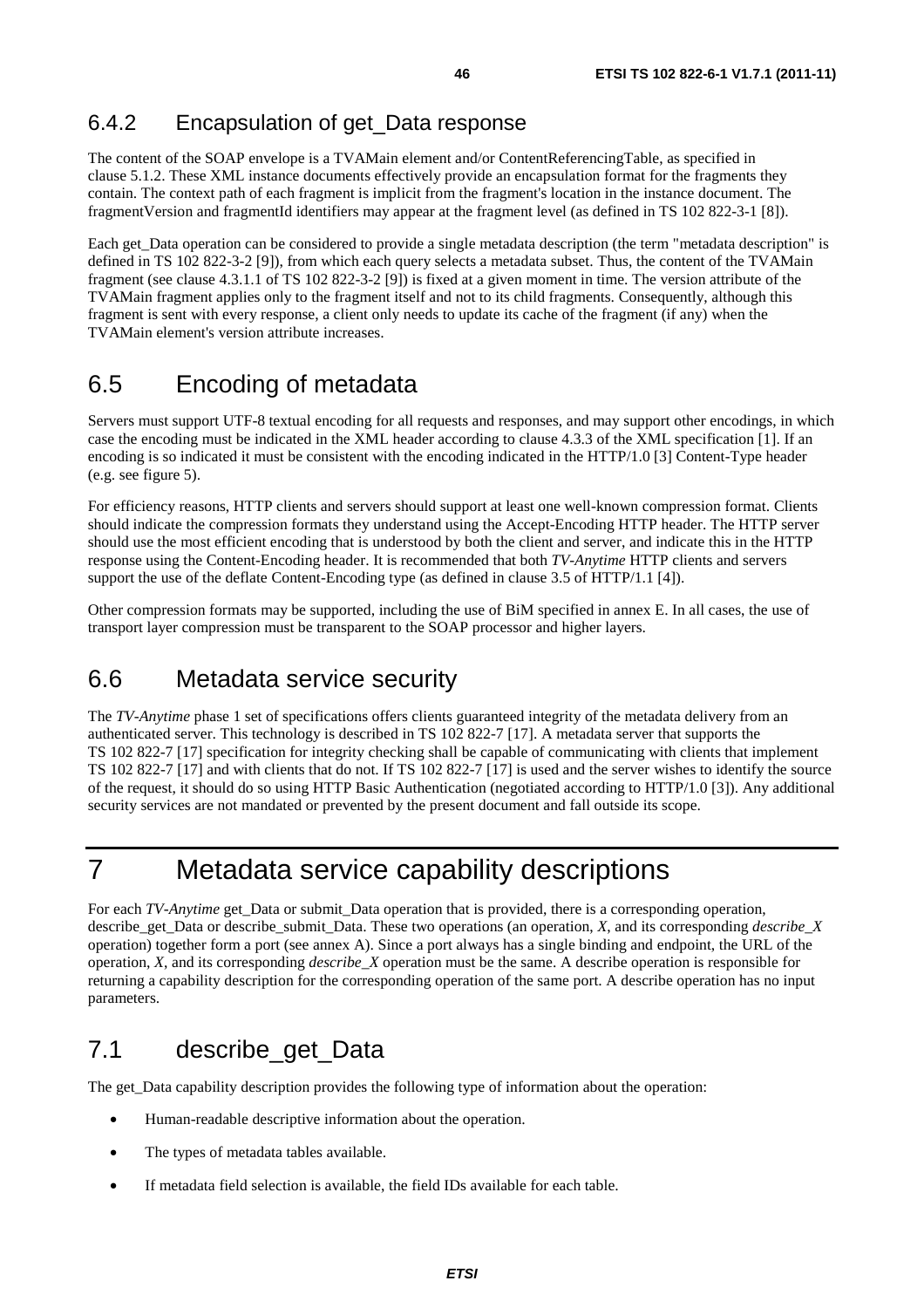### 6.4.2 Encapsulation of get_Data response

The content of the SOAP envelope is a TVAMain element and/or ContentReferencingTable, as specified in clause 5.1.2. These XML instance documents effectively provide an encapsulation format for the fragments they contain. The context path of each fragment is implicit from the fragment's location in the instance document. The fragmentVersion and fragmentId identifiers may appear at the fragment level (as defined in TS 102 822-3-1 [8]).

Each get_Data operation can be considered to provide a single metadata description (the term "metadata description" is defined in TS 102 822-3-2 [9]), from which each query selects a metadata subset. Thus, the content of the TVAMain fragment (see clause 4.3.1.1 of TS 102 822-3-2 [9]) is fixed at a given moment in time. The version attribute of the TVAMain fragment applies only to the fragment itself and not to its child fragments. Consequently, although this fragment is sent with every response, a client only needs to update its cache of the fragment (if any) when the TVAMain element's version attribute increases.

## 6.5 Encoding of metadata

Servers must support UTF-8 textual encoding for all requests and responses, and may support other encodings, in which case the encoding must be indicated in the XML header according to clause 4.3.3 of the XML specification [1]. If an encoding is so indicated it must be consistent with the encoding indicated in the HTTP/1.0 [3] Content-Type header (e.g. see figure 5).

For efficiency reasons, HTTP clients and servers should support at least one well-known compression format. Clients should indicate the compression formats they understand using the Accept-Encoding HTTP header. The HTTP server should use the most efficient encoding that is understood by both the client and server, and indicate this in the HTTP response using the Content-Encoding header. It is recommended that both *TV-Anytime* HTTP clients and servers support the use of the deflate Content-Encoding type (as defined in clause 3.5 of HTTP/1.1 [4]).

Other compression formats may be supported, including the use of BiM specified in annex E. In all cases, the use of transport layer compression must be transparent to the SOAP processor and higher layers.

## 6.6 Metadata service security

The *TV-Anytime* phase 1 set of specifications offers clients guaranteed integrity of the metadata delivery from an authenticated server. This technology is described in TS 102 822-7 [17]. A metadata server that supports the TS 102 822-7 [17] specification for integrity checking shall be capable of communicating with clients that implement TS 102 822-7 [17] and with clients that do not. If TS 102 822-7 [17] is used and the server wishes to identify the source of the request, it should do so using HTTP Basic Authentication (negotiated according to HTTP/1.0 [3]). Any additional security services are not mandated or prevented by the present document and fall outside its scope.

# 7 Metadata service capability descriptions

For each *TV-Anytime* get_Data or submit_Data operation that is provided, there is a corresponding operation, describe_get_Data or describe_submit_Data. These two operations (an operation, *X*, and its corresponding *describe_X* operation) together form a port (see annex A). Since a port always has a single binding and endpoint, the URL of the operation, *X*, and its corresponding *describe_X* operation must be the same. A describe operation is responsible for returning a capability description for the corresponding operation of the same port. A describe operation has no input parameters.

## 7.1 describe_get_Data

The get_Data capability description provides the following type of information about the operation:

- Human-readable descriptive information about the operation.
- The types of metadata tables available.
- If metadata field selection is available, the field IDs available for each table.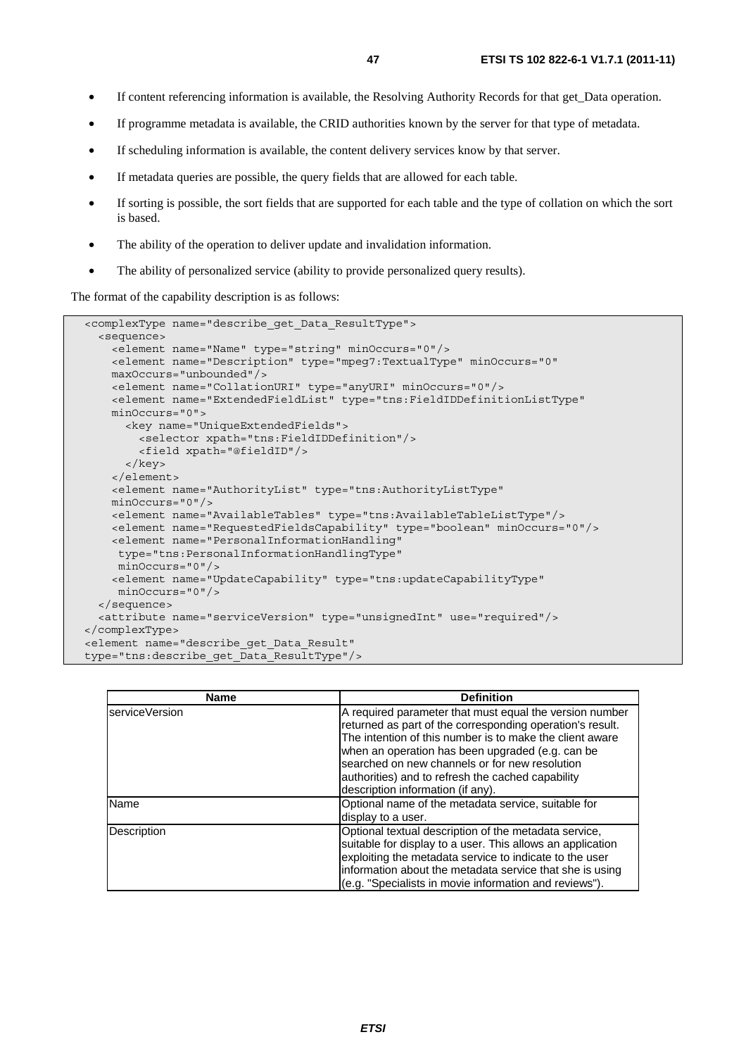- If content referencing information is available, the Resolving Authority Records for that get_Data operation.
- If programme metadata is available, the CRID authorities known by the server for that type of metadata.
- If scheduling information is available, the content delivery services know by that server.
- If metadata queries are possible, the query fields that are allowed for each table.
- If sorting is possible, the sort fields that are supported for each table and the type of collation on which the sort is based.
- The ability of the operation to deliver update and invalidation information.
- The ability of personalized service (ability to provide personalized query results).

The format of the capability description is as follows:

```
<complexType name="describe_get_Data_ResultType">
  <sequence>
    <element name="Name" type="string" minOccurs="0"/>
    <element name="Description" type="mpeg7:TextualType" minOccurs="0"
    maxOccurs="unbounded"/>
    <element name="CollationURI" type="anyURI" minOccurs="0"/>
    <element name="ExtendedFieldList" type="tns:FieldIDDefinitionListType"
    minOccurs="0">
      <key name="UniqueExtendedFields">
        <selector xpath="tns:FieldIDDefinition"/>
        <field xpath="@fieldID"/>
      </key>
    </element>
    <element name="AuthorityList" type="tns:AuthorityListType"
    minOccurs="0"/>
    <element name="AvailableTables" type="tns:AvailableTableListType"/>
    <element name="RequestedFieldsCapability" type="boolean" minOccurs="0"/>
    <element name="PersonalInformationHandling"
     type="tns:PersonalInformationHandlingType"
     minOccurs="0"/>
    <element name="UpdateCapability" type="tns:updateCapabilityType"
     minOccurs="0"/>
  </sequence>
  <attribute name="serviceVersion" type="unsignedInt" use="required"/>
</complexType>
<element name="describe_get_Data_Result"
type="tns:describe_get_Data_ResultType"/>
```

| Name | Definition |
|---|---|
| serviceVersion | A required parameter that must equal the version number returned as part of the corresponding operation's result. The intention of this number is to make the client aware when an operation has been upgraded (e.g. can be searched on new channels or for new resolution authorities) and to refresh the cached capability description information (if any). |
| Name | Optional name of the metadata service, suitable for display to a user. |
| Description | Optional textual description of the metadata service, suitable for display to a user. This allows an application exploiting the metadata service to indicate to the user information about the metadata service that she is using (e.g. "Specialists in movie information and reviews"). |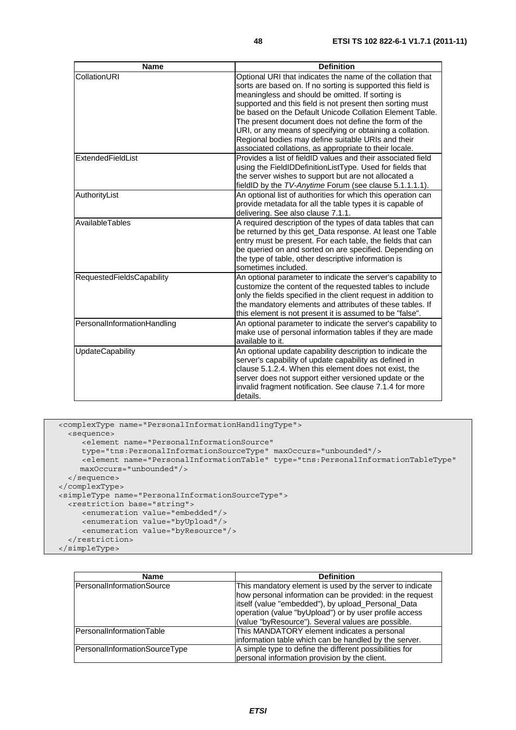| Name | Definition |
| --- | --- |
| CollationURI | Optional URI that indicates the name of the collation that sorts are based on. If no sorting is supported this field is meaningless and should be omitted. If sorting is supported and this field is not present then sorting must be based on the Default Unicode Collation Element Table. The present document does not define the form of the URI, or any means of specifying or obtaining a collation. Regional bodies may define suitable URIs and their associated collations, as appropriate to their locale. |
| ExtendedFieldList | Provides a list of fieldID values and their associated field using the FieldIDDefinitionListType. Used for fields that the server wishes to support but are not allocated a fieldID by the *TV-Anytime* Forum (see clause 5.1.1.1.1). |
| AuthorityList | An optional list of authorities for which this operation can provide metadata for all the table types it is capable of delivering. See also clause 7.1.1. |
| AvailableTables | A required description of the types of data tables that can be returned by this get_Data response. At least one Table entry must be present. For each table, the fields that can be queried on and sorted on are specified. Depending on the type of table, other descriptive information is sometimes included. |
| RequestedFieldsCapability | An optional parameter to indicate the server's capability to customize the content of the requested tables to include only the fields specified in the client request in addition to the mandatory elements and attributes of these tables. If this element is not present it is assumed to be "false". |
| PersonalInformationHandling | An optional parameter to indicate the server's capability to make use of personal information tables if they are made available to it. |
| UpdateCapability | An optional update capability description to indicate the server's capability of update capability as defined in clause 5.1.2.4. When this element does not exist, the server does not support either versioned update or the invalid fragment notification. See clause 7.1.4 for more details. |

```
<complexType name="PersonalInformationHandlingType">
  <sequence>
     <element name="PersonalInformationSource"
     type="tns:PersonalInformationSourceType" maxOccurs="unbounded"/>
     <element name="PersonalInformationTable" type="tns:PersonalInformationTableType"
    maxOccurs="unbounded"/>
  </sequence>
</complexType>
<simpleType name="PersonalInformationSourceType">
  <restriction base="string">
     <enumeration value="embedded"/>
     <enumeration value="byUpload"/>
     <enumeration value="byResource"/>
  </restriction>
</simpleType>
```

| Name | Definition |
| --- | --- |
| PersonalInformationSource | This mandatory element is used by the server to indicate how personal information can be provided: in the request itself (value "embedded"), by upload_Personal_Data operation (value "byUpload") or by user profile access (value "byResource"). Several values are possible. |
| PersonalInformationTable | This MANDATORY element indicates a personal information table which can be handled by the server. |
| PersonalInformationSourceType | A simple type to define the different possibilities for personal information provision by the client. |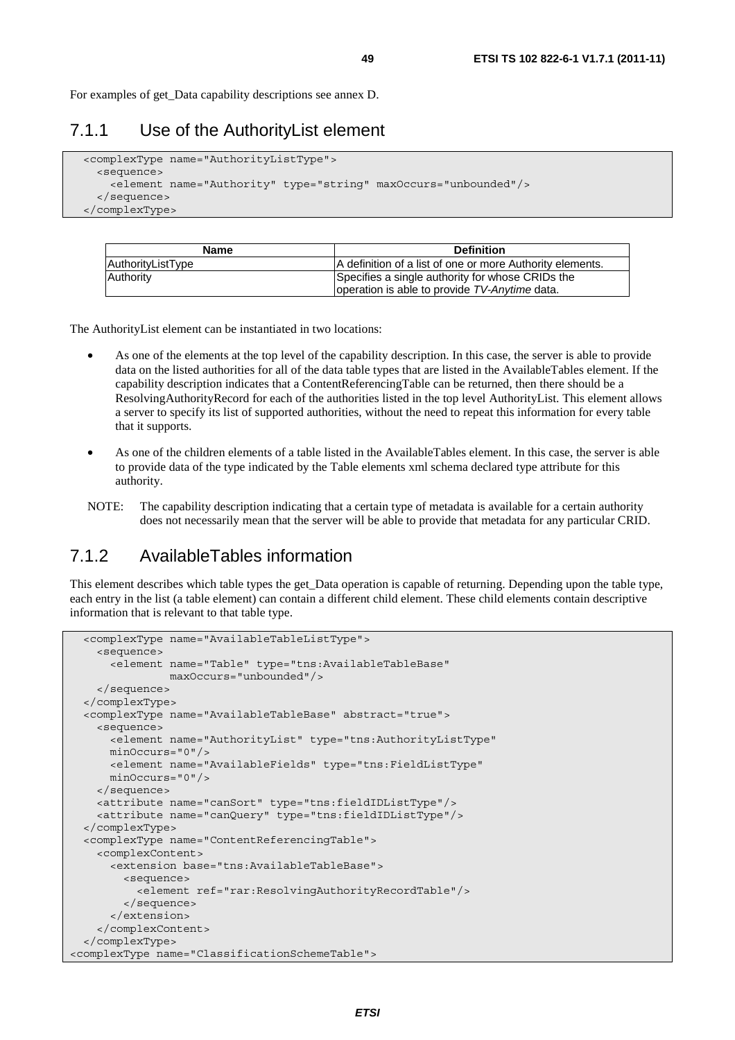For examples of get_Data capability descriptions see annex D.

### 7.1.1 Use of the AuthorityList element

```
<complexType name="AuthorityListType">
  <sequence>
    <element name="Authority" type="string" maxOccurs="unbounded"/>
  </sequence>
</complexType>
```

| Name | Definition |
|---|---|
| AuthorityListType | A definition of a list of one or more Authority elements. |
| Authority | Specifies a single authority for whose CRIDs the operation is able to provide *TV-Anytime* data. |

The AuthorityList element can be instantiated in two locations:

- As one of the elements at the top level of the capability description. In this case, the server is able to provide data on the listed authorities for all of the data table types that are listed in the AvailableTables element. If the capability description indicates that a ContentReferencingTable can be returned, then there should be a ResolvingAuthorityRecord for each of the authorities listed in the top level AuthorityList. This element allows a server to specify its list of supported authorities, without the need to repeat this information for every table that it supports.
- As one of the children elements of a table listed in the AvailableTables element. In this case, the server is able to provide data of the type indicated by the Table elements xml schema declared type attribute for this authority.

NOTE: The capability description indicating that a certain type of metadata is available for a certain authority does not necessarily mean that the server will be able to provide that metadata for any particular CRID.

### 7.1.2 AvailableTables information

This element describes which table types the get_Data operation is capable of returning. Depending upon the table type, each entry in the list (a table element) can contain a different child element. These child elements contain descriptive information that is relevant to that table type.

```
  <complexType name="AvailableTableListType">
    <sequence>
      <element name="Table" type="tns:AvailableTableBase"
              maxOccurs="unbounded"/>
    </sequence>
  </complexType>
  <complexType name="AvailableTableBase" abstract="true">
    <sequence>
      <element name="AuthorityList" type="tns:AuthorityListType"
      minOccurs="0"/>
      <element name="AvailableFields" type="tns:FieldListType"
      minOccurs="0"/>
    </sequence>
    <attribute name="canSort" type="tns:fieldIDListType"/>
    <attribute name="canQuery" type="tns:fieldIDListType"/>
  </complexType>
  <complexType name="ContentReferencingTable">
    <complexContent>
      <extension base="tns:AvailableTableBase">
        <sequence>
          <element ref="rar:ResolvingAuthorityRecordTable"/>
        </sequence>
      </extension>
    </complexContent>
  </complexType>
<complexType name="ClassificationSchemeTable">
```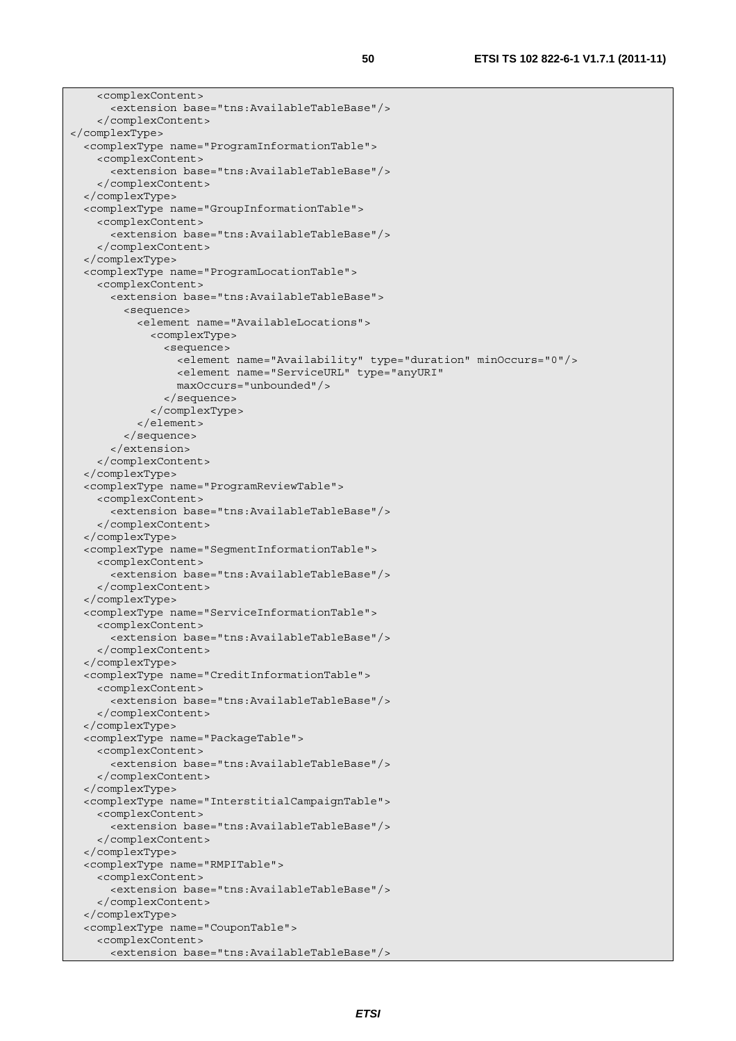```
    <complexContent>
      <extension base="tns:AvailableTableBase"/>
    </complexContent>
</complexType>
  <complexType name="ProgramInformationTable">
    <complexContent>
      <extension base="tns:AvailableTableBase"/>
    </complexContent>
  </complexType>
  <complexType name="GroupInformationTable">
    <complexContent>
      <extension base="tns:AvailableTableBase"/>
    </complexContent>
  </complexType>
  <complexType name="ProgramLocationTable">
    <complexContent>
      <extension base="tns:AvailableTableBase">
        <sequence>
          <element name="AvailableLocations">
            <complexType>
              <sequence>
                <element name="Availability" type="duration" minOccurs="0"/>
                <element name="ServiceURL" type="anyURI"
                maxOccurs="unbounded"/>
              </sequence>
            </complexType>
          </element>
        </sequence>
      </extension>
    </complexContent>
  </complexType>
  <complexType name="ProgramReviewTable">
    <complexContent>
      <extension base="tns:AvailableTableBase"/>
    </complexContent>
  </complexType>
  <complexType name="SegmentInformationTable">
    <complexContent>
      <extension base="tns:AvailableTableBase"/>
    </complexContent>
  </complexType>
  <complexType name="ServiceInformationTable">
    <complexContent>
      <extension base="tns:AvailableTableBase"/>
    </complexContent>
  </complexType>
  <complexType name="CreditInformationTable">
    <complexContent>
      <extension base="tns:AvailableTableBase"/>
    </complexContent>
  </complexType>
  <complexType name="PackageTable">
    <complexContent>
      <extension base="tns:AvailableTableBase"/>
    </complexContent>
  </complexType>
  <complexType name="InterstitialCampaignTable">
    <complexContent>
      <extension base="tns:AvailableTableBase"/>
    </complexContent>
  </complexType>
  <complexType name="RMPITable">
    <complexContent>
      <extension base="tns:AvailableTableBase"/>
    </complexContent>
  </complexType>
  <complexType name="CouponTable">
    <complexContent>
      <extension base="tns:AvailableTableBase"/>
```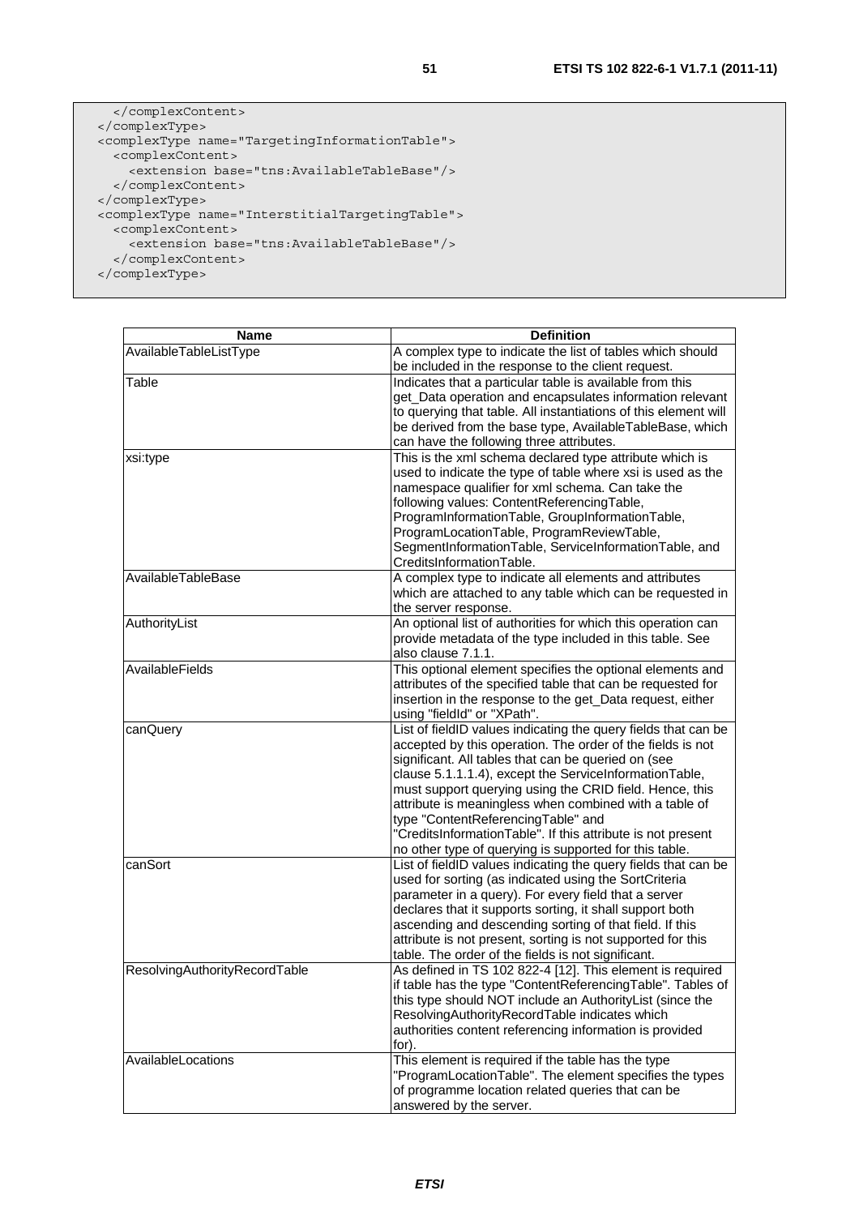```
    </complexContent>
  </complexType>
  <complexType name="TargetingInformationTable">
    <complexContent>
      <extension base="tns:AvailableTableBase"/>
    </complexContent>
  </complexType>
  <complexType name="InterstitialTargetingTable">
    <complexContent>
      <extension base="tns:AvailableTableBase"/>
    </complexContent>
  </complexType>
```

| Name | Definition |
| --- | --- |
| AvailableTableListType | A complex type to indicate the list of tables which should be included in the response to the client request. |
| Table | Indicates that a particular table is available from this get_Data operation and encapsulates information relevant to querying that table. All instantiations of this element will be derived from the base type, AvailableTableBase, which can have the following three attributes. |
| xsi:type | This is the xml schema declared type attribute which is used to indicate the type of table where xsi is used as the namespace qualifier for xml schema. Can take the following values: ContentReferencingTable, ProgramInformationTable, GroupInformationTable, ProgramLocationTable, ProgramReviewTable, SegmentInformationTable, ServiceInformationTable, and CreditsInformationTable. |
| AvailableTableBase | A complex type to indicate all elements and attributes which are attached to any table which can be requested in the server response. |
| AuthorityList | An optional list of authorities for which this operation can provide metadata of the type included in this table. See also clause 7.1.1. |
| AvailableFields | This optional element specifies the optional elements and attributes of the specified table that can be requested for insertion in the response to the get_Data request, either using "fieldId" or "XPath". |
| canQuery | List of fieldID values indicating the query fields that can be accepted by this operation. The order of the fields is not significant. All tables that can be queried on (see clause 5.1.1.1.4), except the ServiceInformationTable, must support querying using the CRID field. Hence, this attribute is meaningless when combined with a table of type "ContentReferencingTable" and "CreditsInformationTable". If this attribute is not present no other type of querying is supported for this table. |
| canSort | List of fieldID values indicating the query fields that can be used for sorting (as indicated using the SortCriteria parameter in a query). For every field that a server declares that it supports sorting, it shall support both ascending and descending sorting of that field. If this attribute is not present, sorting is not supported for this table. The order of the fields is not significant. |
| ResolvingAuthorityRecordTable | As defined in TS 102 822-4 [12]. This element is required if table has the type "ContentReferencingTable". Tables of this type should NOT include an AuthorityList (since the ResolvingAuthorityRecordTable indicates which authorities content referencing information is provided for). |
| AvailableLocations | This element is required if the table has the type "ProgramLocationTable". The element specifies the types of programme location related queries that can be answered by the server. |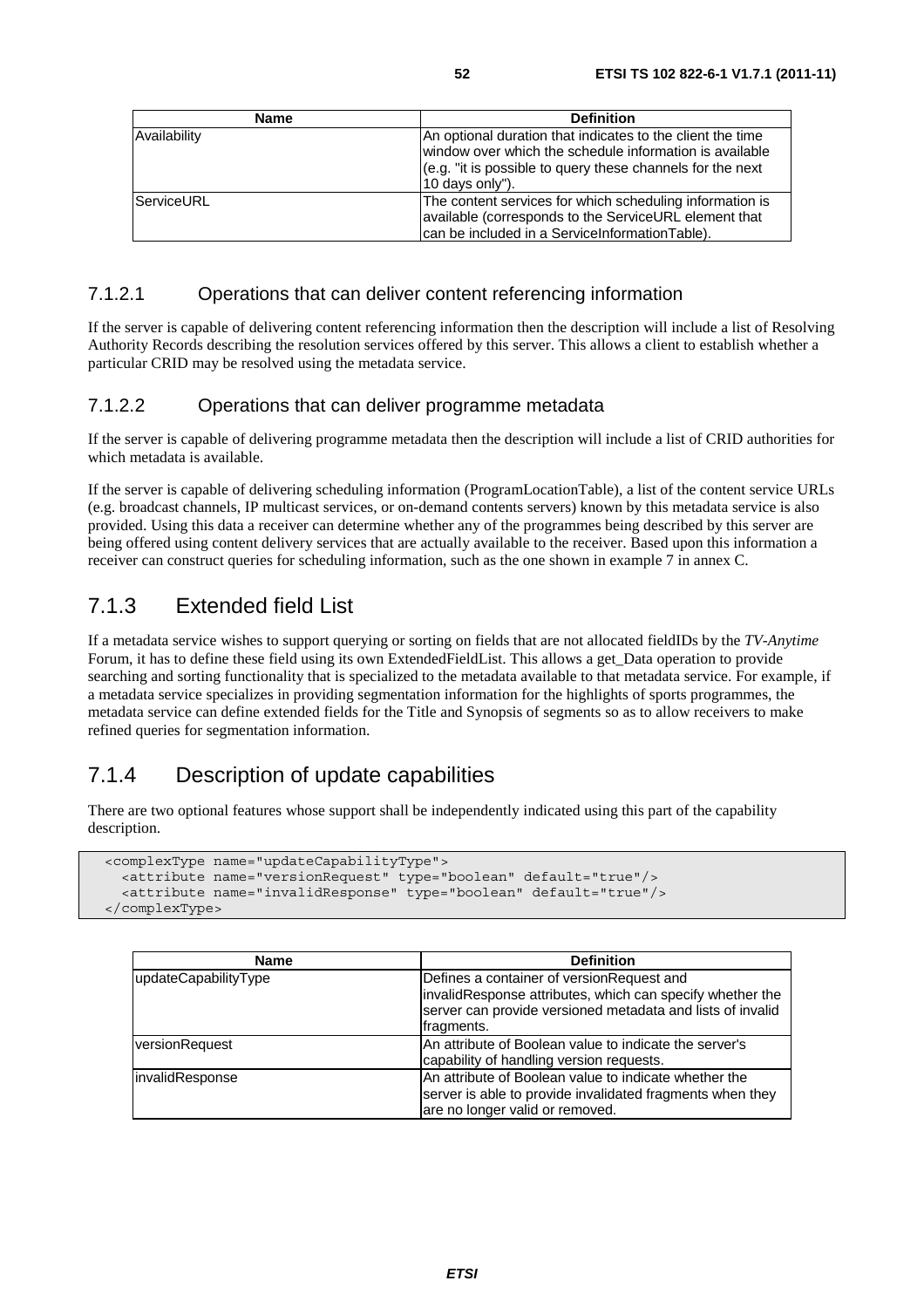| Name | Definition |
| --- | --- |
| Availability | An optional duration that indicates to the client the time window over which the schedule information is available (e.g. "it is possible to query these channels for the next 10 days only"). |
| ServiceURL | The content services for which scheduling information is available (corresponds to the ServiceURL element that can be included in a ServiceInformationTable). |

#### 7.1.2.1 Operations that can deliver content referencing information

If the server is capable of delivering content referencing information then the description will include a list of Resolving Authority Records describing the resolution services offered by this server. This allows a client to establish whether a particular CRID may be resolved using the metadata service.

#### 7.1.2.2 Operations that can deliver programme metadata

If the server is capable of delivering programme metadata then the description will include a list of CRID authorities for which metadata is available.

If the server is capable of delivering scheduling information (ProgramLocationTable), a list of the content service URLs (e.g. broadcast channels, IP multicast services, or on-demand contents servers) known by this metadata service is also provided. Using this data a receiver can determine whether any of the programmes being described by this server are being offered using content delivery services that are actually available to the receiver. Based upon this information a receiver can construct queries for scheduling information, such as the one shown in example 7 in annex C.

### 7.1.3 Extended field List

If a metadata service wishes to support querying or sorting on fields that are not allocated fieldIDs by the *TV-Anytime* Forum, it has to define these field using its own ExtendedFieldList. This allows a get_Data operation to provide searching and sorting functionality that is specialized to the metadata available to that metadata service. For example, if a metadata service specializes in providing segmentation information for the highlights of sports programmes, the metadata service can define extended fields for the Title and Synopsis of segments so as to allow receivers to make refined queries for segmentation information.

### 7.1.4 Description of update capabilities

There are two optional features whose support shall be independently indicated using this part of the capability description.

```
<complexType name="updateCapabilityType">
  <attribute name="versionRequest" type="boolean" default="true"/>
  <attribute name="invalidResponse" type="boolean" default="true"/>
</complexType>
```

| Name | Definition |
| --- | --- |
| updateCapabilityType | Defines a container of versionRequest and invalidResponse attributes, which can specify whether the server can provide versioned metadata and lists of invalid fragments. |
| versionRequest | An attribute of Boolean value to indicate the server's capability of handling version requests. |
| invalidResponse | An attribute of Boolean value to indicate whether the server is able to provide invalidated fragments when they are no longer valid or removed. |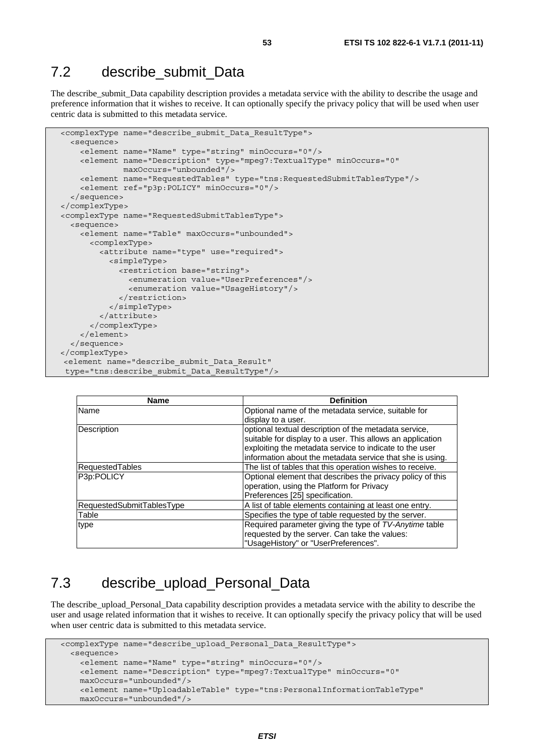## 7.2 describe_submit_Data

The describe_submit_Data capability description provides a metadata service with the ability to describe the usage and preference information that it wishes to receive. It can optionally specify the privacy policy that will be used when user centric data is submitted to this metadata service.

```
<complexType name="describe_submit_Data_ResultType">
  <sequence>
    <element name="Name" type="string" minOccurs="0"/>
    <element name="Description" type="mpeg7:TextualType" minOccurs="0"
             maxOccurs="unbounded"/>
    <element name="RequestedTables" type="tns:RequestedSubmitTablesType"/>
    <element ref="p3p:POLICY" minOccurs="0"/>
  </sequence>
</complexType>
<complexType name="RequestedSubmitTablesType">
  <sequence>
    <element name="Table" maxOccurs="unbounded">
      <complexType>
        <attribute name="type" use="required">
          <simpleType>
            <restriction base="string">
              <enumeration value="UserPreferences"/>
              <enumeration value="UsageHistory"/>
            </restriction>
          </simpleType>
        </attribute>
      </complexType>
    </element>
  </sequence>
</complexType>
 <element name="describe_submit_Data_Result"
 type="tns:describe_submit_Data_ResultType"/>
```

| Name | Definition |
|---|---|
| Name | Optional name of the metadata service, suitable for display to a user. |
| Description | optional textual description of the metadata service, suitable for display to a user. This allows an application exploiting the metadata service to indicate to the user information about the metadata service that she is using. |
| RequestedTables | The list of tables that this operation wishes to receive. |
| P3p:POLICY | Optional element that describes the privacy policy of this operation, using the Platform for Privacy Preferences [25] specification. |
| RequestedSubmitTablesType | A list of table elements containing at least one entry. |
| Table | Specifies the type of table requested by the server. |
| type | Required parameter giving the type of *TV-Anytime* table requested by the server. Can take the values: "UsageHistory" or "UserPreferences". |

## 7.3 describe_upload_Personal_Data

The describe_upload_Personal_Data capability description provides a metadata service with the ability to describe the user and usage related information that it wishes to receive. It can optionally specify the privacy policy that will be used when user centric data is submitted to this metadata service.

```
<complexType name="describe_upload_Personal_Data_ResultType">
  <sequence>
    <element name="Name" type="string" minOccurs="0"/>
    <element name="Description" type="mpeg7:TextualType" minOccurs="0"
    maxOccurs="unbounded"/>
    <element name="UploadableTable" type="tns:PersonalInformationTableType"
    maxOccurs="unbounded"/>
```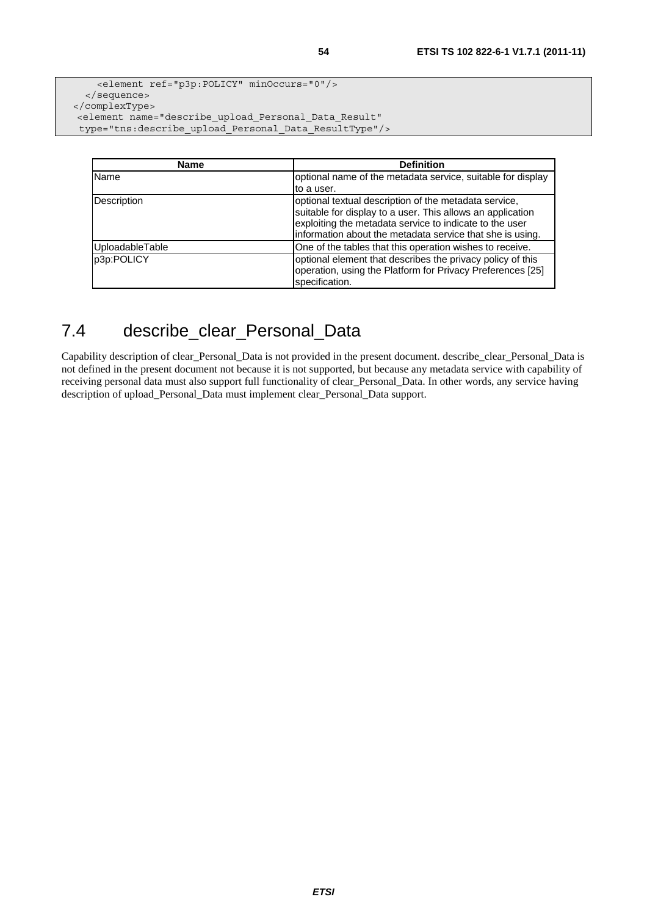```
      <element ref="p3p:POLICY" minOccurs="0"/>
    </sequence>
  </complexType>
  <element name="describe_upload_Personal_Data_Result"
   type="tns:describe_upload_Personal_Data_ResultType"/>
```

| Name | Definition |
|---|---|
| Name | optional name of the metadata service, suitable for display to a user. |
| Description | optional textual description of the metadata service, suitable for display to a user. This allows an application exploiting the metadata service to indicate to the user information about the metadata service that she is using. |
| UploadableTable | One of the tables that this operation wishes to receive. |
| p3p:POLICY | optional element that describes the privacy policy of this operation, using the Platform for Privacy Preferences [25] specification. |

## 7.4 describe_clear_Personal_Data

Capability description of clear_Personal_Data is not provided in the present document. describe_clear_Personal_Data is not defined in the present document not because it is not supported, but because any metadata service with capability of receiving personal data must also support full functionality of clear_Personal_Data. In other words, any service having description of upload_Personal_Data must implement clear_Personal_Data support.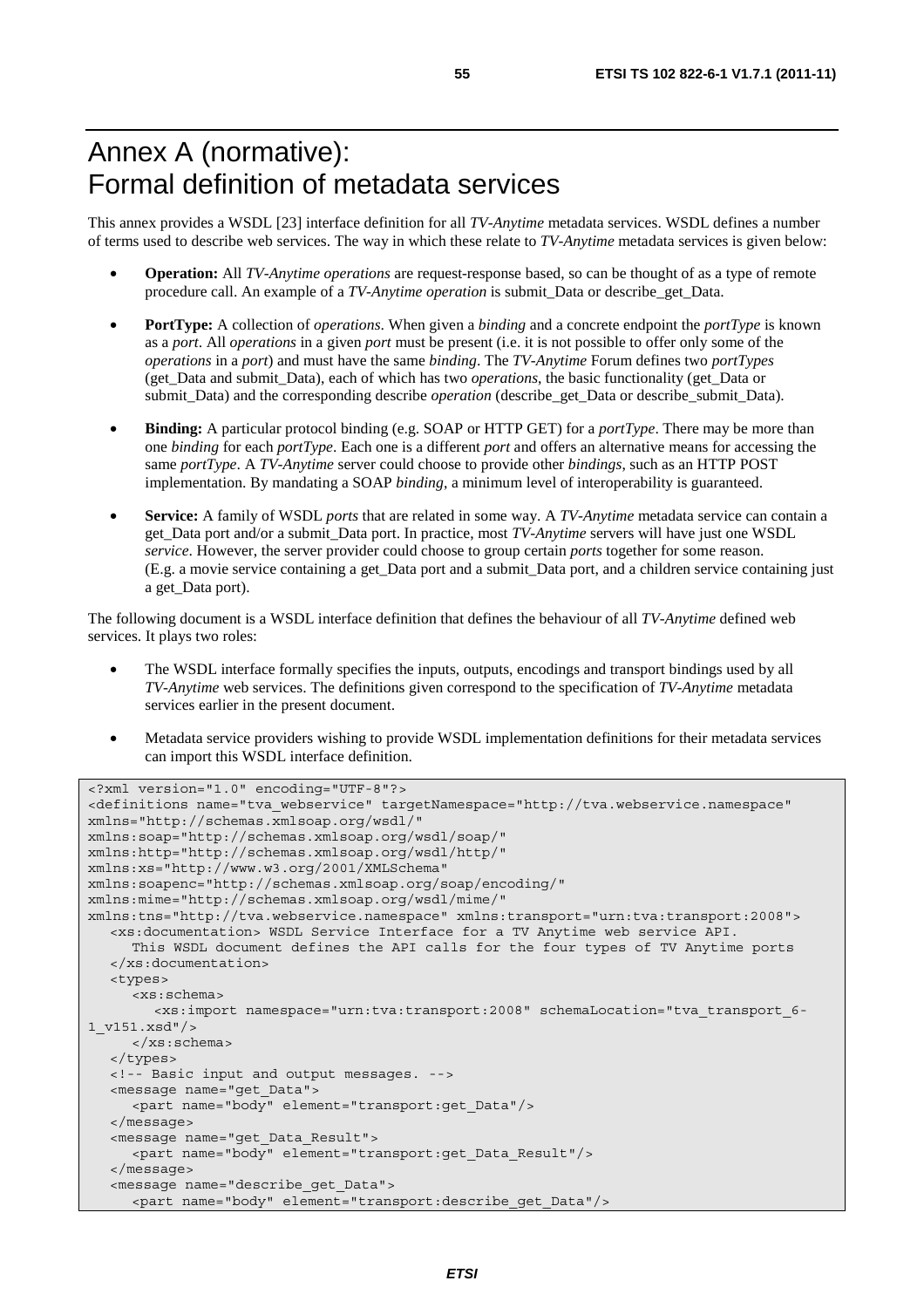# Annex A (normative): Formal definition of metadata services

This annex provides a WSDL [23] interface definition for all *TV-Anytime* metadata services. WSDL defines a number of terms used to describe web services. The way in which these relate to *TV-Anytime* metadata services is given below:

- **Operation:** All *TV-Anytime operations* are request-response based, so can be thought of as a type of remote procedure call. An example of a *TV-Anytime operation* is submit_Data or describe_get_Data.
- **PortType:** A collection of *operations*. When given a *binding* and a concrete endpoint the *portType* is known as a *port*. All *operations* in a given *port* must be present (i.e. it is not possible to offer only some of the *operations* in a *port*) and must have the same *binding*. The *TV-Anytime* Forum defines two *portTypes* (get_Data and submit_Data), each of which has two *operations*, the basic functionality (get_Data or submit_Data) and the corresponding describe *operation* (describe_get_Data or describe_submit_Data).
- **Binding:** A particular protocol binding (e.g. SOAP or HTTP GET) for a *portType*. There may be more than one *binding* for each *portType*. Each one is a different *port* and offers an alternative means for accessing the same *portType*. A *TV-Anytime* server could choose to provide other *bindings*, such as an HTTP POST implementation. By mandating a SOAP *binding*, a minimum level of interoperability is guaranteed.
- **Service:** A family of WSDL *ports* that are related in some way. A *TV-Anytime* metadata service can contain a get_Data port and/or a submit_Data port. In practice, most *TV-Anytime* servers will have just one WSDL *service*. However, the server provider could choose to group certain *ports* together for some reason. (E.g. a movie service containing a get_Data port and a submit_Data port, and a children service containing just a get_Data port).

The following document is a WSDL interface definition that defines the behaviour of all *TV-Anytime* defined web services. It plays two roles:

- The WSDL interface formally specifies the inputs, outputs, encodings and transport bindings used by all *TV-Anytime* web services. The definitions given correspond to the specification of *TV-Anytime* metadata services earlier in the present document.
- Metadata service providers wishing to provide WSDL implementation definitions for their metadata services can import this WSDL interface definition.

```
<?xml version="1.0" encoding="UTF-8"?>
<definitions name="tva_webservice" targetNamespace="http://tva.webservice.namespace"
xmlns="http://schemas.xmlsoap.org/wsdl/"
xmlns:soap="http://schemas.xmlsoap.org/wsdl/soap/"
xmlns:http="http://schemas.xmlsoap.org/wsdl/http/"
xmlns:xs="http://www.w3.org/2001/XMLSchema"
xmlns:soapenc="http://schemas.xmlsoap.org/soap/encoding/"
xmlns:mime="http://schemas.xmlsoap.org/wsdl/mime/"
xmlns:tns="http://tva.webservice.namespace" xmlns:transport="urn:tva:transport:2008">
   <xs:documentation> WSDL Service Interface for a TV Anytime web service API.
      This WSDL document defines the API calls for the four types of TV Anytime ports
   </xs:documentation>
   <types>
      <xs:schema>
         <xs:import namespace="urn:tva:transport:2008" schemaLocation="tva_transport_6-
1_v151.xsd"/>
      </xs:schema>
   </types>
   <!-- Basic input and output messages. -->
   <message name="get_Data">
      <part name="body" element="transport:get_Data"/>
   </message>
   <message name="get_Data_Result">
      <part name="body" element="transport:get_Data_Result"/>
   </message>
   <message name="describe_get_Data">
      <part name="body" element="transport:describe_get_Data"/>
```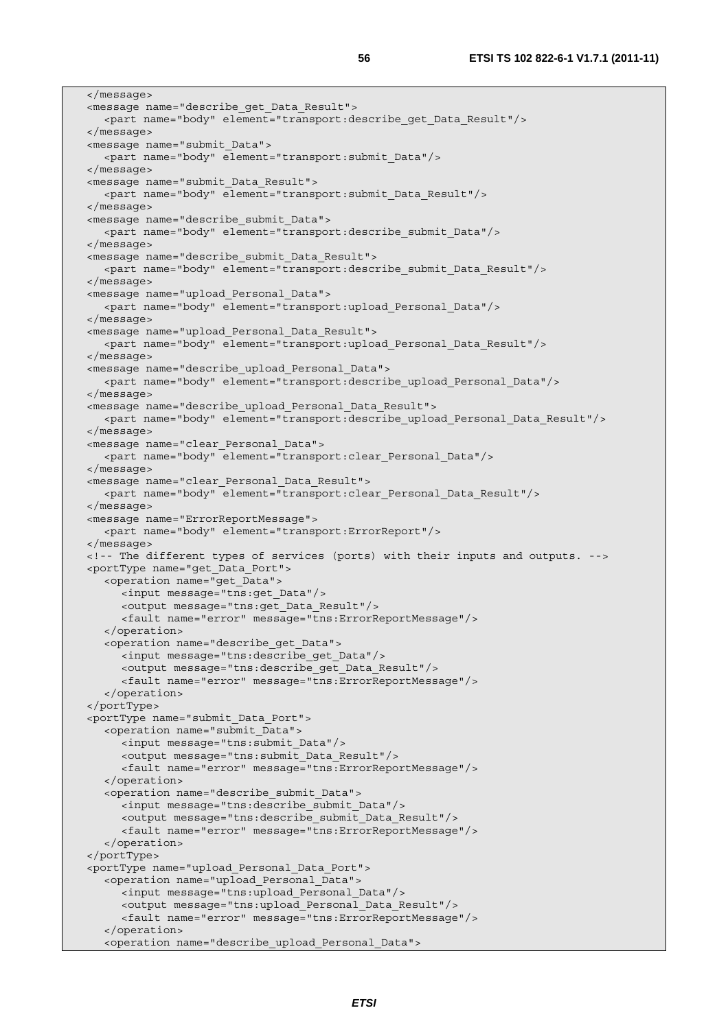```
    </message>
    <message name="describe_get_Data_Result">
       <part name="body" element="transport:describe_get_Data_Result"/>
    </message>
    <message name="submit_Data">
       <part name="body" element="transport:submit_Data"/>
    </message>
    <message name="submit_Data_Result">
       <part name="body" element="transport:submit_Data_Result"/>
    </message>
    <message name="describe_submit_Data">
       <part name="body" element="transport:describe_submit_Data"/>
    </message>
    <message name="describe_submit_Data_Result">
       <part name="body" element="transport:describe_submit_Data_Result"/>
    </message>
    <message name="upload_Personal_Data">
       <part name="body" element="transport:upload_Personal_Data"/>
    </message>
    <message name="upload_Personal_Data_Result">
       <part name="body" element="transport:upload_Personal_Data_Result"/>
    </message>
    <message name="describe_upload_Personal_Data">
       <part name="body" element="transport:describe_upload_Personal_Data"/>
    </message>
    <message name="describe_upload_Personal_Data_Result">
       <part name="body" element="transport:describe_upload_Personal_Data_Result"/>
    </message>
    <message name="clear_Personal_Data">
       <part name="body" element="transport:clear_Personal_Data"/>
    </message>
    <message name="clear_Personal_Data_Result">
       <part name="body" element="transport:clear_Personal_Data_Result"/>
    </message>
    <message name="ErrorReportMessage">
       <part name="body" element="transport:ErrorReport"/>
    </message>
    <!-- The different types of services (ports) with their inputs and outputs. -->
    <portType name="get_Data_Port">
       <operation name="get_Data">
          <input message="tns:get_Data"/>
          <output message="tns:get_Data_Result"/>
          <fault name="error" message="tns:ErrorReportMessage"/>
       </operation>
       <operation name="describe_get_Data">
          <input message="tns:describe_get_Data"/>
          <output message="tns:describe_get_Data_Result"/>
          <fault name="error" message="tns:ErrorReportMessage"/>
       </operation>
    </portType>
    <portType name="submit_Data_Port">
       <operation name="submit_Data">
          <input message="tns:submit_Data"/>
          <output message="tns:submit_Data_Result"/>
          <fault name="error" message="tns:ErrorReportMessage"/>
       </operation>
       <operation name="describe_submit_Data">
          <input message="tns:describe_submit_Data"/>
          <output message="tns:describe_submit_Data_Result"/>
          <fault name="error" message="tns:ErrorReportMessage"/>
       </operation>
    </portType>
    <portType name="upload_Personal_Data_Port">
       <operation name="upload_Personal_Data">
          <input message="tns:upload_Personal_Data"/>
          <output message="tns:upload_Personal_Data_Result"/>
          <fault name="error" message="tns:ErrorReportMessage"/>
       </operation>
       <operation name="describe_upload_Personal_Data">
```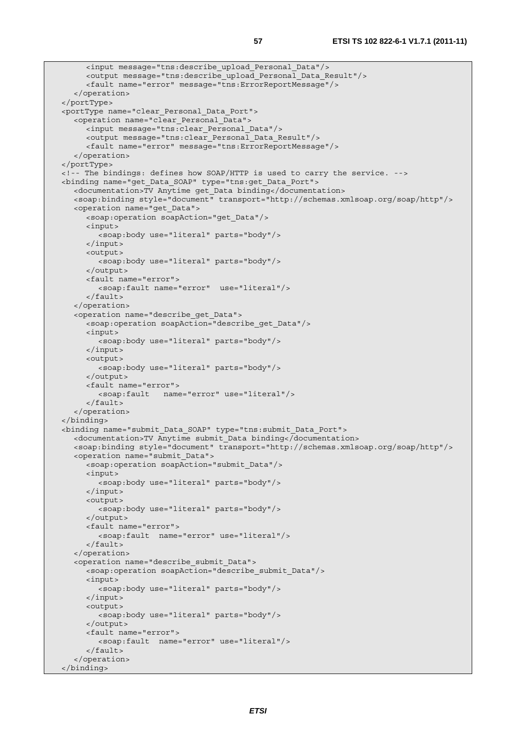```
      <input message="tns:describe_upload_Personal_Data"/>
      <output message="tns:describe_upload_Personal_Data_Result"/>
      <fault name="error" message="tns:ErrorReportMessage"/>
    </operation>
  </portType>
  <portType name="clear_Personal_Data_Port">
    <operation name="clear_Personal_Data">
      <input message="tns:clear_Personal_Data"/>
      <output message="tns:clear_Personal_Data_Result"/>
      <fault name="error" message="tns:ErrorReportMessage"/>
    </operation>
  </portType>
  <!-- The bindings: defines how SOAP/HTTP is used to carry the service. -->
  <binding name="get_Data_SOAP" type="tns:get_Data_Port">
    <documentation>TV Anytime get_Data binding</documentation>
    <soap:binding style="document" transport="http://schemas.xmlsoap.org/soap/http"/>
    <operation name="get_Data">
      <soap:operation soapAction="get_Data"/>
      <input>
        <soap:body use="literal" parts="body"/>
      </input>
      <output>
        <soap:body use="literal" parts="body"/>
      </output>
      <fault name="error">
        <soap:fault name="error"  use="literal"/>
      </fault>
    </operation>
    <operation name="describe_get_Data">
      <soap:operation soapAction="describe_get_Data"/>
      <input>
        <soap:body use="literal" parts="body"/>
      </input>
      <output>
        <soap:body use="literal" parts="body"/>
      </output>
      <fault name="error">
        <soap:fault   name="error" use="literal"/>
      </fault>
    </operation>
  </binding>
  <binding name="submit_Data_SOAP" type="tns:submit_Data_Port">
    <documentation>TV Anytime submit_Data binding</documentation>
    <soap:binding style="document" transport="http://schemas.xmlsoap.org/soap/http"/>
    <operation name="submit_Data">
      <soap:operation soapAction="submit_Data"/>
      <input>
        <soap:body use="literal" parts="body"/>
      </input>
      <output>
        <soap:body use="literal" parts="body"/>
      </output>
      <fault name="error">
        <soap:fault  name="error" use="literal"/>
      </fault>
    </operation>
    <operation name="describe_submit_Data">
      <soap:operation soapAction="describe_submit_Data"/>
      <input>
        <soap:body use="literal" parts="body"/>
      </input>
      <output>
        <soap:body use="literal" parts="body"/>
      </output>
      <fault name="error">
        <soap:fault  name="error" use="literal"/>
      </fault>
    </operation>
  </binding>
```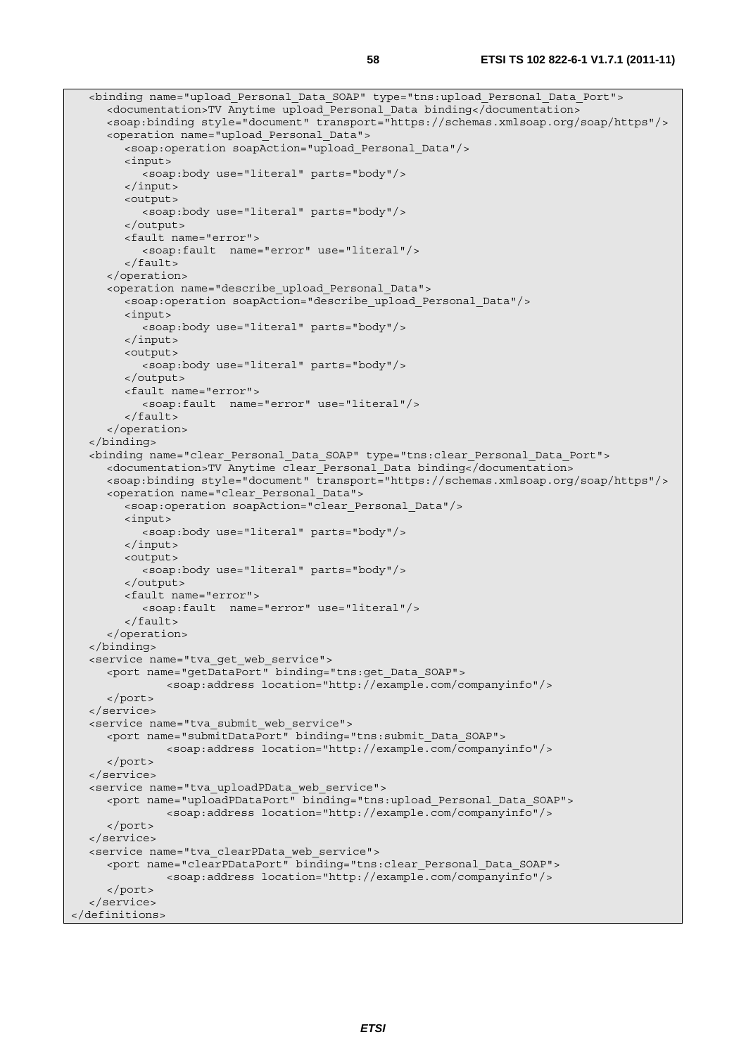```
   <binding name="upload_Personal_Data_SOAP" type="tns:upload_Personal_Data_Port">
      <documentation>TV Anytime upload_Personal_Data binding</documentation>
      <soap:binding style="document" transport="https://schemas.xmlsoap.org/soap/https"/>
      <operation name="upload_Personal_Data">
         <soap:operation soapAction="upload_Personal_Data"/>
         <input>
            <soap:body use="literal" parts="body"/>
         </input>
         <output>
            <soap:body use="literal" parts="body"/>
         </output>
         <fault name="error">
            <soap:fault  name="error" use="literal"/>
         </fault>
      </operation>
      <operation name="describe_upload_Personal_Data">
         <soap:operation soapAction="describe_upload_Personal_Data"/>
         <input>
            <soap:body use="literal" parts="body"/>
         </input>
         <output>
            <soap:body use="literal" parts="body"/>
         </output>
         <fault name="error">
            <soap:fault  name="error" use="literal"/>
         </fault>
      </operation>
   </binding>
   <binding name="clear_Personal_Data_SOAP" type="tns:clear_Personal_Data_Port">
      <documentation>TV Anytime clear_Personal_Data binding</documentation>
      <soap:binding style="document" transport="https://schemas.xmlsoap.org/soap/https"/>
      <operation name="clear_Personal_Data">
         <soap:operation soapAction="clear_Personal_Data"/>
         <input>
            <soap:body use="literal" parts="body"/>
         </input>
         <output>
            <soap:body use="literal" parts="body"/>
         </output>
         <fault name="error">
            <soap:fault  name="error" use="literal"/>
         </fault>
      </operation>
   </binding>
   <service name="tva_get_web_service">
      <port name="getDataPort" binding="tns:get_Data_SOAP">
            <soap:address location="http://example.com/companyinfo"/>
      </port>
   </service>
   <service name="tva_submit_web_service">
      <port name="submitDataPort" binding="tns:submit_Data_SOAP">
            <soap:address location="http://example.com/companyinfo"/>
      </port>
   </service>
   <service name="tva_uploadPData_web_service">
      <port name="uploadPDataPort" binding="tns:upload_Personal_Data_SOAP">
            <soap:address location="http://example.com/companyinfo"/>
      </port>
   </service>
   <service name="tva_clearPData_web_service">
      <port name="clearPDataPort" binding="tns:clear_Personal_Data_SOAP">
            <soap:address location="http://example.com/companyinfo"/>
      </port>
   </service>
</definitions>
```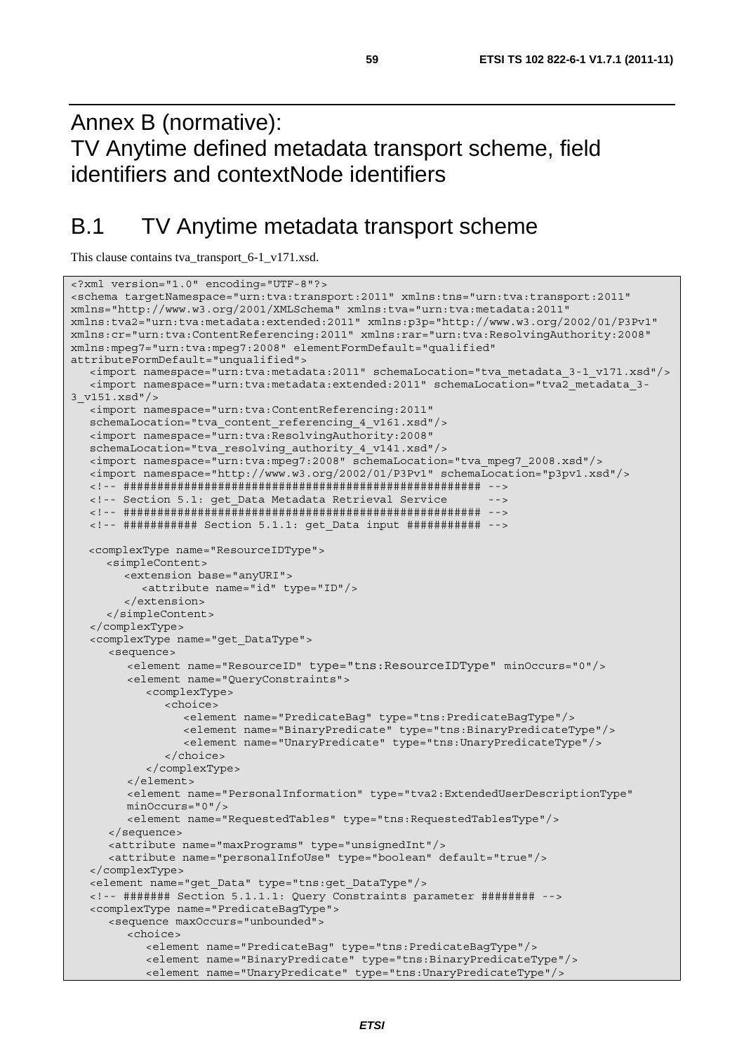# Annex B (normative): TV Anytime defined metadata transport scheme, field identifiers and contextNode identifiers

## B.1 TV Anytime metadata transport scheme

This clause contains tva_transport_6-1_v171.xsd.

```
<?xml version="1.0" encoding="UTF-8"?>
<schema targetNamespace="urn:tva:transport:2011" xmlns:tns="urn:tva:transport:2011"
xmlns="http://www.w3.org/2001/XMLSchema" xmlns:tva="urn:tva:metadata:2011"
xmlns:tva2="urn:tva:metadata:extended:2011" xmlns:p3p="http://www.w3.org/2002/01/P3Pv1"
xmlns:cr="urn:tva:ContentReferencing:2011" xmlns:rar="urn:tva:ResolvingAuthority:2008"
xmlns:mpeg7="urn:tva:mpeg7:2008" elementFormDefault="qualified"
attributeFormDefault="unqualified">
   <import namespace="urn:tva:metadata:2011" schemaLocation="tva_metadata_3-1_v171.xsd"/>
   <import namespace="urn:tva:metadata:extended:2011" schemaLocation="tva2_metadata_3-
3_v151.xsd"/>
   <import namespace="urn:tva:ContentReferencing:2011"
   schemaLocation="tva_content_referencing_4_v161.xsd"/>
   <import namespace="urn:tva:ResolvingAuthority:2008"
   schemaLocation="tva_resolving_authority_4_v141.xsd"/>
   <import namespace="urn:tva:mpeg7:2008" schemaLocation="tva_mpeg7_2008.xsd"/>
   <import namespace="http://www.w3.org/2002/01/P3Pv1" schemaLocation="p3pv1.xsd"/>
   <!-- #################################################### -->
   <!-- Section 5.1: get_Data Metadata Retrieval Service      -->
   <!-- #################################################### -->
   <!-- ########### Section 5.1.1: get_Data input ########### -->

   <complexType name="ResourceIDType">
      <simpleContent>
         <extension base="anyURI">
            <attribute name="id" type="ID"/>
         </extension>
      </simpleContent>
   </complexType>
   <complexType name="get_DataType">
      <sequence>
         <element name="ResourceID" type="tns:ResourceIDType" minOccurs="0"/>
         <element name="QueryConstraints">
            <complexType>
               <choice>
                  <element name="PredicateBag" type="tns:PredicateBagType"/>
                  <element name="BinaryPredicate" type="tns:BinaryPredicateType"/>
                  <element name="UnaryPredicate" type="tns:UnaryPredicateType"/>
               </choice>
            </complexType>
         </element>
         <element name="PersonalInformation" type="tva2:ExtendedUserDescriptionType"
         minOccurs="0"/>
         <element name="RequestedTables" type="tns:RequestedTablesType"/>
      </sequence>
      <attribute name="maxPrograms" type="unsignedInt"/>
      <attribute name="personalInfoUse" type="boolean" default="true"/>
   </complexType>
   <element name="get_Data" type="tns:get_DataType"/>
   <!-- ####### Section 5.1.1.1: Query Constraints parameter ######## -->
   <complexType name="PredicateBagType">
      <sequence maxOccurs="unbounded">
         <choice>
            <element name="PredicateBag" type="tns:PredicateBagType"/>
            <element name="BinaryPredicate" type="tns:BinaryPredicateType"/>
            <element name="UnaryPredicate" type="tns:UnaryPredicateType"/>
```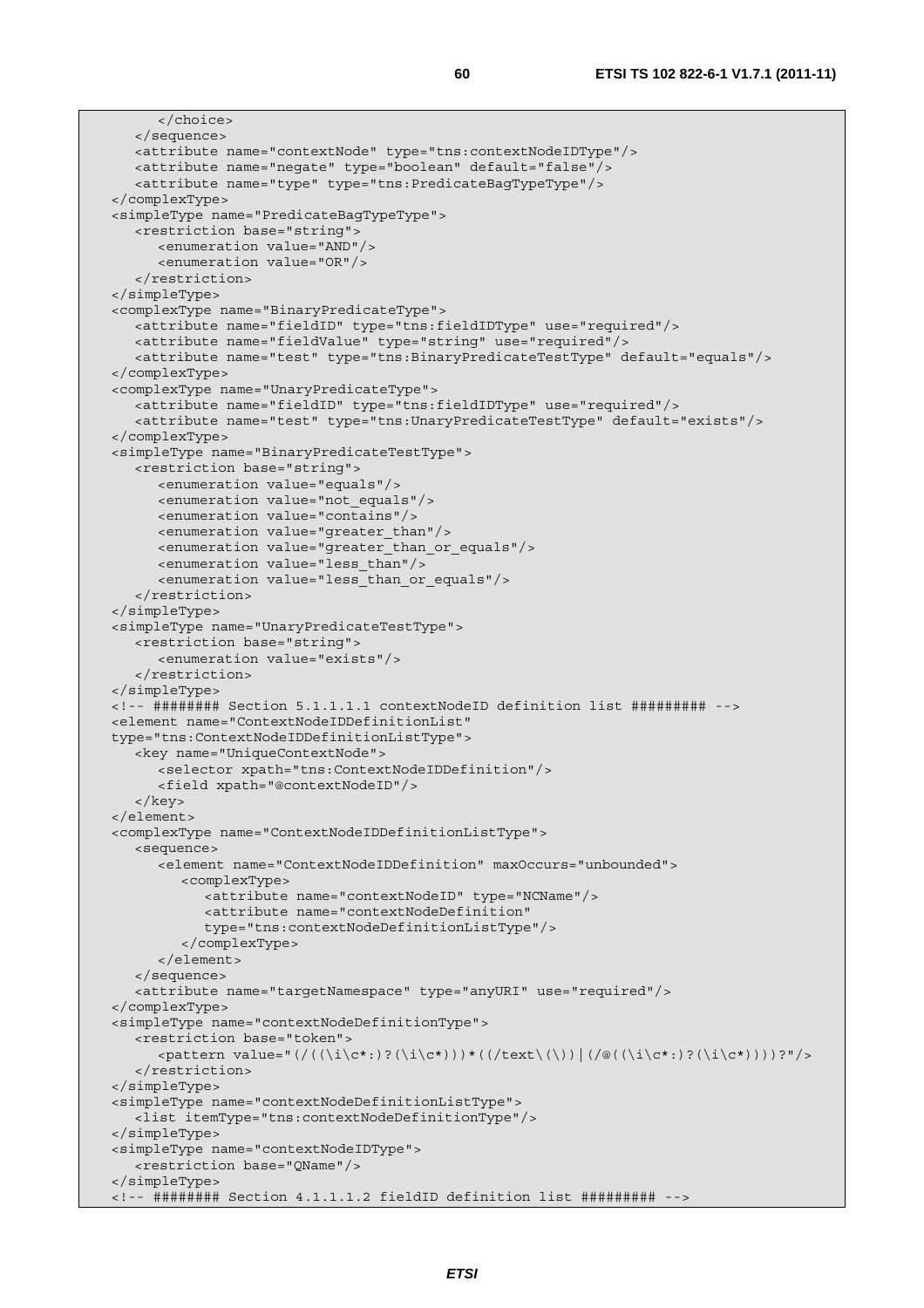```
         </choice>
      </sequence>
      <attribute name="contextNode" type="tns:contextNodeIDType"/>
      <attribute name="negate" type="boolean" default="false"/>
      <attribute name="type" type="tns:PredicateBagTypeType"/>
   </complexType>
   <simpleType name="PredicateBagTypeType">
      <restriction base="string">
         <enumeration value="AND"/>
         <enumeration value="OR"/>
      </restriction>
   </simpleType>
   <complexType name="BinaryPredicateType">
      <attribute name="fieldID" type="tns:fieldIDType" use="required"/>
      <attribute name="fieldValue" type="string" use="required"/>
      <attribute name="test" type="tns:BinaryPredicateTestType" default="equals"/>
   </complexType>
   <complexType name="UnaryPredicateType">
      <attribute name="fieldID" type="tns:fieldIDType" use="required"/>
      <attribute name="test" type="tns:UnaryPredicateTestType" default="exists"/>
   </complexType>
   <simpleType name="BinaryPredicateTestType">
      <restriction base="string">
         <enumeration value="equals"/>
         <enumeration value="not_equals"/>
         <enumeration value="contains"/>
         <enumeration value="greater_than"/>
         <enumeration value="greater_than_or_equals"/>
         <enumeration value="less_than"/>
         <enumeration value="less_than_or_equals"/>
      </restriction>
   </simpleType>
   <simpleType name="UnaryPredicateTestType">
      <restriction base="string">
         <enumeration value="exists"/>
      </restriction>
   </simpleType>
   <!-- ######## Section 5.1.1.1.1 contextNodeID definition list ######### -->
   <element name="ContextNodeIDDefinitionList"
   type="tns:ContextNodeIDDefinitionListType">
      <key name="UniqueContextNode">
         <selector xpath="tns:ContextNodeIDDefinition"/>
         <field xpath="@contextNodeID"/>
      </key>
   </element>
   <complexType name="ContextNodeIDDefinitionListType">
      <sequence>
         <element name="ContextNodeIDDefinition" maxOccurs="unbounded">
            <complexType>
               <attribute name="contextNodeID" type="NCName"/>
               <attribute name="contextNodeDefinition"
               type="tns:contextNodeDefinitionListType"/>
            </complexType>
         </element>
      </sequence>
      <attribute name="targetNamespace" type="anyURI" use="required"/>
   </complexType>
   <simpleType name="contextNodeDefinitionType">
      <restriction base="token">
         <pattern value="(/((\i\c*:)?(\i\c*)))*((/text\(\))|(/@((\i\c*:)?(\i\c*))))?"/>
      </restriction>
   </simpleType>
   <simpleType name="contextNodeDefinitionListType">
      <list itemType="tns:contextNodeDefinitionType"/>
   </simpleType>
   <simpleType name="contextNodeIDType">
      <restriction base="QName"/>
   </simpleType>
   <!-- ######## Section 4.1.1.1.2 fieldID definition list ######### -->
```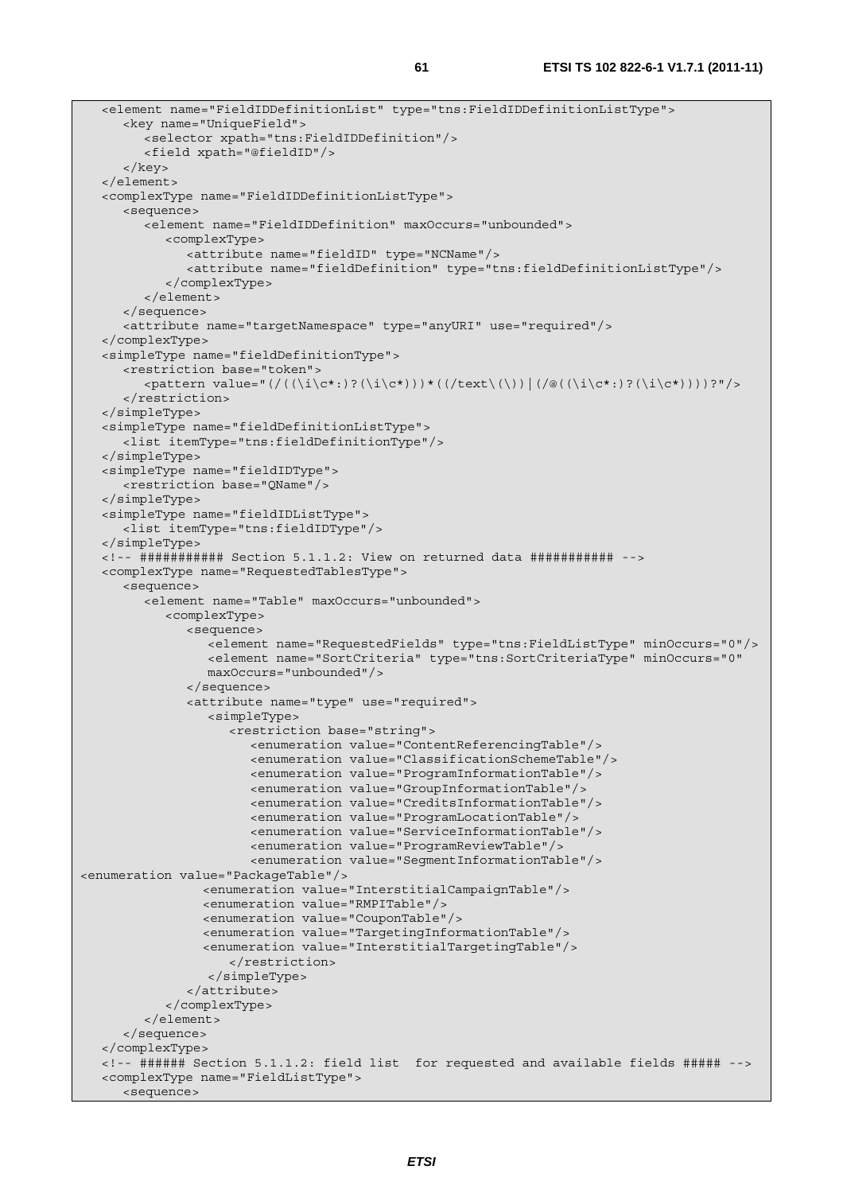```
   <element name="FieldIDDefinitionList" type="tns:FieldIDDefinitionListType">
      <key name="UniqueField">
         <selector xpath="tns:FieldIDDefinition"/>
         <field xpath="@fieldID"/>
      </key>
   </element>
   <complexType name="FieldIDDefinitionListType">
      <sequence>
         <element name="FieldIDDefinition" maxOccurs="unbounded">
            <complexType>
               <attribute name="fieldID" type="NCName"/>
               <attribute name="fieldDefinition" type="tns:fieldDefinitionListType"/>
            </complexType>
         </element>
      </sequence>
      <attribute name="targetNamespace" type="anyURI" use="required"/>
   </complexType>
   <simpleType name="fieldDefinitionType">
      <restriction base="token">
         <pattern value="(/((\i\c*:)?(\i\c*)))*((/text\(\))|(/@((\i\c*:)?(\i\c*))))?"/>
      </restriction>
   </simpleType>
   <simpleType name="fieldDefinitionListType">
      <list itemType="tns:fieldDefinitionType"/>
   </simpleType>
   <simpleType name="fieldIDType">
      <restriction base="QName"/>
   </simpleType>
   <simpleType name="fieldIDListType">
      <list itemType="tns:fieldIDType"/>
   </simpleType>
   <!-- ########### Section 5.1.1.2: View on returned data ########### -->
   <complexType name="RequestedTablesType">
      <sequence>
         <element name="Table" maxOccurs="unbounded">
            <complexType>
               <sequence>
                  <element name="RequestedFields" type="tns:FieldListType" minOccurs="0"/>
                  <element name="SortCriteria" type="tns:SortCriteriaType" minOccurs="0"
                  maxOccurs="unbounded"/>
               </sequence>
               <attribute name="type" use="required">
                  <simpleType>
                     <restriction base="string">
                        <enumeration value="ContentReferencingTable"/>
                        <enumeration value="ClassificationSchemeTable"/>
                        <enumeration value="ProgramInformationTable"/>
                        <enumeration value="GroupInformationTable"/>
                        <enumeration value="CreditsInformationTable"/>
                        <enumeration value="ProgramLocationTable"/>
                        <enumeration value="ServiceInformationTable"/>
                        <enumeration value="ProgramReviewTable"/>
                        <enumeration value="SegmentInformationTable"/>
<enumeration value="PackageTable"/>
                 <enumeration value="InterstitialCampaignTable"/>
                 <enumeration value="RMPITable"/>
                 <enumeration value="CouponTable"/>
                 <enumeration value="TargetingInformationTable"/>
                 <enumeration value="InterstitialTargetingTable"/>
                     </restriction>
                  </simpleType>
               </attribute>
            </complexType>
         </element>
      </sequence>
   </complexType>
   <!-- ###### Section 5.1.1.2: field list  for requested and available fields ##### -->
   <complexType name="FieldListType">
      <sequence>
```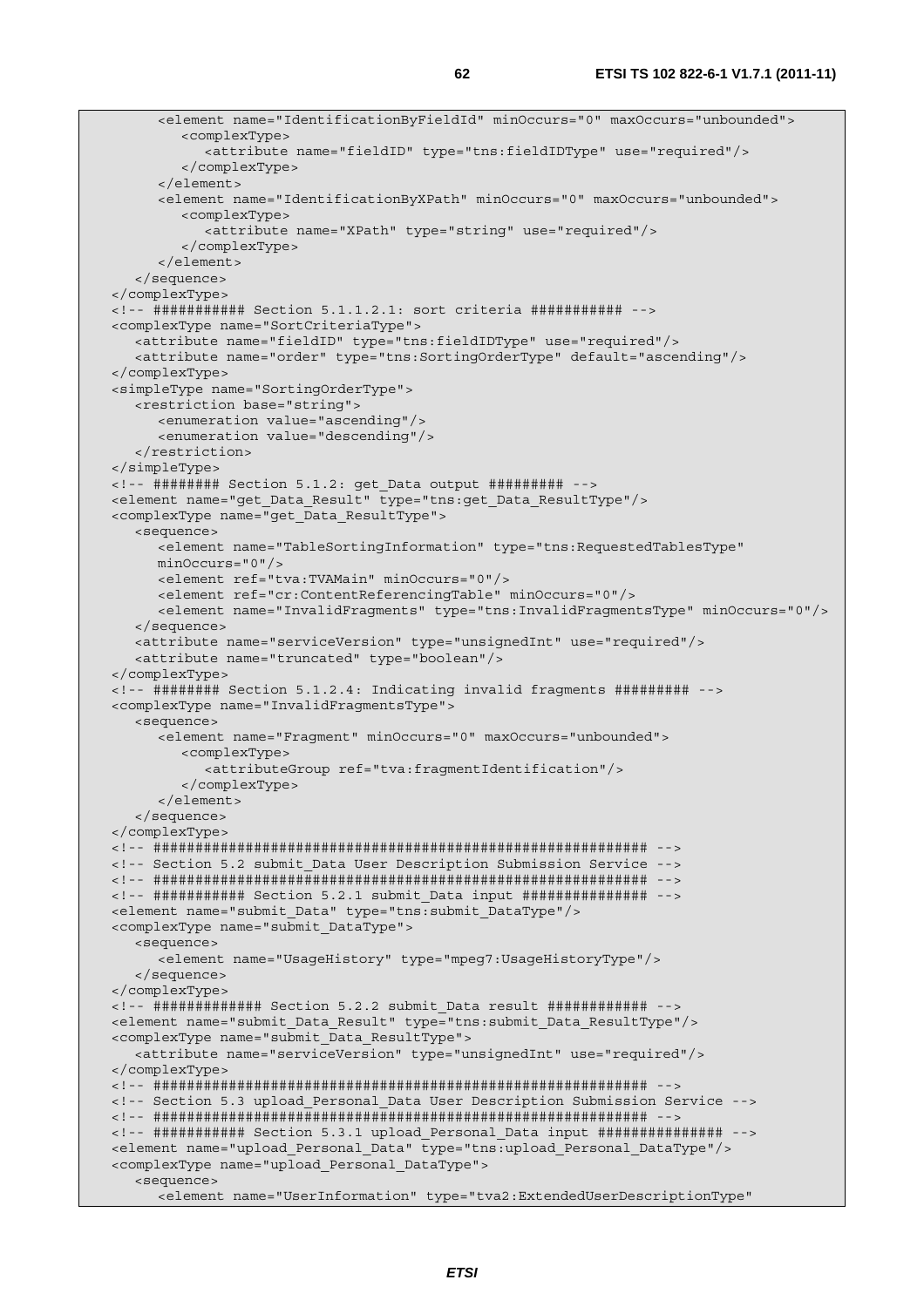```
      <element name="IdentificationByFieldId" minOccurs="0" maxOccurs="unbounded">
         <complexType>
            <attribute name="fieldID" type="tns:fieldIDType" use="required"/>
         </complexType>
      </element>
      <element name="IdentificationByXPath" minOccurs="0" maxOccurs="unbounded">
         <complexType>
            <attribute name="XPath" type="string" use="required"/>
         </complexType>
      </element>
   </sequence>
</complexType>
<!-- ########### Section 5.1.1.2.1: sort criteria ########### -->
<complexType name="SortCriteriaType">
   <attribute name="fieldID" type="tns:fieldIDType" use="required"/>
   <attribute name="order" type="tns:SortingOrderType" default="ascending"/>
</complexType>
<simpleType name="SortingOrderType">
   <restriction base="string">
      <enumeration value="ascending"/>
      <enumeration value="descending"/>
   </restriction>
</simpleType>
<!-- ######## Section 5.1.2: get_Data output ######### -->
<element name="get_Data_Result" type="tns:get_Data_ResultType"/>
<complexType name="get_Data_ResultType">
   <sequence>
      <element name="TableSortingInformation" type="tns:RequestedTablesType"
      minOccurs="0"/>
      <element ref="tva:TVAMain" minOccurs="0"/>
      <element ref="cr:ContentReferencingTable" minOccurs="0"/>
      <element name="InvalidFragments" type="tns:InvalidFragmentsType" minOccurs="0"/>
   </sequence>
   <attribute name="serviceVersion" type="unsignedInt" use="required"/>
   <attribute name="truncated" type="boolean"/>
</complexType>
<!-- ######## Section 5.1.2.4: Indicating invalid fragments ######### -->
<complexType name="InvalidFragmentsType">
   <sequence>
      <element name="Fragment" minOccurs="0" maxOccurs="unbounded">
         <complexType>
            <attributeGroup ref="tva:fragmentIdentification"/>
         </complexType>
      </element>
   </sequence>
</complexType>
<!-- ########################################################## -->
<!-- Section 5.2 submit_Data User Description Submission Service -->
<!-- ########################################################## -->
<!-- ########### Section 5.2.1 submit_Data input ############### -->
<element name="submit_Data" type="tns:submit_DataType"/>
<complexType name="submit_DataType">
   <sequence>
      <element name="UsageHistory" type="mpeg7:UsageHistoryType"/>
   </sequence>
</complexType>
<!-- ############# Section 5.2.2 submit_Data result ############ -->
<element name="submit_Data_Result" type="tns:submit_Data_ResultType"/>
<complexType name="submit_Data_ResultType">
   <attribute name="serviceVersion" type="unsignedInt" use="required"/>
</complexType>
<!-- ########################################################## -->
<!-- Section 5.3 upload_Personal_Data User Description Submission Service -->
<!-- ########################################################## -->
<!-- ########### Section 5.3.1 upload_Personal_Data input ############### -->
<element name="upload_Personal_Data" type="tns:upload_Personal_DataType"/>
<complexType name="upload_Personal_DataType">
   <sequence>
      <element name="UserInformation" type="tva2:ExtendedUserDescriptionType"
```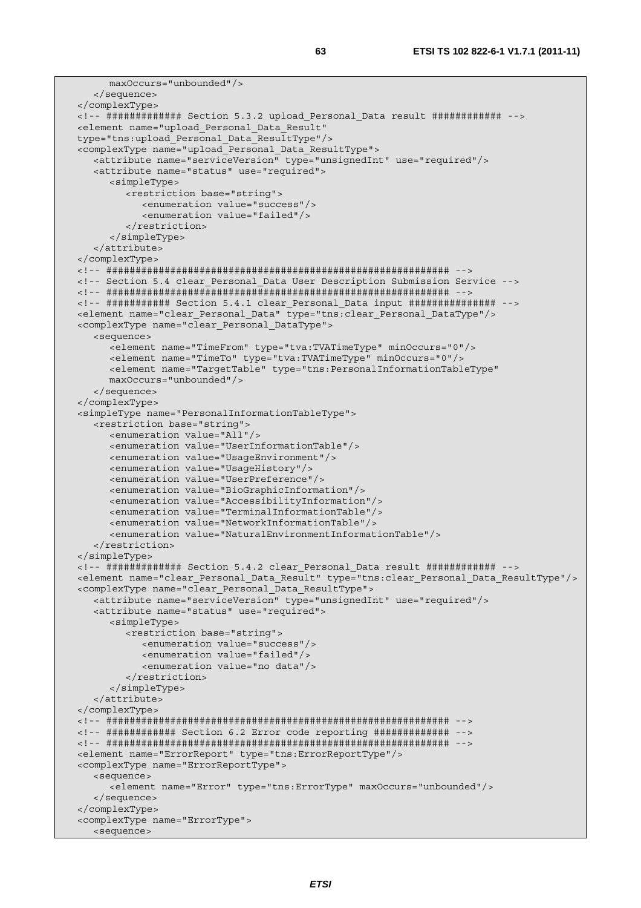```
        maxOccurs="unbounded"/>
    </sequence>
</complexType>
<!-- ############ Section 5.3.2 upload_Personal_Data result ############ -->
<element name="upload_Personal_Data_Result"
type="tns:upload_Personal_Data_ResultType"/>
<complexType name="upload_Personal_Data_ResultType">
    <attribute name="serviceVersion" type="unsignedInt" use="required"/>
    <attribute name="status" use="required">
        <simpleType>
            <restriction base="string">
                <enumeration value="success"/>
                <enumeration value="failed"/>
            </restriction>
        </simpleType>
    </attribute>
</complexType>
<!-- ########################################################## -->
<!-- Section 5.4 clear_Personal_Data User Description Submission Service -->
<!-- ########################################################## -->
<!-- ########### Section 5.4.1 clear_Personal_Data input ############## -->
<element name="clear_Personal_Data" type="tns:clear_Personal_DataType"/>
<complexType name="clear_Personal_DataType">
    <sequence>
        <element name="TimeFrom" type="tva:TVATimeType" minOccurs="0"/>
        <element name="TimeTo" type="tva:TVATimeType" minOccurs="0"/>
        <element name="TargetTable" type="tns:PersonalInformationTableType"
        maxOccurs="unbounded"/>
    </sequence>
</complexType>
<simpleType name="PersonalInformationTableType">
    <restriction base="string">
        <enumeration value="All"/>
        <enumeration value="UserInformationTable"/>
        <enumeration value="UsageEnvironment"/>
        <enumeration value="UsageHistory"/>
        <enumeration value="UserPreference"/>
        <enumeration value="BioGraphicInformation"/>
        <enumeration value="AccessibilityInformation"/>
        <enumeration value="TerminalInformationTable"/>
        <enumeration value="NetworkInformationTable"/>
        <enumeration value="NaturalEnvironmentInformationTable"/>
    </restriction>
</simpleType>
<!-- ############ Section 5.4.2 clear_Personal_Data result ############ -->
<element name="clear_Personal_Data_Result" type="tns:clear_Personal_Data_ResultType"/>
<complexType name="clear_Personal_Data_ResultType">
    <attribute name="serviceVersion" type="unsignedInt" use="required"/>
    <attribute name="status" use="required">
        <simpleType>
            <restriction base="string">
                <enumeration value="success"/>
                <enumeration value="failed"/>
                <enumeration value="no data"/>
            </restriction>
        </simpleType>
    </attribute>
</complexType>
<!-- ########################################################## -->
<!-- ########### Section 6.2 Error code reporting ############ -->
<!-- ########################################################## -->
<element name="ErrorReport" type="tns:ErrorReportType"/>
<complexType name="ErrorReportType">
    <sequence>
        <element name="Error" type="tns:ErrorType" maxOccurs="unbounded"/>
    </sequence>
</complexType>
<complexType name="ErrorType">
    <sequence>
```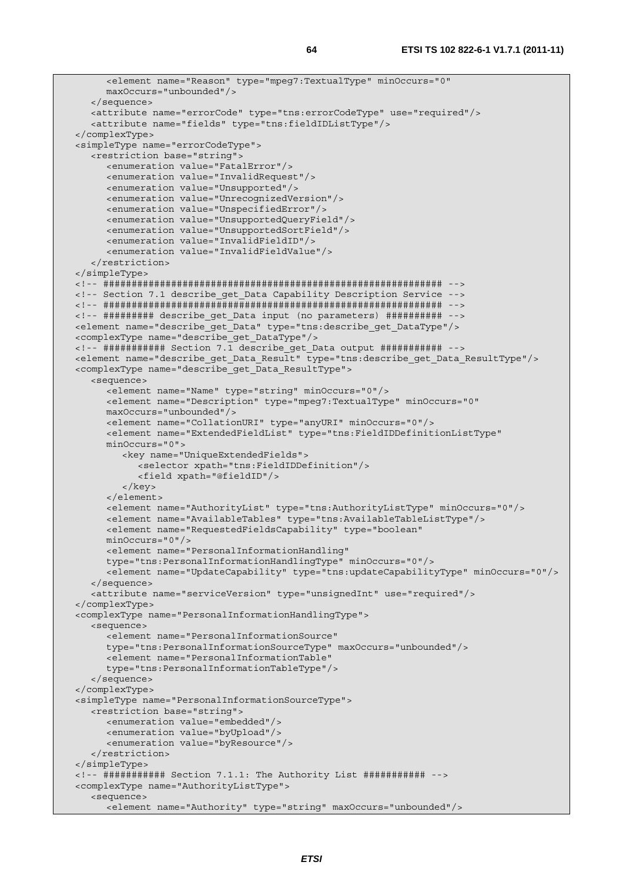```
         <element name="Reason" type="mpeg7:TextualType" minOccurs="0"
         maxOccurs="unbounded"/>
      </sequence>
      <attribute name="errorCode" type="tns:errorCodeType" use="required"/>
      <attribute name="fields" type="tns:fieldIDListType"/>
   </complexType>
   <simpleType name="errorCodeType">
      <restriction base="string">
         <enumeration value="FatalError"/>
         <enumeration value="InvalidRequest"/>
         <enumeration value="Unsupported"/>
         <enumeration value="UnrecognizedVersion"/>
         <enumeration value="UnspecifiedError"/>
         <enumeration value="UnsupportedQueryField"/>
         <enumeration value="UnsupportedSortField"/>
         <enumeration value="InvalidFieldID"/>
         <enumeration value="InvalidFieldValue"/>
      </restriction>
   </simpleType>
   <!-- ########################################################## -->
   <!-- Section 7.1 describe_get_Data Capability Description Service -->
   <!-- ########################################################## -->
   <!-- ######### describe_get_Data input (no parameters) ########## -->
   <element name="describe_get_Data" type="tns:describe_get_DataType"/>
   <complexType name="describe_get_DataType"/>
   <!-- ########### Section 7.1 describe_get_Data output ########### -->
   <element name="describe_get_Data_Result" type="tns:describe_get_Data_ResultType"/>
   <complexType name="describe_get_Data_ResultType">
      <sequence>
         <element name="Name" type="string" minOccurs="0"/>
         <element name="Description" type="mpeg7:TextualType" minOccurs="0"
         maxOccurs="unbounded"/>
         <element name="CollationURI" type="anyURI" minOccurs="0"/>
         <element name="ExtendedFieldList" type="tns:FieldIDDefinitionListType"
         minOccurs="0">
            <key name="UniqueExtendedFields">
               <selector xpath="tns:FieldIDDefinition"/>
               <field xpath="@fieldID"/>
            </key>
         </element>
         <element name="AuthorityList" type="tns:AuthorityListType" minOccurs="0"/>
         <element name="AvailableTables" type="tns:AvailableTableListType"/>
         <element name="RequestedFieldsCapability" type="boolean"
         minOccurs="0"/>
         <element name="PersonalInformationHandling"
         type="tns:PersonalInformationHandlingType" minOccurs="0"/>
         <element name="UpdateCapability" type="tns:updateCapabilityType" minOccurs="0"/>
      </sequence>
      <attribute name="serviceVersion" type="unsignedInt" use="required"/>
   </complexType>
   <complexType name="PersonalInformationHandlingType">
      <sequence>
         <element name="PersonalInformationSource"
         type="tns:PersonalInformationSourceType" maxOccurs="unbounded"/>
         <element name="PersonalInformationTable"
         type="tns:PersonalInformationTableType"/>
      </sequence>
   </complexType>
   <simpleType name="PersonalInformationSourceType">
      <restriction base="string">
         <enumeration value="embedded"/>
         <enumeration value="byUpload"/>
         <enumeration value="byResource"/>
      </restriction>
   </simpleType>
   <!-- ########### Section 7.1.1: The Authority List ########### -->
   <complexType name="AuthorityListType">
      <sequence>
         <element name="Authority" type="string" maxOccurs="unbounded"/>
```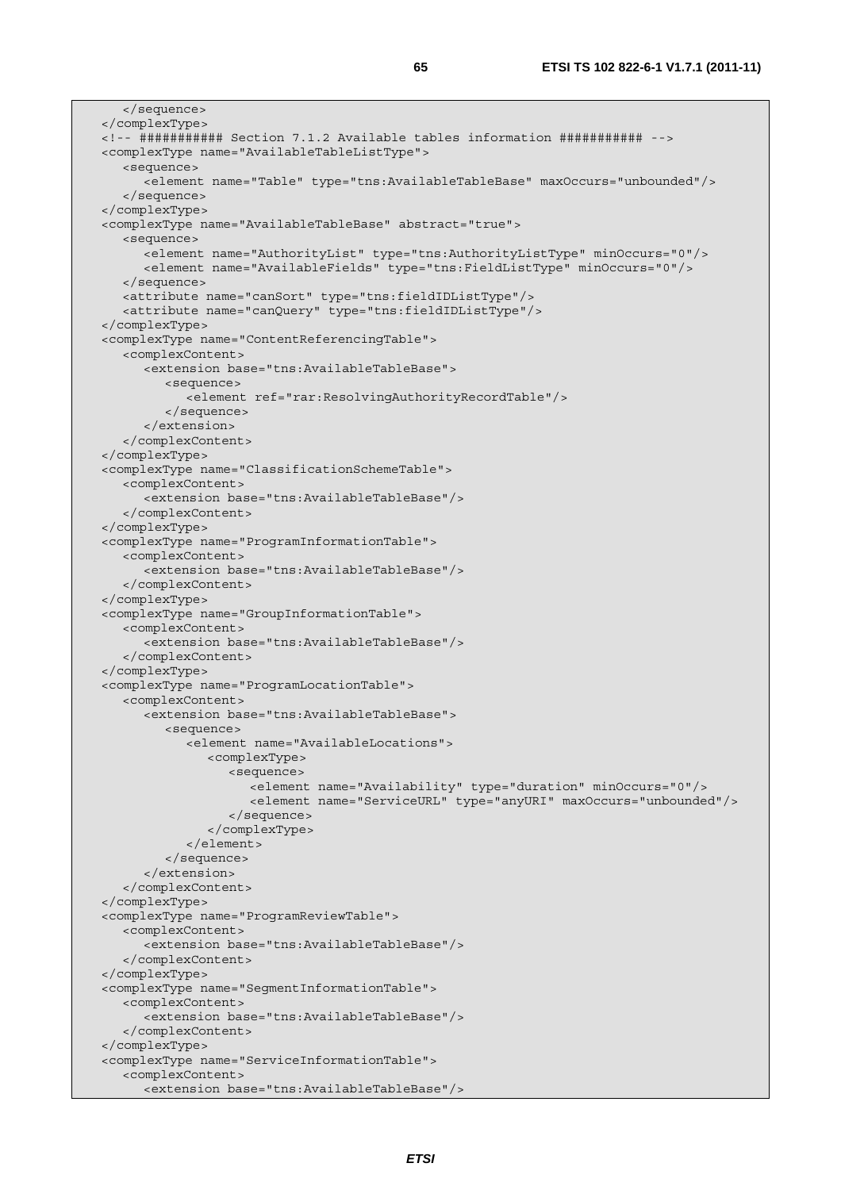```
      </sequence>
   </complexType>
   <!-- ########### Section 7.1.2 Available tables information ########### -->
   <complexType name="AvailableTableListType">
      <sequence>
         <element name="Table" type="tns:AvailableTableBase" maxOccurs="unbounded"/>
      </sequence>
   </complexType>
   <complexType name="AvailableTableBase" abstract="true">
      <sequence>
         <element name="AuthorityList" type="tns:AuthorityListType" minOccurs="0"/>
         <element name="AvailableFields" type="tns:FieldListType" minOccurs="0"/>
      </sequence>
      <attribute name="canSort" type="tns:fieldIDListType"/>
      <attribute name="canQuery" type="tns:fieldIDListType"/>
   </complexType>
   <complexType name="ContentReferencingTable">
      <complexContent>
         <extension base="tns:AvailableTableBase">
            <sequence>
               <element ref="rar:ResolvingAuthorityRecordTable"/>
            </sequence>
         </extension>
      </complexContent>
   </complexType>
   <complexType name="ClassificationSchemeTable">
      <complexContent>
         <extension base="tns:AvailableTableBase"/>
      </complexContent>
   </complexType>
   <complexType name="ProgramInformationTable">
      <complexContent>
         <extension base="tns:AvailableTableBase"/>
      </complexContent>
   </complexType>
   <complexType name="GroupInformationTable">
      <complexContent>
         <extension base="tns:AvailableTableBase"/>
      </complexContent>
   </complexType>
   <complexType name="ProgramLocationTable">
      <complexContent>
         <extension base="tns:AvailableTableBase">
            <sequence>
               <element name="AvailableLocations">
                  <complexType>
                     <sequence>
                        <element name="Availability" type="duration" minOccurs="0"/>
                        <element name="ServiceURL" type="anyURI" maxOccurs="unbounded"/>
                     </sequence>
                  </complexType>
               </element>
            </sequence>
         </extension>
      </complexContent>
   </complexType>
   <complexType name="ProgramReviewTable">
      <complexContent>
         <extension base="tns:AvailableTableBase"/>
      </complexContent>
   </complexType>
   <complexType name="SegmentInformationTable">
      <complexContent>
         <extension base="tns:AvailableTableBase"/>
      </complexContent>
   </complexType>
   <complexType name="ServiceInformationTable">
      <complexContent>
         <extension base="tns:AvailableTableBase"/>
```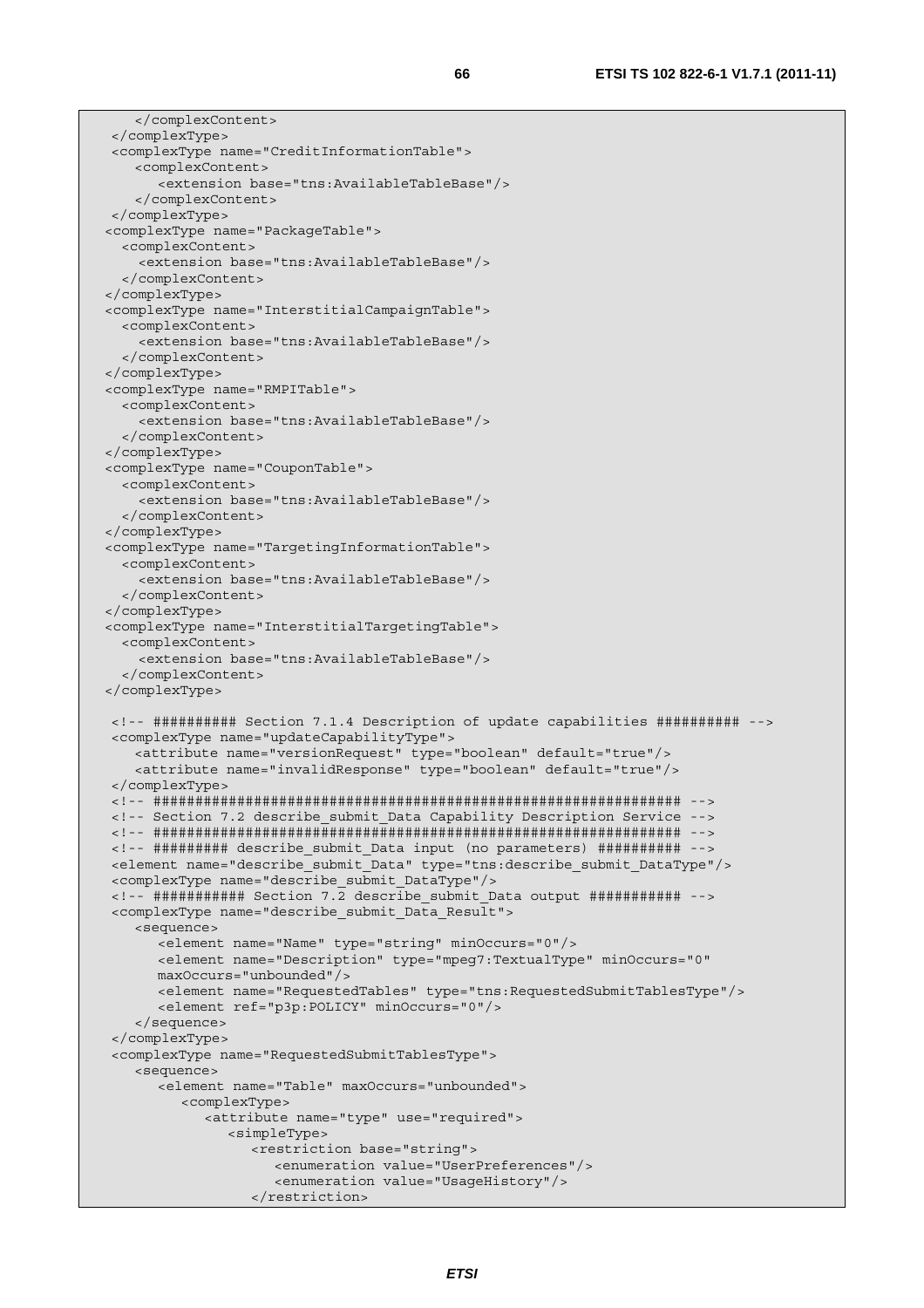```
      </complexContent>
   </complexType>
   <complexType name="CreditInformationTable">
      <complexContent>
         <extension base="tns:AvailableTableBase"/>
      </complexContent>
   </complexType>
  <complexType name="PackageTable">
    <complexContent>
      <extension base="tns:AvailableTableBase"/>
    </complexContent>
  </complexType>
  <complexType name="InterstitialCampaignTable">
    <complexContent>
      <extension base="tns:AvailableTableBase"/>
    </complexContent>
  </complexType>
  <complexType name="RMPITable">
    <complexContent>
      <extension base="tns:AvailableTableBase"/>
    </complexContent>
  </complexType>
  <complexType name="CouponTable">
    <complexContent>
      <extension base="tns:AvailableTableBase"/>
    </complexContent>
  </complexType>
  <complexType name="TargetingInformationTable">
    <complexContent>
      <extension base="tns:AvailableTableBase"/>
    </complexContent>
  </complexType>
  <complexType name="InterstitialTargetingTable">
    <complexContent>
      <extension base="tns:AvailableTableBase"/>
    </complexContent>
  </complexType>

   <!-- ########## Section 7.1.4 Description of update capabilities ########## -->
   <complexType name="updateCapabilityType">
      <attribute name="versionRequest" type="boolean" default="true"/>
      <attribute name="invalidResponse" type="boolean" default="true"/>
   </complexType>
   <!-- ################################################################ -->
   <!-- Section 7.2 describe_submit_Data Capability Description Service -->
   <!-- ################################################################ -->
   <!-- ######### describe_submit_Data input (no parameters) ########## -->
   <element name="describe_submit_Data" type="tns:describe_submit_DataType"/>
   <complexType name="describe_submit_DataType"/>
   <!-- ########### Section 7.2 describe_submit_Data output ########### -->
   <complexType name="describe_submit_Data_Result">
      <sequence>
         <element name="Name" type="string" minOccurs="0"/>
         <element name="Description" type="mpeg7:TextualType" minOccurs="0"
         maxOccurs="unbounded"/>
         <element name="RequestedTables" type="tns:RequestedSubmitTablesType"/>
         <element ref="p3p:POLICY" minOccurs="0"/>
      </sequence>
   </complexType>
   <complexType name="RequestedSubmitTablesType">
      <sequence>
         <element name="Table" maxOccurs="unbounded">
            <complexType>
               <attribute name="type" use="required">
                  <simpleType>
                     <restriction base="string">
                        <enumeration value="UserPreferences"/>
                        <enumeration value="UsageHistory"/>
                     </restriction>
```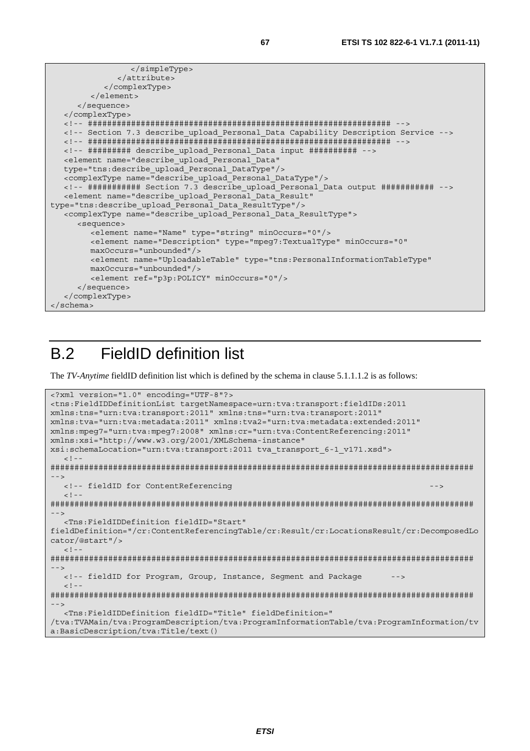```
               </simpleType>
             </attribute>
           </complexType>
        </element>
     </sequence>
  </complexType>
  <!-- ################################################################ -->
  <!-- Section 7.3 describe_upload_Personal_Data Capability Description Service -->
  <!-- ################################################################ -->
  <!-- ######### describe_upload_Personal_Data input ########## -->
  <element name="describe_upload_Personal_Data"
  type="tns:describe_upload_Personal_DataType"/>
  <complexType name="describe_upload_Personal_DataType"/>
  <!-- ########### Section 7.3 describe_upload_Personal_Data output ########### -->
  <element name="describe_upload_Personal_Data_Result"
type="tns:describe_upload_Personal_Data_ResultType"/>
  <complexType name="describe_upload_Personal_Data_ResultType">
     <sequence>
        <element name="Name" type="string" minOccurs="0"/>
        <element name="Description" type="mpeg7:TextualType" minOccurs="0"
        maxOccurs="unbounded"/>
        <element name="UploadableTable" type="tns:PersonalInformationTableType"
        maxOccurs="unbounded"/>
        <element ref="p3p:POLICY" minOccurs="0"/>
     </sequence>
  </complexType>
</schema>
```

# B.2 FieldID definition list

The *TV-Anytime* fieldID definition list which is defined by the schema in clause 5.1.1.1.2 is as follows:

```
<?xml version="1.0" encoding="UTF-8"?>
<tns:FieldIDDefinitionList targetNamespace=urn:tva:transport:fieldIDs:2011
xmlns:tns="urn:tva:transport:2011" xmlns:tns="urn:tva:transport:2011"
xmlns:tva="urn:tva:metadata:2011" xmlns:tva2="urn:tva:metadata:extended:2011"
xmlns:mpeg7="urn:tva:mpeg7:2008" xmlns:cr="urn:tva:ContentReferencing:2011"
xmlns:xsi="http://www.w3.org/2001/XMLSchema-instance"
xsi:schemaLocation="urn:tva:transport:2011 tva_transport_6-1_v171.xsd">
  <!--
######################################################################################
-->
  <!-- fieldID for ContentReferencing                                               -->
  <!--
######################################################################################
-->
  <Tns:FieldIDDefinition fieldID="Start"
fieldDefinition="/cr:ContentReferencingTable/cr:Result/cr:LocationsResult/cr:DecomposedLo
cator/@start"/>
  <!--
######################################################################################
-->
  <!-- fieldID for Program, Group, Instance, Segment and Package      -->
  <!--
######################################################################################
-->
  <Tns:FieldIDDefinition fieldID="Title" fieldDefinition="
/tva:TVAMain/tva:ProgramDescription/tva:ProgramInformationTable/tva:ProgramInformation/tv
a:BasicDescription/tva:Title/text()
```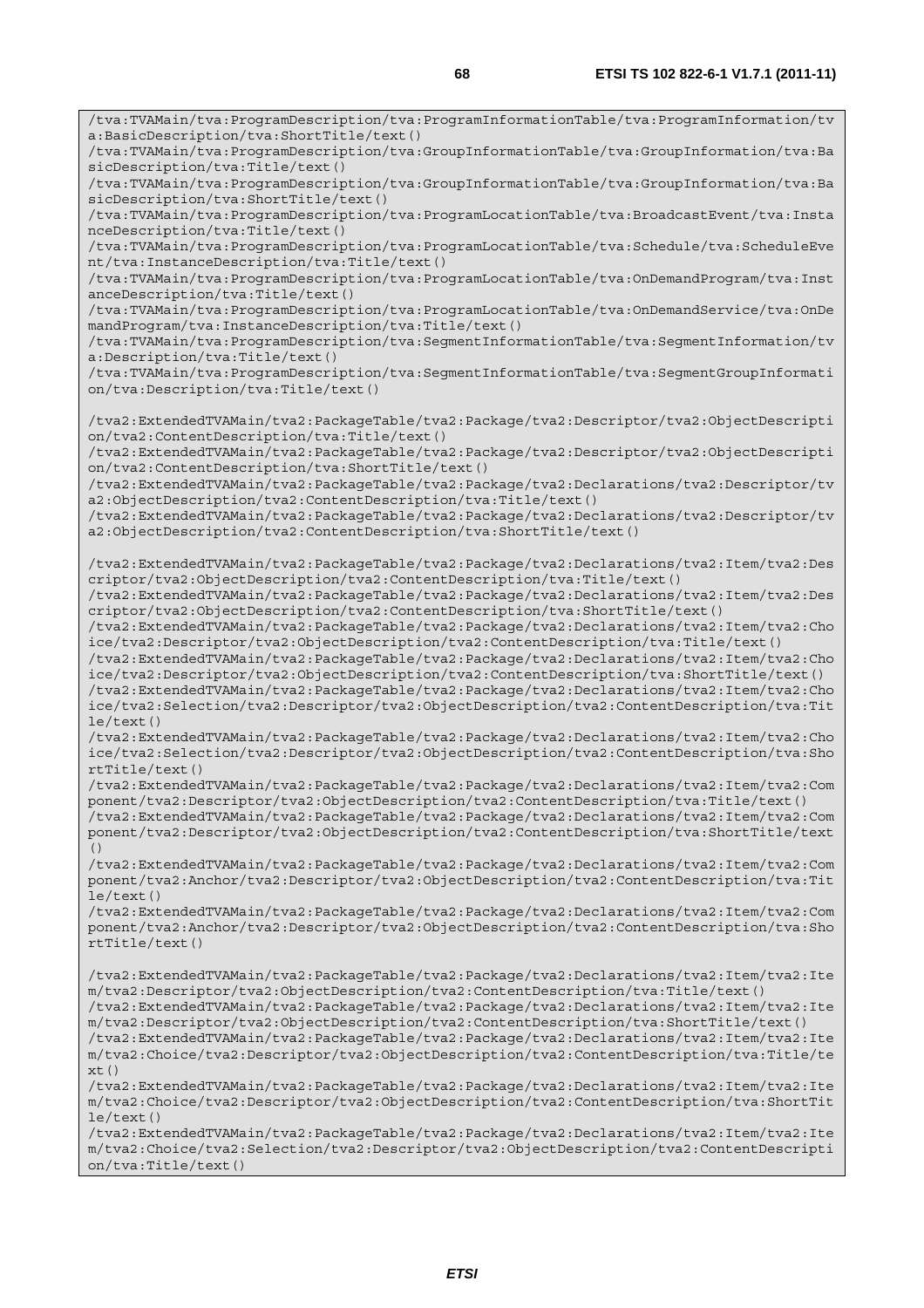```
/tva:TVAMain/tva:ProgramDescription/tva:ProgramInformationTable/tva:ProgramInformation/tva:BasicDescription/tva:ShortTitle/text()
/tva:TVAMain/tva:ProgramDescription/tva:GroupInformationTable/tva:GroupInformation/tva:BasicDescription/tva:Title/text()
/tva:TVAMain/tva:ProgramDescription/tva:GroupInformationTable/tva:GroupInformation/tva:BasicDescription/tva:ShortTitle/text()
/tva:TVAMain/tva:ProgramDescription/tva:ProgramLocationTable/tva:BroadcastEvent/tva:InstanceDescription/tva:Title/text()
/tva:TVAMain/tva:ProgramDescription/tva:ProgramLocationTable/tva:Schedule/tva:ScheduleEvent/tva:InstanceDescription/tva:Title/text()
/tva:TVAMain/tva:ProgramDescription/tva:ProgramLocationTable/tva:OnDemandProgram/tva:InstanceDescription/tva:Title/text()
/tva:TVAMain/tva:ProgramDescription/tva:ProgramLocationTable/tva:OnDemandService/tva:OnDemandProgram/tva:InstanceDescription/tva:Title/text()
/tva:TVAMain/tva:ProgramDescription/tva:SegmentInformationTable/tva:SegmentInformation/tva:Description/tva:Title/text()
/tva:TVAMain/tva:ProgramDescription/tva:SegmentInformationTable/tva:SegmentGroupInformation/tva:Description/tva:Title/text()

/tva2:ExtendedTVAMain/tva2:PackageTable/tva2:Package/tva2:Descriptor/tva2:ObjectDescription/tva2:ContentDescription/tva:Title/text()
/tva2:ExtendedTVAMain/tva2:PackageTable/tva2:Package/tva2:Descriptor/tva2:ObjectDescription/tva2:ContentDescription/tva:ShortTitle/text()
/tva2:ExtendedTVAMain/tva2:PackageTable/tva2:Package/tva2:Declarations/tva2:Descriptor/tva2:ObjectDescription/tva2:ContentDescription/tva:Title/text()
/tva2:ExtendedTVAMain/tva2:PackageTable/tva2:Package/tva2:Declarations/tva2:Descriptor/tva2:ObjectDescription/tva2:ContentDescription/tva:ShortTitle/text()

/tva2:ExtendedTVAMain/tva2:PackageTable/tva2:Package/tva2:Declarations/tva2:Item/tva2:Descriptor/tva2:ObjectDescription/tva2:ContentDescription/tva:Title/text()
/tva2:ExtendedTVAMain/tva2:PackageTable/tva2:Package/tva2:Declarations/tva2:Item/tva2:Descriptor/tva2:ObjectDescription/tva2:ContentDescription/tva:ShortTitle/text()
/tva2:ExtendedTVAMain/tva2:PackageTable/tva2:Package/tva2:Declarations/tva2:Item/tva2:Choice/tva2:Descriptor/tva2:ObjectDescription/tva2:ContentDescription/tva:Title/text()
/tva2:ExtendedTVAMain/tva2:PackageTable/tva2:Package/tva2:Declarations/tva2:Item/tva2:Choice/tva2:Descriptor/tva2:ObjectDescription/tva2:ContentDescription/tva:ShortTitle/text()
/tva2:ExtendedTVAMain/tva2:PackageTable/tva2:Package/tva2:Declarations/tva2:Item/tva2:Choice/tva2:Selection/tva2:Descriptor/tva2:ObjectDescription/tva2:ContentDescription/tva:Title/text()
/tva2:ExtendedTVAMain/tva2:PackageTable/tva2:Package/tva2:Declarations/tva2:Item/tva2:Choice/tva2:Selection/tva2:Descriptor/tva2:ObjectDescription/tva2:ContentDescription/tva:ShortTitle/text()
/tva2:ExtendedTVAMain/tva2:PackageTable/tva2:Package/tva2:Declarations/tva2:Item/tva2:Component/tva2:Descriptor/tva2:ObjectDescription/tva2:ContentDescription/tva:Title/text()
/tva2:ExtendedTVAMain/tva2:PackageTable/tva2:Package/tva2:Declarations/tva2:Item/tva2:Component/tva2:Descriptor/tva2:ObjectDescription/tva2:ContentDescription/tva:ShortTitle/text()
/tva2:ExtendedTVAMain/tva2:PackageTable/tva2:Package/tva2:Declarations/tva2:Item/tva2:Component/tva2:Anchor/tva2:Descriptor/tva2:ObjectDescription/tva2:ContentDescription/tva:Title/text()
/tva2:ExtendedTVAMain/tva2:PackageTable/tva2:Package/tva2:Declarations/tva2:Item/tva2:Component/tva2:Anchor/tva2:Descriptor/tva2:ObjectDescription/tva2:ContentDescription/tva:ShortTitle/text()

/tva2:ExtendedTVAMain/tva2:PackageTable/tva2:Package/tva2:Declarations/tva2:Item/tva2:Item/tva2:Descriptor/tva2:ObjectDescription/tva2:ContentDescription/tva:Title/text()
/tva2:ExtendedTVAMain/tva2:PackageTable/tva2:Package/tva2:Declarations/tva2:Item/tva2:Item/tva2:Descriptor/tva2:ObjectDescription/tva2:ContentDescription/tva:ShortTitle/text()
/tva2:ExtendedTVAMain/tva2:PackageTable/tva2:Package/tva2:Declarations/tva2:Item/tva2:Item/tva2:Choice/tva2:Descriptor/tva2:ObjectDescription/tva2:ContentDescription/tva:Title/text()
/tva2:ExtendedTVAMain/tva2:PackageTable/tva2:Package/tva2:Declarations/tva2:Item/tva2:Item/tva2:Choice/tva2:Descriptor/tva2:ObjectDescription/tva2:ContentDescription/tva:ShortTitle/text()
/tva2:ExtendedTVAMain/tva2:PackageTable/tva2:Package/tva2:Declarations/tva2:Item/tva2:Item/tva2:Choice/tva2:Selection/tva2:Descriptor/tva2:ObjectDescription/tva2:ContentDescription/tva:Title/text()
```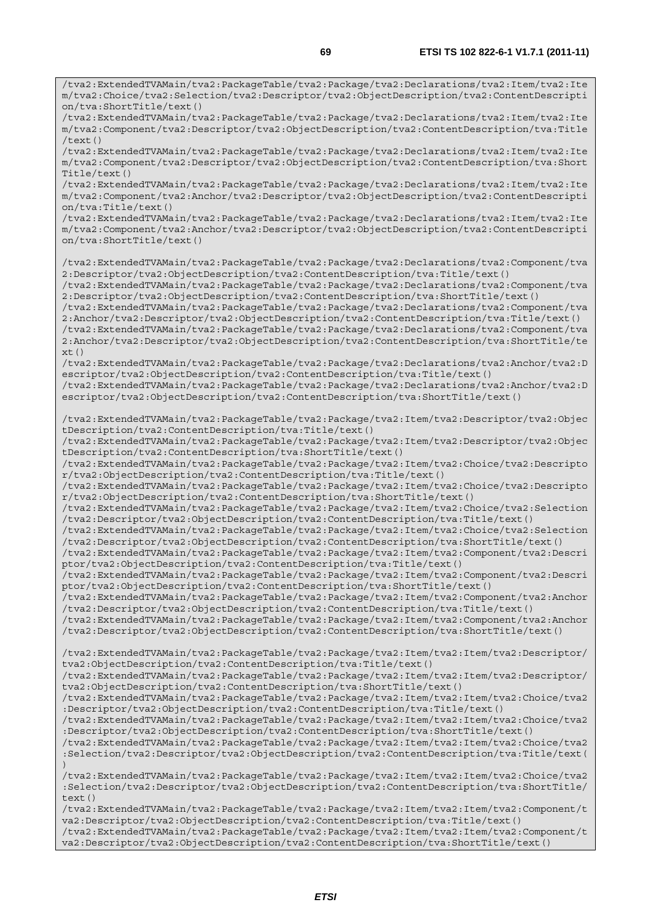```
/tva2:ExtendedTVAMain/tva2:PackageTable/tva2:Package/tva2:Declarations/tva2:Item/tva2:Item/tva2:Choice/tva2:Selection/tva2:Descriptor/tva2:ObjectDescription/tva2:ContentDescription/tva:ShortTitle/text()
/tva2:ExtendedTVAMain/tva2:PackageTable/tva2:Package/tva2:Declarations/tva2:Item/tva2:Item/tva2:Component/tva2:Descriptor/tva2:ObjectDescription/tva2:ContentDescription/tva:Title/text()
/tva2:ExtendedTVAMain/tva2:PackageTable/tva2:Package/tva2:Declarations/tva2:Item/tva2:Item/tva2:Component/tva2:Descriptor/tva2:ObjectDescription/tva2:ContentDescription/tva:ShortTitle/text()
/tva2:ExtendedTVAMain/tva2:PackageTable/tva2:Package/tva2:Declarations/tva2:Item/tva2:Item/tva2:Component/tva2:Anchor/tva2:Descriptor/tva2:ObjectDescription/tva2:ContentDescription/tva:Title/text()
/tva2:ExtendedTVAMain/tva2:PackageTable/tva2:Package/tva2:Declarations/tva2:Item/tva2:Item/tva2:Component/tva2:Anchor/tva2:Descriptor/tva2:ObjectDescription/tva2:ContentDescription/tva:ShortTitle/text()

/tva2:ExtendedTVAMain/tva2:PackageTable/tva2:Package/tva2:Declarations/tva2:Component/tva2:Descriptor/tva2:ObjectDescription/tva2:ContentDescription/tva:Title/text()
/tva2:ExtendedTVAMain/tva2:PackageTable/tva2:Package/tva2:Declarations/tva2:Component/tva2:Descriptor/tva2:ObjectDescription/tva2:ContentDescription/tva:ShortTitle/text()
/tva2:ExtendedTVAMain/tva2:PackageTable/tva2:Package/tva2:Declarations/tva2:Component/tva2:Anchor/tva2:Descriptor/tva2:ObjectDescription/tva2:ContentDescription/tva:Title/text()
/tva2:ExtendedTVAMain/tva2:PackageTable/tva2:Package/tva2:Declarations/tva2:Component/tva2:Anchor/tva2:Descriptor/tva2:ObjectDescription/tva2:ContentDescription/tva:ShortTitle/text()
/tva2:ExtendedTVAMain/tva2:PackageTable/tva2:Package/tva2:Declarations/tva2:Anchor/tva2:Descriptor/tva2:ObjectDescription/tva2:ContentDescription/tva:Title/text()
/tva2:ExtendedTVAMain/tva2:PackageTable/tva2:Package/tva2:Declarations/tva2:Anchor/tva2:Descriptor/tva2:ObjectDescription/tva2:ContentDescription/tva:ShortTitle/text()

/tva2:ExtendedTVAMain/tva2:PackageTable/tva2:Package/tva2:Item/tva2:Descriptor/tva2:ObjectDescription/tva2:ContentDescription/tva:Title/text()
/tva2:ExtendedTVAMain/tva2:PackageTable/tva2:Package/tva2:Item/tva2:Descriptor/tva2:ObjectDescription/tva2:ContentDescription/tva:ShortTitle/text()
/tva2:ExtendedTVAMain/tva2:PackageTable/tva2:Package/tva2:Item/tva2:Choice/tva2:Descriptor/tva2:ObjectDescription/tva2:ContentDescription/tva:Title/text()
/tva2:ExtendedTVAMain/tva2:PackageTable/tva2:Package/tva2:Item/tva2:Choice/tva2:Descriptor/tva2:ObjectDescription/tva2:ContentDescription/tva:ShortTitle/text()
/tva2:ExtendedTVAMain/tva2:PackageTable/tva2:Package/tva2:Item/tva2:Choice/tva2:Selection/tva2:Descriptor/tva2:ObjectDescription/tva2:ContentDescription/tva:Title/text()
/tva2:ExtendedTVAMain/tva2:PackageTable/tva2:Package/tva2:Item/tva2:Choice/tva2:Selection/tva2:Descriptor/tva2:ObjectDescription/tva2:ContentDescription/tva:ShortTitle/text()
/tva2:ExtendedTVAMain/tva2:PackageTable/tva2:Package/tva2:Item/tva2:Component/tva2:Descriptor/tva2:ObjectDescription/tva2:ContentDescription/tva:Title/text()
/tva2:ExtendedTVAMain/tva2:PackageTable/tva2:Package/tva2:Item/tva2:Component/tva2:Descriptor/tva2:ObjectDescription/tva2:ContentDescription/tva:ShortTitle/text()
/tva2:ExtendedTVAMain/tva2:PackageTable/tva2:Package/tva2:Item/tva2:Component/tva2:Anchor/tva2:Descriptor/tva2:ObjectDescription/tva2:ContentDescription/tva:Title/text()
/tva2:ExtendedTVAMain/tva2:PackageTable/tva2:Package/tva2:Item/tva2:Component/tva2:Anchor/tva2:Descriptor/tva2:ObjectDescription/tva2:ContentDescription/tva:ShortTitle/text()

/tva2:ExtendedTVAMain/tva2:PackageTable/tva2:Package/tva2:Item/tva2:Item/tva2:Descriptor/tva2:ObjectDescription/tva2:ContentDescription/tva:Title/text()
/tva2:ExtendedTVAMain/tva2:PackageTable/tva2:Package/tva2:Item/tva2:Item/tva2:Descriptor/tva2:ObjectDescription/tva2:ContentDescription/tva:ShortTitle/text()
/tva2:ExtendedTVAMain/tva2:PackageTable/tva2:Package/tva2:Item/tva2:Item/tva2:Choice/tva2:Descriptor/tva2:ObjectDescription/tva2:ContentDescription/tva:Title/text()
/tva2:ExtendedTVAMain/tva2:PackageTable/tva2:Package/tva2:Item/tva2:Item/tva2:Choice/tva2:Descriptor/tva2:ObjectDescription/tva2:ContentDescription/tva:ShortTitle/text()
/tva2:ExtendedTVAMain/tva2:PackageTable/tva2:Package/tva2:Item/tva2:Item/tva2:Choice/tva2:Selection/tva2:Descriptor/tva2:ObjectDescription/tva2:ContentDescription/tva:Title/text()
/tva2:ExtendedTVAMain/tva2:PackageTable/tva2:Package/tva2:Item/tva2:Item/tva2:Choice/tva2:Selection/tva2:Descriptor/tva2:ObjectDescription/tva2:ContentDescription/tva:ShortTitle/text()
/tva2:ExtendedTVAMain/tva2:PackageTable/tva2:Package/tva2:Item/tva2:Item/tva2:Component/tva2:Descriptor/tva2:ObjectDescription/tva2:ContentDescription/tva:Title/text()
/tva2:ExtendedTVAMain/tva2:PackageTable/tva2:Package/tva2:Item/tva2:Item/tva2:Component/tva2:Descriptor/tva2:ObjectDescription/tva2:ContentDescription/tva:ShortTitle/text()
```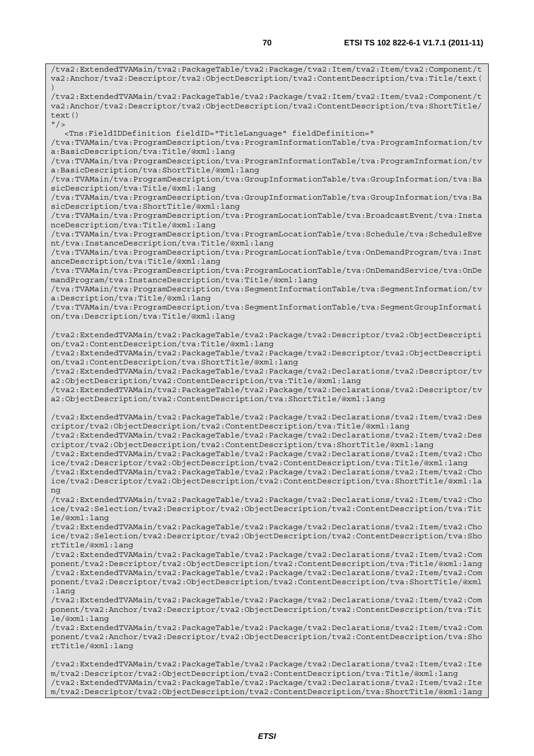```
/tva2:ExtendedTVAMain/tva2:PackageTable/tva2:Package/tva2:Item/tva2:Item/tva2:Component/tva2:Anchor/tva2:Descriptor/tva2:ObjectDescription/tva2:ContentDescription/tva:Title/text()
/tva2:ExtendedTVAMain/tva2:PackageTable/tva2:Package/tva2:Item/tva2:Item/tva2:Component/tva2:Anchor/tva2:Descriptor/tva2:ObjectDescription/tva2:ContentDescription/tva:ShortTitle/text()
"/>
   <Tns:FieldIDDefinition fieldID="TitleLanguage" fieldDefinition="
/tva:TVAMain/tva:ProgramDescription/tva:ProgramInformationTable/tva:ProgramInformation/tva:BasicDescription/tva:Title/@xml:lang
/tva:TVAMain/tva:ProgramDescription/tva:ProgramInformationTable/tva:ProgramInformation/tva:BasicDescription/tva:ShortTitle/@xml:lang
/tva:TVAMain/tva:ProgramDescription/tva:GroupInformationTable/tva:GroupInformation/tva:BasicDescription/tva:Title/@xml:lang
/tva:TVAMain/tva:ProgramDescription/tva:GroupInformationTable/tva:GroupInformation/tva:BasicDescription/tva:ShortTitle/@xml:lang
/tva:TVAMain/tva:ProgramDescription/tva:ProgramLocationTable/tva:BroadcastEvent/tva:InstanceDescription/tva:Title/@xml:lang
/tva:TVAMain/tva:ProgramDescription/tva:ProgramLocationTable/tva:Schedule/tva:ScheduleEvent/tva:InstanceDescription/tva:Title/@xml:lang
/tva:TVAMain/tva:ProgramDescription/tva:ProgramLocationTable/tva:OnDemandProgram/tva:InstanceDescription/tva:Title/@xml:lang
/tva:TVAMain/tva:ProgramDescription/tva:ProgramLocationTable/tva:OnDemandService/tva:OnDemandProgram/tva:InstanceDescription/tva:Title/@xml:lang
/tva:TVAMain/tva:ProgramDescription/tva:SegmentInformationTable/tva:SegmentInformation/tva:Description/tva:Title/@xml:lang
/tva:TVAMain/tva:ProgramDescription/tva:SegmentInformationTable/tva:SegmentGroupInformation/tva:Description/tva:Title/@xml:lang

/tva2:ExtendedTVAMain/tva2:PackageTable/tva2:Package/tva2:Descriptor/tva2:ObjectDescription/tva2:ContentDescription/tva:Title/@xml:lang
/tva2:ExtendedTVAMain/tva2:PackageTable/tva2:Package/tva2:Descriptor/tva2:ObjectDescription/tva2:ContentDescription/tva:ShortTitle/@xml:lang
/tva2:ExtendedTVAMain/tva2:PackageTable/tva2:Package/tva2:Declarations/tva2:Descriptor/tva2:ObjectDescription/tva2:ContentDescription/tva:Title/@xml:lang
/tva2:ExtendedTVAMain/tva2:PackageTable/tva2:Package/tva2:Declarations/tva2:Descriptor/tva2:ObjectDescription/tva2:ContentDescription/tva:ShortTitle/@xml:lang

/tva2:ExtendedTVAMain/tva2:PackageTable/tva2:Package/tva2:Declarations/tva2:Item/tva2:Descriptor/tva2:ObjectDescription/tva2:ContentDescription/tva:Title/@xml:lang
/tva2:ExtendedTVAMain/tva2:PackageTable/tva2:Package/tva2:Declarations/tva2:Item/tva2:Descriptor/tva2:ObjectDescription/tva2:ContentDescription/tva:ShortTitle/@xml:lang
/tva2:ExtendedTVAMain/tva2:PackageTable/tva2:Package/tva2:Declarations/tva2:Item/tva2:Choice/tva2:Descriptor/tva2:ObjectDescription/tva2:ContentDescription/tva:Title/@xml:lang
/tva2:ExtendedTVAMain/tva2:PackageTable/tva2:Package/tva2:Declarations/tva2:Item/tva2:Choice/tva2:Descriptor/tva2:ObjectDescription/tva2:ContentDescription/tva:ShortTitle/@xml:lang
/tva2:ExtendedTVAMain/tva2:PackageTable/tva2:Package/tva2:Declarations/tva2:Item/tva2:Choice/tva2:Selection/tva2:Descriptor/tva2:ObjectDescription/tva2:ContentDescription/tva:Title/@xml:lang
/tva2:ExtendedTVAMain/tva2:PackageTable/tva2:Package/tva2:Declarations/tva2:Item/tva2:Choice/tva2:Selection/tva2:Descriptor/tva2:ObjectDescription/tva2:ContentDescription/tva:ShortTitle/@xml:lang
/tva2:ExtendedTVAMain/tva2:PackageTable/tva2:Package/tva2:Declarations/tva2:Item/tva2:Component/tva2:Descriptor/tva2:ObjectDescription/tva2:ContentDescription/tva:Title/@xml:lang
/tva2:ExtendedTVAMain/tva2:PackageTable/tva2:Package/tva2:Declarations/tva2:Item/tva2:Component/tva2:Descriptor/tva2:ObjectDescription/tva2:ContentDescription/tva:ShortTitle/@xml:lang
/tva2:ExtendedTVAMain/tva2:PackageTable/tva2:Package/tva2:Declarations/tva2:Item/tva2:Component/tva2:Anchor/tva2:Descriptor/tva2:ObjectDescription/tva2:ContentDescription/tva:Title/@xml:lang
/tva2:ExtendedTVAMain/tva2:PackageTable/tva2:Package/tva2:Declarations/tva2:Item/tva2:Component/tva2:Anchor/tva2:Descriptor/tva2:ObjectDescription/tva2:ContentDescription/tva:ShortTitle/@xml:lang

/tva2:ExtendedTVAMain/tva2:PackageTable/tva2:Package/tva2:Declarations/tva2:Item/tva2:Item/tva2:Descriptor/tva2:ObjectDescription/tva2:ContentDescription/tva:Title/@xml:lang
/tva2:ExtendedTVAMain/tva2:PackageTable/tva2:Package/tva2:Declarations/tva2:Item/tva2:Item/tva2:Descriptor/tva2:ObjectDescription/tva2:ContentDescription/tva:ShortTitle/@xml:lang
```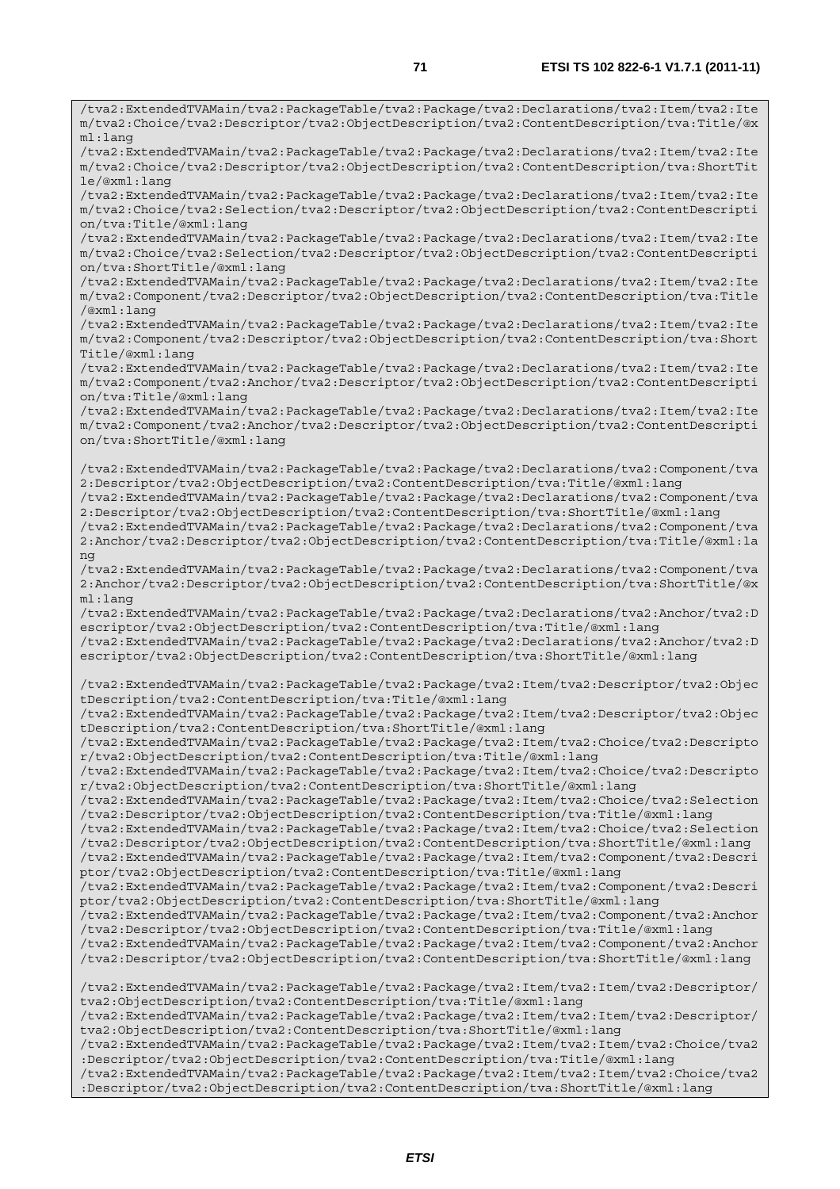```
/tva2:ExtendedTVAMain/tva2:PackageTable/tva2:Package/tva2:Declarations/tva2:Item/tva2:Item/tva2:Choice/tva2:Descriptor/tva2:ObjectDescription/tva2:ContentDescription/tva:Title/@xml:lang
/tva2:ExtendedTVAMain/tva2:PackageTable/tva2:Package/tva2:Declarations/tva2:Item/tva2:Item/tva2:Choice/tva2:Descriptor/tva2:ObjectDescription/tva2:ContentDescription/tva:ShortTitle/@xml:lang
/tva2:ExtendedTVAMain/tva2:PackageTable/tva2:Package/tva2:Declarations/tva2:Item/tva2:Item/tva2:Choice/tva2:Selection/tva2:Descriptor/tva2:ObjectDescription/tva2:ContentDescription/tva:Title/@xml:lang
/tva2:ExtendedTVAMain/tva2:PackageTable/tva2:Package/tva2:Declarations/tva2:Item/tva2:Item/tva2:Choice/tva2:Selection/tva2:Descriptor/tva2:ObjectDescription/tva2:ContentDescription/tva:ShortTitle/@xml:lang
/tva2:ExtendedTVAMain/tva2:PackageTable/tva2:Package/tva2:Declarations/tva2:Item/tva2:Item/tva2:Component/tva2:Descriptor/tva2:ObjectDescription/tva2:ContentDescription/tva:Title/@xml:lang
/tva2:ExtendedTVAMain/tva2:PackageTable/tva2:Package/tva2:Declarations/tva2:Item/tva2:Item/tva2:Component/tva2:Descriptor/tva2:ObjectDescription/tva2:ContentDescription/tva:ShortTitle/@xml:lang
/tva2:ExtendedTVAMain/tva2:PackageTable/tva2:Package/tva2:Declarations/tva2:Item/tva2:Item/tva2:Component/tva2:Anchor/tva2:Descriptor/tva2:ObjectDescription/tva2:ContentDescription/tva:Title/@xml:lang
/tva2:ExtendedTVAMain/tva2:PackageTable/tva2:Package/tva2:Declarations/tva2:Item/tva2:Item/tva2:Component/tva2:Anchor/tva2:Descriptor/tva2:ObjectDescription/tva2:ContentDescription/tva:ShortTitle/@xml:lang

/tva2:ExtendedTVAMain/tva2:PackageTable/tva2:Package/tva2:Declarations/tva2:Component/tva2:Descriptor/tva2:ObjectDescription/tva2:ContentDescription/tva:Title/@xml:lang
/tva2:ExtendedTVAMain/tva2:PackageTable/tva2:Package/tva2:Declarations/tva2:Component/tva2:Descriptor/tva2:ObjectDescription/tva2:ContentDescription/tva:ShortTitle/@xml:lang
/tva2:ExtendedTVAMain/tva2:PackageTable/tva2:Package/tva2:Declarations/tva2:Component/tva2:Anchor/tva2:Descriptor/tva2:ObjectDescription/tva2:ContentDescription/tva:Title/@xml:lang
/tva2:ExtendedTVAMain/tva2:PackageTable/tva2:Package/tva2:Declarations/tva2:Component/tva2:Anchor/tva2:Descriptor/tva2:ObjectDescription/tva2:ContentDescription/tva:ShortTitle/@xml:lang
/tva2:ExtendedTVAMain/tva2:PackageTable/tva2:Package/tva2:Declarations/tva2:Anchor/tva2:Descriptor/tva2:ObjectDescription/tva2:ContentDescription/tva:Title/@xml:lang
/tva2:ExtendedTVAMain/tva2:PackageTable/tva2:Package/tva2:Declarations/tva2:Anchor/tva2:Descriptor/tva2:ObjectDescription/tva2:ContentDescription/tva:ShortTitle/@xml:lang

/tva2:ExtendedTVAMain/tva2:PackageTable/tva2:Package/tva2:Item/tva2:Descriptor/tva2:ObjectDescription/tva2:ContentDescription/tva:Title/@xml:lang
/tva2:ExtendedTVAMain/tva2:PackageTable/tva2:Package/tva2:Item/tva2:Descriptor/tva2:ObjectDescription/tva2:ContentDescription/tva:ShortTitle/@xml:lang
/tva2:ExtendedTVAMain/tva2:PackageTable/tva2:Package/tva2:Item/tva2:Choice/tva2:Descriptor/tva2:ObjectDescription/tva2:ContentDescription/tva:Title/@xml:lang
/tva2:ExtendedTVAMain/tva2:PackageTable/tva2:Package/tva2:Item/tva2:Choice/tva2:Descriptor/tva2:ObjectDescription/tva2:ContentDescription/tva:ShortTitle/@xml:lang
/tva2:ExtendedTVAMain/tva2:PackageTable/tva2:Package/tva2:Item/tva2:Choice/tva2:Selection/tva2:Descriptor/tva2:ObjectDescription/tva2:ContentDescription/tva:Title/@xml:lang
/tva2:ExtendedTVAMain/tva2:PackageTable/tva2:Package/tva2:Item/tva2:Choice/tva2:Selection/tva2:Descriptor/tva2:ObjectDescription/tva2:ContentDescription/tva:ShortTitle/@xml:lang
/tva2:ExtendedTVAMain/tva2:PackageTable/tva2:Package/tva2:Item/tva2:Component/tva2:Descriptor/tva2:ObjectDescription/tva2:ContentDescription/tva:Title/@xml:lang
/tva2:ExtendedTVAMain/tva2:PackageTable/tva2:Package/tva2:Item/tva2:Component/tva2:Descriptor/tva2:ObjectDescription/tva2:ContentDescription/tva:ShortTitle/@xml:lang
/tva2:ExtendedTVAMain/tva2:PackageTable/tva2:Package/tva2:Item/tva2:Component/tva2:Anchor/tva2:Descriptor/tva2:ObjectDescription/tva2:ContentDescription/tva:Title/@xml:lang
/tva2:ExtendedTVAMain/tva2:PackageTable/tva2:Package/tva2:Item/tva2:Component/tva2:Anchor/tva2:Descriptor/tva2:ObjectDescription/tva2:ContentDescription/tva:ShortTitle/@xml:lang

/tva2:ExtendedTVAMain/tva2:PackageTable/tva2:Package/tva2:Item/tva2:Item/tva2:Descriptor/tva2:ObjectDescription/tva2:ContentDescription/tva:Title/@xml:lang
/tva2:ExtendedTVAMain/tva2:PackageTable/tva2:Package/tva2:Item/tva2:Item/tva2:Descriptor/tva2:ObjectDescription/tva2:ContentDescription/tva:ShortTitle/@xml:lang
/tva2:ExtendedTVAMain/tva2:PackageTable/tva2:Package/tva2:Item/tva2:Item/tva2:Choice/tva2:Descriptor/tva2:ObjectDescription/tva2:ContentDescription/tva:Title/@xml:lang
/tva2:ExtendedTVAMain/tva2:PackageTable/tva2:Package/tva2:Item/tva2:Item/tva2:Choice/tva2:Descriptor/tva2:ObjectDescription/tva2:ContentDescription/tva:ShortTitle/@xml:lang
```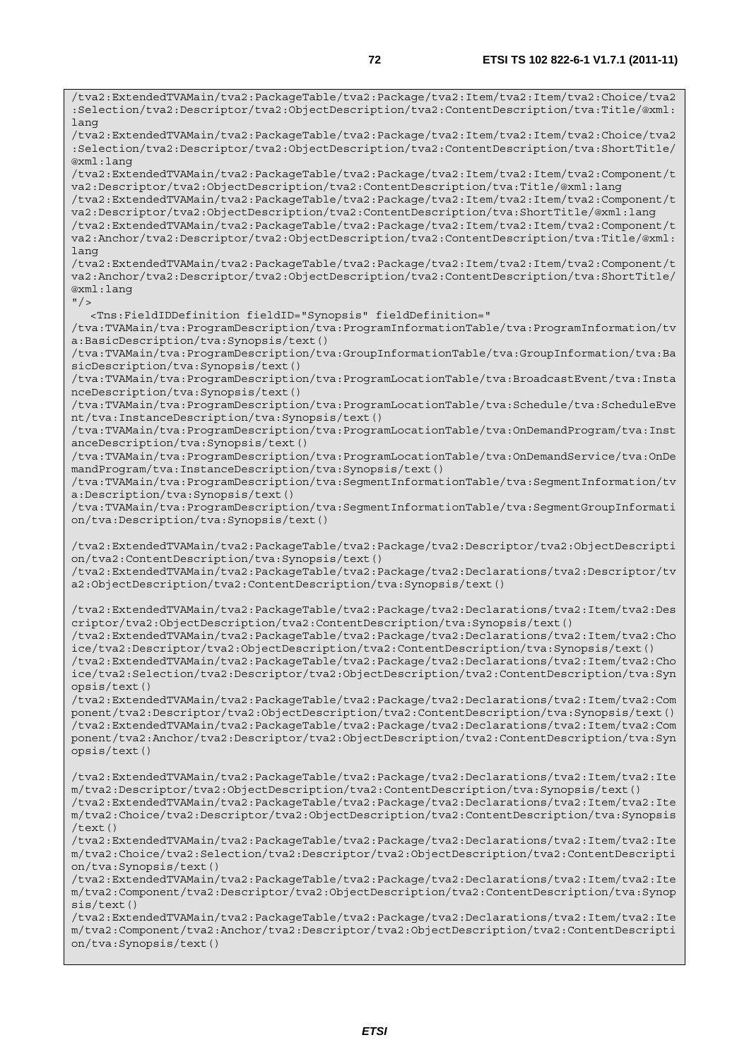```
/tva2:ExtendedTVAMain/tva2:PackageTable/tva2:Package/tva2:Item/tva2:Item/tva2:Choice/tva2
:Selection/tva2:Descriptor/tva2:ObjectDescription/tva2:ContentDescription/tva:Title/@xml:
lang
/tva2:ExtendedTVAMain/tva2:PackageTable/tva2:Package/tva2:Item/tva2:Item/tva2:Choice/tva2
:Selection/tva2:Descriptor/tva2:ObjectDescription/tva2:ContentDescription/tva:ShortTitle/
@xml:lang
/tva2:ExtendedTVAMain/tva2:PackageTable/tva2:Package/tva2:Item/tva2:Item/tva2:Component/t
va2:Descriptor/tva2:ObjectDescription/tva2:ContentDescription/tva:Title/@xml:lang
/tva2:ExtendedTVAMain/tva2:PackageTable/tva2:Package/tva2:Item/tva2:Item/tva2:Component/t
va2:Descriptor/tva2:ObjectDescription/tva2:ContentDescription/tva:ShortTitle/@xml:lang
/tva2:ExtendedTVAMain/tva2:PackageTable/tva2:Package/tva2:Item/tva2:Item/tva2:Component/t
va2:Anchor/tva2:Descriptor/tva2:ObjectDescription/tva2:ContentDescription/tva:Title/@xml:
lang
/tva2:ExtendedTVAMain/tva2:PackageTable/tva2:Package/tva2:Item/tva2:Item/tva2:Component/t
va2:Anchor/tva2:Descriptor/tva2:ObjectDescription/tva2:ContentDescription/tva:ShortTitle/
@xml:lang
"/>
   <Tns:FieldIDDefinition fieldID="Synopsis" fieldDefinition="
/tva:TVAMain/tva:ProgramDescription/tva:ProgramInformationTable/tva:ProgramInformation/tv
a:BasicDescription/tva:Synopsis/text()
/tva:TVAMain/tva:ProgramDescription/tva:GroupInformationTable/tva:GroupInformation/tva:Ba
sicDescription/tva:Synopsis/text()
/tva:TVAMain/tva:ProgramDescription/tva:ProgramLocationTable/tva:BroadcastEvent/tva:Insta
nceDescription/tva:Synopsis/text()
/tva:TVAMain/tva:ProgramDescription/tva:ProgramLocationTable/tva:Schedule/tva:ScheduleEve
nt/tva:InstanceDescription/tva:Synopsis/text()
/tva:TVAMain/tva:ProgramDescription/tva:ProgramLocationTable/tva:OnDemandProgram/tva:Inst
anceDescription/tva:Synopsis/text()
/tva:TVAMain/tva:ProgramDescription/tva:ProgramLocationTable/tva:OnDemandService/tva:OnDe
mandProgram/tva:InstanceDescription/tva:Synopsis/text()
/tva:TVAMain/tva:ProgramDescription/tva:SegmentInformationTable/tva:SegmentInformation/tv
a:Description/tva:Synopsis/text()
/tva:TVAMain/tva:ProgramDescription/tva:SegmentInformationTable/tva:SegmentGroupInformati
on/tva:Description/tva:Synopsis/text()

/tva2:ExtendedTVAMain/tva2:PackageTable/tva2:Package/tva2:Descriptor/tva2:ObjectDescripti
on/tva2:ContentDescription/tva:Synopsis/text()
/tva2:ExtendedTVAMain/tva2:PackageTable/tva2:Package/tva2:Declarations/tva2:Descriptor/tv
a2:ObjectDescription/tva2:ContentDescription/tva:Synopsis/text()

/tva2:ExtendedTVAMain/tva2:PackageTable/tva2:Package/tva2:Declarations/tva2:Item/tva2:Des
criptor/tva2:ObjectDescription/tva2:ContentDescription/tva:Synopsis/text()
/tva2:ExtendedTVAMain/tva2:PackageTable/tva2:Package/tva2:Declarations/tva2:Item/tva2:Cho
ice/tva2:Descriptor/tva2:ObjectDescription/tva2:ContentDescription/tva:Synopsis/text()
/tva2:ExtendedTVAMain/tva2:PackageTable/tva2:Package/tva2:Declarations/tva2:Item/tva2:Cho
ice/tva2:Selection/tva2:Descriptor/tva2:ObjectDescription/tva2:ContentDescription/tva:Syn
opsis/text()
/tva2:ExtendedTVAMain/tva2:PackageTable/tva2:Package/tva2:Declarations/tva2:Item/tva2:Com
ponent/tva2:Descriptor/tva2:ObjectDescription/tva2:ContentDescription/tva:Synopsis/text()
/tva2:ExtendedTVAMain/tva2:PackageTable/tva2:Package/tva2:Declarations/tva2:Item/tva2:Com
ponent/tva2:Anchor/tva2:Descriptor/tva2:ObjectDescription/tva2:ContentDescription/tva:Syn
opsis/text()

/tva2:ExtendedTVAMain/tva2:PackageTable/tva2:Package/tva2:Declarations/tva2:Item/tva2:Ite
m/tva2:Descriptor/tva2:ObjectDescription/tva2:ContentDescription/tva:Synopsis/text()
/tva2:ExtendedTVAMain/tva2:PackageTable/tva2:Package/tva2:Declarations/tva2:Item/tva2:Ite
m/tva2:Choice/tva2:Descriptor/tva2:ObjectDescription/tva2:ContentDescription/tva:Synopsis
/text()
/tva2:ExtendedTVAMain/tva2:PackageTable/tva2:Package/tva2:Declarations/tva2:Item/tva2:Ite
m/tva2:Choice/tva2:Selection/tva2:Descriptor/tva2:ObjectDescription/tva2:ContentDescripti
on/tva:Synopsis/text()
/tva2:ExtendedTVAMain/tva2:PackageTable/tva2:Package/tva2:Declarations/tva2:Item/tva2:Ite
m/tva2:Component/tva2:Descriptor/tva2:ObjectDescription/tva2:ContentDescription/tva:Synop
sis/text()
/tva2:ExtendedTVAMain/tva2:PackageTable/tva2:Package/tva2:Declarations/tva2:Item/tva2:Ite
m/tva2:Component/tva2:Anchor/tva2:Descriptor/tva2:ObjectDescription/tva2:ContentDescripti
on/tva:Synopsis/text()
```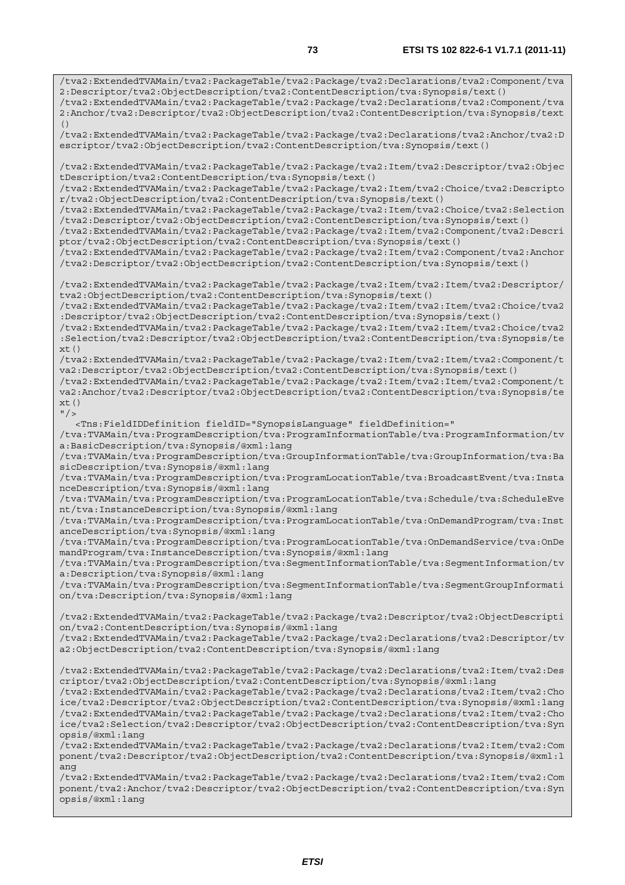```
/tva2:ExtendedTVAMain/tva2:PackageTable/tva2:Package/tva2:Declarations/tva2:Component/tva2:Descriptor/tva2:ObjectDescription/tva2:ContentDescription/tva:Synopsis/text()
/tva2:ExtendedTVAMain/tva2:PackageTable/tva2:Package/tva2:Declarations/tva2:Component/tva2:Anchor/tva2:Descriptor/tva2:ObjectDescription/tva2:ContentDescription/tva:Synopsis/text()
/tva2:ExtendedTVAMain/tva2:PackageTable/tva2:Package/tva2:Declarations/tva2:Anchor/tva2:Descriptor/tva2:ObjectDescription/tva2:ContentDescription/tva:Synopsis/text()

/tva2:ExtendedTVAMain/tva2:PackageTable/tva2:Package/tva2:Item/tva2:Descriptor/tva2:ObjectDescription/tva2:ContentDescription/tva:Synopsis/text()
/tva2:ExtendedTVAMain/tva2:PackageTable/tva2:Package/tva2:Item/tva2:Choice/tva2:Descriptor/tva2:ObjectDescription/tva2:ContentDescription/tva:Synopsis/text()
/tva2:ExtendedTVAMain/tva2:PackageTable/tva2:Package/tva2:Item/tva2:Choice/tva2:Selection/tva2:Descriptor/tva2:ObjectDescription/tva2:ContentDescription/tva:Synopsis/text()
/tva2:ExtendedTVAMain/tva2:PackageTable/tva2:Package/tva2:Item/tva2:Component/tva2:Descriptor/tva2:ObjectDescription/tva2:ContentDescription/tva:Synopsis/text()
/tva2:ExtendedTVAMain/tva2:PackageTable/tva2:Package/tva2:Item/tva2:Component/tva2:Anchor/tva2:Descriptor/tva2:ObjectDescription/tva2:ContentDescription/tva:Synopsis/text()

/tva2:ExtendedTVAMain/tva2:PackageTable/tva2:Package/tva2:Item/tva2:Item/tva2:Descriptor/tva2:ObjectDescription/tva2:ContentDescription/tva:Synopsis/text()
/tva2:ExtendedTVAMain/tva2:PackageTable/tva2:Package/tva2:Item/tva2:Item/tva2:Choice/tva2:Descriptor/tva2:ObjectDescription/tva2:ContentDescription/tva:Synopsis/text()
/tva2:ExtendedTVAMain/tva2:PackageTable/tva2:Package/tva2:Item/tva2:Item/tva2:Choice/tva2:Selection/tva2:Descriptor/tva2:ObjectDescription/tva2:ContentDescription/tva:Synopsis/text()
/tva2:ExtendedTVAMain/tva2:PackageTable/tva2:Package/tva2:Item/tva2:Item/tva2:Component/tva2:Descriptor/tva2:ObjectDescription/tva2:ContentDescription/tva:Synopsis/text()
/tva2:ExtendedTVAMain/tva2:PackageTable/tva2:Package/tva2:Item/tva2:Item/tva2:Component/tva2:Anchor/tva2:Descriptor/tva2:ObjectDescription/tva2:ContentDescription/tva:Synopsis/text()
"/>
   <Tns:FieldIDDefinition fieldID="SynopsisLanguage" fieldDefinition="
/tva:TVAMain/tva:ProgramDescription/tva:ProgramInformationTable/tva:ProgramInformation/tva:BasicDescription/tva:Synopsis/@xml:lang
/tva:TVAMain/tva:ProgramDescription/tva:GroupInformationTable/tva:GroupInformation/tva:BasicDescription/tva:Synopsis/@xml:lang
/tva:TVAMain/tva:ProgramDescription/tva:ProgramLocationTable/tva:BroadcastEvent/tva:InstanceDescription/tva:Synopsis/@xml:lang
/tva:TVAMain/tva:ProgramDescription/tva:ProgramLocationTable/tva:Schedule/tva:ScheduleEvent/tva:InstanceDescription/tva:Synopsis/@xml:lang
/tva:TVAMain/tva:ProgramDescription/tva:ProgramLocationTable/tva:OnDemandProgram/tva:InstanceDescription/tva:Synopsis/@xml:lang
/tva:TVAMain/tva:ProgramDescription/tva:ProgramLocationTable/tva:OnDemandService/tva:OnDemandProgram/tva:InstanceDescription/tva:Synopsis/@xml:lang
/tva:TVAMain/tva:ProgramDescription/tva:SegmentInformationTable/tva:SegmentInformation/tva:Description/tva:Synopsis/@xml:lang
/tva:TVAMain/tva:ProgramDescription/tva:SegmentInformationTable/tva:SegmentGroupInformation/tva:Description/tva:Synopsis/@xml:lang

/tva2:ExtendedTVAMain/tva2:PackageTable/tva2:Package/tva2:Descriptor/tva2:ObjectDescription/tva2:ContentDescription/tva:Synopsis/@xml:lang
/tva2:ExtendedTVAMain/tva2:PackageTable/tva2:Package/tva2:Declarations/tva2:Descriptor/tva2:ObjectDescription/tva2:ContentDescription/tva:Synopsis/@xml:lang

/tva2:ExtendedTVAMain/tva2:PackageTable/tva2:Package/tva2:Declarations/tva2:Item/tva2:Descriptor/tva2:ObjectDescription/tva2:ContentDescription/tva:Synopsis/@xml:lang
/tva2:ExtendedTVAMain/tva2:PackageTable/tva2:Package/tva2:Declarations/tva2:Item/tva2:Choice/tva2:Descriptor/tva2:ObjectDescription/tva2:ContentDescription/tva:Synopsis/@xml:lang
/tva2:ExtendedTVAMain/tva2:PackageTable/tva2:Package/tva2:Declarations/tva2:Item/tva2:Choice/tva2:Selection/tva2:Descriptor/tva2:ObjectDescription/tva2:ContentDescription/tva:Synopsis/@xml:lang
/tva2:ExtendedTVAMain/tva2:PackageTable/tva2:Package/tva2:Declarations/tva2:Item/tva2:Component/tva2:Descriptor/tva2:ObjectDescription/tva2:ContentDescription/tva:Synopsis/@xml:lang
/tva2:ExtendedTVAMain/tva2:PackageTable/tva2:Package/tva2:Declarations/tva2:Item/tva2:Component/tva2:Anchor/tva2:Descriptor/tva2:ObjectDescription/tva2:ContentDescription/tva:Synopsis/@xml:lang
```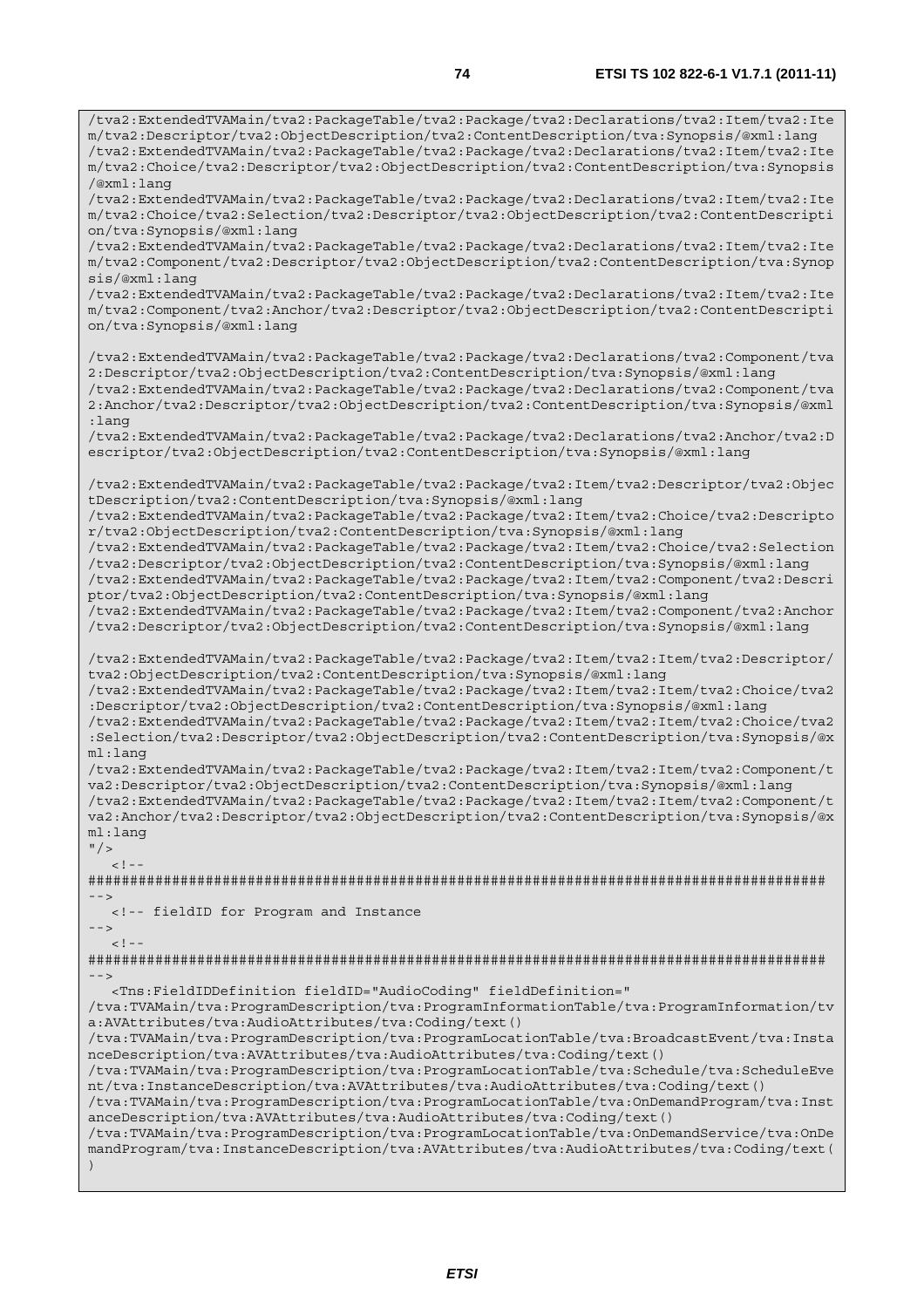```
/tva2:ExtendedTVAMain/tva2:PackageTable/tva2:Package/tva2:Declarations/tva2:Item/tva2:Ite
m/tva2:Descriptor/tva2:ObjectDescription/tva2:ContentDescription/tva:Synopsis/@xml:lang
/tva2:ExtendedTVAMain/tva2:PackageTable/tva2:Package/tva2:Declarations/tva2:Item/tva2:Ite
m/tva2:Choice/tva2:Descriptor/tva2:ObjectDescription/tva2:ContentDescription/tva:Synopsis
/@xml:lang
/tva2:ExtendedTVAMain/tva2:PackageTable/tva2:Package/tva2:Declarations/tva2:Item/tva2:Ite
m/tva2:Choice/tva2:Selection/tva2:Descriptor/tva2:ObjectDescription/tva2:ContentDescripti
on/tva:Synopsis/@xml:lang
/tva2:ExtendedTVAMain/tva2:PackageTable/tva2:Package/tva2:Declarations/tva2:Item/tva2:Ite
m/tva2:Component/tva2:Descriptor/tva2:ObjectDescription/tva2:ContentDescription/tva:Synop
sis/@xml:lang
/tva2:ExtendedTVAMain/tva2:PackageTable/tva2:Package/tva2:Declarations/tva2:Item/tva2:Ite
m/tva2:Component/tva2:Anchor/tva2:Descriptor/tva2:ObjectDescription/tva2:ContentDescripti
on/tva:Synopsis/@xml:lang

/tva2:ExtendedTVAMain/tva2:PackageTable/tva2:Package/tva2:Declarations/tva2:Component/tva
2:Descriptor/tva2:ObjectDescription/tva2:ContentDescription/tva:Synopsis/@xml:lang
/tva2:ExtendedTVAMain/tva2:PackageTable/tva2:Package/tva2:Declarations/tva2:Component/tva
2:Anchor/tva2:Descriptor/tva2:ObjectDescription/tva2:ContentDescription/tva:Synopsis/@xml
:lang
/tva2:ExtendedTVAMain/tva2:PackageTable/tva2:Package/tva2:Declarations/tva2:Anchor/tva2:D
escriptor/tva2:ObjectDescription/tva2:ContentDescription/tva:Synopsis/@xml:lang

/tva2:ExtendedTVAMain/tva2:PackageTable/tva2:Package/tva2:Item/tva2:Descriptor/tva2:Objec
tDescription/tva2:ContentDescription/tva:Synopsis/@xml:lang
/tva2:ExtendedTVAMain/tva2:PackageTable/tva2:Package/tva2:Item/tva2:Choice/tva2:Descripto
r/tva2:ObjectDescription/tva2:ContentDescription/tva:Synopsis/@xml:lang
/tva2:ExtendedTVAMain/tva2:PackageTable/tva2:Package/tva2:Item/tva2:Choice/tva2:Selection
/tva2:Descriptor/tva2:ObjectDescription/tva2:ContentDescription/tva:Synopsis/@xml:lang
/tva2:ExtendedTVAMain/tva2:PackageTable/tva2:Package/tva2:Item/tva2:Component/tva2:Descri
ptor/tva2:ObjectDescription/tva2:ContentDescription/tva:Synopsis/@xml:lang
/tva2:ExtendedTVAMain/tva2:PackageTable/tva2:Package/tva2:Item/tva2:Component/tva2:Anchor
/tva2:Descriptor/tva2:ObjectDescription/tva2:ContentDescription/tva:Synopsis/@xml:lang

/tva2:ExtendedTVAMain/tva2:PackageTable/tva2:Package/tva2:Item/tva2:Item/tva2:Descriptor/
tva2:ObjectDescription/tva2:ContentDescription/tva:Synopsis/@xml:lang
/tva2:ExtendedTVAMain/tva2:PackageTable/tva2:Package/tva2:Item/tva2:Item/tva2:Choice/tva2
:Descriptor/tva2:ObjectDescription/tva2:ContentDescription/tva:Synopsis/@xml:lang
/tva2:ExtendedTVAMain/tva2:PackageTable/tva2:Package/tva2:Item/tva2:Item/tva2:Choice/tva2
:Selection/tva2:Descriptor/tva2:ObjectDescription/tva2:ContentDescription/tva:Synopsis/@x
ml:lang
/tva2:ExtendedTVAMain/tva2:PackageTable/tva2:Package/tva2:Item/tva2:Item/tva2:Component/t
va2:Descriptor/tva2:ObjectDescription/tva2:ContentDescription/tva:Synopsis/@xml:lang
/tva2:ExtendedTVAMain/tva2:PackageTable/tva2:Package/tva2:Item/tva2:Item/tva2:Component/t
va2:Anchor/tva2:Descriptor/tva2:ObjectDescription/tva2:ContentDescription/tva:Synopsis/@x
ml:lang
"/>
   <!--
########################################################################################
-->
   <!-- fieldID for Program and Instance
-->
   <!--
########################################################################################
-->
   <Tns:FieldIDDefinition fieldID="AudioCoding" fieldDefinition="
/tva:TVAMain/tva:ProgramDescription/tva:ProgramInformationTable/tva:ProgramInformation/tv
a:AVAttributes/tva:AudioAttributes/tva:Coding/text()
/tva:TVAMain/tva:ProgramDescription/tva:ProgramLocationTable/tva:BroadcastEvent/tva:Insta
nceDescription/tva:AVAttributes/tva:AudioAttributes/tva:Coding/text()
/tva:TVAMain/tva:ProgramDescription/tva:ProgramLocationTable/tva:Schedule/tva:ScheduleEve
nt/tva:InstanceDescription/tva:AVAttributes/tva:AudioAttributes/tva:Coding/text()
/tva:TVAMain/tva:ProgramDescription/tva:ProgramLocationTable/tva:OnDemandProgram/tva:Inst
anceDescription/tva:AVAttributes/tva:AudioAttributes/tva:Coding/text()
/tva:TVAMain/tva:ProgramDescription/tva:ProgramLocationTable/tva:OnDemandService/tva:OnDe
mandProgram/tva:InstanceDescription/tva:AVAttributes/tva:AudioAttributes/tva:Coding/text(
)
```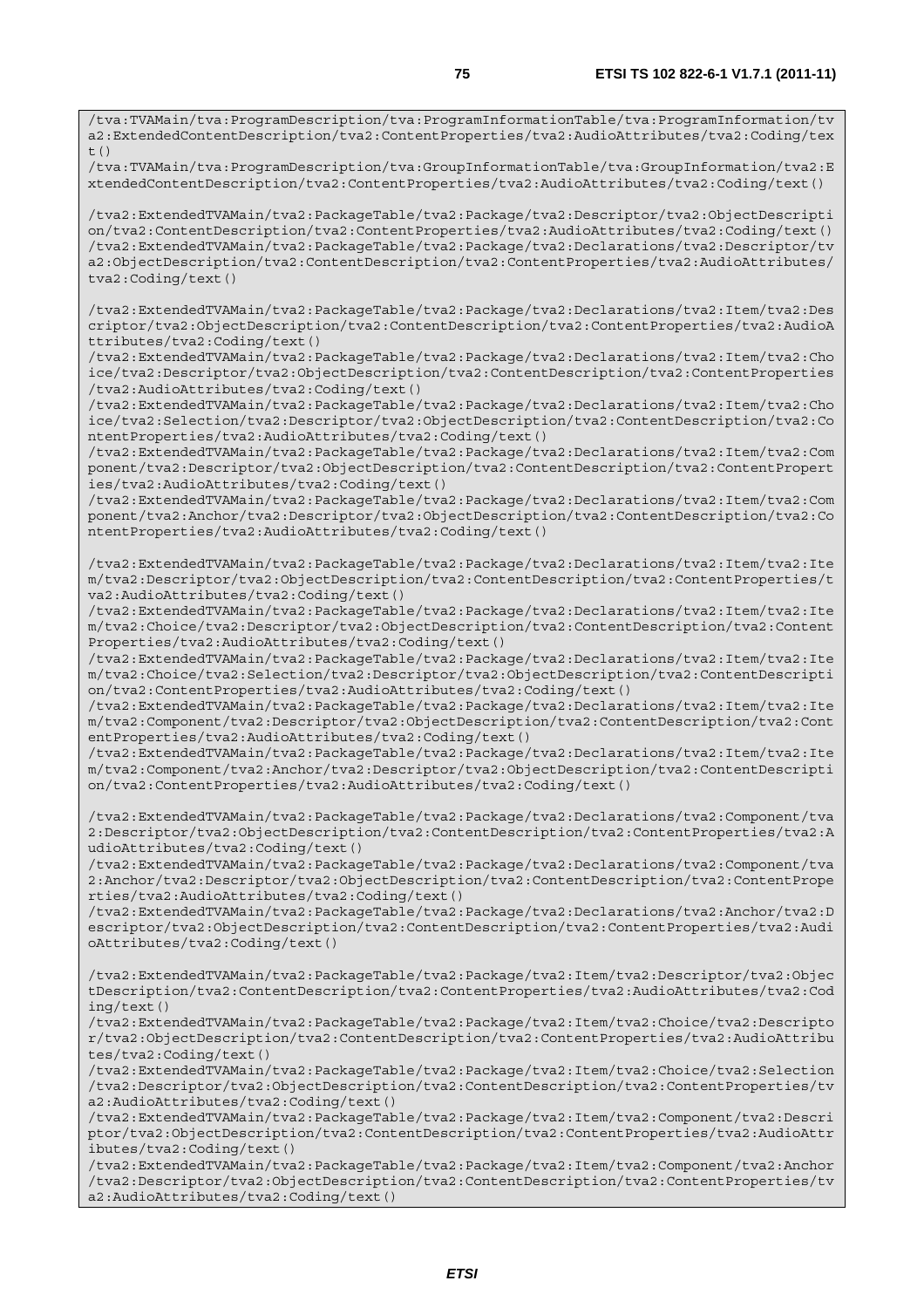```
/tva:TVAMain/tva:ProgramDescription/tva:ProgramInformationTable/tva:ProgramInformation/tva2:ExtendedContentDescription/tva2:ContentProperties/tva2:AudioAttributes/tva2:Coding/text()
/tva:TVAMain/tva:ProgramDescription/tva:GroupInformationTable/tva:GroupInformation/tva2:ExtendedContentDescription/tva2:ContentProperties/tva2:AudioAttributes/tva2:Coding/text()

/tva2:ExtendedTVAMain/tva2:PackageTable/tva2:Package/tva2:Descriptor/tva2:ObjectDescription/tva2:ContentDescription/tva2:ContentProperties/tva2:AudioAttributes/tva2:Coding/text()
/tva2:ExtendedTVAMain/tva2:PackageTable/tva2:Package/tva2:Declarations/tva2:Descriptor/tva2:ObjectDescription/tva2:ContentDescription/tva2:ContentProperties/tva2:AudioAttributes/tva2:Coding/text()

/tva2:ExtendedTVAMain/tva2:PackageTable/tva2:Package/tva2:Declarations/tva2:Item/tva2:Descriptor/tva2:ObjectDescription/tva2:ContentDescription/tva2:ContentProperties/tva2:AudioAttributes/tva2:Coding/text()
/tva2:ExtendedTVAMain/tva2:PackageTable/tva2:Package/tva2:Declarations/tva2:Item/tva2:Choice/tva2:Descriptor/tva2:ObjectDescription/tva2:ContentDescription/tva2:ContentProperties/tva2:AudioAttributes/tva2:Coding/text()
/tva2:ExtendedTVAMain/tva2:PackageTable/tva2:Package/tva2:Declarations/tva2:Item/tva2:Choice/tva2:Selection/tva2:Descriptor/tva2:ObjectDescription/tva2:ContentDescription/tva2:ContentProperties/tva2:AudioAttributes/tva2:Coding/text()
/tva2:ExtendedTVAMain/tva2:PackageTable/tva2:Package/tva2:Declarations/tva2:Item/tva2:Component/tva2:Descriptor/tva2:ObjectDescription/tva2:ContentDescription/tva2:ContentProperties/tva2:AudioAttributes/tva2:Coding/text()
/tva2:ExtendedTVAMain/tva2:PackageTable/tva2:Package/tva2:Declarations/tva2:Item/tva2:Component/tva2:Anchor/tva2:Descriptor/tva2:ObjectDescription/tva2:ContentDescription/tva2:ContentProperties/tva2:AudioAttributes/tva2:Coding/text()

/tva2:ExtendedTVAMain/tva2:PackageTable/tva2:Package/tva2:Declarations/tva2:Item/tva2:Item/tva2:Descriptor/tva2:ObjectDescription/tva2:ContentDescription/tva2:ContentProperties/tva2:AudioAttributes/tva2:Coding/text()
/tva2:ExtendedTVAMain/tva2:PackageTable/tva2:Package/tva2:Declarations/tva2:Item/tva2:Item/tva2:Choice/tva2:Descriptor/tva2:ObjectDescription/tva2:ContentDescription/tva2:ContentProperties/tva2:AudioAttributes/tva2:Coding/text()
/tva2:ExtendedTVAMain/tva2:PackageTable/tva2:Package/tva2:Declarations/tva2:Item/tva2:Item/tva2:Choice/tva2:Selection/tva2:Descriptor/tva2:ObjectDescription/tva2:ContentDescription/tva2:ContentProperties/tva2:AudioAttributes/tva2:Coding/text()
/tva2:ExtendedTVAMain/tva2:PackageTable/tva2:Package/tva2:Declarations/tva2:Item/tva2:Item/tva2:Component/tva2:Descriptor/tva2:ObjectDescription/tva2:ContentDescription/tva2:ContentProperties/tva2:AudioAttributes/tva2:Coding/text()
/tva2:ExtendedTVAMain/tva2:PackageTable/tva2:Package/tva2:Declarations/tva2:Item/tva2:Item/tva2:Component/tva2:Anchor/tva2:Descriptor/tva2:ObjectDescription/tva2:ContentDescription/tva2:ContentProperties/tva2:AudioAttributes/tva2:Coding/text()

/tva2:ExtendedTVAMain/tva2:PackageTable/tva2:Package/tva2:Declarations/tva2:Component/tva2:Descriptor/tva2:ObjectDescription/tva2:ContentDescription/tva2:ContentProperties/tva2:AudioAttributes/tva2:Coding/text()
/tva2:ExtendedTVAMain/tva2:PackageTable/tva2:Package/tva2:Declarations/tva2:Component/tva2:Anchor/tva2:Descriptor/tva2:ObjectDescription/tva2:ContentDescription/tva2:ContentProperties/tva2:AudioAttributes/tva2:Coding/text()
/tva2:ExtendedTVAMain/tva2:PackageTable/tva2:Package/tva2:Declarations/tva2:Anchor/tva2:Descriptor/tva2:ObjectDescription/tva2:ContentDescription/tva2:ContentProperties/tva2:AudioAttributes/tva2:Coding/text()

/tva2:ExtendedTVAMain/tva2:PackageTable/tva2:Package/tva2:Item/tva2:Descriptor/tva2:ObjectDescription/tva2:ContentDescription/tva2:ContentProperties/tva2:AudioAttributes/tva2:Coding/text()
/tva2:ExtendedTVAMain/tva2:PackageTable/tva2:Package/tva2:Item/tva2:Choice/tva2:Descriptor/tva2:ObjectDescription/tva2:ContentDescription/tva2:ContentProperties/tva2:AudioAttributes/tva2:Coding/text()
/tva2:ExtendedTVAMain/tva2:PackageTable/tva2:Package/tva2:Item/tva2:Choice/tva2:Selection/tva2:Descriptor/tva2:ObjectDescription/tva2:ContentDescription/tva2:ContentProperties/tva2:AudioAttributes/tva2:Coding/text()
/tva2:ExtendedTVAMain/tva2:PackageTable/tva2:Package/tva2:Item/tva2:Component/tva2:Descriptor/tva2:ObjectDescription/tva2:ContentDescription/tva2:ContentProperties/tva2:AudioAttributes/tva2:Coding/text()
/tva2:ExtendedTVAMain/tva2:PackageTable/tva2:Package/tva2:Item/tva2:Component/tva2:Anchor/tva2:Descriptor/tva2:ObjectDescription/tva2:ContentDescription/tva2:ContentProperties/tva2:AudioAttributes/tva2:Coding/text()
```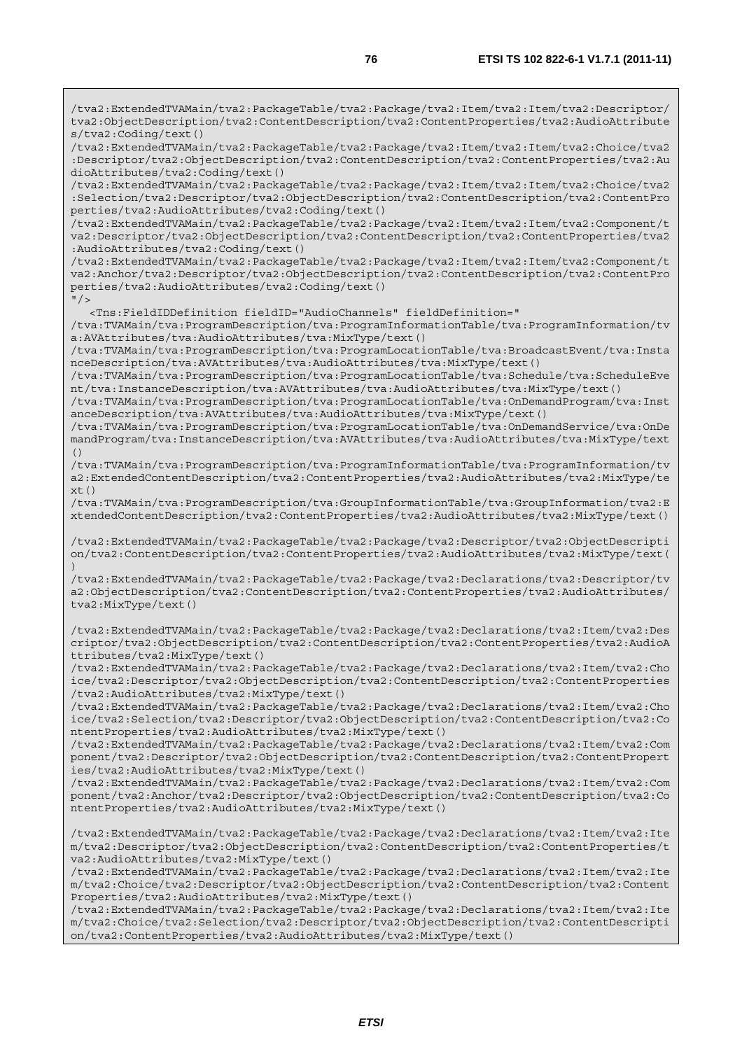```
/tva2:ExtendedTVAMain/tva2:PackageTable/tva2:Package/tva2:Item/tva2:Item/tva2:Descriptor/tva2:ObjectDescription/tva2:ContentDescription/tva2:ContentProperties/tva2:AudioAttributes/tva2:Coding/text()
/tva2:ExtendedTVAMain/tva2:PackageTable/tva2:Package/tva2:Item/tva2:Item/tva2:Choice/tva2:Descriptor/tva2:ObjectDescription/tva2:ContentDescription/tva2:ContentProperties/tva2:AudioAttributes/tva2:Coding/text()
/tva2:ExtendedTVAMain/tva2:PackageTable/tva2:Package/tva2:Item/tva2:Item/tva2:Choice/tva2:Selection/tva2:Descriptor/tva2:ObjectDescription/tva2:ContentDescription/tva2:ContentProperties/tva2:AudioAttributes/tva2:Coding/text()
/tva2:ExtendedTVAMain/tva2:PackageTable/tva2:Package/tva2:Item/tva2:Item/tva2:Component/tva2:Descriptor/tva2:ObjectDescription/tva2:ContentDescription/tva2:ContentProperties/tva2:AudioAttributes/tva2:Coding/text()
/tva2:ExtendedTVAMain/tva2:PackageTable/tva2:Package/tva2:Item/tva2:Item/tva2:Component/tva2:Anchor/tva2:Descriptor/tva2:ObjectDescription/tva2:ContentDescription/tva2:ContentProperties/tva2:AudioAttributes/tva2:Coding/text()
"/>
   <Tns:FieldIDDefinition fieldID="AudioChannels" fieldDefinition="
/tva:TVAMain/tva:ProgramDescription/tva:ProgramInformationTable/tva:ProgramInformation/tva:AVAttributes/tva:AudioAttributes/tva:MixType/text()
/tva:TVAMain/tva:ProgramDescription/tva:ProgramLocationTable/tva:BroadcastEvent/tva:InstanceDescription/tva:AVAttributes/tva:AudioAttributes/tva:MixType/text()
/tva:TVAMain/tva:ProgramDescription/tva:ProgramLocationTable/tva:Schedule/tva:ScheduleEvent/tva:InstanceDescription/tva:AVAttributes/tva:AudioAttributes/tva:MixType/text()
/tva:TVAMain/tva:ProgramDescription/tva:ProgramLocationTable/tva:OnDemandProgram/tva:InstanceDescription/tva:AVAttributes/tva:AudioAttributes/tva:MixType/text()
/tva:TVAMain/tva:ProgramDescription/tva:ProgramLocationTable/tva:OnDemandService/tva:OnDemandProgram/tva:InstanceDescription/tva:AVAttributes/tva:AudioAttributes/tva:MixType/text()
/tva:TVAMain/tva:ProgramDescription/tva:ProgramInformationTable/tva:ProgramInformation/tva2:ExtendedContentDescription/tva2:ContentProperties/tva2:AudioAttributes/tva2:MixType/text()
/tva:TVAMain/tva:ProgramDescription/tva:GroupInformationTable/tva:GroupInformation/tva2:ExtendedContentDescription/tva2:ContentProperties/tva2:AudioAttributes/tva2:MixType/text()

/tva2:ExtendedTVAMain/tva2:PackageTable/tva2:Package/tva2:Descriptor/tva2:ObjectDescription/tva2:ContentDescription/tva2:ContentProperties/tva2:AudioAttributes/tva2:MixType/text()
/tva2:ExtendedTVAMain/tva2:PackageTable/tva2:Package/tva2:Declarations/tva2:Descriptor/tva2:ObjectDescription/tva2:ContentDescription/tva2:ContentProperties/tva2:AudioAttributes/tva2:MixType/text()

/tva2:ExtendedTVAMain/tva2:PackageTable/tva2:Package/tva2:Declarations/tva2:Item/tva2:Descriptor/tva2:ObjectDescription/tva2:ContentDescription/tva2:ContentProperties/tva2:AudioAttributes/tva2:MixType/text()
/tva2:ExtendedTVAMain/tva2:PackageTable/tva2:Package/tva2:Declarations/tva2:Item/tva2:Choice/tva2:Descriptor/tva2:ObjectDescription/tva2:ContentDescription/tva2:ContentProperties/tva2:AudioAttributes/tva2:MixType/text()
/tva2:ExtendedTVAMain/tva2:PackageTable/tva2:Package/tva2:Declarations/tva2:Item/tva2:Choice/tva2:Selection/tva2:Descriptor/tva2:ObjectDescription/tva2:ContentDescription/tva2:ContentProperties/tva2:AudioAttributes/tva2:MixType/text()
/tva2:ExtendedTVAMain/tva2:PackageTable/tva2:Package/tva2:Declarations/tva2:Item/tva2:Component/tva2:Descriptor/tva2:ObjectDescription/tva2:ContentDescription/tva2:ContentProperties/tva2:AudioAttributes/tva2:MixType/text()
/tva2:ExtendedTVAMain/tva2:PackageTable/tva2:Package/tva2:Declarations/tva2:Item/tva2:Component/tva2:Anchor/tva2:Descriptor/tva2:ObjectDescription/tva2:ContentDescription/tva2:ContentProperties/tva2:AudioAttributes/tva2:MixType/text()

/tva2:ExtendedTVAMain/tva2:PackageTable/tva2:Package/tva2:Declarations/tva2:Item/tva2:Item/tva2:Descriptor/tva2:ObjectDescription/tva2:ContentDescription/tva2:ContentProperties/tva2:AudioAttributes/tva2:MixType/text()
/tva2:ExtendedTVAMain/tva2:PackageTable/tva2:Package/tva2:Declarations/tva2:Item/tva2:Item/tva2:Choice/tva2:Descriptor/tva2:ObjectDescription/tva2:ContentDescription/tva2:ContentProperties/tva2:AudioAttributes/tva2:MixType/text()
/tva2:ExtendedTVAMain/tva2:PackageTable/tva2:Package/tva2:Declarations/tva2:Item/tva2:Item/tva2:Choice/tva2:Selection/tva2:Descriptor/tva2:ObjectDescription/tva2:ContentDescription/tva2:ContentProperties/tva2:AudioAttributes/tva2:MixType/text()
```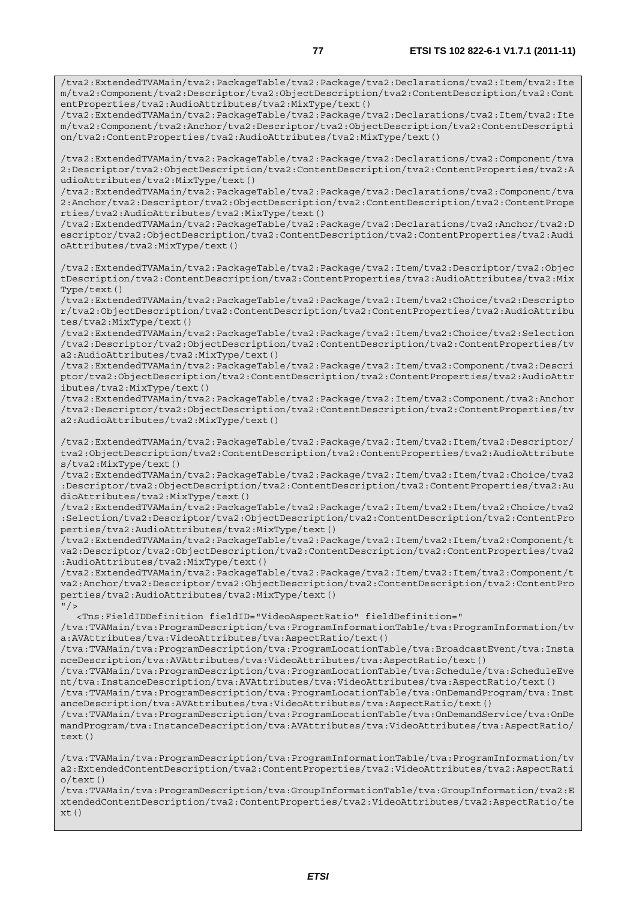```
/tva2:ExtendedTVAMain/tva2:PackageTable/tva2:Package/tva2:Declarations/tva2:Item/tva2:Item/tva2:Component/tva2:Descriptor/tva2:ObjectDescription/tva2:ContentDescription/tva2:ContentProperties/tva2:AudioAttributes/tva2:MixType/text()
/tva2:ExtendedTVAMain/tva2:PackageTable/tva2:Package/tva2:Declarations/tva2:Item/tva2:Item/tva2:Component/tva2:Anchor/tva2:Descriptor/tva2:ObjectDescription/tva2:ContentDescription/tva2:ContentProperties/tva2:AudioAttributes/tva2:MixType/text()

/tva2:ExtendedTVAMain/tva2:PackageTable/tva2:Package/tva2:Declarations/tva2:Component/tva2:Descriptor/tva2:ObjectDescription/tva2:ContentDescription/tva2:ContentProperties/tva2:AudioAttributes/tva2:MixType/text()
/tva2:ExtendedTVAMain/tva2:PackageTable/tva2:Package/tva2:Declarations/tva2:Component/tva2:Anchor/tva2:Descriptor/tva2:ObjectDescription/tva2:ContentDescription/tva2:ContentProperties/tva2:AudioAttributes/tva2:MixType/text()
/tva2:ExtendedTVAMain/tva2:PackageTable/tva2:Package/tva2:Declarations/tva2:Anchor/tva2:Descriptor/tva2:ObjectDescription/tva2:ContentDescription/tva2:ContentProperties/tva2:AudioAttributes/tva2:MixType/text()

/tva2:ExtendedTVAMain/tva2:PackageTable/tva2:Package/tva2:Item/tva2:Descriptor/tva2:ObjectDescription/tva2:ContentDescription/tva2:ContentProperties/tva2:AudioAttributes/tva2:MixType/text()
/tva2:ExtendedTVAMain/tva2:PackageTable/tva2:Package/tva2:Item/tva2:Choice/tva2:Descriptor/tva2:ObjectDescription/tva2:ContentDescription/tva2:ContentProperties/tva2:AudioAttributes/tva2:MixType/text()
/tva2:ExtendedTVAMain/tva2:PackageTable/tva2:Package/tva2:Item/tva2:Choice/tva2:Selection/tva2:Descriptor/tva2:ObjectDescription/tva2:ContentDescription/tva2:ContentProperties/tva2:AudioAttributes/tva2:MixType/text()
/tva2:ExtendedTVAMain/tva2:PackageTable/tva2:Package/tva2:Item/tva2:Component/tva2:Descriptor/tva2:ObjectDescription/tva2:ContentDescription/tva2:ContentProperties/tva2:AudioAttributes/tva2:MixType/text()
/tva2:ExtendedTVAMain/tva2:PackageTable/tva2:Package/tva2:Item/tva2:Component/tva2:Anchor/tva2:Descriptor/tva2:ObjectDescription/tva2:ContentDescription/tva2:ContentProperties/tva2:AudioAttributes/tva2:MixType/text()

/tva2:ExtendedTVAMain/tva2:PackageTable/tva2:Package/tva2:Item/tva2:Item/tva2:Descriptor/tva2:ObjectDescription/tva2:ContentDescription/tva2:ContentProperties/tva2:AudioAttributes/tva2:MixType/text()
/tva2:ExtendedTVAMain/tva2:PackageTable/tva2:Package/tva2:Item/tva2:Item/tva2:Choice/tva2:Descriptor/tva2:ObjectDescription/tva2:ContentDescription/tva2:ContentProperties/tva2:AudioAttributes/tva2:MixType/text()
/tva2:ExtendedTVAMain/tva2:PackageTable/tva2:Package/tva2:Item/tva2:Item/tva2:Choice/tva2:Selection/tva2:Descriptor/tva2:ObjectDescription/tva2:ContentDescription/tva2:ContentProperties/tva2:AudioAttributes/tva2:MixType/text()
/tva2:ExtendedTVAMain/tva2:PackageTable/tva2:Package/tva2:Item/tva2:Item/tva2:Component/tva2:Descriptor/tva2:ObjectDescription/tva2:ContentDescription/tva2:ContentProperties/tva2:AudioAttributes/tva2:MixType/text()
/tva2:ExtendedTVAMain/tva2:PackageTable/tva2:Package/tva2:Item/tva2:Item/tva2:Component/tva2:Anchor/tva2:Descriptor/tva2:ObjectDescription/tva2:ContentDescription/tva2:ContentProperties/tva2:AudioAttributes/tva2:MixType/text()
"/>
   <Tns:FieldIDDefinition fieldID="VideoAspectRatio" fieldDefinition="
/tva:TVAMain/tva:ProgramDescription/tva:ProgramInformationTable/tva:ProgramInformation/tva:AVAttributes/tva:VideoAttributes/tva:AspectRatio/text()
/tva:TVAMain/tva:ProgramDescription/tva:ProgramLocationTable/tva:BroadcastEvent/tva:InstanceDescription/tva:AVAttributes/tva:VideoAttributes/tva:AspectRatio/text()
/tva:TVAMain/tva:ProgramDescription/tva:ProgramLocationTable/tva:Schedule/tva:ScheduleEvent/tva:InstanceDescription/tva:AVAttributes/tva:VideoAttributes/tva:AspectRatio/text()
/tva:TVAMain/tva:ProgramDescription/tva:ProgramLocationTable/tva:OnDemandProgram/tva:InstanceDescription/tva:AVAttributes/tva:VideoAttributes/tva:AspectRatio/text()
/tva:TVAMain/tva:ProgramDescription/tva:ProgramLocationTable/tva:OnDemandService/tva:OnDemandProgram/tva:InstanceDescription/tva:AVAttributes/tva:VideoAttributes/tva:AspectRatio/text()

/tva:TVAMain/tva:ProgramDescription/tva:ProgramInformationTable/tva:ProgramInformation/tva2:ExtendedContentDescription/tva2:ContentProperties/tva2:VideoAttributes/tva2:AspectRatio/text()
/tva:TVAMain/tva:ProgramDescription/tva:GroupInformationTable/tva:GroupInformation/tva2:ExtendedContentDescription/tva2:ContentProperties/tva2:VideoAttributes/tva2:AspectRatio/text()
```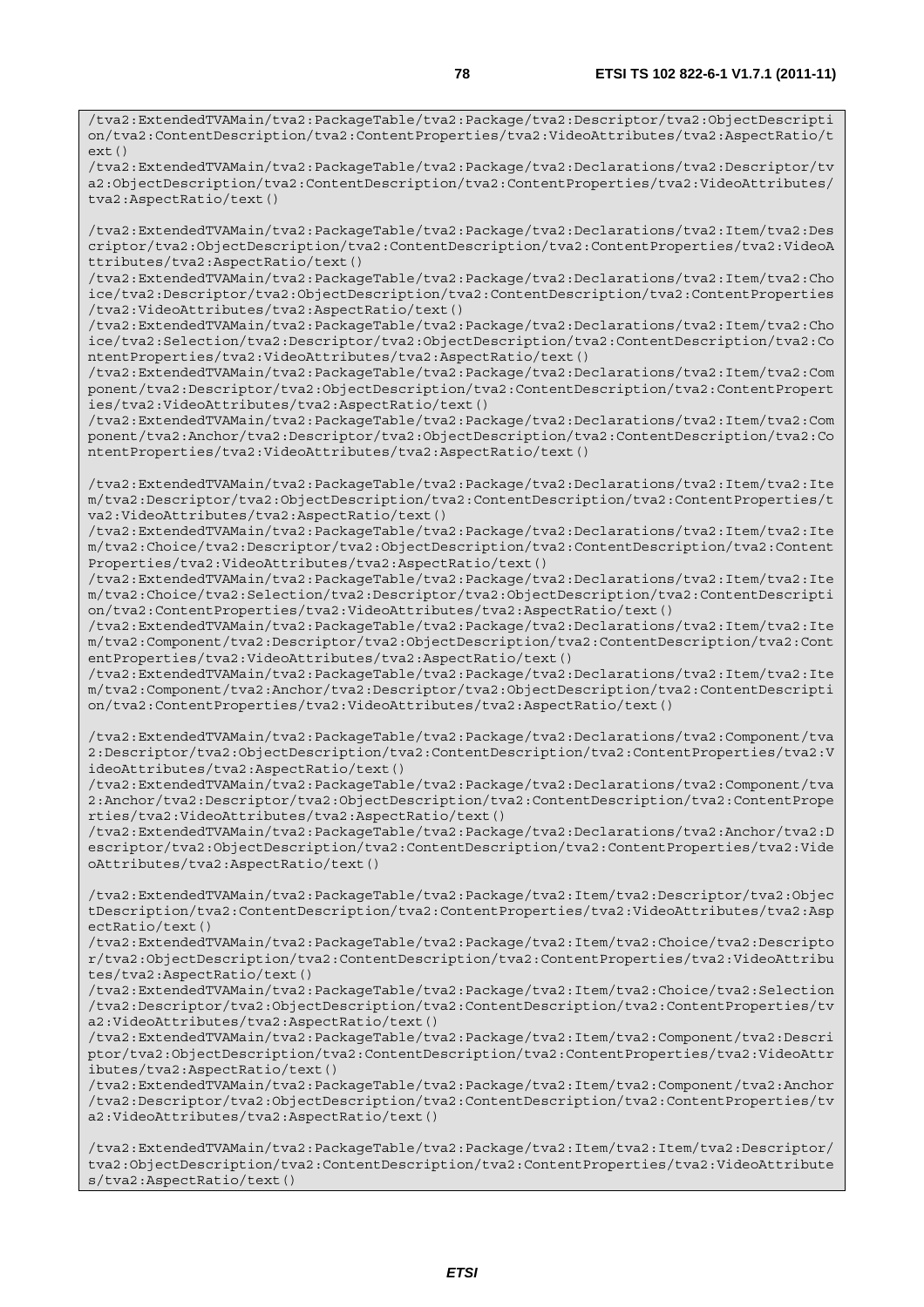```
/tva2:ExtendedTVAMain/tva2:PackageTable/tva2:Package/tva2:Descriptor/tva2:ObjectDescription/tva2:ContentDescription/tva2:ContentProperties/tva2:VideoAttributes/tva2:AspectRatio/text()
/tva2:ExtendedTVAMain/tva2:PackageTable/tva2:Package/tva2:Declarations/tva2:Descriptor/tva2:ObjectDescription/tva2:ContentDescription/tva2:ContentProperties/tva2:VideoAttributes/tva2:AspectRatio/text()

/tva2:ExtendedTVAMain/tva2:PackageTable/tva2:Package/tva2:Declarations/tva2:Item/tva2:Descriptor/tva2:ObjectDescription/tva2:ContentDescription/tva2:ContentProperties/tva2:VideoAttributes/tva2:AspectRatio/text()
/tva2:ExtendedTVAMain/tva2:PackageTable/tva2:Package/tva2:Declarations/tva2:Item/tva2:Choice/tva2:Descriptor/tva2:ObjectDescription/tva2:ContentDescription/tva2:ContentProperties/tva2:VideoAttributes/tva2:AspectRatio/text()
/tva2:ExtendedTVAMain/tva2:PackageTable/tva2:Package/tva2:Declarations/tva2:Item/tva2:Choice/tva2:Selection/tva2:Descriptor/tva2:ObjectDescription/tva2:ContentDescription/tva2:ContentProperties/tva2:VideoAttributes/tva2:AspectRatio/text()
/tva2:ExtendedTVAMain/tva2:PackageTable/tva2:Package/tva2:Declarations/tva2:Item/tva2:Component/tva2:Descriptor/tva2:ObjectDescription/tva2:ContentDescription/tva2:ContentProperties/tva2:VideoAttributes/tva2:AspectRatio/text()
/tva2:ExtendedTVAMain/tva2:PackageTable/tva2:Package/tva2:Declarations/tva2:Item/tva2:Component/tva2:Anchor/tva2:Descriptor/tva2:ObjectDescription/tva2:ContentDescription/tva2:ContentProperties/tva2:VideoAttributes/tva2:AspectRatio/text()

/tva2:ExtendedTVAMain/tva2:PackageTable/tva2:Package/tva2:Declarations/tva2:Item/tva2:Item/tva2:Descriptor/tva2:ObjectDescription/tva2:ContentDescription/tva2:ContentProperties/tva2:VideoAttributes/tva2:AspectRatio/text()
/tva2:ExtendedTVAMain/tva2:PackageTable/tva2:Package/tva2:Declarations/tva2:Item/tva2:Item/tva2:Choice/tva2:Descriptor/tva2:ObjectDescription/tva2:ContentDescription/tva2:ContentProperties/tva2:VideoAttributes/tva2:AspectRatio/text()
/tva2:ExtendedTVAMain/tva2:PackageTable/tva2:Package/tva2:Declarations/tva2:Item/tva2:Item/tva2:Choice/tva2:Selection/tva2:Descriptor/tva2:ObjectDescription/tva2:ContentDescription/tva2:ContentProperties/tva2:VideoAttributes/tva2:AspectRatio/text()
/tva2:ExtendedTVAMain/tva2:PackageTable/tva2:Package/tva2:Declarations/tva2:Item/tva2:Item/tva2:Component/tva2:Descriptor/tva2:ObjectDescription/tva2:ContentDescription/tva2:ContentProperties/tva2:VideoAttributes/tva2:AspectRatio/text()
/tva2:ExtendedTVAMain/tva2:PackageTable/tva2:Package/tva2:Declarations/tva2:Item/tva2:Item/tva2:Component/tva2:Anchor/tva2:Descriptor/tva2:ObjectDescription/tva2:ContentDescription/tva2:ContentProperties/tva2:VideoAttributes/tva2:AspectRatio/text()

/tva2:ExtendedTVAMain/tva2:PackageTable/tva2:Package/tva2:Declarations/tva2:Component/tva2:Descriptor/tva2:ObjectDescription/tva2:ContentDescription/tva2:ContentProperties/tva2:VideoAttributes/tva2:AspectRatio/text()
/tva2:ExtendedTVAMain/tva2:PackageTable/tva2:Package/tva2:Declarations/tva2:Component/tva2:Anchor/tva2:Descriptor/tva2:ObjectDescription/tva2:ContentDescription/tva2:ContentProperties/tva2:VideoAttributes/tva2:AspectRatio/text()
/tva2:ExtendedTVAMain/tva2:PackageTable/tva2:Package/tva2:Declarations/tva2:Anchor/tva2:Descriptor/tva2:ObjectDescription/tva2:ContentDescription/tva2:ContentProperties/tva2:VideoAttributes/tva2:AspectRatio/text()

/tva2:ExtendedTVAMain/tva2:PackageTable/tva2:Package/tva2:Item/tva2:Descriptor/tva2:ObjectDescription/tva2:ContentDescription/tva2:ContentProperties/tva2:VideoAttributes/tva2:AspectRatio/text()
/tva2:ExtendedTVAMain/tva2:PackageTable/tva2:Package/tva2:Item/tva2:Choice/tva2:Descriptor/tva2:ObjectDescription/tva2:ContentDescription/tva2:ContentProperties/tva2:VideoAttributes/tva2:AspectRatio/text()
/tva2:ExtendedTVAMain/tva2:PackageTable/tva2:Package/tva2:Item/tva2:Choice/tva2:Selection/tva2:Descriptor/tva2:ObjectDescription/tva2:ContentDescription/tva2:ContentProperties/tva2:VideoAttributes/tva2:AspectRatio/text()
/tva2:ExtendedTVAMain/tva2:PackageTable/tva2:Package/tva2:Item/tva2:Component/tva2:Descriptor/tva2:ObjectDescription/tva2:ContentDescription/tva2:ContentProperties/tva2:VideoAttributes/tva2:AspectRatio/text()
/tva2:ExtendedTVAMain/tva2:PackageTable/tva2:Package/tva2:Item/tva2:Component/tva2:Anchor/tva2:Descriptor/tva2:ObjectDescription/tva2:ContentDescription/tva2:ContentProperties/tva2:VideoAttributes/tva2:AspectRatio/text()

/tva2:ExtendedTVAMain/tva2:PackageTable/tva2:Package/tva2:Item/tva2:Item/tva2:Descriptor/tva2:ObjectDescription/tva2:ContentDescription/tva2:ContentProperties/tva2:VideoAttributes/tva2:AspectRatio/text()
```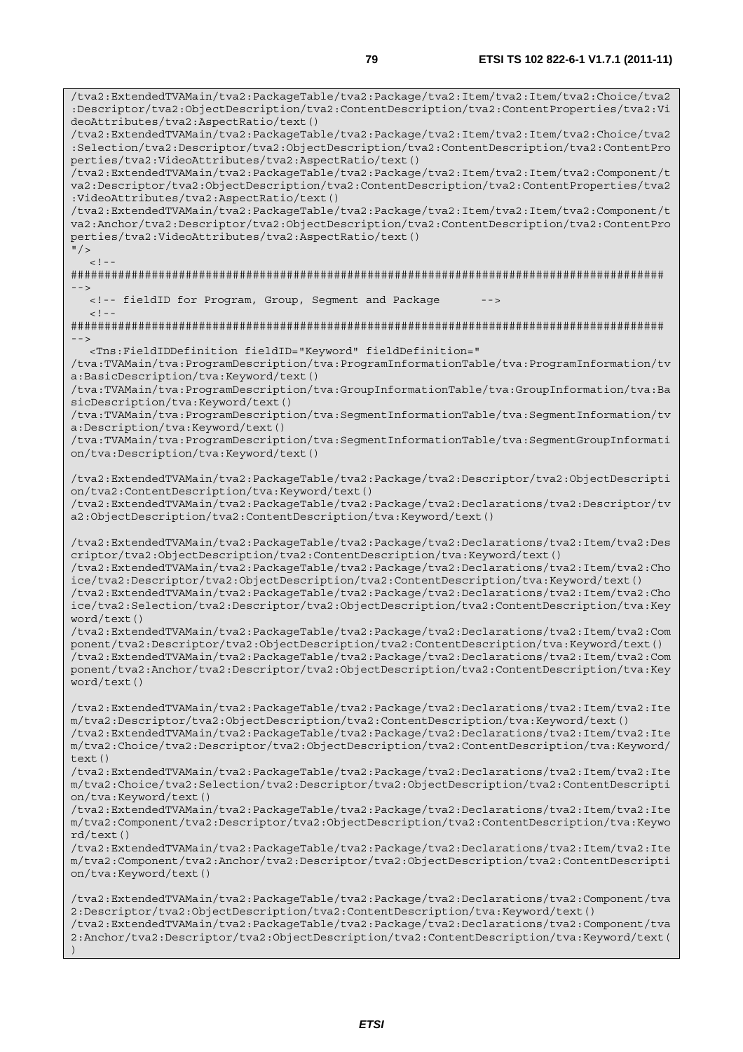```
/tva2:ExtendedTVAMain/tva2:PackageTable/tva2:Package/tva2:Item/tva2:Item/tva2:Choice/tva2
:Descriptor/tva2:ObjectDescription/tva2:ContentDescription/tva2:ContentProperties/tva2:Vi
deoAttributes/tva2:AspectRatio/text()
/tva2:ExtendedTVAMain/tva2:PackageTable/tva2:Package/tva2:Item/tva2:Item/tva2:Choice/tva2
:Selection/tva2:Descriptor/tva2:ObjectDescription/tva2:ContentDescription/tva2:ContentPro
perties/tva2:VideoAttributes/tva2:AspectRatio/text()
/tva2:ExtendedTVAMain/tva2:PackageTable/tva2:Package/tva2:Item/tva2:Item/tva2:Component/t
va2:Descriptor/tva2:ObjectDescription/tva2:ContentDescription/tva2:ContentProperties/tva2
:VideoAttributes/tva2:AspectRatio/text()
/tva2:ExtendedTVAMain/tva2:PackageTable/tva2:Package/tva2:Item/tva2:Item/tva2:Component/t
va2:Anchor/tva2:Descriptor/tva2:ObjectDescription/tva2:ContentDescription/tva2:ContentPro
perties/tva2:VideoAttributes/tva2:AspectRatio/text()
"/>
   <!--
########################################################################################
-->
   <!-- fieldID for Program, Group, Segment and Package      -->
   <!--
########################################################################################
-->
   <Tns:FieldIDDefinition fieldID="Keyword" fieldDefinition="
/tva:TVAMain/tva:ProgramDescription/tva:ProgramInformationTable/tva:ProgramInformation/tv
a:BasicDescription/tva:Keyword/text()
/tva:TVAMain/tva:ProgramDescription/tva:GroupInformationTable/tva:GroupInformation/tva:Ba
sicDescription/tva:Keyword/text()
/tva:TVAMain/tva:ProgramDescription/tva:SegmentInformationTable/tva:SegmentInformation/tv
a:Description/tva:Keyword/text()
/tva:TVAMain/tva:ProgramDescription/tva:SegmentInformationTable/tva:SegmentGroupInformati
on/tva:Description/tva:Keyword/text()

/tva2:ExtendedTVAMain/tva2:PackageTable/tva2:Package/tva2:Descriptor/tva2:ObjectDescripti
on/tva2:ContentDescription/tva:Keyword/text()
/tva2:ExtendedTVAMain/tva2:PackageTable/tva2:Package/tva2:Declarations/tva2:Descriptor/tv
a2:ObjectDescription/tva2:ContentDescription/tva:Keyword/text()

/tva2:ExtendedTVAMain/tva2:PackageTable/tva2:Package/tva2:Declarations/tva2:Item/tva2:Des
criptor/tva2:ObjectDescription/tva2:ContentDescription/tva:Keyword/text()
/tva2:ExtendedTVAMain/tva2:PackageTable/tva2:Package/tva2:Declarations/tva2:Item/tva2:Cho
ice/tva2:Descriptor/tva2:ObjectDescription/tva2:ContentDescription/tva:Keyword/text()
/tva2:ExtendedTVAMain/tva2:PackageTable/tva2:Package/tva2:Declarations/tva2:Item/tva2:Cho
ice/tva2:Selection/tva2:Descriptor/tva2:ObjectDescription/tva2:ContentDescription/tva:Key
word/text()
/tva2:ExtendedTVAMain/tva2:PackageTable/tva2:Package/tva2:Declarations/tva2:Item/tva2:Com
ponent/tva2:Descriptor/tva2:ObjectDescription/tva2:ContentDescription/tva:Keyword/text()
/tva2:ExtendedTVAMain/tva2:PackageTable/tva2:Package/tva2:Declarations/tva2:Item/tva2:Com
ponent/tva2:Anchor/tva2:Descriptor/tva2:ObjectDescription/tva2:ContentDescription/tva:Key
word/text()

/tva2:ExtendedTVAMain/tva2:PackageTable/tva2:Package/tva2:Declarations/tva2:Item/tva2:Ite
m/tva2:Descriptor/tva2:ObjectDescription/tva2:ContentDescription/tva:Keyword/text()
/tva2:ExtendedTVAMain/tva2:PackageTable/tva2:Package/tva2:Declarations/tva2:Item/tva2:Ite
m/tva2:Choice/tva2:Descriptor/tva2:ObjectDescription/tva2:ContentDescription/tva:Keyword/
text()
/tva2:ExtendedTVAMain/tva2:PackageTable/tva2:Package/tva2:Declarations/tva2:Item/tva2:Ite
m/tva2:Choice/tva2:Selection/tva2:Descriptor/tva2:ObjectDescription/tva2:ContentDescripti
on/tva:Keyword/text()
/tva2:ExtendedTVAMain/tva2:PackageTable/tva2:Package/tva2:Declarations/tva2:Item/tva2:Ite
m/tva2:Component/tva2:Descriptor/tva2:ObjectDescription/tva2:ContentDescription/tva:Keywo
rd/text()
/tva2:ExtendedTVAMain/tva2:PackageTable/tva2:Package/tva2:Declarations/tva2:Item/tva2:Ite
m/tva2:Component/tva2:Anchor/tva2:Descriptor/tva2:ObjectDescription/tva2:ContentDescripti
on/tva:Keyword/text()

/tva2:ExtendedTVAMain/tva2:PackageTable/tva2:Package/tva2:Declarations/tva2:Component/tva
2:Descriptor/tva2:ObjectDescription/tva2:ContentDescription/tva:Keyword/text()
/tva2:ExtendedTVAMain/tva2:PackageTable/tva2:Package/tva2:Declarations/tva2:Component/tva
2:Anchor/tva2:Descriptor/tva2:ObjectDescription/tva2:ContentDescription/tva:Keyword/text(
)
```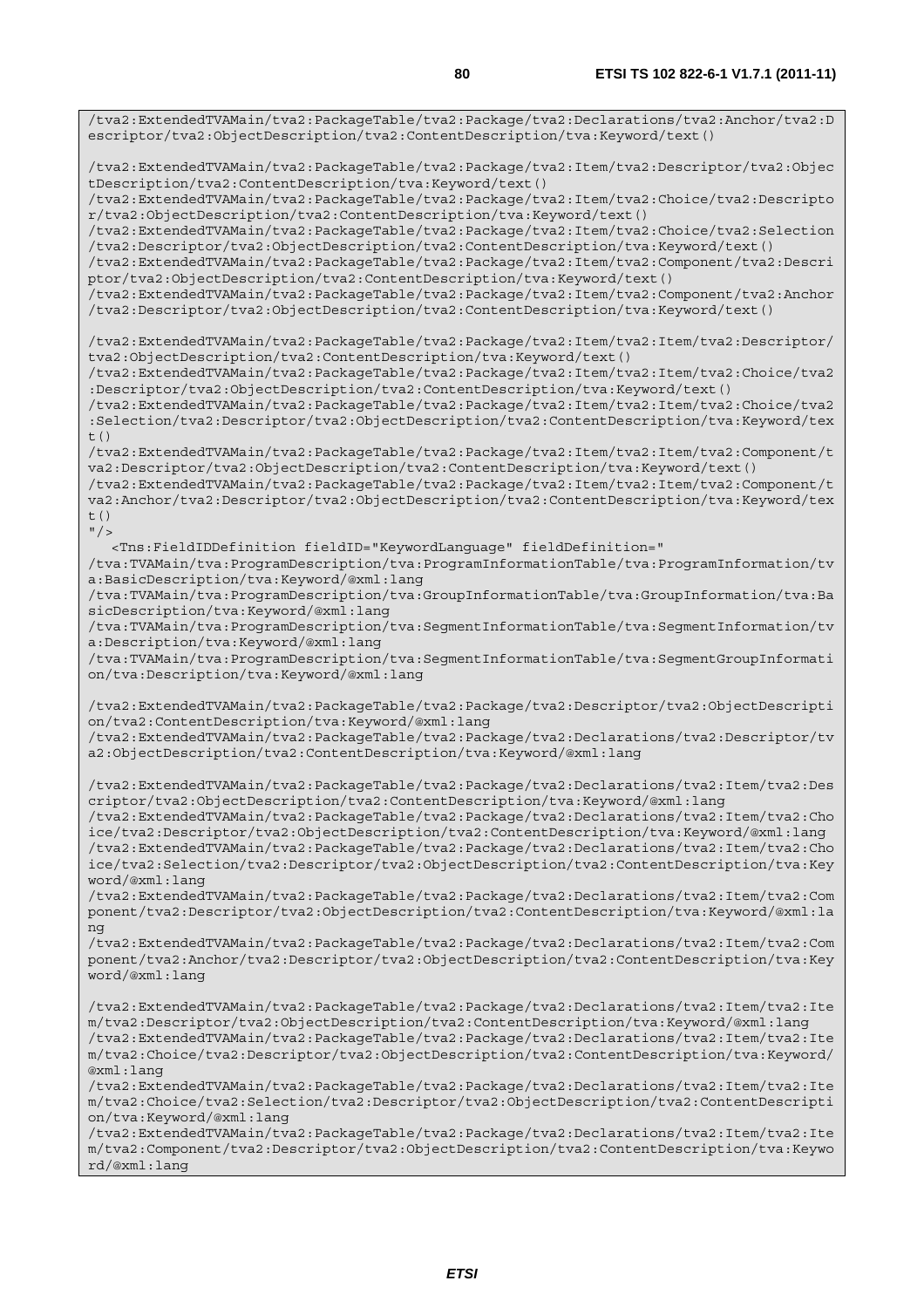```
/tva2:ExtendedTVAMain/tva2:PackageTable/tva2:Package/tva2:Declarations/tva2:Anchor/tva2:Descriptor/tva2:ObjectDescription/tva2:ContentDescription/tva:Keyword/text()

/tva2:ExtendedTVAMain/tva2:PackageTable/tva2:Package/tva2:Item/tva2:Descriptor/tva2:ObjectDescription/tva2:ContentDescription/tva:Keyword/text()
/tva2:ExtendedTVAMain/tva2:PackageTable/tva2:Package/tva2:Item/tva2:Choice/tva2:Descriptor/tva2:ObjectDescription/tva2:ContentDescription/tva:Keyword/text()
/tva2:ExtendedTVAMain/tva2:PackageTable/tva2:Package/tva2:Item/tva2:Choice/tva2:Selection/tva2:Descriptor/tva2:ObjectDescription/tva2:ContentDescription/tva:Keyword/text()
/tva2:ExtendedTVAMain/tva2:PackageTable/tva2:Package/tva2:Item/tva2:Component/tva2:Descriptor/tva2:ObjectDescription/tva2:ContentDescription/tva:Keyword/text()
/tva2:ExtendedTVAMain/tva2:PackageTable/tva2:Package/tva2:Item/tva2:Component/tva2:Anchor/tva2:Descriptor/tva2:ObjectDescription/tva2:ContentDescription/tva:Keyword/text()

/tva2:ExtendedTVAMain/tva2:PackageTable/tva2:Package/tva2:Item/tva2:Item/tva2:Descriptor/tva2:ObjectDescription/tva2:ContentDescription/tva:Keyword/text()
/tva2:ExtendedTVAMain/tva2:PackageTable/tva2:Package/tva2:Item/tva2:Item/tva2:Choice/tva2:Descriptor/tva2:ObjectDescription/tva2:ContentDescription/tva:Keyword/text()
/tva2:ExtendedTVAMain/tva2:PackageTable/tva2:Package/tva2:Item/tva2:Item/tva2:Choice/tva2:Selection/tva2:Descriptor/tva2:ObjectDescription/tva2:ContentDescription/tva:Keyword/text()
/tva2:ExtendedTVAMain/tva2:PackageTable/tva2:Package/tva2:Item/tva2:Item/tva2:Component/tva2:Descriptor/tva2:ObjectDescription/tva2:ContentDescription/tva:Keyword/text()
/tva2:ExtendedTVAMain/tva2:PackageTable/tva2:Package/tva2:Item/tva2:Item/tva2:Component/tva2:Anchor/tva2:Descriptor/tva2:ObjectDescription/tva2:ContentDescription/tva:Keyword/text()
"/>
   <Tns:FieldIDDefinition fieldID="KeywordLanguage" fieldDefinition="
/tva:TVAMain/tva:ProgramDescription/tva:ProgramInformationTable/tva:ProgramInformation/tva:BasicDescription/tva:Keyword/@xml:lang
/tva:TVAMain/tva:ProgramDescription/tva:GroupInformationTable/tva:GroupInformation/tva:BasicDescription/tva:Keyword/@xml:lang
/tva:TVAMain/tva:ProgramDescription/tva:SegmentInformationTable/tva:SegmentInformation/tva:Description/tva:Keyword/@xml:lang
/tva:TVAMain/tva:ProgramDescription/tva:SegmentInformationTable/tva:SegmentGroupInformation/tva:Description/tva:Keyword/@xml:lang

/tva2:ExtendedTVAMain/tva2:PackageTable/tva2:Package/tva2:Descriptor/tva2:ObjectDescription/tva2:ContentDescription/tva:Keyword/@xml:lang
/tva2:ExtendedTVAMain/tva2:PackageTable/tva2:Package/tva2:Declarations/tva2:Descriptor/tva2:ObjectDescription/tva2:ContentDescription/tva:Keyword/@xml:lang

/tva2:ExtendedTVAMain/tva2:PackageTable/tva2:Package/tva2:Declarations/tva2:Item/tva2:Descriptor/tva2:ObjectDescription/tva2:ContentDescription/tva:Keyword/@xml:lang
/tva2:ExtendedTVAMain/tva2:PackageTable/tva2:Package/tva2:Declarations/tva2:Item/tva2:Choice/tva2:Descriptor/tva2:ObjectDescription/tva2:ContentDescription/tva:Keyword/@xml:lang
/tva2:ExtendedTVAMain/tva2:PackageTable/tva2:Package/tva2:Declarations/tva2:Item/tva2:Choice/tva2:Selection/tva2:Descriptor/tva2:ObjectDescription/tva2:ContentDescription/tva:Keyword/@xml:lang
/tva2:ExtendedTVAMain/tva2:PackageTable/tva2:Package/tva2:Declarations/tva2:Item/tva2:Component/tva2:Descriptor/tva2:ObjectDescription/tva2:ContentDescription/tva:Keyword/@xml:lang
/tva2:ExtendedTVAMain/tva2:PackageTable/tva2:Package/tva2:Declarations/tva2:Item/tva2:Component/tva2:Anchor/tva2:Descriptor/tva2:ObjectDescription/tva2:ContentDescription/tva:Keyword/@xml:lang

/tva2:ExtendedTVAMain/tva2:PackageTable/tva2:Package/tva2:Declarations/tva2:Item/tva2:Item/tva2:Descriptor/tva2:ObjectDescription/tva2:ContentDescription/tva:Keyword/@xml:lang
/tva2:ExtendedTVAMain/tva2:PackageTable/tva2:Package/tva2:Declarations/tva2:Item/tva2:Item/tva2:Choice/tva2:Descriptor/tva2:ObjectDescription/tva2:ContentDescription/tva:Keyword/@xml:lang
/tva2:ExtendedTVAMain/tva2:PackageTable/tva2:Package/tva2:Declarations/tva2:Item/tva2:Item/tva2:Choice/tva2:Selection/tva2:Descriptor/tva2:ObjectDescription/tva2:ContentDescription/tva:Keyword/@xml:lang
/tva2:ExtendedTVAMain/tva2:PackageTable/tva2:Package/tva2:Declarations/tva2:Item/tva2:Item/tva2:Component/tva2:Descriptor/tva2:ObjectDescription/tva2:ContentDescription/tva:Keyword/@xml:lang
```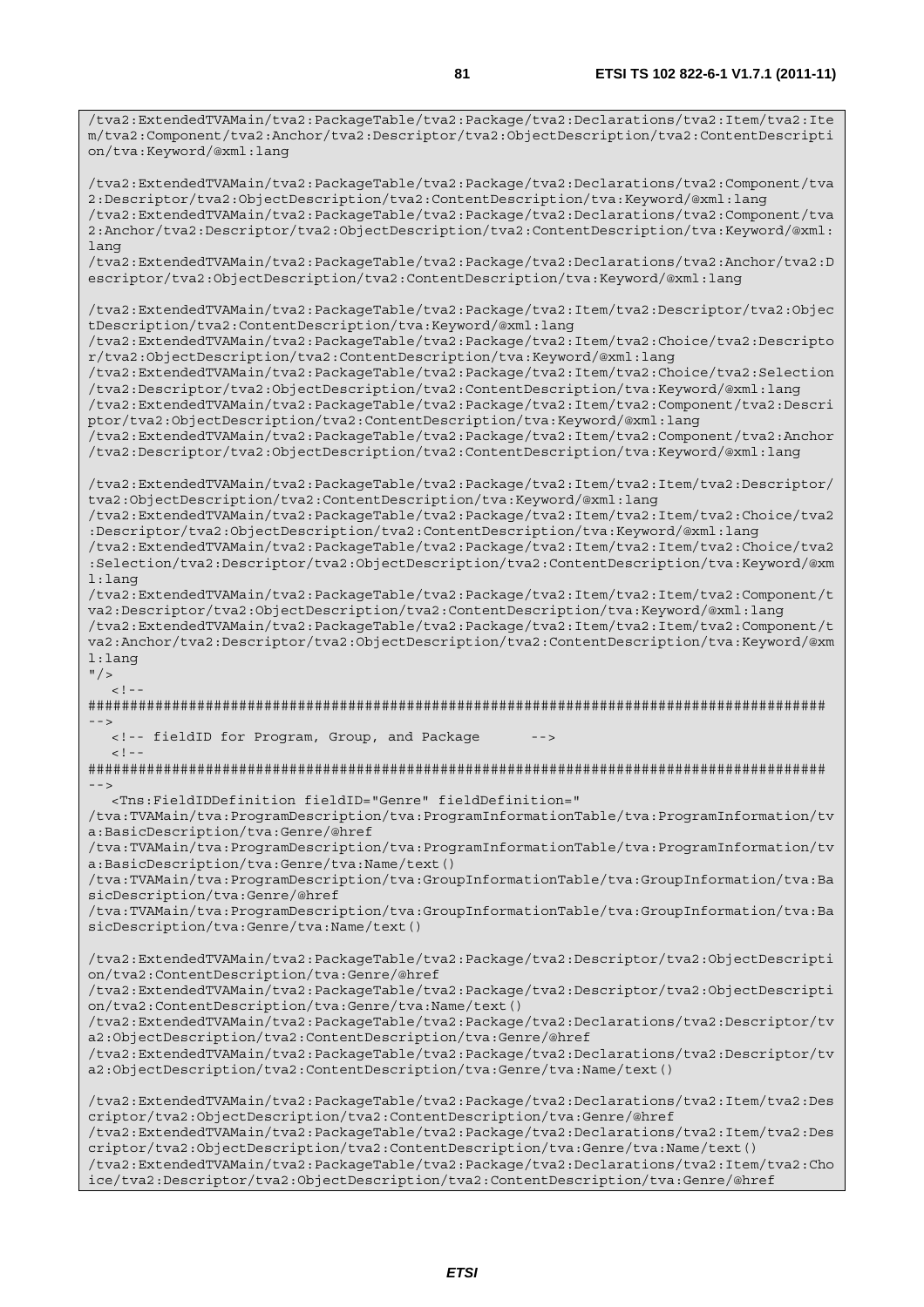```
/tva2:ExtendedTVAMain/tva2:PackageTable/tva2:Package/tva2:Declarations/tva2:Item/tva2:Ite
m/tva2:Component/tva2:Anchor/tva2:Descriptor/tva2:ObjectDescription/tva2:ContentDescripti
on/tva:Keyword/@xml:lang

/tva2:ExtendedTVAMain/tva2:PackageTable/tva2:Package/tva2:Declarations/tva2:Component/tva
2:Descriptor/tva2:ObjectDescription/tva2:ContentDescription/tva:Keyword/@xml:lang
/tva2:ExtendedTVAMain/tva2:PackageTable/tva2:Package/tva2:Declarations/tva2:Component/tva
2:Anchor/tva2:Descriptor/tva2:ObjectDescription/tva2:ContentDescription/tva:Keyword/@xml:
lang
/tva2:ExtendedTVAMain/tva2:PackageTable/tva2:Package/tva2:Declarations/tva2:Anchor/tva2:D
escriptor/tva2:ObjectDescription/tva2:ContentDescription/tva:Keyword/@xml:lang

/tva2:ExtendedTVAMain/tva2:PackageTable/tva2:Package/tva2:Item/tva2:Descriptor/tva2:Objec
tDescription/tva2:ContentDescription/tva:Keyword/@xml:lang
/tva2:ExtendedTVAMain/tva2:PackageTable/tva2:Package/tva2:Item/tva2:Choice/tva2:Descripto
r/tva2:ObjectDescription/tva2:ContentDescription/tva:Keyword/@xml:lang
/tva2:ExtendedTVAMain/tva2:PackageTable/tva2:Package/tva2:Item/tva2:Choice/tva2:Selection
/tva2:Descriptor/tva2:ObjectDescription/tva2:ContentDescription/tva:Keyword/@xml:lang
/tva2:ExtendedTVAMain/tva2:PackageTable/tva2:Package/tva2:Item/tva2:Component/tva2:Descri
ptor/tva2:ObjectDescription/tva2:ContentDescription/tva:Keyword/@xml:lang
/tva2:ExtendedTVAMain/tva2:PackageTable/tva2:Package/tva2:Item/tva2:Component/tva2:Anchor
/tva2:Descriptor/tva2:ObjectDescription/tva2:ContentDescription/tva:Keyword/@xml:lang

/tva2:ExtendedTVAMain/tva2:PackageTable/tva2:Package/tva2:Item/tva2:Item/tva2:Descriptor/
tva2:ObjectDescription/tva2:ContentDescription/tva:Keyword/@xml:lang
/tva2:ExtendedTVAMain/tva2:PackageTable/tva2:Package/tva2:Item/tva2:Item/tva2:Choice/tva2
:Descriptor/tva2:ObjectDescription/tva2:ContentDescription/tva:Keyword/@xml:lang
/tva2:ExtendedTVAMain/tva2:PackageTable/tva2:Package/tva2:Item/tva2:Item/tva2:Choice/tva2
:Selection/tva2:Descriptor/tva2:ObjectDescription/tva2:ContentDescription/tva:Keyword/@xm
l:lang
/tva2:ExtendedTVAMain/tva2:PackageTable/tva2:Package/tva2:Item/tva2:Item/tva2:Component/t
va2:Descriptor/tva2:ObjectDescription/tva2:ContentDescription/tva:Keyword/@xml:lang
/tva2:ExtendedTVAMain/tva2:PackageTable/tva2:Package/tva2:Item/tva2:Item/tva2:Component/t
va2:Anchor/tva2:Descriptor/tva2:ObjectDescription/tva2:ContentDescription/tva:Keyword/@xm
l:lang
"/>
   <!--
########################################################################################
-->
   <!-- fieldID for Program, Group, and Package      -->
   <!--
########################################################################################
-->
   <Tns:FieldIDDefinition fieldID="Genre" fieldDefinition="
/tva:TVAMain/tva:ProgramDescription/tva:ProgramInformationTable/tva:ProgramInformation/tv
a:BasicDescription/tva:Genre/@href
/tva:TVAMain/tva:ProgramDescription/tva:ProgramInformationTable/tva:ProgramInformation/tv
a:BasicDescription/tva:Genre/tva:Name/text()
/tva:TVAMain/tva:ProgramDescription/tva:GroupInformationTable/tva:GroupInformation/tva:Ba
sicDescription/tva:Genre/@href
/tva:TVAMain/tva:ProgramDescription/tva:GroupInformationTable/tva:GroupInformation/tva:Ba
sicDescription/tva:Genre/tva:Name/text()

/tva2:ExtendedTVAMain/tva2:PackageTable/tva2:Package/tva2:Descriptor/tva2:ObjectDescripti
on/tva2:ContentDescription/tva:Genre/@href
/tva2:ExtendedTVAMain/tva2:PackageTable/tva2:Package/tva2:Descriptor/tva2:ObjectDescripti
on/tva2:ContentDescription/tva:Genre/tva:Name/text()
/tva2:ExtendedTVAMain/tva2:PackageTable/tva2:Package/tva2:Declarations/tva2:Descriptor/tv
a2:ObjectDescription/tva2:ContentDescription/tva:Genre/@href
/tva2:ExtendedTVAMain/tva2:PackageTable/tva2:Package/tva2:Declarations/tva2:Descriptor/tv
a2:ObjectDescription/tva2:ContentDescription/tva:Genre/tva:Name/text()

/tva2:ExtendedTVAMain/tva2:PackageTable/tva2:Package/tva2:Declarations/tva2:Item/tva2:Des
criptor/tva2:ObjectDescription/tva2:ContentDescription/tva:Genre/@href
/tva2:ExtendedTVAMain/tva2:PackageTable/tva2:Package/tva2:Declarations/tva2:Item/tva2:Des
criptor/tva2:ObjectDescription/tva2:ContentDescription/tva:Genre/tva:Name/text()
/tva2:ExtendedTVAMain/tva2:PackageTable/tva2:Package/tva2:Declarations/tva2:Item/tva2:Cho
ice/tva2:Descriptor/tva2:ObjectDescription/tva2:ContentDescription/tva:Genre/@href
```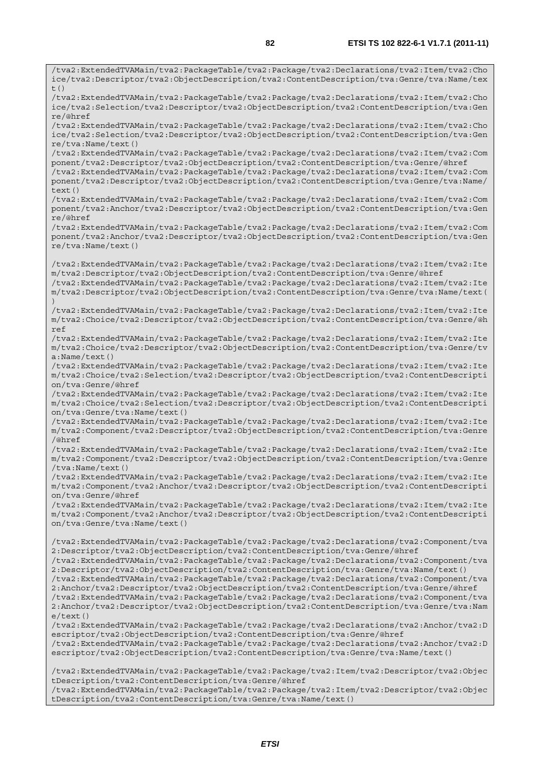```
/tva2:ExtendedTVAMain/tva2:PackageTable/tva2:Package/tva2:Declarations/tva2:Item/tva2:Choice/tva2:Descriptor/tva2:ObjectDescription/tva2:ContentDescription/tva:Genre/tva:Name/text()
/tva2:ExtendedTVAMain/tva2:PackageTable/tva2:Package/tva2:Declarations/tva2:Item/tva2:Choice/tva2:Selection/tva2:Descriptor/tva2:ObjectDescription/tva2:ContentDescription/tva:Genre/@href
/tva2:ExtendedTVAMain/tva2:PackageTable/tva2:Package/tva2:Declarations/tva2:Item/tva2:Choice/tva2:Selection/tva2:Descriptor/tva2:ObjectDescription/tva2:ContentDescription/tva:Genre/tva:Name/text()
/tva2:ExtendedTVAMain/tva2:PackageTable/tva2:Package/tva2:Declarations/tva2:Item/tva2:Component/tva2:Descriptor/tva2:ObjectDescription/tva2:ContentDescription/tva:Genre/@href
/tva2:ExtendedTVAMain/tva2:PackageTable/tva2:Package/tva2:Declarations/tva2:Item/tva2:Component/tva2:Descriptor/tva2:ObjectDescription/tva2:ContentDescription/tva:Genre/tva:Name/text()
/tva2:ExtendedTVAMain/tva2:PackageTable/tva2:Package/tva2:Declarations/tva2:Item/tva2:Component/tva2:Anchor/tva2:Descriptor/tva2:ObjectDescription/tva2:ContentDescription/tva:Genre/@href
/tva2:ExtendedTVAMain/tva2:PackageTable/tva2:Package/tva2:Declarations/tva2:Item/tva2:Component/tva2:Anchor/tva2:Descriptor/tva2:ObjectDescription/tva2:ContentDescription/tva:Genre/tva:Name/text()

/tva2:ExtendedTVAMain/tva2:PackageTable/tva2:Package/tva2:Declarations/tva2:Item/tva2:Item/tva2:Descriptor/tva2:ObjectDescription/tva2:ContentDescription/tva:Genre/@href
/tva2:ExtendedTVAMain/tva2:PackageTable/tva2:Package/tva2:Declarations/tva2:Item/tva2:Item/tva2:Descriptor/tva2:ObjectDescription/tva2:ContentDescription/tva:Genre/tva:Name/text()
/tva2:ExtendedTVAMain/tva2:PackageTable/tva2:Package/tva2:Declarations/tva2:Item/tva2:Item/tva2:Choice/tva2:Descriptor/tva2:ObjectDescription/tva2:ContentDescription/tva:Genre/@href
/tva2:ExtendedTVAMain/tva2:PackageTable/tva2:Package/tva2:Declarations/tva2:Item/tva2:Item/tva2:Choice/tva2:Descriptor/tva2:ObjectDescription/tva2:ContentDescription/tva:Genre/tva:Name/text()
/tva2:ExtendedTVAMain/tva2:PackageTable/tva2:Package/tva2:Declarations/tva2:Item/tva2:Item/tva2:Choice/tva2:Selection/tva2:Descriptor/tva2:ObjectDescription/tva2:ContentDescription/tva:Genre/@href
/tva2:ExtendedTVAMain/tva2:PackageTable/tva2:Package/tva2:Declarations/tva2:Item/tva2:Item/tva2:Choice/tva2:Selection/tva2:Descriptor/tva2:ObjectDescription/tva2:ContentDescription/tva:Genre/tva:Name/text()
/tva2:ExtendedTVAMain/tva2:PackageTable/tva2:Package/tva2:Declarations/tva2:Item/tva2:Item/tva2:Component/tva2:Descriptor/tva2:ObjectDescription/tva2:ContentDescription/tva:Genre/@href
/tva2:ExtendedTVAMain/tva2:PackageTable/tva2:Package/tva2:Declarations/tva2:Item/tva2:Item/tva2:Component/tva2:Descriptor/tva2:ObjectDescription/tva2:ContentDescription/tva:Genre/tva:Name/text()
/tva2:ExtendedTVAMain/tva2:PackageTable/tva2:Package/tva2:Declarations/tva2:Item/tva2:Item/tva2:Component/tva2:Anchor/tva2:Descriptor/tva2:ObjectDescription/tva2:ContentDescription/tva:Genre/@href
/tva2:ExtendedTVAMain/tva2:PackageTable/tva2:Package/tva2:Declarations/tva2:Item/tva2:Item/tva2:Component/tva2:Anchor/tva2:Descriptor/tva2:ObjectDescription/tva2:ContentDescription/tva:Genre/tva:Name/text()

/tva2:ExtendedTVAMain/tva2:PackageTable/tva2:Package/tva2:Declarations/tva2:Component/tva2:Descriptor/tva2:ObjectDescription/tva2:ContentDescription/tva:Genre/@href
/tva2:ExtendedTVAMain/tva2:PackageTable/tva2:Package/tva2:Declarations/tva2:Component/tva2:Descriptor/tva2:ObjectDescription/tva2:ContentDescription/tva:Genre/tva:Name/text()
/tva2:ExtendedTVAMain/tva2:PackageTable/tva2:Package/tva2:Declarations/tva2:Component/tva2:Anchor/tva2:Descriptor/tva2:ObjectDescription/tva2:ContentDescription/tva:Genre/@href
/tva2:ExtendedTVAMain/tva2:PackageTable/tva2:Package/tva2:Declarations/tva2:Component/tva2:Anchor/tva2:Descriptor/tva2:ObjectDescription/tva2:ContentDescription/tva:Genre/tva:Name/text()
/tva2:ExtendedTVAMain/tva2:PackageTable/tva2:Package/tva2:Declarations/tva2:Anchor/tva2:Descriptor/tva2:ObjectDescription/tva2:ContentDescription/tva:Genre/@href
/tva2:ExtendedTVAMain/tva2:PackageTable/tva2:Package/tva2:Declarations/tva2:Anchor/tva2:Descriptor/tva2:ObjectDescription/tva2:ContentDescription/tva:Genre/tva:Name/text()

/tva2:ExtendedTVAMain/tva2:PackageTable/tva2:Package/tva2:Item/tva2:Descriptor/tva2:ObjectDescription/tva2:ContentDescription/tva:Genre/@href
/tva2:ExtendedTVAMain/tva2:PackageTable/tva2:Package/tva2:Item/tva2:Descriptor/tva2:ObjectDescription/tva2:ContentDescription/tva:Genre/tva:Name/text()
```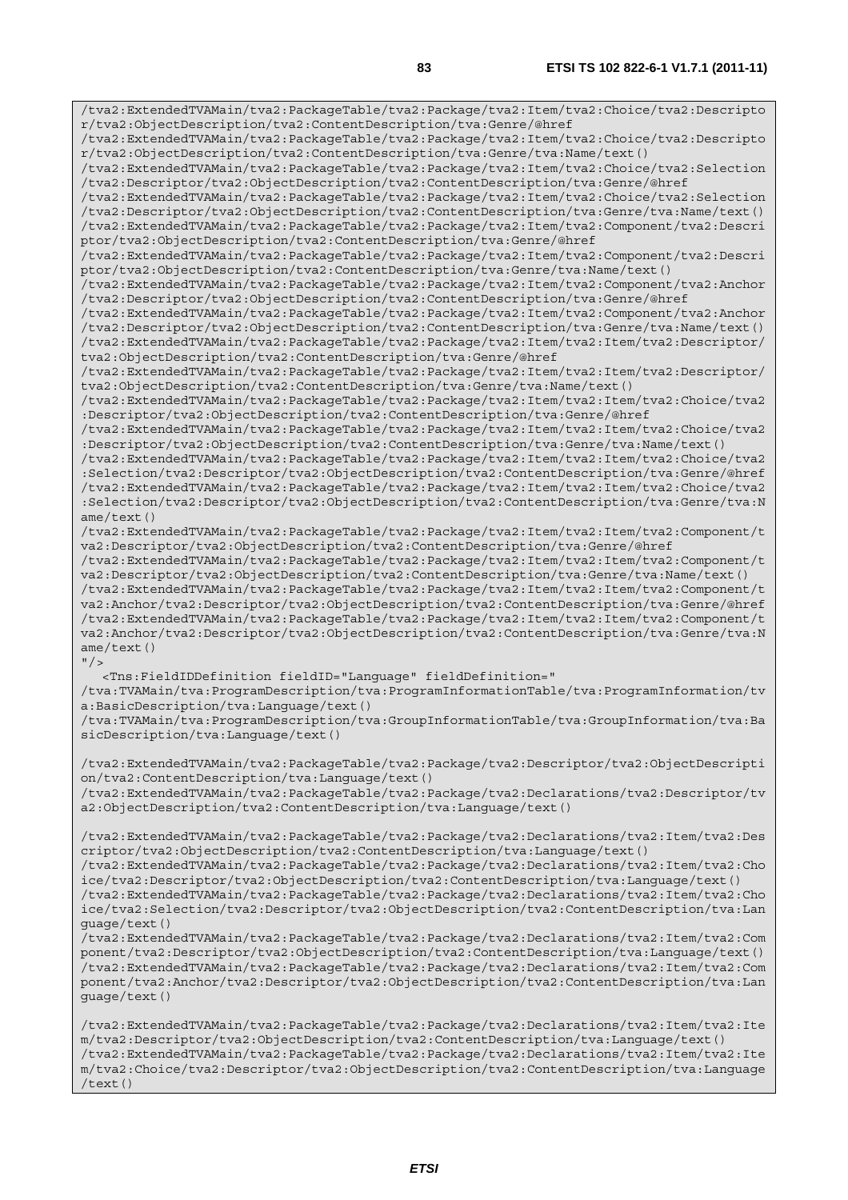```
/tva2:ExtendedTVAMain/tva2:PackageTable/tva2:Package/tva2:Item/tva2:Choice/tva2:Descriptor/tva2:ObjectDescription/tva2:ContentDescription/tva:Genre/@href
/tva2:ExtendedTVAMain/tva2:PackageTable/tva2:Package/tva2:Item/tva2:Choice/tva2:Descriptor/tva2:ObjectDescription/tva2:ContentDescription/tva:Genre/tva:Name/text()
/tva2:ExtendedTVAMain/tva2:PackageTable/tva2:Package/tva2:Item/tva2:Choice/tva2:Selection/tva2:Descriptor/tva2:ObjectDescription/tva2:ContentDescription/tva:Genre/@href
/tva2:ExtendedTVAMain/tva2:PackageTable/tva2:Package/tva2:Item/tva2:Choice/tva2:Selection/tva2:Descriptor/tva2:ObjectDescription/tva2:ContentDescription/tva:Genre/tva:Name/text()
/tva2:ExtendedTVAMain/tva2:PackageTable/tva2:Package/tva2:Item/tva2:Component/tva2:Descriptor/tva2:ObjectDescription/tva2:ContentDescription/tva:Genre/@href
/tva2:ExtendedTVAMain/tva2:PackageTable/tva2:Package/tva2:Item/tva2:Component/tva2:Descriptor/tva2:ObjectDescription/tva2:ContentDescription/tva:Genre/tva:Name/text()
/tva2:ExtendedTVAMain/tva2:PackageTable/tva2:Package/tva2:Item/tva2:Component/tva2:Anchor/tva2:Descriptor/tva2:ObjectDescription/tva2:ContentDescription/tva:Genre/@href
/tva2:ExtendedTVAMain/tva2:PackageTable/tva2:Package/tva2:Item/tva2:Component/tva2:Anchor/tva2:Descriptor/tva2:ObjectDescription/tva2:ContentDescription/tva:Genre/tva:Name/text()
/tva2:ExtendedTVAMain/tva2:PackageTable/tva2:Package/tva2:Item/tva2:Item/tva2:Descriptor/tva2:ObjectDescription/tva2:ContentDescription/tva:Genre/@href
/tva2:ExtendedTVAMain/tva2:PackageTable/tva2:Package/tva2:Item/tva2:Item/tva2:Descriptor/tva2:ObjectDescription/tva2:ContentDescription/tva:Genre/tva:Name/text()
/tva2:ExtendedTVAMain/tva2:PackageTable/tva2:Package/tva2:Item/tva2:Item/tva2:Choice/tva2:Descriptor/tva2:ObjectDescription/tva2:ContentDescription/tva:Genre/@href
/tva2:ExtendedTVAMain/tva2:PackageTable/tva2:Package/tva2:Item/tva2:Item/tva2:Choice/tva2:Descriptor/tva2:ObjectDescription/tva2:ContentDescription/tva:Genre/tva:Name/text()
/tva2:ExtendedTVAMain/tva2:PackageTable/tva2:Package/tva2:Item/tva2:Item/tva2:Choice/tva2:Selection/tva2:Descriptor/tva2:ObjectDescription/tva2:ContentDescription/tva:Genre/@href
/tva2:ExtendedTVAMain/tva2:PackageTable/tva2:Package/tva2:Item/tva2:Item/tva2:Choice/tva2:Selection/tva2:Descriptor/tva2:ObjectDescription/tva2:ContentDescription/tva:Genre/tva:Name/text()
/tva2:ExtendedTVAMain/tva2:PackageTable/tva2:Package/tva2:Item/tva2:Item/tva2:Component/tva2:Descriptor/tva2:ObjectDescription/tva2:ContentDescription/tva:Genre/@href
/tva2:ExtendedTVAMain/tva2:PackageTable/tva2:Package/tva2:Item/tva2:Item/tva2:Component/tva2:Descriptor/tva2:ObjectDescription/tva2:ContentDescription/tva:Genre/tva:Name/text()
/tva2:ExtendedTVAMain/tva2:PackageTable/tva2:Package/tva2:Item/tva2:Item/tva2:Component/tva2:Anchor/tva2:Descriptor/tva2:ObjectDescription/tva2:ContentDescription/tva:Genre/@href
/tva2:ExtendedTVAMain/tva2:PackageTable/tva2:Package/tva2:Item/tva2:Item/tva2:Component/tva2:Anchor/tva2:Descriptor/tva2:ObjectDescription/tva2:ContentDescription/tva:Genre/tva:Name/text()
"/>
   <Tns:FieldIDDefinition fieldID="Language" fieldDefinition="
/tva:TVAMain/tva:ProgramDescription/tva:ProgramInformationTable/tva:ProgramInformation/tva:BasicDescription/tva:Language/text()
/tva:TVAMain/tva:ProgramDescription/tva:GroupInformationTable/tva:GroupInformation/tva:BasicDescription/tva:Language/text()

/tva2:ExtendedTVAMain/tva2:PackageTable/tva2:Package/tva2:Descriptor/tva2:ObjectDescription/tva2:ContentDescription/tva:Language/text()
/tva2:ExtendedTVAMain/tva2:PackageTable/tva2:Package/tva2:Declarations/tva2:Descriptor/tva2:ObjectDescription/tva2:ContentDescription/tva:Language/text()

/tva2:ExtendedTVAMain/tva2:PackageTable/tva2:Package/tva2:Declarations/tva2:Item/tva2:Descriptor/tva2:ObjectDescription/tva2:ContentDescription/tva:Language/text()
/tva2:ExtendedTVAMain/tva2:PackageTable/tva2:Package/tva2:Declarations/tva2:Item/tva2:Choice/tva2:Descriptor/tva2:ObjectDescription/tva2:ContentDescription/tva:Language/text()
/tva2:ExtendedTVAMain/tva2:PackageTable/tva2:Package/tva2:Declarations/tva2:Item/tva2:Choice/tva2:Selection/tva2:Descriptor/tva2:ObjectDescription/tva2:ContentDescription/tva:Language/text()
/tva2:ExtendedTVAMain/tva2:PackageTable/tva2:Package/tva2:Declarations/tva2:Item/tva2:Component/tva2:Descriptor/tva2:ObjectDescription/tva2:ContentDescription/tva:Language/text()
/tva2:ExtendedTVAMain/tva2:PackageTable/tva2:Package/tva2:Declarations/tva2:Item/tva2:Component/tva2:Anchor/tva2:Descriptor/tva2:ObjectDescription/tva2:ContentDescription/tva:Language/text()

/tva2:ExtendedTVAMain/tva2:PackageTable/tva2:Package/tva2:Declarations/tva2:Item/tva2:Item/tva2:Descriptor/tva2:ObjectDescription/tva2:ContentDescription/tva:Language/text()
/tva2:ExtendedTVAMain/tva2:PackageTable/tva2:Package/tva2:Declarations/tva2:Item/tva2:Item/tva2:Choice/tva2:Descriptor/tva2:ObjectDescription/tva2:ContentDescription/tva:Language/text()
```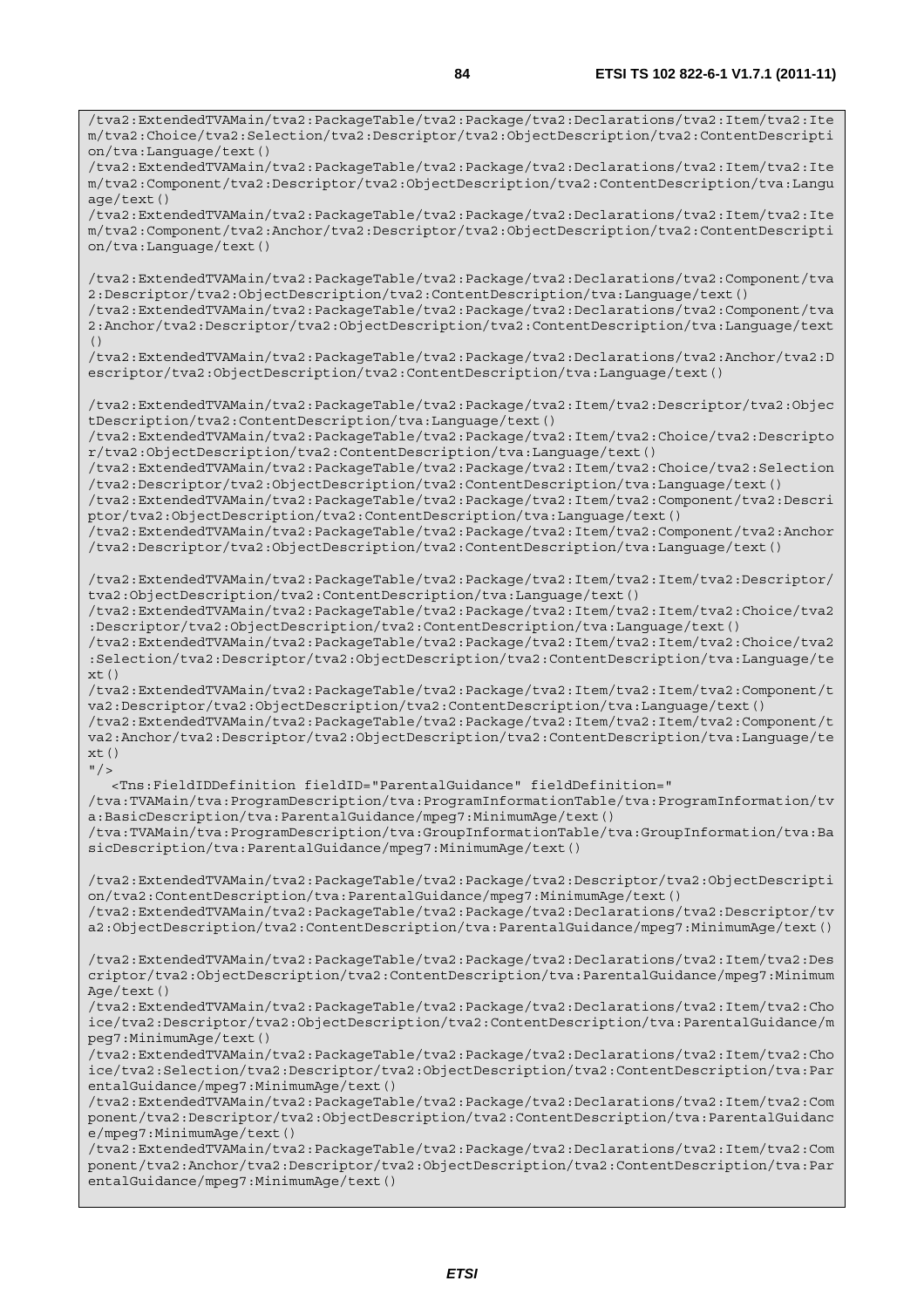```
/tva2:ExtendedTVAMain/tva2:PackageTable/tva2:Package/tva2:Declarations/tva2:Item/tva2:Item/tva2:Choice/tva2:Selection/tva2:Descriptor/tva2:ObjectDescription/tva2:ContentDescription/tva:Language/text()
/tva2:ExtendedTVAMain/tva2:PackageTable/tva2:Package/tva2:Declarations/tva2:Item/tva2:Item/tva2:Component/tva2:Descriptor/tva2:ObjectDescription/tva2:ContentDescription/tva:Language/text()
/tva2:ExtendedTVAMain/tva2:PackageTable/tva2:Package/tva2:Declarations/tva2:Item/tva2:Item/tva2:Component/tva2:Anchor/tva2:Descriptor/tva2:ObjectDescription/tva2:ContentDescription/tva:Language/text()

/tva2:ExtendedTVAMain/tva2:PackageTable/tva2:Package/tva2:Declarations/tva2:Component/tva2:Descriptor/tva2:ObjectDescription/tva2:ContentDescription/tva:Language/text()
/tva2:ExtendedTVAMain/tva2:PackageTable/tva2:Package/tva2:Declarations/tva2:Component/tva2:Anchor/tva2:Descriptor/tva2:ObjectDescription/tva2:ContentDescription/tva:Language/text()
/tva2:ExtendedTVAMain/tva2:PackageTable/tva2:Package/tva2:Declarations/tva2:Anchor/tva2:Descriptor/tva2:ObjectDescription/tva2:ContentDescription/tva:Language/text()

/tva2:ExtendedTVAMain/tva2:PackageTable/tva2:Package/tva2:Item/tva2:Descriptor/tva2:ObjectDescription/tva2:ContentDescription/tva:Language/text()
/tva2:ExtendedTVAMain/tva2:PackageTable/tva2:Package/tva2:Item/tva2:Choice/tva2:Descriptor/tva2:ObjectDescription/tva2:ContentDescription/tva:Language/text()
/tva2:ExtendedTVAMain/tva2:PackageTable/tva2:Package/tva2:Item/tva2:Choice/tva2:Selection/tva2:Descriptor/tva2:ObjectDescription/tva2:ContentDescription/tva:Language/text()
/tva2:ExtendedTVAMain/tva2:PackageTable/tva2:Package/tva2:Item/tva2:Component/tva2:Descriptor/tva2:ObjectDescription/tva2:ContentDescription/tva:Language/text()
/tva2:ExtendedTVAMain/tva2:PackageTable/tva2:Package/tva2:Item/tva2:Component/tva2:Anchor/tva2:Descriptor/tva2:ObjectDescription/tva2:ContentDescription/tva:Language/text()

/tva2:ExtendedTVAMain/tva2:PackageTable/tva2:Package/tva2:Item/tva2:Item/tva2:Descriptor/tva2:ObjectDescription/tva2:ContentDescription/tva:Language/text()
/tva2:ExtendedTVAMain/tva2:PackageTable/tva2:Package/tva2:Item/tva2:Item/tva2:Choice/tva2:Descriptor/tva2:ObjectDescription/tva2:ContentDescription/tva:Language/text()
/tva2:ExtendedTVAMain/tva2:PackageTable/tva2:Package/tva2:Item/tva2:Item/tva2:Choice/tva2:Selection/tva2:Descriptor/tva2:ObjectDescription/tva2:ContentDescription/tva:Language/text()
/tva2:ExtendedTVAMain/tva2:PackageTable/tva2:Package/tva2:Item/tva2:Item/tva2:Component/tva2:Descriptor/tva2:ObjectDescription/tva2:ContentDescription/tva:Language/text()
/tva2:ExtendedTVAMain/tva2:PackageTable/tva2:Package/tva2:Item/tva2:Item/tva2:Component/tva2:Anchor/tva2:Descriptor/tva2:ObjectDescription/tva2:ContentDescription/tva:Language/text()
"/>
   <Tns:FieldIDDefinition fieldID="ParentalGuidance" fieldDefinition="
/tva:TVAMain/tva:ProgramDescription/tva:ProgramInformationTable/tva:ProgramInformation/tva:BasicDescription/tva:ParentalGuidance/mpeg7:MinimumAge/text()
/tva:TVAMain/tva:ProgramDescription/tva:GroupInformationTable/tva:GroupInformation/tva:BasicDescription/tva:ParentalGuidance/mpeg7:MinimumAge/text()

/tva2:ExtendedTVAMain/tva2:PackageTable/tva2:Package/tva2:Descriptor/tva2:ObjectDescription/tva2:ContentDescription/tva:ParentalGuidance/mpeg7:MinimumAge/text()
/tva2:ExtendedTVAMain/tva2:PackageTable/tva2:Package/tva2:Declarations/tva2:Descriptor/tva2:ObjectDescription/tva2:ContentDescription/tva:ParentalGuidance/mpeg7:MinimumAge/text()

/tva2:ExtendedTVAMain/tva2:PackageTable/tva2:Package/tva2:Declarations/tva2:Item/tva2:Descriptor/tva2:ObjectDescription/tva2:ContentDescription/tva:ParentalGuidance/mpeg7:MinimumAge/text()
/tva2:ExtendedTVAMain/tva2:PackageTable/tva2:Package/tva2:Declarations/tva2:Item/tva2:Choice/tva2:Descriptor/tva2:ObjectDescription/tva2:ContentDescription/tva:ParentalGuidance/mpeg7:MinimumAge/text()
/tva2:ExtendedTVAMain/tva2:PackageTable/tva2:Package/tva2:Declarations/tva2:Item/tva2:Choice/tva2:Selection/tva2:Descriptor/tva2:ObjectDescription/tva2:ContentDescription/tva:ParentalGuidance/mpeg7:MinimumAge/text()
/tva2:ExtendedTVAMain/tva2:PackageTable/tva2:Package/tva2:Declarations/tva2:Item/tva2:Component/tva2:Descriptor/tva2:ObjectDescription/tva2:ContentDescription/tva:ParentalGuidance/mpeg7:MinimumAge/text()
/tva2:ExtendedTVAMain/tva2:PackageTable/tva2:Package/tva2:Declarations/tva2:Item/tva2:Component/tva2:Anchor/tva2:Descriptor/tva2:ObjectDescription/tva2:ContentDescription/tva:ParentalGuidance/mpeg7:MinimumAge/text()
```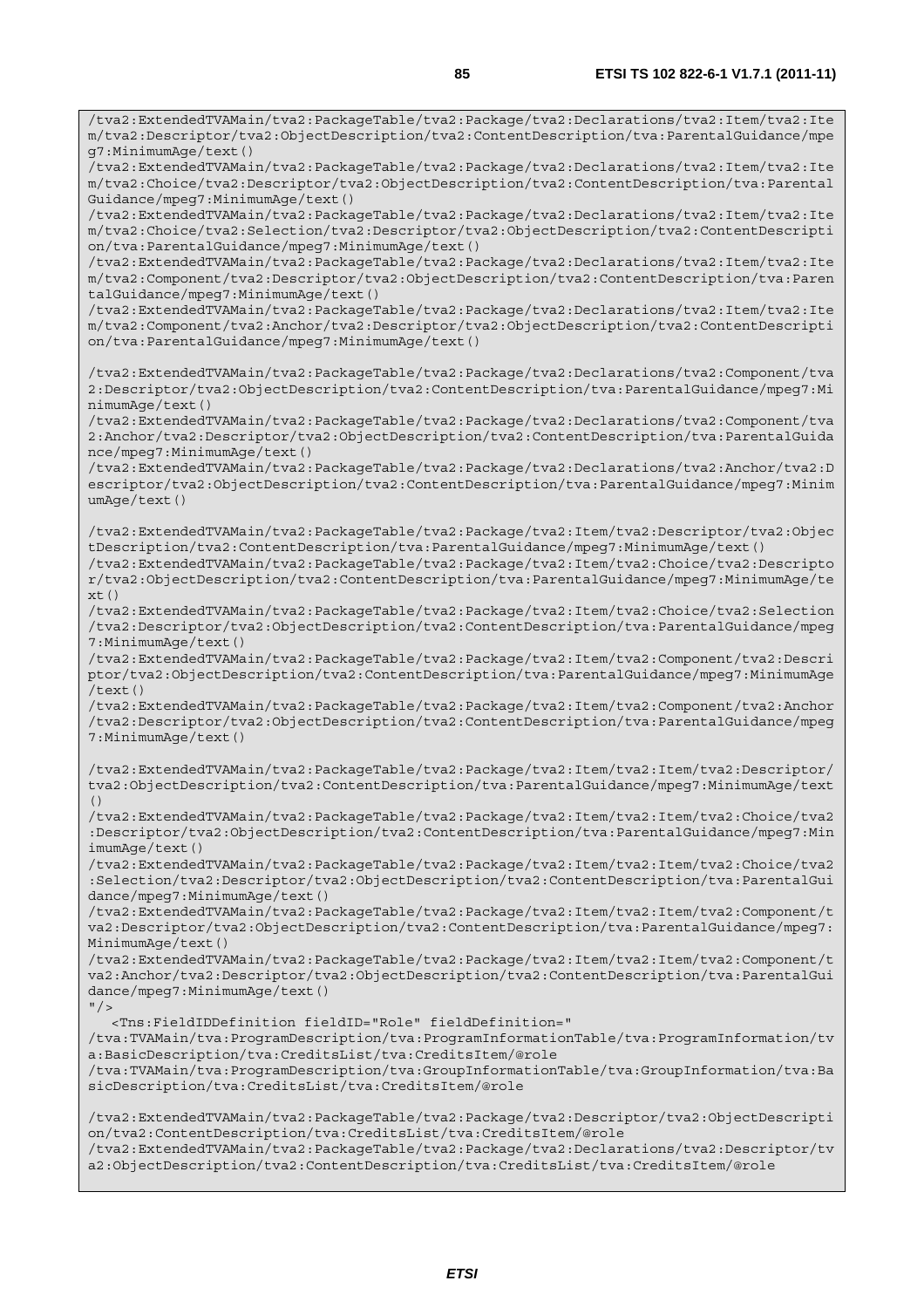```
/tva2:ExtendedTVAMain/tva2:PackageTable/tva2:Package/tva2:Declarations/tva2:Item/tva2:Item/tva2:Descriptor/tva2:ObjectDescription/tva2:ContentDescription/tva:ParentalGuidance/mpeg7:MinimumAge/text()
/tva2:ExtendedTVAMain/tva2:PackageTable/tva2:Package/tva2:Declarations/tva2:Item/tva2:Item/tva2:Choice/tva2:Descriptor/tva2:ObjectDescription/tva2:ContentDescription/tva:ParentalGuidance/mpeg7:MinimumAge/text()
/tva2:ExtendedTVAMain/tva2:PackageTable/tva2:Package/tva2:Declarations/tva2:Item/tva2:Item/tva2:Choice/tva2:Selection/tva2:Descriptor/tva2:ObjectDescription/tva2:ContentDescription/tva:ParentalGuidance/mpeg7:MinimumAge/text()
/tva2:ExtendedTVAMain/tva2:PackageTable/tva2:Package/tva2:Declarations/tva2:Item/tva2:Item/tva2:Component/tva2:Descriptor/tva2:ObjectDescription/tva2:ContentDescription/tva:ParentalGuidance/mpeg7:MinimumAge/text()
/tva2:ExtendedTVAMain/tva2:PackageTable/tva2:Package/tva2:Declarations/tva2:Item/tva2:Item/tva2:Component/tva2:Anchor/tva2:Descriptor/tva2:ObjectDescription/tva2:ContentDescription/tva:ParentalGuidance/mpeg7:MinimumAge/text()

/tva2:ExtendedTVAMain/tva2:PackageTable/tva2:Package/tva2:Declarations/tva2:Component/tva2:Descriptor/tva2:ObjectDescription/tva2:ContentDescription/tva:ParentalGuidance/mpeg7:MinimumAge/text()
/tva2:ExtendedTVAMain/tva2:PackageTable/tva2:Package/tva2:Declarations/tva2:Component/tva2:Anchor/tva2:Descriptor/tva2:ObjectDescription/tva2:ContentDescription/tva:ParentalGuidance/mpeg7:MinimumAge/text()
/tva2:ExtendedTVAMain/tva2:PackageTable/tva2:Package/tva2:Declarations/tva2:Anchor/tva2:Descriptor/tva2:ObjectDescription/tva2:ContentDescription/tva:ParentalGuidance/mpeg7:MinimumAge/text()

/tva2:ExtendedTVAMain/tva2:PackageTable/tva2:Package/tva2:Item/tva2:Descriptor/tva2:ObjectDescription/tva2:ContentDescription/tva:ParentalGuidance/mpeg7:MinimumAge/text()
/tva2:ExtendedTVAMain/tva2:PackageTable/tva2:Package/tva2:Item/tva2:Choice/tva2:Descriptor/tva2:ObjectDescription/tva2:ContentDescription/tva:ParentalGuidance/mpeg7:MinimumAge/text()
/tva2:ExtendedTVAMain/tva2:PackageTable/tva2:Package/tva2:Item/tva2:Choice/tva2:Selection/tva2:Descriptor/tva2:ObjectDescription/tva2:ContentDescription/tva:ParentalGuidance/mpeg7:MinimumAge/text()
/tva2:ExtendedTVAMain/tva2:PackageTable/tva2:Package/tva2:Item/tva2:Component/tva2:Descriptor/tva2:ObjectDescription/tva2:ContentDescription/tva:ParentalGuidance/mpeg7:MinimumAge/text()
/tva2:ExtendedTVAMain/tva2:PackageTable/tva2:Package/tva2:Item/tva2:Component/tva2:Anchor/tva2:Descriptor/tva2:ObjectDescription/tva2:ContentDescription/tva:ParentalGuidance/mpeg7:MinimumAge/text()

/tva2:ExtendedTVAMain/tva2:PackageTable/tva2:Package/tva2:Item/tva2:Item/tva2:Descriptor/tva2:ObjectDescription/tva2:ContentDescription/tva:ParentalGuidance/mpeg7:MinimumAge/text()
/tva2:ExtendedTVAMain/tva2:PackageTable/tva2:Package/tva2:Item/tva2:Item/tva2:Choice/tva2:Descriptor/tva2:ObjectDescription/tva2:ContentDescription/tva:ParentalGuidance/mpeg7:MinimumAge/text()
/tva2:ExtendedTVAMain/tva2:PackageTable/tva2:Package/tva2:Item/tva2:Item/tva2:Choice/tva2:Selection/tva2:Descriptor/tva2:ObjectDescription/tva2:ContentDescription/tva:ParentalGuidance/mpeg7:MinimumAge/text()
/tva2:ExtendedTVAMain/tva2:PackageTable/tva2:Package/tva2:Item/tva2:Item/tva2:Component/tva2:Descriptor/tva2:ObjectDescription/tva2:ContentDescription/tva:ParentalGuidance/mpeg7:MinimumAge/text()
/tva2:ExtendedTVAMain/tva2:PackageTable/tva2:Package/tva2:Item/tva2:Item/tva2:Component/tva2:Anchor/tva2:Descriptor/tva2:ObjectDescription/tva2:ContentDescription/tva:ParentalGuidance/mpeg7:MinimumAge/text()
"/>
   <Tns:FieldIDDefinition fieldID="Role" fieldDefinition="
/tva:TVAMain/tva:ProgramDescription/tva:ProgramInformationTable/tva:ProgramInformation/tva:BasicDescription/tva:CreditsList/tva:CreditsItem/@role
/tva:TVAMain/tva:ProgramDescription/tva:GroupInformationTable/tva:GroupInformation/tva:BasicDescription/tva:CreditsList/tva:CreditsItem/@role

/tva2:ExtendedTVAMain/tva2:PackageTable/tva2:Package/tva2:Descriptor/tva2:ObjectDescription/tva2:ContentDescription/tva:CreditsList/tva:CreditsItem/@role
/tva2:ExtendedTVAMain/tva2:PackageTable/tva2:Package/tva2:Declarations/tva2:Descriptor/tva2:ObjectDescription/tva2:ContentDescription/tva:CreditsList/tva:CreditsItem/@role
```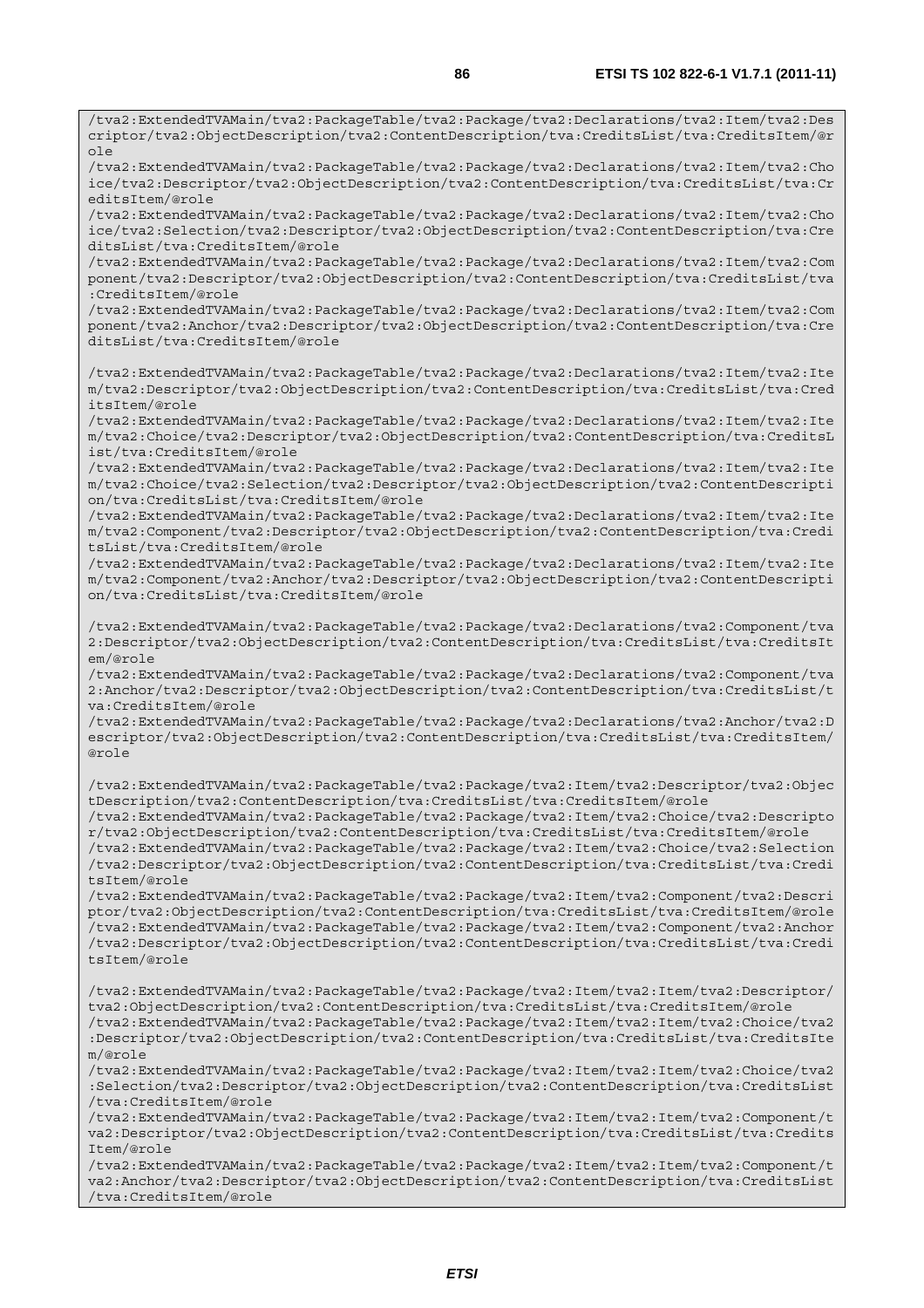```
/tva2:ExtendedTVAMain/tva2:PackageTable/tva2:Package/tva2:Declarations/tva2:Item/tva2:Descriptor/tva2:ObjectDescription/tva2:ContentDescription/tva:CreditsList/tva:CreditsItem/@role
/tva2:ExtendedTVAMain/tva2:PackageTable/tva2:Package/tva2:Declarations/tva2:Item/tva2:Choice/tva2:Descriptor/tva2:ObjectDescription/tva2:ContentDescription/tva:CreditsList/tva:CreditsItem/@role
/tva2:ExtendedTVAMain/tva2:PackageTable/tva2:Package/tva2:Declarations/tva2:Item/tva2:Choice/tva2:Selection/tva2:Descriptor/tva2:ObjectDescription/tva2:ContentDescription/tva:CreditsList/tva:CreditsItem/@role
/tva2:ExtendedTVAMain/tva2:PackageTable/tva2:Package/tva2:Declarations/tva2:Item/tva2:Component/tva2:Descriptor/tva2:ObjectDescription/tva2:ContentDescription/tva:CreditsList/tva:CreditsItem/@role
/tva2:ExtendedTVAMain/tva2:PackageTable/tva2:Package/tva2:Declarations/tva2:Item/tva2:Component/tva2:Anchor/tva2:Descriptor/tva2:ObjectDescription/tva2:ContentDescription/tva:CreditsList/tva:CreditsItem/@role

/tva2:ExtendedTVAMain/tva2:PackageTable/tva2:Package/tva2:Declarations/tva2:Item/tva2:Item/tva2:Descriptor/tva2:ObjectDescription/tva2:ContentDescription/tva:CreditsList/tva:CreditsItem/@role
/tva2:ExtendedTVAMain/tva2:PackageTable/tva2:Package/tva2:Declarations/tva2:Item/tva2:Item/tva2:Choice/tva2:Descriptor/tva2:ObjectDescription/tva2:ContentDescription/tva:CreditsList/tva:CreditsItem/@role
/tva2:ExtendedTVAMain/tva2:PackageTable/tva2:Package/tva2:Declarations/tva2:Item/tva2:Item/tva2:Choice/tva2:Selection/tva2:Descriptor/tva2:ObjectDescription/tva2:ContentDescription/tva:CreditsList/tva:CreditsItem/@role
/tva2:ExtendedTVAMain/tva2:PackageTable/tva2:Package/tva2:Declarations/tva2:Item/tva2:Item/tva2:Component/tva2:Descriptor/tva2:ObjectDescription/tva2:ContentDescription/tva:CreditsList/tva:CreditsItem/@role
/tva2:ExtendedTVAMain/tva2:PackageTable/tva2:Package/tva2:Declarations/tva2:Item/tva2:Item/tva2:Component/tva2:Anchor/tva2:Descriptor/tva2:ObjectDescription/tva2:ContentDescription/tva:CreditsList/tva:CreditsItem/@role

/tva2:ExtendedTVAMain/tva2:PackageTable/tva2:Package/tva2:Declarations/tva2:Component/tva2:Descriptor/tva2:ObjectDescription/tva2:ContentDescription/tva:CreditsList/tva:CreditsItem/@role
/tva2:ExtendedTVAMain/tva2:PackageTable/tva2:Package/tva2:Declarations/tva2:Component/tva2:Anchor/tva2:Descriptor/tva2:ObjectDescription/tva2:ContentDescription/tva:CreditsList/tva:CreditsItem/@role
/tva2:ExtendedTVAMain/tva2:PackageTable/tva2:Package/tva2:Declarations/tva2:Anchor/tva2:Descriptor/tva2:ObjectDescription/tva2:ContentDescription/tva:CreditsList/tva:CreditsItem/@role

/tva2:ExtendedTVAMain/tva2:PackageTable/tva2:Package/tva2:Item/tva2:Descriptor/tva2:ObjectDescription/tva2:ContentDescription/tva:CreditsList/tva:CreditsItem/@role
/tva2:ExtendedTVAMain/tva2:PackageTable/tva2:Package/tva2:Item/tva2:Choice/tva2:Descriptor/tva2:ObjectDescription/tva2:ContentDescription/tva:CreditsList/tva:CreditsItem/@role
/tva2:ExtendedTVAMain/tva2:PackageTable/tva2:Package/tva2:Item/tva2:Choice/tva2:Selection/tva2:Descriptor/tva2:ObjectDescription/tva2:ContentDescription/tva:CreditsList/tva:CreditsItem/@role
/tva2:ExtendedTVAMain/tva2:PackageTable/tva2:Package/tva2:Item/tva2:Component/tva2:Descriptor/tva2:ObjectDescription/tva2:ContentDescription/tva:CreditsList/tva:CreditsItem/@role
/tva2:ExtendedTVAMain/tva2:PackageTable/tva2:Package/tva2:Item/tva2:Component/tva2:Anchor/tva2:Descriptor/tva2:ObjectDescription/tva2:ContentDescription/tva:CreditsList/tva:CreditsItem/@role

/tva2:ExtendedTVAMain/tva2:PackageTable/tva2:Package/tva2:Item/tva2:Item/tva2:Descriptor/tva2:ObjectDescription/tva2:ContentDescription/tva:CreditsList/tva:CreditsItem/@role
/tva2:ExtendedTVAMain/tva2:PackageTable/tva2:Package/tva2:Item/tva2:Item/tva2:Choice/tva2:Descriptor/tva2:ObjectDescription/tva2:ContentDescription/tva:CreditsList/tva:CreditsItem/@role
/tva2:ExtendedTVAMain/tva2:PackageTable/tva2:Package/tva2:Item/tva2:Item/tva2:Choice/tva2:Selection/tva2:Descriptor/tva2:ObjectDescription/tva2:ContentDescription/tva:CreditsList/tva:CreditsItem/@role
/tva2:ExtendedTVAMain/tva2:PackageTable/tva2:Package/tva2:Item/tva2:Item/tva2:Component/tva2:Descriptor/tva2:ObjectDescription/tva2:ContentDescription/tva:CreditsList/tva:CreditsItem/@role
/tva2:ExtendedTVAMain/tva2:PackageTable/tva2:Package/tva2:Item/tva2:Item/tva2:Component/tva2:Anchor/tva2:Descriptor/tva2:ObjectDescription/tva2:ContentDescription/tva:CreditsList/tva:CreditsItem/@role
```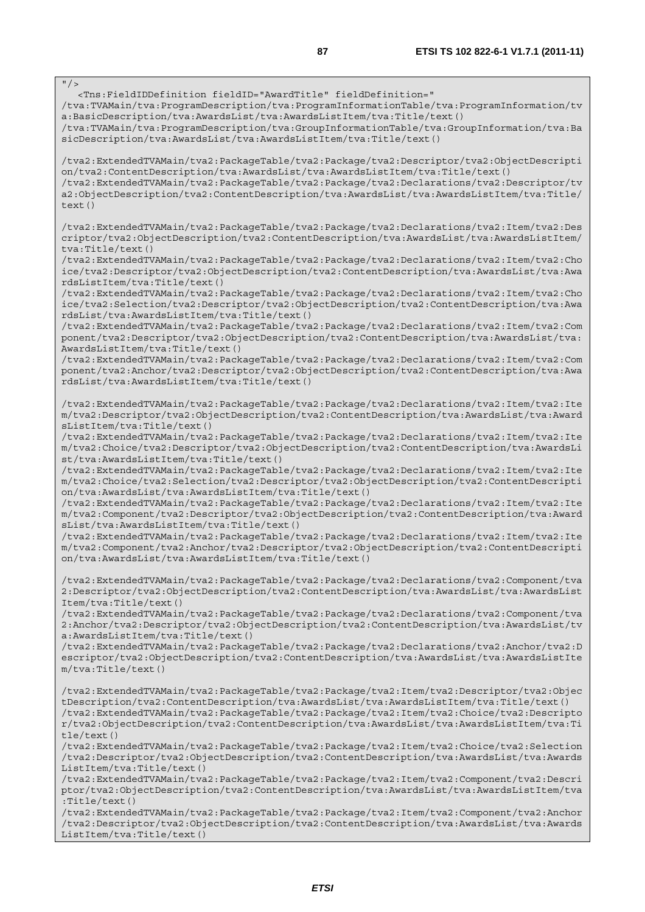```
"/>
   <Tns:FieldIDDefinition fieldID="AwardTitle" fieldDefinition="
/tva:TVAMain/tva:ProgramDescription/tva:ProgramInformationTable/tva:ProgramInformation/tva:BasicDescription/tva:AwardsList/tva:AwardsListItem/tva:Title/text()
/tva:TVAMain/tva:ProgramDescription/tva:GroupInformationTable/tva:GroupInformation/tva:BasicDescription/tva:AwardsList/tva:AwardsListItem/tva:Title/text()

/tva2:ExtendedTVAMain/tva2:PackageTable/tva2:Package/tva2:Descriptor/tva2:ObjectDescription/tva2:ContentDescription/tva:AwardsList/tva:AwardsListItem/tva:Title/text()
/tva2:ExtendedTVAMain/tva2:PackageTable/tva2:Package/tva2:Declarations/tva2:Descriptor/tva2:ObjectDescription/tva2:ContentDescription/tva:AwardsList/tva:AwardsListItem/tva:Title/text()

/tva2:ExtendedTVAMain/tva2:PackageTable/tva2:Package/tva2:Declarations/tva2:Item/tva2:Descriptor/tva2:ObjectDescription/tva2:ContentDescription/tva:AwardsList/tva:AwardsListItem/tva:Title/text()
/tva2:ExtendedTVAMain/tva2:PackageTable/tva2:Package/tva2:Declarations/tva2:Item/tva2:Choice/tva2:Descriptor/tva2:ObjectDescription/tva2:ContentDescription/tva:AwardsList/tva:AwardsListItem/tva:Title/text()
/tva2:ExtendedTVAMain/tva2:PackageTable/tva2:Package/tva2:Declarations/tva2:Item/tva2:Choice/tva2:Selection/tva2:Descriptor/tva2:ObjectDescription/tva2:ContentDescription/tva:AwardsList/tva:AwardsListItem/tva:Title/text()
/tva2:ExtendedTVAMain/tva2:PackageTable/tva2:Package/tva2:Declarations/tva2:Item/tva2:Component/tva2:Descriptor/tva2:ObjectDescription/tva2:ContentDescription/tva:AwardsList/tva:AwardsListItem/tva:Title/text()
/tva2:ExtendedTVAMain/tva2:PackageTable/tva2:Package/tva2:Declarations/tva2:Item/tva2:Component/tva2:Anchor/tva2:Descriptor/tva2:ObjectDescription/tva2:ContentDescription/tva:AwardsList/tva:AwardsListItem/tva:Title/text()

/tva2:ExtendedTVAMain/tva2:PackageTable/tva2:Package/tva2:Declarations/tva2:Item/tva2:Item/tva2:Descriptor/tva2:ObjectDescription/tva2:ContentDescription/tva:AwardsList/tva:AwardsListItem/tva:Title/text()
/tva2:ExtendedTVAMain/tva2:PackageTable/tva2:Package/tva2:Declarations/tva2:Item/tva2:Item/tva2:Choice/tva2:Descriptor/tva2:ObjectDescription/tva2:ContentDescription/tva:AwardsList/tva:AwardsListItem/tva:Title/text()
/tva2:ExtendedTVAMain/tva2:PackageTable/tva2:Package/tva2:Declarations/tva2:Item/tva2:Item/tva2:Choice/tva2:Selection/tva2:Descriptor/tva2:ObjectDescription/tva2:ContentDescription/tva:AwardsList/tva:AwardsListItem/tva:Title/text()
/tva2:ExtendedTVAMain/tva2:PackageTable/tva2:Package/tva2:Declarations/tva2:Item/tva2:Item/tva2:Component/tva2:Descriptor/tva2:ObjectDescription/tva2:ContentDescription/tva:AwardsList/tva:AwardsListItem/tva:Title/text()
/tva2:ExtendedTVAMain/tva2:PackageTable/tva2:Package/tva2:Declarations/tva2:Item/tva2:Item/tva2:Component/tva2:Anchor/tva2:Descriptor/tva2:ObjectDescription/tva2:ContentDescription/tva:AwardsList/tva:AwardsListItem/tva:Title/text()

/tva2:ExtendedTVAMain/tva2:PackageTable/tva2:Package/tva2:Declarations/tva2:Component/tva2:Descriptor/tva2:ObjectDescription/tva2:ContentDescription/tva:AwardsList/tva:AwardsListItem/tva:Title/text()
/tva2:ExtendedTVAMain/tva2:PackageTable/tva2:Package/tva2:Declarations/tva2:Component/tva2:Anchor/tva2:Descriptor/tva2:ObjectDescription/tva2:ContentDescription/tva:AwardsList/tva:AwardsListItem/tva:Title/text()
/tva2:ExtendedTVAMain/tva2:PackageTable/tva2:Package/tva2:Declarations/tva2:Anchor/tva2:Descriptor/tva2:ObjectDescription/tva2:ContentDescription/tva:AwardsList/tva:AwardsListItem/tva:Title/text()

/tva2:ExtendedTVAMain/tva2:PackageTable/tva2:Package/tva2:Item/tva2:Descriptor/tva2:ObjectDescription/tva2:ContentDescription/tva:AwardsList/tva:AwardsListItem/tva:Title/text()
/tva2:ExtendedTVAMain/tva2:PackageTable/tva2:Package/tva2:Item/tva2:Choice/tva2:Descriptor/tva2:ObjectDescription/tva2:ContentDescription/tva:AwardsList/tva:AwardsListItem/tva:Title/text()
/tva2:ExtendedTVAMain/tva2:PackageTable/tva2:Package/tva2:Item/tva2:Choice/tva2:Selection/tva2:Descriptor/tva2:ObjectDescription/tva2:ContentDescription/tva:AwardsList/tva:AwardsListItem/tva:Title/text()
/tva2:ExtendedTVAMain/tva2:PackageTable/tva2:Package/tva2:Item/tva2:Component/tva2:Descriptor/tva2:ObjectDescription/tva2:ContentDescription/tva:AwardsList/tva:AwardsListItem/tva:Title/text()
/tva2:ExtendedTVAMain/tva2:PackageTable/tva2:Package/tva2:Item/tva2:Component/tva2:Anchor/tva2:Descriptor/tva2:ObjectDescription/tva2:ContentDescription/tva:AwardsList/tva:AwardsListItem/tva:Title/text()
```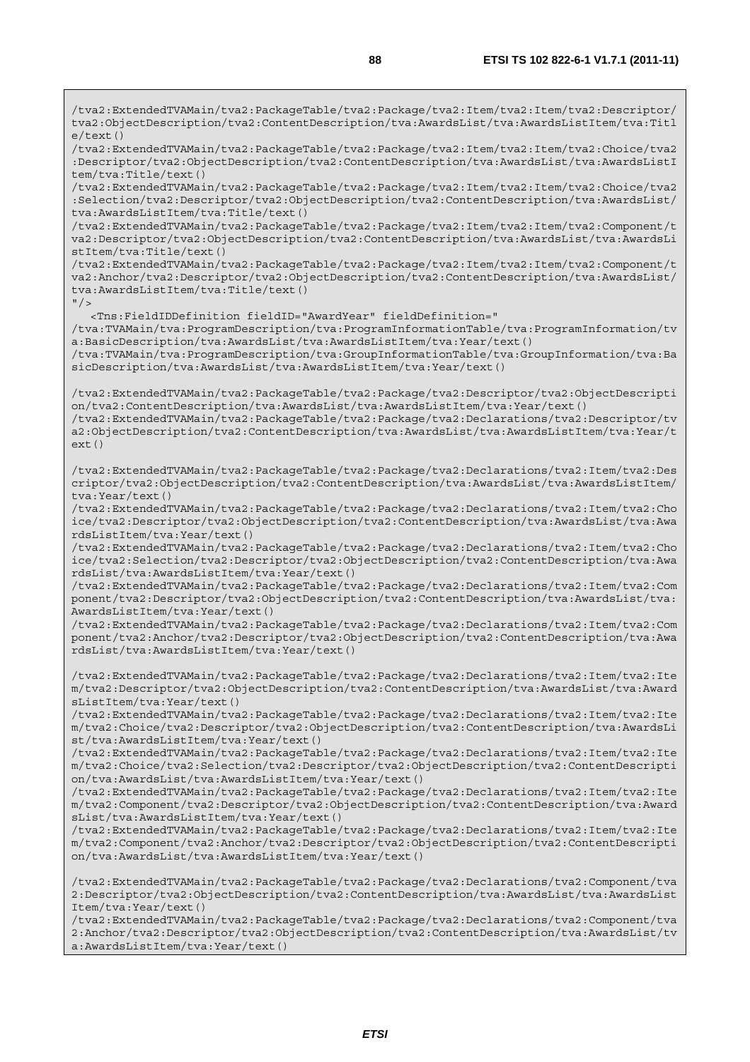```
/tva2:ExtendedTVAMain/tva2:PackageTable/tva2:Package/tva2:Item/tva2:Item/tva2:Descriptor/tva2:ObjectDescription/tva2:ContentDescription/tva:AwardsList/tva:AwardsListItem/tva:Title/text()
/tva2:ExtendedTVAMain/tva2:PackageTable/tva2:Package/tva2:Item/tva2:Item/tva2:Choice/tva2:Descriptor/tva2:ObjectDescription/tva2:ContentDescription/tva:AwardsList/tva:AwardsListItem/tva:Title/text()
/tva2:ExtendedTVAMain/tva2:PackageTable/tva2:Package/tva2:Item/tva2:Item/tva2:Choice/tva2:Selection/tva2:Descriptor/tva2:ObjectDescription/tva2:ContentDescription/tva:AwardsList/tva:AwardsListItem/tva:Title/text()
/tva2:ExtendedTVAMain/tva2:PackageTable/tva2:Package/tva2:Item/tva2:Item/tva2:Component/tva2:Descriptor/tva2:ObjectDescription/tva2:ContentDescription/tva:AwardsList/tva:AwardsListItem/tva:Title/text()
/tva2:ExtendedTVAMain/tva2:PackageTable/tva2:Package/tva2:Item/tva2:Item/tva2:Component/tva2:Anchor/tva2:Descriptor/tva2:ObjectDescription/tva2:ContentDescription/tva:AwardsList/tva:AwardsListItem/tva:Title/text()
"/>
   <Tns:FieldIDDefinition fieldID="AwardYear" fieldDefinition="
/tva:TVAMain/tva:ProgramDescription/tva:ProgramInformationTable/tva:ProgramInformation/tva:BasicDescription/tva:AwardsList/tva:AwardsListItem/tva:Year/text()
/tva:TVAMain/tva:ProgramDescription/tva:GroupInformationTable/tva:GroupInformation/tva:BasicDescription/tva:AwardsList/tva:AwardsListItem/tva:Year/text()

/tva2:ExtendedTVAMain/tva2:PackageTable/tva2:Package/tva2:Descriptor/tva2:ObjectDescription/tva2:ContentDescription/tva:AwardsList/tva:AwardsListItem/tva:Year/text()
/tva2:ExtendedTVAMain/tva2:PackageTable/tva2:Package/tva2:Declarations/tva2:Descriptor/tva2:ObjectDescription/tva2:ContentDescription/tva:AwardsList/tva:AwardsListItem/tva:Year/text()

/tva2:ExtendedTVAMain/tva2:PackageTable/tva2:Package/tva2:Declarations/tva2:Item/tva2:Descriptor/tva2:ObjectDescription/tva2:ContentDescription/tva:AwardsList/tva:AwardsListItem/tva:Year/text()
/tva2:ExtendedTVAMain/tva2:PackageTable/tva2:Package/tva2:Declarations/tva2:Item/tva2:Choice/tva2:Descriptor/tva2:ObjectDescription/tva2:ContentDescription/tva:AwardsList/tva:AwardsListItem/tva:Year/text()
/tva2:ExtendedTVAMain/tva2:PackageTable/tva2:Package/tva2:Declarations/tva2:Item/tva2:Choice/tva2:Selection/tva2:Descriptor/tva2:ObjectDescription/tva2:ContentDescription/tva:AwardsList/tva:AwardsListItem/tva:Year/text()
/tva2:ExtendedTVAMain/tva2:PackageTable/tva2:Package/tva2:Declarations/tva2:Item/tva2:Component/tva2:Descriptor/tva2:ObjectDescription/tva2:ContentDescription/tva:AwardsList/tva:AwardsListItem/tva:Year/text()
/tva2:ExtendedTVAMain/tva2:PackageTable/tva2:Package/tva2:Declarations/tva2:Item/tva2:Component/tva2:Anchor/tva2:Descriptor/tva2:ObjectDescription/tva2:ContentDescription/tva:AwardsList/tva:AwardsListItem/tva:Year/text()

/tva2:ExtendedTVAMain/tva2:PackageTable/tva2:Package/tva2:Declarations/tva2:Item/tva2:Item/tva2:Descriptor/tva2:ObjectDescription/tva2:ContentDescription/tva:AwardsList/tva:AwardsListItem/tva:Year/text()
/tva2:ExtendedTVAMain/tva2:PackageTable/tva2:Package/tva2:Declarations/tva2:Item/tva2:Item/tva2:Choice/tva2:Descriptor/tva2:ObjectDescription/tva2:ContentDescription/tva:AwardsList/tva:AwardsListItem/tva:Year/text()
/tva2:ExtendedTVAMain/tva2:PackageTable/tva2:Package/tva2:Declarations/tva2:Item/tva2:Item/tva2:Choice/tva2:Selection/tva2:Descriptor/tva2:ObjectDescription/tva2:ContentDescription/tva:AwardsList/tva:AwardsListItem/tva:Year/text()
/tva2:ExtendedTVAMain/tva2:PackageTable/tva2:Package/tva2:Declarations/tva2:Item/tva2:Item/tva2:Component/tva2:Descriptor/tva2:ObjectDescription/tva2:ContentDescription/tva:AwardsList/tva:AwardsListItem/tva:Year/text()
/tva2:ExtendedTVAMain/tva2:PackageTable/tva2:Package/tva2:Declarations/tva2:Item/tva2:Item/tva2:Component/tva2:Anchor/tva2:Descriptor/tva2:ObjectDescription/tva2:ContentDescription/tva:AwardsList/tva:AwardsListItem/tva:Year/text()

/tva2:ExtendedTVAMain/tva2:PackageTable/tva2:Package/tva2:Declarations/tva2:Component/tva2:Descriptor/tva2:ObjectDescription/tva2:ContentDescription/tva:AwardsList/tva:AwardsListItem/tva:Year/text()
/tva2:ExtendedTVAMain/tva2:PackageTable/tva2:Package/tva2:Declarations/tva2:Component/tva2:Anchor/tva2:Descriptor/tva2:ObjectDescription/tva2:ContentDescription/tva:AwardsList/tva:AwardsListItem/tva:Year/text()
```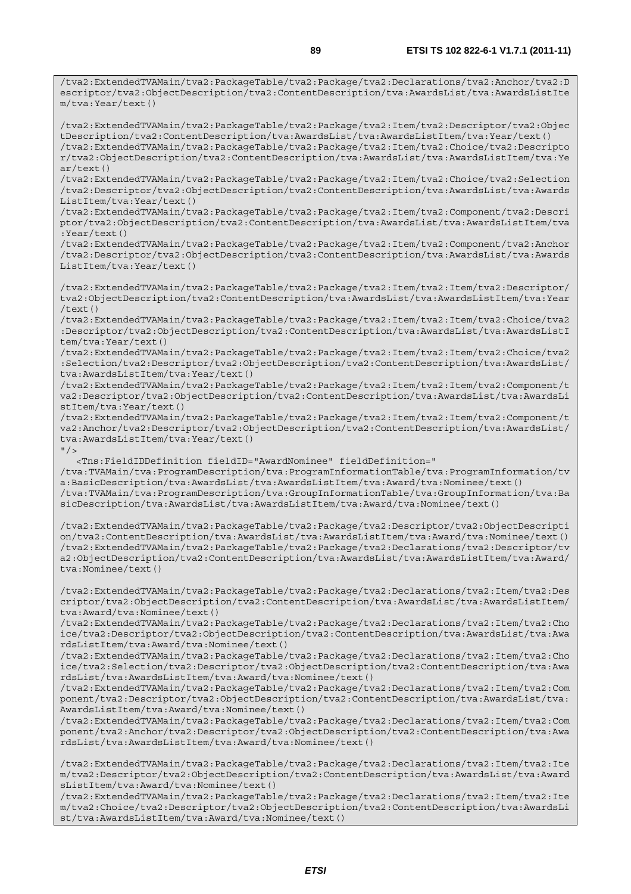```
/tva2:ExtendedTVAMain/tva2:PackageTable/tva2:Package/tva2:Declarations/tva2:Anchor/tva2:Descriptor/tva2:ObjectDescription/tva2:ContentDescription/tva:AwardsList/tva:AwardsListItem/tva:Year/text()

/tva2:ExtendedTVAMain/tva2:PackageTable/tva2:Package/tva2:Item/tva2:Descriptor/tva2:ObjectDescription/tva2:ContentDescription/tva:AwardsList/tva:AwardsListItem/tva:Year/text()
/tva2:ExtendedTVAMain/tva2:PackageTable/tva2:Package/tva2:Item/tva2:Choice/tva2:Descriptor/tva2:ObjectDescription/tva2:ContentDescription/tva:AwardsList/tva:AwardsListItem/tva:Year/text()
/tva2:ExtendedTVAMain/tva2:PackageTable/tva2:Package/tva2:Item/tva2:Choice/tva2:Selection/tva2:Descriptor/tva2:ObjectDescription/tva2:ContentDescription/tva:AwardsList/tva:AwardsListItem/tva:Year/text()
/tva2:ExtendedTVAMain/tva2:PackageTable/tva2:Package/tva2:Item/tva2:Component/tva2:Descriptor/tva2:ObjectDescription/tva2:ContentDescription/tva:AwardsList/tva:AwardsListItem/tva:Year/text()
/tva2:ExtendedTVAMain/tva2:PackageTable/tva2:Package/tva2:Item/tva2:Component/tva2:Anchor/tva2:Descriptor/tva2:ObjectDescription/tva2:ContentDescription/tva:AwardsList/tva:AwardsListItem/tva:Year/text()

/tva2:ExtendedTVAMain/tva2:PackageTable/tva2:Package/tva2:Item/tva2:Item/tva2:Descriptor/tva2:ObjectDescription/tva2:ContentDescription/tva:AwardsList/tva:AwardsListItem/tva:Year/text()
/tva2:ExtendedTVAMain/tva2:PackageTable/tva2:Package/tva2:Item/tva2:Item/tva2:Choice/tva2:Descriptor/tva2:ObjectDescription/tva2:ContentDescription/tva:AwardsList/tva:AwardsListItem/tva:Year/text()
/tva2:ExtendedTVAMain/tva2:PackageTable/tva2:Package/tva2:Item/tva2:Item/tva2:Choice/tva2:Selection/tva2:Descriptor/tva2:ObjectDescription/tva2:ContentDescription/tva:AwardsList/tva:AwardsListItem/tva:Year/text()
/tva2:ExtendedTVAMain/tva2:PackageTable/tva2:Package/tva2:Item/tva2:Item/tva2:Component/tva2:Descriptor/tva2:ObjectDescription/tva2:ContentDescription/tva:AwardsList/tva:AwardsListItem/tva:Year/text()
/tva2:ExtendedTVAMain/tva2:PackageTable/tva2:Package/tva2:Item/tva2:Item/tva2:Component/tva2:Anchor/tva2:Descriptor/tva2:ObjectDescription/tva2:ContentDescription/tva:AwardsList/tva:AwardsListItem/tva:Year/text()
"/>
   <Tns:FieldIDDefinition fieldID="AwardNominee" fieldDefinition="
/tva:TVAMain/tva:ProgramDescription/tva:ProgramInformationTable/tva:ProgramInformation/tva:BasicDescription/tva:AwardsList/tva:AwardsListItem/tva:Award/tva:Nominee/text()
/tva:TVAMain/tva:ProgramDescription/tva:GroupInformationTable/tva:GroupInformation/tva:BasicDescription/tva:AwardsList/tva:AwardsListItem/tva:Award/tva:Nominee/text()

/tva2:ExtendedTVAMain/tva2:PackageTable/tva2:Package/tva2:Descriptor/tva2:ObjectDescription/tva2:ContentDescription/tva:AwardsList/tva:AwardsListItem/tva:Award/tva:Nominee/text()
/tva2:ExtendedTVAMain/tva2:PackageTable/tva2:Package/tva2:Declarations/tva2:Descriptor/tva2:ObjectDescription/tva2:ContentDescription/tva:AwardsList/tva:AwardsListItem/tva:Award/tva:Nominee/text()

/tva2:ExtendedTVAMain/tva2:PackageTable/tva2:Package/tva2:Declarations/tva2:Item/tva2:Descriptor/tva2:ObjectDescription/tva2:ContentDescription/tva:AwardsList/tva:AwardsListItem/tva:Award/tva:Nominee/text()
/tva2:ExtendedTVAMain/tva2:PackageTable/tva2:Package/tva2:Declarations/tva2:Item/tva2:Choice/tva2:Descriptor/tva2:ObjectDescription/tva2:ContentDescription/tva:AwardsList/tva:AwardsListItem/tva:Award/tva:Nominee/text()
/tva2:ExtendedTVAMain/tva2:PackageTable/tva2:Package/tva2:Declarations/tva2:Item/tva2:Choice/tva2:Selection/tva2:Descriptor/tva2:ObjectDescription/tva2:ContentDescription/tva:AwardsList/tva:AwardsListItem/tva:Award/tva:Nominee/text()
/tva2:ExtendedTVAMain/tva2:PackageTable/tva2:Package/tva2:Declarations/tva2:Item/tva2:Component/tva2:Descriptor/tva2:ObjectDescription/tva2:ContentDescription/tva:AwardsList/tva:AwardsListItem/tva:Award/tva:Nominee/text()
/tva2:ExtendedTVAMain/tva2:PackageTable/tva2:Package/tva2:Declarations/tva2:Item/tva2:Component/tva2:Anchor/tva2:Descriptor/tva2:ObjectDescription/tva2:ContentDescription/tva:AwardsList/tva:AwardsListItem/tva:Award/tva:Nominee/text()

/tva2:ExtendedTVAMain/tva2:PackageTable/tva2:Package/tva2:Declarations/tva2:Item/tva2:Item/tva2:Descriptor/tva2:ObjectDescription/tva2:ContentDescription/tva:AwardsList/tva:AwardsListItem/tva:Award/tva:Nominee/text()
/tva2:ExtendedTVAMain/tva2:PackageTable/tva2:Package/tva2:Declarations/tva2:Item/tva2:Item/tva2:Choice/tva2:Descriptor/tva2:ObjectDescription/tva2:ContentDescription/tva:AwardsList/tva:AwardsListItem/tva:Award/tva:Nominee/text()
```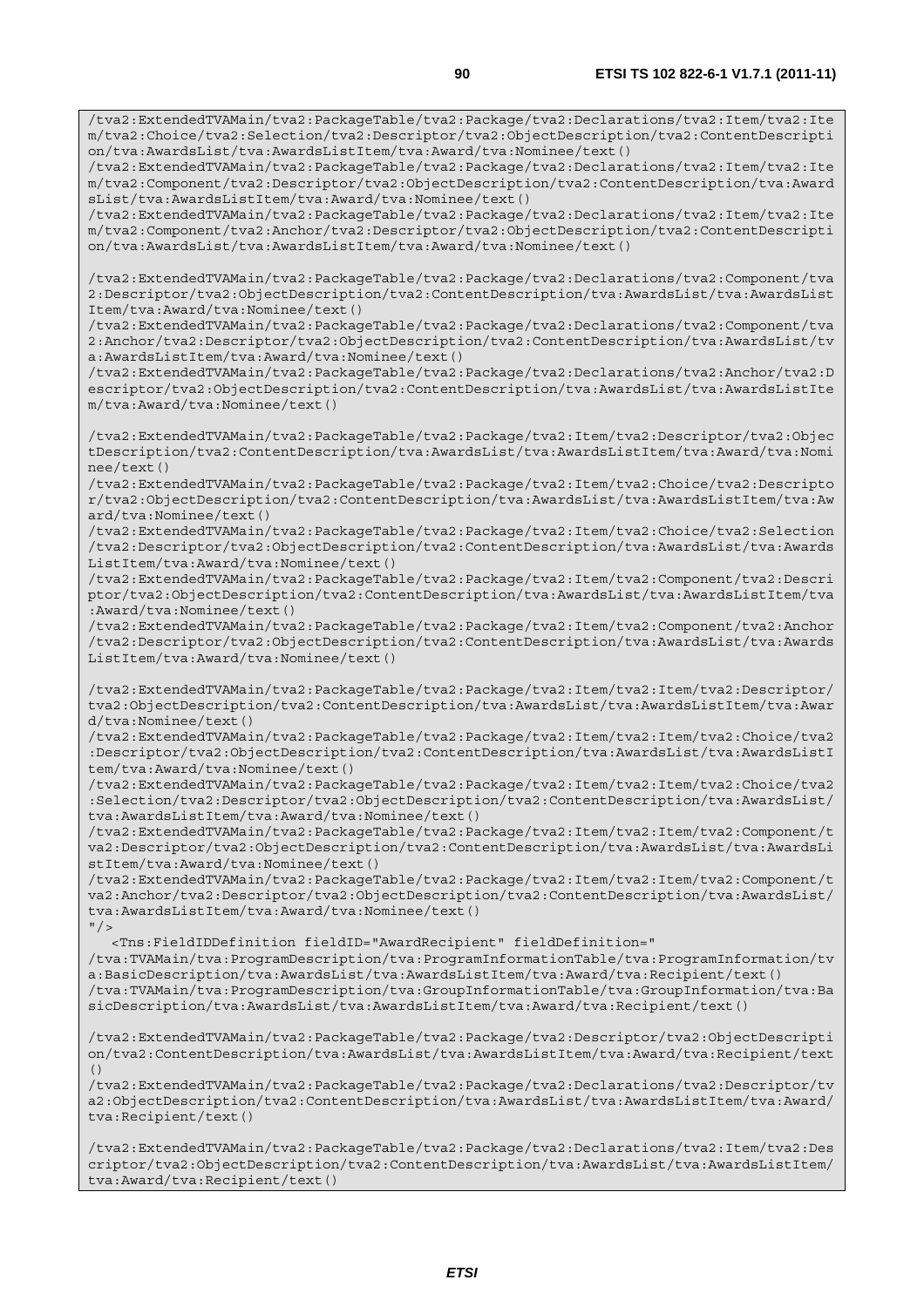```
/tva2:ExtendedTVAMain/tva2:PackageTable/tva2:Package/tva2:Declarations/tva2:Item/tva2:Item/tva2:Choice/tva2:Selection/tva2:Descriptor/tva2:ObjectDescription/tva2:ContentDescription/tva:AwardsList/tva:AwardsListItem/tva:Award/tva:Nominee/text()
/tva2:ExtendedTVAMain/tva2:PackageTable/tva2:Package/tva2:Declarations/tva2:Item/tva2:Item/tva2:Component/tva2:Descriptor/tva2:ObjectDescription/tva2:ContentDescription/tva:AwardsList/tva:AwardsListItem/tva:Award/tva:Nominee/text()
/tva2:ExtendedTVAMain/tva2:PackageTable/tva2:Package/tva2:Declarations/tva2:Item/tva2:Item/tva2:Component/tva2:Anchor/tva2:Descriptor/tva2:ObjectDescription/tva2:ContentDescription/tva:AwardsList/tva:AwardsListItem/tva:Award/tva:Nominee/text()

/tva2:ExtendedTVAMain/tva2:PackageTable/tva2:Package/tva2:Declarations/tva2:Component/tva2:Descriptor/tva2:ObjectDescription/tva2:ContentDescription/tva:AwardsList/tva:AwardsListItem/tva:Award/tva:Nominee/text()
/tva2:ExtendedTVAMain/tva2:PackageTable/tva2:Package/tva2:Declarations/tva2:Component/tva2:Anchor/tva2:Descriptor/tva2:ObjectDescription/tva2:ContentDescription/tva:AwardsList/tva:AwardsListItem/tva:Award/tva:Nominee/text()
/tva2:ExtendedTVAMain/tva2:PackageTable/tva2:Package/tva2:Declarations/tva2:Anchor/tva2:Descriptor/tva2:ObjectDescription/tva2:ContentDescription/tva:AwardsList/tva:AwardsListItem/tva:Award/tva:Nominee/text()

/tva2:ExtendedTVAMain/tva2:PackageTable/tva2:Package/tva2:Item/tva2:Descriptor/tva2:ObjectDescription/tva2:ContentDescription/tva:AwardsList/tva:AwardsListItem/tva:Award/tva:Nominee/text()
/tva2:ExtendedTVAMain/tva2:PackageTable/tva2:Package/tva2:Item/tva2:Choice/tva2:Descriptor/tva2:ObjectDescription/tva2:ContentDescription/tva:AwardsList/tva:AwardsListItem/tva:Award/tva:Nominee/text()
/tva2:ExtendedTVAMain/tva2:PackageTable/tva2:Package/tva2:Item/tva2:Choice/tva2:Selection/tva2:Descriptor/tva2:ObjectDescription/tva2:ContentDescription/tva:AwardsList/tva:AwardsListItem/tva:Award/tva:Nominee/text()
/tva2:ExtendedTVAMain/tva2:PackageTable/tva2:Package/tva2:Item/tva2:Component/tva2:Descriptor/tva2:ObjectDescription/tva2:ContentDescription/tva:AwardsList/tva:AwardsListItem/tva:Award/tva:Nominee/text()
/tva2:ExtendedTVAMain/tva2:PackageTable/tva2:Package/tva2:Item/tva2:Component/tva2:Anchor/tva2:Descriptor/tva2:ObjectDescription/tva2:ContentDescription/tva:AwardsList/tva:AwardsListItem/tva:Award/tva:Nominee/text()

/tva2:ExtendedTVAMain/tva2:PackageTable/tva2:Package/tva2:Item/tva2:Item/tva2:Descriptor/tva2:ObjectDescription/tva2:ContentDescription/tva:AwardsList/tva:AwardsListItem/tva:Award/tva:Nominee/text()
/tva2:ExtendedTVAMain/tva2:PackageTable/tva2:Package/tva2:Item/tva2:Item/tva2:Choice/tva2:Descriptor/tva2:ObjectDescription/tva2:ContentDescription/tva:AwardsList/tva:AwardsListItem/tva:Award/tva:Nominee/text()
/tva2:ExtendedTVAMain/tva2:PackageTable/tva2:Package/tva2:Item/tva2:Item/tva2:Choice/tva2:Selection/tva2:Descriptor/tva2:ObjectDescription/tva2:ContentDescription/tva:AwardsList/tva:AwardsListItem/tva:Award/tva:Nominee/text()
/tva2:ExtendedTVAMain/tva2:PackageTable/tva2:Package/tva2:Item/tva2:Item/tva2:Component/tva2:Descriptor/tva2:ObjectDescription/tva2:ContentDescription/tva:AwardsList/tva:AwardsListItem/tva:Award/tva:Nominee/text()
/tva2:ExtendedTVAMain/tva2:PackageTable/tva2:Package/tva2:Item/tva2:Item/tva2:Component/tva2:Anchor/tva2:Descriptor/tva2:ObjectDescription/tva2:ContentDescription/tva:AwardsList/tva:AwardsListItem/tva:Award/tva:Nominee/text()
"/>
   <Tns:FieldIDDefinition fieldID="AwardRecipient" fieldDefinition="
/tva:TVAMain/tva:ProgramDescription/tva:ProgramInformationTable/tva:ProgramInformation/tva:BasicDescription/tva:AwardsList/tva:AwardsListItem/tva:Award/tva:Recipient/text()
/tva:TVAMain/tva:ProgramDescription/tva:GroupInformationTable/tva:GroupInformation/tva:BasicDescription/tva:AwardsList/tva:AwardsListItem/tva:Award/tva:Recipient/text()

/tva2:ExtendedTVAMain/tva2:PackageTable/tva2:Package/tva2:Descriptor/tva2:ObjectDescription/tva2:ContentDescription/tva:AwardsList/tva:AwardsListItem/tva:Award/tva:Recipient/text()
/tva2:ExtendedTVAMain/tva2:PackageTable/tva2:Package/tva2:Declarations/tva2:Descriptor/tva2:ObjectDescription/tva2:ContentDescription/tva:AwardsList/tva:AwardsListItem/tva:Award/tva:Recipient/text()

/tva2:ExtendedTVAMain/tva2:PackageTable/tva2:Package/tva2:Declarations/tva2:Item/tva2:Descriptor/tva2:ObjectDescription/tva2:ContentDescription/tva:AwardsList/tva:AwardsListItem/tva:Award/tva:Recipient/text()
```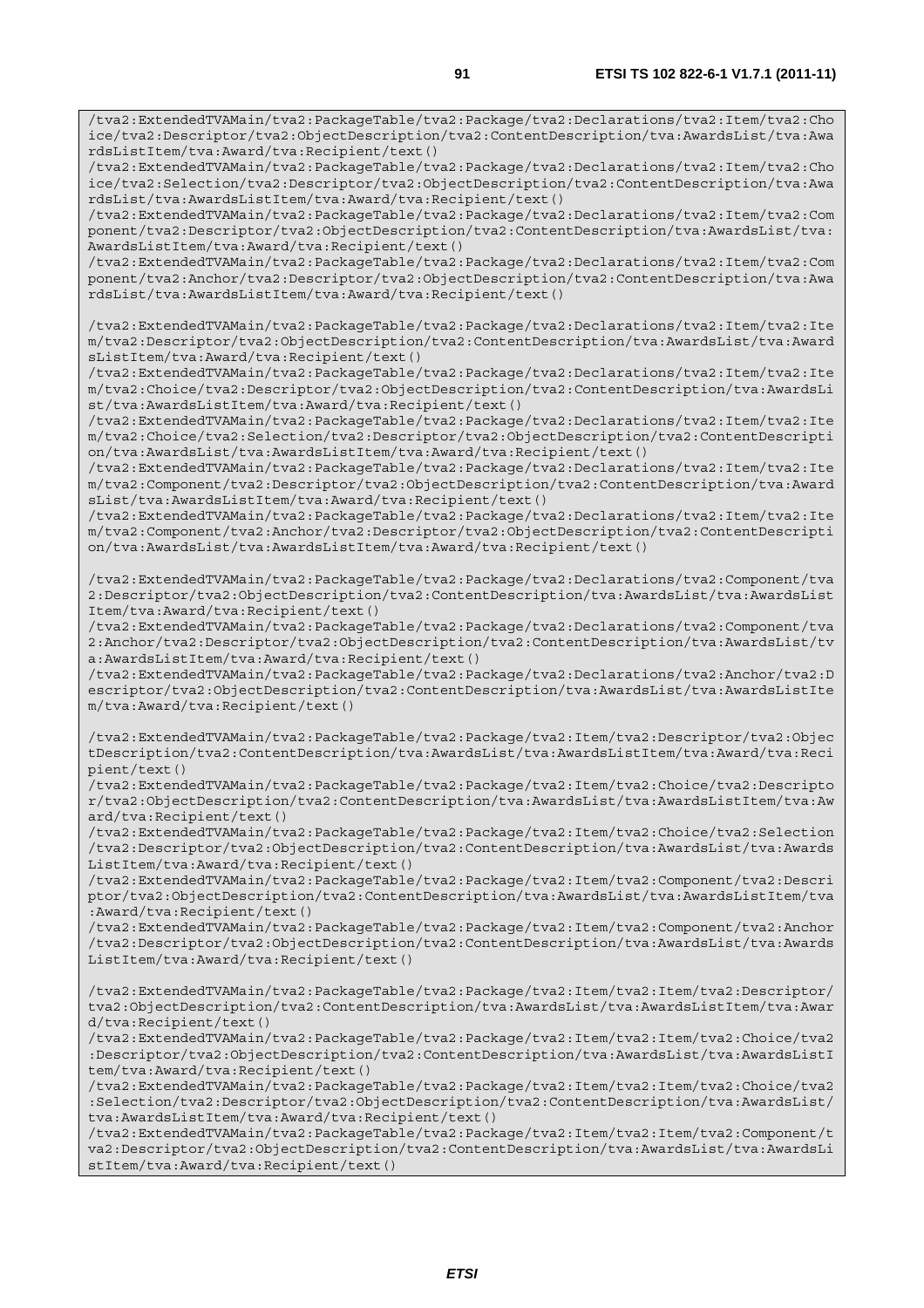```
/tva2:ExtendedTVAMain/tva2:PackageTable/tva2:Package/tva2:Declarations/tva2:Item/tva2:Choice/tva2:Descriptor/tva2:ObjectDescription/tva2:ContentDescription/tva:AwardsList/tva:AwardsListItem/tva:Award/tva:Recipient/text()
/tva2:ExtendedTVAMain/tva2:PackageTable/tva2:Package/tva2:Declarations/tva2:Item/tva2:Choice/tva2:Selection/tva2:Descriptor/tva2:ObjectDescription/tva2:ContentDescription/tva:AwardsList/tva:AwardsListItem/tva:Award/tva:Recipient/text()
/tva2:ExtendedTVAMain/tva2:PackageTable/tva2:Package/tva2:Declarations/tva2:Item/tva2:Component/tva2:Descriptor/tva2:ObjectDescription/tva2:ContentDescription/tva:AwardsList/tva:AwardsListItem/tva:Award/tva:Recipient/text()
/tva2:ExtendedTVAMain/tva2:PackageTable/tva2:Package/tva2:Declarations/tva2:Item/tva2:Component/tva2:Anchor/tva2:Descriptor/tva2:ObjectDescription/tva2:ContentDescription/tva:AwardsList/tva:AwardsListItem/tva:Award/tva:Recipient/text()

/tva2:ExtendedTVAMain/tva2:PackageTable/tva2:Package/tva2:Declarations/tva2:Item/tva2:Item/tva2:Descriptor/tva2:ObjectDescription/tva2:ContentDescription/tva:AwardsList/tva:AwardsListItem/tva:Award/tva:Recipient/text()
/tva2:ExtendedTVAMain/tva2:PackageTable/tva2:Package/tva2:Declarations/tva2:Item/tva2:Item/tva2:Choice/tva2:Descriptor/tva2:ObjectDescription/tva2:ContentDescription/tva:AwardsList/tva:AwardsListItem/tva:Award/tva:Recipient/text()
/tva2:ExtendedTVAMain/tva2:PackageTable/tva2:Package/tva2:Declarations/tva2:Item/tva2:Item/tva2:Choice/tva2:Selection/tva2:Descriptor/tva2:ObjectDescription/tva2:ContentDescription/tva:AwardsList/tva:AwardsListItem/tva:Award/tva:Recipient/text()
/tva2:ExtendedTVAMain/tva2:PackageTable/tva2:Package/tva2:Declarations/tva2:Item/tva2:Item/tva2:Component/tva2:Descriptor/tva2:ObjectDescription/tva2:ContentDescription/tva:AwardsList/tva:AwardsListItem/tva:Award/tva:Recipient/text()
/tva2:ExtendedTVAMain/tva2:PackageTable/tva2:Package/tva2:Declarations/tva2:Item/tva2:Item/tva2:Component/tva2:Anchor/tva2:Descriptor/tva2:ObjectDescription/tva2:ContentDescription/tva:AwardsList/tva:AwardsListItem/tva:Award/tva:Recipient/text()

/tva2:ExtendedTVAMain/tva2:PackageTable/tva2:Package/tva2:Declarations/tva2:Component/tva2:Descriptor/tva2:ObjectDescription/tva2:ContentDescription/tva:AwardsList/tva:AwardsListItem/tva:Award/tva:Recipient/text()
/tva2:ExtendedTVAMain/tva2:PackageTable/tva2:Package/tva2:Declarations/tva2:Component/tva2:Anchor/tva2:Descriptor/tva2:ObjectDescription/tva2:ContentDescription/tva:AwardsList/tva:AwardsListItem/tva:Award/tva:Recipient/text()
/tva2:ExtendedTVAMain/tva2:PackageTable/tva2:Package/tva2:Declarations/tva2:Anchor/tva2:Descriptor/tva2:ObjectDescription/tva2:ContentDescription/tva:AwardsList/tva:AwardsListItem/tva:Award/tva:Recipient/text()

/tva2:ExtendedTVAMain/tva2:PackageTable/tva2:Package/tva2:Item/tva2:Descriptor/tva2:ObjectDescription/tva2:ContentDescription/tva:AwardsList/tva:AwardsListItem/tva:Award/tva:Recipient/text()
/tva2:ExtendedTVAMain/tva2:PackageTable/tva2:Package/tva2:Item/tva2:Choice/tva2:Descriptor/tva2:ObjectDescription/tva2:ContentDescription/tva:AwardsList/tva:AwardsListItem/tva:Award/tva:Recipient/text()
/tva2:ExtendedTVAMain/tva2:PackageTable/tva2:Package/tva2:Item/tva2:Choice/tva2:Selection/tva2:Descriptor/tva2:ObjectDescription/tva2:ContentDescription/tva:AwardsList/tva:AwardsListItem/tva:Award/tva:Recipient/text()
/tva2:ExtendedTVAMain/tva2:PackageTable/tva2:Package/tva2:Item/tva2:Component/tva2:Descriptor/tva2:ObjectDescription/tva2:ContentDescription/tva:AwardsList/tva:AwardsListItem/tva:Award/tva:Recipient/text()
/tva2:ExtendedTVAMain/tva2:PackageTable/tva2:Package/tva2:Item/tva2:Component/tva2:Anchor/tva2:Descriptor/tva2:ObjectDescription/tva2:ContentDescription/tva:AwardsList/tva:AwardsListItem/tva:Award/tva:Recipient/text()

/tva2:ExtendedTVAMain/tva2:PackageTable/tva2:Package/tva2:Item/tva2:Item/tva2:Descriptor/tva2:ObjectDescription/tva2:ContentDescription/tva:AwardsList/tva:AwardsListItem/tva:Award/tva:Recipient/text()
/tva2:ExtendedTVAMain/tva2:PackageTable/tva2:Package/tva2:Item/tva2:Item/tva2:Choice/tva2:Descriptor/tva2:ObjectDescription/tva2:ContentDescription/tva:AwardsList/tva:AwardsListItem/tva:Award/tva:Recipient/text()
/tva2:ExtendedTVAMain/tva2:PackageTable/tva2:Package/tva2:Item/tva2:Item/tva2:Choice/tva2:Selection/tva2:Descriptor/tva2:ObjectDescription/tva2:ContentDescription/tva:AwardsList/tva:AwardsListItem/tva:Award/tva:Recipient/text()
/tva2:ExtendedTVAMain/tva2:PackageTable/tva2:Package/tva2:Item/tva2:Item/tva2:Component/tva2:Descriptor/tva2:ObjectDescription/tva2:ContentDescription/tva:AwardsList/tva:AwardsListItem/tva:Award/tva:Recipient/text()
```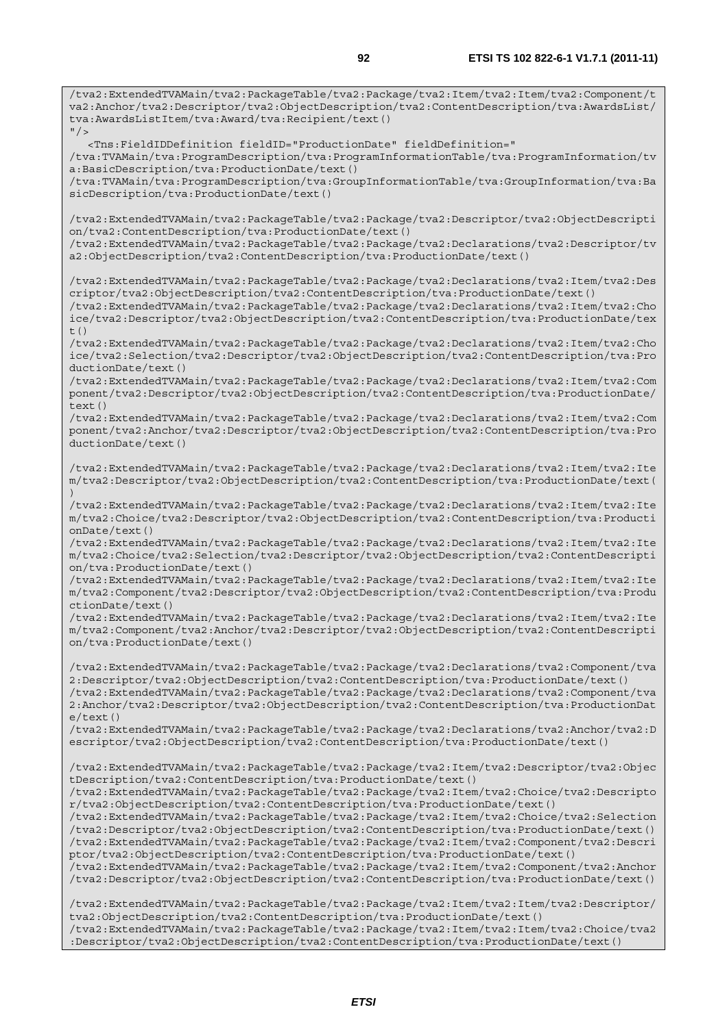```
/tva2:ExtendedTVAMain/tva2:PackageTable/tva2:Package/tva2:Item/tva2:Item/tva2:Component/tva2:Anchor/tva2:Descriptor/tva2:ObjectDescription/tva2:ContentDescription/tva:AwardsList/tva:AwardsListItem/tva:Award/tva:Recipient/text()
"/>
   <Tns:FieldIDDefinition fieldID="ProductionDate" fieldDefinition="
/tva:TVAMain/tva:ProgramDescription/tva:ProgramInformationTable/tva:ProgramInformation/tva:BasicDescription/tva:ProductionDate/text()
/tva:TVAMain/tva:ProgramDescription/tva:GroupInformationTable/tva:GroupInformation/tva:BasicDescription/tva:ProductionDate/text()

/tva2:ExtendedTVAMain/tva2:PackageTable/tva2:Package/tva2:Descriptor/tva2:ObjectDescription/tva2:ContentDescription/tva:ProductionDate/text()
/tva2:ExtendedTVAMain/tva2:PackageTable/tva2:Package/tva2:Declarations/tva2:Descriptor/tva2:ObjectDescription/tva2:ContentDescription/tva:ProductionDate/text()

/tva2:ExtendedTVAMain/tva2:PackageTable/tva2:Package/tva2:Declarations/tva2:Item/tva2:Descriptor/tva2:ObjectDescription/tva2:ContentDescription/tva:ProductionDate/text()
/tva2:ExtendedTVAMain/tva2:PackageTable/tva2:Package/tva2:Declarations/tva2:Item/tva2:Choice/tva2:Descriptor/tva2:ObjectDescription/tva2:ContentDescription/tva:ProductionDate/text()
/tva2:ExtendedTVAMain/tva2:PackageTable/tva2:Package/tva2:Declarations/tva2:Item/tva2:Choice/tva2:Selection/tva2:Descriptor/tva2:ObjectDescription/tva2:ContentDescription/tva:ProductionDate/text()
/tva2:ExtendedTVAMain/tva2:PackageTable/tva2:Package/tva2:Declarations/tva2:Item/tva2:Component/tva2:Descriptor/tva2:ObjectDescription/tva2:ContentDescription/tva:ProductionDate/text()
/tva2:ExtendedTVAMain/tva2:PackageTable/tva2:Package/tva2:Declarations/tva2:Item/tva2:Component/tva2:Anchor/tva2:Descriptor/tva2:ObjectDescription/tva2:ContentDescription/tva:ProductionDate/text()

/tva2:ExtendedTVAMain/tva2:PackageTable/tva2:Package/tva2:Declarations/tva2:Item/tva2:Item/tva2:Descriptor/tva2:ObjectDescription/tva2:ContentDescription/tva:ProductionDate/text()
/tva2:ExtendedTVAMain/tva2:PackageTable/tva2:Package/tva2:Declarations/tva2:Item/tva2:Item/tva2:Choice/tva2:Descriptor/tva2:ObjectDescription/tva2:ContentDescription/tva:ProductionDate/text()
/tva2:ExtendedTVAMain/tva2:PackageTable/tva2:Package/tva2:Declarations/tva2:Item/tva2:Item/tva2:Choice/tva2:Selection/tva2:Descriptor/tva2:ObjectDescription/tva2:ContentDescription/tva:ProductionDate/text()
/tva2:ExtendedTVAMain/tva2:PackageTable/tva2:Package/tva2:Declarations/tva2:Item/tva2:Item/tva2:Component/tva2:Descriptor/tva2:ObjectDescription/tva2:ContentDescription/tva:ProductionDate/text()
/tva2:ExtendedTVAMain/tva2:PackageTable/tva2:Package/tva2:Declarations/tva2:Item/tva2:Item/tva2:Component/tva2:Anchor/tva2:Descriptor/tva2:ObjectDescription/tva2:ContentDescription/tva:ProductionDate/text()

/tva2:ExtendedTVAMain/tva2:PackageTable/tva2:Package/tva2:Declarations/tva2:Component/tva2:Descriptor/tva2:ObjectDescription/tva2:ContentDescription/tva:ProductionDate/text()
/tva2:ExtendedTVAMain/tva2:PackageTable/tva2:Package/tva2:Declarations/tva2:Component/tva2:Anchor/tva2:Descriptor/tva2:ObjectDescription/tva2:ContentDescription/tva:ProductionDate/text()
/tva2:ExtendedTVAMain/tva2:PackageTable/tva2:Package/tva2:Declarations/tva2:Anchor/tva2:Descriptor/tva2:ObjectDescription/tva2:ContentDescription/tva:ProductionDate/text()

/tva2:ExtendedTVAMain/tva2:PackageTable/tva2:Package/tva2:Item/tva2:Descriptor/tva2:ObjectDescription/tva2:ContentDescription/tva:ProductionDate/text()
/tva2:ExtendedTVAMain/tva2:PackageTable/tva2:Package/tva2:Item/tva2:Choice/tva2:Descriptor/tva2:ObjectDescription/tva2:ContentDescription/tva:ProductionDate/text()
/tva2:ExtendedTVAMain/tva2:PackageTable/tva2:Package/tva2:Item/tva2:Choice/tva2:Selection/tva2:Descriptor/tva2:ObjectDescription/tva2:ContentDescription/tva:ProductionDate/text()
/tva2:ExtendedTVAMain/tva2:PackageTable/tva2:Package/tva2:Item/tva2:Component/tva2:Descriptor/tva2:ObjectDescription/tva2:ContentDescription/tva:ProductionDate/text()
/tva2:ExtendedTVAMain/tva2:PackageTable/tva2:Package/tva2:Item/tva2:Component/tva2:Anchor/tva2:Descriptor/tva2:ObjectDescription/tva2:ContentDescription/tva:ProductionDate/text()

/tva2:ExtendedTVAMain/tva2:PackageTable/tva2:Package/tva2:Item/tva2:Item/tva2:Descriptor/tva2:ObjectDescription/tva2:ContentDescription/tva:ProductionDate/text()
/tva2:ExtendedTVAMain/tva2:PackageTable/tva2:Package/tva2:Item/tva2:Item/tva2:Choice/tva2:Descriptor/tva2:ObjectDescription/tva2:ContentDescription/tva:ProductionDate/text()
```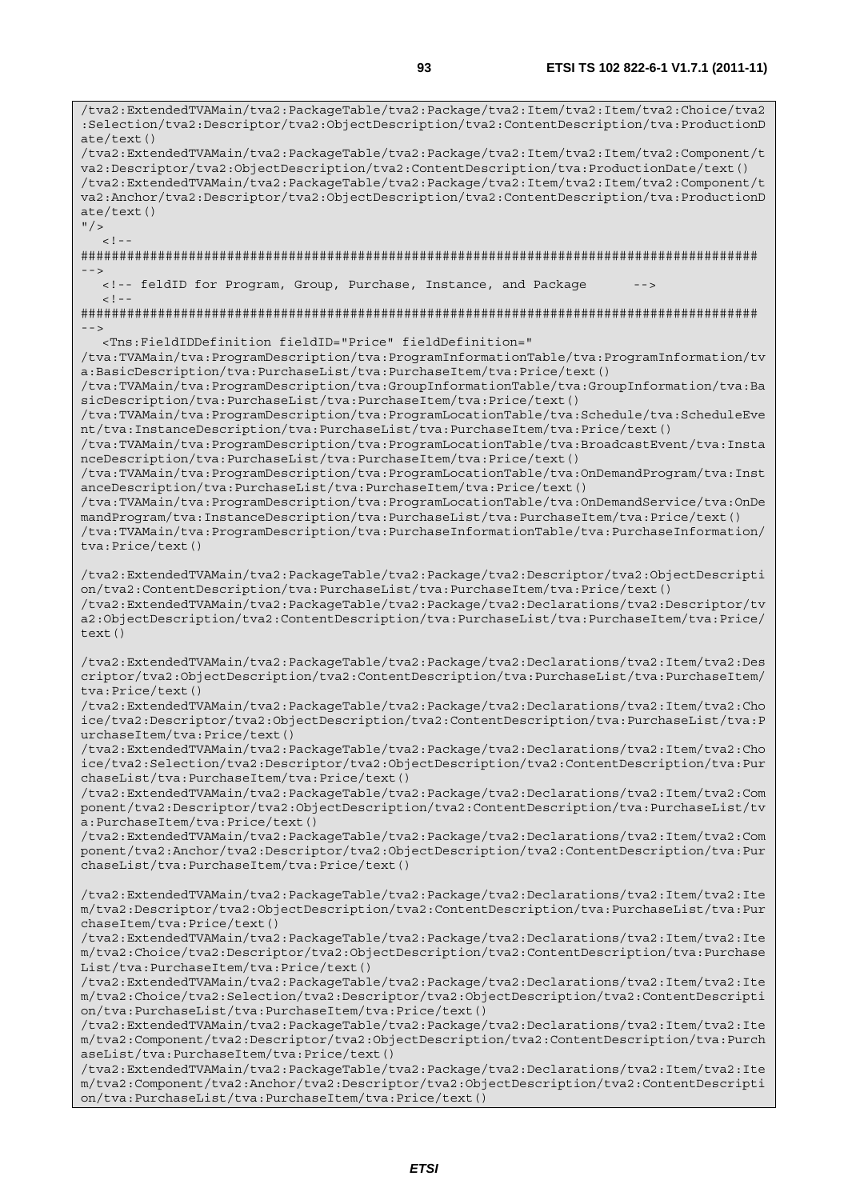```
/tva2:ExtendedTVAMain/tva2:PackageTable/tva2:Package/tva2:Item/tva2:Item/tva2:Choice/tva2
:Selection/tva2:Descriptor/tva2:ObjectDescription/tva2:ContentDescription/tva:ProductionD
ate/text()
/tva2:ExtendedTVAMain/tva2:PackageTable/tva2:Package/tva2:Item/tva2:Item/tva2:Component/t
va2:Descriptor/tva2:ObjectDescription/tva2:ContentDescription/tva:ProductionDate/text()
/tva2:ExtendedTVAMain/tva2:PackageTable/tva2:Package/tva2:Item/tva2:Item/tva2:Component/t
va2:Anchor/tva2:Descriptor/tva2:ObjectDescription/tva2:ContentDescription/tva:ProductionD
ate/text()
"/>
   <!--
########################################################################################
-->
   <!-- feldID for Program, Group, Purchase, Instance, and Package      -->
   <!--
########################################################################################
-->
   <Tns:FieldIDDefinition fieldID="Price" fieldDefinition="
/tva:TVAMain/tva:ProgramDescription/tva:ProgramInformationTable/tva:ProgramInformation/tv
a:BasicDescription/tva:PurchaseList/tva:PurchaseItem/tva:Price/text()
/tva:TVAMain/tva:ProgramDescription/tva:GroupInformationTable/tva:GroupInformation/tva:Ba
sicDescription/tva:PurchaseList/tva:PurchaseItem/tva:Price/text()
/tva:TVAMain/tva:ProgramDescription/tva:ProgramLocationTable/tva:Schedule/tva:ScheduleEve
nt/tva:InstanceDescription/tva:PurchaseList/tva:PurchaseItem/tva:Price/text()
/tva:TVAMain/tva:ProgramDescription/tva:ProgramLocationTable/tva:BroadcastEvent/tva:Insta
nceDescription/tva:PurchaseList/tva:PurchaseItem/tva:Price/text()
/tva:TVAMain/tva:ProgramDescription/tva:ProgramLocationTable/tva:OnDemandProgram/tva:Inst
anceDescription/tva:PurchaseList/tva:PurchaseItem/tva:Price/text()
/tva:TVAMain/tva:ProgramDescription/tva:ProgramLocationTable/tva:OnDemandService/tva:OnDe
mandProgram/tva:InstanceDescription/tva:PurchaseList/tva:PurchaseItem/tva:Price/text()
/tva:TVAMain/tva:ProgramDescription/tva:PurchaseInformationTable/tva:PurchaseInformation/
tva:Price/text()

/tva2:ExtendedTVAMain/tva2:PackageTable/tva2:Package/tva2:Descriptor/tva2:ObjectDescripti
on/tva2:ContentDescription/tva:PurchaseList/tva:PurchaseItem/tva:Price/text()
/tva2:ExtendedTVAMain/tva2:PackageTable/tva2:Package/tva2:Declarations/tva2:Descriptor/tv
a2:ObjectDescription/tva2:ContentDescription/tva:PurchaseList/tva:PurchaseItem/tva:Price/
text()

/tva2:ExtendedTVAMain/tva2:PackageTable/tva2:Package/tva2:Declarations/tva2:Item/tva2:Des
criptor/tva2:ObjectDescription/tva2:ContentDescription/tva:PurchaseList/tva:PurchaseItem/
tva:Price/text()
/tva2:ExtendedTVAMain/tva2:PackageTable/tva2:Package/tva2:Declarations/tva2:Item/tva2:Cho
ice/tva2:Descriptor/tva2:ObjectDescription/tva2:ContentDescription/tva:PurchaseList/tva:P
urchaseItem/tva:Price/text()
/tva2:ExtendedTVAMain/tva2:PackageTable/tva2:Package/tva2:Declarations/tva2:Item/tva2:Cho
ice/tva2:Selection/tva2:Descriptor/tva2:ObjectDescription/tva2:ContentDescription/tva:Pur
chaseList/tva:PurchaseItem/tva:Price/text()
/tva2:ExtendedTVAMain/tva2:PackageTable/tva2:Package/tva2:Declarations/tva2:Item/tva2:Com
ponent/tva2:Descriptor/tva2:ObjectDescription/tva2:ContentDescription/tva:PurchaseList/tv
a:PurchaseItem/tva:Price/text()
/tva2:ExtendedTVAMain/tva2:PackageTable/tva2:Package/tva2:Declarations/tva2:Item/tva2:Com
ponent/tva2:Anchor/tva2:Descriptor/tva2:ObjectDescription/tva2:ContentDescription/tva:Pur
chaseList/tva:PurchaseItem/tva:Price/text()

/tva2:ExtendedTVAMain/tva2:PackageTable/tva2:Package/tva2:Declarations/tva2:Item/tva2:Ite
m/tva2:Descriptor/tva2:ObjectDescription/tva2:ContentDescription/tva:PurchaseList/tva:Pur
chaseItem/tva:Price/text()
/tva2:ExtendedTVAMain/tva2:PackageTable/tva2:Package/tva2:Declarations/tva2:Item/tva2:Ite
m/tva2:Choice/tva2:Descriptor/tva2:ObjectDescription/tva2:ContentDescription/tva:Purchase
List/tva:PurchaseItem/tva:Price/text()
/tva2:ExtendedTVAMain/tva2:PackageTable/tva2:Package/tva2:Declarations/tva2:Item/tva2:Ite
m/tva2:Choice/tva2:Selection/tva2:Descriptor/tva2:ObjectDescription/tva2:ContentDescripti
on/tva:PurchaseList/tva:PurchaseItem/tva:Price/text()
/tva2:ExtendedTVAMain/tva2:PackageTable/tva2:Package/tva2:Declarations/tva2:Item/tva2:Ite
m/tva2:Component/tva2:Descriptor/tva2:ObjectDescription/tva2:ContentDescription/tva:Purch
aseList/tva:PurchaseItem/tva:Price/text()
/tva2:ExtendedTVAMain/tva2:PackageTable/tva2:Package/tva2:Declarations/tva2:Item/tva2:Ite
m/tva2:Component/tva2:Anchor/tva2:Descriptor/tva2:ObjectDescription/tva2:ContentDescripti
on/tva:PurchaseList/tva:PurchaseItem/tva:Price/text()
```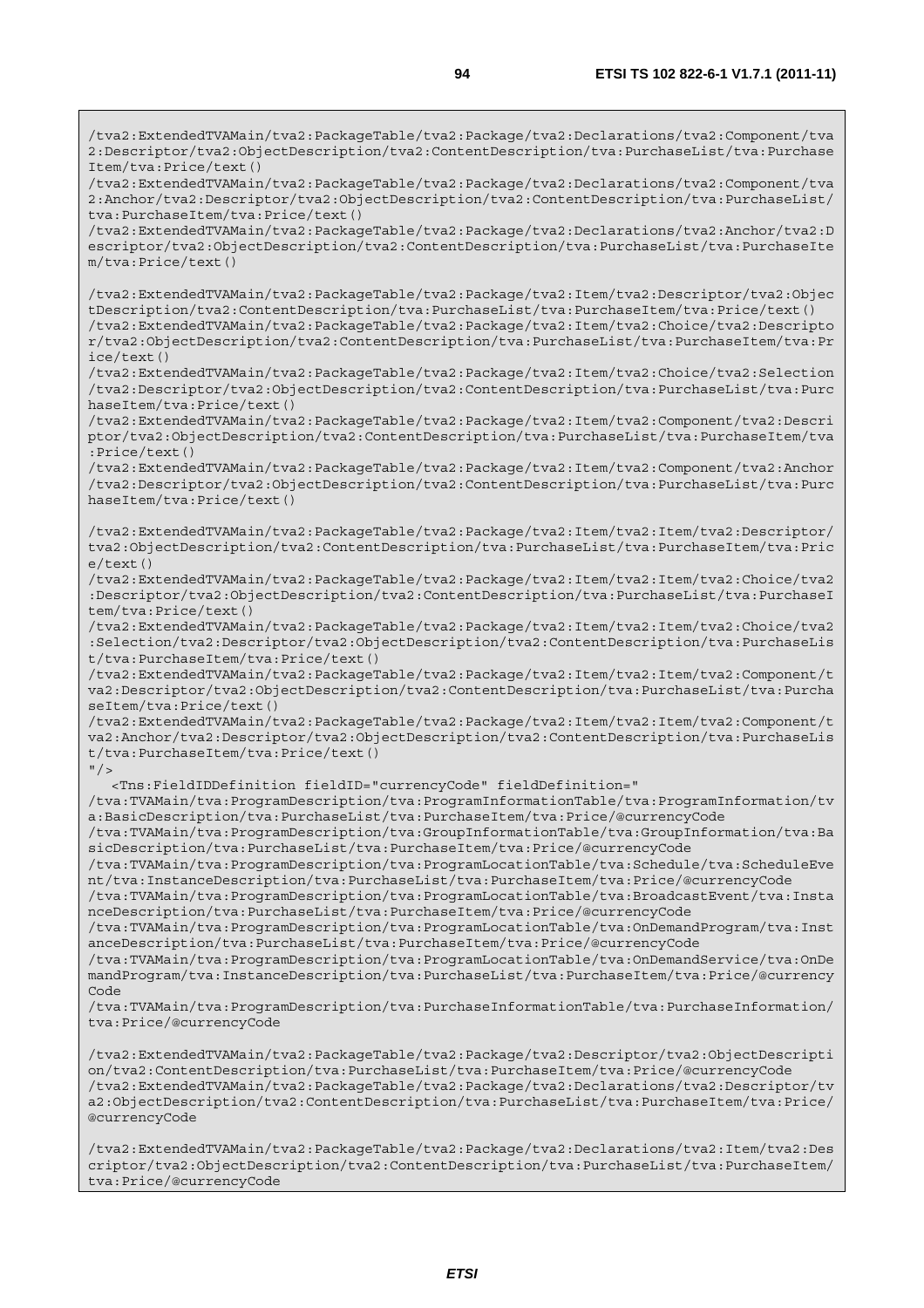```
/tva2:ExtendedTVAMain/tva2:PackageTable/tva2:Package/tva2:Declarations/tva2:Component/tva2:Descriptor/tva2:ObjectDescription/tva2:ContentDescription/tva:PurchaseList/tva:PurchaseItem/tva:Price/text()
/tva2:ExtendedTVAMain/tva2:PackageTable/tva2:Package/tva2:Declarations/tva2:Component/tva2:Anchor/tva2:Descriptor/tva2:ObjectDescription/tva2:ContentDescription/tva:PurchaseList/tva:PurchaseItem/tva:Price/text()
/tva2:ExtendedTVAMain/tva2:PackageTable/tva2:Package/tva2:Declarations/tva2:Anchor/tva2:Descriptor/tva2:ObjectDescription/tva2:ContentDescription/tva:PurchaseList/tva:PurchaseItem/tva:Price/text()

/tva2:ExtendedTVAMain/tva2:PackageTable/tva2:Package/tva2:Item/tva2:Descriptor/tva2:ObjectDescription/tva2:ContentDescription/tva:PurchaseList/tva:PurchaseItem/tva:Price/text()
/tva2:ExtendedTVAMain/tva2:PackageTable/tva2:Package/tva2:Item/tva2:Choice/tva2:Descriptor/tva2:ObjectDescription/tva2:ContentDescription/tva:PurchaseList/tva:PurchaseItem/tva:Price/text()
/tva2:ExtendedTVAMain/tva2:PackageTable/tva2:Package/tva2:Item/tva2:Choice/tva2:Selection/tva2:Descriptor/tva2:ObjectDescription/tva2:ContentDescription/tva:PurchaseList/tva:PurchaseItem/tva:Price/text()
/tva2:ExtendedTVAMain/tva2:PackageTable/tva2:Package/tva2:Item/tva2:Component/tva2:Descriptor/tva2:ObjectDescription/tva2:ContentDescription/tva:PurchaseList/tva:PurchaseItem/tva:Price/text()
/tva2:ExtendedTVAMain/tva2:PackageTable/tva2:Package/tva2:Item/tva2:Component/tva2:Anchor/tva2:Descriptor/tva2:ObjectDescription/tva2:ContentDescription/tva:PurchaseList/tva:PurchaseItem/tva:Price/text()

/tva2:ExtendedTVAMain/tva2:PackageTable/tva2:Package/tva2:Item/tva2:Item/tva2:Descriptor/tva2:ObjectDescription/tva2:ContentDescription/tva:PurchaseList/tva:PurchaseItem/tva:Price/text()
/tva2:ExtendedTVAMain/tva2:PackageTable/tva2:Package/tva2:Item/tva2:Item/tva2:Choice/tva2:Descriptor/tva2:ObjectDescription/tva2:ContentDescription/tva:PurchaseList/tva:PurchaseItem/tva:Price/text()
/tva2:ExtendedTVAMain/tva2:PackageTable/tva2:Package/tva2:Item/tva2:Item/tva2:Choice/tva2:Selection/tva2:Descriptor/tva2:ObjectDescription/tva2:ContentDescription/tva:PurchaseList/tva:PurchaseItem/tva:Price/text()
/tva2:ExtendedTVAMain/tva2:PackageTable/tva2:Package/tva2:Item/tva2:Item/tva2:Component/tva2:Descriptor/tva2:ObjectDescription/tva2:ContentDescription/tva:PurchaseList/tva:PurchaseItem/tva:Price/text()
/tva2:ExtendedTVAMain/tva2:PackageTable/tva2:Package/tva2:Item/tva2:Item/tva2:Component/tva2:Anchor/tva2:Descriptor/tva2:ObjectDescription/tva2:ContentDescription/tva:PurchaseList/tva:PurchaseItem/tva:Price/text()
"/>
   <Tns:FieldIDDefinition fieldID="currencyCode" fieldDefinition="
/tva:TVAMain/tva:ProgramDescription/tva:ProgramInformationTable/tva:ProgramInformation/tva:BasicDescription/tva:PurchaseList/tva:PurchaseItem/tva:Price/@currencyCode
/tva:TVAMain/tva:ProgramDescription/tva:GroupInformationTable/tva:GroupInformation/tva:BasicDescription/tva:PurchaseList/tva:PurchaseItem/tva:Price/@currencyCode
/tva:TVAMain/tva:ProgramDescription/tva:ProgramLocationTable/tva:Schedule/tva:ScheduleEvent/tva:InstanceDescription/tva:PurchaseList/tva:PurchaseItem/tva:Price/@currencyCode
/tva:TVAMain/tva:ProgramDescription/tva:ProgramLocationTable/tva:BroadcastEvent/tva:InstanceDescription/tva:PurchaseList/tva:PurchaseItem/tva:Price/@currencyCode
/tva:TVAMain/tva:ProgramDescription/tva:ProgramLocationTable/tva:OnDemandProgram/tva:InstanceDescription/tva:PurchaseList/tva:PurchaseItem/tva:Price/@currencyCode
/tva:TVAMain/tva:ProgramDescription/tva:ProgramLocationTable/tva:OnDemandService/tva:OnDemandProgram/tva:InstanceDescription/tva:PurchaseList/tva:PurchaseItem/tva:Price/@currencyCode
/tva:TVAMain/tva:ProgramDescription/tva:PurchaseInformationTable/tva:PurchaseInformation/tva:Price/@currencyCode

/tva2:ExtendedTVAMain/tva2:PackageTable/tva2:Package/tva2:Descriptor/tva2:ObjectDescription/tva2:ContentDescription/tva:PurchaseList/tva:PurchaseItem/tva:Price/@currencyCode
/tva2:ExtendedTVAMain/tva2:PackageTable/tva2:Package/tva2:Declarations/tva2:Descriptor/tva2:ObjectDescription/tva2:ContentDescription/tva:PurchaseList/tva:PurchaseItem/tva:Price/@currencyCode

/tva2:ExtendedTVAMain/tva2:PackageTable/tva2:Package/tva2:Declarations/tva2:Item/tva2:Descriptor/tva2:ObjectDescription/tva2:ContentDescription/tva:PurchaseList/tva:PurchaseItem/tva:Price/@currencyCode
```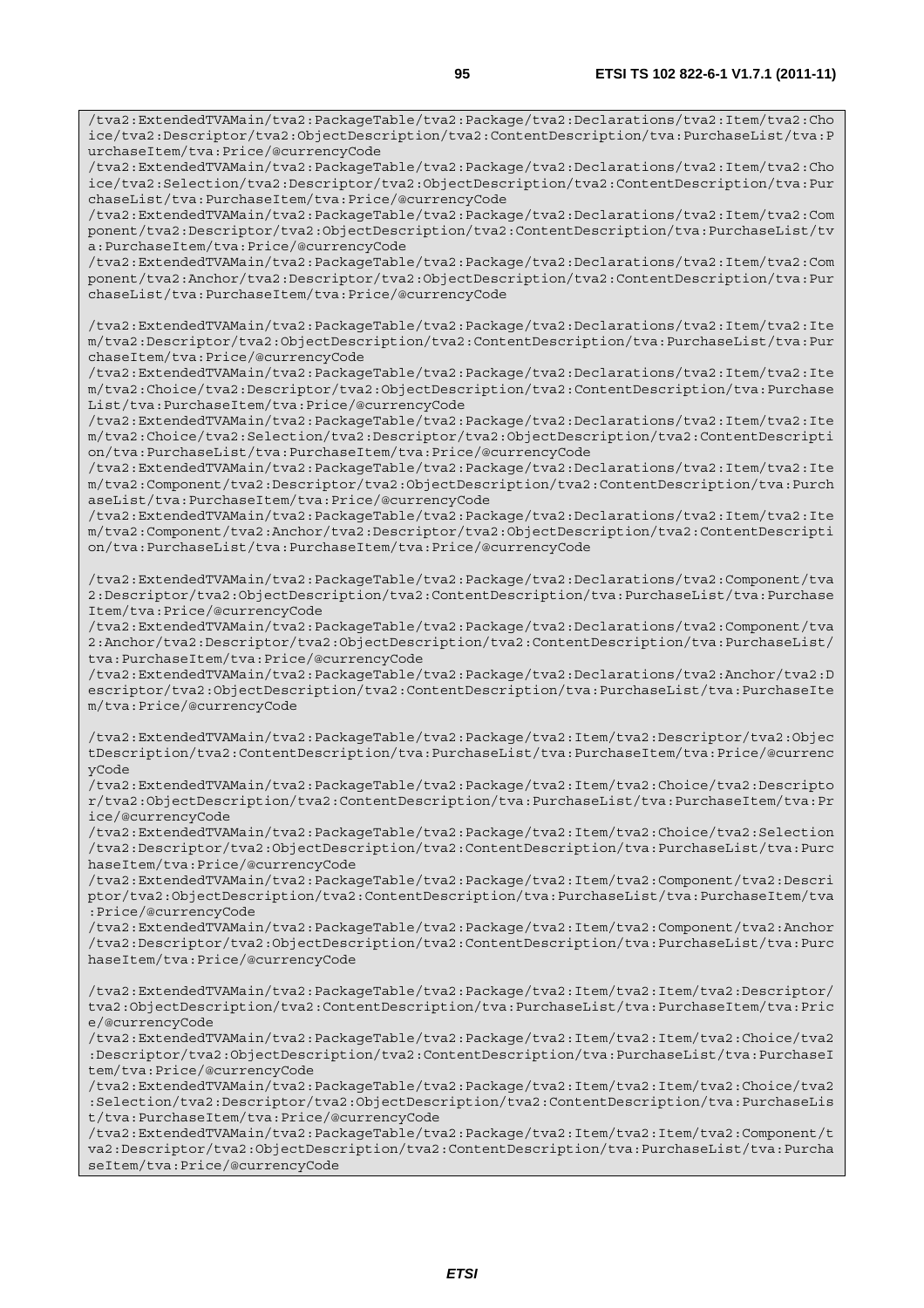```
/tva2:ExtendedTVAMain/tva2:PackageTable/tva2:Package/tva2:Declarations/tva2:Item/tva2:Choice/tva2:Descriptor/tva2:ObjectDescription/tva2:ContentDescription/tva:PurchaseList/tva:PurchaseItem/tva:Price/@currencyCode
/tva2:ExtendedTVAMain/tva2:PackageTable/tva2:Package/tva2:Declarations/tva2:Item/tva2:Choice/tva2:Selection/tva2:Descriptor/tva2:ObjectDescription/tva2:ContentDescription/tva:PurchaseList/tva:PurchaseItem/tva:Price/@currencyCode
/tva2:ExtendedTVAMain/tva2:PackageTable/tva2:Package/tva2:Declarations/tva2:Item/tva2:Component/tva2:Descriptor/tva2:ObjectDescription/tva2:ContentDescription/tva:PurchaseList/tva:PurchaseItem/tva:Price/@currencyCode
/tva2:ExtendedTVAMain/tva2:PackageTable/tva2:Package/tva2:Declarations/tva2:Item/tva2:Component/tva2:Anchor/tva2:Descriptor/tva2:ObjectDescription/tva2:ContentDescription/tva:PurchaseList/tva:PurchaseItem/tva:Price/@currencyCode

/tva2:ExtendedTVAMain/tva2:PackageTable/tva2:Package/tva2:Declarations/tva2:Item/tva2:Item/tva2:Descriptor/tva2:ObjectDescription/tva2:ContentDescription/tva:PurchaseList/tva:PurchaseItem/tva:Price/@currencyCode
/tva2:ExtendedTVAMain/tva2:PackageTable/tva2:Package/tva2:Declarations/tva2:Item/tva2:Item/tva2:Choice/tva2:Descriptor/tva2:ObjectDescription/tva2:ContentDescription/tva:PurchaseList/tva:PurchaseItem/tva:Price/@currencyCode
/tva2:ExtendedTVAMain/tva2:PackageTable/tva2:Package/tva2:Declarations/tva2:Item/tva2:Item/tva2:Choice/tva2:Selection/tva2:Descriptor/tva2:ObjectDescription/tva2:ContentDescription/tva:PurchaseList/tva:PurchaseItem/tva:Price/@currencyCode
/tva2:ExtendedTVAMain/tva2:PackageTable/tva2:Package/tva2:Declarations/tva2:Item/tva2:Item/tva2:Component/tva2:Descriptor/tva2:ObjectDescription/tva2:ContentDescription/tva:PurchaseList/tva:PurchaseItem/tva:Price/@currencyCode
/tva2:ExtendedTVAMain/tva2:PackageTable/tva2:Package/tva2:Declarations/tva2:Item/tva2:Item/tva2:Component/tva2:Anchor/tva2:Descriptor/tva2:ObjectDescription/tva2:ContentDescription/tva:PurchaseList/tva:PurchaseItem/tva:Price/@currencyCode

/tva2:ExtendedTVAMain/tva2:PackageTable/tva2:Package/tva2:Declarations/tva2:Component/tva2:Descriptor/tva2:ObjectDescription/tva2:ContentDescription/tva:PurchaseList/tva:PurchaseItem/tva:Price/@currencyCode
/tva2:ExtendedTVAMain/tva2:PackageTable/tva2:Package/tva2:Declarations/tva2:Component/tva2:Anchor/tva2:Descriptor/tva2:ObjectDescription/tva2:ContentDescription/tva:PurchaseList/tva:PurchaseItem/tva:Price/@currencyCode
/tva2:ExtendedTVAMain/tva2:PackageTable/tva2:Package/tva2:Declarations/tva2:Anchor/tva2:Descriptor/tva2:ObjectDescription/tva2:ContentDescription/tva:PurchaseList/tva:PurchaseItem/tva:Price/@currencyCode

/tva2:ExtendedTVAMain/tva2:PackageTable/tva2:Package/tva2:Item/tva2:Descriptor/tva2:ObjectDescription/tva2:ContentDescription/tva:PurchaseList/tva:PurchaseItem/tva:Price/@currencyCode
/tva2:ExtendedTVAMain/tva2:PackageTable/tva2:Package/tva2:Item/tva2:Choice/tva2:Descriptor/tva2:ObjectDescription/tva2:ContentDescription/tva:PurchaseList/tva:PurchaseItem/tva:Price/@currencyCode
/tva2:ExtendedTVAMain/tva2:PackageTable/tva2:Package/tva2:Item/tva2:Choice/tva2:Selection/tva2:Descriptor/tva2:ObjectDescription/tva2:ContentDescription/tva:PurchaseList/tva:PurchaseItem/tva:Price/@currencyCode
/tva2:ExtendedTVAMain/tva2:PackageTable/tva2:Package/tva2:Item/tva2:Component/tva2:Descriptor/tva2:ObjectDescription/tva2:ContentDescription/tva:PurchaseList/tva:PurchaseItem/tva:Price/@currencyCode
/tva2:ExtendedTVAMain/tva2:PackageTable/tva2:Package/tva2:Item/tva2:Component/tva2:Anchor/tva2:Descriptor/tva2:ObjectDescription/tva2:ContentDescription/tva:PurchaseList/tva:PurchaseItem/tva:Price/@currencyCode

/tva2:ExtendedTVAMain/tva2:PackageTable/tva2:Package/tva2:Item/tva2:Item/tva2:Descriptor/tva2:ObjectDescription/tva2:ContentDescription/tva:PurchaseList/tva:PurchaseItem/tva:Price/@currencyCode
/tva2:ExtendedTVAMain/tva2:PackageTable/tva2:Package/tva2:Item/tva2:Item/tva2:Choice/tva2:Descriptor/tva2:ObjectDescription/tva2:ContentDescription/tva:PurchaseList/tva:PurchaseItem/tva:Price/@currencyCode
/tva2:ExtendedTVAMain/tva2:PackageTable/tva2:Package/tva2:Item/tva2:Item/tva2:Choice/tva2:Selection/tva2:Descriptor/tva2:ObjectDescription/tva2:ContentDescription/tva:PurchaseList/tva:PurchaseItem/tva:Price/@currencyCode
/tva2:ExtendedTVAMain/tva2:PackageTable/tva2:Package/tva2:Item/tva2:Item/tva2:Component/tva2:Descriptor/tva2:ObjectDescription/tva2:ContentDescription/tva:PurchaseList/tva:PurchaseItem/tva:Price/@currencyCode
```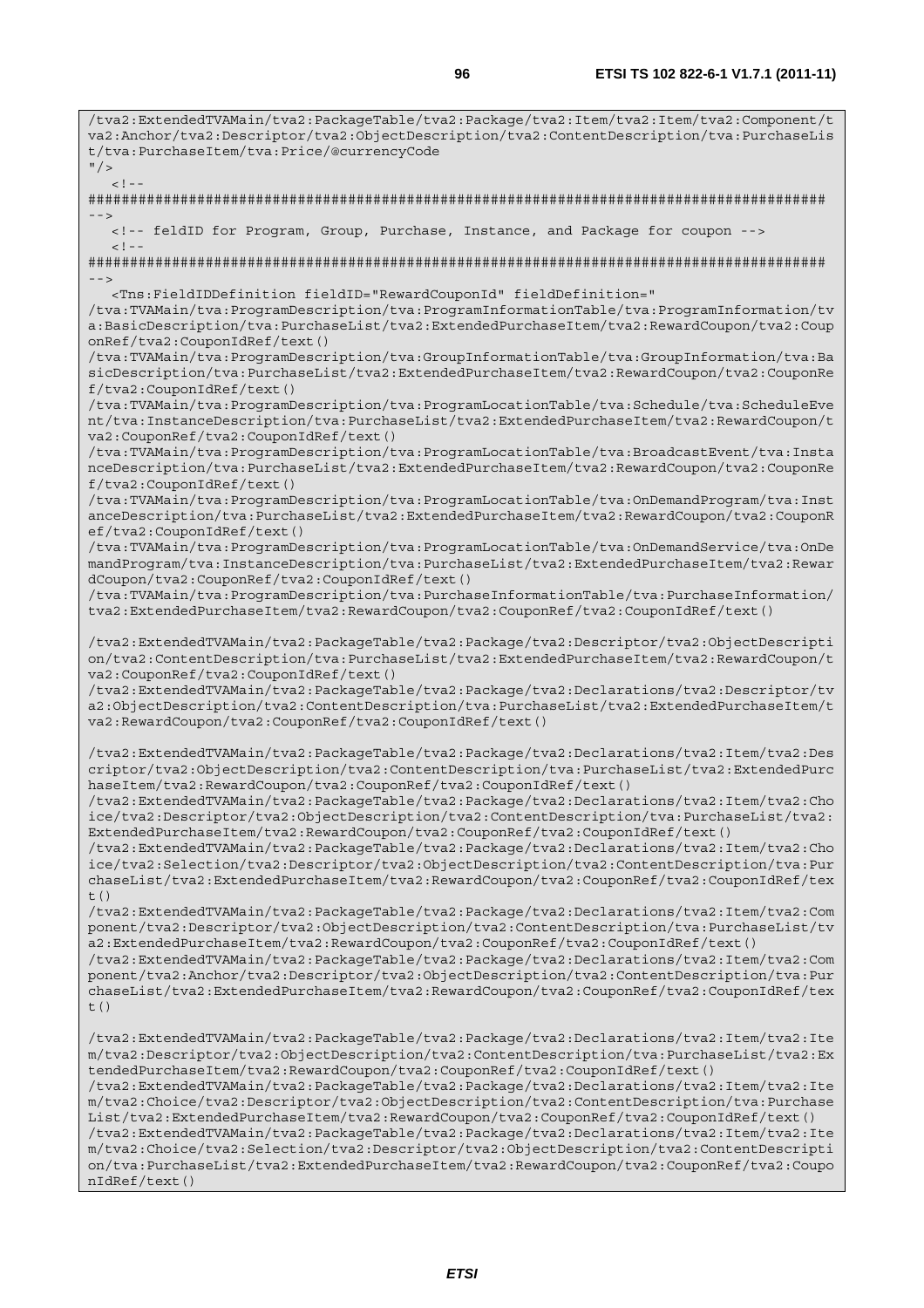```
/tva2:ExtendedTVAMain/tva2:PackageTable/tva2:Package/tva2:Item/tva2:Item/tva2:Component/t
va2:Anchor/tva2:Descriptor/tva2:ObjectDescription/tva2:ContentDescription/tva:PurchaseLis
t/tva:PurchaseItem/tva:Price/@currencyCode
"/>
   <!--
########################################################################################
-->
   <!-- feldID for Program, Group, Purchase, Instance, and Package for coupon -->
   <!--
########################################################################################
-->
   <Tns:FieldIDDefinition fieldID="RewardCouponId" fieldDefinition="
/tva:TVAMain/tva:ProgramDescription/tva:ProgramInformationTable/tva:ProgramInformation/tv
a:BasicDescription/tva:PurchaseList/tva2:ExtendedPurchaseItem/tva2:RewardCoupon/tva2:Coup
onRef/tva2:CouponIdRef/text()
/tva:TVAMain/tva:ProgramDescription/tva:GroupInformationTable/tva:GroupInformation/tva:Ba
sicDescription/tva:PurchaseList/tva2:ExtendedPurchaseItem/tva2:RewardCoupon/tva2:CouponRe
f/tva2:CouponIdRef/text()
/tva:TVAMain/tva:ProgramDescription/tva:ProgramLocationTable/tva:Schedule/tva:ScheduleEve
nt/tva:InstanceDescription/tva:PurchaseList/tva2:ExtendedPurchaseItem/tva2:RewardCoupon/t
va2:CouponRef/tva2:CouponIdRef/text()
/tva:TVAMain/tva:ProgramDescription/tva:ProgramLocationTable/tva:BroadcastEvent/tva:Insta
nceDescription/tva:PurchaseList/tva2:ExtendedPurchaseItem/tva2:RewardCoupon/tva2:CouponRe
f/tva2:CouponIdRef/text()
/tva:TVAMain/tva:ProgramDescription/tva:ProgramLocationTable/tva:OnDemandProgram/tva:Inst
anceDescription/tva:PurchaseList/tva2:ExtendedPurchaseItem/tva2:RewardCoupon/tva2:CouponR
ef/tva2:CouponIdRef/text()
/tva:TVAMain/tva:ProgramDescription/tva:ProgramLocationTable/tva:OnDemandService/tva:OnDe
mandProgram/tva:InstanceDescription/tva:PurchaseList/tva2:ExtendedPurchaseItem/tva2:Rewar
dCoupon/tva2:CouponRef/tva2:CouponIdRef/text()
/tva:TVAMain/tva:ProgramDescription/tva:PurchaseInformationTable/tva:PurchaseInformation/
tva2:ExtendedPurchaseItem/tva2:RewardCoupon/tva2:CouponRef/tva2:CouponIdRef/text()

/tva2:ExtendedTVAMain/tva2:PackageTable/tva2:Package/tva2:Descriptor/tva2:ObjectDescripti
on/tva2:ContentDescription/tva:PurchaseList/tva2:ExtendedPurchaseItem/tva2:RewardCoupon/t
va2:CouponRef/tva2:CouponIdRef/text()
/tva2:ExtendedTVAMain/tva2:PackageTable/tva2:Package/tva2:Declarations/tva2:Descriptor/tv
a2:ObjectDescription/tva2:ContentDescription/tva:PurchaseList/tva2:ExtendedPurchaseItem/t
va2:RewardCoupon/tva2:CouponRef/tva2:CouponIdRef/text()

/tva2:ExtendedTVAMain/tva2:PackageTable/tva2:Package/tva2:Declarations/tva2:Item/tva2:Des
criptor/tva2:ObjectDescription/tva2:ContentDescription/tva:PurchaseList/tva2:ExtendedPurc
haseItem/tva2:RewardCoupon/tva2:CouponRef/tva2:CouponIdRef/text()
/tva2:ExtendedTVAMain/tva2:PackageTable/tva2:Package/tva2:Declarations/tva2:Item/tva2:Cho
ice/tva2:Descriptor/tva2:ObjectDescription/tva2:ContentDescription/tva:PurchaseList/tva2:
ExtendedPurchaseItem/tva2:RewardCoupon/tva2:CouponRef/tva2:CouponIdRef/text()
/tva2:ExtendedTVAMain/tva2:PackageTable/tva2:Package/tva2:Declarations/tva2:Item/tva2:Cho
ice/tva2:Selection/tva2:Descriptor/tva2:ObjectDescription/tva2:ContentDescription/tva:Pur
chaseList/tva2:ExtendedPurchaseItem/tva2:RewardCoupon/tva2:CouponRef/tva2:CouponIdRef/tex
t()
/tva2:ExtendedTVAMain/tva2:PackageTable/tva2:Package/tva2:Declarations/tva2:Item/tva2:Com
ponent/tva2:Descriptor/tva2:ObjectDescription/tva2:ContentDescription/tva:PurchaseList/tv
a2:ExtendedPurchaseItem/tva2:RewardCoupon/tva2:CouponRef/tva2:CouponIdRef/text()
/tva2:ExtendedTVAMain/tva2:PackageTable/tva2:Package/tva2:Declarations/tva2:Item/tva2:Com
ponent/tva2:Anchor/tva2:Descriptor/tva2:ObjectDescription/tva2:ContentDescription/tva:Pur
chaseList/tva2:ExtendedPurchaseItem/tva2:RewardCoupon/tva2:CouponRef/tva2:CouponIdRef/tex
t()

/tva2:ExtendedTVAMain/tva2:PackageTable/tva2:Package/tva2:Declarations/tva2:Item/tva2:Ite
m/tva2:Descriptor/tva2:ObjectDescription/tva2:ContentDescription/tva:PurchaseList/tva2:Ex
tendedPurchaseItem/tva2:RewardCoupon/tva2:CouponRef/tva2:CouponIdRef/text()
/tva2:ExtendedTVAMain/tva2:PackageTable/tva2:Package/tva2:Declarations/tva2:Item/tva2:Ite
m/tva2:Choice/tva2:Descriptor/tva2:ObjectDescription/tva2:ContentDescription/tva:Purchase
List/tva2:ExtendedPurchaseItem/tva2:RewardCoupon/tva2:CouponRef/tva2:CouponIdRef/text()
/tva2:ExtendedTVAMain/tva2:PackageTable/tva2:Package/tva2:Declarations/tva2:Item/tva2:Ite
m/tva2:Choice/tva2:Selection/tva2:Descriptor/tva2:ObjectDescription/tva2:ContentDescripti
on/tva:PurchaseList/tva2:ExtendedPurchaseItem/tva2:RewardCoupon/tva2:CouponRef/tva2:Coupo
nIdRef/text()
```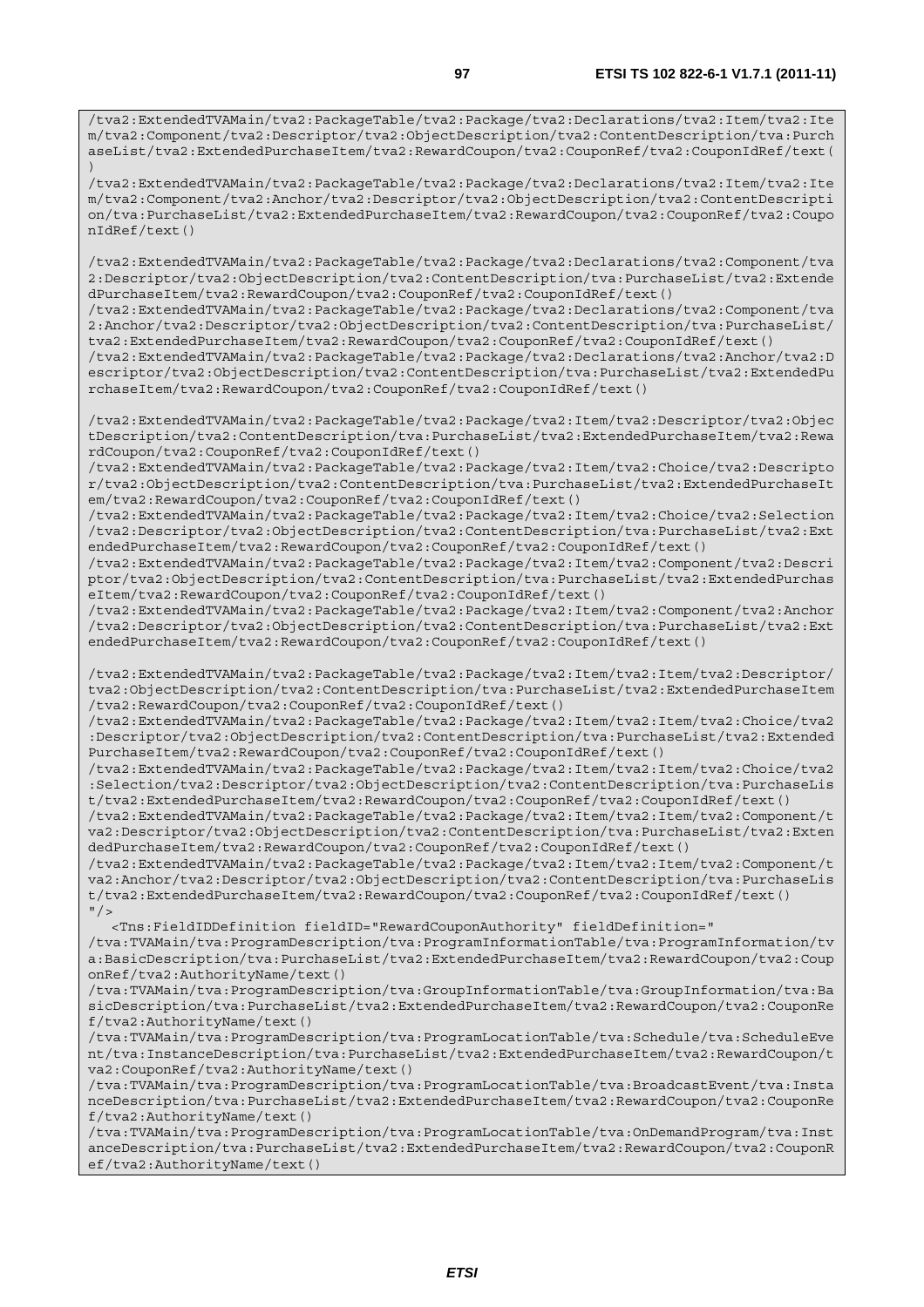```
/tva2:ExtendedTVAMain/tva2:PackageTable/tva2:Package/tva2:Declarations/tva2:Item/tva2:Item/tva2:Component/tva2:Descriptor/tva2:ObjectDescription/tva2:ContentDescription/tva:PurchaseList/tva2:ExtendedPurchaseItem/tva2:RewardCoupon/tva2:CouponRef/tva2:CouponIdRef/text()
/tva2:ExtendedTVAMain/tva2:PackageTable/tva2:Package/tva2:Declarations/tva2:Item/tva2:Item/tva2:Component/tva2:Anchor/tva2:Descriptor/tva2:ObjectDescription/tva2:ContentDescription/tva:PurchaseList/tva2:ExtendedPurchaseItem/tva2:RewardCoupon/tva2:CouponRef/tva2:CouponIdRef/text()

/tva2:ExtendedTVAMain/tva2:PackageTable/tva2:Package/tva2:Declarations/tva2:Component/tva2:Descriptor/tva2:ObjectDescription/tva2:ContentDescription/tva:PurchaseList/tva2:ExtendedPurchaseItem/tva2:RewardCoupon/tva2:CouponRef/tva2:CouponIdRef/text()
/tva2:ExtendedTVAMain/tva2:PackageTable/tva2:Package/tva2:Declarations/tva2:Component/tva2:Anchor/tva2:Descriptor/tva2:ObjectDescription/tva2:ContentDescription/tva:PurchaseList/tva2:ExtendedPurchaseItem/tva2:RewardCoupon/tva2:CouponRef/tva2:CouponIdRef/text()
/tva2:ExtendedTVAMain/tva2:PackageTable/tva2:Package/tva2:Declarations/tva2:Anchor/tva2:Descriptor/tva2:ObjectDescription/tva2:ContentDescription/tva:PurchaseList/tva2:ExtendedPurchaseItem/tva2:RewardCoupon/tva2:CouponRef/tva2:CouponIdRef/text()

/tva2:ExtendedTVAMain/tva2:PackageTable/tva2:Package/tva2:Item/tva2:Descriptor/tva2:ObjectDescription/tva2:ContentDescription/tva:PurchaseList/tva2:ExtendedPurchaseItem/tva2:RewardCoupon/tva2:CouponRef/tva2:CouponIdRef/text()
/tva2:ExtendedTVAMain/tva2:PackageTable/tva2:Package/tva2:Item/tva2:Choice/tva2:Descriptor/tva2:ObjectDescription/tva2:ContentDescription/tva:PurchaseList/tva2:ExtendedPurchaseItem/tva2:RewardCoupon/tva2:CouponRef/tva2:CouponIdRef/text()
/tva2:ExtendedTVAMain/tva2:PackageTable/tva2:Package/tva2:Item/tva2:Choice/tva2:Selection/tva2:Descriptor/tva2:ObjectDescription/tva2:ContentDescription/tva:PurchaseList/tva2:ExtendedPurchaseItem/tva2:RewardCoupon/tva2:CouponRef/tva2:CouponIdRef/text()
/tva2:ExtendedTVAMain/tva2:PackageTable/tva2:Package/tva2:Item/tva2:Component/tva2:Descriptor/tva2:ObjectDescription/tva2:ContentDescription/tva:PurchaseList/tva2:ExtendedPurchaseItem/tva2:RewardCoupon/tva2:CouponRef/tva2:CouponIdRef/text()
/tva2:ExtendedTVAMain/tva2:PackageTable/tva2:Package/tva2:Item/tva2:Component/tva2:Anchor/tva2:Descriptor/tva2:ObjectDescription/tva2:ContentDescription/tva:PurchaseList/tva2:ExtendedPurchaseItem/tva2:RewardCoupon/tva2:CouponRef/tva2:CouponIdRef/text()

/tva2:ExtendedTVAMain/tva2:PackageTable/tva2:Package/tva2:Item/tva2:Item/tva2:Descriptor/tva2:ObjectDescription/tva2:ContentDescription/tva:PurchaseList/tva2:ExtendedPurchaseItem/tva2:RewardCoupon/tva2:CouponRef/tva2:CouponIdRef/text()
/tva2:ExtendedTVAMain/tva2:PackageTable/tva2:Package/tva2:Item/tva2:Item/tva2:Choice/tva2:Descriptor/tva2:ObjectDescription/tva2:ContentDescription/tva:PurchaseList/tva2:ExtendedPurchaseItem/tva2:RewardCoupon/tva2:CouponRef/tva2:CouponIdRef/text()
/tva2:ExtendedTVAMain/tva2:PackageTable/tva2:Package/tva2:Item/tva2:Item/tva2:Choice/tva2:Selection/tva2:Descriptor/tva2:ObjectDescription/tva2:ContentDescription/tva:PurchaseList/tva2:ExtendedPurchaseItem/tva2:RewardCoupon/tva2:CouponRef/tva2:CouponIdRef/text()
/tva2:ExtendedTVAMain/tva2:PackageTable/tva2:Package/tva2:Item/tva2:Item/tva2:Component/tva2:Descriptor/tva2:ObjectDescription/tva2:ContentDescription/tva:PurchaseList/tva2:ExtendedPurchaseItem/tva2:RewardCoupon/tva2:CouponRef/tva2:CouponIdRef/text()
/tva2:ExtendedTVAMain/tva2:PackageTable/tva2:Package/tva2:Item/tva2:Item/tva2:Component/tva2:Anchor/tva2:Descriptor/tva2:ObjectDescription/tva2:ContentDescription/tva:PurchaseList/tva2:ExtendedPurchaseItem/tva2:RewardCoupon/tva2:CouponRef/tva2:CouponIdRef/text()
"/>
   <Tns:FieldIDDefinition fieldID="RewardCouponAuthority" fieldDefinition="
/tva:TVAMain/tva:ProgramDescription/tva:ProgramInformationTable/tva:ProgramInformation/tva:BasicDescription/tva:PurchaseList/tva2:ExtendedPurchaseItem/tva2:RewardCoupon/tva2:CouponRef/tva2:AuthorityName/text()
/tva:TVAMain/tva:ProgramDescription/tva:GroupInformationTable/tva:GroupInformation/tva:BasicDescription/tva:PurchaseList/tva2:ExtendedPurchaseItem/tva2:RewardCoupon/tva2:CouponRef/tva2:AuthorityName/text()
/tva:TVAMain/tva:ProgramDescription/tva:ProgramLocationTable/tva:Schedule/tva:ScheduleEvent/tva:InstanceDescription/tva:PurchaseList/tva2:ExtendedPurchaseItem/tva2:RewardCoupon/tva2:CouponRef/tva2:AuthorityName/text()
/tva:TVAMain/tva:ProgramDescription/tva:ProgramLocationTable/tva:BroadcastEvent/tva:InstanceDescription/tva:PurchaseList/tva2:ExtendedPurchaseItem/tva2:RewardCoupon/tva2:CouponRef/tva2:AuthorityName/text()
/tva:TVAMain/tva:ProgramDescription/tva:ProgramLocationTable/tva:OnDemandProgram/tva:InstanceDescription/tva:PurchaseList/tva2:ExtendedPurchaseItem/tva2:RewardCoupon/tva2:CouponRef/tva2:AuthorityName/text()
```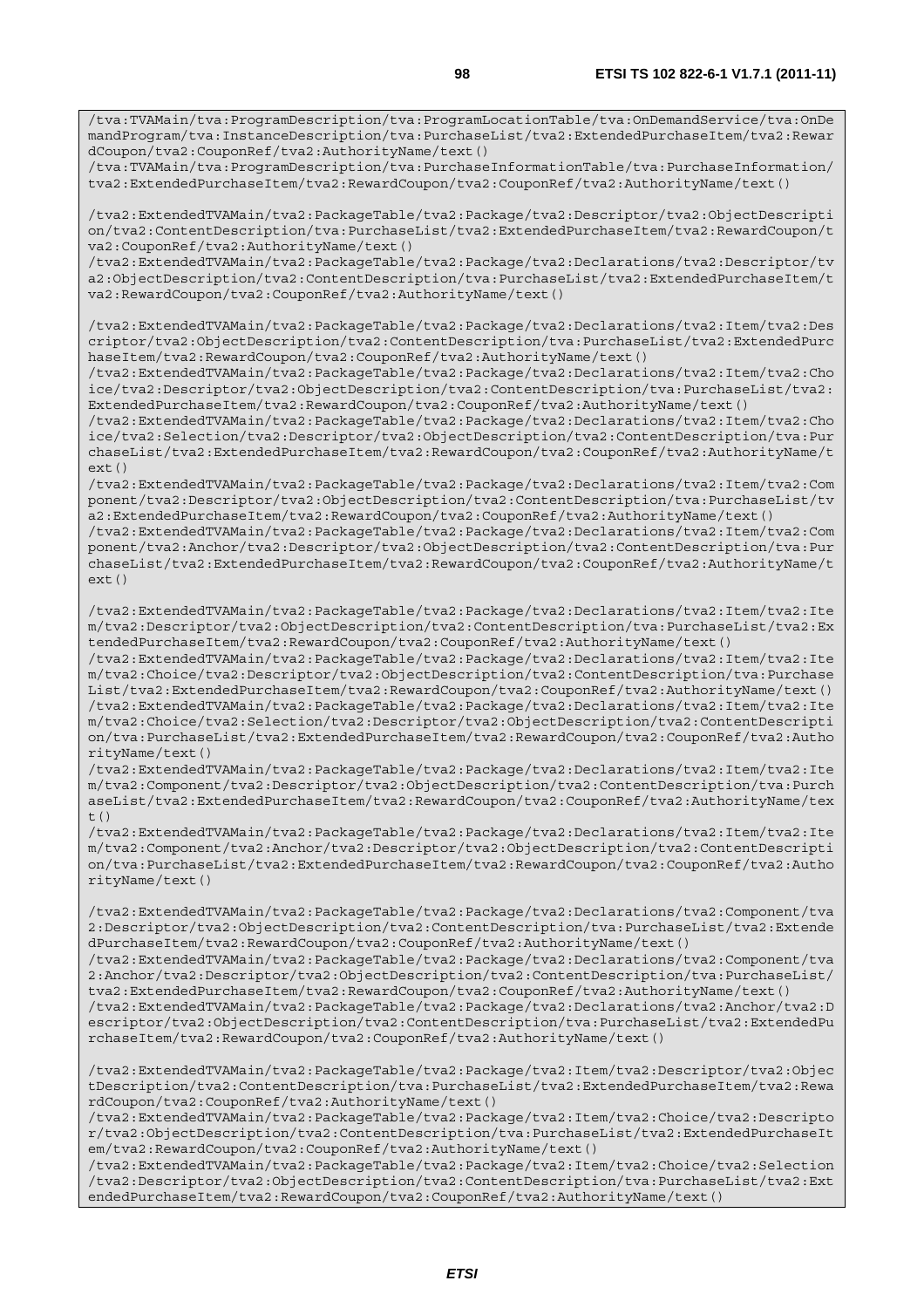```
/tva:TVAMain/tva:ProgramDescription/tva:ProgramLocationTable/tva:OnDemandService/tva:OnDemandProgram/tva:InstanceDescription/tva:PurchaseList/tva2:ExtendedPurchaseItem/tva2:RewardCoupon/tva2:CouponRef/tva2:AuthorityName/text()
/tva:TVAMain/tva:ProgramDescription/tva:PurchaseInformationTable/tva:PurchaseInformation/tva2:ExtendedPurchaseItem/tva2:RewardCoupon/tva2:CouponRef/tva2:AuthorityName/text()

/tva2:ExtendedTVAMain/tva2:PackageTable/tva2:Package/tva2:Descriptor/tva2:ObjectDescription/tva2:ContentDescription/tva:PurchaseList/tva2:ExtendedPurchaseItem/tva2:RewardCoupon/tva2:CouponRef/tva2:AuthorityName/text()
/tva2:ExtendedTVAMain/tva2:PackageTable/tva2:Package/tva2:Declarations/tva2:Descriptor/tva2:ObjectDescription/tva2:ContentDescription/tva:PurchaseList/tva2:ExtendedPurchaseItem/tva2:RewardCoupon/tva2:CouponRef/tva2:AuthorityName/text()

/tva2:ExtendedTVAMain/tva2:PackageTable/tva2:Package/tva2:Declarations/tva2:Item/tva2:Descriptor/tva2:ObjectDescription/tva2:ContentDescription/tva:PurchaseList/tva2:ExtendedPurchaseItem/tva2:RewardCoupon/tva2:CouponRef/tva2:AuthorityName/text()
/tva2:ExtendedTVAMain/tva2:PackageTable/tva2:Package/tva2:Declarations/tva2:Item/tva2:Choice/tva2:Descriptor/tva2:ObjectDescription/tva2:ContentDescription/tva:PurchaseList/tva2:ExtendedPurchaseItem/tva2:RewardCoupon/tva2:CouponRef/tva2:AuthorityName/text()
/tva2:ExtendedTVAMain/tva2:PackageTable/tva2:Package/tva2:Declarations/tva2:Item/tva2:Choice/tva2:Selection/tva2:Descriptor/tva2:ObjectDescription/tva2:ContentDescription/tva:PurchaseList/tva2:ExtendedPurchaseItem/tva2:RewardCoupon/tva2:CouponRef/tva2:AuthorityName/text()
/tva2:ExtendedTVAMain/tva2:PackageTable/tva2:Package/tva2:Declarations/tva2:Item/tva2:Component/tva2:Descriptor/tva2:ObjectDescription/tva2:ContentDescription/tva:PurchaseList/tva2:ExtendedPurchaseItem/tva2:RewardCoupon/tva2:CouponRef/tva2:AuthorityName/text()
/tva2:ExtendedTVAMain/tva2:PackageTable/tva2:Package/tva2:Declarations/tva2:Item/tva2:Component/tva2:Anchor/tva2:Descriptor/tva2:ObjectDescription/tva2:ContentDescription/tva:PurchaseList/tva2:ExtendedPurchaseItem/tva2:RewardCoupon/tva2:CouponRef/tva2:AuthorityName/text()

/tva2:ExtendedTVAMain/tva2:PackageTable/tva2:Package/tva2:Declarations/tva2:Item/tva2:Item/tva2:Descriptor/tva2:ObjectDescription/tva2:ContentDescription/tva:PurchaseList/tva2:ExtendedPurchaseItem/tva2:RewardCoupon/tva2:CouponRef/tva2:AuthorityName/text()
/tva2:ExtendedTVAMain/tva2:PackageTable/tva2:Package/tva2:Declarations/tva2:Item/tva2:Item/tva2:Choice/tva2:Descriptor/tva2:ObjectDescription/tva2:ContentDescription/tva:PurchaseList/tva2:ExtendedPurchaseItem/tva2:RewardCoupon/tva2:CouponRef/tva2:AuthorityName/text()
/tva2:ExtendedTVAMain/tva2:PackageTable/tva2:Package/tva2:Declarations/tva2:Item/tva2:Item/tva2:Choice/tva2:Selection/tva2:Descriptor/tva2:ObjectDescription/tva2:ContentDescription/tva:PurchaseList/tva2:ExtendedPurchaseItem/tva2:RewardCoupon/tva2:CouponRef/tva2:AuthorityName/text()
/tva2:ExtendedTVAMain/tva2:PackageTable/tva2:Package/tva2:Declarations/tva2:Item/tva2:Item/tva2:Component/tva2:Descriptor/tva2:ObjectDescription/tva2:ContentDescription/tva:PurchaseList/tva2:ExtendedPurchaseItem/tva2:RewardCoupon/tva2:CouponRef/tva2:AuthorityName/text()
/tva2:ExtendedTVAMain/tva2:PackageTable/tva2:Package/tva2:Declarations/tva2:Item/tva2:Item/tva2:Component/tva2:Anchor/tva2:Descriptor/tva2:ObjectDescription/tva2:ContentDescription/tva:PurchaseList/tva2:ExtendedPurchaseItem/tva2:RewardCoupon/tva2:CouponRef/tva2:AuthorityName/text()

/tva2:ExtendedTVAMain/tva2:PackageTable/tva2:Package/tva2:Declarations/tva2:Component/tva2:Descriptor/tva2:ObjectDescription/tva2:ContentDescription/tva:PurchaseList/tva2:ExtendedPurchaseItem/tva2:RewardCoupon/tva2:CouponRef/tva2:AuthorityName/text()
/tva2:ExtendedTVAMain/tva2:PackageTable/tva2:Package/tva2:Declarations/tva2:Component/tva2:Anchor/tva2:Descriptor/tva2:ObjectDescription/tva2:ContentDescription/tva:PurchaseList/tva2:ExtendedPurchaseItem/tva2:RewardCoupon/tva2:CouponRef/tva2:AuthorityName/text()
/tva2:ExtendedTVAMain/tva2:PackageTable/tva2:Package/tva2:Declarations/tva2:Anchor/tva2:Descriptor/tva2:ObjectDescription/tva2:ContentDescription/tva:PurchaseList/tva2:ExtendedPurchaseItem/tva2:RewardCoupon/tva2:CouponRef/tva2:AuthorityName/text()

/tva2:ExtendedTVAMain/tva2:PackageTable/tva2:Package/tva2:Item/tva2:Descriptor/tva2:ObjectDescription/tva2:ContentDescription/tva:PurchaseList/tva2:ExtendedPurchaseItem/tva2:RewardCoupon/tva2:CouponRef/tva2:AuthorityName/text()
/tva2:ExtendedTVAMain/tva2:PackageTable/tva2:Package/tva2:Item/tva2:Choice/tva2:Descriptor/tva2:ObjectDescription/tva2:ContentDescription/tva:PurchaseList/tva2:ExtendedPurchaseItem/tva2:RewardCoupon/tva2:CouponRef/tva2:AuthorityName/text()
/tva2:ExtendedTVAMain/tva2:PackageTable/tva2:Package/tva2:Item/tva2:Choice/tva2:Selection/tva2:Descriptor/tva2:ObjectDescription/tva2:ContentDescription/tva:PurchaseList/tva2:ExtendedPurchaseItem/tva2:RewardCoupon/tva2:CouponRef/tva2:AuthorityName/text()
```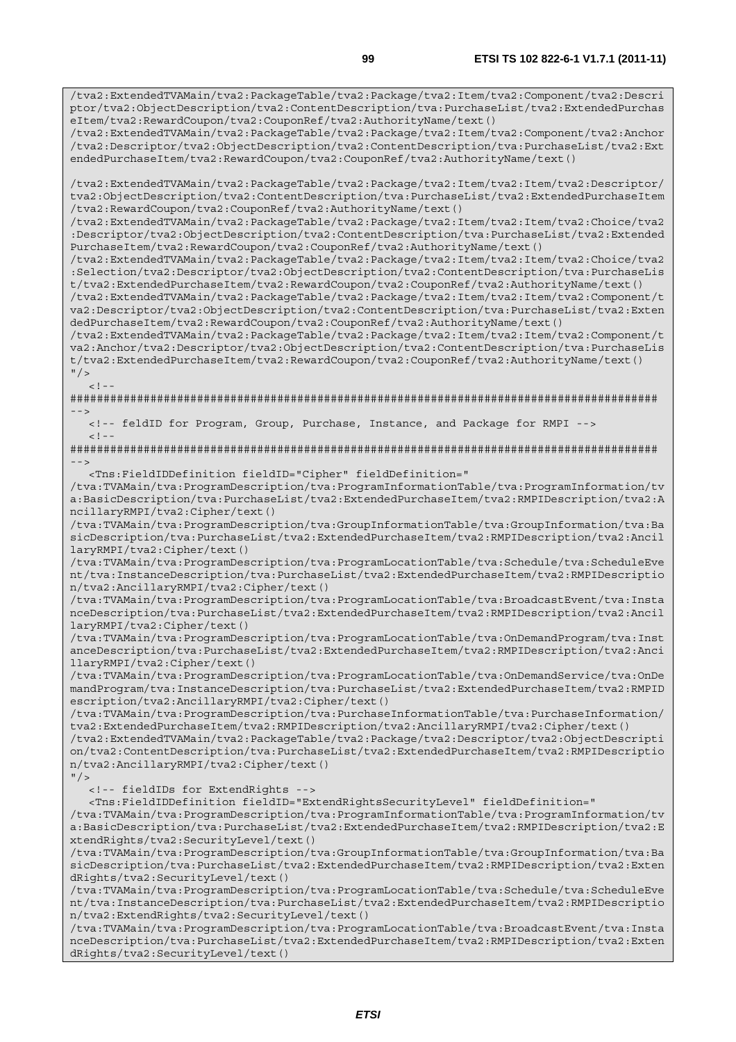```
/tva2:ExtendedTVAMain/tva2:PackageTable/tva2:Package/tva2:Item/tva2:Component/tva2:Descri
ptor/tva2:ObjectDescription/tva2:ContentDescription/tva:PurchaseList/tva2:ExtendedPurchas
eItem/tva2:RewardCoupon/tva2:CouponRef/tva2:AuthorityName/text()
/tva2:ExtendedTVAMain/tva2:PackageTable/tva2:Package/tva2:Item/tva2:Component/tva2:Anchor
/tva2:Descriptor/tva2:ObjectDescription/tva2:ContentDescription/tva:PurchaseList/tva2:Ext
endedPurchaseItem/tva2:RewardCoupon/tva2:CouponRef/tva2:AuthorityName/text()

/tva2:ExtendedTVAMain/tva2:PackageTable/tva2:Package/tva2:Item/tva2:Item/tva2:Descriptor/
tva2:ObjectDescription/tva2:ContentDescription/tva:PurchaseList/tva2:ExtendedPurchaseItem
/tva2:RewardCoupon/tva2:CouponRef/tva2:AuthorityName/text()
/tva2:ExtendedTVAMain/tva2:PackageTable/tva2:Package/tva2:Item/tva2:Item/tva2:Choice/tva2
:Descriptor/tva2:ObjectDescription/tva2:ContentDescription/tva:PurchaseList/tva2:Extended
PurchaseItem/tva2:RewardCoupon/tva2:CouponRef/tva2:AuthorityName/text()
/tva2:ExtendedTVAMain/tva2:PackageTable/tva2:Package/tva2:Item/tva2:Item/tva2:Choice/tva2
:Selection/tva2:Descriptor/tva2:ObjectDescription/tva2:ContentDescription/tva:PurchaseLis
t/tva2:ExtendedPurchaseItem/tva2:RewardCoupon/tva2:CouponRef/tva2:AuthorityName/text()
/tva2:ExtendedTVAMain/tva2:PackageTable/tva2:Package/tva2:Item/tva2:Item/tva2:Component/t
va2:Descriptor/tva2:ObjectDescription/tva2:ContentDescription/tva:PurchaseList/tva2:Exten
dedPurchaseItem/tva2:RewardCoupon/tva2:CouponRef/tva2:AuthorityName/text()
/tva2:ExtendedTVAMain/tva2:PackageTable/tva2:Package/tva2:Item/tva2:Item/tva2:Component/t
va2:Anchor/tva2:Descriptor/tva2:ObjectDescription/tva2:ContentDescription/tva:PurchaseLis
t/tva2:ExtendedPurchaseItem/tva2:RewardCoupon/tva2:CouponRef/tva2:AuthorityName/text()
"/>
   <!--
#########################################################################################
-->
   <!-- feldID for Program, Group, Purchase, Instance, and Package for RMPI -->
   <!--
#########################################################################################
-->
   <Tns:FieldIDDefinition fieldID="Cipher" fieldDefinition="
/tva:TVAMain/tva:ProgramDescription/tva:ProgramInformationTable/tva:ProgramInformation/tv
a:BasicDescription/tva:PurchaseList/tva2:ExtendedPurchaseItem/tva2:RMPIDescription/tva2:A
ncillaryRMPI/tva2:Cipher/text()
/tva:TVAMain/tva:ProgramDescription/tva:GroupInformationTable/tva:GroupInformation/tva:Ba
sicDescription/tva:PurchaseList/tva2:ExtendedPurchaseItem/tva2:RMPIDescription/tva2:Ancil
laryRMPI/tva2:Cipher/text()
/tva:TVAMain/tva:ProgramDescription/tva:ProgramLocationTable/tva:Schedule/tva:ScheduleEve
nt/tva:InstanceDescription/tva:PurchaseList/tva2:ExtendedPurchaseItem/tva2:RMPIDescriptio
n/tva2:AncillaryRMPI/tva2:Cipher/text()
/tva:TVAMain/tva:ProgramDescription/tva:ProgramLocationTable/tva:BroadcastEvent/tva:Insta
nceDescription/tva:PurchaseList/tva2:ExtendedPurchaseItem/tva2:RMPIDescription/tva2:Ancil
laryRMPI/tva2:Cipher/text()
/tva:TVAMain/tva:ProgramDescription/tva:ProgramLocationTable/tva:OnDemandProgram/tva:Inst
anceDescription/tva:PurchaseList/tva2:ExtendedPurchaseItem/tva2:RMPIDescription/tva2:Anci
llaryRMPI/tva2:Cipher/text()
/tva:TVAMain/tva:ProgramDescription/tva:ProgramLocationTable/tva:OnDemandService/tva:OnDe
mandProgram/tva:InstanceDescription/tva:PurchaseList/tva2:ExtendedPurchaseItem/tva2:RMPID
escription/tva2:AncillaryRMPI/tva2:Cipher/text()
/tva:TVAMain/tva:ProgramDescription/tva:PurchaseInformationTable/tva:PurchaseInformation/
tva2:ExtendedPurchaseItem/tva2:RMPIDescription/tva2:AncillaryRMPI/tva2:Cipher/text()
/tva2:ExtendedTVAMain/tva2:PackageTable/tva2:Package/tva2:Descriptor/tva2:ObjectDescripti
on/tva2:ContentDescription/tva:PurchaseList/tva2:ExtendedPurchaseItem/tva2:RMPIDescriptio
n/tva2:AncillaryRMPI/tva2:Cipher/text()
"/>
   <!-- fieldIDs for ExtendRights -->
   <Tns:FieldIDDefinition fieldID="ExtendRightsSecurityLevel" fieldDefinition="
/tva:TVAMain/tva:ProgramDescription/tva:ProgramInformationTable/tva:ProgramInformation/tv
a:BasicDescription/tva:PurchaseList/tva2:ExtendedPurchaseItem/tva2:RMPIDescription/tva2:E
xtendRights/tva2:SecurityLevel/text()
/tva:TVAMain/tva:ProgramDescription/tva:GroupInformationTable/tva:GroupInformation/tva:Ba
sicDescription/tva:PurchaseList/tva2:ExtendedPurchaseItem/tva2:RMPIDescription/tva2:Exten
dRights/tva2:SecurityLevel/text()
/tva:TVAMain/tva:ProgramDescription/tva:ProgramLocationTable/tva:Schedule/tva:ScheduleEve
nt/tva:InstanceDescription/tva:PurchaseList/tva2:ExtendedPurchaseItem/tva2:RMPIDescriptio
n/tva2:ExtendRights/tva2:SecurityLevel/text()
/tva:TVAMain/tva:ProgramDescription/tva:ProgramLocationTable/tva:BroadcastEvent/tva:Insta
nceDescription/tva:PurchaseList/tva2:ExtendedPurchaseItem/tva2:RMPIDescription/tva2:Exten
dRights/tva2:SecurityLevel/text()
```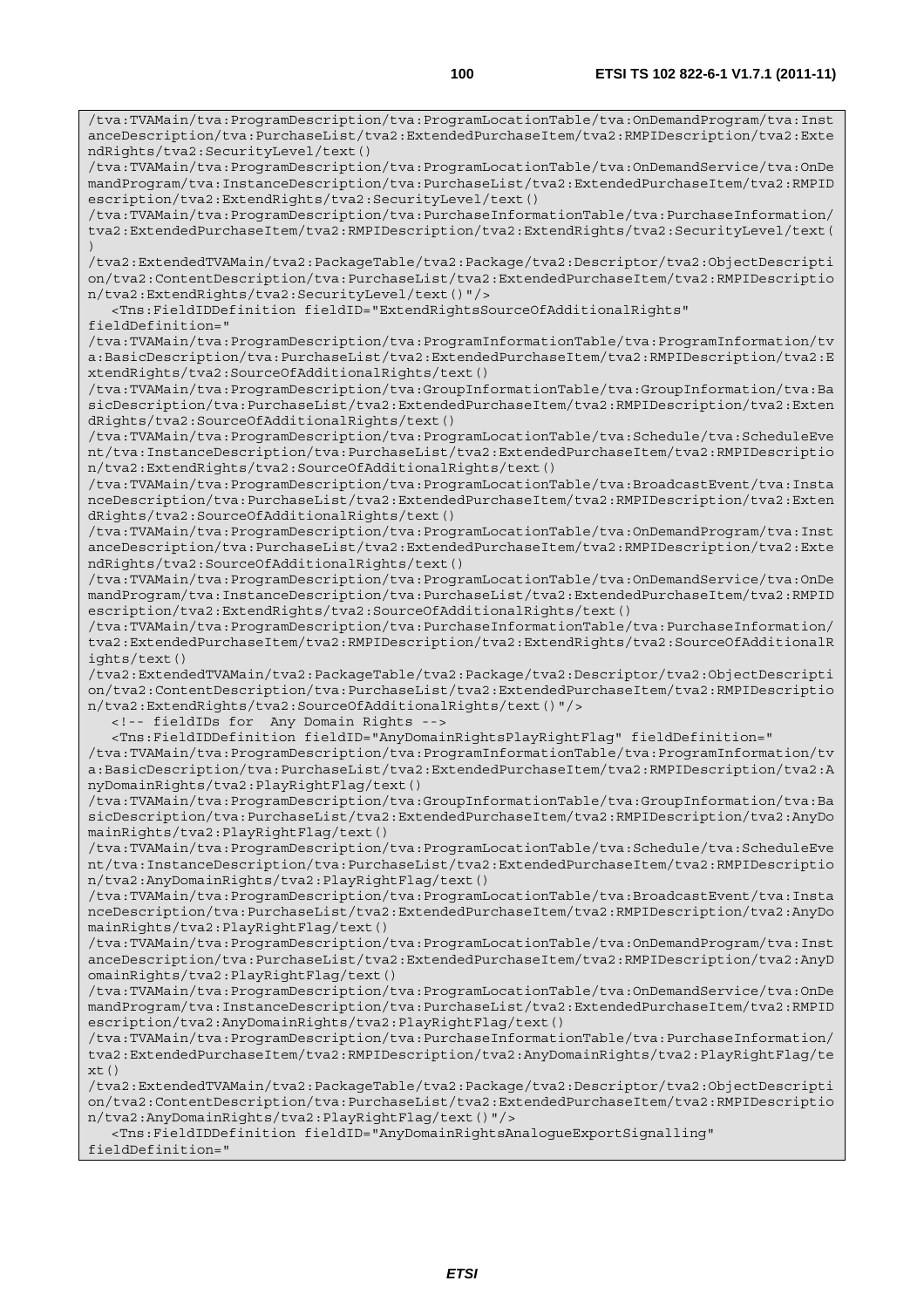```
/tva:TVAMain/tva:ProgramDescription/tva:ProgramLocationTable/tva:OnDemandProgram/tva:InstanceDescription/tva:PurchaseList/tva2:ExtendedPurchaseItem/tva2:RMPIDescription/tva2:ExtendRights/tva2:SecurityLevel/text()
/tva:TVAMain/tva:ProgramDescription/tva:ProgramLocationTable/tva:OnDemandService/tva:OnDemandProgram/tva:InstanceDescription/tva:PurchaseList/tva2:ExtendedPurchaseItem/tva2:RMPIDescription/tva2:ExtendRights/tva2:SecurityLevel/text()
/tva:TVAMain/tva:ProgramDescription/tva:PurchaseInformationTable/tva:PurchaseInformation/tva2:ExtendedPurchaseItem/tva2:RMPIDescription/tva2:ExtendRights/tva2:SecurityLevel/text()
/tva2:ExtendedTVAMain/tva2:PackageTable/tva2:Package/tva2:Descriptor/tva2:ObjectDescription/tva2:ContentDescription/tva:PurchaseList/tva2:ExtendedPurchaseItem/tva2:RMPIDescription/tva2:ExtendRights/tva2:SecurityLevel/text()"/>
   <Tns:FieldIDDefinition fieldID="ExtendRightsSourceOfAdditionalRights" fieldDefinition="
/tva:TVAMain/tva:ProgramDescription/tva:ProgramInformationTable/tva:ProgramInformation/tva:BasicDescription/tva:PurchaseList/tva2:ExtendedPurchaseItem/tva2:RMPIDescription/tva2:ExtendRights/tva2:SourceOfAdditionalRights/text()
/tva:TVAMain/tva:ProgramDescription/tva:GroupInformationTable/tva:GroupInformation/tva:BasicDescription/tva:PurchaseList/tva2:ExtendedPurchaseItem/tva2:RMPIDescription/tva2:ExtendRights/tva2:SourceOfAdditionalRights/text()
/tva:TVAMain/tva:ProgramDescription/tva:ProgramLocationTable/tva:Schedule/tva:ScheduleEvent/tva:InstanceDescription/tva:PurchaseList/tva2:ExtendedPurchaseItem/tva2:RMPIDescription/tva2:ExtendRights/tva2:SourceOfAdditionalRights/text()
/tva:TVAMain/tva:ProgramDescription/tva:ProgramLocationTable/tva:BroadcastEvent/tva:InstanceDescription/tva:PurchaseList/tva2:ExtendedPurchaseItem/tva2:RMPIDescription/tva2:ExtendRights/tva2:SourceOfAdditionalRights/text()
/tva:TVAMain/tva:ProgramDescription/tva:ProgramLocationTable/tva:OnDemandProgram/tva:InstanceDescription/tva:PurchaseList/tva2:ExtendedPurchaseItem/tva2:RMPIDescription/tva2:ExtendRights/tva2:SourceOfAdditionalRights/text()
/tva:TVAMain/tva:ProgramDescription/tva:ProgramLocationTable/tva:OnDemandService/tva:OnDemandProgram/tva:InstanceDescription/tva:PurchaseList/tva2:ExtendedPurchaseItem/tva2:RMPIDescription/tva2:ExtendRights/tva2:SourceOfAdditionalRights/text()
/tva:TVAMain/tva:ProgramDescription/tva:PurchaseInformationTable/tva:PurchaseInformation/tva2:ExtendedPurchaseItem/tva2:RMPIDescription/tva2:ExtendRights/tva2:SourceOfAdditionalRights/text()
/tva2:ExtendedTVAMain/tva2:PackageTable/tva2:Package/tva2:Descriptor/tva2:ObjectDescription/tva2:ContentDescription/tva:PurchaseList/tva2:ExtendedPurchaseItem/tva2:RMPIDescription/tva2:ExtendRights/tva2:SourceOfAdditionalRights/text()"/>
   <!-- fieldIDs for  Any Domain Rights -->
   <Tns:FieldIDDefinition fieldID="AnyDomainRightsPlayRightFlag" fieldDefinition="
/tva:TVAMain/tva:ProgramDescription/tva:ProgramInformationTable/tva:ProgramInformation/tva:BasicDescription/tva:PurchaseList/tva2:ExtendedPurchaseItem/tva2:RMPIDescription/tva2:AnyDomainRights/tva2:PlayRightFlag/text()
/tva:TVAMain/tva:ProgramDescription/tva:GroupInformationTable/tva:GroupInformation/tva:BasicDescription/tva:PurchaseList/tva2:ExtendedPurchaseItem/tva2:RMPIDescription/tva2:AnyDomainRights/tva2:PlayRightFlag/text()
/tva:TVAMain/tva:ProgramDescription/tva:ProgramLocationTable/tva:Schedule/tva:ScheduleEvent/tva:InstanceDescription/tva:PurchaseList/tva2:ExtendedPurchaseItem/tva2:RMPIDescription/tva2:AnyDomainRights/tva2:PlayRightFlag/text()
/tva:TVAMain/tva:ProgramDescription/tva:ProgramLocationTable/tva:BroadcastEvent/tva:InstanceDescription/tva:PurchaseList/tva2:ExtendedPurchaseItem/tva2:RMPIDescription/tva2:AnyDomainRights/tva2:PlayRightFlag/text()
/tva:TVAMain/tva:ProgramDescription/tva:ProgramLocationTable/tva:OnDemandProgram/tva:InstanceDescription/tva:PurchaseList/tva2:ExtendedPurchaseItem/tva2:RMPIDescription/tva2:AnyDomainRights/tva2:PlayRightFlag/text()
/tva:TVAMain/tva:ProgramDescription/tva:ProgramLocationTable/tva:OnDemandService/tva:OnDemandProgram/tva:InstanceDescription/tva:PurchaseList/tva2:ExtendedPurchaseItem/tva2:RMPIDescription/tva2:AnyDomainRights/tva2:PlayRightFlag/text()
/tva:TVAMain/tva:ProgramDescription/tva:PurchaseInformationTable/tva:PurchaseInformation/tva2:ExtendedPurchaseItem/tva2:RMPIDescription/tva2:AnyDomainRights/tva2:PlayRightFlag/text()
/tva2:ExtendedTVAMain/tva2:PackageTable/tva2:Package/tva2:Descriptor/tva2:ObjectDescription/tva2:ContentDescription/tva:PurchaseList/tva2:ExtendedPurchaseItem/tva2:RMPIDescription/tva2:AnyDomainRights/tva2:PlayRightFlag/text()"/>
   <Tns:FieldIDDefinition fieldID="AnyDomainRightsAnalogueExportSignalling" fieldDefinition="
```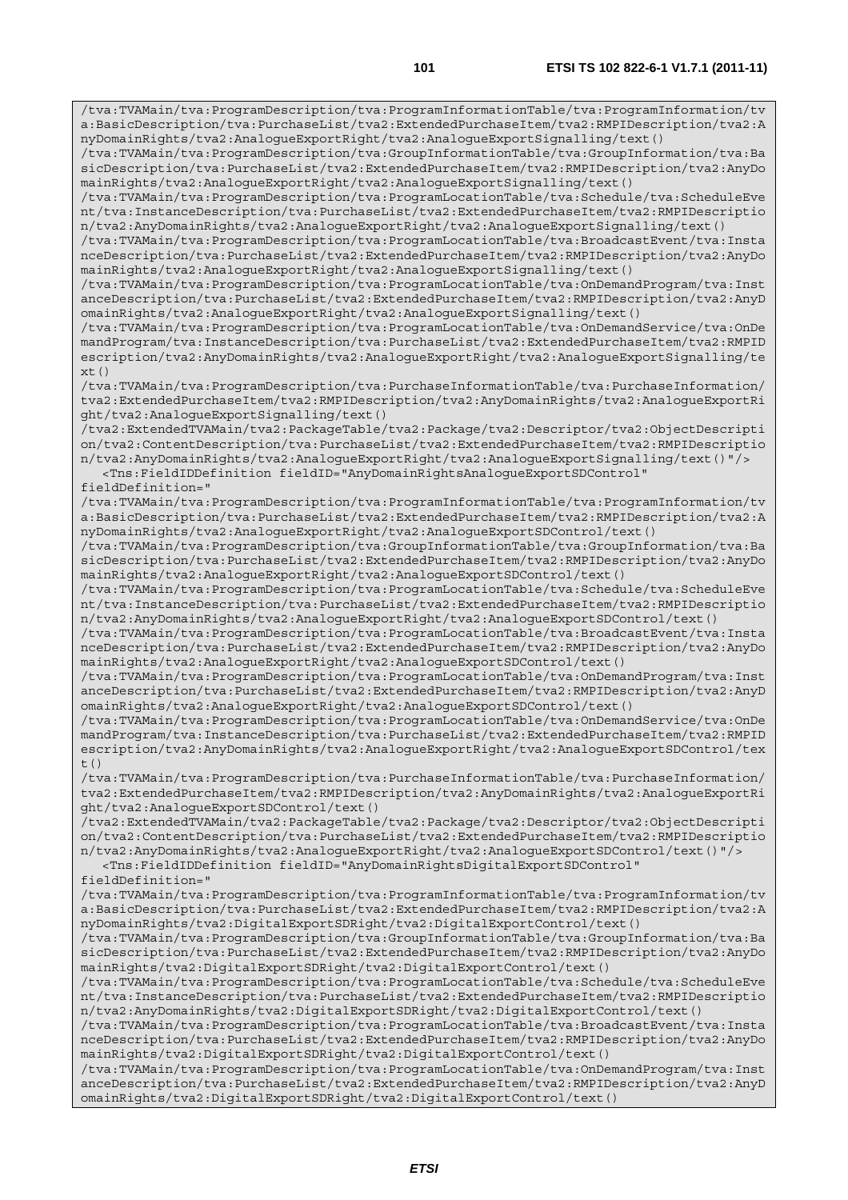```
/tva:TVAMain/tva:ProgramDescription/tva:ProgramInformationTable/tva:ProgramInformation/tv
a:BasicDescription/tva:PurchaseList/tva2:ExtendedPurchaseItem/tva2:RMPIDescription/tva2:A
nyDomainRights/tva2:AnalogueExportRight/tva2:AnalogueExportSignalling/text()
/tva:TVAMain/tva:ProgramDescription/tva:GroupInformationTable/tva:GroupInformation/tva:Ba
sicDescription/tva:PurchaseList/tva2:ExtendedPurchaseItem/tva2:RMPIDescription/tva2:AnyDo
mainRights/tva2:AnalogueExportRight/tva2:AnalogueExportSignalling/text()
/tva:TVAMain/tva:ProgramDescription/tva:ProgramLocationTable/tva:Schedule/tva:ScheduleEve
nt/tva:InstanceDescription/tva:PurchaseList/tva2:ExtendedPurchaseItem/tva2:RMPIDescriptio
n/tva2:AnyDomainRights/tva2:AnalogueExportRight/tva2:AnalogueExportSignalling/text()
/tva:TVAMain/tva:ProgramDescription/tva:ProgramLocationTable/tva:BroadcastEvent/tva:Insta
nceDescription/tva:PurchaseList/tva2:ExtendedPurchaseItem/tva2:RMPIDescription/tva2:AnyDo
mainRights/tva2:AnalogueExportRight/tva2:AnalogueExportSignalling/text()
/tva:TVAMain/tva:ProgramDescription/tva:ProgramLocationTable/tva:OnDemandProgram/tva:Inst
anceDescription/tva:PurchaseList/tva2:ExtendedPurchaseItem/tva2:RMPIDescription/tva2:AnyD
omainRights/tva2:AnalogueExportRight/tva2:AnalogueExportSignalling/text()
/tva:TVAMain/tva:ProgramDescription/tva:ProgramLocationTable/tva:OnDemandService/tva:OnDe
mandProgram/tva:InstanceDescription/tva:PurchaseList/tva2:ExtendedPurchaseItem/tva2:RMPID
escription/tva2:AnyDomainRights/tva2:AnalogueExportRight/tva2:AnalogueExportSignalling/te
xt()
/tva:TVAMain/tva:ProgramDescription/tva:PurchaseInformationTable/tva:PurchaseInformation/
tva2:ExtendedPurchaseItem/tva2:RMPIDescription/tva2:AnyDomainRights/tva2:AnalogueExportRi
ght/tva2:AnalogueExportSignalling/text()
/tva2:ExtendedTVAMain/tva2:PackageTable/tva2:Package/tva2:Descriptor/tva2:ObjectDescripti
on/tva2:ContentDescription/tva:PurchaseList/tva2:ExtendedPurchaseItem/tva2:RMPIDescriptio
n/tva2:AnyDomainRights/tva2:AnalogueExportRight/tva2:AnalogueExportSignalling/text()"/>
   <Tns:FieldIDDefinition fieldID="AnyDomainRightsAnalogueExportSDControl"
fieldDefinition="
/tva:TVAMain/tva:ProgramDescription/tva:ProgramInformationTable/tva:ProgramInformation/tv
a:BasicDescription/tva:PurchaseList/tva2:ExtendedPurchaseItem/tva2:RMPIDescription/tva2:A
nyDomainRights/tva2:AnalogueExportRight/tva2:AnalogueExportSDControl/text()
/tva:TVAMain/tva:ProgramDescription/tva:GroupInformationTable/tva:GroupInformation/tva:Ba
sicDescription/tva:PurchaseList/tva2:ExtendedPurchaseItem/tva2:RMPIDescription/tva2:AnyDo
mainRights/tva2:AnalogueExportRight/tva2:AnalogueExportSDControl/text()
/tva:TVAMain/tva:ProgramDescription/tva:ProgramLocationTable/tva:Schedule/tva:ScheduleEve
nt/tva:InstanceDescription/tva:PurchaseList/tva2:ExtendedPurchaseItem/tva2:RMPIDescriptio
n/tva2:AnyDomainRights/tva2:AnalogueExportRight/tva2:AnalogueExportSDControl/text()
/tva:TVAMain/tva:ProgramDescription/tva:ProgramLocationTable/tva:BroadcastEvent/tva:Insta
nceDescription/tva:PurchaseList/tva2:ExtendedPurchaseItem/tva2:RMPIDescription/tva2:AnyDo
mainRights/tva2:AnalogueExportRight/tva2:AnalogueExportSDControl/text()
/tva:TVAMain/tva:ProgramDescription/tva:ProgramLocationTable/tva:OnDemandProgram/tva:Inst
anceDescription/tva:PurchaseList/tva2:ExtendedPurchaseItem/tva2:RMPIDescription/tva2:AnyD
omainRights/tva2:AnalogueExportRight/tva2:AnalogueExportSDControl/text()
/tva:TVAMain/tva:ProgramDescription/tva:ProgramLocationTable/tva:OnDemandService/tva:OnDe
mandProgram/tva:InstanceDescription/tva:PurchaseList/tva2:ExtendedPurchaseItem/tva2:RMPID
escription/tva2:AnyDomainRights/tva2:AnalogueExportRight/tva2:AnalogueExportSDControl/tex
t()
/tva:TVAMain/tva:ProgramDescription/tva:PurchaseInformationTable/tva:PurchaseInformation/
tva2:ExtendedPurchaseItem/tva2:RMPIDescription/tva2:AnyDomainRights/tva2:AnalogueExportRi
ght/tva2:AnalogueExportSDControl/text()
/tva2:ExtendedTVAMain/tva2:PackageTable/tva2:Package/tva2:Descriptor/tva2:ObjectDescripti
on/tva2:ContentDescription/tva:PurchaseList/tva2:ExtendedPurchaseItem/tva2:RMPIDescriptio
n/tva2:AnyDomainRights/tva2:AnalogueExportRight/tva2:AnalogueExportSDControl/text()"/>
   <Tns:FieldIDDefinition fieldID="AnyDomainRightsDigitalExportSDControl"
fieldDefinition="
/tva:TVAMain/tva:ProgramDescription/tva:ProgramInformationTable/tva:ProgramInformation/tv
a:BasicDescription/tva:PurchaseList/tva2:ExtendedPurchaseItem/tva2:RMPIDescription/tva2:A
nyDomainRights/tva2:DigitalExportSDRight/tva2:DigitalExportControl/text()
/tva:TVAMain/tva:ProgramDescription/tva:GroupInformationTable/tva:GroupInformation/tva:Ba
sicDescription/tva:PurchaseList/tva2:ExtendedPurchaseItem/tva2:RMPIDescription/tva2:AnyDo
mainRights/tva2:DigitalExportSDRight/tva2:DigitalExportControl/text()
/tva:TVAMain/tva:ProgramDescription/tva:ProgramLocationTable/tva:Schedule/tva:ScheduleEve
nt/tva:InstanceDescription/tva:PurchaseList/tva2:ExtendedPurchaseItem/tva2:RMPIDescriptio
n/tva2:AnyDomainRights/tva2:DigitalExportSDRight/tva2:DigitalExportControl/text()
/tva:TVAMain/tva:ProgramDescription/tva:ProgramLocationTable/tva:BroadcastEvent/tva:Insta
nceDescription/tva:PurchaseList/tva2:ExtendedPurchaseItem/tva2:RMPIDescription/tva2:AnyDo
mainRights/tva2:DigitalExportSDRight/tva2:DigitalExportControl/text()
/tva:TVAMain/tva:ProgramDescription/tva:ProgramLocationTable/tva:OnDemandProgram/tva:Inst
anceDescription/tva:PurchaseList/tva2:ExtendedPurchaseItem/tva2:RMPIDescription/tva2:AnyD
omainRights/tva2:DigitalExportSDRight/tva2:DigitalExportControl/text()
```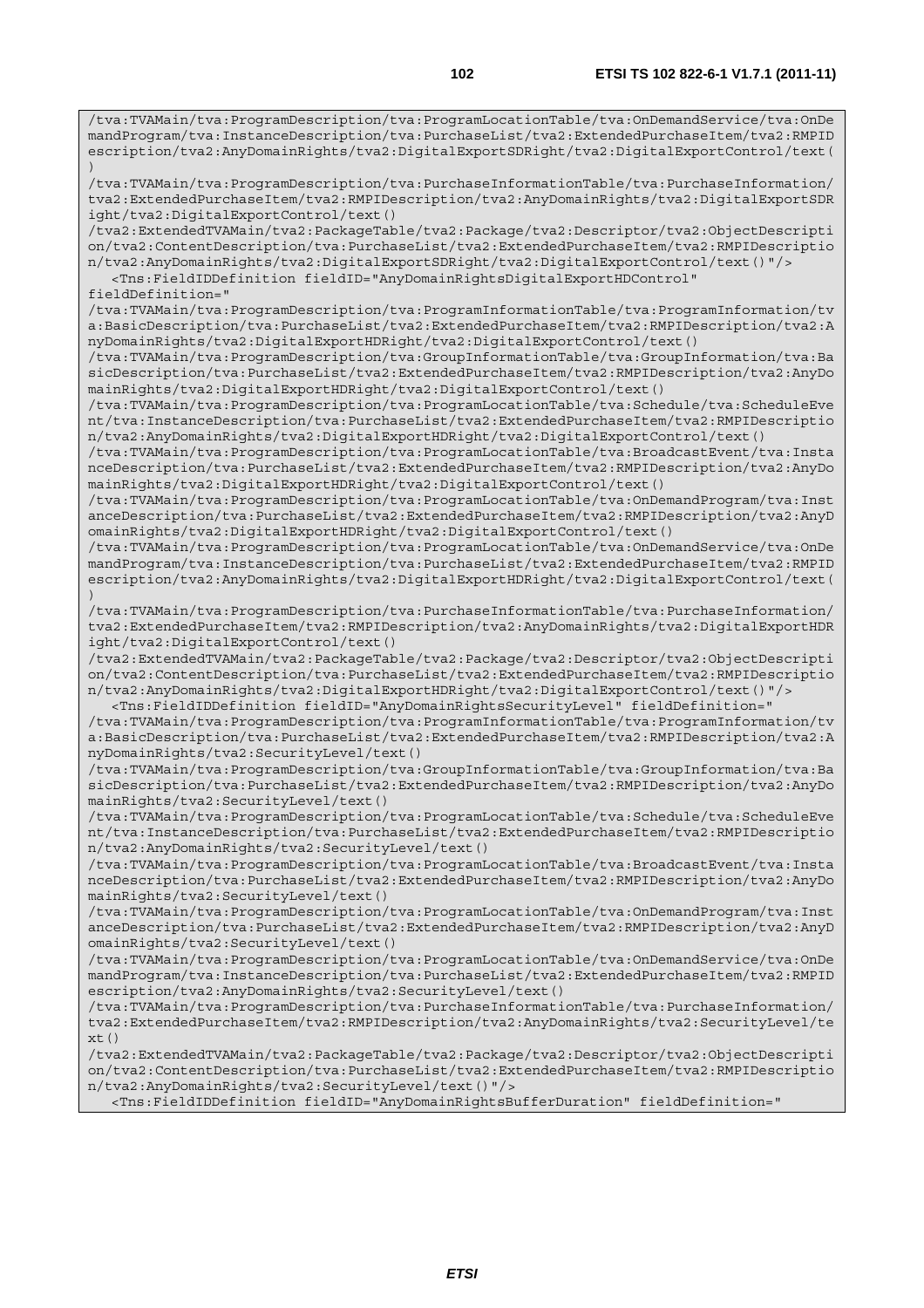```
/tva:TVAMain/tva:ProgramDescription/tva:ProgramLocationTable/tva:OnDemandService/tva:OnDemandProgram/tva:InstanceDescription/tva:PurchaseList/tva2:ExtendedPurchaseItem/tva2:RMPIDescription/tva2:AnyDomainRights/tva2:DigitalExportSDRight/tva2:DigitalExportControl/text()
/tva:TVAMain/tva:ProgramDescription/tva:PurchaseInformationTable/tva:PurchaseInformation/tva2:ExtendedPurchaseItem/tva2:RMPIDescription/tva2:AnyDomainRights/tva2:DigitalExportSDRight/tva2:DigitalExportControl/text()
/tva2:ExtendedTVAMain/tva2:PackageTable/tva2:Package/tva2:Descriptor/tva2:ObjectDescription/tva2:ContentDescription/tva:PurchaseList/tva2:ExtendedPurchaseItem/tva2:RMPIDescription/tva2:AnyDomainRights/tva2:DigitalExportSDRight/tva2:DigitalExportControl/text()"/>
   <Tns:FieldIDDefinition fieldID="AnyDomainRightsDigitalExportHDControl" fieldDefinition="
/tva:TVAMain/tva:ProgramDescription/tva:ProgramInformationTable/tva:ProgramInformation/tva:BasicDescription/tva:PurchaseList/tva2:ExtendedPurchaseItem/tva2:RMPIDescription/tva2:AnyDomainRights/tva2:DigitalExportHDRight/tva2:DigitalExportControl/text()
/tva:TVAMain/tva:ProgramDescription/tva:GroupInformationTable/tva:GroupInformation/tva:BasicDescription/tva:PurchaseList/tva2:ExtendedPurchaseItem/tva2:RMPIDescription/tva2:AnyDomainRights/tva2:DigitalExportHDRight/tva2:DigitalExportControl/text()
/tva:TVAMain/tva:ProgramDescription/tva:ProgramLocationTable/tva:Schedule/tva:ScheduleEvent/tva:InstanceDescription/tva:PurchaseList/tva2:ExtendedPurchaseItem/tva2:RMPIDescription/tva2:AnyDomainRights/tva2:DigitalExportHDRight/tva2:DigitalExportControl/text()
/tva:TVAMain/tva:ProgramDescription/tva:ProgramLocationTable/tva:BroadcastEvent/tva:InstanceDescription/tva:PurchaseList/tva2:ExtendedPurchaseItem/tva2:RMPIDescription/tva2:AnyDomainRights/tva2:DigitalExportHDRight/tva2:DigitalExportControl/text()
/tva:TVAMain/tva:ProgramDescription/tva:ProgramLocationTable/tva:OnDemandProgram/tva:InstanceDescription/tva:PurchaseList/tva2:ExtendedPurchaseItem/tva2:RMPIDescription/tva2:AnyDomainRights/tva2:DigitalExportHDRight/tva2:DigitalExportControl/text()
/tva:TVAMain/tva:ProgramDescription/tva:ProgramLocationTable/tva:OnDemandService/tva:OnDemandProgram/tva:InstanceDescription/tva:PurchaseList/tva2:ExtendedPurchaseItem/tva2:RMPIDescription/tva2:AnyDomainRights/tva2:DigitalExportHDRight/tva2:DigitalExportControl/text()
/tva:TVAMain/tva:ProgramDescription/tva:PurchaseInformationTable/tva:PurchaseInformation/tva2:ExtendedPurchaseItem/tva2:RMPIDescription/tva2:AnyDomainRights/tva2:DigitalExportHDRight/tva2:DigitalExportControl/text()
/tva2:ExtendedTVAMain/tva2:PackageTable/tva2:Package/tva2:Descriptor/tva2:ObjectDescription/tva2:ContentDescription/tva:PurchaseList/tva2:ExtendedPurchaseItem/tva2:RMPIDescription/tva2:AnyDomainRights/tva2:DigitalExportHDRight/tva2:DigitalExportControl/text()"/>
   <Tns:FieldIDDefinition fieldID="AnyDomainRightsSecurityLevel" fieldDefinition="
/tva:TVAMain/tva:ProgramDescription/tva:ProgramInformationTable/tva:ProgramInformation/tva:BasicDescription/tva:PurchaseList/tva2:ExtendedPurchaseItem/tva2:RMPIDescription/tva2:AnyDomainRights/tva2:SecurityLevel/text()
/tva:TVAMain/tva:ProgramDescription/tva:GroupInformationTable/tva:GroupInformation/tva:BasicDescription/tva:PurchaseList/tva2:ExtendedPurchaseItem/tva2:RMPIDescription/tva2:AnyDomainRights/tva2:SecurityLevel/text()
/tva:TVAMain/tva:ProgramDescription/tva:ProgramLocationTable/tva:Schedule/tva:ScheduleEvent/tva:InstanceDescription/tva:PurchaseList/tva2:ExtendedPurchaseItem/tva2:RMPIDescription/tva2:AnyDomainRights/tva2:SecurityLevel/text()
/tva:TVAMain/tva:ProgramDescription/tva:ProgramLocationTable/tva:BroadcastEvent/tva:InstanceDescription/tva:PurchaseList/tva2:ExtendedPurchaseItem/tva2:RMPIDescription/tva2:AnyDomainRights/tva2:SecurityLevel/text()
/tva:TVAMain/tva:ProgramDescription/tva:ProgramLocationTable/tva:OnDemandProgram/tva:InstanceDescription/tva:PurchaseList/tva2:ExtendedPurchaseItem/tva2:RMPIDescription/tva2:AnyDomainRights/tva2:SecurityLevel/text()
/tva:TVAMain/tva:ProgramDescription/tva:ProgramLocationTable/tva:OnDemandService/tva:OnDemandProgram/tva:InstanceDescription/tva:PurchaseList/tva2:ExtendedPurchaseItem/tva2:RMPIDescription/tva2:AnyDomainRights/tva2:SecurityLevel/text()
/tva:TVAMain/tva:ProgramDescription/tva:PurchaseInformationTable/tva:PurchaseInformation/tva2:ExtendedPurchaseItem/tva2:RMPIDescription/tva2:AnyDomainRights/tva2:SecurityLevel/text()
/tva2:ExtendedTVAMain/tva2:PackageTable/tva2:Package/tva2:Descriptor/tva2:ObjectDescription/tva2:ContentDescription/tva:PurchaseList/tva2:ExtendedPurchaseItem/tva2:RMPIDescription/tva2:AnyDomainRights/tva2:SecurityLevel/text()"/>
   <Tns:FieldIDDefinition fieldID="AnyDomainRightsBufferDuration" fieldDefinition="
```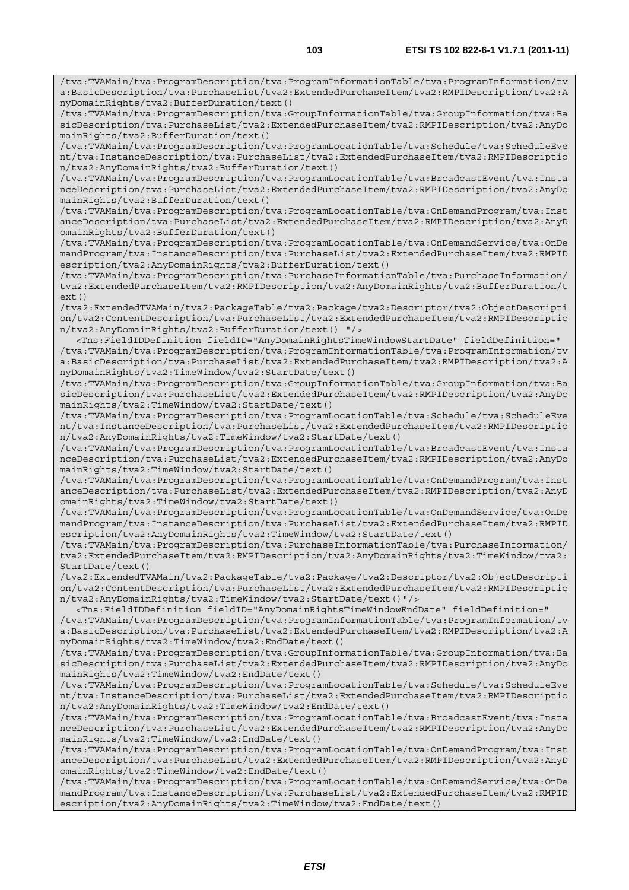```
/tva:TVAMain/tva:ProgramDescription/tva:ProgramInformationTable/tva:ProgramInformation/tva:BasicDescription/tva:PurchaseList/tva2:ExtendedPurchaseItem/tva2:RMPIDescription/tva2:AnyDomainRights/tva2:BufferDuration/text()
/tva:TVAMain/tva:ProgramDescription/tva:GroupInformationTable/tva:GroupInformation/tva:BasicDescription/tva:PurchaseList/tva2:ExtendedPurchaseItem/tva2:RMPIDescription/tva2:AnyDomainRights/tva2:BufferDuration/text()
/tva:TVAMain/tva:ProgramDescription/tva:ProgramLocationTable/tva:Schedule/tva:ScheduleEvent/tva:InstanceDescription/tva:PurchaseList/tva2:ExtendedPurchaseItem/tva2:RMPIDescription/tva2:AnyDomainRights/tva2:BufferDuration/text()
/tva:TVAMain/tva:ProgramDescription/tva:ProgramLocationTable/tva:BroadcastEvent/tva:InstanceDescription/tva:PurchaseList/tva2:ExtendedPurchaseItem/tva2:RMPIDescription/tva2:AnyDomainRights/tva2:BufferDuration/text()
/tva:TVAMain/tva:ProgramDescription/tva:ProgramLocationTable/tva:OnDemandProgram/tva:InstanceDescription/tva:PurchaseList/tva2:ExtendedPurchaseItem/tva2:RMPIDescription/tva2:AnyDomainRights/tva2:BufferDuration/text()
/tva:TVAMain/tva:ProgramDescription/tva:ProgramLocationTable/tva:OnDemandService/tva:OnDemandProgram/tva:InstanceDescription/tva:PurchaseList/tva2:ExtendedPurchaseItem/tva2:RMPIDescription/tva2:AnyDomainRights/tva2:BufferDuration/text()
/tva:TVAMain/tva:ProgramDescription/tva:PurchaseInformationTable/tva:PurchaseInformation/tva2:ExtendedPurchaseItem/tva2:RMPIDescription/tva2:AnyDomainRights/tva2:BufferDuration/text()
/tva2:ExtendedTVAMain/tva2:PackageTable/tva2:Package/tva2:Descriptor/tva2:ObjectDescription/tva2:ContentDescription/tva:PurchaseList/tva2:ExtendedPurchaseItem/tva2:RMPIDescription/tva2:AnyDomainRights/tva2:BufferDuration/text() "/>
   <Tns:FieldIDDefinition fieldID="AnyDomainRightsTimeWindowStartDate" fieldDefinition="
/tva:TVAMain/tva:ProgramDescription/tva:ProgramInformationTable/tva:ProgramInformation/tva:BasicDescription/tva:PurchaseList/tva2:ExtendedPurchaseItem/tva2:RMPIDescription/tva2:AnyDomainRights/tva2:TimeWindow/tva2:StartDate/text()
/tva:TVAMain/tva:ProgramDescription/tva:GroupInformationTable/tva:GroupInformation/tva:BasicDescription/tva:PurchaseList/tva2:ExtendedPurchaseItem/tva2:RMPIDescription/tva2:AnyDomainRights/tva2:TimeWindow/tva2:StartDate/text()
/tva:TVAMain/tva:ProgramDescription/tva:ProgramLocationTable/tva:Schedule/tva:ScheduleEvent/tva:InstanceDescription/tva:PurchaseList/tva2:ExtendedPurchaseItem/tva2:RMPIDescription/tva2:AnyDomainRights/tva2:TimeWindow/tva2:StartDate/text()
/tva:TVAMain/tva:ProgramDescription/tva:ProgramLocationTable/tva:BroadcastEvent/tva:InstanceDescription/tva:PurchaseList/tva2:ExtendedPurchaseItem/tva2:RMPIDescription/tva2:AnyDomainRights/tva2:TimeWindow/tva2:StartDate/text()
/tva:TVAMain/tva:ProgramDescription/tva:ProgramLocationTable/tva:OnDemandProgram/tva:InstanceDescription/tva:PurchaseList/tva2:ExtendedPurchaseItem/tva2:RMPIDescription/tva2:AnyDomainRights/tva2:TimeWindow/tva2:StartDate/text()
/tva:TVAMain/tva:ProgramDescription/tva:ProgramLocationTable/tva:OnDemandService/tva:OnDemandProgram/tva:InstanceDescription/tva:PurchaseList/tva2:ExtendedPurchaseItem/tva2:RMPIDescription/tva2:AnyDomainRights/tva2:TimeWindow/tva2:StartDate/text()
/tva:TVAMain/tva:ProgramDescription/tva:PurchaseInformationTable/tva:PurchaseInformation/tva2:ExtendedPurchaseItem/tva2:RMPIDescription/tva2:AnyDomainRights/tva2:TimeWindow/tva2:StartDate/text()
/tva2:ExtendedTVAMain/tva2:PackageTable/tva2:Package/tva2:Descriptor/tva2:ObjectDescription/tva2:ContentDescription/tva:PurchaseList/tva2:ExtendedPurchaseItem/tva2:RMPIDescription/tva2:AnyDomainRights/tva2:TimeWindow/tva2:StartDate/text()"/>
   <Tns:FieldIDDefinition fieldID="AnyDomainRightsTimeWindowEndDate" fieldDefinition="
/tva:TVAMain/tva:ProgramDescription/tva:ProgramInformationTable/tva:ProgramInformation/tva:BasicDescription/tva:PurchaseList/tva2:ExtendedPurchaseItem/tva2:RMPIDescription/tva2:AnyDomainRights/tva2:TimeWindow/tva2:EndDate/text()
/tva:TVAMain/tva:ProgramDescription/tva:GroupInformationTable/tva:GroupInformation/tva:BasicDescription/tva:PurchaseList/tva2:ExtendedPurchaseItem/tva2:RMPIDescription/tva2:AnyDomainRights/tva2:TimeWindow/tva2:EndDate/text()
/tva:TVAMain/tva:ProgramDescription/tva:ProgramLocationTable/tva:Schedule/tva:ScheduleEvent/tva:InstanceDescription/tva:PurchaseList/tva2:ExtendedPurchaseItem/tva2:RMPIDescription/tva2:AnyDomainRights/tva2:TimeWindow/tva2:EndDate/text()
/tva:TVAMain/tva:ProgramDescription/tva:ProgramLocationTable/tva:BroadcastEvent/tva:InstanceDescription/tva:PurchaseList/tva2:ExtendedPurchaseItem/tva2:RMPIDescription/tva2:AnyDomainRights/tva2:TimeWindow/tva2:EndDate/text()
/tva:TVAMain/tva:ProgramDescription/tva:ProgramLocationTable/tva:OnDemandProgram/tva:InstanceDescription/tva:PurchaseList/tva2:ExtendedPurchaseItem/tva2:RMPIDescription/tva2:AnyDomainRights/tva2:TimeWindow/tva2:EndDate/text()
/tva:TVAMain/tva:ProgramDescription/tva:ProgramLocationTable/tva:OnDemandService/tva:OnDemandProgram/tva:InstanceDescription/tva:PurchaseList/tva2:ExtendedPurchaseItem/tva2:RMPIDescription/tva2:AnyDomainRights/tva2:TimeWindow/tva2:EndDate/text()
```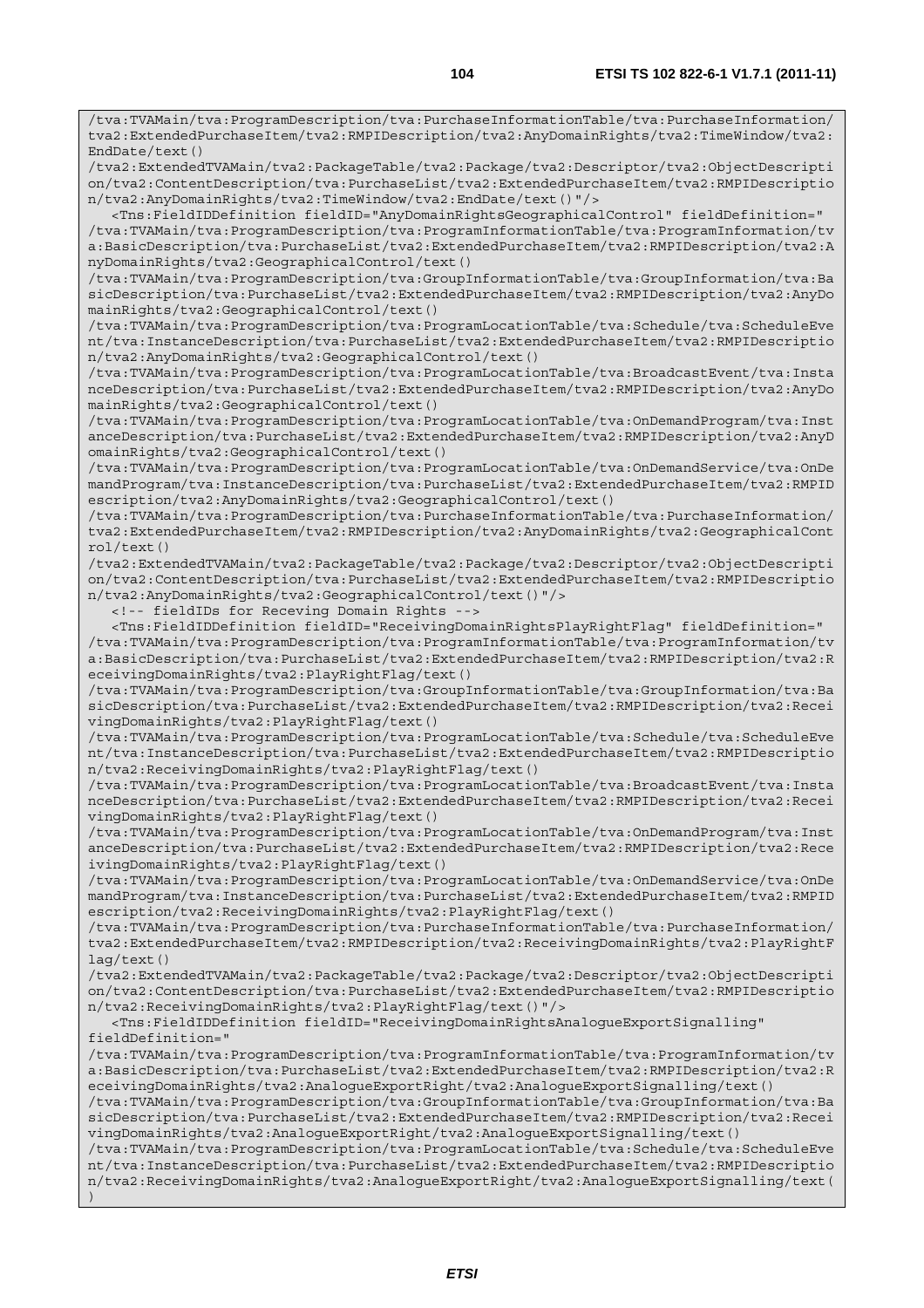```
/tva:TVAMain/tva:ProgramDescription/tva:PurchaseInformationTable/tva:PurchaseInformation/
tva2:ExtendedPurchaseItem/tva2:RMPIDescription/tva2:AnyDomainRights/tva2:TimeWindow/tva2:
EndDate/text()
/tva2:ExtendedTVAMain/tva2:PackageTable/tva2:Package/tva2:Descriptor/tva2:ObjectDescripti
on/tva2:ContentDescription/tva:PurchaseList/tva2:ExtendedPurchaseItem/tva2:RMPIDescriptio
n/tva2:AnyDomainRights/tva2:TimeWindow/tva2:EndDate/text()"/>
   <Tns:FieldIDDefinition fieldID="AnyDomainRightsGeographicalControl" fieldDefinition="
/tva:TVAMain/tva:ProgramDescription/tva:ProgramInformationTable/tva:ProgramInformation/tv
a:BasicDescription/tva:PurchaseList/tva2:ExtendedPurchaseItem/tva2:RMPIDescription/tva2:A
nyDomainRights/tva2:GeographicalControl/text()
/tva:TVAMain/tva:ProgramDescription/tva:GroupInformationTable/tva:GroupInformation/tva:Ba
sicDescription/tva:PurchaseList/tva2:ExtendedPurchaseItem/tva2:RMPIDescription/tva2:AnyDo
mainRights/tva2:GeographicalControl/text()
/tva:TVAMain/tva:ProgramDescription/tva:ProgramLocationTable/tva:Schedule/tva:ScheduleEve
nt/tva:InstanceDescription/tva:PurchaseList/tva2:ExtendedPurchaseItem/tva2:RMPIDescriptio
n/tva2:AnyDomainRights/tva2:GeographicalControl/text()
/tva:TVAMain/tva:ProgramDescription/tva:ProgramLocationTable/tva:BroadcastEvent/tva:Insta
nceDescription/tva:PurchaseList/tva2:ExtendedPurchaseItem/tva2:RMPIDescription/tva2:AnyDo
mainRights/tva2:GeographicalControl/text()
/tva:TVAMain/tva:ProgramDescription/tva:ProgramLocationTable/tva:OnDemandProgram/tva:Inst
anceDescription/tva:PurchaseList/tva2:ExtendedPurchaseItem/tva2:RMPIDescription/tva2:AnyD
omainRights/tva2:GeographicalControl/text()
/tva:TVAMain/tva:ProgramDescription/tva:ProgramLocationTable/tva:OnDemandService/tva:OnDe
mandProgram/tva:InstanceDescription/tva:PurchaseList/tva2:ExtendedPurchaseItem/tva2:RMPID
escription/tva2:AnyDomainRights/tva2:GeographicalControl/text()
/tva:TVAMain/tva:ProgramDescription/tva:PurchaseInformationTable/tva:PurchaseInformation/
tva2:ExtendedPurchaseItem/tva2:RMPIDescription/tva2:AnyDomainRights/tva2:GeographicalCont
rol/text()
/tva2:ExtendedTVAMain/tva2:PackageTable/tva2:Package/tva2:Descriptor/tva2:ObjectDescripti
on/tva2:ContentDescription/tva:PurchaseList/tva2:ExtendedPurchaseItem/tva2:RMPIDescriptio
n/tva2:AnyDomainRights/tva2:GeographicalControl/text()"/>
   <!-- fieldIDs for Receving Domain Rights -->
   <Tns:FieldIDDefinition fieldID="ReceivingDomainRightsPlayRightFlag" fieldDefinition="
/tva:TVAMain/tva:ProgramDescription/tva:ProgramInformationTable/tva:ProgramInformation/tv
a:BasicDescription/tva:PurchaseList/tva2:ExtendedPurchaseItem/tva2:RMPIDescription/tva2:R
eceivingDomainRights/tva2:PlayRightFlag/text()
/tva:TVAMain/tva:ProgramDescription/tva:GroupInformationTable/tva:GroupInformation/tva:Ba
sicDescription/tva:PurchaseList/tva2:ExtendedPurchaseItem/tva2:RMPIDescription/tva2:Recei
vingDomainRights/tva2:PlayRightFlag/text()
/tva:TVAMain/tva:ProgramDescription/tva:ProgramLocationTable/tva:Schedule/tva:ScheduleEve
nt/tva:InstanceDescription/tva:PurchaseList/tva2:ExtendedPurchaseItem/tva2:RMPIDescriptio
n/tva2:ReceivingDomainRights/tva2:PlayRightFlag/text()
/tva:TVAMain/tva:ProgramDescription/tva:ProgramLocationTable/tva:BroadcastEvent/tva:Insta
nceDescription/tva:PurchaseList/tva2:ExtendedPurchaseItem/tva2:RMPIDescription/tva2:Recei
vingDomainRights/tva2:PlayRightFlag/text()
/tva:TVAMain/tva:ProgramDescription/tva:ProgramLocationTable/tva:OnDemandProgram/tva:Inst
anceDescription/tva:PurchaseList/tva2:ExtendedPurchaseItem/tva2:RMPIDescription/tva2:Rece
ivingDomainRights/tva2:PlayRightFlag/text()
/tva:TVAMain/tva:ProgramDescription/tva:ProgramLocationTable/tva:OnDemandService/tva:OnDe
mandProgram/tva:InstanceDescription/tva:PurchaseList/tva2:ExtendedPurchaseItem/tva2:RMPID
escription/tva2:ReceivingDomainRights/tva2:PlayRightFlag/text()
/tva:TVAMain/tva:ProgramDescription/tva:PurchaseInformationTable/tva:PurchaseInformation/
tva2:ExtendedPurchaseItem/tva2:RMPIDescription/tva2:ReceivingDomainRights/tva2:PlayRightF
lag/text()
/tva2:ExtendedTVAMain/tva2:PackageTable/tva2:Package/tva2:Descriptor/tva2:ObjectDescripti
on/tva2:ContentDescription/tva:PurchaseList/tva2:ExtendedPurchaseItem/tva2:RMPIDescriptio
n/tva2:ReceivingDomainRights/tva2:PlayRightFlag/text()"/>
   <Tns:FieldIDDefinition fieldID="ReceivingDomainRightsAnalogueExportSignalling"
fieldDefinition="
/tva:TVAMain/tva:ProgramDescription/tva:ProgramInformationTable/tva:ProgramInformation/tv
a:BasicDescription/tva:PurchaseList/tva2:ExtendedPurchaseItem/tva2:RMPIDescription/tva2:R
eceivingDomainRights/tva2:AnalogueExportRight/tva2:AnalogueExportSignalling/text()
/tva:TVAMain/tva:ProgramDescription/tva:GroupInformationTable/tva:GroupInformation/tva:Ba
sicDescription/tva:PurchaseList/tva2:ExtendedPurchaseItem/tva2:RMPIDescription/tva2:Recei
vingDomainRights/tva2:AnalogueExportRight/tva2:AnalogueExportSignalling/text()
/tva:TVAMain/tva:ProgramDescription/tva:ProgramLocationTable/tva:Schedule/tva:ScheduleEve
nt/tva:InstanceDescription/tva:PurchaseList/tva2:ExtendedPurchaseItem/tva2:RMPIDescriptio
n/tva2:ReceivingDomainRights/tva2:AnalogueExportRight/tva2:AnalogueExportSignalling/text(
)
```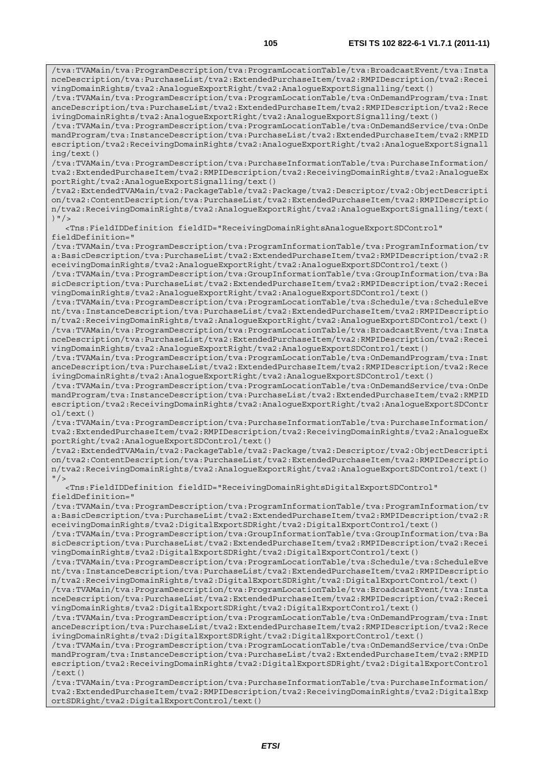```
/tva:TVAMain/tva:ProgramDescription/tva:ProgramLocationTable/tva:BroadcastEvent/tva:InstanceDescription/tva:PurchaseList/tva2:ExtendedPurchaseItem/tva2:RMPIDescription/tva2:ReceivingDomainRights/tva2:AnalogueExportRight/tva2:AnalogueExportSignalling/text()
/tva:TVAMain/tva:ProgramDescription/tva:ProgramLocationTable/tva:OnDemandProgram/tva:InstanceDescription/tva:PurchaseList/tva2:ExtendedPurchaseItem/tva2:RMPIDescription/tva2:ReceivingDomainRights/tva2:AnalogueExportRight/tva2:AnalogueExportSignalling/text()
/tva:TVAMain/tva:ProgramDescription/tva:ProgramLocationTable/tva:OnDemandService/tva:OnDemandProgram/tva:InstanceDescription/tva:PurchaseList/tva2:ExtendedPurchaseItem/tva2:RMPIDescription/tva2:ReceivingDomainRights/tva2:AnalogueExportRight/tva2:AnalogueExportSignalling/text()
/tva:TVAMain/tva:ProgramDescription/tva:PurchaseInformationTable/tva:PurchaseInformation/tva2:ExtendedPurchaseItem/tva2:RMPIDescription/tva2:ReceivingDomainRights/tva2:AnalogueExportRight/tva2:AnalogueExportSignalling/text()
/tva2:ExtendedTVAMain/tva2:PackageTable/tva2:Package/tva2:Descriptor/tva2:ObjectDescription/tva2:ContentDescription/tva:PurchaseList/tva2:ExtendedPurchaseItem/tva2:RMPIDescription/tva2:ReceivingDomainRights/tva2:AnalogueExportRight/tva2:AnalogueExportSignalling/text()
)"/>
   <Tns:FieldIDDefinition fieldID="ReceivingDomainRightsAnalogueExportSDControl"
fieldDefinition="
/tva:TVAMain/tva:ProgramDescription/tva:ProgramInformationTable/tva:ProgramInformation/tva:BasicDescription/tva:PurchaseList/tva2:ExtendedPurchaseItem/tva2:RMPIDescription/tva2:ReceivingDomainRights/tva2:AnalogueExportRight/tva2:AnalogueExportSDControl/text()
/tva:TVAMain/tva:ProgramDescription/tva:GroupInformationTable/tva:GroupInformation/tva:BasicDescription/tva:PurchaseList/tva2:ExtendedPurchaseItem/tva2:RMPIDescription/tva2:ReceivingDomainRights/tva2:AnalogueExportRight/tva2:AnalogueExportSDControl/text()
/tva:TVAMain/tva:ProgramDescription/tva:ProgramLocationTable/tva:Schedule/tva:ScheduleEvent/tva:InstanceDescription/tva:PurchaseList/tva2:ExtendedPurchaseItem/tva2:RMPIDescription/tva2:ReceivingDomainRights/tva2:AnalogueExportRight/tva2:AnalogueExportSDControl/text()
/tva:TVAMain/tva:ProgramDescription/tva:ProgramLocationTable/tva:BroadcastEvent/tva:InstanceDescription/tva:PurchaseList/tva2:ExtendedPurchaseItem/tva2:RMPIDescription/tva2:ReceivingDomainRights/tva2:AnalogueExportRight/tva2:AnalogueExportSDControl/text()
/tva:TVAMain/tva:ProgramDescription/tva:ProgramLocationTable/tva:OnDemandProgram/tva:InstanceDescription/tva:PurchaseList/tva2:ExtendedPurchaseItem/tva2:RMPIDescription/tva2:ReceivingDomainRights/tva2:AnalogueExportRight/tva2:AnalogueExportSDControl/text()
/tva:TVAMain/tva:ProgramDescription/tva:ProgramLocationTable/tva:OnDemandService/tva:OnDemandProgram/tva:InstanceDescription/tva:PurchaseList/tva2:ExtendedPurchaseItem/tva2:RMPIDescription/tva2:ReceivingDomainRights/tva2:AnalogueExportRight/tva2:AnalogueExportSDControl/text()
/tva:TVAMain/tva:ProgramDescription/tva:PurchaseInformationTable/tva:PurchaseInformation/tva2:ExtendedPurchaseItem/tva2:RMPIDescription/tva2:ReceivingDomainRights/tva2:AnalogueExportRight/tva2:AnalogueExportSDControl/text()
/tva2:ExtendedTVAMain/tva2:PackageTable/tva2:Package/tva2:Descriptor/tva2:ObjectDescription/tva2:ContentDescription/tva:PurchaseList/tva2:ExtendedPurchaseItem/tva2:RMPIDescription/tva2:ReceivingDomainRights/tva2:AnalogueExportRight/tva2:AnalogueExportSDControl/text()
"/>
   <Tns:FieldIDDefinition fieldID="ReceivingDomainRightsDigitalExportSDControl"
fieldDefinition="
/tva:TVAMain/tva:ProgramDescription/tva:ProgramInformationTable/tva:ProgramInformation/tva:BasicDescription/tva:PurchaseList/tva2:ExtendedPurchaseItem/tva2:RMPIDescription/tva2:ReceivingDomainRights/tva2:DigitalExportSDRight/tva2:DigitalExportControl/text()
/tva:TVAMain/tva:ProgramDescription/tva:GroupInformationTable/tva:GroupInformation/tva:BasicDescription/tva:PurchaseList/tva2:ExtendedPurchaseItem/tva2:RMPIDescription/tva2:ReceivingDomainRights/tva2:DigitalExportSDRight/tva2:DigitalExportControl/text()
/tva:TVAMain/tva:ProgramDescription/tva:ProgramLocationTable/tva:Schedule/tva:ScheduleEvent/tva:InstanceDescription/tva:PurchaseList/tva2:ExtendedPurchaseItem/tva2:RMPIDescription/tva2:ReceivingDomainRights/tva2:DigitalExportSDRight/tva2:DigitalExportControl/text()
/tva:TVAMain/tva:ProgramDescription/tva:ProgramLocationTable/tva:BroadcastEvent/tva:InstanceDescription/tva:PurchaseList/tva2:ExtendedPurchaseItem/tva2:RMPIDescription/tva2:ReceivingDomainRights/tva2:DigitalExportSDRight/tva2:DigitalExportControl/text()
/tva:TVAMain/tva:ProgramDescription/tva:ProgramLocationTable/tva:OnDemandProgram/tva:InstanceDescription/tva:PurchaseList/tva2:ExtendedPurchaseItem/tva2:RMPIDescription/tva2:ReceivingDomainRights/tva2:DigitalExportSDRight/tva2:DigitalExportControl/text()
/tva:TVAMain/tva:ProgramDescription/tva:ProgramLocationTable/tva:OnDemandService/tva:OnDemandProgram/tva:InstanceDescription/tva:PurchaseList/tva2:ExtendedPurchaseItem/tva2:RMPIDescription/tva2:ReceivingDomainRights/tva2:DigitalExportSDRight/tva2:DigitalExportControl/text()
/tva:TVAMain/tva:ProgramDescription/tva:PurchaseInformationTable/tva:PurchaseInformation/tva2:ExtendedPurchaseItem/tva2:RMPIDescription/tva2:ReceivingDomainRights/tva2:DigitalExportSDRight/tva2:DigitalExportControl/text()
```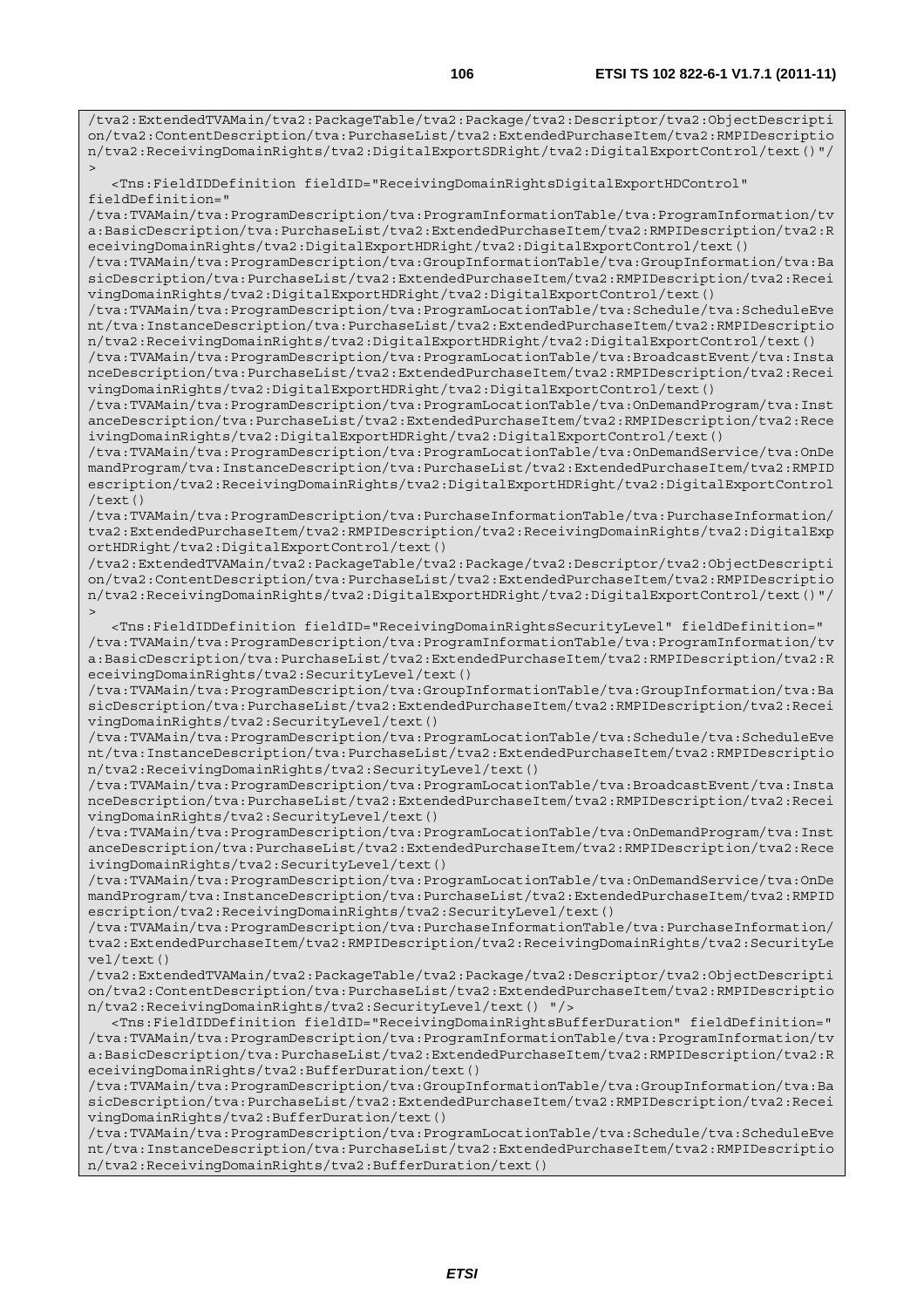```
/tva2:ExtendedTVAMain/tva2:PackageTable/tva2:Package/tva2:Descriptor/tva2:ObjectDescripti
on/tva2:ContentDescription/tva:PurchaseList/tva2:ExtendedPurchaseItem/tva2:RMPIDescriptio
n/tva2:ReceivingDomainRights/tva2:DigitalExportSDRight/tva2:DigitalExportControl/text()"/
>
   <Tns:FieldIDDefinition fieldID="ReceivingDomainRightsDigitalExportHDControl"
fieldDefinition="
/tva:TVAMain/tva:ProgramDescription/tva:ProgramInformationTable/tva:ProgramInformation/tv
a:BasicDescription/tva:PurchaseList/tva2:ExtendedPurchaseItem/tva2:RMPIDescription/tva2:R
eceivingDomainRights/tva2:DigitalExportHDRight/tva2:DigitalExportControl/text()
/tva:TVAMain/tva:ProgramDescription/tva:GroupInformationTable/tva:GroupInformation/tva:Ba
sicDescription/tva:PurchaseList/tva2:ExtendedPurchaseItem/tva2:RMPIDescription/tva2:Recei
vingDomainRights/tva2:DigitalExportHDRight/tva2:DigitalExportControl/text()
/tva:TVAMain/tva:ProgramDescription/tva:ProgramLocationTable/tva:Schedule/tva:ScheduleEve
nt/tva:InstanceDescription/tva:PurchaseList/tva2:ExtendedPurchaseItem/tva2:RMPIDescriptio
n/tva2:ReceivingDomainRights/tva2:DigitalExportHDRight/tva2:DigitalExportControl/text()
/tva:TVAMain/tva:ProgramDescription/tva:ProgramLocationTable/tva:BroadcastEvent/tva:Insta
nceDescription/tva:PurchaseList/tva2:ExtendedPurchaseItem/tva2:RMPIDescription/tva2:Recei
vingDomainRights/tva2:DigitalExportHDRight/tva2:DigitalExportControl/text()
/tva:TVAMain/tva:ProgramDescription/tva:ProgramLocationTable/tva:OnDemandProgram/tva:Inst
anceDescription/tva:PurchaseList/tva2:ExtendedPurchaseItem/tva2:RMPIDescription/tva2:Rece
ivingDomainRights/tva2:DigitalExportHDRight/tva2:DigitalExportControl/text()
/tva:TVAMain/tva:ProgramDescription/tva:ProgramLocationTable/tva:OnDemandService/tva:OnDe
mandProgram/tva:InstanceDescription/tva:PurchaseList/tva2:ExtendedPurchaseItem/tva2:RMPID
escription/tva2:ReceivingDomainRights/tva2:DigitalExportHDRight/tva2:DigitalExportControl
/text()
/tva:TVAMain/tva:ProgramDescription/tva:PurchaseInformationTable/tva:PurchaseInformation/
tva2:ExtendedPurchaseItem/tva2:RMPIDescription/tva2:ReceivingDomainRights/tva2:DigitalExp
ortHDRight/tva2:DigitalExportControl/text()
/tva2:ExtendedTVAMain/tva2:PackageTable/tva2:Package/tva2:Descriptor/tva2:ObjectDescripti
on/tva2:ContentDescription/tva:PurchaseList/tva2:ExtendedPurchaseItem/tva2:RMPIDescriptio
n/tva2:ReceivingDomainRights/tva2:DigitalExportHDRight/tva2:DigitalExportControl/text()"/
>
   <Tns:FieldIDDefinition fieldID="ReceivingDomainRightsSecurityLevel" fieldDefinition="
/tva:TVAMain/tva:ProgramDescription/tva:ProgramInformationTable/tva:ProgramInformation/tv
a:BasicDescription/tva:PurchaseList/tva2:ExtendedPurchaseItem/tva2:RMPIDescription/tva2:R
eceivingDomainRights/tva2:SecurityLevel/text()
/tva:TVAMain/tva:ProgramDescription/tva:GroupInformationTable/tva:GroupInformation/tva:Ba
sicDescription/tva:PurchaseList/tva2:ExtendedPurchaseItem/tva2:RMPIDescription/tva2:Recei
vingDomainRights/tva2:SecurityLevel/text()
/tva:TVAMain/tva:ProgramDescription/tva:ProgramLocationTable/tva:Schedule/tva:ScheduleEve
nt/tva:InstanceDescription/tva:PurchaseList/tva2:ExtendedPurchaseItem/tva2:RMPIDescriptio
n/tva2:ReceivingDomainRights/tva2:SecurityLevel/text()
/tva:TVAMain/tva:ProgramDescription/tva:ProgramLocationTable/tva:BroadcastEvent/tva:Insta
nceDescription/tva:PurchaseList/tva2:ExtendedPurchaseItem/tva2:RMPIDescription/tva2:Recei
vingDomainRights/tva2:SecurityLevel/text()
/tva:TVAMain/tva:ProgramDescription/tva:ProgramLocationTable/tva:OnDemandProgram/tva:Inst
anceDescription/tva:PurchaseList/tva2:ExtendedPurchaseItem/tva2:RMPIDescription/tva2:Rece
ivingDomainRights/tva2:SecurityLevel/text()
/tva:TVAMain/tva:ProgramDescription/tva:ProgramLocationTable/tva:OnDemandService/tva:OnDe
mandProgram/tva:InstanceDescription/tva:PurchaseList/tva2:ExtendedPurchaseItem/tva2:RMPID
escription/tva2:ReceivingDomainRights/tva2:SecurityLevel/text()
/tva:TVAMain/tva:ProgramDescription/tva:PurchaseInformationTable/tva:PurchaseInformation/
tva2:ExtendedPurchaseItem/tva2:RMPIDescription/tva2:ReceivingDomainRights/tva2:SecurityLe
vel/text()
/tva2:ExtendedTVAMain/tva2:PackageTable/tva2:Package/tva2:Descriptor/tva2:ObjectDescripti
on/tva2:ContentDescription/tva:PurchaseList/tva2:ExtendedPurchaseItem/tva2:RMPIDescriptio
n/tva2:ReceivingDomainRights/tva2:SecurityLevel/text() "/>
   <Tns:FieldIDDefinition fieldID="ReceivingDomainRightsBufferDuration" fieldDefinition="
/tva:TVAMain/tva:ProgramDescription/tva:ProgramInformationTable/tva:ProgramInformation/tv
a:BasicDescription/tva:PurchaseList/tva2:ExtendedPurchaseItem/tva2:RMPIDescription/tva2:R
eceivingDomainRights/tva2:BufferDuration/text()
/tva:TVAMain/tva:ProgramDescription/tva:GroupInformationTable/tva:GroupInformation/tva:Ba
sicDescription/tva:PurchaseList/tva2:ExtendedPurchaseItem/tva2:RMPIDescription/tva2:Recei
vingDomainRights/tva2:BufferDuration/text()
/tva:TVAMain/tva:ProgramDescription/tva:ProgramLocationTable/tva:Schedule/tva:ScheduleEve
nt/tva:InstanceDescription/tva:PurchaseList/tva2:ExtendedPurchaseItem/tva2:RMPIDescriptio
n/tva2:ReceivingDomainRights/tva2:BufferDuration/text()
```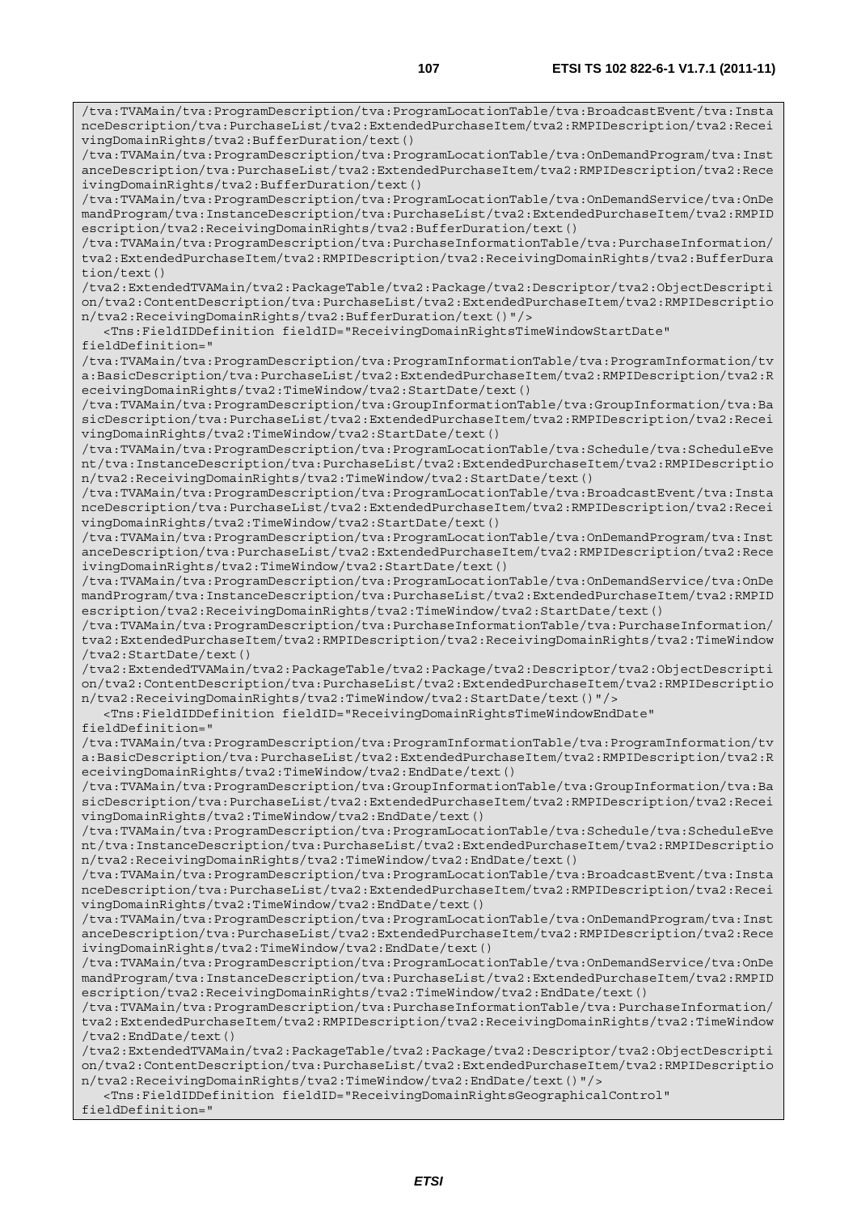```
/tva:TVAMain/tva:ProgramDescription/tva:ProgramLocationTable/tva:BroadcastEvent/tva:InstanceDescription/tva:PurchaseList/tva2:ExtendedPurchaseItem/tva2:RMPIDescription/tva2:ReceivingDomainRights/tva2:BufferDuration/text()
/tva:TVAMain/tva:ProgramDescription/tva:ProgramLocationTable/tva:OnDemandProgram/tva:InstanceDescription/tva:PurchaseList/tva2:ExtendedPurchaseItem/tva2:RMPIDescription/tva2:ReceivingDomainRights/tva2:BufferDuration/text()
/tva:TVAMain/tva:ProgramDescription/tva:ProgramLocationTable/tva:OnDemandService/tva:OnDemandProgram/tva:InstanceDescription/tva:PurchaseList/tva2:ExtendedPurchaseItem/tva2:RMPIDescription/tva2:ReceivingDomainRights/tva2:BufferDuration/text()
/tva:TVAMain/tva:ProgramDescription/tva:PurchaseInformationTable/tva:PurchaseInformation/tva2:ExtendedPurchaseItem/tva2:RMPIDescription/tva2:ReceivingDomainRights/tva2:BufferDuration/text()
/tva2:ExtendedTVAMain/tva2:PackageTable/tva2:Package/tva2:Descriptor/tva2:ObjectDescription/tva2:ContentDescription/tva:PurchaseList/tva2:ExtendedPurchaseItem/tva2:RMPIDescription/tva2:ReceivingDomainRights/tva2:BufferDuration/text()"/>
   <Tns:FieldIDDefinition fieldID="ReceivingDomainRightsTimeWindowStartDate"
fieldDefinition="
/tva:TVAMain/tva:ProgramDescription/tva:ProgramInformationTable/tva:ProgramInformation/tva:BasicDescription/tva:PurchaseList/tva2:ExtendedPurchaseItem/tva2:RMPIDescription/tva2:ReceivingDomainRights/tva2:TimeWindow/tva2:StartDate/text()
/tva:TVAMain/tva:ProgramDescription/tva:GroupInformationTable/tva:GroupInformation/tva:BasicDescription/tva:PurchaseList/tva2:ExtendedPurchaseItem/tva2:RMPIDescription/tva2:ReceivingDomainRights/tva2:TimeWindow/tva2:StartDate/text()
/tva:TVAMain/tva:ProgramDescription/tva:ProgramLocationTable/tva:Schedule/tva:ScheduleEvent/tva:InstanceDescription/tva:PurchaseList/tva2:ExtendedPurchaseItem/tva2:RMPIDescription/tva2:ReceivingDomainRights/tva2:TimeWindow/tva2:StartDate/text()
/tva:TVAMain/tva:ProgramDescription/tva:ProgramLocationTable/tva:BroadcastEvent/tva:InstanceDescription/tva:PurchaseList/tva2:ExtendedPurchaseItem/tva2:RMPIDescription/tva2:ReceivingDomainRights/tva2:TimeWindow/tva2:StartDate/text()
/tva:TVAMain/tva:ProgramDescription/tva:ProgramLocationTable/tva:OnDemandProgram/tva:InstanceDescription/tva:PurchaseList/tva2:ExtendedPurchaseItem/tva2:RMPIDescription/tva2:ReceivingDomainRights/tva2:TimeWindow/tva2:StartDate/text()
/tva:TVAMain/tva:ProgramDescription/tva:ProgramLocationTable/tva:OnDemandService/tva:OnDemandProgram/tva:InstanceDescription/tva:PurchaseList/tva2:ExtendedPurchaseItem/tva2:RMPIDescription/tva2:ReceivingDomainRights/tva2:TimeWindow/tva2:StartDate/text()
/tva:TVAMain/tva:ProgramDescription/tva:PurchaseInformationTable/tva:PurchaseInformation/tva2:ExtendedPurchaseItem/tva2:RMPIDescription/tva2:ReceivingDomainRights/tva2:TimeWindow/tva2:StartDate/text()
/tva2:ExtendedTVAMain/tva2:PackageTable/tva2:Package/tva2:Descriptor/tva2:ObjectDescription/tva2:ContentDescription/tva:PurchaseList/tva2:ExtendedPurchaseItem/tva2:RMPIDescription/tva2:ReceivingDomainRights/tva2:TimeWindow/tva2:StartDate/text()"/>
   <Tns:FieldIDDefinition fieldID="ReceivingDomainRightsTimeWindowEndDate"
fieldDefinition="
/tva:TVAMain/tva:ProgramDescription/tva:ProgramInformationTable/tva:ProgramInformation/tva:BasicDescription/tva:PurchaseList/tva2:ExtendedPurchaseItem/tva2:RMPIDescription/tva2:ReceivingDomainRights/tva2:TimeWindow/tva2:EndDate/text()
/tva:TVAMain/tva:ProgramDescription/tva:GroupInformationTable/tva:GroupInformation/tva:BasicDescription/tva:PurchaseList/tva2:ExtendedPurchaseItem/tva2:RMPIDescription/tva2:ReceivingDomainRights/tva2:TimeWindow/tva2:EndDate/text()
/tva:TVAMain/tva:ProgramDescription/tva:ProgramLocationTable/tva:Schedule/tva:ScheduleEvent/tva:InstanceDescription/tva:PurchaseList/tva2:ExtendedPurchaseItem/tva2:RMPIDescription/tva2:ReceivingDomainRights/tva2:TimeWindow/tva2:EndDate/text()
/tva:TVAMain/tva:ProgramDescription/tva:ProgramLocationTable/tva:BroadcastEvent/tva:InstanceDescription/tva:PurchaseList/tva2:ExtendedPurchaseItem/tva2:RMPIDescription/tva2:ReceivingDomainRights/tva2:TimeWindow/tva2:EndDate/text()
/tva:TVAMain/tva:ProgramDescription/tva:ProgramLocationTable/tva:OnDemandProgram/tva:InstanceDescription/tva:PurchaseList/tva2:ExtendedPurchaseItem/tva2:RMPIDescription/tva2:ReceivingDomainRights/tva2:TimeWindow/tva2:EndDate/text()
/tva:TVAMain/tva:ProgramDescription/tva:ProgramLocationTable/tva:OnDemandService/tva:OnDemandProgram/tva:InstanceDescription/tva:PurchaseList/tva2:ExtendedPurchaseItem/tva2:RMPIDescription/tva2:ReceivingDomainRights/tva2:TimeWindow/tva2:EndDate/text()
/tva:TVAMain/tva:ProgramDescription/tva:PurchaseInformationTable/tva:PurchaseInformation/tva2:ExtendedPurchaseItem/tva2:RMPIDescription/tva2:ReceivingDomainRights/tva2:TimeWindow/tva2:EndDate/text()
/tva2:ExtendedTVAMain/tva2:PackageTable/tva2:Package/tva2:Descriptor/tva2:ObjectDescription/tva2:ContentDescription/tva:PurchaseList/tva2:ExtendedPurchaseItem/tva2:RMPIDescription/tva2:ReceivingDomainRights/tva2:TimeWindow/tva2:EndDate/text()"/>
   <Tns:FieldIDDefinition fieldID="ReceivingDomainRightsGeographicalControl"
fieldDefinition="
```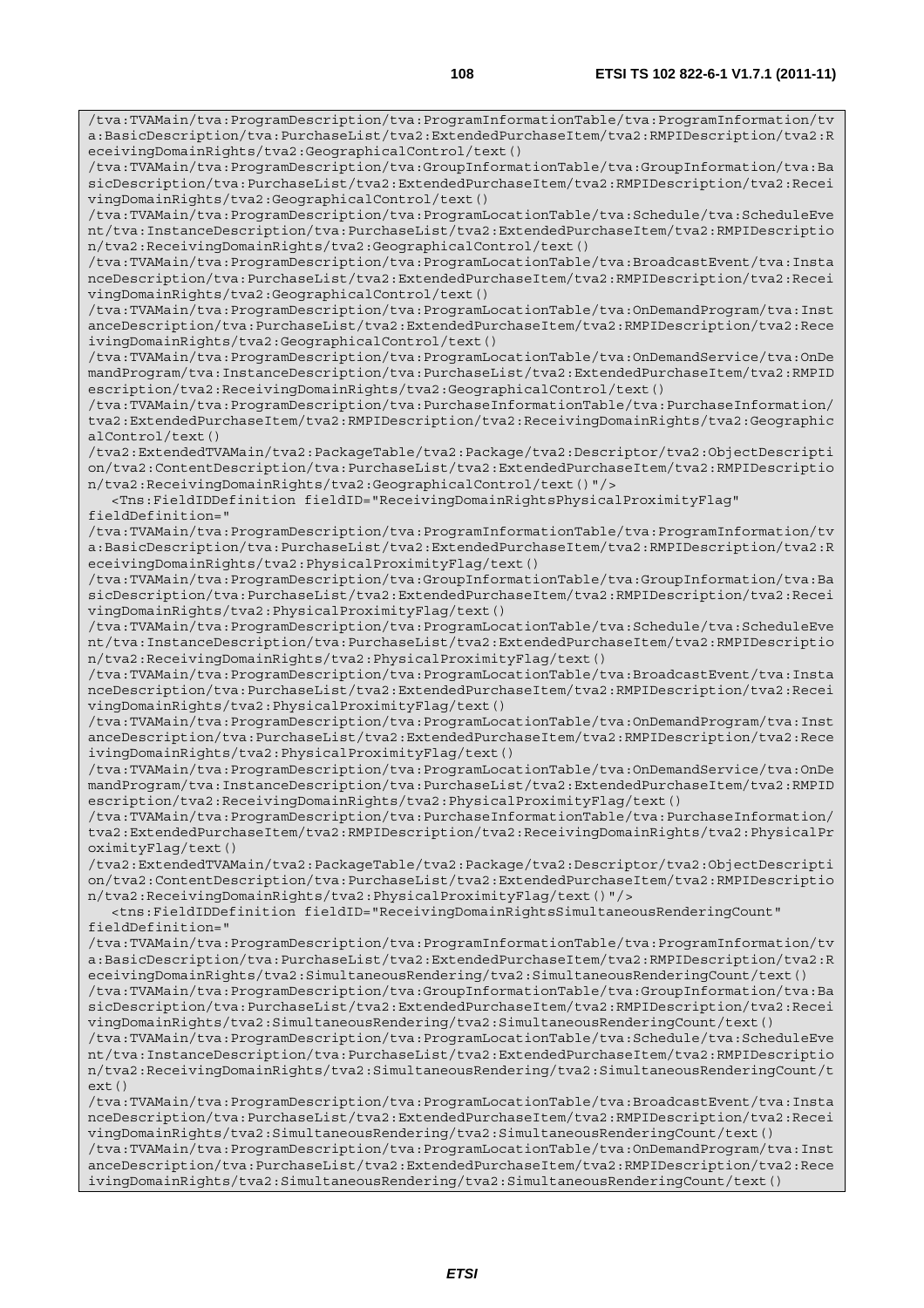```
/tva:TVAMain/tva:ProgramDescription/tva:ProgramInformationTable/tva:ProgramInformation/tv
a:BasicDescription/tva:PurchaseList/tva2:ExtendedPurchaseItem/tva2:RMPIDescription/tva2:R
eceivingDomainRights/tva2:GeographicalControl/text()
/tva:TVAMain/tva:ProgramDescription/tva:GroupInformationTable/tva:GroupInformation/tva:Ba
sicDescription/tva:PurchaseList/tva2:ExtendedPurchaseItem/tva2:RMPIDescription/tva2:Recei
vingDomainRights/tva2:GeographicalControl/text()
/tva:TVAMain/tva:ProgramDescription/tva:ProgramLocationTable/tva:Schedule/tva:ScheduleEve
nt/tva:InstanceDescription/tva:PurchaseList/tva2:ExtendedPurchaseItem/tva2:RMPIDescriptio
n/tva2:ReceivingDomainRights/tva2:GeographicalControl/text()
/tva:TVAMain/tva:ProgramDescription/tva:ProgramLocationTable/tva:BroadcastEvent/tva:Insta
nceDescription/tva:PurchaseList/tva2:ExtendedPurchaseItem/tva2:RMPIDescription/tva2:Recei
vingDomainRights/tva2:GeographicalControl/text()
/tva:TVAMain/tva:ProgramDescription/tva:ProgramLocationTable/tva:OnDemandProgram/tva:Inst
anceDescription/tva:PurchaseList/tva2:ExtendedPurchaseItem/tva2:RMPIDescription/tva2:Rece
ivingDomainRights/tva2:GeographicalControl/text()
/tva:TVAMain/tva:ProgramDescription/tva:ProgramLocationTable/tva:OnDemandService/tva:OnDe
mandProgram/tva:InstanceDescription/tva:PurchaseList/tva2:ExtendedPurchaseItem/tva2:RMPID
escription/tva2:ReceivingDomainRights/tva2:GeographicalControl/text()
/tva:TVAMain/tva:ProgramDescription/tva:PurchaseInformationTable/tva:PurchaseInformation/
tva2:ExtendedPurchaseItem/tva2:RMPIDescription/tva2:ReceivingDomainRights/tva2:Geographic
alControl/text()
/tva2:ExtendedTVAMain/tva2:PackageTable/tva2:Package/tva2:Descriptor/tva2:ObjectDescripti
on/tva2:ContentDescription/tva:PurchaseList/tva2:ExtendedPurchaseItem/tva2:RMPIDescriptio
n/tva2:ReceivingDomainRights/tva2:GeographicalControl/text()"/>
   <Tns:FieldIDDefinition fieldID="ReceivingDomainRightsPhysicalProximityFlag"
fieldDefinition="
/tva:TVAMain/tva:ProgramDescription/tva:ProgramInformationTable/tva:ProgramInformation/tv
a:BasicDescription/tva:PurchaseList/tva2:ExtendedPurchaseItem/tva2:RMPIDescription/tva2:R
eceivingDomainRights/tva2:PhysicalProximityFlag/text()
/tva:TVAMain/tva:ProgramDescription/tva:GroupInformationTable/tva:GroupInformation/tva:Ba
sicDescription/tva:PurchaseList/tva2:ExtendedPurchaseItem/tva2:RMPIDescription/tva2:Recei
vingDomainRights/tva2:PhysicalProximityFlag/text()
/tva:TVAMain/tva:ProgramDescription/tva:ProgramLocationTable/tva:Schedule/tva:ScheduleEve
nt/tva:InstanceDescription/tva:PurchaseList/tva2:ExtendedPurchaseItem/tva2:RMPIDescriptio
n/tva2:ReceivingDomainRights/tva2:PhysicalProximityFlag/text()
/tva:TVAMain/tva:ProgramDescription/tva:ProgramLocationTable/tva:BroadcastEvent/tva:Insta
nceDescription/tva:PurchaseList/tva2:ExtendedPurchaseItem/tva2:RMPIDescription/tva2:Recei
vingDomainRights/tva2:PhysicalProximityFlag/text()
/tva:TVAMain/tva:ProgramDescription/tva:ProgramLocationTable/tva:OnDemandProgram/tva:Inst
anceDescription/tva:PurchaseList/tva2:ExtendedPurchaseItem/tva2:RMPIDescription/tva2:Rece
ivingDomainRights/tva2:PhysicalProximityFlag/text()
/tva:TVAMain/tva:ProgramDescription/tva:ProgramLocationTable/tva:OnDemandService/tva:OnDe
mandProgram/tva:InstanceDescription/tva:PurchaseList/tva2:ExtendedPurchaseItem/tva2:RMPID
escription/tva2:ReceivingDomainRights/tva2:PhysicalProximityFlag/text()
/tva:TVAMain/tva:ProgramDescription/tva:PurchaseInformationTable/tva:PurchaseInformation/
tva2:ExtendedPurchaseItem/tva2:RMPIDescription/tva2:ReceivingDomainRights/tva2:PhysicalPr
oximityFlag/text()
/tva2:ExtendedTVAMain/tva2:PackageTable/tva2:Package/tva2:Descriptor/tva2:ObjectDescripti
on/tva2:ContentDescription/tva:PurchaseList/tva2:ExtendedPurchaseItem/tva2:RMPIDescriptio
n/tva2:ReceivingDomainRights/tva2:PhysicalProximityFlag/text()"/>
   <tns:FieldIDDefinition fieldID="ReceivingDomainRightsSimultaneousRenderingCount"
fieldDefinition="
/tva:TVAMain/tva:ProgramDescription/tva:ProgramInformationTable/tva:ProgramInformation/tv
a:BasicDescription/tva:PurchaseList/tva2:ExtendedPurchaseItem/tva2:RMPIDescription/tva2:R
eceivingDomainRights/tva2:SimultaneousRendering/tva2:SimultaneousRenderingCount/text()
/tva:TVAMain/tva:ProgramDescription/tva:GroupInformationTable/tva:GroupInformation/tva:Ba
sicDescription/tva:PurchaseList/tva2:ExtendedPurchaseItem/tva2:RMPIDescription/tva2:Recei
vingDomainRights/tva2:SimultaneousRendering/tva2:SimultaneousRenderingCount/text()
/tva:TVAMain/tva:ProgramDescription/tva:ProgramLocationTable/tva:Schedule/tva:ScheduleEve
nt/tva:InstanceDescription/tva:PurchaseList/tva2:ExtendedPurchaseItem/tva2:RMPIDescriptio
n/tva2:ReceivingDomainRights/tva2:SimultaneousRendering/tva2:SimultaneousRenderingCount/t
ext()
/tva:TVAMain/tva:ProgramDescription/tva:ProgramLocationTable/tva:BroadcastEvent/tva:Insta
nceDescription/tva:PurchaseList/tva2:ExtendedPurchaseItem/tva2:RMPIDescription/tva2:Recei
vingDomainRights/tva2:SimultaneousRendering/tva2:SimultaneousRenderingCount/text()
/tva:TVAMain/tva:ProgramDescription/tva:ProgramLocationTable/tva:OnDemandProgram/tva:Inst
anceDescription/tva:PurchaseList/tva2:ExtendedPurchaseItem/tva2:RMPIDescription/tva2:Rece
ivingDomainRights/tva2:SimultaneousRendering/tva2:SimultaneousRenderingCount/text()
```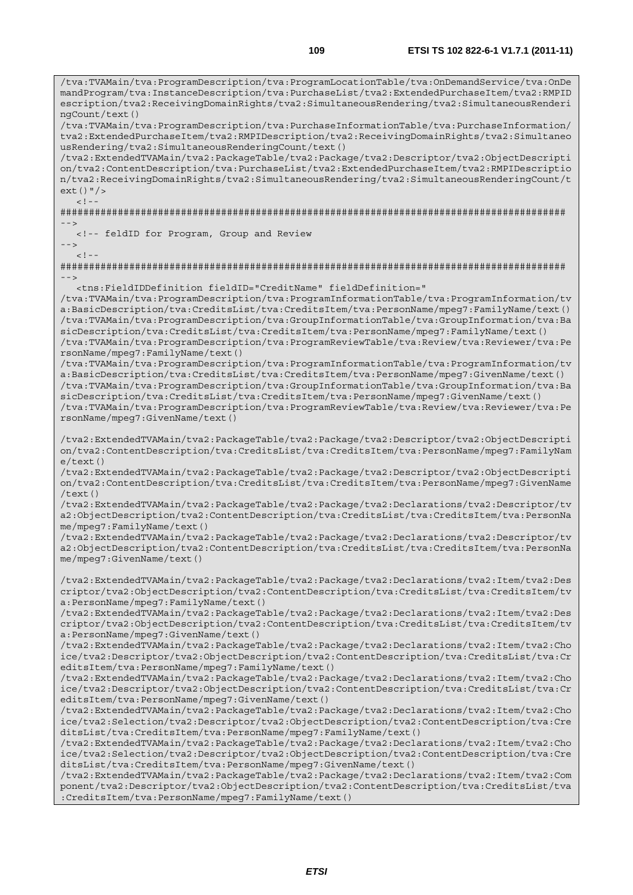```
/tva:TVAMain/tva:ProgramDescription/tva:ProgramLocationTable/tva:OnDemandService/tva:OnDemandProgram/tva:InstanceDescription/tva:PurchaseList/tva2:ExtendedPurchaseItem/tva2:RMPIDescription/tva2:ReceivingDomainRights/tva2:SimultaneousRendering/tva2:SimultaneousRenderingCount/text()
/tva:TVAMain/tva:ProgramDescription/tva:PurchaseInformationTable/tva:PurchaseInformation/tva2:ExtendedPurchaseItem/tva2:RMPIDescription/tva2:ReceivingDomainRights/tva2:SimultaneousRendering/tva2:SimultaneousRenderingCount/text()
/tva2:ExtendedTVAMain/tva2:PackageTable/tva2:Package/tva2:Descriptor/tva2:ObjectDescription/tva2:ContentDescription/tva:PurchaseList/tva2:ExtendedPurchaseItem/tva2:RMPIDescription/tva2:ReceivingDomainRights/tva2:SimultaneousRendering/tva2:SimultaneousRenderingCount/text()"/>
   <!--
######################################################################################
-->
   <!-- feldID for Program, Group and Review
-->
   <!--
######################################################################################
-->
   <tns:FieldIDDefinition fieldID="CreditName" fieldDefinition="
/tva:TVAMain/tva:ProgramDescription/tva:ProgramInformationTable/tva:ProgramInformation/tva:BasicDescription/tva:CreditsList/tva:CreditsItem/tva:PersonName/mpeg7:FamilyName/text()
/tva:TVAMain/tva:ProgramDescription/tva:GroupInformationTable/tva:GroupInformation/tva:BasicDescription/tva:CreditsList/tva:CreditsItem/tva:PersonName/mpeg7:FamilyName/text()
/tva:TVAMain/tva:ProgramDescription/tva:ProgramReviewTable/tva:Review/tva:Reviewer/tva:PersonName/mpeg7:FamilyName/text()
/tva:TVAMain/tva:ProgramDescription/tva:ProgramInformationTable/tva:ProgramInformation/tva:BasicDescription/tva:CreditsList/tva:CreditsItem/tva:PersonName/mpeg7:GivenName/text()
/tva:TVAMain/tva:ProgramDescription/tva:GroupInformationTable/tva:GroupInformation/tva:BasicDescription/tva:CreditsList/tva:CreditsItem/tva:PersonName/mpeg7:GivenName/text()
/tva:TVAMain/tva:ProgramDescription/tva:ProgramReviewTable/tva:Review/tva:Reviewer/tva:PersonName/mpeg7:GivenName/text()

/tva2:ExtendedTVAMain/tva2:PackageTable/tva2:Package/tva2:Descriptor/tva2:ObjectDescription/tva2:ContentDescription/tva:CreditsList/tva:CreditsItem/tva:PersonName/mpeg7:FamilyName/text()
/tva2:ExtendedTVAMain/tva2:PackageTable/tva2:Package/tva2:Descriptor/tva2:ObjectDescription/tva2:ContentDescription/tva:CreditsList/tva:CreditsItem/tva:PersonName/mpeg7:GivenName/text()
/tva2:ExtendedTVAMain/tva2:PackageTable/tva2:Package/tva2:Declarations/tva2:Descriptor/tva2:ObjectDescription/tva2:ContentDescription/tva:CreditsList/tva:CreditsItem/tva:PersonName/mpeg7:FamilyName/text()
/tva2:ExtendedTVAMain/tva2:PackageTable/tva2:Package/tva2:Declarations/tva2:Descriptor/tva2:ObjectDescription/tva2:ContentDescription/tva:CreditsList/tva:CreditsItem/tva:PersonName/mpeg7:GivenName/text()

/tva2:ExtendedTVAMain/tva2:PackageTable/tva2:Package/tva2:Declarations/tva2:Item/tva2:Descriptor/tva2:ObjectDescription/tva2:ContentDescription/tva:CreditsList/tva:CreditsItem/tva:PersonName/mpeg7:FamilyName/text()
/tva2:ExtendedTVAMain/tva2:PackageTable/tva2:Package/tva2:Declarations/tva2:Item/tva2:Descriptor/tva2:ObjectDescription/tva2:ContentDescription/tva:CreditsList/tva:CreditsItem/tva:PersonName/mpeg7:GivenName/text()
/tva2:ExtendedTVAMain/tva2:PackageTable/tva2:Package/tva2:Declarations/tva2:Item/tva2:Choice/tva2:Descriptor/tva2:ObjectDescription/tva2:ContentDescription/tva:CreditsList/tva:CreditsItem/tva:PersonName/mpeg7:FamilyName/text()
/tva2:ExtendedTVAMain/tva2:PackageTable/tva2:Package/tva2:Declarations/tva2:Item/tva2:Choice/tva2:Descriptor/tva2:ObjectDescription/tva2:ContentDescription/tva:CreditsList/tva:CreditsItem/tva:PersonName/mpeg7:GivenName/text()
/tva2:ExtendedTVAMain/tva2:PackageTable/tva2:Package/tva2:Declarations/tva2:Item/tva2:Choice/tva2:Selection/tva2:Descriptor/tva2:ObjectDescription/tva2:ContentDescription/tva:CreditsList/tva:CreditsItem/tva:PersonName/mpeg7:FamilyName/text()
/tva2:ExtendedTVAMain/tva2:PackageTable/tva2:Package/tva2:Declarations/tva2:Item/tva2:Choice/tva2:Selection/tva2:Descriptor/tva2:ObjectDescription/tva2:ContentDescription/tva:CreditsList/tva:CreditsItem/tva:PersonName/mpeg7:GivenName/text()
/tva2:ExtendedTVAMain/tva2:PackageTable/tva2:Package/tva2:Declarations/tva2:Item/tva2:Component/tva2:Descriptor/tva2:ObjectDescription/tva2:ContentDescription/tva:CreditsList/tva:CreditsItem/tva:PersonName/mpeg7:FamilyName/text()
```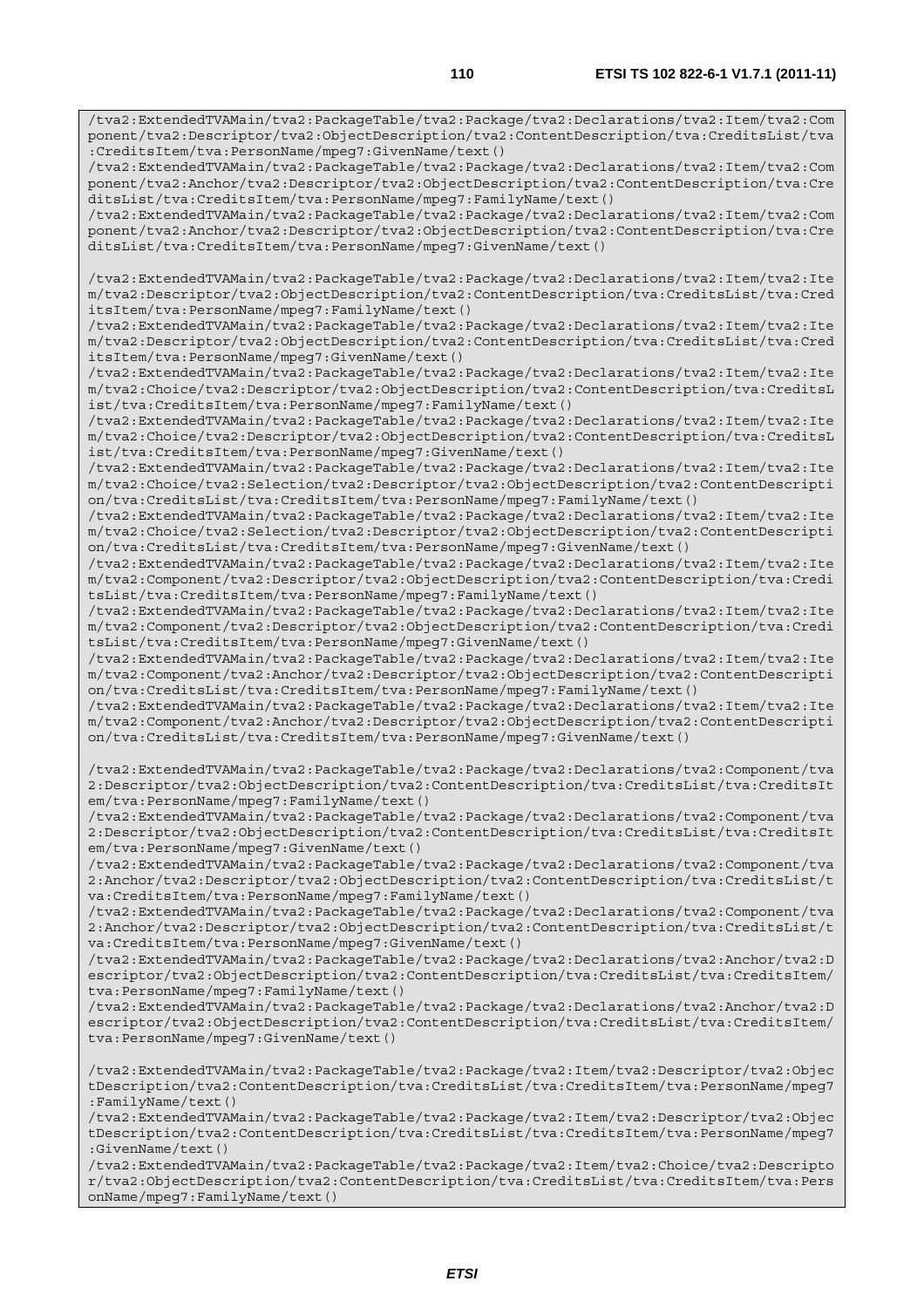```
/tva2:ExtendedTVAMain/tva2:PackageTable/tva2:Package/tva2:Declarations/tva2:Item/tva2:Component/tva2:Descriptor/tva2:ObjectDescription/tva2:ContentDescription/tva:CreditsList/tva:CreditsItem/tva:PersonName/mpeg7:GivenName/text()
/tva2:ExtendedTVAMain/tva2:PackageTable/tva2:Package/tva2:Declarations/tva2:Item/tva2:Component/tva2:Anchor/tva2:Descriptor/tva2:ObjectDescription/tva2:ContentDescription/tva:CreditsList/tva:CreditsItem/tva:PersonName/mpeg7:FamilyName/text()
/tva2:ExtendedTVAMain/tva2:PackageTable/tva2:Package/tva2:Declarations/tva2:Item/tva2:Component/tva2:Anchor/tva2:Descriptor/tva2:ObjectDescription/tva2:ContentDescription/tva:CreditsList/tva:CreditsItem/tva:PersonName/mpeg7:GivenName/text()

/tva2:ExtendedTVAMain/tva2:PackageTable/tva2:Package/tva2:Declarations/tva2:Item/tva2:Item/tva2:Descriptor/tva2:ObjectDescription/tva2:ContentDescription/tva:CreditsList/tva:CreditsItem/tva:PersonName/mpeg7:FamilyName/text()
/tva2:ExtendedTVAMain/tva2:PackageTable/tva2:Package/tva2:Declarations/tva2:Item/tva2:Item/tva2:Descriptor/tva2:ObjectDescription/tva2:ContentDescription/tva:CreditsList/tva:CreditsItem/tva:PersonName/mpeg7:GivenName/text()
/tva2:ExtendedTVAMain/tva2:PackageTable/tva2:Package/tva2:Declarations/tva2:Item/tva2:Item/tva2:Choice/tva2:Descriptor/tva2:ObjectDescription/tva2:ContentDescription/tva:CreditsList/tva:CreditsItem/tva:PersonName/mpeg7:FamilyName/text()
/tva2:ExtendedTVAMain/tva2:PackageTable/tva2:Package/tva2:Declarations/tva2:Item/tva2:Item/tva2:Choice/tva2:Descriptor/tva2:ObjectDescription/tva2:ContentDescription/tva:CreditsList/tva:CreditsItem/tva:PersonName/mpeg7:GivenName/text()
/tva2:ExtendedTVAMain/tva2:PackageTable/tva2:Package/tva2:Declarations/tva2:Item/tva2:Item/tva2:Choice/tva2:Selection/tva2:Descriptor/tva2:ObjectDescription/tva2:ContentDescription/tva:CreditsList/tva:CreditsItem/tva:PersonName/mpeg7:FamilyName/text()
/tva2:ExtendedTVAMain/tva2:PackageTable/tva2:Package/tva2:Declarations/tva2:Item/tva2:Item/tva2:Choice/tva2:Selection/tva2:Descriptor/tva2:ObjectDescription/tva2:ContentDescription/tva:CreditsList/tva:CreditsItem/tva:PersonName/mpeg7:GivenName/text()
/tva2:ExtendedTVAMain/tva2:PackageTable/tva2:Package/tva2:Declarations/tva2:Item/tva2:Item/tva2:Component/tva2:Descriptor/tva2:ObjectDescription/tva2:ContentDescription/tva:CreditsList/tva:CreditsItem/tva:PersonName/mpeg7:FamilyName/text()
/tva2:ExtendedTVAMain/tva2:PackageTable/tva2:Package/tva2:Declarations/tva2:Item/tva2:Item/tva2:Component/tva2:Descriptor/tva2:ObjectDescription/tva2:ContentDescription/tva:CreditsList/tva:CreditsItem/tva:PersonName/mpeg7:GivenName/text()
/tva2:ExtendedTVAMain/tva2:PackageTable/tva2:Package/tva2:Declarations/tva2:Item/tva2:Item/tva2:Component/tva2:Anchor/tva2:Descriptor/tva2:ObjectDescription/tva2:ContentDescription/tva:CreditsList/tva:CreditsItem/tva:PersonName/mpeg7:FamilyName/text()
/tva2:ExtendedTVAMain/tva2:PackageTable/tva2:Package/tva2:Declarations/tva2:Item/tva2:Item/tva2:Component/tva2:Anchor/tva2:Descriptor/tva2:ObjectDescription/tva2:ContentDescription/tva:CreditsList/tva:CreditsItem/tva:PersonName/mpeg7:GivenName/text()

/tva2:ExtendedTVAMain/tva2:PackageTable/tva2:Package/tva2:Declarations/tva2:Component/tva2:Descriptor/tva2:ObjectDescription/tva2:ContentDescription/tva:CreditsList/tva:CreditsItem/tva:PersonName/mpeg7:FamilyName/text()
/tva2:ExtendedTVAMain/tva2:PackageTable/tva2:Package/tva2:Declarations/tva2:Component/tva2:Descriptor/tva2:ObjectDescription/tva2:ContentDescription/tva:CreditsList/tva:CreditsItem/tva:PersonName/mpeg7:GivenName/text()
/tva2:ExtendedTVAMain/tva2:PackageTable/tva2:Package/tva2:Declarations/tva2:Component/tva2:Anchor/tva2:Descriptor/tva2:ObjectDescription/tva2:ContentDescription/tva:CreditsList/tva:CreditsItem/tva:PersonName/mpeg7:FamilyName/text()
/tva2:ExtendedTVAMain/tva2:PackageTable/tva2:Package/tva2:Declarations/tva2:Component/tva2:Anchor/tva2:Descriptor/tva2:ObjectDescription/tva2:ContentDescription/tva:CreditsList/tva:CreditsItem/tva:PersonName/mpeg7:GivenName/text()
/tva2:ExtendedTVAMain/tva2:PackageTable/tva2:Package/tva2:Declarations/tva2:Anchor/tva2:Descriptor/tva2:ObjectDescription/tva2:ContentDescription/tva:CreditsList/tva:CreditsItem/tva:PersonName/mpeg7:FamilyName/text()
/tva2:ExtendedTVAMain/tva2:PackageTable/tva2:Package/tva2:Declarations/tva2:Anchor/tva2:Descriptor/tva2:ObjectDescription/tva2:ContentDescription/tva:CreditsList/tva:CreditsItem/tva:PersonName/mpeg7:GivenName/text()

/tva2:ExtendedTVAMain/tva2:PackageTable/tva2:Package/tva2:Item/tva2:Descriptor/tva2:ObjectDescription/tva2:ContentDescription/tva:CreditsList/tva:CreditsItem/tva:PersonName/mpeg7:FamilyName/text()
/tva2:ExtendedTVAMain/tva2:PackageTable/tva2:Package/tva2:Item/tva2:Descriptor/tva2:ObjectDescription/tva2:ContentDescription/tva:CreditsList/tva:CreditsItem/tva:PersonName/mpeg7:GivenName/text()
/tva2:ExtendedTVAMain/tva2:PackageTable/tva2:Package/tva2:Item/tva2:Choice/tva2:Descriptor/tva2:ObjectDescription/tva2:ContentDescription/tva:CreditsList/tva:CreditsItem/tva:PersonName/mpeg7:FamilyName/text()
```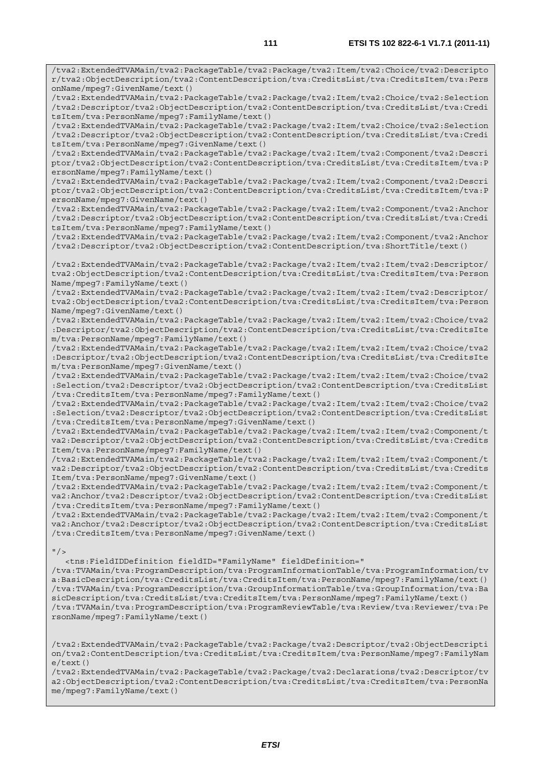```
/tva2:ExtendedTVAMain/tva2:PackageTable/tva2:Package/tva2:Item/tva2:Choice/tva2:Descripto
r/tva2:ObjectDescription/tva2:ContentDescription/tva:CreditsList/tva:CreditsItem/tva:Pers
onName/mpeg7:GivenName/text()
/tva2:ExtendedTVAMain/tva2:PackageTable/tva2:Package/tva2:Item/tva2:Choice/tva2:Selection
/tva2:Descriptor/tva2:ObjectDescription/tva2:ContentDescription/tva:CreditsList/tva:Credi
tsItem/tva:PersonName/mpeg7:FamilyName/text()
/tva2:ExtendedTVAMain/tva2:PackageTable/tva2:Package/tva2:Item/tva2:Choice/tva2:Selection
/tva2:Descriptor/tva2:ObjectDescription/tva2:ContentDescription/tva:CreditsList/tva:Credi
tsItem/tva:PersonName/mpeg7:GivenName/text()
/tva2:ExtendedTVAMain/tva2:PackageTable/tva2:Package/tva2:Item/tva2:Component/tva2:Descri
ptor/tva2:ObjectDescription/tva2:ContentDescription/tva:CreditsList/tva:CreditsItem/tva:P
ersonName/mpeg7:FamilyName/text()
/tva2:ExtendedTVAMain/tva2:PackageTable/tva2:Package/tva2:Item/tva2:Component/tva2:Descri
ptor/tva2:ObjectDescription/tva2:ContentDescription/tva:CreditsList/tva:CreditsItem/tva:P
ersonName/mpeg7:GivenName/text()
/tva2:ExtendedTVAMain/tva2:PackageTable/tva2:Package/tva2:Item/tva2:Component/tva2:Anchor
/tva2:Descriptor/tva2:ObjectDescription/tva2:ContentDescription/tva:CreditsList/tva:Credi
tsItem/tva:PersonName/mpeg7:FamilyName/text()
/tva2:ExtendedTVAMain/tva2:PackageTable/tva2:Package/tva2:Item/tva2:Component/tva2:Anchor
/tva2:Descriptor/tva2:ObjectDescription/tva2:ContentDescription/tva:ShortTitle/text()

/tva2:ExtendedTVAMain/tva2:PackageTable/tva2:Package/tva2:Item/tva2:Item/tva2:Descriptor/
tva2:ObjectDescription/tva2:ContentDescription/tva:CreditsList/tva:CreditsItem/tva:Person
Name/mpeg7:FamilyName/text()
/tva2:ExtendedTVAMain/tva2:PackageTable/tva2:Package/tva2:Item/tva2:Item/tva2:Descriptor/
tva2:ObjectDescription/tva2:ContentDescription/tva:CreditsList/tva:CreditsItem/tva:Person
Name/mpeg7:GivenName/text()
/tva2:ExtendedTVAMain/tva2:PackageTable/tva2:Package/tva2:Item/tva2:Item/tva2:Choice/tva2
:Descriptor/tva2:ObjectDescription/tva2:ContentDescription/tva:CreditsList/tva:CreditsIte
m/tva:PersonName/mpeg7:FamilyName/text()
/tva2:ExtendedTVAMain/tva2:PackageTable/tva2:Package/tva2:Item/tva2:Item/tva2:Choice/tva2
:Descriptor/tva2:ObjectDescription/tva2:ContentDescription/tva:CreditsList/tva:CreditsIte
m/tva:PersonName/mpeg7:GivenName/text()
/tva2:ExtendedTVAMain/tva2:PackageTable/tva2:Package/tva2:Item/tva2:Item/tva2:Choice/tva2
:Selection/tva2:Descriptor/tva2:ObjectDescription/tva2:ContentDescription/tva:CreditsList
/tva:CreditsItem/tva:PersonName/mpeg7:FamilyName/text()
/tva2:ExtendedTVAMain/tva2:PackageTable/tva2:Package/tva2:Item/tva2:Item/tva2:Choice/tva2
:Selection/tva2:Descriptor/tva2:ObjectDescription/tva2:ContentDescription/tva:CreditsList
/tva:CreditsItem/tva:PersonName/mpeg7:GivenName/text()
/tva2:ExtendedTVAMain/tva2:PackageTable/tva2:Package/tva2:Item/tva2:Item/tva2:Component/t
va2:Descriptor/tva2:ObjectDescription/tva2:ContentDescription/tva:CreditsList/tva:Credits
Item/tva:PersonName/mpeg7:FamilyName/text()
/tva2:ExtendedTVAMain/tva2:PackageTable/tva2:Package/tva2:Item/tva2:Item/tva2:Component/t
va2:Descriptor/tva2:ObjectDescription/tva2:ContentDescription/tva:CreditsList/tva:Credits
Item/tva:PersonName/mpeg7:GivenName/text()
/tva2:ExtendedTVAMain/tva2:PackageTable/tva2:Package/tva2:Item/tva2:Item/tva2:Component/t
va2:Anchor/tva2:Descriptor/tva2:ObjectDescription/tva2:ContentDescription/tva:CreditsList
/tva:CreditsItem/tva:PersonName/mpeg7:FamilyName/text()
/tva2:ExtendedTVAMain/tva2:PackageTable/tva2:Package/tva2:Item/tva2:Item/tva2:Component/t
va2:Anchor/tva2:Descriptor/tva2:ObjectDescription/tva2:ContentDescription/tva:CreditsList
/tva:CreditsItem/tva:PersonName/mpeg7:GivenName/text()

"/>
   <tns:FieldIDDefinition fieldID="FamilyName" fieldDefinition="
/tva:TVAMain/tva:ProgramDescription/tva:ProgramInformationTable/tva:ProgramInformation/tv
a:BasicDescription/tva:CreditsList/tva:CreditsItem/tva:PersonName/mpeg7:FamilyName/text()
/tva:TVAMain/tva:ProgramDescription/tva:GroupInformationTable/tva:GroupInformation/tva:Ba
sicDescription/tva:CreditsList/tva:CreditsItem/tva:PersonName/mpeg7:FamilyName/text()
/tva:TVAMain/tva:ProgramDescription/tva:ProgramReviewTable/tva:Review/tva:Reviewer/tva:Pe
rsonName/mpeg7:FamilyName/text()


/tva2:ExtendedTVAMain/tva2:PackageTable/tva2:Package/tva2:Descriptor/tva2:ObjectDescripti
on/tva2:ContentDescription/tva:CreditsList/tva:CreditsItem/tva:PersonName/mpeg7:FamilyNam
e/text()
/tva2:ExtendedTVAMain/tva2:PackageTable/tva2:Package/tva2:Declarations/tva2:Descriptor/tv
a2:ObjectDescription/tva2:ContentDescription/tva:CreditsList/tva:CreditsItem/tva:PersonNa
me/mpeg7:FamilyName/text()
```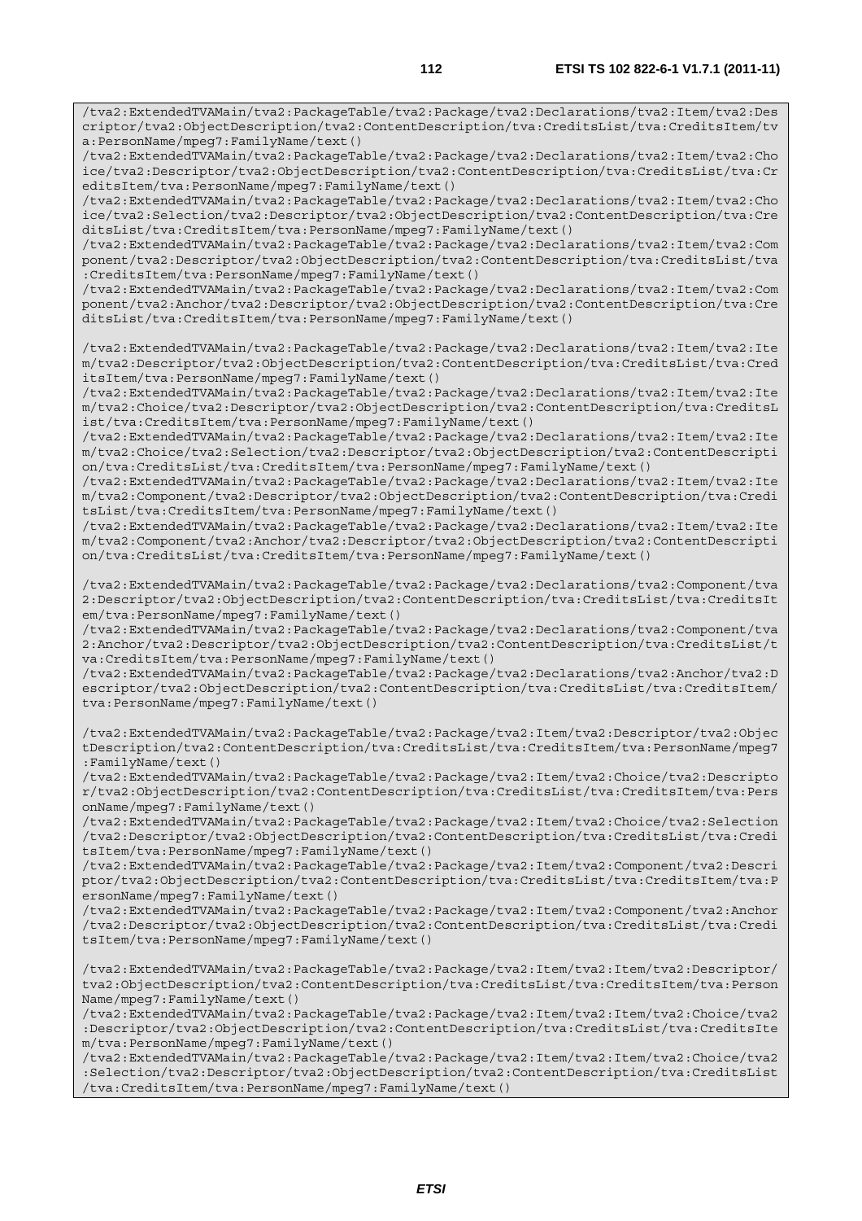```
/tva2:ExtendedTVAMain/tva2:PackageTable/tva2:Package/tva2:Declarations/tva2:Item/tva2:Descriptor/tva2:ObjectDescription/tva2:ContentDescription/tva:CreditsList/tva:CreditsItem/tva:PersonName/mpeg7:FamilyName/text()
/tva2:ExtendedTVAMain/tva2:PackageTable/tva2:Package/tva2:Declarations/tva2:Item/tva2:Choice/tva2:Descriptor/tva2:ObjectDescription/tva2:ContentDescription/tva:CreditsList/tva:CreditsItem/tva:PersonName/mpeg7:FamilyName/text()
/tva2:ExtendedTVAMain/tva2:PackageTable/tva2:Package/tva2:Declarations/tva2:Item/tva2:Choice/tva2:Selection/tva2:Descriptor/tva2:ObjectDescription/tva2:ContentDescription/tva:CreditsList/tva:CreditsItem/tva:PersonName/mpeg7:FamilyName/text()
/tva2:ExtendedTVAMain/tva2:PackageTable/tva2:Package/tva2:Declarations/tva2:Item/tva2:Component/tva2:Descriptor/tva2:ObjectDescription/tva2:ContentDescription/tva:CreditsList/tva:CreditsItem/tva:PersonName/mpeg7:FamilyName/text()
/tva2:ExtendedTVAMain/tva2:PackageTable/tva2:Package/tva2:Declarations/tva2:Item/tva2:Component/tva2:Anchor/tva2:Descriptor/tva2:ObjectDescription/tva2:ContentDescription/tva:CreditsList/tva:CreditsItem/tva:PersonName/mpeg7:FamilyName/text()

/tva2:ExtendedTVAMain/tva2:PackageTable/tva2:Package/tva2:Declarations/tva2:Item/tva2:Item/tva2:Descriptor/tva2:ObjectDescription/tva2:ContentDescription/tva:CreditsList/tva:CreditsItem/tva:PersonName/mpeg7:FamilyName/text()
/tva2:ExtendedTVAMain/tva2:PackageTable/tva2:Package/tva2:Declarations/tva2:Item/tva2:Item/tva2:Choice/tva2:Descriptor/tva2:ObjectDescription/tva2:ContentDescription/tva:CreditsList/tva:CreditsItem/tva:PersonName/mpeg7:FamilyName/text()
/tva2:ExtendedTVAMain/tva2:PackageTable/tva2:Package/tva2:Declarations/tva2:Item/tva2:Item/tva2:Choice/tva2:Selection/tva2:Descriptor/tva2:ObjectDescription/tva2:ContentDescription/tva:CreditsList/tva:CreditsItem/tva:PersonName/mpeg7:FamilyName/text()
/tva2:ExtendedTVAMain/tva2:PackageTable/tva2:Package/tva2:Declarations/tva2:Item/tva2:Item/tva2:Component/tva2:Descriptor/tva2:ObjectDescription/tva2:ContentDescription/tva:CreditsList/tva:CreditsItem/tva:PersonName/mpeg7:FamilyName/text()
/tva2:ExtendedTVAMain/tva2:PackageTable/tva2:Package/tva2:Declarations/tva2:Item/tva2:Item/tva2:Component/tva2:Anchor/tva2:Descriptor/tva2:ObjectDescription/tva2:ContentDescription/tva:CreditsList/tva:CreditsItem/tva:PersonName/mpeg7:FamilyName/text()

/tva2:ExtendedTVAMain/tva2:PackageTable/tva2:Package/tva2:Declarations/tva2:Component/tva2:Descriptor/tva2:ObjectDescription/tva2:ContentDescription/tva:CreditsList/tva:CreditsItem/tva:PersonName/mpeg7:FamilyName/text()
/tva2:ExtendedTVAMain/tva2:PackageTable/tva2:Package/tva2:Declarations/tva2:Component/tva2:Anchor/tva2:Descriptor/tva2:ObjectDescription/tva2:ContentDescription/tva:CreditsList/tva:CreditsItem/tva:PersonName/mpeg7:FamilyName/text()
/tva2:ExtendedTVAMain/tva2:PackageTable/tva2:Package/tva2:Declarations/tva2:Anchor/tva2:Descriptor/tva2:ObjectDescription/tva2:ContentDescription/tva:CreditsList/tva:CreditsItem/tva:PersonName/mpeg7:FamilyName/text()

/tva2:ExtendedTVAMain/tva2:PackageTable/tva2:Package/tva2:Item/tva2:Descriptor/tva2:ObjectDescription/tva2:ContentDescription/tva:CreditsList/tva:CreditsItem/tva:PersonName/mpeg7:FamilyName/text()
/tva2:ExtendedTVAMain/tva2:PackageTable/tva2:Package/tva2:Item/tva2:Choice/tva2:Descriptor/tva2:ObjectDescription/tva2:ContentDescription/tva:CreditsList/tva:CreditsItem/tva:PersonName/mpeg7:FamilyName/text()
/tva2:ExtendedTVAMain/tva2:PackageTable/tva2:Package/tva2:Item/tva2:Choice/tva2:Selection/tva2:Descriptor/tva2:ObjectDescription/tva2:ContentDescription/tva:CreditsList/tva:CreditsItem/tva:PersonName/mpeg7:FamilyName/text()
/tva2:ExtendedTVAMain/tva2:PackageTable/tva2:Package/tva2:Item/tva2:Component/tva2:Descriptor/tva2:ObjectDescription/tva2:ContentDescription/tva:CreditsList/tva:CreditsItem/tva:PersonName/mpeg7:FamilyName/text()
/tva2:ExtendedTVAMain/tva2:PackageTable/tva2:Package/tva2:Item/tva2:Component/tva2:Anchor/tva2:Descriptor/tva2:ObjectDescription/tva2:ContentDescription/tva:CreditsList/tva:CreditsItem/tva:PersonName/mpeg7:FamilyName/text()

/tva2:ExtendedTVAMain/tva2:PackageTable/tva2:Package/tva2:Item/tva2:Item/tva2:Descriptor/tva2:ObjectDescription/tva2:ContentDescription/tva:CreditsList/tva:CreditsItem/tva:PersonName/mpeg7:FamilyName/text()
/tva2:ExtendedTVAMain/tva2:PackageTable/tva2:Package/tva2:Item/tva2:Item/tva2:Choice/tva2:Descriptor/tva2:ObjectDescription/tva2:ContentDescription/tva:CreditsList/tva:CreditsItem/tva:PersonName/mpeg7:FamilyName/text()
/tva2:ExtendedTVAMain/tva2:PackageTable/tva2:Package/tva2:Item/tva2:Item/tva2:Choice/tva2:Selection/tva2:Descriptor/tva2:ObjectDescription/tva2:ContentDescription/tva:CreditsList/tva:CreditsItem/tva:PersonName/mpeg7:FamilyName/text()
```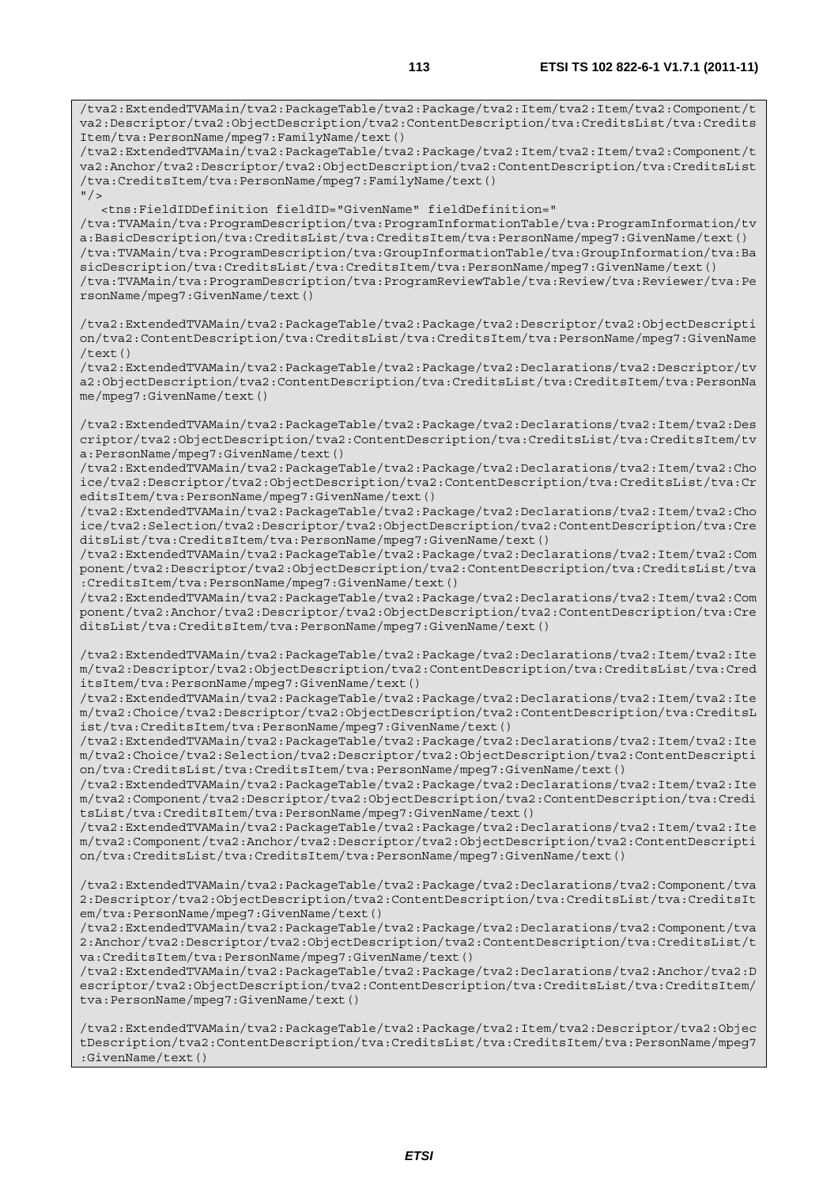```
/tva2:ExtendedTVAMain/tva2:PackageTable/tva2:Package/tva2:Item/tva2:Item/tva2:Component/tva2:Descriptor/tva2:ObjectDescription/tva2:ContentDescription/tva:CreditsList/tva:CreditsItem/tva:PersonName/mpeg7:FamilyName/text()
/tva2:ExtendedTVAMain/tva2:PackageTable/tva2:Package/tva2:Item/tva2:Item/tva2:Component/tva2:Anchor/tva2:Descriptor/tva2:ObjectDescription/tva2:ContentDescription/tva:CreditsList/tva:CreditsItem/tva:PersonName/mpeg7:FamilyName/text()
"/>
   <tns:FieldIDDefinition fieldID="GivenName" fieldDefinition="
/tva:TVAMain/tva:ProgramDescription/tva:ProgramInformationTable/tva:ProgramInformation/tva:BasicDescription/tva:CreditsList/tva:CreditsItem/tva:PersonName/mpeg7:GivenName/text()
/tva:TVAMain/tva:ProgramDescription/tva:GroupInformationTable/tva:GroupInformation/tva:BasicDescription/tva:CreditsList/tva:CreditsItem/tva:PersonName/mpeg7:GivenName/text()
/tva:TVAMain/tva:ProgramDescription/tva:ProgramReviewTable/tva:Review/tva:Reviewer/tva:PersonName/mpeg7:GivenName/text()

/tva2:ExtendedTVAMain/tva2:PackageTable/tva2:Package/tva2:Descriptor/tva2:ObjectDescription/tva2:ContentDescription/tva:CreditsList/tva:CreditsItem/tva:PersonName/mpeg7:GivenName/text()
/tva2:ExtendedTVAMain/tva2:PackageTable/tva2:Package/tva2:Declarations/tva2:Descriptor/tva2:ObjectDescription/tva2:ContentDescription/tva:CreditsList/tva:CreditsItem/tva:PersonName/mpeg7:GivenName/text()

/tva2:ExtendedTVAMain/tva2:PackageTable/tva2:Package/tva2:Declarations/tva2:Item/tva2:Descriptor/tva2:ObjectDescription/tva2:ContentDescription/tva:CreditsList/tva:CreditsItem/tva:PersonName/mpeg7:GivenName/text()
/tva2:ExtendedTVAMain/tva2:PackageTable/tva2:Package/tva2:Declarations/tva2:Item/tva2:Choice/tva2:Descriptor/tva2:ObjectDescription/tva2:ContentDescription/tva:CreditsList/tva:CreditsItem/tva:PersonName/mpeg7:GivenName/text()
/tva2:ExtendedTVAMain/tva2:PackageTable/tva2:Package/tva2:Declarations/tva2:Item/tva2:Choice/tva2:Selection/tva2:Descriptor/tva2:ObjectDescription/tva2:ContentDescription/tva:CreditsList/tva:CreditsItem/tva:PersonName/mpeg7:GivenName/text()
/tva2:ExtendedTVAMain/tva2:PackageTable/tva2:Package/tva2:Declarations/tva2:Item/tva2:Component/tva2:Descriptor/tva2:ObjectDescription/tva2:ContentDescription/tva:CreditsList/tva:CreditsItem/tva:PersonName/mpeg7:GivenName/text()
/tva2:ExtendedTVAMain/tva2:PackageTable/tva2:Package/tva2:Declarations/tva2:Item/tva2:Component/tva2:Anchor/tva2:Descriptor/tva2:ObjectDescription/tva2:ContentDescription/tva:CreditsList/tva:CreditsItem/tva:PersonName/mpeg7:GivenName/text()

/tva2:ExtendedTVAMain/tva2:PackageTable/tva2:Package/tva2:Declarations/tva2:Item/tva2:Item/tva2:Descriptor/tva2:ObjectDescription/tva2:ContentDescription/tva:CreditsList/tva:CreditsItem/tva:PersonName/mpeg7:GivenName/text()
/tva2:ExtendedTVAMain/tva2:PackageTable/tva2:Package/tva2:Declarations/tva2:Item/tva2:Item/tva2:Choice/tva2:Descriptor/tva2:ObjectDescription/tva2:ContentDescription/tva:CreditsList/tva:CreditsItem/tva:PersonName/mpeg7:GivenName/text()
/tva2:ExtendedTVAMain/tva2:PackageTable/tva2:Package/tva2:Declarations/tva2:Item/tva2:Item/tva2:Choice/tva2:Selection/tva2:Descriptor/tva2:ObjectDescription/tva2:ContentDescription/tva:CreditsList/tva:CreditsItem/tva:PersonName/mpeg7:GivenName/text()
/tva2:ExtendedTVAMain/tva2:PackageTable/tva2:Package/tva2:Declarations/tva2:Item/tva2:Item/tva2:Component/tva2:Descriptor/tva2:ObjectDescription/tva2:ContentDescription/tva:CreditsList/tva:CreditsItem/tva:PersonName/mpeg7:GivenName/text()
/tva2:ExtendedTVAMain/tva2:PackageTable/tva2:Package/tva2:Declarations/tva2:Item/tva2:Item/tva2:Component/tva2:Anchor/tva2:Descriptor/tva2:ObjectDescription/tva2:ContentDescription/tva:CreditsList/tva:CreditsItem/tva:PersonName/mpeg7:GivenName/text()

/tva2:ExtendedTVAMain/tva2:PackageTable/tva2:Package/tva2:Declarations/tva2:Component/tva2:Descriptor/tva2:ObjectDescription/tva2:ContentDescription/tva:CreditsList/tva:CreditsItem/tva:PersonName/mpeg7:GivenName/text()
/tva2:ExtendedTVAMain/tva2:PackageTable/tva2:Package/tva2:Declarations/tva2:Component/tva2:Anchor/tva2:Descriptor/tva2:ObjectDescription/tva2:ContentDescription/tva:CreditsList/tva:CreditsItem/tva:PersonName/mpeg7:GivenName/text()
/tva2:ExtendedTVAMain/tva2:PackageTable/tva2:Package/tva2:Declarations/tva2:Anchor/tva2:Descriptor/tva2:ObjectDescription/tva2:ContentDescription/tva:CreditsList/tva:CreditsItem/tva:PersonName/mpeg7:GivenName/text()

/tva2:ExtendedTVAMain/tva2:PackageTable/tva2:Package/tva2:Item/tva2:Descriptor/tva2:ObjectDescription/tva2:ContentDescription/tva:CreditsList/tva:CreditsItem/tva:PersonName/mpeg7:GivenName/text()
```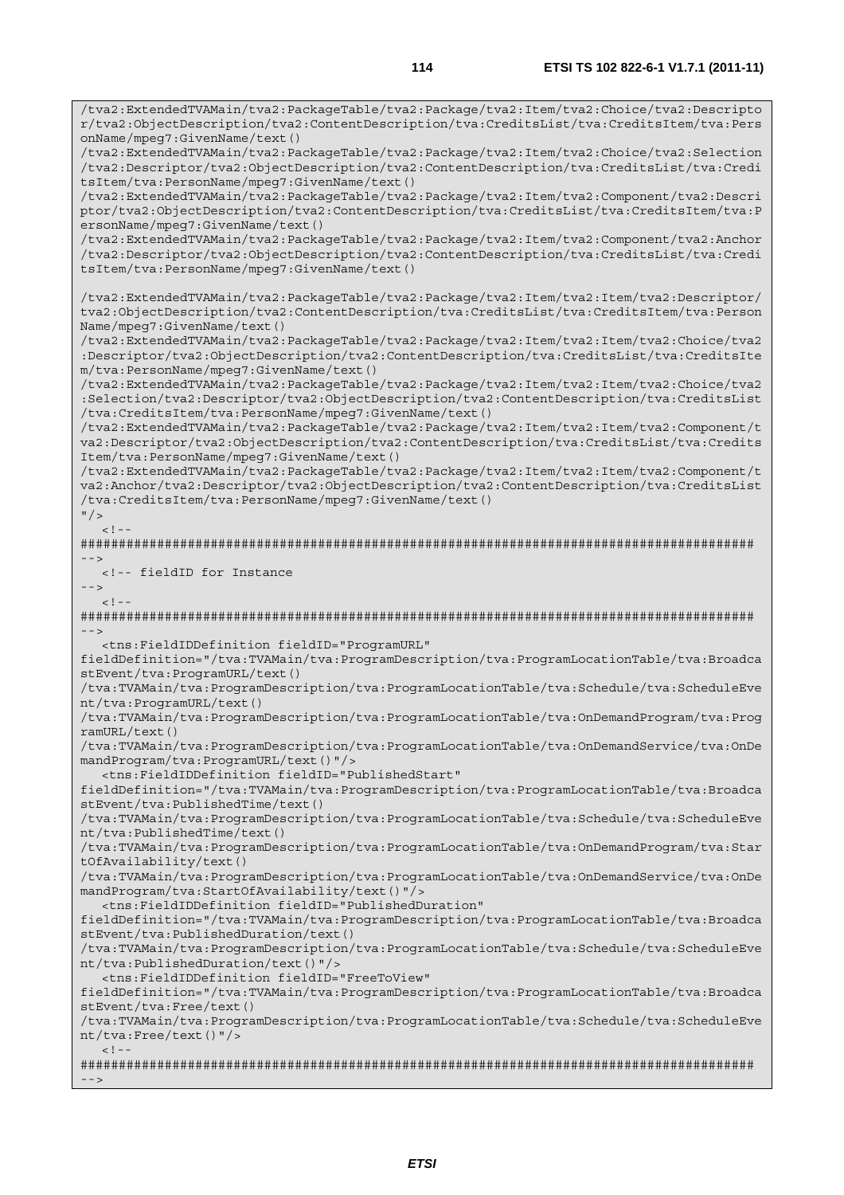```
/tva2:ExtendedTVAMain/tva2:PackageTable/tva2:Package/tva2:Item/tva2:Choice/tva2:Descripto
r/tva2:ObjectDescription/tva2:ContentDescription/tva:CreditsList/tva:CreditsItem/tva:Pers
onName/mpeg7:GivenName/text()
/tva2:ExtendedTVAMain/tva2:PackageTable/tva2:Package/tva2:Item/tva2:Choice/tva2:Selection
/tva2:Descriptor/tva2:ObjectDescription/tva2:ContentDescription/tva:CreditsList/tva:Credi
tsItem/tva:PersonName/mpeg7:GivenName/text()
/tva2:ExtendedTVAMain/tva2:PackageTable/tva2:Package/tva2:Item/tva2:Component/tva2:Descri
ptor/tva2:ObjectDescription/tva2:ContentDescription/tva:CreditsList/tva:CreditsItem/tva:P
ersonName/mpeg7:GivenName/text()
/tva2:ExtendedTVAMain/tva2:PackageTable/tva2:Package/tva2:Item/tva2:Component/tva2:Anchor
/tva2:Descriptor/tva2:ObjectDescription/tva2:ContentDescription/tva:CreditsList/tva:Credi
tsItem/tva:PersonName/mpeg7:GivenName/text()

/tva2:ExtendedTVAMain/tva2:PackageTable/tva2:Package/tva2:Item/tva2:Item/tva2:Descriptor/
tva2:ObjectDescription/tva2:ContentDescription/tva:CreditsList/tva:CreditsItem/tva:Person
Name/mpeg7:GivenName/text()
/tva2:ExtendedTVAMain/tva2:PackageTable/tva2:Package/tva2:Item/tva2:Item/tva2:Choice/tva2
:Descriptor/tva2:ObjectDescription/tva2:ContentDescription/tva:CreditsList/tva:CreditsIte
m/tva:PersonName/mpeg7:GivenName/text()
/tva2:ExtendedTVAMain/tva2:PackageTable/tva2:Package/tva2:Item/tva2:Item/tva2:Choice/tva2
:Selection/tva2:Descriptor/tva2:ObjectDescription/tva2:ContentDescription/tva:CreditsList
/tva:CreditsItem/tva:PersonName/mpeg7:GivenName/text()
/tva2:ExtendedTVAMain/tva2:PackageTable/tva2:Package/tva2:Item/tva2:Item/tva2:Component/t
va2:Descriptor/tva2:ObjectDescription/tva2:ContentDescription/tva:CreditsList/tva:Credits
Item/tva:PersonName/mpeg7:GivenName/text()
/tva2:ExtendedTVAMain/tva2:PackageTable/tva2:Package/tva2:Item/tva2:Item/tva2:Component/t
va2:Anchor/tva2:Descriptor/tva2:ObjectDescription/tva2:ContentDescription/tva:CreditsList
/tva:CreditsItem/tva:PersonName/mpeg7:GivenName/text()
"/>
   <!--
########################################################################################
-->
   <!-- fieldID for Instance
-->
   <!--
########################################################################################
-->
   <tns:FieldIDDefinition fieldID="ProgramURL"
fieldDefinition="/tva:TVAMain/tva:ProgramDescription/tva:ProgramLocationTable/tva:Broadca
stEvent/tva:ProgramURL/text()
/tva:TVAMain/tva:ProgramDescription/tva:ProgramLocationTable/tva:Schedule/tva:ScheduleEve
nt/tva:ProgramURL/text()
/tva:TVAMain/tva:ProgramDescription/tva:ProgramLocationTable/tva:OnDemandProgram/tva:Prog
ramURL/text()
/tva:TVAMain/tva:ProgramDescription/tva:ProgramLocationTable/tva:OnDemandService/tva:OnDe
mandProgram/tva:ProgramURL/text()"/>
   <tns:FieldIDDefinition fieldID="PublishedStart"
fieldDefinition="/tva:TVAMain/tva:ProgramDescription/tva:ProgramLocationTable/tva:Broadca
stEvent/tva:PublishedTime/text()
/tva:TVAMain/tva:ProgramDescription/tva:ProgramLocationTable/tva:Schedule/tva:ScheduleEve
nt/tva:PublishedTime/text()
/tva:TVAMain/tva:ProgramDescription/tva:ProgramLocationTable/tva:OnDemandProgram/tva:Star
tOfAvailability/text()
/tva:TVAMain/tva:ProgramDescription/tva:ProgramLocationTable/tva:OnDemandService/tva:OnDe
mandProgram/tva:StartOfAvailability/text()"/>
   <tns:FieldIDDefinition fieldID="PublishedDuration"
fieldDefinition="/tva:TVAMain/tva:ProgramDescription/tva:ProgramLocationTable/tva:Broadca
stEvent/tva:PublishedDuration/text()
/tva:TVAMain/tva:ProgramDescription/tva:ProgramLocationTable/tva:Schedule/tva:ScheduleEve
nt/tva:PublishedDuration/text()"/>
   <tns:FieldIDDefinition fieldID="FreeToView"
fieldDefinition="/tva:TVAMain/tva:ProgramDescription/tva:ProgramLocationTable/tva:Broadca
stEvent/tva:Free/text()
/tva:TVAMain/tva:ProgramDescription/tva:ProgramLocationTable/tva:Schedule/tva:ScheduleEve
nt/tva:Free/text()"/>
   <!--
########################################################################################
-->
```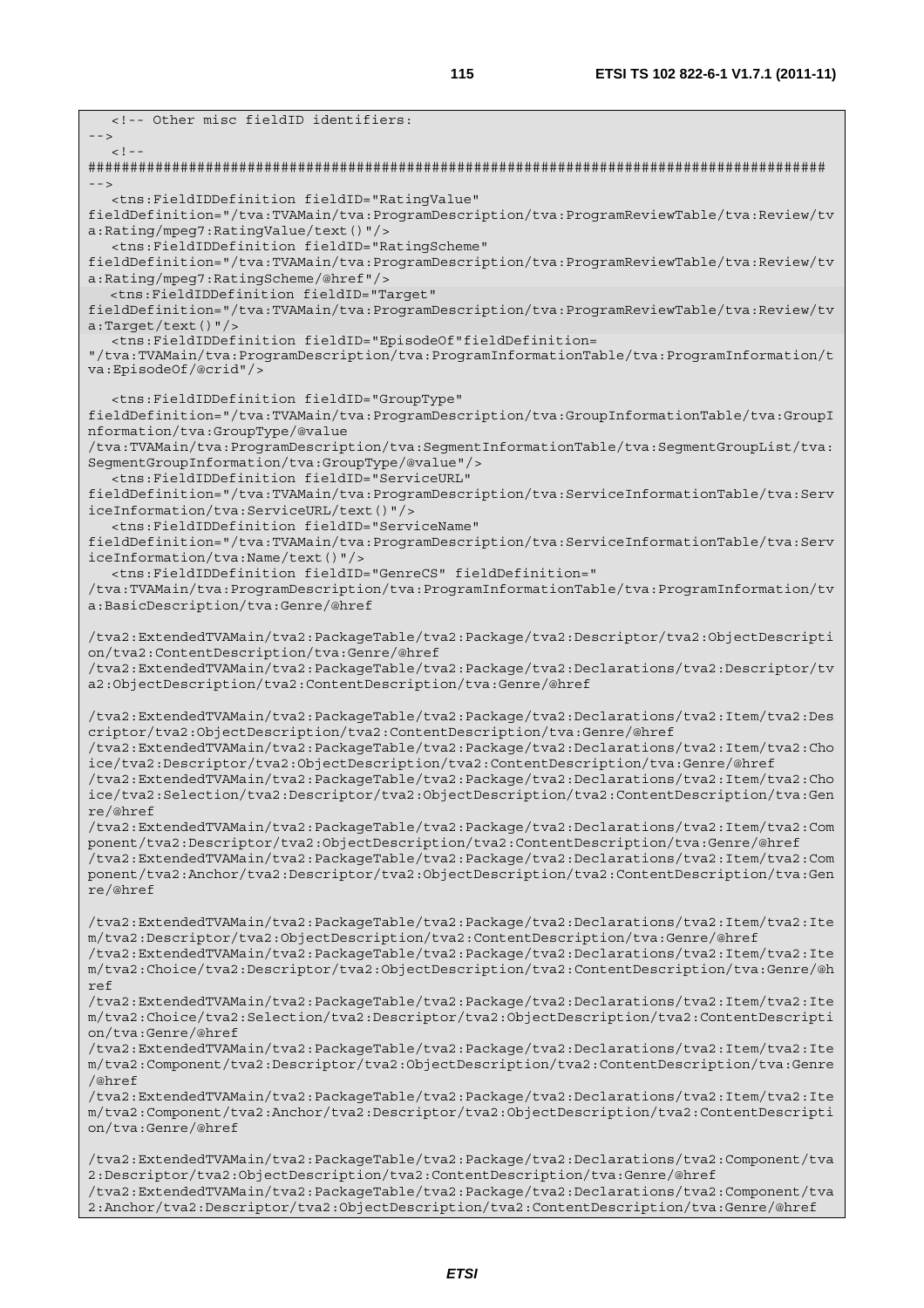```
   <!-- Other misc fieldID identifiers:
-->
   <!--
########################################################################################
-->
   <tns:FieldIDDefinition fieldID="RatingValue"
fieldDefinition="/tva:TVAMain/tva:ProgramDescription/tva:ProgramReviewTable/tva:Review/tv
a:Rating/mpeg7:RatingValue/text()"/>
   <tns:FieldIDDefinition fieldID="RatingScheme"
fieldDefinition="/tva:TVAMain/tva:ProgramDescription/tva:ProgramReviewTable/tva:Review/tv
a:Rating/mpeg7:RatingScheme/@href"/>
   <tns:FieldIDDefinition fieldID="Target"
fieldDefinition="/tva:TVAMain/tva:ProgramDescription/tva:ProgramReviewTable/tva:Review/tv
a:Target/text()"/>
   <tns:FieldIDDefinition fieldID="EpisodeOf"fieldDefinition=
"/tva:TVAMain/tva:ProgramDescription/tva:ProgramInformationTable/tva:ProgramInformation/t
va:EpisodeOf/@crid"/>

   <tns:FieldIDDefinition fieldID="GroupType"
fieldDefinition="/tva:TVAMain/tva:ProgramDescription/tva:GroupInformationTable/tva:GroupI
nformation/tva:GroupType/@value
/tva:TVAMain/tva:ProgramDescription/tva:SegmentInformationTable/tva:SegmentGroupList/tva:
SegmentGroupInformation/tva:GroupType/@value"/>
   <tns:FieldIDDefinition fieldID="ServiceURL"
fieldDefinition="/tva:TVAMain/tva:ProgramDescription/tva:ServiceInformationTable/tva:Serv
iceInformation/tva:ServiceURL/text()"/>
   <tns:FieldIDDefinition fieldID="ServiceName"
fieldDefinition="/tva:TVAMain/tva:ProgramDescription/tva:ServiceInformationTable/tva:Serv
iceInformation/tva:Name/text()"/>
   <tns:FieldIDDefinition fieldID="GenreCS" fieldDefinition="
/tva:TVAMain/tva:ProgramDescription/tva:ProgramInformationTable/tva:ProgramInformation/tv
a:BasicDescription/tva:Genre/@href

/tva2:ExtendedTVAMain/tva2:PackageTable/tva2:Package/tva2:Descriptor/tva2:ObjectDescripti
on/tva2:ContentDescription/tva:Genre/@href
/tva2:ExtendedTVAMain/tva2:PackageTable/tva2:Package/tva2:Declarations/tva2:Descriptor/tv
a2:ObjectDescription/tva2:ContentDescription/tva:Genre/@href

/tva2:ExtendedTVAMain/tva2:PackageTable/tva2:Package/tva2:Declarations/tva2:Item/tva2:Des
criptor/tva2:ObjectDescription/tva2:ContentDescription/tva:Genre/@href
/tva2:ExtendedTVAMain/tva2:PackageTable/tva2:Package/tva2:Declarations/tva2:Item/tva2:Cho
ice/tva2:Descriptor/tva2:ObjectDescription/tva2:ContentDescription/tva:Genre/@href
/tva2:ExtendedTVAMain/tva2:PackageTable/tva2:Package/tva2:Declarations/tva2:Item/tva2:Cho
ice/tva2:Selection/tva2:Descriptor/tva2:ObjectDescription/tva2:ContentDescription/tva:Gen
re/@href
/tva2:ExtendedTVAMain/tva2:PackageTable/tva2:Package/tva2:Declarations/tva2:Item/tva2:Com
ponent/tva2:Descriptor/tva2:ObjectDescription/tva2:ContentDescription/tva:Genre/@href
/tva2:ExtendedTVAMain/tva2:PackageTable/tva2:Package/tva2:Declarations/tva2:Item/tva2:Com
ponent/tva2:Anchor/tva2:Descriptor/tva2:ObjectDescription/tva2:ContentDescription/tva:Gen
re/@href

/tva2:ExtendedTVAMain/tva2:PackageTable/tva2:Package/tva2:Declarations/tva2:Item/tva2:Ite
m/tva2:Descriptor/tva2:ObjectDescription/tva2:ContentDescription/tva:Genre/@href
/tva2:ExtendedTVAMain/tva2:PackageTable/tva2:Package/tva2:Declarations/tva2:Item/tva2:Ite
m/tva2:Choice/tva2:Descriptor/tva2:ObjectDescription/tva2:ContentDescription/tva:Genre/@h
ref
/tva2:ExtendedTVAMain/tva2:PackageTable/tva2:Package/tva2:Declarations/tva2:Item/tva2:Ite
m/tva2:Choice/tva2:Selection/tva2:Descriptor/tva2:ObjectDescription/tva2:ContentDescripti
on/tva:Genre/@href
/tva2:ExtendedTVAMain/tva2:PackageTable/tva2:Package/tva2:Declarations/tva2:Item/tva2:Ite
m/tva2:Component/tva2:Descriptor/tva2:ObjectDescription/tva2:ContentDescription/tva:Genre
/@href
/tva2:ExtendedTVAMain/tva2:PackageTable/tva2:Package/tva2:Declarations/tva2:Item/tva2:Ite
m/tva2:Component/tva2:Anchor/tva2:Descriptor/tva2:ObjectDescription/tva2:ContentDescripti
on/tva:Genre/@href

/tva2:ExtendedTVAMain/tva2:PackageTable/tva2:Package/tva2:Declarations/tva2:Component/tva
2:Descriptor/tva2:ObjectDescription/tva2:ContentDescription/tva:Genre/@href
/tva2:ExtendedTVAMain/tva2:PackageTable/tva2:Package/tva2:Declarations/tva2:Component/tva
2:Anchor/tva2:Descriptor/tva2:ObjectDescription/tva2:ContentDescription/tva:Genre/@href
```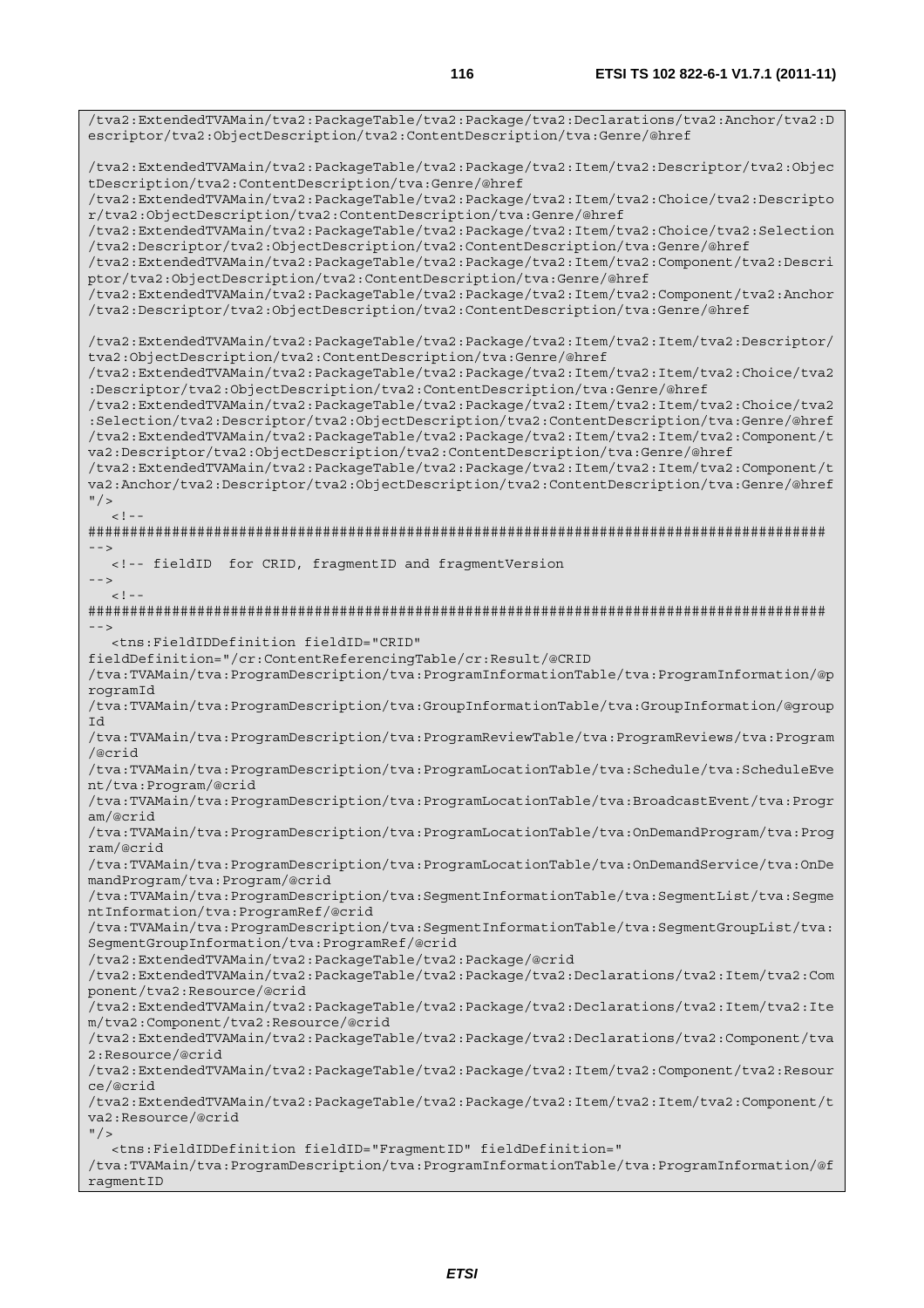```
/tva2:ExtendedTVAMain/tva2:PackageTable/tva2:Package/tva2:Declarations/tva2:Anchor/tva2:D
escriptor/tva2:ObjectDescription/tva2:ContentDescription/tva:Genre/@href

/tva2:ExtendedTVAMain/tva2:PackageTable/tva2:Package/tva2:Item/tva2:Descriptor/tva2:Objec
tDescription/tva2:ContentDescription/tva:Genre/@href
/tva2:ExtendedTVAMain/tva2:PackageTable/tva2:Package/tva2:Item/tva2:Choice/tva2:Descripto
r/tva2:ObjectDescription/tva2:ContentDescription/tva:Genre/@href
/tva2:ExtendedTVAMain/tva2:PackageTable/tva2:Package/tva2:Item/tva2:Choice/tva2:Selection
/tva2:Descriptor/tva2:ObjectDescription/tva2:ContentDescription/tva:Genre/@href
/tva2:ExtendedTVAMain/tva2:PackageTable/tva2:Package/tva2:Item/tva2:Component/tva2:Descri
ptor/tva2:ObjectDescription/tva2:ContentDescription/tva:Genre/@href
/tva2:ExtendedTVAMain/tva2:PackageTable/tva2:Package/tva2:Item/tva2:Component/tva2:Anchor
/tva2:Descriptor/tva2:ObjectDescription/tva2:ContentDescription/tva:Genre/@href

/tva2:ExtendedTVAMain/tva2:PackageTable/tva2:Package/tva2:Item/tva2:Item/tva2:Descriptor/
tva2:ObjectDescription/tva2:ContentDescription/tva:Genre/@href
/tva2:ExtendedTVAMain/tva2:PackageTable/tva2:Package/tva2:Item/tva2:Item/tva2:Choice/tva2
:Descriptor/tva2:ObjectDescription/tva2:ContentDescription/tva:Genre/@href
/tva2:ExtendedTVAMain/tva2:PackageTable/tva2:Package/tva2:Item/tva2:Item/tva2:Choice/tva2
:Selection/tva2:Descriptor/tva2:ObjectDescription/tva2:ContentDescription/tva:Genre/@href
/tva2:ExtendedTVAMain/tva2:PackageTable/tva2:Package/tva2:Item/tva2:Item/tva2:Component/t
va2:Descriptor/tva2:ObjectDescription/tva2:ContentDescription/tva:Genre/@href
/tva2:ExtendedTVAMain/tva2:PackageTable/tva2:Package/tva2:Item/tva2:Item/tva2:Component/t
va2:Anchor/tva2:Descriptor/tva2:ObjectDescription/tva2:ContentDescription/tva:Genre/@href
"/>
   <!--
######################################################################################
-->
   <!-- fieldID  for CRID, fragmentID and fragmentVersion
-->
   <!--
######################################################################################
-->
   <tns:FieldIDDefinition fieldID="CRID"
fieldDefinition="/cr:ContentReferencingTable/cr:Result/@CRID
/tva:TVAMain/tva:ProgramDescription/tva:ProgramInformationTable/tva:ProgramInformation/@p
rogramId
/tva:TVAMain/tva:ProgramDescription/tva:GroupInformationTable/tva:GroupInformation/@group
Id
/tva:TVAMain/tva:ProgramDescription/tva:ProgramReviewTable/tva:ProgramReviews/tva:Program
/@crid
/tva:TVAMain/tva:ProgramDescription/tva:ProgramLocationTable/tva:Schedule/tva:ScheduleEve
nt/tva:Program/@crid
/tva:TVAMain/tva:ProgramDescription/tva:ProgramLocationTable/tva:BroadcastEvent/tva:Progr
am/@crid
/tva:TVAMain/tva:ProgramDescription/tva:ProgramLocationTable/tva:OnDemandProgram/tva:Prog
ram/@crid
/tva:TVAMain/tva:ProgramDescription/tva:ProgramLocationTable/tva:OnDemandService/tva:OnDe
mandProgram/tva:Program/@crid
/tva:TVAMain/tva:ProgramDescription/tva:SegmentInformationTable/tva:SegmentList/tva:Segme
ntInformation/tva:ProgramRef/@crid
/tva:TVAMain/tva:ProgramDescription/tva:SegmentInformationTable/tva:SegmentGroupList/tva:
SegmentGroupInformation/tva:ProgramRef/@crid
/tva2:ExtendedTVAMain/tva2:PackageTable/tva2:Package/@crid
/tva2:ExtendedTVAMain/tva2:PackageTable/tva2:Package/tva2:Declarations/tva2:Item/tva2:Com
ponent/tva2:Resource/@crid
/tva2:ExtendedTVAMain/tva2:PackageTable/tva2:Package/tva2:Declarations/tva2:Item/tva2:Ite
m/tva2:Component/tva2:Resource/@crid
/tva2:ExtendedTVAMain/tva2:PackageTable/tva2:Package/tva2:Declarations/tva2:Component/tva
2:Resource/@crid
/tva2:ExtendedTVAMain/tva2:PackageTable/tva2:Package/tva2:Item/tva2:Component/tva2:Resour
ce/@crid
/tva2:ExtendedTVAMain/tva2:PackageTable/tva2:Package/tva2:Item/tva2:Item/tva2:Component/t
va2:Resource/@crid
"/>
   <tns:FieldIDDefinition fieldID="FragmentID" fieldDefinition="
/tva:TVAMain/tva:ProgramDescription/tva:ProgramInformationTable/tva:ProgramInformation/@f
ragmentID
```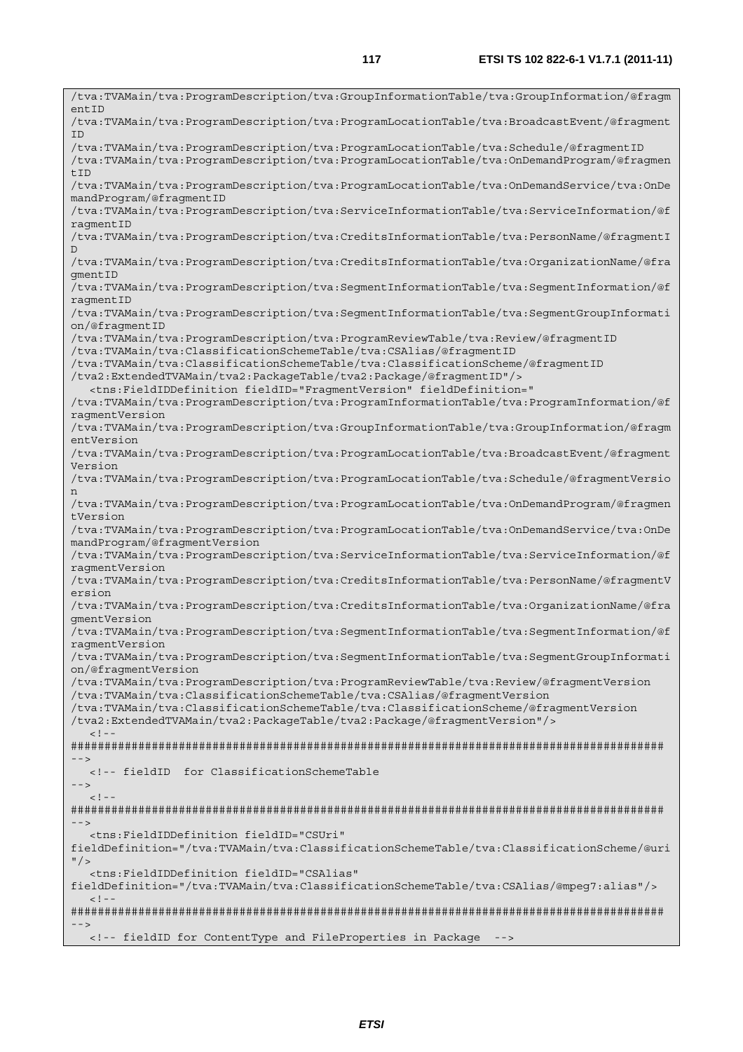```
/tva:TVAMain/tva:ProgramDescription/tva:GroupInformationTable/tva:GroupInformation/@fragmentID
/tva:TVAMain/tva:ProgramDescription/tva:ProgramLocationTable/tva:BroadcastEvent/@fragmentID
/tva:TVAMain/tva:ProgramDescription/tva:ProgramLocationTable/tva:Schedule/@fragmentID
/tva:TVAMain/tva:ProgramDescription/tva:ProgramLocationTable/tva:OnDemandProgram/@fragmentID
/tva:TVAMain/tva:ProgramDescription/tva:ProgramLocationTable/tva:OnDemandService/tva:OnDemandProgram/@fragmentID
/tva:TVAMain/tva:ProgramDescription/tva:ServiceInformationTable/tva:ServiceInformation/@fragmentID
/tva:TVAMain/tva:ProgramDescription/tva:CreditsInformationTable/tva:PersonName/@fragmentID
/tva:TVAMain/tva:ProgramDescription/tva:CreditsInformationTable/tva:OrganizationName/@fragmentID
/tva:TVAMain/tva:ProgramDescription/tva:SegmentInformationTable/tva:SegmentInformation/@fragmentID
/tva:TVAMain/tva:ProgramDescription/tva:SegmentInformationTable/tva:SegmentGroupInformation/@fragmentID
/tva:TVAMain/tva:ProgramDescription/tva:ProgramReviewTable/tva:Review/@fragmentID
/tva:TVAMain/tva:ClassificationSchemeTable/tva:CSAlias/@fragmentID
/tva:TVAMain/tva:ClassificationSchemeTable/tva:ClassificationScheme/@fragmentID
/tva2:ExtendedTVAMain/tva2:PackageTable/tva2:Package/@fragmentID"/>
   <tns:FieldIDDefinition fieldID="FragmentVersion" fieldDefinition="
/tva:TVAMain/tva:ProgramDescription/tva:ProgramInformationTable/tva:ProgramInformation/@fragmentVersion
/tva:TVAMain/tva:ProgramDescription/tva:GroupInformationTable/tva:GroupInformation/@fragmentVersion
/tva:TVAMain/tva:ProgramDescription/tva:ProgramLocationTable/tva:BroadcastEvent/@fragmentVersion
/tva:TVAMain/tva:ProgramDescription/tva:ProgramLocationTable/tva:Schedule/@fragmentVersion
/tva:TVAMain/tva:ProgramDescription/tva:ProgramLocationTable/tva:OnDemandProgram/@fragmentVersion
/tva:TVAMain/tva:ProgramDescription/tva:ProgramLocationTable/tva:OnDemandService/tva:OnDemandProgram/@fragmentVersion
/tva:TVAMain/tva:ProgramDescription/tva:ServiceInformationTable/tva:ServiceInformation/@fragmentVersion
/tva:TVAMain/tva:ProgramDescription/tva:CreditsInformationTable/tva:PersonName/@fragmentVersion
/tva:TVAMain/tva:ProgramDescription/tva:CreditsInformationTable/tva:OrganizationName/@fragmentVersion
/tva:TVAMain/tva:ProgramDescription/tva:SegmentInformationTable/tva:SegmentInformation/@fragmentVersion
/tva:TVAMain/tva:ProgramDescription/tva:SegmentInformationTable/tva:SegmentGroupInformation/@fragmentVersion
/tva:TVAMain/tva:ProgramDescription/tva:ProgramReviewTable/tva:Review/@fragmentVersion
/tva:TVAMain/tva:ClassificationSchemeTable/tva:CSAlias/@fragmentVersion
/tva:TVAMain/tva:ClassificationSchemeTable/tva:ClassificationScheme/@fragmentVersion
/tva2:ExtendedTVAMain/tva2:PackageTable/tva2:Package/@fragmentVersion"/>
   <!--
######################################################################################
-->
   <!-- fieldID  for ClassificationSchemeTable
-->
   <!--
######################################################################################
-->
   <tns:FieldIDDefinition fieldID="CSUri"
fieldDefinition="/tva:TVAMain/tva:ClassificationSchemeTable/tva:ClassificationScheme/@uri"/>
   <tns:FieldIDDefinition fieldID="CSAlias"
fieldDefinition="/tva:TVAMain/tva:ClassificationSchemeTable/tva:CSAlias/@mpeg7:alias"/>
   <!--
######################################################################################
-->
   <!-- fieldID for ContentType and FileProperties in Package  -->
```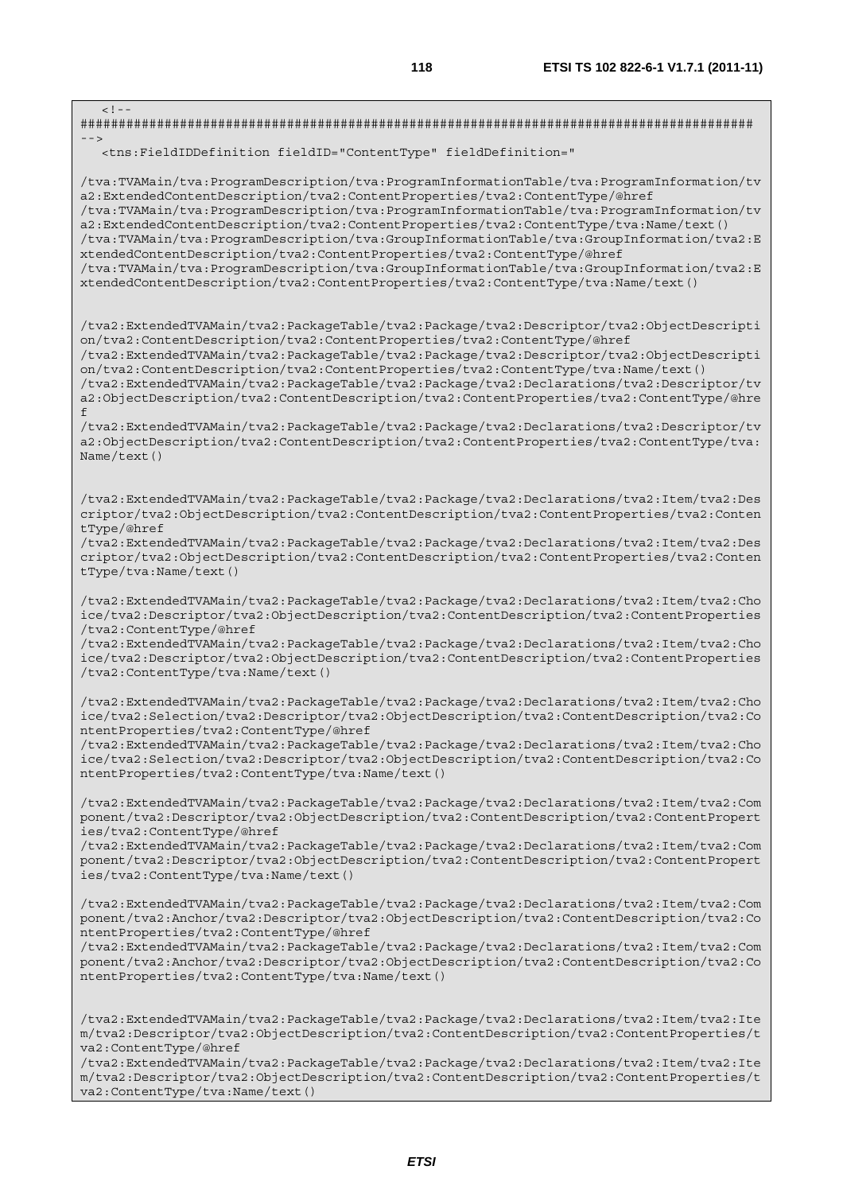```
   <!--
########################################################################################
-->
   <tns:FieldIDDefinition fieldID="ContentType" fieldDefinition="

/tva:TVAMain/tva:ProgramDescription/tva:ProgramInformationTable/tva:ProgramInformation/tva2:ExtendedContentDescription/tva2:ContentProperties/tva2:ContentType/@href
/tva:TVAMain/tva:ProgramDescription/tva:ProgramInformationTable/tva:ProgramInformation/tva2:ExtendedContentDescription/tva2:ContentProperties/tva2:ContentType/tva:Name/text()
/tva:TVAMain/tva:ProgramDescription/tva:GroupInformationTable/tva:GroupInformation/tva2:ExtendedContentDescription/tva2:ContentProperties/tva2:ContentType/@href
/tva:TVAMain/tva:ProgramDescription/tva:GroupInformationTable/tva:GroupInformation/tva2:ExtendedContentDescription/tva2:ContentProperties/tva2:ContentType/tva:Name/text()


/tva2:ExtendedTVAMain/tva2:PackageTable/tva2:Package/tva2:Descriptor/tva2:ObjectDescription/tva2:ContentDescription/tva2:ContentProperties/tva2:ContentType/@href
/tva2:ExtendedTVAMain/tva2:PackageTable/tva2:Package/tva2:Descriptor/tva2:ObjectDescription/tva2:ContentDescription/tva2:ContentProperties/tva2:ContentType/tva:Name/text()
/tva2:ExtendedTVAMain/tva2:PackageTable/tva2:Package/tva2:Declarations/tva2:Descriptor/tva2:ObjectDescription/tva2:ContentDescription/tva2:ContentProperties/tva2:ContentType/@href
/tva2:ExtendedTVAMain/tva2:PackageTable/tva2:Package/tva2:Declarations/tva2:Descriptor/tva2:ObjectDescription/tva2:ContentDescription/tva2:ContentProperties/tva2:ContentType/tva:Name/text()


/tva2:ExtendedTVAMain/tva2:PackageTable/tva2:Package/tva2:Declarations/tva2:Item/tva2:Descriptor/tva2:ObjectDescription/tva2:ContentDescription/tva2:ContentProperties/tva2:ContentType/@href
/tva2:ExtendedTVAMain/tva2:PackageTable/tva2:Package/tva2:Declarations/tva2:Item/tva2:Descriptor/tva2:ObjectDescription/tva2:ContentDescription/tva2:ContentProperties/tva2:ContentType/tva:Name/text()

/tva2:ExtendedTVAMain/tva2:PackageTable/tva2:Package/tva2:Declarations/tva2:Item/tva2:Choice/tva2:Descriptor/tva2:ObjectDescription/tva2:ContentDescription/tva2:ContentProperties/tva2:ContentType/@href
/tva2:ExtendedTVAMain/tva2:PackageTable/tva2:Package/tva2:Declarations/tva2:Item/tva2:Choice/tva2:Descriptor/tva2:ObjectDescription/tva2:ContentDescription/tva2:ContentProperties/tva2:ContentType/tva:Name/text()

/tva2:ExtendedTVAMain/tva2:PackageTable/tva2:Package/tva2:Declarations/tva2:Item/tva2:Choice/tva2:Selection/tva2:Descriptor/tva2:ObjectDescription/tva2:ContentDescription/tva2:ContentProperties/tva2:ContentType/@href
/tva2:ExtendedTVAMain/tva2:PackageTable/tva2:Package/tva2:Declarations/tva2:Item/tva2:Choice/tva2:Selection/tva2:Descriptor/tva2:ObjectDescription/tva2:ContentDescription/tva2:ContentProperties/tva2:ContentType/tva:Name/text()

/tva2:ExtendedTVAMain/tva2:PackageTable/tva2:Package/tva2:Declarations/tva2:Item/tva2:Component/tva2:Descriptor/tva2:ObjectDescription/tva2:ContentDescription/tva2:ContentProperties/tva2:ContentType/@href
/tva2:ExtendedTVAMain/tva2:PackageTable/tva2:Package/tva2:Declarations/tva2:Item/tva2:Component/tva2:Descriptor/tva2:ObjectDescription/tva2:ContentDescription/tva2:ContentProperties/tva2:ContentType/tva:Name/text()

/tva2:ExtendedTVAMain/tva2:PackageTable/tva2:Package/tva2:Declarations/tva2:Item/tva2:Component/tva2:Anchor/tva2:Descriptor/tva2:ObjectDescription/tva2:ContentDescription/tva2:ContentProperties/tva2:ContentType/@href
/tva2:ExtendedTVAMain/tva2:PackageTable/tva2:Package/tva2:Declarations/tva2:Item/tva2:Component/tva2:Anchor/tva2:Descriptor/tva2:ObjectDescription/tva2:ContentDescription/tva2:ContentProperties/tva2:ContentType/tva:Name/text()


/tva2:ExtendedTVAMain/tva2:PackageTable/tva2:Package/tva2:Declarations/tva2:Item/tva2:Item/tva2:Descriptor/tva2:ObjectDescription/tva2:ContentDescription/tva2:ContentProperties/tva2:ContentType/@href
/tva2:ExtendedTVAMain/tva2:PackageTable/tva2:Package/tva2:Declarations/tva2:Item/tva2:Item/tva2:Descriptor/tva2:ObjectDescription/tva2:ContentDescription/tva2:ContentProperties/tva2:ContentType/tva:Name/text()
```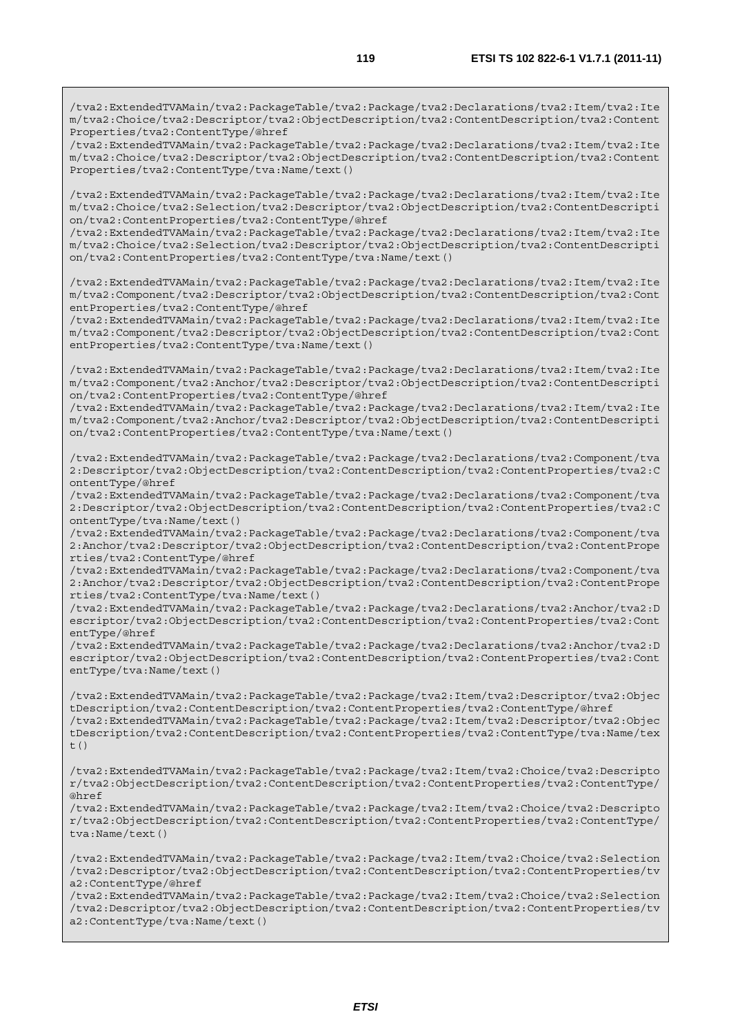```
/tva2:ExtendedTVAMain/tva2:PackageTable/tva2:Package/tva2:Declarations/tva2:Item/tva2:Item/tva2:Choice/tva2:Descriptor/tva2:ObjectDescription/tva2:ContentDescription/tva2:ContentProperties/tva2:ContentType/@href
/tva2:ExtendedTVAMain/tva2:PackageTable/tva2:Package/tva2:Declarations/tva2:Item/tva2:Item/tva2:Choice/tva2:Descriptor/tva2:ObjectDescription/tva2:ContentDescription/tva2:ContentProperties/tva2:ContentType/tva:Name/text()

/tva2:ExtendedTVAMain/tva2:PackageTable/tva2:Package/tva2:Declarations/tva2:Item/tva2:Item/tva2:Choice/tva2:Selection/tva2:Descriptor/tva2:ObjectDescription/tva2:ContentDescription/tva2:ContentProperties/tva2:ContentType/@href
/tva2:ExtendedTVAMain/tva2:PackageTable/tva2:Package/tva2:Declarations/tva2:Item/tva2:Item/tva2:Choice/tva2:Selection/tva2:Descriptor/tva2:ObjectDescription/tva2:ContentDescription/tva2:ContentProperties/tva2:ContentType/tva:Name/text()

/tva2:ExtendedTVAMain/tva2:PackageTable/tva2:Package/tva2:Declarations/tva2:Item/tva2:Item/tva2:Component/tva2:Descriptor/tva2:ObjectDescription/tva2:ContentDescription/tva2:ContentProperties/tva2:ContentType/@href
/tva2:ExtendedTVAMain/tva2:PackageTable/tva2:Package/tva2:Declarations/tva2:Item/tva2:Item/tva2:Component/tva2:Descriptor/tva2:ObjectDescription/tva2:ContentDescription/tva2:ContentProperties/tva2:ContentType/tva:Name/text()

/tva2:ExtendedTVAMain/tva2:PackageTable/tva2:Package/tva2:Declarations/tva2:Item/tva2:Item/tva2:Component/tva2:Anchor/tva2:Descriptor/tva2:ObjectDescription/tva2:ContentDescription/tva2:ContentProperties/tva2:ContentType/@href
/tva2:ExtendedTVAMain/tva2:PackageTable/tva2:Package/tva2:Declarations/tva2:Item/tva2:Item/tva2:Component/tva2:Anchor/tva2:Descriptor/tva2:ObjectDescription/tva2:ContentDescription/tva2:ContentProperties/tva2:ContentType/tva:Name/text()

/tva2:ExtendedTVAMain/tva2:PackageTable/tva2:Package/tva2:Declarations/tva2:Component/tva2:Descriptor/tva2:ObjectDescription/tva2:ContentDescription/tva2:ContentProperties/tva2:ContentType/@href
/tva2:ExtendedTVAMain/tva2:PackageTable/tva2:Package/tva2:Declarations/tva2:Component/tva2:Descriptor/tva2:ObjectDescription/tva2:ContentDescription/tva2:ContentProperties/tva2:ContentType/tva:Name/text()
/tva2:ExtendedTVAMain/tva2:PackageTable/tva2:Package/tva2:Declarations/tva2:Component/tva2:Anchor/tva2:Descriptor/tva2:ObjectDescription/tva2:ContentDescription/tva2:ContentProperties/tva2:ContentType/@href
/tva2:ExtendedTVAMain/tva2:PackageTable/tva2:Package/tva2:Declarations/tva2:Component/tva2:Anchor/tva2:Descriptor/tva2:ObjectDescription/tva2:ContentDescription/tva2:ContentProperties/tva2:ContentType/tva:Name/text()
/tva2:ExtendedTVAMain/tva2:PackageTable/tva2:Package/tva2:Declarations/tva2:Anchor/tva2:Descriptor/tva2:ObjectDescription/tva2:ContentDescription/tva2:ContentProperties/tva2:ContentType/@href
/tva2:ExtendedTVAMain/tva2:PackageTable/tva2:Package/tva2:Declarations/tva2:Anchor/tva2:Descriptor/tva2:ObjectDescription/tva2:ContentDescription/tva2:ContentProperties/tva2:ContentType/tva:Name/text()

/tva2:ExtendedTVAMain/tva2:PackageTable/tva2:Package/tva2:Item/tva2:Descriptor/tva2:ObjectDescription/tva2:ContentDescription/tva2:ContentProperties/tva2:ContentType/@href
/tva2:ExtendedTVAMain/tva2:PackageTable/tva2:Package/tva2:Item/tva2:Descriptor/tva2:ObjectDescription/tva2:ContentDescription/tva2:ContentProperties/tva2:ContentType/tva:Name/text()

/tva2:ExtendedTVAMain/tva2:PackageTable/tva2:Package/tva2:Item/tva2:Choice/tva2:Descriptor/tva2:ObjectDescription/tva2:ContentDescription/tva2:ContentProperties/tva2:ContentType/@href
/tva2:ExtendedTVAMain/tva2:PackageTable/tva2:Package/tva2:Item/tva2:Choice/tva2:Descriptor/tva2:ObjectDescription/tva2:ContentDescription/tva2:ContentProperties/tva2:ContentType/tva:Name/text()

/tva2:ExtendedTVAMain/tva2:PackageTable/tva2:Package/tva2:Item/tva2:Choice/tva2:Selection/tva2:Descriptor/tva2:ObjectDescription/tva2:ContentDescription/tva2:ContentProperties/tva2:ContentType/@href
/tva2:ExtendedTVAMain/tva2:PackageTable/tva2:Package/tva2:Item/tva2:Choice/tva2:Selection/tva2:Descriptor/tva2:ObjectDescription/tva2:ContentDescription/tva2:ContentProperties/tva2:ContentType/tva:Name/text()
```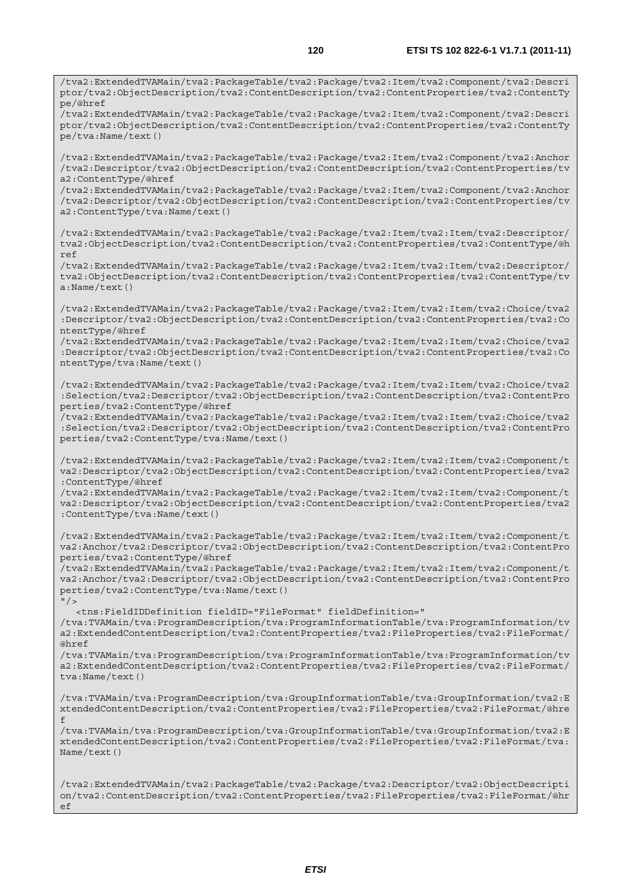```
/tva2:ExtendedTVAMain/tva2:PackageTable/tva2:Package/tva2:Item/tva2:Component/tva2:Descri
ptor/tva2:ObjectDescription/tva2:ContentDescription/tva2:ContentProperties/tva2:ContentTy
pe/@href
/tva2:ExtendedTVAMain/tva2:PackageTable/tva2:Package/tva2:Item/tva2:Component/tva2:Descri
ptor/tva2:ObjectDescription/tva2:ContentDescription/tva2:ContentProperties/tva2:ContentTy
pe/tva:Name/text()

/tva2:ExtendedTVAMain/tva2:PackageTable/tva2:Package/tva2:Item/tva2:Component/tva2:Anchor
/tva2:Descriptor/tva2:ObjectDescription/tva2:ContentDescription/tva2:ContentProperties/tv
a2:ContentType/@href
/tva2:ExtendedTVAMain/tva2:PackageTable/tva2:Package/tva2:Item/tva2:Component/tva2:Anchor
/tva2:Descriptor/tva2:ObjectDescription/tva2:ContentDescription/tva2:ContentProperties/tv
a2:ContentType/tva:Name/text()

/tva2:ExtendedTVAMain/tva2:PackageTable/tva2:Package/tva2:Item/tva2:Item/tva2:Descriptor/
tva2:ObjectDescription/tva2:ContentDescription/tva2:ContentProperties/tva2:ContentType/@h
ref
/tva2:ExtendedTVAMain/tva2:PackageTable/tva2:Package/tva2:Item/tva2:Item/tva2:Descriptor/
tva2:ObjectDescription/tva2:ContentDescription/tva2:ContentProperties/tva2:ContentType/tv
a:Name/text()

/tva2:ExtendedTVAMain/tva2:PackageTable/tva2:Package/tva2:Item/tva2:Item/tva2:Choice/tva2
:Descriptor/tva2:ObjectDescription/tva2:ContentDescription/tva2:ContentProperties/tva2:Co
ntentType/@href
/tva2:ExtendedTVAMain/tva2:PackageTable/tva2:Package/tva2:Item/tva2:Item/tva2:Choice/tva2
:Descriptor/tva2:ObjectDescription/tva2:ContentDescription/tva2:ContentProperties/tva2:Co
ntentType/tva:Name/text()

/tva2:ExtendedTVAMain/tva2:PackageTable/tva2:Package/tva2:Item/tva2:Item/tva2:Choice/tva2
:Selection/tva2:Descriptor/tva2:ObjectDescription/tva2:ContentDescription/tva2:ContentPro
perties/tva2:ContentType/@href
/tva2:ExtendedTVAMain/tva2:PackageTable/tva2:Package/tva2:Item/tva2:Item/tva2:Choice/tva2
:Selection/tva2:Descriptor/tva2:ObjectDescription/tva2:ContentDescription/tva2:ContentPro
perties/tva2:ContentType/tva:Name/text()

/tva2:ExtendedTVAMain/tva2:PackageTable/tva2:Package/tva2:Item/tva2:Item/tva2:Component/t
va2:Descriptor/tva2:ObjectDescription/tva2:ContentDescription/tva2:ContentProperties/tva2
:ContentType/@href
/tva2:ExtendedTVAMain/tva2:PackageTable/tva2:Package/tva2:Item/tva2:Item/tva2:Component/t
va2:Descriptor/tva2:ObjectDescription/tva2:ContentDescription/tva2:ContentProperties/tva2
:ContentType/tva:Name/text()

/tva2:ExtendedTVAMain/tva2:PackageTable/tva2:Package/tva2:Item/tva2:Item/tva2:Component/t
va2:Anchor/tva2:Descriptor/tva2:ObjectDescription/tva2:ContentDescription/tva2:ContentPro
perties/tva2:ContentType/@href
/tva2:ExtendedTVAMain/tva2:PackageTable/tva2:Package/tva2:Item/tva2:Item/tva2:Component/t
va2:Anchor/tva2:Descriptor/tva2:ObjectDescription/tva2:ContentDescription/tva2:ContentPro
perties/tva2:ContentType/tva:Name/text()
"/>
   <tns:FieldIDDefinition fieldID="FileFormat" fieldDefinition="
/tva:TVAMain/tva:ProgramDescription/tva:ProgramInformationTable/tva:ProgramInformation/tv
a2:ExtendedContentDescription/tva2:ContentProperties/tva2:FileProperties/tva2:FileFormat/
@href
/tva:TVAMain/tva:ProgramDescription/tva:ProgramInformationTable/tva:ProgramInformation/tv
a2:ExtendedContentDescription/tva2:ContentProperties/tva2:FileProperties/tva2:FileFormat/
tva:Name/text()

/tva:TVAMain/tva:ProgramDescription/tva:GroupInformationTable/tva:GroupInformation/tva2:E
xtendedContentDescription/tva2:ContentProperties/tva2:FileProperties/tva2:FileFormat/@hre
f
/tva:TVAMain/tva:ProgramDescription/tva:GroupInformationTable/tva:GroupInformation/tva2:E
xtendedContentDescription/tva2:ContentProperties/tva2:FileProperties/tva2:FileFormat/tva:
Name/text()


/tva2:ExtendedTVAMain/tva2:PackageTable/tva2:Package/tva2:Descriptor/tva2:ObjectDescripti
on/tva2:ContentDescription/tva2:ContentProperties/tva2:FileProperties/tva2:FileFormat/@hr
ef
```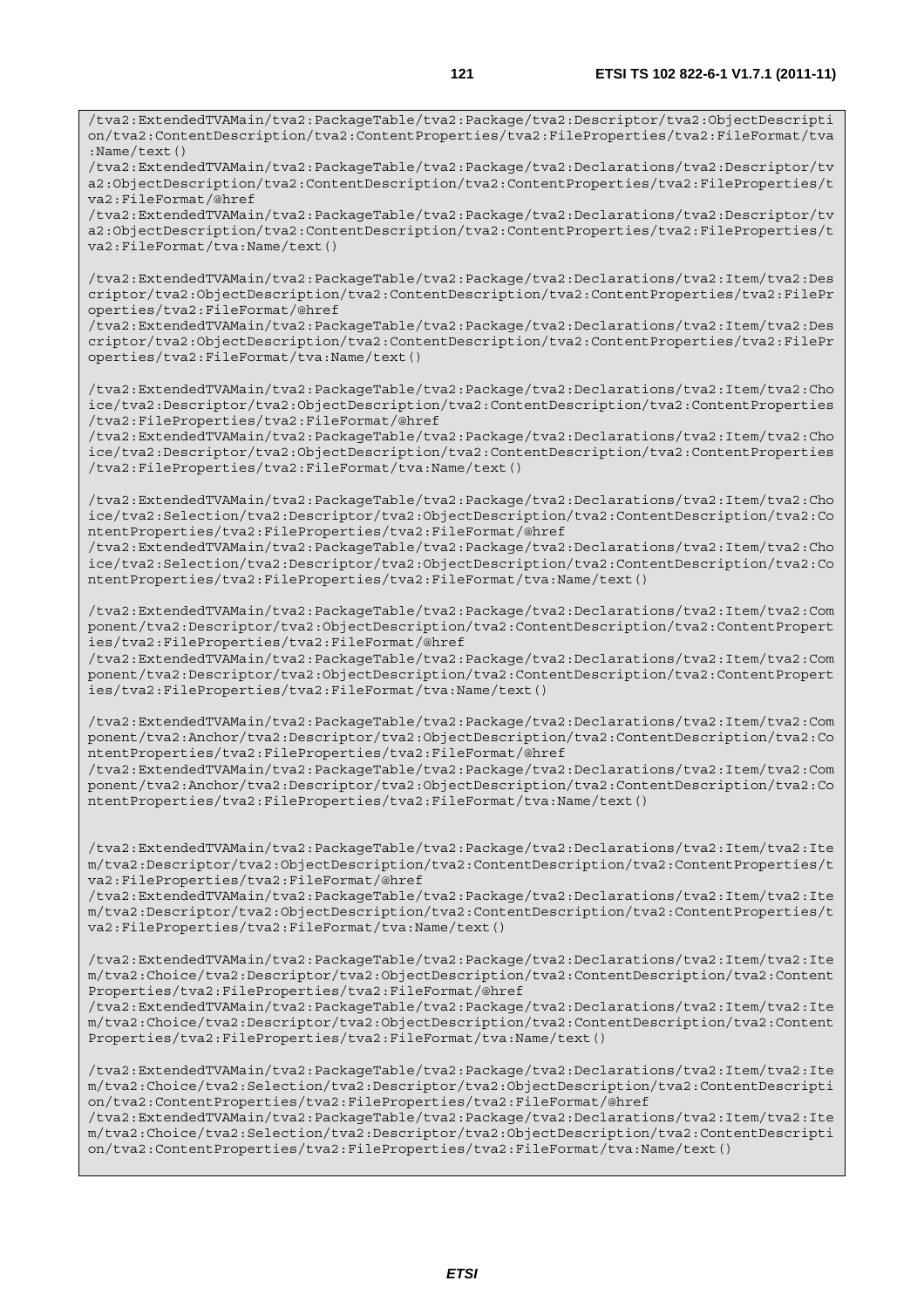```
/tva2:ExtendedTVAMain/tva2:PackageTable/tva2:Package/tva2:Descriptor/tva2:ObjectDescription/tva2:ContentDescription/tva2:ContentProperties/tva2:FileProperties/tva2:FileFormat/tva:Name/text()
/tva2:ExtendedTVAMain/tva2:PackageTable/tva2:Package/tva2:Declarations/tva2:Descriptor/tva2:ObjectDescription/tva2:ContentDescription/tva2:ContentProperties/tva2:FileProperties/tva2:FileFormat/@href
/tva2:ExtendedTVAMain/tva2:PackageTable/tva2:Package/tva2:Declarations/tva2:Descriptor/tva2:ObjectDescription/tva2:ContentDescription/tva2:ContentProperties/tva2:FileProperties/tva2:FileFormat/tva:Name/text()

/tva2:ExtendedTVAMain/tva2:PackageTable/tva2:Package/tva2:Declarations/tva2:Item/tva2:Descriptor/tva2:ObjectDescription/tva2:ContentDescription/tva2:ContentProperties/tva2:FileProperties/tva2:FileFormat/@href
/tva2:ExtendedTVAMain/tva2:PackageTable/tva2:Package/tva2:Declarations/tva2:Item/tva2:Descriptor/tva2:ObjectDescription/tva2:ContentDescription/tva2:ContentProperties/tva2:FileProperties/tva2:FileFormat/tva:Name/text()

/tva2:ExtendedTVAMain/tva2:PackageTable/tva2:Package/tva2:Declarations/tva2:Item/tva2:Choice/tva2:Descriptor/tva2:ObjectDescription/tva2:ContentDescription/tva2:ContentProperties/tva2:FileProperties/tva2:FileFormat/@href
/tva2:ExtendedTVAMain/tva2:PackageTable/tva2:Package/tva2:Declarations/tva2:Item/tva2:Choice/tva2:Descriptor/tva2:ObjectDescription/tva2:ContentDescription/tva2:ContentProperties/tva2:FileProperties/tva2:FileFormat/tva:Name/text()

/tva2:ExtendedTVAMain/tva2:PackageTable/tva2:Package/tva2:Declarations/tva2:Item/tva2:Choice/tva2:Selection/tva2:Descriptor/tva2:ObjectDescription/tva2:ContentDescription/tva2:ContentProperties/tva2:FileProperties/tva2:FileFormat/@href
/tva2:ExtendedTVAMain/tva2:PackageTable/tva2:Package/tva2:Declarations/tva2:Item/tva2:Choice/tva2:Selection/tva2:Descriptor/tva2:ObjectDescription/tva2:ContentDescription/tva2:ContentProperties/tva2:FileProperties/tva2:FileFormat/tva:Name/text()

/tva2:ExtendedTVAMain/tva2:PackageTable/tva2:Package/tva2:Declarations/tva2:Item/tva2:Component/tva2:Descriptor/tva2:ObjectDescription/tva2:ContentDescription/tva2:ContentProperties/tva2:FileProperties/tva2:FileFormat/@href
/tva2:ExtendedTVAMain/tva2:PackageTable/tva2:Package/tva2:Declarations/tva2:Item/tva2:Component/tva2:Descriptor/tva2:ObjectDescription/tva2:ContentDescription/tva2:ContentProperties/tva2:FileProperties/tva2:FileFormat/tva:Name/text()

/tva2:ExtendedTVAMain/tva2:PackageTable/tva2:Package/tva2:Declarations/tva2:Item/tva2:Component/tva2:Anchor/tva2:Descriptor/tva2:ObjectDescription/tva2:ContentDescription/tva2:ContentProperties/tva2:FileProperties/tva2:FileFormat/@href
/tva2:ExtendedTVAMain/tva2:PackageTable/tva2:Package/tva2:Declarations/tva2:Item/tva2:Component/tva2:Anchor/tva2:Descriptor/tva2:ObjectDescription/tva2:ContentDescription/tva2:ContentProperties/tva2:FileProperties/tva2:FileFormat/tva:Name/text()


/tva2:ExtendedTVAMain/tva2:PackageTable/tva2:Package/tva2:Declarations/tva2:Item/tva2:Item/tva2:Descriptor/tva2:ObjectDescription/tva2:ContentDescription/tva2:ContentProperties/tva2:FileProperties/tva2:FileFormat/@href
/tva2:ExtendedTVAMain/tva2:PackageTable/tva2:Package/tva2:Declarations/tva2:Item/tva2:Item/tva2:Descriptor/tva2:ObjectDescription/tva2:ContentDescription/tva2:ContentProperties/tva2:FileProperties/tva2:FileFormat/tva:Name/text()

/tva2:ExtendedTVAMain/tva2:PackageTable/tva2:Package/tva2:Declarations/tva2:Item/tva2:Item/tva2:Choice/tva2:Descriptor/tva2:ObjectDescription/tva2:ContentDescription/tva2:ContentProperties/tva2:FileProperties/tva2:FileFormat/@href
/tva2:ExtendedTVAMain/tva2:PackageTable/tva2:Package/tva2:Declarations/tva2:Item/tva2:Item/tva2:Choice/tva2:Descriptor/tva2:ObjectDescription/tva2:ContentDescription/tva2:ContentProperties/tva2:FileProperties/tva2:FileFormat/tva:Name/text()

/tva2:ExtendedTVAMain/tva2:PackageTable/tva2:Package/tva2:Declarations/tva2:Item/tva2:Item/tva2:Choice/tva2:Selection/tva2:Descriptor/tva2:ObjectDescription/tva2:ContentDescription/tva2:ContentProperties/tva2:FileProperties/tva2:FileFormat/@href
/tva2:ExtendedTVAMain/tva2:PackageTable/tva2:Package/tva2:Declarations/tva2:Item/tva2:Item/tva2:Choice/tva2:Selection/tva2:Descriptor/tva2:ObjectDescription/tva2:ContentDescription/tva2:ContentProperties/tva2:FileProperties/tva2:FileFormat/tva:Name/text()
```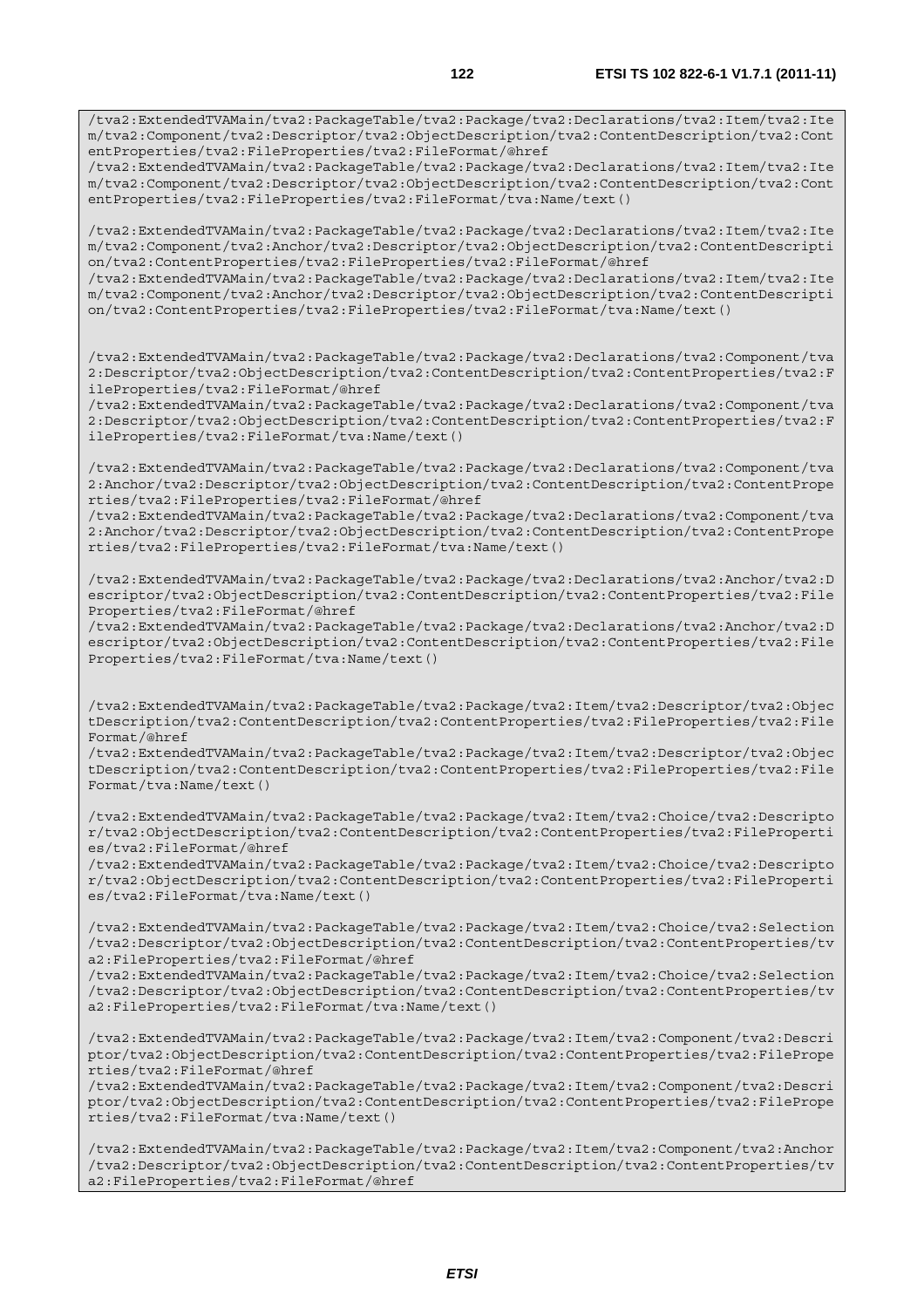```
/tva2:ExtendedTVAMain/tva2:PackageTable/tva2:Package/tva2:Declarations/tva2:Item/tva2:Item/tva2:Component/tva2:Descriptor/tva2:ObjectDescription/tva2:ContentDescription/tva2:ContentProperties/tva2:FileProperties/tva2:FileFormat/@href
/tva2:ExtendedTVAMain/tva2:PackageTable/tva2:Package/tva2:Declarations/tva2:Item/tva2:Item/tva2:Component/tva2:Descriptor/tva2:ObjectDescription/tva2:ContentDescription/tva2:ContentProperties/tva2:FileProperties/tva2:FileFormat/tva:Name/text()

/tva2:ExtendedTVAMain/tva2:PackageTable/tva2:Package/tva2:Declarations/tva2:Item/tva2:Item/tva2:Component/tva2:Anchor/tva2:Descriptor/tva2:ObjectDescription/tva2:ContentDescription/tva2:ContentProperties/tva2:FileProperties/tva2:FileFormat/@href
/tva2:ExtendedTVAMain/tva2:PackageTable/tva2:Package/tva2:Declarations/tva2:Item/tva2:Item/tva2:Component/tva2:Anchor/tva2:Descriptor/tva2:ObjectDescription/tva2:ContentDescription/tva2:ContentProperties/tva2:FileProperties/tva2:FileFormat/tva:Name/text()


/tva2:ExtendedTVAMain/tva2:PackageTable/tva2:Package/tva2:Declarations/tva2:Component/tva2:Descriptor/tva2:ObjectDescription/tva2:ContentDescription/tva2:ContentProperties/tva2:FileProperties/tva2:FileFormat/@href
/tva2:ExtendedTVAMain/tva2:PackageTable/tva2:Package/tva2:Declarations/tva2:Component/tva2:Descriptor/tva2:ObjectDescription/tva2:ContentDescription/tva2:ContentProperties/tva2:FileProperties/tva2:FileFormat/tva:Name/text()

/tva2:ExtendedTVAMain/tva2:PackageTable/tva2:Package/tva2:Declarations/tva2:Component/tva2:Anchor/tva2:Descriptor/tva2:ObjectDescription/tva2:ContentDescription/tva2:ContentProperties/tva2:FileProperties/tva2:FileFormat/@href
/tva2:ExtendedTVAMain/tva2:PackageTable/tva2:Package/tva2:Declarations/tva2:Component/tva2:Anchor/tva2:Descriptor/tva2:ObjectDescription/tva2:ContentDescription/tva2:ContentProperties/tva2:FileProperties/tva2:FileFormat/tva:Name/text()

/tva2:ExtendedTVAMain/tva2:PackageTable/tva2:Package/tva2:Declarations/tva2:Anchor/tva2:Descriptor/tva2:ObjectDescription/tva2:ContentDescription/tva2:ContentProperties/tva2:FileProperties/tva2:FileFormat/@href
/tva2:ExtendedTVAMain/tva2:PackageTable/tva2:Package/tva2:Declarations/tva2:Anchor/tva2:Descriptor/tva2:ObjectDescription/tva2:ContentDescription/tva2:ContentProperties/tva2:FileProperties/tva2:FileFormat/tva:Name/text()


/tva2:ExtendedTVAMain/tva2:PackageTable/tva2:Package/tva2:Item/tva2:Descriptor/tva2:ObjectDescription/tva2:ContentDescription/tva2:ContentProperties/tva2:FileProperties/tva2:FileFormat/@href
/tva2:ExtendedTVAMain/tva2:PackageTable/tva2:Package/tva2:Item/tva2:Descriptor/tva2:ObjectDescription/tva2:ContentDescription/tva2:ContentProperties/tva2:FileProperties/tva2:FileFormat/tva:Name/text()

/tva2:ExtendedTVAMain/tva2:PackageTable/tva2:Package/tva2:Item/tva2:Choice/tva2:Descriptor/tva2:ObjectDescription/tva2:ContentDescription/tva2:ContentProperties/tva2:FileProperties/tva2:FileFormat/@href
/tva2:ExtendedTVAMain/tva2:PackageTable/tva2:Package/tva2:Item/tva2:Choice/tva2:Descriptor/tva2:ObjectDescription/tva2:ContentDescription/tva2:ContentProperties/tva2:FileProperties/tva2:FileFormat/tva:Name/text()

/tva2:ExtendedTVAMain/tva2:PackageTable/tva2:Package/tva2:Item/tva2:Choice/tva2:Selection/tva2:Descriptor/tva2:ObjectDescription/tva2:ContentDescription/tva2:ContentProperties/tva2:FileProperties/tva2:FileFormat/@href
/tva2:ExtendedTVAMain/tva2:PackageTable/tva2:Package/tva2:Item/tva2:Choice/tva2:Selection/tva2:Descriptor/tva2:ObjectDescription/tva2:ContentDescription/tva2:ContentProperties/tva2:FileProperties/tva2:FileFormat/tva:Name/text()

/tva2:ExtendedTVAMain/tva2:PackageTable/tva2:Package/tva2:Item/tva2:Component/tva2:Descriptor/tva2:ObjectDescription/tva2:ContentDescription/tva2:ContentProperties/tva2:FileProperties/tva2:FileFormat/@href
/tva2:ExtendedTVAMain/tva2:PackageTable/tva2:Package/tva2:Item/tva2:Component/tva2:Descriptor/tva2:ObjectDescription/tva2:ContentDescription/tva2:ContentProperties/tva2:FileProperties/tva2:FileFormat/tva:Name/text()

/tva2:ExtendedTVAMain/tva2:PackageTable/tva2:Package/tva2:Item/tva2:Component/tva2:Anchor/tva2:Descriptor/tva2:ObjectDescription/tva2:ContentDescription/tva2:ContentProperties/tva2:FileProperties/tva2:FileFormat/@href
```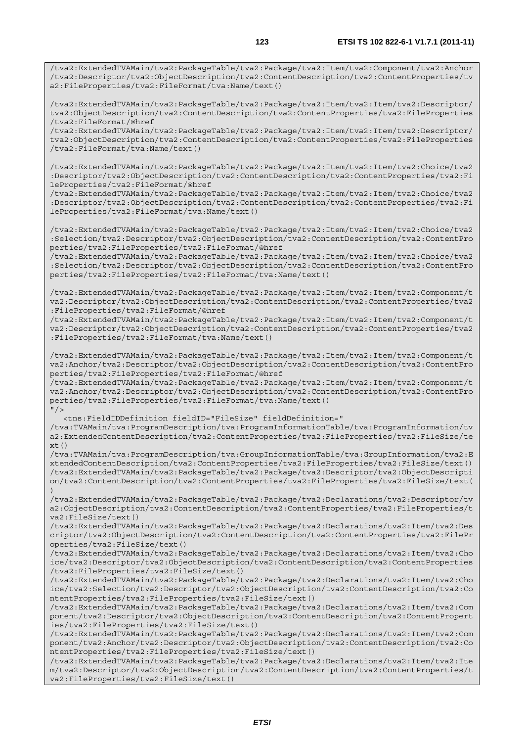```
/tva2:ExtendedTVAMain/tva2:PackageTable/tva2:Package/tva2:Item/tva2:Component/tva2:Anchor
/tva2:Descriptor/tva2:ObjectDescription/tva2:ContentDescription/tva2:ContentProperties/tv
a2:FileProperties/tva2:FileFormat/tva:Name/text()

/tva2:ExtendedTVAMain/tva2:PackageTable/tva2:Package/tva2:Item/tva2:Item/tva2:Descriptor/
tva2:ObjectDescription/tva2:ContentDescription/tva2:ContentProperties/tva2:FileProperties
/tva2:FileFormat/@href
/tva2:ExtendedTVAMain/tva2:PackageTable/tva2:Package/tva2:Item/tva2:Item/tva2:Descriptor/
tva2:ObjectDescription/tva2:ContentDescription/tva2:ContentProperties/tva2:FileProperties
/tva2:FileFormat/tva:Name/text()

/tva2:ExtendedTVAMain/tva2:PackageTable/tva2:Package/tva2:Item/tva2:Item/tva2:Choice/tva2
:Descriptor/tva2:ObjectDescription/tva2:ContentDescription/tva2:ContentProperties/tva2:Fi
leProperties/tva2:FileFormat/@href
/tva2:ExtendedTVAMain/tva2:PackageTable/tva2:Package/tva2:Item/tva2:Item/tva2:Choice/tva2
:Descriptor/tva2:ObjectDescription/tva2:ContentDescription/tva2:ContentProperties/tva2:Fi
leProperties/tva2:FileFormat/tva:Name/text()

/tva2:ExtendedTVAMain/tva2:PackageTable/tva2:Package/tva2:Item/tva2:Item/tva2:Choice/tva2
:Selection/tva2:Descriptor/tva2:ObjectDescription/tva2:ContentDescription/tva2:ContentPro
perties/tva2:FileProperties/tva2:FileFormat/@href
/tva2:ExtendedTVAMain/tva2:PackageTable/tva2:Package/tva2:Item/tva2:Item/tva2:Choice/tva2
:Selection/tva2:Descriptor/tva2:ObjectDescription/tva2:ContentDescription/tva2:ContentPro
perties/tva2:FileProperties/tva2:FileFormat/tva:Name/text()

/tva2:ExtendedTVAMain/tva2:PackageTable/tva2:Package/tva2:Item/tva2:Item/tva2:Component/t
va2:Descriptor/tva2:ObjectDescription/tva2:ContentDescription/tva2:ContentProperties/tva2
:FileProperties/tva2:FileFormat/@href
/tva2:ExtendedTVAMain/tva2:PackageTable/tva2:Package/tva2:Item/tva2:Item/tva2:Component/t
va2:Descriptor/tva2:ObjectDescription/tva2:ContentDescription/tva2:ContentProperties/tva2
:FileProperties/tva2:FileFormat/tva:Name/text()

/tva2:ExtendedTVAMain/tva2:PackageTable/tva2:Package/tva2:Item/tva2:Item/tva2:Component/t
va2:Anchor/tva2:Descriptor/tva2:ObjectDescription/tva2:ContentDescription/tva2:ContentPro
perties/tva2:FileProperties/tva2:FileFormat/@href
/tva2:ExtendedTVAMain/tva2:PackageTable/tva2:Package/tva2:Item/tva2:Item/tva2:Component/t
va2:Anchor/tva2:Descriptor/tva2:ObjectDescription/tva2:ContentDescription/tva2:ContentPro
perties/tva2:FileProperties/tva2:FileFormat/tva:Name/text()
"/>
   <tns:FieldIDDefinition fieldID="FileSize" fieldDefinition="
/tva:TVAMain/tva:ProgramDescription/tva:ProgramInformationTable/tva:ProgramInformation/tv
a2:ExtendedContentDescription/tva2:ContentProperties/tva2:FileProperties/tva2:FileSize/te
xt()
/tva:TVAMain/tva:ProgramDescription/tva:GroupInformationTable/tva:GroupInformation/tva2:E
xtendedContentDescription/tva2:ContentProperties/tva2:FileProperties/tva2:FileSize/text()
/tva2:ExtendedTVAMain/tva2:PackageTable/tva2:Package/tva2:Descriptor/tva2:ObjectDescripti
on/tva2:ContentDescription/tva2:ContentProperties/tva2:FileProperties/tva2:FileSize/text(
)
/tva2:ExtendedTVAMain/tva2:PackageTable/tva2:Package/tva2:Declarations/tva2:Descriptor/tv
a2:ObjectDescription/tva2:ContentDescription/tva2:ContentProperties/tva2:FileProperties/t
va2:FileSize/text()
/tva2:ExtendedTVAMain/tva2:PackageTable/tva2:Package/tva2:Declarations/tva2:Item/tva2:Des
criptor/tva2:ObjectDescription/tva2:ContentDescription/tva2:ContentProperties/tva2:FilePr
operties/tva2:FileSize/text()
/tva2:ExtendedTVAMain/tva2:PackageTable/tva2:Package/tva2:Declarations/tva2:Item/tva2:Cho
ice/tva2:Descriptor/tva2:ObjectDescription/tva2:ContentDescription/tva2:ContentProperties
/tva2:FileProperties/tva2:FileSize/text()
/tva2:ExtendedTVAMain/tva2:PackageTable/tva2:Package/tva2:Declarations/tva2:Item/tva2:Cho
ice/tva2:Selection/tva2:Descriptor/tva2:ObjectDescription/tva2:ContentDescription/tva2:Co
ntentProperties/tva2:FileProperties/tva2:FileSize/text()
/tva2:ExtendedTVAMain/tva2:PackageTable/tva2:Package/tva2:Declarations/tva2:Item/tva2:Com
ponent/tva2:Descriptor/tva2:ObjectDescription/tva2:ContentDescription/tva2:ContentPropert
ies/tva2:FileProperties/tva2:FileSize/text()
/tva2:ExtendedTVAMain/tva2:PackageTable/tva2:Package/tva2:Declarations/tva2:Item/tva2:Com
ponent/tva2:Anchor/tva2:Descriptor/tva2:ObjectDescription/tva2:ContentDescription/tva2:Co
ntentProperties/tva2:FileProperties/tva2:FileSize/text()
/tva2:ExtendedTVAMain/tva2:PackageTable/tva2:Package/tva2:Declarations/tva2:Item/tva2:Ite
m/tva2:Descriptor/tva2:ObjectDescription/tva2:ContentDescription/tva2:ContentProperties/t
va2:FileProperties/tva2:FileSize/text()
```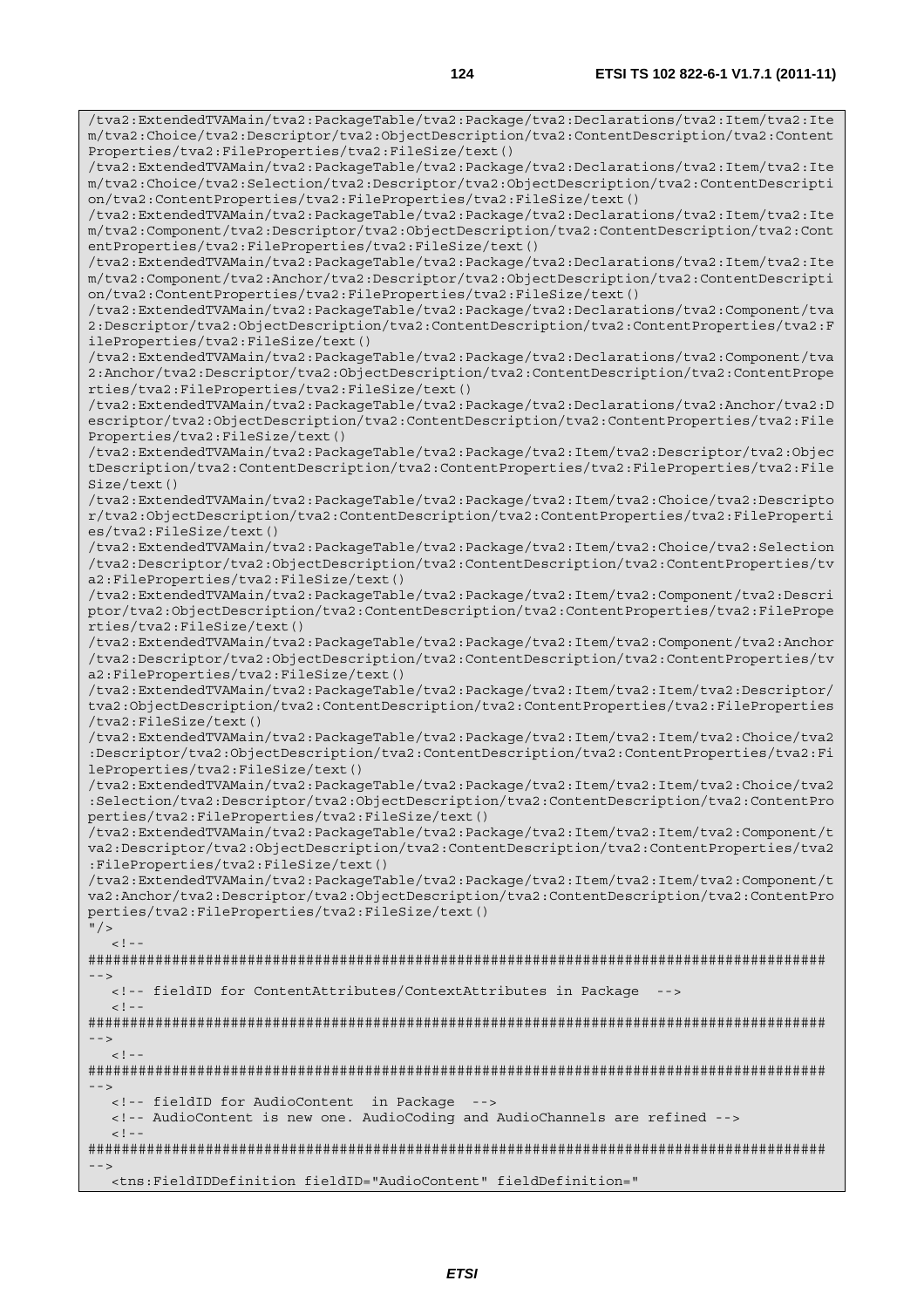```
/tva2:ExtendedTVAMain/tva2:PackageTable/tva2:Package/tva2:Declarations/tva2:Item/tva2:Item/tva2:Choice/tva2:Descriptor/tva2:ObjectDescription/tva2:ContentDescription/tva2:ContentProperties/tva2:FileProperties/tva2:FileSize/text()
/tva2:ExtendedTVAMain/tva2:PackageTable/tva2:Package/tva2:Declarations/tva2:Item/tva2:Item/tva2:Choice/tva2:Selection/tva2:Descriptor/tva2:ObjectDescription/tva2:ContentDescription/tva2:ContentProperties/tva2:FileProperties/tva2:FileSize/text()
/tva2:ExtendedTVAMain/tva2:PackageTable/tva2:Package/tva2:Declarations/tva2:Item/tva2:Item/tva2:Component/tva2:Descriptor/tva2:ObjectDescription/tva2:ContentDescription/tva2:ContentProperties/tva2:FileProperties/tva2:FileSize/text()
/tva2:ExtendedTVAMain/tva2:PackageTable/tva2:Package/tva2:Declarations/tva2:Item/tva2:Item/tva2:Component/tva2:Anchor/tva2:Descriptor/tva2:ObjectDescription/tva2:ContentDescription/tva2:ContentProperties/tva2:FileProperties/tva2:FileSize/text()
/tva2:ExtendedTVAMain/tva2:PackageTable/tva2:Package/tva2:Declarations/tva2:Component/tva2:Descriptor/tva2:ObjectDescription/tva2:ContentDescription/tva2:ContentProperties/tva2:FileProperties/tva2:FileSize/text()
/tva2:ExtendedTVAMain/tva2:PackageTable/tva2:Package/tva2:Declarations/tva2:Component/tva2:Anchor/tva2:Descriptor/tva2:ObjectDescription/tva2:ContentDescription/tva2:ContentProperties/tva2:FileProperties/tva2:FileSize/text()
/tva2:ExtendedTVAMain/tva2:PackageTable/tva2:Package/tva2:Declarations/tva2:Anchor/tva2:Descriptor/tva2:ObjectDescription/tva2:ContentDescription/tva2:ContentProperties/tva2:FileProperties/tva2:FileSize/text()
/tva2:ExtendedTVAMain/tva2:PackageTable/tva2:Package/tva2:Item/tva2:Descriptor/tva2:ObjectDescription/tva2:ContentDescription/tva2:ContentProperties/tva2:FileProperties/tva2:FileSize/text()
/tva2:ExtendedTVAMain/tva2:PackageTable/tva2:Package/tva2:Item/tva2:Choice/tva2:Descriptor/tva2:ObjectDescription/tva2:ContentDescription/tva2:ContentProperties/tva2:FileProperties/tva2:FileSize/text()
/tva2:ExtendedTVAMain/tva2:PackageTable/tva2:Package/tva2:Item/tva2:Choice/tva2:Selection/tva2:Descriptor/tva2:ObjectDescription/tva2:ContentDescription/tva2:ContentProperties/tva2:FileProperties/tva2:FileSize/text()
/tva2:ExtendedTVAMain/tva2:PackageTable/tva2:Package/tva2:Item/tva2:Component/tva2:Descriptor/tva2:ObjectDescription/tva2:ContentDescription/tva2:ContentProperties/tva2:FileProperties/tva2:FileSize/text()
/tva2:ExtendedTVAMain/tva2:PackageTable/tva2:Package/tva2:Item/tva2:Component/tva2:Anchor/tva2:Descriptor/tva2:ObjectDescription/tva2:ContentDescription/tva2:ContentProperties/tva2:FileProperties/tva2:FileSize/text()
/tva2:ExtendedTVAMain/tva2:PackageTable/tva2:Package/tva2:Item/tva2:Item/tva2:Descriptor/tva2:ObjectDescription/tva2:ContentDescription/tva2:ContentProperties/tva2:FileProperties/tva2:FileSize/text()
/tva2:ExtendedTVAMain/tva2:PackageTable/tva2:Package/tva2:Item/tva2:Item/tva2:Choice/tva2:Descriptor/tva2:ObjectDescription/tva2:ContentDescription/tva2:ContentProperties/tva2:FileProperties/tva2:FileSize/text()
/tva2:ExtendedTVAMain/tva2:PackageTable/tva2:Package/tva2:Item/tva2:Item/tva2:Choice/tva2:Selection/tva2:Descriptor/tva2:ObjectDescription/tva2:ContentDescription/tva2:ContentProperties/tva2:FileProperties/tva2:FileSize/text()
/tva2:ExtendedTVAMain/tva2:PackageTable/tva2:Package/tva2:Item/tva2:Item/tva2:Component/tva2:Descriptor/tva2:ObjectDescription/tva2:ContentDescription/tva2:ContentProperties/tva2:FileProperties/tva2:FileSize/text()
/tva2:ExtendedTVAMain/tva2:PackageTable/tva2:Package/tva2:Item/tva2:Item/tva2:Component/tva2:Anchor/tva2:Descriptor/tva2:ObjectDescription/tva2:ContentDescription/tva2:ContentProperties/tva2:FileProperties/tva2:FileSize/text()
"/>
   <!--
#######################################################################################
-->
   <!-- fieldID for ContentAttributes/ContextAttributes in Package  -->
   <!--
#######################################################################################
-->
   <!--
#######################################################################################
-->
   <!-- fieldID for AudioContent  in Package  -->
   <!-- AudioContent is new one. AudioCoding and AudioChannels are refined -->
   <!--
#######################################################################################
-->
   <tns:FieldIDDefinition fieldID="AudioContent" fieldDefinition="
```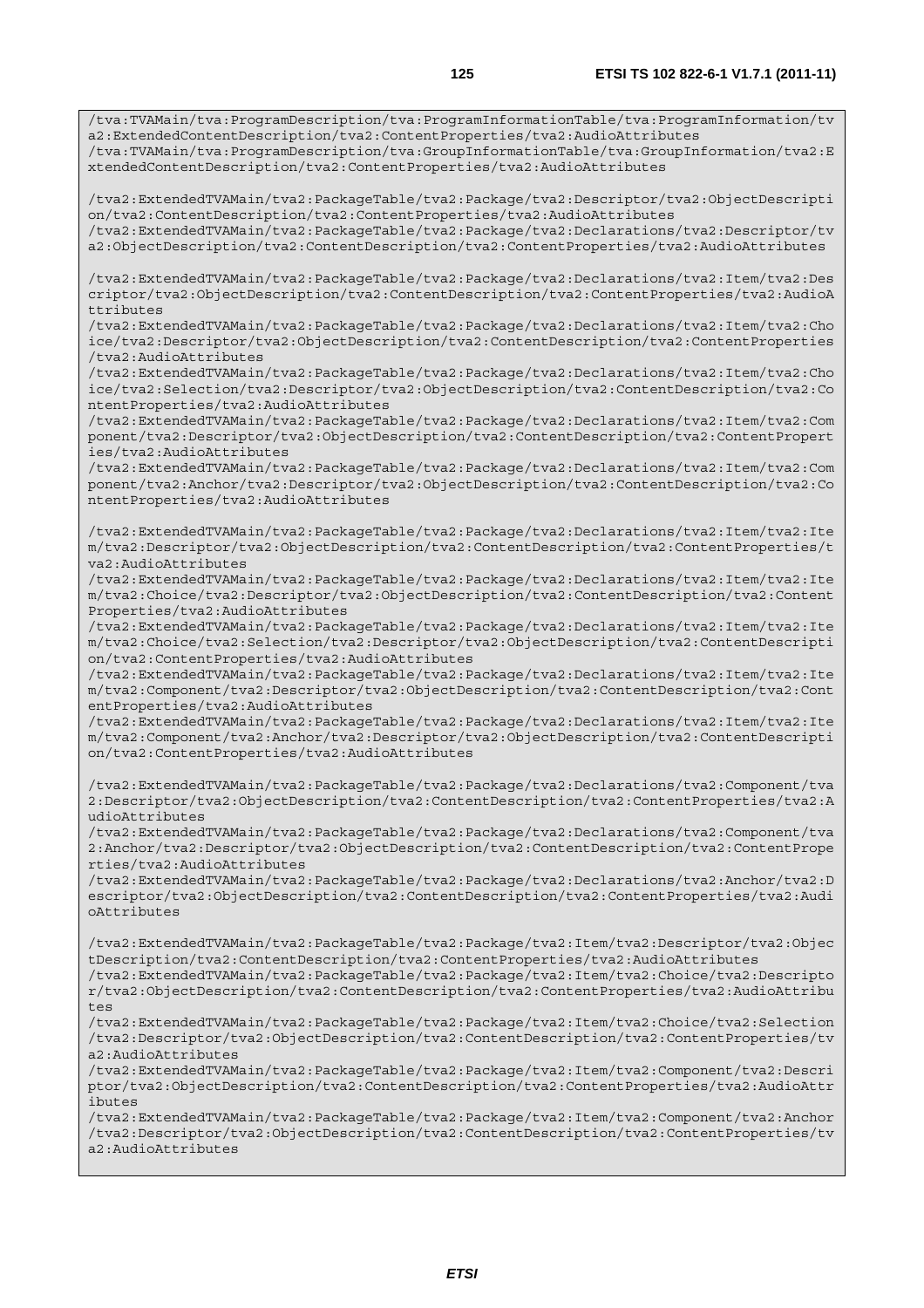```
/tva:TVAMain/tva:ProgramDescription/tva:ProgramInformationTable/tva:ProgramInformation/tva2:ExtendedContentDescription/tva2:ContentProperties/tva2:AudioAttributes
/tva:TVAMain/tva:ProgramDescription/tva:GroupInformationTable/tva:GroupInformation/tva2:ExtendedContentDescription/tva2:ContentProperties/tva2:AudioAttributes

/tva2:ExtendedTVAMain/tva2:PackageTable/tva2:Package/tva2:Descriptor/tva2:ObjectDescription/tva2:ContentDescription/tva2:ContentProperties/tva2:AudioAttributes
/tva2:ExtendedTVAMain/tva2:PackageTable/tva2:Package/tva2:Declarations/tva2:Descriptor/tva2:ObjectDescription/tva2:ContentDescription/tva2:ContentProperties/tva2:AudioAttributes

/tva2:ExtendedTVAMain/tva2:PackageTable/tva2:Package/tva2:Declarations/tva2:Item/tva2:Descriptor/tva2:ObjectDescription/tva2:ContentDescription/tva2:ContentProperties/tva2:AudioAttributes
/tva2:ExtendedTVAMain/tva2:PackageTable/tva2:Package/tva2:Declarations/tva2:Item/tva2:Choice/tva2:Descriptor/tva2:ObjectDescription/tva2:ContentDescription/tva2:ContentProperties/tva2:AudioAttributes
/tva2:ExtendedTVAMain/tva2:PackageTable/tva2:Package/tva2:Declarations/tva2:Item/tva2:Choice/tva2:Selection/tva2:Descriptor/tva2:ObjectDescription/tva2:ContentDescription/tva2:ContentProperties/tva2:AudioAttributes
/tva2:ExtendedTVAMain/tva2:PackageTable/tva2:Package/tva2:Declarations/tva2:Item/tva2:Component/tva2:Descriptor/tva2:ObjectDescription/tva2:ContentDescription/tva2:ContentProperties/tva2:AudioAttributes
/tva2:ExtendedTVAMain/tva2:PackageTable/tva2:Package/tva2:Declarations/tva2:Item/tva2:Component/tva2:Anchor/tva2:Descriptor/tva2:ObjectDescription/tva2:ContentDescription/tva2:ContentProperties/tva2:AudioAttributes

/tva2:ExtendedTVAMain/tva2:PackageTable/tva2:Package/tva2:Declarations/tva2:Item/tva2:Item/tva2:Descriptor/tva2:ObjectDescription/tva2:ContentDescription/tva2:ContentProperties/tva2:AudioAttributes
/tva2:ExtendedTVAMain/tva2:PackageTable/tva2:Package/tva2:Declarations/tva2:Item/tva2:Item/tva2:Choice/tva2:Descriptor/tva2:ObjectDescription/tva2:ContentDescription/tva2:ContentProperties/tva2:AudioAttributes
/tva2:ExtendedTVAMain/tva2:PackageTable/tva2:Package/tva2:Declarations/tva2:Item/tva2:Item/tva2:Choice/tva2:Selection/tva2:Descriptor/tva2:ObjectDescription/tva2:ContentDescription/tva2:ContentProperties/tva2:AudioAttributes
/tva2:ExtendedTVAMain/tva2:PackageTable/tva2:Package/tva2:Declarations/tva2:Item/tva2:Item/tva2:Component/tva2:Descriptor/tva2:ObjectDescription/tva2:ContentDescription/tva2:ContentProperties/tva2:AudioAttributes
/tva2:ExtendedTVAMain/tva2:PackageTable/tva2:Package/tva2:Declarations/tva2:Item/tva2:Item/tva2:Component/tva2:Anchor/tva2:Descriptor/tva2:ObjectDescription/tva2:ContentDescription/tva2:ContentProperties/tva2:AudioAttributes

/tva2:ExtendedTVAMain/tva2:PackageTable/tva2:Package/tva2:Declarations/tva2:Component/tva2:Descriptor/tva2:ObjectDescription/tva2:ContentDescription/tva2:ContentProperties/tva2:AudioAttributes
/tva2:ExtendedTVAMain/tva2:PackageTable/tva2:Package/tva2:Declarations/tva2:Component/tva2:Anchor/tva2:Descriptor/tva2:ObjectDescription/tva2:ContentDescription/tva2:ContentProperties/tva2:AudioAttributes
/tva2:ExtendedTVAMain/tva2:PackageTable/tva2:Package/tva2:Declarations/tva2:Anchor/tva2:Descriptor/tva2:ObjectDescription/tva2:ContentDescription/tva2:ContentProperties/tva2:AudioAttributes

/tva2:ExtendedTVAMain/tva2:PackageTable/tva2:Package/tva2:Item/tva2:Descriptor/tva2:ObjectDescription/tva2:ContentDescription/tva2:ContentProperties/tva2:AudioAttributes
/tva2:ExtendedTVAMain/tva2:PackageTable/tva2:Package/tva2:Item/tva2:Choice/tva2:Descriptor/tva2:ObjectDescription/tva2:ContentDescription/tva2:ContentProperties/tva2:AudioAttributes
/tva2:ExtendedTVAMain/tva2:PackageTable/tva2:Package/tva2:Item/tva2:Choice/tva2:Selection/tva2:Descriptor/tva2:ObjectDescription/tva2:ContentDescription/tva2:ContentProperties/tva2:AudioAttributes
/tva2:ExtendedTVAMain/tva2:PackageTable/tva2:Package/tva2:Item/tva2:Component/tva2:Descriptor/tva2:ObjectDescription/tva2:ContentDescription/tva2:ContentProperties/tva2:AudioAttributes
/tva2:ExtendedTVAMain/tva2:PackageTable/tva2:Package/tva2:Item/tva2:Component/tva2:Anchor/tva2:Descriptor/tva2:ObjectDescription/tva2:ContentDescription/tva2:ContentProperties/tva2:AudioAttributes
```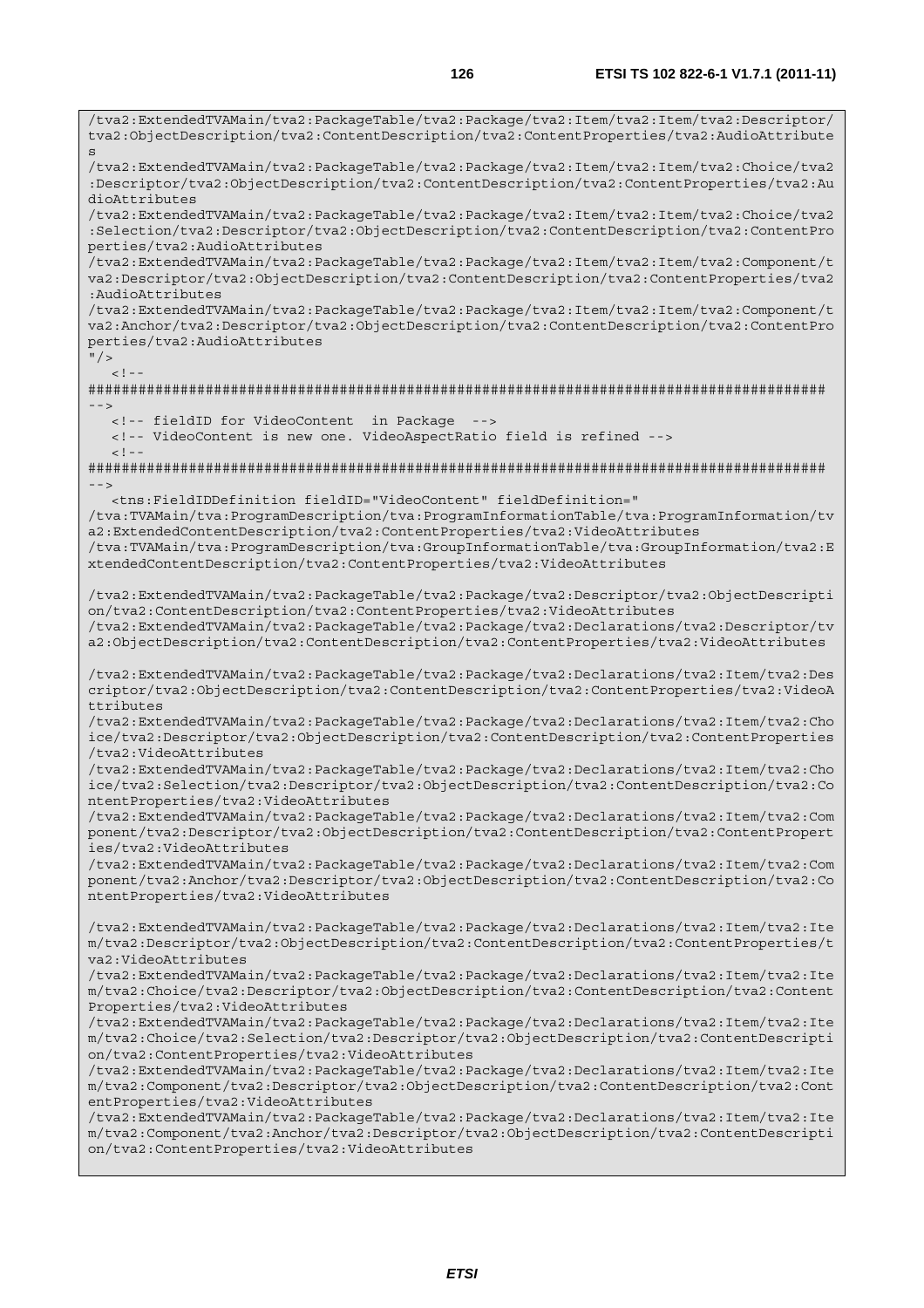```
/tva2:ExtendedTVAMain/tva2:PackageTable/tva2:Package/tva2:Item/tva2:Item/tva2:Descriptor/
tva2:ObjectDescription/tva2:ContentDescription/tva2:ContentProperties/tva2:AudioAttribute
s
/tva2:ExtendedTVAMain/tva2:PackageTable/tva2:Package/tva2:Item/tva2:Item/tva2:Choice/tva2
:Descriptor/tva2:ObjectDescription/tva2:ContentDescription/tva2:ContentProperties/tva2:Au
dioAttributes
/tva2:ExtendedTVAMain/tva2:PackageTable/tva2:Package/tva2:Item/tva2:Item/tva2:Choice/tva2
:Selection/tva2:Descriptor/tva2:ObjectDescription/tva2:ContentDescription/tva2:ContentPro
perties/tva2:AudioAttributes
/tva2:ExtendedTVAMain/tva2:PackageTable/tva2:Package/tva2:Item/tva2:Item/tva2:Component/t
va2:Descriptor/tva2:ObjectDescription/tva2:ContentDescription/tva2:ContentProperties/tva2
:AudioAttributes
/tva2:ExtendedTVAMain/tva2:PackageTable/tva2:Package/tva2:Item/tva2:Item/tva2:Component/t
va2:Anchor/tva2:Descriptor/tva2:ObjectDescription/tva2:ContentDescription/tva2:ContentPro
perties/tva2:AudioAttributes
"/>
   <!--
########################################################################################
-->
   <!-- fieldID for VideoContent  in Package  -->
   <!-- VideoContent is new one. VideoAspectRatio field is refined -->
   <!--
########################################################################################
-->
   <tns:FieldIDDefinition fieldID="VideoContent" fieldDefinition="
/tva:TVAMain/tva:ProgramDescription/tva:ProgramInformationTable/tva:ProgramInformation/tv
a2:ExtendedContentDescription/tva2:ContentProperties/tva2:VideoAttributes
/tva:TVAMain/tva:ProgramDescription/tva:GroupInformationTable/tva:GroupInformation/tva2:E
xtendedContentDescription/tva2:ContentProperties/tva2:VideoAttributes

/tva2:ExtendedTVAMain/tva2:PackageTable/tva2:Package/tva2:Descriptor/tva2:ObjectDescripti
on/tva2:ContentDescription/tva2:ContentProperties/tva2:VideoAttributes
/tva2:ExtendedTVAMain/tva2:PackageTable/tva2:Package/tva2:Declarations/tva2:Descriptor/tv
a2:ObjectDescription/tva2:ContentDescription/tva2:ContentProperties/tva2:VideoAttributes

/tva2:ExtendedTVAMain/tva2:PackageTable/tva2:Package/tva2:Declarations/tva2:Item/tva2:Des
criptor/tva2:ObjectDescription/tva2:ContentDescription/tva2:ContentProperties/tva2:VideoA
ttributes
/tva2:ExtendedTVAMain/tva2:PackageTable/tva2:Package/tva2:Declarations/tva2:Item/tva2:Cho
ice/tva2:Descriptor/tva2:ObjectDescription/tva2:ContentDescription/tva2:ContentProperties
/tva2:VideoAttributes
/tva2:ExtendedTVAMain/tva2:PackageTable/tva2:Package/tva2:Declarations/tva2:Item/tva2:Cho
ice/tva2:Selection/tva2:Descriptor/tva2:ObjectDescription/tva2:ContentDescription/tva2:Co
ntentProperties/tva2:VideoAttributes
/tva2:ExtendedTVAMain/tva2:PackageTable/tva2:Package/tva2:Declarations/tva2:Item/tva2:Com
ponent/tva2:Descriptor/tva2:ObjectDescription/tva2:ContentDescription/tva2:ContentPropert
ies/tva2:VideoAttributes
/tva2:ExtendedTVAMain/tva2:PackageTable/tva2:Package/tva2:Declarations/tva2:Item/tva2:Com
ponent/tva2:Anchor/tva2:Descriptor/tva2:ObjectDescription/tva2:ContentDescription/tva2:Co
ntentProperties/tva2:VideoAttributes

/tva2:ExtendedTVAMain/tva2:PackageTable/tva2:Package/tva2:Declarations/tva2:Item/tva2:Ite
m/tva2:Descriptor/tva2:ObjectDescription/tva2:ContentDescription/tva2:ContentProperties/t
va2:VideoAttributes
/tva2:ExtendedTVAMain/tva2:PackageTable/tva2:Package/tva2:Declarations/tva2:Item/tva2:Ite
m/tva2:Choice/tva2:Descriptor/tva2:ObjectDescription/tva2:ContentDescription/tva2:Content
Properties/tva2:VideoAttributes
/tva2:ExtendedTVAMain/tva2:PackageTable/tva2:Package/tva2:Declarations/tva2:Item/tva2:Ite
m/tva2:Choice/tva2:Selection/tva2:Descriptor/tva2:ObjectDescription/tva2:ContentDescripti
on/tva2:ContentProperties/tva2:VideoAttributes
/tva2:ExtendedTVAMain/tva2:PackageTable/tva2:Package/tva2:Declarations/tva2:Item/tva2:Ite
m/tva2:Component/tva2:Descriptor/tva2:ObjectDescription/tva2:ContentDescription/tva2:Cont
entProperties/tva2:VideoAttributes
/tva2:ExtendedTVAMain/tva2:PackageTable/tva2:Package/tva2:Declarations/tva2:Item/tva2:Ite
m/tva2:Component/tva2:Anchor/tva2:Descriptor/tva2:ObjectDescription/tva2:ContentDescripti
on/tva2:ContentProperties/tva2:VideoAttributes
```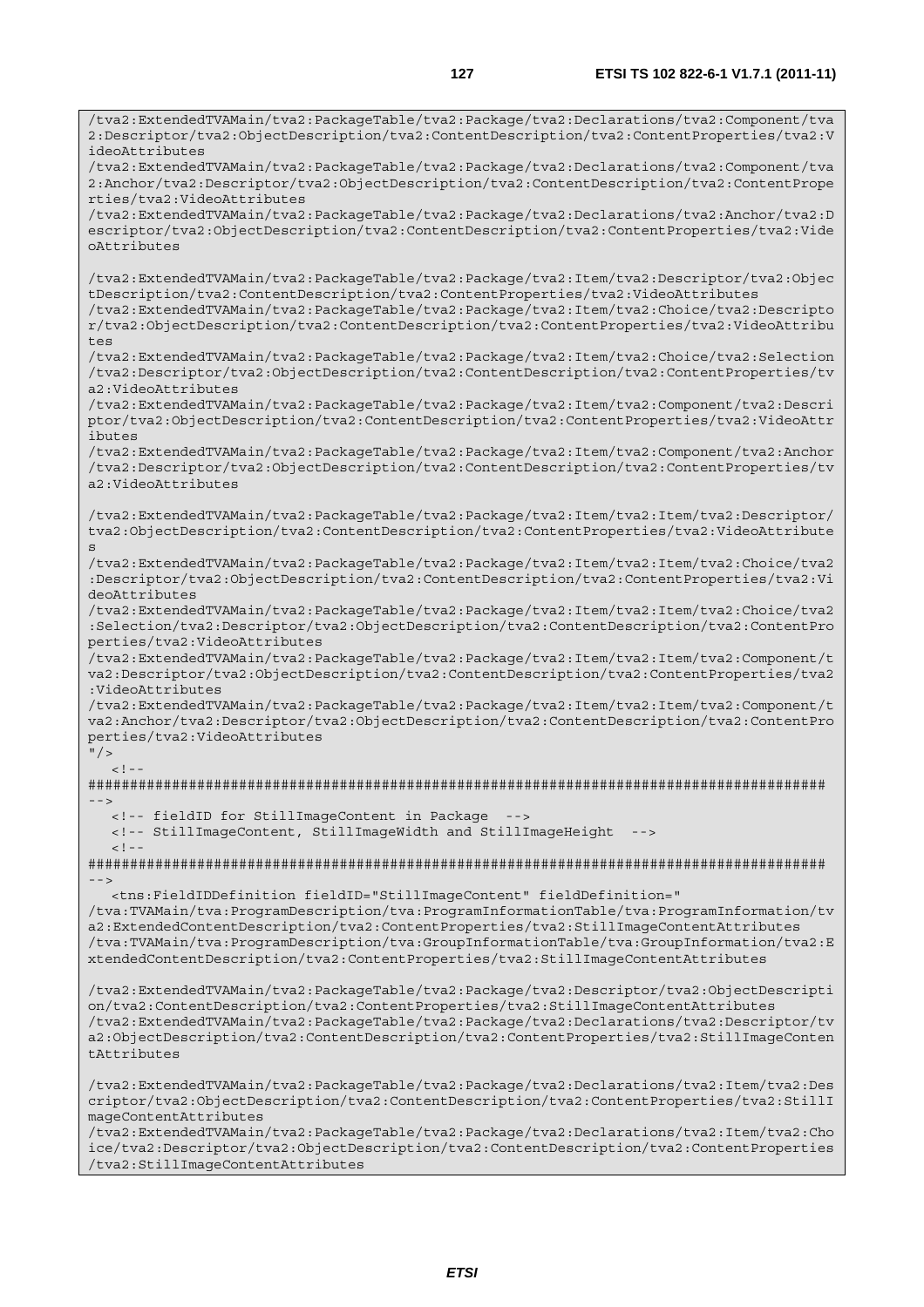```
/tva2:ExtendedTVAMain/tva2:PackageTable/tva2:Package/tva2:Declarations/tva2:Component/tva2:Descriptor/tva2:ObjectDescription/tva2:ContentDescription/tva2:ContentProperties/tva2:VideoAttributes
/tva2:ExtendedTVAMain/tva2:PackageTable/tva2:Package/tva2:Declarations/tva2:Component/tva2:Anchor/tva2:Descriptor/tva2:ObjectDescription/tva2:ContentDescription/tva2:ContentProperties/tva2:VideoAttributes
/tva2:ExtendedTVAMain/tva2:PackageTable/tva2:Package/tva2:Declarations/tva2:Anchor/tva2:Descriptor/tva2:ObjectDescription/tva2:ContentDescription/tva2:ContentProperties/tva2:VideoAttributes

/tva2:ExtendedTVAMain/tva2:PackageTable/tva2:Package/tva2:Item/tva2:Descriptor/tva2:ObjectDescription/tva2:ContentDescription/tva2:ContentProperties/tva2:VideoAttributes
/tva2:ExtendedTVAMain/tva2:PackageTable/tva2:Package/tva2:Item/tva2:Choice/tva2:Descriptor/tva2:ObjectDescription/tva2:ContentDescription/tva2:ContentProperties/tva2:VideoAttributes
/tva2:ExtendedTVAMain/tva2:PackageTable/tva2:Package/tva2:Item/tva2:Choice/tva2:Selection/tva2:Descriptor/tva2:ObjectDescription/tva2:ContentDescription/tva2:ContentProperties/tva2:VideoAttributes
/tva2:ExtendedTVAMain/tva2:PackageTable/tva2:Package/tva2:Item/tva2:Component/tva2:Descriptor/tva2:ObjectDescription/tva2:ContentDescription/tva2:ContentProperties/tva2:VideoAttributes
/tva2:ExtendedTVAMain/tva2:PackageTable/tva2:Package/tva2:Item/tva2:Component/tva2:Anchor/tva2:Descriptor/tva2:ObjectDescription/tva2:ContentDescription/tva2:ContentProperties/tva2:VideoAttributes

/tva2:ExtendedTVAMain/tva2:PackageTable/tva2:Package/tva2:Item/tva2:Item/tva2:Descriptor/tva2:ObjectDescription/tva2:ContentDescription/tva2:ContentProperties/tva2:VideoAttributes
/tva2:ExtendedTVAMain/tva2:PackageTable/tva2:Package/tva2:Item/tva2:Item/tva2:Choice/tva2:Descriptor/tva2:ObjectDescription/tva2:ContentDescription/tva2:ContentProperties/tva2:VideoAttributes
/tva2:ExtendedTVAMain/tva2:PackageTable/tva2:Package/tva2:Item/tva2:Item/tva2:Choice/tva2:Selection/tva2:Descriptor/tva2:ObjectDescription/tva2:ContentDescription/tva2:ContentProperties/tva2:VideoAttributes
/tva2:ExtendedTVAMain/tva2:PackageTable/tva2:Package/tva2:Item/tva2:Item/tva2:Component/tva2:Descriptor/tva2:ObjectDescription/tva2:ContentDescription/tva2:ContentProperties/tva2:VideoAttributes
/tva2:ExtendedTVAMain/tva2:PackageTable/tva2:Package/tva2:Item/tva2:Item/tva2:Component/tva2:Anchor/tva2:Descriptor/tva2:ObjectDescription/tva2:ContentDescription/tva2:ContentProperties/tva2:VideoAttributes
"/>
   <!--
########################################################################################
-->
   <!-- fieldID for StillImageContent in Package  -->
   <!-- StillImageContent, StillImageWidth and StillImageHeight  -->
   <!--
########################################################################################
-->
   <tns:FieldIDDefinition fieldID="StillImageContent" fieldDefinition="
/tva:TVAMain/tva:ProgramDescription/tva:ProgramInformationTable/tva:ProgramInformation/tva2:ExtendedContentDescription/tva2:ContentProperties/tva2:StillImageContentAttributes
/tva:TVAMain/tva:ProgramDescription/tva:GroupInformationTable/tva:GroupInformation/tva2:ExtendedContentDescription/tva2:ContentProperties/tva2:StillImageContentAttributes

/tva2:ExtendedTVAMain/tva2:PackageTable/tva2:Package/tva2:Descriptor/tva2:ObjectDescription/tva2:ContentDescription/tva2:ContentProperties/tva2:StillImageContentAttributes
/tva2:ExtendedTVAMain/tva2:PackageTable/tva2:Package/tva2:Declarations/tva2:Descriptor/tva2:ObjectDescription/tva2:ContentDescription/tva2:ContentProperties/tva2:StillImageContentAttributes

/tva2:ExtendedTVAMain/tva2:PackageTable/tva2:Package/tva2:Declarations/tva2:Item/tva2:Descriptor/tva2:ObjectDescription/tva2:ContentDescription/tva2:ContentProperties/tva2:StillImageContentAttributes
/tva2:ExtendedTVAMain/tva2:PackageTable/tva2:Package/tva2:Declarations/tva2:Item/tva2:Choice/tva2:Descriptor/tva2:ObjectDescription/tva2:ContentDescription/tva2:ContentProperties/tva2:StillImageContentAttributes
```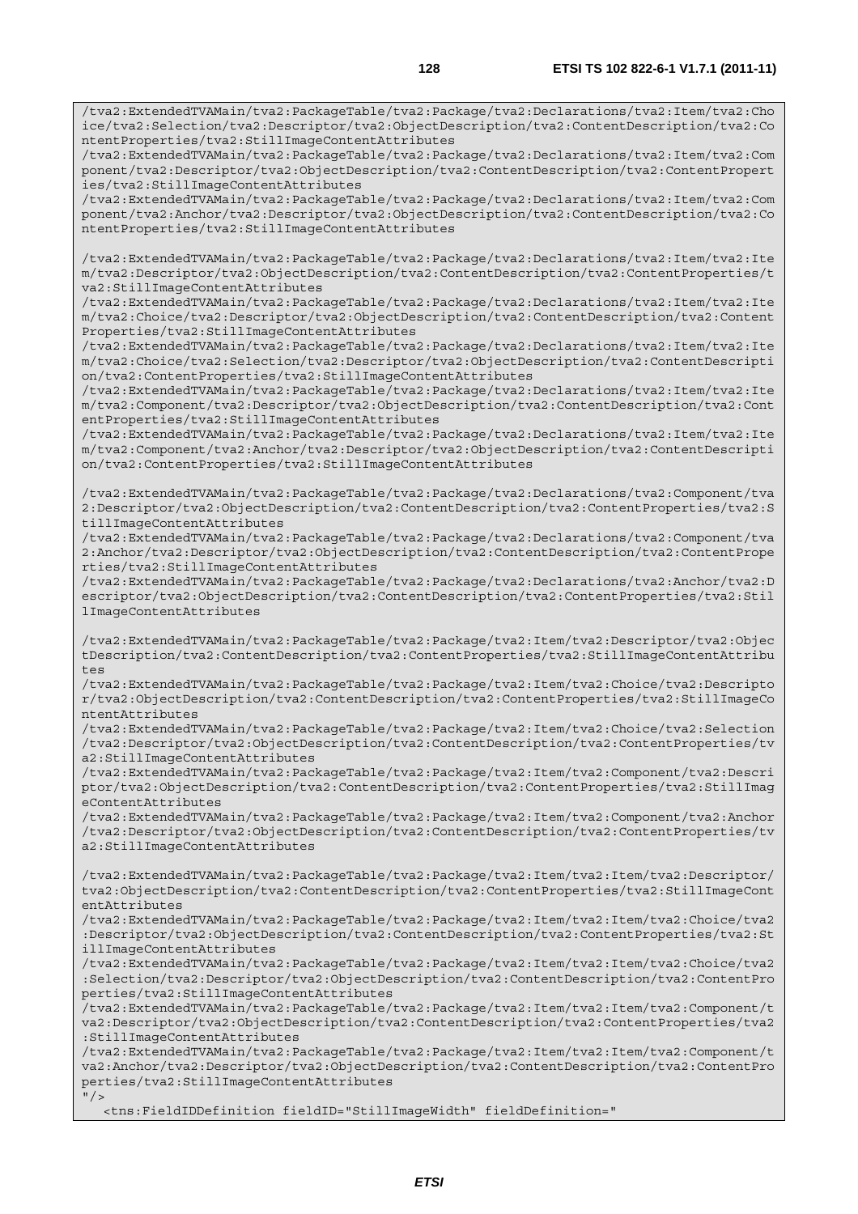```
/tva2:ExtendedTVAMain/tva2:PackageTable/tva2:Package/tva2:Declarations/tva2:Item/tva2:Choice/tva2:Selection/tva2:Descriptor/tva2:ObjectDescription/tva2:ContentDescription/tva2:ContentProperties/tva2:StillImageContentAttributes
/tva2:ExtendedTVAMain/tva2:PackageTable/tva2:Package/tva2:Declarations/tva2:Item/tva2:Component/tva2:Descriptor/tva2:ObjectDescription/tva2:ContentDescription/tva2:ContentProperties/tva2:StillImageContentAttributes
/tva2:ExtendedTVAMain/tva2:PackageTable/tva2:Package/tva2:Declarations/tva2:Item/tva2:Component/tva2:Anchor/tva2:Descriptor/tva2:ObjectDescription/tva2:ContentDescription/tva2:ContentProperties/tva2:StillImageContentAttributes

/tva2:ExtendedTVAMain/tva2:PackageTable/tva2:Package/tva2:Declarations/tva2:Item/tva2:Item/tva2:Descriptor/tva2:ObjectDescription/tva2:ContentDescription/tva2:ContentProperties/tva2:StillImageContentAttributes
/tva2:ExtendedTVAMain/tva2:PackageTable/tva2:Package/tva2:Declarations/tva2:Item/tva2:Item/tva2:Choice/tva2:Descriptor/tva2:ObjectDescription/tva2:ContentDescription/tva2:ContentProperties/tva2:StillImageContentAttributes
/tva2:ExtendedTVAMain/tva2:PackageTable/tva2:Package/tva2:Declarations/tva2:Item/tva2:Item/tva2:Choice/tva2:Selection/tva2:Descriptor/tva2:ObjectDescription/tva2:ContentDescription/tva2:ContentProperties/tva2:StillImageContentAttributes
/tva2:ExtendedTVAMain/tva2:PackageTable/tva2:Package/tva2:Declarations/tva2:Item/tva2:Item/tva2:Component/tva2:Descriptor/tva2:ObjectDescription/tva2:ContentDescription/tva2:ContentProperties/tva2:StillImageContentAttributes
/tva2:ExtendedTVAMain/tva2:PackageTable/tva2:Package/tva2:Declarations/tva2:Item/tva2:Item/tva2:Component/tva2:Anchor/tva2:Descriptor/tva2:ObjectDescription/tva2:ContentDescription/tva2:ContentProperties/tva2:StillImageContentAttributes

/tva2:ExtendedTVAMain/tva2:PackageTable/tva2:Package/tva2:Declarations/tva2:Component/tva2:Descriptor/tva2:ObjectDescription/tva2:ContentDescription/tva2:ContentProperties/tva2:StillImageContentAttributes
/tva2:ExtendedTVAMain/tva2:PackageTable/tva2:Package/tva2:Declarations/tva2:Component/tva2:Anchor/tva2:Descriptor/tva2:ObjectDescription/tva2:ContentDescription/tva2:ContentProperties/tva2:StillImageContentAttributes
/tva2:ExtendedTVAMain/tva2:PackageTable/tva2:Package/tva2:Declarations/tva2:Anchor/tva2:Descriptor/tva2:ObjectDescription/tva2:ContentDescription/tva2:ContentProperties/tva2:StillImageContentAttributes

/tva2:ExtendedTVAMain/tva2:PackageTable/tva2:Package/tva2:Item/tva2:Descriptor/tva2:ObjectDescription/tva2:ContentDescription/tva2:ContentProperties/tva2:StillImageContentAttributes
/tva2:ExtendedTVAMain/tva2:PackageTable/tva2:Package/tva2:Item/tva2:Choice/tva2:Descriptor/tva2:ObjectDescription/tva2:ContentDescription/tva2:ContentProperties/tva2:StillImageContentAttributes
/tva2:ExtendedTVAMain/tva2:PackageTable/tva2:Package/tva2:Item/tva2:Choice/tva2:Selection/tva2:Descriptor/tva2:ObjectDescription/tva2:ContentDescription/tva2:ContentProperties/tva2:StillImageContentAttributes
/tva2:ExtendedTVAMain/tva2:PackageTable/tva2:Package/tva2:Item/tva2:Component/tva2:Descriptor/tva2:ObjectDescription/tva2:ContentDescription/tva2:ContentProperties/tva2:StillImageContentAttributes
/tva2:ExtendedTVAMain/tva2:PackageTable/tva2:Package/tva2:Item/tva2:Component/tva2:Anchor/tva2:Descriptor/tva2:ObjectDescription/tva2:ContentDescription/tva2:ContentProperties/tva2:StillImageContentAttributes

/tva2:ExtendedTVAMain/tva2:PackageTable/tva2:Package/tva2:Item/tva2:Item/tva2:Descriptor/tva2:ObjectDescription/tva2:ContentDescription/tva2:ContentProperties/tva2:StillImageContentAttributes
/tva2:ExtendedTVAMain/tva2:PackageTable/tva2:Package/tva2:Item/tva2:Item/tva2:Choice/tva2:Descriptor/tva2:ObjectDescription/tva2:ContentDescription/tva2:ContentProperties/tva2:StillImageContentAttributes
/tva2:ExtendedTVAMain/tva2:PackageTable/tva2:Package/tva2:Item/tva2:Item/tva2:Choice/tva2:Selection/tva2:Descriptor/tva2:ObjectDescription/tva2:ContentDescription/tva2:ContentProperties/tva2:StillImageContentAttributes
/tva2:ExtendedTVAMain/tva2:PackageTable/tva2:Package/tva2:Item/tva2:Item/tva2:Component/tva2:Descriptor/tva2:ObjectDescription/tva2:ContentDescription/tva2:ContentProperties/tva2:StillImageContentAttributes
/tva2:ExtendedTVAMain/tva2:PackageTable/tva2:Package/tva2:Item/tva2:Item/tva2:Component/tva2:Anchor/tva2:Descriptor/tva2:ObjectDescription/tva2:ContentDescription/tva2:ContentProperties/tva2:StillImageContentAttributes
"/>
   <tns:FieldIDDefinition fieldID="StillImageWidth" fieldDefinition="
```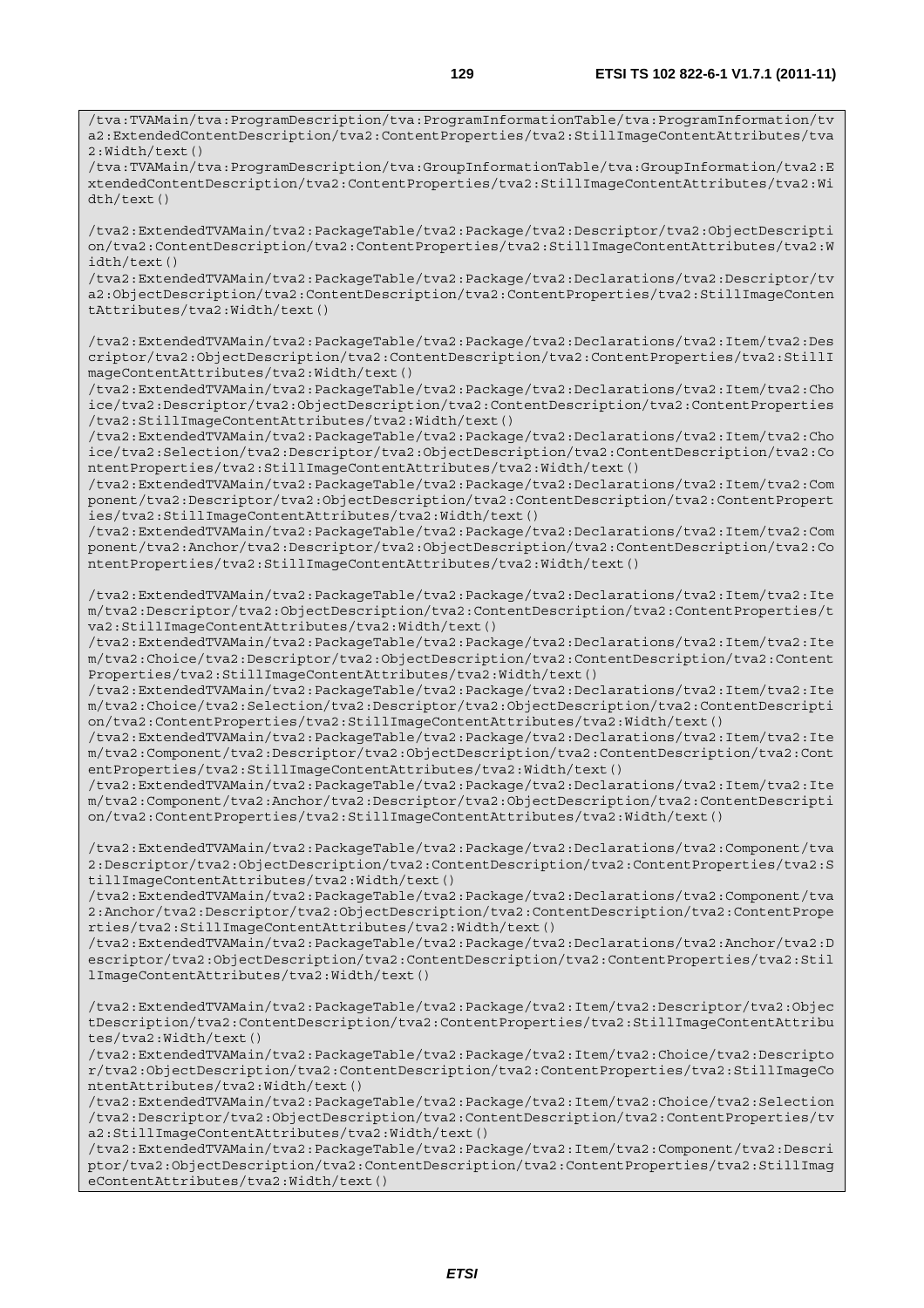```
/tva:TVAMain/tva:ProgramDescription/tva:ProgramInformationTable/tva:ProgramInformation/tva2:ExtendedContentDescription/tva2:ContentProperties/tva2:StillImageContentAttributes/tva2:Width/text()
/tva:TVAMain/tva:ProgramDescription/tva:GroupInformationTable/tva:GroupInformation/tva2:ExtendedContentDescription/tva2:ContentProperties/tva2:StillImageContentAttributes/tva2:Width/text()

/tva2:ExtendedTVAMain/tva2:PackageTable/tva2:Package/tva2:Descriptor/tva2:ObjectDescription/tva2:ContentDescription/tva2:ContentProperties/tva2:StillImageContentAttributes/tva2:Width/text()
/tva2:ExtendedTVAMain/tva2:PackageTable/tva2:Package/tva2:Declarations/tva2:Descriptor/tva2:ObjectDescription/tva2:ContentDescription/tva2:ContentProperties/tva2:StillImageContentAttributes/tva2:Width/text()

/tva2:ExtendedTVAMain/tva2:PackageTable/tva2:Package/tva2:Declarations/tva2:Item/tva2:Descriptor/tva2:ObjectDescription/tva2:ContentDescription/tva2:ContentProperties/tva2:StillImageContentAttributes/tva2:Width/text()
/tva2:ExtendedTVAMain/tva2:PackageTable/tva2:Package/tva2:Declarations/tva2:Item/tva2:Choice/tva2:Descriptor/tva2:ObjectDescription/tva2:ContentDescription/tva2:ContentProperties/tva2:StillImageContentAttributes/tva2:Width/text()
/tva2:ExtendedTVAMain/tva2:PackageTable/tva2:Package/tva2:Declarations/tva2:Item/tva2:Choice/tva2:Selection/tva2:Descriptor/tva2:ObjectDescription/tva2:ContentDescription/tva2:ContentProperties/tva2:StillImageContentAttributes/tva2:Width/text()
/tva2:ExtendedTVAMain/tva2:PackageTable/tva2:Package/tva2:Declarations/tva2:Item/tva2:Component/tva2:Descriptor/tva2:ObjectDescription/tva2:ContentDescription/tva2:ContentProperties/tva2:StillImageContentAttributes/tva2:Width/text()
/tva2:ExtendedTVAMain/tva2:PackageTable/tva2:Package/tva2:Declarations/tva2:Item/tva2:Component/tva2:Anchor/tva2:Descriptor/tva2:ObjectDescription/tva2:ContentDescription/tva2:ContentProperties/tva2:StillImageContentAttributes/tva2:Width/text()

/tva2:ExtendedTVAMain/tva2:PackageTable/tva2:Package/tva2:Declarations/tva2:Item/tva2:Item/tva2:Descriptor/tva2:ObjectDescription/tva2:ContentDescription/tva2:ContentProperties/tva2:StillImageContentAttributes/tva2:Width/text()
/tva2:ExtendedTVAMain/tva2:PackageTable/tva2:Package/tva2:Declarations/tva2:Item/tva2:Item/tva2:Choice/tva2:Descriptor/tva2:ObjectDescription/tva2:ContentDescription/tva2:ContentProperties/tva2:StillImageContentAttributes/tva2:Width/text()
/tva2:ExtendedTVAMain/tva2:PackageTable/tva2:Package/tva2:Declarations/tva2:Item/tva2:Item/tva2:Choice/tva2:Selection/tva2:Descriptor/tva2:ObjectDescription/tva2:ContentDescription/tva2:ContentProperties/tva2:StillImageContentAttributes/tva2:Width/text()
/tva2:ExtendedTVAMain/tva2:PackageTable/tva2:Package/tva2:Declarations/tva2:Item/tva2:Item/tva2:Component/tva2:Descriptor/tva2:ObjectDescription/tva2:ContentDescription/tva2:ContentProperties/tva2:StillImageContentAttributes/tva2:Width/text()
/tva2:ExtendedTVAMain/tva2:PackageTable/tva2:Package/tva2:Declarations/tva2:Item/tva2:Item/tva2:Component/tva2:Anchor/tva2:Descriptor/tva2:ObjectDescription/tva2:ContentDescription/tva2:ContentProperties/tva2:StillImageContentAttributes/tva2:Width/text()

/tva2:ExtendedTVAMain/tva2:PackageTable/tva2:Package/tva2:Declarations/tva2:Component/tva2:Descriptor/tva2:ObjectDescription/tva2:ContentDescription/tva2:ContentProperties/tva2:StillImageContentAttributes/tva2:Width/text()
/tva2:ExtendedTVAMain/tva2:PackageTable/tva2:Package/tva2:Declarations/tva2:Component/tva2:Anchor/tva2:Descriptor/tva2:ObjectDescription/tva2:ContentDescription/tva2:ContentProperties/tva2:StillImageContentAttributes/tva2:Width/text()
/tva2:ExtendedTVAMain/tva2:PackageTable/tva2:Package/tva2:Declarations/tva2:Anchor/tva2:Descriptor/tva2:ObjectDescription/tva2:ContentDescription/tva2:ContentProperties/tva2:StillImageContentAttributes/tva2:Width/text()

/tva2:ExtendedTVAMain/tva2:PackageTable/tva2:Package/tva2:Item/tva2:Descriptor/tva2:ObjectDescription/tva2:ContentDescription/tva2:ContentProperties/tva2:StillImageContentAttributes/tva2:Width/text()
/tva2:ExtendedTVAMain/tva2:PackageTable/tva2:Package/tva2:Item/tva2:Choice/tva2:Descriptor/tva2:ObjectDescription/tva2:ContentDescription/tva2:ContentProperties/tva2:StillImageContentAttributes/tva2:Width/text()
/tva2:ExtendedTVAMain/tva2:PackageTable/tva2:Package/tva2:Item/tva2:Choice/tva2:Selection/tva2:Descriptor/tva2:ObjectDescription/tva2:ContentDescription/tva2:ContentProperties/tva2:StillImageContentAttributes/tva2:Width/text()
/tva2:ExtendedTVAMain/tva2:PackageTable/tva2:Package/tva2:Item/tva2:Component/tva2:Descriptor/tva2:ObjectDescription/tva2:ContentDescription/tva2:ContentProperties/tva2:StillImageContentAttributes/tva2:Width/text()
```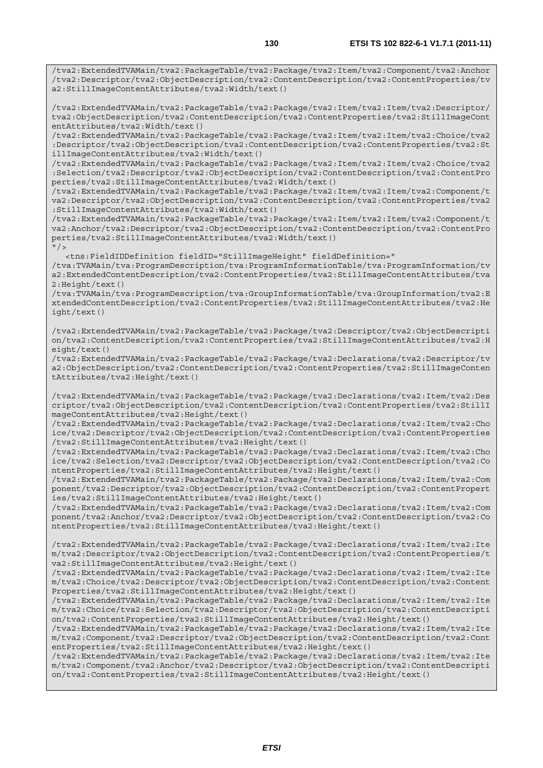```
/tva2:ExtendedTVAMain/tva2:PackageTable/tva2:Package/tva2:Item/tva2:Component/tva2:Anchor/tva2:Descriptor/tva2:ObjectDescription/tva2:ContentDescription/tva2:ContentProperties/tva2:StillImageContentAttributes/tva2:Width/text()

/tva2:ExtendedTVAMain/tva2:PackageTable/tva2:Package/tva2:Item/tva2:Item/tva2:Descriptor/tva2:ObjectDescription/tva2:ContentDescription/tva2:ContentProperties/tva2:StillImageContentAttributes/tva2:Width/text()
/tva2:ExtendedTVAMain/tva2:PackageTable/tva2:Package/tva2:Item/tva2:Item/tva2:Choice/tva2:Descriptor/tva2:ObjectDescription/tva2:ContentDescription/tva2:ContentProperties/tva2:StillImageContentAttributes/tva2:Width/text()
/tva2:ExtendedTVAMain/tva2:PackageTable/tva2:Package/tva2:Item/tva2:Item/tva2:Choice/tva2:Selection/tva2:Descriptor/tva2:ObjectDescription/tva2:ContentDescription/tva2:ContentProperties/tva2:StillImageContentAttributes/tva2:Width/text()
/tva2:ExtendedTVAMain/tva2:PackageTable/tva2:Package/tva2:Item/tva2:Item/tva2:Component/tva2:Descriptor/tva2:ObjectDescription/tva2:ContentDescription/tva2:ContentProperties/tva2:StillImageContentAttributes/tva2:Width/text()
/tva2:ExtendedTVAMain/tva2:PackageTable/tva2:Package/tva2:Item/tva2:Item/tva2:Component/tva2:Anchor/tva2:Descriptor/tva2:ObjectDescription/tva2:ContentDescription/tva2:ContentProperties/tva2:StillImageContentAttributes/tva2:Width/text()
"/>
   <tns:FieldIDDefinition fieldID="StillImageHeight" fieldDefinition="
/tva:TVAMain/tva:ProgramDescription/tva:ProgramInformationTable/tva:ProgramInformation/tva2:ExtendedContentDescription/tva2:ContentProperties/tva2:StillImageContentAttributes/tva2:Height/text()
/tva:TVAMain/tva:ProgramDescription/tva:GroupInformationTable/tva:GroupInformation/tva2:ExtendedContentDescription/tva2:ContentProperties/tva2:StillImageContentAttributes/tva2:Height/text()

/tva2:ExtendedTVAMain/tva2:PackageTable/tva2:Package/tva2:Descriptor/tva2:ObjectDescription/tva2:ContentDescription/tva2:ContentProperties/tva2:StillImageContentAttributes/tva2:Height/text()
/tva2:ExtendedTVAMain/tva2:PackageTable/tva2:Package/tva2:Declarations/tva2:Descriptor/tva2:ObjectDescription/tva2:ContentDescription/tva2:ContentProperties/tva2:StillImageContentAttributes/tva2:Height/text()

/tva2:ExtendedTVAMain/tva2:PackageTable/tva2:Package/tva2:Declarations/tva2:Item/tva2:Descriptor/tva2:ObjectDescription/tva2:ContentDescription/tva2:ContentProperties/tva2:StillImageContentAttributes/tva2:Height/text()
/tva2:ExtendedTVAMain/tva2:PackageTable/tva2:Package/tva2:Declarations/tva2:Item/tva2:Choice/tva2:Descriptor/tva2:ObjectDescription/tva2:ContentDescription/tva2:ContentProperties/tva2:StillImageContentAttributes/tva2:Height/text()
/tva2:ExtendedTVAMain/tva2:PackageTable/tva2:Package/tva2:Declarations/tva2:Item/tva2:Choice/tva2:Selection/tva2:Descriptor/tva2:ObjectDescription/tva2:ContentDescription/tva2:ContentProperties/tva2:StillImageContentAttributes/tva2:Height/text()
/tva2:ExtendedTVAMain/tva2:PackageTable/tva2:Package/tva2:Declarations/tva2:Item/tva2:Component/tva2:Descriptor/tva2:ObjectDescription/tva2:ContentDescription/tva2:ContentProperties/tva2:StillImageContentAttributes/tva2:Height/text()
/tva2:ExtendedTVAMain/tva2:PackageTable/tva2:Package/tva2:Declarations/tva2:Item/tva2:Component/tva2:Anchor/tva2:Descriptor/tva2:ObjectDescription/tva2:ContentDescription/tva2:ContentProperties/tva2:StillImageContentAttributes/tva2:Height/text()

/tva2:ExtendedTVAMain/tva2:PackageTable/tva2:Package/tva2:Declarations/tva2:Item/tva2:Item/tva2:Descriptor/tva2:ObjectDescription/tva2:ContentDescription/tva2:ContentProperties/tva2:StillImageContentAttributes/tva2:Height/text()
/tva2:ExtendedTVAMain/tva2:PackageTable/tva2:Package/tva2:Declarations/tva2:Item/tva2:Item/tva2:Choice/tva2:Descriptor/tva2:ObjectDescription/tva2:ContentDescription/tva2:ContentProperties/tva2:StillImageContentAttributes/tva2:Height/text()
/tva2:ExtendedTVAMain/tva2:PackageTable/tva2:Package/tva2:Declarations/tva2:Item/tva2:Item/tva2:Choice/tva2:Selection/tva2:Descriptor/tva2:ObjectDescription/tva2:ContentDescription/tva2:ContentProperties/tva2:StillImageContentAttributes/tva2:Height/text()
/tva2:ExtendedTVAMain/tva2:PackageTable/tva2:Package/tva2:Declarations/tva2:Item/tva2:Item/tva2:Component/tva2:Descriptor/tva2:ObjectDescription/tva2:ContentDescription/tva2:ContentProperties/tva2:StillImageContentAttributes/tva2:Height/text()
/tva2:ExtendedTVAMain/tva2:PackageTable/tva2:Package/tva2:Declarations/tva2:Item/tva2:Item/tva2:Component/tva2:Anchor/tva2:Descriptor/tva2:ObjectDescription/tva2:ContentDescription/tva2:ContentProperties/tva2:StillImageContentAttributes/tva2:Height/text()
```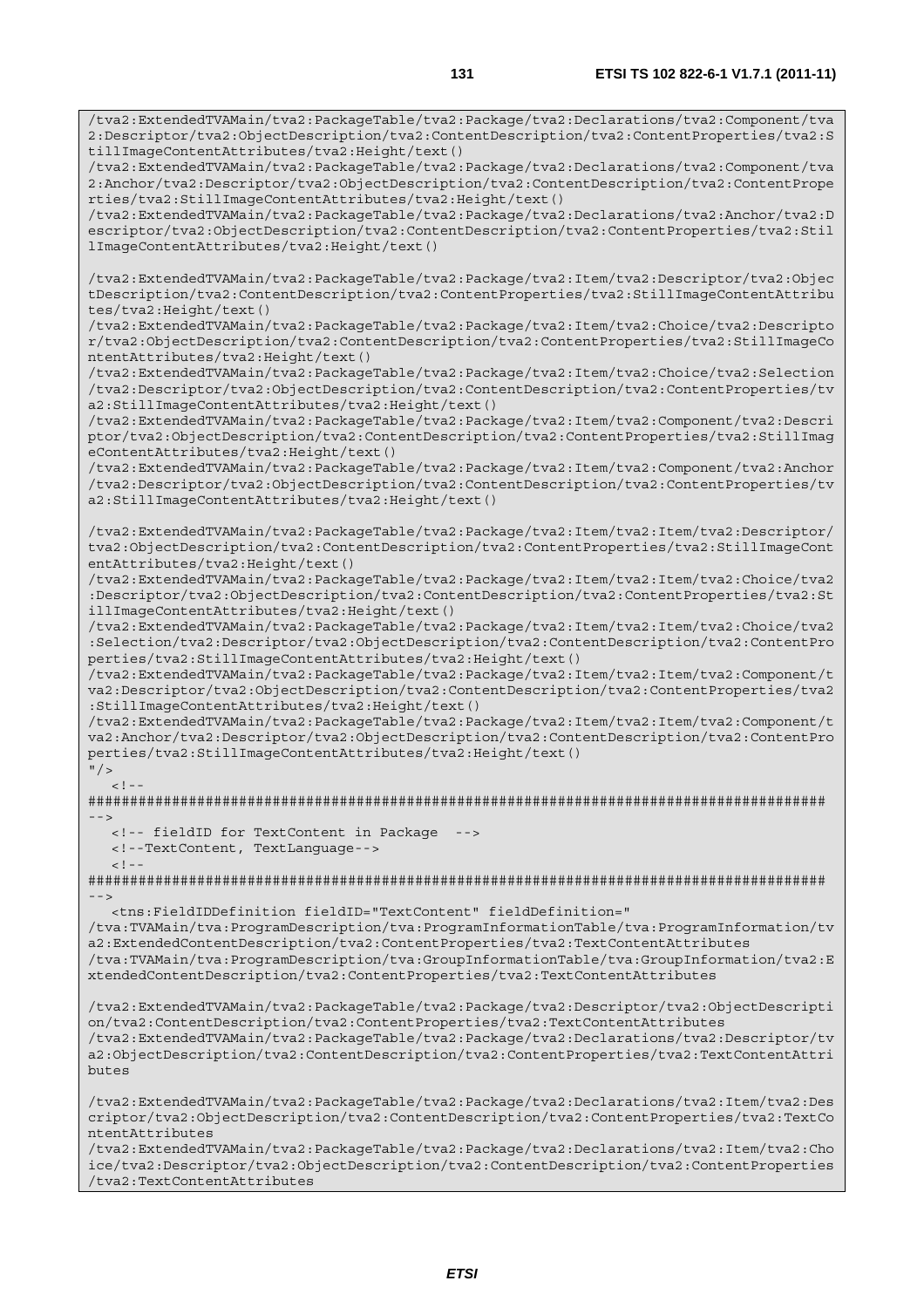```
/tva2:ExtendedTVAMain/tva2:PackageTable/tva2:Package/tva2:Declarations/tva2:Component/tva
2:Descriptor/tva2:ObjectDescription/tva2:ContentDescription/tva2:ContentProperties/tva2:S
tillImageContentAttributes/tva2:Height/text()
/tva2:ExtendedTVAMain/tva2:PackageTable/tva2:Package/tva2:Declarations/tva2:Component/tva
2:Anchor/tva2:Descriptor/tva2:ObjectDescription/tva2:ContentDescription/tva2:ContentPrope
rties/tva2:StillImageContentAttributes/tva2:Height/text()
/tva2:ExtendedTVAMain/tva2:PackageTable/tva2:Package/tva2:Declarations/tva2:Anchor/tva2:D
escriptor/tva2:ObjectDescription/tva2:ContentDescription/tva2:ContentProperties/tva2:Stil
lImageContentAttributes/tva2:Height/text()

/tva2:ExtendedTVAMain/tva2:PackageTable/tva2:Package/tva2:Item/tva2:Descriptor/tva2:Objec
tDescription/tva2:ContentDescription/tva2:ContentProperties/tva2:StillImageContentAttribu
tes/tva2:Height/text()
/tva2:ExtendedTVAMain/tva2:PackageTable/tva2:Package/tva2:Item/tva2:Choice/tva2:Descripto
r/tva2:ObjectDescription/tva2:ContentDescription/tva2:ContentProperties/tva2:StillImageCo
ntentAttributes/tva2:Height/text()
/tva2:ExtendedTVAMain/tva2:PackageTable/tva2:Package/tva2:Item/tva2:Choice/tva2:Selection
/tva2:Descriptor/tva2:ObjectDescription/tva2:ContentDescription/tva2:ContentProperties/tv
a2:StillImageContentAttributes/tva2:Height/text()
/tva2:ExtendedTVAMain/tva2:PackageTable/tva2:Package/tva2:Item/tva2:Component/tva2:Descri
ptor/tva2:ObjectDescription/tva2:ContentDescription/tva2:ContentProperties/tva2:StillImag
eContentAttributes/tva2:Height/text()
/tva2:ExtendedTVAMain/tva2:PackageTable/tva2:Package/tva2:Item/tva2:Component/tva2:Anchor
/tva2:Descriptor/tva2:ObjectDescription/tva2:ContentDescription/tva2:ContentProperties/tv
a2:StillImageContentAttributes/tva2:Height/text()

/tva2:ExtendedTVAMain/tva2:PackageTable/tva2:Package/tva2:Item/tva2:Item/tva2:Descriptor/
tva2:ObjectDescription/tva2:ContentDescription/tva2:ContentProperties/tva2:StillImageCont
entAttributes/tva2:Height/text()
/tva2:ExtendedTVAMain/tva2:PackageTable/tva2:Package/tva2:Item/tva2:Item/tva2:Choice/tva2
:Descriptor/tva2:ObjectDescription/tva2:ContentDescription/tva2:ContentProperties/tva2:St
illImageContentAttributes/tva2:Height/text()
/tva2:ExtendedTVAMain/tva2:PackageTable/tva2:Package/tva2:Item/tva2:Item/tva2:Choice/tva2
:Selection/tva2:Descriptor/tva2:ObjectDescription/tva2:ContentDescription/tva2:ContentPro
perties/tva2:StillImageContentAttributes/tva2:Height/text()
/tva2:ExtendedTVAMain/tva2:PackageTable/tva2:Package/tva2:Item/tva2:Item/tva2:Component/t
va2:Descriptor/tva2:ObjectDescription/tva2:ContentDescription/tva2:ContentProperties/tva2
:StillImageContentAttributes/tva2:Height/text()
/tva2:ExtendedTVAMain/tva2:PackageTable/tva2:Package/tva2:Item/tva2:Item/tva2:Component/t
va2:Anchor/tva2:Descriptor/tva2:ObjectDescription/tva2:ContentDescription/tva2:ContentPro
perties/tva2:StillImageContentAttributes/tva2:Height/text()
"/>
   <!--
########################################################################################
-->
   <!-- fieldID for TextContent in Package  -->
   <!--TextContent, TextLanguage-->
   <!--
########################################################################################
-->
   <tns:FieldIDDefinition fieldID="TextContent" fieldDefinition="
/tva:TVAMain/tva:ProgramDescription/tva:ProgramInformationTable/tva:ProgramInformation/tv
a2:ExtendedContentDescription/tva2:ContentProperties/tva2:TextContentAttributes
/tva:TVAMain/tva:ProgramDescription/tva:GroupInformationTable/tva:GroupInformation/tva2:E
xtendedContentDescription/tva2:ContentProperties/tva2:TextContentAttributes

/tva2:ExtendedTVAMain/tva2:PackageTable/tva2:Package/tva2:Descriptor/tva2:ObjectDescripti
on/tva2:ContentDescription/tva2:ContentProperties/tva2:TextContentAttributes
/tva2:ExtendedTVAMain/tva2:PackageTable/tva2:Package/tva2:Declarations/tva2:Descriptor/tv
a2:ObjectDescription/tva2:ContentDescription/tva2:ContentProperties/tva2:TextContentAttri
butes

/tva2:ExtendedTVAMain/tva2:PackageTable/tva2:Package/tva2:Declarations/tva2:Item/tva2:Des
criptor/tva2:ObjectDescription/tva2:ContentDescription/tva2:ContentProperties/tva2:TextCo
ntentAttributes
/tva2:ExtendedTVAMain/tva2:PackageTable/tva2:Package/tva2:Declarations/tva2:Item/tva2:Cho
ice/tva2:Descriptor/tva2:ObjectDescription/tva2:ContentDescription/tva2:ContentProperties
/tva2:TextContentAttributes
```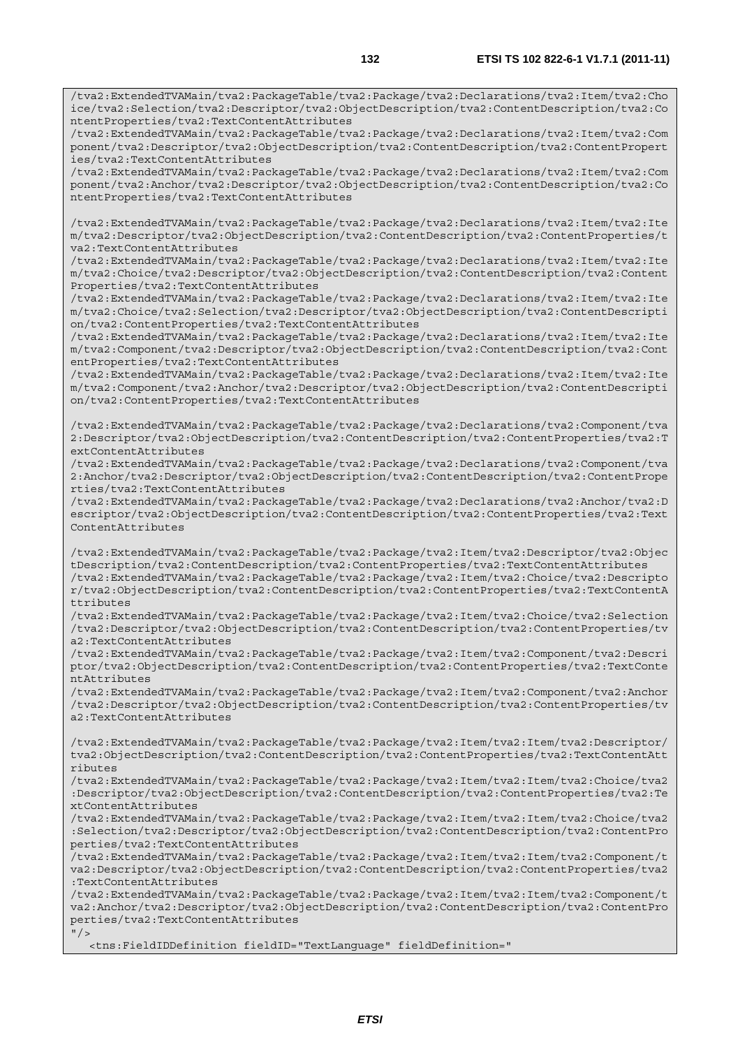```
/tva2:ExtendedTVAMain/tva2:PackageTable/tva2:Package/tva2:Declarations/tva2:Item/tva2:Choice/tva2:Selection/tva2:Descriptor/tva2:ObjectDescription/tva2:ContentDescription/tva2:ContentProperties/tva2:TextContentAttributes
/tva2:ExtendedTVAMain/tva2:PackageTable/tva2:Package/tva2:Declarations/tva2:Item/tva2:Component/tva2:Descriptor/tva2:ObjectDescription/tva2:ContentDescription/tva2:ContentProperties/tva2:TextContentAttributes
/tva2:ExtendedTVAMain/tva2:PackageTable/tva2:Package/tva2:Declarations/tva2:Item/tva2:Component/tva2:Anchor/tva2:Descriptor/tva2:ObjectDescription/tva2:ContentDescription/tva2:ContentProperties/tva2:TextContentAttributes

/tva2:ExtendedTVAMain/tva2:PackageTable/tva2:Package/tva2:Declarations/tva2:Item/tva2:Item/tva2:Descriptor/tva2:ObjectDescription/tva2:ContentDescription/tva2:ContentProperties/tva2:TextContentAttributes
/tva2:ExtendedTVAMain/tva2:PackageTable/tva2:Package/tva2:Declarations/tva2:Item/tva2:Item/tva2:Choice/tva2:Descriptor/tva2:ObjectDescription/tva2:ContentDescription/tva2:ContentProperties/tva2:TextContentAttributes
/tva2:ExtendedTVAMain/tva2:PackageTable/tva2:Package/tva2:Declarations/tva2:Item/tva2:Item/tva2:Choice/tva2:Selection/tva2:Descriptor/tva2:ObjectDescription/tva2:ContentDescription/tva2:ContentProperties/tva2:TextContentAttributes
/tva2:ExtendedTVAMain/tva2:PackageTable/tva2:Package/tva2:Declarations/tva2:Item/tva2:Item/tva2:Component/tva2:Descriptor/tva2:ObjectDescription/tva2:ContentDescription/tva2:ContentProperties/tva2:TextContentAttributes
/tva2:ExtendedTVAMain/tva2:PackageTable/tva2:Package/tva2:Declarations/tva2:Item/tva2:Item/tva2:Component/tva2:Anchor/tva2:Descriptor/tva2:ObjectDescription/tva2:ContentDescription/tva2:ContentProperties/tva2:TextContentAttributes

/tva2:ExtendedTVAMain/tva2:PackageTable/tva2:Package/tva2:Declarations/tva2:Component/tva2:Descriptor/tva2:ObjectDescription/tva2:ContentDescription/tva2:ContentProperties/tva2:TextContentAttributes
/tva2:ExtendedTVAMain/tva2:PackageTable/tva2:Package/tva2:Declarations/tva2:Component/tva2:Anchor/tva2:Descriptor/tva2:ObjectDescription/tva2:ContentDescription/tva2:ContentProperties/tva2:TextContentAttributes
/tva2:ExtendedTVAMain/tva2:PackageTable/tva2:Package/tva2:Declarations/tva2:Anchor/tva2:Descriptor/tva2:ObjectDescription/tva2:ContentDescription/tva2:ContentProperties/tva2:TextContentAttributes

/tva2:ExtendedTVAMain/tva2:PackageTable/tva2:Package/tva2:Item/tva2:Descriptor/tva2:ObjectDescription/tva2:ContentDescription/tva2:ContentProperties/tva2:TextContentAttributes
/tva2:ExtendedTVAMain/tva2:PackageTable/tva2:Package/tva2:Item/tva2:Choice/tva2:Descriptor/tva2:ObjectDescription/tva2:ContentDescription/tva2:ContentProperties/tva2:TextContentAttributes
/tva2:ExtendedTVAMain/tva2:PackageTable/tva2:Package/tva2:Item/tva2:Choice/tva2:Selection/tva2:Descriptor/tva2:ObjectDescription/tva2:ContentDescription/tva2:ContentProperties/tva2:TextContentAttributes
/tva2:ExtendedTVAMain/tva2:PackageTable/tva2:Package/tva2:Item/tva2:Component/tva2:Descriptor/tva2:ObjectDescription/tva2:ContentDescription/tva2:ContentProperties/tva2:TextContentAttributes
/tva2:ExtendedTVAMain/tva2:PackageTable/tva2:Package/tva2:Item/tva2:Component/tva2:Anchor/tva2:Descriptor/tva2:ObjectDescription/tva2:ContentDescription/tva2:ContentProperties/tva2:TextContentAttributes

/tva2:ExtendedTVAMain/tva2:PackageTable/tva2:Package/tva2:Item/tva2:Item/tva2:Descriptor/tva2:ObjectDescription/tva2:ContentDescription/tva2:ContentProperties/tva2:TextContentAttributes
/tva2:ExtendedTVAMain/tva2:PackageTable/tva2:Package/tva2:Item/tva2:Item/tva2:Choice/tva2:Descriptor/tva2:ObjectDescription/tva2:ContentDescription/tva2:ContentProperties/tva2:TextContentAttributes
/tva2:ExtendedTVAMain/tva2:PackageTable/tva2:Package/tva2:Item/tva2:Item/tva2:Choice/tva2:Selection/tva2:Descriptor/tva2:ObjectDescription/tva2:ContentDescription/tva2:ContentProperties/tva2:TextContentAttributes
/tva2:ExtendedTVAMain/tva2:PackageTable/tva2:Package/tva2:Item/tva2:Item/tva2:Component/tva2:Descriptor/tva2:ObjectDescription/tva2:ContentDescription/tva2:ContentProperties/tva2:TextContentAttributes
/tva2:ExtendedTVAMain/tva2:PackageTable/tva2:Package/tva2:Item/tva2:Item/tva2:Component/tva2:Anchor/tva2:Descriptor/tva2:ObjectDescription/tva2:ContentDescription/tva2:ContentProperties/tva2:TextContentAttributes
"/>
    <tns:FieldIDDefinition fieldID="TextLanguage" fieldDefinition="
```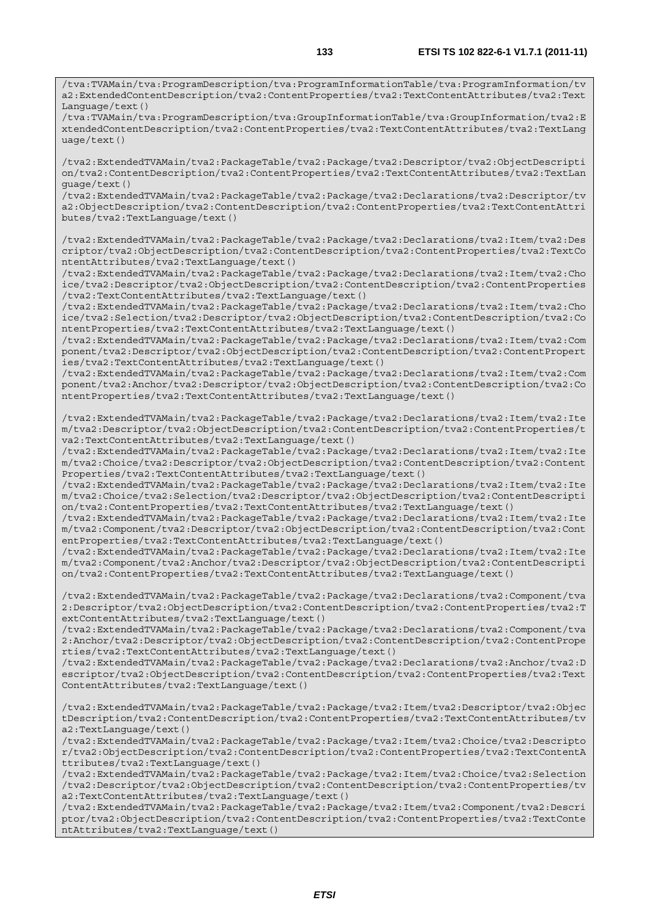```
/tva:TVAMain/tva:ProgramDescription/tva:ProgramInformationTable/tva:ProgramInformation/tva2:ExtendedContentDescription/tva2:ContentProperties/tva2:TextContentAttributes/tva2:TextLanguage/text()
/tva:TVAMain/tva:ProgramDescription/tva:GroupInformationTable/tva:GroupInformation/tva2:ExtendedContentDescription/tva2:ContentProperties/tva2:TextContentAttributes/tva2:TextLanguage/text()

/tva2:ExtendedTVAMain/tva2:PackageTable/tva2:Package/tva2:Descriptor/tva2:ObjectDescription/tva2:ContentDescription/tva2:ContentProperties/tva2:TextContentAttributes/tva2:TextLanguage/text()
/tva2:ExtendedTVAMain/tva2:PackageTable/tva2:Package/tva2:Declarations/tva2:Descriptor/tva2:ObjectDescription/tva2:ContentDescription/tva2:ContentProperties/tva2:TextContentAttributes/tva2:TextLanguage/text()

/tva2:ExtendedTVAMain/tva2:PackageTable/tva2:Package/tva2:Declarations/tva2:Item/tva2:Descriptor/tva2:ObjectDescription/tva2:ContentDescription/tva2:ContentProperties/tva2:TextContentAttributes/tva2:TextLanguage/text()
/tva2:ExtendedTVAMain/tva2:PackageTable/tva2:Package/tva2:Declarations/tva2:Item/tva2:Choice/tva2:Descriptor/tva2:ObjectDescription/tva2:ContentDescription/tva2:ContentProperties/tva2:TextContentAttributes/tva2:TextLanguage/text()
/tva2:ExtendedTVAMain/tva2:PackageTable/tva2:Package/tva2:Declarations/tva2:Item/tva2:Choice/tva2:Selection/tva2:Descriptor/tva2:ObjectDescription/tva2:ContentDescription/tva2:ContentProperties/tva2:TextContentAttributes/tva2:TextLanguage/text()
/tva2:ExtendedTVAMain/tva2:PackageTable/tva2:Package/tva2:Declarations/tva2:Item/tva2:Component/tva2:Descriptor/tva2:ObjectDescription/tva2:ContentDescription/tva2:ContentProperties/tva2:TextContentAttributes/tva2:TextLanguage/text()
/tva2:ExtendedTVAMain/tva2:PackageTable/tva2:Package/tva2:Declarations/tva2:Item/tva2:Component/tva2:Anchor/tva2:Descriptor/tva2:ObjectDescription/tva2:ContentDescription/tva2:ContentProperties/tva2:TextContentAttributes/tva2:TextLanguage/text()

/tva2:ExtendedTVAMain/tva2:PackageTable/tva2:Package/tva2:Declarations/tva2:Item/tva2:Item/tva2:Descriptor/tva2:ObjectDescription/tva2:ContentDescription/tva2:ContentProperties/tva2:TextContentAttributes/tva2:TextLanguage/text()
/tva2:ExtendedTVAMain/tva2:PackageTable/tva2:Package/tva2:Declarations/tva2:Item/tva2:Item/tva2:Choice/tva2:Descriptor/tva2:ObjectDescription/tva2:ContentDescription/tva2:ContentProperties/tva2:TextContentAttributes/tva2:TextLanguage/text()
/tva2:ExtendedTVAMain/tva2:PackageTable/tva2:Package/tva2:Declarations/tva2:Item/tva2:Item/tva2:Choice/tva2:Selection/tva2:Descriptor/tva2:ObjectDescription/tva2:ContentDescription/tva2:ContentProperties/tva2:TextContentAttributes/tva2:TextLanguage/text()
/tva2:ExtendedTVAMain/tva2:PackageTable/tva2:Package/tva2:Declarations/tva2:Item/tva2:Item/tva2:Component/tva2:Descriptor/tva2:ObjectDescription/tva2:ContentDescription/tva2:ContentProperties/tva2:TextContentAttributes/tva2:TextLanguage/text()
/tva2:ExtendedTVAMain/tva2:PackageTable/tva2:Package/tva2:Declarations/tva2:Item/tva2:Item/tva2:Component/tva2:Anchor/tva2:Descriptor/tva2:ObjectDescription/tva2:ContentDescription/tva2:ContentProperties/tva2:TextContentAttributes/tva2:TextLanguage/text()

/tva2:ExtendedTVAMain/tva2:PackageTable/tva2:Package/tva2:Declarations/tva2:Component/tva2:Descriptor/tva2:ObjectDescription/tva2:ContentDescription/tva2:ContentProperties/tva2:TextContentAttributes/tva2:TextLanguage/text()
/tva2:ExtendedTVAMain/tva2:PackageTable/tva2:Package/tva2:Declarations/tva2:Component/tva2:Anchor/tva2:Descriptor/tva2:ObjectDescription/tva2:ContentDescription/tva2:ContentProperties/tva2:TextContentAttributes/tva2:TextLanguage/text()
/tva2:ExtendedTVAMain/tva2:PackageTable/tva2:Package/tva2:Declarations/tva2:Anchor/tva2:Descriptor/tva2:ObjectDescription/tva2:ContentDescription/tva2:ContentProperties/tva2:TextContentAttributes/tva2:TextLanguage/text()

/tva2:ExtendedTVAMain/tva2:PackageTable/tva2:Package/tva2:Item/tva2:Descriptor/tva2:ObjectDescription/tva2:ContentDescription/tva2:ContentProperties/tva2:TextContentAttributes/tva2:TextLanguage/text()
/tva2:ExtendedTVAMain/tva2:PackageTable/tva2:Package/tva2:Item/tva2:Choice/tva2:Descriptor/tva2:ObjectDescription/tva2:ContentDescription/tva2:ContentProperties/tva2:TextContentAttributes/tva2:TextLanguage/text()
/tva2:ExtendedTVAMain/tva2:PackageTable/tva2:Package/tva2:Item/tva2:Choice/tva2:Selection/tva2:Descriptor/tva2:ObjectDescription/tva2:ContentDescription/tva2:ContentProperties/tva2:TextContentAttributes/tva2:TextLanguage/text()
/tva2:ExtendedTVAMain/tva2:PackageTable/tva2:Package/tva2:Item/tva2:Component/tva2:Descriptor/tva2:ObjectDescription/tva2:ContentDescription/tva2:ContentProperties/tva2:TextContentAttributes/tva2:TextLanguage/text()
```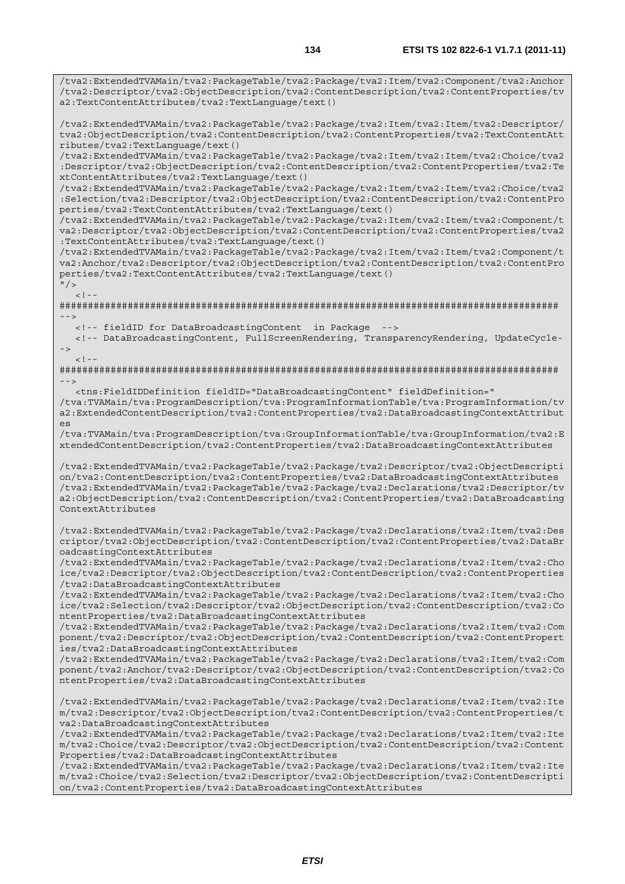```
/tva2:ExtendedTVAMain/tva2:PackageTable/tva2:Package/tva2:Item/tva2:Component/tva2:Anchor
/tva2:Descriptor/tva2:ObjectDescription/tva2:ContentDescription/tva2:ContentProperties/tv
a2:TextContentAttributes/tva2:TextLanguage/text()

/tva2:ExtendedTVAMain/tva2:PackageTable/tva2:Package/tva2:Item/tva2:Item/tva2:Descriptor/
tva2:ObjectDescription/tva2:ContentDescription/tva2:ContentProperties/tva2:TextContentAtt
ributes/tva2:TextLanguage/text()
/tva2:ExtendedTVAMain/tva2:PackageTable/tva2:Package/tva2:Item/tva2:Item/tva2:Choice/tva2
:Descriptor/tva2:ObjectDescription/tva2:ContentDescription/tva2:ContentProperties/tva2:Te
xtContentAttributes/tva2:TextLanguage/text()
/tva2:ExtendedTVAMain/tva2:PackageTable/tva2:Package/tva2:Item/tva2:Item/tva2:Choice/tva2
:Selection/tva2:Descriptor/tva2:ObjectDescription/tva2:ContentDescription/tva2:ContentPro
perties/tva2:TextContentAttributes/tva2:TextLanguage/text()
/tva2:ExtendedTVAMain/tva2:PackageTable/tva2:Package/tva2:Item/tva2:Item/tva2:Component/t
va2:Descriptor/tva2:ObjectDescription/tva2:ContentDescription/tva2:ContentProperties/tva2
:TextContentAttributes/tva2:TextLanguage/text()
/tva2:ExtendedTVAMain/tva2:PackageTable/tva2:Package/tva2:Item/tva2:Item/tva2:Component/t
va2:Anchor/tva2:Descriptor/tva2:ObjectDescription/tva2:ContentDescription/tva2:ContentPro
perties/tva2:TextContentAttributes/tva2:TextLanguage/text()
"/>
   <!--
########################################################################################
-->
   <!-- fieldID for DataBroadcastingContent  in Package  -->
   <!-- DataBroadcastingContent, FullScreenRendering, TransparencyRendering, UpdateCycle-
->
   <!--
########################################################################################
-->
   <tns:FieldIDDefinition fieldID="DataBroadcastingContent" fieldDefinition="
/tva:TVAMain/tva:ProgramDescription/tva:ProgramInformationTable/tva:ProgramInformation/tv
a2:ExtendedContentDescription/tva2:ContentProperties/tva2:DataBroadcastingContextAttribut
es
/tva:TVAMain/tva:ProgramDescription/tva:GroupInformationTable/tva:GroupInformation/tva2:E
xtendedContentDescription/tva2:ContentProperties/tva2:DataBroadcastingContextAttributes

/tva2:ExtendedTVAMain/tva2:PackageTable/tva2:Package/tva2:Descriptor/tva2:ObjectDescripti
on/tva2:ContentDescription/tva2:ContentProperties/tva2:DataBroadcastingContextAttributes
/tva2:ExtendedTVAMain/tva2:PackageTable/tva2:Package/tva2:Declarations/tva2:Descriptor/tv
a2:ObjectDescription/tva2:ContentDescription/tva2:ContentProperties/tva2:DataBroadcasting
ContextAttributes

/tva2:ExtendedTVAMain/tva2:PackageTable/tva2:Package/tva2:Declarations/tva2:Item/tva2:Des
criptor/tva2:ObjectDescription/tva2:ContentDescription/tva2:ContentProperties/tva2:DataBr
oadcastingContextAttributes
/tva2:ExtendedTVAMain/tva2:PackageTable/tva2:Package/tva2:Declarations/tva2:Item/tva2:Cho
ice/tva2:Descriptor/tva2:ObjectDescription/tva2:ContentDescription/tva2:ContentProperties
/tva2:DataBroadcastingContextAttributes
/tva2:ExtendedTVAMain/tva2:PackageTable/tva2:Package/tva2:Declarations/tva2:Item/tva2:Cho
ice/tva2:Selection/tva2:Descriptor/tva2:ObjectDescription/tva2:ContentDescription/tva2:Co
ntentProperties/tva2:DataBroadcastingContextAttributes
/tva2:ExtendedTVAMain/tva2:PackageTable/tva2:Package/tva2:Declarations/tva2:Item/tva2:Com
ponent/tva2:Descriptor/tva2:ObjectDescription/tva2:ContentDescription/tva2:ContentPropert
ies/tva2:DataBroadcastingContextAttributes
/tva2:ExtendedTVAMain/tva2:PackageTable/tva2:Package/tva2:Declarations/tva2:Item/tva2:Com
ponent/tva2:Anchor/tva2:Descriptor/tva2:ObjectDescription/tva2:ContentDescription/tva2:Co
ntentProperties/tva2:DataBroadcastingContextAttributes

/tva2:ExtendedTVAMain/tva2:PackageTable/tva2:Package/tva2:Declarations/tva2:Item/tva2:Ite
m/tva2:Descriptor/tva2:ObjectDescription/tva2:ContentDescription/tva2:ContentProperties/t
va2:DataBroadcastingContextAttributes
/tva2:ExtendedTVAMain/tva2:PackageTable/tva2:Package/tva2:Declarations/tva2:Item/tva2:Ite
m/tva2:Choice/tva2:Descriptor/tva2:ObjectDescription/tva2:ContentDescription/tva2:Content
Properties/tva2:DataBroadcastingContextAttributes
/tva2:ExtendedTVAMain/tva2:PackageTable/tva2:Package/tva2:Declarations/tva2:Item/tva2:Ite
m/tva2:Choice/tva2:Selection/tva2:Descriptor/tva2:ObjectDescription/tva2:ContentDescripti
on/tva2:ContentProperties/tva2:DataBroadcastingContextAttributes
```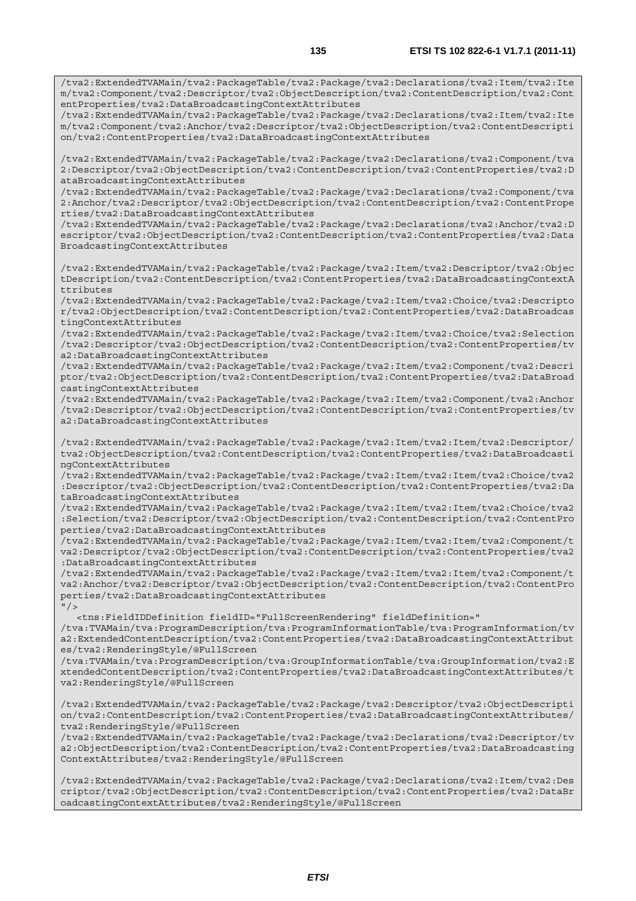```
/tva2:ExtendedTVAMain/tva2:PackageTable/tva2:Package/tva2:Declarations/tva2:Item/tva2:Item/tva2:Component/tva2:Descriptor/tva2:ObjectDescription/tva2:ContentDescription/tva2:ContentProperties/tva2:DataBroadcastingContextAttributes
/tva2:ExtendedTVAMain/tva2:PackageTable/tva2:Package/tva2:Declarations/tva2:Item/tva2:Item/tva2:Component/tva2:Anchor/tva2:Descriptor/tva2:ObjectDescription/tva2:ContentDescription/tva2:ContentProperties/tva2:DataBroadcastingContextAttributes

/tva2:ExtendedTVAMain/tva2:PackageTable/tva2:Package/tva2:Declarations/tva2:Component/tva2:Descriptor/tva2:ObjectDescription/tva2:ContentDescription/tva2:ContentProperties/tva2:DataBroadcastingContextAttributes
/tva2:ExtendedTVAMain/tva2:PackageTable/tva2:Package/tva2:Declarations/tva2:Component/tva2:Anchor/tva2:Descriptor/tva2:ObjectDescription/tva2:ContentDescription/tva2:ContentProperties/tva2:DataBroadcastingContextAttributes
/tva2:ExtendedTVAMain/tva2:PackageTable/tva2:Package/tva2:Declarations/tva2:Anchor/tva2:Descriptor/tva2:ObjectDescription/tva2:ContentDescription/tva2:ContentProperties/tva2:DataBroadcastingContextAttributes

/tva2:ExtendedTVAMain/tva2:PackageTable/tva2:Package/tva2:Item/tva2:Descriptor/tva2:ObjectDescription/tva2:ContentDescription/tva2:ContentProperties/tva2:DataBroadcastingContextAttributes
/tva2:ExtendedTVAMain/tva2:PackageTable/tva2:Package/tva2:Item/tva2:Choice/tva2:Descriptor/tva2:ObjectDescription/tva2:ContentDescription/tva2:ContentProperties/tva2:DataBroadcastingContextAttributes
/tva2:ExtendedTVAMain/tva2:PackageTable/tva2:Package/tva2:Item/tva2:Choice/tva2:Selection/tva2:Descriptor/tva2:ObjectDescription/tva2:ContentDescription/tva2:ContentProperties/tva2:DataBroadcastingContextAttributes
/tva2:ExtendedTVAMain/tva2:PackageTable/tva2:Package/tva2:Item/tva2:Component/tva2:Descriptor/tva2:ObjectDescription/tva2:ContentDescription/tva2:ContentProperties/tva2:DataBroadcastingContextAttributes
/tva2:ExtendedTVAMain/tva2:PackageTable/tva2:Package/tva2:Item/tva2:Component/tva2:Anchor/tva2:Descriptor/tva2:ObjectDescription/tva2:ContentDescription/tva2:ContentProperties/tva2:DataBroadcastingContextAttributes

/tva2:ExtendedTVAMain/tva2:PackageTable/tva2:Package/tva2:Item/tva2:Item/tva2:Descriptor/tva2:ObjectDescription/tva2:ContentDescription/tva2:ContentProperties/tva2:DataBroadcastingContextAttributes
/tva2:ExtendedTVAMain/tva2:PackageTable/tva2:Package/tva2:Item/tva2:Item/tva2:Choice/tva2:Descriptor/tva2:ObjectDescription/tva2:ContentDescription/tva2:ContentProperties/tva2:DataBroadcastingContextAttributes
/tva2:ExtendedTVAMain/tva2:PackageTable/tva2:Package/tva2:Item/tva2:Item/tva2:Choice/tva2:Selection/tva2:Descriptor/tva2:ObjectDescription/tva2:ContentDescription/tva2:ContentProperties/tva2:DataBroadcastingContextAttributes
/tva2:ExtendedTVAMain/tva2:PackageTable/tva2:Package/tva2:Item/tva2:Item/tva2:Component/tva2:Descriptor/tva2:ObjectDescription/tva2:ContentDescription/tva2:ContentProperties/tva2:DataBroadcastingContextAttributes
/tva2:ExtendedTVAMain/tva2:PackageTable/tva2:Package/tva2:Item/tva2:Item/tva2:Component/tva2:Anchor/tva2:Descriptor/tva2:ObjectDescription/tva2:ContentDescription/tva2:ContentProperties/tva2:DataBroadcastingContextAttributes
"/>
   <tns:FieldIDDefinition fieldID="FullScreenRendering" fieldDefinition="
/tva:TVAMain/tva:ProgramDescription/tva:ProgramInformationTable/tva:ProgramInformation/tva2:ExtendedContentDescription/tva2:ContentProperties/tva2:DataBroadcastingContextAttributes/tva2:RenderingStyle/@FullScreen
/tva:TVAMain/tva:ProgramDescription/tva:GroupInformationTable/tva:GroupInformation/tva2:ExtendedContentDescription/tva2:ContentProperties/tva2:DataBroadcastingContextAttributes/tva2:RenderingStyle/@FullScreen

/tva2:ExtendedTVAMain/tva2:PackageTable/tva2:Package/tva2:Descriptor/tva2:ObjectDescription/tva2:ContentDescription/tva2:ContentProperties/tva2:DataBroadcastingContextAttributes/tva2:RenderingStyle/@FullScreen
/tva2:ExtendedTVAMain/tva2:PackageTable/tva2:Package/tva2:Declarations/tva2:Descriptor/tva2:ObjectDescription/tva2:ContentDescription/tva2:ContentProperties/tva2:DataBroadcastingContextAttributes/tva2:RenderingStyle/@FullScreen

/tva2:ExtendedTVAMain/tva2:PackageTable/tva2:Package/tva2:Declarations/tva2:Item/tva2:Descriptor/tva2:ObjectDescription/tva2:ContentDescription/tva2:ContentProperties/tva2:DataBroadcastingContextAttributes/tva2:RenderingStyle/@FullScreen
```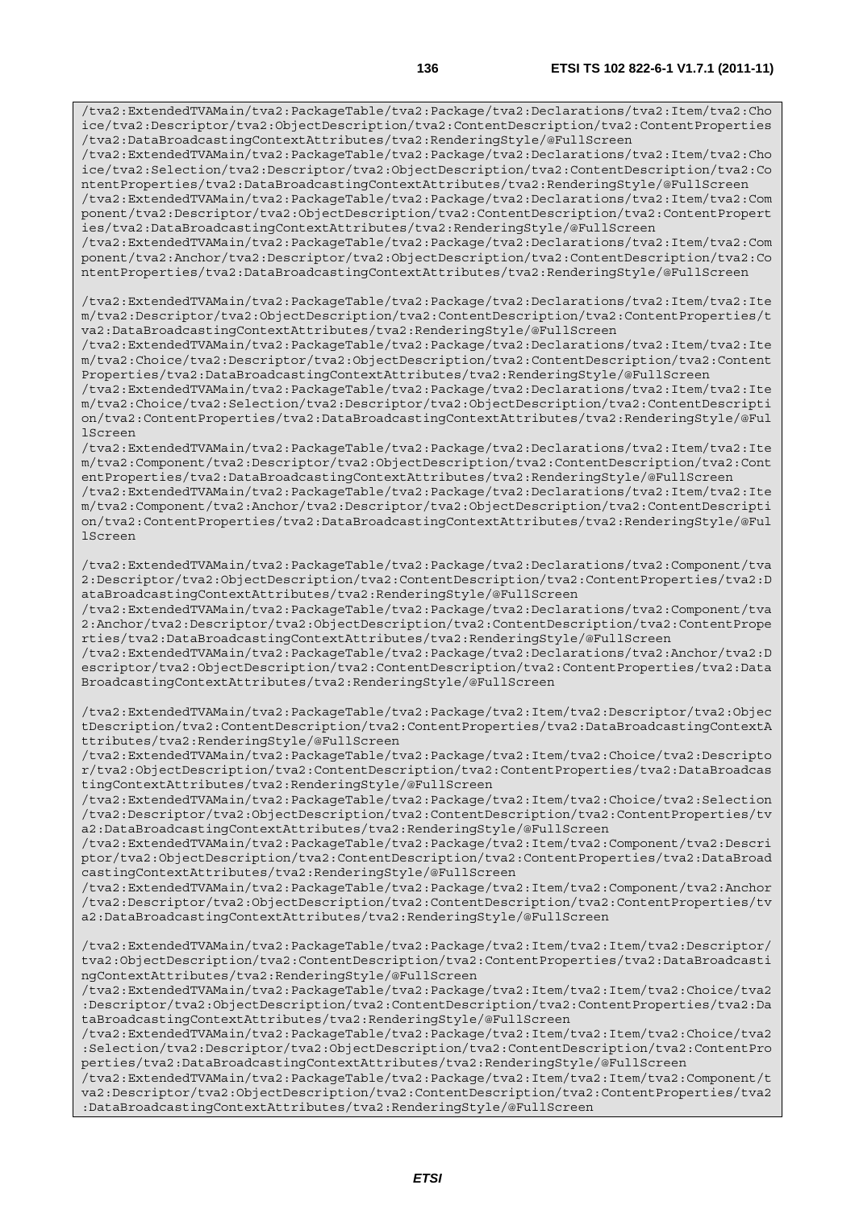```
/tva2:ExtendedTVAMain/tva2:PackageTable/tva2:Package/tva2:Declarations/tva2:Item/tva2:Choice/tva2:Descriptor/tva2:ObjectDescription/tva2:ContentDescription/tva2:ContentProperties/tva2:DataBroadcastingContextAttributes/tva2:RenderingStyle/@FullScreen
/tva2:ExtendedTVAMain/tva2:PackageTable/tva2:Package/tva2:Declarations/tva2:Item/tva2:Choice/tva2:Selection/tva2:Descriptor/tva2:ObjectDescription/tva2:ContentDescription/tva2:ContentProperties/tva2:DataBroadcastingContextAttributes/tva2:RenderingStyle/@FullScreen
/tva2:ExtendedTVAMain/tva2:PackageTable/tva2:Package/tva2:Declarations/tva2:Item/tva2:Component/tva2:Descriptor/tva2:ObjectDescription/tva2:ContentDescription/tva2:ContentProperties/tva2:DataBroadcastingContextAttributes/tva2:RenderingStyle/@FullScreen
/tva2:ExtendedTVAMain/tva2:PackageTable/tva2:Package/tva2:Declarations/tva2:Item/tva2:Component/tva2:Anchor/tva2:Descriptor/tva2:ObjectDescription/tva2:ContentDescription/tva2:ContentProperties/tva2:DataBroadcastingContextAttributes/tva2:RenderingStyle/@FullScreen

/tva2:ExtendedTVAMain/tva2:PackageTable/tva2:Package/tva2:Declarations/tva2:Item/tva2:Item/tva2:Descriptor/tva2:ObjectDescription/tva2:ContentDescription/tva2:ContentProperties/tva2:DataBroadcastingContextAttributes/tva2:RenderingStyle/@FullScreen
/tva2:ExtendedTVAMain/tva2:PackageTable/tva2:Package/tva2:Declarations/tva2:Item/tva2:Item/tva2:Choice/tva2:Descriptor/tva2:ObjectDescription/tva2:ContentDescription/tva2:ContentProperties/tva2:DataBroadcastingContextAttributes/tva2:RenderingStyle/@FullScreen
/tva2:ExtendedTVAMain/tva2:PackageTable/tva2:Package/tva2:Declarations/tva2:Item/tva2:Item/tva2:Choice/tva2:Selection/tva2:Descriptor/tva2:ObjectDescription/tva2:ContentDescription/tva2:ContentProperties/tva2:DataBroadcastingContextAttributes/tva2:RenderingStyle/@FullScreen
/tva2:ExtendedTVAMain/tva2:PackageTable/tva2:Package/tva2:Declarations/tva2:Item/tva2:Item/tva2:Component/tva2:Descriptor/tva2:ObjectDescription/tva2:ContentDescription/tva2:ContentProperties/tva2:DataBroadcastingContextAttributes/tva2:RenderingStyle/@FullScreen
/tva2:ExtendedTVAMain/tva2:PackageTable/tva2:Package/tva2:Declarations/tva2:Item/tva2:Item/tva2:Component/tva2:Anchor/tva2:Descriptor/tva2:ObjectDescription/tva2:ContentDescription/tva2:ContentProperties/tva2:DataBroadcastingContextAttributes/tva2:RenderingStyle/@FullScreen

/tva2:ExtendedTVAMain/tva2:PackageTable/tva2:Package/tva2:Declarations/tva2:Component/tva2:Descriptor/tva2:ObjectDescription/tva2:ContentDescription/tva2:ContentProperties/tva2:DataBroadcastingContextAttributes/tva2:RenderingStyle/@FullScreen
/tva2:ExtendedTVAMain/tva2:PackageTable/tva2:Package/tva2:Declarations/tva2:Component/tva2:Anchor/tva2:Descriptor/tva2:ObjectDescription/tva2:ContentDescription/tva2:ContentProperties/tva2:DataBroadcastingContextAttributes/tva2:RenderingStyle/@FullScreen
/tva2:ExtendedTVAMain/tva2:PackageTable/tva2:Package/tva2:Declarations/tva2:Anchor/tva2:Descriptor/tva2:ObjectDescription/tva2:ContentDescription/tva2:ContentProperties/tva2:DataBroadcastingContextAttributes/tva2:RenderingStyle/@FullScreen

/tva2:ExtendedTVAMain/tva2:PackageTable/tva2:Package/tva2:Item/tva2:Descriptor/tva2:ObjectDescription/tva2:ContentDescription/tva2:ContentProperties/tva2:DataBroadcastingContextAttributes/tva2:RenderingStyle/@FullScreen
/tva2:ExtendedTVAMain/tva2:PackageTable/tva2:Package/tva2:Item/tva2:Choice/tva2:Descriptor/tva2:ObjectDescription/tva2:ContentDescription/tva2:ContentProperties/tva2:DataBroadcastingContextAttributes/tva2:RenderingStyle/@FullScreen
/tva2:ExtendedTVAMain/tva2:PackageTable/tva2:Package/tva2:Item/tva2:Choice/tva2:Selection/tva2:Descriptor/tva2:ObjectDescription/tva2:ContentDescription/tva2:ContentProperties/tva2:DataBroadcastingContextAttributes/tva2:RenderingStyle/@FullScreen
/tva2:ExtendedTVAMain/tva2:PackageTable/tva2:Package/tva2:Item/tva2:Component/tva2:Descriptor/tva2:ObjectDescription/tva2:ContentDescription/tva2:ContentProperties/tva2:DataBroadcastingContextAttributes/tva2:RenderingStyle/@FullScreen
/tva2:ExtendedTVAMain/tva2:PackageTable/tva2:Package/tva2:Item/tva2:Component/tva2:Anchor/tva2:Descriptor/tva2:ObjectDescription/tva2:ContentDescription/tva2:ContentProperties/tva2:DataBroadcastingContextAttributes/tva2:RenderingStyle/@FullScreen

/tva2:ExtendedTVAMain/tva2:PackageTable/tva2:Package/tva2:Item/tva2:Item/tva2:Descriptor/tva2:ObjectDescription/tva2:ContentDescription/tva2:ContentProperties/tva2:DataBroadcastingContextAttributes/tva2:RenderingStyle/@FullScreen
/tva2:ExtendedTVAMain/tva2:PackageTable/tva2:Package/tva2:Item/tva2:Item/tva2:Choice/tva2:Descriptor/tva2:ObjectDescription/tva2:ContentDescription/tva2:ContentProperties/tva2:DataBroadcastingContextAttributes/tva2:RenderingStyle/@FullScreen
/tva2:ExtendedTVAMain/tva2:PackageTable/tva2:Package/tva2:Item/tva2:Item/tva2:Choice/tva2:Selection/tva2:Descriptor/tva2:ObjectDescription/tva2:ContentDescription/tva2:ContentProperties/tva2:DataBroadcastingContextAttributes/tva2:RenderingStyle/@FullScreen
/tva2:ExtendedTVAMain/tva2:PackageTable/tva2:Package/tva2:Item/tva2:Item/tva2:Component/tva2:Descriptor/tva2:ObjectDescription/tva2:ContentDescription/tva2:ContentProperties/tva2:DataBroadcastingContextAttributes/tva2:RenderingStyle/@FullScreen
```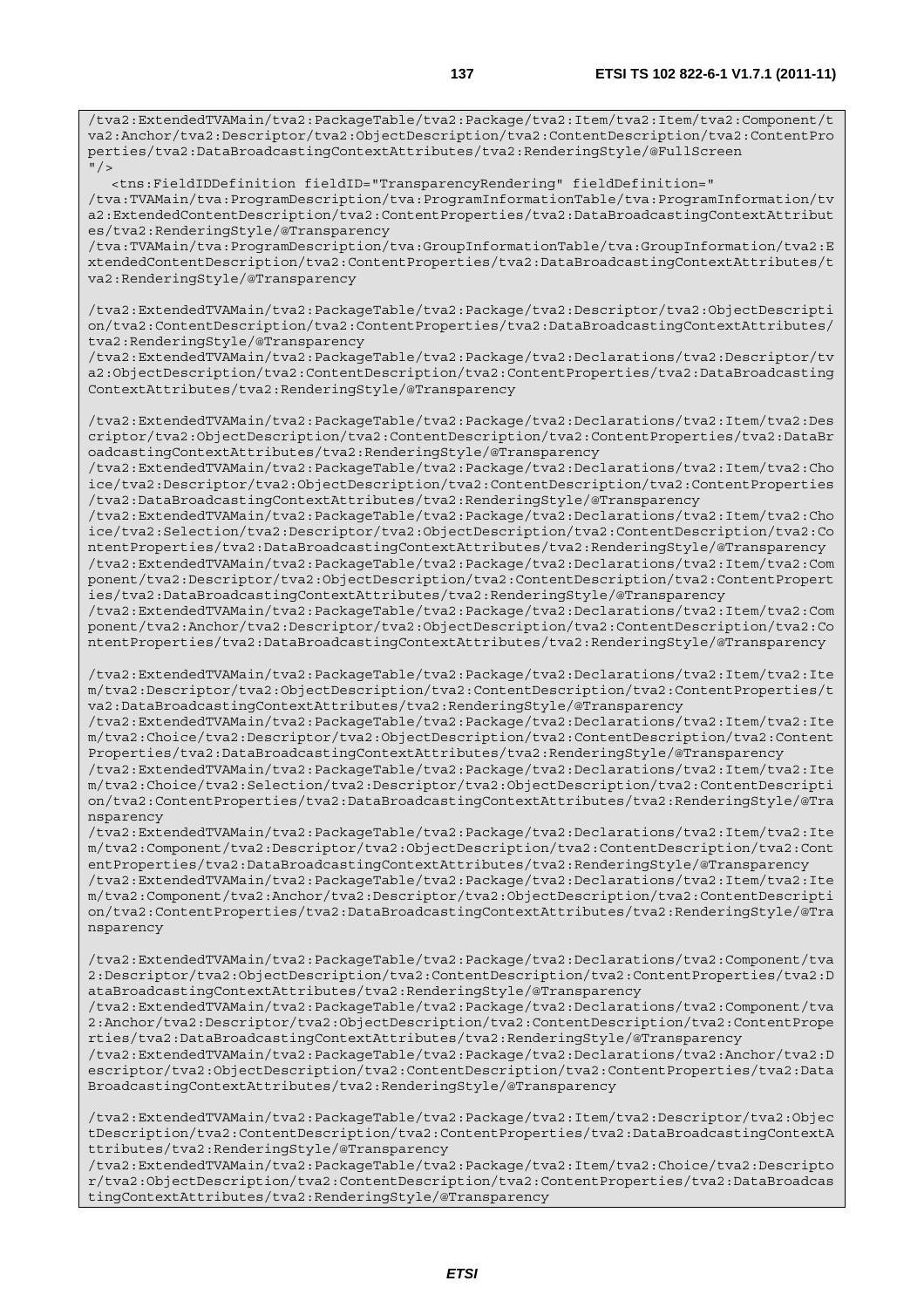```
/tva2:ExtendedTVAMain/tva2:PackageTable/tva2:Package/tva2:Item/tva2:Item/tva2:Component/tva2:Anchor/tva2:Descriptor/tva2:ObjectDescription/tva2:ContentDescription/tva2:ContentProperties/tva2:DataBroadcastingContextAttributes/tva2:RenderingStyle/@FullScreen
"/>
   <tns:FieldIDDefinition fieldID="TransparencyRendering" fieldDefinition="
/tva:TVAMain/tva:ProgramDescription/tva:ProgramInformationTable/tva:ProgramInformation/tva2:ExtendedContentDescription/tva2:ContentProperties/tva2:DataBroadcastingContextAttributes/tva2:RenderingStyle/@Transparency
/tva:TVAMain/tva:ProgramDescription/tva:GroupInformationTable/tva:GroupInformation/tva2:ExtendedContentDescription/tva2:ContentProperties/tva2:DataBroadcastingContextAttributes/tva2:RenderingStyle/@Transparency

/tva2:ExtendedTVAMain/tva2:PackageTable/tva2:Package/tva2:Descriptor/tva2:ObjectDescription/tva2:ContentDescription/tva2:ContentProperties/tva2:DataBroadcastingContextAttributes/tva2:RenderingStyle/@Transparency
/tva2:ExtendedTVAMain/tva2:PackageTable/tva2:Package/tva2:Declarations/tva2:Descriptor/tva2:ObjectDescription/tva2:ContentDescription/tva2:ContentProperties/tva2:DataBroadcastingContextAttributes/tva2:RenderingStyle/@Transparency

/tva2:ExtendedTVAMain/tva2:PackageTable/tva2:Package/tva2:Declarations/tva2:Item/tva2:Descriptor/tva2:ObjectDescription/tva2:ContentDescription/tva2:ContentProperties/tva2:DataBroadcastingContextAttributes/tva2:RenderingStyle/@Transparency
/tva2:ExtendedTVAMain/tva2:PackageTable/tva2:Package/tva2:Declarations/tva2:Item/tva2:Choice/tva2:Descriptor/tva2:ObjectDescription/tva2:ContentDescription/tva2:ContentProperties/tva2:DataBroadcastingContextAttributes/tva2:RenderingStyle/@Transparency
/tva2:ExtendedTVAMain/tva2:PackageTable/tva2:Package/tva2:Declarations/tva2:Item/tva2:Choice/tva2:Selection/tva2:Descriptor/tva2:ObjectDescription/tva2:ContentDescription/tva2:ContentProperties/tva2:DataBroadcastingContextAttributes/tva2:RenderingStyle/@Transparency
/tva2:ExtendedTVAMain/tva2:PackageTable/tva2:Package/tva2:Declarations/tva2:Item/tva2:Component/tva2:Descriptor/tva2:ObjectDescription/tva2:ContentDescription/tva2:ContentProperties/tva2:DataBroadcastingContextAttributes/tva2:RenderingStyle/@Transparency
/tva2:ExtendedTVAMain/tva2:PackageTable/tva2:Package/tva2:Declarations/tva2:Item/tva2:Component/tva2:Anchor/tva2:Descriptor/tva2:ObjectDescription/tva2:ContentDescription/tva2:ContentProperties/tva2:DataBroadcastingContextAttributes/tva2:RenderingStyle/@Transparency

/tva2:ExtendedTVAMain/tva2:PackageTable/tva2:Package/tva2:Declarations/tva2:Item/tva2:Item/tva2:Descriptor/tva2:ObjectDescription/tva2:ContentDescription/tva2:ContentProperties/tva2:DataBroadcastingContextAttributes/tva2:RenderingStyle/@Transparency
/tva2:ExtendedTVAMain/tva2:PackageTable/tva2:Package/tva2:Declarations/tva2:Item/tva2:Item/tva2:Choice/tva2:Descriptor/tva2:ObjectDescription/tva2:ContentDescription/tva2:ContentProperties/tva2:DataBroadcastingContextAttributes/tva2:RenderingStyle/@Transparency
/tva2:ExtendedTVAMain/tva2:PackageTable/tva2:Package/tva2:Declarations/tva2:Item/tva2:Item/tva2:Choice/tva2:Selection/tva2:Descriptor/tva2:ObjectDescription/tva2:ContentDescription/tva2:ContentProperties/tva2:DataBroadcastingContextAttributes/tva2:RenderingStyle/@Transparency
/tva2:ExtendedTVAMain/tva2:PackageTable/tva2:Package/tva2:Declarations/tva2:Item/tva2:Item/tva2:Component/tva2:Descriptor/tva2:ObjectDescription/tva2:ContentDescription/tva2:ContentProperties/tva2:DataBroadcastingContextAttributes/tva2:RenderingStyle/@Transparency
/tva2:ExtendedTVAMain/tva2:PackageTable/tva2:Package/tva2:Declarations/tva2:Item/tva2:Item/tva2:Component/tva2:Anchor/tva2:Descriptor/tva2:ObjectDescription/tva2:ContentDescription/tva2:ContentProperties/tva2:DataBroadcastingContextAttributes/tva2:RenderingStyle/@Transparency

/tva2:ExtendedTVAMain/tva2:PackageTable/tva2:Package/tva2:Declarations/tva2:Component/tva2:Descriptor/tva2:ObjectDescription/tva2:ContentDescription/tva2:ContentProperties/tva2:DataBroadcastingContextAttributes/tva2:RenderingStyle/@Transparency
/tva2:ExtendedTVAMain/tva2:PackageTable/tva2:Package/tva2:Declarations/tva2:Component/tva2:Anchor/tva2:Descriptor/tva2:ObjectDescription/tva2:ContentDescription/tva2:ContentProperties/tva2:DataBroadcastingContextAttributes/tva2:RenderingStyle/@Transparency
/tva2:ExtendedTVAMain/tva2:PackageTable/tva2:Package/tva2:Declarations/tva2:Anchor/tva2:Descriptor/tva2:ObjectDescription/tva2:ContentDescription/tva2:ContentProperties/tva2:DataBroadcastingContextAttributes/tva2:RenderingStyle/@Transparency

/tva2:ExtendedTVAMain/tva2:PackageTable/tva2:Package/tva2:Item/tva2:Descriptor/tva2:ObjectDescription/tva2:ContentDescription/tva2:ContentProperties/tva2:DataBroadcastingContextAttributes/tva2:RenderingStyle/@Transparency
/tva2:ExtendedTVAMain/tva2:PackageTable/tva2:Package/tva2:Item/tva2:Choice/tva2:Descriptor/tva2:ObjectDescription/tva2:ContentDescription/tva2:ContentProperties/tva2:DataBroadcastingContextAttributes/tva2:RenderingStyle/@Transparency
```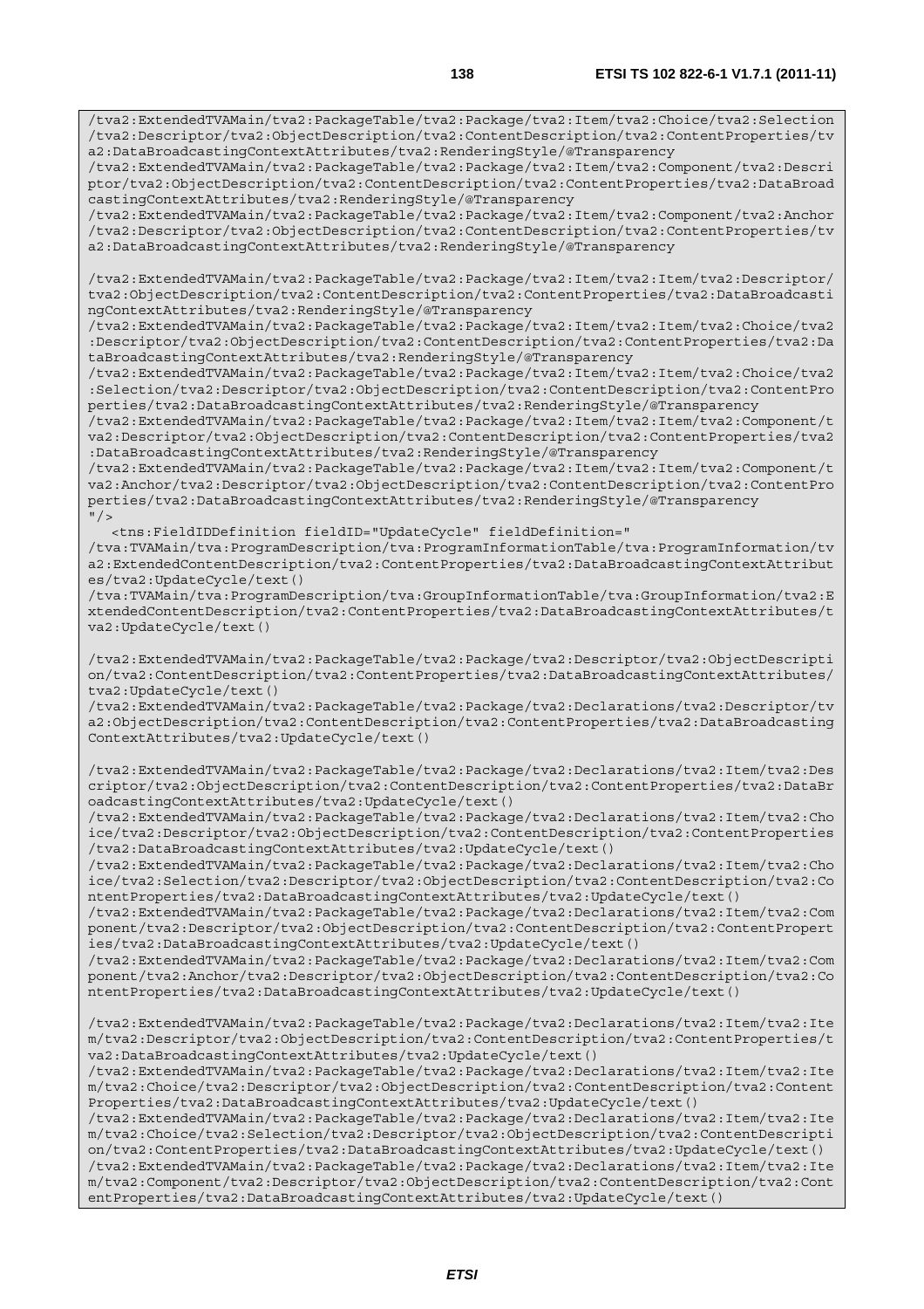```
/tva2:ExtendedTVAMain/tva2:PackageTable/tva2:Package/tva2:Item/tva2:Choice/tva2:Selection
/tva2:Descriptor/tva2:ObjectDescription/tva2:ContentDescription/tva2:ContentProperties/tv
a2:DataBroadcastingContextAttributes/tva2:RenderingStyle/@Transparency
/tva2:ExtendedTVAMain/tva2:PackageTable/tva2:Package/tva2:Item/tva2:Component/tva2:Descri
ptor/tva2:ObjectDescription/tva2:ContentDescription/tva2:ContentProperties/tva2:DataBroad
castingContextAttributes/tva2:RenderingStyle/@Transparency
/tva2:ExtendedTVAMain/tva2:PackageTable/tva2:Package/tva2:Item/tva2:Component/tva2:Anchor
/tva2:Descriptor/tva2:ObjectDescription/tva2:ContentDescription/tva2:ContentProperties/tv
a2:DataBroadcastingContextAttributes/tva2:RenderingStyle/@Transparency

/tva2:ExtendedTVAMain/tva2:PackageTable/tva2:Package/tva2:Item/tva2:Item/tva2:Descriptor/
tva2:ObjectDescription/tva2:ContentDescription/tva2:ContentProperties/tva2:DataBroadcasti
ngContextAttributes/tva2:RenderingStyle/@Transparency
/tva2:ExtendedTVAMain/tva2:PackageTable/tva2:Package/tva2:Item/tva2:Item/tva2:Choice/tva2
:Descriptor/tva2:ObjectDescription/tva2:ContentDescription/tva2:ContentProperties/tva2:Da
taBroadcastingContextAttributes/tva2:RenderingStyle/@Transparency
/tva2:ExtendedTVAMain/tva2:PackageTable/tva2:Package/tva2:Item/tva2:Item/tva2:Choice/tva2
:Selection/tva2:Descriptor/tva2:ObjectDescription/tva2:ContentDescription/tva2:ContentPro
perties/tva2:DataBroadcastingContextAttributes/tva2:RenderingStyle/@Transparency
/tva2:ExtendedTVAMain/tva2:PackageTable/tva2:Package/tva2:Item/tva2:Item/tva2:Component/t
va2:Descriptor/tva2:ObjectDescription/tva2:ContentDescription/tva2:ContentProperties/tva2
:DataBroadcastingContextAttributes/tva2:RenderingStyle/@Transparency
/tva2:ExtendedTVAMain/tva2:PackageTable/tva2:Package/tva2:Item/tva2:Item/tva2:Component/t
va2:Anchor/tva2:Descriptor/tva2:ObjectDescription/tva2:ContentDescription/tva2:ContentPro
perties/tva2:DataBroadcastingContextAttributes/tva2:RenderingStyle/@Transparency
"/>
   <tns:FieldIDDefinition fieldID="UpdateCycle" fieldDefinition="
/tva:TVAMain/tva:ProgramDescription/tva:ProgramInformationTable/tva:ProgramInformation/tv
a2:ExtendedContentDescription/tva2:ContentProperties/tva2:DataBroadcastingContextAttribut
es/tva2:UpdateCycle/text()
/tva:TVAMain/tva:ProgramDescription/tva:GroupInformationTable/tva:GroupInformation/tva2:E
xtendedContentDescription/tva2:ContentProperties/tva2:DataBroadcastingContextAttributes/t
va2:UpdateCycle/text()

/tva2:ExtendedTVAMain/tva2:PackageTable/tva2:Package/tva2:Descriptor/tva2:ObjectDescripti
on/tva2:ContentDescription/tva2:ContentProperties/tva2:DataBroadcastingContextAttributes/
tva2:UpdateCycle/text()
/tva2:ExtendedTVAMain/tva2:PackageTable/tva2:Package/tva2:Declarations/tva2:Descriptor/tv
a2:ObjectDescription/tva2:ContentDescription/tva2:ContentProperties/tva2:DataBroadcasting
ContextAttributes/tva2:UpdateCycle/text()

/tva2:ExtendedTVAMain/tva2:PackageTable/tva2:Package/tva2:Declarations/tva2:Item/tva2:Des
criptor/tva2:ObjectDescription/tva2:ContentDescription/tva2:ContentProperties/tva2:DataBr
oadcastingContextAttributes/tva2:UpdateCycle/text()
/tva2:ExtendedTVAMain/tva2:PackageTable/tva2:Package/tva2:Declarations/tva2:Item/tva2:Cho
ice/tva2:Descriptor/tva2:ObjectDescription/tva2:ContentDescription/tva2:ContentProperties
/tva2:DataBroadcastingContextAttributes/tva2:UpdateCycle/text()
/tva2:ExtendedTVAMain/tva2:PackageTable/tva2:Package/tva2:Declarations/tva2:Item/tva2:Cho
ice/tva2:Selection/tva2:Descriptor/tva2:ObjectDescription/tva2:ContentDescription/tva2:Co
ntentProperties/tva2:DataBroadcastingContextAttributes/tva2:UpdateCycle/text()
/tva2:ExtendedTVAMain/tva2:PackageTable/tva2:Package/tva2:Declarations/tva2:Item/tva2:Com
ponent/tva2:Descriptor/tva2:ObjectDescription/tva2:ContentDescription/tva2:ContentPropert
ies/tva2:DataBroadcastingContextAttributes/tva2:UpdateCycle/text()
/tva2:ExtendedTVAMain/tva2:PackageTable/tva2:Package/tva2:Declarations/tva2:Item/tva2:Com
ponent/tva2:Anchor/tva2:Descriptor/tva2:ObjectDescription/tva2:ContentDescription/tva2:Co
ntentProperties/tva2:DataBroadcastingContextAttributes/tva2:UpdateCycle/text()

/tva2:ExtendedTVAMain/tva2:PackageTable/tva2:Package/tva2:Declarations/tva2:Item/tva2:Ite
m/tva2:Descriptor/tva2:ObjectDescription/tva2:ContentDescription/tva2:ContentProperties/t
va2:DataBroadcastingContextAttributes/tva2:UpdateCycle/text()
/tva2:ExtendedTVAMain/tva2:PackageTable/tva2:Package/tva2:Declarations/tva2:Item/tva2:Ite
m/tva2:Choice/tva2:Descriptor/tva2:ObjectDescription/tva2:ContentDescription/tva2:Content
Properties/tva2:DataBroadcastingContextAttributes/tva2:UpdateCycle/text()
/tva2:ExtendedTVAMain/tva2:PackageTable/tva2:Package/tva2:Declarations/tva2:Item/tva2:Ite
m/tva2:Choice/tva2:Selection/tva2:Descriptor/tva2:ObjectDescription/tva2:ContentDescripti
on/tva2:ContentProperties/tva2:DataBroadcastingContextAttributes/tva2:UpdateCycle/text()
/tva2:ExtendedTVAMain/tva2:PackageTable/tva2:Package/tva2:Declarations/tva2:Item/tva2:Ite
m/tva2:Component/tva2:Descriptor/tva2:ObjectDescription/tva2:ContentDescription/tva2:Cont
entProperties/tva2:DataBroadcastingContextAttributes/tva2:UpdateCycle/text()
```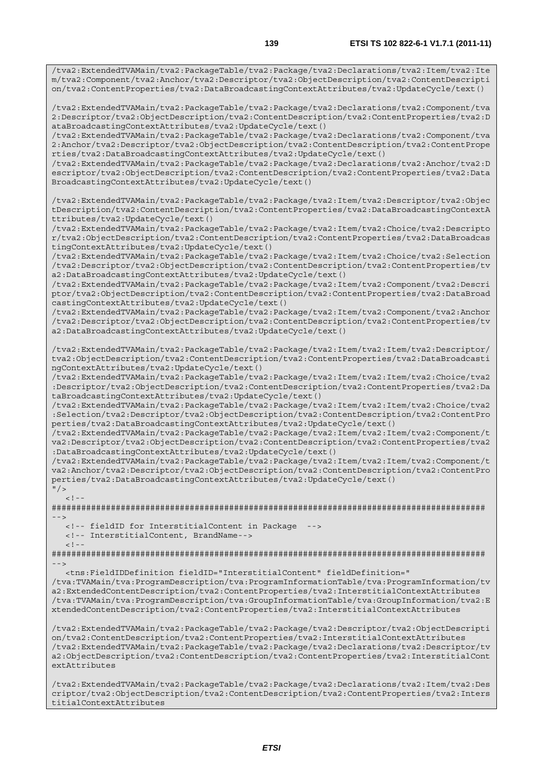```
/tva2:ExtendedTVAMain/tva2:PackageTable/tva2:Package/tva2:Declarations/tva2:Item/tva2:Ite
m/tva2:Component/tva2:Anchor/tva2:Descriptor/tva2:ObjectDescription/tva2:ContentDescripti
on/tva2:ContentProperties/tva2:DataBroadcastingContextAttributes/tva2:UpdateCycle/text()

/tva2:ExtendedTVAMain/tva2:PackageTable/tva2:Package/tva2:Declarations/tva2:Component/tva
2:Descriptor/tva2:ObjectDescription/tva2:ContentDescription/tva2:ContentProperties/tva2:D
ataBroadcastingContextAttributes/tva2:UpdateCycle/text()
/tva2:ExtendedTVAMain/tva2:PackageTable/tva2:Package/tva2:Declarations/tva2:Component/tva
2:Anchor/tva2:Descriptor/tva2:ObjectDescription/tva2:ContentDescription/tva2:ContentPrope
rties/tva2:DataBroadcastingContextAttributes/tva2:UpdateCycle/text()
/tva2:ExtendedTVAMain/tva2:PackageTable/tva2:Package/tva2:Declarations/tva2:Anchor/tva2:D
escriptor/tva2:ObjectDescription/tva2:ContentDescription/tva2:ContentProperties/tva2:Data
BroadcastingContextAttributes/tva2:UpdateCycle/text()

/tva2:ExtendedTVAMain/tva2:PackageTable/tva2:Package/tva2:Item/tva2:Descriptor/tva2:Objec
tDescription/tva2:ContentDescription/tva2:ContentProperties/tva2:DataBroadcastingContextA
ttributes/tva2:UpdateCycle/text()
/tva2:ExtendedTVAMain/tva2:PackageTable/tva2:Package/tva2:Item/tva2:Choice/tva2:Descripto
r/tva2:ObjectDescription/tva2:ContentDescription/tva2:ContentProperties/tva2:DataBroadcas
tingContextAttributes/tva2:UpdateCycle/text()
/tva2:ExtendedTVAMain/tva2:PackageTable/tva2:Package/tva2:Item/tva2:Choice/tva2:Selection
/tva2:Descriptor/tva2:ObjectDescription/tva2:ContentDescription/tva2:ContentProperties/tv
a2:DataBroadcastingContextAttributes/tva2:UpdateCycle/text()
/tva2:ExtendedTVAMain/tva2:PackageTable/tva2:Package/tva2:Item/tva2:Component/tva2:Descri
ptor/tva2:ObjectDescription/tva2:ContentDescription/tva2:ContentProperties/tva2:DataBroad
castingContextAttributes/tva2:UpdateCycle/text()
/tva2:ExtendedTVAMain/tva2:PackageTable/tva2:Package/tva2:Item/tva2:Component/tva2:Anchor
/tva2:Descriptor/tva2:ObjectDescription/tva2:ContentDescription/tva2:ContentProperties/tv
a2:DataBroadcastingContextAttributes/tva2:UpdateCycle/text()

/tva2:ExtendedTVAMain/tva2:PackageTable/tva2:Package/tva2:Item/tva2:Item/tva2:Descriptor/
tva2:ObjectDescription/tva2:ContentDescription/tva2:ContentProperties/tva2:DataBroadcasti
ngContextAttributes/tva2:UpdateCycle/text()
/tva2:ExtendedTVAMain/tva2:PackageTable/tva2:Package/tva2:Item/tva2:Item/tva2:Choice/tva2
:Descriptor/tva2:ObjectDescription/tva2:ContentDescription/tva2:ContentProperties/tva2:Da
taBroadcastingContextAttributes/tva2:UpdateCycle/text()
/tva2:ExtendedTVAMain/tva2:PackageTable/tva2:Package/tva2:Item/tva2:Item/tva2:Choice/tva2
:Selection/tva2:Descriptor/tva2:ObjectDescription/tva2:ContentDescription/tva2:ContentPro
perties/tva2:DataBroadcastingContextAttributes/tva2:UpdateCycle/text()
/tva2:ExtendedTVAMain/tva2:PackageTable/tva2:Package/tva2:Item/tva2:Item/tva2:Component/t
va2:Descriptor/tva2:ObjectDescription/tva2:ContentDescription/tva2:ContentProperties/tva2
:DataBroadcastingContextAttributes/tva2:UpdateCycle/text()
/tva2:ExtendedTVAMain/tva2:PackageTable/tva2:Package/tva2:Item/tva2:Item/tva2:Component/t
va2:Anchor/tva2:Descriptor/tva2:ObjectDescription/tva2:ContentDescription/tva2:ContentPro
perties/tva2:DataBroadcastingContextAttributes/tva2:UpdateCycle/text()
"/>
   <!--
########################################################################################
-->
   <!-- fieldID for InterstitialContent in Package  -->
   <!-- InterstitialContent, BrandName-->
   <!--
########################################################################################
-->
   <tns:FieldIDDefinition fieldID="InterstitialContent" fieldDefinition="
/tva:TVAMain/tva:ProgramDescription/tva:ProgramInformationTable/tva:ProgramInformation/tv
a2:ExtendedContentDescription/tva2:ContentProperties/tva2:InterstitialContextAttributes
/tva:TVAMain/tva:ProgramDescription/tva:GroupInformationTable/tva:GroupInformation/tva2:E
xtendedContentDescription/tva2:ContentProperties/tva2:InterstitialContextAttributes

/tva2:ExtendedTVAMain/tva2:PackageTable/tva2:Package/tva2:Descriptor/tva2:ObjectDescripti
on/tva2:ContentDescription/tva2:ContentProperties/tva2:InterstitialContextAttributes
/tva2:ExtendedTVAMain/tva2:PackageTable/tva2:Package/tva2:Declarations/tva2:Descriptor/tv
a2:ObjectDescription/tva2:ContentDescription/tva2:ContentProperties/tva2:InterstitialCont
extAttributes

/tva2:ExtendedTVAMain/tva2:PackageTable/tva2:Package/tva2:Declarations/tva2:Item/tva2:Des
criptor/tva2:ObjectDescription/tva2:ContentDescription/tva2:ContentProperties/tva2:Inters
titialContextAttributes
```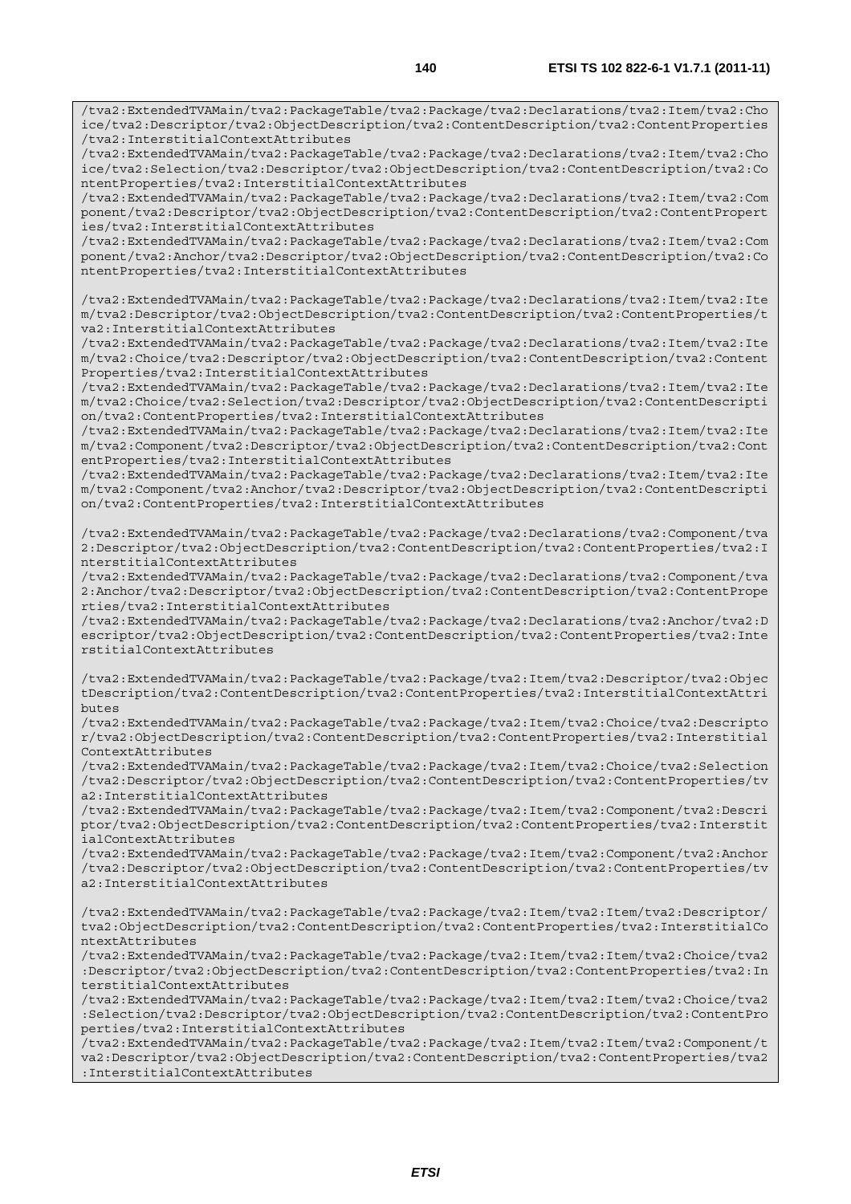```
/tva2:ExtendedTVAMain/tva2:PackageTable/tva2:Package/tva2:Declarations/tva2:Item/tva2:Choice/tva2:Descriptor/tva2:ObjectDescription/tva2:ContentDescription/tva2:ContentProperties/tva2:InterstitialContextAttributes
/tva2:ExtendedTVAMain/tva2:PackageTable/tva2:Package/tva2:Declarations/tva2:Item/tva2:Choice/tva2:Selection/tva2:Descriptor/tva2:ObjectDescription/tva2:ContentDescription/tva2:ContentProperties/tva2:InterstitialContextAttributes
/tva2:ExtendedTVAMain/tva2:PackageTable/tva2:Package/tva2:Declarations/tva2:Item/tva2:Component/tva2:Descriptor/tva2:ObjectDescription/tva2:ContentDescription/tva2:ContentProperties/tva2:InterstitialContextAttributes
/tva2:ExtendedTVAMain/tva2:PackageTable/tva2:Package/tva2:Declarations/tva2:Item/tva2:Component/tva2:Anchor/tva2:Descriptor/tva2:ObjectDescription/tva2:ContentDescription/tva2:ContentProperties/tva2:InterstitialContextAttributes

/tva2:ExtendedTVAMain/tva2:PackageTable/tva2:Package/tva2:Declarations/tva2:Item/tva2:Item/tva2:Descriptor/tva2:ObjectDescription/tva2:ContentDescription/tva2:ContentProperties/tva2:InterstitialContextAttributes
/tva2:ExtendedTVAMain/tva2:PackageTable/tva2:Package/tva2:Declarations/tva2:Item/tva2:Item/tva2:Choice/tva2:Descriptor/tva2:ObjectDescription/tva2:ContentDescription/tva2:ContentProperties/tva2:InterstitialContextAttributes
/tva2:ExtendedTVAMain/tva2:PackageTable/tva2:Package/tva2:Declarations/tva2:Item/tva2:Item/tva2:Choice/tva2:Selection/tva2:Descriptor/tva2:ObjectDescription/tva2:ContentDescription/tva2:ContentProperties/tva2:InterstitialContextAttributes
/tva2:ExtendedTVAMain/tva2:PackageTable/tva2:Package/tva2:Declarations/tva2:Item/tva2:Item/tva2:Component/tva2:Descriptor/tva2:ObjectDescription/tva2:ContentDescription/tva2:ContentProperties/tva2:InterstitialContextAttributes
/tva2:ExtendedTVAMain/tva2:PackageTable/tva2:Package/tva2:Declarations/tva2:Item/tva2:Item/tva2:Component/tva2:Anchor/tva2:Descriptor/tva2:ObjectDescription/tva2:ContentDescription/tva2:ContentProperties/tva2:InterstitialContextAttributes

/tva2:ExtendedTVAMain/tva2:PackageTable/tva2:Package/tva2:Declarations/tva2:Component/tva2:Descriptor/tva2:ObjectDescription/tva2:ContentDescription/tva2:ContentProperties/tva2:InterstitialContextAttributes
/tva2:ExtendedTVAMain/tva2:PackageTable/tva2:Package/tva2:Declarations/tva2:Component/tva2:Anchor/tva2:Descriptor/tva2:ObjectDescription/tva2:ContentDescription/tva2:ContentProperties/tva2:InterstitialContextAttributes
/tva2:ExtendedTVAMain/tva2:PackageTable/tva2:Package/tva2:Declarations/tva2:Anchor/tva2:Descriptor/tva2:ObjectDescription/tva2:ContentDescription/tva2:ContentProperties/tva2:InterstitialContextAttributes

/tva2:ExtendedTVAMain/tva2:PackageTable/tva2:Package/tva2:Item/tva2:Descriptor/tva2:ObjectDescription/tva2:ContentDescription/tva2:ContentProperties/tva2:InterstitialContextAttributes
/tva2:ExtendedTVAMain/tva2:PackageTable/tva2:Package/tva2:Item/tva2:Choice/tva2:Descriptor/tva2:ObjectDescription/tva2:ContentDescription/tva2:ContentProperties/tva2:InterstitialContextAttributes
/tva2:ExtendedTVAMain/tva2:PackageTable/tva2:Package/tva2:Item/tva2:Choice/tva2:Selection/tva2:Descriptor/tva2:ObjectDescription/tva2:ContentDescription/tva2:ContentProperties/tva2:InterstitialContextAttributes
/tva2:ExtendedTVAMain/tva2:PackageTable/tva2:Package/tva2:Item/tva2:Component/tva2:Descriptor/tva2:ObjectDescription/tva2:ContentDescription/tva2:ContentProperties/tva2:InterstitialContextAttributes
/tva2:ExtendedTVAMain/tva2:PackageTable/tva2:Package/tva2:Item/tva2:Component/tva2:Anchor/tva2:Descriptor/tva2:ObjectDescription/tva2:ContentDescription/tva2:ContentProperties/tva2:InterstitialContextAttributes

/tva2:ExtendedTVAMain/tva2:PackageTable/tva2:Package/tva2:Item/tva2:Item/tva2:Descriptor/tva2:ObjectDescription/tva2:ContentDescription/tva2:ContentProperties/tva2:InterstitialContextAttributes
/tva2:ExtendedTVAMain/tva2:PackageTable/tva2:Package/tva2:Item/tva2:Item/tva2:Choice/tva2:Descriptor/tva2:ObjectDescription/tva2:ContentDescription/tva2:ContentProperties/tva2:InterstitialContextAttributes
/tva2:ExtendedTVAMain/tva2:PackageTable/tva2:Package/tva2:Item/tva2:Item/tva2:Choice/tva2:Selection/tva2:Descriptor/tva2:ObjectDescription/tva2:ContentDescription/tva2:ContentProperties/tva2:InterstitialContextAttributes
/tva2:ExtendedTVAMain/tva2:PackageTable/tva2:Package/tva2:Item/tva2:Item/tva2:Component/tva2:Descriptor/tva2:ObjectDescription/tva2:ContentDescription/tva2:ContentProperties/tva2:InterstitialContextAttributes
```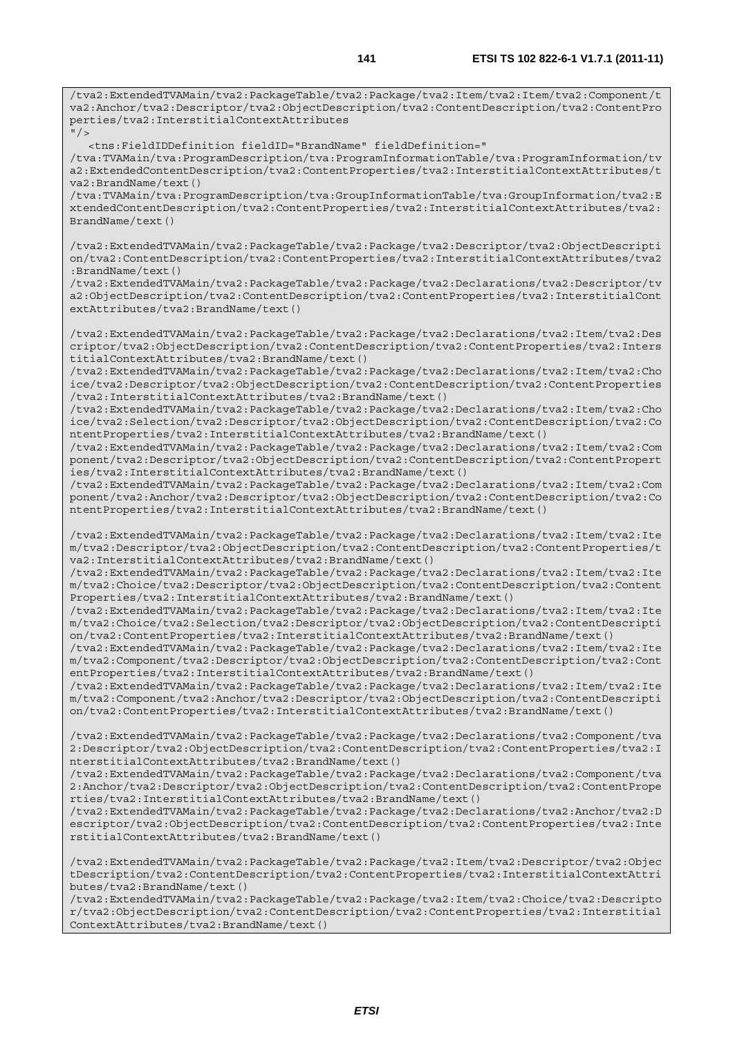```
/tva2:ExtendedTVAMain/tva2:PackageTable/tva2:Package/tva2:Item/tva2:Item/tva2:Component/t
va2:Anchor/tva2:Descriptor/tva2:ObjectDescription/tva2:ContentDescription/tva2:ContentPro
perties/tva2:InterstitialContextAttributes
"/>
   <tns:FieldIDDefinition fieldID="BrandName" fieldDefinition="
/tva:TVAMain/tva:ProgramDescription/tva:ProgramInformationTable/tva:ProgramInformation/tv
a2:ExtendedContentDescription/tva2:ContentProperties/tva2:InterstitialContextAttributes/t
va2:BrandName/text()
/tva:TVAMain/tva:ProgramDescription/tva:GroupInformationTable/tva:GroupInformation/tva2:E
xtendedContentDescription/tva2:ContentProperties/tva2:InterstitialContextAttributes/tva2:
BrandName/text()

/tva2:ExtendedTVAMain/tva2:PackageTable/tva2:Package/tva2:Descriptor/tva2:ObjectDescripti
on/tva2:ContentDescription/tva2:ContentProperties/tva2:InterstitialContextAttributes/tva2
:BrandName/text()
/tva2:ExtendedTVAMain/tva2:PackageTable/tva2:Package/tva2:Declarations/tva2:Descriptor/tv
a2:ObjectDescription/tva2:ContentDescription/tva2:ContentProperties/tva2:InterstitialCont
extAttributes/tva2:BrandName/text()

/tva2:ExtendedTVAMain/tva2:PackageTable/tva2:Package/tva2:Declarations/tva2:Item/tva2:Des
criptor/tva2:ObjectDescription/tva2:ContentDescription/tva2:ContentProperties/tva2:Inters
titialContextAttributes/tva2:BrandName/text()
/tva2:ExtendedTVAMain/tva2:PackageTable/tva2:Package/tva2:Declarations/tva2:Item/tva2:Cho
ice/tva2:Descriptor/tva2:ObjectDescription/tva2:ContentDescription/tva2:ContentProperties
/tva2:InterstitialContextAttributes/tva2:BrandName/text()
/tva2:ExtendedTVAMain/tva2:PackageTable/tva2:Package/tva2:Declarations/tva2:Item/tva2:Cho
ice/tva2:Selection/tva2:Descriptor/tva2:ObjectDescription/tva2:ContentDescription/tva2:Co
ntentProperties/tva2:InterstitialContextAttributes/tva2:BrandName/text()
/tva2:ExtendedTVAMain/tva2:PackageTable/tva2:Package/tva2:Declarations/tva2:Item/tva2:Com
ponent/tva2:Descriptor/tva2:ObjectDescription/tva2:ContentDescription/tva2:ContentPropert
ies/tva2:InterstitialContextAttributes/tva2:BrandName/text()
/tva2:ExtendedTVAMain/tva2:PackageTable/tva2:Package/tva2:Declarations/tva2:Item/tva2:Com
ponent/tva2:Anchor/tva2:Descriptor/tva2:ObjectDescription/tva2:ContentDescription/tva2:Co
ntentProperties/tva2:InterstitialContextAttributes/tva2:BrandName/text()

/tva2:ExtendedTVAMain/tva2:PackageTable/tva2:Package/tva2:Declarations/tva2:Item/tva2:Ite
m/tva2:Descriptor/tva2:ObjectDescription/tva2:ContentDescription/tva2:ContentProperties/t
va2:InterstitialContextAttributes/tva2:BrandName/text()
/tva2:ExtendedTVAMain/tva2:PackageTable/tva2:Package/tva2:Declarations/tva2:Item/tva2:Ite
m/tva2:Choice/tva2:Descriptor/tva2:ObjectDescription/tva2:ContentDescription/tva2:Content
Properties/tva2:InterstitialContextAttributes/tva2:BrandName/text()
/tva2:ExtendedTVAMain/tva2:PackageTable/tva2:Package/tva2:Declarations/tva2:Item/tva2:Ite
m/tva2:Choice/tva2:Selection/tva2:Descriptor/tva2:ObjectDescription/tva2:ContentDescripti
on/tva2:ContentProperties/tva2:InterstitialContextAttributes/tva2:BrandName/text()
/tva2:ExtendedTVAMain/tva2:PackageTable/tva2:Package/tva2:Declarations/tva2:Item/tva2:Ite
m/tva2:Component/tva2:Descriptor/tva2:ObjectDescription/tva2:ContentDescription/tva2:Cont
entProperties/tva2:InterstitialContextAttributes/tva2:BrandName/text()
/tva2:ExtendedTVAMain/tva2:PackageTable/tva2:Package/tva2:Declarations/tva2:Item/tva2:Ite
m/tva2:Component/tva2:Anchor/tva2:Descriptor/tva2:ObjectDescription/tva2:ContentDescripti
on/tva2:ContentProperties/tva2:InterstitialContextAttributes/tva2:BrandName/text()

/tva2:ExtendedTVAMain/tva2:PackageTable/tva2:Package/tva2:Declarations/tva2:Component/tva
2:Descriptor/tva2:ObjectDescription/tva2:ContentDescription/tva2:ContentProperties/tva2:I
nterstitialContextAttributes/tva2:BrandName/text()
/tva2:ExtendedTVAMain/tva2:PackageTable/tva2:Package/tva2:Declarations/tva2:Component/tva
2:Anchor/tva2:Descriptor/tva2:ObjectDescription/tva2:ContentDescription/tva2:ContentPrope
rties/tva2:InterstitialContextAttributes/tva2:BrandName/text()
/tva2:ExtendedTVAMain/tva2:PackageTable/tva2:Package/tva2:Declarations/tva2:Anchor/tva2:D
escriptor/tva2:ObjectDescription/tva2:ContentDescription/tva2:ContentProperties/tva2:Inte
rstitialContextAttributes/tva2:BrandName/text()

/tva2:ExtendedTVAMain/tva2:PackageTable/tva2:Package/tva2:Item/tva2:Descriptor/tva2:Objec
tDescription/tva2:ContentDescription/tva2:ContentProperties/tva2:InterstitialContextAttri
butes/tva2:BrandName/text()
/tva2:ExtendedTVAMain/tva2:PackageTable/tva2:Package/tva2:Item/tva2:Choice/tva2:Descripto
r/tva2:ObjectDescription/tva2:ContentDescription/tva2:ContentProperties/tva2:Interstitial
ContextAttributes/tva2:BrandName/text()
```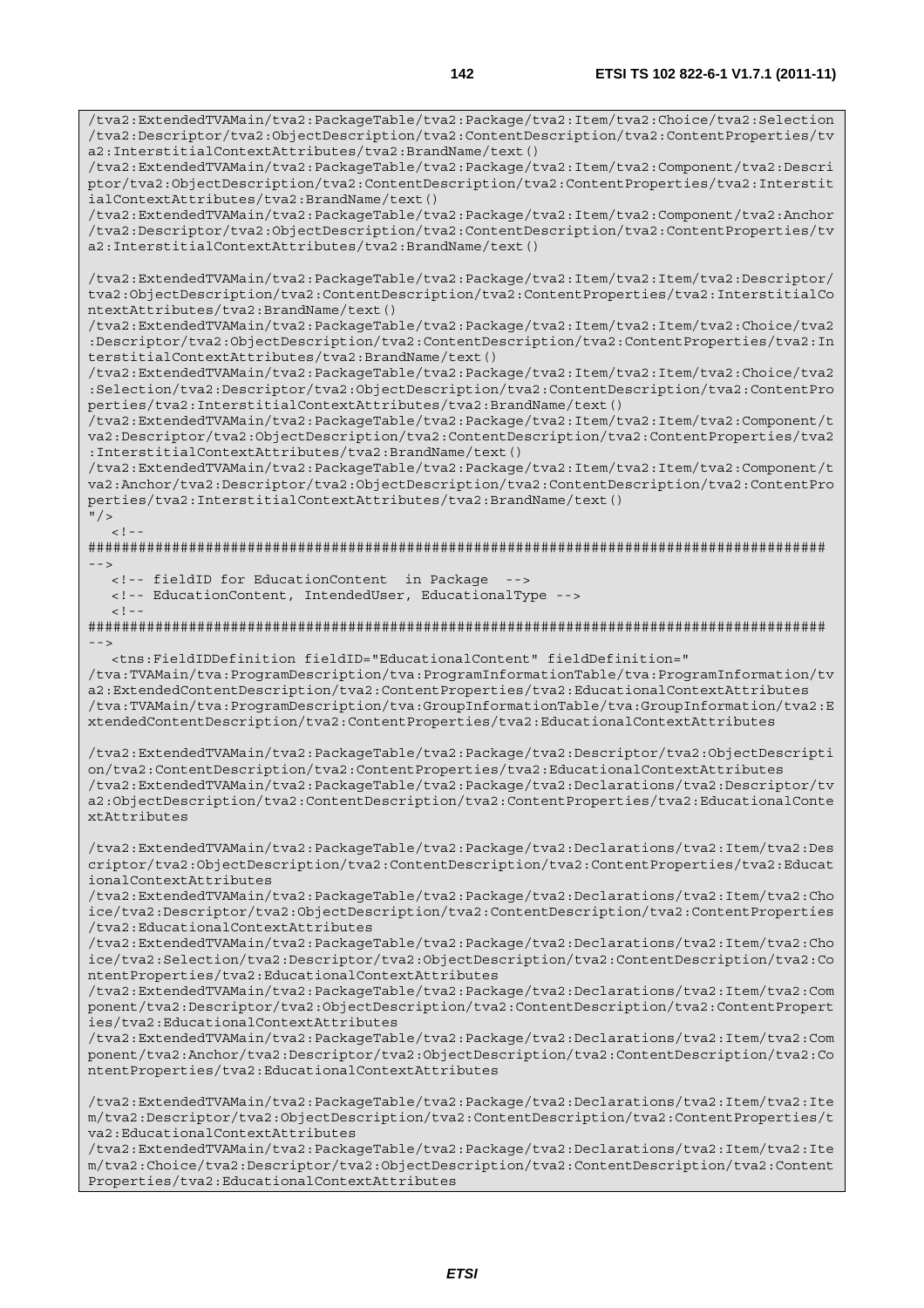```
/tva2:ExtendedTVAMain/tva2:PackageTable/tva2:Package/tva2:Item/tva2:Choice/tva2:Selection
/tva2:Descriptor/tva2:ObjectDescription/tva2:ContentDescription/tva2:ContentProperties/tv
a2:InterstitialContextAttributes/tva2:BrandName/text()
/tva2:ExtendedTVAMain/tva2:PackageTable/tva2:Package/tva2:Item/tva2:Component/tva2:Descri
ptor/tva2:ObjectDescription/tva2:ContentDescription/tva2:ContentProperties/tva2:Interstit
ialContextAttributes/tva2:BrandName/text()
/tva2:ExtendedTVAMain/tva2:PackageTable/tva2:Package/tva2:Item/tva2:Component/tva2:Anchor
/tva2:Descriptor/tva2:ObjectDescription/tva2:ContentDescription/tva2:ContentProperties/tv
a2:InterstitialContextAttributes/tva2:BrandName/text()

/tva2:ExtendedTVAMain/tva2:PackageTable/tva2:Package/tva2:Item/tva2:Item/tva2:Descriptor/
tva2:ObjectDescription/tva2:ContentDescription/tva2:ContentProperties/tva2:InterstitialCo
ntextAttributes/tva2:BrandName/text()
/tva2:ExtendedTVAMain/tva2:PackageTable/tva2:Package/tva2:Item/tva2:Item/tva2:Choice/tva2
:Descriptor/tva2:ObjectDescription/tva2:ContentDescription/tva2:ContentProperties/tva2:In
terstitialContextAttributes/tva2:BrandName/text()
/tva2:ExtendedTVAMain/tva2:PackageTable/tva2:Package/tva2:Item/tva2:Item/tva2:Choice/tva2
:Selection/tva2:Descriptor/tva2:ObjectDescription/tva2:ContentDescription/tva2:ContentPro
perties/tva2:InterstitialContextAttributes/tva2:BrandName/text()
/tva2:ExtendedTVAMain/tva2:PackageTable/tva2:Package/tva2:Item/tva2:Item/tva2:Component/t
va2:Descriptor/tva2:ObjectDescription/tva2:ContentDescription/tva2:ContentProperties/tva2
:InterstitialContextAttributes/tva2:BrandName/text()
/tva2:ExtendedTVAMain/tva2:PackageTable/tva2:Package/tva2:Item/tva2:Item/tva2:Component/t
va2:Anchor/tva2:Descriptor/tva2:ObjectDescription/tva2:ContentDescription/tva2:ContentPro
perties/tva2:InterstitialContextAttributes/tva2:BrandName/text()
"/>
   <!--
########################################################################################
-->
   <!-- fieldID for EducationContent  in Package  -->
   <!-- EducationContent, IntendedUser, EducationalType -->
   <!--
########################################################################################
-->
   <tns:FieldIDDefinition fieldID="EducationalContent" fieldDefinition="
/tva:TVAMain/tva:ProgramDescription/tva:ProgramInformationTable/tva:ProgramInformation/tv
a2:ExtendedContentDescription/tva2:ContentProperties/tva2:EducationalContextAttributes
/tva:TVAMain/tva:ProgramDescription/tva:GroupInformationTable/tva:GroupInformation/tva2:E
xtendedContentDescription/tva2:ContentProperties/tva2:EducationalContextAttributes

/tva2:ExtendedTVAMain/tva2:PackageTable/tva2:Package/tva2:Descriptor/tva2:ObjectDescripti
on/tva2:ContentDescription/tva2:ContentProperties/tva2:EducationalContextAttributes
/tva2:ExtendedTVAMain/tva2:PackageTable/tva2:Package/tva2:Declarations/tva2:Descriptor/tv
a2:ObjectDescription/tva2:ContentDescription/tva2:ContentProperties/tva2:EducationalConte
xtAttributes

/tva2:ExtendedTVAMain/tva2:PackageTable/tva2:Package/tva2:Declarations/tva2:Item/tva2:Des
criptor/tva2:ObjectDescription/tva2:ContentDescription/tva2:ContentProperties/tva2:Educat
ionalContextAttributes
/tva2:ExtendedTVAMain/tva2:PackageTable/tva2:Package/tva2:Declarations/tva2:Item/tva2:Cho
ice/tva2:Descriptor/tva2:ObjectDescription/tva2:ContentDescription/tva2:ContentProperties
/tva2:EducationalContextAttributes
/tva2:ExtendedTVAMain/tva2:PackageTable/tva2:Package/tva2:Declarations/tva2:Item/tva2:Cho
ice/tva2:Selection/tva2:Descriptor/tva2:ObjectDescription/tva2:ContentDescription/tva2:Co
ntentProperties/tva2:EducationalContextAttributes
/tva2:ExtendedTVAMain/tva2:PackageTable/tva2:Package/tva2:Declarations/tva2:Item/tva2:Com
ponent/tva2:Descriptor/tva2:ObjectDescription/tva2:ContentDescription/tva2:ContentPropert
ies/tva2:EducationalContextAttributes
/tva2:ExtendedTVAMain/tva2:PackageTable/tva2:Package/tva2:Declarations/tva2:Item/tva2:Com
ponent/tva2:Anchor/tva2:Descriptor/tva2:ObjectDescription/tva2:ContentDescription/tva2:Co
ntentProperties/tva2:EducationalContextAttributes

/tva2:ExtendedTVAMain/tva2:PackageTable/tva2:Package/tva2:Declarations/tva2:Item/tva2:Ite
m/tva2:Descriptor/tva2:ObjectDescription/tva2:ContentDescription/tva2:ContentProperties/t
va2:EducationalContextAttributes
/tva2:ExtendedTVAMain/tva2:PackageTable/tva2:Package/tva2:Declarations/tva2:Item/tva2:Ite
m/tva2:Choice/tva2:Descriptor/tva2:ObjectDescription/tva2:ContentDescription/tva2:Content
Properties/tva2:EducationalContextAttributes
```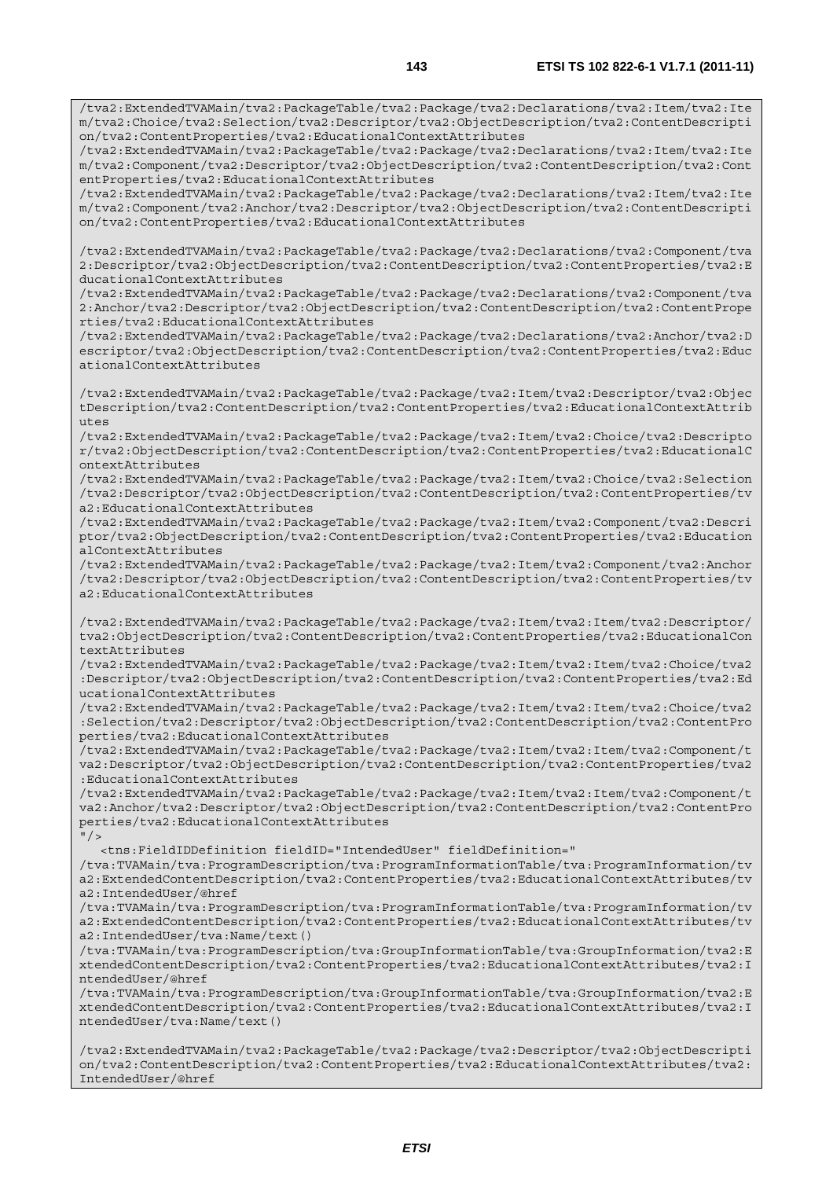```
/tva2:ExtendedTVAMain/tva2:PackageTable/tva2:Package/tva2:Declarations/tva2:Item/tva2:Item/tva2:Choice/tva2:Selection/tva2:Descriptor/tva2:ObjectDescription/tva2:ContentDescription/tva2:ContentProperties/tva2:EducationalContextAttributes
/tva2:ExtendedTVAMain/tva2:PackageTable/tva2:Package/tva2:Declarations/tva2:Item/tva2:Item/tva2:Component/tva2:Descriptor/tva2:ObjectDescription/tva2:ContentDescription/tva2:ContentProperties/tva2:EducationalContextAttributes
/tva2:ExtendedTVAMain/tva2:PackageTable/tva2:Package/tva2:Declarations/tva2:Item/tva2:Item/tva2:Component/tva2:Anchor/tva2:Descriptor/tva2:ObjectDescription/tva2:ContentDescription/tva2:ContentProperties/tva2:EducationalContextAttributes

/tva2:ExtendedTVAMain/tva2:PackageTable/tva2:Package/tva2:Declarations/tva2:Component/tva2:Descriptor/tva2:ObjectDescription/tva2:ContentDescription/tva2:ContentProperties/tva2:EducationalContextAttributes
/tva2:ExtendedTVAMain/tva2:PackageTable/tva2:Package/tva2:Declarations/tva2:Component/tva2:Anchor/tva2:Descriptor/tva2:ObjectDescription/tva2:ContentDescription/tva2:ContentProperties/tva2:EducationalContextAttributes
/tva2:ExtendedTVAMain/tva2:PackageTable/tva2:Package/tva2:Declarations/tva2:Anchor/tva2:Descriptor/tva2:ObjectDescription/tva2:ContentDescription/tva2:ContentProperties/tva2:EducationalContextAttributes

/tva2:ExtendedTVAMain/tva2:PackageTable/tva2:Package/tva2:Item/tva2:Descriptor/tva2:ObjectDescription/tva2:ContentDescription/tva2:ContentProperties/tva2:EducationalContextAttributes
/tva2:ExtendedTVAMain/tva2:PackageTable/tva2:Package/tva2:Item/tva2:Choice/tva2:Descriptor/tva2:ObjectDescription/tva2:ContentDescription/tva2:ContentProperties/tva2:EducationalContextAttributes
/tva2:ExtendedTVAMain/tva2:PackageTable/tva2:Package/tva2:Item/tva2:Choice/tva2:Selection/tva2:Descriptor/tva2:ObjectDescription/tva2:ContentDescription/tva2:ContentProperties/tva2:EducationalContextAttributes
/tva2:ExtendedTVAMain/tva2:PackageTable/tva2:Package/tva2:Item/tva2:Component/tva2:Descriptor/tva2:ObjectDescription/tva2:ContentDescription/tva2:ContentProperties/tva2:EducationalContextAttributes
/tva2:ExtendedTVAMain/tva2:PackageTable/tva2:Package/tva2:Item/tva2:Component/tva2:Anchor/tva2:Descriptor/tva2:ObjectDescription/tva2:ContentDescription/tva2:ContentProperties/tva2:EducationalContextAttributes

/tva2:ExtendedTVAMain/tva2:PackageTable/tva2:Package/tva2:Item/tva2:Item/tva2:Descriptor/tva2:ObjectDescription/tva2:ContentDescription/tva2:ContentProperties/tva2:EducationalContextAttributes
/tva2:ExtendedTVAMain/tva2:PackageTable/tva2:Package/tva2:Item/tva2:Item/tva2:Choice/tva2:Descriptor/tva2:ObjectDescription/tva2:ContentDescription/tva2:ContentProperties/tva2:EducationalContextAttributes
/tva2:ExtendedTVAMain/tva2:PackageTable/tva2:Package/tva2:Item/tva2:Item/tva2:Choice/tva2:Selection/tva2:Descriptor/tva2:ObjectDescription/tva2:ContentDescription/tva2:ContentProperties/tva2:EducationalContextAttributes
/tva2:ExtendedTVAMain/tva2:PackageTable/tva2:Package/tva2:Item/tva2:Item/tva2:Component/tva2:Descriptor/tva2:ObjectDescription/tva2:ContentDescription/tva2:ContentProperties/tva2:EducationalContextAttributes
/tva2:ExtendedTVAMain/tva2:PackageTable/tva2:Package/tva2:Item/tva2:Item/tva2:Component/tva2:Anchor/tva2:Descriptor/tva2:ObjectDescription/tva2:ContentDescription/tva2:ContentProperties/tva2:EducationalContextAttributes
"/>
   <tns:FieldIDDefinition fieldID="IntendedUser" fieldDefinition="
/tva:TVAMain/tva:ProgramDescription/tva:ProgramInformationTable/tva:ProgramInformation/tva2:ExtendedContentDescription/tva2:ContentProperties/tva2:EducationalContextAttributes/tva2:IntendedUser/@href
/tva:TVAMain/tva:ProgramDescription/tva:ProgramInformationTable/tva:ProgramInformation/tva2:ExtendedContentDescription/tva2:ContentProperties/tva2:EducationalContextAttributes/tva2:IntendedUser/tva:Name/text()
/tva:TVAMain/tva:ProgramDescription/tva:GroupInformationTable/tva:GroupInformation/tva2:ExtendedContentDescription/tva2:ContentProperties/tva2:EducationalContextAttributes/tva2:IntendedUser/@href
/tva:TVAMain/tva:ProgramDescription/tva:GroupInformationTable/tva:GroupInformation/tva2:ExtendedContentDescription/tva2:ContentProperties/tva2:EducationalContextAttributes/tva2:IntendedUser/tva:Name/text()

/tva2:ExtendedTVAMain/tva2:PackageTable/tva2:Package/tva2:Descriptor/tva2:ObjectDescription/tva2:ContentDescription/tva2:ContentProperties/tva2:EducationalContextAttributes/tva2:IntendedUser/@href
```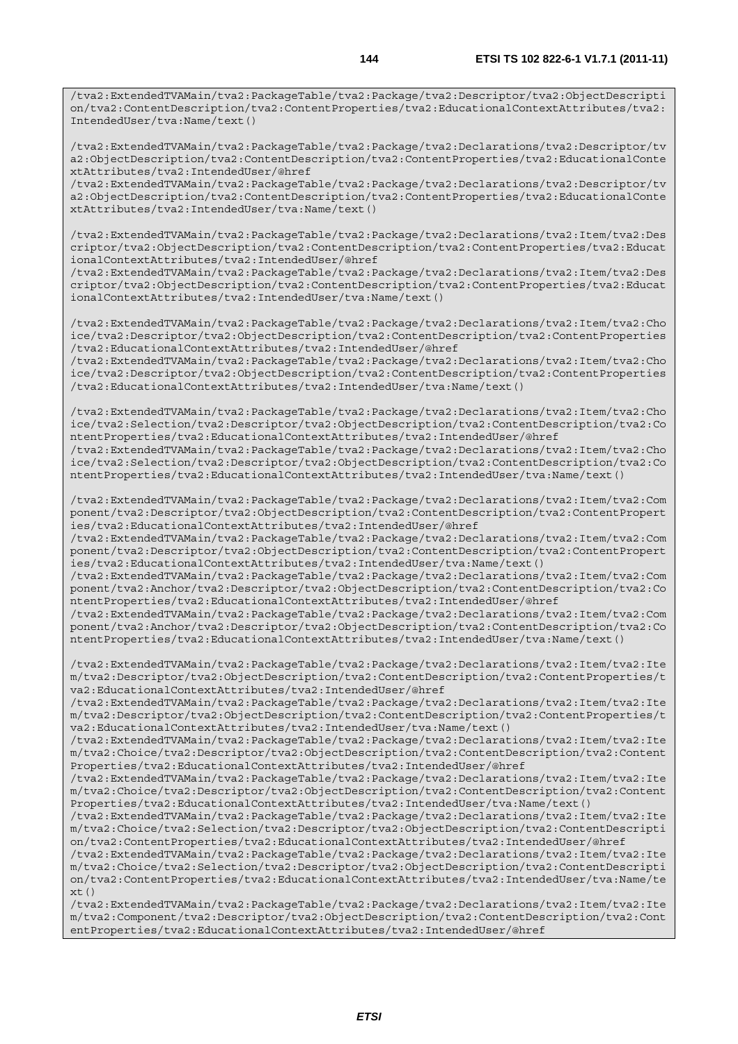```
/tva2:ExtendedTVAMain/tva2:PackageTable/tva2:Package/tva2:Descriptor/tva2:ObjectDescription/tva2:ContentDescription/tva2:ContentProperties/tva2:EducationalContextAttributes/tva2:IntendedUser/tva:Name/text()

/tva2:ExtendedTVAMain/tva2:PackageTable/tva2:Package/tva2:Declarations/tva2:Descriptor/tva2:ObjectDescription/tva2:ContentDescription/tva2:ContentProperties/tva2:EducationalContextAttributes/tva2:IntendedUser/@href
/tva2:ExtendedTVAMain/tva2:PackageTable/tva2:Package/tva2:Declarations/tva2:Descriptor/tva2:ObjectDescription/tva2:ContentDescription/tva2:ContentProperties/tva2:EducationalContextAttributes/tva2:IntendedUser/tva:Name/text()

/tva2:ExtendedTVAMain/tva2:PackageTable/tva2:Package/tva2:Declarations/tva2:Item/tva2:Descriptor/tva2:ObjectDescription/tva2:ContentDescription/tva2:ContentProperties/tva2:EducationalContextAttributes/tva2:IntendedUser/@href
/tva2:ExtendedTVAMain/tva2:PackageTable/tva2:Package/tva2:Declarations/tva2:Item/tva2:Descriptor/tva2:ObjectDescription/tva2:ContentDescription/tva2:ContentProperties/tva2:EducationalContextAttributes/tva2:IntendedUser/tva:Name/text()

/tva2:ExtendedTVAMain/tva2:PackageTable/tva2:Package/tva2:Declarations/tva2:Item/tva2:Choice/tva2:Descriptor/tva2:ObjectDescription/tva2:ContentDescription/tva2:ContentProperties/tva2:EducationalContextAttributes/tva2:IntendedUser/@href
/tva2:ExtendedTVAMain/tva2:PackageTable/tva2:Package/tva2:Declarations/tva2:Item/tva2:Choice/tva2:Descriptor/tva2:ObjectDescription/tva2:ContentDescription/tva2:ContentProperties/tva2:EducationalContextAttributes/tva2:IntendedUser/tva:Name/text()

/tva2:ExtendedTVAMain/tva2:PackageTable/tva2:Package/tva2:Declarations/tva2:Item/tva2:Choice/tva2:Selection/tva2:Descriptor/tva2:ObjectDescription/tva2:ContentDescription/tva2:ContentProperties/tva2:EducationalContextAttributes/tva2:IntendedUser/@href
/tva2:ExtendedTVAMain/tva2:PackageTable/tva2:Package/tva2:Declarations/tva2:Item/tva2:Choice/tva2:Selection/tva2:Descriptor/tva2:ObjectDescription/tva2:ContentDescription/tva2:ContentProperties/tva2:EducationalContextAttributes/tva2:IntendedUser/tva:Name/text()

/tva2:ExtendedTVAMain/tva2:PackageTable/tva2:Package/tva2:Declarations/tva2:Item/tva2:Component/tva2:Descriptor/tva2:ObjectDescription/tva2:ContentDescription/tva2:ContentProperties/tva2:EducationalContextAttributes/tva2:IntendedUser/@href
/tva2:ExtendedTVAMain/tva2:PackageTable/tva2:Package/tva2:Declarations/tva2:Item/tva2:Component/tva2:Descriptor/tva2:ObjectDescription/tva2:ContentDescription/tva2:ContentProperties/tva2:EducationalContextAttributes/tva2:IntendedUser/tva:Name/text()
/tva2:ExtendedTVAMain/tva2:PackageTable/tva2:Package/tva2:Declarations/tva2:Item/tva2:Component/tva2:Anchor/tva2:Descriptor/tva2:ObjectDescription/tva2:ContentDescription/tva2:ContentProperties/tva2:EducationalContextAttributes/tva2:IntendedUser/@href
/tva2:ExtendedTVAMain/tva2:PackageTable/tva2:Package/tva2:Declarations/tva2:Item/tva2:Component/tva2:Anchor/tva2:Descriptor/tva2:ObjectDescription/tva2:ContentDescription/tva2:ContentProperties/tva2:EducationalContextAttributes/tva2:IntendedUser/tva:Name/text()

/tva2:ExtendedTVAMain/tva2:PackageTable/tva2:Package/tva2:Declarations/tva2:Item/tva2:Item/tva2:Descriptor/tva2:ObjectDescription/tva2:ContentDescription/tva2:ContentProperties/tva2:EducationalContextAttributes/tva2:IntendedUser/@href
/tva2:ExtendedTVAMain/tva2:PackageTable/tva2:Package/tva2:Declarations/tva2:Item/tva2:Item/tva2:Descriptor/tva2:ObjectDescription/tva2:ContentDescription/tva2:ContentProperties/tva2:EducationalContextAttributes/tva2:IntendedUser/tva:Name/text()
/tva2:ExtendedTVAMain/tva2:PackageTable/tva2:Package/tva2:Declarations/tva2:Item/tva2:Item/tva2:Choice/tva2:Descriptor/tva2:ObjectDescription/tva2:ContentDescription/tva2:ContentProperties/tva2:EducationalContextAttributes/tva2:IntendedUser/@href
/tva2:ExtendedTVAMain/tva2:PackageTable/tva2:Package/tva2:Declarations/tva2:Item/tva2:Item/tva2:Choice/tva2:Descriptor/tva2:ObjectDescription/tva2:ContentDescription/tva2:ContentProperties/tva2:EducationalContextAttributes/tva2:IntendedUser/tva:Name/text()
/tva2:ExtendedTVAMain/tva2:PackageTable/tva2:Package/tva2:Declarations/tva2:Item/tva2:Item/tva2:Choice/tva2:Selection/tva2:Descriptor/tva2:ObjectDescription/tva2:ContentDescription/tva2:ContentProperties/tva2:EducationalContextAttributes/tva2:IntendedUser/@href
/tva2:ExtendedTVAMain/tva2:PackageTable/tva2:Package/tva2:Declarations/tva2:Item/tva2:Item/tva2:Choice/tva2:Selection/tva2:Descriptor/tva2:ObjectDescription/tva2:ContentDescription/tva2:ContentProperties/tva2:EducationalContextAttributes/tva2:IntendedUser/tva:Name/text()
/tva2:ExtendedTVAMain/tva2:PackageTable/tva2:Package/tva2:Declarations/tva2:Item/tva2:Item/tva2:Component/tva2:Descriptor/tva2:ObjectDescription/tva2:ContentDescription/tva2:ContentProperties/tva2:EducationalContextAttributes/tva2:IntendedUser/@href
```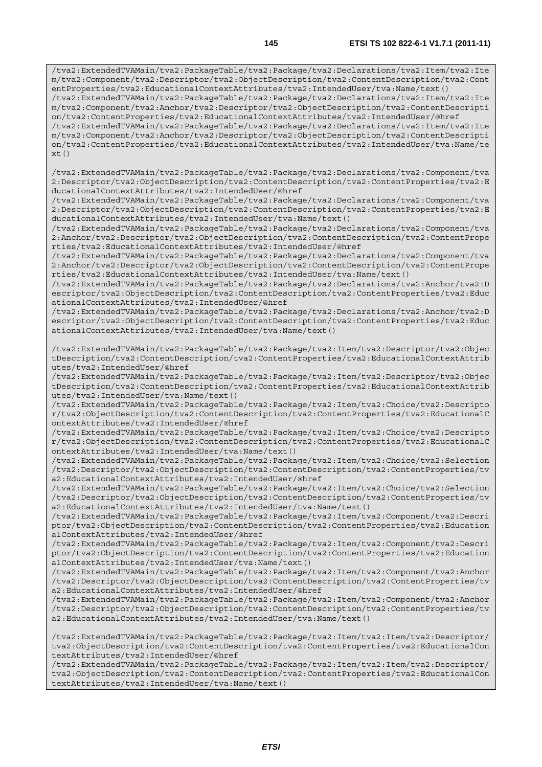```
/tva2:ExtendedTVAMain/tva2:PackageTable/tva2:Package/tva2:Declarations/tva2:Item/tva2:Item/tva2:Component/tva2:Descriptor/tva2:ObjectDescription/tva2:ContentDescription/tva2:ContentProperties/tva2:EducationalContextAttributes/tva2:IntendedUser/tva:Name/text()
/tva2:ExtendedTVAMain/tva2:PackageTable/tva2:Package/tva2:Declarations/tva2:Item/tva2:Item/tva2:Component/tva2:Anchor/tva2:Descriptor/tva2:ObjectDescription/tva2:ContentDescription/tva2:ContentProperties/tva2:EducationalContextAttributes/tva2:IntendedUser/@href
/tva2:ExtendedTVAMain/tva2:PackageTable/tva2:Package/tva2:Declarations/tva2:Item/tva2:Item/tva2:Component/tva2:Anchor/tva2:Descriptor/tva2:ObjectDescription/tva2:ContentDescription/tva2:ContentProperties/tva2:EducationalContextAttributes/tva2:IntendedUser/tva:Name/text()

/tva2:ExtendedTVAMain/tva2:PackageTable/tva2:Package/tva2:Declarations/tva2:Component/tva2:Descriptor/tva2:ObjectDescription/tva2:ContentDescription/tva2:ContentProperties/tva2:EducationalContextAttributes/tva2:IntendedUser/@href
/tva2:ExtendedTVAMain/tva2:PackageTable/tva2:Package/tva2:Declarations/tva2:Component/tva2:Descriptor/tva2:ObjectDescription/tva2:ContentDescription/tva2:ContentProperties/tva2:EducationalContextAttributes/tva2:IntendedUser/tva:Name/text()
/tva2:ExtendedTVAMain/tva2:PackageTable/tva2:Package/tva2:Declarations/tva2:Component/tva2:Anchor/tva2:Descriptor/tva2:ObjectDescription/tva2:ContentDescription/tva2:ContentProperties/tva2:EducationalContextAttributes/tva2:IntendedUser/@href
/tva2:ExtendedTVAMain/tva2:PackageTable/tva2:Package/tva2:Declarations/tva2:Component/tva2:Anchor/tva2:Descriptor/tva2:ObjectDescription/tva2:ContentDescription/tva2:ContentProperties/tva2:EducationalContextAttributes/tva2:IntendedUser/tva:Name/text()
/tva2:ExtendedTVAMain/tva2:PackageTable/tva2:Package/tva2:Declarations/tva2:Anchor/tva2:Descriptor/tva2:ObjectDescription/tva2:ContentDescription/tva2:ContentProperties/tva2:EducationalContextAttributes/tva2:IntendedUser/@href
/tva2:ExtendedTVAMain/tva2:PackageTable/tva2:Package/tva2:Declarations/tva2:Anchor/tva2:Descriptor/tva2:ObjectDescription/tva2:ContentDescription/tva2:ContentProperties/tva2:EducationalContextAttributes/tva2:IntendedUser/tva:Name/text()

/tva2:ExtendedTVAMain/tva2:PackageTable/tva2:Package/tva2:Item/tva2:Descriptor/tva2:ObjectDescription/tva2:ContentDescription/tva2:ContentProperties/tva2:EducationalContextAttributes/tva2:IntendedUser/@href
/tva2:ExtendedTVAMain/tva2:PackageTable/tva2:Package/tva2:Item/tva2:Descriptor/tva2:ObjectDescription/tva2:ContentDescription/tva2:ContentProperties/tva2:EducationalContextAttributes/tva2:IntendedUser/tva:Name/text()
/tva2:ExtendedTVAMain/tva2:PackageTable/tva2:Package/tva2:Item/tva2:Choice/tva2:Descriptor/tva2:ObjectDescription/tva2:ContentDescription/tva2:ContentProperties/tva2:EducationalContextAttributes/tva2:IntendedUser/@href
/tva2:ExtendedTVAMain/tva2:PackageTable/tva2:Package/tva2:Item/tva2:Choice/tva2:Descriptor/tva2:ObjectDescription/tva2:ContentDescription/tva2:ContentProperties/tva2:EducationalContextAttributes/tva2:IntendedUser/tva:Name/text()
/tva2:ExtendedTVAMain/tva2:PackageTable/tva2:Package/tva2:Item/tva2:Choice/tva2:Selection/tva2:Descriptor/tva2:ObjectDescription/tva2:ContentDescription/tva2:ContentProperties/tva2:EducationalContextAttributes/tva2:IntendedUser/@href
/tva2:ExtendedTVAMain/tva2:PackageTable/tva2:Package/tva2:Item/tva2:Choice/tva2:Selection/tva2:Descriptor/tva2:ObjectDescription/tva2:ContentDescription/tva2:ContentProperties/tva2:EducationalContextAttributes/tva2:IntendedUser/tva:Name/text()
/tva2:ExtendedTVAMain/tva2:PackageTable/tva2:Package/tva2:Item/tva2:Component/tva2:Descriptor/tva2:ObjectDescription/tva2:ContentDescription/tva2:ContentProperties/tva2:EducationalContextAttributes/tva2:IntendedUser/@href
/tva2:ExtendedTVAMain/tva2:PackageTable/tva2:Package/tva2:Item/tva2:Component/tva2:Descriptor/tva2:ObjectDescription/tva2:ContentDescription/tva2:ContentProperties/tva2:EducationalContextAttributes/tva2:IntendedUser/tva:Name/text()
/tva2:ExtendedTVAMain/tva2:PackageTable/tva2:Package/tva2:Item/tva2:Component/tva2:Anchor/tva2:Descriptor/tva2:ObjectDescription/tva2:ContentDescription/tva2:ContentProperties/tva2:EducationalContextAttributes/tva2:IntendedUser/@href
/tva2:ExtendedTVAMain/tva2:PackageTable/tva2:Package/tva2:Item/tva2:Component/tva2:Anchor/tva2:Descriptor/tva2:ObjectDescription/tva2:ContentDescription/tva2:ContentProperties/tva2:EducationalContextAttributes/tva2:IntendedUser/tva:Name/text()

/tva2:ExtendedTVAMain/tva2:PackageTable/tva2:Package/tva2:Item/tva2:Item/tva2:Descriptor/tva2:ObjectDescription/tva2:ContentDescription/tva2:ContentProperties/tva2:EducationalContextAttributes/tva2:IntendedUser/@href
/tva2:ExtendedTVAMain/tva2:PackageTable/tva2:Package/tva2:Item/tva2:Item/tva2:Descriptor/tva2:ObjectDescription/tva2:ContentDescription/tva2:ContentProperties/tva2:EducationalContextAttributes/tva2:IntendedUser/tva:Name/text()
```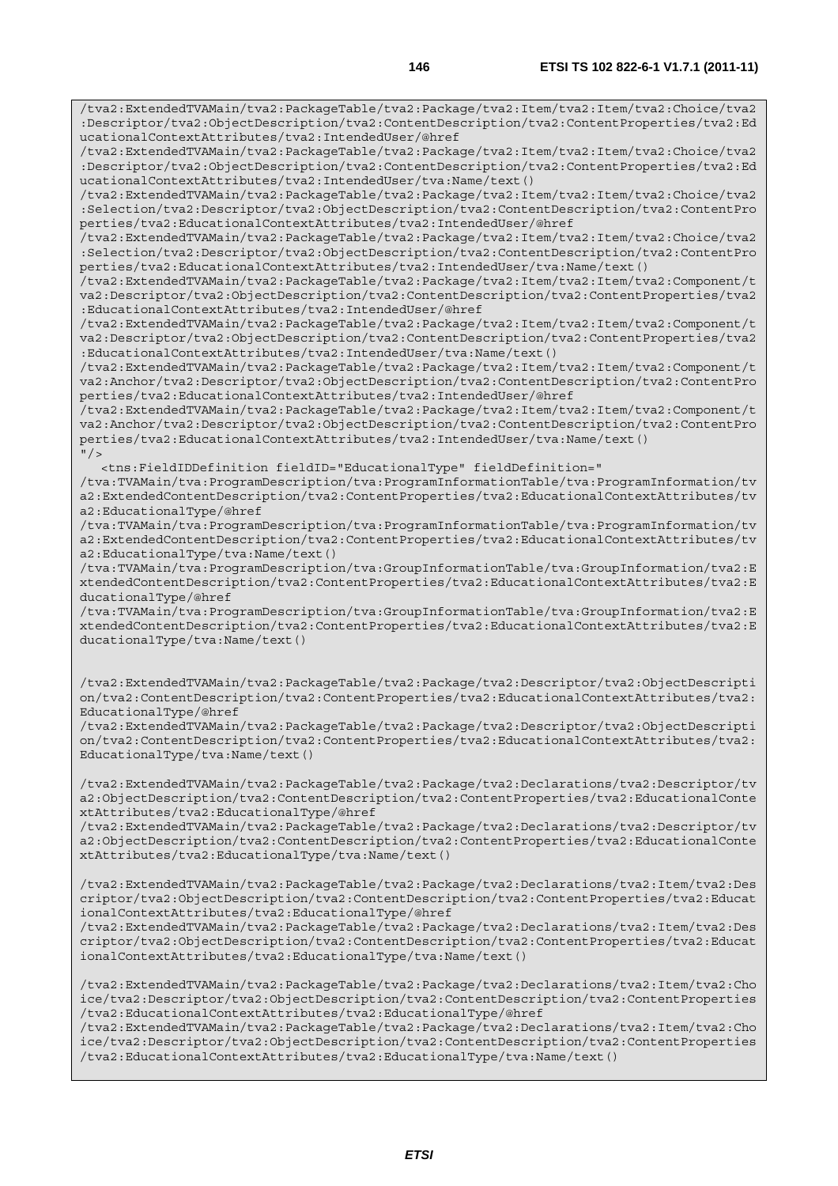```
/tva2:ExtendedTVAMain/tva2:PackageTable/tva2:Package/tva2:Item/tva2:Item/tva2:Choice/tva2
:Descriptor/tva2:ObjectDescription/tva2:ContentDescription/tva2:ContentProperties/tva2:Ed
ucationalContextAttributes/tva2:IntendedUser/@href
/tva2:ExtendedTVAMain/tva2:PackageTable/tva2:Package/tva2:Item/tva2:Item/tva2:Choice/tva2
:Descriptor/tva2:ObjectDescription/tva2:ContentDescription/tva2:ContentProperties/tva2:Ed
ucationalContextAttributes/tva2:IntendedUser/tva:Name/text()
/tva2:ExtendedTVAMain/tva2:PackageTable/tva2:Package/tva2:Item/tva2:Item/tva2:Choice/tva2
:Selection/tva2:Descriptor/tva2:ObjectDescription/tva2:ContentDescription/tva2:ContentPro
perties/tva2:EducationalContextAttributes/tva2:IntendedUser/@href
/tva2:ExtendedTVAMain/tva2:PackageTable/tva2:Package/tva2:Item/tva2:Item/tva2:Choice/tva2
:Selection/tva2:Descriptor/tva2:ObjectDescription/tva2:ContentDescription/tva2:ContentPro
perties/tva2:EducationalContextAttributes/tva2:IntendedUser/tva:Name/text()
/tva2:ExtendedTVAMain/tva2:PackageTable/tva2:Package/tva2:Item/tva2:Item/tva2:Component/t
va2:Descriptor/tva2:ObjectDescription/tva2:ContentDescription/tva2:ContentProperties/tva2
:EducationalContextAttributes/tva2:IntendedUser/@href
/tva2:ExtendedTVAMain/tva2:PackageTable/tva2:Package/tva2:Item/tva2:Item/tva2:Component/t
va2:Descriptor/tva2:ObjectDescription/tva2:ContentDescription/tva2:ContentProperties/tva2
:EducationalContextAttributes/tva2:IntendedUser/tva:Name/text()
/tva2:ExtendedTVAMain/tva2:PackageTable/tva2:Package/tva2:Item/tva2:Item/tva2:Component/t
va2:Anchor/tva2:Descriptor/tva2:ObjectDescription/tva2:ContentDescription/tva2:ContentPro
perties/tva2:EducationalContextAttributes/tva2:IntendedUser/@href
/tva2:ExtendedTVAMain/tva2:PackageTable/tva2:Package/tva2:Item/tva2:Item/tva2:Component/t
va2:Anchor/tva2:Descriptor/tva2:ObjectDescription/tva2:ContentDescription/tva2:ContentPro
perties/tva2:EducationalContextAttributes/tva2:IntendedUser/tva:Name/text()
"/>
   <tns:FieldIDDefinition fieldID="EducationalType" fieldDefinition="
/tva:TVAMain/tva:ProgramDescription/tva:ProgramInformationTable/tva:ProgramInformation/tv
a2:ExtendedContentDescription/tva2:ContentProperties/tva2:EducationalContextAttributes/tv
a2:EducationalType/@href
/tva:TVAMain/tva:ProgramDescription/tva:ProgramInformationTable/tva:ProgramInformation/tv
a2:ExtendedContentDescription/tva2:ContentProperties/tva2:EducationalContextAttributes/tv
a2:EducationalType/tva:Name/text()
/tva:TVAMain/tva:ProgramDescription/tva:GroupInformationTable/tva:GroupInformation/tva2:E
xtendedContentDescription/tva2:ContentProperties/tva2:EducationalContextAttributes/tva2:E
ducationalType/@href
/tva:TVAMain/tva:ProgramDescription/tva:GroupInformationTable/tva:GroupInformation/tva2:E
xtendedContentDescription/tva2:ContentProperties/tva2:EducationalContextAttributes/tva2:E
ducationalType/tva:Name/text()


/tva2:ExtendedTVAMain/tva2:PackageTable/tva2:Package/tva2:Descriptor/tva2:ObjectDescripti
on/tva2:ContentDescription/tva2:ContentProperties/tva2:EducationalContextAttributes/tva2:
EducationalType/@href
/tva2:ExtendedTVAMain/tva2:PackageTable/tva2:Package/tva2:Descriptor/tva2:ObjectDescripti
on/tva2:ContentDescription/tva2:ContentProperties/tva2:EducationalContextAttributes/tva2:
EducationalType/tva:Name/text()

/tva2:ExtendedTVAMain/tva2:PackageTable/tva2:Package/tva2:Declarations/tva2:Descriptor/tv
a2:ObjectDescription/tva2:ContentDescription/tva2:ContentProperties/tva2:EducationalConte
xtAttributes/tva2:EducationalType/@href
/tva2:ExtendedTVAMain/tva2:PackageTable/tva2:Package/tva2:Declarations/tva2:Descriptor/tv
a2:ObjectDescription/tva2:ContentDescription/tva2:ContentProperties/tva2:EducationalConte
xtAttributes/tva2:EducationalType/tva:Name/text()

/tva2:ExtendedTVAMain/tva2:PackageTable/tva2:Package/tva2:Declarations/tva2:Item/tva2:Des
criptor/tva2:ObjectDescription/tva2:ContentDescription/tva2:ContentProperties/tva2:Educat
ionalContextAttributes/tva2:EducationalType/@href
/tva2:ExtendedTVAMain/tva2:PackageTable/tva2:Package/tva2:Declarations/tva2:Item/tva2:Des
criptor/tva2:ObjectDescription/tva2:ContentDescription/tva2:ContentProperties/tva2:Educat
ionalContextAttributes/tva2:EducationalType/tva:Name/text()

/tva2:ExtendedTVAMain/tva2:PackageTable/tva2:Package/tva2:Declarations/tva2:Item/tva2:Cho
ice/tva2:Descriptor/tva2:ObjectDescription/tva2:ContentDescription/tva2:ContentProperties
/tva2:EducationalContextAttributes/tva2:EducationalType/@href
/tva2:ExtendedTVAMain/tva2:PackageTable/tva2:Package/tva2:Declarations/tva2:Item/tva2:Cho
ice/tva2:Descriptor/tva2:ObjectDescription/tva2:ContentDescription/tva2:ContentProperties
/tva2:EducationalContextAttributes/tva2:EducationalType/tva:Name/text()
```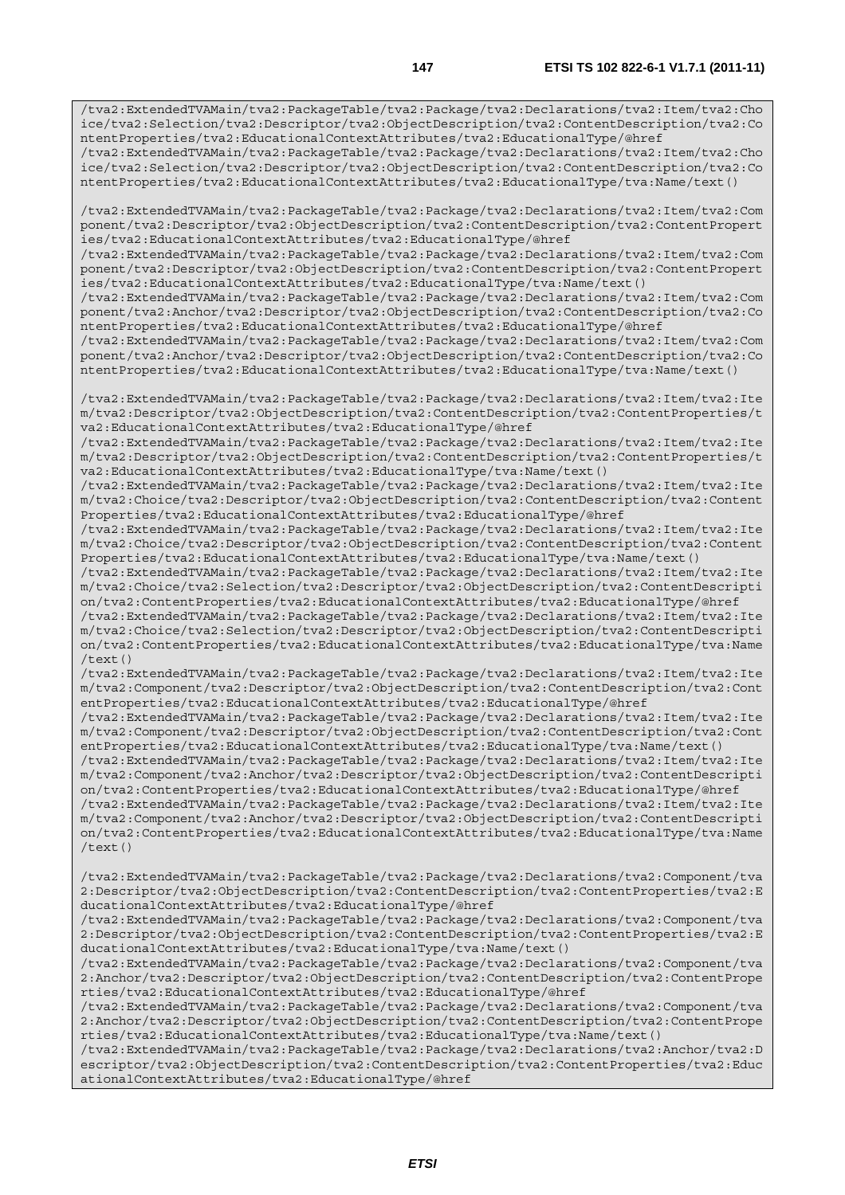```
/tva2:ExtendedTVAMain/tva2:PackageTable/tva2:Package/tva2:Declarations/tva2:Item/tva2:Choice/tva2:Selection/tva2:Descriptor/tva2:ObjectDescription/tva2:ContentDescription/tva2:ContentProperties/tva2:EducationalContextAttributes/tva2:EducationalType/@href
/tva2:ExtendedTVAMain/tva2:PackageTable/tva2:Package/tva2:Declarations/tva2:Item/tva2:Choice/tva2:Selection/tva2:Descriptor/tva2:ObjectDescription/tva2:ContentDescription/tva2:ContentProperties/tva2:EducationalContextAttributes/tva2:EducationalType/tva:Name/text()

/tva2:ExtendedTVAMain/tva2:PackageTable/tva2:Package/tva2:Declarations/tva2:Item/tva2:Component/tva2:Descriptor/tva2:ObjectDescription/tva2:ContentDescription/tva2:ContentProperties/tva2:EducationalContextAttributes/tva2:EducationalType/@href
/tva2:ExtendedTVAMain/tva2:PackageTable/tva2:Package/tva2:Declarations/tva2:Item/tva2:Component/tva2:Descriptor/tva2:ObjectDescription/tva2:ContentDescription/tva2:ContentProperties/tva2:EducationalContextAttributes/tva2:EducationalType/tva:Name/text()
/tva2:ExtendedTVAMain/tva2:PackageTable/tva2:Package/tva2:Declarations/tva2:Item/tva2:Component/tva2:Anchor/tva2:Descriptor/tva2:ObjectDescription/tva2:ContentDescription/tva2:ContentProperties/tva2:EducationalContextAttributes/tva2:EducationalType/@href
/tva2:ExtendedTVAMain/tva2:PackageTable/tva2:Package/tva2:Declarations/tva2:Item/tva2:Component/tva2:Anchor/tva2:Descriptor/tva2:ObjectDescription/tva2:ContentDescription/tva2:ContentProperties/tva2:EducationalContextAttributes/tva2:EducationalType/tva:Name/text()

/tva2:ExtendedTVAMain/tva2:PackageTable/tva2:Package/tva2:Declarations/tva2:Item/tva2:Item/tva2:Descriptor/tva2:ObjectDescription/tva2:ContentDescription/tva2:ContentProperties/tva2:EducationalContextAttributes/tva2:EducationalType/@href
/tva2:ExtendedTVAMain/tva2:PackageTable/tva2:Package/tva2:Declarations/tva2:Item/tva2:Item/tva2:Descriptor/tva2:ObjectDescription/tva2:ContentDescription/tva2:ContentProperties/tva2:EducationalContextAttributes/tva2:EducationalType/tva:Name/text()
/tva2:ExtendedTVAMain/tva2:PackageTable/tva2:Package/tva2:Declarations/tva2:Item/tva2:Item/tva2:Choice/tva2:Descriptor/tva2:ObjectDescription/tva2:ContentDescription/tva2:ContentProperties/tva2:EducationalContextAttributes/tva2:EducationalType/@href
/tva2:ExtendedTVAMain/tva2:PackageTable/tva2:Package/tva2:Declarations/tva2:Item/tva2:Item/tva2:Choice/tva2:Descriptor/tva2:ObjectDescription/tva2:ContentDescription/tva2:ContentProperties/tva2:EducationalContextAttributes/tva2:EducationalType/tva:Name/text()
/tva2:ExtendedTVAMain/tva2:PackageTable/tva2:Package/tva2:Declarations/tva2:Item/tva2:Item/tva2:Choice/tva2:Selection/tva2:Descriptor/tva2:ObjectDescription/tva2:ContentDescription/tva2:ContentProperties/tva2:EducationalContextAttributes/tva2:EducationalType/@href
/tva2:ExtendedTVAMain/tva2:PackageTable/tva2:Package/tva2:Declarations/tva2:Item/tva2:Item/tva2:Choice/tva2:Selection/tva2:Descriptor/tva2:ObjectDescription/tva2:ContentDescription/tva2:ContentProperties/tva2:EducationalContextAttributes/tva2:EducationalType/tva:Name/text()
/tva2:ExtendedTVAMain/tva2:PackageTable/tva2:Package/tva2:Declarations/tva2:Item/tva2:Item/tva2:Component/tva2:Descriptor/tva2:ObjectDescription/tva2:ContentDescription/tva2:ContentProperties/tva2:EducationalContextAttributes/tva2:EducationalType/@href
/tva2:ExtendedTVAMain/tva2:PackageTable/tva2:Package/tva2:Declarations/tva2:Item/tva2:Item/tva2:Component/tva2:Descriptor/tva2:ObjectDescription/tva2:ContentDescription/tva2:ContentProperties/tva2:EducationalContextAttributes/tva2:EducationalType/tva:Name/text()
/tva2:ExtendedTVAMain/tva2:PackageTable/tva2:Package/tva2:Declarations/tva2:Item/tva2:Item/tva2:Component/tva2:Anchor/tva2:Descriptor/tva2:ObjectDescription/tva2:ContentDescription/tva2:ContentProperties/tva2:EducationalContextAttributes/tva2:EducationalType/@href
/tva2:ExtendedTVAMain/tva2:PackageTable/tva2:Package/tva2:Declarations/tva2:Item/tva2:Item/tva2:Component/tva2:Anchor/tva2:Descriptor/tva2:ObjectDescription/tva2:ContentDescription/tva2:ContentProperties/tva2:EducationalContextAttributes/tva2:EducationalType/tva:Name/text()

/tva2:ExtendedTVAMain/tva2:PackageTable/tva2:Package/tva2:Declarations/tva2:Component/tva2:Descriptor/tva2:ObjectDescription/tva2:ContentDescription/tva2:ContentProperties/tva2:EducationalContextAttributes/tva2:EducationalType/@href
/tva2:ExtendedTVAMain/tva2:PackageTable/tva2:Package/tva2:Declarations/tva2:Component/tva2:Descriptor/tva2:ObjectDescription/tva2:ContentDescription/tva2:ContentProperties/tva2:EducationalContextAttributes/tva2:EducationalType/tva:Name/text()
/tva2:ExtendedTVAMain/tva2:PackageTable/tva2:Package/tva2:Declarations/tva2:Component/tva2:Anchor/tva2:Descriptor/tva2:ObjectDescription/tva2:ContentDescription/tva2:ContentProperties/tva2:EducationalContextAttributes/tva2:EducationalType/@href
/tva2:ExtendedTVAMain/tva2:PackageTable/tva2:Package/tva2:Declarations/tva2:Component/tva2:Anchor/tva2:Descriptor/tva2:ObjectDescription/tva2:ContentDescription/tva2:ContentProperties/tva2:EducationalContextAttributes/tva2:EducationalType/tva:Name/text()
/tva2:ExtendedTVAMain/tva2:PackageTable/tva2:Package/tva2:Declarations/tva2:Anchor/tva2:Descriptor/tva2:ObjectDescription/tva2:ContentDescription/tva2:ContentProperties/tva2:EducationalContextAttributes/tva2:EducationalType/@href
```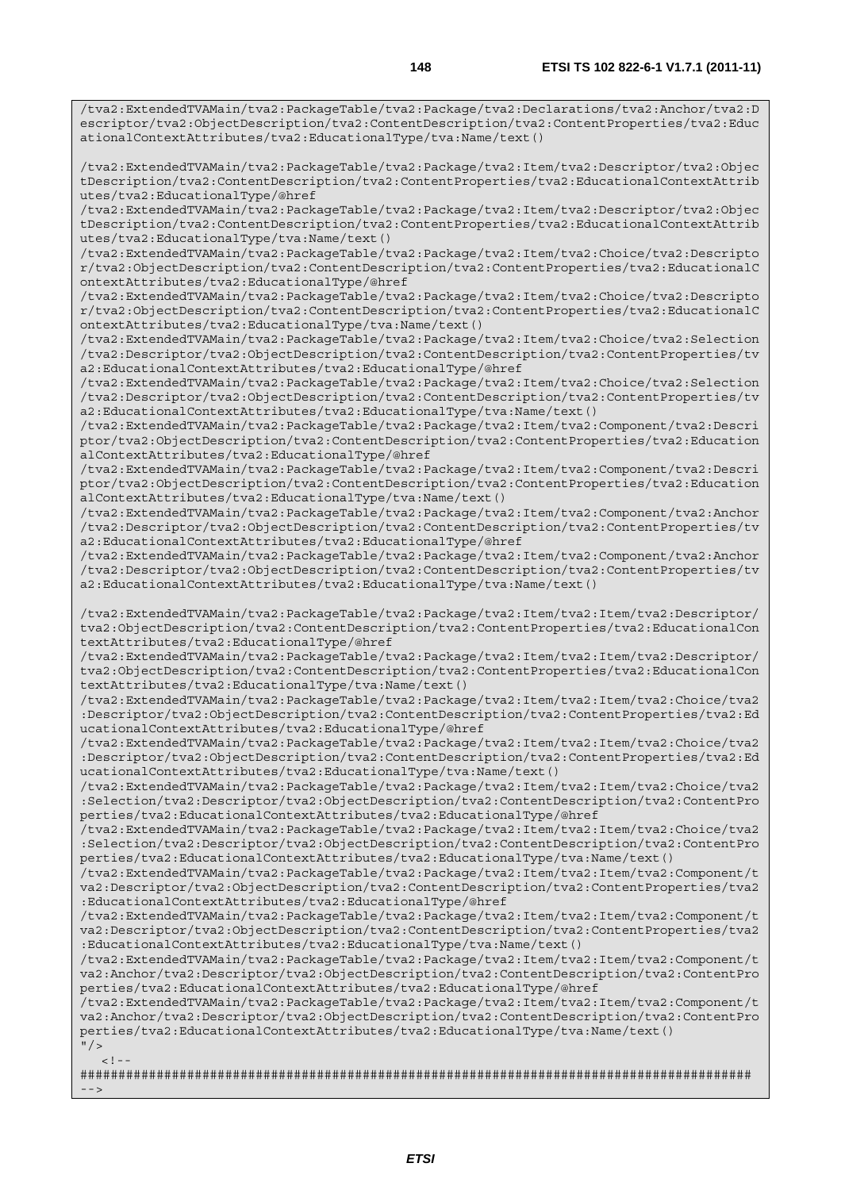```
/tva2:ExtendedTVAMain/tva2:PackageTable/tva2:Package/tva2:Declarations/tva2:Anchor/tva2:Descriptor/tva2:ObjectDescription/tva2:ContentDescription/tva2:ContentProperties/tva2:EducationalContextAttributes/tva2:EducationalType/tva:Name/text()

/tva2:ExtendedTVAMain/tva2:PackageTable/tva2:Package/tva2:Item/tva2:Descriptor/tva2:ObjectDescription/tva2:ContentDescription/tva2:ContentProperties/tva2:EducationalContextAttributes/tva2:EducationalType/@href
/tva2:ExtendedTVAMain/tva2:PackageTable/tva2:Package/tva2:Item/tva2:Descriptor/tva2:ObjectDescription/tva2:ContentDescription/tva2:ContentProperties/tva2:EducationalContextAttributes/tva2:EducationalType/tva:Name/text()
/tva2:ExtendedTVAMain/tva2:PackageTable/tva2:Package/tva2:Item/tva2:Choice/tva2:Descriptor/tva2:ObjectDescription/tva2:ContentDescription/tva2:ContentProperties/tva2:EducationalContextAttributes/tva2:EducationalType/@href
/tva2:ExtendedTVAMain/tva2:PackageTable/tva2:Package/tva2:Item/tva2:Choice/tva2:Descriptor/tva2:ObjectDescription/tva2:ContentDescription/tva2:ContentProperties/tva2:EducationalContextAttributes/tva2:EducationalType/tva:Name/text()
/tva2:ExtendedTVAMain/tva2:PackageTable/tva2:Package/tva2:Item/tva2:Choice/tva2:Selection/tva2:Descriptor/tva2:ObjectDescription/tva2:ContentDescription/tva2:ContentProperties/tva2:EducationalContextAttributes/tva2:EducationalType/@href
/tva2:ExtendedTVAMain/tva2:PackageTable/tva2:Package/tva2:Item/tva2:Choice/tva2:Selection/tva2:Descriptor/tva2:ObjectDescription/tva2:ContentDescription/tva2:ContentProperties/tva2:EducationalContextAttributes/tva2:EducationalType/tva:Name/text()
/tva2:ExtendedTVAMain/tva2:PackageTable/tva2:Package/tva2:Item/tva2:Component/tva2:Descriptor/tva2:ObjectDescription/tva2:ContentDescription/tva2:ContentProperties/tva2:EducationalContextAttributes/tva2:EducationalType/@href
/tva2:ExtendedTVAMain/tva2:PackageTable/tva2:Package/tva2:Item/tva2:Component/tva2:Descriptor/tva2:ObjectDescription/tva2:ContentDescription/tva2:ContentProperties/tva2:EducationalContextAttributes/tva2:EducationalType/tva:Name/text()
/tva2:ExtendedTVAMain/tva2:PackageTable/tva2:Package/tva2:Item/tva2:Component/tva2:Anchor/tva2:Descriptor/tva2:ObjectDescription/tva2:ContentDescription/tva2:ContentProperties/tva2:EducationalContextAttributes/tva2:EducationalType/@href
/tva2:ExtendedTVAMain/tva2:PackageTable/tva2:Package/tva2:Item/tva2:Component/tva2:Anchor/tva2:Descriptor/tva2:ObjectDescription/tva2:ContentDescription/tva2:ContentProperties/tva2:EducationalContextAttributes/tva2:EducationalType/tva:Name/text()

/tva2:ExtendedTVAMain/tva2:PackageTable/tva2:Package/tva2:Item/tva2:Item/tva2:Descriptor/tva2:ObjectDescription/tva2:ContentDescription/tva2:ContentProperties/tva2:EducationalContextAttributes/tva2:EducationalType/@href
/tva2:ExtendedTVAMain/tva2:PackageTable/tva2:Package/tva2:Item/tva2:Item/tva2:Descriptor/tva2:ObjectDescription/tva2:ContentDescription/tva2:ContentProperties/tva2:EducationalContextAttributes/tva2:EducationalType/tva:Name/text()
/tva2:ExtendedTVAMain/tva2:PackageTable/tva2:Package/tva2:Item/tva2:Item/tva2:Choice/tva2:Descriptor/tva2:ObjectDescription/tva2:ContentDescription/tva2:ContentProperties/tva2:EducationalContextAttributes/tva2:EducationalType/@href
/tva2:ExtendedTVAMain/tva2:PackageTable/tva2:Package/tva2:Item/tva2:Item/tva2:Choice/tva2:Descriptor/tva2:ObjectDescription/tva2:ContentDescription/tva2:ContentProperties/tva2:EducationalContextAttributes/tva2:EducationalType/tva:Name/text()
/tva2:ExtendedTVAMain/tva2:PackageTable/tva2:Package/tva2:Item/tva2:Item/tva2:Choice/tva2:Selection/tva2:Descriptor/tva2:ObjectDescription/tva2:ContentDescription/tva2:ContentProperties/tva2:EducationalContextAttributes/tva2:EducationalType/@href
/tva2:ExtendedTVAMain/tva2:PackageTable/tva2:Package/tva2:Item/tva2:Item/tva2:Choice/tva2:Selection/tva2:Descriptor/tva2:ObjectDescription/tva2:ContentDescription/tva2:ContentProperties/tva2:EducationalContextAttributes/tva2:EducationalType/tva:Name/text()
/tva2:ExtendedTVAMain/tva2:PackageTable/tva2:Package/tva2:Item/tva2:Item/tva2:Component/tva2:Descriptor/tva2:ObjectDescription/tva2:ContentDescription/tva2:ContentProperties/tva2:EducationalContextAttributes/tva2:EducationalType/@href
/tva2:ExtendedTVAMain/tva2:PackageTable/tva2:Package/tva2:Item/tva2:Item/tva2:Component/tva2:Descriptor/tva2:ObjectDescription/tva2:ContentDescription/tva2:ContentProperties/tva2:EducationalContextAttributes/tva2:EducationalType/tva:Name/text()
/tva2:ExtendedTVAMain/tva2:PackageTable/tva2:Package/tva2:Item/tva2:Item/tva2:Component/tva2:Anchor/tva2:Descriptor/tva2:ObjectDescription/tva2:ContentDescription/tva2:ContentProperties/tva2:EducationalContextAttributes/tva2:EducationalType/@href
/tva2:ExtendedTVAMain/tva2:PackageTable/tva2:Package/tva2:Item/tva2:Item/tva2:Component/tva2:Anchor/tva2:Descriptor/tva2:ObjectDescription/tva2:ContentDescription/tva2:ContentProperties/tva2:EducationalContextAttributes/tva2:EducationalType/tva:Name/text()
"/>
   <!--
##########################################################################################
-->
```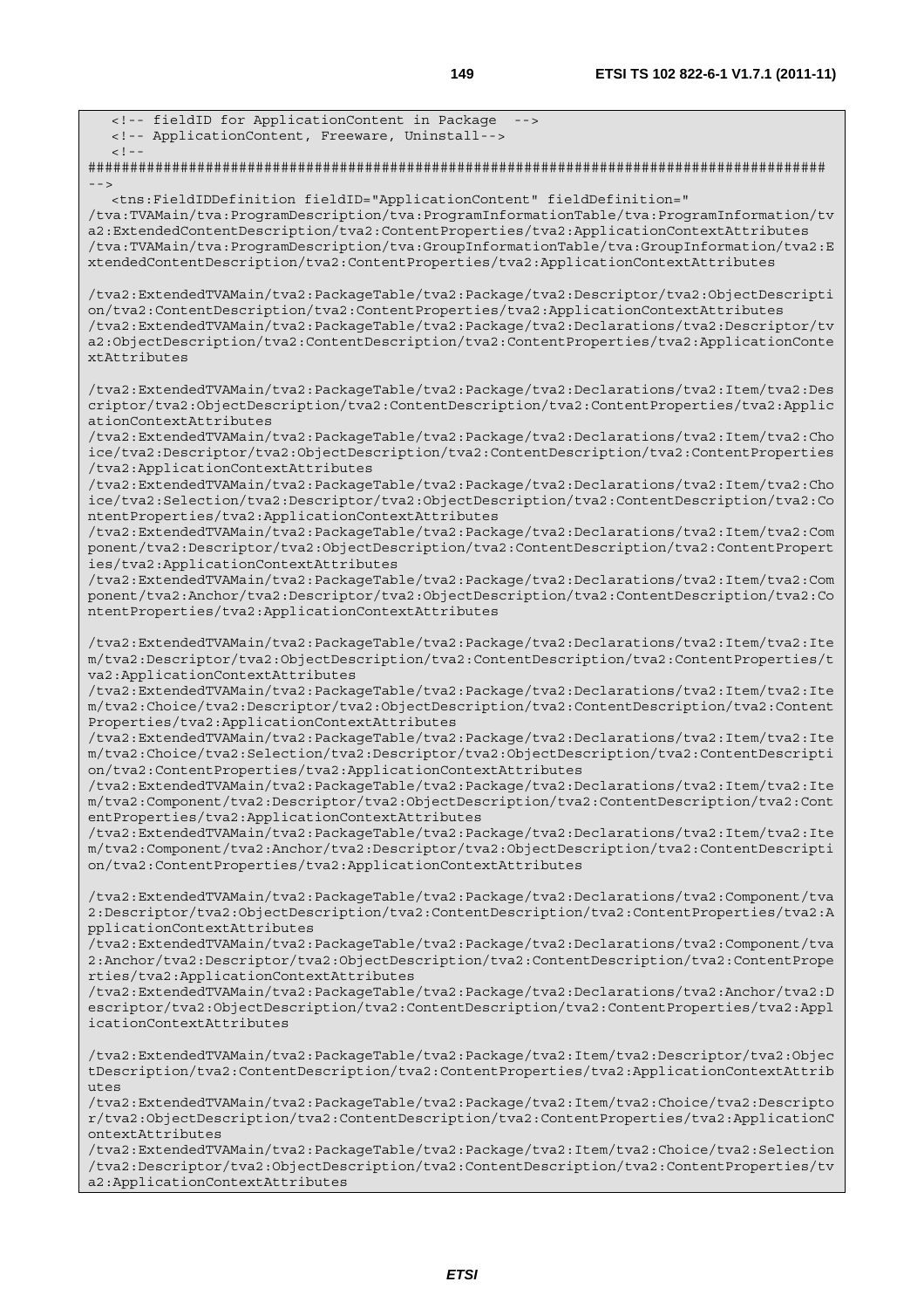```
   <!-- fieldID for ApplicationContent in Package  -->
   <!-- ApplicationContent, Freeware, Uninstall-->
   <!--
########################################################################################
-->
   <tns:FieldIDDefinition fieldID="ApplicationContent" fieldDefinition="
/tva:TVAMain/tva:ProgramDescription/tva:ProgramInformationTable/tva:ProgramInformation/tv
a2:ExtendedContentDescription/tva2:ContentProperties/tva2:ApplicationContextAttributes
/tva:TVAMain/tva:ProgramDescription/tva:GroupInformationTable/tva:GroupInformation/tva2:E
xtendedContentDescription/tva2:ContentProperties/tva2:ApplicationContextAttributes

/tva2:ExtendedTVAMain/tva2:PackageTable/tva2:Package/tva2:Descriptor/tva2:ObjectDescripti
on/tva2:ContentDescription/tva2:ContentProperties/tva2:ApplicationContextAttributes
/tva2:ExtendedTVAMain/tva2:PackageTable/tva2:Package/tva2:Declarations/tva2:Descriptor/tv
a2:ObjectDescription/tva2:ContentDescription/tva2:ContentProperties/tva2:ApplicationConte
xtAttributes

/tva2:ExtendedTVAMain/tva2:PackageTable/tva2:Package/tva2:Declarations/tva2:Item/tva2:Des
criptor/tva2:ObjectDescription/tva2:ContentDescription/tva2:ContentProperties/tva2:Applic
ationContextAttributes
/tva2:ExtendedTVAMain/tva2:PackageTable/tva2:Package/tva2:Declarations/tva2:Item/tva2:Cho
ice/tva2:Descriptor/tva2:ObjectDescription/tva2:ContentDescription/tva2:ContentProperties
/tva2:ApplicationContextAttributes
/tva2:ExtendedTVAMain/tva2:PackageTable/tva2:Package/tva2:Declarations/tva2:Item/tva2:Cho
ice/tva2:Selection/tva2:Descriptor/tva2:ObjectDescription/tva2:ContentDescription/tva2:Co
ntentProperties/tva2:ApplicationContextAttributes
/tva2:ExtendedTVAMain/tva2:PackageTable/tva2:Package/tva2:Declarations/tva2:Item/tva2:Com
ponent/tva2:Descriptor/tva2:ObjectDescription/tva2:ContentDescription/tva2:ContentPropert
ies/tva2:ApplicationContextAttributes
/tva2:ExtendedTVAMain/tva2:PackageTable/tva2:Package/tva2:Declarations/tva2:Item/tva2:Com
ponent/tva2:Anchor/tva2:Descriptor/tva2:ObjectDescription/tva2:ContentDescription/tva2:Co
ntentProperties/tva2:ApplicationContextAttributes

/tva2:ExtendedTVAMain/tva2:PackageTable/tva2:Package/tva2:Declarations/tva2:Item/tva2:Ite
m/tva2:Descriptor/tva2:ObjectDescription/tva2:ContentDescription/tva2:ContentProperties/t
va2:ApplicationContextAttributes
/tva2:ExtendedTVAMain/tva2:PackageTable/tva2:Package/tva2:Declarations/tva2:Item/tva2:Ite
m/tva2:Choice/tva2:Descriptor/tva2:ObjectDescription/tva2:ContentDescription/tva2:Content
Properties/tva2:ApplicationContextAttributes
/tva2:ExtendedTVAMain/tva2:PackageTable/tva2:Package/tva2:Declarations/tva2:Item/tva2:Ite
m/tva2:Choice/tva2:Selection/tva2:Descriptor/tva2:ObjectDescription/tva2:ContentDescripti
on/tva2:ContentProperties/tva2:ApplicationContextAttributes
/tva2:ExtendedTVAMain/tva2:PackageTable/tva2:Package/tva2:Declarations/tva2:Item/tva2:Ite
m/tva2:Component/tva2:Descriptor/tva2:ObjectDescription/tva2:ContentDescription/tva2:Cont
entProperties/tva2:ApplicationContextAttributes
/tva2:ExtendedTVAMain/tva2:PackageTable/tva2:Package/tva2:Declarations/tva2:Item/tva2:Ite
m/tva2:Component/tva2:Anchor/tva2:Descriptor/tva2:ObjectDescription/tva2:ContentDescripti
on/tva2:ContentProperties/tva2:ApplicationContextAttributes

/tva2:ExtendedTVAMain/tva2:PackageTable/tva2:Package/tva2:Declarations/tva2:Component/tva
2:Descriptor/tva2:ObjectDescription/tva2:ContentDescription/tva2:ContentProperties/tva2:A
pplicationContextAttributes
/tva2:ExtendedTVAMain/tva2:PackageTable/tva2:Package/tva2:Declarations/tva2:Component/tva
2:Anchor/tva2:Descriptor/tva2:ObjectDescription/tva2:ContentDescription/tva2:ContentPrope
rties/tva2:ApplicationContextAttributes
/tva2:ExtendedTVAMain/tva2:PackageTable/tva2:Package/tva2:Declarations/tva2:Anchor/tva2:D
escriptor/tva2:ObjectDescription/tva2:ContentDescription/tva2:ContentProperties/tva2:Appl
icationContextAttributes

/tva2:ExtendedTVAMain/tva2:PackageTable/tva2:Package/tva2:Item/tva2:Descriptor/tva2:Objec
tDescription/tva2:ContentDescription/tva2:ContentProperties/tva2:ApplicationContextAttrib
utes
/tva2:ExtendedTVAMain/tva2:PackageTable/tva2:Package/tva2:Item/tva2:Choice/tva2:Descripto
r/tva2:ObjectDescription/tva2:ContentDescription/tva2:ContentProperties/tva2:ApplicationC
ontextAttributes
/tva2:ExtendedTVAMain/tva2:PackageTable/tva2:Package/tva2:Item/tva2:Choice/tva2:Selection
/tva2:Descriptor/tva2:ObjectDescription/tva2:ContentDescription/tva2:ContentProperties/tv
a2:ApplicationContextAttributes
```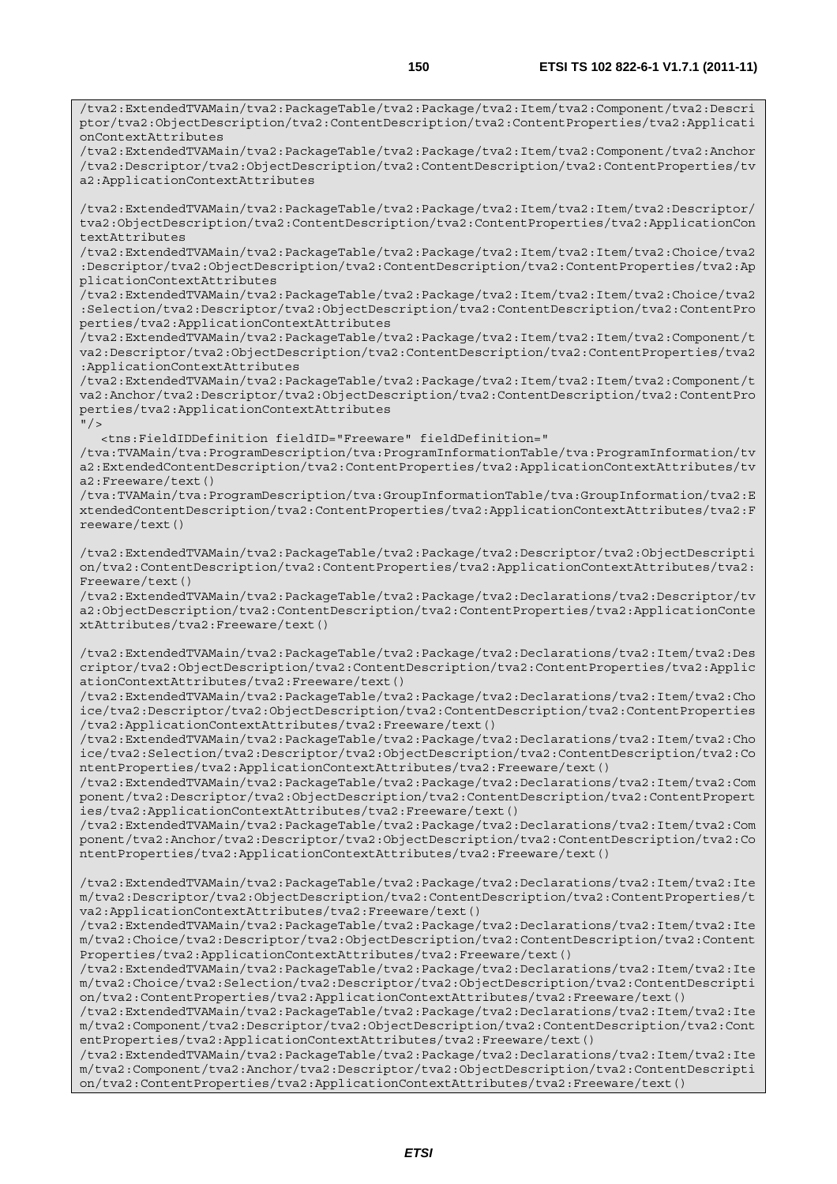```
/tva2:ExtendedTVAMain/tva2:PackageTable/tva2:Package/tva2:Item/tva2:Component/tva2:Descriptor/tva2:ObjectDescription/tva2:ContentDescription/tva2:ContentProperties/tva2:ApplicationContextAttributes
/tva2:ExtendedTVAMain/tva2:PackageTable/tva2:Package/tva2:Item/tva2:Component/tva2:Anchor/tva2:Descriptor/tva2:ObjectDescription/tva2:ContentDescription/tva2:ContentProperties/tva2:ApplicationContextAttributes

/tva2:ExtendedTVAMain/tva2:PackageTable/tva2:Package/tva2:Item/tva2:Item/tva2:Descriptor/tva2:ObjectDescription/tva2:ContentDescription/tva2:ContentProperties/tva2:ApplicationContextAttributes
/tva2:ExtendedTVAMain/tva2:PackageTable/tva2:Package/tva2:Item/tva2:Item/tva2:Choice/tva2:Descriptor/tva2:ObjectDescription/tva2:ContentDescription/tva2:ContentProperties/tva2:ApplicationContextAttributes
/tva2:ExtendedTVAMain/tva2:PackageTable/tva2:Package/tva2:Item/tva2:Item/tva2:Choice/tva2:Selection/tva2:Descriptor/tva2:ObjectDescription/tva2:ContentDescription/tva2:ContentProperties/tva2:ApplicationContextAttributes
/tva2:ExtendedTVAMain/tva2:PackageTable/tva2:Package/tva2:Item/tva2:Item/tva2:Component/tva2:Descriptor/tva2:ObjectDescription/tva2:ContentDescription/tva2:ContentProperties/tva2:ApplicationContextAttributes
/tva2:ExtendedTVAMain/tva2:PackageTable/tva2:Package/tva2:Item/tva2:Item/tva2:Component/tva2:Anchor/tva2:Descriptor/tva2:ObjectDescription/tva2:ContentDescription/tva2:ContentProperties/tva2:ApplicationContextAttributes
"/>
   <tns:FieldIDDefinition fieldID="Freeware" fieldDefinition="
/tva:TVAMain/tva:ProgramDescription/tva:ProgramInformationTable/tva:ProgramInformation/tva2:ExtendedContentDescription/tva2:ContentProperties/tva2:ApplicationContextAttributes/tva2:Freeware/text()
/tva:TVAMain/tva:ProgramDescription/tva:GroupInformationTable/tva:GroupInformation/tva2:ExtendedContentDescription/tva2:ContentProperties/tva2:ApplicationContextAttributes/tva2:Freeware/text()

/tva2:ExtendedTVAMain/tva2:PackageTable/tva2:Package/tva2:Descriptor/tva2:ObjectDescription/tva2:ContentDescription/tva2:ContentProperties/tva2:ApplicationContextAttributes/tva2:Freeware/text()
/tva2:ExtendedTVAMain/tva2:PackageTable/tva2:Package/tva2:Declarations/tva2:Descriptor/tva2:ObjectDescription/tva2:ContentDescription/tva2:ContentProperties/tva2:ApplicationContextAttributes/tva2:Freeware/text()

/tva2:ExtendedTVAMain/tva2:PackageTable/tva2:Package/tva2:Declarations/tva2:Item/tva2:Descriptor/tva2:ObjectDescription/tva2:ContentDescription/tva2:ContentProperties/tva2:ApplicationContextAttributes/tva2:Freeware/text()
/tva2:ExtendedTVAMain/tva2:PackageTable/tva2:Package/tva2:Declarations/tva2:Item/tva2:Choice/tva2:Descriptor/tva2:ObjectDescription/tva2:ContentDescription/tva2:ContentProperties/tva2:ApplicationContextAttributes/tva2:Freeware/text()
/tva2:ExtendedTVAMain/tva2:PackageTable/tva2:Package/tva2:Declarations/tva2:Item/tva2:Choice/tva2:Selection/tva2:Descriptor/tva2:ObjectDescription/tva2:ContentDescription/tva2:ContentProperties/tva2:ApplicationContextAttributes/tva2:Freeware/text()
/tva2:ExtendedTVAMain/tva2:PackageTable/tva2:Package/tva2:Declarations/tva2:Item/tva2:Component/tva2:Descriptor/tva2:ObjectDescription/tva2:ContentDescription/tva2:ContentProperties/tva2:ApplicationContextAttributes/tva2:Freeware/text()
/tva2:ExtendedTVAMain/tva2:PackageTable/tva2:Package/tva2:Declarations/tva2:Item/tva2:Component/tva2:Anchor/tva2:Descriptor/tva2:ObjectDescription/tva2:ContentDescription/tva2:ContentProperties/tva2:ApplicationContextAttributes/tva2:Freeware/text()

/tva2:ExtendedTVAMain/tva2:PackageTable/tva2:Package/tva2:Declarations/tva2:Item/tva2:Item/tva2:Descriptor/tva2:ObjectDescription/tva2:ContentDescription/tva2:ContentProperties/tva2:ApplicationContextAttributes/tva2:Freeware/text()
/tva2:ExtendedTVAMain/tva2:PackageTable/tva2:Package/tva2:Declarations/tva2:Item/tva2:Item/tva2:Choice/tva2:Descriptor/tva2:ObjectDescription/tva2:ContentDescription/tva2:ContentProperties/tva2:ApplicationContextAttributes/tva2:Freeware/text()
/tva2:ExtendedTVAMain/tva2:PackageTable/tva2:Package/tva2:Declarations/tva2:Item/tva2:Item/tva2:Choice/tva2:Selection/tva2:Descriptor/tva2:ObjectDescription/tva2:ContentDescription/tva2:ContentProperties/tva2:ApplicationContextAttributes/tva2:Freeware/text()
/tva2:ExtendedTVAMain/tva2:PackageTable/tva2:Package/tva2:Declarations/tva2:Item/tva2:Item/tva2:Component/tva2:Descriptor/tva2:ObjectDescription/tva2:ContentDescription/tva2:ContentProperties/tva2:ApplicationContextAttributes/tva2:Freeware/text()
/tva2:ExtendedTVAMain/tva2:PackageTable/tva2:Package/tva2:Declarations/tva2:Item/tva2:Item/tva2:Component/tva2:Anchor/tva2:Descriptor/tva2:ObjectDescription/tva2:ContentDescription/tva2:ContentProperties/tva2:ApplicationContextAttributes/tva2:Freeware/text()
```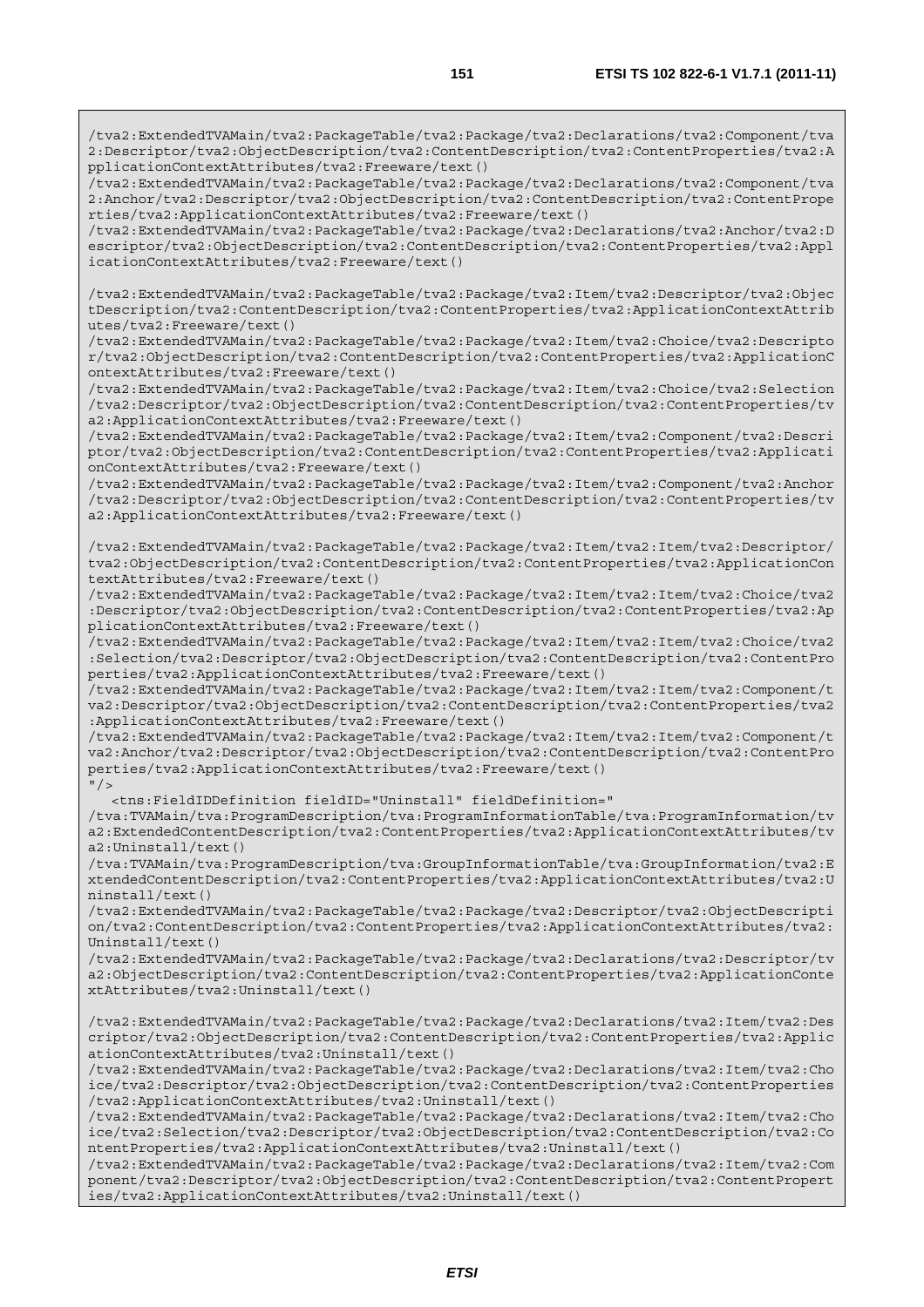```
/tva2:ExtendedTVAMain/tva2:PackageTable/tva2:Package/tva2:Declarations/tva2:Component/tva2:Descriptor/tva2:ObjectDescription/tva2:ContentDescription/tva2:ContentProperties/tva2:ApplicationContextAttributes/tva2:Freeware/text()
/tva2:ExtendedTVAMain/tva2:PackageTable/tva2:Package/tva2:Declarations/tva2:Component/tva2:Anchor/tva2:Descriptor/tva2:ObjectDescription/tva2:ContentDescription/tva2:ContentProperties/tva2:ApplicationContextAttributes/tva2:Freeware/text()
/tva2:ExtendedTVAMain/tva2:PackageTable/tva2:Package/tva2:Declarations/tva2:Anchor/tva2:Descriptor/tva2:ObjectDescription/tva2:ContentDescription/tva2:ContentProperties/tva2:ApplicationContextAttributes/tva2:Freeware/text()

/tva2:ExtendedTVAMain/tva2:PackageTable/tva2:Package/tva2:Item/tva2:Descriptor/tva2:ObjectDescription/tva2:ContentDescription/tva2:ContentProperties/tva2:ApplicationContextAttributes/tva2:Freeware/text()
/tva2:ExtendedTVAMain/tva2:PackageTable/tva2:Package/tva2:Item/tva2:Choice/tva2:Descriptor/tva2:ObjectDescription/tva2:ContentDescription/tva2:ContentProperties/tva2:ApplicationContextAttributes/tva2:Freeware/text()
/tva2:ExtendedTVAMain/tva2:PackageTable/tva2:Package/tva2:Item/tva2:Choice/tva2:Selection/tva2:Descriptor/tva2:ObjectDescription/tva2:ContentDescription/tva2:ContentProperties/tva2:ApplicationContextAttributes/tva2:Freeware/text()
/tva2:ExtendedTVAMain/tva2:PackageTable/tva2:Package/tva2:Item/tva2:Component/tva2:Descriptor/tva2:ObjectDescription/tva2:ContentDescription/tva2:ContentProperties/tva2:ApplicationContextAttributes/tva2:Freeware/text()
/tva2:ExtendedTVAMain/tva2:PackageTable/tva2:Package/tva2:Item/tva2:Component/tva2:Anchor/tva2:Descriptor/tva2:ObjectDescription/tva2:ContentDescription/tva2:ContentProperties/tva2:ApplicationContextAttributes/tva2:Freeware/text()

/tva2:ExtendedTVAMain/tva2:PackageTable/tva2:Package/tva2:Item/tva2:Item/tva2:Descriptor/tva2:ObjectDescription/tva2:ContentDescription/tva2:ContentProperties/tva2:ApplicationContextAttributes/tva2:Freeware/text()
/tva2:ExtendedTVAMain/tva2:PackageTable/tva2:Package/tva2:Item/tva2:Item/tva2:Choice/tva2:Descriptor/tva2:ObjectDescription/tva2:ContentDescription/tva2:ContentProperties/tva2:ApplicationContextAttributes/tva2:Freeware/text()
/tva2:ExtendedTVAMain/tva2:PackageTable/tva2:Package/tva2:Item/tva2:Item/tva2:Choice/tva2:Selection/tva2:Descriptor/tva2:ObjectDescription/tva2:ContentDescription/tva2:ContentProperties/tva2:ApplicationContextAttributes/tva2:Freeware/text()
/tva2:ExtendedTVAMain/tva2:PackageTable/tva2:Package/tva2:Item/tva2:Item/tva2:Component/tva2:Descriptor/tva2:ObjectDescription/tva2:ContentDescription/tva2:ContentProperties/tva2:ApplicationContextAttributes/tva2:Freeware/text()
/tva2:ExtendedTVAMain/tva2:PackageTable/tva2:Package/tva2:Item/tva2:Item/tva2:Component/tva2:Anchor/tva2:Descriptor/tva2:ObjectDescription/tva2:ContentDescription/tva2:ContentProperties/tva2:ApplicationContextAttributes/tva2:Freeware/text()
"/>
   <tns:FieldIDDefinition fieldID="Uninstall" fieldDefinition="
/tva:TVAMain/tva:ProgramDescription/tva:ProgramInformationTable/tva:ProgramInformation/tva2:ExtendedContentDescription/tva2:ContentProperties/tva2:ApplicationContextAttributes/tva2:Uninstall/text()
/tva:TVAMain/tva:ProgramDescription/tva:GroupInformationTable/tva:GroupInformation/tva2:ExtendedContentDescription/tva2:ContentProperties/tva2:ApplicationContextAttributes/tva2:Uninstall/text()
/tva2:ExtendedTVAMain/tva2:PackageTable/tva2:Package/tva2:Descriptor/tva2:ObjectDescription/tva2:ContentDescription/tva2:ContentProperties/tva2:ApplicationContextAttributes/tva2:Uninstall/text()
/tva2:ExtendedTVAMain/tva2:PackageTable/tva2:Package/tva2:Declarations/tva2:Descriptor/tva2:ObjectDescription/tva2:ContentDescription/tva2:ContentProperties/tva2:ApplicationContextAttributes/tva2:Uninstall/text()

/tva2:ExtendedTVAMain/tva2:PackageTable/tva2:Package/tva2:Declarations/tva2:Item/tva2:Descriptor/tva2:ObjectDescription/tva2:ContentDescription/tva2:ContentProperties/tva2:ApplicationContextAttributes/tva2:Uninstall/text()
/tva2:ExtendedTVAMain/tva2:PackageTable/tva2:Package/tva2:Declarations/tva2:Item/tva2:Choice/tva2:Descriptor/tva2:ObjectDescription/tva2:ContentDescription/tva2:ContentProperties/tva2:ApplicationContextAttributes/tva2:Uninstall/text()
/tva2:ExtendedTVAMain/tva2:PackageTable/tva2:Package/tva2:Declarations/tva2:Item/tva2:Choice/tva2:Selection/tva2:Descriptor/tva2:ObjectDescription/tva2:ContentDescription/tva2:ContentProperties/tva2:ApplicationContextAttributes/tva2:Uninstall/text()
/tva2:ExtendedTVAMain/tva2:PackageTable/tva2:Package/tva2:Declarations/tva2:Item/tva2:Component/tva2:Descriptor/tva2:ObjectDescription/tva2:ContentDescription/tva2:ContentProperties/tva2:ApplicationContextAttributes/tva2:Uninstall/text()
```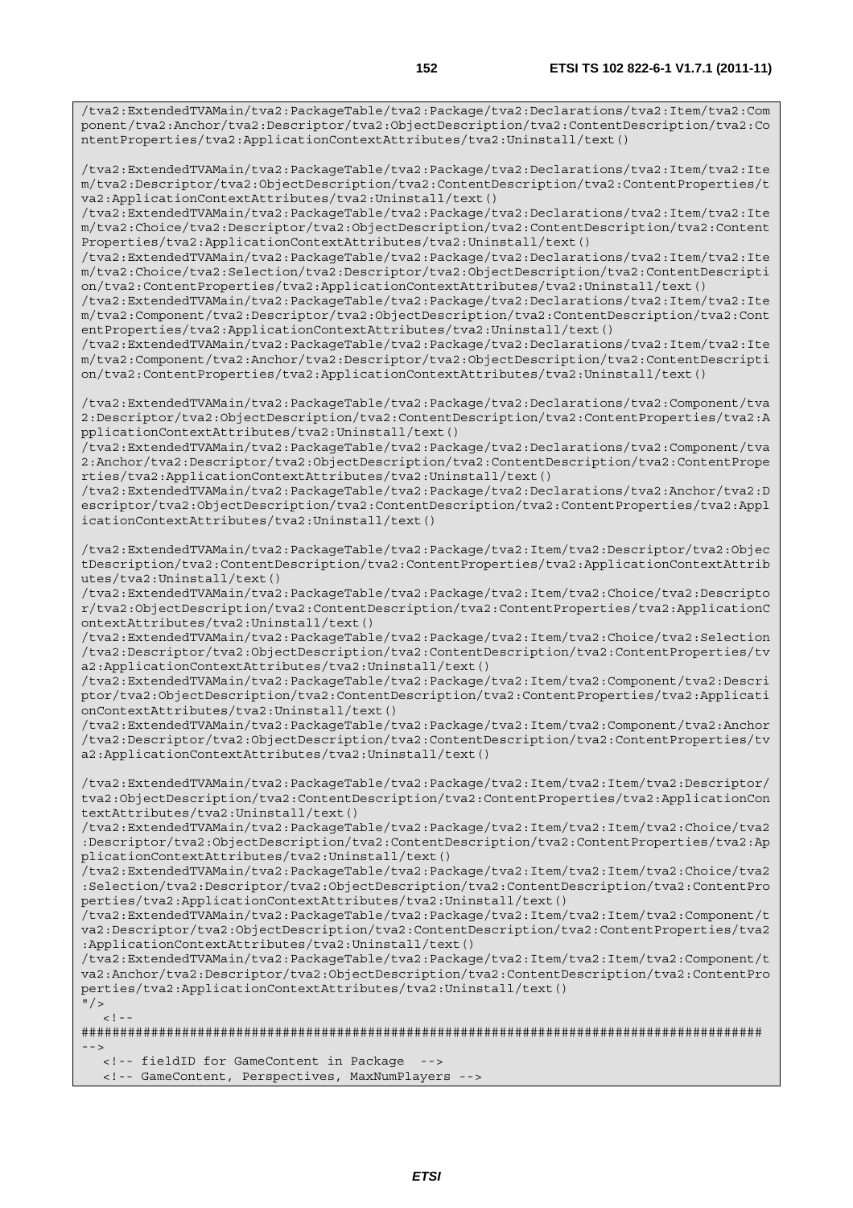```
/tva2:ExtendedTVAMain/tva2:PackageTable/tva2:Package/tva2:Declarations/tva2:Item/tva2:Component/tva2:Anchor/tva2:Descriptor/tva2:ObjectDescription/tva2:ContentDescription/tva2:ContentProperties/tva2:ApplicationContextAttributes/tva2:Uninstall/text()

/tva2:ExtendedTVAMain/tva2:PackageTable/tva2:Package/tva2:Declarations/tva2:Item/tva2:Item/tva2:Descriptor/tva2:ObjectDescription/tva2:ContentDescription/tva2:ContentProperties/tva2:ApplicationContextAttributes/tva2:Uninstall/text()
/tva2:ExtendedTVAMain/tva2:PackageTable/tva2:Package/tva2:Declarations/tva2:Item/tva2:Item/tva2:Choice/tva2:Descriptor/tva2:ObjectDescription/tva2:ContentDescription/tva2:ContentProperties/tva2:ApplicationContextAttributes/tva2:Uninstall/text()
/tva2:ExtendedTVAMain/tva2:PackageTable/tva2:Package/tva2:Declarations/tva2:Item/tva2:Item/tva2:Choice/tva2:Selection/tva2:Descriptor/tva2:ObjectDescription/tva2:ContentDescription/tva2:ContentProperties/tva2:ApplicationContextAttributes/tva2:Uninstall/text()
/tva2:ExtendedTVAMain/tva2:PackageTable/tva2:Package/tva2:Declarations/tva2:Item/tva2:Item/tva2:Component/tva2:Descriptor/tva2:ObjectDescription/tva2:ContentDescription/tva2:ContentProperties/tva2:ApplicationContextAttributes/tva2:Uninstall/text()
/tva2:ExtendedTVAMain/tva2:PackageTable/tva2:Package/tva2:Declarations/tva2:Item/tva2:Item/tva2:Component/tva2:Anchor/tva2:Descriptor/tva2:ObjectDescription/tva2:ContentDescription/tva2:ContentProperties/tva2:ApplicationContextAttributes/tva2:Uninstall/text()

/tva2:ExtendedTVAMain/tva2:PackageTable/tva2:Package/tva2:Declarations/tva2:Component/tva2:Descriptor/tva2:ObjectDescription/tva2:ContentDescription/tva2:ContentProperties/tva2:ApplicationContextAttributes/tva2:Uninstall/text()
/tva2:ExtendedTVAMain/tva2:PackageTable/tva2:Package/tva2:Declarations/tva2:Component/tva2:Anchor/tva2:Descriptor/tva2:ObjectDescription/tva2:ContentDescription/tva2:ContentProperties/tva2:ApplicationContextAttributes/tva2:Uninstall/text()
/tva2:ExtendedTVAMain/tva2:PackageTable/tva2:Package/tva2:Declarations/tva2:Anchor/tva2:Descriptor/tva2:ObjectDescription/tva2:ContentDescription/tva2:ContentProperties/tva2:ApplicationContextAttributes/tva2:Uninstall/text()

/tva2:ExtendedTVAMain/tva2:PackageTable/tva2:Package/tva2:Item/tva2:Descriptor/tva2:ObjectDescription/tva2:ContentDescription/tva2:ContentProperties/tva2:ApplicationContextAttributes/tva2:Uninstall/text()
/tva2:ExtendedTVAMain/tva2:PackageTable/tva2:Package/tva2:Item/tva2:Choice/tva2:Descriptor/tva2:ObjectDescription/tva2:ContentDescription/tva2:ContentProperties/tva2:ApplicationContextAttributes/tva2:Uninstall/text()
/tva2:ExtendedTVAMain/tva2:PackageTable/tva2:Package/tva2:Item/tva2:Choice/tva2:Selection/tva2:Descriptor/tva2:ObjectDescription/tva2:ContentDescription/tva2:ContentProperties/tva2:ApplicationContextAttributes/tva2:Uninstall/text()
/tva2:ExtendedTVAMain/tva2:PackageTable/tva2:Package/tva2:Item/tva2:Component/tva2:Descriptor/tva2:ObjectDescription/tva2:ContentDescription/tva2:ContentProperties/tva2:ApplicationContextAttributes/tva2:Uninstall/text()
/tva2:ExtendedTVAMain/tva2:PackageTable/tva2:Package/tva2:Item/tva2:Component/tva2:Anchor/tva2:Descriptor/tva2:ObjectDescription/tva2:ContentDescription/tva2:ContentProperties/tva2:ApplicationContextAttributes/tva2:Uninstall/text()

/tva2:ExtendedTVAMain/tva2:PackageTable/tva2:Package/tva2:Item/tva2:Item/tva2:Descriptor/tva2:ObjectDescription/tva2:ContentDescription/tva2:ContentProperties/tva2:ApplicationContextAttributes/tva2:Uninstall/text()
/tva2:ExtendedTVAMain/tva2:PackageTable/tva2:Package/tva2:Item/tva2:Item/tva2:Choice/tva2:Descriptor/tva2:ObjectDescription/tva2:ContentDescription/tva2:ContentProperties/tva2:ApplicationContextAttributes/tva2:Uninstall/text()
/tva2:ExtendedTVAMain/tva2:PackageTable/tva2:Package/tva2:Item/tva2:Item/tva2:Choice/tva2:Selection/tva2:Descriptor/tva2:ObjectDescription/tva2:ContentDescription/tva2:ContentProperties/tva2:ApplicationContextAttributes/tva2:Uninstall/text()
/tva2:ExtendedTVAMain/tva2:PackageTable/tva2:Package/tva2:Item/tva2:Item/tva2:Component/tva2:Descriptor/tva2:ObjectDescription/tva2:ContentDescription/tva2:ContentProperties/tva2:ApplicationContextAttributes/tva2:Uninstall/text()
/tva2:ExtendedTVAMain/tva2:PackageTable/tva2:Package/tva2:Item/tva2:Item/tva2:Component/tva2:Anchor/tva2:Descriptor/tva2:ObjectDescription/tva2:ContentDescription/tva2:ContentProperties/tva2:ApplicationContextAttributes/tva2:Uninstall/text()
"/>
   <!--
########################################################################################
-->
   <!-- fieldID for GameContent in Package  -->
   <!-- GameContent, Perspectives, MaxNumPlayers -->
```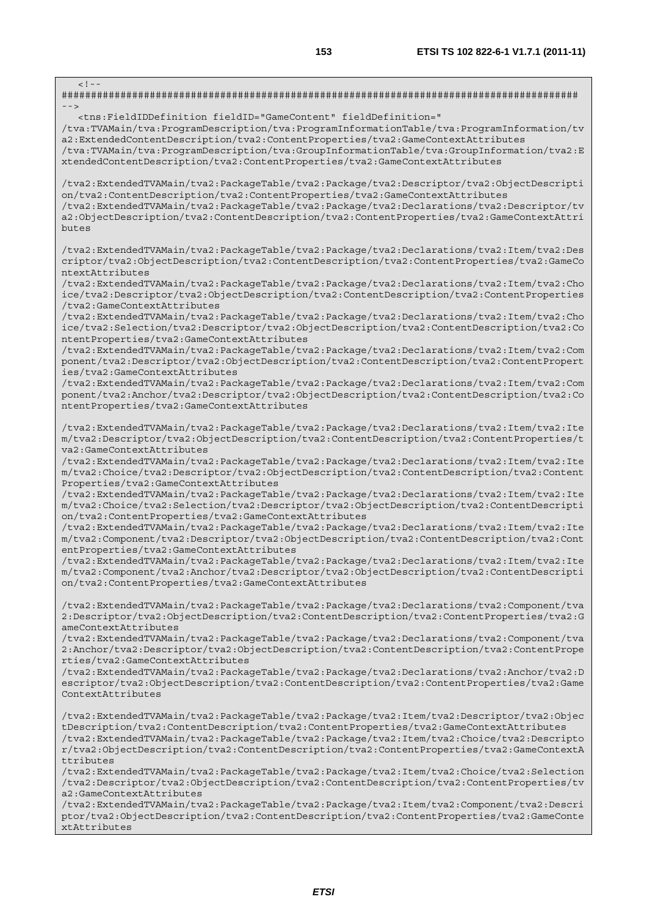```
<!--
########################################################################################
-->
<tns:FieldIDDefinition fieldID="GameContent" fieldDefinition="
/tva:TVAMain/tva:ProgramDescription/tva:ProgramInformationTable/tva:ProgramInformation/tva2:ExtendedContentDescription/tva2:ContentProperties/tva2:GameContextAttributes
/tva:TVAMain/tva:ProgramDescription/tva:GroupInformationTable/tva:GroupInformation/tva2:ExtendedContentDescription/tva2:ContentProperties/tva2:GameContextAttributes

/tva2:ExtendedTVAMain/tva2:PackageTable/tva2:Package/tva2:Descriptor/tva2:ObjectDescription/tva2:ContentDescription/tva2:ContentProperties/tva2:GameContextAttributes
/tva2:ExtendedTVAMain/tva2:PackageTable/tva2:Package/tva2:Declarations/tva2:Descriptor/tva2:ObjectDescription/tva2:ContentDescription/tva2:ContentProperties/tva2:GameContextAttributes

/tva2:ExtendedTVAMain/tva2:PackageTable/tva2:Package/tva2:Declarations/tva2:Item/tva2:Descriptor/tva2:ObjectDescription/tva2:ContentDescription/tva2:ContentProperties/tva2:GameContextAttributes
/tva2:ExtendedTVAMain/tva2:PackageTable/tva2:Package/tva2:Declarations/tva2:Item/tva2:Choice/tva2:Descriptor/tva2:ObjectDescription/tva2:ContentDescription/tva2:ContentProperties/tva2:GameContextAttributes
/tva2:ExtendedTVAMain/tva2:PackageTable/tva2:Package/tva2:Declarations/tva2:Item/tva2:Choice/tva2:Selection/tva2:Descriptor/tva2:ObjectDescription/tva2:ContentDescription/tva2:ContentProperties/tva2:GameContextAttributes
/tva2:ExtendedTVAMain/tva2:PackageTable/tva2:Package/tva2:Declarations/tva2:Item/tva2:Component/tva2:Descriptor/tva2:ObjectDescription/tva2:ContentDescription/tva2:ContentProperties/tva2:GameContextAttributes
/tva2:ExtendedTVAMain/tva2:PackageTable/tva2:Package/tva2:Declarations/tva2:Item/tva2:Component/tva2:Anchor/tva2:Descriptor/tva2:ObjectDescription/tva2:ContentDescription/tva2:ContentProperties/tva2:GameContextAttributes

/tva2:ExtendedTVAMain/tva2:PackageTable/tva2:Package/tva2:Declarations/tva2:Item/tva2:Item/tva2:Descriptor/tva2:ObjectDescription/tva2:ContentDescription/tva2:ContentProperties/tva2:GameContextAttributes
/tva2:ExtendedTVAMain/tva2:PackageTable/tva2:Package/tva2:Declarations/tva2:Item/tva2:Item/tva2:Choice/tva2:Descriptor/tva2:ObjectDescription/tva2:ContentDescription/tva2:ContentProperties/tva2:GameContextAttributes
/tva2:ExtendedTVAMain/tva2:PackageTable/tva2:Package/tva2:Declarations/tva2:Item/tva2:Item/tva2:Choice/tva2:Selection/tva2:Descriptor/tva2:ObjectDescription/tva2:ContentDescription/tva2:ContentProperties/tva2:GameContextAttributes
/tva2:ExtendedTVAMain/tva2:PackageTable/tva2:Package/tva2:Declarations/tva2:Item/tva2:Item/tva2:Component/tva2:Descriptor/tva2:ObjectDescription/tva2:ContentDescription/tva2:ContentProperties/tva2:GameContextAttributes
/tva2:ExtendedTVAMain/tva2:PackageTable/tva2:Package/tva2:Declarations/tva2:Item/tva2:Item/tva2:Component/tva2:Anchor/tva2:Descriptor/tva2:ObjectDescription/tva2:ContentDescription/tva2:ContentProperties/tva2:GameContextAttributes

/tva2:ExtendedTVAMain/tva2:PackageTable/tva2:Package/tva2:Declarations/tva2:Component/tva2:Descriptor/tva2:ObjectDescription/tva2:ContentDescription/tva2:ContentProperties/tva2:GameContextAttributes
/tva2:ExtendedTVAMain/tva2:PackageTable/tva2:Package/tva2:Declarations/tva2:Component/tva2:Anchor/tva2:Descriptor/tva2:ObjectDescription/tva2:ContentDescription/tva2:ContentProperties/tva2:GameContextAttributes
/tva2:ExtendedTVAMain/tva2:PackageTable/tva2:Package/tva2:Declarations/tva2:Anchor/tva2:Descriptor/tva2:ObjectDescription/tva2:ContentDescription/tva2:ContentProperties/tva2:GameContextAttributes

/tva2:ExtendedTVAMain/tva2:PackageTable/tva2:Package/tva2:Item/tva2:Descriptor/tva2:ObjectDescription/tva2:ContentDescription/tva2:ContentProperties/tva2:GameContextAttributes
/tva2:ExtendedTVAMain/tva2:PackageTable/tva2:Package/tva2:Item/tva2:Choice/tva2:Descriptor/tva2:ObjectDescription/tva2:ContentDescription/tva2:ContentProperties/tva2:GameContextAttributes
/tva2:ExtendedTVAMain/tva2:PackageTable/tva2:Package/tva2:Item/tva2:Choice/tva2:Selection/tva2:Descriptor/tva2:ObjectDescription/tva2:ContentDescription/tva2:ContentProperties/tva2:GameContextAttributes
/tva2:ExtendedTVAMain/tva2:PackageTable/tva2:Package/tva2:Item/tva2:Component/tva2:Descriptor/tva2:ObjectDescription/tva2:ContentDescription/tva2:ContentProperties/tva2:GameContextAttributes
```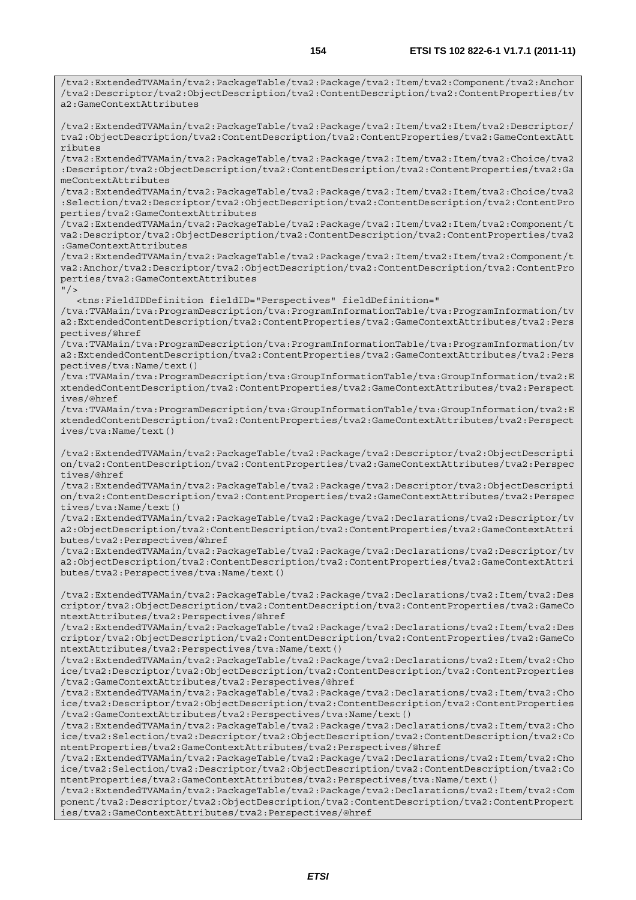```
/tva2:ExtendedTVAMain/tva2:PackageTable/tva2:Package/tva2:Item/tva2:Component/tva2:Anchor/tva2:Descriptor/tva2:ObjectDescription/tva2:ContentDescription/tva2:ContentProperties/tva2:GameContextAttributes

/tva2:ExtendedTVAMain/tva2:PackageTable/tva2:Package/tva2:Item/tva2:Item/tva2:Descriptor/tva2:ObjectDescription/tva2:ContentDescription/tva2:ContentProperties/tva2:GameContextAttributes
/tva2:ExtendedTVAMain/tva2:PackageTable/tva2:Package/tva2:Item/tva2:Item/tva2:Choice/tva2:Descriptor/tva2:ObjectDescription/tva2:ContentDescription/tva2:ContentProperties/tva2:GameContextAttributes
/tva2:ExtendedTVAMain/tva2:PackageTable/tva2:Package/tva2:Item/tva2:Item/tva2:Choice/tva2:Selection/tva2:Descriptor/tva2:ObjectDescription/tva2:ContentDescription/tva2:ContentProperties/tva2:GameContextAttributes
/tva2:ExtendedTVAMain/tva2:PackageTable/tva2:Package/tva2:Item/tva2:Item/tva2:Component/tva2:Descriptor/tva2:ObjectDescription/tva2:ContentDescription/tva2:ContentProperties/tva2:GameContextAttributes
/tva2:ExtendedTVAMain/tva2:PackageTable/tva2:Package/tva2:Item/tva2:Item/tva2:Component/tva2:Anchor/tva2:Descriptor/tva2:ObjectDescription/tva2:ContentDescription/tva2:ContentProperties/tva2:GameContextAttributes
"/>
   <tns:FieldIDDefinition fieldID="Perspectives" fieldDefinition="
/tva:TVAMain/tva:ProgramDescription/tva:ProgramInformationTable/tva:ProgramInformation/tva2:ExtendedContentDescription/tva2:ContentProperties/tva2:GameContextAttributes/tva2:Perspectives/@href
/tva:TVAMain/tva:ProgramDescription/tva:ProgramInformationTable/tva:ProgramInformation/tva2:ExtendedContentDescription/tva2:ContentProperties/tva2:GameContextAttributes/tva2:Perspectives/tva:Name/text()
/tva:TVAMain/tva:ProgramDescription/tva:GroupInformationTable/tva:GroupInformation/tva2:ExtendedContentDescription/tva2:ContentProperties/tva2:GameContextAttributes/tva2:Perspectives/@href
/tva:TVAMain/tva:ProgramDescription/tva:GroupInformationTable/tva:GroupInformation/tva2:ExtendedContentDescription/tva2:ContentProperties/tva2:GameContextAttributes/tva2:Perspectives/tva:Name/text()

/tva2:ExtendedTVAMain/tva2:PackageTable/tva2:Package/tva2:Descriptor/tva2:ObjectDescription/tva2:ContentDescription/tva2:ContentProperties/tva2:GameContextAttributes/tva2:Perspectives/@href
/tva2:ExtendedTVAMain/tva2:PackageTable/tva2:Package/tva2:Descriptor/tva2:ObjectDescription/tva2:ContentDescription/tva2:ContentProperties/tva2:GameContextAttributes/tva2:Perspectives/tva:Name/text()
/tva2:ExtendedTVAMain/tva2:PackageTable/tva2:Package/tva2:Declarations/tva2:Descriptor/tva2:ObjectDescription/tva2:ContentDescription/tva2:ContentProperties/tva2:GameContextAttributes/tva2:Perspectives/@href
/tva2:ExtendedTVAMain/tva2:PackageTable/tva2:Package/tva2:Declarations/tva2:Descriptor/tva2:ObjectDescription/tva2:ContentDescription/tva2:ContentProperties/tva2:GameContextAttributes/tva2:Perspectives/tva:Name/text()

/tva2:ExtendedTVAMain/tva2:PackageTable/tva2:Package/tva2:Declarations/tva2:Item/tva2:Descriptor/tva2:ObjectDescription/tva2:ContentDescription/tva2:ContentProperties/tva2:GameContextAttributes/tva2:Perspectives/@href
/tva2:ExtendedTVAMain/tva2:PackageTable/tva2:Package/tva2:Declarations/tva2:Item/tva2:Descriptor/tva2:ObjectDescription/tva2:ContentDescription/tva2:ContentProperties/tva2:GameContextAttributes/tva2:Perspectives/tva:Name/text()
/tva2:ExtendedTVAMain/tva2:PackageTable/tva2:Package/tva2:Declarations/tva2:Item/tva2:Choice/tva2:Descriptor/tva2:ObjectDescription/tva2:ContentDescription/tva2:ContentProperties/tva2:GameContextAttributes/tva2:Perspectives/@href
/tva2:ExtendedTVAMain/tva2:PackageTable/tva2:Package/tva2:Declarations/tva2:Item/tva2:Choice/tva2:Descriptor/tva2:ObjectDescription/tva2:ContentDescription/tva2:ContentProperties/tva2:GameContextAttributes/tva2:Perspectives/tva:Name/text()
/tva2:ExtendedTVAMain/tva2:PackageTable/tva2:Package/tva2:Declarations/tva2:Item/tva2:Choice/tva2:Selection/tva2:Descriptor/tva2:ObjectDescription/tva2:ContentDescription/tva2:ContentProperties/tva2:GameContextAttributes/tva2:Perspectives/@href
/tva2:ExtendedTVAMain/tva2:PackageTable/tva2:Package/tva2:Declarations/tva2:Item/tva2:Choice/tva2:Selection/tva2:Descriptor/tva2:ObjectDescription/tva2:ContentDescription/tva2:ContentProperties/tva2:GameContextAttributes/tva2:Perspectives/tva:Name/text()
/tva2:ExtendedTVAMain/tva2:PackageTable/tva2:Package/tva2:Declarations/tva2:Item/tva2:Component/tva2:Descriptor/tva2:ObjectDescription/tva2:ContentDescription/tva2:ContentProperties/tva2:GameContextAttributes/tva2:Perspectives/@href
```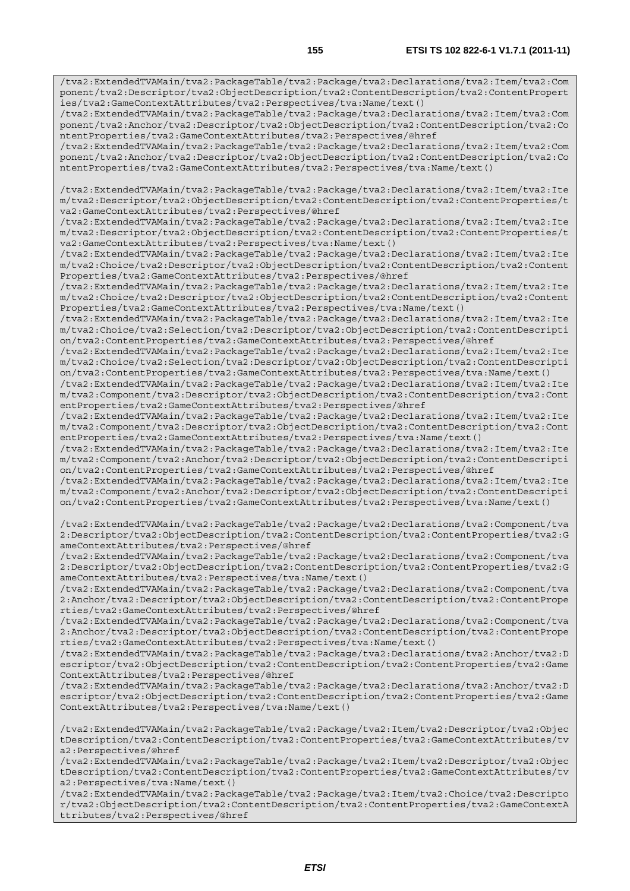```
/tva2:ExtendedTVAMain/tva2:PackageTable/tva2:Package/tva2:Declarations/tva2:Item/tva2:Component/tva2:Descriptor/tva2:ObjectDescription/tva2:ContentDescription/tva2:ContentProperties/tva2:GameContextAttributes/tva2:Perspectives/tva:Name/text()
/tva2:ExtendedTVAMain/tva2:PackageTable/tva2:Package/tva2:Declarations/tva2:Item/tva2:Component/tva2:Anchor/tva2:Descriptor/tva2:ObjectDescription/tva2:ContentDescription/tva2:ContentProperties/tva2:GameContextAttributes/tva2:Perspectives/@href
/tva2:ExtendedTVAMain/tva2:PackageTable/tva2:Package/tva2:Declarations/tva2:Item/tva2:Component/tva2:Anchor/tva2:Descriptor/tva2:ObjectDescription/tva2:ContentDescription/tva2:ContentProperties/tva2:GameContextAttributes/tva2:Perspectives/tva:Name/text()

/tva2:ExtendedTVAMain/tva2:PackageTable/tva2:Package/tva2:Declarations/tva2:Item/tva2:Item/tva2:Descriptor/tva2:ObjectDescription/tva2:ContentDescription/tva2:ContentProperties/tva2:GameContextAttributes/tva2:Perspectives/@href
/tva2:ExtendedTVAMain/tva2:PackageTable/tva2:Package/tva2:Declarations/tva2:Item/tva2:Item/tva2:Descriptor/tva2:ObjectDescription/tva2:ContentDescription/tva2:ContentProperties/tva2:GameContextAttributes/tva2:Perspectives/tva:Name/text()
/tva2:ExtendedTVAMain/tva2:PackageTable/tva2:Package/tva2:Declarations/tva2:Item/tva2:Item/tva2:Choice/tva2:Descriptor/tva2:ObjectDescription/tva2:ContentDescription/tva2:ContentProperties/tva2:GameContextAttributes/tva2:Perspectives/@href
/tva2:ExtendedTVAMain/tva2:PackageTable/tva2:Package/tva2:Declarations/tva2:Item/tva2:Item/tva2:Choice/tva2:Descriptor/tva2:ObjectDescription/tva2:ContentDescription/tva2:ContentProperties/tva2:GameContextAttributes/tva2:Perspectives/tva:Name/text()
/tva2:ExtendedTVAMain/tva2:PackageTable/tva2:Package/tva2:Declarations/tva2:Item/tva2:Item/tva2:Choice/tva2:Selection/tva2:Descriptor/tva2:ObjectDescription/tva2:ContentDescription/tva2:ContentProperties/tva2:GameContextAttributes/tva2:Perspectives/@href
/tva2:ExtendedTVAMain/tva2:PackageTable/tva2:Package/tva2:Declarations/tva2:Item/tva2:Item/tva2:Choice/tva2:Selection/tva2:Descriptor/tva2:ObjectDescription/tva2:ContentDescription/tva2:ContentProperties/tva2:GameContextAttributes/tva2:Perspectives/tva:Name/text()
/tva2:ExtendedTVAMain/tva2:PackageTable/tva2:Package/tva2:Declarations/tva2:Item/tva2:Item/tva2:Component/tva2:Descriptor/tva2:ObjectDescription/tva2:ContentDescription/tva2:ContentProperties/tva2:GameContextAttributes/tva2:Perspectives/@href
/tva2:ExtendedTVAMain/tva2:PackageTable/tva2:Package/tva2:Declarations/tva2:Item/tva2:Item/tva2:Component/tva2:Descriptor/tva2:ObjectDescription/tva2:ContentDescription/tva2:ContentProperties/tva2:GameContextAttributes/tva2:Perspectives/tva:Name/text()
/tva2:ExtendedTVAMain/tva2:PackageTable/tva2:Package/tva2:Declarations/tva2:Item/tva2:Item/tva2:Component/tva2:Anchor/tva2:Descriptor/tva2:ObjectDescription/tva2:ContentDescription/tva2:ContentProperties/tva2:GameContextAttributes/tva2:Perspectives/@href
/tva2:ExtendedTVAMain/tva2:PackageTable/tva2:Package/tva2:Declarations/tva2:Item/tva2:Item/tva2:Component/tva2:Anchor/tva2:Descriptor/tva2:ObjectDescription/tva2:ContentDescription/tva2:ContentProperties/tva2:GameContextAttributes/tva2:Perspectives/tva:Name/text()

/tva2:ExtendedTVAMain/tva2:PackageTable/tva2:Package/tva2:Declarations/tva2:Component/tva2:Descriptor/tva2:ObjectDescription/tva2:ContentDescription/tva2:ContentProperties/tva2:GameContextAttributes/tva2:Perspectives/@href
/tva2:ExtendedTVAMain/tva2:PackageTable/tva2:Package/tva2:Declarations/tva2:Component/tva2:Descriptor/tva2:ObjectDescription/tva2:ContentDescription/tva2:ContentProperties/tva2:GameContextAttributes/tva2:Perspectives/tva:Name/text()
/tva2:ExtendedTVAMain/tva2:PackageTable/tva2:Package/tva2:Declarations/tva2:Component/tva2:Anchor/tva2:Descriptor/tva2:ObjectDescription/tva2:ContentDescription/tva2:ContentProperties/tva2:GameContextAttributes/tva2:Perspectives/@href
/tva2:ExtendedTVAMain/tva2:PackageTable/tva2:Package/tva2:Declarations/tva2:Component/tva2:Anchor/tva2:Descriptor/tva2:ObjectDescription/tva2:ContentDescription/tva2:ContentProperties/tva2:GameContextAttributes/tva2:Perspectives/tva:Name/text()
/tva2:ExtendedTVAMain/tva2:PackageTable/tva2:Package/tva2:Declarations/tva2:Anchor/tva2:Descriptor/tva2:ObjectDescription/tva2:ContentDescription/tva2:ContentProperties/tva2:GameContextAttributes/tva2:Perspectives/@href
/tva2:ExtendedTVAMain/tva2:PackageTable/tva2:Package/tva2:Declarations/tva2:Anchor/tva2:Descriptor/tva2:ObjectDescription/tva2:ContentDescription/tva2:ContentProperties/tva2:GameContextAttributes/tva2:Perspectives/tva:Name/text()

/tva2:ExtendedTVAMain/tva2:PackageTable/tva2:Package/tva2:Item/tva2:Descriptor/tva2:ObjectDescription/tva2:ContentDescription/tva2:ContentProperties/tva2:GameContextAttributes/tva2:Perspectives/@href
/tva2:ExtendedTVAMain/tva2:PackageTable/tva2:Package/tva2:Item/tva2:Descriptor/tva2:ObjectDescription/tva2:ContentDescription/tva2:ContentProperties/tva2:GameContextAttributes/tva2:Perspectives/tva:Name/text()
/tva2:ExtendedTVAMain/tva2:PackageTable/tva2:Package/tva2:Item/tva2:Choice/tva2:Descriptor/tva2:ObjectDescription/tva2:ContentDescription/tva2:ContentProperties/tva2:GameContextAttributes/tva2:Perspectives/@href
```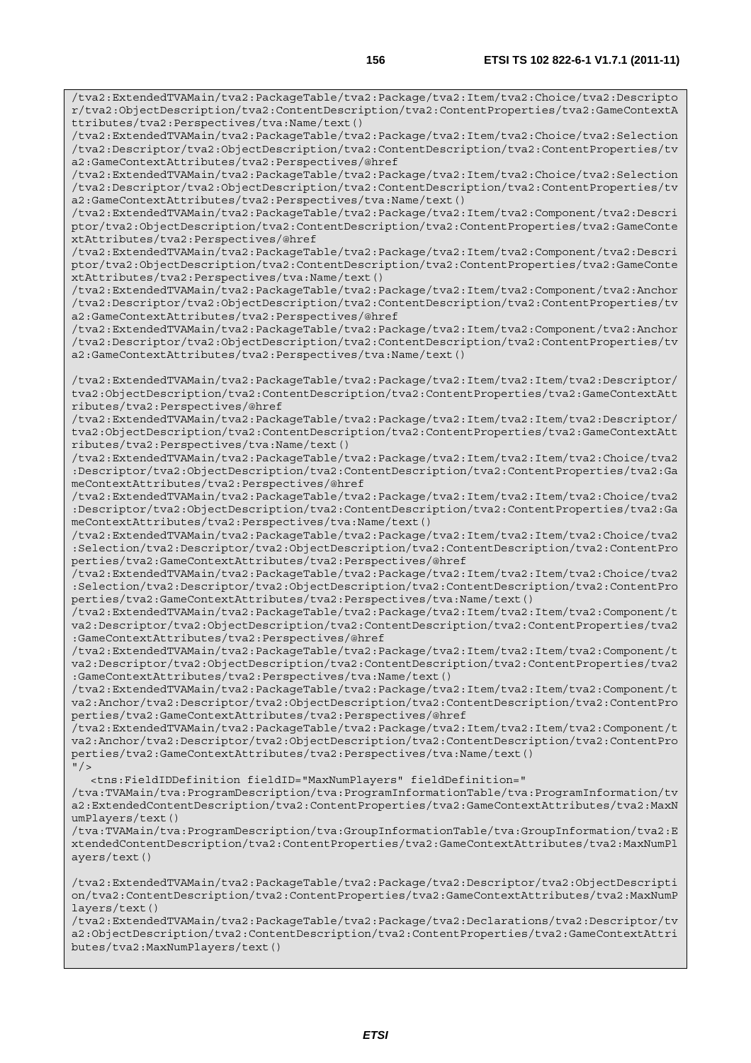```
/tva2:ExtendedTVAMain/tva2:PackageTable/tva2:Package/tva2:Item/tva2:Choice/tva2:Descripto
r/tva2:ObjectDescription/tva2:ContentDescription/tva2:ContentProperties/tva2:GameContextA
ttributes/tva2:Perspectives/tva:Name/text()
/tva2:ExtendedTVAMain/tva2:PackageTable/tva2:Package/tva2:Item/tva2:Choice/tva2:Selection
/tva2:Descriptor/tva2:ObjectDescription/tva2:ContentDescription/tva2:ContentProperties/tv
a2:GameContextAttributes/tva2:Perspectives/@href
/tva2:ExtendedTVAMain/tva2:PackageTable/tva2:Package/tva2:Item/tva2:Choice/tva2:Selection
/tva2:Descriptor/tva2:ObjectDescription/tva2:ContentDescription/tva2:ContentProperties/tv
a2:GameContextAttributes/tva2:Perspectives/tva:Name/text()
/tva2:ExtendedTVAMain/tva2:PackageTable/tva2:Package/tva2:Item/tva2:Component/tva2:Descri
ptor/tva2:ObjectDescription/tva2:ContentDescription/tva2:ContentProperties/tva2:GameConte
xtAttributes/tva2:Perspectives/@href
/tva2:ExtendedTVAMain/tva2:PackageTable/tva2:Package/tva2:Item/tva2:Component/tva2:Descri
ptor/tva2:ObjectDescription/tva2:ContentDescription/tva2:ContentProperties/tva2:GameConte
xtAttributes/tva2:Perspectives/tva:Name/text()
/tva2:ExtendedTVAMain/tva2:PackageTable/tva2:Package/tva2:Item/tva2:Component/tva2:Anchor
/tva2:Descriptor/tva2:ObjectDescription/tva2:ContentDescription/tva2:ContentProperties/tv
a2:GameContextAttributes/tva2:Perspectives/@href
/tva2:ExtendedTVAMain/tva2:PackageTable/tva2:Package/tva2:Item/tva2:Component/tva2:Anchor
/tva2:Descriptor/tva2:ObjectDescription/tva2:ContentDescription/tva2:ContentProperties/tv
a2:GameContextAttributes/tva2:Perspectives/tva:Name/text()

/tva2:ExtendedTVAMain/tva2:PackageTable/tva2:Package/tva2:Item/tva2:Item/tva2:Descriptor/
tva2:ObjectDescription/tva2:ContentDescription/tva2:ContentProperties/tva2:GameContextAtt
ributes/tva2:Perspectives/@href
/tva2:ExtendedTVAMain/tva2:PackageTable/tva2:Package/tva2:Item/tva2:Item/tva2:Descriptor/
tva2:ObjectDescription/tva2:ContentDescription/tva2:ContentProperties/tva2:GameContextAtt
ributes/tva2:Perspectives/tva:Name/text()
/tva2:ExtendedTVAMain/tva2:PackageTable/tva2:Package/tva2:Item/tva2:Item/tva2:Choice/tva2
:Descriptor/tva2:ObjectDescription/tva2:ContentDescription/tva2:ContentProperties/tva2:Ga
meContextAttributes/tva2:Perspectives/@href
/tva2:ExtendedTVAMain/tva2:PackageTable/tva2:Package/tva2:Item/tva2:Item/tva2:Choice/tva2
:Descriptor/tva2:ObjectDescription/tva2:ContentDescription/tva2:ContentProperties/tva2:Ga
meContextAttributes/tva2:Perspectives/tva:Name/text()
/tva2:ExtendedTVAMain/tva2:PackageTable/tva2:Package/tva2:Item/tva2:Item/tva2:Choice/tva2
:Selection/tva2:Descriptor/tva2:ObjectDescription/tva2:ContentDescription/tva2:ContentPro
perties/tva2:GameContextAttributes/tva2:Perspectives/@href
/tva2:ExtendedTVAMain/tva2:PackageTable/tva2:Package/tva2:Item/tva2:Item/tva2:Choice/tva2
:Selection/tva2:Descriptor/tva2:ObjectDescription/tva2:ContentDescription/tva2:ContentPro
perties/tva2:GameContextAttributes/tva2:Perspectives/tva:Name/text()
/tva2:ExtendedTVAMain/tva2:PackageTable/tva2:Package/tva2:Item/tva2:Item/tva2:Component/t
va2:Descriptor/tva2:ObjectDescription/tva2:ContentDescription/tva2:ContentProperties/tva2
:GameContextAttributes/tva2:Perspectives/@href
/tva2:ExtendedTVAMain/tva2:PackageTable/tva2:Package/tva2:Item/tva2:Item/tva2:Component/t
va2:Descriptor/tva2:ObjectDescription/tva2:ContentDescription/tva2:ContentProperties/tva2
:GameContextAttributes/tva2:Perspectives/tva:Name/text()
/tva2:ExtendedTVAMain/tva2:PackageTable/tva2:Package/tva2:Item/tva2:Item/tva2:Component/t
va2:Anchor/tva2:Descriptor/tva2:ObjectDescription/tva2:ContentDescription/tva2:ContentPro
perties/tva2:GameContextAttributes/tva2:Perspectives/@href
/tva2:ExtendedTVAMain/tva2:PackageTable/tva2:Package/tva2:Item/tva2:Item/tva2:Component/t
va2:Anchor/tva2:Descriptor/tva2:ObjectDescription/tva2:ContentDescription/tva2:ContentPro
perties/tva2:GameContextAttributes/tva2:Perspectives/tva:Name/text()
"/>
   <tns:FieldIDDefinition fieldID="MaxNumPlayers" fieldDefinition="
/tva:TVAMain/tva:ProgramDescription/tva:ProgramInformationTable/tva:ProgramInformation/tv
a2:ExtendedContentDescription/tva2:ContentProperties/tva2:GameContextAttributes/tva2:MaxN
umPlayers/text()
/tva:TVAMain/tva:ProgramDescription/tva:GroupInformationTable/tva:GroupInformation/tva2:E
xtendedContentDescription/tva2:ContentProperties/tva2:GameContextAttributes/tva2:MaxNumPl
ayers/text()

/tva2:ExtendedTVAMain/tva2:PackageTable/tva2:Package/tva2:Descriptor/tva2:ObjectDescripti
on/tva2:ContentDescription/tva2:ContentProperties/tva2:GameContextAttributes/tva2:MaxNumP
layers/text()
/tva2:ExtendedTVAMain/tva2:PackageTable/tva2:Package/tva2:Declarations/tva2:Descriptor/tv
a2:ObjectDescription/tva2:ContentDescription/tva2:ContentProperties/tva2:GameContextAttri
butes/tva2:MaxNumPlayers/text()
```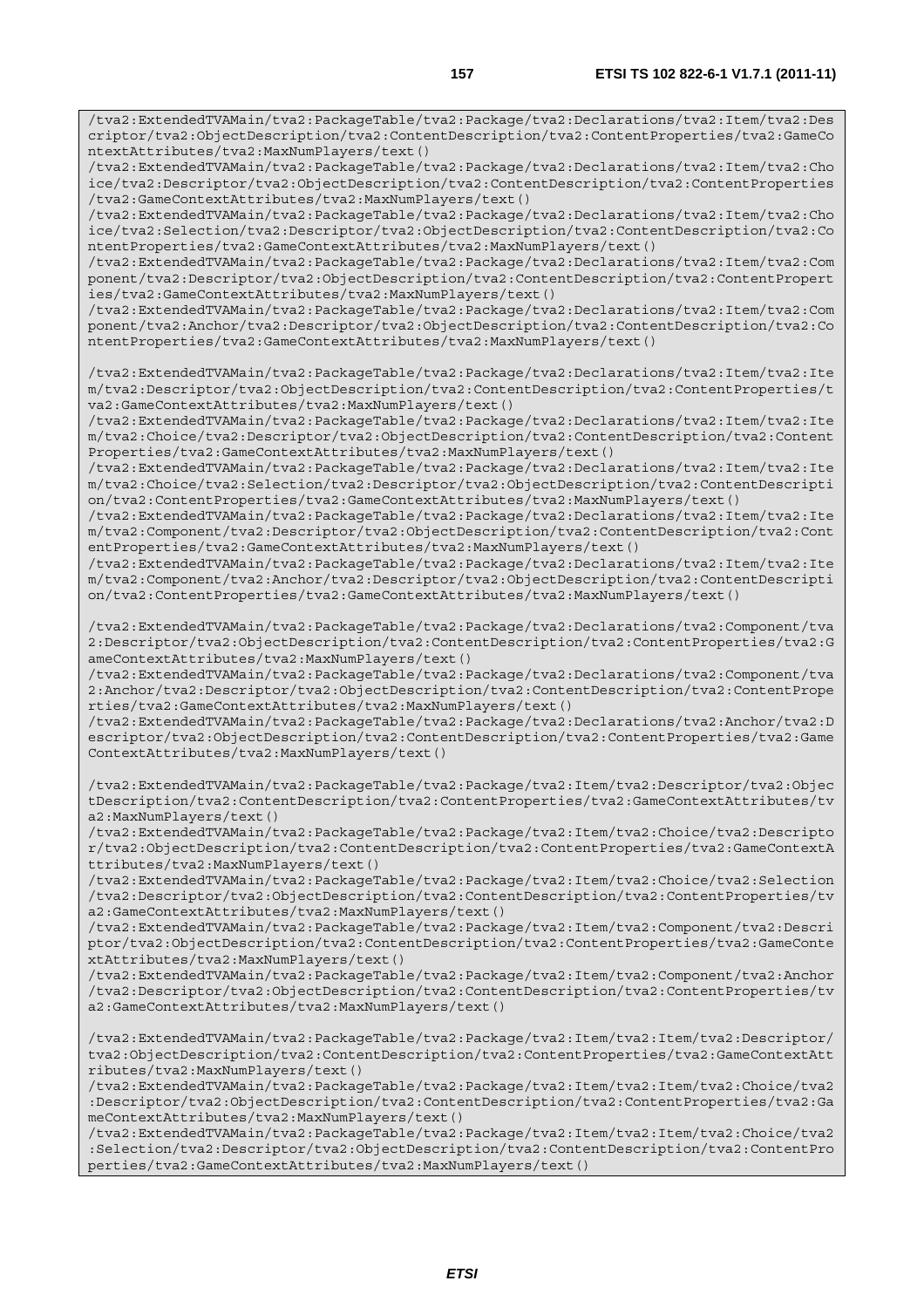```
/tva2:ExtendedTVAMain/tva2:PackageTable/tva2:Package/tva2:Declarations/tva2:Item/tva2:Descriptor/tva2:ObjectDescription/tva2:ContentDescription/tva2:ContentProperties/tva2:GameContextAttributes/tva2:MaxNumPlayers/text()
/tva2:ExtendedTVAMain/tva2:PackageTable/tva2:Package/tva2:Declarations/tva2:Item/tva2:Choice/tva2:Descriptor/tva2:ObjectDescription/tva2:ContentDescription/tva2:ContentProperties/tva2:GameContextAttributes/tva2:MaxNumPlayers/text()
/tva2:ExtendedTVAMain/tva2:PackageTable/tva2:Package/tva2:Declarations/tva2:Item/tva2:Choice/tva2:Selection/tva2:Descriptor/tva2:ObjectDescription/tva2:ContentDescription/tva2:ContentProperties/tva2:GameContextAttributes/tva2:MaxNumPlayers/text()
/tva2:ExtendedTVAMain/tva2:PackageTable/tva2:Package/tva2:Declarations/tva2:Item/tva2:Component/tva2:Descriptor/tva2:ObjectDescription/tva2:ContentDescription/tva2:ContentProperties/tva2:GameContextAttributes/tva2:MaxNumPlayers/text()
/tva2:ExtendedTVAMain/tva2:PackageTable/tva2:Package/tva2:Declarations/tva2:Item/tva2:Component/tva2:Anchor/tva2:Descriptor/tva2:ObjectDescription/tva2:ContentDescription/tva2:ContentProperties/tva2:GameContextAttributes/tva2:MaxNumPlayers/text()

/tva2:ExtendedTVAMain/tva2:PackageTable/tva2:Package/tva2:Declarations/tva2:Item/tva2:Item/tva2:Descriptor/tva2:ObjectDescription/tva2:ContentDescription/tva2:ContentProperties/tva2:GameContextAttributes/tva2:MaxNumPlayers/text()
/tva2:ExtendedTVAMain/tva2:PackageTable/tva2:Package/tva2:Declarations/tva2:Item/tva2:Item/tva2:Choice/tva2:Descriptor/tva2:ObjectDescription/tva2:ContentDescription/tva2:ContentProperties/tva2:GameContextAttributes/tva2:MaxNumPlayers/text()
/tva2:ExtendedTVAMain/tva2:PackageTable/tva2:Package/tva2:Declarations/tva2:Item/tva2:Item/tva2:Choice/tva2:Selection/tva2:Descriptor/tva2:ObjectDescription/tva2:ContentDescription/tva2:ContentProperties/tva2:GameContextAttributes/tva2:MaxNumPlayers/text()
/tva2:ExtendedTVAMain/tva2:PackageTable/tva2:Package/tva2:Declarations/tva2:Item/tva2:Item/tva2:Component/tva2:Descriptor/tva2:ObjectDescription/tva2:ContentDescription/tva2:ContentProperties/tva2:GameContextAttributes/tva2:MaxNumPlayers/text()
/tva2:ExtendedTVAMain/tva2:PackageTable/tva2:Package/tva2:Declarations/tva2:Item/tva2:Item/tva2:Component/tva2:Anchor/tva2:Descriptor/tva2:ObjectDescription/tva2:ContentDescription/tva2:ContentProperties/tva2:GameContextAttributes/tva2:MaxNumPlayers/text()

/tva2:ExtendedTVAMain/tva2:PackageTable/tva2:Package/tva2:Declarations/tva2:Component/tva2:Descriptor/tva2:ObjectDescription/tva2:ContentDescription/tva2:ContentProperties/tva2:GameContextAttributes/tva2:MaxNumPlayers/text()
/tva2:ExtendedTVAMain/tva2:PackageTable/tva2:Package/tva2:Declarations/tva2:Component/tva2:Anchor/tva2:Descriptor/tva2:ObjectDescription/tva2:ContentDescription/tva2:ContentProperties/tva2:GameContextAttributes/tva2:MaxNumPlayers/text()
/tva2:ExtendedTVAMain/tva2:PackageTable/tva2:Package/tva2:Declarations/tva2:Anchor/tva2:Descriptor/tva2:ObjectDescription/tva2:ContentDescription/tva2:ContentProperties/tva2:GameContextAttributes/tva2:MaxNumPlayers/text()

/tva2:ExtendedTVAMain/tva2:PackageTable/tva2:Package/tva2:Item/tva2:Descriptor/tva2:ObjectDescription/tva2:ContentDescription/tva2:ContentProperties/tva2:GameContextAttributes/tva2:MaxNumPlayers/text()
/tva2:ExtendedTVAMain/tva2:PackageTable/tva2:Package/tva2:Item/tva2:Choice/tva2:Descriptor/tva2:ObjectDescription/tva2:ContentDescription/tva2:ContentProperties/tva2:GameContextAttributes/tva2:MaxNumPlayers/text()
/tva2:ExtendedTVAMain/tva2:PackageTable/tva2:Package/tva2:Item/tva2:Choice/tva2:Selection/tva2:Descriptor/tva2:ObjectDescription/tva2:ContentDescription/tva2:ContentProperties/tva2:GameContextAttributes/tva2:MaxNumPlayers/text()
/tva2:ExtendedTVAMain/tva2:PackageTable/tva2:Package/tva2:Item/tva2:Component/tva2:Descriptor/tva2:ObjectDescription/tva2:ContentDescription/tva2:ContentProperties/tva2:GameContextAttributes/tva2:MaxNumPlayers/text()
/tva2:ExtendedTVAMain/tva2:PackageTable/tva2:Package/tva2:Item/tva2:Component/tva2:Anchor/tva2:Descriptor/tva2:ObjectDescription/tva2:ContentDescription/tva2:ContentProperties/tva2:GameContextAttributes/tva2:MaxNumPlayers/text()

/tva2:ExtendedTVAMain/tva2:PackageTable/tva2:Package/tva2:Item/tva2:Item/tva2:Descriptor/tva2:ObjectDescription/tva2:ContentDescription/tva2:ContentProperties/tva2:GameContextAttributes/tva2:MaxNumPlayers/text()
/tva2:ExtendedTVAMain/tva2:PackageTable/tva2:Package/tva2:Item/tva2:Item/tva2:Choice/tva2:Descriptor/tva2:ObjectDescription/tva2:ContentDescription/tva2:ContentProperties/tva2:GameContextAttributes/tva2:MaxNumPlayers/text()
/tva2:ExtendedTVAMain/tva2:PackageTable/tva2:Package/tva2:Item/tva2:Item/tva2:Choice/tva2:Selection/tva2:Descriptor/tva2:ObjectDescription/tva2:ContentDescription/tva2:ContentProperties/tva2:GameContextAttributes/tva2:MaxNumPlayers/text()
```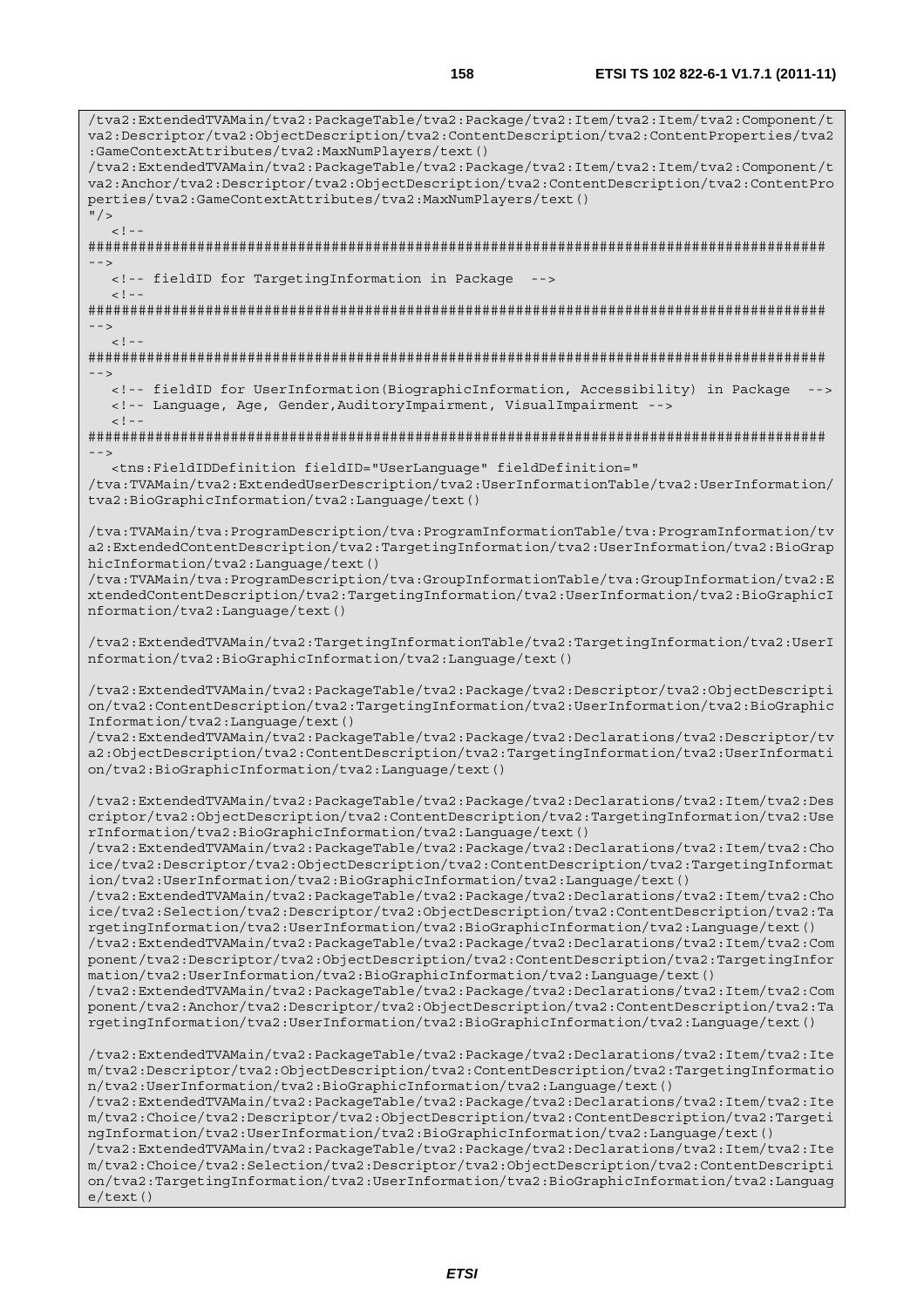```
/tva2:ExtendedTVAMain/tva2:PackageTable/tva2:Package/tva2:Item/tva2:Item/tva2:Component/t
va2:Descriptor/tva2:ObjectDescription/tva2:ContentDescription/tva2:ContentProperties/tva2
:GameContextAttributes/tva2:MaxNumPlayers/text()
/tva2:ExtendedTVAMain/tva2:PackageTable/tva2:Package/tva2:Item/tva2:Item/tva2:Component/t
va2:Anchor/tva2:Descriptor/tva2:ObjectDescription/tva2:ContentDescription/tva2:ContentPro
perties/tva2:GameContextAttributes/tva2:MaxNumPlayers/text()
"/>
   <!--
########################################################################################
-->
   <!-- fieldID for TargetingInformation in Package  -->
   <!--
########################################################################################
-->
   <!--
########################################################################################
-->
   <!-- fieldID for UserInformation(BiographicInformation, Accessibility) in Package  -->
   <!-- Language, Age, Gender,AuditoryImpairment, VisualImpairment -->
   <!--
########################################################################################
-->
   <tns:FieldIDDefinition fieldID="UserLanguage" fieldDefinition="
/tva:TVAMain/tva2:ExtendedUserDescription/tva2:UserInformationTable/tva2:UserInformation/
tva2:BioGraphicInformation/tva2:Language/text()

/tva:TVAMain/tva:ProgramDescription/tva:ProgramInformationTable/tva:ProgramInformation/tv
a2:ExtendedContentDescription/tva2:TargetingInformation/tva2:UserInformation/tva2:BioGrap
hicInformation/tva2:Language/text()
/tva:TVAMain/tva:ProgramDescription/tva:GroupInformationTable/tva:GroupInformation/tva2:E
xtendedContentDescription/tva2:TargetingInformation/tva2:UserInformation/tva2:BioGraphicI
nformation/tva2:Language/text()

/tva2:ExtendedTVAMain/tva2:TargetingInformationTable/tva2:TargetingInformation/tva2:UserI
nformation/tva2:BioGraphicInformation/tva2:Language/text()

/tva2:ExtendedTVAMain/tva2:PackageTable/tva2:Package/tva2:Descriptor/tva2:ObjectDescripti
on/tva2:ContentDescription/tva2:TargetingInformation/tva2:UserInformation/tva2:BioGraphic
Information/tva2:Language/text()
/tva2:ExtendedTVAMain/tva2:PackageTable/tva2:Package/tva2:Declarations/tva2:Descriptor/tv
a2:ObjectDescription/tva2:ContentDescription/tva2:TargetingInformation/tva2:UserInformati
on/tva2:BioGraphicInformation/tva2:Language/text()

/tva2:ExtendedTVAMain/tva2:PackageTable/tva2:Package/tva2:Declarations/tva2:Item/tva2:Des
criptor/tva2:ObjectDescription/tva2:ContentDescription/tva2:TargetingInformation/tva2:Use
rInformation/tva2:BioGraphicInformation/tva2:Language/text()
/tva2:ExtendedTVAMain/tva2:PackageTable/tva2:Package/tva2:Declarations/tva2:Item/tva2:Cho
ice/tva2:Descriptor/tva2:ObjectDescription/tva2:ContentDescription/tva2:TargetingInformat
ion/tva2:UserInformation/tva2:BioGraphicInformation/tva2:Language/text()
/tva2:ExtendedTVAMain/tva2:PackageTable/tva2:Package/tva2:Declarations/tva2:Item/tva2:Cho
ice/tva2:Selection/tva2:Descriptor/tva2:ObjectDescription/tva2:ContentDescription/tva2:Ta
rgetingInformation/tva2:UserInformation/tva2:BioGraphicInformation/tva2:Language/text()
/tva2:ExtendedTVAMain/tva2:PackageTable/tva2:Package/tva2:Declarations/tva2:Item/tva2:Com
ponent/tva2:Descriptor/tva2:ObjectDescription/tva2:ContentDescription/tva2:TargetingInfor
mation/tva2:UserInformation/tva2:BioGraphicInformation/tva2:Language/text()
/tva2:ExtendedTVAMain/tva2:PackageTable/tva2:Package/tva2:Declarations/tva2:Item/tva2:Com
ponent/tva2:Anchor/tva2:Descriptor/tva2:ObjectDescription/tva2:ContentDescription/tva2:Ta
rgetingInformation/tva2:UserInformation/tva2:BioGraphicInformation/tva2:Language/text()

/tva2:ExtendedTVAMain/tva2:PackageTable/tva2:Package/tva2:Declarations/tva2:Item/tva2:Ite
m/tva2:Descriptor/tva2:ObjectDescription/tva2:ContentDescription/tva2:TargetingInformatio
n/tva2:UserInformation/tva2:BioGraphicInformation/tva2:Language/text()
/tva2:ExtendedTVAMain/tva2:PackageTable/tva2:Package/tva2:Declarations/tva2:Item/tva2:Ite
m/tva2:Choice/tva2:Descriptor/tva2:ObjectDescription/tva2:ContentDescription/tva2:Targeti
ngInformation/tva2:UserInformation/tva2:BioGraphicInformation/tva2:Language/text()
/tva2:ExtendedTVAMain/tva2:PackageTable/tva2:Package/tva2:Declarations/tva2:Item/tva2:Ite
m/tva2:Choice/tva2:Selection/tva2:Descriptor/tva2:ObjectDescription/tva2:ContentDescripti
on/tva2:TargetingInformation/tva2:UserInformation/tva2:BioGraphicInformation/tva2:Languag
e/text()
```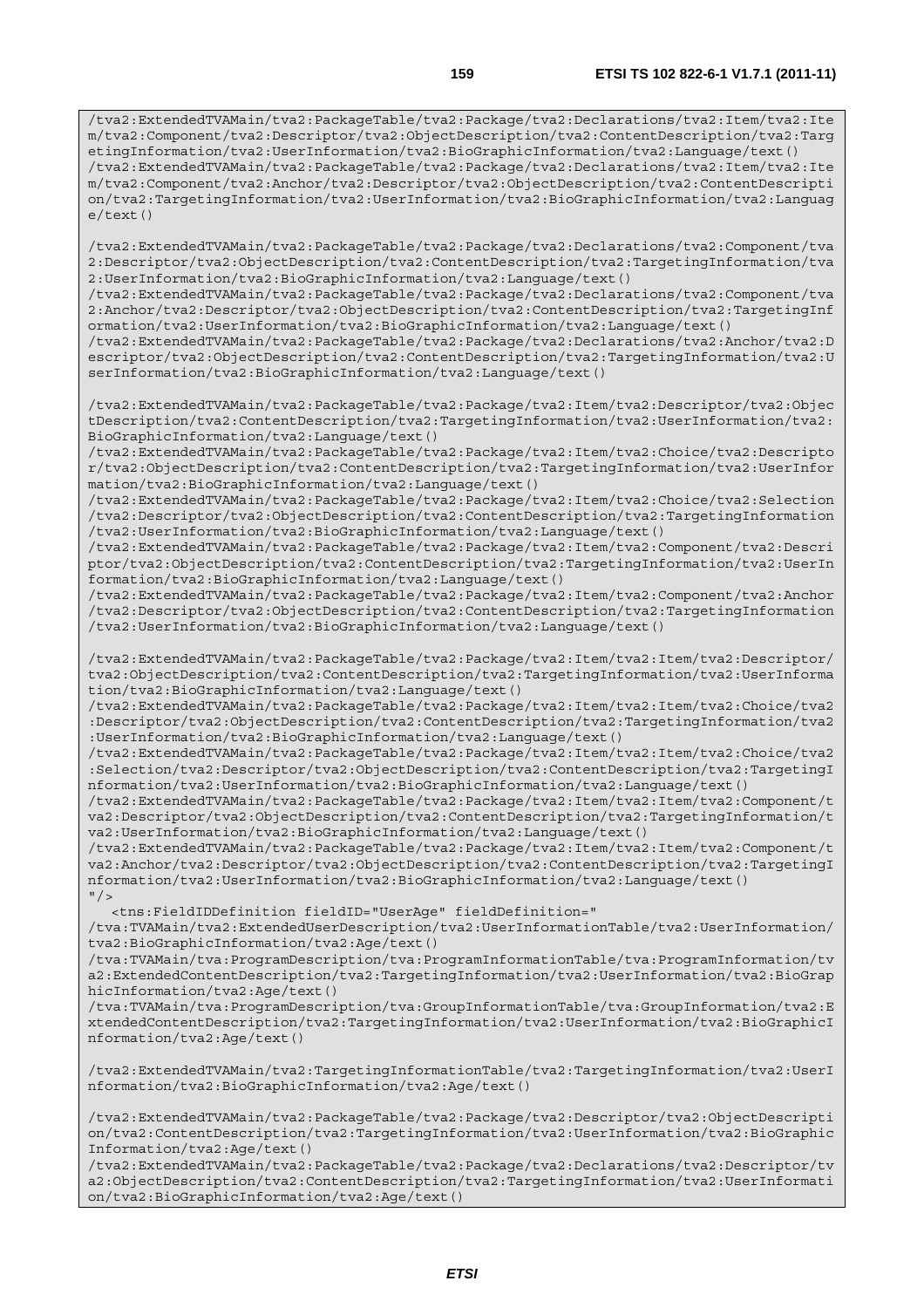```
/tva2:ExtendedTVAMain/tva2:PackageTable/tva2:Package/tva2:Declarations/tva2:Item/tva2:Item/tva2:Component/tva2:Descriptor/tva2:ObjectDescription/tva2:ContentDescription/tva2:TargetingInformation/tva2:UserInformation/tva2:BioGraphicInformation/tva2:Language/text()
/tva2:ExtendedTVAMain/tva2:PackageTable/tva2:Package/tva2:Declarations/tva2:Item/tva2:Item/tva2:Component/tva2:Anchor/tva2:Descriptor/tva2:ObjectDescription/tva2:ContentDescription/tva2:TargetingInformation/tva2:UserInformation/tva2:BioGraphicInformation/tva2:Language/text()

/tva2:ExtendedTVAMain/tva2:PackageTable/tva2:Package/tva2:Declarations/tva2:Component/tva2:Descriptor/tva2:ObjectDescription/tva2:ContentDescription/tva2:TargetingInformation/tva2:UserInformation/tva2:BioGraphicInformation/tva2:Language/text()
/tva2:ExtendedTVAMain/tva2:PackageTable/tva2:Package/tva2:Declarations/tva2:Component/tva2:Anchor/tva2:Descriptor/tva2:ObjectDescription/tva2:ContentDescription/tva2:TargetingInformation/tva2:UserInformation/tva2:BioGraphicInformation/tva2:Language/text()
/tva2:ExtendedTVAMain/tva2:PackageTable/tva2:Package/tva2:Declarations/tva2:Anchor/tva2:Descriptor/tva2:ObjectDescription/tva2:ContentDescription/tva2:TargetingInformation/tva2:UserInformation/tva2:BioGraphicInformation/tva2:Language/text()

/tva2:ExtendedTVAMain/tva2:PackageTable/tva2:Package/tva2:Item/tva2:Descriptor/tva2:ObjectDescription/tva2:ContentDescription/tva2:TargetingInformation/tva2:UserInformation/tva2:BioGraphicInformation/tva2:Language/text()
/tva2:ExtendedTVAMain/tva2:PackageTable/tva2:Package/tva2:Item/tva2:Choice/tva2:Descriptor/tva2:ObjectDescription/tva2:ContentDescription/tva2:TargetingInformation/tva2:UserInformation/tva2:BioGraphicInformation/tva2:Language/text()
/tva2:ExtendedTVAMain/tva2:PackageTable/tva2:Package/tva2:Item/tva2:Choice/tva2:Selection/tva2:Descriptor/tva2:ObjectDescription/tva2:ContentDescription/tva2:TargetingInformation/tva2:UserInformation/tva2:BioGraphicInformation/tva2:Language/text()
/tva2:ExtendedTVAMain/tva2:PackageTable/tva2:Package/tva2:Item/tva2:Component/tva2:Descriptor/tva2:ObjectDescription/tva2:ContentDescription/tva2:TargetingInformation/tva2:UserInformation/tva2:BioGraphicInformation/tva2:Language/text()
/tva2:ExtendedTVAMain/tva2:PackageTable/tva2:Package/tva2:Item/tva2:Component/tva2:Anchor/tva2:Descriptor/tva2:ObjectDescription/tva2:ContentDescription/tva2:TargetingInformation/tva2:UserInformation/tva2:BioGraphicInformation/tva2:Language/text()

/tva2:ExtendedTVAMain/tva2:PackageTable/tva2:Package/tva2:Item/tva2:Item/tva2:Descriptor/tva2:ObjectDescription/tva2:ContentDescription/tva2:TargetingInformation/tva2:UserInformation/tva2:BioGraphicInformation/tva2:Language/text()
/tva2:ExtendedTVAMain/tva2:PackageTable/tva2:Package/tva2:Item/tva2:Item/tva2:Choice/tva2:Descriptor/tva2:ObjectDescription/tva2:ContentDescription/tva2:TargetingInformation/tva2:UserInformation/tva2:BioGraphicInformation/tva2:Language/text()
/tva2:ExtendedTVAMain/tva2:PackageTable/tva2:Package/tva2:Item/tva2:Item/tva2:Choice/tva2:Selection/tva2:Descriptor/tva2:ObjectDescription/tva2:ContentDescription/tva2:TargetingInformation/tva2:UserInformation/tva2:BioGraphicInformation/tva2:Language/text()
/tva2:ExtendedTVAMain/tva2:PackageTable/tva2:Package/tva2:Item/tva2:Item/tva2:Component/tva2:Descriptor/tva2:ObjectDescription/tva2:ContentDescription/tva2:TargetingInformation/tva2:UserInformation/tva2:BioGraphicInformation/tva2:Language/text()
/tva2:ExtendedTVAMain/tva2:PackageTable/tva2:Package/tva2:Item/tva2:Item/tva2:Component/tva2:Anchor/tva2:Descriptor/tva2:ObjectDescription/tva2:ContentDescription/tva2:TargetingInformation/tva2:UserInformation/tva2:BioGraphicInformation/tva2:Language/text()
"/>
   <tns:FieldIDDefinition fieldID="UserAge" fieldDefinition="
/tva:TVAMain/tva2:ExtendedUserDescription/tva2:UserInformationTable/tva2:UserInformation/tva2:BioGraphicInformation/tva2:Age/text()
/tva:TVAMain/tva:ProgramDescription/tva:ProgramInformationTable/tva:ProgramInformation/tva2:ExtendedContentDescription/tva2:TargetingInformation/tva2:UserInformation/tva2:BioGraphicInformation/tva2:Age/text()
/tva:TVAMain/tva:ProgramDescription/tva:GroupInformationTable/tva:GroupInformation/tva2:ExtendedContentDescription/tva2:TargetingInformation/tva2:UserInformation/tva2:BioGraphicInformation/tva2:Age/text()

/tva2:ExtendedTVAMain/tva2:TargetingInformationTable/tva2:TargetingInformation/tva2:UserInformation/tva2:BioGraphicInformation/tva2:Age/text()

/tva2:ExtendedTVAMain/tva2:PackageTable/tva2:Package/tva2:Descriptor/tva2:ObjectDescription/tva2:ContentDescription/tva2:TargetingInformation/tva2:UserInformation/tva2:BioGraphicInformation/tva2:Age/text()
/tva2:ExtendedTVAMain/tva2:PackageTable/tva2:Package/tva2:Declarations/tva2:Descriptor/tva2:ObjectDescription/tva2:ContentDescription/tva2:TargetingInformation/tva2:UserInformation/tva2:BioGraphicInformation/tva2:Age/text()
```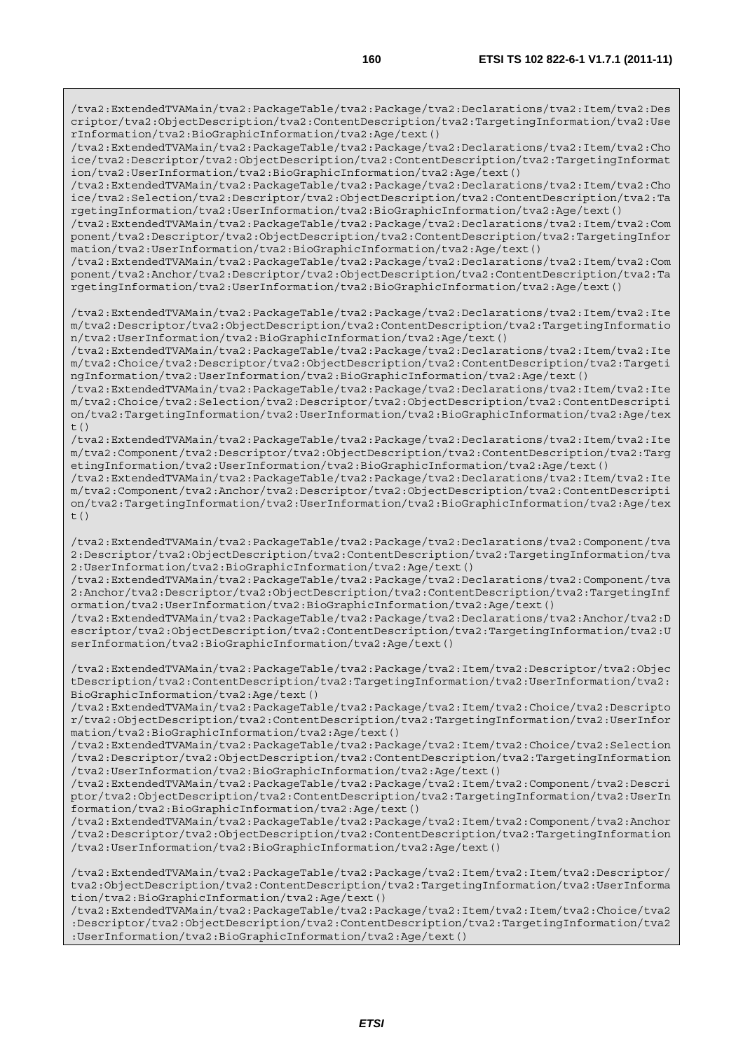```
/tva2:ExtendedTVAMain/tva2:PackageTable/tva2:Package/tva2:Declarations/tva2:Item/tva2:Descriptor/tva2:ObjectDescription/tva2:ContentDescription/tva2:TargetingInformation/tva2:UserInformation/tva2:BioGraphicInformation/tva2:Age/text()
/tva2:ExtendedTVAMain/tva2:PackageTable/tva2:Package/tva2:Declarations/tva2:Item/tva2:Choice/tva2:Descriptor/tva2:ObjectDescription/tva2:ContentDescription/tva2:TargetingInformation/tva2:UserInformation/tva2:BioGraphicInformation/tva2:Age/text()
/tva2:ExtendedTVAMain/tva2:PackageTable/tva2:Package/tva2:Declarations/tva2:Item/tva2:Choice/tva2:Selection/tva2:Descriptor/tva2:ObjectDescription/tva2:ContentDescription/tva2:TargetingInformation/tva2:UserInformation/tva2:BioGraphicInformation/tva2:Age/text()
/tva2:ExtendedTVAMain/tva2:PackageTable/tva2:Package/tva2:Declarations/tva2:Item/tva2:Component/tva2:Descriptor/tva2:ObjectDescription/tva2:ContentDescription/tva2:TargetingInformation/tva2:UserInformation/tva2:BioGraphicInformation/tva2:Age/text()
/tva2:ExtendedTVAMain/tva2:PackageTable/tva2:Package/tva2:Declarations/tva2:Item/tva2:Component/tva2:Anchor/tva2:Descriptor/tva2:ObjectDescription/tva2:ContentDescription/tva2:TargetingInformation/tva2:UserInformation/tva2:BioGraphicInformation/tva2:Age/text()

/tva2:ExtendedTVAMain/tva2:PackageTable/tva2:Package/tva2:Declarations/tva2:Item/tva2:Item/tva2:Descriptor/tva2:ObjectDescription/tva2:ContentDescription/tva2:TargetingInformation/tva2:UserInformation/tva2:BioGraphicInformation/tva2:Age/text()
/tva2:ExtendedTVAMain/tva2:PackageTable/tva2:Package/tva2:Declarations/tva2:Item/tva2:Item/tva2:Choice/tva2:Descriptor/tva2:ObjectDescription/tva2:ContentDescription/tva2:TargetingInformation/tva2:UserInformation/tva2:BioGraphicInformation/tva2:Age/text()
/tva2:ExtendedTVAMain/tva2:PackageTable/tva2:Package/tva2:Declarations/tva2:Item/tva2:Item/tva2:Choice/tva2:Selection/tva2:Descriptor/tva2:ObjectDescription/tva2:ContentDescription/tva2:TargetingInformation/tva2:UserInformation/tva2:BioGraphicInformation/tva2:Age/text()
/tva2:ExtendedTVAMain/tva2:PackageTable/tva2:Package/tva2:Declarations/tva2:Item/tva2:Item/tva2:Component/tva2:Descriptor/tva2:ObjectDescription/tva2:ContentDescription/tva2:TargetingInformation/tva2:UserInformation/tva2:BioGraphicInformation/tva2:Age/text()
/tva2:ExtendedTVAMain/tva2:PackageTable/tva2:Package/tva2:Declarations/tva2:Item/tva2:Item/tva2:Component/tva2:Anchor/tva2:Descriptor/tva2:ObjectDescription/tva2:ContentDescription/tva2:TargetingInformation/tva2:UserInformation/tva2:BioGraphicInformation/tva2:Age/text()

/tva2:ExtendedTVAMain/tva2:PackageTable/tva2:Package/tva2:Declarations/tva2:Component/tva2:Descriptor/tva2:ObjectDescription/tva2:ContentDescription/tva2:TargetingInformation/tva2:UserInformation/tva2:BioGraphicInformation/tva2:Age/text()
/tva2:ExtendedTVAMain/tva2:PackageTable/tva2:Package/tva2:Declarations/tva2:Component/tva2:Anchor/tva2:Descriptor/tva2:ObjectDescription/tva2:ContentDescription/tva2:TargetingInformation/tva2:UserInformation/tva2:BioGraphicInformation/tva2:Age/text()
/tva2:ExtendedTVAMain/tva2:PackageTable/tva2:Package/tva2:Declarations/tva2:Anchor/tva2:Descriptor/tva2:ObjectDescription/tva2:ContentDescription/tva2:TargetingInformation/tva2:UserInformation/tva2:BioGraphicInformation/tva2:Age/text()

/tva2:ExtendedTVAMain/tva2:PackageTable/tva2:Package/tva2:Item/tva2:Descriptor/tva2:ObjectDescription/tva2:ContentDescription/tva2:TargetingInformation/tva2:UserInformation/tva2:BioGraphicInformation/tva2:Age/text()
/tva2:ExtendedTVAMain/tva2:PackageTable/tva2:Package/tva2:Item/tva2:Choice/tva2:Descriptor/tva2:ObjectDescription/tva2:ContentDescription/tva2:TargetingInformation/tva2:UserInformation/tva2:BioGraphicInformation/tva2:Age/text()
/tva2:ExtendedTVAMain/tva2:PackageTable/tva2:Package/tva2:Item/tva2:Choice/tva2:Selection/tva2:Descriptor/tva2:ObjectDescription/tva2:ContentDescription/tva2:TargetingInformation/tva2:UserInformation/tva2:BioGraphicInformation/tva2:Age/text()
/tva2:ExtendedTVAMain/tva2:PackageTable/tva2:Package/tva2:Item/tva2:Component/tva2:Descriptor/tva2:ObjectDescription/tva2:ContentDescription/tva2:TargetingInformation/tva2:UserInformation/tva2:BioGraphicInformation/tva2:Age/text()
/tva2:ExtendedTVAMain/tva2:PackageTable/tva2:Package/tva2:Item/tva2:Component/tva2:Anchor/tva2:Descriptor/tva2:ObjectDescription/tva2:ContentDescription/tva2:TargetingInformation/tva2:UserInformation/tva2:BioGraphicInformation/tva2:Age/text()

/tva2:ExtendedTVAMain/tva2:PackageTable/tva2:Package/tva2:Item/tva2:Item/tva2:Descriptor/tva2:ObjectDescription/tva2:ContentDescription/tva2:TargetingInformation/tva2:UserInformation/tva2:BioGraphicInformation/tva2:Age/text()
/tva2:ExtendedTVAMain/tva2:PackageTable/tva2:Package/tva2:Item/tva2:Item/tva2:Choice/tva2:Descriptor/tva2:ObjectDescription/tva2:ContentDescription/tva2:TargetingInformation/tva2:UserInformation/tva2:BioGraphicInformation/tva2:Age/text()
```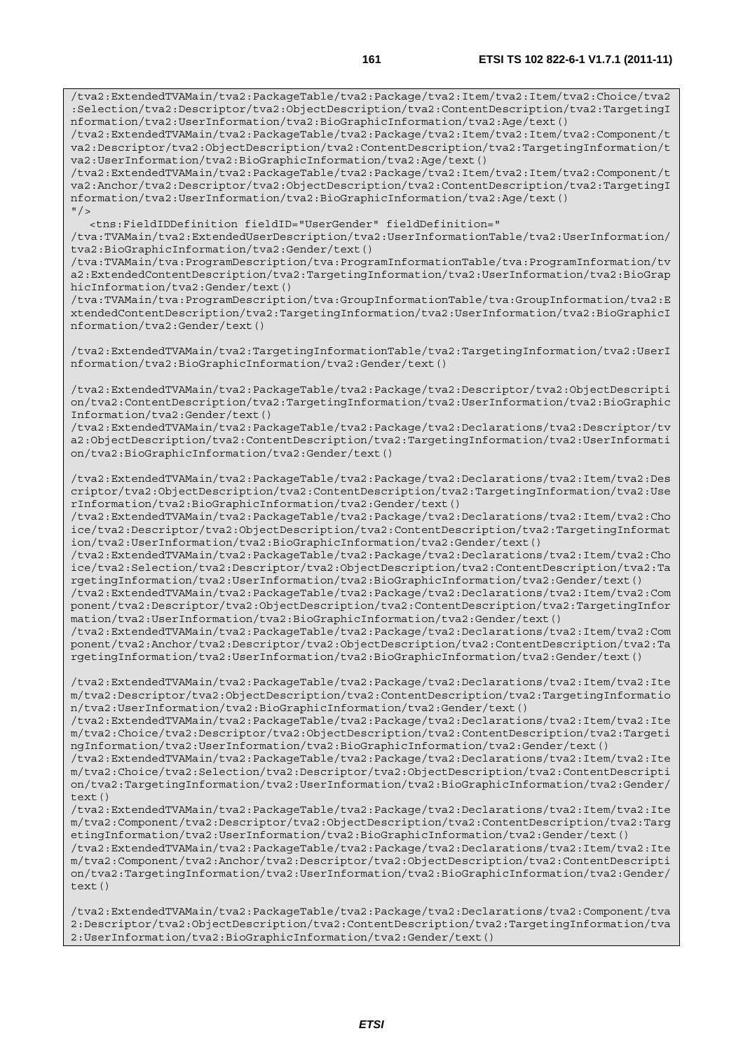```
/tva2:ExtendedTVAMain/tva2:PackageTable/tva2:Package/tva2:Item/tva2:Item/tva2:Choice/tva2:Selection/tva2:Descriptor/tva2:ObjectDescription/tva2:ContentDescription/tva2:TargetingInformation/tva2:UserInformation/tva2:BioGraphicInformation/tva2:Age/text()
/tva2:ExtendedTVAMain/tva2:PackageTable/tva2:Package/tva2:Item/tva2:Item/tva2:Component/tva2:Descriptor/tva2:ObjectDescription/tva2:ContentDescription/tva2:TargetingInformation/tva2:UserInformation/tva2:BioGraphicInformation/tva2:Age/text()
/tva2:ExtendedTVAMain/tva2:PackageTable/tva2:Package/tva2:Item/tva2:Item/tva2:Component/tva2:Anchor/tva2:Descriptor/tva2:ObjectDescription/tva2:ContentDescription/tva2:TargetingInformation/tva2:UserInformation/tva2:BioGraphicInformation/tva2:Age/text()
"/>
   <tns:FieldIDDefinition fieldID="UserGender" fieldDefinition="
/tva:TVAMain/tva2:ExtendedUserDescription/tva2:UserInformationTable/tva2:UserInformation/tva2:BioGraphicInformation/tva2:Gender/text()
/tva:TVAMain/tva:ProgramDescription/tva:ProgramInformationTable/tva:ProgramInformation/tva2:ExtendedContentDescription/tva2:TargetingInformation/tva2:UserInformation/tva2:BioGraphicInformation/tva2:Gender/text()
/tva:TVAMain/tva:ProgramDescription/tva:GroupInformationTable/tva:GroupInformation/tva2:ExtendedContentDescription/tva2:TargetingInformation/tva2:UserInformation/tva2:BioGraphicInformation/tva2:Gender/text()

/tva2:ExtendedTVAMain/tva2:TargetingInformationTable/tva2:TargetingInformation/tva2:UserInformation/tva2:BioGraphicInformation/tva2:Gender/text()

/tva2:ExtendedTVAMain/tva2:PackageTable/tva2:Package/tva2:Descriptor/tva2:ObjectDescription/tva2:ContentDescription/tva2:TargetingInformation/tva2:UserInformation/tva2:BioGraphicInformation/tva2:Gender/text()
/tva2:ExtendedTVAMain/tva2:PackageTable/tva2:Package/tva2:Declarations/tva2:Descriptor/tva2:ObjectDescription/tva2:ContentDescription/tva2:TargetingInformation/tva2:UserInformation/tva2:BioGraphicInformation/tva2:Gender/text()

/tva2:ExtendedTVAMain/tva2:PackageTable/tva2:Package/tva2:Declarations/tva2:Item/tva2:Descriptor/tva2:ObjectDescription/tva2:ContentDescription/tva2:TargetingInformation/tva2:UserInformation/tva2:BioGraphicInformation/tva2:Gender/text()
/tva2:ExtendedTVAMain/tva2:PackageTable/tva2:Package/tva2:Declarations/tva2:Item/tva2:Choice/tva2:Descriptor/tva2:ObjectDescription/tva2:ContentDescription/tva2:TargetingInformation/tva2:UserInformation/tva2:BioGraphicInformation/tva2:Gender/text()
/tva2:ExtendedTVAMain/tva2:PackageTable/tva2:Package/tva2:Declarations/tva2:Item/tva2:Choice/tva2:Selection/tva2:Descriptor/tva2:ObjectDescription/tva2:ContentDescription/tva2:TargetingInformation/tva2:UserInformation/tva2:BioGraphicInformation/tva2:Gender/text()
/tva2:ExtendedTVAMain/tva2:PackageTable/tva2:Package/tva2:Declarations/tva2:Item/tva2:Component/tva2:Descriptor/tva2:ObjectDescription/tva2:ContentDescription/tva2:TargetingInformation/tva2:UserInformation/tva2:BioGraphicInformation/tva2:Gender/text()
/tva2:ExtendedTVAMain/tva2:PackageTable/tva2:Package/tva2:Declarations/tva2:Item/tva2:Component/tva2:Anchor/tva2:Descriptor/tva2:ObjectDescription/tva2:ContentDescription/tva2:TargetingInformation/tva2:UserInformation/tva2:BioGraphicInformation/tva2:Gender/text()

/tva2:ExtendedTVAMain/tva2:PackageTable/tva2:Package/tva2:Declarations/tva2:Item/tva2:Item/tva2:Descriptor/tva2:ObjectDescription/tva2:ContentDescription/tva2:TargetingInformation/tva2:UserInformation/tva2:BioGraphicInformation/tva2:Gender/text()
/tva2:ExtendedTVAMain/tva2:PackageTable/tva2:Package/tva2:Declarations/tva2:Item/tva2:Item/tva2:Choice/tva2:Descriptor/tva2:ObjectDescription/tva2:ContentDescription/tva2:TargetingInformation/tva2:UserInformation/tva2:BioGraphicInformation/tva2:Gender/text()
/tva2:ExtendedTVAMain/tva2:PackageTable/tva2:Package/tva2:Declarations/tva2:Item/tva2:Item/tva2:Choice/tva2:Selection/tva2:Descriptor/tva2:ObjectDescription/tva2:ContentDescription/tva2:TargetingInformation/tva2:UserInformation/tva2:BioGraphicInformation/tva2:Gender/text()
/tva2:ExtendedTVAMain/tva2:PackageTable/tva2:Package/tva2:Declarations/tva2:Item/tva2:Item/tva2:Component/tva2:Descriptor/tva2:ObjectDescription/tva2:ContentDescription/tva2:TargetingInformation/tva2:UserInformation/tva2:BioGraphicInformation/tva2:Gender/text()
/tva2:ExtendedTVAMain/tva2:PackageTable/tva2:Package/tva2:Declarations/tva2:Item/tva2:Item/tva2:Component/tva2:Anchor/tva2:Descriptor/tva2:ObjectDescription/tva2:ContentDescription/tva2:TargetingInformation/tva2:UserInformation/tva2:BioGraphicInformation/tva2:Gender/text()

/tva2:ExtendedTVAMain/tva2:PackageTable/tva2:Package/tva2:Declarations/tva2:Component/tva2:Descriptor/tva2:ObjectDescription/tva2:ContentDescription/tva2:TargetingInformation/tva2:UserInformation/tva2:BioGraphicInformation/tva2:Gender/text()
```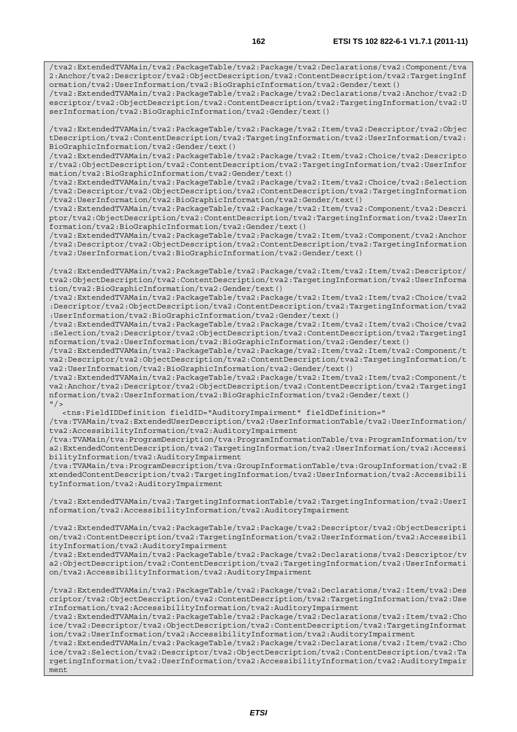```
/tva2:ExtendedTVAMain/tva2:PackageTable/tva2:Package/tva2:Declarations/tva2:Component/tva2:Anchor/tva2:Descriptor/tva2:ObjectDescription/tva2:ContentDescription/tva2:TargetingInformation/tva2:UserInformation/tva2:BioGraphicInformation/tva2:Gender/text()
/tva2:ExtendedTVAMain/tva2:PackageTable/tva2:Package/tva2:Declarations/tva2:Anchor/tva2:Descriptor/tva2:ObjectDescription/tva2:ContentDescription/tva2:TargetingInformation/tva2:UserInformation/tva2:BioGraphicInformation/tva2:Gender/text()

/tva2:ExtendedTVAMain/tva2:PackageTable/tva2:Package/tva2:Item/tva2:Descriptor/tva2:ObjectDescription/tva2:ContentDescription/tva2:TargetingInformation/tva2:UserInformation/tva2:BioGraphicInformation/tva2:Gender/text()
/tva2:ExtendedTVAMain/tva2:PackageTable/tva2:Package/tva2:Item/tva2:Choice/tva2:Descriptor/tva2:ObjectDescription/tva2:ContentDescription/tva2:TargetingInformation/tva2:UserInformation/tva2:BioGraphicInformation/tva2:Gender/text()
/tva2:ExtendedTVAMain/tva2:PackageTable/tva2:Package/tva2:Item/tva2:Choice/tva2:Selection/tva2:Descriptor/tva2:ObjectDescription/tva2:ContentDescription/tva2:TargetingInformation/tva2:UserInformation/tva2:BioGraphicInformation/tva2:Gender/text()
/tva2:ExtendedTVAMain/tva2:PackageTable/tva2:Package/tva2:Item/tva2:Component/tva2:Descriptor/tva2:ObjectDescription/tva2:ContentDescription/tva2:TargetingInformation/tva2:UserInformation/tva2:BioGraphicInformation/tva2:Gender/text()
/tva2:ExtendedTVAMain/tva2:PackageTable/tva2:Package/tva2:Item/tva2:Component/tva2:Anchor/tva2:Descriptor/tva2:ObjectDescription/tva2:ContentDescription/tva2:TargetingInformation/tva2:UserInformation/tva2:BioGraphicInformation/tva2:Gender/text()

/tva2:ExtendedTVAMain/tva2:PackageTable/tva2:Package/tva2:Item/tva2:Item/tva2:Descriptor/tva2:ObjectDescription/tva2:ContentDescription/tva2:TargetingInformation/tva2:UserInformation/tva2:BioGraphicInformation/tva2:Gender/text()
/tva2:ExtendedTVAMain/tva2:PackageTable/tva2:Package/tva2:Item/tva2:Item/tva2:Choice/tva2:Descriptor/tva2:ObjectDescription/tva2:ContentDescription/tva2:TargetingInformation/tva2:UserInformation/tva2:BioGraphicInformation/tva2:Gender/text()
/tva2:ExtendedTVAMain/tva2:PackageTable/tva2:Package/tva2:Item/tva2:Item/tva2:Choice/tva2:Selection/tva2:Descriptor/tva2:ObjectDescription/tva2:ContentDescription/tva2:TargetingInformation/tva2:UserInformation/tva2:BioGraphicInformation/tva2:Gender/text()
/tva2:ExtendedTVAMain/tva2:PackageTable/tva2:Package/tva2:Item/tva2:Item/tva2:Component/tva2:Descriptor/tva2:ObjectDescription/tva2:ContentDescription/tva2:TargetingInformation/tva2:UserInformation/tva2:BioGraphicInformation/tva2:Gender/text()
/tva2:ExtendedTVAMain/tva2:PackageTable/tva2:Package/tva2:Item/tva2:Item/tva2:Component/tva2:Anchor/tva2:Descriptor/tva2:ObjectDescription/tva2:ContentDescription/tva2:TargetingInformation/tva2:UserInformation/tva2:BioGraphicInformation/tva2:Gender/text()
"/>
   <tns:FieldIDDefinition fieldID="AuditoryImpairment" fieldDefinition="
/tva:TVAMain/tva2:ExtendedUserDescription/tva2:UserInformationTable/tva2:UserInformation/tva2:AccessibilityInformation/tva2:AuditoryImpairment
/tva:TVAMain/tva:ProgramDescription/tva:ProgramInformationTable/tva:ProgramInformation/tva2:ExtendedContentDescription/tva2:TargetingInformation/tva2:UserInformation/tva2:AccessibilityInformation/tva2:AuditoryImpairment
/tva:TVAMain/tva:ProgramDescription/tva:GroupInformationTable/tva:GroupInformation/tva2:ExtendedContentDescription/tva2:TargetingInformation/tva2:UserInformation/tva2:AccessibilityInformation/tva2:AuditoryImpairment

/tva2:ExtendedTVAMain/tva2:TargetingInformationTable/tva2:TargetingInformation/tva2:UserInformation/tva2:AccessibilityInformation/tva2:AuditoryImpairment

/tva2:ExtendedTVAMain/tva2:PackageTable/tva2:Package/tva2:Descriptor/tva2:ObjectDescription/tva2:ContentDescription/tva2:TargetingInformation/tva2:UserInformation/tva2:AccessibilityInformation/tva2:AuditoryImpairment
/tva2:ExtendedTVAMain/tva2:PackageTable/tva2:Package/tva2:Declarations/tva2:Descriptor/tva2:ObjectDescription/tva2:ContentDescription/tva2:TargetingInformation/tva2:UserInformation/tva2:AccessibilityInformation/tva2:AuditoryImpairment

/tva2:ExtendedTVAMain/tva2:PackageTable/tva2:Package/tva2:Declarations/tva2:Item/tva2:Descriptor/tva2:ObjectDescription/tva2:ContentDescription/tva2:TargetingInformation/tva2:UserInformation/tva2:AccessibilityInformation/tva2:AuditoryImpairment
/tva2:ExtendedTVAMain/tva2:PackageTable/tva2:Package/tva2:Declarations/tva2:Item/tva2:Choice/tva2:Descriptor/tva2:ObjectDescription/tva2:ContentDescription/tva2:TargetingInformation/tva2:UserInformation/tva2:AccessibilityInformation/tva2:AuditoryImpairment
/tva2:ExtendedTVAMain/tva2:PackageTable/tva2:Package/tva2:Declarations/tva2:Item/tva2:Choice/tva2:Selection/tva2:Descriptor/tva2:ObjectDescription/tva2:ContentDescription/tva2:TargetingInformation/tva2:UserInformation/tva2:AccessibilityInformation/tva2:AuditoryImpairment
```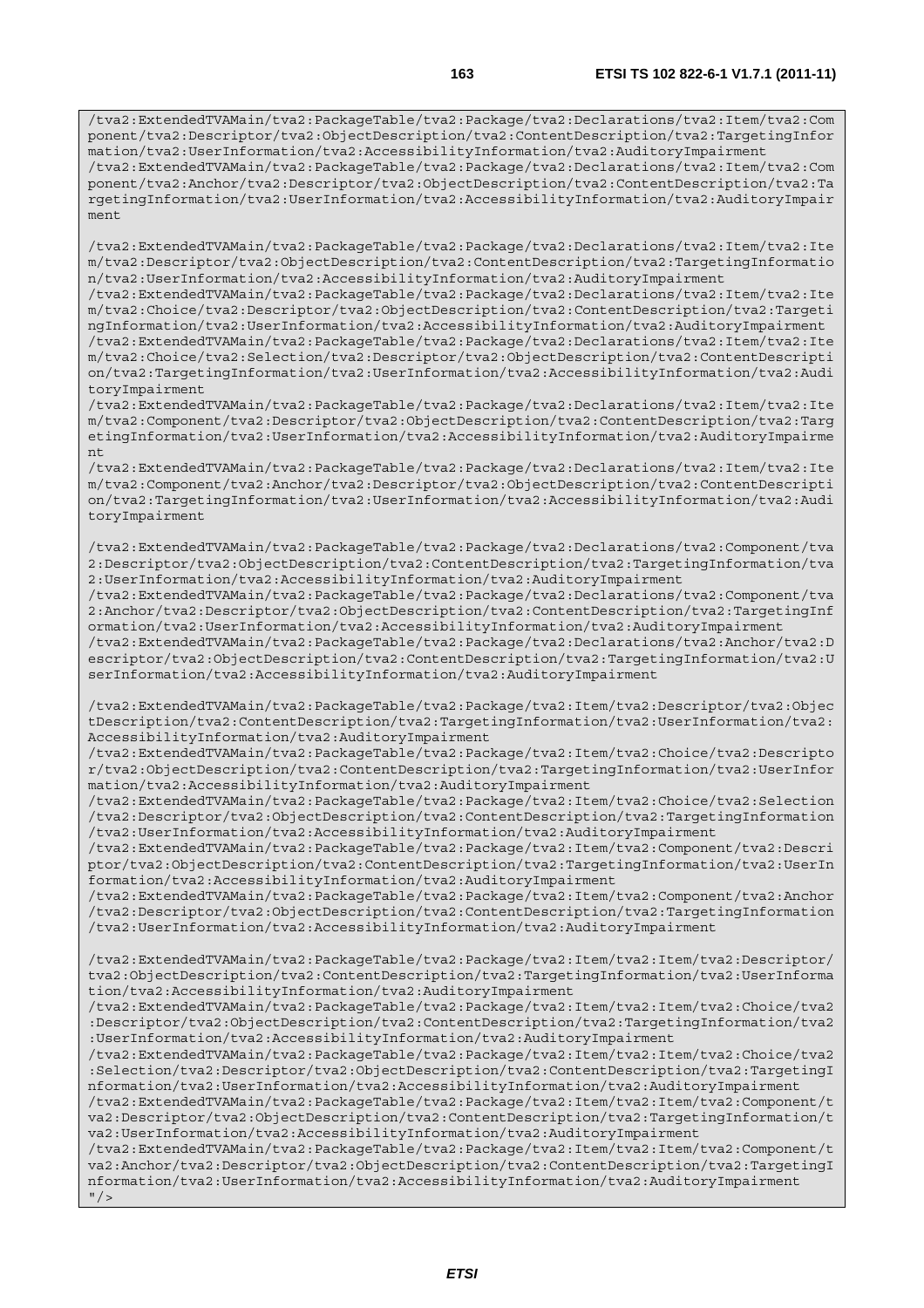```
/tva2:ExtendedTVAMain/tva2:PackageTable/tva2:Package/tva2:Declarations/tva2:Item/tva2:Component/tva2:Descriptor/tva2:ObjectDescription/tva2:ContentDescription/tva2:TargetingInformation/tva2:UserInformation/tva2:AccessibilityInformation/tva2:AuditoryImpairment
/tva2:ExtendedTVAMain/tva2:PackageTable/tva2:Package/tva2:Declarations/tva2:Item/tva2:Component/tva2:Anchor/tva2:Descriptor/tva2:ObjectDescription/tva2:ContentDescription/tva2:TargetingInformation/tva2:UserInformation/tva2:AccessibilityInformation/tva2:AuditoryImpairment

/tva2:ExtendedTVAMain/tva2:PackageTable/tva2:Package/tva2:Declarations/tva2:Item/tva2:Item/tva2:Descriptor/tva2:ObjectDescription/tva2:ContentDescription/tva2:TargetingInformation/tva2:UserInformation/tva2:AccessibilityInformation/tva2:AuditoryImpairment
/tva2:ExtendedTVAMain/tva2:PackageTable/tva2:Package/tva2:Declarations/tva2:Item/tva2:Item/tva2:Choice/tva2:Descriptor/tva2:ObjectDescription/tva2:ContentDescription/tva2:TargetingInformation/tva2:UserInformation/tva2:AccessibilityInformation/tva2:AuditoryImpairment
/tva2:ExtendedTVAMain/tva2:PackageTable/tva2:Package/tva2:Declarations/tva2:Item/tva2:Item/tva2:Choice/tva2:Selection/tva2:Descriptor/tva2:ObjectDescription/tva2:ContentDescription/tva2:TargetingInformation/tva2:UserInformation/tva2:AccessibilityInformation/tva2:AuditoryImpairment
/tva2:ExtendedTVAMain/tva2:PackageTable/tva2:Package/tva2:Declarations/tva2:Item/tva2:Item/tva2:Component/tva2:Descriptor/tva2:ObjectDescription/tva2:ContentDescription/tva2:TargetingInformation/tva2:UserInformation/tva2:AccessibilityInformation/tva2:AuditoryImpairment
/tva2:ExtendedTVAMain/tva2:PackageTable/tva2:Package/tva2:Declarations/tva2:Item/tva2:Item/tva2:Component/tva2:Anchor/tva2:Descriptor/tva2:ObjectDescription/tva2:ContentDescription/tva2:TargetingInformation/tva2:UserInformation/tva2:AccessibilityInformation/tva2:AuditoryImpairment

/tva2:ExtendedTVAMain/tva2:PackageTable/tva2:Package/tva2:Declarations/tva2:Component/tva2:Descriptor/tva2:ObjectDescription/tva2:ContentDescription/tva2:TargetingInformation/tva2:UserInformation/tva2:AccessibilityInformation/tva2:AuditoryImpairment
/tva2:ExtendedTVAMain/tva2:PackageTable/tva2:Package/tva2:Declarations/tva2:Component/tva2:Anchor/tva2:Descriptor/tva2:ObjectDescription/tva2:ContentDescription/tva2:TargetingInformation/tva2:UserInformation/tva2:AccessibilityInformation/tva2:AuditoryImpairment
/tva2:ExtendedTVAMain/tva2:PackageTable/tva2:Package/tva2:Declarations/tva2:Anchor/tva2:Descriptor/tva2:ObjectDescription/tva2:ContentDescription/tva2:TargetingInformation/tva2:UserInformation/tva2:AccessibilityInformation/tva2:AuditoryImpairment

/tva2:ExtendedTVAMain/tva2:PackageTable/tva2:Package/tva2:Item/tva2:Descriptor/tva2:ObjectDescription/tva2:ContentDescription/tva2:TargetingInformation/tva2:UserInformation/tva2:AccessibilityInformation/tva2:AuditoryImpairment
/tva2:ExtendedTVAMain/tva2:PackageTable/tva2:Package/tva2:Item/tva2:Choice/tva2:Descriptor/tva2:ObjectDescription/tva2:ContentDescription/tva2:TargetingInformation/tva2:UserInformation/tva2:AccessibilityInformation/tva2:AuditoryImpairment
/tva2:ExtendedTVAMain/tva2:PackageTable/tva2:Package/tva2:Item/tva2:Choice/tva2:Selection/tva2:Descriptor/tva2:ObjectDescription/tva2:ContentDescription/tva2:TargetingInformation/tva2:UserInformation/tva2:AccessibilityInformation/tva2:AuditoryImpairment
/tva2:ExtendedTVAMain/tva2:PackageTable/tva2:Package/tva2:Item/tva2:Component/tva2:Descriptor/tva2:ObjectDescription/tva2:ContentDescription/tva2:TargetingInformation/tva2:UserInformation/tva2:AccessibilityInformation/tva2:AuditoryImpairment
/tva2:ExtendedTVAMain/tva2:PackageTable/tva2:Package/tva2:Item/tva2:Component/tva2:Anchor/tva2:Descriptor/tva2:ObjectDescription/tva2:ContentDescription/tva2:TargetingInformation/tva2:UserInformation/tva2:AccessibilityInformation/tva2:AuditoryImpairment

/tva2:ExtendedTVAMain/tva2:PackageTable/tva2:Package/tva2:Item/tva2:Item/tva2:Descriptor/tva2:ObjectDescription/tva2:ContentDescription/tva2:TargetingInformation/tva2:UserInformation/tva2:AccessibilityInformation/tva2:AuditoryImpairment
/tva2:ExtendedTVAMain/tva2:PackageTable/tva2:Package/tva2:Item/tva2:Item/tva2:Choice/tva2:Descriptor/tva2:ObjectDescription/tva2:ContentDescription/tva2:TargetingInformation/tva2:UserInformation/tva2:AccessibilityInformation/tva2:AuditoryImpairment
/tva2:ExtendedTVAMain/tva2:PackageTable/tva2:Package/tva2:Item/tva2:Item/tva2:Choice/tva2:Selection/tva2:Descriptor/tva2:ObjectDescription/tva2:ContentDescription/tva2:TargetingInformation/tva2:UserInformation/tva2:AccessibilityInformation/tva2:AuditoryImpairment
/tva2:ExtendedTVAMain/tva2:PackageTable/tva2:Package/tva2:Item/tva2:Item/tva2:Component/tva2:Descriptor/tva2:ObjectDescription/tva2:ContentDescription/tva2:TargetingInformation/tva2:UserInformation/tva2:AccessibilityInformation/tva2:AuditoryImpairment
/tva2:ExtendedTVAMain/tva2:PackageTable/tva2:Package/tva2:Item/tva2:Item/tva2:Component/tva2:Anchor/tva2:Descriptor/tva2:ObjectDescription/tva2:ContentDescription/tva2:TargetingInformation/tva2:UserInformation/tva2:AccessibilityInformation/tva2:AuditoryImpairment
"/>
```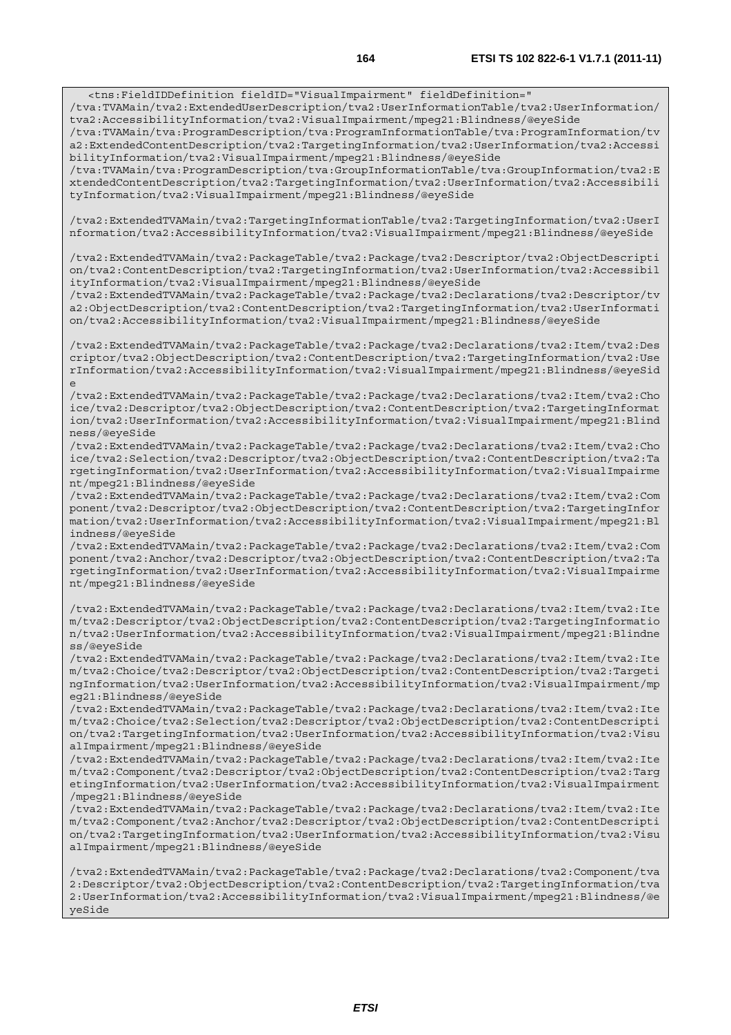```
<tns:FieldIDDefinition fieldID="VisualImpairment" fieldDefinition="
/tva:TVAMain/tva2:ExtendedUserDescription/tva2:UserInformationTable/tva2:UserInformation/tva2:AccessibilityInformation/tva2:VisualImpairment/mpeg21:Blindness/@eyeSide
/tva:TVAMain/tva:ProgramDescription/tva:ProgramInformationTable/tva:ProgramInformation/tva2:ExtendedContentDescription/tva2:TargetingInformation/tva2:UserInformation/tva2:AccessibilityInformation/tva2:VisualImpairment/mpeg21:Blindness/@eyeSide
/tva:TVAMain/tva:ProgramDescription/tva:GroupInformationTable/tva:GroupInformation/tva2:ExtendedContentDescription/tva2:TargetingInformation/tva2:UserInformation/tva2:AccessibilityInformation/tva2:VisualImpairment/mpeg21:Blindness/@eyeSide

/tva2:ExtendedTVAMain/tva2:TargetingInformationTable/tva2:TargetingInformation/tva2:UserInformation/tva2:AccessibilityInformation/tva2:VisualImpairment/mpeg21:Blindness/@eyeSide

/tva2:ExtendedTVAMain/tva2:PackageTable/tva2:Package/tva2:Descriptor/tva2:ObjectDescription/tva2:ContentDescription/tva2:TargetingInformation/tva2:UserInformation/tva2:AccessibilityInformation/tva2:VisualImpairment/mpeg21:Blindness/@eyeSide
/tva2:ExtendedTVAMain/tva2:PackageTable/tva2:Package/tva2:Declarations/tva2:Descriptor/tva2:ObjectDescription/tva2:ContentDescription/tva2:TargetingInformation/tva2:UserInformation/tva2:AccessibilityInformation/tva2:VisualImpairment/mpeg21:Blindness/@eyeSide

/tva2:ExtendedTVAMain/tva2:PackageTable/tva2:Package/tva2:Declarations/tva2:Item/tva2:Descriptor/tva2:ObjectDescription/tva2:ContentDescription/tva2:TargetingInformation/tva2:UserInformation/tva2:AccessibilityInformation/tva2:VisualImpairment/mpeg21:Blindness/@eyeSide
/tva2:ExtendedTVAMain/tva2:PackageTable/tva2:Package/tva2:Declarations/tva2:Item/tva2:Choice/tva2:Descriptor/tva2:ObjectDescription/tva2:ContentDescription/tva2:TargetingInformation/tva2:UserInformation/tva2:AccessibilityInformation/tva2:VisualImpairment/mpeg21:Blindness/@eyeSide
/tva2:ExtendedTVAMain/tva2:PackageTable/tva2:Package/tva2:Declarations/tva2:Item/tva2:Choice/tva2:Selection/tva2:Descriptor/tva2:ObjectDescription/tva2:ContentDescription/tva2:TargetingInformation/tva2:UserInformation/tva2:AccessibilityInformation/tva2:VisualImpairment/mpeg21:Blindness/@eyeSide
/tva2:ExtendedTVAMain/tva2:PackageTable/tva2:Package/tva2:Declarations/tva2:Item/tva2:Component/tva2:Descriptor/tva2:ObjectDescription/tva2:ContentDescription/tva2:TargetingInformation/tva2:UserInformation/tva2:AccessibilityInformation/tva2:VisualImpairment/mpeg21:Blindness/@eyeSide
/tva2:ExtendedTVAMain/tva2:PackageTable/tva2:Package/tva2:Declarations/tva2:Item/tva2:Component/tva2:Anchor/tva2:Descriptor/tva2:ObjectDescription/tva2:ContentDescription/tva2:TargetingInformation/tva2:UserInformation/tva2:AccessibilityInformation/tva2:VisualImpairment/mpeg21:Blindness/@eyeSide

/tva2:ExtendedTVAMain/tva2:PackageTable/tva2:Package/tva2:Declarations/tva2:Item/tva2:Item/tva2:Descriptor/tva2:ObjectDescription/tva2:ContentDescription/tva2:TargetingInformation/tva2:UserInformation/tva2:AccessibilityInformation/tva2:VisualImpairment/mpeg21:Blindness/@eyeSide
/tva2:ExtendedTVAMain/tva2:PackageTable/tva2:Package/tva2:Declarations/tva2:Item/tva2:Item/tva2:Choice/tva2:Descriptor/tva2:ObjectDescription/tva2:ContentDescription/tva2:TargetingInformation/tva2:UserInformation/tva2:AccessibilityInformation/tva2:VisualImpairment/mpeg21:Blindness/@eyeSide
/tva2:ExtendedTVAMain/tva2:PackageTable/tva2:Package/tva2:Declarations/tva2:Item/tva2:Item/tva2:Choice/tva2:Selection/tva2:Descriptor/tva2:ObjectDescription/tva2:ContentDescription/tva2:TargetingInformation/tva2:UserInformation/tva2:AccessibilityInformation/tva2:VisualImpairment/mpeg21:Blindness/@eyeSide
/tva2:ExtendedTVAMain/tva2:PackageTable/tva2:Package/tva2:Declarations/tva2:Item/tva2:Item/tva2:Component/tva2:Descriptor/tva2:ObjectDescription/tva2:ContentDescription/tva2:TargetingInformation/tva2:UserInformation/tva2:AccessibilityInformation/tva2:VisualImpairment/mpeg21:Blindness/@eyeSide
/tva2:ExtendedTVAMain/tva2:PackageTable/tva2:Package/tva2:Declarations/tva2:Item/tva2:Item/tva2:Component/tva2:Anchor/tva2:Descriptor/tva2:ObjectDescription/tva2:ContentDescription/tva2:TargetingInformation/tva2:UserInformation/tva2:AccessibilityInformation/tva2:VisualImpairment/mpeg21:Blindness/@eyeSide

/tva2:ExtendedTVAMain/tva2:PackageTable/tva2:Package/tva2:Declarations/tva2:Component/tva2:Descriptor/tva2:ObjectDescription/tva2:ContentDescription/tva2:TargetingInformation/tva2:UserInformation/tva2:AccessibilityInformation/tva2:VisualImpairment/mpeg21:Blindness/@eyeSide
```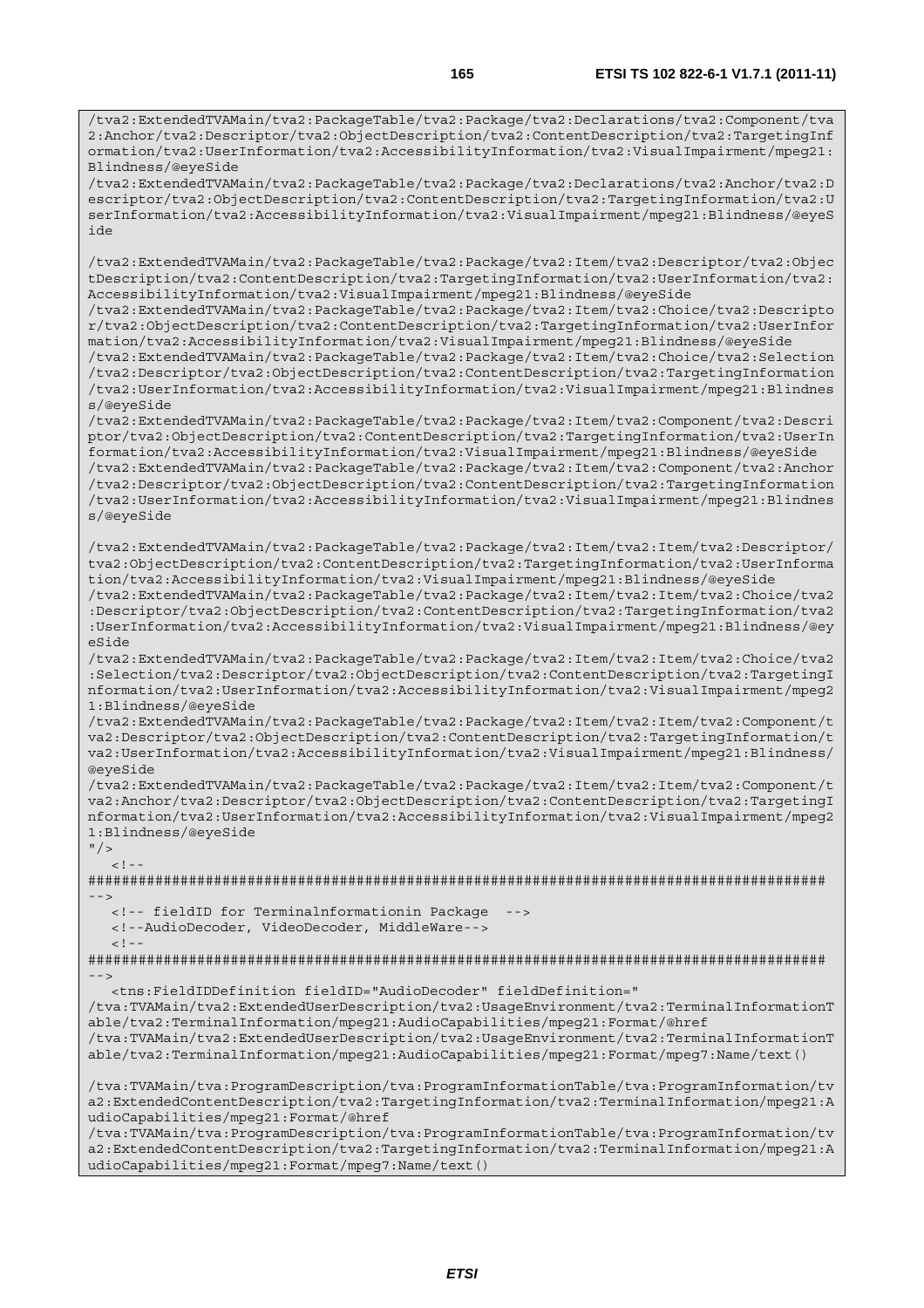```
/tva2:ExtendedTVAMain/tva2:PackageTable/tva2:Package/tva2:Declarations/tva2:Component/tva2:Anchor/tva2:Descriptor/tva2:ObjectDescription/tva2:ContentDescription/tva2:TargetingInformation/tva2:UserInformation/tva2:AccessibilityInformation/tva2:VisualImpairment/mpeg21:Blindness/@eyeSide
/tva2:ExtendedTVAMain/tva2:PackageTable/tva2:Package/tva2:Declarations/tva2:Anchor/tva2:Descriptor/tva2:ObjectDescription/tva2:ContentDescription/tva2:TargetingInformation/tva2:UserInformation/tva2:AccessibilityInformation/tva2:VisualImpairment/mpeg21:Blindness/@eyeSide

/tva2:ExtendedTVAMain/tva2:PackageTable/tva2:Package/tva2:Item/tva2:Descriptor/tva2:ObjectDescription/tva2:ContentDescription/tva2:TargetingInformation/tva2:UserInformation/tva2:AccessibilityInformation/tva2:VisualImpairment/mpeg21:Blindness/@eyeSide
/tva2:ExtendedTVAMain/tva2:PackageTable/tva2:Package/tva2:Item/tva2:Choice/tva2:Descriptor/tva2:ObjectDescription/tva2:ContentDescription/tva2:TargetingInformation/tva2:UserInformation/tva2:AccessibilityInformation/tva2:VisualImpairment/mpeg21:Blindness/@eyeSide
/tva2:ExtendedTVAMain/tva2:PackageTable/tva2:Package/tva2:Item/tva2:Choice/tva2:Selection/tva2:Descriptor/tva2:ObjectDescription/tva2:ContentDescription/tva2:TargetingInformation/tva2:UserInformation/tva2:AccessibilityInformation/tva2:VisualImpairment/mpeg21:Blindness/@eyeSide
/tva2:ExtendedTVAMain/tva2:PackageTable/tva2:Package/tva2:Item/tva2:Component/tva2:Descriptor/tva2:ObjectDescription/tva2:ContentDescription/tva2:TargetingInformation/tva2:UserInformation/tva2:AccessibilityInformation/tva2:VisualImpairment/mpeg21:Blindness/@eyeSide
/tva2:ExtendedTVAMain/tva2:PackageTable/tva2:Package/tva2:Item/tva2:Component/tva2:Anchor/tva2:Descriptor/tva2:ObjectDescription/tva2:ContentDescription/tva2:TargetingInformation/tva2:UserInformation/tva2:AccessibilityInformation/tva2:VisualImpairment/mpeg21:Blindness/@eyeSide

/tva2:ExtendedTVAMain/tva2:PackageTable/tva2:Package/tva2:Item/tva2:Item/tva2:Descriptor/tva2:ObjectDescription/tva2:ContentDescription/tva2:TargetingInformation/tva2:UserInformation/tva2:AccessibilityInformation/tva2:VisualImpairment/mpeg21:Blindness/@eyeSide
/tva2:ExtendedTVAMain/tva2:PackageTable/tva2:Package/tva2:Item/tva2:Item/tva2:Choice/tva2:Descriptor/tva2:ObjectDescription/tva2:ContentDescription/tva2:TargetingInformation/tva2:UserInformation/tva2:AccessibilityInformation/tva2:VisualImpairment/mpeg21:Blindness/@eyeSide
/tva2:ExtendedTVAMain/tva2:PackageTable/tva2:Package/tva2:Item/tva2:Item/tva2:Choice/tva2:Selection/tva2:Descriptor/tva2:ObjectDescription/tva2:ContentDescription/tva2:TargetingInformation/tva2:UserInformation/tva2:AccessibilityInformation/tva2:VisualImpairment/mpeg21:Blindness/@eyeSide
/tva2:ExtendedTVAMain/tva2:PackageTable/tva2:Package/tva2:Item/tva2:Item/tva2:Component/tva2:Descriptor/tva2:ObjectDescription/tva2:ContentDescription/tva2:TargetingInformation/tva2:UserInformation/tva2:AccessibilityInformation/tva2:VisualImpairment/mpeg21:Blindness/@eyeSide
/tva2:ExtendedTVAMain/tva2:PackageTable/tva2:Package/tva2:Item/tva2:Item/tva2:Component/tva2:Anchor/tva2:Descriptor/tva2:ObjectDescription/tva2:ContentDescription/tva2:TargetingInformation/tva2:UserInformation/tva2:AccessibilityInformation/tva2:VisualImpairment/mpeg21:Blindness/@eyeSide
"/>
   <!--
######################################################################################
-->
   <!-- fieldID for Terminalinformationin Package  -->
   <!--AudioDecoder, VideoDecoder, MiddleWare-->
   <!--
######################################################################################
-->
   <tns:FieldIDDefinition fieldID="AudioDecoder" fieldDefinition="
/tva:TVAMain/tva2:ExtendedUserDescription/tva2:UsageEnvironment/tva2:TerminalInformationTable/tva2:TerminalInformation/mpeg21:AudioCapabilities/mpeg21:Format/@href
/tva:TVAMain/tva2:ExtendedUserDescription/tva2:UsageEnvironment/tva2:TerminalInformationTable/tva2:TerminalInformation/mpeg21:AudioCapabilities/mpeg21:Format/mpeg7:Name/text()

/tva:TVAMain/tva:ProgramDescription/tva:ProgramInformationTable/tva:ProgramInformation/tva2:ExtendedContentDescription/tva2:TargetingInformation/tva2:TerminalInformation/mpeg21:AudioCapabilities/mpeg21:Format/@href
/tva:TVAMain/tva:ProgramDescription/tva:ProgramInformationTable/tva:ProgramInformation/tva2:ExtendedContentDescription/tva2:TargetingInformation/tva2:TerminalInformation/mpeg21:AudioCapabilities/mpeg21:Format/mpeg7:Name/text()
```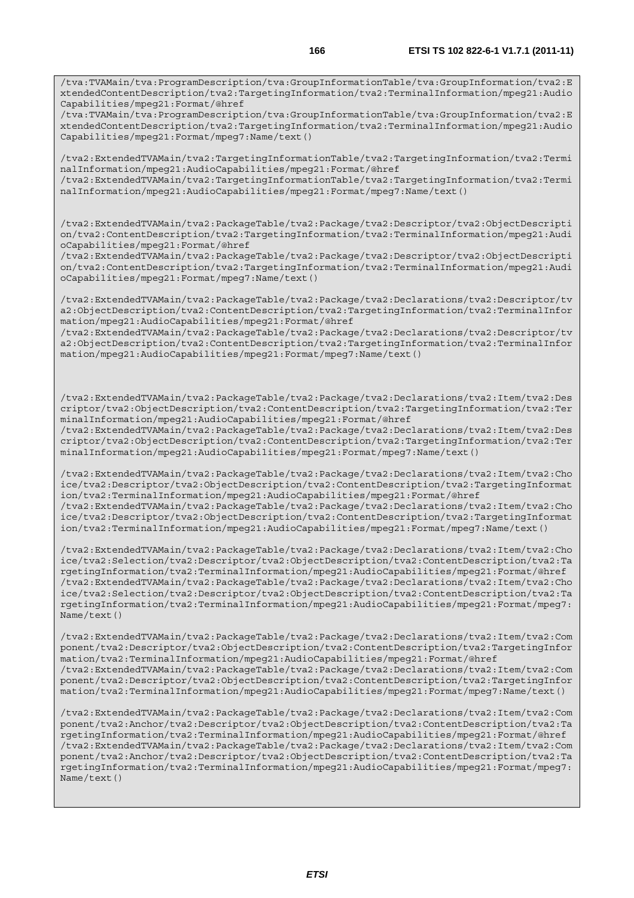```
/tva:TVAMain/tva:ProgramDescription/tva:GroupInformationTable/tva:GroupInformation/tva2:ExtendedContentDescription/tva2:TargetingInformation/tva2:TerminalInformation/mpeg21:AudioCapabilities/mpeg21:Format/@href
/tva:TVAMain/tva:ProgramDescription/tva:GroupInformationTable/tva:GroupInformation/tva2:ExtendedContentDescription/tva2:TargetingInformation/tva2:TerminalInformation/mpeg21:AudioCapabilities/mpeg21:Format/mpeg7:Name/text()

/tva2:ExtendedTVAMain/tva2:TargetingInformationTable/tva2:TargetingInformation/tva2:TerminalInformation/mpeg21:AudioCapabilities/mpeg21:Format/@href
/tva2:ExtendedTVAMain/tva2:TargetingInformationTable/tva2:TargetingInformation/tva2:TerminalInformation/mpeg21:AudioCapabilities/mpeg21:Format/mpeg7:Name/text()


/tva2:ExtendedTVAMain/tva2:PackageTable/tva2:Package/tva2:Descriptor/tva2:ObjectDescription/tva2:ContentDescription/tva2:TargetingInformation/tva2:TerminalInformation/mpeg21:AudioCapabilities/mpeg21:Format/@href
/tva2:ExtendedTVAMain/tva2:PackageTable/tva2:Package/tva2:Descriptor/tva2:ObjectDescription/tva2:ContentDescription/tva2:TargetingInformation/tva2:TerminalInformation/mpeg21:AudioCapabilities/mpeg21:Format/mpeg7:Name/text()

/tva2:ExtendedTVAMain/tva2:PackageTable/tva2:Package/tva2:Declarations/tva2:Descriptor/tva2:ObjectDescription/tva2:ContentDescription/tva2:TargetingInformation/tva2:TerminalInformation/mpeg21:AudioCapabilities/mpeg21:Format/@href
/tva2:ExtendedTVAMain/tva2:PackageTable/tva2:Package/tva2:Declarations/tva2:Descriptor/tva2:ObjectDescription/tva2:ContentDescription/tva2:TargetingInformation/tva2:TerminalInformation/mpeg21:AudioCapabilities/mpeg21:Format/mpeg7:Name/text()



/tva2:ExtendedTVAMain/tva2:PackageTable/tva2:Package/tva2:Declarations/tva2:Item/tva2:Descriptor/tva2:ObjectDescription/tva2:ContentDescription/tva2:TargetingInformation/tva2:TerminalInformation/mpeg21:AudioCapabilities/mpeg21:Format/@href
/tva2:ExtendedTVAMain/tva2:PackageTable/tva2:Package/tva2:Declarations/tva2:Item/tva2:Descriptor/tva2:ObjectDescription/tva2:ContentDescription/tva2:TargetingInformation/tva2:TerminalInformation/mpeg21:AudioCapabilities/mpeg21:Format/mpeg7:Name/text()

/tva2:ExtendedTVAMain/tva2:PackageTable/tva2:Package/tva2:Declarations/tva2:Item/tva2:Choice/tva2:Descriptor/tva2:ObjectDescription/tva2:ContentDescription/tva2:TargetingInformation/tva2:TerminalInformation/mpeg21:AudioCapabilities/mpeg21:Format/@href
/tva2:ExtendedTVAMain/tva2:PackageTable/tva2:Package/tva2:Declarations/tva2:Item/tva2:Choice/tva2:Descriptor/tva2:ObjectDescription/tva2:ContentDescription/tva2:TargetingInformation/tva2:TerminalInformation/mpeg21:AudioCapabilities/mpeg21:Format/mpeg7:Name/text()

/tva2:ExtendedTVAMain/tva2:PackageTable/tva2:Package/tva2:Declarations/tva2:Item/tva2:Choice/tva2:Selection/tva2:Descriptor/tva2:ObjectDescription/tva2:ContentDescription/tva2:TargetingInformation/tva2:TerminalInformation/mpeg21:AudioCapabilities/mpeg21:Format/@href
/tva2:ExtendedTVAMain/tva2:PackageTable/tva2:Package/tva2:Declarations/tva2:Item/tva2:Choice/tva2:Selection/tva2:Descriptor/tva2:ObjectDescription/tva2:ContentDescription/tva2:TargetingInformation/tva2:TerminalInformation/mpeg21:AudioCapabilities/mpeg21:Format/mpeg7:Name/text()

/tva2:ExtendedTVAMain/tva2:PackageTable/tva2:Package/tva2:Declarations/tva2:Item/tva2:Component/tva2:Descriptor/tva2:ObjectDescription/tva2:ContentDescription/tva2:TargetingInformation/tva2:TerminalInformation/mpeg21:AudioCapabilities/mpeg21:Format/@href
/tva2:ExtendedTVAMain/tva2:PackageTable/tva2:Package/tva2:Declarations/tva2:Item/tva2:Component/tva2:Descriptor/tva2:ObjectDescription/tva2:ContentDescription/tva2:TargetingInformation/tva2:TerminalInformation/mpeg21:AudioCapabilities/mpeg21:Format/mpeg7:Name/text()

/tva2:ExtendedTVAMain/tva2:PackageTable/tva2:Package/tva2:Declarations/tva2:Item/tva2:Component/tva2:Anchor/tva2:Descriptor/tva2:ObjectDescription/tva2:ContentDescription/tva2:TargetingInformation/tva2:TerminalInformation/mpeg21:AudioCapabilities/mpeg21:Format/@href
/tva2:ExtendedTVAMain/tva2:PackageTable/tva2:Package/tva2:Declarations/tva2:Item/tva2:Component/tva2:Anchor/tva2:Descriptor/tva2:ObjectDescription/tva2:ContentDescription/tva2:TargetingInformation/tva2:TerminalInformation/mpeg21:AudioCapabilities/mpeg21:Format/mpeg7:Name/text()
```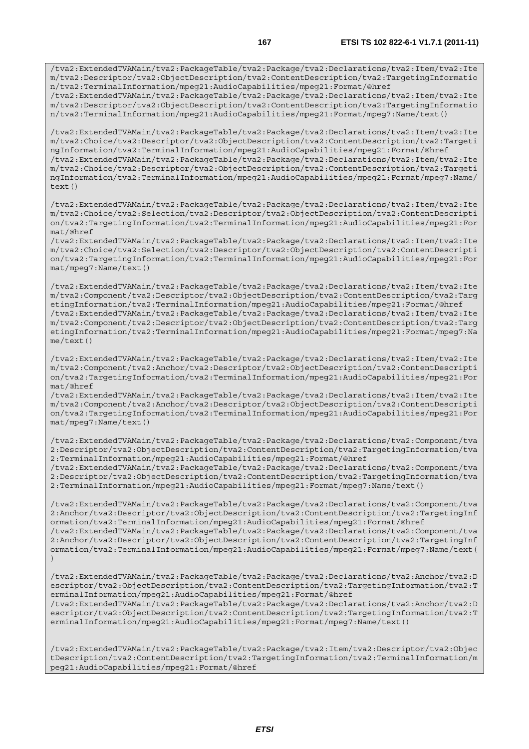```
/tva2:ExtendedTVAMain/tva2:PackageTable/tva2:Package/tva2:Declarations/tva2:Item/tva2:Item/tva2:Descriptor/tva2:ObjectDescription/tva2:ContentDescription/tva2:TargetingInformation/tva2:TerminalInformation/mpeg21:AudioCapabilities/mpeg21:Format/@href
/tva2:ExtendedTVAMain/tva2:PackageTable/tva2:Package/tva2:Declarations/tva2:Item/tva2:Item/tva2:Descriptor/tva2:ObjectDescription/tva2:ContentDescription/tva2:TargetingInformation/tva2:TerminalInformation/mpeg21:AudioCapabilities/mpeg21:Format/mpeg7:Name/text()

/tva2:ExtendedTVAMain/tva2:PackageTable/tva2:Package/tva2:Declarations/tva2:Item/tva2:Item/tva2:Choice/tva2:Descriptor/tva2:ObjectDescription/tva2:ContentDescription/tva2:TargetingInformation/tva2:TerminalInformation/mpeg21:AudioCapabilities/mpeg21:Format/@href
/tva2:ExtendedTVAMain/tva2:PackageTable/tva2:Package/tva2:Declarations/tva2:Item/tva2:Item/tva2:Choice/tva2:Descriptor/tva2:ObjectDescription/tva2:ContentDescription/tva2:TargetingInformation/tva2:TerminalInformation/mpeg21:AudioCapabilities/mpeg21:Format/mpeg7:Name/text()

/tva2:ExtendedTVAMain/tva2:PackageTable/tva2:Package/tva2:Declarations/tva2:Item/tva2:Item/tva2:Choice/tva2:Selection/tva2:Descriptor/tva2:ObjectDescription/tva2:ContentDescription/tva2:TargetingInformation/tva2:TerminalInformation/mpeg21:AudioCapabilities/mpeg21:Format/@href
/tva2:ExtendedTVAMain/tva2:PackageTable/tva2:Package/tva2:Declarations/tva2:Item/tva2:Item/tva2:Choice/tva2:Selection/tva2:Descriptor/tva2:ObjectDescription/tva2:ContentDescription/tva2:TargetingInformation/tva2:TerminalInformation/mpeg21:AudioCapabilities/mpeg21:Format/mpeg7:Name/text()

/tva2:ExtendedTVAMain/tva2:PackageTable/tva2:Package/tva2:Declarations/tva2:Item/tva2:Item/tva2:Component/tva2:Descriptor/tva2:ObjectDescription/tva2:ContentDescription/tva2:TargetingInformation/tva2:TerminalInformation/mpeg21:AudioCapabilities/mpeg21:Format/@href
/tva2:ExtendedTVAMain/tva2:PackageTable/tva2:Package/tva2:Declarations/tva2:Item/tva2:Item/tva2:Component/tva2:Descriptor/tva2:ObjectDescription/tva2:ContentDescription/tva2:TargetingInformation/tva2:TerminalInformation/mpeg21:AudioCapabilities/mpeg21:Format/mpeg7:Name/text()

/tva2:ExtendedTVAMain/tva2:PackageTable/tva2:Package/tva2:Declarations/tva2:Item/tva2:Item/tva2:Component/tva2:Anchor/tva2:Descriptor/tva2:ObjectDescription/tva2:ContentDescription/tva2:TargetingInformation/tva2:TerminalInformation/mpeg21:AudioCapabilities/mpeg21:Format/@href
/tva2:ExtendedTVAMain/tva2:PackageTable/tva2:Package/tva2:Declarations/tva2:Item/tva2:Item/tva2:Component/tva2:Anchor/tva2:Descriptor/tva2:ObjectDescription/tva2:ContentDescription/tva2:TargetingInformation/tva2:TerminalInformation/mpeg21:AudioCapabilities/mpeg21:Format/mpeg7:Name/text()

/tva2:ExtendedTVAMain/tva2:PackageTable/tva2:Package/tva2:Declarations/tva2:Component/tva2:Descriptor/tva2:ObjectDescription/tva2:ContentDescription/tva2:TargetingInformation/tva2:TerminalInformation/mpeg21:AudioCapabilities/mpeg21:Format/@href
/tva2:ExtendedTVAMain/tva2:PackageTable/tva2:Package/tva2:Declarations/tva2:Component/tva2:Descriptor/tva2:ObjectDescription/tva2:ContentDescription/tva2:TargetingInformation/tva2:TerminalInformation/mpeg21:AudioCapabilities/mpeg21:Format/mpeg7:Name/text()

/tva2:ExtendedTVAMain/tva2:PackageTable/tva2:Package/tva2:Declarations/tva2:Component/tva2:Anchor/tva2:Descriptor/tva2:ObjectDescription/tva2:ContentDescription/tva2:TargetingInformation/tva2:TerminalInformation/mpeg21:AudioCapabilities/mpeg21:Format/@href
/tva2:ExtendedTVAMain/tva2:PackageTable/tva2:Package/tva2:Declarations/tva2:Component/tva2:Anchor/tva2:Descriptor/tva2:ObjectDescription/tva2:ContentDescription/tva2:TargetingInformation/tva2:TerminalInformation/mpeg21:AudioCapabilities/mpeg21:Format/mpeg7:Name/text()

/tva2:ExtendedTVAMain/tva2:PackageTable/tva2:Package/tva2:Declarations/tva2:Anchor/tva2:Descriptor/tva2:ObjectDescription/tva2:ContentDescription/tva2:TargetingInformation/tva2:TerminalInformation/mpeg21:AudioCapabilities/mpeg21:Format/@href
/tva2:ExtendedTVAMain/tva2:PackageTable/tva2:Package/tva2:Declarations/tva2:Anchor/tva2:Descriptor/tva2:ObjectDescription/tva2:ContentDescription/tva2:TargetingInformation/tva2:TerminalInformation/mpeg21:AudioCapabilities/mpeg21:Format/mpeg7:Name/text()


/tva2:ExtendedTVAMain/tva2:PackageTable/tva2:Package/tva2:Item/tva2:Descriptor/tva2:ObjectDescription/tva2:ContentDescription/tva2:TargetingInformation/tva2:TerminalInformation/mpeg21:AudioCapabilities/mpeg21:Format/@href
```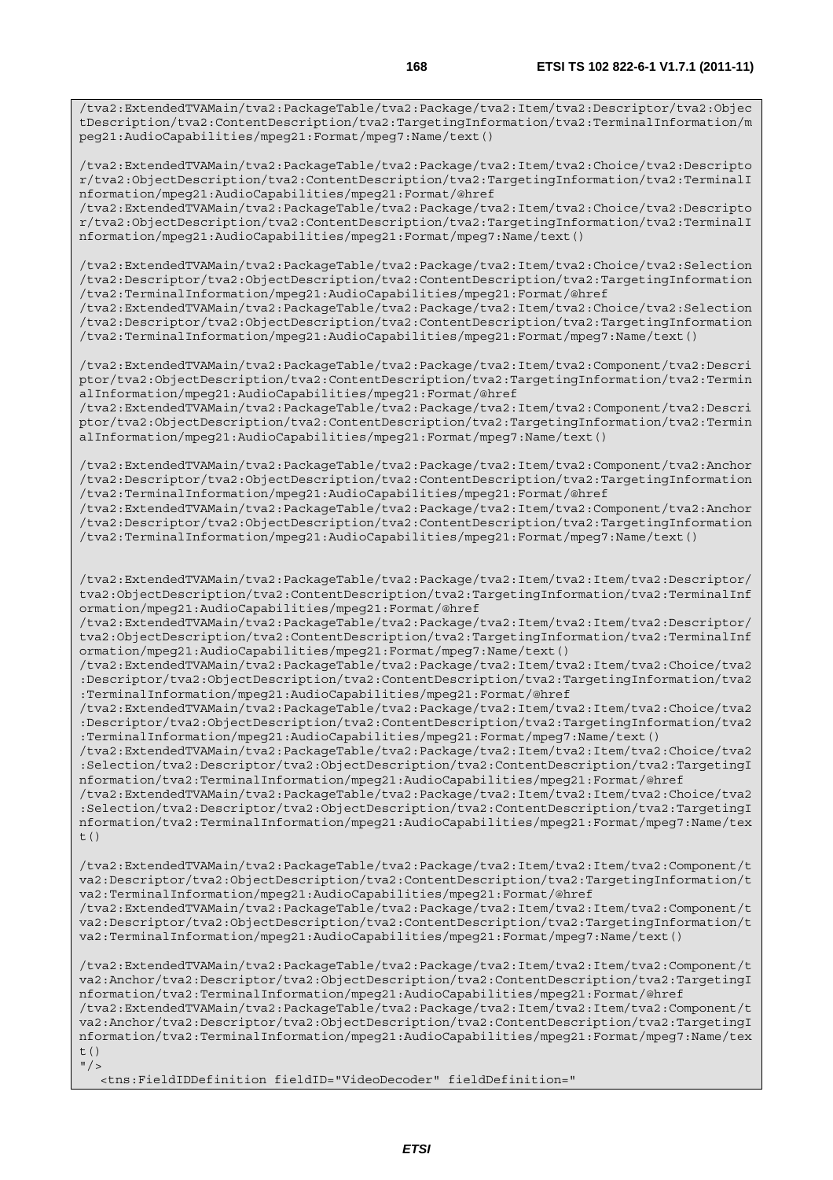```
/tva2:ExtendedTVAMain/tva2:PackageTable/tva2:Package/tva2:Item/tva2:Descriptor/tva2:ObjectDescription/tva2:ContentDescription/tva2:TargetingInformation/tva2:TerminalInformation/mpeg21:AudioCapabilities/mpeg21:Format/mpeg7:Name/text()

/tva2:ExtendedTVAMain/tva2:PackageTable/tva2:Package/tva2:Item/tva2:Choice/tva2:Descriptor/tva2:ObjectDescription/tva2:ContentDescription/tva2:TargetingInformation/tva2:TerminalInformation/mpeg21:AudioCapabilities/mpeg21:Format/@href
/tva2:ExtendedTVAMain/tva2:PackageTable/tva2:Package/tva2:Item/tva2:Choice/tva2:Descriptor/tva2:ObjectDescription/tva2:ContentDescription/tva2:TargetingInformation/tva2:TerminalInformation/mpeg21:AudioCapabilities/mpeg21:Format/mpeg7:Name/text()

/tva2:ExtendedTVAMain/tva2:PackageTable/tva2:Package/tva2:Item/tva2:Choice/tva2:Selection/tva2:Descriptor/tva2:ObjectDescription/tva2:ContentDescription/tva2:TargetingInformation/tva2:TerminalInformation/mpeg21:AudioCapabilities/mpeg21:Format/@href
/tva2:ExtendedTVAMain/tva2:PackageTable/tva2:Package/tva2:Item/tva2:Choice/tva2:Selection/tva2:Descriptor/tva2:ObjectDescription/tva2:ContentDescription/tva2:TargetingInformation/tva2:TerminalInformation/mpeg21:AudioCapabilities/mpeg21:Format/mpeg7:Name/text()

/tva2:ExtendedTVAMain/tva2:PackageTable/tva2:Package/tva2:Item/tva2:Component/tva2:Descriptor/tva2:ObjectDescription/tva2:ContentDescription/tva2:TargetingInformation/tva2:TerminalInformation/mpeg21:AudioCapabilities/mpeg21:Format/@href
/tva2:ExtendedTVAMain/tva2:PackageTable/tva2:Package/tva2:Item/tva2:Component/tva2:Descriptor/tva2:ObjectDescription/tva2:ContentDescription/tva2:TargetingInformation/tva2:TerminalInformation/mpeg21:AudioCapabilities/mpeg21:Format/mpeg7:Name/text()

/tva2:ExtendedTVAMain/tva2:PackageTable/tva2:Package/tva2:Item/tva2:Component/tva2:Anchor/tva2:Descriptor/tva2:ObjectDescription/tva2:ContentDescription/tva2:TargetingInformation/tva2:TerminalInformation/mpeg21:AudioCapabilities/mpeg21:Format/@href
/tva2:ExtendedTVAMain/tva2:PackageTable/tva2:Package/tva2:Item/tva2:Component/tva2:Anchor/tva2:Descriptor/tva2:ObjectDescription/tva2:ContentDescription/tva2:TargetingInformation/tva2:TerminalInformation/mpeg21:AudioCapabilities/mpeg21:Format/mpeg7:Name/text()


/tva2:ExtendedTVAMain/tva2:PackageTable/tva2:Package/tva2:Item/tva2:Item/tva2:Descriptor/tva2:ObjectDescription/tva2:ContentDescription/tva2:TargetingInformation/tva2:TerminalInformation/mpeg21:AudioCapabilities/mpeg21:Format/@href
/tva2:ExtendedTVAMain/tva2:PackageTable/tva2:Package/tva2:Item/tva2:Item/tva2:Descriptor/tva2:ObjectDescription/tva2:ContentDescription/tva2:TargetingInformation/tva2:TerminalInformation/mpeg21:AudioCapabilities/mpeg21:Format/mpeg7:Name/text()
/tva2:ExtendedTVAMain/tva2:PackageTable/tva2:Package/tva2:Item/tva2:Item/tva2:Choice/tva2:Descriptor/tva2:ObjectDescription/tva2:ContentDescription/tva2:TargetingInformation/tva2:TerminalInformation/mpeg21:AudioCapabilities/mpeg21:Format/@href
/tva2:ExtendedTVAMain/tva2:PackageTable/tva2:Package/tva2:Item/tva2:Item/tva2:Choice/tva2:Descriptor/tva2:ObjectDescription/tva2:ContentDescription/tva2:TargetingInformation/tva2:TerminalInformation/mpeg21:AudioCapabilities/mpeg21:Format/mpeg7:Name/text()
/tva2:ExtendedTVAMain/tva2:PackageTable/tva2:Package/tva2:Item/tva2:Item/tva2:Choice/tva2:Selection/tva2:Descriptor/tva2:ObjectDescription/tva2:ContentDescription/tva2:TargetingInformation/tva2:TerminalInformation/mpeg21:AudioCapabilities/mpeg21:Format/@href
/tva2:ExtendedTVAMain/tva2:PackageTable/tva2:Package/tva2:Item/tva2:Item/tva2:Choice/tva2:Selection/tva2:Descriptor/tva2:ObjectDescription/tva2:ContentDescription/tva2:TargetingInformation/tva2:TerminalInformation/mpeg21:AudioCapabilities/mpeg21:Format/mpeg7:Name/text()

/tva2:ExtendedTVAMain/tva2:PackageTable/tva2:Package/tva2:Item/tva2:Item/tva2:Component/tva2:Descriptor/tva2:ObjectDescription/tva2:ContentDescription/tva2:TargetingInformation/tva2:TerminalInformation/mpeg21:AudioCapabilities/mpeg21:Format/@href
/tva2:ExtendedTVAMain/tva2:PackageTable/tva2:Package/tva2:Item/tva2:Item/tva2:Component/tva2:Descriptor/tva2:ObjectDescription/tva2:ContentDescription/tva2:TargetingInformation/tva2:TerminalInformation/mpeg21:AudioCapabilities/mpeg21:Format/mpeg7:Name/text()

/tva2:ExtendedTVAMain/tva2:PackageTable/tva2:Package/tva2:Item/tva2:Item/tva2:Component/tva2:Anchor/tva2:Descriptor/tva2:ObjectDescription/tva2:ContentDescription/tva2:TargetingInformation/tva2:TerminalInformation/mpeg21:AudioCapabilities/mpeg21:Format/@href
/tva2:ExtendedTVAMain/tva2:PackageTable/tva2:Package/tva2:Item/tva2:Item/tva2:Component/tva2:Anchor/tva2:Descriptor/tva2:ObjectDescription/tva2:ContentDescription/tva2:TargetingInformation/tva2:TerminalInformation/mpeg21:AudioCapabilities/mpeg21:Format/mpeg7:Name/text()
"/>
   <tns:FieldIDDefinition fieldID="VideoDecoder" fieldDefinition="
```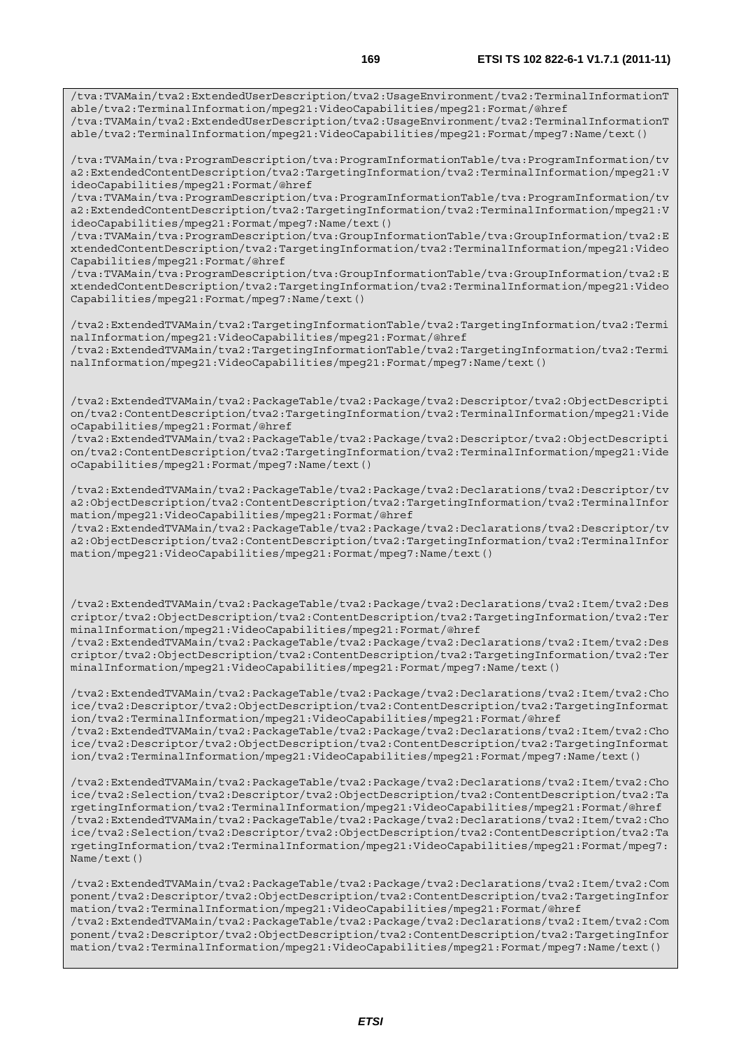```
/tva:TVAMain/tva2:ExtendedUserDescription/tva2:UsageEnvironment/tva2:TerminalInformationTable/tva2:TerminalInformation/mpeg21:VideoCapabilities/mpeg21:Format/@href
/tva:TVAMain/tva2:ExtendedUserDescription/tva2:UsageEnvironment/tva2:TerminalInformationTable/tva2:TerminalInformation/mpeg21:VideoCapabilities/mpeg21:Format/mpeg7:Name/text()

/tva:TVAMain/tva:ProgramDescription/tva:ProgramInformationTable/tva:ProgramInformation/tva2:ExtendedContentDescription/tva2:TargetingInformation/tva2:TerminalInformation/mpeg21:VideoCapabilities/mpeg21:Format/@href
/tva:TVAMain/tva:ProgramDescription/tva:ProgramInformationTable/tva:ProgramInformation/tva2:ExtendedContentDescription/tva2:TargetingInformation/tva2:TerminalInformation/mpeg21:VideoCapabilities/mpeg21:Format/mpeg7:Name/text()
/tva:TVAMain/tva:ProgramDescription/tva:GroupInformationTable/tva:GroupInformation/tva2:ExtendedContentDescription/tva2:TargetingInformation/tva2:TerminalInformation/mpeg21:VideoCapabilities/mpeg21:Format/@href
/tva:TVAMain/tva:ProgramDescription/tva:GroupInformationTable/tva:GroupInformation/tva2:ExtendedContentDescription/tva2:TargetingInformation/tva2:TerminalInformation/mpeg21:VideoCapabilities/mpeg21:Format/mpeg7:Name/text()

/tva2:ExtendedTVAMain/tva2:TargetingInformationTable/tva2:TargetingInformation/tva2:TerminalInformation/mpeg21:VideoCapabilities/mpeg21:Format/@href
/tva2:ExtendedTVAMain/tva2:TargetingInformationTable/tva2:TargetingInformation/tva2:TerminalInformation/mpeg21:VideoCapabilities/mpeg21:Format/mpeg7:Name/text()


/tva2:ExtendedTVAMain/tva2:PackageTable/tva2:Package/tva2:Descriptor/tva2:ObjectDescription/tva2:ContentDescription/tva2:TargetingInformation/tva2:TerminalInformation/mpeg21:VideoCapabilities/mpeg21:Format/@href
/tva2:ExtendedTVAMain/tva2:PackageTable/tva2:Package/tva2:Descriptor/tva2:ObjectDescription/tva2:ContentDescription/tva2:TargetingInformation/tva2:TerminalInformation/mpeg21:VideoCapabilities/mpeg21:Format/mpeg7:Name/text()

/tva2:ExtendedTVAMain/tva2:PackageTable/tva2:Package/tva2:Declarations/tva2:Descriptor/tva2:ObjectDescription/tva2:ContentDescription/tva2:TargetingInformation/tva2:TerminalInformation/mpeg21:VideoCapabilities/mpeg21:Format/@href
/tva2:ExtendedTVAMain/tva2:PackageTable/tva2:Package/tva2:Declarations/tva2:Descriptor/tva2:ObjectDescription/tva2:ContentDescription/tva2:TargetingInformation/tva2:TerminalInformation/mpeg21:VideoCapabilities/mpeg21:Format/mpeg7:Name/text()



/tva2:ExtendedTVAMain/tva2:PackageTable/tva2:Package/tva2:Declarations/tva2:Item/tva2:Descriptor/tva2:ObjectDescription/tva2:ContentDescription/tva2:TargetingInformation/tva2:TerminalInformation/mpeg21:VideoCapabilities/mpeg21:Format/@href
/tva2:ExtendedTVAMain/tva2:PackageTable/tva2:Package/tva2:Declarations/tva2:Item/tva2:Descriptor/tva2:ObjectDescription/tva2:ContentDescription/tva2:TargetingInformation/tva2:TerminalInformation/mpeg21:VideoCapabilities/mpeg21:Format/mpeg7:Name/text()

/tva2:ExtendedTVAMain/tva2:PackageTable/tva2:Package/tva2:Declarations/tva2:Item/tva2:Choice/tva2:Descriptor/tva2:ObjectDescription/tva2:ContentDescription/tva2:TargetingInformation/tva2:TerminalInformation/mpeg21:VideoCapabilities/mpeg21:Format/@href
/tva2:ExtendedTVAMain/tva2:PackageTable/tva2:Package/tva2:Declarations/tva2:Item/tva2:Choice/tva2:Descriptor/tva2:ObjectDescription/tva2:ContentDescription/tva2:TargetingInformation/tva2:TerminalInformation/mpeg21:VideoCapabilities/mpeg21:Format/mpeg7:Name/text()

/tva2:ExtendedTVAMain/tva2:PackageTable/tva2:Package/tva2:Declarations/tva2:Item/tva2:Choice/tva2:Selection/tva2:Descriptor/tva2:ObjectDescription/tva2:ContentDescription/tva2:TargetingInformation/tva2:TerminalInformation/mpeg21:VideoCapabilities/mpeg21:Format/@href
/tva2:ExtendedTVAMain/tva2:PackageTable/tva2:Package/tva2:Declarations/tva2:Item/tva2:Choice/tva2:Selection/tva2:Descriptor/tva2:ObjectDescription/tva2:ContentDescription/tva2:TargetingInformation/tva2:TerminalInformation/mpeg21:VideoCapabilities/mpeg21:Format/mpeg7:Name/text()

/tva2:ExtendedTVAMain/tva2:PackageTable/tva2:Package/tva2:Declarations/tva2:Item/tva2:Component/tva2:Descriptor/tva2:ObjectDescription/tva2:ContentDescription/tva2:TargetingInformation/tva2:TerminalInformation/mpeg21:VideoCapabilities/mpeg21:Format/@href
/tva2:ExtendedTVAMain/tva2:PackageTable/tva2:Package/tva2:Declarations/tva2:Item/tva2:Component/tva2:Descriptor/tva2:ObjectDescription/tva2:ContentDescription/tva2:TargetingInformation/tva2:TerminalInformation/mpeg21:VideoCapabilities/mpeg21:Format/mpeg7:Name/text()
```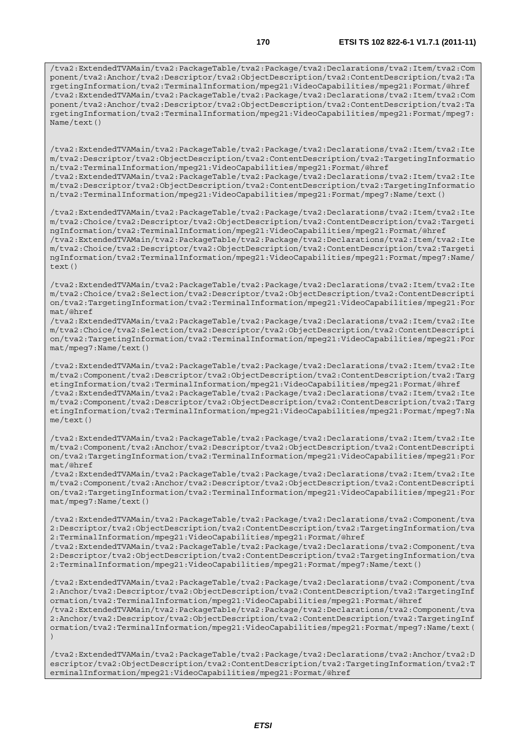```
/tva2:ExtendedTVAMain/tva2:PackageTable/tva2:Package/tva2:Declarations/tva2:Item/tva2:Component/tva2:Anchor/tva2:Descriptor/tva2:ObjectDescription/tva2:ContentDescription/tva2:TargetingInformation/tva2:TerminalInformation/mpeg21:VideoCapabilities/mpeg21:Format/@href
/tva2:ExtendedTVAMain/tva2:PackageTable/tva2:Package/tva2:Declarations/tva2:Item/tva2:Component/tva2:Anchor/tva2:Descriptor/tva2:ObjectDescription/tva2:ContentDescription/tva2:TargetingInformation/tva2:TerminalInformation/mpeg21:VideoCapabilities/mpeg21:Format/mpeg7:Name/text()


/tva2:ExtendedTVAMain/tva2:PackageTable/tva2:Package/tva2:Declarations/tva2:Item/tva2:Item/tva2:Descriptor/tva2:ObjectDescription/tva2:ContentDescription/tva2:TargetingInformation/tva2:TerminalInformation/mpeg21:VideoCapabilities/mpeg21:Format/@href
/tva2:ExtendedTVAMain/tva2:PackageTable/tva2:Package/tva2:Declarations/tva2:Item/tva2:Item/tva2:Descriptor/tva2:ObjectDescription/tva2:ContentDescription/tva2:TargetingInformation/tva2:TerminalInformation/mpeg21:VideoCapabilities/mpeg21:Format/mpeg7:Name/text()

/tva2:ExtendedTVAMain/tva2:PackageTable/tva2:Package/tva2:Declarations/tva2:Item/tva2:Item/tva2:Choice/tva2:Descriptor/tva2:ObjectDescription/tva2:ContentDescription/tva2:TargetingInformation/tva2:TerminalInformation/mpeg21:VideoCapabilities/mpeg21:Format/@href
/tva2:ExtendedTVAMain/tva2:PackageTable/tva2:Package/tva2:Declarations/tva2:Item/tva2:Item/tva2:Choice/tva2:Descriptor/tva2:ObjectDescription/tva2:ContentDescription/tva2:TargetingInformation/tva2:TerminalInformation/mpeg21:VideoCapabilities/mpeg21:Format/mpeg7:Name/text()

/tva2:ExtendedTVAMain/tva2:PackageTable/tva2:Package/tva2:Declarations/tva2:Item/tva2:Item/tva2:Choice/tva2:Selection/tva2:Descriptor/tva2:ObjectDescription/tva2:ContentDescription/tva2:TargetingInformation/tva2:TerminalInformation/mpeg21:VideoCapabilities/mpeg21:Format/@href
/tva2:ExtendedTVAMain/tva2:PackageTable/tva2:Package/tva2:Declarations/tva2:Item/tva2:Item/tva2:Choice/tva2:Selection/tva2:Descriptor/tva2:ObjectDescription/tva2:ContentDescription/tva2:TargetingInformation/tva2:TerminalInformation/mpeg21:VideoCapabilities/mpeg21:Format/mpeg7:Name/text()

/tva2:ExtendedTVAMain/tva2:PackageTable/tva2:Package/tva2:Declarations/tva2:Item/tva2:Item/tva2:Component/tva2:Descriptor/tva2:ObjectDescription/tva2:ContentDescription/tva2:TargetingInformation/tva2:TerminalInformation/mpeg21:VideoCapabilities/mpeg21:Format/@href
/tva2:ExtendedTVAMain/tva2:PackageTable/tva2:Package/tva2:Declarations/tva2:Item/tva2:Item/tva2:Component/tva2:Descriptor/tva2:ObjectDescription/tva2:ContentDescription/tva2:TargetingInformation/tva2:TerminalInformation/mpeg21:VideoCapabilities/mpeg21:Format/mpeg7:Name/text()

/tva2:ExtendedTVAMain/tva2:PackageTable/tva2:Package/tva2:Declarations/tva2:Item/tva2:Item/tva2:Component/tva2:Anchor/tva2:Descriptor/tva2:ObjectDescription/tva2:ContentDescription/tva2:TargetingInformation/tva2:TerminalInformation/mpeg21:VideoCapabilities/mpeg21:Format/@href
/tva2:ExtendedTVAMain/tva2:PackageTable/tva2:Package/tva2:Declarations/tva2:Item/tva2:Item/tva2:Component/tva2:Anchor/tva2:Descriptor/tva2:ObjectDescription/tva2:ContentDescription/tva2:TargetingInformation/tva2:TerminalInformation/mpeg21:VideoCapabilities/mpeg21:Format/mpeg7:Name/text()

/tva2:ExtendedTVAMain/tva2:PackageTable/tva2:Package/tva2:Declarations/tva2:Component/tva2:Descriptor/tva2:ObjectDescription/tva2:ContentDescription/tva2:TargetingInformation/tva2:TerminalInformation/mpeg21:VideoCapabilities/mpeg21:Format/@href
/tva2:ExtendedTVAMain/tva2:PackageTable/tva2:Package/tva2:Declarations/tva2:Component/tva2:Descriptor/tva2:ObjectDescription/tva2:ContentDescription/tva2:TargetingInformation/tva2:TerminalInformation/mpeg21:VideoCapabilities/mpeg21:Format/mpeg7:Name/text()

/tva2:ExtendedTVAMain/tva2:PackageTable/tva2:Package/tva2:Declarations/tva2:Component/tva2:Anchor/tva2:Descriptor/tva2:ObjectDescription/tva2:ContentDescription/tva2:TargetingInformation/tva2:TerminalInformation/mpeg21:VideoCapabilities/mpeg21:Format/@href
/tva2:ExtendedTVAMain/tva2:PackageTable/tva2:Package/tva2:Declarations/tva2:Component/tva2:Anchor/tva2:Descriptor/tva2:ObjectDescription/tva2:ContentDescription/tva2:TargetingInformation/tva2:TerminalInformation/mpeg21:VideoCapabilities/mpeg21:Format/mpeg7:Name/text()

/tva2:ExtendedTVAMain/tva2:PackageTable/tva2:Package/tva2:Declarations/tva2:Anchor/tva2:Descriptor/tva2:ObjectDescription/tva2:ContentDescription/tva2:TargetingInformation/tva2:TerminalInformation/mpeg21:VideoCapabilities/mpeg21:Format/@href
```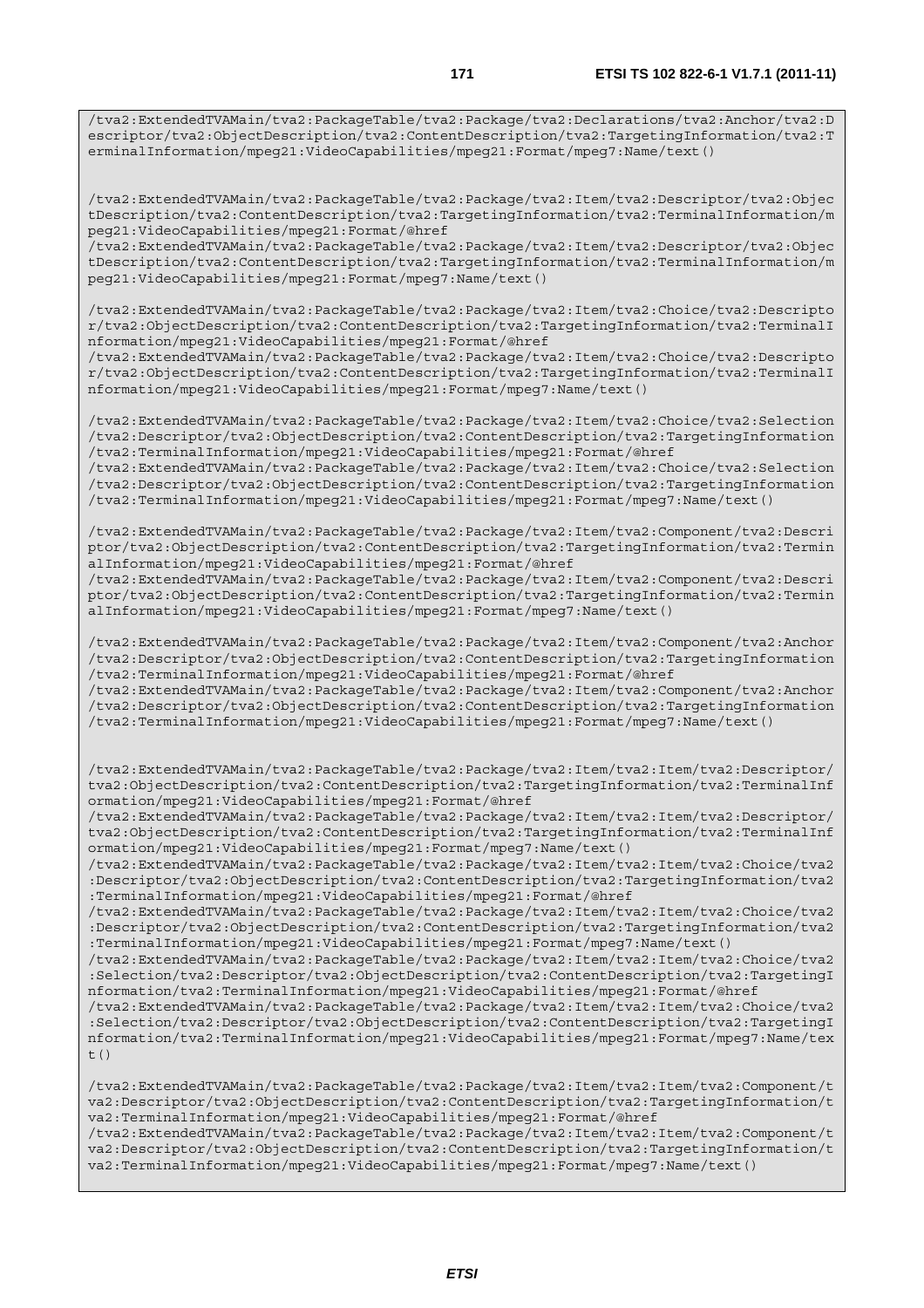```
/tva2:ExtendedTVAMain/tva2:PackageTable/tva2:Package/tva2:Declarations/tva2:Anchor/tva2:Descriptor/tva2:ObjectDescription/tva2:ContentDescription/tva2:TargetingInformation/tva2:TerminalInformation/mpeg21:VideoCapabilities/mpeg21:Format/mpeg7:Name/text()


/tva2:ExtendedTVAMain/tva2:PackageTable/tva2:Package/tva2:Item/tva2:Descriptor/tva2:ObjectDescription/tva2:ContentDescription/tva2:TargetingInformation/tva2:TerminalInformation/mpeg21:VideoCapabilities/mpeg21:Format/@href
/tva2:ExtendedTVAMain/tva2:PackageTable/tva2:Package/tva2:Item/tva2:Descriptor/tva2:ObjectDescription/tva2:ContentDescription/tva2:TargetingInformation/tva2:TerminalInformation/mpeg21:VideoCapabilities/mpeg21:Format/mpeg7:Name/text()

/tva2:ExtendedTVAMain/tva2:PackageTable/tva2:Package/tva2:Item/tva2:Choice/tva2:Descriptor/tva2:ObjectDescription/tva2:ContentDescription/tva2:TargetingInformation/tva2:TerminalInformation/mpeg21:VideoCapabilities/mpeg21:Format/@href
/tva2:ExtendedTVAMain/tva2:PackageTable/tva2:Package/tva2:Item/tva2:Choice/tva2:Descriptor/tva2:ObjectDescription/tva2:ContentDescription/tva2:TargetingInformation/tva2:TerminalInformation/mpeg21:VideoCapabilities/mpeg21:Format/mpeg7:Name/text()

/tva2:ExtendedTVAMain/tva2:PackageTable/tva2:Package/tva2:Item/tva2:Choice/tva2:Selection/tva2:Descriptor/tva2:ObjectDescription/tva2:ContentDescription/tva2:TargetingInformation/tva2:TerminalInformation/mpeg21:VideoCapabilities/mpeg21:Format/@href
/tva2:ExtendedTVAMain/tva2:PackageTable/tva2:Package/tva2:Item/tva2:Choice/tva2:Selection/tva2:Descriptor/tva2:ObjectDescription/tva2:ContentDescription/tva2:TargetingInformation/tva2:TerminalInformation/mpeg21:VideoCapabilities/mpeg21:Format/mpeg7:Name/text()

/tva2:ExtendedTVAMain/tva2:PackageTable/tva2:Package/tva2:Item/tva2:Component/tva2:Descriptor/tva2:ObjectDescription/tva2:ContentDescription/tva2:TargetingInformation/tva2:TerminalInformation/mpeg21:VideoCapabilities/mpeg21:Format/@href
/tva2:ExtendedTVAMain/tva2:PackageTable/tva2:Package/tva2:Item/tva2:Component/tva2:Descriptor/tva2:ObjectDescription/tva2:ContentDescription/tva2:TargetingInformation/tva2:TerminalInformation/mpeg21:VideoCapabilities/mpeg21:Format/mpeg7:Name/text()

/tva2:ExtendedTVAMain/tva2:PackageTable/tva2:Package/tva2:Item/tva2:Component/tva2:Anchor/tva2:Descriptor/tva2:ObjectDescription/tva2:ContentDescription/tva2:TargetingInformation/tva2:TerminalInformation/mpeg21:VideoCapabilities/mpeg21:Format/@href
/tva2:ExtendedTVAMain/tva2:PackageTable/tva2:Package/tva2:Item/tva2:Component/tva2:Anchor/tva2:Descriptor/tva2:ObjectDescription/tva2:ContentDescription/tva2:TargetingInformation/tva2:TerminalInformation/mpeg21:VideoCapabilities/mpeg21:Format/mpeg7:Name/text()


/tva2:ExtendedTVAMain/tva2:PackageTable/tva2:Package/tva2:Item/tva2:Item/tva2:Descriptor/tva2:ObjectDescription/tva2:ContentDescription/tva2:TargetingInformation/tva2:TerminalInformation/mpeg21:VideoCapabilities/mpeg21:Format/@href
/tva2:ExtendedTVAMain/tva2:PackageTable/tva2:Package/tva2:Item/tva2:Item/tva2:Descriptor/tva2:ObjectDescription/tva2:ContentDescription/tva2:TargetingInformation/tva2:TerminalInformation/mpeg21:VideoCapabilities/mpeg21:Format/mpeg7:Name/text()
/tva2:ExtendedTVAMain/tva2:PackageTable/tva2:Package/tva2:Item/tva2:Item/tva2:Choice/tva2:Descriptor/tva2:ObjectDescription/tva2:ContentDescription/tva2:TargetingInformation/tva2:TerminalInformation/mpeg21:VideoCapabilities/mpeg21:Format/@href
/tva2:ExtendedTVAMain/tva2:PackageTable/tva2:Package/tva2:Item/tva2:Item/tva2:Choice/tva2:Descriptor/tva2:ObjectDescription/tva2:ContentDescription/tva2:TargetingInformation/tva2:TerminalInformation/mpeg21:VideoCapabilities/mpeg21:Format/mpeg7:Name/text()
/tva2:ExtendedTVAMain/tva2:PackageTable/tva2:Package/tva2:Item/tva2:Item/tva2:Choice/tva2:Selection/tva2:Descriptor/tva2:ObjectDescription/tva2:ContentDescription/tva2:TargetingInformation/tva2:TerminalInformation/mpeg21:VideoCapabilities/mpeg21:Format/@href
/tva2:ExtendedTVAMain/tva2:PackageTable/tva2:Package/tva2:Item/tva2:Item/tva2:Choice/tva2:Selection/tva2:Descriptor/tva2:ObjectDescription/tva2:ContentDescription/tva2:TargetingInformation/tva2:TerminalInformation/mpeg21:VideoCapabilities/mpeg21:Format/mpeg7:Name/text()

/tva2:ExtendedTVAMain/tva2:PackageTable/tva2:Package/tva2:Item/tva2:Item/tva2:Component/tva2:Descriptor/tva2:ObjectDescription/tva2:ContentDescription/tva2:TargetingInformation/tva2:TerminalInformation/mpeg21:VideoCapabilities/mpeg21:Format/@href
/tva2:ExtendedTVAMain/tva2:PackageTable/tva2:Package/tva2:Item/tva2:Item/tva2:Component/tva2:Descriptor/tva2:ObjectDescription/tva2:ContentDescription/tva2:TargetingInformation/tva2:TerminalInformation/mpeg21:VideoCapabilities/mpeg21:Format/mpeg7:Name/text()
```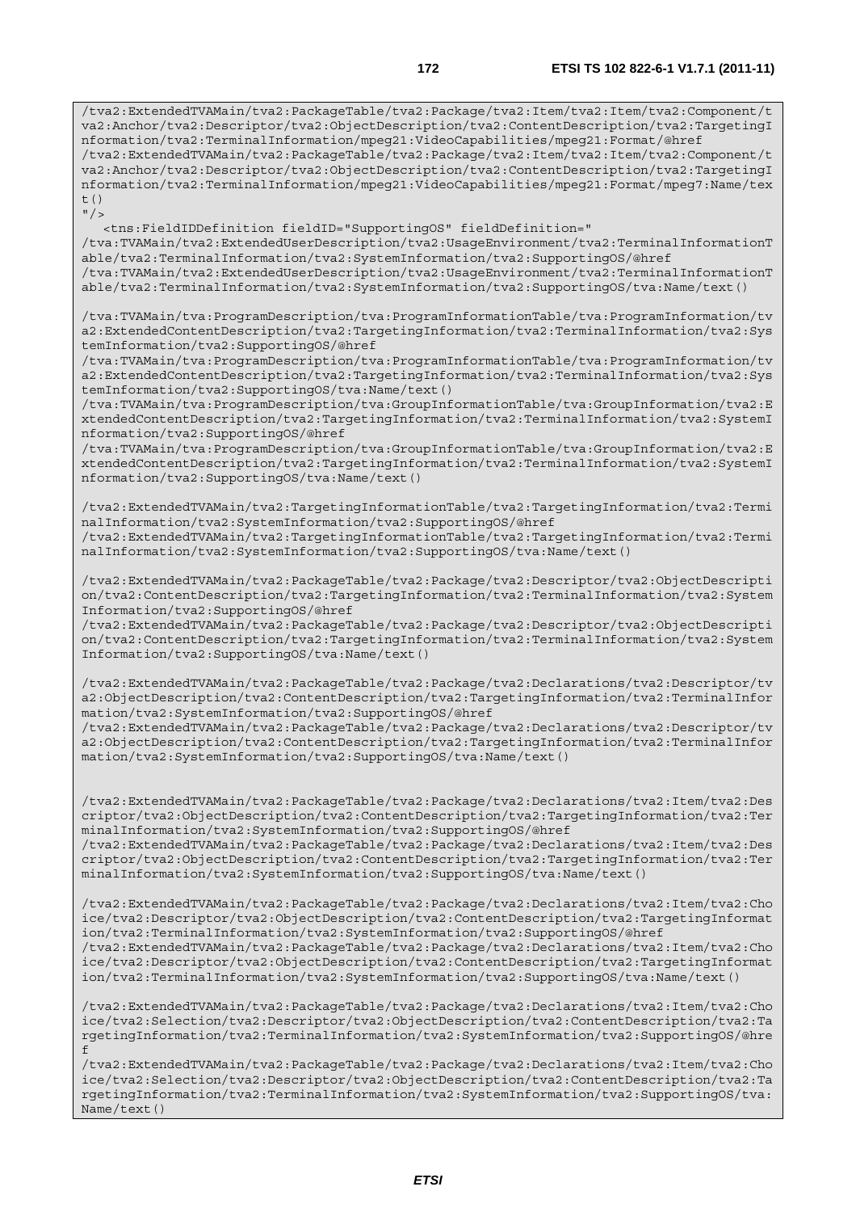```
/tva2:ExtendedTVAMain/tva2:PackageTable/tva2:Package/tva2:Item/tva2:Item/tva2:Component/t
va2:Anchor/tva2:Descriptor/tva2:ObjectDescription/tva2:ContentDescription/tva2:TargetingI
nformation/tva2:TerminalInformation/mpeg21:VideoCapabilities/mpeg21:Format/@href
/tva2:ExtendedTVAMain/tva2:PackageTable/tva2:Package/tva2:Item/tva2:Item/tva2:Component/t
va2:Anchor/tva2:Descriptor/tva2:ObjectDescription/tva2:ContentDescription/tva2:TargetingI
nformation/tva2:TerminalInformation/mpeg21:VideoCapabilities/mpeg21:Format/mpeg7:Name/tex
t()
"/>
   <tns:FieldIDDefinition fieldID="SupportingOS" fieldDefinition="
/tva:TVAMain/tva2:ExtendedUserDescription/tva2:UsageEnvironment/tva2:TerminalInformationT
able/tva2:TerminalInformation/tva2:SystemInformation/tva2:SupportingOS/@href
/tva:TVAMain/tva2:ExtendedUserDescription/tva2:UsageEnvironment/tva2:TerminalInformationT
able/tva2:TerminalInformation/tva2:SystemInformation/tva2:SupportingOS/tva:Name/text()

/tva:TVAMain/tva:ProgramDescription/tva:ProgramInformationTable/tva:ProgramInformation/tv
a2:ExtendedContentDescription/tva2:TargetingInformation/tva2:TerminalInformation/tva2:Sys
temInformation/tva2:SupportingOS/@href
/tva:TVAMain/tva:ProgramDescription/tva:ProgramInformationTable/tva:ProgramInformation/tv
a2:ExtendedContentDescription/tva2:TargetingInformation/tva2:TerminalInformation/tva2:Sys
temInformation/tva2:SupportingOS/tva:Name/text()
/tva:TVAMain/tva:ProgramDescription/tva:GroupInformationTable/tva:GroupInformation/tva2:E
xtendedContentDescription/tva2:TargetingInformation/tva2:TerminalInformation/tva2:SystemI
nformation/tva2:SupportingOS/@href
/tva:TVAMain/tva:ProgramDescription/tva:GroupInformationTable/tva:GroupInformation/tva2:E
xtendedContentDescription/tva2:TargetingInformation/tva2:TerminalInformation/tva2:SystemI
nformation/tva2:SupportingOS/tva:Name/text()

/tva2:ExtendedTVAMain/tva2:TargetingInformationTable/tva2:TargetingInformation/tva2:Termi
nalInformation/tva2:SystemInformation/tva2:SupportingOS/@href
/tva2:ExtendedTVAMain/tva2:TargetingInformationTable/tva2:TargetingInformation/tva2:Termi
nalInformation/tva2:SystemInformation/tva2:SupportingOS/tva:Name/text()

/tva2:ExtendedTVAMain/tva2:PackageTable/tva2:Package/tva2:Descriptor/tva2:ObjectDescripti
on/tva2:ContentDescription/tva2:TargetingInformation/tva2:TerminalInformation/tva2:System
Information/tva2:SupportingOS/@href
/tva2:ExtendedTVAMain/tva2:PackageTable/tva2:Package/tva2:Descriptor/tva2:ObjectDescripti
on/tva2:ContentDescription/tva2:TargetingInformation/tva2:TerminalInformation/tva2:System
Information/tva2:SupportingOS/tva:Name/text()

/tva2:ExtendedTVAMain/tva2:PackageTable/tva2:Package/tva2:Declarations/tva2:Descriptor/tv
a2:ObjectDescription/tva2:ContentDescription/tva2:TargetingInformation/tva2:TerminalInfor
mation/tva2:SystemInformation/tva2:SupportingOS/@href
/tva2:ExtendedTVAMain/tva2:PackageTable/tva2:Package/tva2:Declarations/tva2:Descriptor/tv
a2:ObjectDescription/tva2:ContentDescription/tva2:TargetingInformation/tva2:TerminalInfor
mation/tva2:SystemInformation/tva2:SupportingOS/tva:Name/text()


/tva2:ExtendedTVAMain/tva2:PackageTable/tva2:Package/tva2:Declarations/tva2:Item/tva2:Des
criptor/tva2:ObjectDescription/tva2:ContentDescription/tva2:TargetingInformation/tva2:Ter
minalInformation/tva2:SystemInformation/tva2:SupportingOS/@href
/tva2:ExtendedTVAMain/tva2:PackageTable/tva2:Package/tva2:Declarations/tva2:Item/tva2:Des
criptor/tva2:ObjectDescription/tva2:ContentDescription/tva2:TargetingInformation/tva2:Ter
minalInformation/tva2:SystemInformation/tva2:SupportingOS/tva:Name/text()

/tva2:ExtendedTVAMain/tva2:PackageTable/tva2:Package/tva2:Declarations/tva2:Item/tva2:Cho
ice/tva2:Descriptor/tva2:ObjectDescription/tva2:ContentDescription/tva2:TargetingInformat
ion/tva2:TerminalInformation/tva2:SystemInformation/tva2:SupportingOS/@href
/tva2:ExtendedTVAMain/tva2:PackageTable/tva2:Package/tva2:Declarations/tva2:Item/tva2:Cho
ice/tva2:Descriptor/tva2:ObjectDescription/tva2:ContentDescription/tva2:TargetingInformat
ion/tva2:TerminalInformation/tva2:SystemInformation/tva2:SupportingOS/tva:Name/text()

/tva2:ExtendedTVAMain/tva2:PackageTable/tva2:Package/tva2:Declarations/tva2:Item/tva2:Cho
ice/tva2:Selection/tva2:Descriptor/tva2:ObjectDescription/tva2:ContentDescription/tva2:Ta
rgetingInformation/tva2:TerminalInformation/tva2:SystemInformation/tva2:SupportingOS/@hre
f
/tva2:ExtendedTVAMain/tva2:PackageTable/tva2:Package/tva2:Declarations/tva2:Item/tva2:Cho
ice/tva2:Selection/tva2:Descriptor/tva2:ObjectDescription/tva2:ContentDescription/tva2:Ta
rgetingInformation/tva2:TerminalInformation/tva2:SystemInformation/tva2:SupportingOS/tva:
Name/text()
```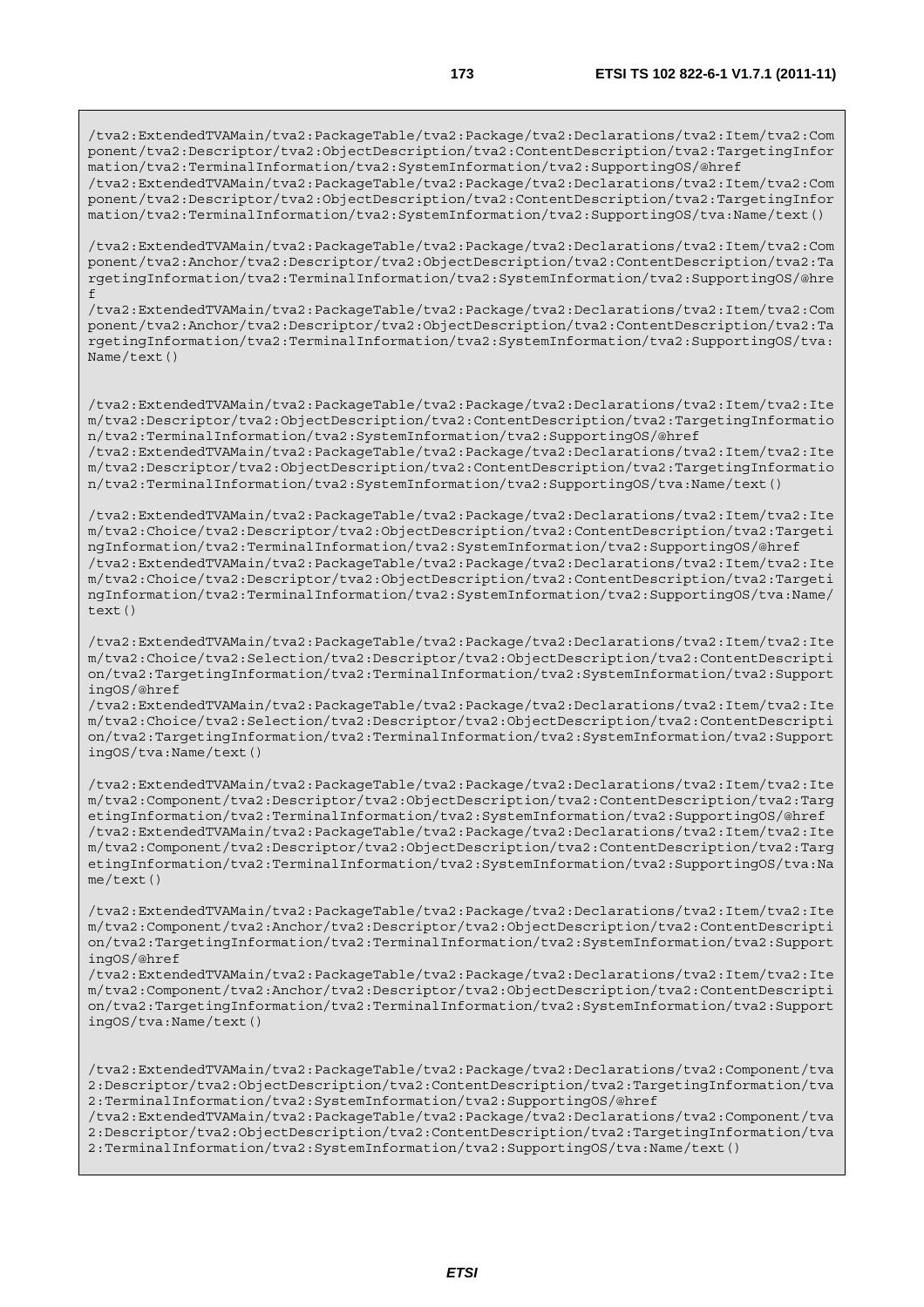```
/tva2:ExtendedTVAMain/tva2:PackageTable/tva2:Package/tva2:Declarations/tva2:Item/tva2:Component/tva2:Descriptor/tva2:ObjectDescription/tva2:ContentDescription/tva2:TargetingInformation/tva2:TerminalInformation/tva2:SystemInformation/tva2:SupportingOS/@href
/tva2:ExtendedTVAMain/tva2:PackageTable/tva2:Package/tva2:Declarations/tva2:Item/tva2:Component/tva2:Descriptor/tva2:ObjectDescription/tva2:ContentDescription/tva2:TargetingInformation/tva2:TerminalInformation/tva2:SystemInformation/tva2:SupportingOS/tva:Name/text()

/tva2:ExtendedTVAMain/tva2:PackageTable/tva2:Package/tva2:Declarations/tva2:Item/tva2:Component/tva2:Anchor/tva2:Descriptor/tva2:ObjectDescription/tva2:ContentDescription/tva2:TargetingInformation/tva2:TerminalInformation/tva2:SystemInformation/tva2:SupportingOS/@href
/tva2:ExtendedTVAMain/tva2:PackageTable/tva2:Package/tva2:Declarations/tva2:Item/tva2:Component/tva2:Anchor/tva2:Descriptor/tva2:ObjectDescription/tva2:ContentDescription/tva2:TargetingInformation/tva2:TerminalInformation/tva2:SystemInformation/tva2:SupportingOS/tva:Name/text()


/tva2:ExtendedTVAMain/tva2:PackageTable/tva2:Package/tva2:Declarations/tva2:Item/tva2:Item/tva2:Descriptor/tva2:ObjectDescription/tva2:ContentDescription/tva2:TargetingInformation/tva2:TerminalInformation/tva2:SystemInformation/tva2:SupportingOS/@href
/tva2:ExtendedTVAMain/tva2:PackageTable/tva2:Package/tva2:Declarations/tva2:Item/tva2:Item/tva2:Descriptor/tva2:ObjectDescription/tva2:ContentDescription/tva2:TargetingInformation/tva2:TerminalInformation/tva2:SystemInformation/tva2:SupportingOS/tva:Name/text()

/tva2:ExtendedTVAMain/tva2:PackageTable/tva2:Package/tva2:Declarations/tva2:Item/tva2:Item/tva2:Choice/tva2:Descriptor/tva2:ObjectDescription/tva2:ContentDescription/tva2:TargetingInformation/tva2:TerminalInformation/tva2:SystemInformation/tva2:SupportingOS/@href
/tva2:ExtendedTVAMain/tva2:PackageTable/tva2:Package/tva2:Declarations/tva2:Item/tva2:Item/tva2:Choice/tva2:Descriptor/tva2:ObjectDescription/tva2:ContentDescription/tva2:TargetingInformation/tva2:TerminalInformation/tva2:SystemInformation/tva2:SupportingOS/tva:Name/text()

/tva2:ExtendedTVAMain/tva2:PackageTable/tva2:Package/tva2:Declarations/tva2:Item/tva2:Item/tva2:Choice/tva2:Selection/tva2:Descriptor/tva2:ObjectDescription/tva2:ContentDescription/tva2:TargetingInformation/tva2:TerminalInformation/tva2:SystemInformation/tva2:SupportingOS/@href
/tva2:ExtendedTVAMain/tva2:PackageTable/tva2:Package/tva2:Declarations/tva2:Item/tva2:Item/tva2:Choice/tva2:Selection/tva2:Descriptor/tva2:ObjectDescription/tva2:ContentDescription/tva2:TargetingInformation/tva2:TerminalInformation/tva2:SystemInformation/tva2:SupportingOS/tva:Name/text()

/tva2:ExtendedTVAMain/tva2:PackageTable/tva2:Package/tva2:Declarations/tva2:Item/tva2:Item/tva2:Component/tva2:Descriptor/tva2:ObjectDescription/tva2:ContentDescription/tva2:TargetingInformation/tva2:TerminalInformation/tva2:SystemInformation/tva2:SupportingOS/@href
/tva2:ExtendedTVAMain/tva2:PackageTable/tva2:Package/tva2:Declarations/tva2:Item/tva2:Item/tva2:Component/tva2:Descriptor/tva2:ObjectDescription/tva2:ContentDescription/tva2:TargetingInformation/tva2:TerminalInformation/tva2:SystemInformation/tva2:SupportingOS/tva:Name/text()

/tva2:ExtendedTVAMain/tva2:PackageTable/tva2:Package/tva2:Declarations/tva2:Item/tva2:Item/tva2:Component/tva2:Anchor/tva2:Descriptor/tva2:ObjectDescription/tva2:ContentDescription/tva2:TargetingInformation/tva2:TerminalInformation/tva2:SystemInformation/tva2:SupportingOS/@href
/tva2:ExtendedTVAMain/tva2:PackageTable/tva2:Package/tva2:Declarations/tva2:Item/tva2:Item/tva2:Component/tva2:Anchor/tva2:Descriptor/tva2:ObjectDescription/tva2:ContentDescription/tva2:TargetingInformation/tva2:TerminalInformation/tva2:SystemInformation/tva2:SupportingOS/tva:Name/text()


/tva2:ExtendedTVAMain/tva2:PackageTable/tva2:Package/tva2:Declarations/tva2:Component/tva2:Descriptor/tva2:ObjectDescription/tva2:ContentDescription/tva2:TargetingInformation/tva2:TerminalInformation/tva2:SystemInformation/tva2:SupportingOS/@href
/tva2:ExtendedTVAMain/tva2:PackageTable/tva2:Package/tva2:Declarations/tva2:Component/tva2:Descriptor/tva2:ObjectDescription/tva2:ContentDescription/tva2:TargetingInformation/tva2:TerminalInformation/tva2:SystemInformation/tva2:SupportingOS/tva:Name/text()
```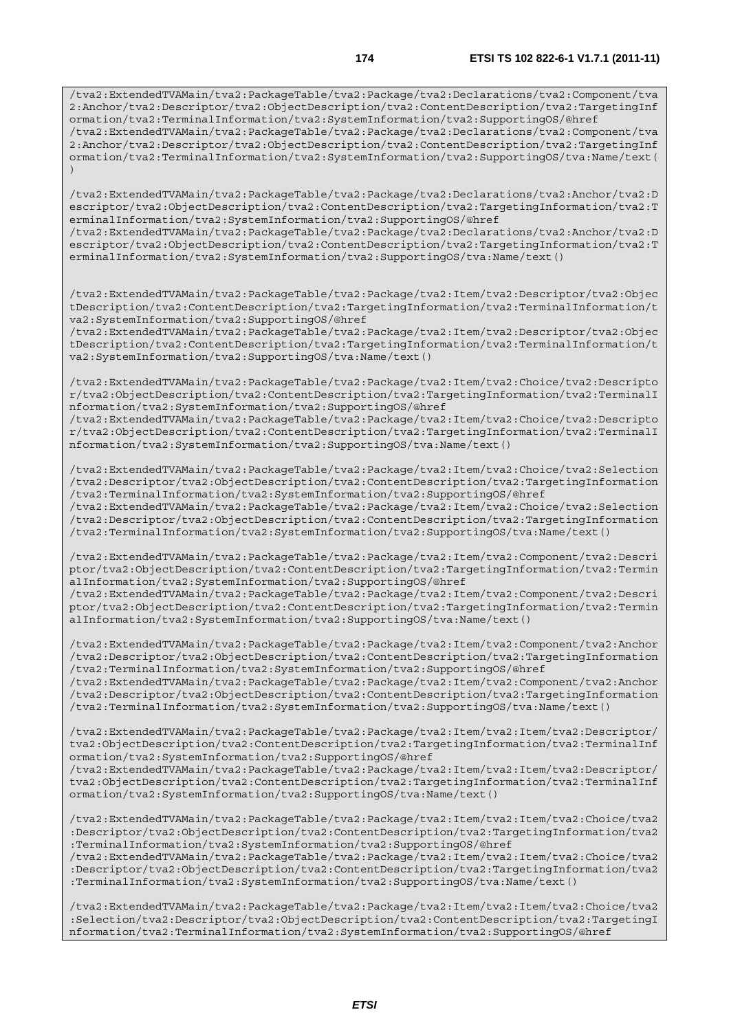```
/tva2:ExtendedTVAMain/tva2:PackageTable/tva2:Package/tva2:Declarations/tva2:Component/tva2:Anchor/tva2:Descriptor/tva2:ObjectDescription/tva2:ContentDescription/tva2:TargetingInformation/tva2:TerminalInformation/tva2:SystemInformation/tva2:SupportingOS/@href
/tva2:ExtendedTVAMain/tva2:PackageTable/tva2:Package/tva2:Declarations/tva2:Component/tva2:Anchor/tva2:Descriptor/tva2:ObjectDescription/tva2:ContentDescription/tva2:TargetingInformation/tva2:TerminalInformation/tva2:SystemInformation/tva2:SupportingOS/tva:Name/text()

/tva2:ExtendedTVAMain/tva2:PackageTable/tva2:Package/tva2:Declarations/tva2:Anchor/tva2:Descriptor/tva2:ObjectDescription/tva2:ContentDescription/tva2:TargetingInformation/tva2:TerminalInformation/tva2:SystemInformation/tva2:SupportingOS/@href
/tva2:ExtendedTVAMain/tva2:PackageTable/tva2:Package/tva2:Declarations/tva2:Anchor/tva2:Descriptor/tva2:ObjectDescription/tva2:ContentDescription/tva2:TargetingInformation/tva2:TerminalInformation/tva2:SystemInformation/tva2:SupportingOS/tva:Name/text()


/tva2:ExtendedTVAMain/tva2:PackageTable/tva2:Package/tva2:Item/tva2:Descriptor/tva2:ObjectDescription/tva2:ContentDescription/tva2:TargetingInformation/tva2:TerminalInformation/tva2:SystemInformation/tva2:SupportingOS/@href
/tva2:ExtendedTVAMain/tva2:PackageTable/tva2:Package/tva2:Item/tva2:Descriptor/tva2:ObjectDescription/tva2:ContentDescription/tva2:TargetingInformation/tva2:TerminalInformation/tva2:SystemInformation/tva2:SupportingOS/tva:Name/text()

/tva2:ExtendedTVAMain/tva2:PackageTable/tva2:Package/tva2:Item/tva2:Choice/tva2:Descriptor/tva2:ObjectDescription/tva2:ContentDescription/tva2:TargetingInformation/tva2:TerminalInformation/tva2:SystemInformation/tva2:SupportingOS/@href
/tva2:ExtendedTVAMain/tva2:PackageTable/tva2:Package/tva2:Item/tva2:Choice/tva2:Descriptor/tva2:ObjectDescription/tva2:ContentDescription/tva2:TargetingInformation/tva2:TerminalInformation/tva2:SystemInformation/tva2:SupportingOS/tva:Name/text()

/tva2:ExtendedTVAMain/tva2:PackageTable/tva2:Package/tva2:Item/tva2:Choice/tva2:Selection/tva2:Descriptor/tva2:ObjectDescription/tva2:ContentDescription/tva2:TargetingInformation/tva2:TerminalInformation/tva2:SystemInformation/tva2:SupportingOS/@href
/tva2:ExtendedTVAMain/tva2:PackageTable/tva2:Package/tva2:Item/tva2:Choice/tva2:Selection/tva2:Descriptor/tva2:ObjectDescription/tva2:ContentDescription/tva2:TargetingInformation/tva2:TerminalInformation/tva2:SystemInformation/tva2:SupportingOS/tva:Name/text()

/tva2:ExtendedTVAMain/tva2:PackageTable/tva2:Package/tva2:Item/tva2:Component/tva2:Descriptor/tva2:ObjectDescription/tva2:ContentDescription/tva2:TargetingInformation/tva2:TerminalInformation/tva2:SystemInformation/tva2:SupportingOS/@href
/tva2:ExtendedTVAMain/tva2:PackageTable/tva2:Package/tva2:Item/tva2:Component/tva2:Descriptor/tva2:ObjectDescription/tva2:ContentDescription/tva2:TargetingInformation/tva2:TerminalInformation/tva2:SystemInformation/tva2:SupportingOS/tva:Name/text()

/tva2:ExtendedTVAMain/tva2:PackageTable/tva2:Package/tva2:Item/tva2:Component/tva2:Anchor/tva2:Descriptor/tva2:ObjectDescription/tva2:ContentDescription/tva2:TargetingInformation/tva2:TerminalInformation/tva2:SystemInformation/tva2:SupportingOS/@href
/tva2:ExtendedTVAMain/tva2:PackageTable/tva2:Package/tva2:Item/tva2:Component/tva2:Anchor/tva2:Descriptor/tva2:ObjectDescription/tva2:ContentDescription/tva2:TargetingInformation/tva2:TerminalInformation/tva2:SystemInformation/tva2:SupportingOS/tva:Name/text()

/tva2:ExtendedTVAMain/tva2:PackageTable/tva2:Package/tva2:Item/tva2:Item/tva2:Descriptor/tva2:ObjectDescription/tva2:ContentDescription/tva2:TargetingInformation/tva2:TerminalInformation/tva2:SystemInformation/tva2:SupportingOS/@href
/tva2:ExtendedTVAMain/tva2:PackageTable/tva2:Package/tva2:Item/tva2:Item/tva2:Descriptor/tva2:ObjectDescription/tva2:ContentDescription/tva2:TargetingInformation/tva2:TerminalInformation/tva2:SystemInformation/tva2:SupportingOS/tva:Name/text()

/tva2:ExtendedTVAMain/tva2:PackageTable/tva2:Package/tva2:Item/tva2:Item/tva2:Choice/tva2:Descriptor/tva2:ObjectDescription/tva2:ContentDescription/tva2:TargetingInformation/tva2:TerminalInformation/tva2:SystemInformation/tva2:SupportingOS/@href
/tva2:ExtendedTVAMain/tva2:PackageTable/tva2:Package/tva2:Item/tva2:Item/tva2:Choice/tva2:Descriptor/tva2:ObjectDescription/tva2:ContentDescription/tva2:TargetingInformation/tva2:TerminalInformation/tva2:SystemInformation/tva2:SupportingOS/tva:Name/text()

/tva2:ExtendedTVAMain/tva2:PackageTable/tva2:Package/tva2:Item/tva2:Item/tva2:Choice/tva2:Selection/tva2:Descriptor/tva2:ObjectDescription/tva2:ContentDescription/tva2:TargetingInformation/tva2:TerminalInformation/tva2:SystemInformation/tva2:SupportingOS/@href
```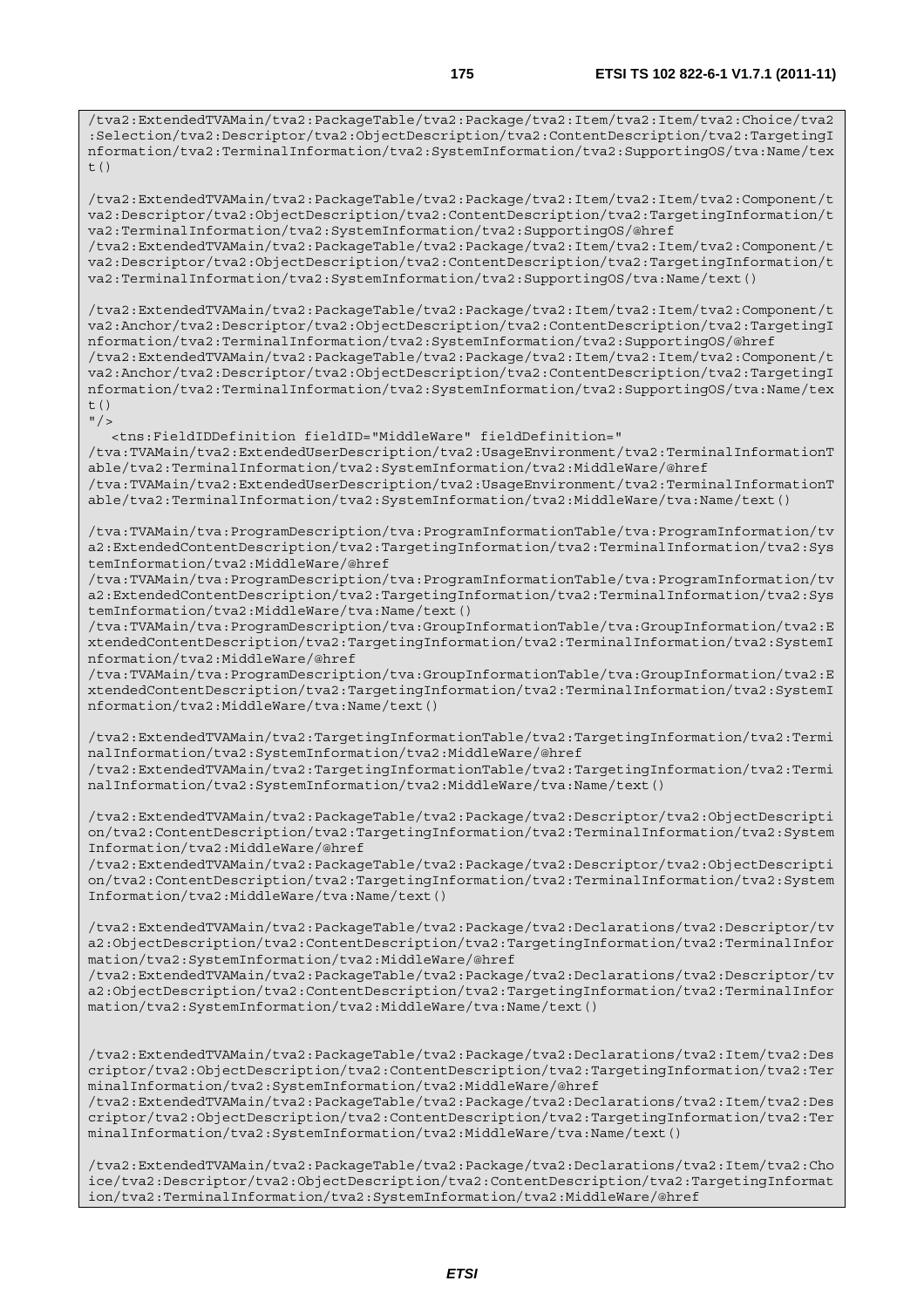```
/tva2:ExtendedTVAMain/tva2:PackageTable/tva2:Package/tva2:Item/tva2:Item/tva2:Choice/tva2:Selection/tva2:Descriptor/tva2:ObjectDescription/tva2:ContentDescription/tva2:TargetingInformation/tva2:TerminalInformation/tva2:SystemInformation/tva2:SupportingOS/tva:Name/text()

/tva2:ExtendedTVAMain/tva2:PackageTable/tva2:Package/tva2:Item/tva2:Item/tva2:Component/tva2:Descriptor/tva2:ObjectDescription/tva2:ContentDescription/tva2:TargetingInformation/tva2:TerminalInformation/tva2:SystemInformation/tva2:SupportingOS/@href
/tva2:ExtendedTVAMain/tva2:PackageTable/tva2:Package/tva2:Item/tva2:Item/tva2:Component/tva2:Descriptor/tva2:ObjectDescription/tva2:ContentDescription/tva2:TargetingInformation/tva2:TerminalInformation/tva2:SystemInformation/tva2:SupportingOS/tva:Name/text()

/tva2:ExtendedTVAMain/tva2:PackageTable/tva2:Package/tva2:Item/tva2:Item/tva2:Component/tva2:Anchor/tva2:Descriptor/tva2:ObjectDescription/tva2:ContentDescription/tva2:TargetingInformation/tva2:TerminalInformation/tva2:SystemInformation/tva2:SupportingOS/@href
/tva2:ExtendedTVAMain/tva2:PackageTable/tva2:Package/tva2:Item/tva2:Item/tva2:Component/tva2:Anchor/tva2:Descriptor/tva2:ObjectDescription/tva2:ContentDescription/tva2:TargetingInformation/tva2:TerminalInformation/tva2:SystemInformation/tva2:SupportingOS/tva:Name/text()
"/>
   <tns:FieldIDDefinition fieldID="MiddleWare" fieldDefinition="
/tva:TVAMain/tva2:ExtendedUserDescription/tva2:UsageEnvironment/tva2:TerminalInformationTable/tva2:TerminalInformation/tva2:SystemInformation/tva2:MiddleWare/@href
/tva:TVAMain/tva2:ExtendedUserDescription/tva2:UsageEnvironment/tva2:TerminalInformationTable/tva2:TerminalInformation/tva2:SystemInformation/tva2:MiddleWare/tva:Name/text()

/tva:TVAMain/tva:ProgramDescription/tva:ProgramInformationTable/tva:ProgramInformation/tva2:ExtendedContentDescription/tva2:TargetingInformation/tva2:TerminalInformation/tva2:SystemInformation/tva2:MiddleWare/@href
/tva:TVAMain/tva:ProgramDescription/tva:ProgramInformationTable/tva:ProgramInformation/tva2:ExtendedContentDescription/tva2:TargetingInformation/tva2:TerminalInformation/tva2:SystemInformation/tva2:MiddleWare/tva:Name/text()
/tva:TVAMain/tva:ProgramDescription/tva:GroupInformationTable/tva:GroupInformation/tva2:ExtendedContentDescription/tva2:TargetingInformation/tva2:TerminalInformation/tva2:SystemInformation/tva2:MiddleWare/@href
/tva:TVAMain/tva:ProgramDescription/tva:GroupInformationTable/tva:GroupInformation/tva2:ExtendedContentDescription/tva2:TargetingInformation/tva2:TerminalInformation/tva2:SystemInformation/tva2:MiddleWare/tva:Name/text()

/tva2:ExtendedTVAMain/tva2:TargetingInformationTable/tva2:TargetingInformation/tva2:TerminalInformation/tva2:SystemInformation/tva2:MiddleWare/@href
/tva2:ExtendedTVAMain/tva2:TargetingInformationTable/tva2:TargetingInformation/tva2:TerminalInformation/tva2:SystemInformation/tva2:MiddleWare/tva:Name/text()

/tva2:ExtendedTVAMain/tva2:PackageTable/tva2:Package/tva2:Descriptor/tva2:ObjectDescription/tva2:ContentDescription/tva2:TargetingInformation/tva2:TerminalInformation/tva2:SystemInformation/tva2:MiddleWare/@href
/tva2:ExtendedTVAMain/tva2:PackageTable/tva2:Package/tva2:Descriptor/tva2:ObjectDescription/tva2:ContentDescription/tva2:TargetingInformation/tva2:TerminalInformation/tva2:SystemInformation/tva2:MiddleWare/tva:Name/text()

/tva2:ExtendedTVAMain/tva2:PackageTable/tva2:Package/tva2:Declarations/tva2:Descriptor/tva2:ObjectDescription/tva2:ContentDescription/tva2:TargetingInformation/tva2:TerminalInformation/tva2:SystemInformation/tva2:MiddleWare/@href
/tva2:ExtendedTVAMain/tva2:PackageTable/tva2:Package/tva2:Declarations/tva2:Descriptor/tva2:ObjectDescription/tva2:ContentDescription/tva2:TargetingInformation/tva2:TerminalInformation/tva2:SystemInformation/tva2:MiddleWare/tva:Name/text()


/tva2:ExtendedTVAMain/tva2:PackageTable/tva2:Package/tva2:Declarations/tva2:Item/tva2:Descriptor/tva2:ObjectDescription/tva2:ContentDescription/tva2:TargetingInformation/tva2:TerminalInformation/tva2:SystemInformation/tva2:MiddleWare/@href
/tva2:ExtendedTVAMain/tva2:PackageTable/tva2:Package/tva2:Declarations/tva2:Item/tva2:Descriptor/tva2:ObjectDescription/tva2:ContentDescription/tva2:TargetingInformation/tva2:TerminalInformation/tva2:SystemInformation/tva2:MiddleWare/tva:Name/text()

/tva2:ExtendedTVAMain/tva2:PackageTable/tva2:Package/tva2:Declarations/tva2:Item/tva2:Choice/tva2:Descriptor/tva2:ObjectDescription/tva2:ContentDescription/tva2:TargetingInformation/tva2:TerminalInformation/tva2:SystemInformation/tva2:MiddleWare/@href
```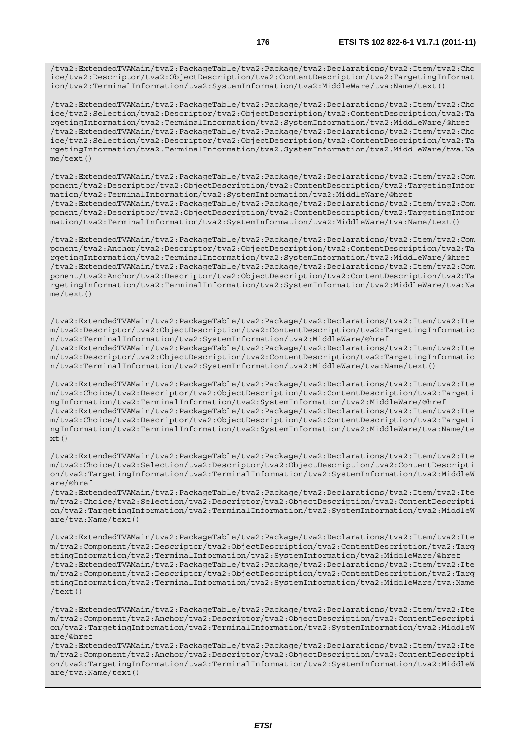```
/tva2:ExtendedTVAMain/tva2:PackageTable/tva2:Package/tva2:Declarations/tva2:Item/tva2:Choice/tva2:Descriptor/tva2:ObjectDescription/tva2:ContentDescription/tva2:TargetingInformation/tva2:TerminalInformation/tva2:SystemInformation/tva2:MiddleWare/tva:Name/text()

/tva2:ExtendedTVAMain/tva2:PackageTable/tva2:Package/tva2:Declarations/tva2:Item/tva2:Choice/tva2:Selection/tva2:Descriptor/tva2:ObjectDescription/tva2:ContentDescription/tva2:TargetingInformation/tva2:TerminalInformation/tva2:SystemInformation/tva2:MiddleWare/@href
/tva2:ExtendedTVAMain/tva2:PackageTable/tva2:Package/tva2:Declarations/tva2:Item/tva2:Choice/tva2:Selection/tva2:Descriptor/tva2:ObjectDescription/tva2:ContentDescription/tva2:TargetingInformation/tva2:TerminalInformation/tva2:SystemInformation/tva2:MiddleWare/tva:Name/text()

/tva2:ExtendedTVAMain/tva2:PackageTable/tva2:Package/tva2:Declarations/tva2:Item/tva2:Component/tva2:Descriptor/tva2:ObjectDescription/tva2:ContentDescription/tva2:TargetingInformation/tva2:TerminalInformation/tva2:SystemInformation/tva2:MiddleWare/@href
/tva2:ExtendedTVAMain/tva2:PackageTable/tva2:Package/tva2:Declarations/tva2:Item/tva2:Component/tva2:Descriptor/tva2:ObjectDescription/tva2:ContentDescription/tva2:TargetingInformation/tva2:TerminalInformation/tva2:SystemInformation/tva2:MiddleWare/tva:Name/text()

/tva2:ExtendedTVAMain/tva2:PackageTable/tva2:Package/tva2:Declarations/tva2:Item/tva2:Component/tva2:Anchor/tva2:Descriptor/tva2:ObjectDescription/tva2:ContentDescription/tva2:TargetingInformation/tva2:TerminalInformation/tva2:SystemInformation/tva2:MiddleWare/@href
/tva2:ExtendedTVAMain/tva2:PackageTable/tva2:Package/tva2:Declarations/tva2:Item/tva2:Component/tva2:Anchor/tva2:Descriptor/tva2:ObjectDescription/tva2:ContentDescription/tva2:TargetingInformation/tva2:TerminalInformation/tva2:SystemInformation/tva2:MiddleWare/tva:Name/text()


/tva2:ExtendedTVAMain/tva2:PackageTable/tva2:Package/tva2:Declarations/tva2:Item/tva2:Item/tva2:Descriptor/tva2:ObjectDescription/tva2:ContentDescription/tva2:TargetingInformation/tva2:TerminalInformation/tva2:SystemInformation/tva2:MiddleWare/@href
/tva2:ExtendedTVAMain/tva2:PackageTable/tva2:Package/tva2:Declarations/tva2:Item/tva2:Item/tva2:Descriptor/tva2:ObjectDescription/tva2:ContentDescription/tva2:TargetingInformation/tva2:TerminalInformation/tva2:SystemInformation/tva2:MiddleWare/tva:Name/text()

/tva2:ExtendedTVAMain/tva2:PackageTable/tva2:Package/tva2:Declarations/tva2:Item/tva2:Item/tva2:Choice/tva2:Descriptor/tva2:ObjectDescription/tva2:ContentDescription/tva2:TargetingInformation/tva2:TerminalInformation/tva2:SystemInformation/tva2:MiddleWare/@href
/tva2:ExtendedTVAMain/tva2:PackageTable/tva2:Package/tva2:Declarations/tva2:Item/tva2:Item/tva2:Choice/tva2:Descriptor/tva2:ObjectDescription/tva2:ContentDescription/tva2:TargetingInformation/tva2:TerminalInformation/tva2:SystemInformation/tva2:MiddleWare/tva:Name/text()

/tva2:ExtendedTVAMain/tva2:PackageTable/tva2:Package/tva2:Declarations/tva2:Item/tva2:Item/tva2:Choice/tva2:Selection/tva2:Descriptor/tva2:ObjectDescription/tva2:ContentDescription/tva2:TargetingInformation/tva2:TerminalInformation/tva2:SystemInformation/tva2:MiddleWare/@href
/tva2:ExtendedTVAMain/tva2:PackageTable/tva2:Package/tva2:Declarations/tva2:Item/tva2:Item/tva2:Choice/tva2:Selection/tva2:Descriptor/tva2:ObjectDescription/tva2:ContentDescription/tva2:TargetingInformation/tva2:TerminalInformation/tva2:SystemInformation/tva2:MiddleWare/tva:Name/text()

/tva2:ExtendedTVAMain/tva2:PackageTable/tva2:Package/tva2:Declarations/tva2:Item/tva2:Item/tva2:Component/tva2:Descriptor/tva2:ObjectDescription/tva2:ContentDescription/tva2:TargetingInformation/tva2:TerminalInformation/tva2:SystemInformation/tva2:MiddleWare/@href
/tva2:ExtendedTVAMain/tva2:PackageTable/tva2:Package/tva2:Declarations/tva2:Item/tva2:Item/tva2:Component/tva2:Descriptor/tva2:ObjectDescription/tva2:ContentDescription/tva2:TargetingInformation/tva2:TerminalInformation/tva2:SystemInformation/tva2:MiddleWare/tva:Name/text()

/tva2:ExtendedTVAMain/tva2:PackageTable/tva2:Package/tva2:Declarations/tva2:Item/tva2:Item/tva2:Component/tva2:Anchor/tva2:Descriptor/tva2:ObjectDescription/tva2:ContentDescription/tva2:TargetingInformation/tva2:TerminalInformation/tva2:SystemInformation/tva2:MiddleWare/@href
/tva2:ExtendedTVAMain/tva2:PackageTable/tva2:Package/tva2:Declarations/tva2:Item/tva2:Item/tva2:Component/tva2:Anchor/tva2:Descriptor/tva2:ObjectDescription/tva2:ContentDescription/tva2:TargetingInformation/tva2:TerminalInformation/tva2:SystemInformation/tva2:MiddleWare/tva:Name/text()
```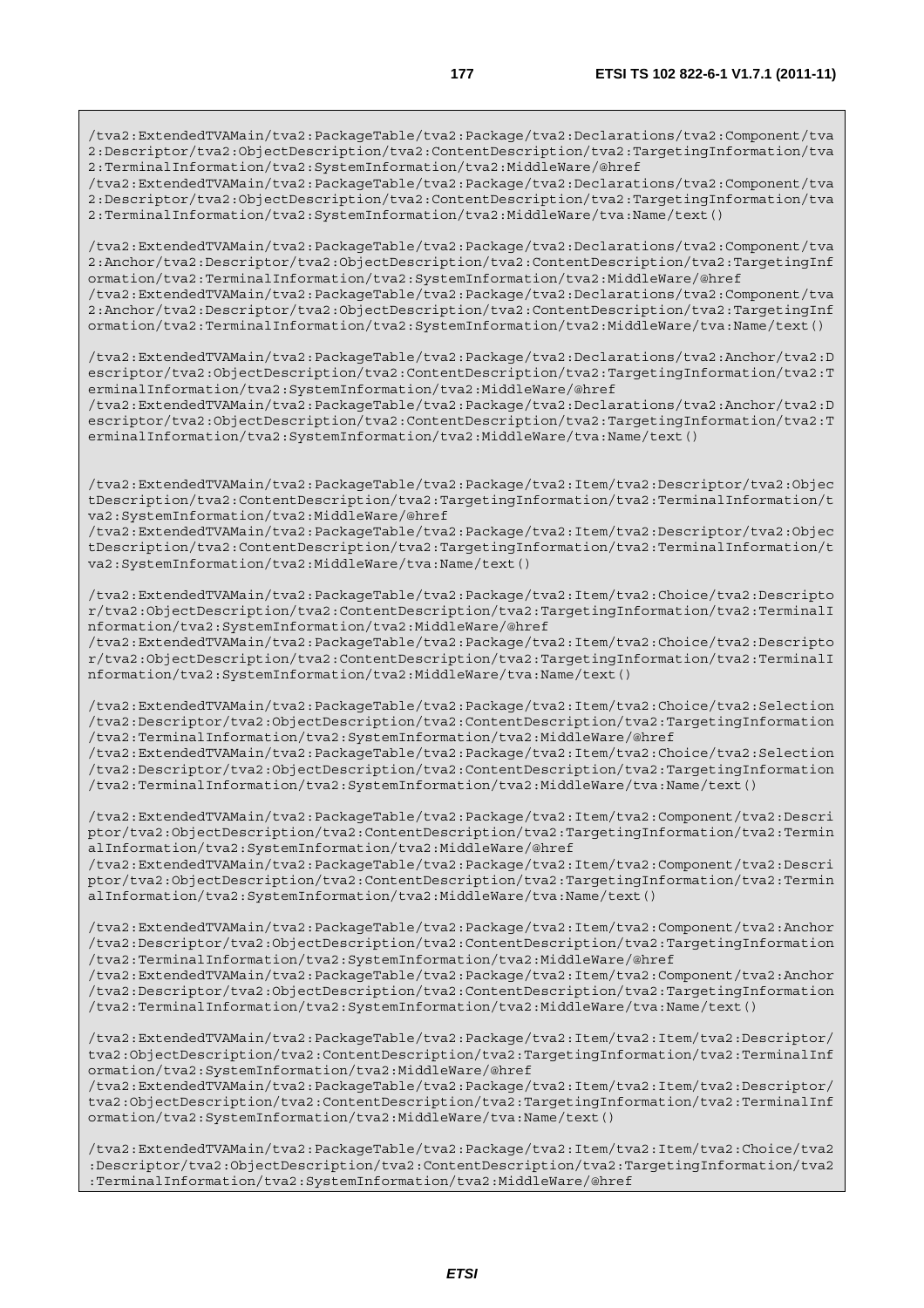```
/tva2:ExtendedTVAMain/tva2:PackageTable/tva2:Package/tva2:Declarations/tva2:Component/tva2:Descriptor/tva2:ObjectDescription/tva2:ContentDescription/tva2:TargetingInformation/tva2:TerminalInformation/tva2:SystemInformation/tva2:MiddleWare/@href
/tva2:ExtendedTVAMain/tva2:PackageTable/tva2:Package/tva2:Declarations/tva2:Component/tva2:Descriptor/tva2:ObjectDescription/tva2:ContentDescription/tva2:TargetingInformation/tva2:TerminalInformation/tva2:SystemInformation/tva2:MiddleWare/tva:Name/text()

/tva2:ExtendedTVAMain/tva2:PackageTable/tva2:Package/tva2:Declarations/tva2:Component/tva2:Anchor/tva2:Descriptor/tva2:ObjectDescription/tva2:ContentDescription/tva2:TargetingInformation/tva2:TerminalInformation/tva2:SystemInformation/tva2:MiddleWare/@href
/tva2:ExtendedTVAMain/tva2:PackageTable/tva2:Package/tva2:Declarations/tva2:Component/tva2:Anchor/tva2:Descriptor/tva2:ObjectDescription/tva2:ContentDescription/tva2:TargetingInformation/tva2:TerminalInformation/tva2:SystemInformation/tva2:MiddleWare/tva:Name/text()

/tva2:ExtendedTVAMain/tva2:PackageTable/tva2:Package/tva2:Declarations/tva2:Anchor/tva2:Descriptor/tva2:ObjectDescription/tva2:ContentDescription/tva2:TargetingInformation/tva2:TerminalInformation/tva2:SystemInformation/tva2:MiddleWare/@href
/tva2:ExtendedTVAMain/tva2:PackageTable/tva2:Package/tva2:Declarations/tva2:Anchor/tva2:Descriptor/tva2:ObjectDescription/tva2:ContentDescription/tva2:TargetingInformation/tva2:TerminalInformation/tva2:SystemInformation/tva2:MiddleWare/tva:Name/text()


/tva2:ExtendedTVAMain/tva2:PackageTable/tva2:Package/tva2:Item/tva2:Descriptor/tva2:ObjectDescription/tva2:ContentDescription/tva2:TargetingInformation/tva2:TerminalInformation/tva2:SystemInformation/tva2:MiddleWare/@href
/tva2:ExtendedTVAMain/tva2:PackageTable/tva2:Package/tva2:Item/tva2:Descriptor/tva2:ObjectDescription/tva2:ContentDescription/tva2:TargetingInformation/tva2:TerminalInformation/tva2:SystemInformation/tva2:MiddleWare/tva:Name/text()

/tva2:ExtendedTVAMain/tva2:PackageTable/tva2:Package/tva2:Item/tva2:Choice/tva2:Descriptor/tva2:ObjectDescription/tva2:ContentDescription/tva2:TargetingInformation/tva2:TerminalInformation/tva2:SystemInformation/tva2:MiddleWare/@href
/tva2:ExtendedTVAMain/tva2:PackageTable/tva2:Package/tva2:Item/tva2:Choice/tva2:Descriptor/tva2:ObjectDescription/tva2:ContentDescription/tva2:TargetingInformation/tva2:TerminalInformation/tva2:SystemInformation/tva2:MiddleWare/tva:Name/text()

/tva2:ExtendedTVAMain/tva2:PackageTable/tva2:Package/tva2:Item/tva2:Choice/tva2:Selection/tva2:Descriptor/tva2:ObjectDescription/tva2:ContentDescription/tva2:TargetingInformation/tva2:TerminalInformation/tva2:SystemInformation/tva2:MiddleWare/@href
/tva2:ExtendedTVAMain/tva2:PackageTable/tva2:Package/tva2:Item/tva2:Choice/tva2:Selection/tva2:Descriptor/tva2:ObjectDescription/tva2:ContentDescription/tva2:TargetingInformation/tva2:TerminalInformation/tva2:SystemInformation/tva2:MiddleWare/tva:Name/text()

/tva2:ExtendedTVAMain/tva2:PackageTable/tva2:Package/tva2:Item/tva2:Component/tva2:Descriptor/tva2:ObjectDescription/tva2:ContentDescription/tva2:TargetingInformation/tva2:TerminalInformation/tva2:SystemInformation/tva2:MiddleWare/@href
/tva2:ExtendedTVAMain/tva2:PackageTable/tva2:Package/tva2:Item/tva2:Component/tva2:Descriptor/tva2:ObjectDescription/tva2:ContentDescription/tva2:TargetingInformation/tva2:TerminalInformation/tva2:SystemInformation/tva2:MiddleWare/tva:Name/text()

/tva2:ExtendedTVAMain/tva2:PackageTable/tva2:Package/tva2:Item/tva2:Component/tva2:Anchor/tva2:Descriptor/tva2:ObjectDescription/tva2:ContentDescription/tva2:TargetingInformation/tva2:TerminalInformation/tva2:SystemInformation/tva2:MiddleWare/@href
/tva2:ExtendedTVAMain/tva2:PackageTable/tva2:Package/tva2:Item/tva2:Component/tva2:Anchor/tva2:Descriptor/tva2:ObjectDescription/tva2:ContentDescription/tva2:TargetingInformation/tva2:TerminalInformation/tva2:SystemInformation/tva2:MiddleWare/tva:Name/text()

/tva2:ExtendedTVAMain/tva2:PackageTable/tva2:Package/tva2:Item/tva2:Item/tva2:Descriptor/tva2:ObjectDescription/tva2:ContentDescription/tva2:TargetingInformation/tva2:TerminalInformation/tva2:SystemInformation/tva2:MiddleWare/@href
/tva2:ExtendedTVAMain/tva2:PackageTable/tva2:Package/tva2:Item/tva2:Item/tva2:Descriptor/tva2:ObjectDescription/tva2:ContentDescription/tva2:TargetingInformation/tva2:TerminalInformation/tva2:SystemInformation/tva2:MiddleWare/tva:Name/text()

/tva2:ExtendedTVAMain/tva2:PackageTable/tva2:Package/tva2:Item/tva2:Item/tva2:Choice/tva2:Descriptor/tva2:ObjectDescription/tva2:ContentDescription/tva2:TargetingInformation/tva2:TerminalInformation/tva2:SystemInformation/tva2:MiddleWare/@href
```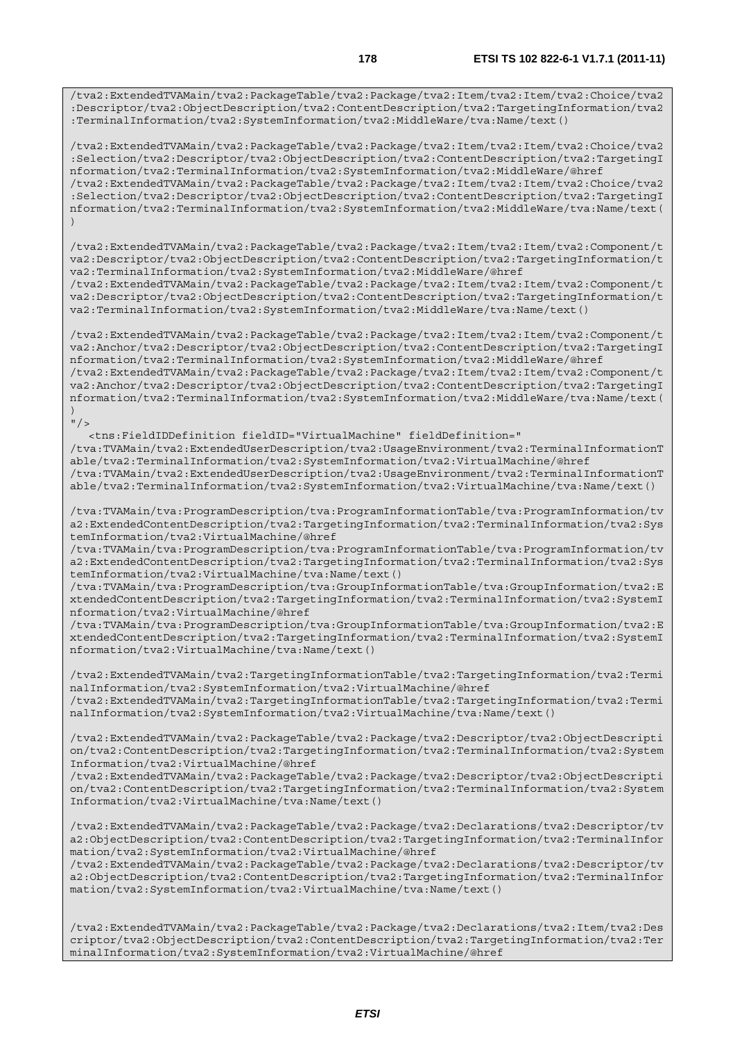```
/tva2:ExtendedTVAMain/tva2:PackageTable/tva2:Package/tva2:Item/tva2:Item/tva2:Choice/tva2
:Descriptor/tva2:ObjectDescription/tva2:ContentDescription/tva2:TargetingInformation/tva2
:TerminalInformation/tva2:SystemInformation/tva2:MiddleWare/tva:Name/text()

/tva2:ExtendedTVAMain/tva2:PackageTable/tva2:Package/tva2:Item/tva2:Item/tva2:Choice/tva2
:Selection/tva2:Descriptor/tva2:ObjectDescription/tva2:ContentDescription/tva2:TargetingI
nformation/tva2:TerminalInformation/tva2:SystemInformation/tva2:MiddleWare/@href
/tva2:ExtendedTVAMain/tva2:PackageTable/tva2:Package/tva2:Item/tva2:Item/tva2:Choice/tva2
:Selection/tva2:Descriptor/tva2:ObjectDescription/tva2:ContentDescription/tva2:TargetingI
nformation/tva2:TerminalInformation/tva2:SystemInformation/tva2:MiddleWare/tva:Name/text(
)

/tva2:ExtendedTVAMain/tva2:PackageTable/tva2:Package/tva2:Item/tva2:Item/tva2:Component/t
va2:Descriptor/tva2:ObjectDescription/tva2:ContentDescription/tva2:TargetingInformation/t
va2:TerminalInformation/tva2:SystemInformation/tva2:MiddleWare/@href
/tva2:ExtendedTVAMain/tva2:PackageTable/tva2:Package/tva2:Item/tva2:Item/tva2:Component/t
va2:Descriptor/tva2:ObjectDescription/tva2:ContentDescription/tva2:TargetingInformation/t
va2:TerminalInformation/tva2:SystemInformation/tva2:MiddleWare/tva:Name/text()

/tva2:ExtendedTVAMain/tva2:PackageTable/tva2:Package/tva2:Item/tva2:Item/tva2:Component/t
va2:Anchor/tva2:Descriptor/tva2:ObjectDescription/tva2:ContentDescription/tva2:TargetingI
nformation/tva2:TerminalInformation/tva2:SystemInformation/tva2:MiddleWare/@href
/tva2:ExtendedTVAMain/tva2:PackageTable/tva2:Package/tva2:Item/tva2:Item/tva2:Component/t
va2:Anchor/tva2:Descriptor/tva2:ObjectDescription/tva2:ContentDescription/tva2:TargetingI
nformation/tva2:TerminalInformation/tva2:SystemInformation/tva2:MiddleWare/tva:Name/text(
)
"/>
   <tns:FieldIDDefinition fieldID="VirtualMachine" fieldDefinition="
/tva:TVAMain/tva2:ExtendedUserDescription/tva2:UsageEnvironment/tva2:TerminalInformationT
able/tva2:TerminalInformation/tva2:SystemInformation/tva2:VirtualMachine/@href
/tva:TVAMain/tva2:ExtendedUserDescription/tva2:UsageEnvironment/tva2:TerminalInformationT
able/tva2:TerminalInformation/tva2:SystemInformation/tva2:VirtualMachine/tva:Name/text()

/tva:TVAMain/tva:ProgramDescription/tva:ProgramInformationTable/tva:ProgramInformation/tv
a2:ExtendedContentDescription/tva2:TargetingInformation/tva2:TerminalInformation/tva2:Sys
temInformation/tva2:VirtualMachine/@href
/tva:TVAMain/tva:ProgramDescription/tva:ProgramInformationTable/tva:ProgramInformation/tv
a2:ExtendedContentDescription/tva2:TargetingInformation/tva2:TerminalInformation/tva2:Sys
temInformation/tva2:VirtualMachine/tva:Name/text()
/tva:TVAMain/tva:ProgramDescription/tva:GroupInformationTable/tva:GroupInformation/tva2:E
xtendedContentDescription/tva2:TargetingInformation/tva2:TerminalInformation/tva2:SystemI
nformation/tva2:VirtualMachine/@href
/tva:TVAMain/tva:ProgramDescription/tva:GroupInformationTable/tva:GroupInformation/tva2:E
xtendedContentDescription/tva2:TargetingInformation/tva2:TerminalInformation/tva2:SystemI
nformation/tva2:VirtualMachine/tva:Name/text()

/tva2:ExtendedTVAMain/tva2:TargetingInformationTable/tva2:TargetingInformation/tva2:Termi
nalInformation/tva2:SystemInformation/tva2:VirtualMachine/@href
/tva2:ExtendedTVAMain/tva2:TargetingInformationTable/tva2:TargetingInformation/tva2:Termi
nalInformation/tva2:SystemInformation/tva2:VirtualMachine/tva:Name/text()

/tva2:ExtendedTVAMain/tva2:PackageTable/tva2:Package/tva2:Descriptor/tva2:ObjectDescripti
on/tva2:ContentDescription/tva2:TargetingInformation/tva2:TerminalInformation/tva2:System
Information/tva2:VirtualMachine/@href
/tva2:ExtendedTVAMain/tva2:PackageTable/tva2:Package/tva2:Descriptor/tva2:ObjectDescripti
on/tva2:ContentDescription/tva2:TargetingInformation/tva2:TerminalInformation/tva2:System
Information/tva2:VirtualMachine/tva:Name/text()

/tva2:ExtendedTVAMain/tva2:PackageTable/tva2:Package/tva2:Declarations/tva2:Descriptor/tv
a2:ObjectDescription/tva2:ContentDescription/tva2:TargetingInformation/tva2:TerminalInfor
mation/tva2:SystemInformation/tva2:VirtualMachine/@href
/tva2:ExtendedTVAMain/tva2:PackageTable/tva2:Package/tva2:Declarations/tva2:Descriptor/tv
a2:ObjectDescription/tva2:ContentDescription/tva2:TargetingInformation/tva2:TerminalInfor
mation/tva2:SystemInformation/tva2:VirtualMachine/tva:Name/text()


/tva2:ExtendedTVAMain/tva2:PackageTable/tva2:Package/tva2:Declarations/tva2:Item/tva2:Des
criptor/tva2:ObjectDescription/tva2:ContentDescription/tva2:TargetingInformation/tva2:Ter
minalInformation/tva2:SystemInformation/tva2:VirtualMachine/@href
```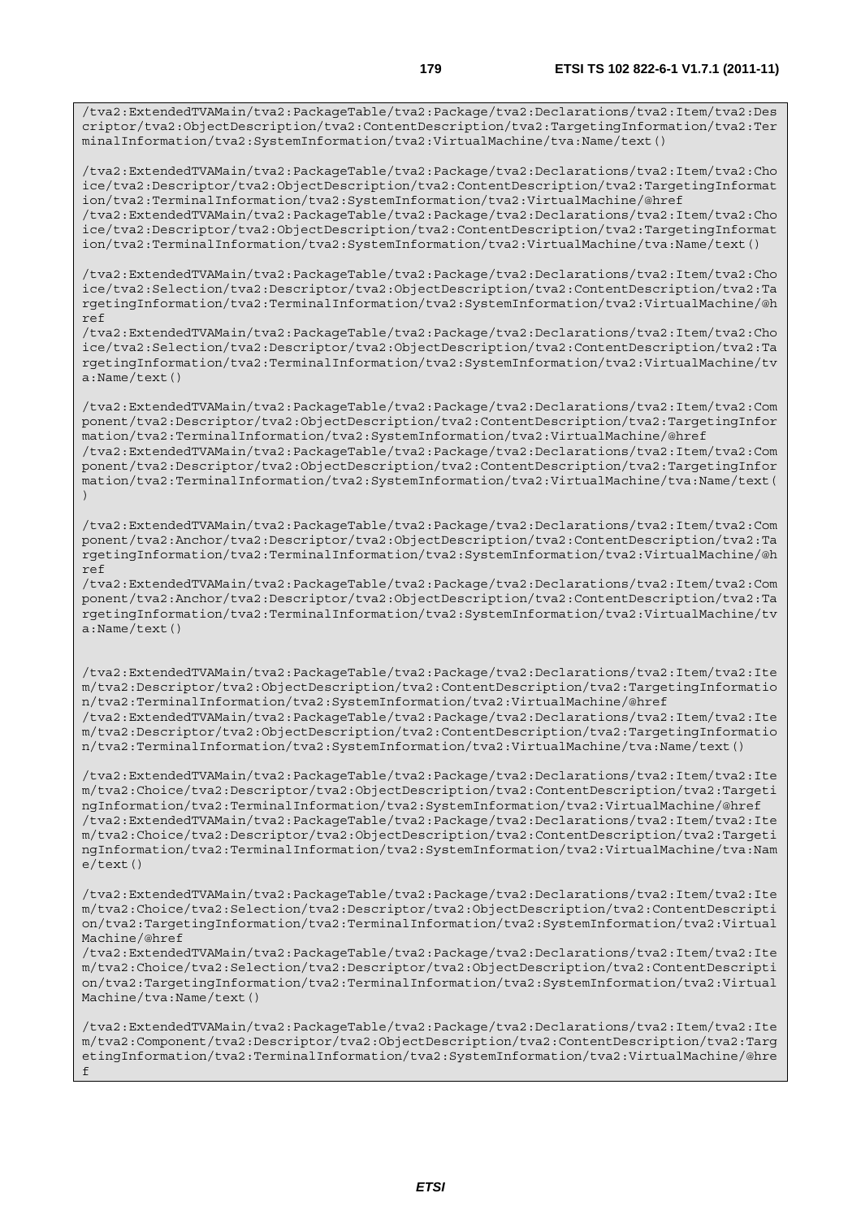```
/tva2:ExtendedTVAMain/tva2:PackageTable/tva2:Package/tva2:Declarations/tva2:Item/tva2:Descriptor/tva2:ObjectDescription/tva2:ContentDescription/tva2:TargetingInformation/tva2:TerminalInformation/tva2:SystemInformation/tva2:VirtualMachine/tva:Name/text()

/tva2:ExtendedTVAMain/tva2:PackageTable/tva2:Package/tva2:Declarations/tva2:Item/tva2:Choice/tva2:Descriptor/tva2:ObjectDescription/tva2:ContentDescription/tva2:TargetingInformation/tva2:TerminalInformation/tva2:SystemInformation/tva2:VirtualMachine/@href
/tva2:ExtendedTVAMain/tva2:PackageTable/tva2:Package/tva2:Declarations/tva2:Item/tva2:Choice/tva2:Descriptor/tva2:ObjectDescription/tva2:ContentDescription/tva2:TargetingInformation/tva2:TerminalInformation/tva2:SystemInformation/tva2:VirtualMachine/tva:Name/text()

/tva2:ExtendedTVAMain/tva2:PackageTable/tva2:Package/tva2:Declarations/tva2:Item/tva2:Choice/tva2:Selection/tva2:Descriptor/tva2:ObjectDescription/tva2:ContentDescription/tva2:TargetingInformation/tva2:TerminalInformation/tva2:SystemInformation/tva2:VirtualMachine/@href
/tva2:ExtendedTVAMain/tva2:PackageTable/tva2:Package/tva2:Declarations/tva2:Item/tva2:Choice/tva2:Selection/tva2:Descriptor/tva2:ObjectDescription/tva2:ContentDescription/tva2:TargetingInformation/tva2:TerminalInformation/tva2:SystemInformation/tva2:VirtualMachine/tva:Name/text()

/tva2:ExtendedTVAMain/tva2:PackageTable/tva2:Package/tva2:Declarations/tva2:Item/tva2:Component/tva2:Descriptor/tva2:ObjectDescription/tva2:ContentDescription/tva2:TargetingInformation/tva2:TerminalInformation/tva2:SystemInformation/tva2:VirtualMachine/@href
/tva2:ExtendedTVAMain/tva2:PackageTable/tva2:Package/tva2:Declarations/tva2:Item/tva2:Component/tva2:Descriptor/tva2:ObjectDescription/tva2:ContentDescription/tva2:TargetingInformation/tva2:TerminalInformation/tva2:SystemInformation/tva2:VirtualMachine/tva:Name/text()

/tva2:ExtendedTVAMain/tva2:PackageTable/tva2:Package/tva2:Declarations/tva2:Item/tva2:Component/tva2:Anchor/tva2:Descriptor/tva2:ObjectDescription/tva2:ContentDescription/tva2:TargetingInformation/tva2:TerminalInformation/tva2:SystemInformation/tva2:VirtualMachine/@href
/tva2:ExtendedTVAMain/tva2:PackageTable/tva2:Package/tva2:Declarations/tva2:Item/tva2:Component/tva2:Anchor/tva2:Descriptor/tva2:ObjectDescription/tva2:ContentDescription/tva2:TargetingInformation/tva2:TerminalInformation/tva2:SystemInformation/tva2:VirtualMachine/tva:Name/text()


/tva2:ExtendedTVAMain/tva2:PackageTable/tva2:Package/tva2:Declarations/tva2:Item/tva2:Item/tva2:Descriptor/tva2:ObjectDescription/tva2:ContentDescription/tva2:TargetingInformation/tva2:TerminalInformation/tva2:SystemInformation/tva2:VirtualMachine/@href
/tva2:ExtendedTVAMain/tva2:PackageTable/tva2:Package/tva2:Declarations/tva2:Item/tva2:Item/tva2:Descriptor/tva2:ObjectDescription/tva2:ContentDescription/tva2:TargetingInformation/tva2:TerminalInformation/tva2:SystemInformation/tva2:VirtualMachine/tva:Name/text()

/tva2:ExtendedTVAMain/tva2:PackageTable/tva2:Package/tva2:Declarations/tva2:Item/tva2:Item/tva2:Choice/tva2:Descriptor/tva2:ObjectDescription/tva2:ContentDescription/tva2:TargetingInformation/tva2:TerminalInformation/tva2:SystemInformation/tva2:VirtualMachine/@href
/tva2:ExtendedTVAMain/tva2:PackageTable/tva2:Package/tva2:Declarations/tva2:Item/tva2:Item/tva2:Choice/tva2:Descriptor/tva2:ObjectDescription/tva2:ContentDescription/tva2:TargetingInformation/tva2:TerminalInformation/tva2:SystemInformation/tva2:VirtualMachine/tva:Name/text()

/tva2:ExtendedTVAMain/tva2:PackageTable/tva2:Package/tva2:Declarations/tva2:Item/tva2:Item/tva2:Choice/tva2:Selection/tva2:Descriptor/tva2:ObjectDescription/tva2:ContentDescription/tva2:TargetingInformation/tva2:TerminalInformation/tva2:SystemInformation/tva2:VirtualMachine/@href
/tva2:ExtendedTVAMain/tva2:PackageTable/tva2:Package/tva2:Declarations/tva2:Item/tva2:Item/tva2:Choice/tva2:Selection/tva2:Descriptor/tva2:ObjectDescription/tva2:ContentDescription/tva2:TargetingInformation/tva2:TerminalInformation/tva2:SystemInformation/tva2:VirtualMachine/tva:Name/text()

/tva2:ExtendedTVAMain/tva2:PackageTable/tva2:Package/tva2:Declarations/tva2:Item/tva2:Item/tva2:Component/tva2:Descriptor/tva2:ObjectDescription/tva2:ContentDescription/tva2:TargetingInformation/tva2:TerminalInformation/tva2:SystemInformation/tva2:VirtualMachine/@href
```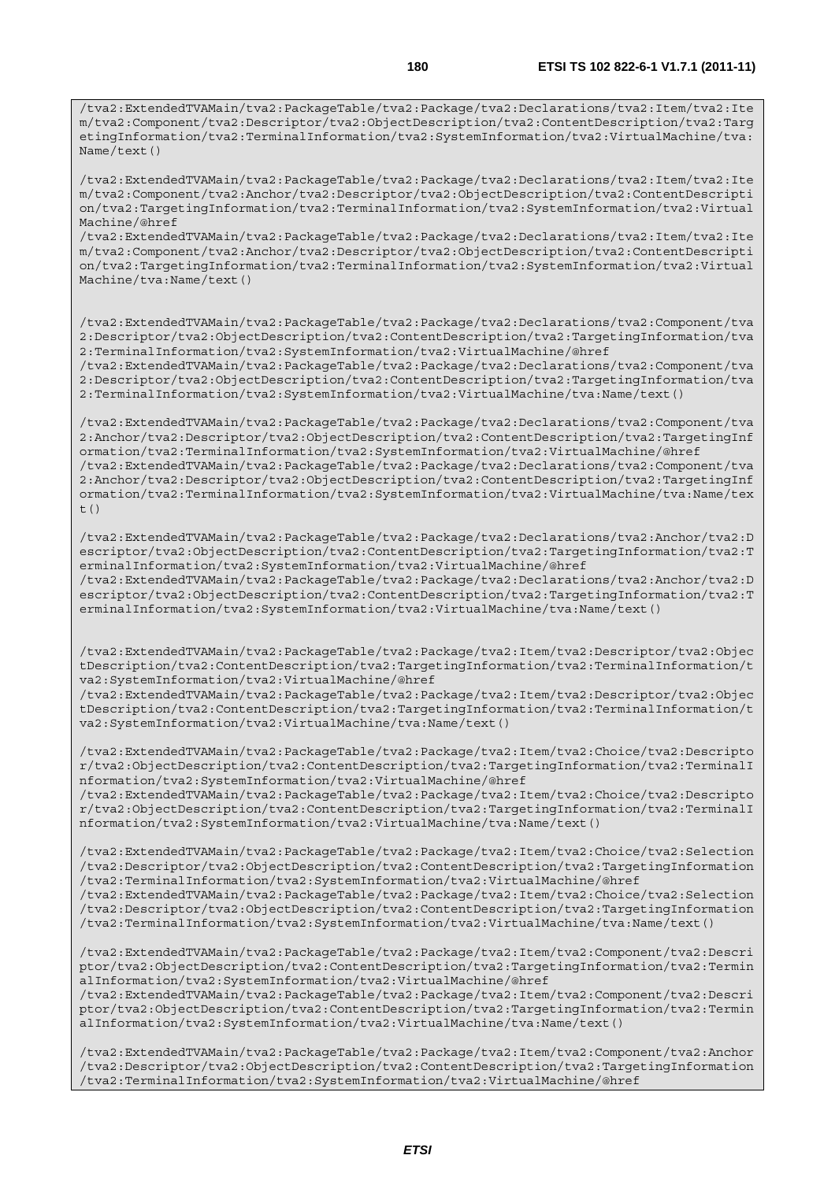```
/tva2:ExtendedTVAMain/tva2:PackageTable/tva2:Package/tva2:Declarations/tva2:Item/tva2:Item/tva2:Component/tva2:Descriptor/tva2:ObjectDescription/tva2:ContentDescription/tva2:TargetingInformation/tva2:TerminalInformation/tva2:SystemInformation/tva2:VirtualMachine/tva:Name/text()

/tva2:ExtendedTVAMain/tva2:PackageTable/tva2:Package/tva2:Declarations/tva2:Item/tva2:Item/tva2:Component/tva2:Anchor/tva2:Descriptor/tva2:ObjectDescription/tva2:ContentDescription/tva2:TargetingInformation/tva2:TerminalInformation/tva2:SystemInformation/tva2:VirtualMachine/@href
/tva2:ExtendedTVAMain/tva2:PackageTable/tva2:Package/tva2:Declarations/tva2:Item/tva2:Item/tva2:Component/tva2:Anchor/tva2:Descriptor/tva2:ObjectDescription/tva2:ContentDescription/tva2:TargetingInformation/tva2:TerminalInformation/tva2:SystemInformation/tva2:VirtualMachine/tva:Name/text()


/tva2:ExtendedTVAMain/tva2:PackageTable/tva2:Package/tva2:Declarations/tva2:Component/tva2:Descriptor/tva2:ObjectDescription/tva2:ContentDescription/tva2:TargetingInformation/tva2:TerminalInformation/tva2:SystemInformation/tva2:VirtualMachine/@href
/tva2:ExtendedTVAMain/tva2:PackageTable/tva2:Package/tva2:Declarations/tva2:Component/tva2:Descriptor/tva2:ObjectDescription/tva2:ContentDescription/tva2:TargetingInformation/tva2:TerminalInformation/tva2:SystemInformation/tva2:VirtualMachine/tva:Name/text()

/tva2:ExtendedTVAMain/tva2:PackageTable/tva2:Package/tva2:Declarations/tva2:Component/tva2:Anchor/tva2:Descriptor/tva2:ObjectDescription/tva2:ContentDescription/tva2:TargetingInformation/tva2:TerminalInformation/tva2:SystemInformation/tva2:VirtualMachine/@href
/tva2:ExtendedTVAMain/tva2:PackageTable/tva2:Package/tva2:Declarations/tva2:Component/tva2:Anchor/tva2:Descriptor/tva2:ObjectDescription/tva2:ContentDescription/tva2:TargetingInformation/tva2:TerminalInformation/tva2:SystemInformation/tva2:VirtualMachine/tva:Name/text()

/tva2:ExtendedTVAMain/tva2:PackageTable/tva2:Package/tva2:Declarations/tva2:Anchor/tva2:Descriptor/tva2:ObjectDescription/tva2:ContentDescription/tva2:TargetingInformation/tva2:TerminalInformation/tva2:SystemInformation/tva2:VirtualMachine/@href
/tva2:ExtendedTVAMain/tva2:PackageTable/tva2:Package/tva2:Declarations/tva2:Anchor/tva2:Descriptor/tva2:ObjectDescription/tva2:ContentDescription/tva2:TargetingInformation/tva2:TerminalInformation/tva2:SystemInformation/tva2:VirtualMachine/tva:Name/text()


/tva2:ExtendedTVAMain/tva2:PackageTable/tva2:Package/tva2:Item/tva2:Descriptor/tva2:ObjectDescription/tva2:ContentDescription/tva2:TargetingInformation/tva2:TerminalInformation/tva2:SystemInformation/tva2:VirtualMachine/@href
/tva2:ExtendedTVAMain/tva2:PackageTable/tva2:Package/tva2:Item/tva2:Descriptor/tva2:ObjectDescription/tva2:ContentDescription/tva2:TargetingInformation/tva2:TerminalInformation/tva2:SystemInformation/tva2:VirtualMachine/tva:Name/text()

/tva2:ExtendedTVAMain/tva2:PackageTable/tva2:Package/tva2:Item/tva2:Choice/tva2:Descriptor/tva2:ObjectDescription/tva2:ContentDescription/tva2:TargetingInformation/tva2:TerminalInformation/tva2:SystemInformation/tva2:VirtualMachine/@href
/tva2:ExtendedTVAMain/tva2:PackageTable/tva2:Package/tva2:Item/tva2:Choice/tva2:Descriptor/tva2:ObjectDescription/tva2:ContentDescription/tva2:TargetingInformation/tva2:TerminalInformation/tva2:SystemInformation/tva2:VirtualMachine/tva:Name/text()

/tva2:ExtendedTVAMain/tva2:PackageTable/tva2:Package/tva2:Item/tva2:Choice/tva2:Selection/tva2:Descriptor/tva2:ObjectDescription/tva2:ContentDescription/tva2:TargetingInformation/tva2:TerminalInformation/tva2:SystemInformation/tva2:VirtualMachine/@href
/tva2:ExtendedTVAMain/tva2:PackageTable/tva2:Package/tva2:Item/tva2:Choice/tva2:Selection/tva2:Descriptor/tva2:ObjectDescription/tva2:ContentDescription/tva2:TargetingInformation/tva2:TerminalInformation/tva2:SystemInformation/tva2:VirtualMachine/tva:Name/text()

/tva2:ExtendedTVAMain/tva2:PackageTable/tva2:Package/tva2:Item/tva2:Component/tva2:Descriptor/tva2:ObjectDescription/tva2:ContentDescription/tva2:TargetingInformation/tva2:TerminalInformation/tva2:SystemInformation/tva2:VirtualMachine/@href
/tva2:ExtendedTVAMain/tva2:PackageTable/tva2:Package/tva2:Item/tva2:Component/tva2:Descriptor/tva2:ObjectDescription/tva2:ContentDescription/tva2:TargetingInformation/tva2:TerminalInformation/tva2:SystemInformation/tva2:VirtualMachine/tva:Name/text()

/tva2:ExtendedTVAMain/tva2:PackageTable/tva2:Package/tva2:Item/tva2:Component/tva2:Anchor/tva2:Descriptor/tva2:ObjectDescription/tva2:ContentDescription/tva2:TargetingInformation/tva2:TerminalInformation/tva2:SystemInformation/tva2:VirtualMachine/@href
```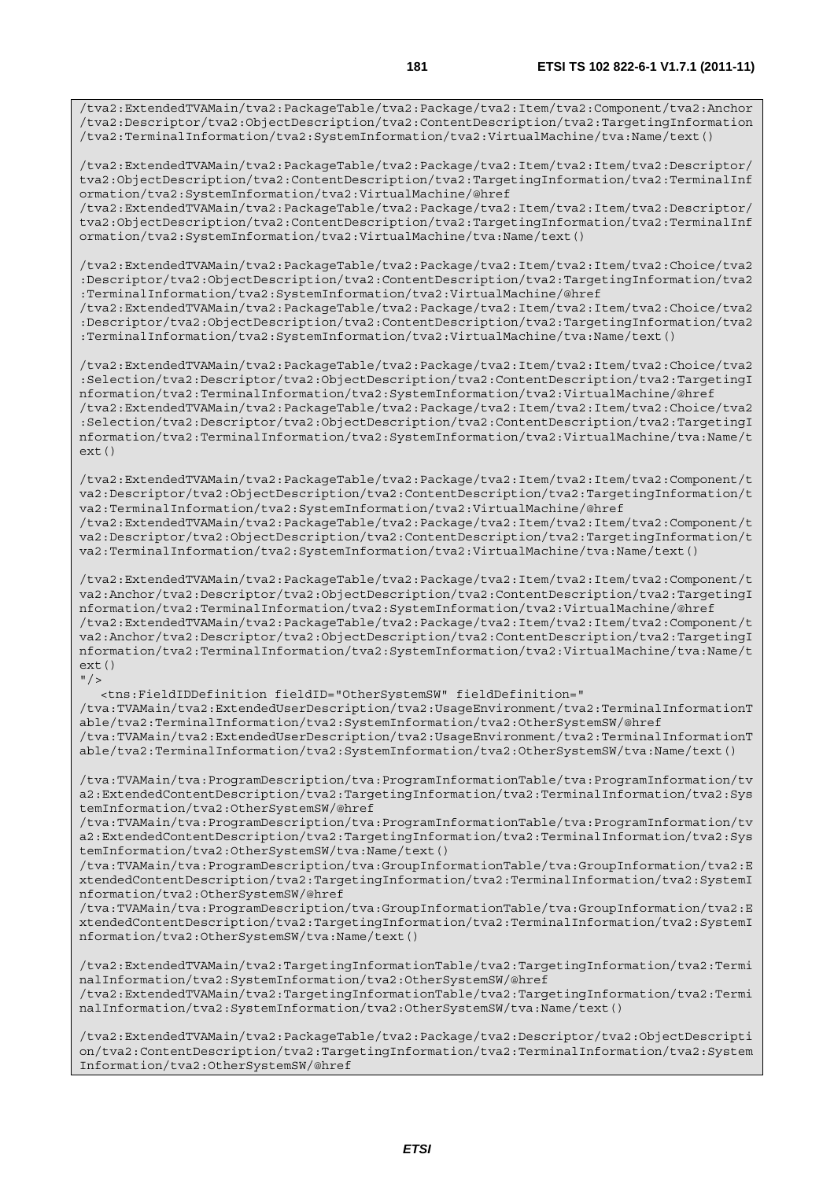```
/tva2:ExtendedTVAMain/tva2:PackageTable/tva2:Package/tva2:Item/tva2:Component/tva2:Anchor
/tva2:Descriptor/tva2:ObjectDescription/tva2:ContentDescription/tva2:TargetingInformation
/tva2:TerminalInformation/tva2:SystemInformation/tva2:VirtualMachine/tva:Name/text()

/tva2:ExtendedTVAMain/tva2:PackageTable/tva2:Package/tva2:Item/tva2:Item/tva2:Descriptor/
tva2:ObjectDescription/tva2:ContentDescription/tva2:TargetingInformation/tva2:TerminalInf
ormation/tva2:SystemInformation/tva2:VirtualMachine/@href
/tva2:ExtendedTVAMain/tva2:PackageTable/tva2:Package/tva2:Item/tva2:Item/tva2:Descriptor/
tva2:ObjectDescription/tva2:ContentDescription/tva2:TargetingInformation/tva2:TerminalInf
ormation/tva2:SystemInformation/tva2:VirtualMachine/tva:Name/text()

/tva2:ExtendedTVAMain/tva2:PackageTable/tva2:Package/tva2:Item/tva2:Item/tva2:Choice/tva2
:Descriptor/tva2:ObjectDescription/tva2:ContentDescription/tva2:TargetingInformation/tva2
:TerminalInformation/tva2:SystemInformation/tva2:VirtualMachine/@href
/tva2:ExtendedTVAMain/tva2:PackageTable/tva2:Package/tva2:Item/tva2:Item/tva2:Choice/tva2
:Descriptor/tva2:ObjectDescription/tva2:ContentDescription/tva2:TargetingInformation/tva2
:TerminalInformation/tva2:SystemInformation/tva2:VirtualMachine/tva:Name/text()

/tva2:ExtendedTVAMain/tva2:PackageTable/tva2:Package/tva2:Item/tva2:Item/tva2:Choice/tva2
:Selection/tva2:Descriptor/tva2:ObjectDescription/tva2:ContentDescription/tva2:TargetingI
nformation/tva2:TerminalInformation/tva2:SystemInformation/tva2:VirtualMachine/@href
/tva2:ExtendedTVAMain/tva2:PackageTable/tva2:Package/tva2:Item/tva2:Item/tva2:Choice/tva2
:Selection/tva2:Descriptor/tva2:ObjectDescription/tva2:ContentDescription/tva2:TargetingI
nformation/tva2:TerminalInformation/tva2:SystemInformation/tva2:VirtualMachine/tva:Name/t
ext()

/tva2:ExtendedTVAMain/tva2:PackageTable/tva2:Package/tva2:Item/tva2:Item/tva2:Component/t
va2:Descriptor/tva2:ObjectDescription/tva2:ContentDescription/tva2:TargetingInformation/t
va2:TerminalInformation/tva2:SystemInformation/tva2:VirtualMachine/@href
/tva2:ExtendedTVAMain/tva2:PackageTable/tva2:Package/tva2:Item/tva2:Item/tva2:Component/t
va2:Descriptor/tva2:ObjectDescription/tva2:ContentDescription/tva2:TargetingInformation/t
va2:TerminalInformation/tva2:SystemInformation/tva2:VirtualMachine/tva:Name/text()

/tva2:ExtendedTVAMain/tva2:PackageTable/tva2:Package/tva2:Item/tva2:Item/tva2:Component/t
va2:Anchor/tva2:Descriptor/tva2:ObjectDescription/tva2:ContentDescription/tva2:TargetingI
nformation/tva2:TerminalInformation/tva2:SystemInformation/tva2:VirtualMachine/@href
/tva2:ExtendedTVAMain/tva2:PackageTable/tva2:Package/tva2:Item/tva2:Item/tva2:Component/t
va2:Anchor/tva2:Descriptor/tva2:ObjectDescription/tva2:ContentDescription/tva2:TargetingI
nformation/tva2:TerminalInformation/tva2:SystemInformation/tva2:VirtualMachine/tva:Name/t
ext()
"/>
   <tns:FieldIDDefinition fieldID="OtherSystemSW" fieldDefinition="
/tva:TVAMain/tva2:ExtendedUserDescription/tva2:UsageEnvironment/tva2:TerminalInformationT
able/tva2:TerminalInformation/tva2:SystemInformation/tva2:OtherSystemSW/@href
/tva:TVAMain/tva2:ExtendedUserDescription/tva2:UsageEnvironment/tva2:TerminalInformationT
able/tva2:TerminalInformation/tva2:SystemInformation/tva2:OtherSystemSW/tva:Name/text()

/tva:TVAMain/tva:ProgramDescription/tva:ProgramInformationTable/tva:ProgramInformation/tv
a2:ExtendedContentDescription/tva2:TargetingInformation/tva2:TerminalInformation/tva2:Sys
temInformation/tva2:OtherSystemSW/@href
/tva:TVAMain/tva:ProgramDescription/tva:ProgramInformationTable/tva:ProgramInformation/tv
a2:ExtendedContentDescription/tva2:TargetingInformation/tva2:TerminalInformation/tva2:Sys
temInformation/tva2:OtherSystemSW/tva:Name/text()
/tva:TVAMain/tva:ProgramDescription/tva:GroupInformationTable/tva:GroupInformation/tva2:E
xtendedContentDescription/tva2:TargetingInformation/tva2:TerminalInformation/tva2:SystemI
nformation/tva2:OtherSystemSW/@href
/tva:TVAMain/tva:ProgramDescription/tva:GroupInformationTable/tva:GroupInformation/tva2:E
xtendedContentDescription/tva2:TargetingInformation/tva2:TerminalInformation/tva2:SystemI
nformation/tva2:OtherSystemSW/tva:Name/text()

/tva2:ExtendedTVAMain/tva2:TargetingInformationTable/tva2:TargetingInformation/tva2:Termi
nalInformation/tva2:SystemInformation/tva2:OtherSystemSW/@href
/tva2:ExtendedTVAMain/tva2:TargetingInformationTable/tva2:TargetingInformation/tva2:Termi
nalInformation/tva2:SystemInformation/tva2:OtherSystemSW/tva:Name/text()

/tva2:ExtendedTVAMain/tva2:PackageTable/tva2:Package/tva2:Descriptor/tva2:ObjectDescripti
on/tva2:ContentDescription/tva2:TargetingInformation/tva2:TerminalInformation/tva2:System
Information/tva2:OtherSystemSW/@href
```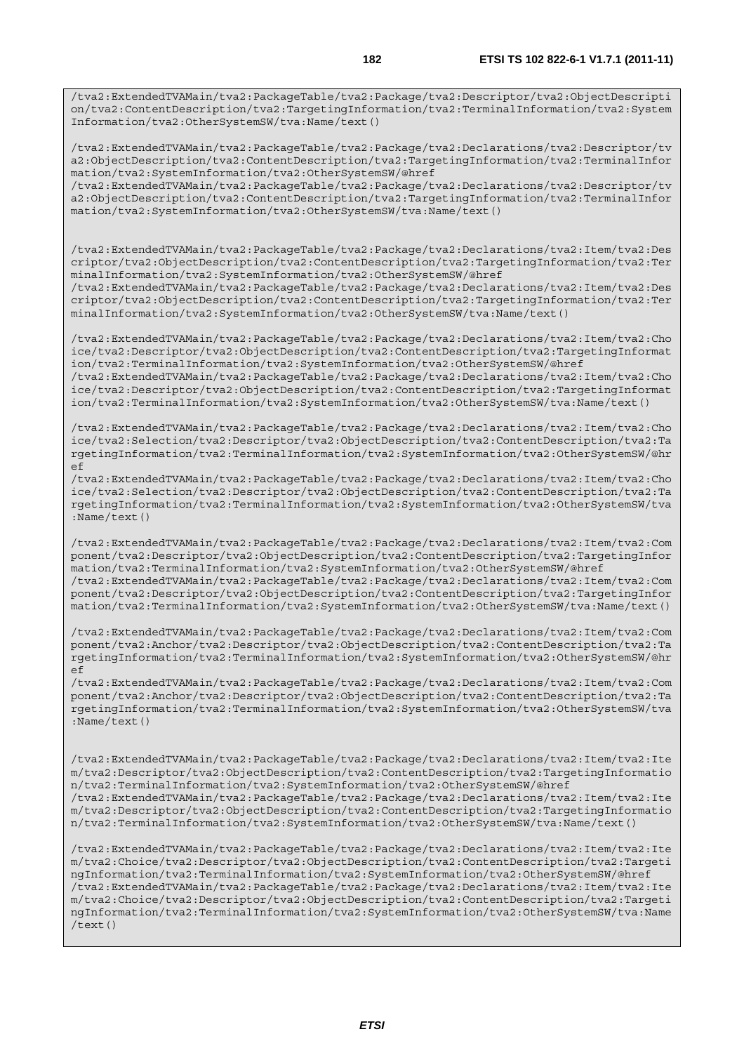```
/tva2:ExtendedTVAMain/tva2:PackageTable/tva2:Package/tva2:Descriptor/tva2:ObjectDescription/tva2:ContentDescription/tva2:TargetingInformation/tva2:TerminalInformation/tva2:SystemInformation/tva2:OtherSystemSW/tva:Name/text()

/tva2:ExtendedTVAMain/tva2:PackageTable/tva2:Package/tva2:Declarations/tva2:Descriptor/tva2:ObjectDescription/tva2:ContentDescription/tva2:TargetingInformation/tva2:TerminalInformation/tva2:SystemInformation/tva2:OtherSystemSW/@href
/tva2:ExtendedTVAMain/tva2:PackageTable/tva2:Package/tva2:Declarations/tva2:Descriptor/tva2:ObjectDescription/tva2:ContentDescription/tva2:TargetingInformation/tva2:TerminalInformation/tva2:SystemInformation/tva2:OtherSystemSW/tva:Name/text()


/tva2:ExtendedTVAMain/tva2:PackageTable/tva2:Package/tva2:Declarations/tva2:Item/tva2:Descriptor/tva2:ObjectDescription/tva2:ContentDescription/tva2:TargetingInformation/tva2:TerminalInformation/tva2:SystemInformation/tva2:OtherSystemSW/@href
/tva2:ExtendedTVAMain/tva2:PackageTable/tva2:Package/tva2:Declarations/tva2:Item/tva2:Descriptor/tva2:ObjectDescription/tva2:ContentDescription/tva2:TargetingInformation/tva2:TerminalInformation/tva2:SystemInformation/tva2:OtherSystemSW/tva:Name/text()

/tva2:ExtendedTVAMain/tva2:PackageTable/tva2:Package/tva2:Declarations/tva2:Item/tva2:Choice/tva2:Descriptor/tva2:ObjectDescription/tva2:ContentDescription/tva2:TargetingInformation/tva2:TerminalInformation/tva2:SystemInformation/tva2:OtherSystemSW/@href
/tva2:ExtendedTVAMain/tva2:PackageTable/tva2:Package/tva2:Declarations/tva2:Item/tva2:Choice/tva2:Descriptor/tva2:ObjectDescription/tva2:ContentDescription/tva2:TargetingInformation/tva2:TerminalInformation/tva2:SystemInformation/tva2:OtherSystemSW/tva:Name/text()

/tva2:ExtendedTVAMain/tva2:PackageTable/tva2:Package/tva2:Declarations/tva2:Item/tva2:Choice/tva2:Selection/tva2:Descriptor/tva2:ObjectDescription/tva2:ContentDescription/tva2:TargetingInformation/tva2:TerminalInformation/tva2:SystemInformation/tva2:OtherSystemSW/@href
/tva2:ExtendedTVAMain/tva2:PackageTable/tva2:Package/tva2:Declarations/tva2:Item/tva2:Choice/tva2:Selection/tva2:Descriptor/tva2:ObjectDescription/tva2:ContentDescription/tva2:TargetingInformation/tva2:TerminalInformation/tva2:SystemInformation/tva2:OtherSystemSW/tva:Name/text()

/tva2:ExtendedTVAMain/tva2:PackageTable/tva2:Package/tva2:Declarations/tva2:Item/tva2:Component/tva2:Descriptor/tva2:ObjectDescription/tva2:ContentDescription/tva2:TargetingInformation/tva2:TerminalInformation/tva2:SystemInformation/tva2:OtherSystemSW/@href
/tva2:ExtendedTVAMain/tva2:PackageTable/tva2:Package/tva2:Declarations/tva2:Item/tva2:Component/tva2:Descriptor/tva2:ObjectDescription/tva2:ContentDescription/tva2:TargetingInformation/tva2:TerminalInformation/tva2:SystemInformation/tva2:OtherSystemSW/tva:Name/text()

/tva2:ExtendedTVAMain/tva2:PackageTable/tva2:Package/tva2:Declarations/tva2:Item/tva2:Component/tva2:Anchor/tva2:Descriptor/tva2:ObjectDescription/tva2:ContentDescription/tva2:TargetingInformation/tva2:TerminalInformation/tva2:SystemInformation/tva2:OtherSystemSW/@href
/tva2:ExtendedTVAMain/tva2:PackageTable/tva2:Package/tva2:Declarations/tva2:Item/tva2:Component/tva2:Anchor/tva2:Descriptor/tva2:ObjectDescription/tva2:ContentDescription/tva2:TargetingInformation/tva2:TerminalInformation/tva2:SystemInformation/tva2:OtherSystemSW/tva:Name/text()


/tva2:ExtendedTVAMain/tva2:PackageTable/tva2:Package/tva2:Declarations/tva2:Item/tva2:Item/tva2:Descriptor/tva2:ObjectDescription/tva2:ContentDescription/tva2:TargetingInformation/tva2:TerminalInformation/tva2:SystemInformation/tva2:OtherSystemSW/@href
/tva2:ExtendedTVAMain/tva2:PackageTable/tva2:Package/tva2:Declarations/tva2:Item/tva2:Item/tva2:Descriptor/tva2:ObjectDescription/tva2:ContentDescription/tva2:TargetingInformation/tva2:TerminalInformation/tva2:SystemInformation/tva2:OtherSystemSW/tva:Name/text()

/tva2:ExtendedTVAMain/tva2:PackageTable/tva2:Package/tva2:Declarations/tva2:Item/tva2:Item/tva2:Choice/tva2:Descriptor/tva2:ObjectDescription/tva2:ContentDescription/tva2:TargetingInformation/tva2:TerminalInformation/tva2:SystemInformation/tva2:OtherSystemSW/@href
/tva2:ExtendedTVAMain/tva2:PackageTable/tva2:Package/tva2:Declarations/tva2:Item/tva2:Item/tva2:Choice/tva2:Descriptor/tva2:ObjectDescription/tva2:ContentDescription/tva2:TargetingInformation/tva2:TerminalInformation/tva2:SystemInformation/tva2:OtherSystemSW/tva:Name/text()
```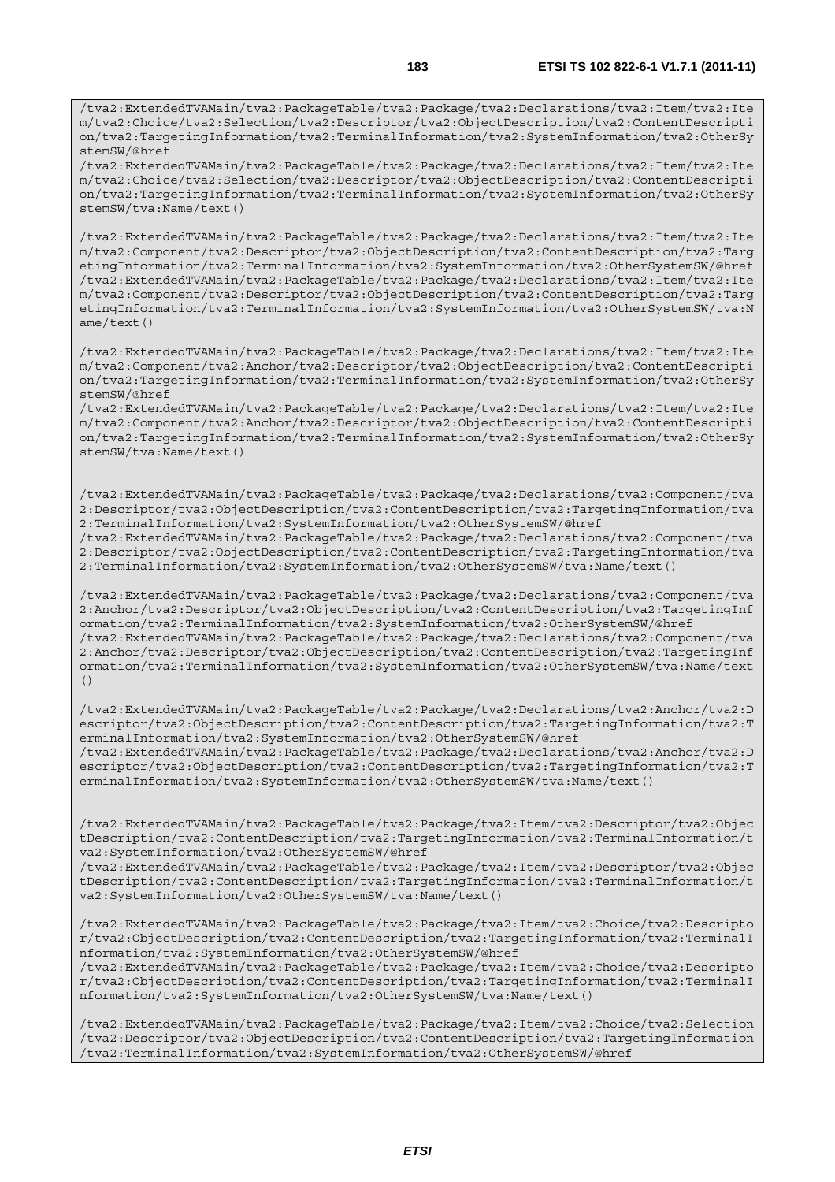```
/tva2:ExtendedTVAMain/tva2:PackageTable/tva2:Package/tva2:Declarations/tva2:Item/tva2:Item/tva2:Choice/tva2:Selection/tva2:Descriptor/tva2:ObjectDescription/tva2:ContentDescription/tva2:TargetingInformation/tva2:TerminalInformation/tva2:SystemInformation/tva2:OtherSystemSW/@href
/tva2:ExtendedTVAMain/tva2:PackageTable/tva2:Package/tva2:Declarations/tva2:Item/tva2:Item/tva2:Choice/tva2:Selection/tva2:Descriptor/tva2:ObjectDescription/tva2:ContentDescription/tva2:TargetingInformation/tva2:TerminalInformation/tva2:SystemInformation/tva2:OtherSystemSW/tva:Name/text()

/tva2:ExtendedTVAMain/tva2:PackageTable/tva2:Package/tva2:Declarations/tva2:Item/tva2:Item/tva2:Component/tva2:Descriptor/tva2:ObjectDescription/tva2:ContentDescription/tva2:TargetingInformation/tva2:TerminalInformation/tva2:SystemInformation/tva2:OtherSystemSW/@href
/tva2:ExtendedTVAMain/tva2:PackageTable/tva2:Package/tva2:Declarations/tva2:Item/tva2:Item/tva2:Component/tva2:Descriptor/tva2:ObjectDescription/tva2:ContentDescription/tva2:TargetingInformation/tva2:TerminalInformation/tva2:SystemInformation/tva2:OtherSystemSW/tva:Name/text()

/tva2:ExtendedTVAMain/tva2:PackageTable/tva2:Package/tva2:Declarations/tva2:Item/tva2:Item/tva2:Component/tva2:Anchor/tva2:Descriptor/tva2:ObjectDescription/tva2:ContentDescription/tva2:TargetingInformation/tva2:TerminalInformation/tva2:SystemInformation/tva2:OtherSystemSW/@href
/tva2:ExtendedTVAMain/tva2:PackageTable/tva2:Package/tva2:Declarations/tva2:Item/tva2:Item/tva2:Component/tva2:Anchor/tva2:Descriptor/tva2:ObjectDescription/tva2:ContentDescription/tva2:TargetingInformation/tva2:TerminalInformation/tva2:SystemInformation/tva2:OtherSystemSW/tva:Name/text()


/tva2:ExtendedTVAMain/tva2:PackageTable/tva2:Package/tva2:Declarations/tva2:Component/tva2:Descriptor/tva2:ObjectDescription/tva2:ContentDescription/tva2:TargetingInformation/tva2:TerminalInformation/tva2:SystemInformation/tva2:OtherSystemSW/@href
/tva2:ExtendedTVAMain/tva2:PackageTable/tva2:Package/tva2:Declarations/tva2:Component/tva2:Descriptor/tva2:ObjectDescription/tva2:ContentDescription/tva2:TargetingInformation/tva2:TerminalInformation/tva2:SystemInformation/tva2:OtherSystemSW/tva:Name/text()

/tva2:ExtendedTVAMain/tva2:PackageTable/tva2:Package/tva2:Declarations/tva2:Component/tva2:Anchor/tva2:Descriptor/tva2:ObjectDescription/tva2:ContentDescription/tva2:TargetingInformation/tva2:TerminalInformation/tva2:SystemInformation/tva2:OtherSystemSW/@href
/tva2:ExtendedTVAMain/tva2:PackageTable/tva2:Package/tva2:Declarations/tva2:Component/tva2:Anchor/tva2:Descriptor/tva2:ObjectDescription/tva2:ContentDescription/tva2:TargetingInformation/tva2:TerminalInformation/tva2:SystemInformation/tva2:OtherSystemSW/tva:Name/text()

/tva2:ExtendedTVAMain/tva2:PackageTable/tva2:Package/tva2:Declarations/tva2:Anchor/tva2:Descriptor/tva2:ObjectDescription/tva2:ContentDescription/tva2:TargetingInformation/tva2:TerminalInformation/tva2:SystemInformation/tva2:OtherSystemSW/@href
/tva2:ExtendedTVAMain/tva2:PackageTable/tva2:Package/tva2:Declarations/tva2:Anchor/tva2:Descriptor/tva2:ObjectDescription/tva2:ContentDescription/tva2:TargetingInformation/tva2:TerminalInformation/tva2:SystemInformation/tva2:OtherSystemSW/tva:Name/text()


/tva2:ExtendedTVAMain/tva2:PackageTable/tva2:Package/tva2:Item/tva2:Descriptor/tva2:ObjectDescription/tva2:ContentDescription/tva2:TargetingInformation/tva2:TerminalInformation/tva2:SystemInformation/tva2:OtherSystemSW/@href
/tva2:ExtendedTVAMain/tva2:PackageTable/tva2:Package/tva2:Item/tva2:Descriptor/tva2:ObjectDescription/tva2:ContentDescription/tva2:TargetingInformation/tva2:TerminalInformation/tva2:SystemInformation/tva2:OtherSystemSW/tva:Name/text()

/tva2:ExtendedTVAMain/tva2:PackageTable/tva2:Package/tva2:Item/tva2:Choice/tva2:Descriptor/tva2:ObjectDescription/tva2:ContentDescription/tva2:TargetingInformation/tva2:TerminalInformation/tva2:SystemInformation/tva2:OtherSystemSW/@href
/tva2:ExtendedTVAMain/tva2:PackageTable/tva2:Package/tva2:Item/tva2:Choice/tva2:Descriptor/tva2:ObjectDescription/tva2:ContentDescription/tva2:TargetingInformation/tva2:TerminalInformation/tva2:SystemInformation/tva2:OtherSystemSW/tva:Name/text()

/tva2:ExtendedTVAMain/tva2:PackageTable/tva2:Package/tva2:Item/tva2:Choice/tva2:Selection/tva2:Descriptor/tva2:ObjectDescription/tva2:ContentDescription/tva2:TargetingInformation/tva2:TerminalInformation/tva2:SystemInformation/tva2:OtherSystemSW/@href
```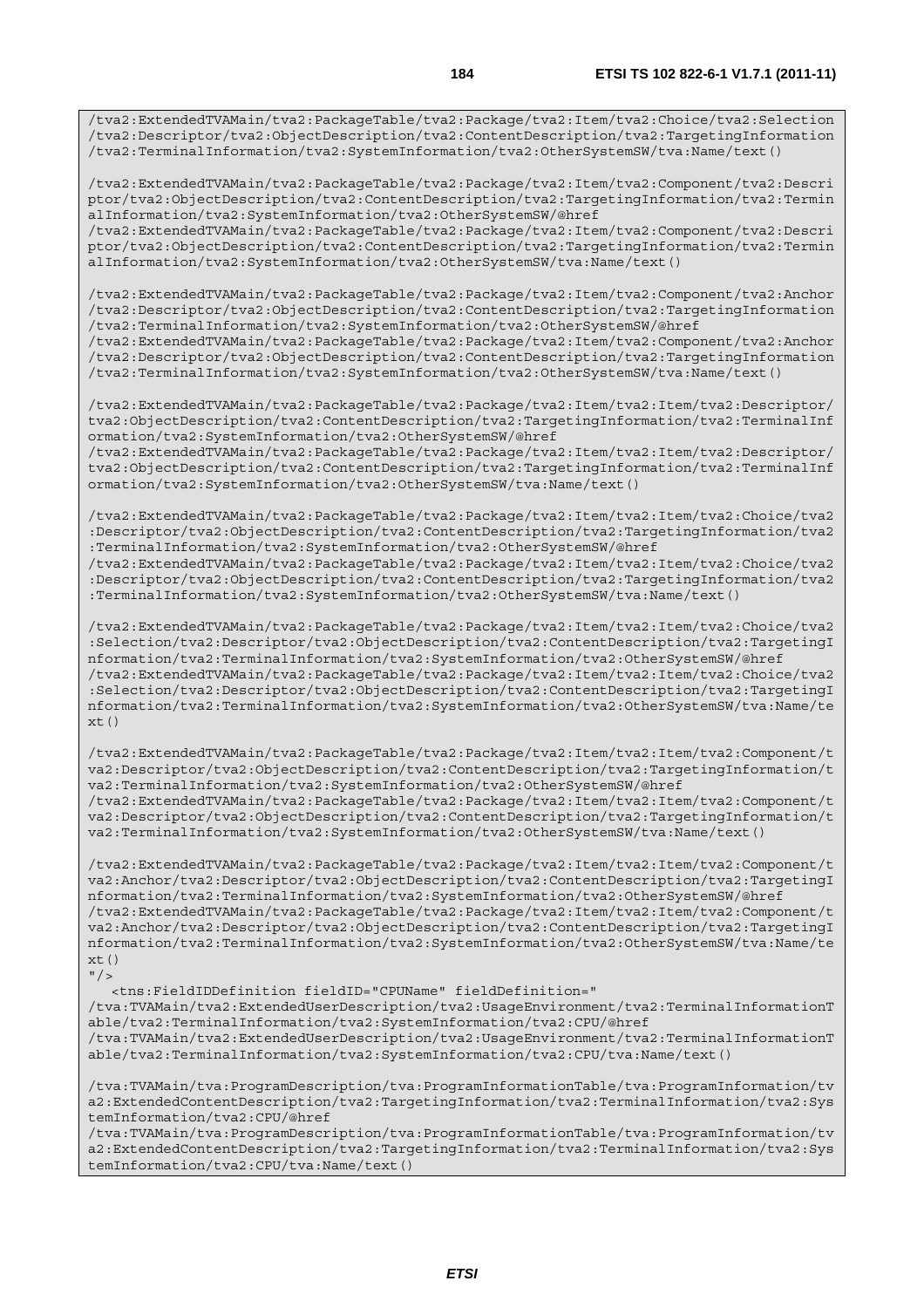```
/tva2:ExtendedTVAMain/tva2:PackageTable/tva2:Package/tva2:Item/tva2:Choice/tva2:Selection
/tva2:Descriptor/tva2:ObjectDescription/tva2:ContentDescription/tva2:TargetingInformation
/tva2:TerminalInformation/tva2:SystemInformation/tva2:OtherSystemSW/tva:Name/text()

/tva2:ExtendedTVAMain/tva2:PackageTable/tva2:Package/tva2:Item/tva2:Component/tva2:Descri
ptor/tva2:ObjectDescription/tva2:ContentDescription/tva2:TargetingInformation/tva2:Termin
alInformation/tva2:SystemInformation/tva2:OtherSystemSW/@href
/tva2:ExtendedTVAMain/tva2:PackageTable/tva2:Package/tva2:Item/tva2:Component/tva2:Descri
ptor/tva2:ObjectDescription/tva2:ContentDescription/tva2:TargetingInformation/tva2:Termin
alInformation/tva2:SystemInformation/tva2:OtherSystemSW/tva:Name/text()

/tva2:ExtendedTVAMain/tva2:PackageTable/tva2:Package/tva2:Item/tva2:Component/tva2:Anchor
/tva2:Descriptor/tva2:ObjectDescription/tva2:ContentDescription/tva2:TargetingInformation
/tva2:TerminalInformation/tva2:SystemInformation/tva2:OtherSystemSW/@href
/tva2:ExtendedTVAMain/tva2:PackageTable/tva2:Package/tva2:Item/tva2:Component/tva2:Anchor
/tva2:Descriptor/tva2:ObjectDescription/tva2:ContentDescription/tva2:TargetingInformation
/tva2:TerminalInformation/tva2:SystemInformation/tva2:OtherSystemSW/tva:Name/text()

/tva2:ExtendedTVAMain/tva2:PackageTable/tva2:Package/tva2:Item/tva2:Item/tva2:Descriptor/
tva2:ObjectDescription/tva2:ContentDescription/tva2:TargetingInformation/tva2:TerminalInf
ormation/tva2:SystemInformation/tva2:OtherSystemSW/@href
/tva2:ExtendedTVAMain/tva2:PackageTable/tva2:Package/tva2:Item/tva2:Item/tva2:Descriptor/
tva2:ObjectDescription/tva2:ContentDescription/tva2:TargetingInformation/tva2:TerminalInf
ormation/tva2:SystemInformation/tva2:OtherSystemSW/tva:Name/text()

/tva2:ExtendedTVAMain/tva2:PackageTable/tva2:Package/tva2:Item/tva2:Item/tva2:Choice/tva2
:Descriptor/tva2:ObjectDescription/tva2:ContentDescription/tva2:TargetingInformation/tva2
:TerminalInformation/tva2:SystemInformation/tva2:OtherSystemSW/@href
/tva2:ExtendedTVAMain/tva2:PackageTable/tva2:Package/tva2:Item/tva2:Item/tva2:Choice/tva2
:Descriptor/tva2:ObjectDescription/tva2:ContentDescription/tva2:TargetingInformation/tva2
:TerminalInformation/tva2:SystemInformation/tva2:OtherSystemSW/tva:Name/text()

/tva2:ExtendedTVAMain/tva2:PackageTable/tva2:Package/tva2:Item/tva2:Item/tva2:Choice/tva2
:Selection/tva2:Descriptor/tva2:ObjectDescription/tva2:ContentDescription/tva2:TargetingI
nformation/tva2:TerminalInformation/tva2:SystemInformation/tva2:OtherSystemSW/@href
/tva2:ExtendedTVAMain/tva2:PackageTable/tva2:Package/tva2:Item/tva2:Item/tva2:Choice/tva2
:Selection/tva2:Descriptor/tva2:ObjectDescription/tva2:ContentDescription/tva2:TargetingI
nformation/tva2:TerminalInformation/tva2:SystemInformation/tva2:OtherSystemSW/tva:Name/te
xt()

/tva2:ExtendedTVAMain/tva2:PackageTable/tva2:Package/tva2:Item/tva2:Item/tva2:Component/t
va2:Descriptor/tva2:ObjectDescription/tva2:ContentDescription/tva2:TargetingInformation/t
va2:TerminalInformation/tva2:SystemInformation/tva2:OtherSystemSW/@href
/tva2:ExtendedTVAMain/tva2:PackageTable/tva2:Package/tva2:Item/tva2:Item/tva2:Component/t
va2:Descriptor/tva2:ObjectDescription/tva2:ContentDescription/tva2:TargetingInformation/t
va2:TerminalInformation/tva2:SystemInformation/tva2:OtherSystemSW/tva:Name/text()

/tva2:ExtendedTVAMain/tva2:PackageTable/tva2:Package/tva2:Item/tva2:Item/tva2:Component/t
va2:Anchor/tva2:Descriptor/tva2:ObjectDescription/tva2:ContentDescription/tva2:TargetingI
nformation/tva2:TerminalInformation/tva2:SystemInformation/tva2:OtherSystemSW/@href
/tva2:ExtendedTVAMain/tva2:PackageTable/tva2:Package/tva2:Item/tva2:Item/tva2:Component/t
va2:Anchor/tva2:Descriptor/tva2:ObjectDescription/tva2:ContentDescription/tva2:TargetingI
nformation/tva2:TerminalInformation/tva2:SystemInformation/tva2:OtherSystemSW/tva:Name/te
xt()
"/>
   <tns:FieldIDDefinition fieldID="CPUName" fieldDefinition="
/tva:TVAMain/tva2:ExtendedUserDescription/tva2:UsageEnvironment/tva2:TerminalInformationT
able/tva2:TerminalInformation/tva2:SystemInformation/tva2:CPU/@href
/tva:TVAMain/tva2:ExtendedUserDescription/tva2:UsageEnvironment/tva2:TerminalInformationT
able/tva2:TerminalInformation/tva2:SystemInformation/tva2:CPU/tva:Name/text()

/tva:TVAMain/tva:ProgramDescription/tva:ProgramInformationTable/tva:ProgramInformation/tv
a2:ExtendedContentDescription/tva2:TargetingInformation/tva2:TerminalInformation/tva2:Sys
temInformation/tva2:CPU/@href
/tva:TVAMain/tva:ProgramDescription/tva:ProgramInformationTable/tva:ProgramInformation/tv
a2:ExtendedContentDescription/tva2:TargetingInformation/tva2:TerminalInformation/tva2:Sys
temInformation/tva2:CPU/tva:Name/text()
```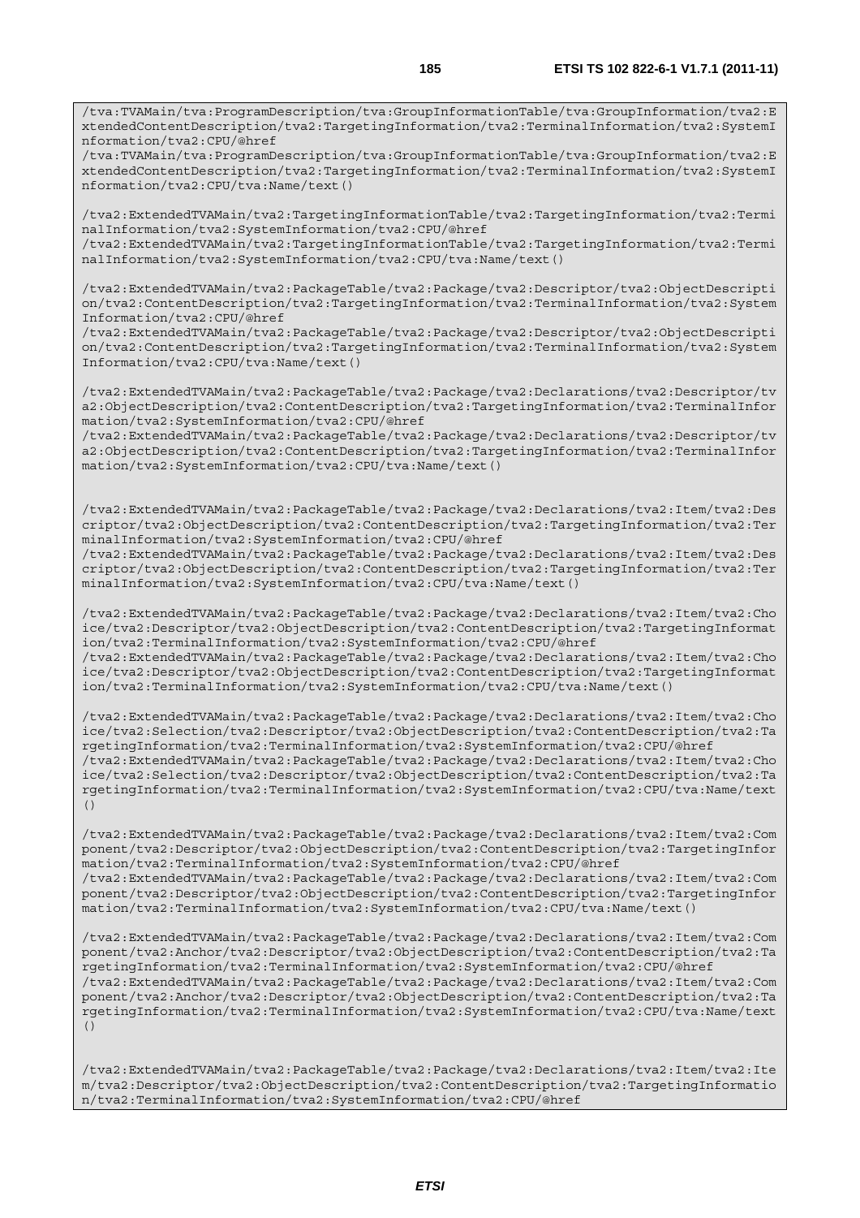```
/tva:TVAMain/tva:ProgramDescription/tva:GroupInformationTable/tva:GroupInformation/tva2:E
xtendedContentDescription/tva2:TargetingInformation/tva2:TerminalInformation/tva2:SystemI
nformation/tva2:CPU/@href
/tva:TVAMain/tva:ProgramDescription/tva:GroupInformationTable/tva:GroupInformation/tva2:E
xtendedContentDescription/tva2:TargetingInformation/tva2:TerminalInformation/tva2:SystemI
nformation/tva2:CPU/tva:Name/text()

/tva2:ExtendedTVAMain/tva2:TargetingInformationTable/tva2:TargetingInformation/tva2:Termi
nalInformation/tva2:SystemInformation/tva2:CPU/@href
/tva2:ExtendedTVAMain/tva2:TargetingInformationTable/tva2:TargetingInformation/tva2:Termi
nalInformation/tva2:SystemInformation/tva2:CPU/tva:Name/text()

/tva2:ExtendedTVAMain/tva2:PackageTable/tva2:Package/tva2:Descriptor/tva2:ObjectDescripti
on/tva2:ContentDescription/tva2:TargetingInformation/tva2:TerminalInformation/tva2:System
Information/tva2:CPU/@href
/tva2:ExtendedTVAMain/tva2:PackageTable/tva2:Package/tva2:Descriptor/tva2:ObjectDescripti
on/tva2:ContentDescription/tva2:TargetingInformation/tva2:TerminalInformation/tva2:System
Information/tva2:CPU/tva:Name/text()

/tva2:ExtendedTVAMain/tva2:PackageTable/tva2:Package/tva2:Declarations/tva2:Descriptor/tv
a2:ObjectDescription/tva2:ContentDescription/tva2:TargetingInformation/tva2:TerminalInfor
mation/tva2:SystemInformation/tva2:CPU/@href
/tva2:ExtendedTVAMain/tva2:PackageTable/tva2:Package/tva2:Declarations/tva2:Descriptor/tv
a2:ObjectDescription/tva2:ContentDescription/tva2:TargetingInformation/tva2:TerminalInfor
mation/tva2:SystemInformation/tva2:CPU/tva:Name/text()


/tva2:ExtendedTVAMain/tva2:PackageTable/tva2:Package/tva2:Declarations/tva2:Item/tva2:Des
criptor/tva2:ObjectDescription/tva2:ContentDescription/tva2:TargetingInformation/tva2:Ter
minalInformation/tva2:SystemInformation/tva2:CPU/@href
/tva2:ExtendedTVAMain/tva2:PackageTable/tva2:Package/tva2:Declarations/tva2:Item/tva2:Des
criptor/tva2:ObjectDescription/tva2:ContentDescription/tva2:TargetingInformation/tva2:Ter
minalInformation/tva2:SystemInformation/tva2:CPU/tva:Name/text()

/tva2:ExtendedTVAMain/tva2:PackageTable/tva2:Package/tva2:Declarations/tva2:Item/tva2:Cho
ice/tva2:Descriptor/tva2:ObjectDescription/tva2:ContentDescription/tva2:TargetingInformat
ion/tva2:TerminalInformation/tva2:SystemInformation/tva2:CPU/@href
/tva2:ExtendedTVAMain/tva2:PackageTable/tva2:Package/tva2:Declarations/tva2:Item/tva2:Cho
ice/tva2:Descriptor/tva2:ObjectDescription/tva2:ContentDescription/tva2:TargetingInformat
ion/tva2:TerminalInformation/tva2:SystemInformation/tva2:CPU/tva:Name/text()

/tva2:ExtendedTVAMain/tva2:PackageTable/tva2:Package/tva2:Declarations/tva2:Item/tva2:Cho
ice/tva2:Selection/tva2:Descriptor/tva2:ObjectDescription/tva2:ContentDescription/tva2:Ta
rgetingInformation/tva2:TerminalInformation/tva2:SystemInformation/tva2:CPU/@href
/tva2:ExtendedTVAMain/tva2:PackageTable/tva2:Package/tva2:Declarations/tva2:Item/tva2:Cho
ice/tva2:Selection/tva2:Descriptor/tva2:ObjectDescription/tva2:ContentDescription/tva2:Ta
rgetingInformation/tva2:TerminalInformation/tva2:SystemInformation/tva2:CPU/tva:Name/text
()

/tva2:ExtendedTVAMain/tva2:PackageTable/tva2:Package/tva2:Declarations/tva2:Item/tva2:Com
ponent/tva2:Descriptor/tva2:ObjectDescription/tva2:ContentDescription/tva2:TargetingInfor
mation/tva2:TerminalInformation/tva2:SystemInformation/tva2:CPU/@href
/tva2:ExtendedTVAMain/tva2:PackageTable/tva2:Package/tva2:Declarations/tva2:Item/tva2:Com
ponent/tva2:Descriptor/tva2:ObjectDescription/tva2:ContentDescription/tva2:TargetingInfor
mation/tva2:TerminalInformation/tva2:SystemInformation/tva2:CPU/tva:Name/text()

/tva2:ExtendedTVAMain/tva2:PackageTable/tva2:Package/tva2:Declarations/tva2:Item/tva2:Com
ponent/tva2:Anchor/tva2:Descriptor/tva2:ObjectDescription/tva2:ContentDescription/tva2:Ta
rgetingInformation/tva2:TerminalInformation/tva2:SystemInformation/tva2:CPU/@href
/tva2:ExtendedTVAMain/tva2:PackageTable/tva2:Package/tva2:Declarations/tva2:Item/tva2:Com
ponent/tva2:Anchor/tva2:Descriptor/tva2:ObjectDescription/tva2:ContentDescription/tva2:Ta
rgetingInformation/tva2:TerminalInformation/tva2:SystemInformation/tva2:CPU/tva:Name/text
()


/tva2:ExtendedTVAMain/tva2:PackageTable/tva2:Package/tva2:Declarations/tva2:Item/tva2:Ite
m/tva2:Descriptor/tva2:ObjectDescription/tva2:ContentDescription/tva2:TargetingInformatio
n/tva2:TerminalInformation/tva2:SystemInformation/tva2:CPU/@href
```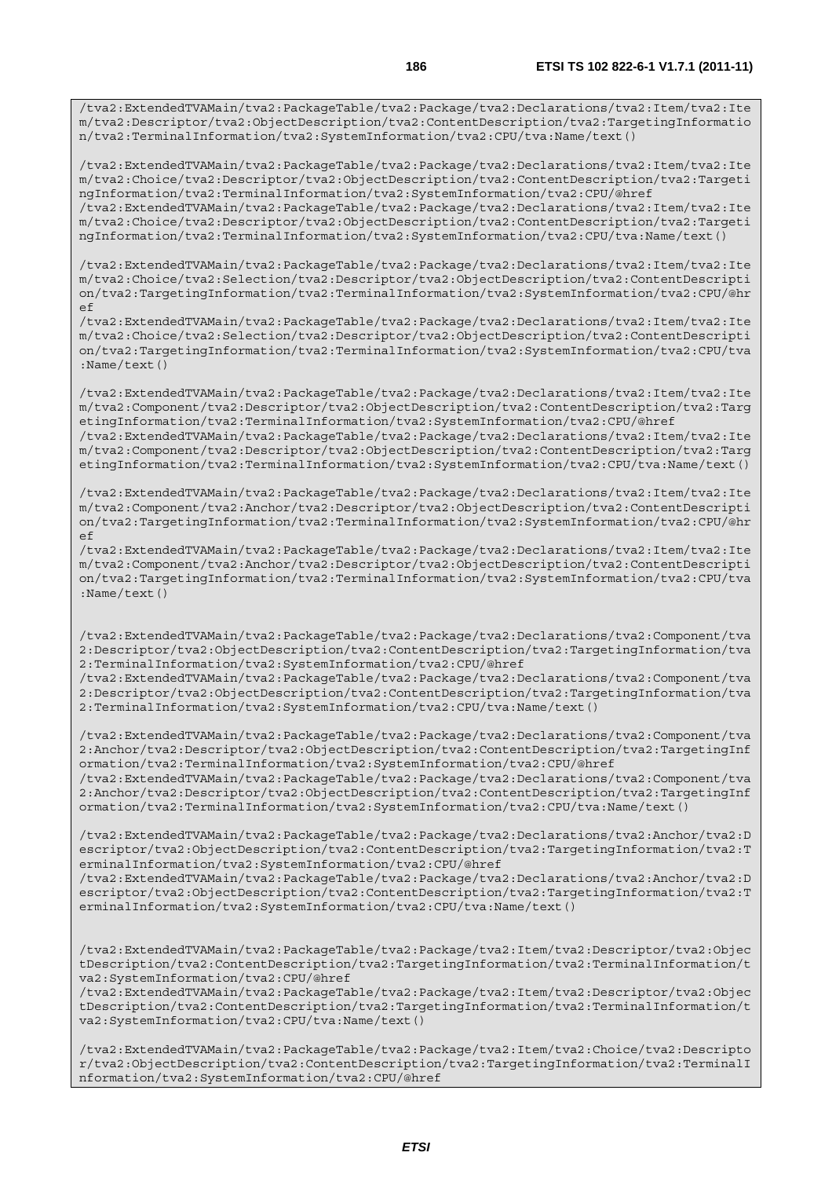```
/tva2:ExtendedTVAMain/tva2:PackageTable/tva2:Package/tva2:Declarations/tva2:Item/tva2:Item/tva2:Descriptor/tva2:ObjectDescription/tva2:ContentDescription/tva2:TargetingInformation/tva2:TerminalInformation/tva2:SystemInformation/tva2:CPU/tva:Name/text()

/tva2:ExtendedTVAMain/tva2:PackageTable/tva2:Package/tva2:Declarations/tva2:Item/tva2:Item/tva2:Choice/tva2:Descriptor/tva2:ObjectDescription/tva2:ContentDescription/tva2:TargetingInformation/tva2:TerminalInformation/tva2:SystemInformation/tva2:CPU/@href
/tva2:ExtendedTVAMain/tva2:PackageTable/tva2:Package/tva2:Declarations/tva2:Item/tva2:Item/tva2:Choice/tva2:Descriptor/tva2:ObjectDescription/tva2:ContentDescription/tva2:TargetingInformation/tva2:TerminalInformation/tva2:SystemInformation/tva2:CPU/tva:Name/text()

/tva2:ExtendedTVAMain/tva2:PackageTable/tva2:Package/tva2:Declarations/tva2:Item/tva2:Item/tva2:Choice/tva2:Selection/tva2:Descriptor/tva2:ObjectDescription/tva2:ContentDescription/tva2:TargetingInformation/tva2:TerminalInformation/tva2:SystemInformation/tva2:CPU/@href
/tva2:ExtendedTVAMain/tva2:PackageTable/tva2:Package/tva2:Declarations/tva2:Item/tva2:Item/tva2:Choice/tva2:Selection/tva2:Descriptor/tva2:ObjectDescription/tva2:ContentDescription/tva2:TargetingInformation/tva2:TerminalInformation/tva2:SystemInformation/tva2:CPU/tva:Name/text()

/tva2:ExtendedTVAMain/tva2:PackageTable/tva2:Package/tva2:Declarations/tva2:Item/tva2:Item/tva2:Component/tva2:Descriptor/tva2:ObjectDescription/tva2:ContentDescription/tva2:TargetingInformation/tva2:TerminalInformation/tva2:SystemInformation/tva2:CPU/@href
/tva2:ExtendedTVAMain/tva2:PackageTable/tva2:Package/tva2:Declarations/tva2:Item/tva2:Item/tva2:Component/tva2:Descriptor/tva2:ObjectDescription/tva2:ContentDescription/tva2:TargetingInformation/tva2:TerminalInformation/tva2:SystemInformation/tva2:CPU/tva:Name/text()

/tva2:ExtendedTVAMain/tva2:PackageTable/tva2:Package/tva2:Declarations/tva2:Item/tva2:Item/tva2:Component/tva2:Anchor/tva2:Descriptor/tva2:ObjectDescription/tva2:ContentDescription/tva2:TargetingInformation/tva2:TerminalInformation/tva2:SystemInformation/tva2:CPU/@href
/tva2:ExtendedTVAMain/tva2:PackageTable/tva2:Package/tva2:Declarations/tva2:Item/tva2:Item/tva2:Component/tva2:Anchor/tva2:Descriptor/tva2:ObjectDescription/tva2:ContentDescription/tva2:TargetingInformation/tva2:TerminalInformation/tva2:SystemInformation/tva2:CPU/tva:Name/text()


/tva2:ExtendedTVAMain/tva2:PackageTable/tva2:Package/tva2:Declarations/tva2:Component/tva2:Descriptor/tva2:ObjectDescription/tva2:ContentDescription/tva2:TargetingInformation/tva2:TerminalInformation/tva2:SystemInformation/tva2:CPU/@href
/tva2:ExtendedTVAMain/tva2:PackageTable/tva2:Package/tva2:Declarations/tva2:Component/tva2:Descriptor/tva2:ObjectDescription/tva2:ContentDescription/tva2:TargetingInformation/tva2:TerminalInformation/tva2:SystemInformation/tva2:CPU/tva:Name/text()

/tva2:ExtendedTVAMain/tva2:PackageTable/tva2:Package/tva2:Declarations/tva2:Component/tva2:Anchor/tva2:Descriptor/tva2:ObjectDescription/tva2:ContentDescription/tva2:TargetingInformation/tva2:TerminalInformation/tva2:SystemInformation/tva2:CPU/@href
/tva2:ExtendedTVAMain/tva2:PackageTable/tva2:Package/tva2:Declarations/tva2:Component/tva2:Anchor/tva2:Descriptor/tva2:ObjectDescription/tva2:ContentDescription/tva2:TargetingInformation/tva2:TerminalInformation/tva2:SystemInformation/tva2:CPU/tva:Name/text()

/tva2:ExtendedTVAMain/tva2:PackageTable/tva2:Package/tva2:Declarations/tva2:Anchor/tva2:Descriptor/tva2:ObjectDescription/tva2:ContentDescription/tva2:TargetingInformation/tva2:TerminalInformation/tva2:SystemInformation/tva2:CPU/@href
/tva2:ExtendedTVAMain/tva2:PackageTable/tva2:Package/tva2:Declarations/tva2:Anchor/tva2:Descriptor/tva2:ObjectDescription/tva2:ContentDescription/tva2:TargetingInformation/tva2:TerminalInformation/tva2:SystemInformation/tva2:CPU/tva:Name/text()


/tva2:ExtendedTVAMain/tva2:PackageTable/tva2:Package/tva2:Item/tva2:Descriptor/tva2:ObjectDescription/tva2:ContentDescription/tva2:TargetingInformation/tva2:TerminalInformation/tva2:SystemInformation/tva2:CPU/@href
/tva2:ExtendedTVAMain/tva2:PackageTable/tva2:Package/tva2:Item/tva2:Descriptor/tva2:ObjectDescription/tva2:ContentDescription/tva2:TargetingInformation/tva2:TerminalInformation/tva2:SystemInformation/tva2:CPU/tva:Name/text()

/tva2:ExtendedTVAMain/tva2:PackageTable/tva2:Package/tva2:Item/tva2:Choice/tva2:Descriptor/tva2:ObjectDescription/tva2:ContentDescription/tva2:TargetingInformation/tva2:TerminalInformation/tva2:SystemInformation/tva2:CPU/@href
```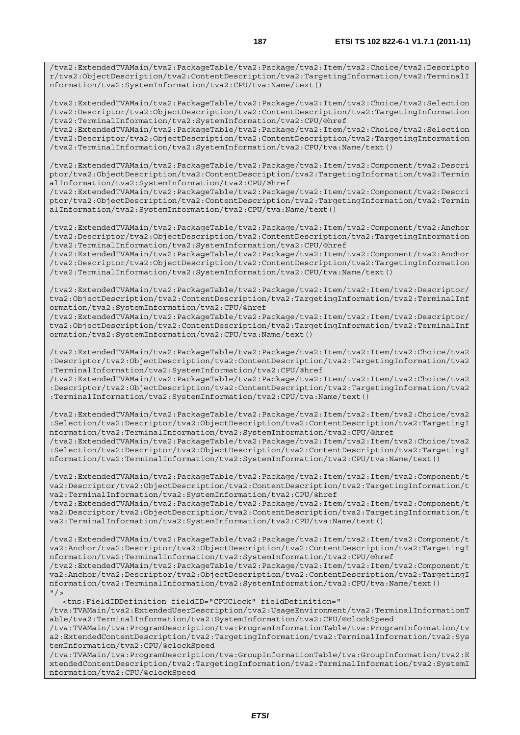```
/tva2:ExtendedTVAMain/tva2:PackageTable/tva2:Package/tva2:Item/tva2:Choice/tva2:Descripto
r/tva2:ObjectDescription/tva2:ContentDescription/tva2:TargetingInformation/tva2:TerminalI
nformation/tva2:SystemInformation/tva2:CPU/tva:Name/text()

/tva2:ExtendedTVAMain/tva2:PackageTable/tva2:Package/tva2:Item/tva2:Choice/tva2:Selection
/tva2:Descriptor/tva2:ObjectDescription/tva2:ContentDescription/tva2:TargetingInformation
/tva2:TerminalInformation/tva2:SystemInformation/tva2:CPU/@href
/tva2:ExtendedTVAMain/tva2:PackageTable/tva2:Package/tva2:Item/tva2:Choice/tva2:Selection
/tva2:Descriptor/tva2:ObjectDescription/tva2:ContentDescription/tva2:TargetingInformation
/tva2:TerminalInformation/tva2:SystemInformation/tva2:CPU/tva:Name/text()

/tva2:ExtendedTVAMain/tva2:PackageTable/tva2:Package/tva2:Item/tva2:Component/tva2:Descri
ptor/tva2:ObjectDescription/tva2:ContentDescription/tva2:TargetingInformation/tva2:Termin
alInformation/tva2:SystemInformation/tva2:CPU/@href
/tva2:ExtendedTVAMain/tva2:PackageTable/tva2:Package/tva2:Item/tva2:Component/tva2:Descri
ptor/tva2:ObjectDescription/tva2:ContentDescription/tva2:TargetingInformation/tva2:Termin
alInformation/tva2:SystemInformation/tva2:CPU/tva:Name/text()

/tva2:ExtendedTVAMain/tva2:PackageTable/tva2:Package/tva2:Item/tva2:Component/tva2:Anchor
/tva2:Descriptor/tva2:ObjectDescription/tva2:ContentDescription/tva2:TargetingInformation
/tva2:TerminalInformation/tva2:SystemInformation/tva2:CPU/@href
/tva2:ExtendedTVAMain/tva2:PackageTable/tva2:Package/tva2:Item/tva2:Component/tva2:Anchor
/tva2:Descriptor/tva2:ObjectDescription/tva2:ContentDescription/tva2:TargetingInformation
/tva2:TerminalInformation/tva2:SystemInformation/tva2:CPU/tva:Name/text()

/tva2:ExtendedTVAMain/tva2:PackageTable/tva2:Package/tva2:Item/tva2:Item/tva2:Descriptor/
tva2:ObjectDescription/tva2:ContentDescription/tva2:TargetingInformation/tva2:TerminalInf
ormation/tva2:SystemInformation/tva2:CPU/@href
/tva2:ExtendedTVAMain/tva2:PackageTable/tva2:Package/tva2:Item/tva2:Item/tva2:Descriptor/
tva2:ObjectDescription/tva2:ContentDescription/tva2:TargetingInformation/tva2:TerminalInf
ormation/tva2:SystemInformation/tva2:CPU/tva:Name/text()

/tva2:ExtendedTVAMain/tva2:PackageTable/tva2:Package/tva2:Item/tva2:Item/tva2:Choice/tva2
:Descriptor/tva2:ObjectDescription/tva2:ContentDescription/tva2:TargetingInformation/tva2
:TerminalInformation/tva2:SystemInformation/tva2:CPU/@href
/tva2:ExtendedTVAMain/tva2:PackageTable/tva2:Package/tva2:Item/tva2:Item/tva2:Choice/tva2
:Descriptor/tva2:ObjectDescription/tva2:ContentDescription/tva2:TargetingInformation/tva2
:TerminalInformation/tva2:SystemInformation/tva2:CPU/tva:Name/text()

/tva2:ExtendedTVAMain/tva2:PackageTable/tva2:Package/tva2:Item/tva2:Item/tva2:Choice/tva2
:Selection/tva2:Descriptor/tva2:ObjectDescription/tva2:ContentDescription/tva2:TargetingI
nformation/tva2:TerminalInformation/tva2:SystemInformation/tva2:CPU/@href
/tva2:ExtendedTVAMain/tva2:PackageTable/tva2:Package/tva2:Item/tva2:Item/tva2:Choice/tva2
:Selection/tva2:Descriptor/tva2:ObjectDescription/tva2:ContentDescription/tva2:TargetingI
nformation/tva2:TerminalInformation/tva2:SystemInformation/tva2:CPU/tva:Name/text()

/tva2:ExtendedTVAMain/tva2:PackageTable/tva2:Package/tva2:Item/tva2:Item/tva2:Component/t
va2:Descriptor/tva2:ObjectDescription/tva2:ContentDescription/tva2:TargetingInformation/t
va2:TerminalInformation/tva2:SystemInformation/tva2:CPU/@href
/tva2:ExtendedTVAMain/tva2:PackageTable/tva2:Package/tva2:Item/tva2:Item/tva2:Component/t
va2:Descriptor/tva2:ObjectDescription/tva2:ContentDescription/tva2:TargetingInformation/t
va2:TerminalInformation/tva2:SystemInformation/tva2:CPU/tva:Name/text()

/tva2:ExtendedTVAMain/tva2:PackageTable/tva2:Package/tva2:Item/tva2:Item/tva2:Component/t
va2:Anchor/tva2:Descriptor/tva2:ObjectDescription/tva2:ContentDescription/tva2:TargetingI
nformation/tva2:TerminalInformation/tva2:SystemInformation/tva2:CPU/@href
/tva2:ExtendedTVAMain/tva2:PackageTable/tva2:Package/tva2:Item/tva2:Item/tva2:Component/t
va2:Anchor/tva2:Descriptor/tva2:ObjectDescription/tva2:ContentDescription/tva2:TargetingI
nformation/tva2:TerminalInformation/tva2:SystemInformation/tva2:CPU/tva:Name/text()
"/>
   <tns:FieldIDDefinition fieldID="CPUClock" fieldDefinition="
/tva:TVAMain/tva2:ExtendedUserDescription/tva2:UsageEnvironment/tva2:TerminalInformationT
able/tva2:TerminalInformation/tva2:SystemInformation/tva2:CPU/@clockSpeed
/tva:TVAMain/tva:ProgramDescription/tva:ProgramInformationTable/tva:ProgramInformation/tv
a2:ExtendedContentDescription/tva2:TargetingInformation/tva2:TerminalInformation/tva2:Sys
temInformation/tva2:CPU/@clockSpeed
/tva:TVAMain/tva:ProgramDescription/tva:GroupInformationTable/tva:GroupInformation/tva2:E
xtendedContentDescription/tva2:TargetingInformation/tva2:TerminalInformation/tva2:SystemI
nformation/tva2:CPU/@clockSpeed
```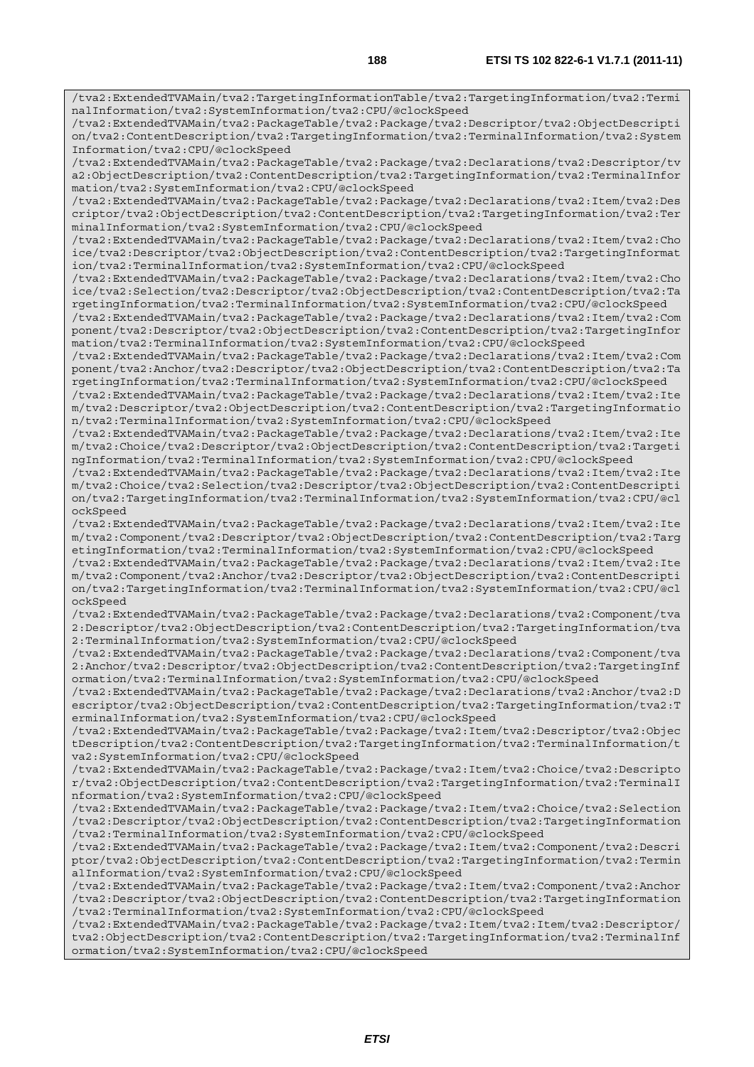```
/tva2:ExtendedTVAMain/tva2:TargetingInformationTable/tva2:TargetingInformation/tva2:TerminalInformation/tva2:SystemInformation/tva2:CPU/@clockSpeed
/tva2:ExtendedTVAMain/tva2:PackageTable/tva2:Package/tva2:Descriptor/tva2:ObjectDescription/tva2:ContentDescription/tva2:TargetingInformation/tva2:TerminalInformation/tva2:SystemInformation/tva2:CPU/@clockSpeed
/tva2:ExtendedTVAMain/tva2:PackageTable/tva2:Package/tva2:Declarations/tva2:Descriptor/tva2:ObjectDescription/tva2:ContentDescription/tva2:TargetingInformation/tva2:TerminalInformation/tva2:SystemInformation/tva2:CPU/@clockSpeed
/tva2:ExtendedTVAMain/tva2:PackageTable/tva2:Package/tva2:Declarations/tva2:Item/tva2:Descriptor/tva2:ObjectDescription/tva2:ContentDescription/tva2:TargetingInformation/tva2:TerminalInformation/tva2:SystemInformation/tva2:CPU/@clockSpeed
/tva2:ExtendedTVAMain/tva2:PackageTable/tva2:Package/tva2:Declarations/tva2:Item/tva2:Choice/tva2:Descriptor/tva2:ObjectDescription/tva2:ContentDescription/tva2:TargetingInformation/tva2:TerminalInformation/tva2:SystemInformation/tva2:CPU/@clockSpeed
/tva2:ExtendedTVAMain/tva2:PackageTable/tva2:Package/tva2:Declarations/tva2:Item/tva2:Choice/tva2:Selection/tva2:Descriptor/tva2:ObjectDescription/tva2:ContentDescription/tva2:TargetingInformation/tva2:TerminalInformation/tva2:SystemInformation/tva2:CPU/@clockSpeed
/tva2:ExtendedTVAMain/tva2:PackageTable/tva2:Package/tva2:Declarations/tva2:Item/tva2:Component/tva2:Descriptor/tva2:ObjectDescription/tva2:ContentDescription/tva2:TargetingInformation/tva2:TerminalInformation/tva2:SystemInformation/tva2:CPU/@clockSpeed
/tva2:ExtendedTVAMain/tva2:PackageTable/tva2:Package/tva2:Declarations/tva2:Item/tva2:Component/tva2:Anchor/tva2:Descriptor/tva2:ObjectDescription/tva2:ContentDescription/tva2:TargetingInformation/tva2:TerminalInformation/tva2:SystemInformation/tva2:CPU/@clockSpeed
/tva2:ExtendedTVAMain/tva2:PackageTable/tva2:Package/tva2:Declarations/tva2:Item/tva2:Item/tva2:Descriptor/tva2:ObjectDescription/tva2:ContentDescription/tva2:TargetingInformation/tva2:TerminalInformation/tva2:SystemInformation/tva2:CPU/@clockSpeed
/tva2:ExtendedTVAMain/tva2:PackageTable/tva2:Package/tva2:Declarations/tva2:Item/tva2:Item/tva2:Choice/tva2:Descriptor/tva2:ObjectDescription/tva2:ContentDescription/tva2:TargetingInformation/tva2:TerminalInformation/tva2:SystemInformation/tva2:CPU/@clockSpeed
/tva2:ExtendedTVAMain/tva2:PackageTable/tva2:Package/tva2:Declarations/tva2:Item/tva2:Item/tva2:Choice/tva2:Selection/tva2:Descriptor/tva2:ObjectDescription/tva2:ContentDescription/tva2:TargetingInformation/tva2:TerminalInformation/tva2:SystemInformation/tva2:CPU/@clockSpeed
/tva2:ExtendedTVAMain/tva2:PackageTable/tva2:Package/tva2:Declarations/tva2:Item/tva2:Item/tva2:Component/tva2:Descriptor/tva2:ObjectDescription/tva2:ContentDescription/tva2:TargetingInformation/tva2:TerminalInformation/tva2:SystemInformation/tva2:CPU/@clockSpeed
/tva2:ExtendedTVAMain/tva2:PackageTable/tva2:Package/tva2:Declarations/tva2:Item/tva2:Item/tva2:Component/tva2:Anchor/tva2:Descriptor/tva2:ObjectDescription/tva2:ContentDescription/tva2:TargetingInformation/tva2:TerminalInformation/tva2:SystemInformation/tva2:CPU/@clockSpeed
/tva2:ExtendedTVAMain/tva2:PackageTable/tva2:Package/tva2:Declarations/tva2:Component/tva2:Descriptor/tva2:ObjectDescription/tva2:ContentDescription/tva2:TargetingInformation/tva2:TerminalInformation/tva2:SystemInformation/tva2:CPU/@clockSpeed
/tva2:ExtendedTVAMain/tva2:PackageTable/tva2:Package/tva2:Declarations/tva2:Component/tva2:Anchor/tva2:Descriptor/tva2:ObjectDescription/tva2:ContentDescription/tva2:TargetingInformation/tva2:TerminalInformation/tva2:SystemInformation/tva2:CPU/@clockSpeed
/tva2:ExtendedTVAMain/tva2:PackageTable/tva2:Package/tva2:Declarations/tva2:Anchor/tva2:Descriptor/tva2:ObjectDescription/tva2:ContentDescription/tva2:TargetingInformation/tva2:TerminalInformation/tva2:SystemInformation/tva2:CPU/@clockSpeed
/tva2:ExtendedTVAMain/tva2:PackageTable/tva2:Package/tva2:Item/tva2:Descriptor/tva2:ObjectDescription/tva2:ContentDescription/tva2:TargetingInformation/tva2:TerminalInformation/tva2:SystemInformation/tva2:CPU/@clockSpeed
/tva2:ExtendedTVAMain/tva2:PackageTable/tva2:Package/tva2:Item/tva2:Choice/tva2:Descriptor/tva2:ObjectDescription/tva2:ContentDescription/tva2:TargetingInformation/tva2:TerminalInformation/tva2:SystemInformation/tva2:CPU/@clockSpeed
/tva2:ExtendedTVAMain/tva2:PackageTable/tva2:Package/tva2:Item/tva2:Choice/tva2:Selection/tva2:Descriptor/tva2:ObjectDescription/tva2:ContentDescription/tva2:TargetingInformation/tva2:TerminalInformation/tva2:SystemInformation/tva2:CPU/@clockSpeed
/tva2:ExtendedTVAMain/tva2:PackageTable/tva2:Package/tva2:Item/tva2:Component/tva2:Descriptor/tva2:ObjectDescription/tva2:ContentDescription/tva2:TargetingInformation/tva2:TerminalInformation/tva2:SystemInformation/tva2:CPU/@clockSpeed
/tva2:ExtendedTVAMain/tva2:PackageTable/tva2:Package/tva2:Item/tva2:Component/tva2:Anchor/tva2:Descriptor/tva2:ObjectDescription/tva2:ContentDescription/tva2:TargetingInformation/tva2:TerminalInformation/tva2:SystemInformation/tva2:CPU/@clockSpeed
/tva2:ExtendedTVAMain/tva2:PackageTable/tva2:Package/tva2:Item/tva2:Item/tva2:Descriptor/tva2:ObjectDescription/tva2:ContentDescription/tva2:TargetingInformation/tva2:TerminalInformation/tva2:SystemInformation/tva2:CPU/@clockSpeed
```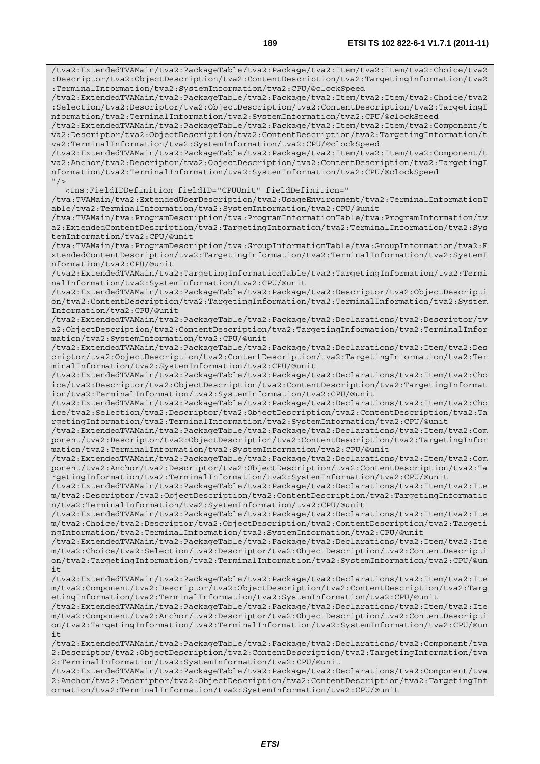```
/tva2:ExtendedTVAMain/tva2:PackageTable/tva2:Package/tva2:Item/tva2:Item/tva2:Choice/tva2:Descriptor/tva2:ObjectDescription/tva2:ContentDescription/tva2:TargetingInformation/tva2:TerminalInformation/tva2:SystemInformation/tva2:CPU/@clockSpeed
/tva2:ExtendedTVAMain/tva2:PackageTable/tva2:Package/tva2:Item/tva2:Item/tva2:Choice/tva2:Selection/tva2:Descriptor/tva2:ObjectDescription/tva2:ContentDescription/tva2:TargetingInformation/tva2:TerminalInformation/tva2:SystemInformation/tva2:CPU/@clockSpeed
/tva2:ExtendedTVAMain/tva2:PackageTable/tva2:Package/tva2:Item/tva2:Item/tva2:Component/tva2:Descriptor/tva2:ObjectDescription/tva2:ContentDescription/tva2:TargetingInformation/tva2:TerminalInformation/tva2:SystemInformation/tva2:CPU/@clockSpeed
/tva2:ExtendedTVAMain/tva2:PackageTable/tva2:Package/tva2:Item/tva2:Item/tva2:Component/tva2:Anchor/tva2:Descriptor/tva2:ObjectDescription/tva2:ContentDescription/tva2:TargetingInformation/tva2:TerminalInformation/tva2:SystemInformation/tva2:CPU/@clockSpeed
"/>
   <tns:FieldIDDefinition fieldID="CPUUnit" fieldDefinition="
/tva:TVAMain/tva2:ExtendedUserDescription/tva2:UsageEnvironment/tva2:TerminalInformationTable/tva2:TerminalInformation/tva2:SystemInformation/tva2:CPU/@unit
/tva:TVAMain/tva:ProgramDescription/tva:ProgramInformationTable/tva:ProgramInformation/tva2:ExtendedContentDescription/tva2:TargetingInformation/tva2:TerminalInformation/tva2:SystemInformation/tva2:CPU/@unit
/tva:TVAMain/tva:ProgramDescription/tva:GroupInformationTable/tva:GroupInformation/tva2:ExtendedContentDescription/tva2:TargetingInformation/tva2:TerminalInformation/tva2:SystemInformation/tva2:CPU/@unit
/tva2:ExtendedTVAMain/tva2:TargetingInformationTable/tva2:TargetingInformation/tva2:TerminalInformation/tva2:SystemInformation/tva2:CPU/@unit
/tva2:ExtendedTVAMain/tva2:PackageTable/tva2:Package/tva2:Descriptor/tva2:ObjectDescription/tva2:ContentDescription/tva2:TargetingInformation/tva2:TerminalInformation/tva2:SystemInformation/tva2:CPU/@unit
/tva2:ExtendedTVAMain/tva2:PackageTable/tva2:Package/tva2:Declarations/tva2:Descriptor/tva2:ObjectDescription/tva2:ContentDescription/tva2:TargetingInformation/tva2:TerminalInformation/tva2:SystemInformation/tva2:CPU/@unit
/tva2:ExtendedTVAMain/tva2:PackageTable/tva2:Package/tva2:Declarations/tva2:Item/tva2:Descriptor/tva2:ObjectDescription/tva2:ContentDescription/tva2:TargetingInformation/tva2:TerminalInformation/tva2:SystemInformation/tva2:CPU/@unit
/tva2:ExtendedTVAMain/tva2:PackageTable/tva2:Package/tva2:Declarations/tva2:Item/tva2:Choice/tva2:Descriptor/tva2:ObjectDescription/tva2:ContentDescription/tva2:TargetingInformation/tva2:TerminalInformation/tva2:SystemInformation/tva2:CPU/@unit
/tva2:ExtendedTVAMain/tva2:PackageTable/tva2:Package/tva2:Declarations/tva2:Item/tva2:Choice/tva2:Selection/tva2:Descriptor/tva2:ObjectDescription/tva2:ContentDescription/tva2:TargetingInformation/tva2:TerminalInformation/tva2:SystemInformation/tva2:CPU/@unit
/tva2:ExtendedTVAMain/tva2:PackageTable/tva2:Package/tva2:Declarations/tva2:Item/tva2:Component/tva2:Descriptor/tva2:ObjectDescription/tva2:ContentDescription/tva2:TargetingInformation/tva2:TerminalInformation/tva2:SystemInformation/tva2:CPU/@unit
/tva2:ExtendedTVAMain/tva2:PackageTable/tva2:Package/tva2:Declarations/tva2:Item/tva2:Component/tva2:Anchor/tva2:Descriptor/tva2:ObjectDescription/tva2:ContentDescription/tva2:TargetingInformation/tva2:TerminalInformation/tva2:SystemInformation/tva2:CPU/@unit
/tva2:ExtendedTVAMain/tva2:PackageTable/tva2:Package/tva2:Declarations/tva2:Item/tva2:Item/tva2:Descriptor/tva2:ObjectDescription/tva2:ContentDescription/tva2:TargetingInformation/tva2:TerminalInformation/tva2:SystemInformation/tva2:CPU/@unit
/tva2:ExtendedTVAMain/tva2:PackageTable/tva2:Package/tva2:Declarations/tva2:Item/tva2:Item/tva2:Choice/tva2:Descriptor/tva2:ObjectDescription/tva2:ContentDescription/tva2:TargetingInformation/tva2:TerminalInformation/tva2:SystemInformation/tva2:CPU/@unit
/tva2:ExtendedTVAMain/tva2:PackageTable/tva2:Package/tva2:Declarations/tva2:Item/tva2:Item/tva2:Choice/tva2:Selection/tva2:Descriptor/tva2:ObjectDescription/tva2:ContentDescription/tva2:TargetingInformation/tva2:TerminalInformation/tva2:SystemInformation/tva2:CPU/@unit
/tva2:ExtendedTVAMain/tva2:PackageTable/tva2:Package/tva2:Declarations/tva2:Item/tva2:Item/tva2:Component/tva2:Descriptor/tva2:ObjectDescription/tva2:ContentDescription/tva2:TargetingInformation/tva2:TerminalInformation/tva2:SystemInformation/tva2:CPU/@unit
/tva2:ExtendedTVAMain/tva2:PackageTable/tva2:Package/tva2:Declarations/tva2:Item/tva2:Item/tva2:Component/tva2:Anchor/tva2:Descriptor/tva2:ObjectDescription/tva2:ContentDescription/tva2:TargetingInformation/tva2:TerminalInformation/tva2:SystemInformation/tva2:CPU/@unit
/tva2:ExtendedTVAMain/tva2:PackageTable/tva2:Package/tva2:Declarations/tva2:Component/tva2:Descriptor/tva2:ObjectDescription/tva2:ContentDescription/tva2:TargetingInformation/tva2:TerminalInformation/tva2:SystemInformation/tva2:CPU/@unit
/tva2:ExtendedTVAMain/tva2:PackageTable/tva2:Package/tva2:Declarations/tva2:Component/tva2:Anchor/tva2:Descriptor/tva2:ObjectDescription/tva2:ContentDescription/tva2:TargetingInformation/tva2:TerminalInformation/tva2:SystemInformation/tva2:CPU/@unit
```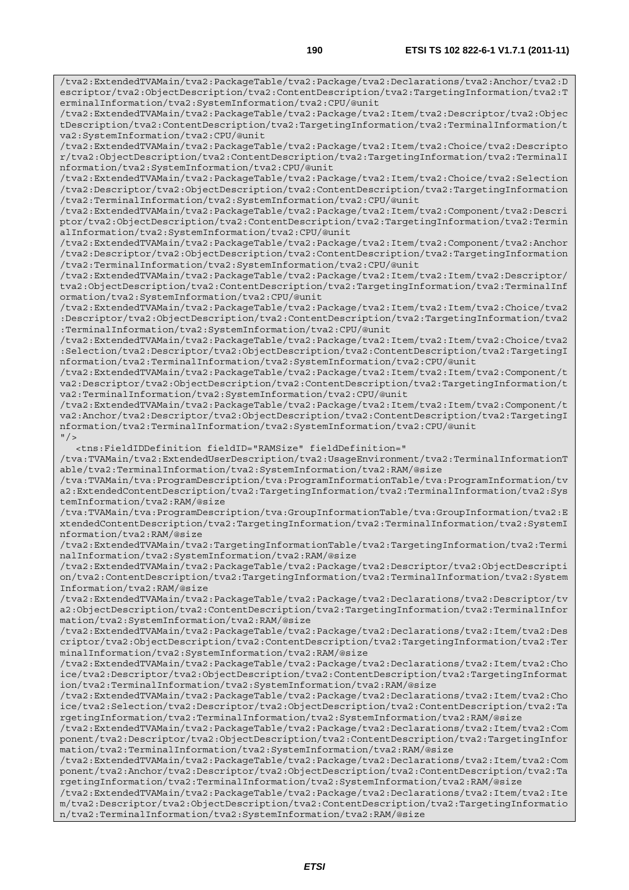```
/tva2:ExtendedTVAMain/tva2:PackageTable/tva2:Package/tva2:Declarations/tva2:Anchor/tva2:D
escriptor/tva2:ObjectDescription/tva2:ContentDescription/tva2:TargetingInformation/tva2:T
erminalInformation/tva2:SystemInformation/tva2:CPU/@unit
/tva2:ExtendedTVAMain/tva2:PackageTable/tva2:Package/tva2:Item/tva2:Descriptor/tva2:Objec
tDescription/tva2:ContentDescription/tva2:TargetingInformation/tva2:TerminalInformation/t
va2:SystemInformation/tva2:CPU/@unit
/tva2:ExtendedTVAMain/tva2:PackageTable/tva2:Package/tva2:Item/tva2:Choice/tva2:Descripto
r/tva2:ObjectDescription/tva2:ContentDescription/tva2:TargetingInformation/tva2:TerminalI
nformation/tva2:SystemInformation/tva2:CPU/@unit
/tva2:ExtendedTVAMain/tva2:PackageTable/tva2:Package/tva2:Item/tva2:Choice/tva2:Selection
/tva2:Descriptor/tva2:ObjectDescription/tva2:ContentDescription/tva2:TargetingInformation
/tva2:TerminalInformation/tva2:SystemInformation/tva2:CPU/@unit
/tva2:ExtendedTVAMain/tva2:PackageTable/tva2:Package/tva2:Item/tva2:Component/tva2:Descri
ptor/tva2:ObjectDescription/tva2:ContentDescription/tva2:TargetingInformation/tva2:Termin
alInformation/tva2:SystemInformation/tva2:CPU/@unit
/tva2:ExtendedTVAMain/tva2:PackageTable/tva2:Package/tva2:Item/tva2:Component/tva2:Anchor
/tva2:Descriptor/tva2:ObjectDescription/tva2:ContentDescription/tva2:TargetingInformation
/tva2:TerminalInformation/tva2:SystemInformation/tva2:CPU/@unit
/tva2:ExtendedTVAMain/tva2:PackageTable/tva2:Package/tva2:Item/tva2:Item/tva2:Descriptor/
tva2:ObjectDescription/tva2:ContentDescription/tva2:TargetingInformation/tva2:TerminalInf
ormation/tva2:SystemInformation/tva2:CPU/@unit
/tva2:ExtendedTVAMain/tva2:PackageTable/tva2:Package/tva2:Item/tva2:Item/tva2:Choice/tva2
:Descriptor/tva2:ObjectDescription/tva2:ContentDescription/tva2:TargetingInformation/tva2
:TerminalInformation/tva2:SystemInformation/tva2:CPU/@unit
/tva2:ExtendedTVAMain/tva2:PackageTable/tva2:Package/tva2:Item/tva2:Item/tva2:Choice/tva2
:Selection/tva2:Descriptor/tva2:ObjectDescription/tva2:ContentDescription/tva2:TargetingI
nformation/tva2:TerminalInformation/tva2:SystemInformation/tva2:CPU/@unit
/tva2:ExtendedTVAMain/tva2:PackageTable/tva2:Package/tva2:Item/tva2:Item/tva2:Component/t
va2:Descriptor/tva2:ObjectDescription/tva2:ContentDescription/tva2:TargetingInformation/t
va2:TerminalInformation/tva2:SystemInformation/tva2:CPU/@unit
/tva2:ExtendedTVAMain/tva2:PackageTable/tva2:Package/tva2:Item/tva2:Item/tva2:Component/t
va2:Anchor/tva2:Descriptor/tva2:ObjectDescription/tva2:ContentDescription/tva2:TargetingI
nformation/tva2:TerminalInformation/tva2:SystemInformation/tva2:CPU/@unit
"/>
   <tns:FieldIDDefinition fieldID="RAMSize" fieldDefinition="
/tva:TVAMain/tva2:ExtendedUserDescription/tva2:UsageEnvironment/tva2:TerminalInformationT
able/tva2:TerminalInformation/tva2:SystemInformation/tva2:RAM/@size
/tva:TVAMain/tva:ProgramDescription/tva:ProgramInformationTable/tva:ProgramInformation/tv
a2:ExtendedContentDescription/tva2:TargetingInformation/tva2:TerminalInformation/tva2:Sys
temInformation/tva2:RAM/@size
/tva:TVAMain/tva:ProgramDescription/tva:GroupInformationTable/tva:GroupInformation/tva2:E
xtendedContentDescription/tva2:TargetingInformation/tva2:TerminalInformation/tva2:SystemI
nformation/tva2:RAM/@size
/tva2:ExtendedTVAMain/tva2:TargetingInformationTable/tva2:TargetingInformation/tva2:Termi
nalInformation/tva2:SystemInformation/tva2:RAM/@size
/tva2:ExtendedTVAMain/tva2:PackageTable/tva2:Package/tva2:Descriptor/tva2:ObjectDescripti
on/tva2:ContentDescription/tva2:TargetingInformation/tva2:TerminalInformation/tva2:System
Information/tva2:RAM/@size
/tva2:ExtendedTVAMain/tva2:PackageTable/tva2:Package/tva2:Declarations/tva2:Descriptor/tv
a2:ObjectDescription/tva2:ContentDescription/tva2:TargetingInformation/tva2:TerminalInfor
mation/tva2:SystemInformation/tva2:RAM/@size
/tva2:ExtendedTVAMain/tva2:PackageTable/tva2:Package/tva2:Declarations/tva2:Item/tva2:Des
criptor/tva2:ObjectDescription/tva2:ContentDescription/tva2:TargetingInformation/tva2:Ter
minalInformation/tva2:SystemInformation/tva2:RAM/@size
/tva2:ExtendedTVAMain/tva2:PackageTable/tva2:Package/tva2:Declarations/tva2:Item/tva2:Cho
ice/tva2:Descriptor/tva2:ObjectDescription/tva2:ContentDescription/tva2:TargetingInformat
ion/tva2:TerminalInformation/tva2:SystemInformation/tva2:RAM/@size
/tva2:ExtendedTVAMain/tva2:PackageTable/tva2:Package/tva2:Declarations/tva2:Item/tva2:Cho
ice/tva2:Selection/tva2:Descriptor/tva2:ObjectDescription/tva2:ContentDescription/tva2:Ta
rgetingInformation/tva2:TerminalInformation/tva2:SystemInformation/tva2:RAM/@size
/tva2:ExtendedTVAMain/tva2:PackageTable/tva2:Package/tva2:Declarations/tva2:Item/tva2:Com
ponent/tva2:Descriptor/tva2:ObjectDescription/tva2:ContentDescription/tva2:TargetingInfor
mation/tva2:TerminalInformation/tva2:SystemInformation/tva2:RAM/@size
/tva2:ExtendedTVAMain/tva2:PackageTable/tva2:Package/tva2:Declarations/tva2:Item/tva2:Com
ponent/tva2:Anchor/tva2:Descriptor/tva2:ObjectDescription/tva2:ContentDescription/tva2:Ta
rgetingInformation/tva2:TerminalInformation/tva2:SystemInformation/tva2:RAM/@size
/tva2:ExtendedTVAMain/tva2:PackageTable/tva2:Package/tva2:Declarations/tva2:Item/tva2:Ite
m/tva2:Descriptor/tva2:ObjectDescription/tva2:ContentDescription/tva2:TargetingInformatio
n/tva2:TerminalInformation/tva2:SystemInformation/tva2:RAM/@size
```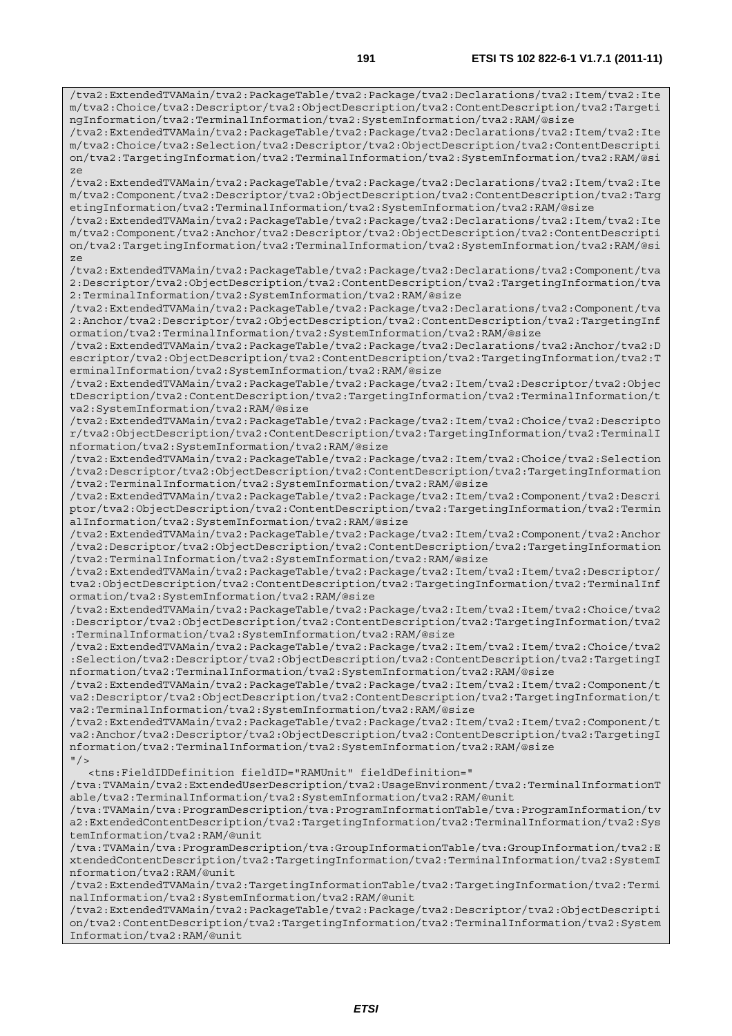```
/tva2:ExtendedTVAMain/tva2:PackageTable/tva2:Package/tva2:Declarations/tva2:Item/tva2:Item/tva2:Choice/tva2:Descriptor/tva2:ObjectDescription/tva2:ContentDescription/tva2:TargetingInformation/tva2:TerminalInformation/tva2:SystemInformation/tva2:RAM/@size
/tva2:ExtendedTVAMain/tva2:PackageTable/tva2:Package/tva2:Declarations/tva2:Item/tva2:Item/tva2:Choice/tva2:Selection/tva2:Descriptor/tva2:ObjectDescription/tva2:ContentDescription/tva2:TargetingInformation/tva2:TerminalInformation/tva2:SystemInformation/tva2:RAM/@size
/tva2:ExtendedTVAMain/tva2:PackageTable/tva2:Package/tva2:Declarations/tva2:Item/tva2:Item/tva2:Component/tva2:Descriptor/tva2:ObjectDescription/tva2:ContentDescription/tva2:TargetingInformation/tva2:TerminalInformation/tva2:SystemInformation/tva2:RAM/@size
/tva2:ExtendedTVAMain/tva2:PackageTable/tva2:Package/tva2:Declarations/tva2:Item/tva2:Item/tva2:Component/tva2:Anchor/tva2:Descriptor/tva2:ObjectDescription/tva2:ContentDescription/tva2:TargetingInformation/tva2:TerminalInformation/tva2:SystemInformation/tva2:RAM/@size
/tva2:ExtendedTVAMain/tva2:PackageTable/tva2:Package/tva2:Declarations/tva2:Component/tva2:Descriptor/tva2:ObjectDescription/tva2:ContentDescription/tva2:TargetingInformation/tva2:TerminalInformation/tva2:SystemInformation/tva2:RAM/@size
/tva2:ExtendedTVAMain/tva2:PackageTable/tva2:Package/tva2:Declarations/tva2:Component/tva2:Anchor/tva2:Descriptor/tva2:ObjectDescription/tva2:ContentDescription/tva2:TargetingInformation/tva2:TerminalInformation/tva2:SystemInformation/tva2:RAM/@size
/tva2:ExtendedTVAMain/tva2:PackageTable/tva2:Package/tva2:Declarations/tva2:Anchor/tva2:Descriptor/tva2:ObjectDescription/tva2:ContentDescription/tva2:TargetingInformation/tva2:TerminalInformation/tva2:SystemInformation/tva2:RAM/@size
/tva2:ExtendedTVAMain/tva2:PackageTable/tva2:Package/tva2:Item/tva2:Descriptor/tva2:ObjectDescription/tva2:ContentDescription/tva2:TargetingInformation/tva2:TerminalInformation/tva2:SystemInformation/tva2:RAM/@size
/tva2:ExtendedTVAMain/tva2:PackageTable/tva2:Package/tva2:Item/tva2:Choice/tva2:Descriptor/tva2:ObjectDescription/tva2:ContentDescription/tva2:TargetingInformation/tva2:TerminalInformation/tva2:SystemInformation/tva2:RAM/@size
/tva2:ExtendedTVAMain/tva2:PackageTable/tva2:Package/tva2:Item/tva2:Choice/tva2:Selection/tva2:Descriptor/tva2:ObjectDescription/tva2:ContentDescription/tva2:TargetingInformation/tva2:TerminalInformation/tva2:SystemInformation/tva2:RAM/@size
/tva2:ExtendedTVAMain/tva2:PackageTable/tva2:Package/tva2:Item/tva2:Component/tva2:Descriptor/tva2:ObjectDescription/tva2:ContentDescription/tva2:TargetingInformation/tva2:TerminalInformation/tva2:SystemInformation/tva2:RAM/@size
/tva2:ExtendedTVAMain/tva2:PackageTable/tva2:Package/tva2:Item/tva2:Component/tva2:Anchor/tva2:Descriptor/tva2:ObjectDescription/tva2:ContentDescription/tva2:TargetingInformation/tva2:TerminalInformation/tva2:SystemInformation/tva2:RAM/@size
/tva2:ExtendedTVAMain/tva2:PackageTable/tva2:Package/tva2:Item/tva2:Item/tva2:Descriptor/tva2:ObjectDescription/tva2:ContentDescription/tva2:TargetingInformation/tva2:TerminalInformation/tva2:SystemInformation/tva2:RAM/@size
/tva2:ExtendedTVAMain/tva2:PackageTable/tva2:Package/tva2:Item/tva2:Item/tva2:Choice/tva2:Descriptor/tva2:ObjectDescription/tva2:ContentDescription/tva2:TargetingInformation/tva2:TerminalInformation/tva2:SystemInformation/tva2:RAM/@size
/tva2:ExtendedTVAMain/tva2:PackageTable/tva2:Package/tva2:Item/tva2:Item/tva2:Choice/tva2:Selection/tva2:Descriptor/tva2:ObjectDescription/tva2:ContentDescription/tva2:TargetingInformation/tva2:TerminalInformation/tva2:SystemInformation/tva2:RAM/@size
/tva2:ExtendedTVAMain/tva2:PackageTable/tva2:Package/tva2:Item/tva2:Item/tva2:Component/tva2:Descriptor/tva2:ObjectDescription/tva2:ContentDescription/tva2:TargetingInformation/tva2:TerminalInformation/tva2:SystemInformation/tva2:RAM/@size
/tva2:ExtendedTVAMain/tva2:PackageTable/tva2:Package/tva2:Item/tva2:Item/tva2:Component/tva2:Anchor/tva2:Descriptor/tva2:ObjectDescription/tva2:ContentDescription/tva2:TargetingInformation/tva2:TerminalInformation/tva2:SystemInformation/tva2:RAM/@size
"/>
   <tns:FieldIDDefinition fieldID="RAMUnit" fieldDefinition="
/tva:TVAMain/tva2:ExtendedUserDescription/tva2:UsageEnvironment/tva2:TerminalInformationTable/tva2:TerminalInformation/tva2:SystemInformation/tva2:RAM/@unit
/tva:TVAMain/tva:ProgramDescription/tva:ProgramInformationTable/tva:ProgramInformation/tva2:ExtendedContentDescription/tva2:TargetingInformation/tva2:TerminalInformation/tva2:SystemInformation/tva2:RAM/@unit
/tva:TVAMain/tva:ProgramDescription/tva:GroupInformationTable/tva:GroupInformation/tva2:ExtendedContentDescription/tva2:TargetingInformation/tva2:TerminalInformation/tva2:SystemInformation/tva2:RAM/@unit
/tva2:ExtendedTVAMain/tva2:TargetingInformationTable/tva2:TargetingInformation/tva2:TerminalInformation/tva2:SystemInformation/tva2:RAM/@unit
/tva2:ExtendedTVAMain/tva2:PackageTable/tva2:Package/tva2:Descriptor/tva2:ObjectDescription/tva2:ContentDescription/tva2:TargetingInformation/tva2:TerminalInformation/tva2:SystemInformation/tva2:RAM/@unit
```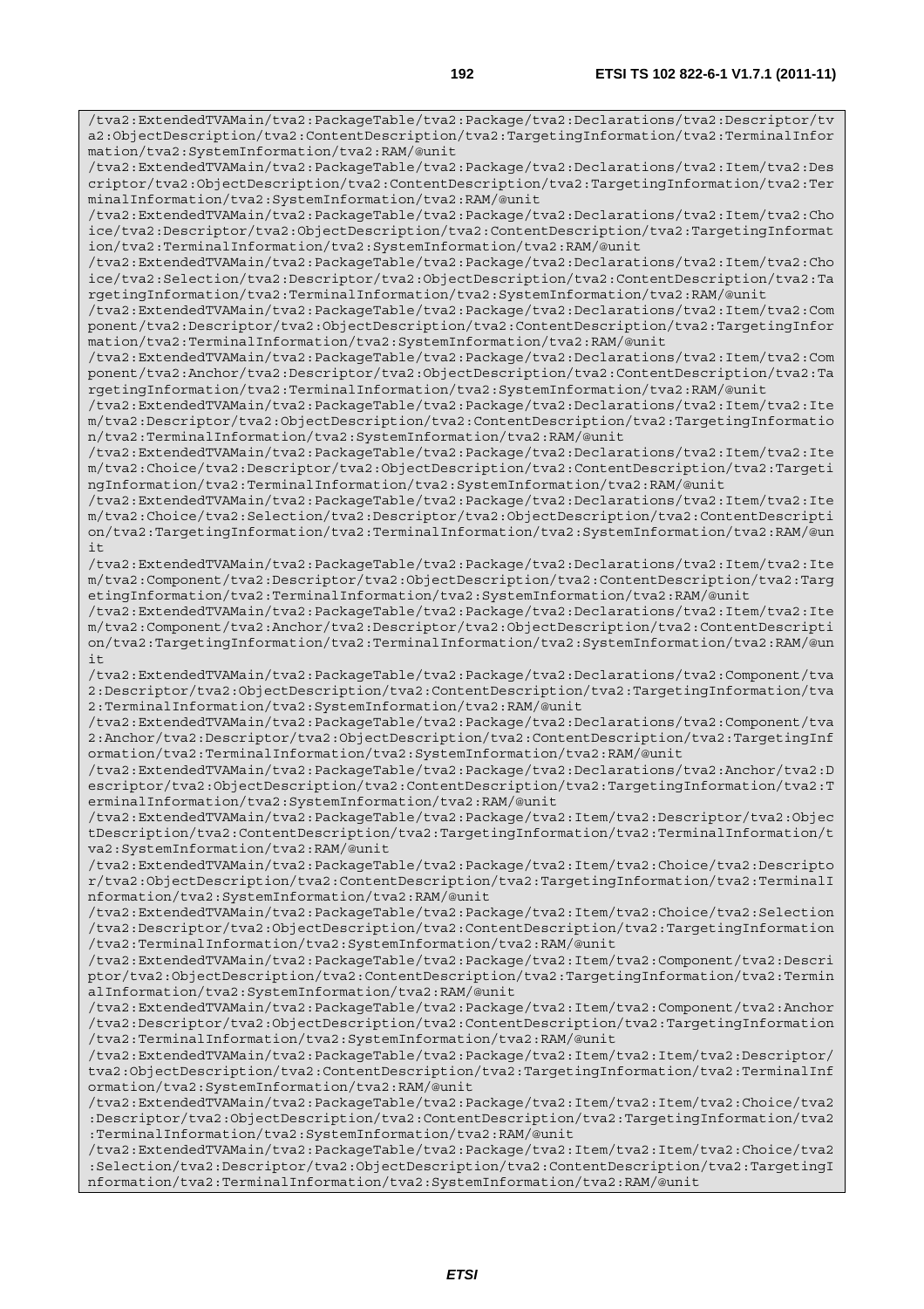```
/tva2:ExtendedTVAMain/tva2:PackageTable/tva2:Package/tva2:Declarations/tva2:Descriptor/tva2:ObjectDescription/tva2:ContentDescription/tva2:TargetingInformation/tva2:TerminalInformation/tva2:SystemInformation/tva2:RAM/@unit
/tva2:ExtendedTVAMain/tva2:PackageTable/tva2:Package/tva2:Declarations/tva2:Item/tva2:Descriptor/tva2:ObjectDescription/tva2:ContentDescription/tva2:TargetingInformation/tva2:TerminalInformation/tva2:SystemInformation/tva2:RAM/@unit
/tva2:ExtendedTVAMain/tva2:PackageTable/tva2:Package/tva2:Declarations/tva2:Item/tva2:Choice/tva2:Descriptor/tva2:ObjectDescription/tva2:ContentDescription/tva2:TargetingInformation/tva2:TerminalInformation/tva2:SystemInformation/tva2:RAM/@unit
/tva2:ExtendedTVAMain/tva2:PackageTable/tva2:Package/tva2:Declarations/tva2:Item/tva2:Choice/tva2:Selection/tva2:Descriptor/tva2:ObjectDescription/tva2:ContentDescription/tva2:TargetingInformation/tva2:TerminalInformation/tva2:SystemInformation/tva2:RAM/@unit
/tva2:ExtendedTVAMain/tva2:PackageTable/tva2:Package/tva2:Declarations/tva2:Item/tva2:Component/tva2:Descriptor/tva2:ObjectDescription/tva2:ContentDescription/tva2:TargetingInformation/tva2:TerminalInformation/tva2:SystemInformation/tva2:RAM/@unit
/tva2:ExtendedTVAMain/tva2:PackageTable/tva2:Package/tva2:Declarations/tva2:Item/tva2:Component/tva2:Anchor/tva2:Descriptor/tva2:ObjectDescription/tva2:ContentDescription/tva2:TargetingInformation/tva2:TerminalInformation/tva2:SystemInformation/tva2:RAM/@unit
/tva2:ExtendedTVAMain/tva2:PackageTable/tva2:Package/tva2:Declarations/tva2:Item/tva2:Item/tva2:Descriptor/tva2:ObjectDescription/tva2:ContentDescription/tva2:TargetingInformation/tva2:TerminalInformation/tva2:SystemInformation/tva2:RAM/@unit
/tva2:ExtendedTVAMain/tva2:PackageTable/tva2:Package/tva2:Declarations/tva2:Item/tva2:Item/tva2:Choice/tva2:Descriptor/tva2:ObjectDescription/tva2:ContentDescription/tva2:TargetingInformation/tva2:TerminalInformation/tva2:SystemInformation/tva2:RAM/@unit
/tva2:ExtendedTVAMain/tva2:PackageTable/tva2:Package/tva2:Declarations/tva2:Item/tva2:Item/tva2:Choice/tva2:Selection/tva2:Descriptor/tva2:ObjectDescription/tva2:ContentDescription/tva2:TargetingInformation/tva2:TerminalInformation/tva2:SystemInformation/tva2:RAM/@unit
/tva2:ExtendedTVAMain/tva2:PackageTable/tva2:Package/tva2:Declarations/tva2:Item/tva2:Item/tva2:Component/tva2:Descriptor/tva2:ObjectDescription/tva2:ContentDescription/tva2:TargetingInformation/tva2:TerminalInformation/tva2:SystemInformation/tva2:RAM/@unit
/tva2:ExtendedTVAMain/tva2:PackageTable/tva2:Package/tva2:Declarations/tva2:Item/tva2:Item/tva2:Component/tva2:Anchor/tva2:Descriptor/tva2:ObjectDescription/tva2:ContentDescription/tva2:TargetingInformation/tva2:TerminalInformation/tva2:SystemInformation/tva2:RAM/@unit
/tva2:ExtendedTVAMain/tva2:PackageTable/tva2:Package/tva2:Declarations/tva2:Component/tva2:Descriptor/tva2:ObjectDescription/tva2:ContentDescription/tva2:TargetingInformation/tva2:TerminalInformation/tva2:SystemInformation/tva2:RAM/@unit
/tva2:ExtendedTVAMain/tva2:PackageTable/tva2:Package/tva2:Declarations/tva2:Component/tva2:Anchor/tva2:Descriptor/tva2:ObjectDescription/tva2:ContentDescription/tva2:TargetingInformation/tva2:TerminalInformation/tva2:SystemInformation/tva2:RAM/@unit
/tva2:ExtendedTVAMain/tva2:PackageTable/tva2:Package/tva2:Declarations/tva2:Anchor/tva2:Descriptor/tva2:ObjectDescription/tva2:ContentDescription/tva2:TargetingInformation/tva2:TerminalInformation/tva2:SystemInformation/tva2:RAM/@unit
/tva2:ExtendedTVAMain/tva2:PackageTable/tva2:Package/tva2:Item/tva2:Descriptor/tva2:ObjectDescription/tva2:ContentDescription/tva2:TargetingInformation/tva2:TerminalInformation/tva2:SystemInformation/tva2:RAM/@unit
/tva2:ExtendedTVAMain/tva2:PackageTable/tva2:Package/tva2:Item/tva2:Choice/tva2:Descriptor/tva2:ObjectDescription/tva2:ContentDescription/tva2:TargetingInformation/tva2:TerminalInformation/tva2:SystemInformation/tva2:RAM/@unit
/tva2:ExtendedTVAMain/tva2:PackageTable/tva2:Package/tva2:Item/tva2:Choice/tva2:Selection/tva2:Descriptor/tva2:ObjectDescription/tva2:ContentDescription/tva2:TargetingInformation/tva2:TerminalInformation/tva2:SystemInformation/tva2:RAM/@unit
/tva2:ExtendedTVAMain/tva2:PackageTable/tva2:Package/tva2:Item/tva2:Component/tva2:Descriptor/tva2:ObjectDescription/tva2:ContentDescription/tva2:TargetingInformation/tva2:TerminalInformation/tva2:SystemInformation/tva2:RAM/@unit
/tva2:ExtendedTVAMain/tva2:PackageTable/tva2:Package/tva2:Item/tva2:Component/tva2:Anchor/tva2:Descriptor/tva2:ObjectDescription/tva2:ContentDescription/tva2:TargetingInformation/tva2:TerminalInformation/tva2:SystemInformation/tva2:RAM/@unit
/tva2:ExtendedTVAMain/tva2:PackageTable/tva2:Package/tva2:Item/tva2:Item/tva2:Descriptor/tva2:ObjectDescription/tva2:ContentDescription/tva2:TargetingInformation/tva2:TerminalInformation/tva2:SystemInformation/tva2:RAM/@unit
/tva2:ExtendedTVAMain/tva2:PackageTable/tva2:Package/tva2:Item/tva2:Item/tva2:Choice/tva2:Descriptor/tva2:ObjectDescription/tva2:ContentDescription/tva2:TargetingInformation/tva2:TerminalInformation/tva2:SystemInformation/tva2:RAM/@unit
/tva2:ExtendedTVAMain/tva2:PackageTable/tva2:Package/tva2:Item/tva2:Item/tva2:Choice/tva2:Selection/tva2:Descriptor/tva2:ObjectDescription/tva2:ContentDescription/tva2:TargetingInformation/tva2:TerminalInformation/tva2:SystemInformation/tva2:RAM/@unit
```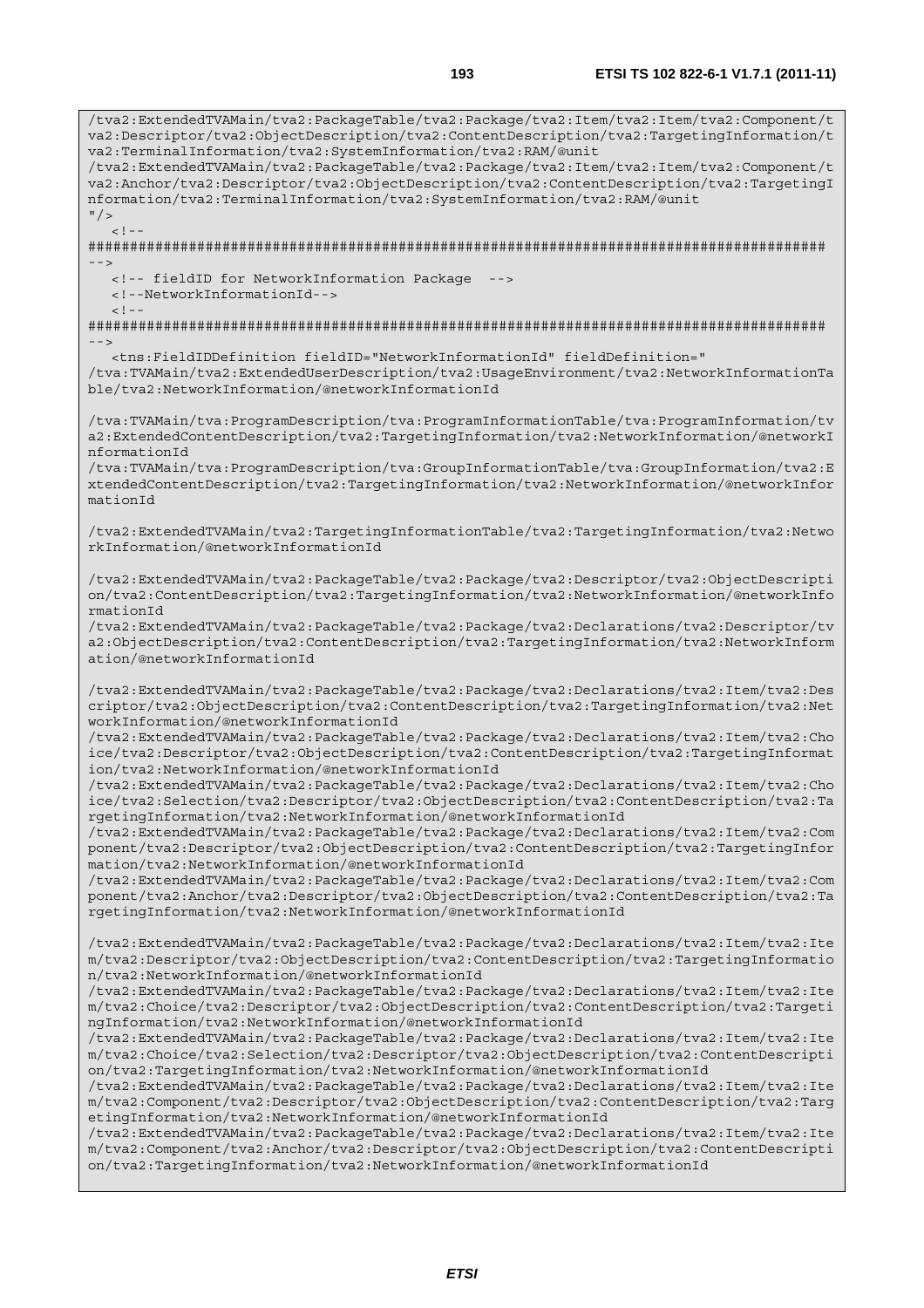```
/tva2:ExtendedTVAMain/tva2:PackageTable/tva2:Package/tva2:Item/tva2:Item/tva2:Component/t
va2:Descriptor/tva2:ObjectDescription/tva2:ContentDescription/tva2:TargetingInformation/t
va2:TerminalInformation/tva2:SystemInformation/tva2:RAM/@unit
/tva2:ExtendedTVAMain/tva2:PackageTable/tva2:Package/tva2:Item/tva2:Item/tva2:Component/t
va2:Anchor/tva2:Descriptor/tva2:ObjectDescription/tva2:ContentDescription/tva2:TargetingI
nformation/tva2:TerminalInformation/tva2:SystemInformation/tva2:RAM/@unit
"/>
   <!--
#########################################################################################
-->
   <!-- fieldID for NetworkInformation Package  -->
   <!--NetworkInformationId-->
   <!--
#########################################################################################
-->
   <tns:FieldIDDefinition fieldID="NetworkInformationId" fieldDefinition="
/tva:TVAMain/tva2:ExtendedUserDescription/tva2:UsageEnvironment/tva2:NetworkInformationTa
ble/tva2:NetworkInformation/@networkInformationId

/tva:TVAMain/tva:ProgramDescription/tva:ProgramInformationTable/tva:ProgramInformation/tv
a2:ExtendedContentDescription/tva2:TargetingInformation/tva2:NetworkInformation/@networkI
nformationId
/tva:TVAMain/tva:ProgramDescription/tva:GroupInformationTable/tva:GroupInformation/tva2:E
xtendedContentDescription/tva2:TargetingInformation/tva2:NetworkInformation/@networkInfor
mationId

/tva2:ExtendedTVAMain/tva2:TargetingInformationTable/tva2:TargetingInformation/tva2:Netwo
rkInformation/@networkInformationId

/tva2:ExtendedTVAMain/tva2:PackageTable/tva2:Package/tva2:Descriptor/tva2:ObjectDescripti
on/tva2:ContentDescription/tva2:TargetingInformation/tva2:NetworkInformation/@networkInfo
rmationId
/tva2:ExtendedTVAMain/tva2:PackageTable/tva2:Package/tva2:Declarations/tva2:Descriptor/tv
a2:ObjectDescription/tva2:ContentDescription/tva2:TargetingInformation/tva2:NetworkInform
ation/@networkInformationId

/tva2:ExtendedTVAMain/tva2:PackageTable/tva2:Package/tva2:Declarations/tva2:Item/tva2:Des
criptor/tva2:ObjectDescription/tva2:ContentDescription/tva2:TargetingInformation/tva2:Net
workInformation/@networkInformationId
/tva2:ExtendedTVAMain/tva2:PackageTable/tva2:Package/tva2:Declarations/tva2:Item/tva2:Cho
ice/tva2:Descriptor/tva2:ObjectDescription/tva2:ContentDescription/tva2:TargetingInformat
ion/tva2:NetworkInformation/@networkInformationId
/tva2:ExtendedTVAMain/tva2:PackageTable/tva2:Package/tva2:Declarations/tva2:Item/tva2:Cho
ice/tva2:Selection/tva2:Descriptor/tva2:ObjectDescription/tva2:ContentDescription/tva2:Ta
rgetingInformation/tva2:NetworkInformation/@networkInformationId
/tva2:ExtendedTVAMain/tva2:PackageTable/tva2:Package/tva2:Declarations/tva2:Item/tva2:Com
ponent/tva2:Descriptor/tva2:ObjectDescription/tva2:ContentDescription/tva2:TargetingInfor
mation/tva2:NetworkInformation/@networkInformationId
/tva2:ExtendedTVAMain/tva2:PackageTable/tva2:Package/tva2:Declarations/tva2:Item/tva2:Com
ponent/tva2:Anchor/tva2:Descriptor/tva2:ObjectDescription/tva2:ContentDescription/tva2:Ta
rgetingInformation/tva2:NetworkInformation/@networkInformationId

/tva2:ExtendedTVAMain/tva2:PackageTable/tva2:Package/tva2:Declarations/tva2:Item/tva2:Ite
m/tva2:Descriptor/tva2:ObjectDescription/tva2:ContentDescription/tva2:TargetingInformatio
n/tva2:NetworkInformation/@networkInformationId
/tva2:ExtendedTVAMain/tva2:PackageTable/tva2:Package/tva2:Declarations/tva2:Item/tva2:Ite
m/tva2:Choice/tva2:Descriptor/tva2:ObjectDescription/tva2:ContentDescription/tva2:Targeti
ngInformation/tva2:NetworkInformation/@networkInformationId
/tva2:ExtendedTVAMain/tva2:PackageTable/tva2:Package/tva2:Declarations/tva2:Item/tva2:Ite
m/tva2:Choice/tva2:Selection/tva2:Descriptor/tva2:ObjectDescription/tva2:ContentDescripti
on/tva2:TargetingInformation/tva2:NetworkInformation/@networkInformationId
/tva2:ExtendedTVAMain/tva2:PackageTable/tva2:Package/tva2:Declarations/tva2:Item/tva2:Ite
m/tva2:Component/tva2:Descriptor/tva2:ObjectDescription/tva2:ContentDescription/tva2:Targ
etingInformation/tva2:NetworkInformation/@networkInformationId
/tva2:ExtendedTVAMain/tva2:PackageTable/tva2:Package/tva2:Declarations/tva2:Item/tva2:Ite
m/tva2:Component/tva2:Anchor/tva2:Descriptor/tva2:ObjectDescription/tva2:ContentDescripti
on/tva2:TargetingInformation/tva2:NetworkInformation/@networkInformationId
```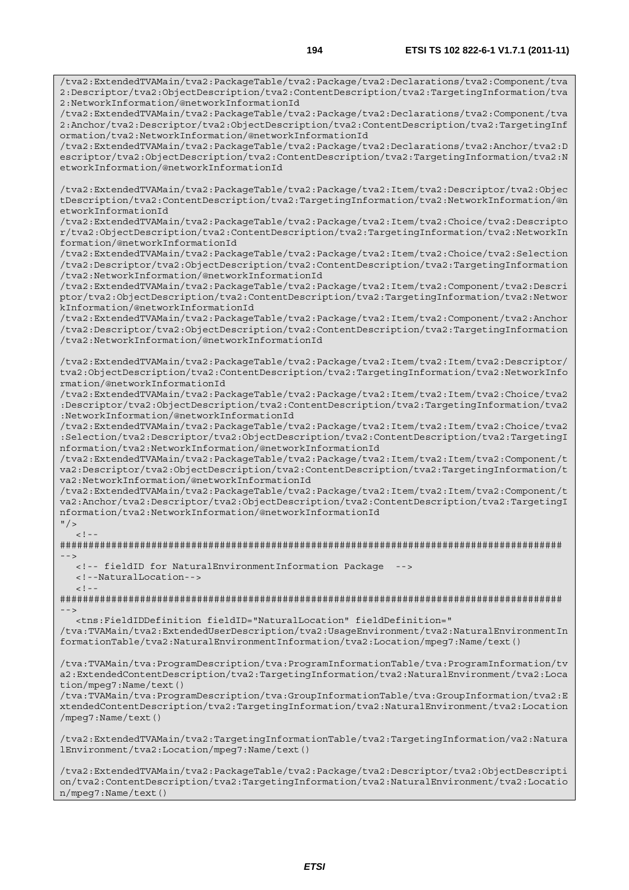```
/tva2:ExtendedTVAMain/tva2:PackageTable/tva2:Package/tva2:Declarations/tva2:Component/tva2:Descriptor/tva2:ObjectDescription/tva2:ContentDescription/tva2:TargetingInformation/tva2:NetworkInformation/@networkInformationId
/tva2:ExtendedTVAMain/tva2:PackageTable/tva2:Package/tva2:Declarations/tva2:Component/tva2:Anchor/tva2:Descriptor/tva2:ObjectDescription/tva2:ContentDescription/tva2:TargetingInformation/tva2:NetworkInformation/@networkInformationId
/tva2:ExtendedTVAMain/tva2:PackageTable/tva2:Package/tva2:Declarations/tva2:Anchor/tva2:Descriptor/tva2:ObjectDescription/tva2:ContentDescription/tva2:TargetingInformation/tva2:NetworkInformation/@networkInformationId

/tva2:ExtendedTVAMain/tva2:PackageTable/tva2:Package/tva2:Item/tva2:Descriptor/tva2:ObjectDescription/tva2:ContentDescription/tva2:TargetingInformation/tva2:NetworkInformation/@networkInformationId
/tva2:ExtendedTVAMain/tva2:PackageTable/tva2:Package/tva2:Item/tva2:Choice/tva2:Descriptor/tva2:ObjectDescription/tva2:ContentDescription/tva2:TargetingInformation/tva2:NetworkInformation/@networkInformationId
/tva2:ExtendedTVAMain/tva2:PackageTable/tva2:Package/tva2:Item/tva2:Choice/tva2:Selection/tva2:Descriptor/tva2:ObjectDescription/tva2:ContentDescription/tva2:TargetingInformation/tva2:NetworkInformation/@networkInformationId
/tva2:ExtendedTVAMain/tva2:PackageTable/tva2:Package/tva2:Item/tva2:Component/tva2:Descriptor/tva2:ObjectDescription/tva2:ContentDescription/tva2:TargetingInformation/tva2:NetworkInformation/@networkInformationId
/tva2:ExtendedTVAMain/tva2:PackageTable/tva2:Package/tva2:Item/tva2:Component/tva2:Anchor/tva2:Descriptor/tva2:ObjectDescription/tva2:ContentDescription/tva2:TargetingInformation/tva2:NetworkInformation/@networkInformationId

/tva2:ExtendedTVAMain/tva2:PackageTable/tva2:Package/tva2:Item/tva2:Item/tva2:Descriptor/tva2:ObjectDescription/tva2:ContentDescription/tva2:TargetingInformation/tva2:NetworkInformation/@networkInformationId
/tva2:ExtendedTVAMain/tva2:PackageTable/tva2:Package/tva2:Item/tva2:Item/tva2:Choice/tva2:Descriptor/tva2:ObjectDescription/tva2:ContentDescription/tva2:TargetingInformation/tva2:NetworkInformation/@networkInformationId
/tva2:ExtendedTVAMain/tva2:PackageTable/tva2:Package/tva2:Item/tva2:Item/tva2:Choice/tva2:Selection/tva2:Descriptor/tva2:ObjectDescription/tva2:ContentDescription/tva2:TargetingInformation/tva2:NetworkInformation/@networkInformationId
/tva2:ExtendedTVAMain/tva2:PackageTable/tva2:Package/tva2:Item/tva2:Item/tva2:Component/tva2:Descriptor/tva2:ObjectDescription/tva2:ContentDescription/tva2:TargetingInformation/tva2:NetworkInformation/@networkInformationId
/tva2:ExtendedTVAMain/tva2:PackageTable/tva2:Package/tva2:Item/tva2:Item/tva2:Component/tva2:Anchor/tva2:Descriptor/tva2:ObjectDescription/tva2:ContentDescription/tva2:TargetingInformation/tva2:NetworkInformation/@networkInformationId
"/>
   <!--
#########################################################################################
-->
   <!-- fieldID for NaturalEnvironmentInformation Package  -->
   <!--NaturalLocation-->
   <!--
#########################################################################################
-->
   <tns:FieldIDDefinition fieldID="NaturalLocation" fieldDefinition="
/tva:TVAMain/tva2:ExtendedUserDescription/tva2:UsageEnvironment/tva2:NaturalEnvironmentInformationTable/tva2:NaturalEnvironmentInformation/tva2:Location/mpeg7:Name/text()

/tva:TVAMain/tva:ProgramDescription/tva:ProgramInformationTable/tva:ProgramInformation/tva2:ExtendedContentDescription/tva2:TargetingInformation/tva2:NaturalEnvironment/tva2:Location/mpeg7:Name/text()
/tva:TVAMain/tva:ProgramDescription/tva:GroupInformationTable/tva:GroupInformation/tva2:ExtendedContentDescription/tva2:TargetingInformation/tva2:NaturalEnvironment/tva2:Location/mpeg7:Name/text()

/tva2:ExtendedTVAMain/tva2:TargetingInformationTable/tva2:TargetingInformation/va2:NaturalEnvironment/tva2:Location/mpeg7:Name/text()

/tva2:ExtendedTVAMain/tva2:PackageTable/tva2:Package/tva2:Descriptor/tva2:ObjectDescription/tva2:ContentDescription/tva2:TargetingInformation/tva2:NaturalEnvironment/tva2:Location/mpeg7:Name/text()
```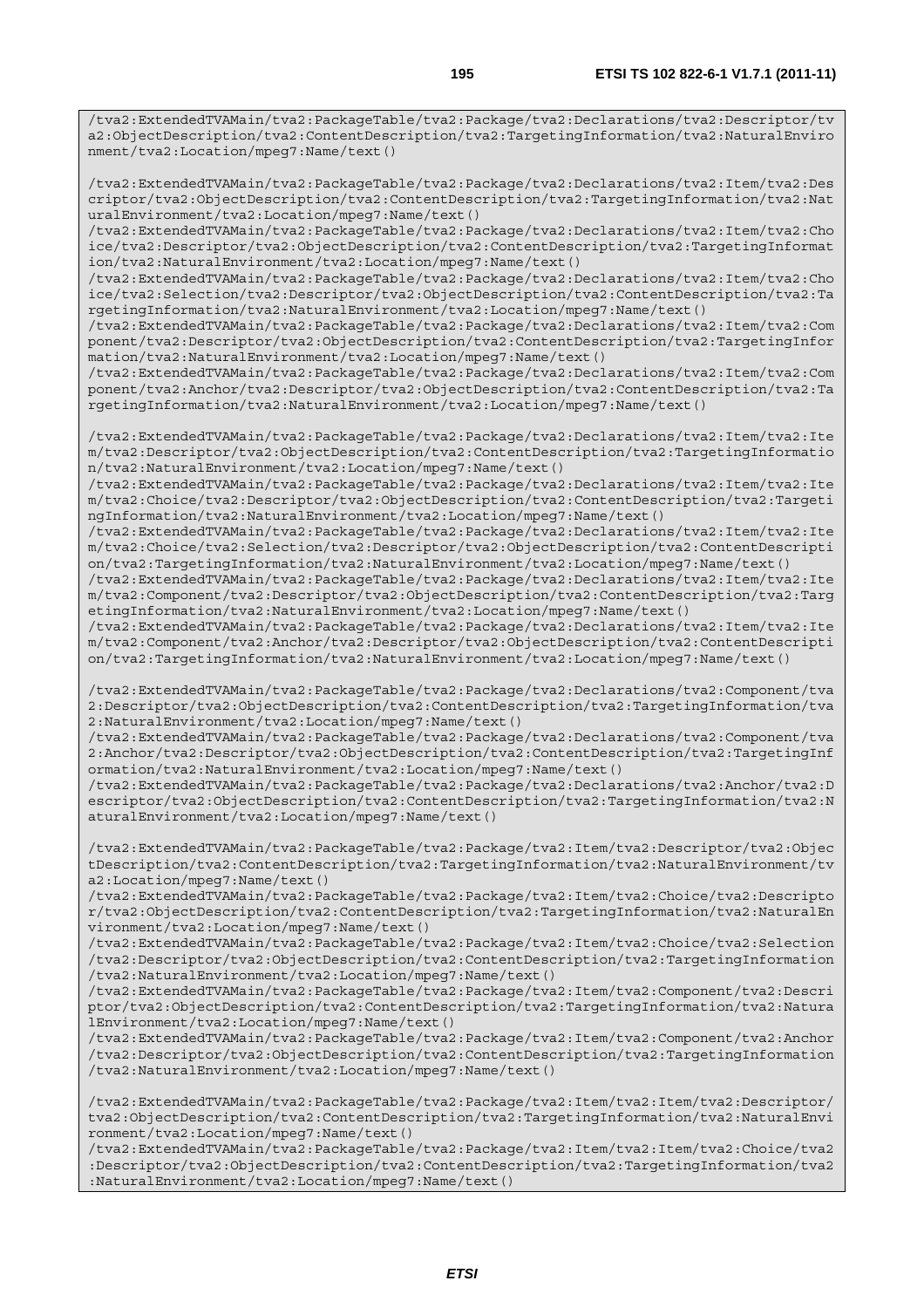```
/tva2:ExtendedTVAMain/tva2:PackageTable/tva2:Package/tva2:Declarations/tva2:Descriptor/tva2:ObjectDescription/tva2:ContentDescription/tva2:TargetingInformation/tva2:NaturalEnvironment/tva2:Location/mpeg7:Name/text()

/tva2:ExtendedTVAMain/tva2:PackageTable/tva2:Package/tva2:Declarations/tva2:Item/tva2:Descriptor/tva2:ObjectDescription/tva2:ContentDescription/tva2:TargetingInformation/tva2:NaturalEnvironment/tva2:Location/mpeg7:Name/text()
/tva2:ExtendedTVAMain/tva2:PackageTable/tva2:Package/tva2:Declarations/tva2:Item/tva2:Choice/tva2:Descriptor/tva2:ObjectDescription/tva2:ContentDescription/tva2:TargetingInformation/tva2:NaturalEnvironment/tva2:Location/mpeg7:Name/text()
/tva2:ExtendedTVAMain/tva2:PackageTable/tva2:Package/tva2:Declarations/tva2:Item/tva2:Choice/tva2:Selection/tva2:Descriptor/tva2:ObjectDescription/tva2:ContentDescription/tva2:TargetingInformation/tva2:NaturalEnvironment/tva2:Location/mpeg7:Name/text()
/tva2:ExtendedTVAMain/tva2:PackageTable/tva2:Package/tva2:Declarations/tva2:Item/tva2:Component/tva2:Descriptor/tva2:ObjectDescription/tva2:ContentDescription/tva2:TargetingInformation/tva2:NaturalEnvironment/tva2:Location/mpeg7:Name/text()
/tva2:ExtendedTVAMain/tva2:PackageTable/tva2:Package/tva2:Declarations/tva2:Item/tva2:Component/tva2:Anchor/tva2:Descriptor/tva2:ObjectDescription/tva2:ContentDescription/tva2:TargetingInformation/tva2:NaturalEnvironment/tva2:Location/mpeg7:Name/text()

/tva2:ExtendedTVAMain/tva2:PackageTable/tva2:Package/tva2:Declarations/tva2:Item/tva2:Item/tva2:Descriptor/tva2:ObjectDescription/tva2:ContentDescription/tva2:TargetingInformation/tva2:NaturalEnvironment/tva2:Location/mpeg7:Name/text()
/tva2:ExtendedTVAMain/tva2:PackageTable/tva2:Package/tva2:Declarations/tva2:Item/tva2:Item/tva2:Choice/tva2:Descriptor/tva2:ObjectDescription/tva2:ContentDescription/tva2:TargetingInformation/tva2:NaturalEnvironment/tva2:Location/mpeg7:Name/text()
/tva2:ExtendedTVAMain/tva2:PackageTable/tva2:Package/tva2:Declarations/tva2:Item/tva2:Item/tva2:Choice/tva2:Selection/tva2:Descriptor/tva2:ObjectDescription/tva2:ContentDescription/tva2:TargetingInformation/tva2:NaturalEnvironment/tva2:Location/mpeg7:Name/text()
/tva2:ExtendedTVAMain/tva2:PackageTable/tva2:Package/tva2:Declarations/tva2:Item/tva2:Item/tva2:Component/tva2:Descriptor/tva2:ObjectDescription/tva2:ContentDescription/tva2:TargetingInformation/tva2:NaturalEnvironment/tva2:Location/mpeg7:Name/text()
/tva2:ExtendedTVAMain/tva2:PackageTable/tva2:Package/tva2:Declarations/tva2:Item/tva2:Item/tva2:Component/tva2:Anchor/tva2:Descriptor/tva2:ObjectDescription/tva2:ContentDescription/tva2:TargetingInformation/tva2:NaturalEnvironment/tva2:Location/mpeg7:Name/text()

/tva2:ExtendedTVAMain/tva2:PackageTable/tva2:Package/tva2:Declarations/tva2:Component/tva2:Descriptor/tva2:ObjectDescription/tva2:ContentDescription/tva2:TargetingInformation/tva2:NaturalEnvironment/tva2:Location/mpeg7:Name/text()
/tva2:ExtendedTVAMain/tva2:PackageTable/tva2:Package/tva2:Declarations/tva2:Component/tva2:Anchor/tva2:Descriptor/tva2:ObjectDescription/tva2:ContentDescription/tva2:TargetingInformation/tva2:NaturalEnvironment/tva2:Location/mpeg7:Name/text()
/tva2:ExtendedTVAMain/tva2:PackageTable/tva2:Package/tva2:Declarations/tva2:Anchor/tva2:Descriptor/tva2:ObjectDescription/tva2:ContentDescription/tva2:TargetingInformation/tva2:NaturalEnvironment/tva2:Location/mpeg7:Name/text()

/tva2:ExtendedTVAMain/tva2:PackageTable/tva2:Package/tva2:Item/tva2:Descriptor/tva2:ObjectDescription/tva2:ContentDescription/tva2:TargetingInformation/tva2:NaturalEnvironment/tva2:Location/mpeg7:Name/text()
/tva2:ExtendedTVAMain/tva2:PackageTable/tva2:Package/tva2:Item/tva2:Choice/tva2:Descriptor/tva2:ObjectDescription/tva2:ContentDescription/tva2:TargetingInformation/tva2:NaturalEnvironment/tva2:Location/mpeg7:Name/text()
/tva2:ExtendedTVAMain/tva2:PackageTable/tva2:Package/tva2:Item/tva2:Choice/tva2:Selection/tva2:Descriptor/tva2:ObjectDescription/tva2:ContentDescription/tva2:TargetingInformation/tva2:NaturalEnvironment/tva2:Location/mpeg7:Name/text()
/tva2:ExtendedTVAMain/tva2:PackageTable/tva2:Package/tva2:Item/tva2:Component/tva2:Descriptor/tva2:ObjectDescription/tva2:ContentDescription/tva2:TargetingInformation/tva2:NaturalEnvironment/tva2:Location/mpeg7:Name/text()
/tva2:ExtendedTVAMain/tva2:PackageTable/tva2:Package/tva2:Item/tva2:Component/tva2:Anchor/tva2:Descriptor/tva2:ObjectDescription/tva2:ContentDescription/tva2:TargetingInformation/tva2:NaturalEnvironment/tva2:Location/mpeg7:Name/text()

/tva2:ExtendedTVAMain/tva2:PackageTable/tva2:Package/tva2:Item/tva2:Item/tva2:Descriptor/tva2:ObjectDescription/tva2:ContentDescription/tva2:TargetingInformation/tva2:NaturalEnvironment/tva2:Location/mpeg7:Name/text()
/tva2:ExtendedTVAMain/tva2:PackageTable/tva2:Package/tva2:Item/tva2:Item/tva2:Choice/tva2:Descriptor/tva2:ObjectDescription/tva2:ContentDescription/tva2:TargetingInformation/tva2:NaturalEnvironment/tva2:Location/mpeg7:Name/text()
```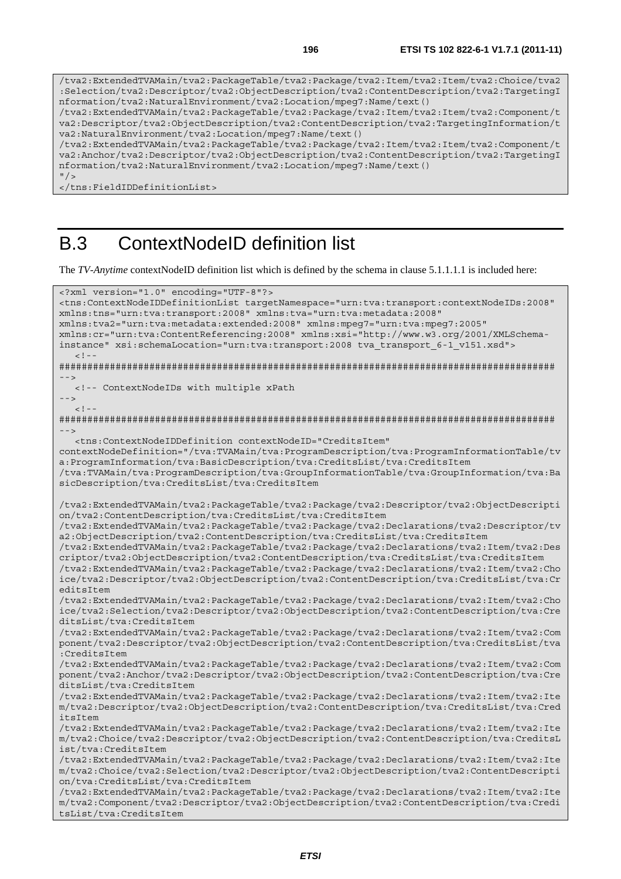```
/tva2:ExtendedTVAMain/tva2:PackageTable/tva2:Package/tva2:Item/tva2:Item/tva2:Choice/tva2
:Selection/tva2:Descriptor/tva2:ObjectDescription/tva2:ContentDescription/tva2:TargetingI
nformation/tva2:NaturalEnvironment/tva2:Location/mpeg7:Name/text()
/tva2:ExtendedTVAMain/tva2:PackageTable/tva2:Package/tva2:Item/tva2:Item/tva2:Component/t
va2:Descriptor/tva2:ObjectDescription/tva2:ContentDescription/tva2:TargetingInformation/t
va2:NaturalEnvironment/tva2:Location/mpeg7:Name/text()
/tva2:ExtendedTVAMain/tva2:PackageTable/tva2:Package/tva2:Item/tva2:Item/tva2:Component/t
va2:Anchor/tva2:Descriptor/tva2:ObjectDescription/tva2:ContentDescription/tva2:TargetingI
nformation/tva2:NaturalEnvironment/tva2:Location/mpeg7:Name/text()
"/>
</tns:FieldIDDefinitionList>
```

# B.3 ContextNodeID definition list

The *TV-Anytime* contextNodeID definition list which is defined by the schema in clause 5.1.1.1.1 is included here:

```
<?xml version="1.0" encoding="UTF-8"?>
<tns:ContextNodeIDDefinitionList targetNamespace="urn:tva:transport:contextNodeIDs:2008"
xmlns:tns="urn:tva:transport:2008" xmlns:tva="urn:tva:metadata:2008"
xmlns:tva2="urn:tva:metadata:extended:2008" xmlns:mpeg7="urn:tva:mpeg7:2005"
xmlns:cr="urn:tva:ContentReferencing:2008" xmlns:xsi="http://www.w3.org/2001/XMLSchema-
instance" xsi:schemaLocation="urn:tva:transport:2008 tva_transport_6-1_v151.xsd">
   <!--
######################################################################################
-->
   <!-- ContextNodeIDs with multiple xPath
-->
   <!--
######################################################################################
-->
   <tns:ContextNodeIDDefinition contextNodeID="CreditsItem"
contextNodeDefinition="/tva:TVAMain/tva:ProgramDescription/tva:ProgramInformationTable/tv
a:ProgramInformation/tva:BasicDescription/tva:CreditsList/tva:CreditsItem
/tva:TVAMain/tva:ProgramDescription/tva:GroupInformationTable/tva:GroupInformation/tva:Ba
sicDescription/tva:CreditsList/tva:CreditsItem

/tva2:ExtendedTVAMain/tva2:PackageTable/tva2:Package/tva2:Descriptor/tva2:ObjectDescripti
on/tva2:ContentDescription/tva:CreditsList/tva:CreditsItem
/tva2:ExtendedTVAMain/tva2:PackageTable/tva2:Package/tva2:Declarations/tva2:Descriptor/tv
a2:ObjectDescription/tva2:ContentDescription/tva:CreditsList/tva:CreditsItem
/tva2:ExtendedTVAMain/tva2:PackageTable/tva2:Package/tva2:Declarations/tva2:Item/tva2:Des
criptor/tva2:ObjectDescription/tva2:ContentDescription/tva:CreditsList/tva:CreditsItem
/tva2:ExtendedTVAMain/tva2:PackageTable/tva2:Package/tva2:Declarations/tva2:Item/tva2:Cho
ice/tva2:Descriptor/tva2:ObjectDescription/tva2:ContentDescription/tva:CreditsList/tva:Cr
editsItem
/tva2:ExtendedTVAMain/tva2:PackageTable/tva2:Package/tva2:Declarations/tva2:Item/tva2:Cho
ice/tva2:Selection/tva2:Descriptor/tva2:ObjectDescription/tva2:ContentDescription/tva:Cre
ditsList/tva:CreditsItem
/tva2:ExtendedTVAMain/tva2:PackageTable/tva2:Package/tva2:Declarations/tva2:Item/tva2:Com
ponent/tva2:Descriptor/tva2:ObjectDescription/tva2:ContentDescription/tva:CreditsList/tva
:CreditsItem
/tva2:ExtendedTVAMain/tva2:PackageTable/tva2:Package/tva2:Declarations/tva2:Item/tva2:Com
ponent/tva2:Anchor/tva2:Descriptor/tva2:ObjectDescription/tva2:ContentDescription/tva:Cre
ditsList/tva:CreditsItem
/tva2:ExtendedTVAMain/tva2:PackageTable/tva2:Package/tva2:Declarations/tva2:Item/tva2:Ite
m/tva2:Descriptor/tva2:ObjectDescription/tva2:ContentDescription/tva:CreditsList/tva:Cred
itsItem
/tva2:ExtendedTVAMain/tva2:PackageTable/tva2:Package/tva2:Declarations/tva2:Item/tva2:Ite
m/tva2:Choice/tva2:Descriptor/tva2:ObjectDescription/tva2:ContentDescription/tva:CreditsL
ist/tva:CreditsItem
/tva2:ExtendedTVAMain/tva2:PackageTable/tva2:Package/tva2:Declarations/tva2:Item/tva2:Ite
m/tva2:Choice/tva2:Selection/tva2:Descriptor/tva2:ObjectDescription/tva2:ContentDescripti
on/tva:CreditsList/tva:CreditsItem
/tva2:ExtendedTVAMain/tva2:PackageTable/tva2:Package/tva2:Declarations/tva2:Item/tva2:Ite
m/tva2:Component/tva2:Descriptor/tva2:ObjectDescription/tva2:ContentDescription/tva:Credi
tsList/tva:CreditsItem
```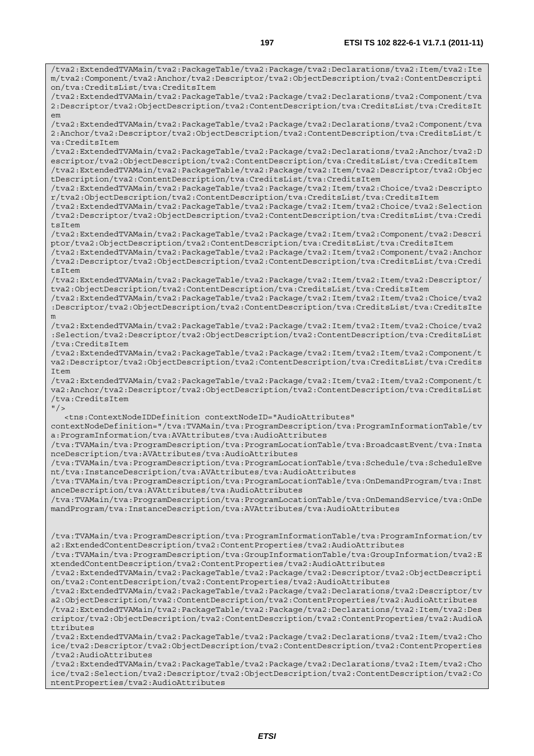```
/tva2:ExtendedTVAMain/tva2:PackageTable/tva2:Package/tva2:Declarations/tva2:Item/tva2:Item/tva2:Component/tva2:Anchor/tva2:Descriptor/tva2:ObjectDescription/tva2:ContentDescription/tva:CreditsList/tva:CreditsItem
/tva2:ExtendedTVAMain/tva2:PackageTable/tva2:Package/tva2:Declarations/tva2:Component/tva2:Descriptor/tva2:ObjectDescription/tva2:ContentDescription/tva:CreditsList/tva:CreditsItem
/tva2:ExtendedTVAMain/tva2:PackageTable/tva2:Package/tva2:Declarations/tva2:Component/tva2:Anchor/tva2:Descriptor/tva2:ObjectDescription/tva2:ContentDescription/tva:CreditsList/tva:CreditsItem
/tva2:ExtendedTVAMain/tva2:PackageTable/tva2:Package/tva2:Declarations/tva2:Anchor/tva2:Descriptor/tva2:ObjectDescription/tva2:ContentDescription/tva:CreditsList/tva:CreditsItem
/tva2:ExtendedTVAMain/tva2:PackageTable/tva2:Package/tva2:Item/tva2:Descriptor/tva2:ObjectDescription/tva2:ContentDescription/tva:CreditsList/tva:CreditsItem
/tva2:ExtendedTVAMain/tva2:PackageTable/tva2:Package/tva2:Item/tva2:Choice/tva2:Descriptor/tva2:ObjectDescription/tva2:ContentDescription/tva:CreditsList/tva:CreditsItem
/tva2:ExtendedTVAMain/tva2:PackageTable/tva2:Package/tva2:Item/tva2:Choice/tva2:Selection/tva2:Descriptor/tva2:ObjectDescription/tva2:ContentDescription/tva:CreditsList/tva:CreditsItem
/tva2:ExtendedTVAMain/tva2:PackageTable/tva2:Package/tva2:Item/tva2:Component/tva2:Descriptor/tva2:ObjectDescription/tva2:ContentDescription/tva:CreditsList/tva:CreditsItem
/tva2:ExtendedTVAMain/tva2:PackageTable/tva2:Package/tva2:Item/tva2:Component/tva2:Anchor/tva2:Descriptor/tva2:ObjectDescription/tva2:ContentDescription/tva:CreditsList/tva:CreditsItem
/tva2:ExtendedTVAMain/tva2:PackageTable/tva2:Package/tva2:Item/tva2:Item/tva2:Descriptor/tva2:ObjectDescription/tva2:ContentDescription/tva:CreditsList/tva:CreditsItem
/tva2:ExtendedTVAMain/tva2:PackageTable/tva2:Package/tva2:Item/tva2:Item/tva2:Choice/tva2:Descriptor/tva2:ObjectDescription/tva2:ContentDescription/tva:CreditsList/tva:CreditsItem
/tva2:ExtendedTVAMain/tva2:PackageTable/tva2:Package/tva2:Item/tva2:Item/tva2:Choice/tva2:Selection/tva2:Descriptor/tva2:ObjectDescription/tva2:ContentDescription/tva:CreditsList/tva:CreditsItem
/tva2:ExtendedTVAMain/tva2:PackageTable/tva2:Package/tva2:Item/tva2:Item/tva2:Component/tva2:Descriptor/tva2:ObjectDescription/tva2:ContentDescription/tva:CreditsList/tva:CreditsItem
/tva2:ExtendedTVAMain/tva2:PackageTable/tva2:Package/tva2:Item/tva2:Item/tva2:Component/tva2:Anchor/tva2:Descriptor/tva2:ObjectDescription/tva2:ContentDescription/tva:CreditsList/tva:CreditsItem
"/>
   <tns:ContextNodeIDDefinition contextNodeID="AudioAttributes"
contextNodeDefinition="/tva:TVAMain/tva:ProgramDescription/tva:ProgramInformationTable/tva:ProgramInformation/tva:AVAttributes/tva:AudioAttributes
/tva:TVAMain/tva:ProgramDescription/tva:ProgramLocationTable/tva:BroadcastEvent/tva:InstanceDescription/tva:AVAttributes/tva:AudioAttributes
/tva:TVAMain/tva:ProgramDescription/tva:ProgramLocationTable/tva:Schedule/tva:ScheduleEvent/tva:InstanceDescription/tva:AVAttributes/tva:AudioAttributes
/tva:TVAMain/tva:ProgramDescription/tva:ProgramLocationTable/tva:OnDemandProgram/tva:InstanceDescription/tva:AVAttributes/tva:AudioAttributes
/tva:TVAMain/tva:ProgramDescription/tva:ProgramLocationTable/tva:OnDemandService/tva:OnDemandProgram/tva:InstanceDescription/tva:AVAttributes/tva:AudioAttributes


/tva:TVAMain/tva:ProgramDescription/tva:ProgramInformationTable/tva:ProgramInformation/tva2:ExtendedContentDescription/tva2:ContentProperties/tva2:AudioAttributes
/tva:TVAMain/tva:ProgramDescription/tva:GroupInformationTable/tva:GroupInformation/tva2:ExtendedContentDescription/tva2:ContentProperties/tva2:AudioAttributes
/tva2:ExtendedTVAMain/tva2:PackageTable/tva2:Package/tva2:Descriptor/tva2:ObjectDescription/tva2:ContentDescription/tva2:ContentProperties/tva2:AudioAttributes
/tva2:ExtendedTVAMain/tva2:PackageTable/tva2:Package/tva2:Declarations/tva2:Descriptor/tva2:ObjectDescription/tva2:ContentDescription/tva2:ContentProperties/tva2:AudioAttributes
/tva2:ExtendedTVAMain/tva2:PackageTable/tva2:Package/tva2:Declarations/tva2:Item/tva2:Descriptor/tva2:ObjectDescription/tva2:ContentDescription/tva2:ContentProperties/tva2:AudioAttributes
/tva2:ExtendedTVAMain/tva2:PackageTable/tva2:Package/tva2:Declarations/tva2:Item/tva2:Choice/tva2:Descriptor/tva2:ObjectDescription/tva2:ContentDescription/tva2:ContentProperties/tva2:AudioAttributes
/tva2:ExtendedTVAMain/tva2:PackageTable/tva2:Package/tva2:Declarations/tva2:Item/tva2:Choice/tva2:Selection/tva2:Descriptor/tva2:ObjectDescription/tva2:ContentDescription/tva2:ContentProperties/tva2:AudioAttributes
```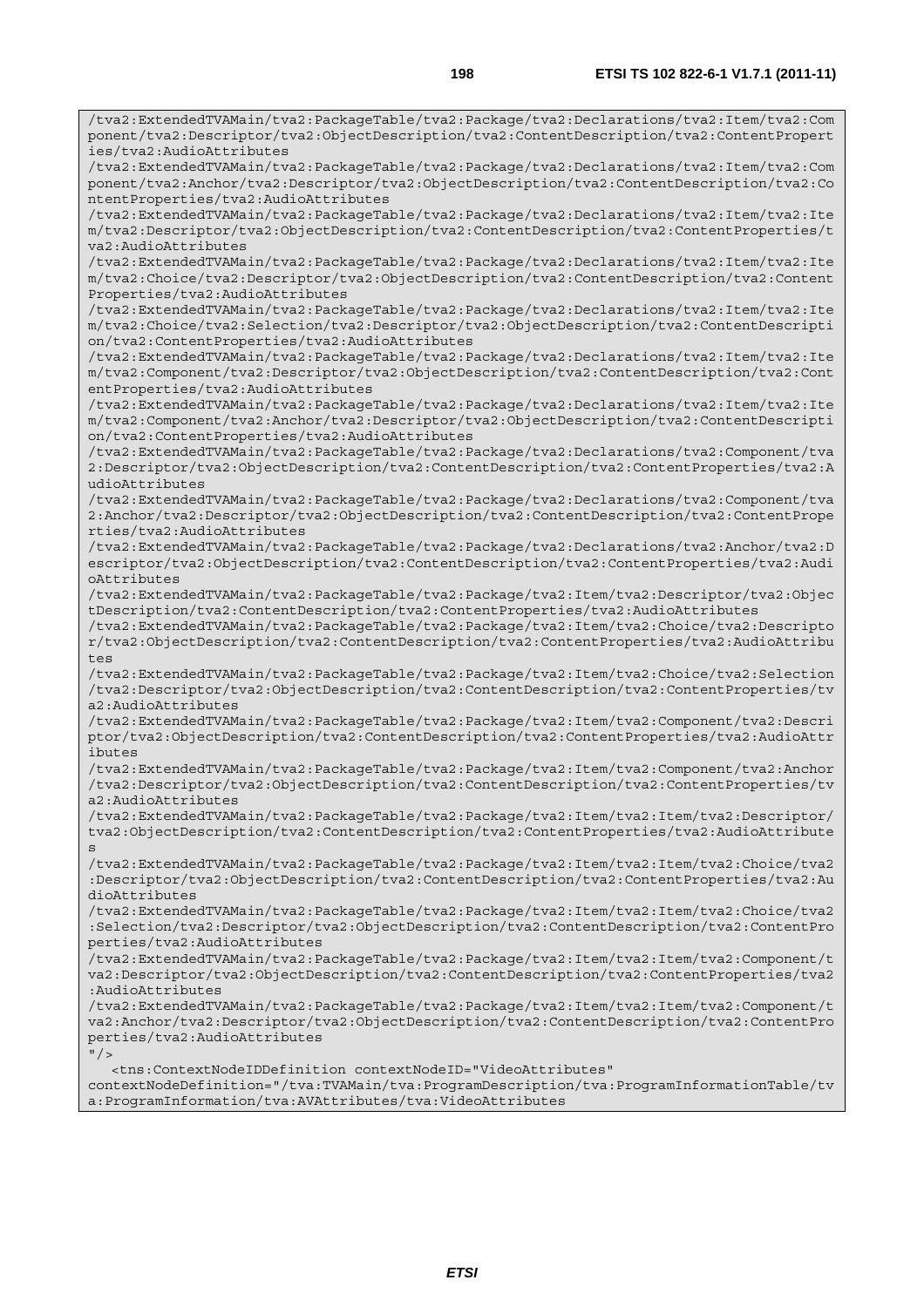```
/tva2:ExtendedTVAMain/tva2:PackageTable/tva2:Package/tva2:Declarations/tva2:Item/tva2:Component/tva2:Descriptor/tva2:ObjectDescription/tva2:ContentDescription/tva2:ContentProperties/tva2:AudioAttributes
/tva2:ExtendedTVAMain/tva2:PackageTable/tva2:Package/tva2:Declarations/tva2:Item/tva2:Component/tva2:Anchor/tva2:Descriptor/tva2:ObjectDescription/tva2:ContentDescription/tva2:ContentProperties/tva2:AudioAttributes
/tva2:ExtendedTVAMain/tva2:PackageTable/tva2:Package/tva2:Declarations/tva2:Item/tva2:Item/tva2:Descriptor/tva2:ObjectDescription/tva2:ContentDescription/tva2:ContentProperties/tva2:AudioAttributes
/tva2:ExtendedTVAMain/tva2:PackageTable/tva2:Package/tva2:Declarations/tva2:Item/tva2:Item/tva2:Choice/tva2:Descriptor/tva2:ObjectDescription/tva2:ContentDescription/tva2:ContentProperties/tva2:AudioAttributes
/tva2:ExtendedTVAMain/tva2:PackageTable/tva2:Package/tva2:Declarations/tva2:Item/tva2:Item/tva2:Choice/tva2:Selection/tva2:Descriptor/tva2:ObjectDescription/tva2:ContentDescription/tva2:ContentProperties/tva2:AudioAttributes
/tva2:ExtendedTVAMain/tva2:PackageTable/tva2:Package/tva2:Declarations/tva2:Item/tva2:Item/tva2:Component/tva2:Descriptor/tva2:ObjectDescription/tva2:ContentDescription/tva2:ContentProperties/tva2:AudioAttributes
/tva2:ExtendedTVAMain/tva2:PackageTable/tva2:Package/tva2:Declarations/tva2:Item/tva2:Item/tva2:Component/tva2:Anchor/tva2:Descriptor/tva2:ObjectDescription/tva2:ContentDescription/tva2:ContentProperties/tva2:AudioAttributes
/tva2:ExtendedTVAMain/tva2:PackageTable/tva2:Package/tva2:Declarations/tva2:Component/tva2:Descriptor/tva2:ObjectDescription/tva2:ContentDescription/tva2:ContentProperties/tva2:AudioAttributes
/tva2:ExtendedTVAMain/tva2:PackageTable/tva2:Package/tva2:Declarations/tva2:Component/tva2:Anchor/tva2:Descriptor/tva2:ObjectDescription/tva2:ContentDescription/tva2:ContentProperties/tva2:AudioAttributes
/tva2:ExtendedTVAMain/tva2:PackageTable/tva2:Package/tva2:Declarations/tva2:Anchor/tva2:Descriptor/tva2:ObjectDescription/tva2:ContentDescription/tva2:ContentProperties/tva2:AudioAttributes
/tva2:ExtendedTVAMain/tva2:PackageTable/tva2:Package/tva2:Item/tva2:Descriptor/tva2:ObjectDescription/tva2:ContentDescription/tva2:ContentProperties/tva2:AudioAttributes
/tva2:ExtendedTVAMain/tva2:PackageTable/tva2:Package/tva2:Item/tva2:Choice/tva2:Descriptor/tva2:ObjectDescription/tva2:ContentDescription/tva2:ContentProperties/tva2:AudioAttributes
/tva2:ExtendedTVAMain/tva2:PackageTable/tva2:Package/tva2:Item/tva2:Choice/tva2:Selection/tva2:Descriptor/tva2:ObjectDescription/tva2:ContentDescription/tva2:ContentProperties/tva2:AudioAttributes
/tva2:ExtendedTVAMain/tva2:PackageTable/tva2:Package/tva2:Item/tva2:Component/tva2:Descriptor/tva2:ObjectDescription/tva2:ContentDescription/tva2:ContentProperties/tva2:AudioAttributes
/tva2:ExtendedTVAMain/tva2:PackageTable/tva2:Package/tva2:Item/tva2:Component/tva2:Anchor/tva2:Descriptor/tva2:ObjectDescription/tva2:ContentDescription/tva2:ContentProperties/tva2:AudioAttributes
/tva2:ExtendedTVAMain/tva2:PackageTable/tva2:Package/tva2:Item/tva2:Item/tva2:Descriptor/tva2:ObjectDescription/tva2:ContentDescription/tva2:ContentProperties/tva2:AudioAttributes
/tva2:ExtendedTVAMain/tva2:PackageTable/tva2:Package/tva2:Item/tva2:Item/tva2:Choice/tva2:Descriptor/tva2:ObjectDescription/tva2:ContentDescription/tva2:ContentProperties/tva2:AudioAttributes
/tva2:ExtendedTVAMain/tva2:PackageTable/tva2:Package/tva2:Item/tva2:Item/tva2:Choice/tva2:Selection/tva2:Descriptor/tva2:ObjectDescription/tva2:ContentDescription/tva2:ContentProperties/tva2:AudioAttributes
/tva2:ExtendedTVAMain/tva2:PackageTable/tva2:Package/tva2:Item/tva2:Item/tva2:Component/tva2:Descriptor/tva2:ObjectDescription/tva2:ContentDescription/tva2:ContentProperties/tva2:AudioAttributes
/tva2:ExtendedTVAMain/tva2:PackageTable/tva2:Package/tva2:Item/tva2:Item/tva2:Component/tva2:Anchor/tva2:Descriptor/tva2:ObjectDescription/tva2:ContentDescription/tva2:ContentProperties/tva2:AudioAttributes
"/>
   <tns:ContextNodeIDDefinition contextNodeID="VideoAttributes"
contextNodeDefinition="/tva:TVAMain/tva:ProgramDescription/tva:ProgramInformationTable/tva:ProgramInformation/tva:AVAttributes/tva:VideoAttributes
```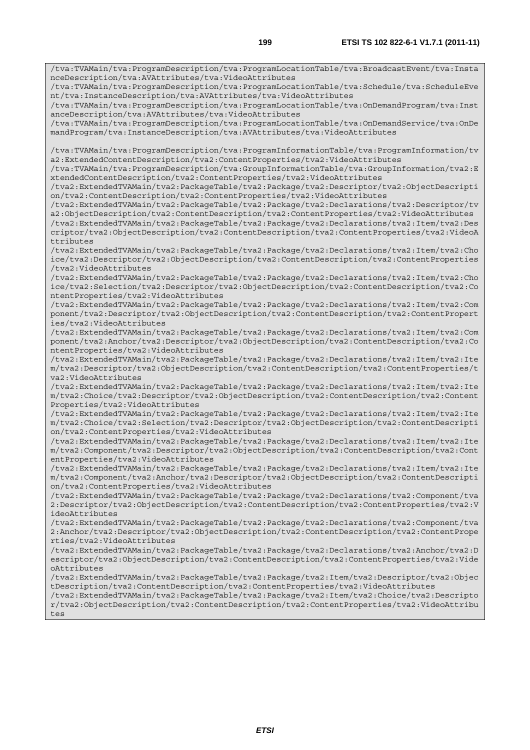```
/tva:TVAMain/tva:ProgramDescription/tva:ProgramLocationTable/tva:BroadcastEvent/tva:InstanceDescription/tva:AVAttributes/tva:VideoAttributes
/tva:TVAMain/tva:ProgramDescription/tva:ProgramLocationTable/tva:Schedule/tva:ScheduleEvent/tva:InstanceDescription/tva:AVAttributes/tva:VideoAttributes
/tva:TVAMain/tva:ProgramDescription/tva:ProgramLocationTable/tva:OnDemandProgram/tva:InstanceDescription/tva:AVAttributes/tva:VideoAttributes
/tva:TVAMain/tva:ProgramDescription/tva:ProgramLocationTable/tva:OnDemandService/tva:OnDemandProgram/tva:InstanceDescription/tva:AVAttributes/tva:VideoAttributes

/tva:TVAMain/tva:ProgramDescription/tva:ProgramInformationTable/tva:ProgramInformation/tva2:ExtendedContentDescription/tva2:ContentProperties/tva2:VideoAttributes
/tva:TVAMain/tva:ProgramDescription/tva:GroupInformationTable/tva:GroupInformation/tva2:ExtendedContentDescription/tva2:ContentProperties/tva2:VideoAttributes
/tva2:ExtendedTVAMain/tva2:PackageTable/tva2:Package/tva2:Descriptor/tva2:ObjectDescription/tva2:ContentDescription/tva2:ContentProperties/tva2:VideoAttributes
/tva2:ExtendedTVAMain/tva2:PackageTable/tva2:Package/tva2:Declarations/tva2:Descriptor/tva2:ObjectDescription/tva2:ContentDescription/tva2:ContentProperties/tva2:VideoAttributes
/tva2:ExtendedTVAMain/tva2:PackageTable/tva2:Package/tva2:Declarations/tva2:Item/tva2:Descriptor/tva2:ObjectDescription/tva2:ContentDescription/tva2:ContentProperties/tva2:VideoAttributes
/tva2:ExtendedTVAMain/tva2:PackageTable/tva2:Package/tva2:Declarations/tva2:Item/tva2:Choice/tva2:Descriptor/tva2:ObjectDescription/tva2:ContentDescription/tva2:ContentProperties/tva2:VideoAttributes
/tva2:ExtendedTVAMain/tva2:PackageTable/tva2:Package/tva2:Declarations/tva2:Item/tva2:Choice/tva2:Selection/tva2:Descriptor/tva2:ObjectDescription/tva2:ContentDescription/tva2:ContentProperties/tva2:VideoAttributes
/tva2:ExtendedTVAMain/tva2:PackageTable/tva2:Package/tva2:Declarations/tva2:Item/tva2:Component/tva2:Descriptor/tva2:ObjectDescription/tva2:ContentDescription/tva2:ContentProperties/tva2:VideoAttributes
/tva2:ExtendedTVAMain/tva2:PackageTable/tva2:Package/tva2:Declarations/tva2:Item/tva2:Component/tva2:Anchor/tva2:Descriptor/tva2:ObjectDescription/tva2:ContentDescription/tva2:ContentProperties/tva2:VideoAttributes
/tva2:ExtendedTVAMain/tva2:PackageTable/tva2:Package/tva2:Declarations/tva2:Item/tva2:Item/tva2:Descriptor/tva2:ObjectDescription/tva2:ContentDescription/tva2:ContentProperties/tva2:VideoAttributes
/tva2:ExtendedTVAMain/tva2:PackageTable/tva2:Package/tva2:Declarations/tva2:Item/tva2:Item/tva2:Choice/tva2:Descriptor/tva2:ObjectDescription/tva2:ContentDescription/tva2:ContentProperties/tva2:VideoAttributes
/tva2:ExtendedTVAMain/tva2:PackageTable/tva2:Package/tva2:Declarations/tva2:Item/tva2:Item/tva2:Choice/tva2:Selection/tva2:Descriptor/tva2:ObjectDescription/tva2:ContentDescription/tva2:ContentProperties/tva2:VideoAttributes
/tva2:ExtendedTVAMain/tva2:PackageTable/tva2:Package/tva2:Declarations/tva2:Item/tva2:Item/tva2:Component/tva2:Descriptor/tva2:ObjectDescription/tva2:ContentDescription/tva2:ContentProperties/tva2:VideoAttributes
/tva2:ExtendedTVAMain/tva2:PackageTable/tva2:Package/tva2:Declarations/tva2:Item/tva2:Item/tva2:Component/tva2:Anchor/tva2:Descriptor/tva2:ObjectDescription/tva2:ContentDescription/tva2:ContentProperties/tva2:VideoAttributes
/tva2:ExtendedTVAMain/tva2:PackageTable/tva2:Package/tva2:Declarations/tva2:Component/tva2:Descriptor/tva2:ObjectDescription/tva2:ContentDescription/tva2:ContentProperties/tva2:VideoAttributes
/tva2:ExtendedTVAMain/tva2:PackageTable/tva2:Package/tva2:Declarations/tva2:Component/tva2:Anchor/tva2:Descriptor/tva2:ObjectDescription/tva2:ContentDescription/tva2:ContentProperties/tva2:VideoAttributes
/tva2:ExtendedTVAMain/tva2:PackageTable/tva2:Package/tva2:Declarations/tva2:Anchor/tva2:Descriptor/tva2:ObjectDescription/tva2:ContentDescription/tva2:ContentProperties/tva2:VideoAttributes
/tva2:ExtendedTVAMain/tva2:PackageTable/tva2:Package/tva2:Item/tva2:Descriptor/tva2:ObjectDescription/tva2:ContentDescription/tva2:ContentProperties/tva2:VideoAttributes
/tva2:ExtendedTVAMain/tva2:PackageTable/tva2:Package/tva2:Item/tva2:Choice/tva2:Descriptor/tva2:ObjectDescription/tva2:ContentDescription/tva2:ContentProperties/tva2:VideoAttributes
```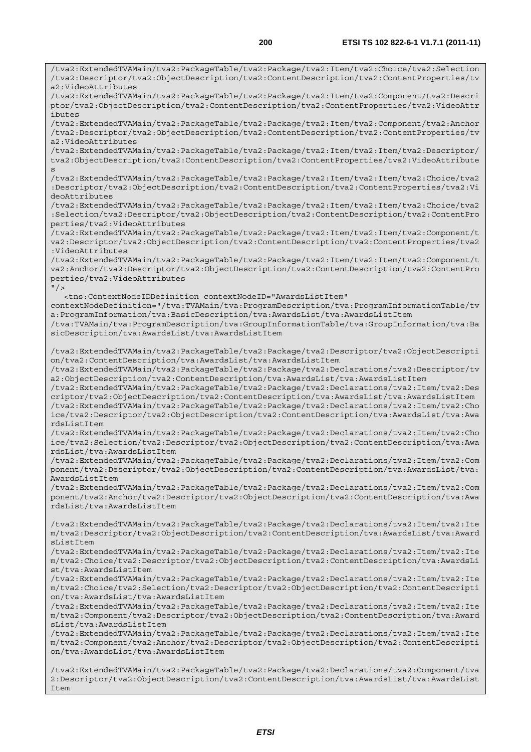```
/tva2:ExtendedTVAMain/tva2:PackageTable/tva2:Package/tva2:Item/tva2:Choice/tva2:Selection
/tva2:Descriptor/tva2:ObjectDescription/tva2:ContentDescription/tva2:ContentProperties/tv
a2:VideoAttributes
/tva2:ExtendedTVAMain/tva2:PackageTable/tva2:Package/tva2:Item/tva2:Component/tva2:Descri
ptor/tva2:ObjectDescription/tva2:ContentDescription/tva2:ContentProperties/tva2:VideoAttr
ibutes
/tva2:ExtendedTVAMain/tva2:PackageTable/tva2:Package/tva2:Item/tva2:Component/tva2:Anchor
/tva2:Descriptor/tva2:ObjectDescription/tva2:ContentDescription/tva2:ContentProperties/tv
a2:VideoAttributes
/tva2:ExtendedTVAMain/tva2:PackageTable/tva2:Package/tva2:Item/tva2:Item/tva2:Descriptor/
tva2:ObjectDescription/tva2:ContentDescription/tva2:ContentProperties/tva2:VideoAttribute
s
/tva2:ExtendedTVAMain/tva2:PackageTable/tva2:Package/tva2:Item/tva2:Item/tva2:Choice/tva2
:Descriptor/tva2:ObjectDescription/tva2:ContentDescription/tva2:ContentProperties/tva2:Vi
deoAttributes
/tva2:ExtendedTVAMain/tva2:PackageTable/tva2:Package/tva2:Item/tva2:Item/tva2:Choice/tva2
:Selection/tva2:Descriptor/tva2:ObjectDescription/tva2:ContentDescription/tva2:ContentPro
perties/tva2:VideoAttributes
/tva2:ExtendedTVAMain/tva2:PackageTable/tva2:Package/tva2:Item/tva2:Item/tva2:Component/t
va2:Descriptor/tva2:ObjectDescription/tva2:ContentDescription/tva2:ContentProperties/tva2
:VideoAttributes
/tva2:ExtendedTVAMain/tva2:PackageTable/tva2:Package/tva2:Item/tva2:Item/tva2:Component/t
va2:Anchor/tva2:Descriptor/tva2:ObjectDescription/tva2:ContentDescription/tva2:ContentPro
perties/tva2:VideoAttributes
"/>
   <tns:ContextNodeIDDefinition contextNodeID="AwardsListItem"
contextNodeDefinition="/tva:TVAMain/tva:ProgramDescription/tva:ProgramInformationTable/tv
a:ProgramInformation/tva:BasicDescription/tva:AwardsList/tva:AwardsListItem
/tva:TVAMain/tva:ProgramDescription/tva:GroupInformationTable/tva:GroupInformation/tva:Ba
sicDescription/tva:AwardsList/tva:AwardsListItem

/tva2:ExtendedTVAMain/tva2:PackageTable/tva2:Package/tva2:Descriptor/tva2:ObjectDescripti
on/tva2:ContentDescription/tva:AwardsList/tva:AwardsListItem
/tva2:ExtendedTVAMain/tva2:PackageTable/tva2:Package/tva2:Declarations/tva2:Descriptor/tv
a2:ObjectDescription/tva2:ContentDescription/tva:AwardsList/tva:AwardsListItem
/tva2:ExtendedTVAMain/tva2:PackageTable/tva2:Package/tva2:Declarations/tva2:Item/tva2:Des
criptor/tva2:ObjectDescription/tva2:ContentDescription/tva:AwardsList/tva:AwardsListItem
/tva2:ExtendedTVAMain/tva2:PackageTable/tva2:Package/tva2:Declarations/tva2:Item/tva2:Cho
ice/tva2:Descriptor/tva2:ObjectDescription/tva2:ContentDescription/tva:AwardsList/tva:Awa
rdsListItem
/tva2:ExtendedTVAMain/tva2:PackageTable/tva2:Package/tva2:Declarations/tva2:Item/tva2:Cho
ice/tva2:Selection/tva2:Descriptor/tva2:ObjectDescription/tva2:ContentDescription/tva:Awa
rdsList/tva:AwardsListItem
/tva2:ExtendedTVAMain/tva2:PackageTable/tva2:Package/tva2:Declarations/tva2:Item/tva2:Com
ponent/tva2:Descriptor/tva2:ObjectDescription/tva2:ContentDescription/tva:AwardsList/tva:
AwardsListItem
/tva2:ExtendedTVAMain/tva2:PackageTable/tva2:Package/tva2:Declarations/tva2:Item/tva2:Com
ponent/tva2:Anchor/tva2:Descriptor/tva2:ObjectDescription/tva2:ContentDescription/tva:Awa
rdsList/tva:AwardsListItem

/tva2:ExtendedTVAMain/tva2:PackageTable/tva2:Package/tva2:Declarations/tva2:Item/tva2:Ite
m/tva2:Descriptor/tva2:ObjectDescription/tva2:ContentDescription/tva:AwardsList/tva:Award
sListItem
/tva2:ExtendedTVAMain/tva2:PackageTable/tva2:Package/tva2:Declarations/tva2:Item/tva2:Ite
m/tva2:Choice/tva2:Descriptor/tva2:ObjectDescription/tva2:ContentDescription/tva:AwardsLi
st/tva:AwardsListItem
/tva2:ExtendedTVAMain/tva2:PackageTable/tva2:Package/tva2:Declarations/tva2:Item/tva2:Ite
m/tva2:Choice/tva2:Selection/tva2:Descriptor/tva2:ObjectDescription/tva2:ContentDescripti
on/tva:AwardsList/tva:AwardsListItem
/tva2:ExtendedTVAMain/tva2:PackageTable/tva2:Package/tva2:Declarations/tva2:Item/tva2:Ite
m/tva2:Component/tva2:Descriptor/tva2:ObjectDescription/tva2:ContentDescription/tva:Award
sList/tva:AwardsListItem
/tva2:ExtendedTVAMain/tva2:PackageTable/tva2:Package/tva2:Declarations/tva2:Item/tva2:Ite
m/tva2:Component/tva2:Anchor/tva2:Descriptor/tva2:ObjectDescription/tva2:ContentDescripti
on/tva:AwardsList/tva:AwardsListItem

/tva2:ExtendedTVAMain/tva2:PackageTable/tva2:Package/tva2:Declarations/tva2:Component/tva
2:Descriptor/tva2:ObjectDescription/tva2:ContentDescription/tva:AwardsList/tva:AwardsList
Item
```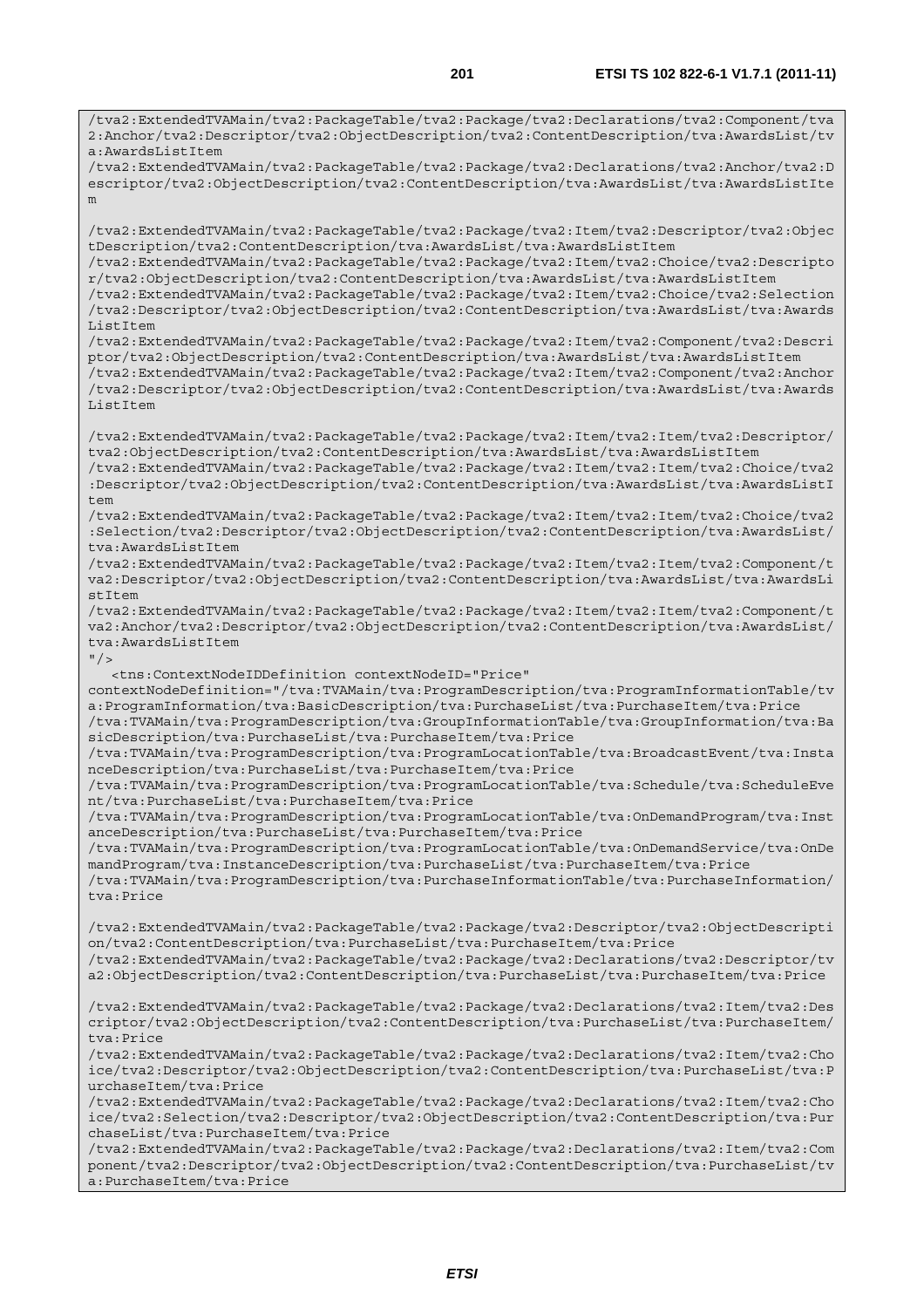```
/tva2:ExtendedTVAMain/tva2:PackageTable/tva2:Package/tva2:Declarations/tva2:Component/tva2:Anchor/tva2:Descriptor/tva2:ObjectDescription/tva2:ContentDescription/tva:AwardsList/tva:AwardsListItem
/tva2:ExtendedTVAMain/tva2:PackageTable/tva2:Package/tva2:Declarations/tva2:Anchor/tva2:Descriptor/tva2:ObjectDescription/tva2:ContentDescription/tva:AwardsList/tva:AwardsListItem

/tva2:ExtendedTVAMain/tva2:PackageTable/tva2:Package/tva2:Item/tva2:Descriptor/tva2:ObjectDescription/tva2:ContentDescription/tva:AwardsList/tva:AwardsListItem
/tva2:ExtendedTVAMain/tva2:PackageTable/tva2:Package/tva2:Item/tva2:Choice/tva2:Descriptor/tva2:ObjectDescription/tva2:ContentDescription/tva:AwardsList/tva:AwardsListItem
/tva2:ExtendedTVAMain/tva2:PackageTable/tva2:Package/tva2:Item/tva2:Choice/tva2:Selection/tva2:Descriptor/tva2:ObjectDescription/tva2:ContentDescription/tva:AwardsList/tva:AwardsListItem
/tva2:ExtendedTVAMain/tva2:PackageTable/tva2:Package/tva2:Item/tva2:Component/tva2:Descriptor/tva2:ObjectDescription/tva2:ContentDescription/tva:AwardsList/tva:AwardsListItem
/tva2:ExtendedTVAMain/tva2:PackageTable/tva2:Package/tva2:Item/tva2:Component/tva2:Anchor/tva2:Descriptor/tva2:ObjectDescription/tva2:ContentDescription/tva:AwardsList/tva:AwardsListItem

/tva2:ExtendedTVAMain/tva2:PackageTable/tva2:Package/tva2:Item/tva2:Item/tva2:Descriptor/tva2:ObjectDescription/tva2:ContentDescription/tva:AwardsList/tva:AwardsListItem
/tva2:ExtendedTVAMain/tva2:PackageTable/tva2:Package/tva2:Item/tva2:Item/tva2:Choice/tva2:Descriptor/tva2:ObjectDescription/tva2:ContentDescription/tva:AwardsList/tva:AwardsListItem
/tva2:ExtendedTVAMain/tva2:PackageTable/tva2:Package/tva2:Item/tva2:Item/tva2:Choice/tva2:Selection/tva2:Descriptor/tva2:ObjectDescription/tva2:ContentDescription/tva:AwardsList/tva:AwardsListItem
/tva2:ExtendedTVAMain/tva2:PackageTable/tva2:Package/tva2:Item/tva2:Item/tva2:Component/tva2:Descriptor/tva2:ObjectDescription/tva2:ContentDescription/tva:AwardsList/tva:AwardsListItem
/tva2:ExtendedTVAMain/tva2:PackageTable/tva2:Package/tva2:Item/tva2:Item/tva2:Component/tva2:Anchor/tva2:Descriptor/tva2:ObjectDescription/tva2:ContentDescription/tva:AwardsList/tva:AwardsListItem
"/>
   <tns:ContextNodeIDDefinition contextNodeID="Price"
contextNodeDefinition="/tva:TVAMain/tva:ProgramDescription/tva:ProgramInformationTable/tva:ProgramInformation/tva:BasicDescription/tva:PurchaseList/tva:PurchaseItem/tva:Price
/tva:TVAMain/tva:ProgramDescription/tva:GroupInformationTable/tva:GroupInformation/tva:BasicDescription/tva:PurchaseList/tva:PurchaseItem/tva:Price
/tva:TVAMain/tva:ProgramDescription/tva:ProgramLocationTable/tva:BroadcastEvent/tva:InstanceDescription/tva:PurchaseList/tva:PurchaseItem/tva:Price
/tva:TVAMain/tva:ProgramDescription/tva:ProgramLocationTable/tva:Schedule/tva:ScheduleEvent/tva:PurchaseList/tva:PurchaseItem/tva:Price
/tva:TVAMain/tva:ProgramDescription/tva:ProgramLocationTable/tva:OnDemandProgram/tva:InstanceDescription/tva:PurchaseList/tva:PurchaseItem/tva:Price
/tva:TVAMain/tva:ProgramDescription/tva:ProgramLocationTable/tva:OnDemandService/tva:OnDemandProgram/tva:InstanceDescription/tva:PurchaseList/tva:PurchaseItem/tva:Price
/tva:TVAMain/tva:ProgramDescription/tva:PurchaseInformationTable/tva:PurchaseInformation/tva:Price

/tva2:ExtendedTVAMain/tva2:PackageTable/tva2:Package/tva2:Descriptor/tva2:ObjectDescription/tva2:ContentDescription/tva:PurchaseList/tva:PurchaseItem/tva:Price
/tva2:ExtendedTVAMain/tva2:PackageTable/tva2:Package/tva2:Declarations/tva2:Descriptor/tva2:ObjectDescription/tva2:ContentDescription/tva:PurchaseList/tva:PurchaseItem/tva:Price

/tva2:ExtendedTVAMain/tva2:PackageTable/tva2:Package/tva2:Declarations/tva2:Item/tva2:Descriptor/tva2:ObjectDescription/tva2:ContentDescription/tva:PurchaseList/tva:PurchaseItem/tva:Price
/tva2:ExtendedTVAMain/tva2:PackageTable/tva2:Package/tva2:Declarations/tva2:Item/tva2:Choice/tva2:Descriptor/tva2:ObjectDescription/tva2:ContentDescription/tva:PurchaseList/tva:PurchaseItem/tva:Price
/tva2:ExtendedTVAMain/tva2:PackageTable/tva2:Package/tva2:Declarations/tva2:Item/tva2:Choice/tva2:Selection/tva2:Descriptor/tva2:ObjectDescription/tva2:ContentDescription/tva:PurchaseList/tva:PurchaseItem/tva:Price
/tva2:ExtendedTVAMain/tva2:PackageTable/tva2:Package/tva2:Declarations/tva2:Item/tva2:Component/tva2:Descriptor/tva2:ObjectDescription/tva2:ContentDescription/tva:PurchaseList/tva:PurchaseItem/tva:Price
```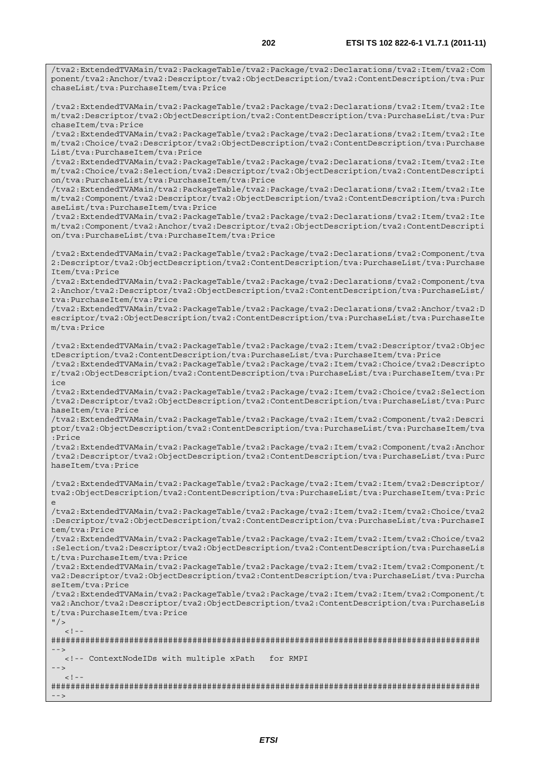```
/tva2:ExtendedTVAMain/tva2:PackageTable/tva2:Package/tva2:Declarations/tva2:Item/tva2:Component/tva2:Anchor/tva2:Descriptor/tva2:ObjectDescription/tva2:ContentDescription/tva:PurchaseList/tva:PurchaseItem/tva:Price

/tva2:ExtendedTVAMain/tva2:PackageTable/tva2:Package/tva2:Declarations/tva2:Item/tva2:Item/tva2:Descriptor/tva2:ObjectDescription/tva2:ContentDescription/tva:PurchaseList/tva:PurchaseItem/tva:Price
/tva2:ExtendedTVAMain/tva2:PackageTable/tva2:Package/tva2:Declarations/tva2:Item/tva2:Item/tva2:Choice/tva2:Descriptor/tva2:ObjectDescription/tva2:ContentDescription/tva:PurchaseList/tva:PurchaseItem/tva:Price
/tva2:ExtendedTVAMain/tva2:PackageTable/tva2:Package/tva2:Declarations/tva2:Item/tva2:Item/tva2:Choice/tva2:Selection/tva2:Descriptor/tva2:ObjectDescription/tva2:ContentDescription/tva:PurchaseList/tva:PurchaseItem/tva:Price
/tva2:ExtendedTVAMain/tva2:PackageTable/tva2:Package/tva2:Declarations/tva2:Item/tva2:Item/tva2:Component/tva2:Descriptor/tva2:ObjectDescription/tva2:ContentDescription/tva:PurchaseList/tva:PurchaseItem/tva:Price
/tva2:ExtendedTVAMain/tva2:PackageTable/tva2:Package/tva2:Declarations/tva2:Item/tva2:Item/tva2:Component/tva2:Anchor/tva2:Descriptor/tva2:ObjectDescription/tva2:ContentDescription/tva:PurchaseList/tva:PurchaseItem/tva:Price

/tva2:ExtendedTVAMain/tva2:PackageTable/tva2:Package/tva2:Declarations/tva2:Component/tva2:Descriptor/tva2:ObjectDescription/tva2:ContentDescription/tva:PurchaseList/tva:PurchaseItem/tva:Price
/tva2:ExtendedTVAMain/tva2:PackageTable/tva2:Package/tva2:Declarations/tva2:Component/tva2:Anchor/tva2:Descriptor/tva2:ObjectDescription/tva2:ContentDescription/tva:PurchaseList/tva:PurchaseItem/tva:Price
/tva2:ExtendedTVAMain/tva2:PackageTable/tva2:Package/tva2:Declarations/tva2:Anchor/tva2:Descriptor/tva2:ObjectDescription/tva2:ContentDescription/tva:PurchaseList/tva:PurchaseItem/tva:Price

/tva2:ExtendedTVAMain/tva2:PackageTable/tva2:Package/tva2:Item/tva2:Descriptor/tva2:ObjectDescription/tva2:ContentDescription/tva:PurchaseList/tva:PurchaseItem/tva:Price
/tva2:ExtendedTVAMain/tva2:PackageTable/tva2:Package/tva2:Item/tva2:Choice/tva2:Descriptor/tva2:ObjectDescription/tva2:ContentDescription/tva:PurchaseList/tva:PurchaseItem/tva:Price
/tva2:ExtendedTVAMain/tva2:PackageTable/tva2:Package/tva2:Item/tva2:Choice/tva2:Selection/tva2:Descriptor/tva2:ObjectDescription/tva2:ContentDescription/tva:PurchaseList/tva:PurchaseItem/tva:Price
/tva2:ExtendedTVAMain/tva2:PackageTable/tva2:Package/tva2:Item/tva2:Component/tva2:Descriptor/tva2:ObjectDescription/tva2:ContentDescription/tva:PurchaseList/tva:PurchaseItem/tva:Price
/tva2:ExtendedTVAMain/tva2:PackageTable/tva2:Package/tva2:Item/tva2:Component/tva2:Anchor/tva2:Descriptor/tva2:ObjectDescription/tva2:ContentDescription/tva:PurchaseList/tva:PurchaseItem/tva:Price

/tva2:ExtendedTVAMain/tva2:PackageTable/tva2:Package/tva2:Item/tva2:Item/tva2:Descriptor/tva2:ObjectDescription/tva2:ContentDescription/tva:PurchaseList/tva:PurchaseItem/tva:Price
/tva2:ExtendedTVAMain/tva2:PackageTable/tva2:Package/tva2:Item/tva2:Item/tva2:Choice/tva2:Descriptor/tva2:ObjectDescription/tva2:ContentDescription/tva:PurchaseList/tva:PurchaseItem/tva:Price
/tva2:ExtendedTVAMain/tva2:PackageTable/tva2:Package/tva2:Item/tva2:Item/tva2:Choice/tva2:Selection/tva2:Descriptor/tva2:ObjectDescription/tva2:ContentDescription/tva:PurchaseList/tva:PurchaseItem/tva:Price
/tva2:ExtendedTVAMain/tva2:PackageTable/tva2:Package/tva2:Item/tva2:Item/tva2:Component/tva2:Descriptor/tva2:ObjectDescription/tva2:ContentDescription/tva:PurchaseList/tva:PurchaseItem/tva:Price
/tva2:ExtendedTVAMain/tva2:PackageTable/tva2:Package/tva2:Item/tva2:Item/tva2:Component/tva2:Anchor/tva2:Descriptor/tva2:ObjectDescription/tva2:ContentDescription/tva:PurchaseList/tva:PurchaseItem/tva:Price
"/>
   <!--
########################################################################################
-->
   <!-- ContextNodeIDs with multiple xPath   for RMPI
-->
   <!--
########################################################################################
-->
```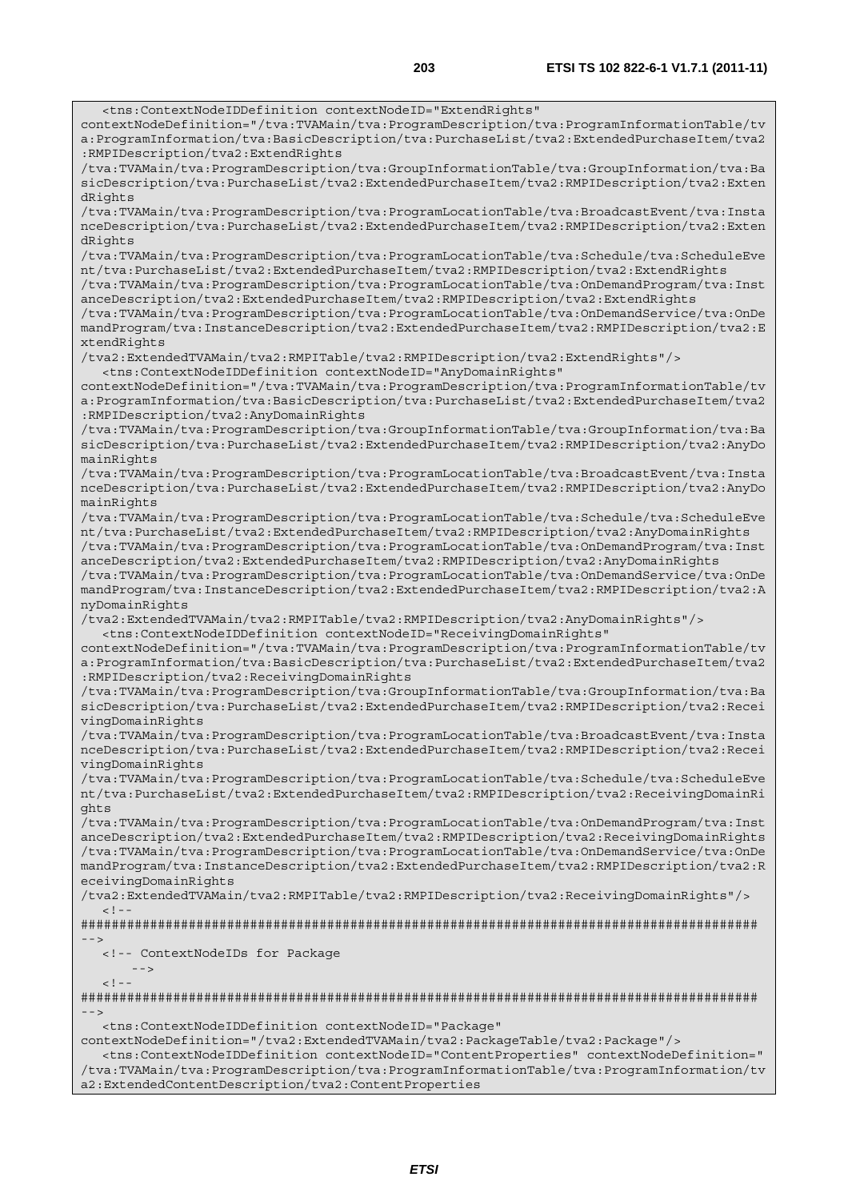```
   <tns:ContextNodeIDDefinition contextNodeID="ExtendRights"
contextNodeDefinition="/tva:TVAMain/tva:ProgramDescription/tva:ProgramInformationTable/tv
a:ProgramInformation/tva:BasicDescription/tva:PurchaseList/tva2:ExtendedPurchaseItem/tva2
:RMPIDescription/tva2:ExtendRights
/tva:TVAMain/tva:ProgramDescription/tva:GroupInformationTable/tva:GroupInformation/tva:Ba
sicDescription/tva:PurchaseList/tva2:ExtendedPurchaseItem/tva2:RMPIDescription/tva2:Exten
dRights
/tva:TVAMain/tva:ProgramDescription/tva:ProgramLocationTable/tva:BroadcastEvent/tva:Insta
nceDescription/tva:PurchaseList/tva2:ExtendedPurchaseItem/tva2:RMPIDescription/tva2:Exten
dRights
/tva:TVAMain/tva:ProgramDescription/tva:ProgramLocationTable/tva:Schedule/tva:ScheduleEve
nt/tva:PurchaseList/tva2:ExtendedPurchaseItem/tva2:RMPIDescription/tva2:ExtendRights
/tva:TVAMain/tva:ProgramDescription/tva:ProgramLocationTable/tva:OnDemandProgram/tva:Inst
anceDescription/tva2:ExtendedPurchaseItem/tva2:RMPIDescription/tva2:ExtendRights
/tva:TVAMain/tva:ProgramDescription/tva:ProgramLocationTable/tva:OnDemandService/tva:OnDe
mandProgram/tva:InstanceDescription/tva2:ExtendedPurchaseItem/tva2:RMPIDescription/tva2:E
xtendRights
/tva2:ExtendedTVAMain/tva2:RMPITable/tva2:RMPIDescription/tva2:ExtendRights"/>
   <tns:ContextNodeIDDefinition contextNodeID="AnyDomainRights"
contextNodeDefinition="/tva:TVAMain/tva:ProgramDescription/tva:ProgramInformationTable/tv
a:ProgramInformation/tva:BasicDescription/tva:PurchaseList/tva2:ExtendedPurchaseItem/tva2
:RMPIDescription/tva2:AnyDomainRights
/tva:TVAMain/tva:ProgramDescription/tva:GroupInformationTable/tva:GroupInformation/tva:Ba
sicDescription/tva:PurchaseList/tva2:ExtendedPurchaseItem/tva2:RMPIDescription/tva2:AnyDo
mainRights
/tva:TVAMain/tva:ProgramDescription/tva:ProgramLocationTable/tva:BroadcastEvent/tva:Insta
nceDescription/tva:PurchaseList/tva2:ExtendedPurchaseItem/tva2:RMPIDescription/tva2:AnyDo
mainRights
/tva:TVAMain/tva:ProgramDescription/tva:ProgramLocationTable/tva:Schedule/tva:ScheduleEve
nt/tva:PurchaseList/tva2:ExtendedPurchaseItem/tva2:RMPIDescription/tva2:AnyDomainRights
/tva:TVAMain/tva:ProgramDescription/tva:ProgramLocationTable/tva:OnDemandProgram/tva:Inst
anceDescription/tva2:ExtendedPurchaseItem/tva2:RMPIDescription/tva2:AnyDomainRights
/tva:TVAMain/tva:ProgramDescription/tva:ProgramLocationTable/tva:OnDemandService/tva:OnDe
mandProgram/tva:InstanceDescription/tva2:ExtendedPurchaseItem/tva2:RMPIDescription/tva2:A
nyDomainRights
/tva2:ExtendedTVAMain/tva2:RMPITable/tva2:RMPIDescription/tva2:AnyDomainRights"/>
   <tns:ContextNodeIDDefinition contextNodeID="ReceivingDomainRights"
contextNodeDefinition="/tva:TVAMain/tva:ProgramDescription/tva:ProgramInformationTable/tv
a:ProgramInformation/tva:BasicDescription/tva:PurchaseList/tva2:ExtendedPurchaseItem/tva2
:RMPIDescription/tva2:ReceivingDomainRights
/tva:TVAMain/tva:ProgramDescription/tva:GroupInformationTable/tva:GroupInformation/tva:Ba
sicDescription/tva:PurchaseList/tva2:ExtendedPurchaseItem/tva2:RMPIDescription/tva2:Recei
vingDomainRights
/tva:TVAMain/tva:ProgramDescription/tva:ProgramLocationTable/tva:BroadcastEvent/tva:Insta
nceDescription/tva:PurchaseList/tva2:ExtendedPurchaseItem/tva2:RMPIDescription/tva2:Recei
vingDomainRights
/tva:TVAMain/tva:ProgramDescription/tva:ProgramLocationTable/tva:Schedule/tva:ScheduleEve
nt/tva:PurchaseList/tva2:ExtendedPurchaseItem/tva2:RMPIDescription/tva2:ReceivingDomainRi
ghts
/tva:TVAMain/tva:ProgramDescription/tva:ProgramLocationTable/tva:OnDemandProgram/tva:Inst
anceDescription/tva2:ExtendedPurchaseItem/tva2:RMPIDescription/tva2:ReceivingDomainRights
/tva:TVAMain/tva:ProgramDescription/tva:ProgramLocationTable/tva:OnDemandService/tva:OnDe
mandProgram/tva:InstanceDescription/tva2:ExtendedPurchaseItem/tva2:RMPIDescription/tva2:R
eceivingDomainRights
/tva2:ExtendedTVAMain/tva2:RMPITable/tva2:RMPIDescription/tva2:ReceivingDomainRights"/>
   <!--
#########################################################################################
-->
   <!-- ContextNodeIDs for Package
      -->
   <!--
#########################################################################################
-->
   <tns:ContextNodeIDDefinition contextNodeID="Package"
contextNodeDefinition="/tva2:ExtendedTVAMain/tva2:PackageTable/tva2:Package"/>
   <tns:ContextNodeIDDefinition contextNodeID="ContentProperties" contextNodeDefinition="
/tva:TVAMain/tva:ProgramDescription/tva:ProgramInformationTable/tva:ProgramInformation/tv
a2:ExtendedContentDescription/tva2:ContentProperties
```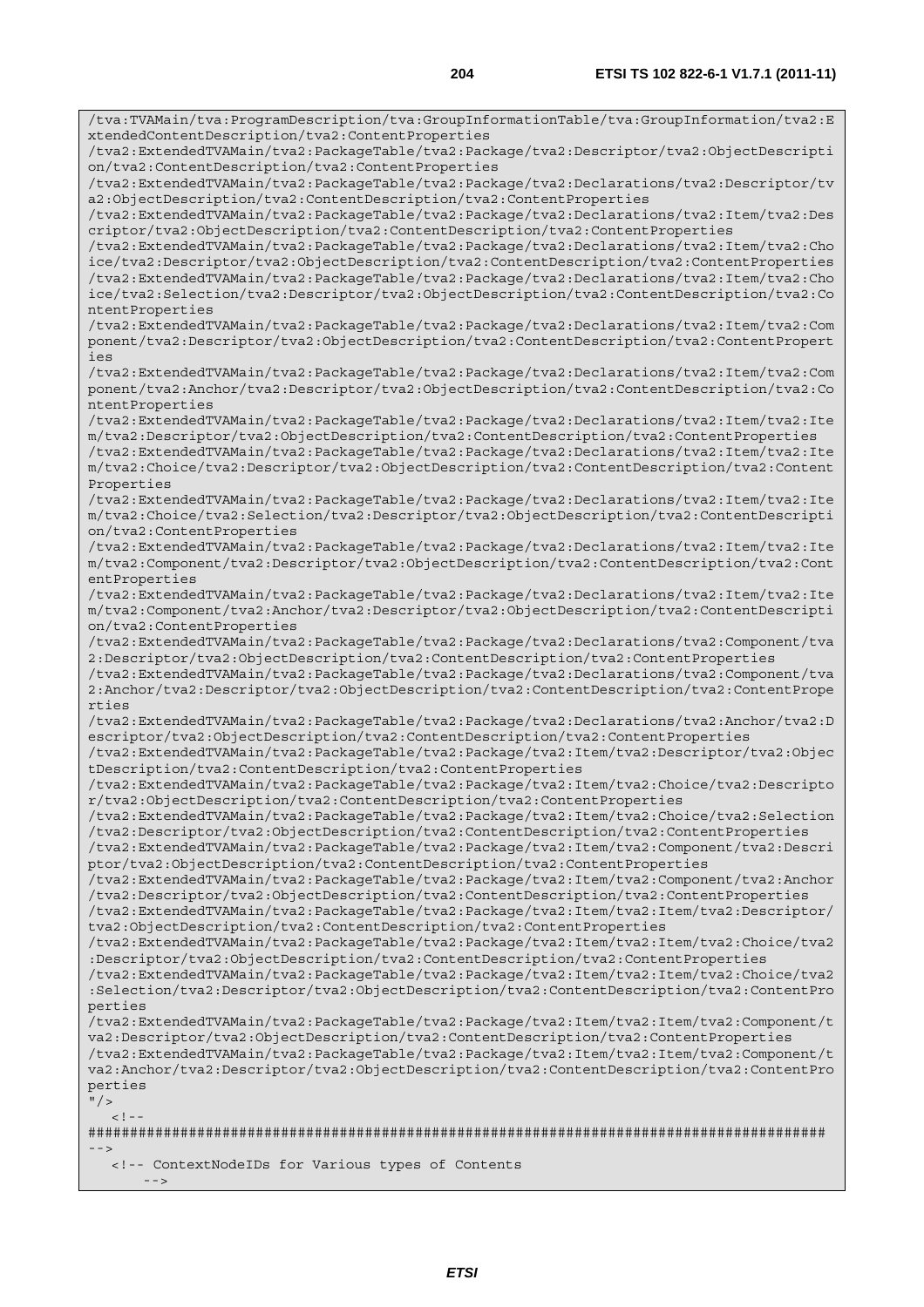```
/tva:TVAMain/tva:ProgramDescription/tva:GroupInformationTable/tva:GroupInformation/tva2:E
xtendedContentDescription/tva2:ContentProperties
/tva2:ExtendedTVAMain/tva2:PackageTable/tva2:Package/tva2:Descriptor/tva2:ObjectDescripti
on/tva2:ContentDescription/tva2:ContentProperties
/tva2:ExtendedTVAMain/tva2:PackageTable/tva2:Package/tva2:Declarations/tva2:Descriptor/tv
a2:ObjectDescription/tva2:ContentDescription/tva2:ContentProperties
/tva2:ExtendedTVAMain/tva2:PackageTable/tva2:Package/tva2:Declarations/tva2:Item/tva2:Des
criptor/tva2:ObjectDescription/tva2:ContentDescription/tva2:ContentProperties
/tva2:ExtendedTVAMain/tva2:PackageTable/tva2:Package/tva2:Declarations/tva2:Item/tva2:Cho
ice/tva2:Descriptor/tva2:ObjectDescription/tva2:ContentDescription/tva2:ContentProperties
/tva2:ExtendedTVAMain/tva2:PackageTable/tva2:Package/tva2:Declarations/tva2:Item/tva2:Cho
ice/tva2:Selection/tva2:Descriptor/tva2:ObjectDescription/tva2:ContentDescription/tva2:Co
ntentProperties
/tva2:ExtendedTVAMain/tva2:PackageTable/tva2:Package/tva2:Declarations/tva2:Item/tva2:Com
ponent/tva2:Descriptor/tva2:ObjectDescription/tva2:ContentDescription/tva2:ContentPropert
ies
/tva2:ExtendedTVAMain/tva2:PackageTable/tva2:Package/tva2:Declarations/tva2:Item/tva2:Com
ponent/tva2:Anchor/tva2:Descriptor/tva2:ObjectDescription/tva2:ContentDescription/tva2:Co
ntentProperties
/tva2:ExtendedTVAMain/tva2:PackageTable/tva2:Package/tva2:Declarations/tva2:Item/tva2:Ite
m/tva2:Descriptor/tva2:ObjectDescription/tva2:ContentDescription/tva2:ContentProperties
/tva2:ExtendedTVAMain/tva2:PackageTable/tva2:Package/tva2:Declarations/tva2:Item/tva2:Ite
m/tva2:Choice/tva2:Descriptor/tva2:ObjectDescription/tva2:ContentDescription/tva2:Content
Properties
/tva2:ExtendedTVAMain/tva2:PackageTable/tva2:Package/tva2:Declarations/tva2:Item/tva2:Ite
m/tva2:Choice/tva2:Selection/tva2:Descriptor/tva2:ObjectDescription/tva2:ContentDescripti
on/tva2:ContentProperties
/tva2:ExtendedTVAMain/tva2:PackageTable/tva2:Package/tva2:Declarations/tva2:Item/tva2:Ite
m/tva2:Component/tva2:Descriptor/tva2:ObjectDescription/tva2:ContentDescription/tva2:Cont
entProperties
/tva2:ExtendedTVAMain/tva2:PackageTable/tva2:Package/tva2:Declarations/tva2:Item/tva2:Ite
m/tva2:Component/tva2:Anchor/tva2:Descriptor/tva2:ObjectDescription/tva2:ContentDescripti
on/tva2:ContentProperties
/tva2:ExtendedTVAMain/tva2:PackageTable/tva2:Package/tva2:Declarations/tva2:Component/tva
2:Descriptor/tva2:ObjectDescription/tva2:ContentDescription/tva2:ContentProperties
/tva2:ExtendedTVAMain/tva2:PackageTable/tva2:Package/tva2:Declarations/tva2:Component/tva
2:Anchor/tva2:Descriptor/tva2:ObjectDescription/tva2:ContentDescription/tva2:ContentPrope
rties
/tva2:ExtendedTVAMain/tva2:PackageTable/tva2:Package/tva2:Declarations/tva2:Anchor/tva2:D
escriptor/tva2:ObjectDescription/tva2:ContentDescription/tva2:ContentProperties
/tva2:ExtendedTVAMain/tva2:PackageTable/tva2:Package/tva2:Item/tva2:Descriptor/tva2:Objec
tDescription/tva2:ContentDescription/tva2:ContentProperties
/tva2:ExtendedTVAMain/tva2:PackageTable/tva2:Package/tva2:Item/tva2:Choice/tva2:Descripto
r/tva2:ObjectDescription/tva2:ContentDescription/tva2:ContentProperties
/tva2:ExtendedTVAMain/tva2:PackageTable/tva2:Package/tva2:Item/tva2:Choice/tva2:Selection
/tva2:Descriptor/tva2:ObjectDescription/tva2:ContentDescription/tva2:ContentProperties
/tva2:ExtendedTVAMain/tva2:PackageTable/tva2:Package/tva2:Item/tva2:Component/tva2:Descri
ptor/tva2:ObjectDescription/tva2:ContentDescription/tva2:ContentProperties
/tva2:ExtendedTVAMain/tva2:PackageTable/tva2:Package/tva2:Item/tva2:Component/tva2:Anchor
/tva2:Descriptor/tva2:ObjectDescription/tva2:ContentDescription/tva2:ContentProperties
/tva2:ExtendedTVAMain/tva2:PackageTable/tva2:Package/tva2:Item/tva2:Item/tva2:Descriptor/
tva2:ObjectDescription/tva2:ContentDescription/tva2:ContentProperties
/tva2:ExtendedTVAMain/tva2:PackageTable/tva2:Package/tva2:Item/tva2:Item/tva2:Choice/tva2
:Descriptor/tva2:ObjectDescription/tva2:ContentDescription/tva2:ContentProperties
/tva2:ExtendedTVAMain/tva2:PackageTable/tva2:Package/tva2:Item/tva2:Item/tva2:Choice/tva2
:Selection/tva2:Descriptor/tva2:ObjectDescription/tva2:ContentDescription/tva2:ContentPro
perties
/tva2:ExtendedTVAMain/tva2:PackageTable/tva2:Package/tva2:Item/tva2:Item/tva2:Component/t
va2:Descriptor/tva2:ObjectDescription/tva2:ContentDescription/tva2:ContentProperties
/tva2:ExtendedTVAMain/tva2:PackageTable/tva2:Package/tva2:Item/tva2:Item/tva2:Component/t
va2:Anchor/tva2:Descriptor/tva2:ObjectDescription/tva2:ContentDescription/tva2:ContentPro
perties
"/>
   <!--
########################################################################################
-->
   <!-- ContextNodeIDs for Various types of Contents
       -->
```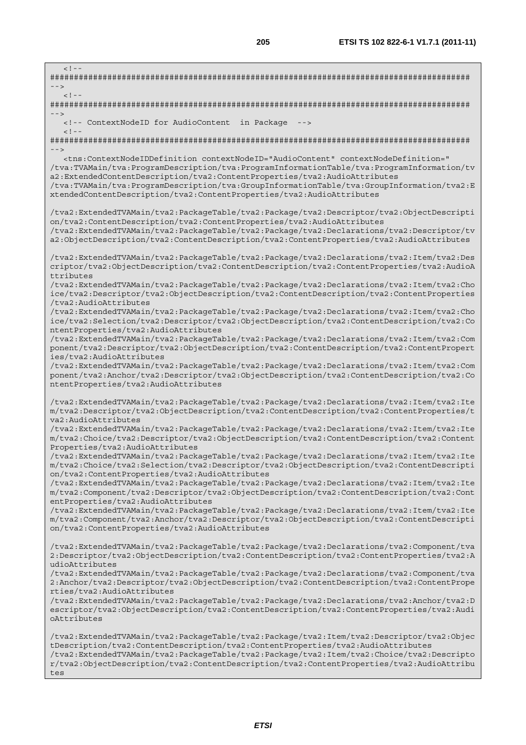```
   <!--
########################################################################################
-->
   <!--
########################################################################################
-->
   <!-- ContextNodeID for AudioContent  in Package  -->
   <!--
########################################################################################
-->
   <tns:ContextNodeIDDefinition contextNodeID="AudioContent" contextNodeDefinition="
/tva:TVAMain/tva:ProgramDescription/tva:ProgramInformationTable/tva:ProgramInformation/tv
a2:ExtendedContentDescription/tva2:ContentProperties/tva2:AudioAttributes
/tva:TVAMain/tva:ProgramDescription/tva:GroupInformationTable/tva:GroupInformation/tva2:E
xtendedContentDescription/tva2:ContentProperties/tva2:AudioAttributes

/tva2:ExtendedTVAMain/tva2:PackageTable/tva2:Package/tva2:Descriptor/tva2:ObjectDescripti
on/tva2:ContentDescription/tva2:ContentProperties/tva2:AudioAttributes
/tva2:ExtendedTVAMain/tva2:PackageTable/tva2:Package/tva2:Declarations/tva2:Descriptor/tv
a2:ObjectDescription/tva2:ContentDescription/tva2:ContentProperties/tva2:AudioAttributes

/tva2:ExtendedTVAMain/tva2:PackageTable/tva2:Package/tva2:Declarations/tva2:Item/tva2:Des
criptor/tva2:ObjectDescription/tva2:ContentDescription/tva2:ContentProperties/tva2:AudioA
ttributes
/tva2:ExtendedTVAMain/tva2:PackageTable/tva2:Package/tva2:Declarations/tva2:Item/tva2:Cho
ice/tva2:Descriptor/tva2:ObjectDescription/tva2:ContentDescription/tva2:ContentProperties
/tva2:AudioAttributes
/tva2:ExtendedTVAMain/tva2:PackageTable/tva2:Package/tva2:Declarations/tva2:Item/tva2:Cho
ice/tva2:Selection/tva2:Descriptor/tva2:ObjectDescription/tva2:ContentDescription/tva2:Co
ntentProperties/tva2:AudioAttributes
/tva2:ExtendedTVAMain/tva2:PackageTable/tva2:Package/tva2:Declarations/tva2:Item/tva2:Com
ponent/tva2:Descriptor/tva2:ObjectDescription/tva2:ContentDescription/tva2:ContentPropert
ies/tva2:AudioAttributes
/tva2:ExtendedTVAMain/tva2:PackageTable/tva2:Package/tva2:Declarations/tva2:Item/tva2:Com
ponent/tva2:Anchor/tva2:Descriptor/tva2:ObjectDescription/tva2:ContentDescription/tva2:Co
ntentProperties/tva2:AudioAttributes

/tva2:ExtendedTVAMain/tva2:PackageTable/tva2:Package/tva2:Declarations/tva2:Item/tva2:Ite
m/tva2:Descriptor/tva2:ObjectDescription/tva2:ContentDescription/tva2:ContentProperties/t
va2:AudioAttributes
/tva2:ExtendedTVAMain/tva2:PackageTable/tva2:Package/tva2:Declarations/tva2:Item/tva2:Ite
m/tva2:Choice/tva2:Descriptor/tva2:ObjectDescription/tva2:ContentDescription/tva2:Content
Properties/tva2:AudioAttributes
/tva2:ExtendedTVAMain/tva2:PackageTable/tva2:Package/tva2:Declarations/tva2:Item/tva2:Ite
m/tva2:Choice/tva2:Selection/tva2:Descriptor/tva2:ObjectDescription/tva2:ContentDescripti
on/tva2:ContentProperties/tva2:AudioAttributes
/tva2:ExtendedTVAMain/tva2:PackageTable/tva2:Package/tva2:Declarations/tva2:Item/tva2:Ite
m/tva2:Component/tva2:Descriptor/tva2:ObjectDescription/tva2:ContentDescription/tva2:Cont
entProperties/tva2:AudioAttributes
/tva2:ExtendedTVAMain/tva2:PackageTable/tva2:Package/tva2:Declarations/tva2:Item/tva2:Ite
m/tva2:Component/tva2:Anchor/tva2:Descriptor/tva2:ObjectDescription/tva2:ContentDescripti
on/tva2:ContentProperties/tva2:AudioAttributes

/tva2:ExtendedTVAMain/tva2:PackageTable/tva2:Package/tva2:Declarations/tva2:Component/tva
2:Descriptor/tva2:ObjectDescription/tva2:ContentDescription/tva2:ContentProperties/tva2:A
udioAttributes
/tva2:ExtendedTVAMain/tva2:PackageTable/tva2:Package/tva2:Declarations/tva2:Component/tva
2:Anchor/tva2:Descriptor/tva2:ObjectDescription/tva2:ContentDescription/tva2:ContentPrope
rties/tva2:AudioAttributes
/tva2:ExtendedTVAMain/tva2:PackageTable/tva2:Package/tva2:Declarations/tva2:Anchor/tva2:D
escriptor/tva2:ObjectDescription/tva2:ContentDescription/tva2:ContentProperties/tva2:Audi
oAttributes

/tva2:ExtendedTVAMain/tva2:PackageTable/tva2:Package/tva2:Item/tva2:Descriptor/tva2:Objec
tDescription/tva2:ContentDescription/tva2:ContentProperties/tva2:AudioAttributes
/tva2:ExtendedTVAMain/tva2:PackageTable/tva2:Package/tva2:Item/tva2:Choice/tva2:Descripto
r/tva2:ObjectDescription/tva2:ContentDescription/tva2:ContentProperties/tva2:AudioAttribu
tes
```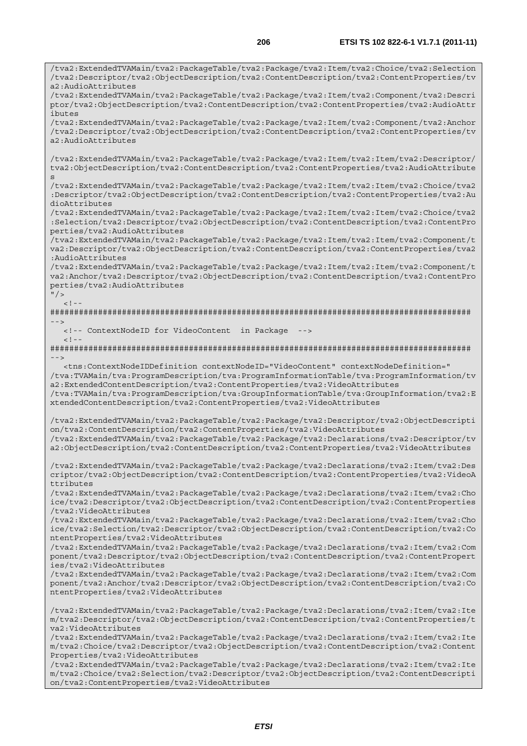```
/tva2:ExtendedTVAMain/tva2:PackageTable/tva2:Package/tva2:Item/tva2:Choice/tva2:Selection
/tva2:Descriptor/tva2:ObjectDescription/tva2:ContentDescription/tva2:ContentProperties/tv
a2:AudioAttributes
/tva2:ExtendedTVAMain/tva2:PackageTable/tva2:Package/tva2:Item/tva2:Component/tva2:Descri
ptor/tva2:ObjectDescription/tva2:ContentDescription/tva2:ContentProperties/tva2:AudioAttr
ibutes
/tva2:ExtendedTVAMain/tva2:PackageTable/tva2:Package/tva2:Item/tva2:Component/tva2:Anchor
/tva2:Descriptor/tva2:ObjectDescription/tva2:ContentDescription/tva2:ContentProperties/tv
a2:AudioAttributes

/tva2:ExtendedTVAMain/tva2:PackageTable/tva2:Package/tva2:Item/tva2:Item/tva2:Descriptor/
tva2:ObjectDescription/tva2:ContentDescription/tva2:ContentProperties/tva2:AudioAttribute
s
/tva2:ExtendedTVAMain/tva2:PackageTable/tva2:Package/tva2:Item/tva2:Item/tva2:Choice/tva2
:Descriptor/tva2:ObjectDescription/tva2:ContentDescription/tva2:ContentProperties/tva2:Au
dioAttributes
/tva2:ExtendedTVAMain/tva2:PackageTable/tva2:Package/tva2:Item/tva2:Item/tva2:Choice/tva2
:Selection/tva2:Descriptor/tva2:ObjectDescription/tva2:ContentDescription/tva2:ContentPro
perties/tva2:AudioAttributes
/tva2:ExtendedTVAMain/tva2:PackageTable/tva2:Package/tva2:Item/tva2:Item/tva2:Component/t
va2:Descriptor/tva2:ObjectDescription/tva2:ContentDescription/tva2:ContentProperties/tva2
:AudioAttributes
/tva2:ExtendedTVAMain/tva2:PackageTable/tva2:Package/tva2:Item/tva2:Item/tva2:Component/t
va2:Anchor/tva2:Descriptor/tva2:ObjectDescription/tva2:ContentDescription/tva2:ContentPro
perties/tva2:AudioAttributes
"/>
   <!--
########################################################################################
-->
   <!-- ContextNodeID for VideoContent  in Package  -->
   <!--
########################################################################################
-->
   <tns:ContextNodeIDDefinition contextNodeID="VideoContent" contextNodeDefinition="
/tva:TVAMain/tva:ProgramDescription/tva:ProgramInformationTable/tva:ProgramInformation/tv
a2:ExtendedContentDescription/tva2:ContentProperties/tva2:VideoAttributes
/tva:TVAMain/tva:ProgramDescription/tva:GroupInformationTable/tva:GroupInformation/tva2:E
xtendedContentDescription/tva2:ContentProperties/tva2:VideoAttributes

/tva2:ExtendedTVAMain/tva2:PackageTable/tva2:Package/tva2:Descriptor/tva2:ObjectDescripti
on/tva2:ContentDescription/tva2:ContentProperties/tva2:VideoAttributes
/tva2:ExtendedTVAMain/tva2:PackageTable/tva2:Package/tva2:Declarations/tva2:Descriptor/tv
a2:ObjectDescription/tva2:ContentDescription/tva2:ContentProperties/tva2:VideoAttributes

/tva2:ExtendedTVAMain/tva2:PackageTable/tva2:Package/tva2:Declarations/tva2:Item/tva2:Des
criptor/tva2:ObjectDescription/tva2:ContentDescription/tva2:ContentProperties/tva2:VideoA
ttributes
/tva2:ExtendedTVAMain/tva2:PackageTable/tva2:Package/tva2:Declarations/tva2:Item/tva2:Cho
ice/tva2:Descriptor/tva2:ObjectDescription/tva2:ContentDescription/tva2:ContentProperties
/tva2:VideoAttributes
/tva2:ExtendedTVAMain/tva2:PackageTable/tva2:Package/tva2:Declarations/tva2:Item/tva2:Cho
ice/tva2:Selection/tva2:Descriptor/tva2:ObjectDescription/tva2:ContentDescription/tva2:Co
ntentProperties/tva2:VideoAttributes
/tva2:ExtendedTVAMain/tva2:PackageTable/tva2:Package/tva2:Declarations/tva2:Item/tva2:Com
ponent/tva2:Descriptor/tva2:ObjectDescription/tva2:ContentDescription/tva2:ContentPropert
ies/tva2:VideoAttributes
/tva2:ExtendedTVAMain/tva2:PackageTable/tva2:Package/tva2:Declarations/tva2:Item/tva2:Com
ponent/tva2:Anchor/tva2:Descriptor/tva2:ObjectDescription/tva2:ContentDescription/tva2:Co
ntentProperties/tva2:VideoAttributes

/tva2:ExtendedTVAMain/tva2:PackageTable/tva2:Package/tva2:Declarations/tva2:Item/tva2:Ite
m/tva2:Descriptor/tva2:ObjectDescription/tva2:ContentDescription/tva2:ContentProperties/t
va2:VideoAttributes
/tva2:ExtendedTVAMain/tva2:PackageTable/tva2:Package/tva2:Declarations/tva2:Item/tva2:Ite
m/tva2:Choice/tva2:Descriptor/tva2:ObjectDescription/tva2:ContentDescription/tva2:Content
Properties/tva2:VideoAttributes
/tva2:ExtendedTVAMain/tva2:PackageTable/tva2:Package/tva2:Declarations/tva2:Item/tva2:Ite
m/tva2:Choice/tva2:Selection/tva2:Descriptor/tva2:ObjectDescription/tva2:ContentDescripti
on/tva2:ContentProperties/tva2:VideoAttributes
```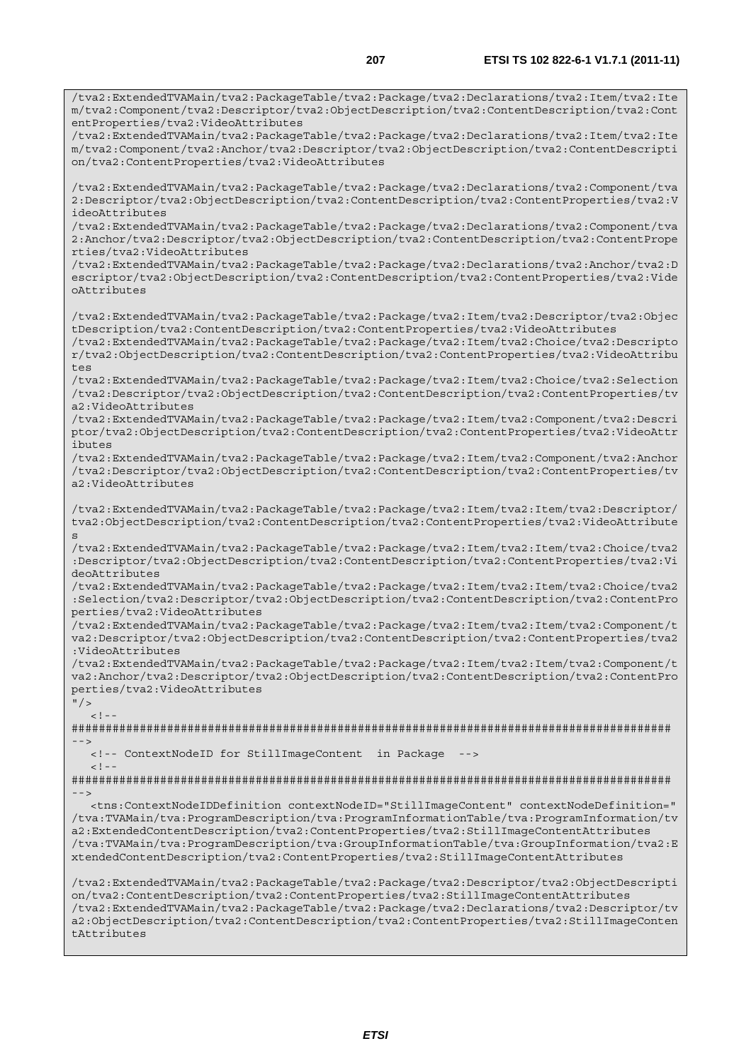```
/tva2:ExtendedTVAMain/tva2:PackageTable/tva2:Package/tva2:Declarations/tva2:Item/tva2:Item/tva2:Component/tva2:Descriptor/tva2:ObjectDescription/tva2:ContentDescription/tva2:ContentProperties/tva2:VideoAttributes
/tva2:ExtendedTVAMain/tva2:PackageTable/tva2:Package/tva2:Declarations/tva2:Item/tva2:Item/tva2:Component/tva2:Anchor/tva2:Descriptor/tva2:ObjectDescription/tva2:ContentDescription/tva2:ContentProperties/tva2:VideoAttributes

/tva2:ExtendedTVAMain/tva2:PackageTable/tva2:Package/tva2:Declarations/tva2:Component/tva2:Descriptor/tva2:ObjectDescription/tva2:ContentDescription/tva2:ContentProperties/tva2:VideoAttributes
/tva2:ExtendedTVAMain/tva2:PackageTable/tva2:Package/tva2:Declarations/tva2:Component/tva2:Anchor/tva2:Descriptor/tva2:ObjectDescription/tva2:ContentDescription/tva2:ContentProperties/tva2:VideoAttributes
/tva2:ExtendedTVAMain/tva2:PackageTable/tva2:Package/tva2:Declarations/tva2:Anchor/tva2:Descriptor/tva2:ObjectDescription/tva2:ContentDescription/tva2:ContentProperties/tva2:VideoAttributes

/tva2:ExtendedTVAMain/tva2:PackageTable/tva2:Package/tva2:Item/tva2:Descriptor/tva2:ObjectDescription/tva2:ContentDescription/tva2:ContentProperties/tva2:VideoAttributes
/tva2:ExtendedTVAMain/tva2:PackageTable/tva2:Package/tva2:Item/tva2:Choice/tva2:Descriptor/tva2:ObjectDescription/tva2:ContentDescription/tva2:ContentProperties/tva2:VideoAttributes
/tva2:ExtendedTVAMain/tva2:PackageTable/tva2:Package/tva2:Item/tva2:Choice/tva2:Selection/tva2:Descriptor/tva2:ObjectDescription/tva2:ContentDescription/tva2:ContentProperties/tva2:VideoAttributes
/tva2:ExtendedTVAMain/tva2:PackageTable/tva2:Package/tva2:Item/tva2:Component/tva2:Descriptor/tva2:ObjectDescription/tva2:ContentDescription/tva2:ContentProperties/tva2:VideoAttributes
/tva2:ExtendedTVAMain/tva2:PackageTable/tva2:Package/tva2:Item/tva2:Component/tva2:Anchor/tva2:Descriptor/tva2:ObjectDescription/tva2:ContentDescription/tva2:ContentProperties/tva2:VideoAttributes

/tva2:ExtendedTVAMain/tva2:PackageTable/tva2:Package/tva2:Item/tva2:Item/tva2:Descriptor/tva2:ObjectDescription/tva2:ContentDescription/tva2:ContentProperties/tva2:VideoAttributes
/tva2:ExtendedTVAMain/tva2:PackageTable/tva2:Package/tva2:Item/tva2:Item/tva2:Choice/tva2:Descriptor/tva2:ObjectDescription/tva2:ContentDescription/tva2:ContentProperties/tva2:VideoAttributes
/tva2:ExtendedTVAMain/tva2:PackageTable/tva2:Package/tva2:Item/tva2:Item/tva2:Choice/tva2:Selection/tva2:Descriptor/tva2:ObjectDescription/tva2:ContentDescription/tva2:ContentProperties/tva2:VideoAttributes
/tva2:ExtendedTVAMain/tva2:PackageTable/tva2:Package/tva2:Item/tva2:Item/tva2:Component/tva2:Descriptor/tva2:ObjectDescription/tva2:ContentDescription/tva2:ContentProperties/tva2:VideoAttributes
/tva2:ExtendedTVAMain/tva2:PackageTable/tva2:Package/tva2:Item/tva2:Item/tva2:Component/tva2:Anchor/tva2:Descriptor/tva2:ObjectDescription/tva2:ContentDescription/tva2:ContentProperties/tva2:VideoAttributes
"/>
   <!--
########################################################################################
-->
   <!-- ContextNodeID for StillImageContent  in Package  -->
   <!--
########################################################################################
-->
   <tns:ContextNodeIDDefinition contextNodeID="StillImageContent" contextNodeDefinition="
/tva:TVAMain/tva:ProgramDescription/tva:ProgramInformationTable/tva:ProgramInformation/tva2:ExtendedContentDescription/tva2:ContentProperties/tva2:StillImageContentAttributes
/tva:TVAMain/tva:ProgramDescription/tva:GroupInformationTable/tva:GroupInformation/tva2:ExtendedContentDescription/tva2:ContentProperties/tva2:StillImageContentAttributes

/tva2:ExtendedTVAMain/tva2:PackageTable/tva2:Package/tva2:Descriptor/tva2:ObjectDescription/tva2:ContentDescription/tva2:ContentProperties/tva2:StillImageContentAttributes
/tva2:ExtendedTVAMain/tva2:PackageTable/tva2:Package/tva2:Declarations/tva2:Descriptor/tva2:ObjectDescription/tva2:ContentDescription/tva2:ContentProperties/tva2:StillImageContentAttributes
```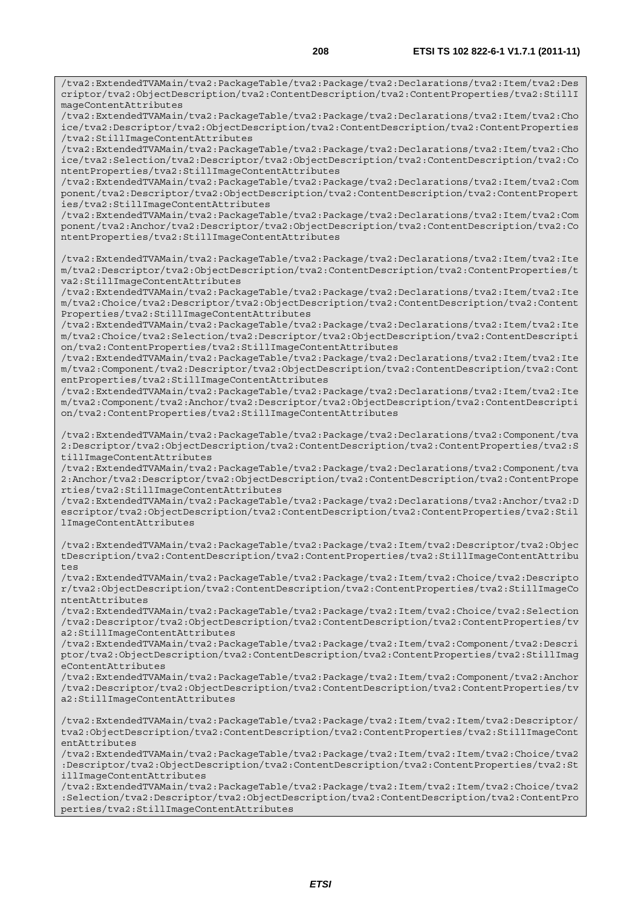```
/tva2:ExtendedTVAMain/tva2:PackageTable/tva2:Package/tva2:Declarations/tva2:Item/tva2:Descriptor/tva2:ObjectDescription/tva2:ContentDescription/tva2:ContentProperties/tva2:StillImageContentAttributes
/tva2:ExtendedTVAMain/tva2:PackageTable/tva2:Package/tva2:Declarations/tva2:Item/tva2:Choice/tva2:Descriptor/tva2:ObjectDescription/tva2:ContentDescription/tva2:ContentProperties/tva2:StillImageContentAttributes
/tva2:ExtendedTVAMain/tva2:PackageTable/tva2:Package/tva2:Declarations/tva2:Item/tva2:Choice/tva2:Selection/tva2:Descriptor/tva2:ObjectDescription/tva2:ContentDescription/tva2:ContentProperties/tva2:StillImageContentAttributes
/tva2:ExtendedTVAMain/tva2:PackageTable/tva2:Package/tva2:Declarations/tva2:Item/tva2:Component/tva2:Descriptor/tva2:ObjectDescription/tva2:ContentDescription/tva2:ContentProperties/tva2:StillImageContentAttributes
/tva2:ExtendedTVAMain/tva2:PackageTable/tva2:Package/tva2:Declarations/tva2:Item/tva2:Component/tva2:Anchor/tva2:Descriptor/tva2:ObjectDescription/tva2:ContentDescription/tva2:ContentProperties/tva2:StillImageContentAttributes

/tva2:ExtendedTVAMain/tva2:PackageTable/tva2:Package/tva2:Declarations/tva2:Item/tva2:Item/tva2:Descriptor/tva2:ObjectDescription/tva2:ContentDescription/tva2:ContentProperties/tva2:StillImageContentAttributes
/tva2:ExtendedTVAMain/tva2:PackageTable/tva2:Package/tva2:Declarations/tva2:Item/tva2:Item/tva2:Choice/tva2:Descriptor/tva2:ObjectDescription/tva2:ContentDescription/tva2:ContentProperties/tva2:StillImageContentAttributes
/tva2:ExtendedTVAMain/tva2:PackageTable/tva2:Package/tva2:Declarations/tva2:Item/tva2:Item/tva2:Choice/tva2:Selection/tva2:Descriptor/tva2:ObjectDescription/tva2:ContentDescription/tva2:ContentProperties/tva2:StillImageContentAttributes
/tva2:ExtendedTVAMain/tva2:PackageTable/tva2:Package/tva2:Declarations/tva2:Item/tva2:Item/tva2:Component/tva2:Descriptor/tva2:ObjectDescription/tva2:ContentDescription/tva2:ContentProperties/tva2:StillImageContentAttributes
/tva2:ExtendedTVAMain/tva2:PackageTable/tva2:Package/tva2:Declarations/tva2:Item/tva2:Item/tva2:Component/tva2:Anchor/tva2:Descriptor/tva2:ObjectDescription/tva2:ContentDescription/tva2:ContentProperties/tva2:StillImageContentAttributes

/tva2:ExtendedTVAMain/tva2:PackageTable/tva2:Package/tva2:Declarations/tva2:Component/tva2:Descriptor/tva2:ObjectDescription/tva2:ContentDescription/tva2:ContentProperties/tva2:StillImageContentAttributes
/tva2:ExtendedTVAMain/tva2:PackageTable/tva2:Package/tva2:Declarations/tva2:Component/tva2:Anchor/tva2:Descriptor/tva2:ObjectDescription/tva2:ContentDescription/tva2:ContentProperties/tva2:StillImageContentAttributes
/tva2:ExtendedTVAMain/tva2:PackageTable/tva2:Package/tva2:Declarations/tva2:Anchor/tva2:Descriptor/tva2:ObjectDescription/tva2:ContentDescription/tva2:ContentProperties/tva2:StillImageContentAttributes

/tva2:ExtendedTVAMain/tva2:PackageTable/tva2:Package/tva2:Item/tva2:Descriptor/tva2:ObjectDescription/tva2:ContentDescription/tva2:ContentProperties/tva2:StillImageContentAttributes
/tva2:ExtendedTVAMain/tva2:PackageTable/tva2:Package/tva2:Item/tva2:Choice/tva2:Descriptor/tva2:ObjectDescription/tva2:ContentDescription/tva2:ContentProperties/tva2:StillImageContentAttributes
/tva2:ExtendedTVAMain/tva2:PackageTable/tva2:Package/tva2:Item/tva2:Choice/tva2:Selection/tva2:Descriptor/tva2:ObjectDescription/tva2:ContentDescription/tva2:ContentProperties/tva2:StillImageContentAttributes
/tva2:ExtendedTVAMain/tva2:PackageTable/tva2:Package/tva2:Item/tva2:Component/tva2:Descriptor/tva2:ObjectDescription/tva2:ContentDescription/tva2:ContentProperties/tva2:StillImageContentAttributes
/tva2:ExtendedTVAMain/tva2:PackageTable/tva2:Package/tva2:Item/tva2:Component/tva2:Anchor/tva2:Descriptor/tva2:ObjectDescription/tva2:ContentDescription/tva2:ContentProperties/tva2:StillImageContentAttributes

/tva2:ExtendedTVAMain/tva2:PackageTable/tva2:Package/tva2:Item/tva2:Item/tva2:Descriptor/tva2:ObjectDescription/tva2:ContentDescription/tva2:ContentProperties/tva2:StillImageContentAttributes
/tva2:ExtendedTVAMain/tva2:PackageTable/tva2:Package/tva2:Item/tva2:Item/tva2:Choice/tva2:Descriptor/tva2:ObjectDescription/tva2:ContentDescription/tva2:ContentProperties/tva2:StillImageContentAttributes
/tva2:ExtendedTVAMain/tva2:PackageTable/tva2:Package/tva2:Item/tva2:Item/tva2:Choice/tva2:Selection/tva2:Descriptor/tva2:ObjectDescription/tva2:ContentDescription/tva2:ContentProperties/tva2:StillImageContentAttributes
```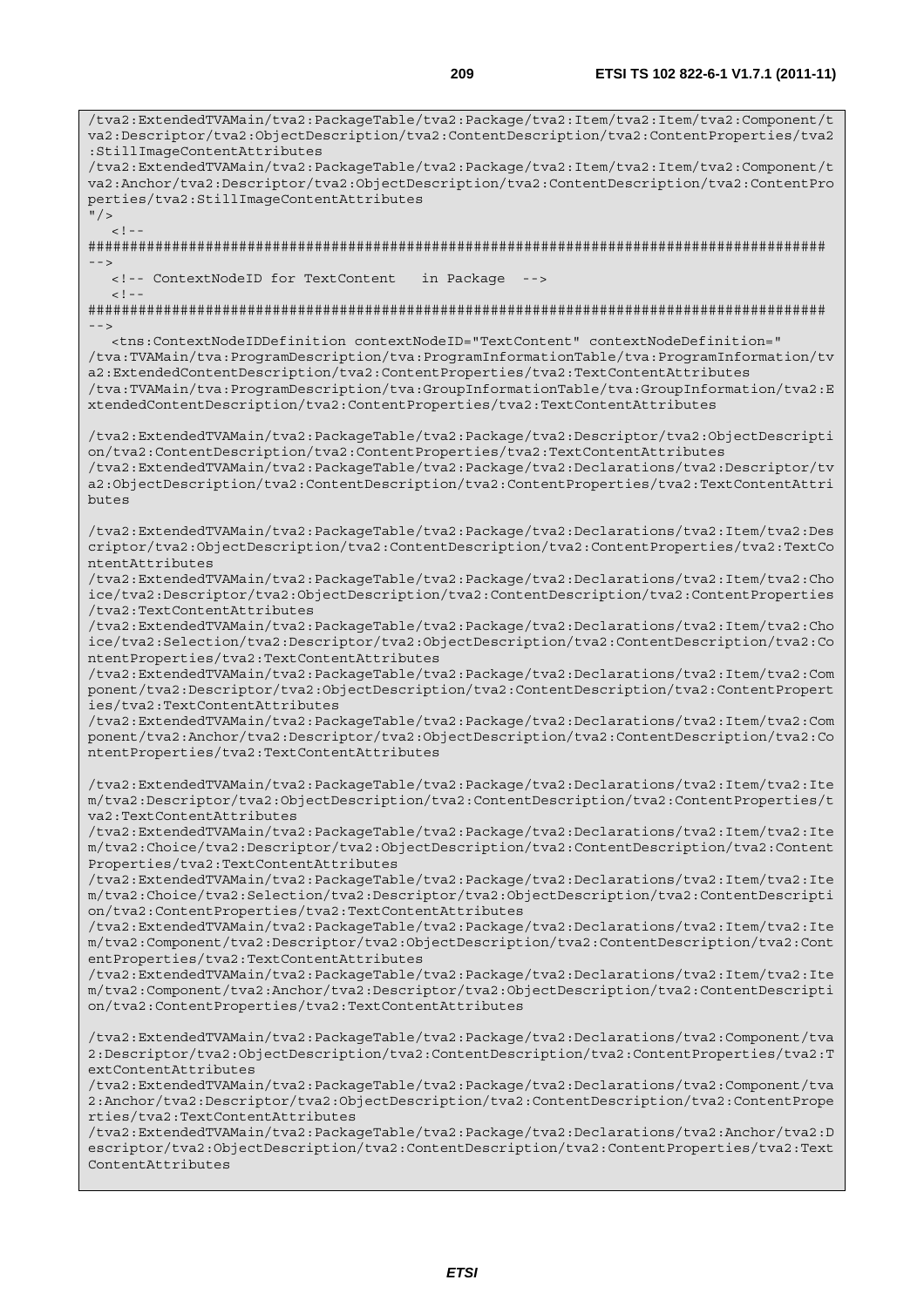```
/tva2:ExtendedTVAMain/tva2:PackageTable/tva2:Package/tva2:Item/tva2:Item/tva2:Component/t
va2:Descriptor/tva2:ObjectDescription/tva2:ContentDescription/tva2:ContentProperties/tva2
:StillImageContentAttributes
/tva2:ExtendedTVAMain/tva2:PackageTable/tva2:Package/tva2:Item/tva2:Item/tva2:Component/t
va2:Anchor/tva2:Descriptor/tva2:ObjectDescription/tva2:ContentDescription/tva2:ContentPro
perties/tva2:StillImageContentAttributes
"/>
   <!--
########################################################################################
-->
   <!-- ContextNodeID for TextContent   in Package  -->
   <!--
########################################################################################
-->
   <tns:ContextNodeIDDefinition contextNodeID="TextContent" contextNodeDefinition="
/tva:TVAMain/tva:ProgramDescription/tva:ProgramInformationTable/tva:ProgramInformation/tv
a2:ExtendedContentDescription/tva2:ContentProperties/tva2:TextContentAttributes
/tva:TVAMain/tva:ProgramDescription/tva:GroupInformationTable/tva:GroupInformation/tva2:E
xtendedContentDescription/tva2:ContentProperties/tva2:TextContentAttributes

/tva2:ExtendedTVAMain/tva2:PackageTable/tva2:Package/tva2:Descriptor/tva2:ObjectDescripti
on/tva2:ContentDescription/tva2:ContentProperties/tva2:TextContentAttributes
/tva2:ExtendedTVAMain/tva2:PackageTable/tva2:Package/tva2:Declarations/tva2:Descriptor/tv
a2:ObjectDescription/tva2:ContentDescription/tva2:ContentProperties/tva2:TextContentAttri
butes

/tva2:ExtendedTVAMain/tva2:PackageTable/tva2:Package/tva2:Declarations/tva2:Item/tva2:Des
criptor/tva2:ObjectDescription/tva2:ContentDescription/tva2:ContentProperties/tva2:TextCo
ntentAttributes
/tva2:ExtendedTVAMain/tva2:PackageTable/tva2:Package/tva2:Declarations/tva2:Item/tva2:Cho
ice/tva2:Descriptor/tva2:ObjectDescription/tva2:ContentDescription/tva2:ContentProperties
/tva2:TextContentAttributes
/tva2:ExtendedTVAMain/tva2:PackageTable/tva2:Package/tva2:Declarations/tva2:Item/tva2:Cho
ice/tva2:Selection/tva2:Descriptor/tva2:ObjectDescription/tva2:ContentDescription/tva2:Co
ntentProperties/tva2:TextContentAttributes
/tva2:ExtendedTVAMain/tva2:PackageTable/tva2:Package/tva2:Declarations/tva2:Item/tva2:Com
ponent/tva2:Descriptor/tva2:ObjectDescription/tva2:ContentDescription/tva2:ContentPropert
ies/tva2:TextContentAttributes
/tva2:ExtendedTVAMain/tva2:PackageTable/tva2:Package/tva2:Declarations/tva2:Item/tva2:Com
ponent/tva2:Anchor/tva2:Descriptor/tva2:ObjectDescription/tva2:ContentDescription/tva2:Co
ntentProperties/tva2:TextContentAttributes

/tva2:ExtendedTVAMain/tva2:PackageTable/tva2:Package/tva2:Declarations/tva2:Item/tva2:Ite
m/tva2:Descriptor/tva2:ObjectDescription/tva2:ContentDescription/tva2:ContentProperties/t
va2:TextContentAttributes
/tva2:ExtendedTVAMain/tva2:PackageTable/tva2:Package/tva2:Declarations/tva2:Item/tva2:Ite
m/tva2:Choice/tva2:Descriptor/tva2:ObjectDescription/tva2:ContentDescription/tva2:Content
Properties/tva2:TextContentAttributes
/tva2:ExtendedTVAMain/tva2:PackageTable/tva2:Package/tva2:Declarations/tva2:Item/tva2:Ite
m/tva2:Choice/tva2:Selection/tva2:Descriptor/tva2:ObjectDescription/tva2:ContentDescripti
on/tva2:ContentProperties/tva2:TextContentAttributes
/tva2:ExtendedTVAMain/tva2:PackageTable/tva2:Package/tva2:Declarations/tva2:Item/tva2:Ite
m/tva2:Component/tva2:Descriptor/tva2:ObjectDescription/tva2:ContentDescription/tva2:Cont
entProperties/tva2:TextContentAttributes
/tva2:ExtendedTVAMain/tva2:PackageTable/tva2:Package/tva2:Declarations/tva2:Item/tva2:Ite
m/tva2:Component/tva2:Anchor/tva2:Descriptor/tva2:ObjectDescription/tva2:ContentDescripti
on/tva2:ContentProperties/tva2:TextContentAttributes

/tva2:ExtendedTVAMain/tva2:PackageTable/tva2:Package/tva2:Declarations/tva2:Component/tva
2:Descriptor/tva2:ObjectDescription/tva2:ContentDescription/tva2:ContentProperties/tva2:T
extContentAttributes
/tva2:ExtendedTVAMain/tva2:PackageTable/tva2:Package/tva2:Declarations/tva2:Component/tva
2:Anchor/tva2:Descriptor/tva2:ObjectDescription/tva2:ContentDescription/tva2:ContentPrope
rties/tva2:TextContentAttributes
/tva2:ExtendedTVAMain/tva2:PackageTable/tva2:Package/tva2:Declarations/tva2:Anchor/tva2:D
escriptor/tva2:ObjectDescription/tva2:ContentDescription/tva2:ContentProperties/tva2:Text
ContentAttributes
```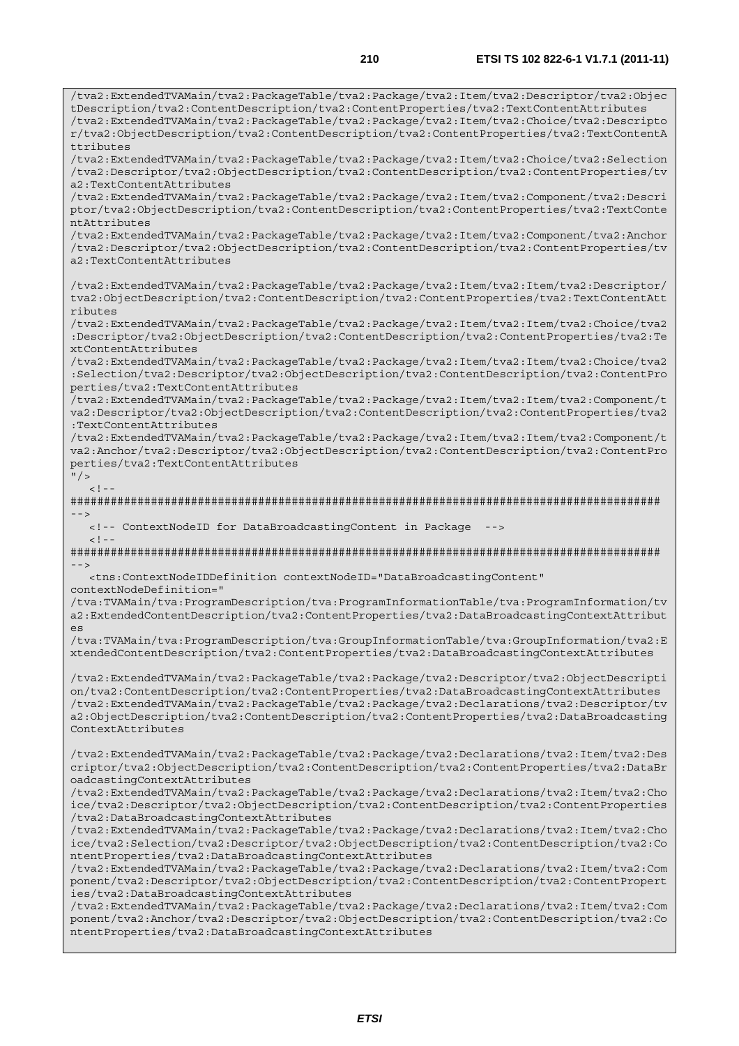```
/tva2:ExtendedTVAMain/tva2:PackageTable/tva2:Package/tva2:Item/tva2:Descriptor/tva2:ObjectDescription/tva2:ContentDescription/tva2:ContentProperties/tva2:TextContentAttributes
/tva2:ExtendedTVAMain/tva2:PackageTable/tva2:Package/tva2:Item/tva2:Choice/tva2:Descriptor/tva2:ObjectDescription/tva2:ContentDescription/tva2:ContentProperties/tva2:TextContentAttributes
/tva2:ExtendedTVAMain/tva2:PackageTable/tva2:Package/tva2:Item/tva2:Choice/tva2:Selection/tva2:Descriptor/tva2:ObjectDescription/tva2:ContentDescription/tva2:ContentProperties/tva2:TextContentAttributes
/tva2:ExtendedTVAMain/tva2:PackageTable/tva2:Package/tva2:Item/tva2:Component/tva2:Descriptor/tva2:ObjectDescription/tva2:ContentDescription/tva2:ContentProperties/tva2:TextContentAttributes
/tva2:ExtendedTVAMain/tva2:PackageTable/tva2:Package/tva2:Item/tva2:Component/tva2:Anchor/tva2:Descriptor/tva2:ObjectDescription/tva2:ContentDescription/tva2:ContentProperties/tva2:TextContentAttributes

/tva2:ExtendedTVAMain/tva2:PackageTable/tva2:Package/tva2:Item/tva2:Item/tva2:Descriptor/tva2:ObjectDescription/tva2:ContentDescription/tva2:ContentProperties/tva2:TextContentAttributes
/tva2:ExtendedTVAMain/tva2:PackageTable/tva2:Package/tva2:Item/tva2:Item/tva2:Choice/tva2:Descriptor/tva2:ObjectDescription/tva2:ContentDescription/tva2:ContentProperties/tva2:TextContentAttributes
/tva2:ExtendedTVAMain/tva2:PackageTable/tva2:Package/tva2:Item/tva2:Item/tva2:Choice/tva2:Selection/tva2:Descriptor/tva2:ObjectDescription/tva2:ContentDescription/tva2:ContentProperties/tva2:TextContentAttributes
/tva2:ExtendedTVAMain/tva2:PackageTable/tva2:Package/tva2:Item/tva2:Item/tva2:Component/tva2:Descriptor/tva2:ObjectDescription/tva2:ContentDescription/tva2:ContentProperties/tva2:TextContentAttributes
/tva2:ExtendedTVAMain/tva2:PackageTable/tva2:Package/tva2:Item/tva2:Item/tva2:Component/tva2:Anchor/tva2:Descriptor/tva2:ObjectDescription/tva2:ContentDescription/tva2:ContentProperties/tva2:TextContentAttributes
"/>
   <!--
########################################################################################
-->
   <!-- ContextNodeID for DataBroadcastingContent in Package  -->
   <!--
########################################################################################
-->
   <tns:ContextNodeIDDefinition contextNodeID="DataBroadcastingContent"
contextNodeDefinition="
/tva:TVAMain/tva:ProgramDescription/tva:ProgramInformationTable/tva:ProgramInformation/tva2:ExtendedContentDescription/tva2:ContentProperties/tva2:DataBroadcastingContextAttributes
/tva:TVAMain/tva:ProgramDescription/tva:GroupInformationTable/tva:GroupInformation/tva2:ExtendedContentDescription/tva2:ContentProperties/tva2:DataBroadcastingContextAttributes

/tva2:ExtendedTVAMain/tva2:PackageTable/tva2:Package/tva2:Descriptor/tva2:ObjectDescription/tva2:ContentDescription/tva2:ContentProperties/tva2:DataBroadcastingContextAttributes
/tva2:ExtendedTVAMain/tva2:PackageTable/tva2:Package/tva2:Declarations/tva2:Descriptor/tva2:ObjectDescription/tva2:ContentDescription/tva2:ContentProperties/tva2:DataBroadcastingContextAttributes

/tva2:ExtendedTVAMain/tva2:PackageTable/tva2:Package/tva2:Declarations/tva2:Item/tva2:Descriptor/tva2:ObjectDescription/tva2:ContentDescription/tva2:ContentProperties/tva2:DataBroadcastingContextAttributes
/tva2:ExtendedTVAMain/tva2:PackageTable/tva2:Package/tva2:Declarations/tva2:Item/tva2:Choice/tva2:Descriptor/tva2:ObjectDescription/tva2:ContentDescription/tva2:ContentProperties/tva2:DataBroadcastingContextAttributes
/tva2:ExtendedTVAMain/tva2:PackageTable/tva2:Package/tva2:Declarations/tva2:Item/tva2:Choice/tva2:Selection/tva2:Descriptor/tva2:ObjectDescription/tva2:ContentDescription/tva2:ContentProperties/tva2:DataBroadcastingContextAttributes
/tva2:ExtendedTVAMain/tva2:PackageTable/tva2:Package/tva2:Declarations/tva2:Item/tva2:Component/tva2:Descriptor/tva2:ObjectDescription/tva2:ContentDescription/tva2:ContentProperties/tva2:DataBroadcastingContextAttributes
/tva2:ExtendedTVAMain/tva2:PackageTable/tva2:Package/tva2:Declarations/tva2:Item/tva2:Component/tva2:Anchor/tva2:Descriptor/tva2:ObjectDescription/tva2:ContentDescription/tva2:ContentProperties/tva2:DataBroadcastingContextAttributes
```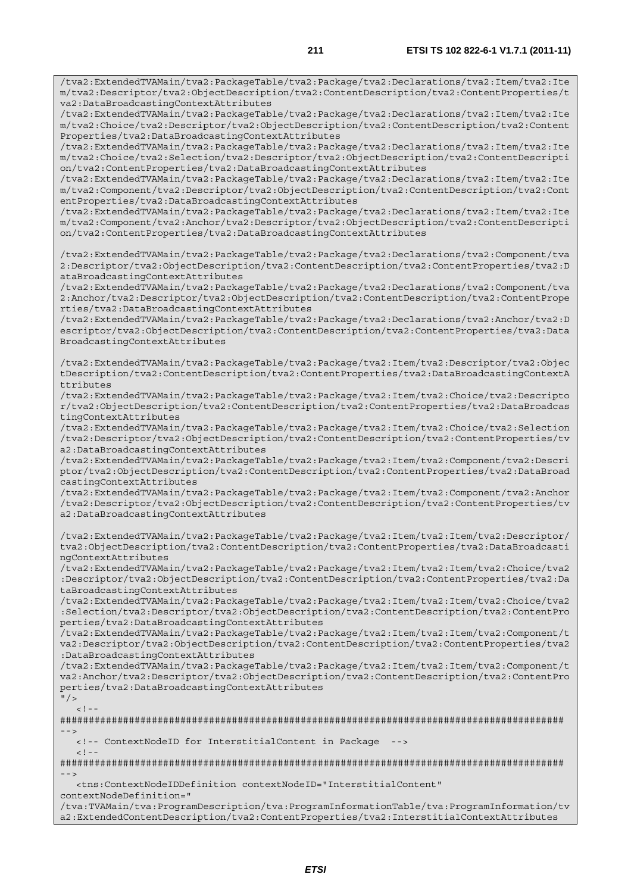```
/tva2:ExtendedTVAMain/tva2:PackageTable/tva2:Package/tva2:Declarations/tva2:Item/tva2:Ite
m/tva2:Descriptor/tva2:ObjectDescription/tva2:ContentDescription/tva2:ContentProperties/t
va2:DataBroadcastingContextAttributes
/tva2:ExtendedTVAMain/tva2:PackageTable/tva2:Package/tva2:Declarations/tva2:Item/tva2:Ite
m/tva2:Choice/tva2:Descriptor/tva2:ObjectDescription/tva2:ContentDescription/tva2:Content
Properties/tva2:DataBroadcastingContextAttributes
/tva2:ExtendedTVAMain/tva2:PackageTable/tva2:Package/tva2:Declarations/tva2:Item/tva2:Ite
m/tva2:Choice/tva2:Selection/tva2:Descriptor/tva2:ObjectDescription/tva2:ContentDescripti
on/tva2:ContentProperties/tva2:DataBroadcastingContextAttributes
/tva2:ExtendedTVAMain/tva2:PackageTable/tva2:Package/tva2:Declarations/tva2:Item/tva2:Ite
m/tva2:Component/tva2:Descriptor/tva2:ObjectDescription/tva2:ContentDescription/tva2:Cont
entProperties/tva2:DataBroadcastingContextAttributes
/tva2:ExtendedTVAMain/tva2:PackageTable/tva2:Package/tva2:Declarations/tva2:Item/tva2:Ite
m/tva2:Component/tva2:Anchor/tva2:Descriptor/tva2:ObjectDescription/tva2:ContentDescripti
on/tva2:ContentProperties/tva2:DataBroadcastingContextAttributes

/tva2:ExtendedTVAMain/tva2:PackageTable/tva2:Package/tva2:Declarations/tva2:Component/tva
2:Descriptor/tva2:ObjectDescription/tva2:ContentDescription/tva2:ContentProperties/tva2:D
ataBroadcastingContextAttributes
/tva2:ExtendedTVAMain/tva2:PackageTable/tva2:Package/tva2:Declarations/tva2:Component/tva
2:Anchor/tva2:Descriptor/tva2:ObjectDescription/tva2:ContentDescription/tva2:ContentPrope
rties/tva2:DataBroadcastingContextAttributes
/tva2:ExtendedTVAMain/tva2:PackageTable/tva2:Package/tva2:Declarations/tva2:Anchor/tva2:D
escriptor/tva2:ObjectDescription/tva2:ContentDescription/tva2:ContentProperties/tva2:Data
BroadcastingContextAttributes

/tva2:ExtendedTVAMain/tva2:PackageTable/tva2:Package/tva2:Item/tva2:Descriptor/tva2:Objec
tDescription/tva2:ContentDescription/tva2:ContentProperties/tva2:DataBroadcastingContextA
ttributes
/tva2:ExtendedTVAMain/tva2:PackageTable/tva2:Package/tva2:Item/tva2:Choice/tva2:Descripto
r/tva2:ObjectDescription/tva2:ContentDescription/tva2:ContentProperties/tva2:DataBroadcas
tingContextAttributes
/tva2:ExtendedTVAMain/tva2:PackageTable/tva2:Package/tva2:Item/tva2:Choice/tva2:Selection
/tva2:Descriptor/tva2:ObjectDescription/tva2:ContentDescription/tva2:ContentProperties/tv
a2:DataBroadcastingContextAttributes
/tva2:ExtendedTVAMain/tva2:PackageTable/tva2:Package/tva2:Item/tva2:Component/tva2:Descri
ptor/tva2:ObjectDescription/tva2:ContentDescription/tva2:ContentProperties/tva2:DataBroad
castingContextAttributes
/tva2:ExtendedTVAMain/tva2:PackageTable/tva2:Package/tva2:Item/tva2:Component/tva2:Anchor
/tva2:Descriptor/tva2:ObjectDescription/tva2:ContentDescription/tva2:ContentProperties/tv
a2:DataBroadcastingContextAttributes

/tva2:ExtendedTVAMain/tva2:PackageTable/tva2:Package/tva2:Item/tva2:Item/tva2:Descriptor/
tva2:ObjectDescription/tva2:ContentDescription/tva2:ContentProperties/tva2:DataBroadcasti
ngContextAttributes
/tva2:ExtendedTVAMain/tva2:PackageTable/tva2:Package/tva2:Item/tva2:Item/tva2:Choice/tva2
:Descriptor/tva2:ObjectDescription/tva2:ContentDescription/tva2:ContentProperties/tva2:Da
taBroadcastingContextAttributes
/tva2:ExtendedTVAMain/tva2:PackageTable/tva2:Package/tva2:Item/tva2:Item/tva2:Choice/tva2
:Selection/tva2:Descriptor/tva2:ObjectDescription/tva2:ContentDescription/tva2:ContentPro
perties/tva2:DataBroadcastingContextAttributes
/tva2:ExtendedTVAMain/tva2:PackageTable/tva2:Package/tva2:Item/tva2:Item/tva2:Component/t
va2:Descriptor/tva2:ObjectDescription/tva2:ContentDescription/tva2:ContentProperties/tva2
:DataBroadcastingContextAttributes
/tva2:ExtendedTVAMain/tva2:PackageTable/tva2:Package/tva2:Item/tva2:Item/tva2:Component/t
va2:Anchor/tva2:Descriptor/tva2:ObjectDescription/tva2:ContentDescription/tva2:ContentPro
perties/tva2:DataBroadcastingContextAttributes
"/>
   <!--
########################################################################################
-->
   <!-- ContextNodeID for InterstitialContent in Package  -->
   <!--
########################################################################################
-->
   <tns:ContextNodeIDDefinition contextNodeID="InterstitialContent"
contextNodeDefinition="
/tva:TVAMain/tva:ProgramDescription/tva:ProgramInformationTable/tva:ProgramInformation/tv
a2:ExtendedContentDescription/tva2:ContentProperties/tva2:InterstitialContextAttributes
```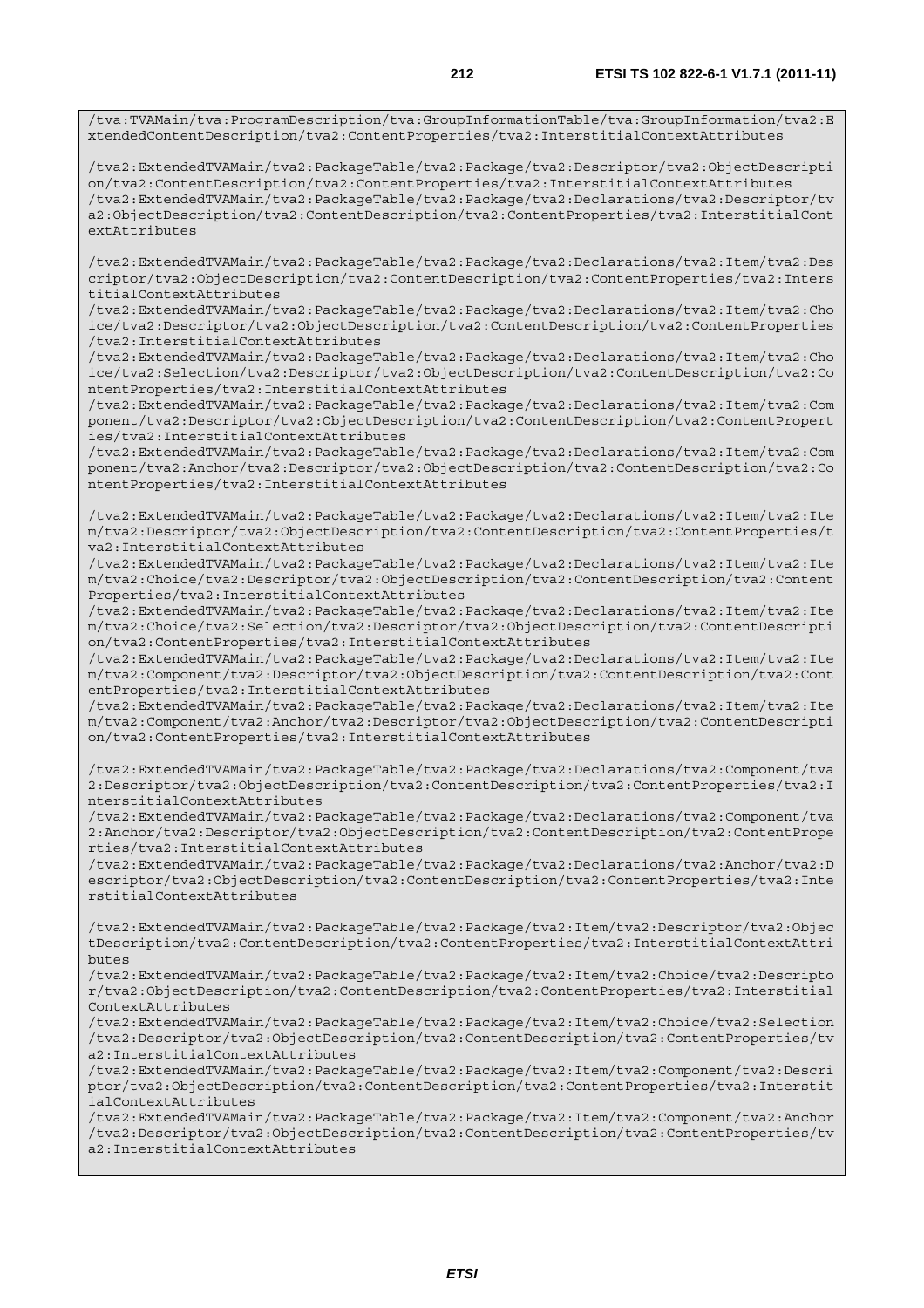```
/tva:TVAMain/tva:ProgramDescription/tva:GroupInformationTable/tva:GroupInformation/tva2:ExtendedContentDescription/tva2:ContentProperties/tva2:InterstitialContextAttributes

/tva2:ExtendedTVAMain/tva2:PackageTable/tva2:Package/tva2:Descriptor/tva2:ObjectDescription/tva2:ContentDescription/tva2:ContentProperties/tva2:InterstitialContextAttributes
/tva2:ExtendedTVAMain/tva2:PackageTable/tva2:Package/tva2:Declarations/tva2:Descriptor/tva2:ObjectDescription/tva2:ContentDescription/tva2:ContentProperties/tva2:InterstitialContextAttributes

/tva2:ExtendedTVAMain/tva2:PackageTable/tva2:Package/tva2:Declarations/tva2:Item/tva2:Descriptor/tva2:ObjectDescription/tva2:ContentDescription/tva2:ContentProperties/tva2:InterstitialContextAttributes
/tva2:ExtendedTVAMain/tva2:PackageTable/tva2:Package/tva2:Declarations/tva2:Item/tva2:Choice/tva2:Descriptor/tva2:ObjectDescription/tva2:ContentDescription/tva2:ContentProperties/tva2:InterstitialContextAttributes
/tva2:ExtendedTVAMain/tva2:PackageTable/tva2:Package/tva2:Declarations/tva2:Item/tva2:Choice/tva2:Selection/tva2:Descriptor/tva2:ObjectDescription/tva2:ContentDescription/tva2:ContentProperties/tva2:InterstitialContextAttributes
/tva2:ExtendedTVAMain/tva2:PackageTable/tva2:Package/tva2:Declarations/tva2:Item/tva2:Component/tva2:Descriptor/tva2:ObjectDescription/tva2:ContentDescription/tva2:ContentProperties/tva2:InterstitialContextAttributes
/tva2:ExtendedTVAMain/tva2:PackageTable/tva2:Package/tva2:Declarations/tva2:Item/tva2:Component/tva2:Anchor/tva2:Descriptor/tva2:ObjectDescription/tva2:ContentDescription/tva2:ContentProperties/tva2:InterstitialContextAttributes

/tva2:ExtendedTVAMain/tva2:PackageTable/tva2:Package/tva2:Declarations/tva2:Item/tva2:Item/tva2:Descriptor/tva2:ObjectDescription/tva2:ContentDescription/tva2:ContentProperties/tva2:InterstitialContextAttributes
/tva2:ExtendedTVAMain/tva2:PackageTable/tva2:Package/tva2:Declarations/tva2:Item/tva2:Item/tva2:Choice/tva2:Descriptor/tva2:ObjectDescription/tva2:ContentDescription/tva2:ContentProperties/tva2:InterstitialContextAttributes
/tva2:ExtendedTVAMain/tva2:PackageTable/tva2:Package/tva2:Declarations/tva2:Item/tva2:Item/tva2:Choice/tva2:Selection/tva2:Descriptor/tva2:ObjectDescription/tva2:ContentDescription/tva2:ContentProperties/tva2:InterstitialContextAttributes
/tva2:ExtendedTVAMain/tva2:PackageTable/tva2:Package/tva2:Declarations/tva2:Item/tva2:Item/tva2:Component/tva2:Descriptor/tva2:ObjectDescription/tva2:ContentDescription/tva2:ContentProperties/tva2:InterstitialContextAttributes
/tva2:ExtendedTVAMain/tva2:PackageTable/tva2:Package/tva2:Declarations/tva2:Item/tva2:Item/tva2:Component/tva2:Anchor/tva2:Descriptor/tva2:ObjectDescription/tva2:ContentDescription/tva2:ContentProperties/tva2:InterstitialContextAttributes

/tva2:ExtendedTVAMain/tva2:PackageTable/tva2:Package/tva2:Declarations/tva2:Component/tva2:Descriptor/tva2:ObjectDescription/tva2:ContentDescription/tva2:ContentProperties/tva2:InterstitialContextAttributes
/tva2:ExtendedTVAMain/tva2:PackageTable/tva2:Package/tva2:Declarations/tva2:Component/tva2:Anchor/tva2:Descriptor/tva2:ObjectDescription/tva2:ContentDescription/tva2:ContentProperties/tva2:InterstitialContextAttributes
/tva2:ExtendedTVAMain/tva2:PackageTable/tva2:Package/tva2:Declarations/tva2:Anchor/tva2:Descriptor/tva2:ObjectDescription/tva2:ContentDescription/tva2:ContentProperties/tva2:InterstitialContextAttributes

/tva2:ExtendedTVAMain/tva2:PackageTable/tva2:Package/tva2:Item/tva2:Descriptor/tva2:ObjectDescription/tva2:ContentDescription/tva2:ContentProperties/tva2:InterstitialContextAttributes
/tva2:ExtendedTVAMain/tva2:PackageTable/tva2:Package/tva2:Item/tva2:Choice/tva2:Descriptor/tva2:ObjectDescription/tva2:ContentDescription/tva2:ContentProperties/tva2:InterstitialContextAttributes
/tva2:ExtendedTVAMain/tva2:PackageTable/tva2:Package/tva2:Item/tva2:Choice/tva2:Selection/tva2:Descriptor/tva2:ObjectDescription/tva2:ContentDescription/tva2:ContentProperties/tva2:InterstitialContextAttributes
/tva2:ExtendedTVAMain/tva2:PackageTable/tva2:Package/tva2:Item/tva2:Component/tva2:Descriptor/tva2:ObjectDescription/tva2:ContentDescription/tva2:ContentProperties/tva2:InterstitialContextAttributes
/tva2:ExtendedTVAMain/tva2:PackageTable/tva2:Package/tva2:Item/tva2:Component/tva2:Anchor/tva2:Descriptor/tva2:ObjectDescription/tva2:ContentDescription/tva2:ContentProperties/tva2:InterstitialContextAttributes
```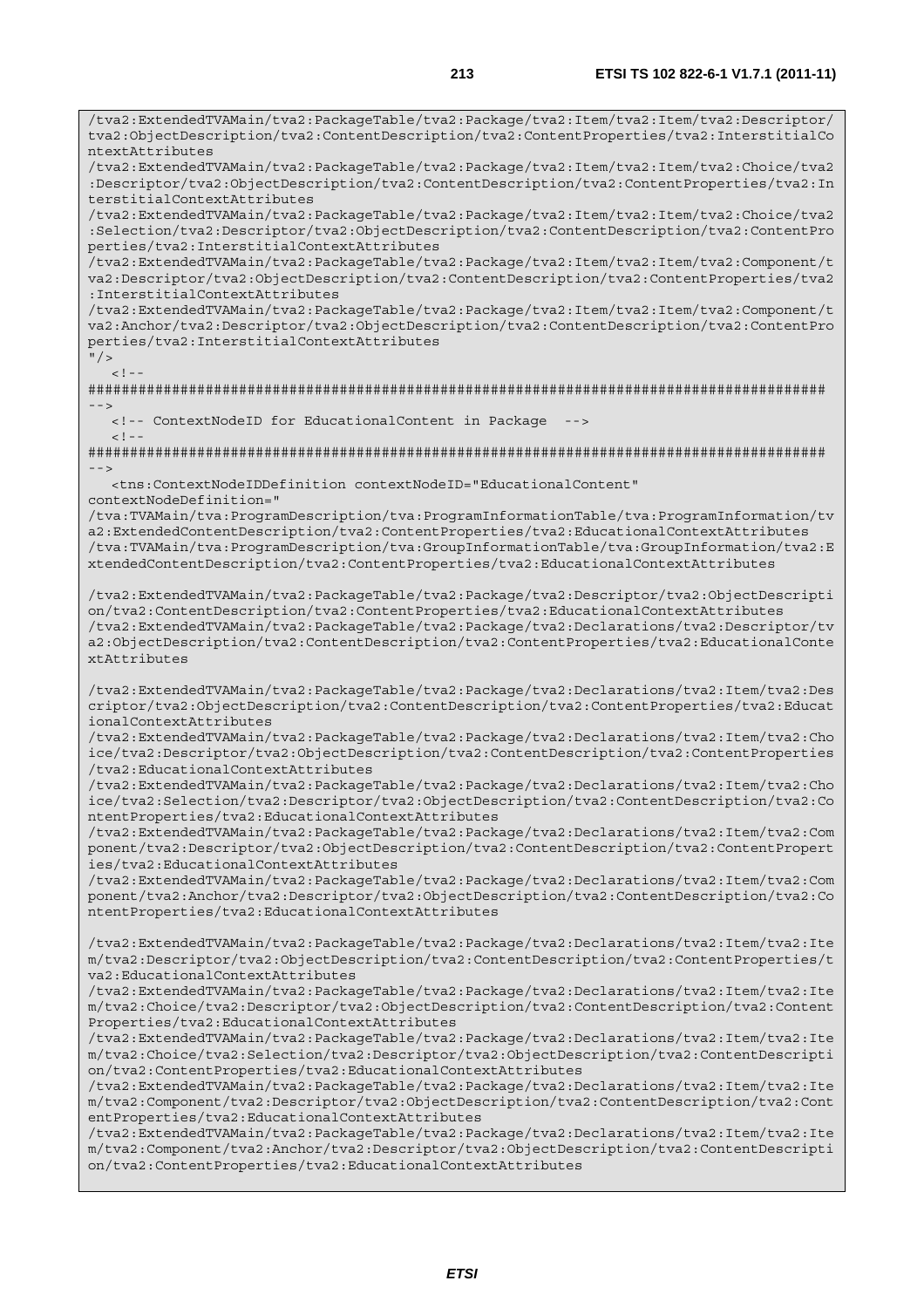```
/tva2:ExtendedTVAMain/tva2:PackageTable/tva2:Package/tva2:Item/tva2:Item/tva2:Descriptor/
tva2:ObjectDescription/tva2:ContentDescription/tva2:ContentProperties/tva2:InterstitialCo
ntextAttributes
/tva2:ExtendedTVAMain/tva2:PackageTable/tva2:Package/tva2:Item/tva2:Item/tva2:Choice/tva2
:Descriptor/tva2:ObjectDescription/tva2:ContentDescription/tva2:ContentProperties/tva2:In
terstitialContextAttributes
/tva2:ExtendedTVAMain/tva2:PackageTable/tva2:Package/tva2:Item/tva2:Item/tva2:Choice/tva2
:Selection/tva2:Descriptor/tva2:ObjectDescription/tva2:ContentDescription/tva2:ContentPro
perties/tva2:InterstitialContextAttributes
/tva2:ExtendedTVAMain/tva2:PackageTable/tva2:Package/tva2:Item/tva2:Item/tva2:Component/t
va2:Descriptor/tva2:ObjectDescription/tva2:ContentDescription/tva2:ContentProperties/tva2
:InterstitialContextAttributes
/tva2:ExtendedTVAMain/tva2:PackageTable/tva2:Package/tva2:Item/tva2:Item/tva2:Component/t
va2:Anchor/tva2:Descriptor/tva2:ObjectDescription/tva2:ContentDescription/tva2:ContentPro
perties/tva2:InterstitialContextAttributes
"/>
   <!--
########################################################################################
-->
   <!-- ContextNodeID for EducationalContent in Package  -->
   <!--
########################################################################################
-->
   <tns:ContextNodeIDDefinition contextNodeID="EducationalContent"
contextNodeDefinition="
/tva:TVAMain/tva:ProgramDescription/tva:ProgramInformationTable/tva:ProgramInformation/tv
a2:ExtendedContentDescription/tva2:ContentProperties/tva2:EducationalContextAttributes
/tva:TVAMain/tva:ProgramDescription/tva:GroupInformationTable/tva:GroupInformation/tva2:E
xtendedContentDescription/tva2:ContentProperties/tva2:EducationalContextAttributes

/tva2:ExtendedTVAMain/tva2:PackageTable/tva2:Package/tva2:Descriptor/tva2:ObjectDescripti
on/tva2:ContentDescription/tva2:ContentProperties/tva2:EducationalContextAttributes
/tva2:ExtendedTVAMain/tva2:PackageTable/tva2:Package/tva2:Declarations/tva2:Descriptor/tv
a2:ObjectDescription/tva2:ContentDescription/tva2:ContentProperties/tva2:EducationalConte
xtAttributes

/tva2:ExtendedTVAMain/tva2:PackageTable/tva2:Package/tva2:Declarations/tva2:Item/tva2:Des
criptor/tva2:ObjectDescription/tva2:ContentDescription/tva2:ContentProperties/tva2:Educat
ionalContextAttributes
/tva2:ExtendedTVAMain/tva2:PackageTable/tva2:Package/tva2:Declarations/tva2:Item/tva2:Cho
ice/tva2:Descriptor/tva2:ObjectDescription/tva2:ContentDescription/tva2:ContentProperties
/tva2:EducationalContextAttributes
/tva2:ExtendedTVAMain/tva2:PackageTable/tva2:Package/tva2:Declarations/tva2:Item/tva2:Cho
ice/tva2:Selection/tva2:Descriptor/tva2:ObjectDescription/tva2:ContentDescription/tva2:Co
ntentProperties/tva2:EducationalContextAttributes
/tva2:ExtendedTVAMain/tva2:PackageTable/tva2:Package/tva2:Declarations/tva2:Item/tva2:Com
ponent/tva2:Descriptor/tva2:ObjectDescription/tva2:ContentDescription/tva2:ContentPropert
ies/tva2:EducationalContextAttributes
/tva2:ExtendedTVAMain/tva2:PackageTable/tva2:Package/tva2:Declarations/tva2:Item/tva2:Com
ponent/tva2:Anchor/tva2:Descriptor/tva2:ObjectDescription/tva2:ContentDescription/tva2:Co
ntentProperties/tva2:EducationalContextAttributes

/tva2:ExtendedTVAMain/tva2:PackageTable/tva2:Package/tva2:Declarations/tva2:Item/tva2:Ite
m/tva2:Descriptor/tva2:ObjectDescription/tva2:ContentDescription/tva2:ContentProperties/t
va2:EducationalContextAttributes
/tva2:ExtendedTVAMain/tva2:PackageTable/tva2:Package/tva2:Declarations/tva2:Item/tva2:Ite
m/tva2:Choice/tva2:Descriptor/tva2:ObjectDescription/tva2:ContentDescription/tva2:Content
Properties/tva2:EducationalContextAttributes
/tva2:ExtendedTVAMain/tva2:PackageTable/tva2:Package/tva2:Declarations/tva2:Item/tva2:Ite
m/tva2:Choice/tva2:Selection/tva2:Descriptor/tva2:ObjectDescription/tva2:ContentDescripti
on/tva2:ContentProperties/tva2:EducationalContextAttributes
/tva2:ExtendedTVAMain/tva2:PackageTable/tva2:Package/tva2:Declarations/tva2:Item/tva2:Ite
m/tva2:Component/tva2:Descriptor/tva2:ObjectDescription/tva2:ContentDescription/tva2:Cont
entProperties/tva2:EducationalContextAttributes
/tva2:ExtendedTVAMain/tva2:PackageTable/tva2:Package/tva2:Declarations/tva2:Item/tva2:Ite
m/tva2:Component/tva2:Anchor/tva2:Descriptor/tva2:ObjectDescription/tva2:ContentDescripti
on/tva2:ContentProperties/tva2:EducationalContextAttributes
```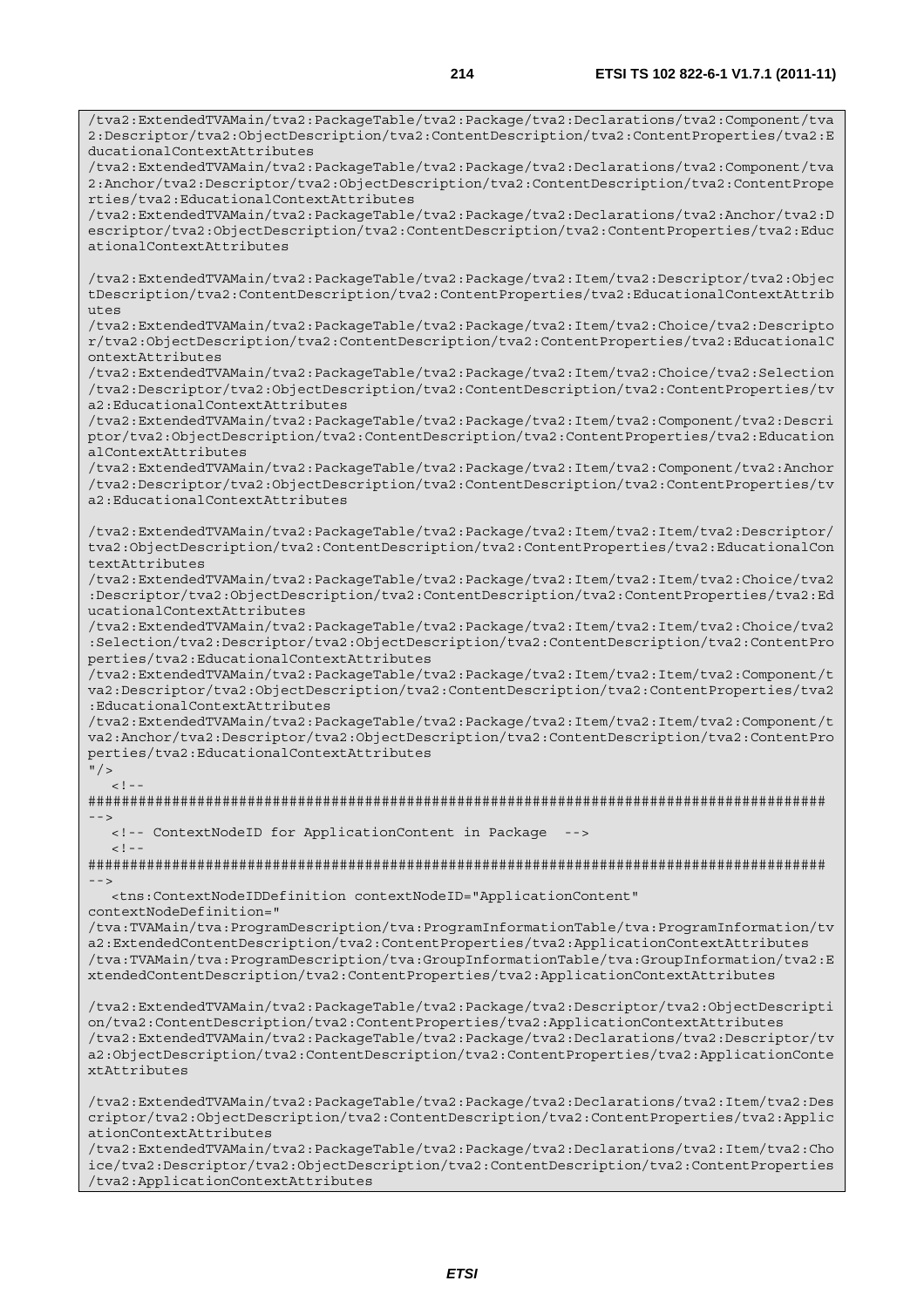```
/tva2:ExtendedTVAMain/tva2:PackageTable/tva2:Package/tva2:Declarations/tva2:Component/tva2:Descriptor/tva2:ObjectDescription/tva2:ContentDescription/tva2:ContentProperties/tva2:EducationalContextAttributes
/tva2:ExtendedTVAMain/tva2:PackageTable/tva2:Package/tva2:Declarations/tva2:Component/tva2:Anchor/tva2:Descriptor/tva2:ObjectDescription/tva2:ContentDescription/tva2:ContentProperties/tva2:EducationalContextAttributes
/tva2:ExtendedTVAMain/tva2:PackageTable/tva2:Package/tva2:Declarations/tva2:Anchor/tva2:Descriptor/tva2:ObjectDescription/tva2:ContentDescription/tva2:ContentProperties/tva2:EducationalContextAttributes

/tva2:ExtendedTVAMain/tva2:PackageTable/tva2:Package/tva2:Item/tva2:Descriptor/tva2:ObjectDescription/tva2:ContentDescription/tva2:ContentProperties/tva2:EducationalContextAttributes
/tva2:ExtendedTVAMain/tva2:PackageTable/tva2:Package/tva2:Item/tva2:Choice/tva2:Descriptor/tva2:ObjectDescription/tva2:ContentDescription/tva2:ContentProperties/tva2:EducationalContextAttributes
/tva2:ExtendedTVAMain/tva2:PackageTable/tva2:Package/tva2:Item/tva2:Choice/tva2:Selection/tva2:Descriptor/tva2:ObjectDescription/tva2:ContentDescription/tva2:ContentProperties/tva2:EducationalContextAttributes
/tva2:ExtendedTVAMain/tva2:PackageTable/tva2:Package/tva2:Item/tva2:Component/tva2:Descriptor/tva2:ObjectDescription/tva2:ContentDescription/tva2:ContentProperties/tva2:EducationalContextAttributes
/tva2:ExtendedTVAMain/tva2:PackageTable/tva2:Package/tva2:Item/tva2:Component/tva2:Anchor/tva2:Descriptor/tva2:ObjectDescription/tva2:ContentDescription/tva2:ContentProperties/tva2:EducationalContextAttributes

/tva2:ExtendedTVAMain/tva2:PackageTable/tva2:Package/tva2:Item/tva2:Item/tva2:Descriptor/tva2:ObjectDescription/tva2:ContentDescription/tva2:ContentProperties/tva2:EducationalContextAttributes
/tva2:ExtendedTVAMain/tva2:PackageTable/tva2:Package/tva2:Item/tva2:Item/tva2:Choice/tva2:Descriptor/tva2:ObjectDescription/tva2:ContentDescription/tva2:ContentProperties/tva2:EducationalContextAttributes
/tva2:ExtendedTVAMain/tva2:PackageTable/tva2:Package/tva2:Item/tva2:Item/tva2:Choice/tva2:Selection/tva2:Descriptor/tva2:ObjectDescription/tva2:ContentDescription/tva2:ContentProperties/tva2:EducationalContextAttributes
/tva2:ExtendedTVAMain/tva2:PackageTable/tva2:Package/tva2:Item/tva2:Item/tva2:Component/tva2:Descriptor/tva2:ObjectDescription/tva2:ContentDescription/tva2:ContentProperties/tva2:EducationalContextAttributes
/tva2:ExtendedTVAMain/tva2:PackageTable/tva2:Package/tva2:Item/tva2:Item/tva2:Component/tva2:Anchor/tva2:Descriptor/tva2:ObjectDescription/tva2:ContentDescription/tva2:ContentProperties/tva2:EducationalContextAttributes
"/>
   <!--
########################################################################################
-->
   <!-- ContextNodeID for ApplicationContent in Package  -->
   <!--
########################################################################################
-->
   <tns:ContextNodeIDDefinition contextNodeID="ApplicationContent"
contextNodeDefinition="
/tva:TVAMain/tva:ProgramDescription/tva:ProgramInformationTable/tva:ProgramInformation/tva2:ExtendedContentDescription/tva2:ContentProperties/tva2:ApplicationContextAttributes
/tva:TVAMain/tva:ProgramDescription/tva:GroupInformationTable/tva:GroupInformation/tva2:ExtendedContentDescription/tva2:ContentProperties/tva2:ApplicationContextAttributes

/tva2:ExtendedTVAMain/tva2:PackageTable/tva2:Package/tva2:Descriptor/tva2:ObjectDescription/tva2:ContentDescription/tva2:ContentProperties/tva2:ApplicationContextAttributes
/tva2:ExtendedTVAMain/tva2:PackageTable/tva2:Package/tva2:Declarations/tva2:Descriptor/tva2:ObjectDescription/tva2:ContentDescription/tva2:ContentProperties/tva2:ApplicationContextAttributes

/tva2:ExtendedTVAMain/tva2:PackageTable/tva2:Package/tva2:Declarations/tva2:Item/tva2:Descriptor/tva2:ObjectDescription/tva2:ContentDescription/tva2:ContentProperties/tva2:ApplicationContextAttributes
/tva2:ExtendedTVAMain/tva2:PackageTable/tva2:Package/tva2:Declarations/tva2:Item/tva2:Choice/tva2:Descriptor/tva2:ObjectDescription/tva2:ContentDescription/tva2:ContentProperties/tva2:ApplicationContextAttributes
```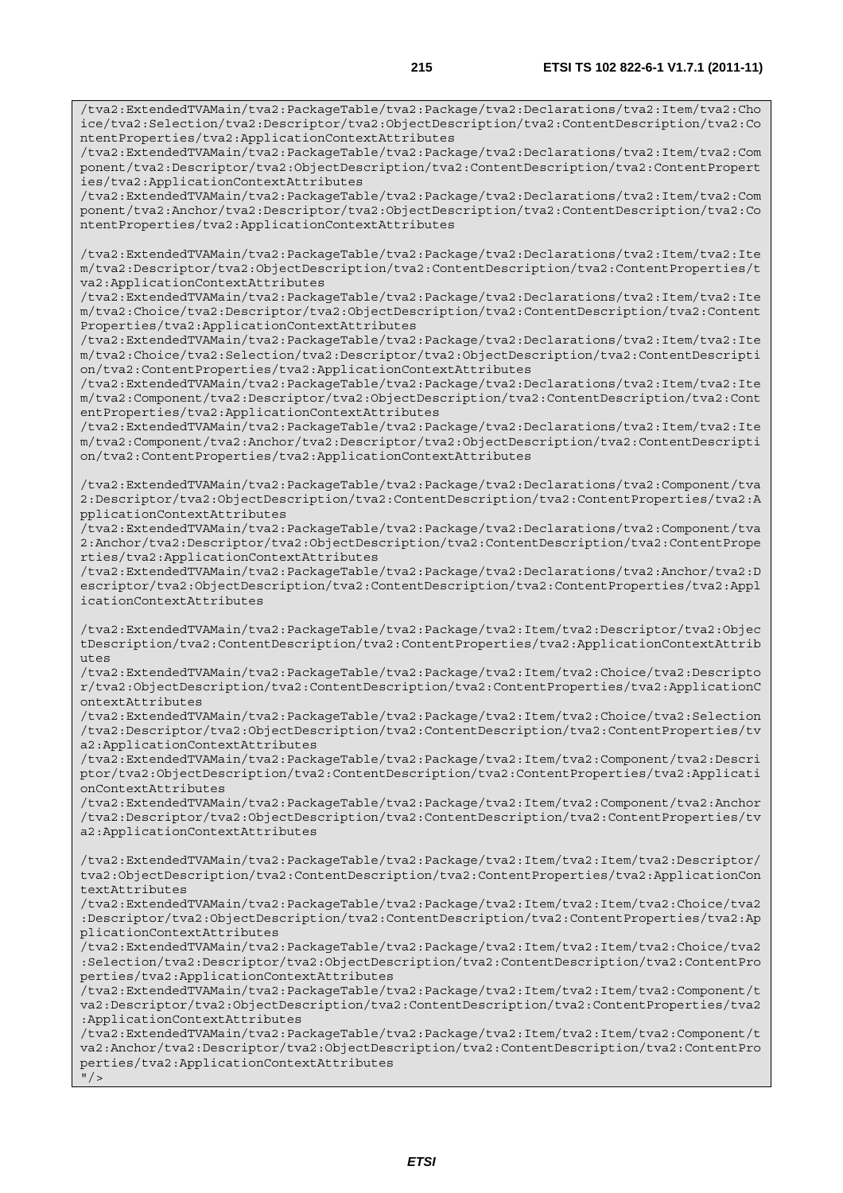```
/tva2:ExtendedTVAMain/tva2:PackageTable/tva2:Package/tva2:Declarations/tva2:Item/tva2:Choice/tva2:Selection/tva2:Descriptor/tva2:ObjectDescription/tva2:ContentDescription/tva2:ContentProperties/tva2:ApplicationContextAttributes
/tva2:ExtendedTVAMain/tva2:PackageTable/tva2:Package/tva2:Declarations/tva2:Item/tva2:Component/tva2:Descriptor/tva2:ObjectDescription/tva2:ContentDescription/tva2:ContentProperties/tva2:ApplicationContextAttributes
/tva2:ExtendedTVAMain/tva2:PackageTable/tva2:Package/tva2:Declarations/tva2:Item/tva2:Component/tva2:Anchor/tva2:Descriptor/tva2:ObjectDescription/tva2:ContentDescription/tva2:ContentProperties/tva2:ApplicationContextAttributes

/tva2:ExtendedTVAMain/tva2:PackageTable/tva2:Package/tva2:Declarations/tva2:Item/tva2:Item/tva2:Descriptor/tva2:ObjectDescription/tva2:ContentDescription/tva2:ContentProperties/tva2:ApplicationContextAttributes
/tva2:ExtendedTVAMain/tva2:PackageTable/tva2:Package/tva2:Declarations/tva2:Item/tva2:Item/tva2:Choice/tva2:Descriptor/tva2:ObjectDescription/tva2:ContentDescription/tva2:ContentProperties/tva2:ApplicationContextAttributes
/tva2:ExtendedTVAMain/tva2:PackageTable/tva2:Package/tva2:Declarations/tva2:Item/tva2:Item/tva2:Choice/tva2:Selection/tva2:Descriptor/tva2:ObjectDescription/tva2:ContentDescription/tva2:ContentProperties/tva2:ApplicationContextAttributes
/tva2:ExtendedTVAMain/tva2:PackageTable/tva2:Package/tva2:Declarations/tva2:Item/tva2:Item/tva2:Component/tva2:Descriptor/tva2:ObjectDescription/tva2:ContentDescription/tva2:ContentProperties/tva2:ApplicationContextAttributes
/tva2:ExtendedTVAMain/tva2:PackageTable/tva2:Package/tva2:Declarations/tva2:Item/tva2:Item/tva2:Component/tva2:Anchor/tva2:Descriptor/tva2:ObjectDescription/tva2:ContentDescription/tva2:ContentProperties/tva2:ApplicationContextAttributes

/tva2:ExtendedTVAMain/tva2:PackageTable/tva2:Package/tva2:Declarations/tva2:Component/tva2:Descriptor/tva2:ObjectDescription/tva2:ContentDescription/tva2:ContentProperties/tva2:ApplicationContextAttributes
/tva2:ExtendedTVAMain/tva2:PackageTable/tva2:Package/tva2:Declarations/tva2:Component/tva2:Anchor/tva2:Descriptor/tva2:ObjectDescription/tva2:ContentDescription/tva2:ContentProperties/tva2:ApplicationContextAttributes
/tva2:ExtendedTVAMain/tva2:PackageTable/tva2:Package/tva2:Declarations/tva2:Anchor/tva2:Descriptor/tva2:ObjectDescription/tva2:ContentDescription/tva2:ContentProperties/tva2:ApplicationContextAttributes

/tva2:ExtendedTVAMain/tva2:PackageTable/tva2:Package/tva2:Item/tva2:Descriptor/tva2:ObjectDescription/tva2:ContentDescription/tva2:ContentProperties/tva2:ApplicationContextAttributes
/tva2:ExtendedTVAMain/tva2:PackageTable/tva2:Package/tva2:Item/tva2:Choice/tva2:Descriptor/tva2:ObjectDescription/tva2:ContentDescription/tva2:ContentProperties/tva2:ApplicationContextAttributes
/tva2:ExtendedTVAMain/tva2:PackageTable/tva2:Package/tva2:Item/tva2:Choice/tva2:Selection/tva2:Descriptor/tva2:ObjectDescription/tva2:ContentDescription/tva2:ContentProperties/tva2:ApplicationContextAttributes
/tva2:ExtendedTVAMain/tva2:PackageTable/tva2:Package/tva2:Item/tva2:Component/tva2:Descriptor/tva2:ObjectDescription/tva2:ContentDescription/tva2:ContentProperties/tva2:ApplicationContextAttributes
/tva2:ExtendedTVAMain/tva2:PackageTable/tva2:Package/tva2:Item/tva2:Component/tva2:Anchor/tva2:Descriptor/tva2:ObjectDescription/tva2:ContentDescription/tva2:ContentProperties/tva2:ApplicationContextAttributes

/tva2:ExtendedTVAMain/tva2:PackageTable/tva2:Package/tva2:Item/tva2:Item/tva2:Descriptor/tva2:ObjectDescription/tva2:ContentDescription/tva2:ContentProperties/tva2:ApplicationContextAttributes
/tva2:ExtendedTVAMain/tva2:PackageTable/tva2:Package/tva2:Item/tva2:Item/tva2:Choice/tva2:Descriptor/tva2:ObjectDescription/tva2:ContentDescription/tva2:ContentProperties/tva2:ApplicationContextAttributes
/tva2:ExtendedTVAMain/tva2:PackageTable/tva2:Package/tva2:Item/tva2:Item/tva2:Choice/tva2:Selection/tva2:Descriptor/tva2:ObjectDescription/tva2:ContentDescription/tva2:ContentProperties/tva2:ApplicationContextAttributes
/tva2:ExtendedTVAMain/tva2:PackageTable/tva2:Package/tva2:Item/tva2:Item/tva2:Component/tva2:Descriptor/tva2:ObjectDescription/tva2:ContentDescription/tva2:ContentProperties/tva2:ApplicationContextAttributes
/tva2:ExtendedTVAMain/tva2:PackageTable/tva2:Package/tva2:Item/tva2:Item/tva2:Component/tva2:Anchor/tva2:Descriptor/tva2:ObjectDescription/tva2:ContentDescription/tva2:ContentProperties/tva2:ApplicationContextAttributes
"/>
```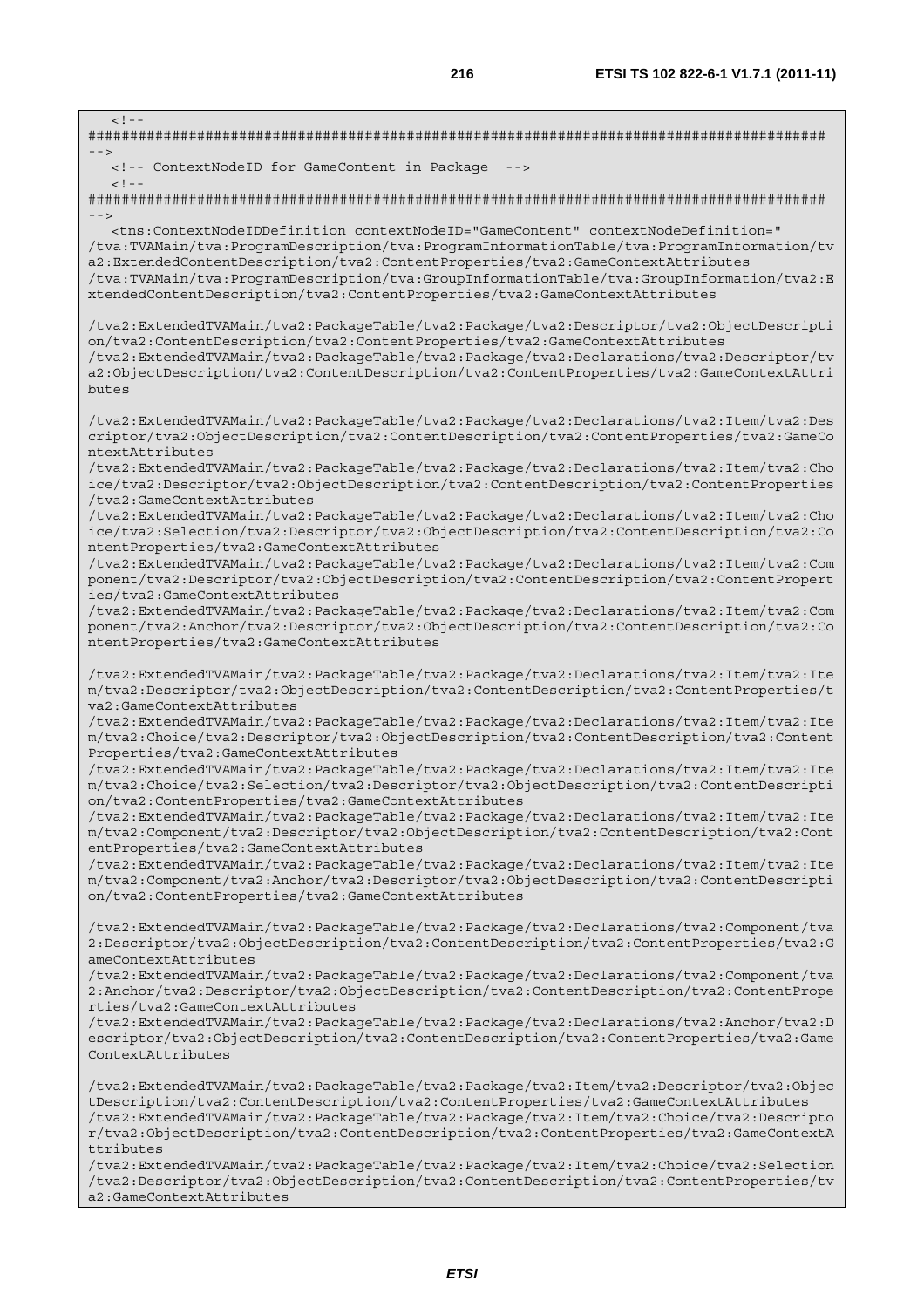```
   <!--
########################################################################################
-->
   <!-- ContextNodeID for GameContent in Package  -->
   <!--
########################################################################################
-->
   <tns:ContextNodeIDDefinition contextNodeID="GameContent" contextNodeDefinition="
/tva:TVAMain/tva:ProgramDescription/tva:ProgramInformationTable/tva:ProgramInformation/tva2:ExtendedContentDescription/tva2:ContentProperties/tva2:GameContextAttributes
/tva:TVAMain/tva:ProgramDescription/tva:GroupInformationTable/tva:GroupInformation/tva2:ExtendedContentDescription/tva2:ContentProperties/tva2:GameContextAttributes

/tva2:ExtendedTVAMain/tva2:PackageTable/tva2:Package/tva2:Descriptor/tva2:ObjectDescription/tva2:ContentDescription/tva2:ContentProperties/tva2:GameContextAttributes
/tva2:ExtendedTVAMain/tva2:PackageTable/tva2:Package/tva2:Declarations/tva2:Descriptor/tva2:ObjectDescription/tva2:ContentDescription/tva2:ContentProperties/tva2:GameContextAttributes

/tva2:ExtendedTVAMain/tva2:PackageTable/tva2:Package/tva2:Declarations/tva2:Item/tva2:Descriptor/tva2:ObjectDescription/tva2:ContentDescription/tva2:ContentProperties/tva2:GameContextAttributes
/tva2:ExtendedTVAMain/tva2:PackageTable/tva2:Package/tva2:Declarations/tva2:Item/tva2:Choice/tva2:Descriptor/tva2:ObjectDescription/tva2:ContentDescription/tva2:ContentProperties/tva2:GameContextAttributes
/tva2:ExtendedTVAMain/tva2:PackageTable/tva2:Package/tva2:Declarations/tva2:Item/tva2:Choice/tva2:Selection/tva2:Descriptor/tva2:ObjectDescription/tva2:ContentDescription/tva2:ContentProperties/tva2:GameContextAttributes
/tva2:ExtendedTVAMain/tva2:PackageTable/tva2:Package/tva2:Declarations/tva2:Item/tva2:Component/tva2:Descriptor/tva2:ObjectDescription/tva2:ContentDescription/tva2:ContentProperties/tva2:GameContextAttributes
/tva2:ExtendedTVAMain/tva2:PackageTable/tva2:Package/tva2:Declarations/tva2:Item/tva2:Component/tva2:Anchor/tva2:Descriptor/tva2:ObjectDescription/tva2:ContentDescription/tva2:ContentProperties/tva2:GameContextAttributes

/tva2:ExtendedTVAMain/tva2:PackageTable/tva2:Package/tva2:Declarations/tva2:Item/tva2:Item/tva2:Descriptor/tva2:ObjectDescription/tva2:ContentDescription/tva2:ContentProperties/tva2:GameContextAttributes
/tva2:ExtendedTVAMain/tva2:PackageTable/tva2:Package/tva2:Declarations/tva2:Item/tva2:Item/tva2:Choice/tva2:Descriptor/tva2:ObjectDescription/tva2:ContentDescription/tva2:ContentProperties/tva2:GameContextAttributes
/tva2:ExtendedTVAMain/tva2:PackageTable/tva2:Package/tva2:Declarations/tva2:Item/tva2:Item/tva2:Choice/tva2:Selection/tva2:Descriptor/tva2:ObjectDescription/tva2:ContentDescription/tva2:ContentProperties/tva2:GameContextAttributes
/tva2:ExtendedTVAMain/tva2:PackageTable/tva2:Package/tva2:Declarations/tva2:Item/tva2:Item/tva2:Component/tva2:Descriptor/tva2:ObjectDescription/tva2:ContentDescription/tva2:ContentProperties/tva2:GameContextAttributes
/tva2:ExtendedTVAMain/tva2:PackageTable/tva2:Package/tva2:Declarations/tva2:Item/tva2:Item/tva2:Component/tva2:Anchor/tva2:Descriptor/tva2:ObjectDescription/tva2:ContentDescription/tva2:ContentProperties/tva2:GameContextAttributes

/tva2:ExtendedTVAMain/tva2:PackageTable/tva2:Package/tva2:Declarations/tva2:Component/tva2:Descriptor/tva2:ObjectDescription/tva2:ContentDescription/tva2:ContentProperties/tva2:GameContextAttributes
/tva2:ExtendedTVAMain/tva2:PackageTable/tva2:Package/tva2:Declarations/tva2:Component/tva2:Anchor/tva2:Descriptor/tva2:ObjectDescription/tva2:ContentDescription/tva2:ContentProperties/tva2:GameContextAttributes
/tva2:ExtendedTVAMain/tva2:PackageTable/tva2:Package/tva2:Declarations/tva2:Anchor/tva2:Descriptor/tva2:ObjectDescription/tva2:ContentDescription/tva2:ContentProperties/tva2:GameContextAttributes

/tva2:ExtendedTVAMain/tva2:PackageTable/tva2:Package/tva2:Item/tva2:Descriptor/tva2:ObjectDescription/tva2:ContentDescription/tva2:ContentProperties/tva2:GameContextAttributes
/tva2:ExtendedTVAMain/tva2:PackageTable/tva2:Package/tva2:Item/tva2:Choice/tva2:Descriptor/tva2:ObjectDescription/tva2:ContentDescription/tva2:ContentProperties/tva2:GameContextAttributes
/tva2:ExtendedTVAMain/tva2:PackageTable/tva2:Package/tva2:Item/tva2:Choice/tva2:Selection/tva2:Descriptor/tva2:ObjectDescription/tva2:ContentDescription/tva2:ContentProperties/tva2:GameContextAttributes
```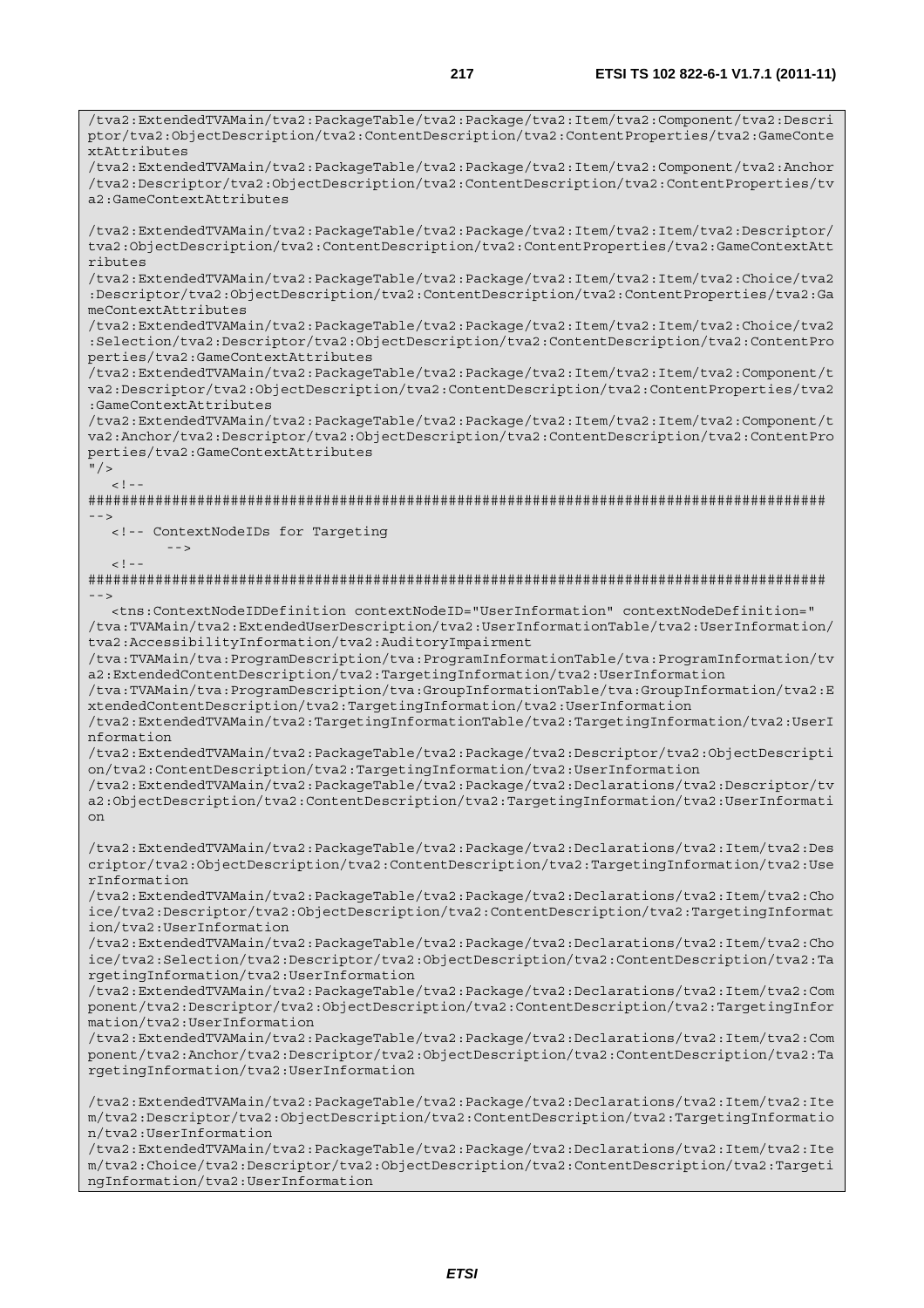```
/tva2:ExtendedTVAMain/tva2:PackageTable/tva2:Package/tva2:Item/tva2:Component/tva2:Descriptor/tva2:ObjectDescription/tva2:ContentDescription/tva2:ContentProperties/tva2:GameContextAttributes
/tva2:ExtendedTVAMain/tva2:PackageTable/tva2:Package/tva2:Item/tva2:Component/tva2:Anchor/tva2:Descriptor/tva2:ObjectDescription/tva2:ContentDescription/tva2:ContentProperties/tva2:GameContextAttributes

/tva2:ExtendedTVAMain/tva2:PackageTable/tva2:Package/tva2:Item/tva2:Item/tva2:Descriptor/tva2:ObjectDescription/tva2:ContentDescription/tva2:ContentProperties/tva2:GameContextAttributes
/tva2:ExtendedTVAMain/tva2:PackageTable/tva2:Package/tva2:Item/tva2:Item/tva2:Choice/tva2:Descriptor/tva2:ObjectDescription/tva2:ContentDescription/tva2:ContentProperties/tva2:GameContextAttributes
/tva2:ExtendedTVAMain/tva2:PackageTable/tva2:Package/tva2:Item/tva2:Item/tva2:Choice/tva2:Selection/tva2:Descriptor/tva2:ObjectDescription/tva2:ContentDescription/tva2:ContentProperties/tva2:GameContextAttributes
/tva2:ExtendedTVAMain/tva2:PackageTable/tva2:Package/tva2:Item/tva2:Item/tva2:Component/tva2:Descriptor/tva2:ObjectDescription/tva2:ContentDescription/tva2:ContentProperties/tva2:GameContextAttributes
/tva2:ExtendedTVAMain/tva2:PackageTable/tva2:Package/tva2:Item/tva2:Item/tva2:Component/tva2:Anchor/tva2:Descriptor/tva2:ObjectDescription/tva2:ContentDescription/tva2:ContentProperties/tva2:GameContextAttributes
"/>
   <!--
########################################################################################
-->
   <!-- ContextNodeIDs for Targeting
         -->
   <!--
########################################################################################
-->
   <tns:ContextNodeIDDefinition contextNodeID="UserInformation" contextNodeDefinition="
/tva:TVAMain/tva2:ExtendedUserDescription/tva2:UserInformationTable/tva2:UserInformation/tva2:AccessibilityInformation/tva2:AuditoryImpairment
/tva:TVAMain/tva:ProgramDescription/tva:ProgramInformationTable/tva:ProgramInformation/tva2:ExtendedContentDescription/tva2:TargetingInformation/tva2:UserInformation
/tva:TVAMain/tva:ProgramDescription/tva:GroupInformationTable/tva:GroupInformation/tva2:ExtendedContentDescription/tva2:TargetingInformation/tva2:UserInformation
/tva2:ExtendedTVAMain/tva2:TargetingInformationTable/tva2:TargetingInformation/tva2:UserInformation
/tva2:ExtendedTVAMain/tva2:PackageTable/tva2:Package/tva2:Descriptor/tva2:ObjectDescription/tva2:ContentDescription/tva2:TargetingInformation/tva2:UserInformation
/tva2:ExtendedTVAMain/tva2:PackageTable/tva2:Package/tva2:Declarations/tva2:Descriptor/tva2:ObjectDescription/tva2:ContentDescription/tva2:TargetingInformation/tva2:UserInformation

/tva2:ExtendedTVAMain/tva2:PackageTable/tva2:Package/tva2:Declarations/tva2:Item/tva2:Descriptor/tva2:ObjectDescription/tva2:ContentDescription/tva2:TargetingInformation/tva2:UserInformation
/tva2:ExtendedTVAMain/tva2:PackageTable/tva2:Package/tva2:Declarations/tva2:Item/tva2:Choice/tva2:Descriptor/tva2:ObjectDescription/tva2:ContentDescription/tva2:TargetingInformation/tva2:UserInformation
/tva2:ExtendedTVAMain/tva2:PackageTable/tva2:Package/tva2:Declarations/tva2:Item/tva2:Choice/tva2:Selection/tva2:Descriptor/tva2:ObjectDescription/tva2:ContentDescription/tva2:TargetingInformation/tva2:UserInformation
/tva2:ExtendedTVAMain/tva2:PackageTable/tva2:Package/tva2:Declarations/tva2:Item/tva2:Component/tva2:Descriptor/tva2:ObjectDescription/tva2:ContentDescription/tva2:TargetingInformation/tva2:UserInformation
/tva2:ExtendedTVAMain/tva2:PackageTable/tva2:Package/tva2:Declarations/tva2:Item/tva2:Component/tva2:Anchor/tva2:Descriptor/tva2:ObjectDescription/tva2:ContentDescription/tva2:TargetingInformation/tva2:UserInformation

/tva2:ExtendedTVAMain/tva2:PackageTable/tva2:Package/tva2:Declarations/tva2:Item/tva2:Item/tva2:Descriptor/tva2:ObjectDescription/tva2:ContentDescription/tva2:TargetingInformation/tva2:UserInformation
/tva2:ExtendedTVAMain/tva2:PackageTable/tva2:Package/tva2:Declarations/tva2:Item/tva2:Item/tva2:Choice/tva2:Descriptor/tva2:ObjectDescription/tva2:ContentDescription/tva2:TargetingInformation/tva2:UserInformation
```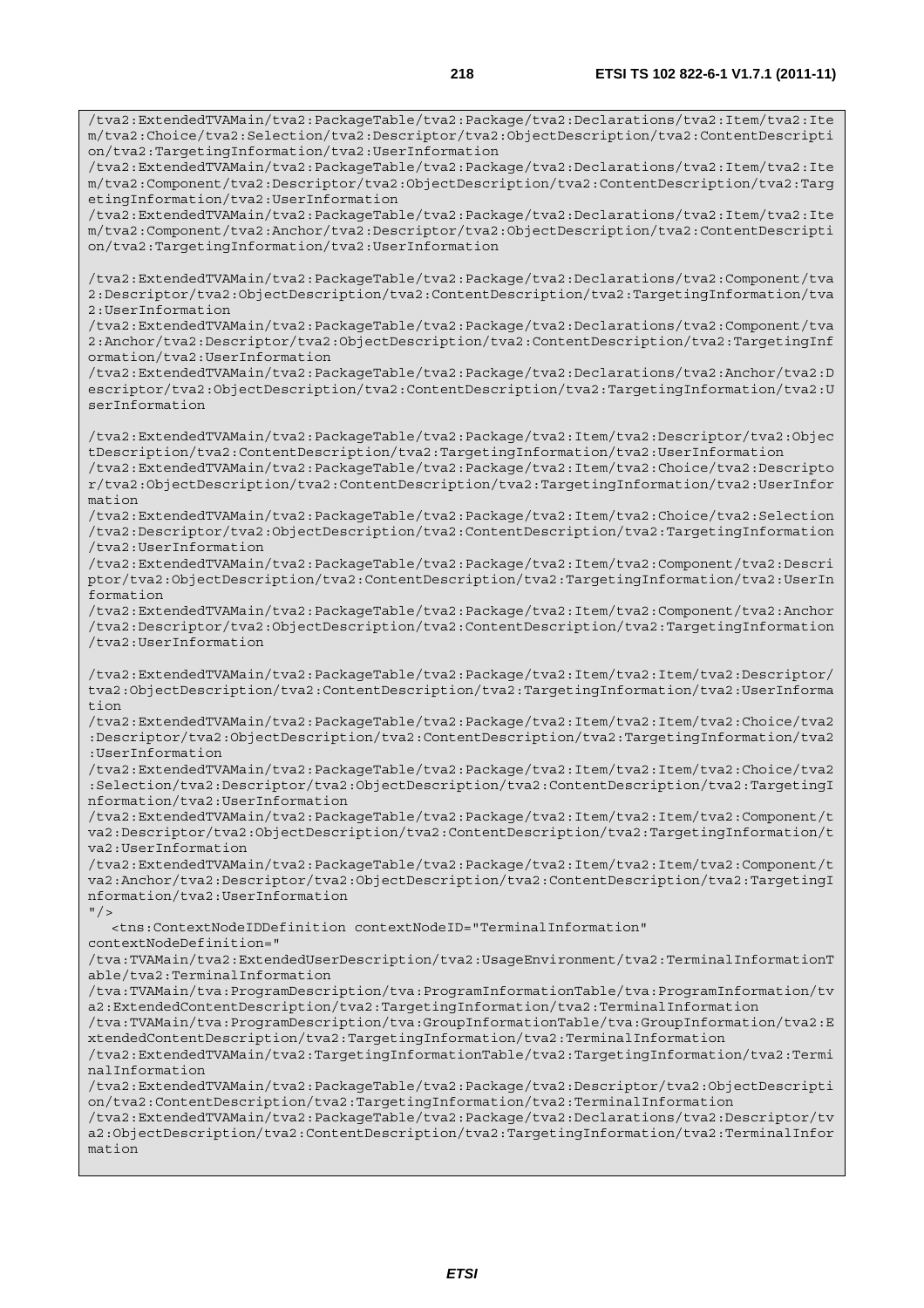```
/tva2:ExtendedTVAMain/tva2:PackageTable/tva2:Package/tva2:Declarations/tva2:Item/tva2:Item/tva2:Choice/tva2:Selection/tva2:Descriptor/tva2:ObjectDescription/tva2:ContentDescription/tva2:TargetingInformation/tva2:UserInformation
/tva2:ExtendedTVAMain/tva2:PackageTable/tva2:Package/tva2:Declarations/tva2:Item/tva2:Item/tva2:Component/tva2:Descriptor/tva2:ObjectDescription/tva2:ContentDescription/tva2:TargetingInformation/tva2:UserInformation
/tva2:ExtendedTVAMain/tva2:PackageTable/tva2:Package/tva2:Declarations/tva2:Item/tva2:Item/tva2:Component/tva2:Anchor/tva2:Descriptor/tva2:ObjectDescription/tva2:ContentDescription/tva2:TargetingInformation/tva2:UserInformation

/tva2:ExtendedTVAMain/tva2:PackageTable/tva2:Package/tva2:Declarations/tva2:Component/tva2:Descriptor/tva2:ObjectDescription/tva2:ContentDescription/tva2:TargetingInformation/tva2:UserInformation
/tva2:ExtendedTVAMain/tva2:PackageTable/tva2:Package/tva2:Declarations/tva2:Component/tva2:Anchor/tva2:Descriptor/tva2:ObjectDescription/tva2:ContentDescription/tva2:TargetingInformation/tva2:UserInformation
/tva2:ExtendedTVAMain/tva2:PackageTable/tva2:Package/tva2:Declarations/tva2:Anchor/tva2:Descriptor/tva2:ObjectDescription/tva2:ContentDescription/tva2:TargetingInformation/tva2:UserInformation

/tva2:ExtendedTVAMain/tva2:PackageTable/tva2:Package/tva2:Item/tva2:Descriptor/tva2:ObjectDescription/tva2:ContentDescription/tva2:TargetingInformation/tva2:UserInformation
/tva2:ExtendedTVAMain/tva2:PackageTable/tva2:Package/tva2:Item/tva2:Choice/tva2:Descriptor/tva2:ObjectDescription/tva2:ContentDescription/tva2:TargetingInformation/tva2:UserInformation
/tva2:ExtendedTVAMain/tva2:PackageTable/tva2:Package/tva2:Item/tva2:Choice/tva2:Selection/tva2:Descriptor/tva2:ObjectDescription/tva2:ContentDescription/tva2:TargetingInformation/tva2:UserInformation
/tva2:ExtendedTVAMain/tva2:PackageTable/tva2:Package/tva2:Item/tva2:Component/tva2:Descriptor/tva2:ObjectDescription/tva2:ContentDescription/tva2:TargetingInformation/tva2:UserInformation
/tva2:ExtendedTVAMain/tva2:PackageTable/tva2:Package/tva2:Item/tva2:Component/tva2:Anchor/tva2:Descriptor/tva2:ObjectDescription/tva2:ContentDescription/tva2:TargetingInformation/tva2:UserInformation

/tva2:ExtendedTVAMain/tva2:PackageTable/tva2:Package/tva2:Item/tva2:Item/tva2:Descriptor/tva2:ObjectDescription/tva2:ContentDescription/tva2:TargetingInformation/tva2:UserInformation
/tva2:ExtendedTVAMain/tva2:PackageTable/tva2:Package/tva2:Item/tva2:Item/tva2:Choice/tva2:Descriptor/tva2:ObjectDescription/tva2:ContentDescription/tva2:TargetingInformation/tva2:UserInformation
/tva2:ExtendedTVAMain/tva2:PackageTable/tva2:Package/tva2:Item/tva2:Item/tva2:Choice/tva2:Selection/tva2:Descriptor/tva2:ObjectDescription/tva2:ContentDescription/tva2:TargetingInformation/tva2:UserInformation
/tva2:ExtendedTVAMain/tva2:PackageTable/tva2:Package/tva2:Item/tva2:Item/tva2:Component/tva2:Descriptor/tva2:ObjectDescription/tva2:ContentDescription/tva2:TargetingInformation/tva2:UserInformation
/tva2:ExtendedTVAMain/tva2:PackageTable/tva2:Package/tva2:Item/tva2:Item/tva2:Component/tva2:Anchor/tva2:Descriptor/tva2:ObjectDescription/tva2:ContentDescription/tva2:TargetingInformation/tva2:UserInformation
"/>
   <tns:ContextNodeIDDefinition contextNodeID="TerminalInformation" contextNodeDefinition="
/tva:TVAMain/tva2:ExtendedUserDescription/tva2:UsageEnvironment/tva2:TerminalInformationTable/tva2:TerminalInformation
/tva:TVAMain/tva:ProgramDescription/tva:ProgramInformationTable/tva:ProgramInformation/tva2:ExtendedContentDescription/tva2:TargetingInformation/tva2:TerminalInformation
/tva:TVAMain/tva:ProgramDescription/tva:GroupInformationTable/tva:GroupInformation/tva2:ExtendedContentDescription/tva2:TargetingInformation/tva2:TerminalInformation
/tva2:ExtendedTVAMain/tva2:TargetingInformationTable/tva2:TargetingInformation/tva2:TerminalInformation
/tva2:ExtendedTVAMain/tva2:PackageTable/tva2:Package/tva2:Descriptor/tva2:ObjectDescription/tva2:ContentDescription/tva2:TargetingInformation/tva2:TerminalInformation
/tva2:ExtendedTVAMain/tva2:PackageTable/tva2:Package/tva2:Declarations/tva2:Descriptor/tva2:ObjectDescription/tva2:ContentDescription/tva2:TargetingInformation/tva2:TerminalInformation
```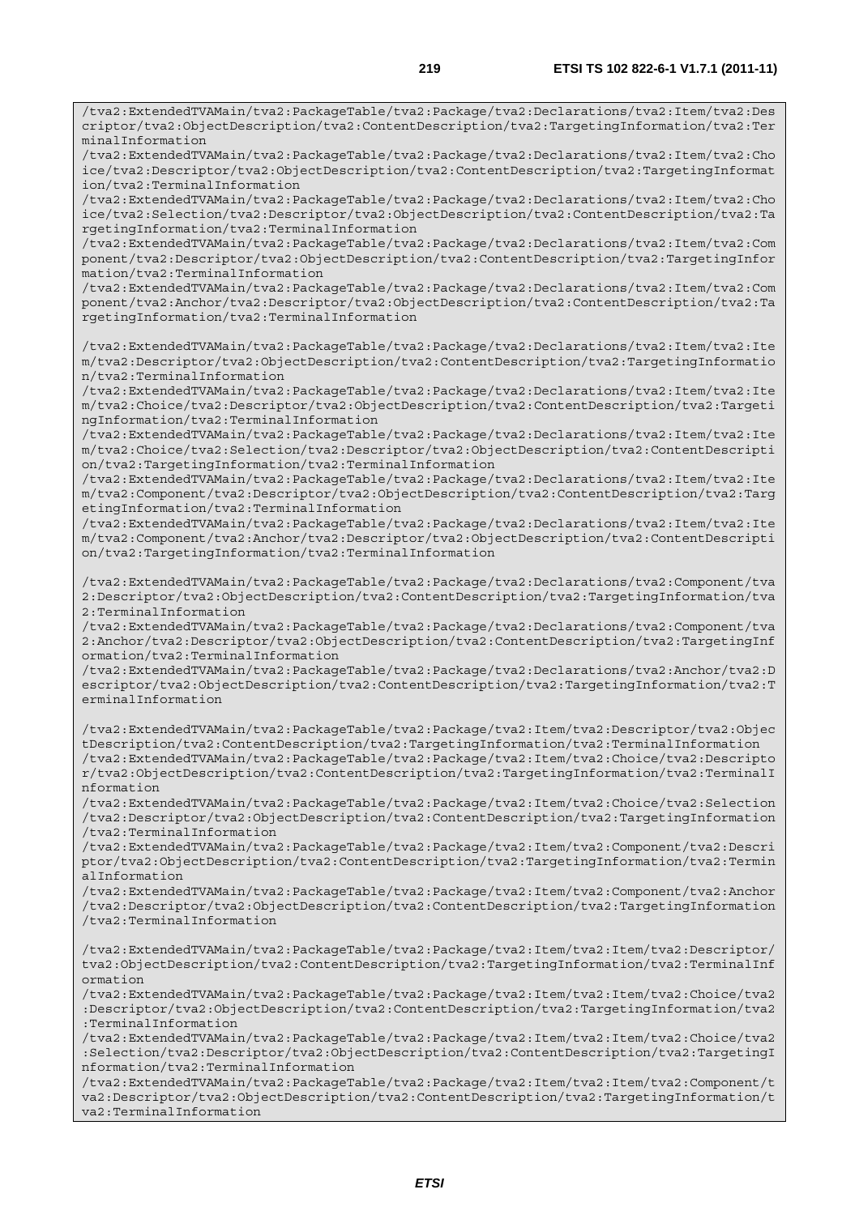```
/tva2:ExtendedTVAMain/tva2:PackageTable/tva2:Package/tva2:Declarations/tva2:Item/tva2:Descriptor/tva2:ObjectDescription/tva2:ContentDescription/tva2:TargetingInformation/tva2:TerminalInformation
/tva2:ExtendedTVAMain/tva2:PackageTable/tva2:Package/tva2:Declarations/tva2:Item/tva2:Choice/tva2:Descriptor/tva2:ObjectDescription/tva2:ContentDescription/tva2:TargetingInformation/tva2:TerminalInformation
/tva2:ExtendedTVAMain/tva2:PackageTable/tva2:Package/tva2:Declarations/tva2:Item/tva2:Choice/tva2:Selection/tva2:Descriptor/tva2:ObjectDescription/tva2:ContentDescription/tva2:TargetingInformation/tva2:TerminalInformation
/tva2:ExtendedTVAMain/tva2:PackageTable/tva2:Package/tva2:Declarations/tva2:Item/tva2:Component/tva2:Descriptor/tva2:ObjectDescription/tva2:ContentDescription/tva2:TargetingInformation/tva2:TerminalInformation
/tva2:ExtendedTVAMain/tva2:PackageTable/tva2:Package/tva2:Declarations/tva2:Item/tva2:Component/tva2:Anchor/tva2:Descriptor/tva2:ObjectDescription/tva2:ContentDescription/tva2:TargetingInformation/tva2:TerminalInformation

/tva2:ExtendedTVAMain/tva2:PackageTable/tva2:Package/tva2:Declarations/tva2:Item/tva2:Item/tva2:Descriptor/tva2:ObjectDescription/tva2:ContentDescription/tva2:TargetingInformation/tva2:TerminalInformation
/tva2:ExtendedTVAMain/tva2:PackageTable/tva2:Package/tva2:Declarations/tva2:Item/tva2:Item/tva2:Choice/tva2:Descriptor/tva2:ObjectDescription/tva2:ContentDescription/tva2:TargetingInformation/tva2:TerminalInformation
/tva2:ExtendedTVAMain/tva2:PackageTable/tva2:Package/tva2:Declarations/tva2:Item/tva2:Item/tva2:Choice/tva2:Selection/tva2:Descriptor/tva2:ObjectDescription/tva2:ContentDescription/tva2:TargetingInformation/tva2:TerminalInformation
/tva2:ExtendedTVAMain/tva2:PackageTable/tva2:Package/tva2:Declarations/tva2:Item/tva2:Item/tva2:Component/tva2:Descriptor/tva2:ObjectDescription/tva2:ContentDescription/tva2:TargetingInformation/tva2:TerminalInformation
/tva2:ExtendedTVAMain/tva2:PackageTable/tva2:Package/tva2:Declarations/tva2:Item/tva2:Item/tva2:Component/tva2:Anchor/tva2:Descriptor/tva2:ObjectDescription/tva2:ContentDescription/tva2:TargetingInformation/tva2:TerminalInformation

/tva2:ExtendedTVAMain/tva2:PackageTable/tva2:Package/tva2:Declarations/tva2:Component/tva2:Descriptor/tva2:ObjectDescription/tva2:ContentDescription/tva2:TargetingInformation/tva2:TerminalInformation
/tva2:ExtendedTVAMain/tva2:PackageTable/tva2:Package/tva2:Declarations/tva2:Component/tva2:Anchor/tva2:Descriptor/tva2:ObjectDescription/tva2:ContentDescription/tva2:TargetingInformation/tva2:TerminalInformation
/tva2:ExtendedTVAMain/tva2:PackageTable/tva2:Package/tva2:Declarations/tva2:Anchor/tva2:Descriptor/tva2:ObjectDescription/tva2:ContentDescription/tva2:TargetingInformation/tva2:TerminalInformation

/tva2:ExtendedTVAMain/tva2:PackageTable/tva2:Package/tva2:Item/tva2:Descriptor/tva2:ObjectDescription/tva2:ContentDescription/tva2:TargetingInformation/tva2:TerminalInformation
/tva2:ExtendedTVAMain/tva2:PackageTable/tva2:Package/tva2:Item/tva2:Choice/tva2:Descriptor/tva2:ObjectDescription/tva2:ContentDescription/tva2:TargetingInformation/tva2:TerminalInformation
/tva2:ExtendedTVAMain/tva2:PackageTable/tva2:Package/tva2:Item/tva2:Choice/tva2:Selection/tva2:Descriptor/tva2:ObjectDescription/tva2:ContentDescription/tva2:TargetingInformation/tva2:TerminalInformation
/tva2:ExtendedTVAMain/tva2:PackageTable/tva2:Package/tva2:Item/tva2:Component/tva2:Descriptor/tva2:ObjectDescription/tva2:ContentDescription/tva2:TargetingInformation/tva2:TerminalInformation
/tva2:ExtendedTVAMain/tva2:PackageTable/tva2:Package/tva2:Item/tva2:Component/tva2:Anchor/tva2:Descriptor/tva2:ObjectDescription/tva2:ContentDescription/tva2:TargetingInformation/tva2:TerminalInformation

/tva2:ExtendedTVAMain/tva2:PackageTable/tva2:Package/tva2:Item/tva2:Item/tva2:Descriptor/tva2:ObjectDescription/tva2:ContentDescription/tva2:TargetingInformation/tva2:TerminalInformation
/tva2:ExtendedTVAMain/tva2:PackageTable/tva2:Package/tva2:Item/tva2:Item/tva2:Choice/tva2:Descriptor/tva2:ObjectDescription/tva2:ContentDescription/tva2:TargetingInformation/tva2:TerminalInformation
/tva2:ExtendedTVAMain/tva2:PackageTable/tva2:Package/tva2:Item/tva2:Item/tva2:Choice/tva2:Selection/tva2:Descriptor/tva2:ObjectDescription/tva2:ContentDescription/tva2:TargetingInformation/tva2:TerminalInformation
/tva2:ExtendedTVAMain/tva2:PackageTable/tva2:Package/tva2:Item/tva2:Item/tva2:Component/tva2:Descriptor/tva2:ObjectDescription/tva2:ContentDescription/tva2:TargetingInformation/tva2:TerminalInformation
```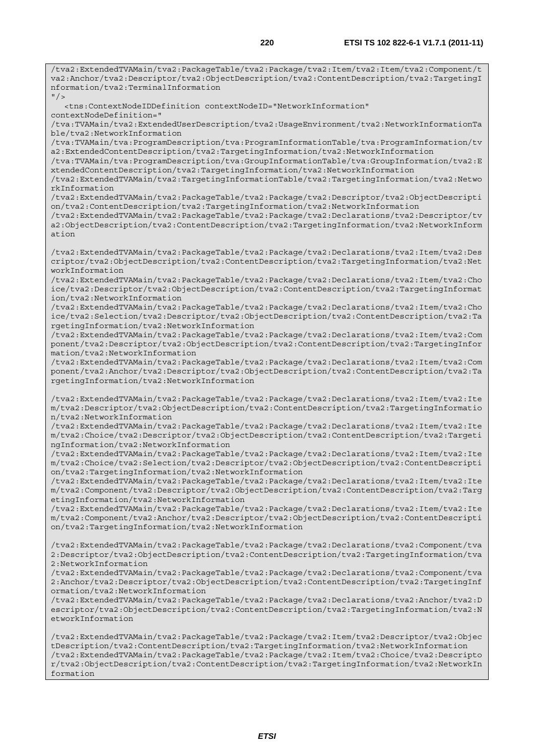```
/tva2:ExtendedTVAMain/tva2:PackageTable/tva2:Package/tva2:Item/tva2:Item/tva2:Component/tva2:Anchor/tva2:Descriptor/tva2:ObjectDescription/tva2:ContentDescription/tva2:TargetingInformation/tva2:TerminalInformation
"/>
   <tns:ContextNodeIDDefinition contextNodeID="NetworkInformation"
contextNodeDefinition="
/tva:TVAMain/tva2:ExtendedUserDescription/tva2:UsageEnvironment/tva2:NetworkInformationTable/tva2:NetworkInformation
/tva:TVAMain/tva:ProgramDescription/tva:ProgramInformationTable/tva:ProgramInformation/tva2:ExtendedContentDescription/tva2:TargetingInformation/tva2:NetworkInformation
/tva:TVAMain/tva:ProgramDescription/tva:GroupInformationTable/tva:GroupInformation/tva2:ExtendedContentDescription/tva2:TargetingInformation/tva2:NetworkInformation
/tva2:ExtendedTVAMain/tva2:TargetingInformationTable/tva2:TargetingInformation/tva2:NetworkInformation
/tva2:ExtendedTVAMain/tva2:PackageTable/tva2:Package/tva2:Descriptor/tva2:ObjectDescription/tva2:ContentDescription/tva2:TargetingInformation/tva2:NetworkInformation
/tva2:ExtendedTVAMain/tva2:PackageTable/tva2:Package/tva2:Declarations/tva2:Descriptor/tva2:ObjectDescription/tva2:ContentDescription/tva2:TargetingInformation/tva2:NetworkInformation

/tva2:ExtendedTVAMain/tva2:PackageTable/tva2:Package/tva2:Declarations/tva2:Item/tva2:Descriptor/tva2:ObjectDescription/tva2:ContentDescription/tva2:TargetingInformation/tva2:NetworkInformation
/tva2:ExtendedTVAMain/tva2:PackageTable/tva2:Package/tva2:Declarations/tva2:Item/tva2:Choice/tva2:Descriptor/tva2:ObjectDescription/tva2:ContentDescription/tva2:TargetingInformation/tva2:NetworkInformation
/tva2:ExtendedTVAMain/tva2:PackageTable/tva2:Package/tva2:Declarations/tva2:Item/tva2:Choice/tva2:Selection/tva2:Descriptor/tva2:ObjectDescription/tva2:ContentDescription/tva2:TargetingInformation/tva2:NetworkInformation
/tva2:ExtendedTVAMain/tva2:PackageTable/tva2:Package/tva2:Declarations/tva2:Item/tva2:Component/tva2:Descriptor/tva2:ObjectDescription/tva2:ContentDescription/tva2:TargetingInformation/tva2:NetworkInformation
/tva2:ExtendedTVAMain/tva2:PackageTable/tva2:Package/tva2:Declarations/tva2:Item/tva2:Component/tva2:Anchor/tva2:Descriptor/tva2:ObjectDescription/tva2:ContentDescription/tva2:TargetingInformation/tva2:NetworkInformation

/tva2:ExtendedTVAMain/tva2:PackageTable/tva2:Package/tva2:Declarations/tva2:Item/tva2:Item/tva2:Descriptor/tva2:ObjectDescription/tva2:ContentDescription/tva2:TargetingInformation/tva2:NetworkInformation
/tva2:ExtendedTVAMain/tva2:PackageTable/tva2:Package/tva2:Declarations/tva2:Item/tva2:Item/tva2:Choice/tva2:Descriptor/tva2:ObjectDescription/tva2:ContentDescription/tva2:TargetingInformation/tva2:NetworkInformation
/tva2:ExtendedTVAMain/tva2:PackageTable/tva2:Package/tva2:Declarations/tva2:Item/tva2:Item/tva2:Choice/tva2:Selection/tva2:Descriptor/tva2:ObjectDescription/tva2:ContentDescription/tva2:TargetingInformation/tva2:NetworkInformation
/tva2:ExtendedTVAMain/tva2:PackageTable/tva2:Package/tva2:Declarations/tva2:Item/tva2:Item/tva2:Component/tva2:Descriptor/tva2:ObjectDescription/tva2:ContentDescription/tva2:TargetingInformation/tva2:NetworkInformation
/tva2:ExtendedTVAMain/tva2:PackageTable/tva2:Package/tva2:Declarations/tva2:Item/tva2:Item/tva2:Component/tva2:Anchor/tva2:Descriptor/tva2:ObjectDescription/tva2:ContentDescription/tva2:TargetingInformation/tva2:NetworkInformation

/tva2:ExtendedTVAMain/tva2:PackageTable/tva2:Package/tva2:Declarations/tva2:Component/tva2:Descriptor/tva2:ObjectDescription/tva2:ContentDescription/tva2:TargetingInformation/tva2:NetworkInformation
/tva2:ExtendedTVAMain/tva2:PackageTable/tva2:Package/tva2:Declarations/tva2:Component/tva2:Anchor/tva2:Descriptor/tva2:ObjectDescription/tva2:ContentDescription/tva2:TargetingInformation/tva2:NetworkInformation
/tva2:ExtendedTVAMain/tva2:PackageTable/tva2:Package/tva2:Declarations/tva2:Anchor/tva2:Descriptor/tva2:ObjectDescription/tva2:ContentDescription/tva2:TargetingInformation/tva2:NetworkInformation

/tva2:ExtendedTVAMain/tva2:PackageTable/tva2:Package/tva2:Item/tva2:Descriptor/tva2:ObjectDescription/tva2:ContentDescription/tva2:TargetingInformation/tva2:NetworkInformation
/tva2:ExtendedTVAMain/tva2:PackageTable/tva2:Package/tva2:Item/tva2:Choice/tva2:Descriptor/tva2:ObjectDescription/tva2:ContentDescription/tva2:TargetingInformation/tva2:NetworkInformation
```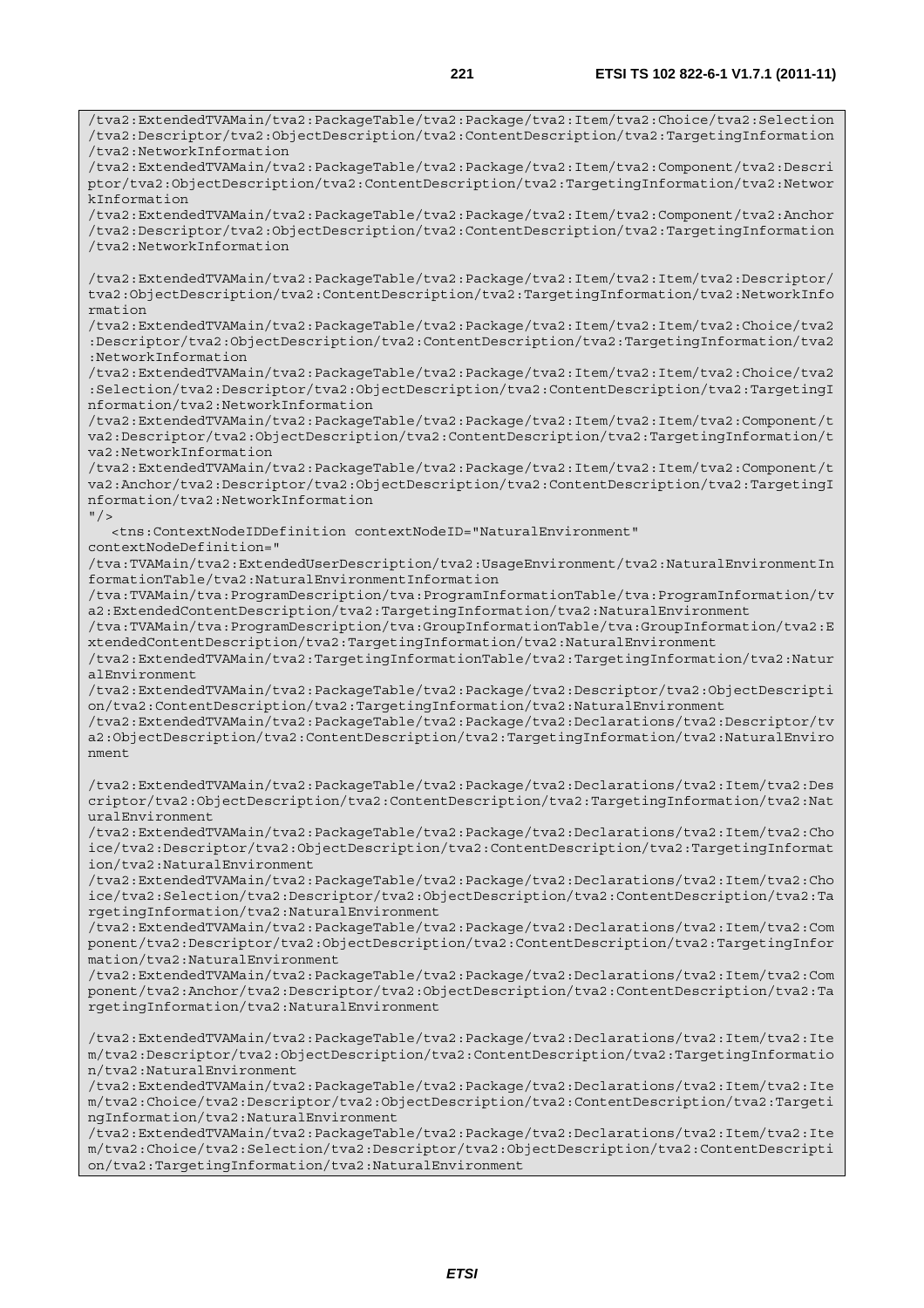```
/tva2:ExtendedTVAMain/tva2:PackageTable/tva2:Package/tva2:Item/tva2:Choice/tva2:Selection
/tva2:Descriptor/tva2:ObjectDescription/tva2:ContentDescription/tva2:TargetingInformation
/tva2:NetworkInformation
/tva2:ExtendedTVAMain/tva2:PackageTable/tva2:Package/tva2:Item/tva2:Component/tva2:Descri
ptor/tva2:ObjectDescription/tva2:ContentDescription/tva2:TargetingInformation/tva2:Networ
kInformation
/tva2:ExtendedTVAMain/tva2:PackageTable/tva2:Package/tva2:Item/tva2:Component/tva2:Anchor
/tva2:Descriptor/tva2:ObjectDescription/tva2:ContentDescription/tva2:TargetingInformation
/tva2:NetworkInformation

/tva2:ExtendedTVAMain/tva2:PackageTable/tva2:Package/tva2:Item/tva2:Item/tva2:Descriptor/
tva2:ObjectDescription/tva2:ContentDescription/tva2:TargetingInformation/tva2:NetworkInfo
rmation
/tva2:ExtendedTVAMain/tva2:PackageTable/tva2:Package/tva2:Item/tva2:Item/tva2:Choice/tva2
:Descriptor/tva2:ObjectDescription/tva2:ContentDescription/tva2:TargetingInformation/tva2
:NetworkInformation
/tva2:ExtendedTVAMain/tva2:PackageTable/tva2:Package/tva2:Item/tva2:Item/tva2:Choice/tva2
:Selection/tva2:Descriptor/tva2:ObjectDescription/tva2:ContentDescription/tva2:TargetingI
nformation/tva2:NetworkInformation
/tva2:ExtendedTVAMain/tva2:PackageTable/tva2:Package/tva2:Item/tva2:Item/tva2:Component/t
va2:Descriptor/tva2:ObjectDescription/tva2:ContentDescription/tva2:TargetingInformation/t
va2:NetworkInformation
/tva2:ExtendedTVAMain/tva2:PackageTable/tva2:Package/tva2:Item/tva2:Item/tva2:Component/t
va2:Anchor/tva2:Descriptor/tva2:ObjectDescription/tva2:ContentDescription/tva2:TargetingI
nformation/tva2:NetworkInformation
"/>
   <tns:ContextNodeIDDefinition contextNodeID="NaturalEnvironment"
contextNodeDefinition="
/tva:TVAMain/tva2:ExtendedUserDescription/tva2:UsageEnvironment/tva2:NaturalEnvironmentIn
formationTable/tva2:NaturalEnvironmentInformation
/tva:TVAMain/tva:ProgramDescription/tva:ProgramInformationTable/tva:ProgramInformation/tv
a2:ExtendedContentDescription/tva2:TargetingInformation/tva2:NaturalEnvironment
/tva:TVAMain/tva:ProgramDescription/tva:GroupInformationTable/tva:GroupInformation/tva2:E
xtendedContentDescription/tva2:TargetingInformation/tva2:NaturalEnvironment
/tva2:ExtendedTVAMain/tva2:TargetingInformationTable/tva2:TargetingInformation/tva2:Natur
alEnvironment
/tva2:ExtendedTVAMain/tva2:PackageTable/tva2:Package/tva2:Descriptor/tva2:ObjectDescripti
on/tva2:ContentDescription/tva2:TargetingInformation/tva2:NaturalEnvironment
/tva2:ExtendedTVAMain/tva2:PackageTable/tva2:Package/tva2:Declarations/tva2:Descriptor/tv
a2:ObjectDescription/tva2:ContentDescription/tva2:TargetingInformation/tva2:NaturalEnviro
nment

/tva2:ExtendedTVAMain/tva2:PackageTable/tva2:Package/tva2:Declarations/tva2:Item/tva2:Des
criptor/tva2:ObjectDescription/tva2:ContentDescription/tva2:TargetingInformation/tva2:Nat
uralEnvironment
/tva2:ExtendedTVAMain/tva2:PackageTable/tva2:Package/tva2:Declarations/tva2:Item/tva2:Cho
ice/tva2:Descriptor/tva2:ObjectDescription/tva2:ContentDescription/tva2:TargetingInformat
ion/tva2:NaturalEnvironment
/tva2:ExtendedTVAMain/tva2:PackageTable/tva2:Package/tva2:Declarations/tva2:Item/tva2:Cho
ice/tva2:Selection/tva2:Descriptor/tva2:ObjectDescription/tva2:ContentDescription/tva2:Ta
rgetingInformation/tva2:NaturalEnvironment
/tva2:ExtendedTVAMain/tva2:PackageTable/tva2:Package/tva2:Declarations/tva2:Item/tva2:Com
ponent/tva2:Descriptor/tva2:ObjectDescription/tva2:ContentDescription/tva2:TargetingInfor
mation/tva2:NaturalEnvironment
/tva2:ExtendedTVAMain/tva2:PackageTable/tva2:Package/tva2:Declarations/tva2:Item/tva2:Com
ponent/tva2:Anchor/tva2:Descriptor/tva2:ObjectDescription/tva2:ContentDescription/tva2:Ta
rgetingInformation/tva2:NaturalEnvironment

/tva2:ExtendedTVAMain/tva2:PackageTable/tva2:Package/tva2:Declarations/tva2:Item/tva2:Ite
m/tva2:Descriptor/tva2:ObjectDescription/tva2:ContentDescription/tva2:TargetingInformatio
n/tva2:NaturalEnvironment
/tva2:ExtendedTVAMain/tva2:PackageTable/tva2:Package/tva2:Declarations/tva2:Item/tva2:Ite
m/tva2:Choice/tva2:Descriptor/tva2:ObjectDescription/tva2:ContentDescription/tva2:Targeti
ngInformation/tva2:NaturalEnvironment
/tva2:ExtendedTVAMain/tva2:PackageTable/tva2:Package/tva2:Declarations/tva2:Item/tva2:Ite
m/tva2:Choice/tva2:Selection/tva2:Descriptor/tva2:ObjectDescription/tva2:ContentDescripti
on/tva2:TargetingInformation/tva2:NaturalEnvironment
```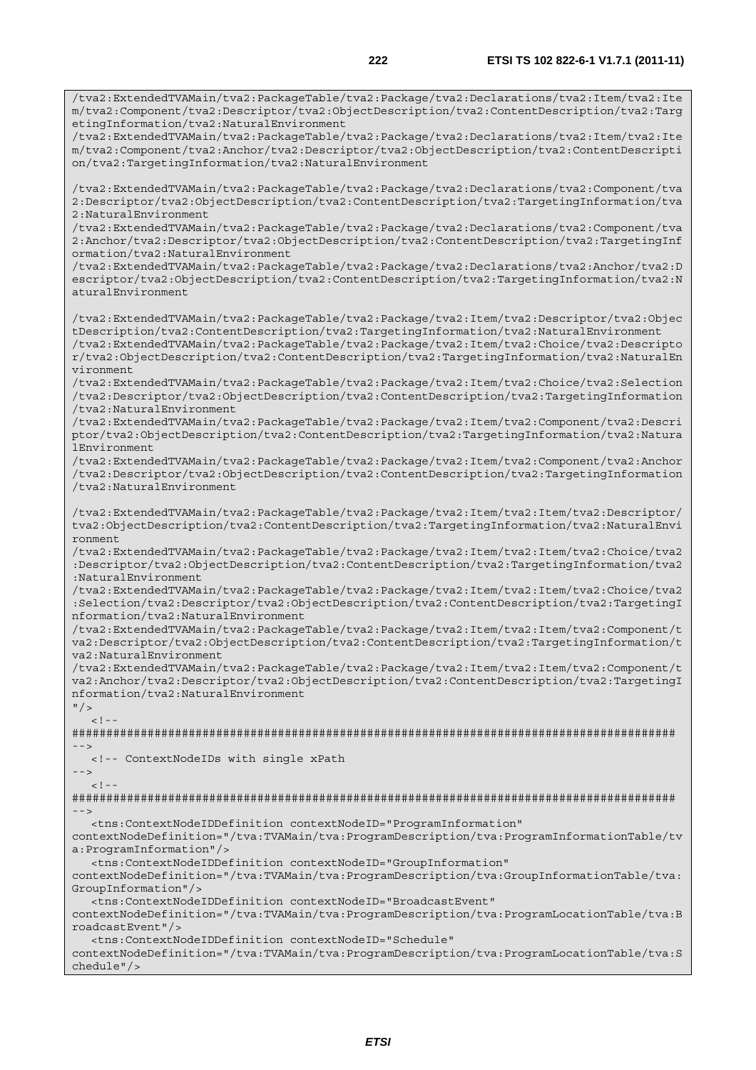```
/tva2:ExtendedTVAMain/tva2:PackageTable/tva2:Package/tva2:Declarations/tva2:Item/tva2:Item/tva2:Component/tva2:Descriptor/tva2:ObjectDescription/tva2:ContentDescription/tva2:TargetingInformation/tva2:NaturalEnvironment
/tva2:ExtendedTVAMain/tva2:PackageTable/tva2:Package/tva2:Declarations/tva2:Item/tva2:Item/tva2:Component/tva2:Anchor/tva2:Descriptor/tva2:ObjectDescription/tva2:ContentDescription/tva2:TargetingInformation/tva2:NaturalEnvironment

/tva2:ExtendedTVAMain/tva2:PackageTable/tva2:Package/tva2:Declarations/tva2:Component/tva2:Descriptor/tva2:ObjectDescription/tva2:ContentDescription/tva2:TargetingInformation/tva2:NaturalEnvironment
/tva2:ExtendedTVAMain/tva2:PackageTable/tva2:Package/tva2:Declarations/tva2:Component/tva2:Anchor/tva2:Descriptor/tva2:ObjectDescription/tva2:ContentDescription/tva2:TargetingInformation/tva2:NaturalEnvironment
/tva2:ExtendedTVAMain/tva2:PackageTable/tva2:Package/tva2:Declarations/tva2:Anchor/tva2:Descriptor/tva2:ObjectDescription/tva2:ContentDescription/tva2:TargetingInformation/tva2:NaturalEnvironment

/tva2:ExtendedTVAMain/tva2:PackageTable/tva2:Package/tva2:Item/tva2:Descriptor/tva2:ObjectDescription/tva2:ContentDescription/tva2:TargetingInformation/tva2:NaturalEnvironment
/tva2:ExtendedTVAMain/tva2:PackageTable/tva2:Package/tva2:Item/tva2:Choice/tva2:Descriptor/tva2:ObjectDescription/tva2:ContentDescription/tva2:TargetingInformation/tva2:NaturalEnvironment
/tva2:ExtendedTVAMain/tva2:PackageTable/tva2:Package/tva2:Item/tva2:Choice/tva2:Selection/tva2:Descriptor/tva2:ObjectDescription/tva2:ContentDescription/tva2:TargetingInformation/tva2:NaturalEnvironment
/tva2:ExtendedTVAMain/tva2:PackageTable/tva2:Package/tva2:Item/tva2:Component/tva2:Descriptor/tva2:ObjectDescription/tva2:ContentDescription/tva2:TargetingInformation/tva2:NaturalEnvironment
/tva2:ExtendedTVAMain/tva2:PackageTable/tva2:Package/tva2:Item/tva2:Component/tva2:Anchor/tva2:Descriptor/tva2:ObjectDescription/tva2:ContentDescription/tva2:TargetingInformation/tva2:NaturalEnvironment

/tva2:ExtendedTVAMain/tva2:PackageTable/tva2:Package/tva2:Item/tva2:Item/tva2:Descriptor/tva2:ObjectDescription/tva2:ContentDescription/tva2:TargetingInformation/tva2:NaturalEnvironment
/tva2:ExtendedTVAMain/tva2:PackageTable/tva2:Package/tva2:Item/tva2:Item/tva2:Choice/tva2:Descriptor/tva2:ObjectDescription/tva2:ContentDescription/tva2:TargetingInformation/tva2:NaturalEnvironment
/tva2:ExtendedTVAMain/tva2:PackageTable/tva2:Package/tva2:Item/tva2:Item/tva2:Choice/tva2:Selection/tva2:Descriptor/tva2:ObjectDescription/tva2:ContentDescription/tva2:TargetingInformation/tva2:NaturalEnvironment
/tva2:ExtendedTVAMain/tva2:PackageTable/tva2:Package/tva2:Item/tva2:Item/tva2:Component/tva2:Descriptor/tva2:ObjectDescription/tva2:ContentDescription/tva2:TargetingInformation/tva2:NaturalEnvironment
/tva2:ExtendedTVAMain/tva2:PackageTable/tva2:Package/tva2:Item/tva2:Item/tva2:Component/tva2:Anchor/tva2:Descriptor/tva2:ObjectDescription/tva2:ContentDescription/tva2:TargetingInformation/tva2:NaturalEnvironment
"/>
   <!--
########################################################################################
-->
   <!-- ContextNodeIDs with single xPath
-->
   <!--
########################################################################################
-->
   <tns:ContextNodeIDDefinition contextNodeID="ProgramInformation"
contextNodeDefinition="/tva:TVAMain/tva:ProgramDescription/tva:ProgramInformationTable/tva:ProgramInformation"/>
   <tns:ContextNodeIDDefinition contextNodeID="GroupInformation"
contextNodeDefinition="/tva:TVAMain/tva:ProgramDescription/tva:GroupInformationTable/tva:GroupInformation"/>
   <tns:ContextNodeIDDefinition contextNodeID="BroadcastEvent"
contextNodeDefinition="/tva:TVAMain/tva:ProgramDescription/tva:ProgramLocationTable/tva:BroadcastEvent"/>
   <tns:ContextNodeIDDefinition contextNodeID="Schedule"
contextNodeDefinition="/tva:TVAMain/tva:ProgramDescription/tva:ProgramLocationTable/tva:Schedule"/>
```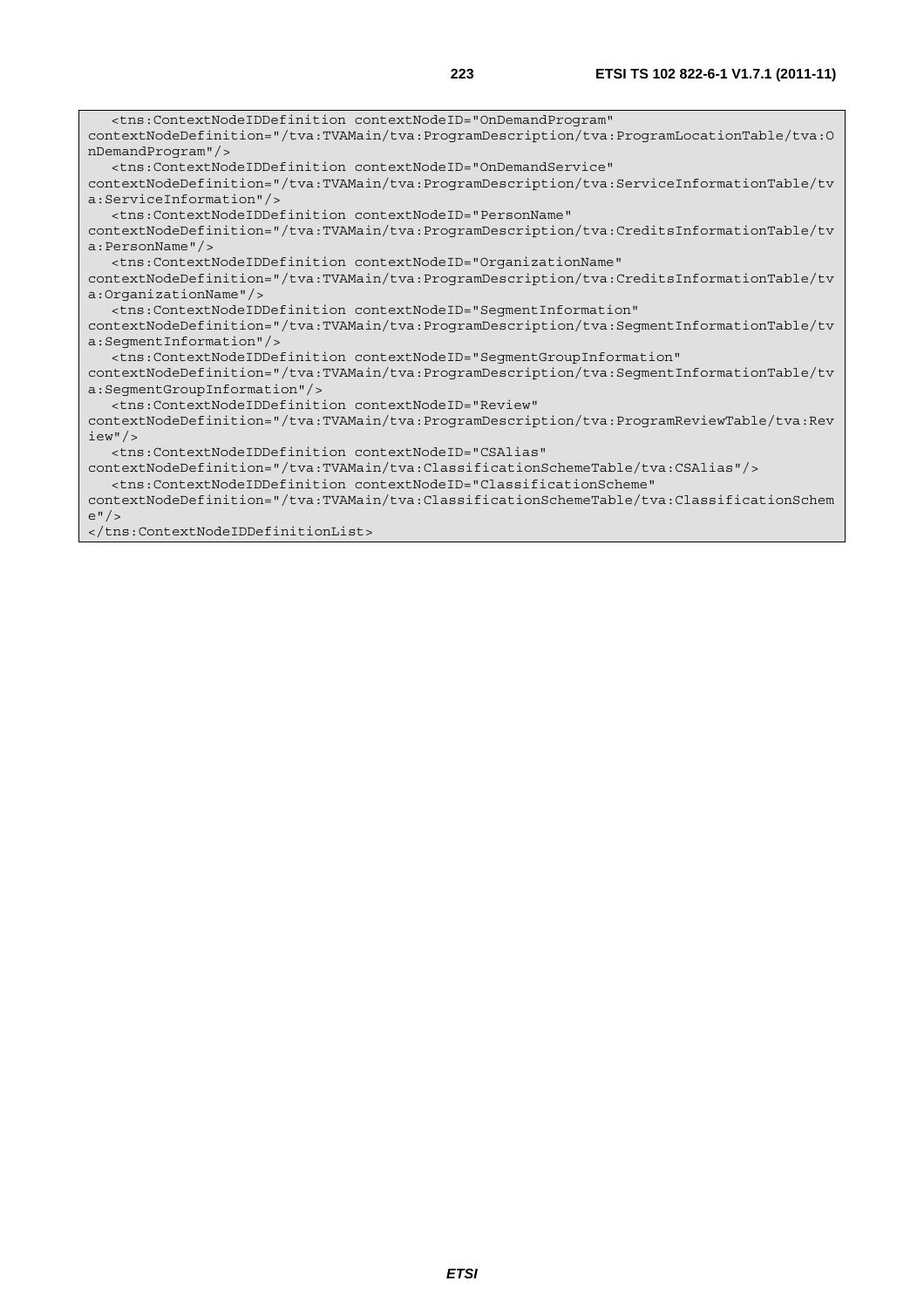```
   <tns:ContextNodeIDDefinition contextNodeID="OnDemandProgram"
contextNodeDefinition="/tva:TVAMain/tva:ProgramDescription/tva:ProgramLocationTable/tva:O
nDemandProgram"/>
   <tns:ContextNodeIDDefinition contextNodeID="OnDemandService"
contextNodeDefinition="/tva:TVAMain/tva:ProgramDescription/tva:ServiceInformationTable/tv
a:ServiceInformation"/>
   <tns:ContextNodeIDDefinition contextNodeID="PersonName"
contextNodeDefinition="/tva:TVAMain/tva:ProgramDescription/tva:CreditsInformationTable/tv
a:PersonName"/>
   <tns:ContextNodeIDDefinition contextNodeID="OrganizationName"
contextNodeDefinition="/tva:TVAMain/tva:ProgramDescription/tva:CreditsInformationTable/tv
a:OrganizationName"/>
   <tns:ContextNodeIDDefinition contextNodeID="SegmentInformation"
contextNodeDefinition="/tva:TVAMain/tva:ProgramDescription/tva:SegmentInformationTable/tv
a:SegmentInformation"/>
   <tns:ContextNodeIDDefinition contextNodeID="SegmentGroupInformation"
contextNodeDefinition="/tva:TVAMain/tva:ProgramDescription/tva:SegmentInformationTable/tv
a:SegmentGroupInformation"/>
   <tns:ContextNodeIDDefinition contextNodeID="Review"
contextNodeDefinition="/tva:TVAMain/tva:ProgramDescription/tva:ProgramReviewTable/tva:Rev
iew"/>
   <tns:ContextNodeIDDefinition contextNodeID="CSAlias"
contextNodeDefinition="/tva:TVAMain/tva:ClassificationSchemeTable/tva:CSAlias"/>
   <tns:ContextNodeIDDefinition contextNodeID="ClassificationScheme"
contextNodeDefinition="/tva:TVAMain/tva:ClassificationSchemeTable/tva:ClassificationSchem
e"/>
</tns:ContextNodeIDDefinitionList>
```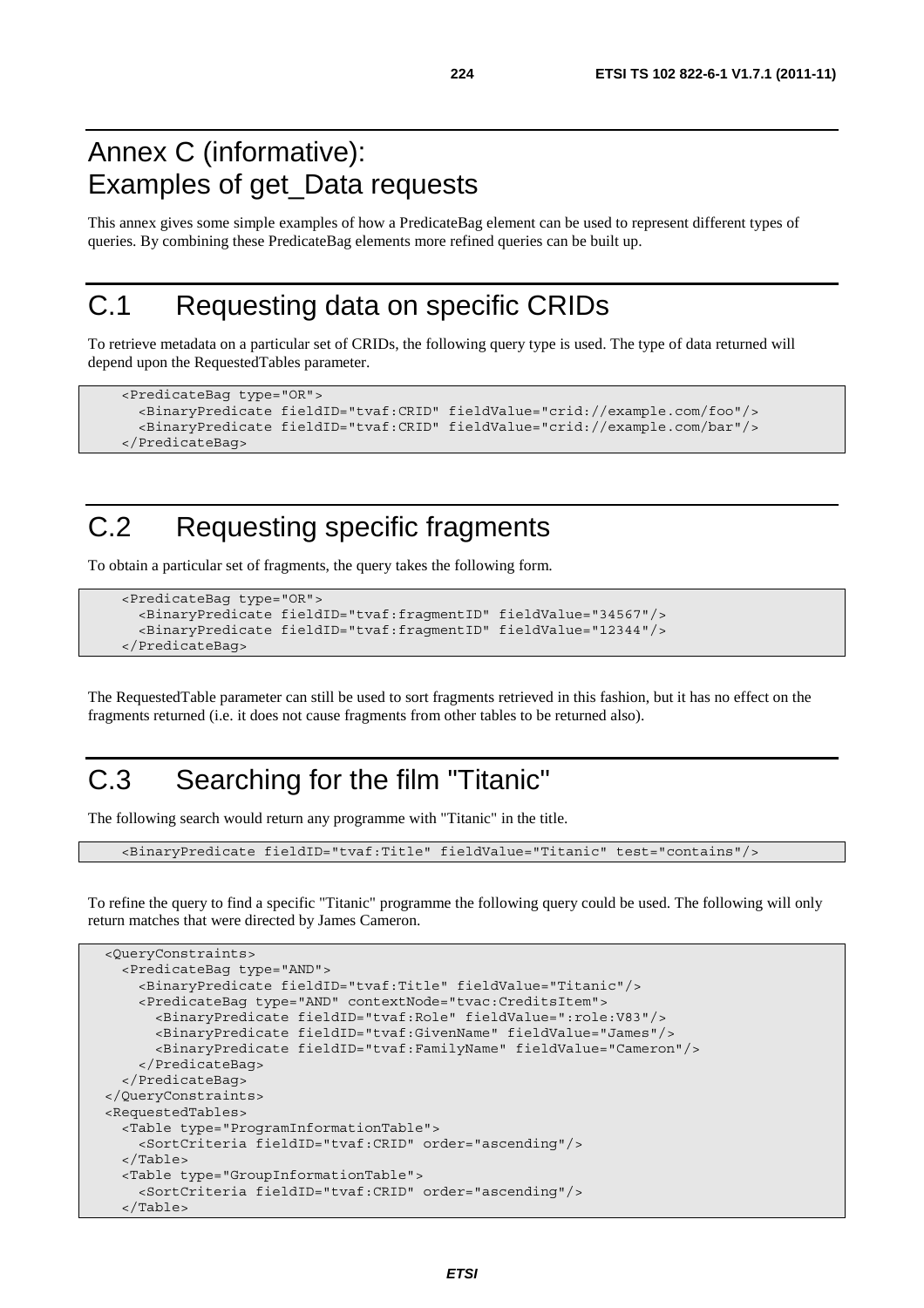# Annex C (informative): Examples of get_Data requests

This annex gives some simple examples of how a PredicateBag element can be used to represent different types of queries. By combining these PredicateBag elements more refined queries can be built up.

# C.1 Requesting data on specific CRIDs

To retrieve metadata on a particular set of CRIDs, the following query type is used. The type of data returned will depend upon the RequestedTables parameter.

```
<PredicateBag type="OR">
  <BinaryPredicate fieldID="tvaf:CRID" fieldValue="crid://example.com/foo"/>
  <BinaryPredicate fieldID="tvaf:CRID" fieldValue="crid://example.com/bar"/>
</PredicateBag>
```

# C.2 Requesting specific fragments

To obtain a particular set of fragments, the query takes the following form.

```
<PredicateBag type="OR">
  <BinaryPredicate fieldID="tvaf:fragmentID" fieldValue="34567"/>
  <BinaryPredicate fieldID="tvaf:fragmentID" fieldValue="12344"/>
</PredicateBag>
```

The RequestedTable parameter can still be used to sort fragments retrieved in this fashion, but it has no effect on the fragments returned (i.e. it does not cause fragments from other tables to be returned also).

# C.3 Searching for the film "Titanic"

The following search would return any programme with "Titanic" in the title.

```
<BinaryPredicate fieldID="tvaf:Title" fieldValue="Titanic" test="contains"/>
```

To refine the query to find a specific "Titanic" programme the following query could be used. The following will only return matches that were directed by James Cameron.

```
<QueryConstraints>
  <PredicateBag type="AND">
    <BinaryPredicate fieldID="tvaf:Title" fieldValue="Titanic"/>
    <PredicateBag type="AND" contextNode="tvac:CreditsItem">
      <BinaryPredicate fieldID="tvaf:Role" fieldValue=":role:V83"/>
      <BinaryPredicate fieldID="tvaf:GivenName" fieldValue="James"/>
      <BinaryPredicate fieldID="tvaf:FamilyName" fieldValue="Cameron"/>
    </PredicateBag>
  </PredicateBag>
</QueryConstraints>
<RequestedTables>
  <Table type="ProgramInformationTable">
    <SortCriteria fieldID="tvaf:CRID" order="ascending"/>
  </Table>
  <Table type="GroupInformationTable">
    <SortCriteria fieldID="tvaf:CRID" order="ascending"/>
  </Table>
```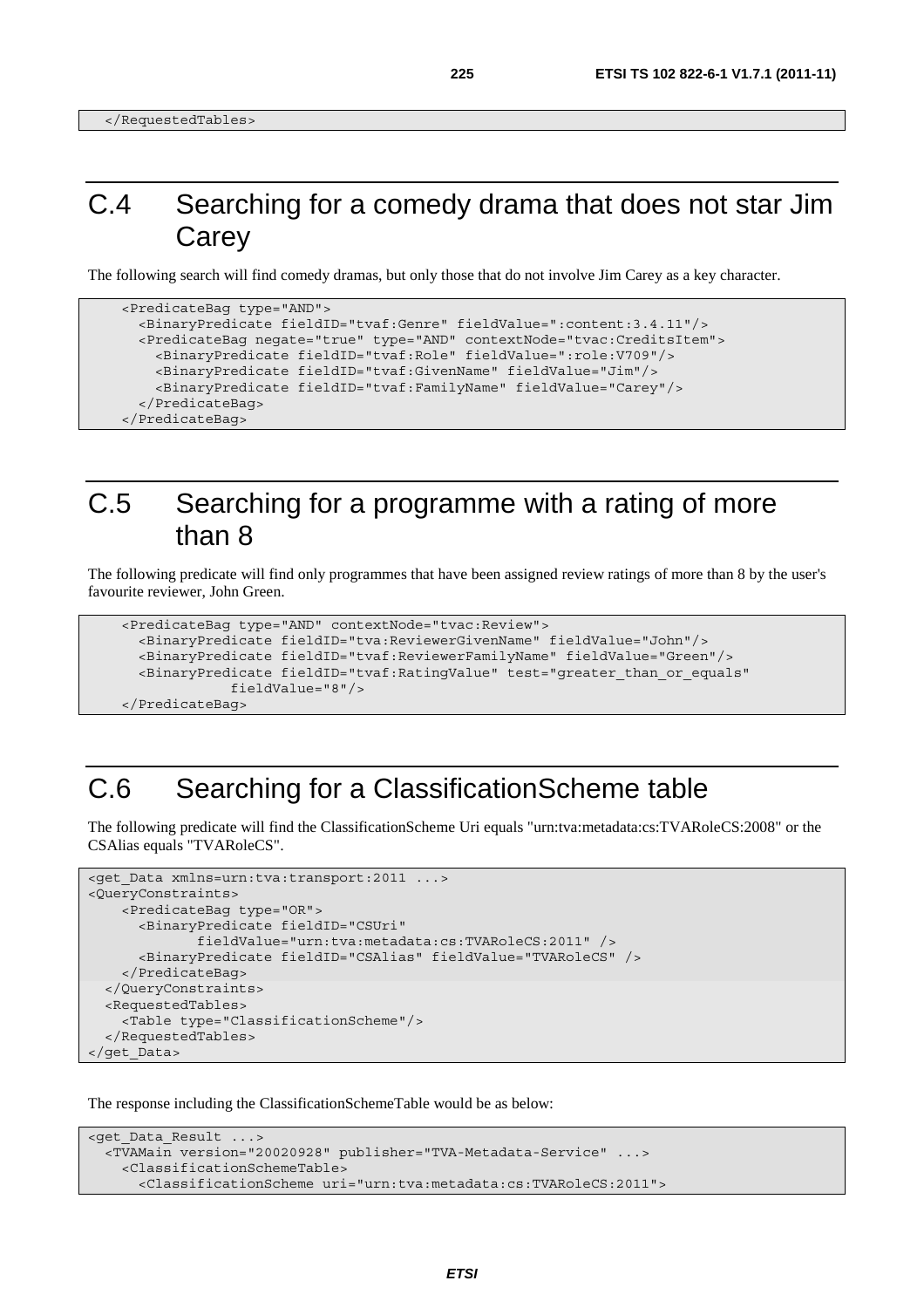```
</RequestedTables>
```

# C.4 Searching for a comedy drama that does not star Jim Carey

The following search will find comedy dramas, but only those that do not involve Jim Carey as a key character.

```
<PredicateBag type="AND">
  <BinaryPredicate fieldID="tvaf:Genre" fieldValue=":content:3.4.11"/>
  <PredicateBag negate="true" type="AND" contextNode="tvac:CreditsItem">
    <BinaryPredicate fieldID="tvaf:Role" fieldValue=":role:V709"/>
    <BinaryPredicate fieldID="tvaf:GivenName" fieldValue="Jim"/>
    <BinaryPredicate fieldID="tvaf:FamilyName" fieldValue="Carey"/>
  </PredicateBag>
</PredicateBag>
```

# C.5 Searching for a programme with a rating of more than 8

The following predicate will find only programmes that have been assigned review ratings of more than 8 by the user's favourite reviewer, John Green.

```
<PredicateBag type="AND" contextNode="tvac:Review">
  <BinaryPredicate fieldID="tva:ReviewerGivenName" fieldValue="John"/>
  <BinaryPredicate fieldID="tvaf:ReviewerFamilyName" fieldValue="Green"/>
  <BinaryPredicate fieldID="tvaf:RatingValue" test="greater_than_or_equals"
            fieldValue="8"/>
</PredicateBag>
```

# C.6 Searching for a ClassificationScheme table

The following predicate will find the ClassificationScheme Uri equals "urn:tva:metadata:cs:TVARoleCS:2008" or the CSAlias equals "TVARoleCS".

```
<get_Data xmlns=urn:tva:transport:2011 ...>
<QueryConstraints>
    <PredicateBag type="OR">
      <BinaryPredicate fieldID="CSUri"
            fieldValue="urn:tva:metadata:cs:TVARoleCS:2011" />
      <BinaryPredicate fieldID="CSAlias" fieldValue="TVARoleCS" />
    </PredicateBag>
  </QueryConstraints>
  <RequestedTables>
    <Table type="ClassificationScheme"/>
  </RequestedTables>
</get_Data>
```

The response including the ClassificationSchemeTable would be as below:

```
<get_Data_Result ...>
  <TVAMain version="20020928" publisher="TVA-Metadata-Service" ...>
    <ClassificationSchemeTable>
      <ClassificationScheme uri="urn:tva:metadata:cs:TVARoleCS:2011">
```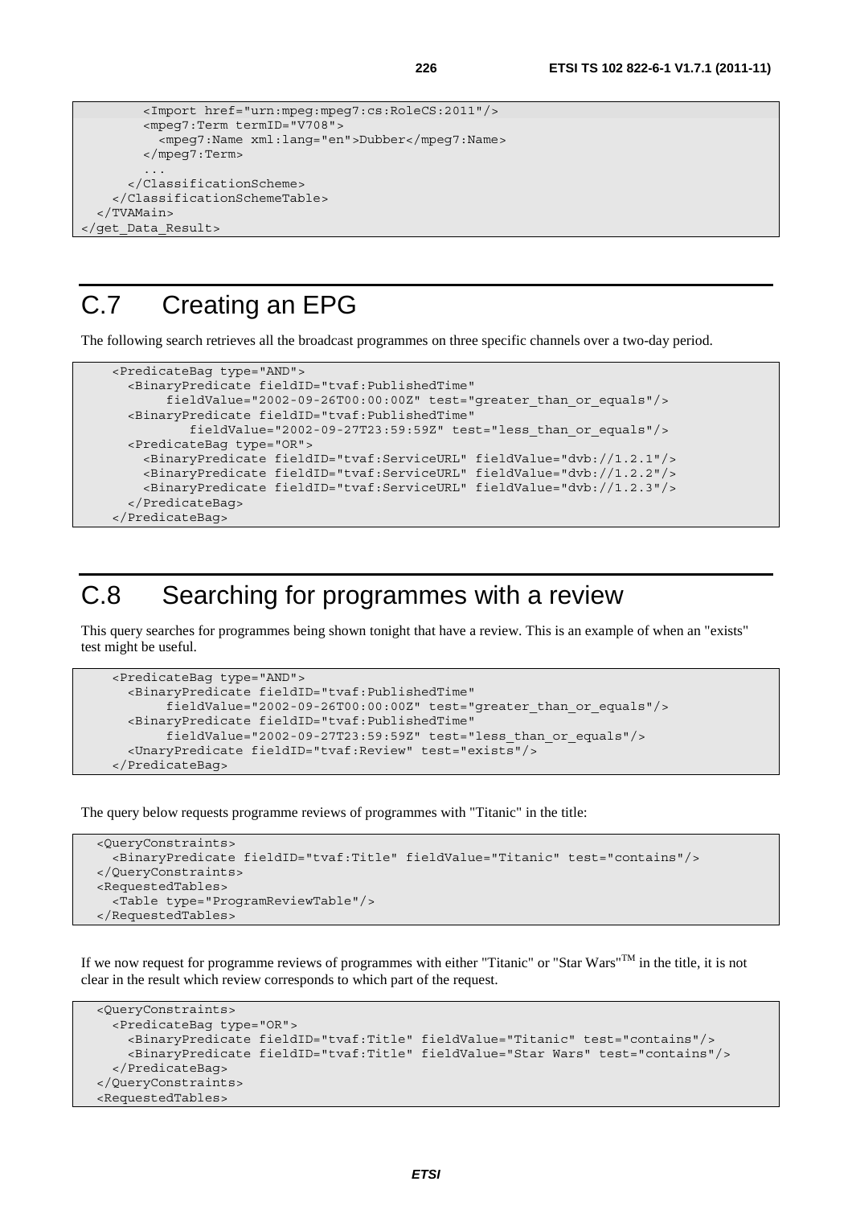```
        <Import href="urn:mpeg:mpeg7:cs:RoleCS:2011"/>
        <mpeg7:Term termID="V708">
          <mpeg7:Name xml:lang="en">Dubber</mpeg7:Name>
        </mpeg7:Term>
        ...
      </ClassificationScheme>
    </ClassificationSchemeTable>
  </TVAMain>
</get_Data_Result>
```

# C.7 Creating an EPG

The following search retrieves all the broadcast programmes on three specific channels over a two-day period.

```
    <PredicateBag type="AND">
      <BinaryPredicate fieldID="tvaf:PublishedTime"
           fieldValue="2002-09-26T00:00:00Z" test="greater_than_or_equals"/>
      <BinaryPredicate fieldID="tvaf:PublishedTime"
              fieldValue="2002-09-27T23:59:59Z" test="less_than_or_equals"/>
      <PredicateBag type="OR">
        <BinaryPredicate fieldID="tvaf:ServiceURL" fieldValue="dvb://1.2.1"/>
        <BinaryPredicate fieldID="tvaf:ServiceURL" fieldValue="dvb://1.2.2"/>
        <BinaryPredicate fieldID="tvaf:ServiceURL" fieldValue="dvb://1.2.3"/>
      </PredicateBag>
    </PredicateBag>
```

# C.8 Searching for programmes with a review

This query searches for programmes being shown tonight that have a review. This is an example of when an "exists" test might be useful.

```
    <PredicateBag type="AND">
      <BinaryPredicate fieldID="tvaf:PublishedTime"
           fieldValue="2002-09-26T00:00:00Z" test="greater_than_or_equals"/>
      <BinaryPredicate fieldID="tvaf:PublishedTime"
           fieldValue="2002-09-27T23:59:59Z" test="less_than_or_equals"/>
      <UnaryPredicate fieldID="tvaf:Review" test="exists"/>
    </PredicateBag>
```

The query below requests programme reviews of programmes with "Titanic" in the title:

```
  <QueryConstraints>
    <BinaryPredicate fieldID="tvaf:Title" fieldValue="Titanic" test="contains"/>
  </QueryConstraints>
  <RequestedTables>
    <Table type="ProgramReviewTable"/>
  </RequestedTables>
```

If we now request for programme reviews of programmes with either "Titanic" or "Star Wars"[TM] in the title, it is not clear in the result which review corresponds to which part of the request.

```
  <QueryConstraints>
    <PredicateBag type="OR">
      <BinaryPredicate fieldID="tvaf:Title" fieldValue="Titanic" test="contains"/>
      <BinaryPredicate fieldID="tvaf:Title" fieldValue="Star Wars" test="contains"/>
    </PredicateBag>
  </QueryConstraints>
  <RequestedTables>
```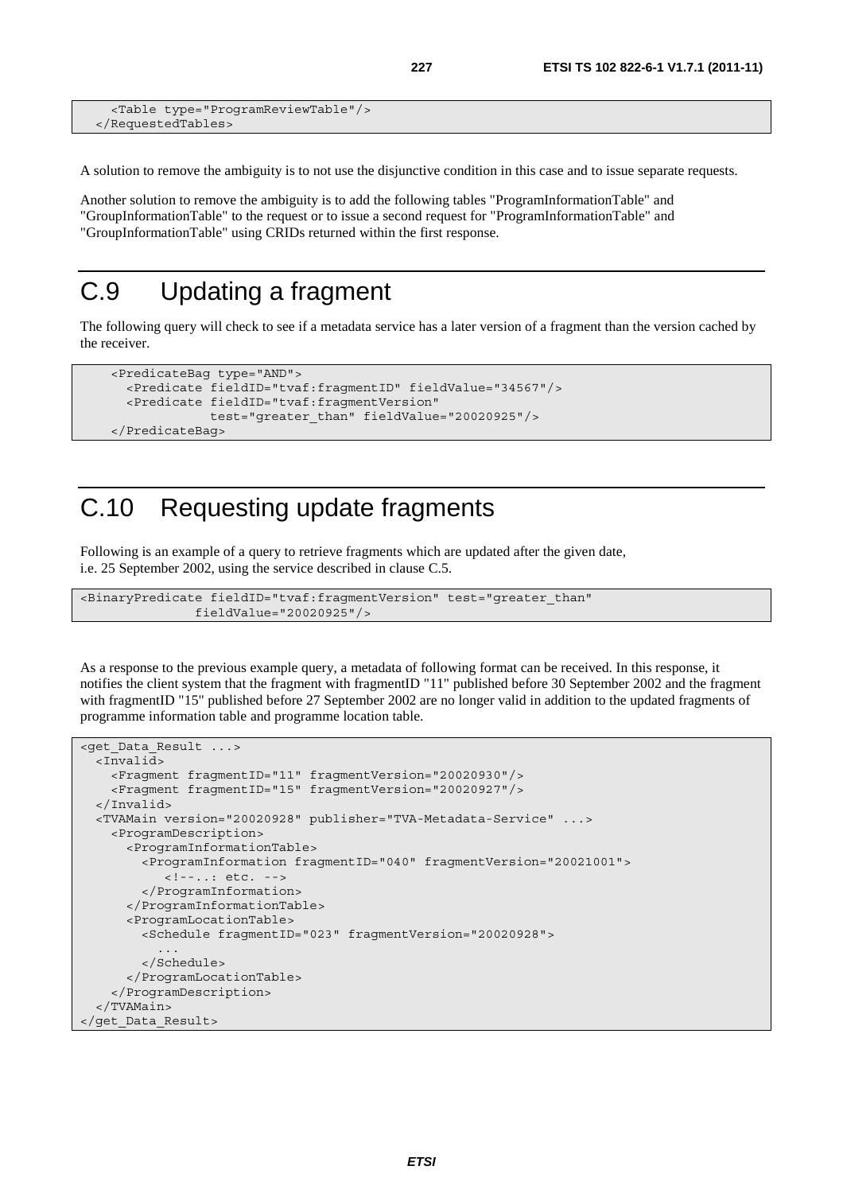```
    <Table type="ProgramReviewTable"/>
  </RequestedTables>
```

A solution to remove the ambiguity is to not use the disjunctive condition in this case and to issue separate requests.

Another solution to remove the ambiguity is to add the following tables "ProgramInformationTable" and "GroupInformationTable" to the request or to issue a second request for "ProgramInformationTable" and "GroupInformationTable" using CRIDs returned within the first response.

# C.9 Updating a fragment

The following query will check to see if a metadata service has a later version of a fragment than the version cached by the receiver.

```
    <PredicateBag type="AND">
      <Predicate fieldID="tvaf:fragmentID" fieldValue="34567"/>
      <Predicate fieldID="tvaf:fragmentVersion"
               test="greater_than" fieldValue="20020925"/>
    </PredicateBag>
```

# C.10 Requesting update fragments

Following is an example of a query to retrieve fragments which are updated after the given date, i.e. 25 September 2002, using the service described in clause C.5.

```
<BinaryPredicate fieldID="tvaf:fragmentVersion" test="greater_than"
               fieldValue="20020925"/>
```

As a response to the previous example query, a metadata of following format can be received. In this response, it notifies the client system that the fragment with fragmentID "11" published before 30 September 2002 and the fragment with fragmentID "15" published before 27 September 2002 are no longer valid in addition to the updated fragments of programme information table and programme location table.

```
<get_Data_Result ...>
  <Invalid>
    <Fragment fragmentID="11" fragmentVersion="20020930"/>
    <Fragment fragmentID="15" fragmentVersion="20020927"/>
  </Invalid>
  <TVAMain version="20020928" publisher="TVA-Metadata-Service" ...>
    <ProgramDescription>
      <ProgramInformationTable>
        <ProgramInformation fragmentID="040" fragmentVersion="20021001">
           <!--..: etc. -->
        </ProgramInformation>
      </ProgramInformationTable>
      <ProgramLocationTable>
        <Schedule fragmentID="023" fragmentVersion="20020928">
          ...
        </Schedule>
      </ProgramLocationTable>
    </ProgramDescription>
  </TVAMain>
</get_Data_Result>
```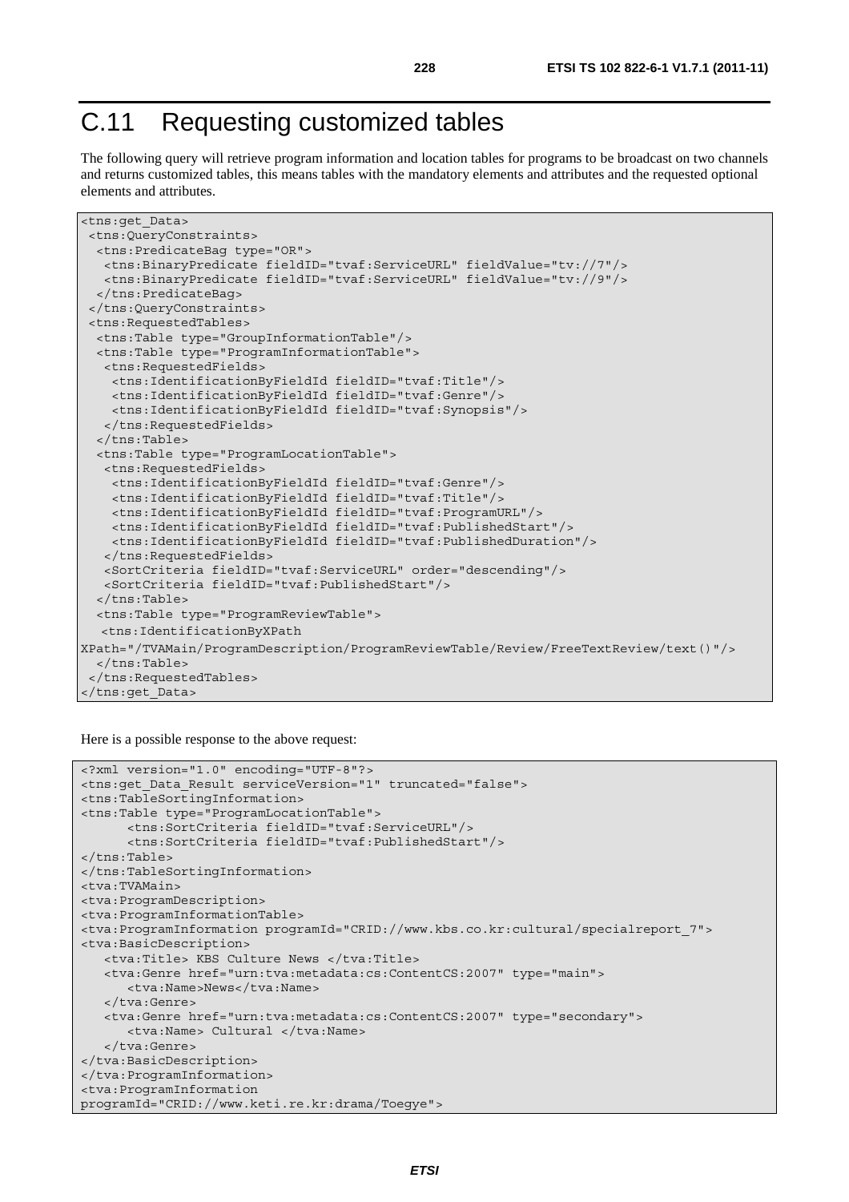# C.11 Requesting customized tables

The following query will retrieve program information and location tables for programs to be broadcast on two channels and returns customized tables, this means tables with the mandatory elements and attributes and the requested optional elements and attributes.

```
<tns:get_Data>
 <tns:QueryConstraints>
  <tns:PredicateBag type="OR">
   <tns:BinaryPredicate fieldID="tvaf:ServiceURL" fieldValue="tv://7"/>
   <tns:BinaryPredicate fieldID="tvaf:ServiceURL" fieldValue="tv://9"/>
  </tns:PredicateBag>
 </tns:QueryConstraints>
 <tns:RequestedTables>
  <tns:Table type="GroupInformationTable"/>
  <tns:Table type="ProgramInformationTable">
   <tns:RequestedFields>
    <tns:IdentificationByFieldId fieldID="tvaf:Title"/>
    <tns:IdentificationByFieldId fieldID="tvaf:Genre"/>
    <tns:IdentificationByFieldId fieldID="tvaf:Synopsis"/>
   </tns:RequestedFields>
  </tns:Table>
  <tns:Table type="ProgramLocationTable">
   <tns:RequestedFields>
    <tns:IdentificationByFieldId fieldID="tvaf:Genre"/>
    <tns:IdentificationByFieldId fieldID="tvaf:Title"/>
    <tns:IdentificationByFieldId fieldID="tvaf:ProgramURL"/>
    <tns:IdentificationByFieldId fieldID="tvaf:PublishedStart"/>
    <tns:IdentificationByFieldId fieldID="tvaf:PublishedDuration"/>
   </tns:RequestedFields>
   <SortCriteria fieldID="tvaf:ServiceURL" order="descending"/>
   <SortCriteria fieldID="tvaf:PublishedStart"/>
  </tns:Table>
  <tns:Table type="ProgramReviewTable">
   <tns:IdentificationByXPath
XPath="/TVAMain/ProgramDescription/ProgramReviewTable/Review/FreeTextReview/text()"/>
  </tns:Table>
 </tns:RequestedTables>
</tns:get_Data>
```

Here is a possible response to the above request:

```
<?xml version="1.0" encoding="UTF-8"?>
<tns:get_Data_Result serviceVersion="1" truncated="false">
<tns:TableSortingInformation>
<tns:Table type="ProgramLocationTable">
      <tns:SortCriteria fieldID="tvaf:ServiceURL"/>
      <tns:SortCriteria fieldID="tvaf:PublishedStart"/>
</tns:Table>
</tns:TableSortingInformation>
<tva:TVAMain>
<tva:ProgramDescription>
<tva:ProgramInformationTable>
<tva:ProgramInformation programId="CRID://www.kbs.co.kr:cultural/specialreport_7">
<tva:BasicDescription>
   <tva:Title> KBS Culture News </tva:Title>
   <tva:Genre href="urn:tva:metadata:cs:ContentCS:2007" type="main">
      <tva:Name>News</tva:Name>
   </tva:Genre>
   <tva:Genre href="urn:tva:metadata:cs:ContentCS:2007" type="secondary">
      <tva:Name> Cultural </tva:Name>
   </tva:Genre>
</tva:BasicDescription>
</tva:ProgramInformation>
<tva:ProgramInformation
programId="CRID://www.keti.re.kr:drama/Toegye">
```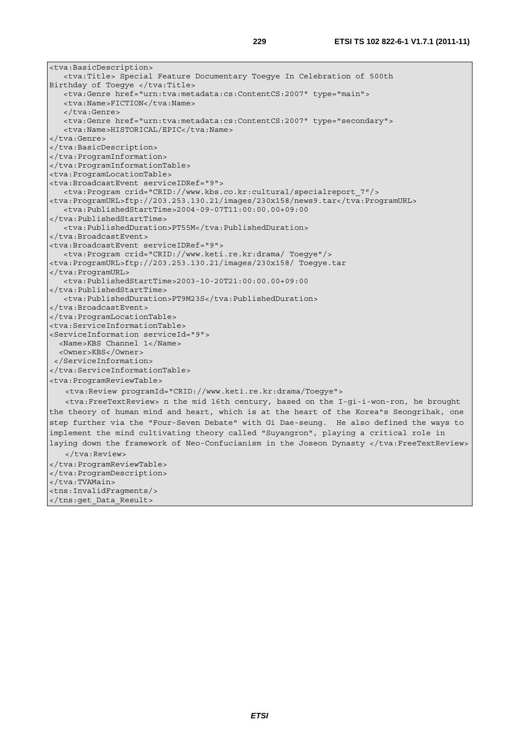```
<tva:BasicDescription>
   <tva:Title> Special Feature Documentary Toegye In Celebration of 500th
Birthday of Toegye </tva:Title>
   <tva:Genre href="urn:tva:metadata:cs:ContentCS:2007" type="main">
   <tva:Name>FICTION</tva:Name>
   </tva:Genre>
   <tva:Genre href="urn:tva:metadata:cs:ContentCS:2007" type="secondary">
   <tva:Name>HISTORICAL/EPIC</tva:Name>
</tva:Genre>
</tva:BasicDescription>
</tva:ProgramInformation>
</tva:ProgramInformationTable>
<tva:ProgramLocationTable>
<tva:BroadcastEvent serviceIDRef="9">
   <tva:Program crid="CRID://www.kbs.co.kr:cultural/specialreport_7"/>
<tva:ProgramURL>ftp://203.253.130.21/images/230x158/news9.tar</tva:ProgramURL>
   <tva:PublishedStartTime>2004-09-07T11:00:00.00+09:00
</tva:PublishedStartTime>
   <tva:PublishedDuration>PT55M</tva:PublishedDuration>
</tva:BroadcastEvent>
<tva:BroadcastEvent serviceIDRef="9">
   <tva:Program crid="CRID://www.keti.re.kr:drama/ Toegye"/>
<tva:ProgramURL>ftp://203.253.130.21/images/230x158/ Toegye.tar
</tva:ProgramURL>
   <tva:PublishedStartTime>2003-10-20T21:00:00.00+09:00
</tva:PublishedStartTime>
   <tva:PublishedDuration>PT9M23S</tva:PublishedDuration>
</tva:BroadcastEvent>
</tva:ProgramLocationTable>
<tva:ServiceInformationTable>
<ServiceInformation serviceId="9">
  <Name>KBS Channel 1</Name>
  <Owner>KBS</Owner>
 </ServiceInformation>
</tva:ServiceInformationTable>
<tva:ProgramReviewTable>
   <tva:Review programId="CRID://www.keti.re.kr:drama/Toegye">
   <tva:FreeTextReview> n the mid 16th century, based on the I-gi-i-won-ron, he brought
the theory of human mind and heart, which is at the heart of the Korea"s Seongrihak, one
step further via the "Four-Seven Debate" with Gi Dae-seung.  He also defined the ways to
implement the mind cultivating theory called "Suyangron", playing a critical role in
laying down the framework of Neo-Confucianism in the Joseon Dynasty </tva:FreeTextReview>
   </tva:Review>
</tva:ProgramReviewTable>
</tva:ProgramDescription>
</tva:TVAMain>
<tns:InvalidFragments/>
</tns:get_Data_Result>
```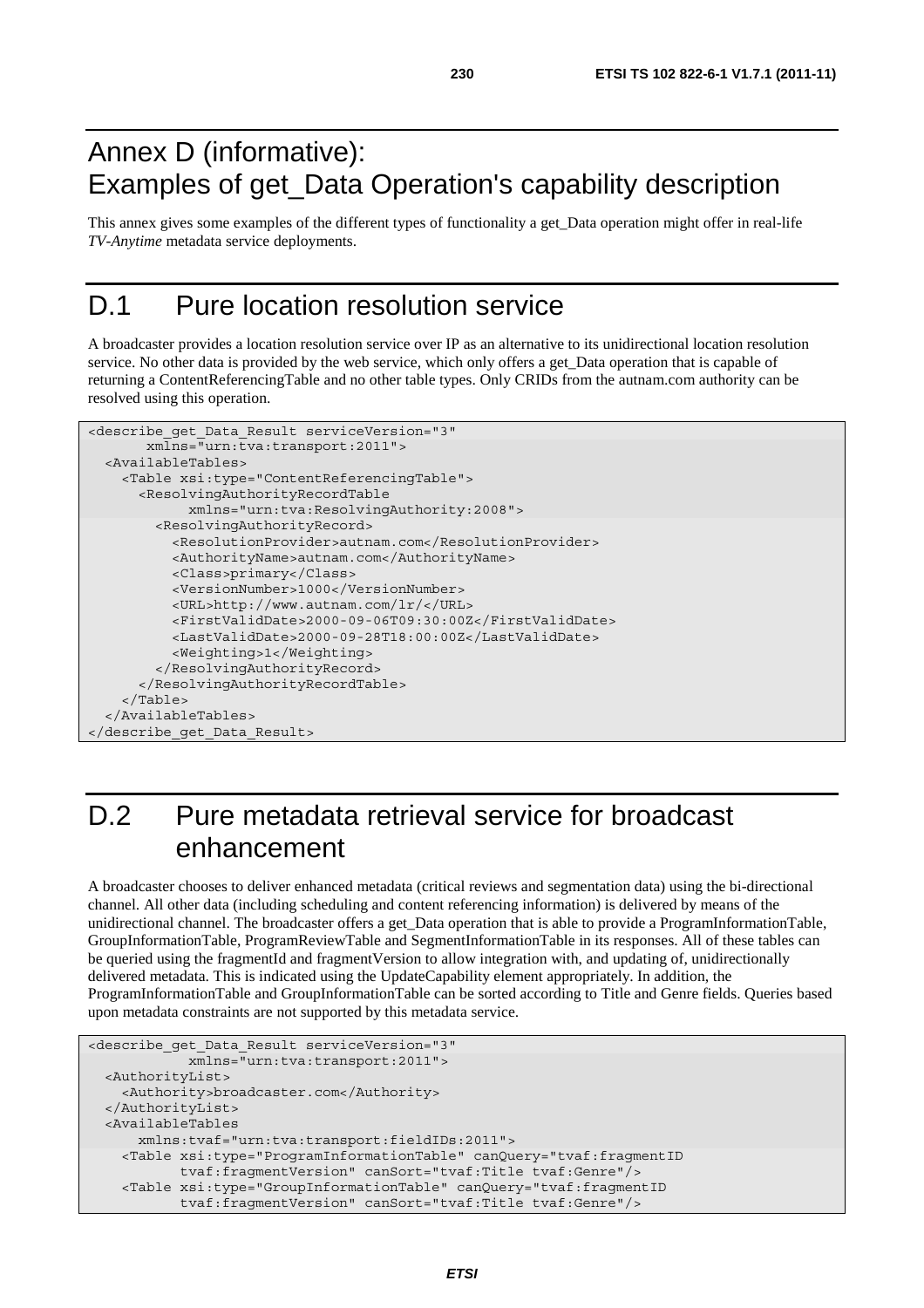// Annex D (informative):
Examples of get_Data Operation's capability description

This annex gives some examples of the different types of functionality a get_Data operation might offer in real-life *TV-Anytime* metadata service deployments.

# D.1 Pure location resolution service

A broadcaster provides a location resolution service over IP as an alternative to its unidirectional location resolution service. No other data is provided by the web service, which only offers a get_Data operation that is capable of returning a ContentReferencingTable and no other table types. Only CRIDs from the autnam.com authority can be resolved using this operation.

```
<describe_get_Data_Result serviceVersion="3"
       xmlns="urn:tva:transport:2011">
  <AvailableTables>
    <Table xsi:type="ContentReferencingTable">
      <ResolvingAuthorityRecordTable
           xmlns="urn:tva:ResolvingAuthority:2008">
        <ResolvingAuthorityRecord>
          <ResolutionProvider>autnam.com</ResolutionProvider>
          <AuthorityName>autnam.com</AuthorityName>
          <Class>primary</Class>
          <VersionNumber>1000</VersionNumber>
          <URL>http://www.autnam.com/lr/</URL>
          <FirstValidDate>2000-09-06T09:30:00Z</FirstValidDate>
          <LastValidDate>2000-09-28T18:00:00Z</LastValidDate>
          <Weighting>1</Weighting>
        </ResolvingAuthorityRecord>
      </ResolvingAuthorityRecordTable>
    </Table>
  </AvailableTables>
</describe_get_Data_Result>
```

# D.2 Pure metadata retrieval service for broadcast enhancement

A broadcaster chooses to deliver enhanced metadata (critical reviews and segmentation data) using the bi-directional channel. All other data (including scheduling and content referencing information) is delivered by means of the unidirectional channel. The broadcaster offers a get_Data operation that is able to provide a ProgramInformationTable, GroupInformationTable, ProgramReviewTable and SegmentInformationTable in its responses. All of these tables can be queried using the fragmentId and fragmentVersion to allow integration with, and updating of, unidirectionally delivered metadata. This is indicated using the UpdateCapability element appropriately. In addition, the ProgramInformationTable and GroupInformationTable can be sorted according to Title and Genre fields. Queries based upon metadata constraints are not supported by this metadata service.

```
<describe_get_Data_Result serviceVersion="3"
           xmlns="urn:tva:transport:2011">
  <AuthorityList>
    <Authority>broadcaster.com</Authority>
  </AuthorityList>
  <AvailableTables
      xmlns:tvaf="urn:tva:transport:fieldIDs:2011">
    <Table xsi:type="ProgramInformationTable" canQuery="tvaf:fragmentID
           tvaf:fragmentVersion" canSort="tvaf:Title tvaf:Genre"/>
    <Table xsi:type="GroupInformationTable" canQuery="tvaf:fragmentID
           tvaf:fragmentVersion" canSort="tvaf:Title tvaf:Genre"/>
```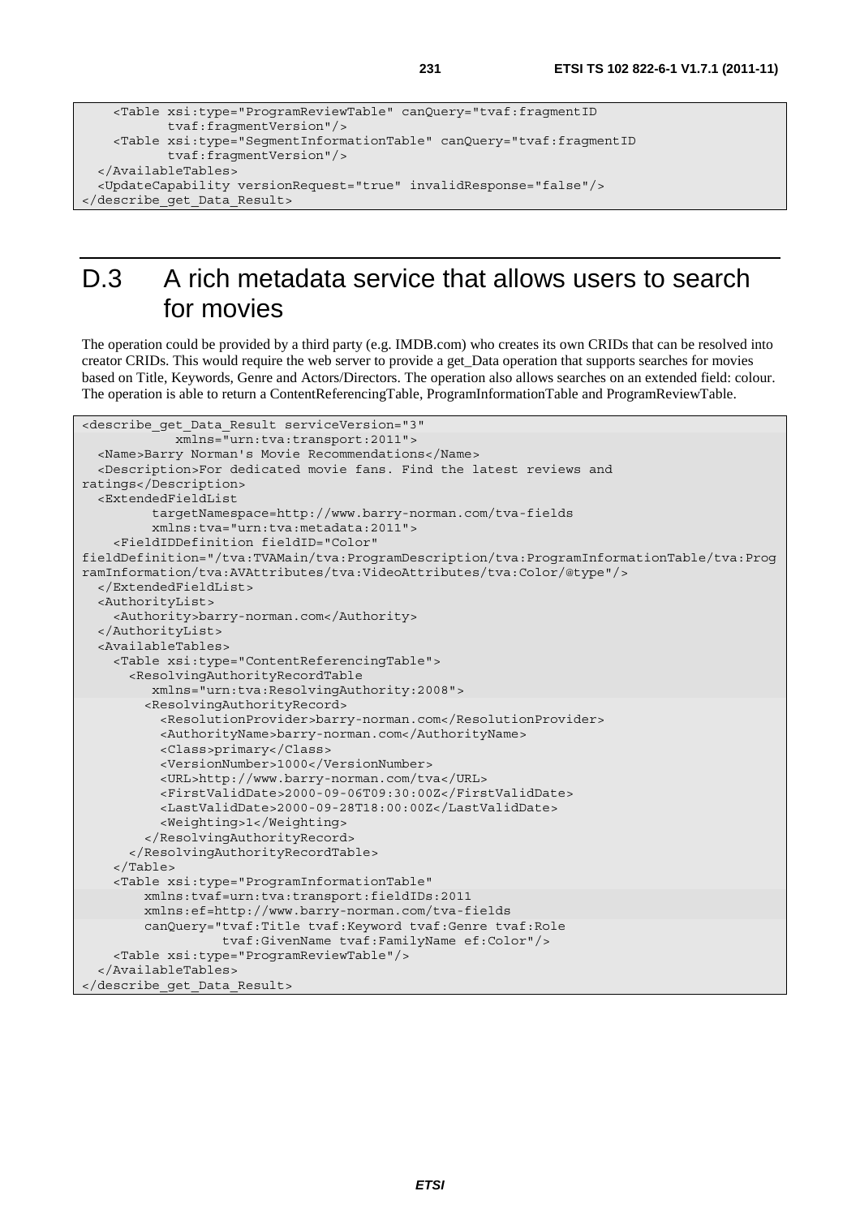```
    <Table xsi:type="ProgramReviewTable" canQuery="tvaf:fragmentID
           tvaf:fragmentVersion"/>
    <Table xsi:type="SegmentInformationTable" canQuery="tvaf:fragmentID
           tvaf:fragmentVersion"/>
  </AvailableTables>
  <UpdateCapability versionRequest="true" invalidResponse="false"/>
</describe_get_Data_Result>
```

# D.3 A rich metadata service that allows users to search for movies

The operation could be provided by a third party (e.g. IMDB.com) who creates its own CRIDs that can be resolved into creator CRIDs. This would require the web server to provide a get_Data operation that supports searches for movies based on Title, Keywords, Genre and Actors/Directors. The operation also allows searches on an extended field: colour. The operation is able to return a ContentReferencingTable, ProgramInformationTable and ProgramReviewTable.

```
<describe_get_Data_Result serviceVersion="3"
           xmlns="urn:tva:transport:2011">
  <Name>Barry Norman's Movie Recommendations</Name>
  <Description>For dedicated movie fans. Find the latest reviews and
ratings</Description>
  <ExtendedFieldList
         targetNamespace=http://www.barry-norman.com/tva-fields
         xmlns:tva="urn:tva:metadata:2011">
    <FieldIDDefinition fieldID="Color"
fieldDefinition="/tva:TVAMain/tva:ProgramDescription/tva:ProgramInformationTable/tva:Prog
ramInformation/tva:AVAttributes/tva:VideoAttributes/tva:Color/@type"/>
  </ExtendedFieldList>
  <AuthorityList>
    <Authority>barry-norman.com</Authority>
  </AuthorityList>
  <AvailableTables>
    <Table xsi:type="ContentReferencingTable">
      <ResolvingAuthorityRecordTable
         xmlns="urn:tva:ResolvingAuthority:2008">
        <ResolvingAuthorityRecord>
          <ResolutionProvider>barry-norman.com</ResolutionProvider>
          <AuthorityName>barry-norman.com</AuthorityName>
          <Class>primary</Class>
          <VersionNumber>1000</VersionNumber>
          <URL>http://www.barry-norman.com/tva</URL>
          <FirstValidDate>2000-09-06T09:30:00Z</FirstValidDate>
          <LastValidDate>2000-09-28T18:00:00Z</LastValidDate>
          <Weighting>1</Weighting>
        </ResolvingAuthorityRecord>
      </ResolvingAuthorityRecordTable>
    </Table>
    <Table xsi:type="ProgramInformationTable"
        xmlns:tvaf=urn:tva:transport:fieldIDs:2011
        xmlns:ef=http://www.barry-norman.com/tva-fields
        canQuery="tvaf:Title tvaf:Keyword tvaf:Genre tvaf:Role
                  tvaf:GivenName tvaf:FamilyName ef:Color"/>
    <Table xsi:type="ProgramReviewTable"/>
  </AvailableTables>
</describe_get_Data_Result>
```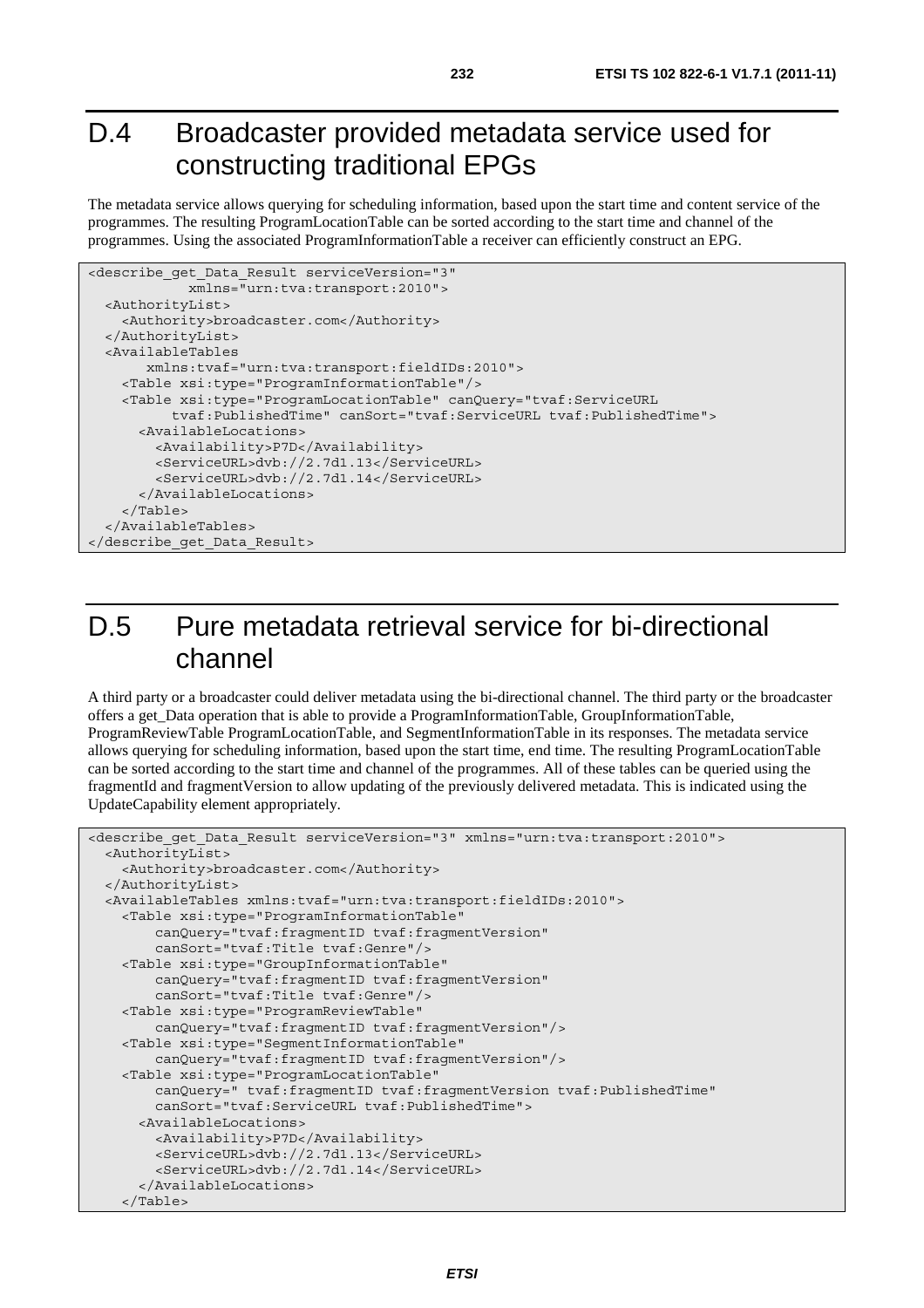# D.4 Broadcaster provided metadata service used for constructing traditional EPGs

The metadata service allows querying for scheduling information, based upon the start time and content service of the programmes. The resulting ProgramLocationTable can be sorted according to the start time and channel of the programmes. Using the associated ProgramInformationTable a receiver can efficiently construct an EPG.

```
<describe_get_Data_Result serviceVersion="3"
            xmlns="urn:tva:transport:2010">
  <AuthorityList>
    <Authority>broadcaster.com</Authority>
  </AuthorityList>
  <AvailableTables
       xmlns:tvaf="urn:tva:transport:fieldIDs:2010">
    <Table xsi:type="ProgramInformationTable"/>
    <Table xsi:type="ProgramLocationTable" canQuery="tvaf:ServiceURL
          tvaf:PublishedTime" canSort="tvaf:ServiceURL tvaf:PublishedTime">
      <AvailableLocations>
        <Availability>P7D</Availability>
        <ServiceURL>dvb://2.7d1.13</ServiceURL>
        <ServiceURL>dvb://2.7d1.14</ServiceURL>
      </AvailableLocations>
    </Table>
  </AvailableTables>
</describe_get_Data_Result>
```

# D.5 Pure metadata retrieval service for bi-directional channel

A third party or a broadcaster could deliver metadata using the bi-directional channel. The third party or the broadcaster offers a get_Data operation that is able to provide a ProgramInformationTable, GroupInformationTable, ProgramReviewTable ProgramLocationTable, and SegmentInformationTable in its responses. The metadata service allows querying for scheduling information, based upon the start time, end time. The resulting ProgramLocationTable can be sorted according to the start time and channel of the programmes. All of these tables can be queried using the fragmentId and fragmentVersion to allow updating of the previously delivered metadata. This is indicated using the UpdateCapability element appropriately.

```
<describe_get_Data_Result serviceVersion="3" xmlns="urn:tva:transport:2010">
  <AuthorityList>
    <Authority>broadcaster.com</Authority>
  </AuthorityList>
  <AvailableTables xmlns:tvaf="urn:tva:transport:fieldIDs:2010">
    <Table xsi:type="ProgramInformationTable"
        canQuery="tvaf:fragmentID tvaf:fragmentVersion"
        canSort="tvaf:Title tvaf:Genre"/>
    <Table xsi:type="GroupInformationTable"
        canQuery="tvaf:fragmentID tvaf:fragmentVersion"
        canSort="tvaf:Title tvaf:Genre"/>
    <Table xsi:type="ProgramReviewTable"
        canQuery="tvaf:fragmentID tvaf:fragmentVersion"/>
    <Table xsi:type="SegmentInformationTable"
        canQuery="tvaf:fragmentID tvaf:fragmentVersion"/>
    <Table xsi:type="ProgramLocationTable"
        canQuery=" tvaf:fragmentID tvaf:fragmentVersion tvaf:PublishedTime"
        canSort="tvaf:ServiceURL tvaf:PublishedTime">
      <AvailableLocations>
        <Availability>P7D</Availability>
        <ServiceURL>dvb://2.7d1.13</ServiceURL>
        <ServiceURL>dvb://2.7d1.14</ServiceURL>
      </AvailableLocations>
    </Table>
```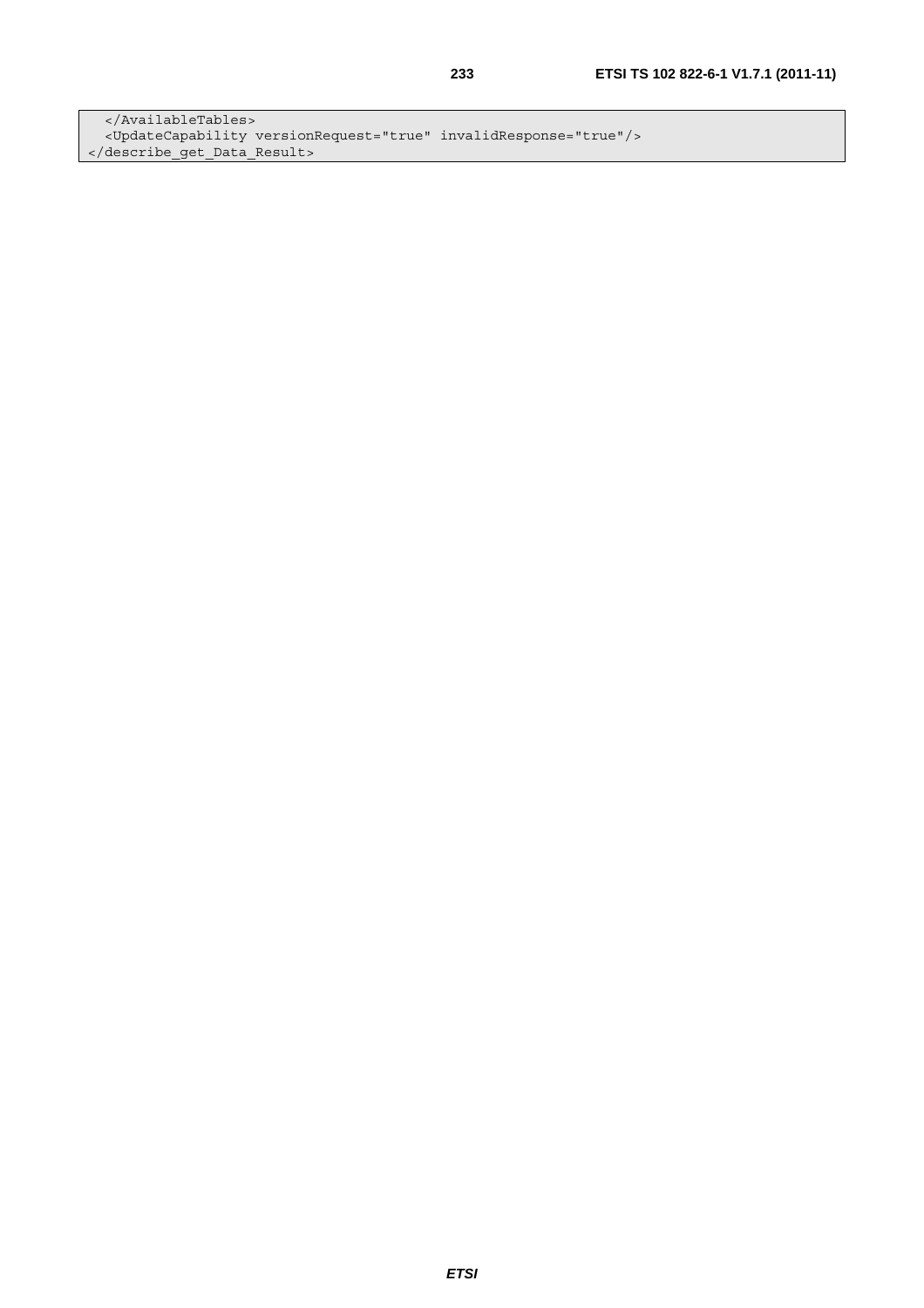```
  </AvailableTables>
  <UpdateCapability versionRequest="true" invalidResponse="true"/>
</describe_get_Data_Result>
```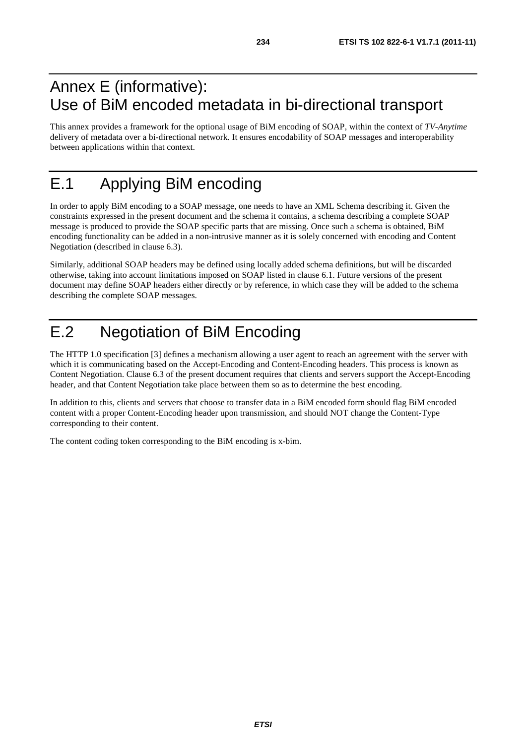# Annex E (informative): Use of BiM encoded metadata in bi-directional transport

This annex provides a framework for the optional usage of BiM encoding of SOAP, within the context of *TV-Anytime* delivery of metadata over a bi-directional network. It ensures encodability of SOAP messages and interoperability between applications within that context.

# E.1 Applying BiM encoding

In order to apply BiM encoding to a SOAP message, one needs to have an XML Schema describing it. Given the constraints expressed in the present document and the schema it contains, a schema describing a complete SOAP message is produced to provide the SOAP specific parts that are missing. Once such a schema is obtained, BiM encoding functionality can be added in a non-intrusive manner as it is solely concerned with encoding and Content Negotiation (described in clause 6.3).

Similarly, additional SOAP headers may be defined using locally added schema definitions, but will be discarded otherwise, taking into account limitations imposed on SOAP listed in clause 6.1. Future versions of the present document may define SOAP headers either directly or by reference, in which case they will be added to the schema describing the complete SOAP messages.

# E.2 Negotiation of BiM Encoding

The HTTP 1.0 specification [3] defines a mechanism allowing a user agent to reach an agreement with the server with which it is communicating based on the Accept-Encoding and Content-Encoding headers. This process is known as Content Negotiation. Clause 6.3 of the present document requires that clients and servers support the Accept-Encoding header, and that Content Negotiation take place between them so as to determine the best encoding.

In addition to this, clients and servers that choose to transfer data in a BiM encoded form should flag BiM encoded content with a proper Content-Encoding header upon transmission, and should NOT change the Content-Type corresponding to their content.

The content coding token corresponding to the BiM encoding is x-bim.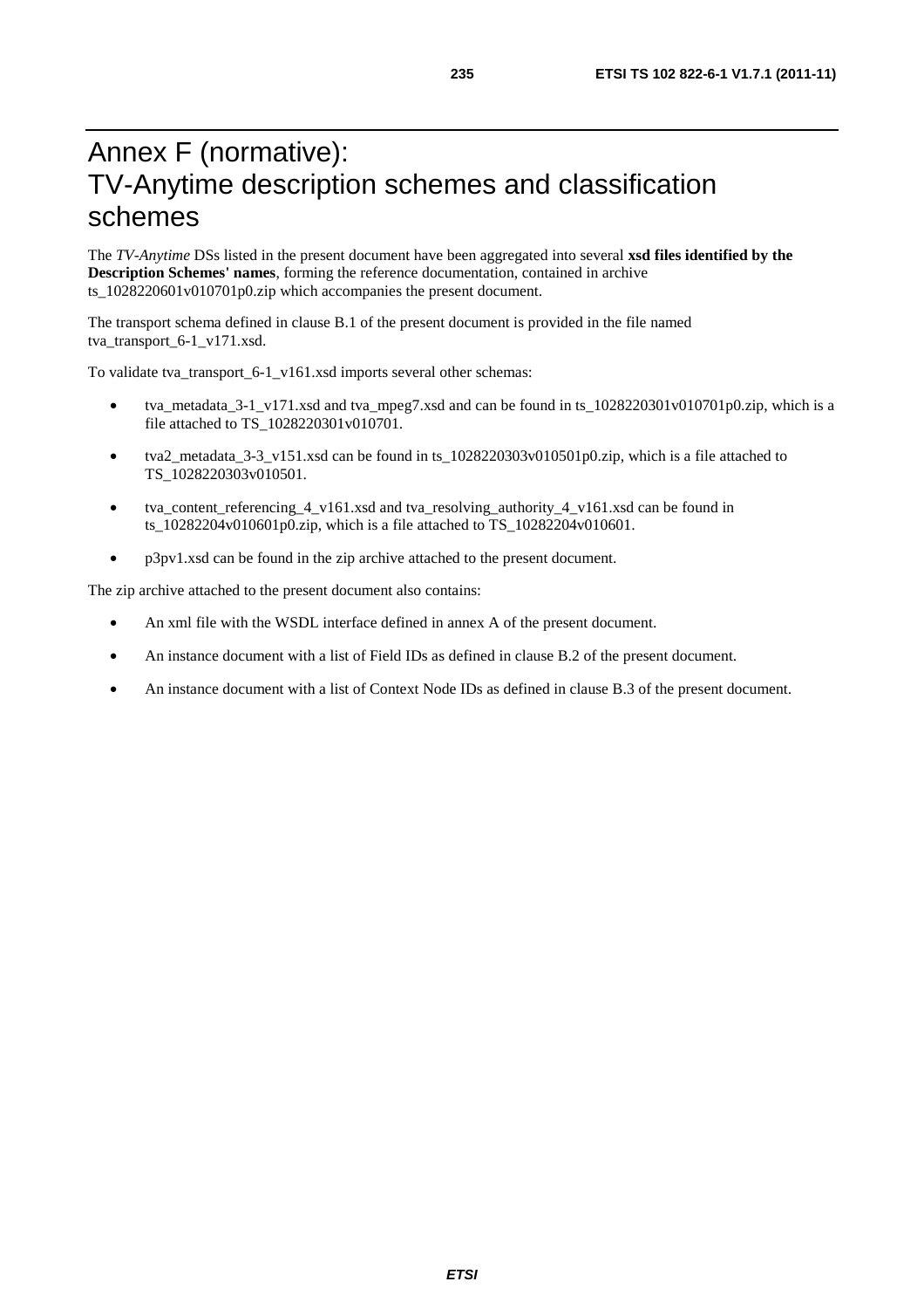# Annex F (normative): TV-Anytime description schemes and classification schemes

The *TV-Anytime* DSs listed in the present document have been aggregated into several **xsd files identified by the Description Schemes' names**, forming the reference documentation, contained in archive ts_1028220601v010701p0.zip which accompanies the present document.

The transport schema defined in clause B.1 of the present document is provided in the file named tva_transport_6-1_v171.xsd.

To validate tva_transport_6-1_v161.xsd imports several other schemas:

- tva_metadata_3-1_v171.xsd and tva_mpeg7.xsd and can be found in ts_1028220301v010701p0.zip, which is a file attached to TS_1028220301v010701.
- tva2_metadata_3-3_v151.xsd can be found in ts_1028220303v010501p0.zip, which is a file attached to TS_1028220303v010501.
- tva_content_referencing_4_v161.xsd and tva_resolving_authority_4_v161.xsd can be found in ts_10282204v010601p0.zip, which is a file attached to TS_10282204v010601.
- p3pv1.xsd can be found in the zip archive attached to the present document.

The zip archive attached to the present document also contains:

- An xml file with the WSDL interface defined in annex A of the present document.
- An instance document with a list of Field IDs as defined in clause B.2 of the present document.
- An instance document with a list of Context Node IDs as defined in clause B.3 of the present document.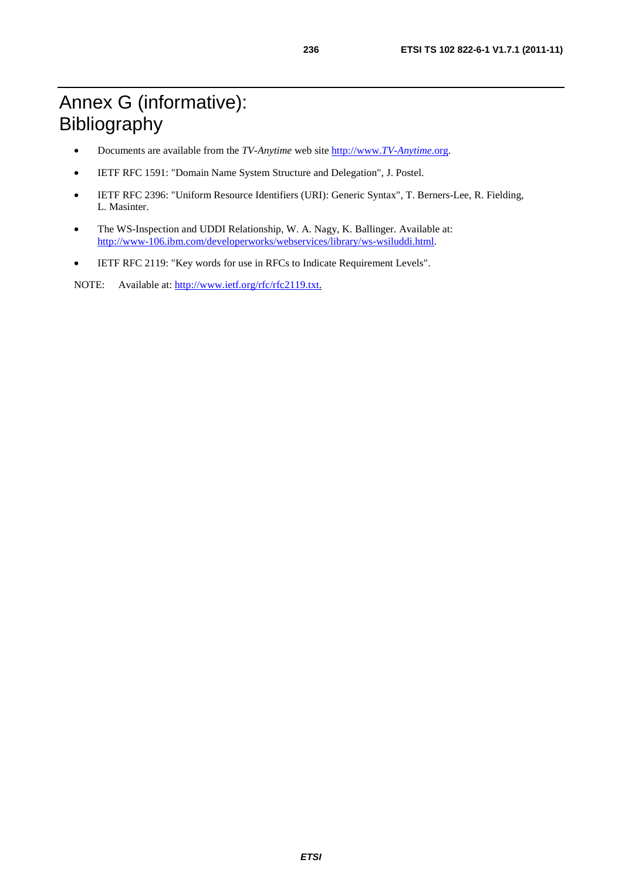# Annex G (informative): Bibliography

- Documents are available from the *TV-Anytime* web site http://www.*TV-Anytime*.org.
- IETF RFC 1591: "Domain Name System Structure and Delegation", J. Postel.
- IETF RFC 2396: "Uniform Resource Identifiers (URI): Generic Syntax", T. Berners-Lee, R. Fielding, L. Masinter.
- The WS-Inspection and UDDI Relationship, W. A. Nagy, K. Ballinger. Available at: http://www-106.ibm.com/developerworks/webservices/library/ws-wsiluddi.html.
- IETF RFC 2119: "Key words for use in RFCs to Indicate Requirement Levels".

NOTE: Available at: http://www.ietf.org/rfc/rfc2119.txt.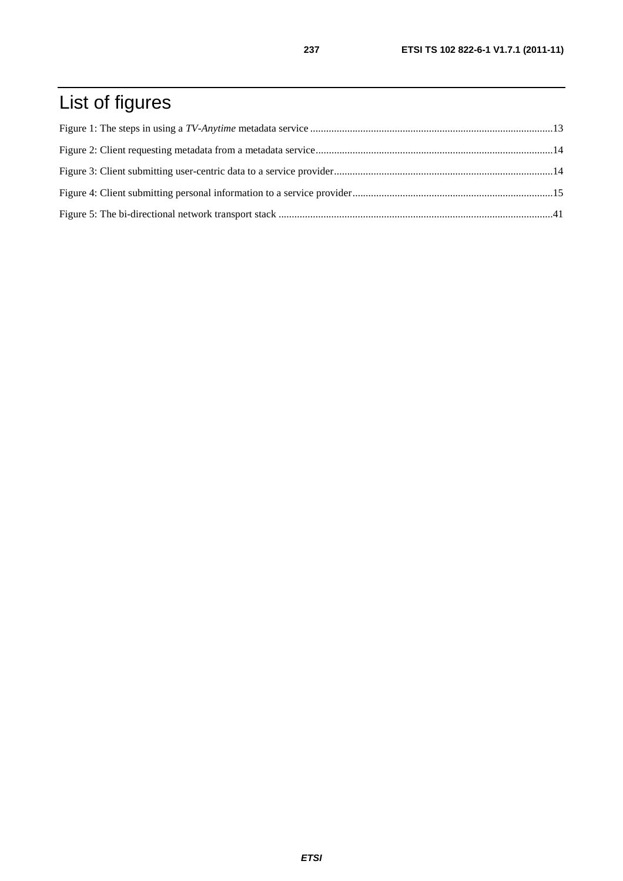# List of figures

Figure 1: The steps in using a *TV-Anytime* metadata service ....................................................................................13

Figure 2: Client requesting metadata from a metadata service....................................................................................14

Figure 3: Client submitting user-centric data to a service provider..............................................................................14

Figure 4: Client submitting personal information to a service provider........................................................................15

Figure 5: The bi-directional network transport stack ....................................................................................................41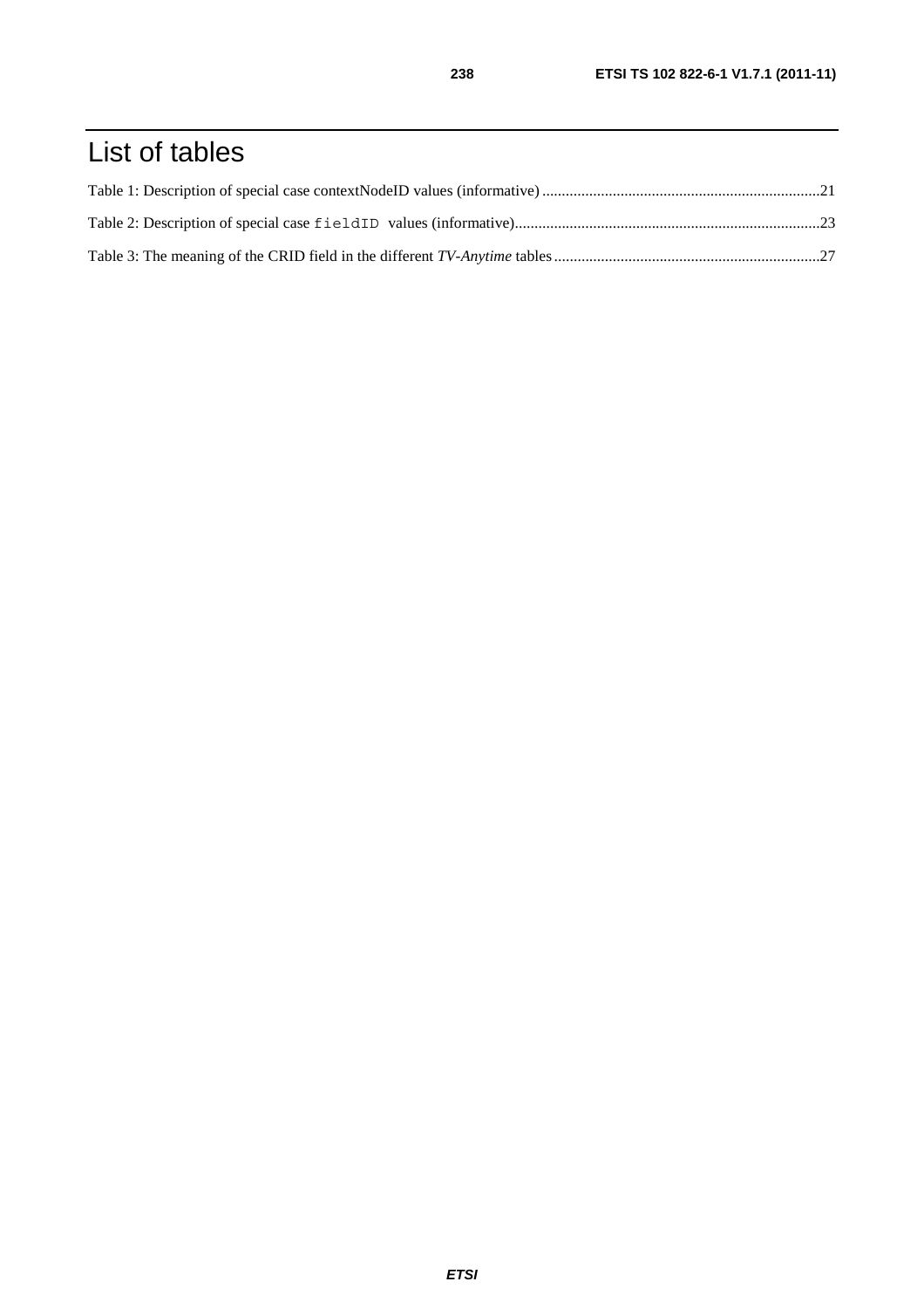# List of tables

Table 1: Description of special case contextNodeID values (informative) .......................................................................21

Table 2: Description of special case `fieldID` values (informative).............................................................................23

Table 3: The meaning of the CRID field in the different *TV-Anytime* tables ....................................................................27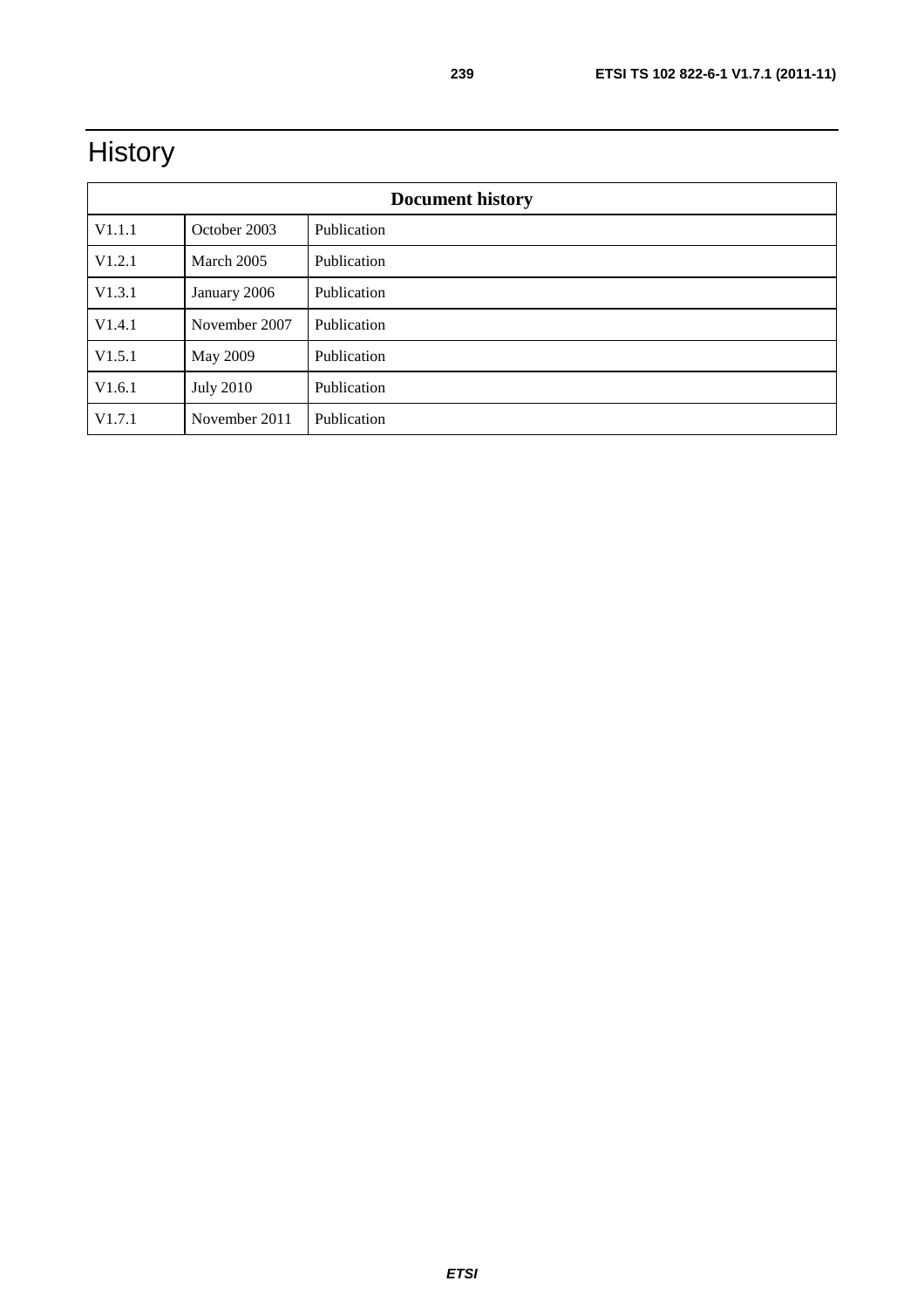# History

| Document history | | |
|---|---|---|
| V1.1.1 | October 2003 | Publication |
| V1.2.1 | March 2005 | Publication |
| V1.3.1 | January 2006 | Publication |
| V1.4.1 | November 2007 | Publication |
| V1.5.1 | May 2009 | Publication |
| V1.6.1 | July 2010 | Publication |
| V1.7.1 | November 2011 | Publication |